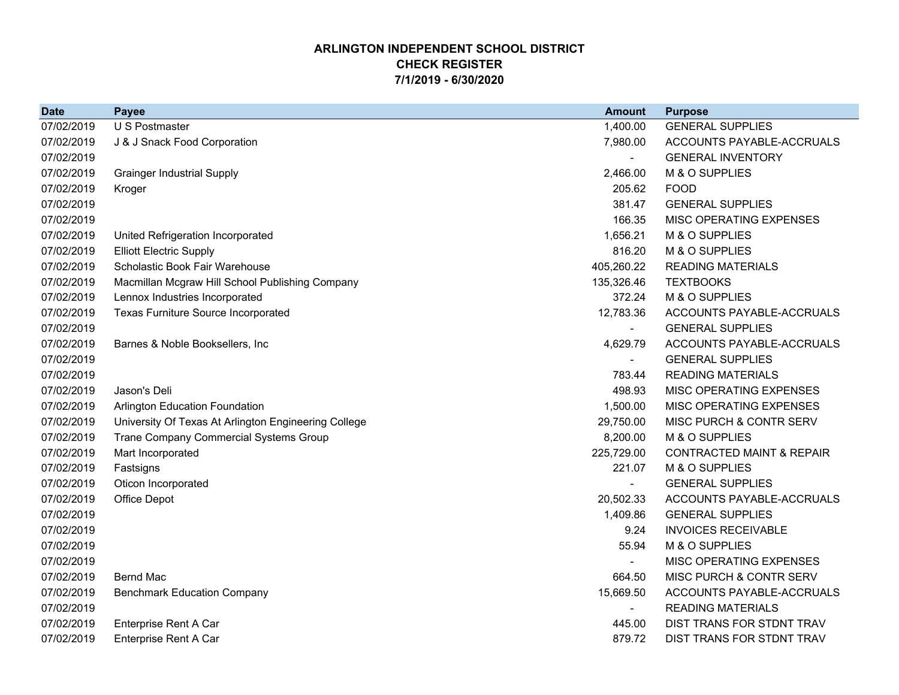# ARLINGTON INDEPENDENT SCHOOL DISTRICT
# CHECK REGISTER
# 7/1/2019 - 6/30/2020

| Date | Payee | Amount | Purpose |
|---|---|---:|---|
| 07/02/2019 | U S Postmaster | 1,400.00 | GENERAL SUPPLIES |
| 07/02/2019 | J & J Snack Food Corporation | 7,980.00 | ACCOUNTS PAYABLE-ACCRUALS |
| 07/02/2019 | | - | GENERAL INVENTORY |
| 07/02/2019 | Grainger Industrial Supply | 2,466.00 | M & O SUPPLIES |
| 07/02/2019 | Kroger | 205.62 | FOOD |
| 07/02/2019 | | 381.47 | GENERAL SUPPLIES |
| 07/02/2019 | | 166.35 | MISC OPERATING EXPENSES |
| 07/02/2019 | United Refrigeration Incorporated | 1,656.21 | M & O SUPPLIES |
| 07/02/2019 | Elliott Electric Supply | 816.20 | M & O SUPPLIES |
| 07/02/2019 | Scholastic Book Fair Warehouse | 405,260.22 | READING MATERIALS |
| 07/02/2019 | Macmillan Mcgraw Hill School Publishing Company | 135,326.46 | TEXTBOOKS |
| 07/02/2019 | Lennox Industries Incorporated | 372.24 | M & O SUPPLIES |
| 07/02/2019 | Texas Furniture Source Incorporated | 12,783.36 | ACCOUNTS PAYABLE-ACCRUALS |
| 07/02/2019 | | - | GENERAL SUPPLIES |
| 07/02/2019 | Barnes & Noble Booksellers, Inc | 4,629.79 | ACCOUNTS PAYABLE-ACCRUALS |
| 07/02/2019 | | - | GENERAL SUPPLIES |
| 07/02/2019 | | 783.44 | READING MATERIALS |
| 07/02/2019 | Jason's Deli | 498.93 | MISC OPERATING EXPENSES |
| 07/02/2019 | Arlington Education Foundation | 1,500.00 | MISC OPERATING EXPENSES |
| 07/02/2019 | University Of Texas At Arlington Engineering College | 29,750.00 | MISC PURCH & CONTR SERV |
| 07/02/2019 | Trane Company Commercial Systems Group | 8,200.00 | M & O SUPPLIES |
| 07/02/2019 | Mart Incorporated | 225,729.00 | CONTRACTED MAINT & REPAIR |
| 07/02/2019 | Fastsigns | 221.07 | M & O SUPPLIES |
| 07/02/2019 | Oticon Incorporated | - | GENERAL SUPPLIES |
| 07/02/2019 | Office Depot | 20,502.33 | ACCOUNTS PAYABLE-ACCRUALS |
| 07/02/2019 | | 1,409.86 | GENERAL SUPPLIES |
| 07/02/2019 | | 9.24 | INVOICES RECEIVABLE |
| 07/02/2019 | | 55.94 | M & O SUPPLIES |
| 07/02/2019 | | - | MISC OPERATING EXPENSES |
| 07/02/2019 | Bernd Mac | 664.50 | MISC PURCH & CONTR SERV |
| 07/02/2019 | Benchmark Education Company | 15,669.50 | ACCOUNTS PAYABLE-ACCRUALS |
| 07/02/2019 | | - | READING MATERIALS |
| 07/02/2019 | Enterprise Rent A Car | 445.00 | DIST TRANS FOR STDNT TRAV |
| 07/02/2019 | Enterprise Rent A Car | 879.72 | DIST TRANS FOR STDNT TRAV |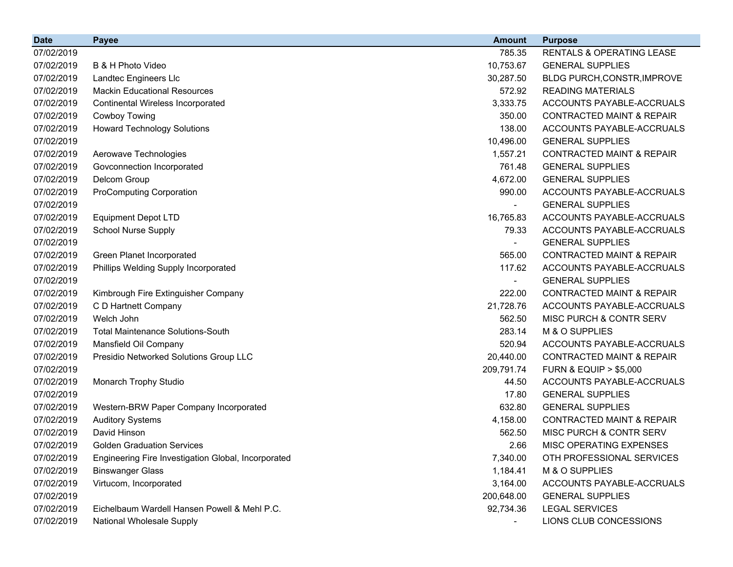| Date | Payee | Amount | Purpose |
|---|---|---|---|
| 07/02/2019 | | 785.35 | RENTALS & OPERATING LEASE |
| 07/02/2019 | B & H Photo Video | 10,753.67 | GENERAL SUPPLIES |
| 07/02/2019 | Landtec Engineers Llc | 30,287.50 | BLDG PURCH,CONSTR,IMPROVE |
| 07/02/2019 | Mackin Educational Resources | 572.92 | READING MATERIALS |
| 07/02/2019 | Continental Wireless Incorporated | 3,333.75 | ACCOUNTS PAYABLE-ACCRUALS |
| 07/02/2019 | Cowboy Towing | 350.00 | CONTRACTED MAINT & REPAIR |
| 07/02/2019 | Howard Technology Solutions | 138.00 | ACCOUNTS PAYABLE-ACCRUALS |
| 07/02/2019 | | 10,496.00 | GENERAL SUPPLIES |
| 07/02/2019 | Aerowave Technologies | 1,557.21 | CONTRACTED MAINT & REPAIR |
| 07/02/2019 | Govconnection Incorporated | 761.48 | GENERAL SUPPLIES |
| 07/02/2019 | Delcom Group | 4,672.00 | GENERAL SUPPLIES |
| 07/02/2019 | ProComputing Corporation | 990.00 | ACCOUNTS PAYABLE-ACCRUALS |
| 07/02/2019 | | - | GENERAL SUPPLIES |
| 07/02/2019 | Equipment Depot LTD | 16,765.83 | ACCOUNTS PAYABLE-ACCRUALS |
| 07/02/2019 | School Nurse Supply | 79.33 | ACCOUNTS PAYABLE-ACCRUALS |
| 07/02/2019 | | - | GENERAL SUPPLIES |
| 07/02/2019 | Green Planet Incorporated | 565.00 | CONTRACTED MAINT & REPAIR |
| 07/02/2019 | Phillips Welding Supply Incorporated | 117.62 | ACCOUNTS PAYABLE-ACCRUALS |
| 07/02/2019 | | - | GENERAL SUPPLIES |
| 07/02/2019 | Kimbrough Fire Extinguisher Company | 222.00 | CONTRACTED MAINT & REPAIR |
| 07/02/2019 | C D Hartnett Company | 21,728.76 | ACCOUNTS PAYABLE-ACCRUALS |
| 07/02/2019 | Welch John | 562.50 | MISC PURCH & CONTR SERV |
| 07/02/2019 | Total Maintenance Solutions-South | 283.14 | M & O SUPPLIES |
| 07/02/2019 | Mansfield Oil Company | 520.94 | ACCOUNTS PAYABLE-ACCRUALS |
| 07/02/2019 | Presidio Networked Solutions Group LLC | 20,440.00 | CONTRACTED MAINT & REPAIR |
| 07/02/2019 | | 209,791.74 | FURN & EQUIP > $5,000 |
| 07/02/2019 | Monarch Trophy Studio | 44.50 | ACCOUNTS PAYABLE-ACCRUALS |
| 07/02/2019 | | 17.80 | GENERAL SUPPLIES |
| 07/02/2019 | Western-BRW Paper Company Incorporated | 632.80 | GENERAL SUPPLIES |
| 07/02/2019 | Auditory Systems | 4,158.00 | CONTRACTED MAINT & REPAIR |
| 07/02/2019 | David Hinson | 562.50 | MISC PURCH & CONTR SERV |
| 07/02/2019 | Golden Graduation Services | 2.66 | MISC OPERATING EXPENSES |
| 07/02/2019 | Engineering Fire Investigation Global, Incorporated | 7,340.00 | OTH PROFESSIONAL SERVICES |
| 07/02/2019 | Binswanger Glass | 1,184.41 | M & O SUPPLIES |
| 07/02/2019 | Virtucom, Incorporated | 3,164.00 | ACCOUNTS PAYABLE-ACCRUALS |
| 07/02/2019 | | 200,648.00 | GENERAL SUPPLIES |
| 07/02/2019 | Eichelbaum Wardell Hansen Powell & Mehl P.C. | 92,734.36 | LEGAL SERVICES |
| 07/02/2019 | National Wholesale Supply | - | LIONS CLUB CONCESSIONS |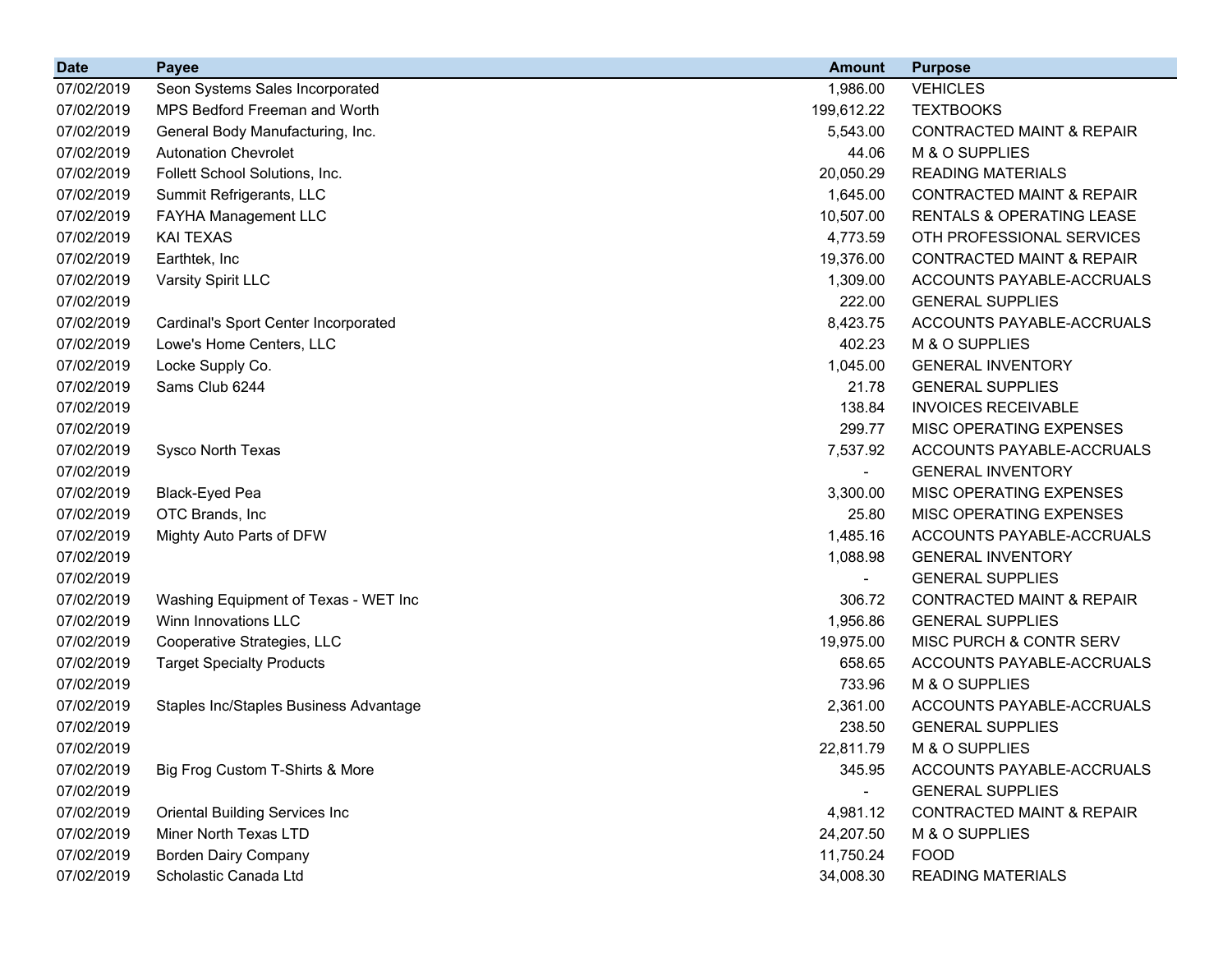| Date | Payee | Amount | Purpose |
|---|---|---|---|
| 07/02/2019 | Seon Systems Sales Incorporated | 1,986.00 | VEHICLES |
| 07/02/2019 | MPS Bedford Freeman and Worth | 199,612.22 | TEXTBOOKS |
| 07/02/2019 | General Body Manufacturing, Inc. | 5,543.00 | CONTRACTED MAINT & REPAIR |
| 07/02/2019 | Autonation Chevrolet | 44.06 | M & O SUPPLIES |
| 07/02/2019 | Follett School Solutions, Inc. | 20,050.29 | READING MATERIALS |
| 07/02/2019 | Summit Refrigerants, LLC | 1,645.00 | CONTRACTED MAINT & REPAIR |
| 07/02/2019 | FAYHA Management LLC | 10,507.00 | RENTALS & OPERATING LEASE |
| 07/02/2019 | KAI TEXAS | 4,773.59 | OTH PROFESSIONAL SERVICES |
| 07/02/2019 | Earthtek, Inc | 19,376.00 | CONTRACTED MAINT & REPAIR |
| 07/02/2019 | Varsity Spirit LLC | 1,309.00 | ACCOUNTS PAYABLE-ACCRUALS |
| 07/02/2019 | | 222.00 | GENERAL SUPPLIES |
| 07/02/2019 | Cardinal's Sport Center Incorporated | 8,423.75 | ACCOUNTS PAYABLE-ACCRUALS |
| 07/02/2019 | Lowe's Home Centers, LLC | 402.23 | M & O SUPPLIES |
| 07/02/2019 | Locke Supply Co. | 1,045.00 | GENERAL INVENTORY |
| 07/02/2019 | Sams Club 6244 | 21.78 | GENERAL SUPPLIES |
| 07/02/2019 | | 138.84 | INVOICES RECEIVABLE |
| 07/02/2019 | | 299.77 | MISC OPERATING EXPENSES |
| 07/02/2019 | Sysco North Texas | 7,537.92 | ACCOUNTS PAYABLE-ACCRUALS |
| 07/02/2019 | | - | GENERAL INVENTORY |
| 07/02/2019 | Black-Eyed Pea | 3,300.00 | MISC OPERATING EXPENSES |
| 07/02/2019 | OTC Brands, Inc | 25.80 | MISC OPERATING EXPENSES |
| 07/02/2019 | Mighty Auto Parts of DFW | 1,485.16 | ACCOUNTS PAYABLE-ACCRUALS |
| 07/02/2019 | | 1,088.98 | GENERAL INVENTORY |
| 07/02/2019 | | - | GENERAL SUPPLIES |
| 07/02/2019 | Washing Equipment of Texas - WET Inc | 306.72 | CONTRACTED MAINT & REPAIR |
| 07/02/2019 | Winn Innovations LLC | 1,956.86 | GENERAL SUPPLIES |
| 07/02/2019 | Cooperative Strategies, LLC | 19,975.00 | MISC PURCH & CONTR SERV |
| 07/02/2019 | Target Specialty Products | 658.65 | ACCOUNTS PAYABLE-ACCRUALS |
| 07/02/2019 | | 733.96 | M & O SUPPLIES |
| 07/02/2019 | Staples Inc/Staples Business Advantage | 2,361.00 | ACCOUNTS PAYABLE-ACCRUALS |
| 07/02/2019 | | 238.50 | GENERAL SUPPLIES |
| 07/02/2019 | | 22,811.79 | M & O SUPPLIES |
| 07/02/2019 | Big Frog Custom T-Shirts & More | 345.95 | ACCOUNTS PAYABLE-ACCRUALS |
| 07/02/2019 | | - | GENERAL SUPPLIES |
| 07/02/2019 | Oriental Building Services Inc | 4,981.12 | CONTRACTED MAINT & REPAIR |
| 07/02/2019 | Miner North Texas LTD | 24,207.50 | M & O SUPPLIES |
| 07/02/2019 | Borden Dairy Company | 11,750.24 | FOOD |
| 07/02/2019 | Scholastic Canada Ltd | 34,008.30 | READING MATERIALS |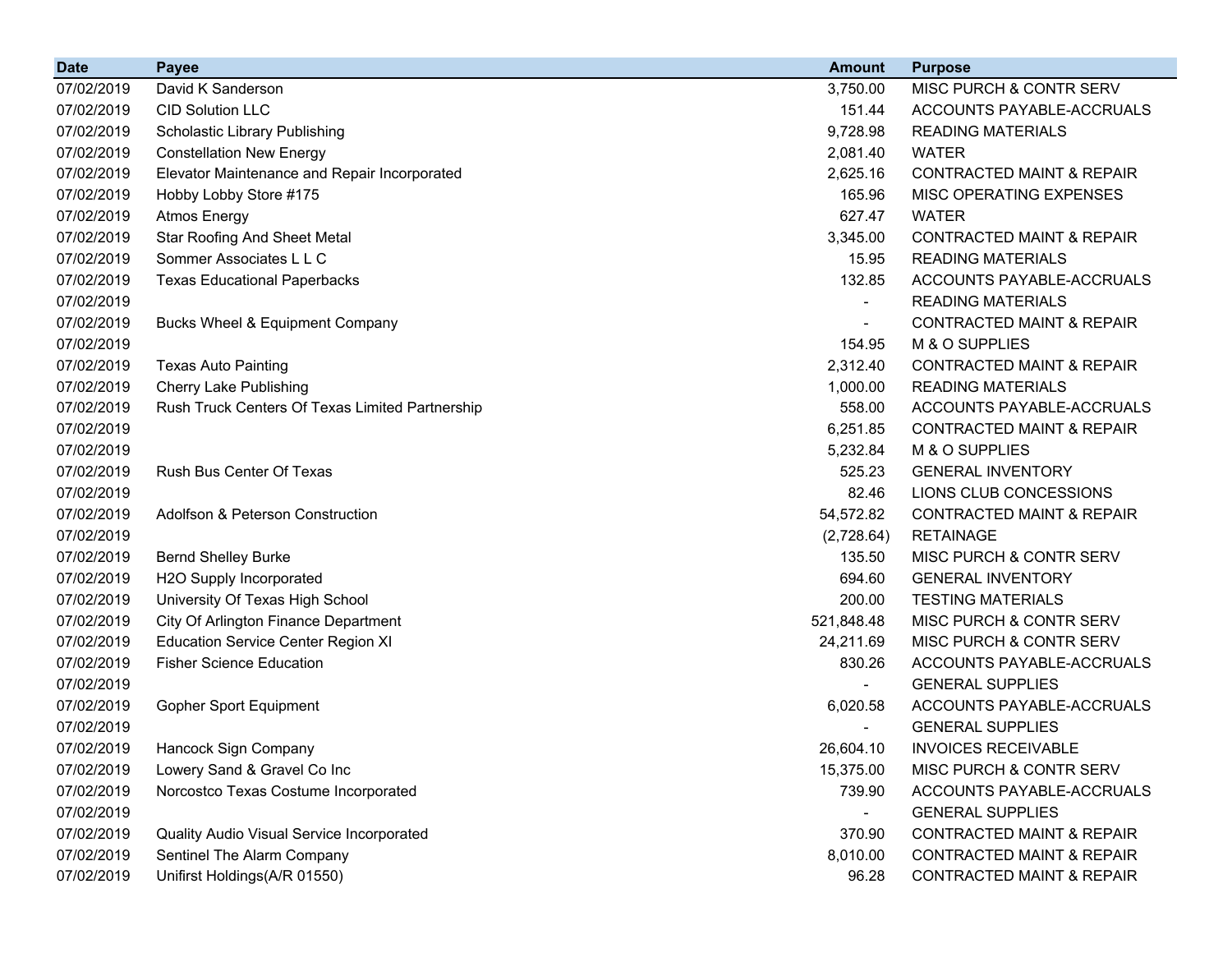| Date | Payee | Amount | Purpose |
|---|---|---|---|
| 07/02/2019 | David K Sanderson | 3,750.00 | MISC PURCH & CONTR SERV |
| 07/02/2019 | CID Solution LLC | 151.44 | ACCOUNTS PAYABLE-ACCRUALS |
| 07/02/2019 | Scholastic Library Publishing | 9,728.98 | READING MATERIALS |
| 07/02/2019 | Constellation New Energy | 2,081.40 | WATER |
| 07/02/2019 | Elevator Maintenance and Repair Incorporated | 2,625.16 | CONTRACTED MAINT & REPAIR |
| 07/02/2019 | Hobby Lobby Store #175 | 165.96 | MISC OPERATING EXPENSES |
| 07/02/2019 | Atmos Energy | 627.47 | WATER |
| 07/02/2019 | Star Roofing And Sheet Metal | 3,345.00 | CONTRACTED MAINT & REPAIR |
| 07/02/2019 | Sommer Associates L L C | 15.95 | READING MATERIALS |
| 07/02/2019 | Texas Educational Paperbacks | 132.85 | ACCOUNTS PAYABLE-ACCRUALS |
| 07/02/2019 | | - | READING MATERIALS |
| 07/02/2019 | Bucks Wheel & Equipment Company | - | CONTRACTED MAINT & REPAIR |
| 07/02/2019 | | 154.95 | M & O SUPPLIES |
| 07/02/2019 | Texas Auto Painting | 2,312.40 | CONTRACTED MAINT & REPAIR |
| 07/02/2019 | Cherry Lake Publishing | 1,000.00 | READING MATERIALS |
| 07/02/2019 | Rush Truck Centers Of Texas Limited Partnership | 558.00 | ACCOUNTS PAYABLE-ACCRUALS |
| 07/02/2019 | | 6,251.85 | CONTRACTED MAINT & REPAIR |
| 07/02/2019 | | 5,232.84 | M & O SUPPLIES |
| 07/02/2019 | Rush Bus Center Of Texas | 525.23 | GENERAL INVENTORY |
| 07/02/2019 | | 82.46 | LIONS CLUB CONCESSIONS |
| 07/02/2019 | Adolfson & Peterson Construction | 54,572.82 | CONTRACTED MAINT & REPAIR |
| 07/02/2019 | | (2,728.64) | RETAINAGE |
| 07/02/2019 | Bernd Shelley Burke | 135.50 | MISC PURCH & CONTR SERV |
| 07/02/2019 | H2O Supply Incorporated | 694.60 | GENERAL INVENTORY |
| 07/02/2019 | University Of Texas High School | 200.00 | TESTING MATERIALS |
| 07/02/2019 | City Of Arlington Finance Department | 521,848.48 | MISC PURCH & CONTR SERV |
| 07/02/2019 | Education Service Center Region XI | 24,211.69 | MISC PURCH & CONTR SERV |
| 07/02/2019 | Fisher Science Education | 830.26 | ACCOUNTS PAYABLE-ACCRUALS |
| 07/02/2019 | | - | GENERAL SUPPLIES |
| 07/02/2019 | Gopher Sport Equipment | 6,020.58 | ACCOUNTS PAYABLE-ACCRUALS |
| 07/02/2019 | | - | GENERAL SUPPLIES |
| 07/02/2019 | Hancock Sign Company | 26,604.10 | INVOICES RECEIVABLE |
| 07/02/2019 | Lowery Sand & Gravel Co Inc | 15,375.00 | MISC PURCH & CONTR SERV |
| 07/02/2019 | Norcostco Texas Costume Incorporated | 739.90 | ACCOUNTS PAYABLE-ACCRUALS |
| 07/02/2019 | | - | GENERAL SUPPLIES |
| 07/02/2019 | Quality Audio Visual Service Incorporated | 370.90 | CONTRACTED MAINT & REPAIR |
| 07/02/2019 | Sentinel The Alarm Company | 8,010.00 | CONTRACTED MAINT & REPAIR |
| 07/02/2019 | Unifirst Holdings(A/R 01550) | 96.28 | CONTRACTED MAINT & REPAIR |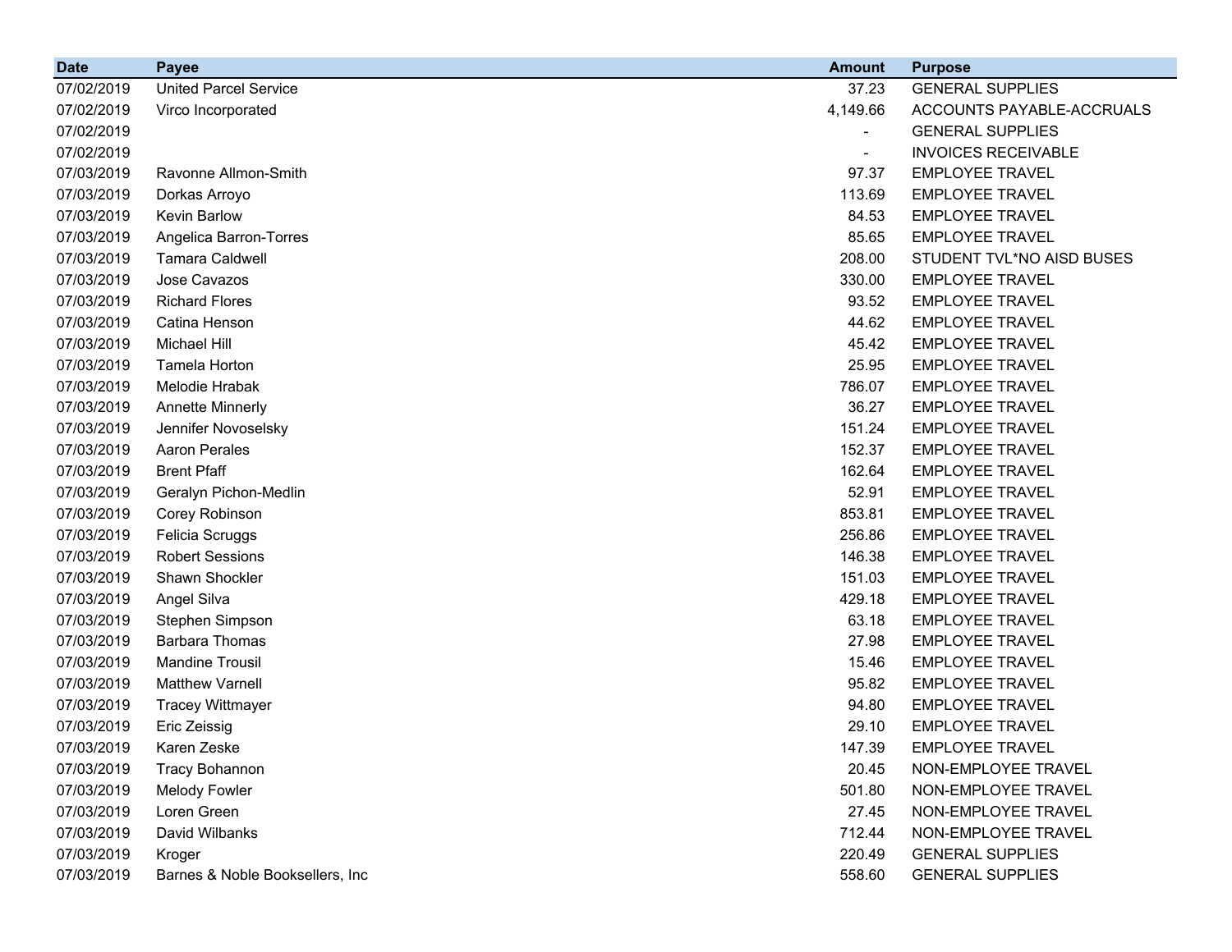| Date | Payee | Amount | Purpose |
|---|---|---|---|
| 07/02/2019 | United Parcel Service | 37.23 | GENERAL SUPPLIES |
| 07/02/2019 | Virco Incorporated | 4,149.66 | ACCOUNTS PAYABLE-ACCRUALS |
| 07/02/2019 | | - | GENERAL SUPPLIES |
| 07/02/2019 | | - | INVOICES RECEIVABLE |
| 07/03/2019 | Ravonne Allmon-Smith | 97.37 | EMPLOYEE TRAVEL |
| 07/03/2019 | Dorkas Arroyo | 113.69 | EMPLOYEE TRAVEL |
| 07/03/2019 | Kevin Barlow | 84.53 | EMPLOYEE TRAVEL |
| 07/03/2019 | Angelica Barron-Torres | 85.65 | EMPLOYEE TRAVEL |
| 07/03/2019 | Tamara Caldwell | 208.00 | STUDENT TVL*NO AISD BUSES |
| 07/03/2019 | Jose Cavazos | 330.00 | EMPLOYEE TRAVEL |
| 07/03/2019 | Richard Flores | 93.52 | EMPLOYEE TRAVEL |
| 07/03/2019 | Catina Henson | 44.62 | EMPLOYEE TRAVEL |
| 07/03/2019 | Michael Hill | 45.42 | EMPLOYEE TRAVEL |
| 07/03/2019 | Tamela Horton | 25.95 | EMPLOYEE TRAVEL |
| 07/03/2019 | Melodie Hrabak | 786.07 | EMPLOYEE TRAVEL |
| 07/03/2019 | Annette Minnerly | 36.27 | EMPLOYEE TRAVEL |
| 07/03/2019 | Jennifer Novoselsky | 151.24 | EMPLOYEE TRAVEL |
| 07/03/2019 | Aaron Perales | 152.37 | EMPLOYEE TRAVEL |
| 07/03/2019 | Brent Pfaff | 162.64 | EMPLOYEE TRAVEL |
| 07/03/2019 | Geralyn Pichon-Medlin | 52.91 | EMPLOYEE TRAVEL |
| 07/03/2019 | Corey Robinson | 853.81 | EMPLOYEE TRAVEL |
| 07/03/2019 | Felicia Scruggs | 256.86 | EMPLOYEE TRAVEL |
| 07/03/2019 | Robert Sessions | 146.38 | EMPLOYEE TRAVEL |
| 07/03/2019 | Shawn Shockler | 151.03 | EMPLOYEE TRAVEL |
| 07/03/2019 | Angel Silva | 429.18 | EMPLOYEE TRAVEL |
| 07/03/2019 | Stephen Simpson | 63.18 | EMPLOYEE TRAVEL |
| 07/03/2019 | Barbara Thomas | 27.98 | EMPLOYEE TRAVEL |
| 07/03/2019 | Mandine Trousil | 15.46 | EMPLOYEE TRAVEL |
| 07/03/2019 | Matthew Varnell | 95.82 | EMPLOYEE TRAVEL |
| 07/03/2019 | Tracey Wittmayer | 94.80 | EMPLOYEE TRAVEL |
| 07/03/2019 | Eric Zeissig | 29.10 | EMPLOYEE TRAVEL |
| 07/03/2019 | Karen Zeske | 147.39 | EMPLOYEE TRAVEL |
| 07/03/2019 | Tracy Bohannon | 20.45 | NON-EMPLOYEE TRAVEL |
| 07/03/2019 | Melody Fowler | 501.80 | NON-EMPLOYEE TRAVEL |
| 07/03/2019 | Loren Green | 27.45 | NON-EMPLOYEE TRAVEL |
| 07/03/2019 | David Wilbanks | 712.44 | NON-EMPLOYEE TRAVEL |
| 07/03/2019 | Kroger | 220.49 | GENERAL SUPPLIES |
| 07/03/2019 | Barnes & Noble Booksellers, Inc | 558.60 | GENERAL SUPPLIES |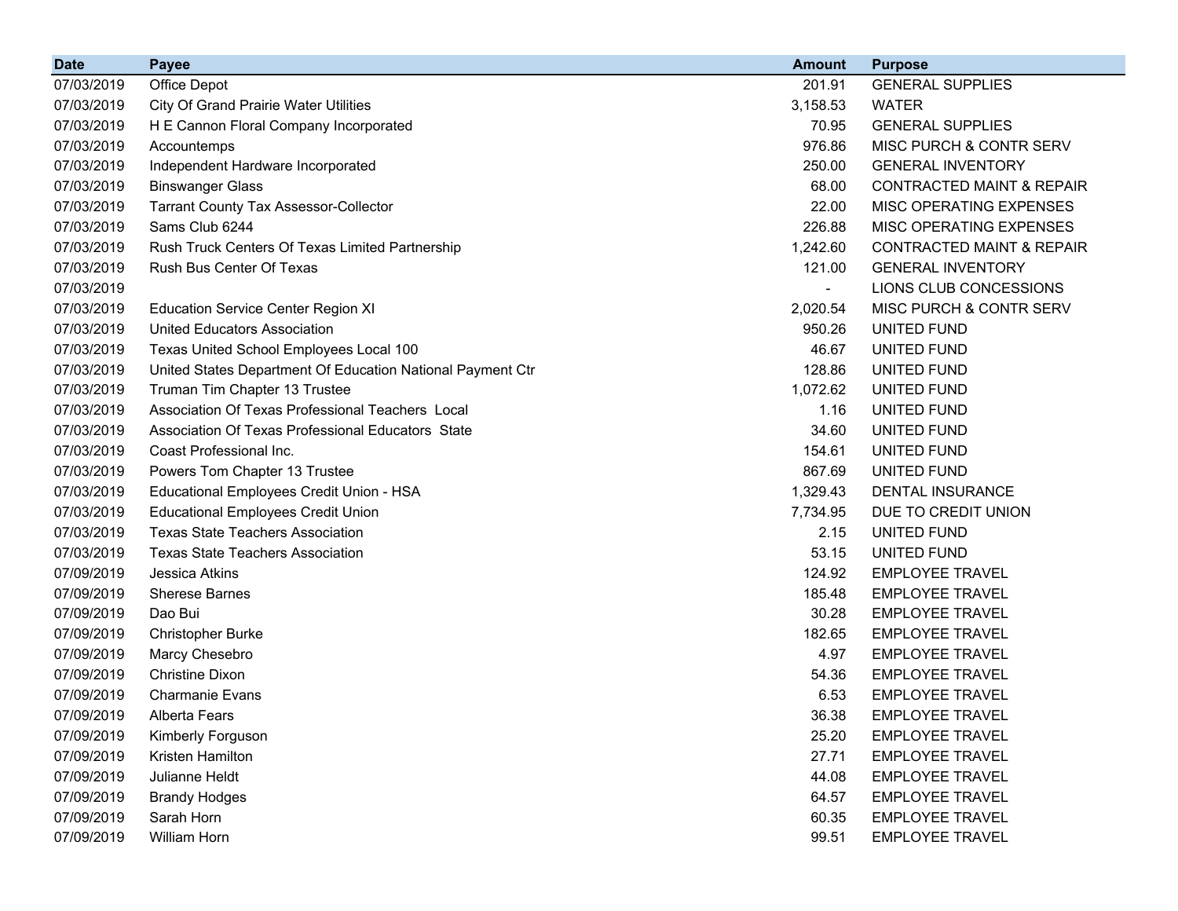| Date | Payee | Amount | Purpose |
| --- | --- | --- | --- |
| 07/03/2019 | Office Depot | 201.91 | GENERAL SUPPLIES |
| 07/03/2019 | City Of Grand Prairie Water Utilities | 3,158.53 | WATER |
| 07/03/2019 | H E Cannon Floral Company Incorporated | 70.95 | GENERAL SUPPLIES |
| 07/03/2019 | Accountemps | 976.86 | MISC PURCH & CONTR SERV |
| 07/03/2019 | Independent Hardware Incorporated | 250.00 | GENERAL INVENTORY |
| 07/03/2019 | Binswanger Glass | 68.00 | CONTRACTED MAINT & REPAIR |
| 07/03/2019 | Tarrant County Tax Assessor-Collector | 22.00 | MISC OPERATING EXPENSES |
| 07/03/2019 | Sams Club 6244 | 226.88 | MISC OPERATING EXPENSES |
| 07/03/2019 | Rush Truck Centers Of Texas Limited Partnership | 1,242.60 | CONTRACTED MAINT & REPAIR |
| 07/03/2019 | Rush Bus Center Of Texas | 121.00 | GENERAL INVENTORY |
| 07/03/2019 | | - | LIONS CLUB CONCESSIONS |
| 07/03/2019 | Education Service Center Region XI | 2,020.54 | MISC PURCH & CONTR SERV |
| 07/03/2019 | United Educators Association | 950.26 | UNITED FUND |
| 07/03/2019 | Texas United School Employees Local 100 | 46.67 | UNITED FUND |
| 07/03/2019 | United States Department Of Education National Payment Ctr | 128.86 | UNITED FUND |
| 07/03/2019 | Truman Tim Chapter 13 Trustee | 1,072.62 | UNITED FUND |
| 07/03/2019 | Association Of Texas Professional Teachers  Local | 1.16 | UNITED FUND |
| 07/03/2019 | Association Of Texas Professional Educators  State | 34.60 | UNITED FUND |
| 07/03/2019 | Coast Professional Inc. | 154.61 | UNITED FUND |
| 07/03/2019 | Powers Tom Chapter 13 Trustee | 867.69 | UNITED FUND |
| 07/03/2019 | Educational Employees Credit Union - HSA | 1,329.43 | DENTAL INSURANCE |
| 07/03/2019 | Educational Employees Credit Union | 7,734.95 | DUE TO CREDIT UNION |
| 07/03/2019 | Texas State Teachers Association | 2.15 | UNITED FUND |
| 07/03/2019 | Texas State Teachers Association | 53.15 | UNITED FUND |
| 07/09/2019 | Jessica Atkins | 124.92 | EMPLOYEE TRAVEL |
| 07/09/2019 | Sherese Barnes | 185.48 | EMPLOYEE TRAVEL |
| 07/09/2019 | Dao Bui | 30.28 | EMPLOYEE TRAVEL |
| 07/09/2019 | Christopher Burke | 182.65 | EMPLOYEE TRAVEL |
| 07/09/2019 | Marcy Chesebro | 4.97 | EMPLOYEE TRAVEL |
| 07/09/2019 | Christine Dixon | 54.36 | EMPLOYEE TRAVEL |
| 07/09/2019 | Charmanie Evans | 6.53 | EMPLOYEE TRAVEL |
| 07/09/2019 | Alberta Fears | 36.38 | EMPLOYEE TRAVEL |
| 07/09/2019 | Kimberly Forguson | 25.20 | EMPLOYEE TRAVEL |
| 07/09/2019 | Kristen Hamilton | 27.71 | EMPLOYEE TRAVEL |
| 07/09/2019 | Julianne Heldt | 44.08 | EMPLOYEE TRAVEL |
| 07/09/2019 | Brandy Hodges | 64.57 | EMPLOYEE TRAVEL |
| 07/09/2019 | Sarah Horn | 60.35 | EMPLOYEE TRAVEL |
| 07/09/2019 | William Horn | 99.51 | EMPLOYEE TRAVEL |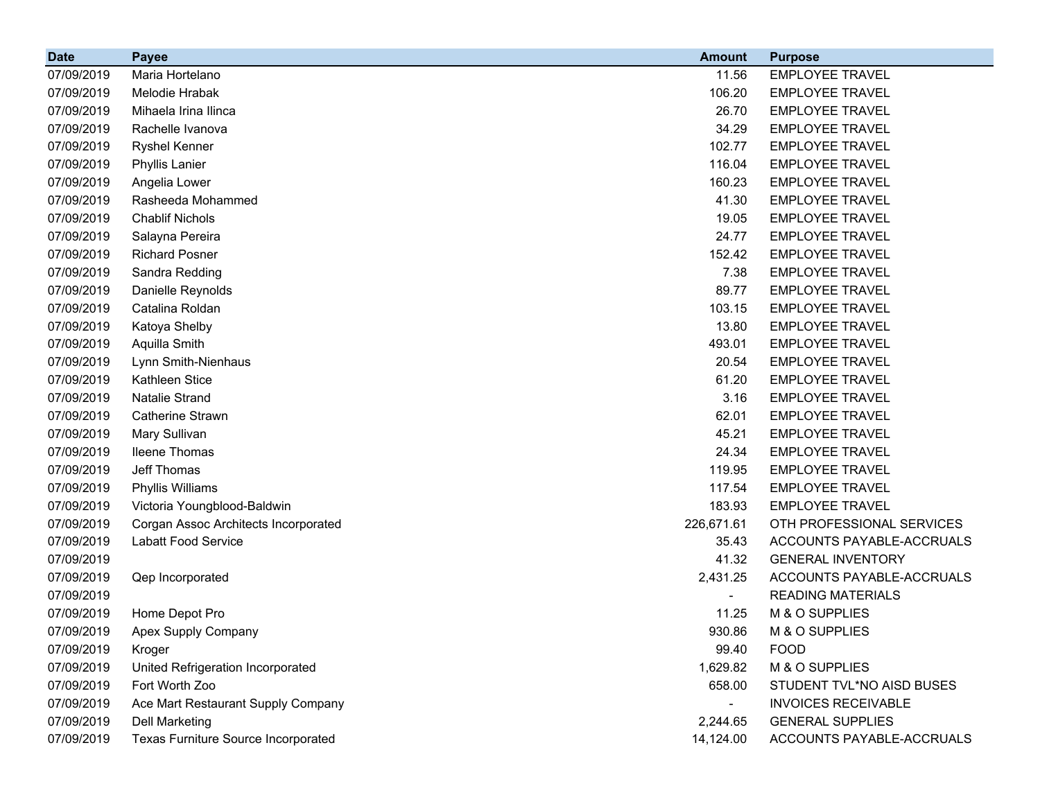| Date | Payee | Amount | Purpose |
|---|---|---|---|
| 07/09/2019 | Maria Hortelano | 11.56 | EMPLOYEE TRAVEL |
| 07/09/2019 | Melodie Hrabak | 106.20 | EMPLOYEE TRAVEL |
| 07/09/2019 | Mihaela Irina Ilinca | 26.70 | EMPLOYEE TRAVEL |
| 07/09/2019 | Rachelle Ivanova | 34.29 | EMPLOYEE TRAVEL |
| 07/09/2019 | Ryshel Kenner | 102.77 | EMPLOYEE TRAVEL |
| 07/09/2019 | Phyllis Lanier | 116.04 | EMPLOYEE TRAVEL |
| 07/09/2019 | Angelia Lower | 160.23 | EMPLOYEE TRAVEL |
| 07/09/2019 | Rasheeda Mohammed | 41.30 | EMPLOYEE TRAVEL |
| 07/09/2019 | Chablif Nichols | 19.05 | EMPLOYEE TRAVEL |
| 07/09/2019 | Salayna Pereira | 24.77 | EMPLOYEE TRAVEL |
| 07/09/2019 | Richard Posner | 152.42 | EMPLOYEE TRAVEL |
| 07/09/2019 | Sandra Redding | 7.38 | EMPLOYEE TRAVEL |
| 07/09/2019 | Danielle Reynolds | 89.77 | EMPLOYEE TRAVEL |
| 07/09/2019 | Catalina Roldan | 103.15 | EMPLOYEE TRAVEL |
| 07/09/2019 | Katoya Shelby | 13.80 | EMPLOYEE TRAVEL |
| 07/09/2019 | Aquilla Smith | 493.01 | EMPLOYEE TRAVEL |
| 07/09/2019 | Lynn Smith-Nienhaus | 20.54 | EMPLOYEE TRAVEL |
| 07/09/2019 | Kathleen Stice | 61.20 | EMPLOYEE TRAVEL |
| 07/09/2019 | Natalie Strand | 3.16 | EMPLOYEE TRAVEL |
| 07/09/2019 | Catherine Strawn | 62.01 | EMPLOYEE TRAVEL |
| 07/09/2019 | Mary Sullivan | 45.21 | EMPLOYEE TRAVEL |
| 07/09/2019 | Ileene Thomas | 24.34 | EMPLOYEE TRAVEL |
| 07/09/2019 | Jeff Thomas | 119.95 | EMPLOYEE TRAVEL |
| 07/09/2019 | Phyllis Williams | 117.54 | EMPLOYEE TRAVEL |
| 07/09/2019 | Victoria Youngblood-Baldwin | 183.93 | EMPLOYEE TRAVEL |
| 07/09/2019 | Corgan Assoc Architects Incorporated | 226,671.61 | OTH PROFESSIONAL SERVICES |
| 07/09/2019 | Labatt Food Service | 35.43 | ACCOUNTS PAYABLE-ACCRUALS |
| 07/09/2019 | | 41.32 | GENERAL INVENTORY |
| 07/09/2019 | Qep Incorporated | 2,431.25 | ACCOUNTS PAYABLE-ACCRUALS |
| 07/09/2019 | | - | READING MATERIALS |
| 07/09/2019 | Home Depot Pro | 11.25 | M & O SUPPLIES |
| 07/09/2019 | Apex Supply Company | 930.86 | M & O SUPPLIES |
| 07/09/2019 | Kroger | 99.40 | FOOD |
| 07/09/2019 | United Refrigeration Incorporated | 1,629.82 | M & O SUPPLIES |
| 07/09/2019 | Fort Worth Zoo | 658.00 | STUDENT TVL*NO AISD BUSES |
| 07/09/2019 | Ace Mart Restaurant Supply Company | - | INVOICES RECEIVABLE |
| 07/09/2019 | Dell Marketing | 2,244.65 | GENERAL SUPPLIES |
| 07/09/2019 | Texas Furniture Source Incorporated | 14,124.00 | ACCOUNTS PAYABLE-ACCRUALS |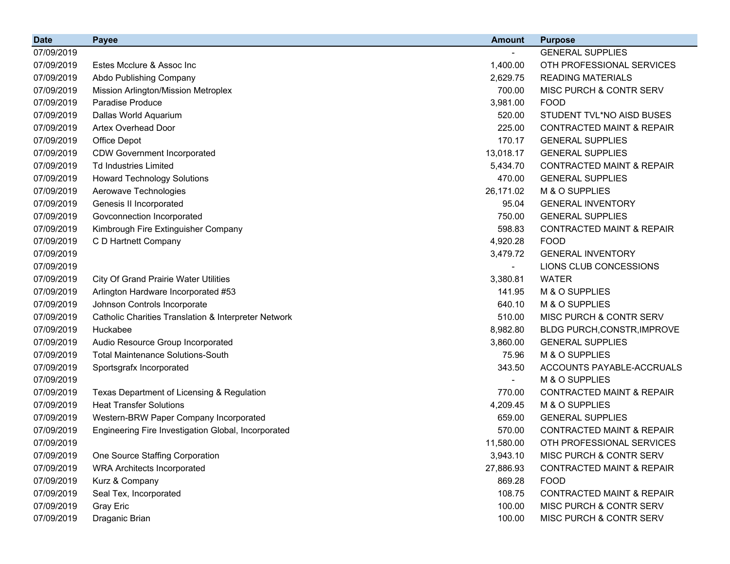| Date | Payee | Amount | Purpose |
|---|---|---|---|
| 07/09/2019 | | - | GENERAL SUPPLIES |
| 07/09/2019 | Estes Mcclure & Assoc Inc | 1,400.00 | OTH PROFESSIONAL SERVICES |
| 07/09/2019 | Abdo Publishing Company | 2,629.75 | READING MATERIALS |
| 07/09/2019 | Mission Arlington/Mission Metroplex | 700.00 | MISC PURCH & CONTR SERV |
| 07/09/2019 | Paradise Produce | 3,981.00 | FOOD |
| 07/09/2019 | Dallas World Aquarium | 520.00 | STUDENT TVL*NO AISD BUSES |
| 07/09/2019 | Artex Overhead Door | 225.00 | CONTRACTED MAINT & REPAIR |
| 07/09/2019 | Office Depot | 170.17 | GENERAL SUPPLIES |
| 07/09/2019 | CDW Government Incorporated | 13,018.17 | GENERAL SUPPLIES |
| 07/09/2019 | Td Industries Limited | 5,434.70 | CONTRACTED MAINT & REPAIR |
| 07/09/2019 | Howard Technology Solutions | 470.00 | GENERAL SUPPLIES |
| 07/09/2019 | Aerowave Technologies | 26,171.02 | M & O SUPPLIES |
| 07/09/2019 | Genesis II Incorporated | 95.04 | GENERAL INVENTORY |
| 07/09/2019 | Govconnection Incorporated | 750.00 | GENERAL SUPPLIES |
| 07/09/2019 | Kimbrough Fire Extinguisher Company | 598.83 | CONTRACTED MAINT & REPAIR |
| 07/09/2019 | C D Hartnett Company | 4,920.28 | FOOD |
| 07/09/2019 | | 3,479.72 | GENERAL INVENTORY |
| 07/09/2019 | | - | LIONS CLUB CONCESSIONS |
| 07/09/2019 | City Of Grand Prairie Water Utilities | 3,380.81 | WATER |
| 07/09/2019 | Arlington Hardware Incorporated #53 | 141.95 | M & O SUPPLIES |
| 07/09/2019 | Johnson Controls Incorporate | 640.10 | M & O SUPPLIES |
| 07/09/2019 | Catholic Charities Translation & Interpreter Network | 510.00 | MISC PURCH & CONTR SERV |
| 07/09/2019 | Huckabee | 8,982.80 | BLDG PURCH,CONSTR,IMPROVE |
| 07/09/2019 | Audio Resource Group Incorporated | 3,860.00 | GENERAL SUPPLIES |
| 07/09/2019 | Total Maintenance Solutions-South | 75.96 | M & O SUPPLIES |
| 07/09/2019 | Sportsgrafx Incorporated | 343.50 | ACCOUNTS PAYABLE-ACCRUALS |
| 07/09/2019 | | - | M & O SUPPLIES |
| 07/09/2019 | Texas Department of Licensing & Regulation | 770.00 | CONTRACTED MAINT & REPAIR |
| 07/09/2019 | Heat Transfer Solutions | 4,209.45 | M & O SUPPLIES |
| 07/09/2019 | Western-BRW Paper Company Incorporated | 659.00 | GENERAL SUPPLIES |
| 07/09/2019 | Engineering Fire Investigation Global, Incorporated | 570.00 | CONTRACTED MAINT & REPAIR |
| 07/09/2019 | | 11,580.00 | OTH PROFESSIONAL SERVICES |
| 07/09/2019 | One Source Staffing Corporation | 3,943.10 | MISC PURCH & CONTR SERV |
| 07/09/2019 | WRA Architects Incorporated | 27,886.93 | CONTRACTED MAINT & REPAIR |
| 07/09/2019 | Kurz & Company | 869.28 | FOOD |
| 07/09/2019 | Seal Tex, Incorporated | 108.75 | CONTRACTED MAINT & REPAIR |
| 07/09/2019 | Gray Eric | 100.00 | MISC PURCH & CONTR SERV |
| 07/09/2019 | Draganic Brian | 100.00 | MISC PURCH & CONTR SERV |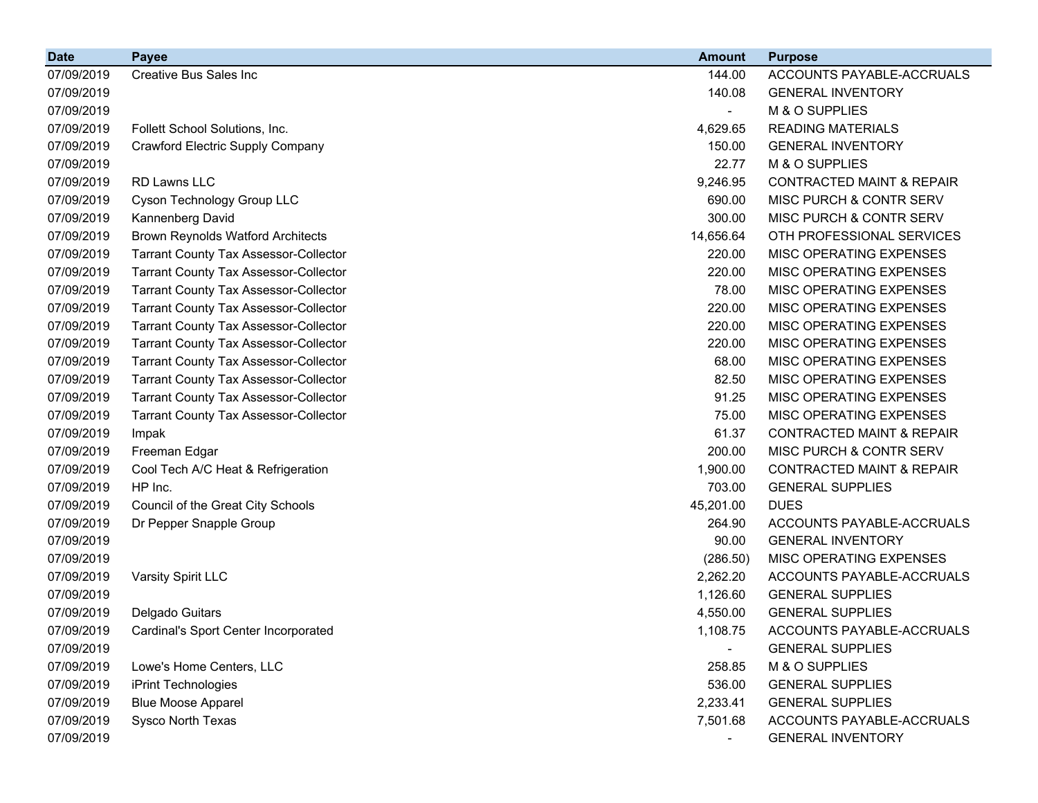| Date | Payee | Amount | Purpose |
|---|---|---|---|
| 07/09/2019 | Creative Bus Sales Inc | 144.00 | ACCOUNTS PAYABLE-ACCRUALS |
| 07/09/2019 | | 140.08 | GENERAL INVENTORY |
| 07/09/2019 | | - | M & O SUPPLIES |
| 07/09/2019 | Follett School Solutions, Inc. | 4,629.65 | READING MATERIALS |
| 07/09/2019 | Crawford Electric Supply Company | 150.00 | GENERAL INVENTORY |
| 07/09/2019 | | 22.77 | M & O SUPPLIES |
| 07/09/2019 | RD Lawns LLC | 9,246.95 | CONTRACTED MAINT & REPAIR |
| 07/09/2019 | Cyson Technology Group LLC | 690.00 | MISC PURCH & CONTR SERV |
| 07/09/2019 | Kannenberg David | 300.00 | MISC PURCH & CONTR SERV |
| 07/09/2019 | Brown Reynolds Watford Architects | 14,656.64 | OTH PROFESSIONAL SERVICES |
| 07/09/2019 | Tarrant County Tax Assessor-Collector | 220.00 | MISC OPERATING EXPENSES |
| 07/09/2019 | Tarrant County Tax Assessor-Collector | 220.00 | MISC OPERATING EXPENSES |
| 07/09/2019 | Tarrant County Tax Assessor-Collector | 78.00 | MISC OPERATING EXPENSES |
| 07/09/2019 | Tarrant County Tax Assessor-Collector | 220.00 | MISC OPERATING EXPENSES |
| 07/09/2019 | Tarrant County Tax Assessor-Collector | 220.00 | MISC OPERATING EXPENSES |
| 07/09/2019 | Tarrant County Tax Assessor-Collector | 220.00 | MISC OPERATING EXPENSES |
| 07/09/2019 | Tarrant County Tax Assessor-Collector | 68.00 | MISC OPERATING EXPENSES |
| 07/09/2019 | Tarrant County Tax Assessor-Collector | 82.50 | MISC OPERATING EXPENSES |
| 07/09/2019 | Tarrant County Tax Assessor-Collector | 91.25 | MISC OPERATING EXPENSES |
| 07/09/2019 | Tarrant County Tax Assessor-Collector | 75.00 | MISC OPERATING EXPENSES |
| 07/09/2019 | Impak | 61.37 | CONTRACTED MAINT & REPAIR |
| 07/09/2019 | Freeman Edgar | 200.00 | MISC PURCH & CONTR SERV |
| 07/09/2019 | Cool Tech A/C Heat & Refrigeration | 1,900.00 | CONTRACTED MAINT & REPAIR |
| 07/09/2019 | HP Inc. | 703.00 | GENERAL SUPPLIES |
| 07/09/2019 | Council of the Great City Schools | 45,201.00 | DUES |
| 07/09/2019 | Dr Pepper Snapple Group | 264.90 | ACCOUNTS PAYABLE-ACCRUALS |
| 07/09/2019 | | 90.00 | GENERAL INVENTORY |
| 07/09/2019 | | (286.50) | MISC OPERATING EXPENSES |
| 07/09/2019 | Varsity Spirit LLC | 2,262.20 | ACCOUNTS PAYABLE-ACCRUALS |
| 07/09/2019 | | 1,126.60 | GENERAL SUPPLIES |
| 07/09/2019 | Delgado Guitars | 4,550.00 | GENERAL SUPPLIES |
| 07/09/2019 | Cardinal's Sport Center Incorporated | 1,108.75 | ACCOUNTS PAYABLE-ACCRUALS |
| 07/09/2019 | | - | GENERAL SUPPLIES |
| 07/09/2019 | Lowe's Home Centers, LLC | 258.85 | M & O SUPPLIES |
| 07/09/2019 | iPrint Technologies | 536.00 | GENERAL SUPPLIES |
| 07/09/2019 | Blue Moose Apparel | 2,233.41 | GENERAL SUPPLIES |
| 07/09/2019 | Sysco North Texas | 7,501.68 | ACCOUNTS PAYABLE-ACCRUALS |
| 07/09/2019 | | - | GENERAL INVENTORY |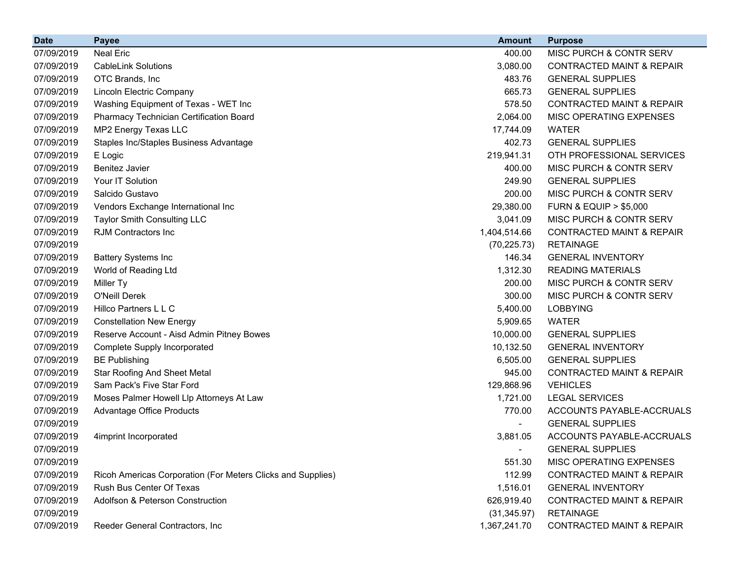| Date | Payee | Amount | Purpose |
|---|---|---|---|
| 07/09/2019 | Neal Eric | 400.00 | MISC PURCH & CONTR SERV |
| 07/09/2019 | CableLink Solutions | 3,080.00 | CONTRACTED MAINT & REPAIR |
| 07/09/2019 | OTC Brands, Inc | 483.76 | GENERAL SUPPLIES |
| 07/09/2019 | Lincoln Electric Company | 665.73 | GENERAL SUPPLIES |
| 07/09/2019 | Washing Equipment of Texas - WET Inc | 578.50 | CONTRACTED MAINT & REPAIR |
| 07/09/2019 | Pharmacy Technician Certification Board | 2,064.00 | MISC OPERATING EXPENSES |
| 07/09/2019 | MP2 Energy Texas LLC | 17,744.09 | WATER |
| 07/09/2019 | Staples Inc/Staples Business Advantage | 402.73 | GENERAL SUPPLIES |
| 07/09/2019 | E Logic | 219,941.31 | OTH PROFESSIONAL SERVICES |
| 07/09/2019 | Benitez Javier | 400.00 | MISC PURCH & CONTR SERV |
| 07/09/2019 | Your IT Solution | 249.90 | GENERAL SUPPLIES |
| 07/09/2019 | Salcido Gustavo | 200.00 | MISC PURCH & CONTR SERV |
| 07/09/2019 | Vendors Exchange International Inc | 29,380.00 | FURN & EQUIP > $5,000 |
| 07/09/2019 | Taylor Smith Consulting LLC | 3,041.09 | MISC PURCH & CONTR SERV |
| 07/09/2019 | RJM Contractors Inc | 1,404,514.66 | CONTRACTED MAINT & REPAIR |
| 07/09/2019 | | (70,225.73) | RETAINAGE |
| 07/09/2019 | Battery Systems Inc | 146.34 | GENERAL INVENTORY |
| 07/09/2019 | World of Reading Ltd | 1,312.30 | READING MATERIALS |
| 07/09/2019 | Miller Ty | 200.00 | MISC PURCH & CONTR SERV |
| 07/09/2019 | O'Neill Derek | 300.00 | MISC PURCH & CONTR SERV |
| 07/09/2019 | Hillco Partners L L C | 5,400.00 | LOBBYING |
| 07/09/2019 | Constellation New Energy | 5,909.65 | WATER |
| 07/09/2019 | Reserve Account - Aisd Admin Pitney Bowes | 10,000.00 | GENERAL SUPPLIES |
| 07/09/2019 | Complete Supply Incorporated | 10,132.50 | GENERAL INVENTORY |
| 07/09/2019 | BE Publishing | 6,505.00 | GENERAL SUPPLIES |
| 07/09/2019 | Star Roofing And Sheet Metal | 945.00 | CONTRACTED MAINT & REPAIR |
| 07/09/2019 | Sam Pack's Five Star Ford | 129,868.96 | VEHICLES |
| 07/09/2019 | Moses Palmer Howell Llp Attorneys At Law | 1,721.00 | LEGAL SERVICES |
| 07/09/2019 | Advantage Office Products | 770.00 | ACCOUNTS PAYABLE-ACCRUALS |
| 07/09/2019 | | - | GENERAL SUPPLIES |
| 07/09/2019 | 4imprint Incorporated | 3,881.05 | ACCOUNTS PAYABLE-ACCRUALS |
| 07/09/2019 | | - | GENERAL SUPPLIES |
| 07/09/2019 | | 551.30 | MISC OPERATING EXPENSES |
| 07/09/2019 | Ricoh Americas Corporation (For Meters Clicks and Supplies) | 112.99 | CONTRACTED MAINT & REPAIR |
| 07/09/2019 | Rush Bus Center Of Texas | 1,516.01 | GENERAL INVENTORY |
| 07/09/2019 | Adolfson & Peterson Construction | 626,919.40 | CONTRACTED MAINT & REPAIR |
| 07/09/2019 | | (31,345.97) | RETAINAGE |
| 07/09/2019 | Reeder General Contractors, Inc | 1,367,241.70 | CONTRACTED MAINT & REPAIR |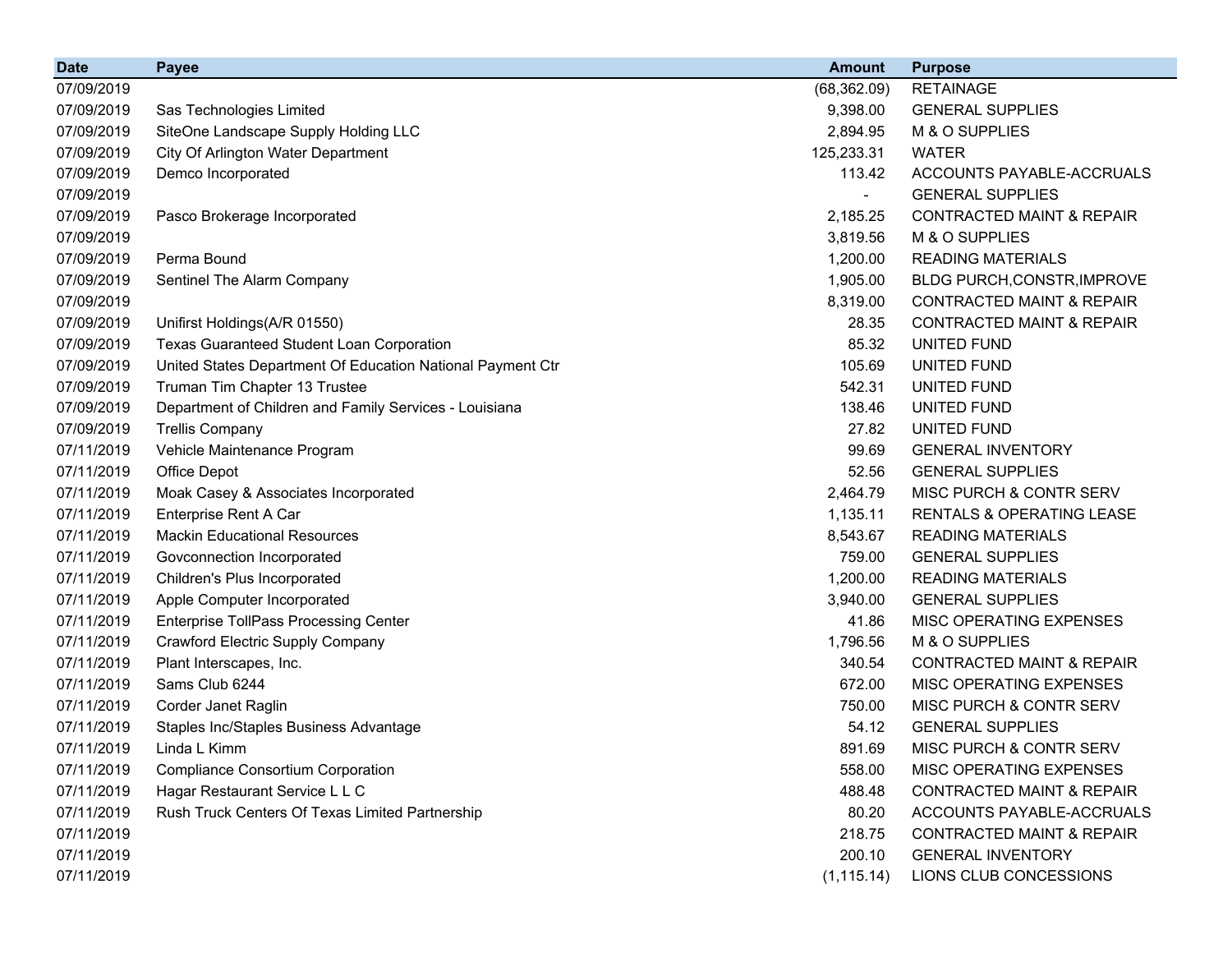| Date | Payee | Amount | Purpose |
|---|---|---|---|
| 07/09/2019 | | (68,362.09) | RETAINAGE |
| 07/09/2019 | Sas Technologies Limited | 9,398.00 | GENERAL SUPPLIES |
| 07/09/2019 | SiteOne Landscape Supply Holding LLC | 2,894.95 | M & O SUPPLIES |
| 07/09/2019 | City Of Arlington Water Department | 125,233.31 | WATER |
| 07/09/2019 | Demco Incorporated | 113.42 | ACCOUNTS PAYABLE-ACCRUALS |
| 07/09/2019 | | - | GENERAL SUPPLIES |
| 07/09/2019 | Pasco Brokerage Incorporated | 2,185.25 | CONTRACTED MAINT & REPAIR |
| 07/09/2019 | | 3,819.56 | M & O SUPPLIES |
| 07/09/2019 | Perma Bound | 1,200.00 | READING MATERIALS |
| 07/09/2019 | Sentinel The Alarm Company | 1,905.00 | BLDG PURCH,CONSTR,IMPROVE |
| 07/09/2019 | | 8,319.00 | CONTRACTED MAINT & REPAIR |
| 07/09/2019 | Unifirst Holdings(A/R 01550) | 28.35 | CONTRACTED MAINT & REPAIR |
| 07/09/2019 | Texas Guaranteed Student Loan Corporation | 85.32 | UNITED FUND |
| 07/09/2019 | United States Department Of Education National Payment Ctr | 105.69 | UNITED FUND |
| 07/09/2019 | Truman Tim Chapter 13 Trustee | 542.31 | UNITED FUND |
| 07/09/2019 | Department of Children and Family Services - Louisiana | 138.46 | UNITED FUND |
| 07/09/2019 | Trellis Company | 27.82 | UNITED FUND |
| 07/11/2019 | Vehicle Maintenance Program | 99.69 | GENERAL INVENTORY |
| 07/11/2019 | Office Depot | 52.56 | GENERAL SUPPLIES |
| 07/11/2019 | Moak Casey & Associates Incorporated | 2,464.79 | MISC PURCH & CONTR SERV |
| 07/11/2019 | Enterprise Rent A Car | 1,135.11 | RENTALS & OPERATING LEASE |
| 07/11/2019 | Mackin Educational Resources | 8,543.67 | READING MATERIALS |
| 07/11/2019 | Govconnection Incorporated | 759.00 | GENERAL SUPPLIES |
| 07/11/2019 | Children's Plus Incorporated | 1,200.00 | READING MATERIALS |
| 07/11/2019 | Apple Computer Incorporated | 3,940.00 | GENERAL SUPPLIES |
| 07/11/2019 | Enterprise TollPass Processing Center | 41.86 | MISC OPERATING EXPENSES |
| 07/11/2019 | Crawford Electric Supply Company | 1,796.56 | M & O SUPPLIES |
| 07/11/2019 | Plant Interscapes, Inc. | 340.54 | CONTRACTED MAINT & REPAIR |
| 07/11/2019 | Sams Club 6244 | 672.00 | MISC OPERATING EXPENSES |
| 07/11/2019 | Corder Janet Raglin | 750.00 | MISC PURCH & CONTR SERV |
| 07/11/2019 | Staples Inc/Staples Business Advantage | 54.12 | GENERAL SUPPLIES |
| 07/11/2019 | Linda L Kimm | 891.69 | MISC PURCH & CONTR SERV |
| 07/11/2019 | Compliance Consortium Corporation | 558.00 | MISC OPERATING EXPENSES |
| 07/11/2019 | Hagar Restaurant Service L L C | 488.48 | CONTRACTED MAINT & REPAIR |
| 07/11/2019 | Rush Truck Centers Of Texas Limited Partnership | 80.20 | ACCOUNTS PAYABLE-ACCRUALS |
| 07/11/2019 | | 218.75 | CONTRACTED MAINT & REPAIR |
| 07/11/2019 | | 200.10 | GENERAL INVENTORY |
| 07/11/2019 | | (1,115.14) | LIONS CLUB CONCESSIONS |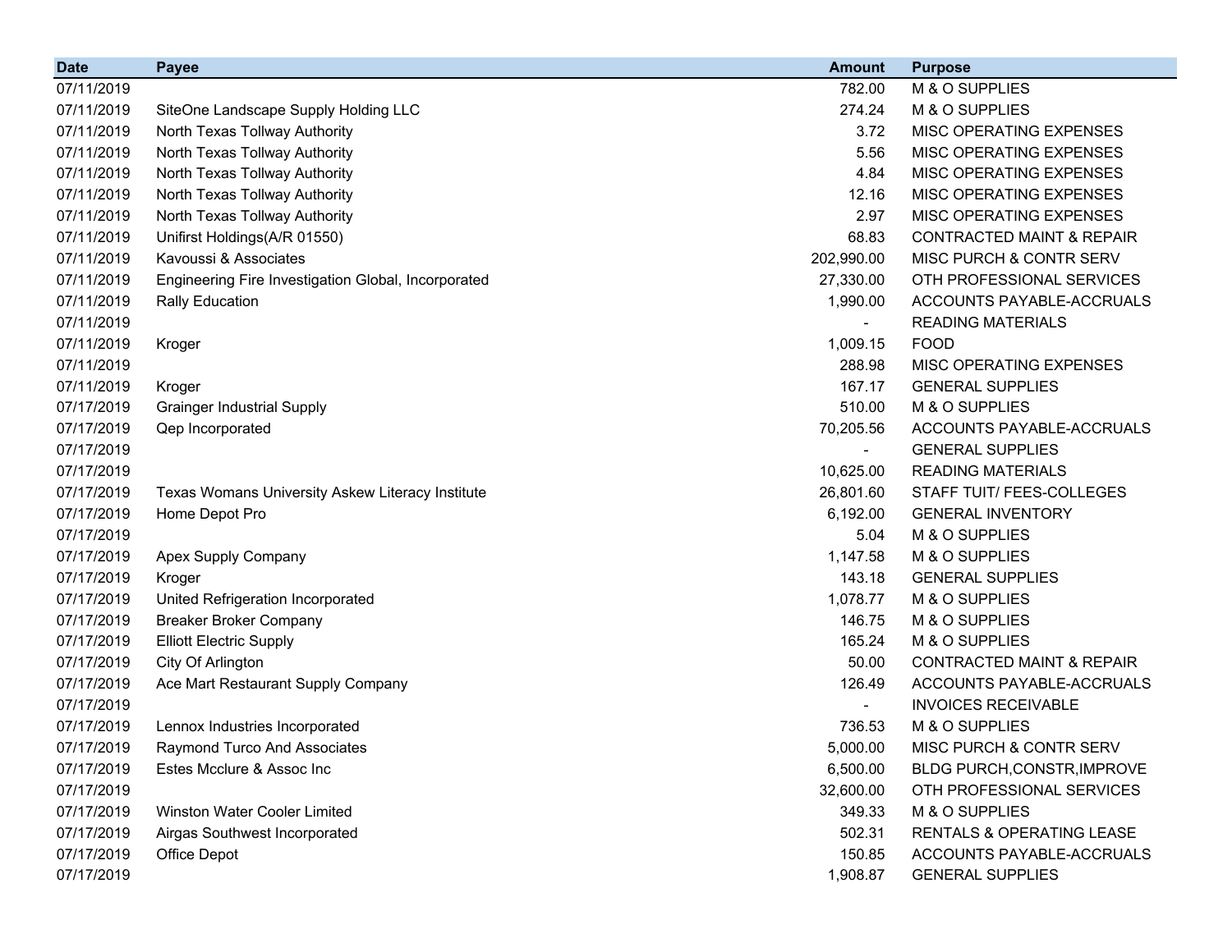| Date | Payee | Amount | Purpose |
|---|---|---|---|
| 07/11/2019 | | 782.00 | M & O SUPPLIES |
| 07/11/2019 | SiteOne Landscape Supply Holding LLC | 274.24 | M & O SUPPLIES |
| 07/11/2019 | North Texas Tollway Authority | 3.72 | MISC OPERATING EXPENSES |
| 07/11/2019 | North Texas Tollway Authority | 5.56 | MISC OPERATING EXPENSES |
| 07/11/2019 | North Texas Tollway Authority | 4.84 | MISC OPERATING EXPENSES |
| 07/11/2019 | North Texas Tollway Authority | 12.16 | MISC OPERATING EXPENSES |
| 07/11/2019 | North Texas Tollway Authority | 2.97 | MISC OPERATING EXPENSES |
| 07/11/2019 | Unifirst Holdings(A/R 01550) | 68.83 | CONTRACTED MAINT & REPAIR |
| 07/11/2019 | Kavoussi & Associates | 202,990.00 | MISC PURCH & CONTR SERV |
| 07/11/2019 | Engineering Fire Investigation Global, Incorporated | 27,330.00 | OTH PROFESSIONAL SERVICES |
| 07/11/2019 | Rally Education | 1,990.00 | ACCOUNTS PAYABLE-ACCRUALS |
| 07/11/2019 | | - | READING MATERIALS |
| 07/11/2019 | Kroger | 1,009.15 | FOOD |
| 07/11/2019 | | 288.98 | MISC OPERATING EXPENSES |
| 07/11/2019 | Kroger | 167.17 | GENERAL SUPPLIES |
| 07/17/2019 | Grainger Industrial Supply | 510.00 | M & O SUPPLIES |
| 07/17/2019 | Qep Incorporated | 70,205.56 | ACCOUNTS PAYABLE-ACCRUALS |
| 07/17/2019 | | - | GENERAL SUPPLIES |
| 07/17/2019 | | 10,625.00 | READING MATERIALS |
| 07/17/2019 | Texas Womans University Askew Literacy Institute | 26,801.60 | STAFF TUIT/ FEES-COLLEGES |
| 07/17/2019 | Home Depot Pro | 6,192.00 | GENERAL INVENTORY |
| 07/17/2019 | | 5.04 | M & O SUPPLIES |
| 07/17/2019 | Apex Supply Company | 1,147.58 | M & O SUPPLIES |
| 07/17/2019 | Kroger | 143.18 | GENERAL SUPPLIES |
| 07/17/2019 | United Refrigeration Incorporated | 1,078.77 | M & O SUPPLIES |
| 07/17/2019 | Breaker Broker Company | 146.75 | M & O SUPPLIES |
| 07/17/2019 | Elliott Electric Supply | 165.24 | M & O SUPPLIES |
| 07/17/2019 | City Of Arlington | 50.00 | CONTRACTED MAINT & REPAIR |
| 07/17/2019 | Ace Mart Restaurant Supply Company | 126.49 | ACCOUNTS PAYABLE-ACCRUALS |
| 07/17/2019 | | - | INVOICES RECEIVABLE |
| 07/17/2019 | Lennox Industries Incorporated | 736.53 | M & O SUPPLIES |
| 07/17/2019 | Raymond Turco And Associates | 5,000.00 | MISC PURCH & CONTR SERV |
| 07/17/2019 | Estes Mcclure & Assoc Inc | 6,500.00 | BLDG PURCH,CONSTR,IMPROVE |
| 07/17/2019 | | 32,600.00 | OTH PROFESSIONAL SERVICES |
| 07/17/2019 | Winston Water Cooler Limited | 349.33 | M & O SUPPLIES |
| 07/17/2019 | Airgas Southwest Incorporated | 502.31 | RENTALS & OPERATING LEASE |
| 07/17/2019 | Office Depot | 150.85 | ACCOUNTS PAYABLE-ACCRUALS |
| 07/17/2019 | | 1,908.87 | GENERAL SUPPLIES |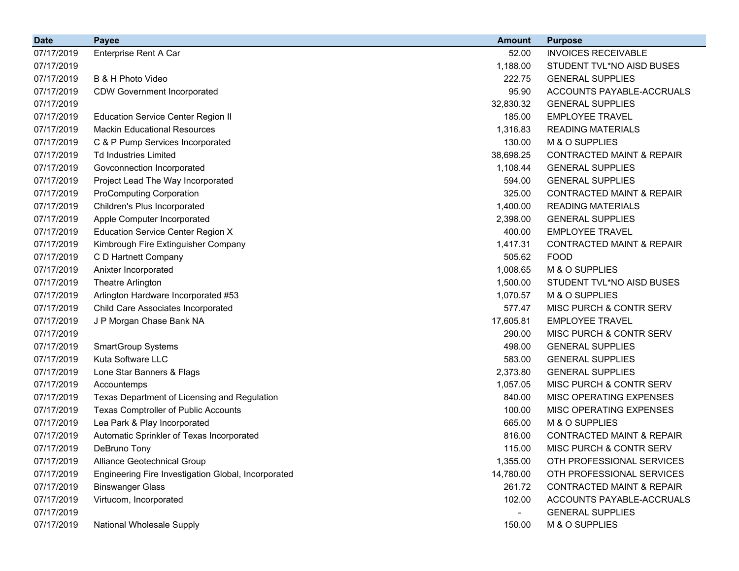| Date | Payee | Amount | Purpose |
|---|---|---|---|
| 07/17/2019 | Enterprise Rent A Car | 52.00 | INVOICES RECEIVABLE |
| 07/17/2019 | | 1,188.00 | STUDENT TVL*NO AISD BUSES |
| 07/17/2019 | B & H Photo Video | 222.75 | GENERAL SUPPLIES |
| 07/17/2019 | CDW Government Incorporated | 95.90 | ACCOUNTS PAYABLE-ACCRUALS |
| 07/17/2019 | | 32,830.32 | GENERAL SUPPLIES |
| 07/17/2019 | Education Service Center Region II | 185.00 | EMPLOYEE TRAVEL |
| 07/17/2019 | Mackin Educational Resources | 1,316.83 | READING MATERIALS |
| 07/17/2019 | C & P Pump Services Incorporated | 130.00 | M & O SUPPLIES |
| 07/17/2019 | Td Industries Limited | 38,698.25 | CONTRACTED MAINT & REPAIR |
| 07/17/2019 | Govconnection Incorporated | 1,108.44 | GENERAL SUPPLIES |
| 07/17/2019 | Project Lead The Way Incorporated | 594.00 | GENERAL SUPPLIES |
| 07/17/2019 | ProComputing Corporation | 325.00 | CONTRACTED MAINT & REPAIR |
| 07/17/2019 | Children's Plus Incorporated | 1,400.00 | READING MATERIALS |
| 07/17/2019 | Apple Computer Incorporated | 2,398.00 | GENERAL SUPPLIES |
| 07/17/2019 | Education Service Center Region X | 400.00 | EMPLOYEE TRAVEL |
| 07/17/2019 | Kimbrough Fire Extinguisher Company | 1,417.31 | CONTRACTED MAINT & REPAIR |
| 07/17/2019 | C D Hartnett Company | 505.62 | FOOD |
| 07/17/2019 | Anixter Incorporated | 1,008.65 | M & O SUPPLIES |
| 07/17/2019 | Theatre Arlington | 1,500.00 | STUDENT TVL*NO AISD BUSES |
| 07/17/2019 | Arlington Hardware Incorporated #53 | 1,070.57 | M & O SUPPLIES |
| 07/17/2019 | Child Care Associates Incorporated | 577.47 | MISC PURCH & CONTR SERV |
| 07/17/2019 | J P Morgan Chase Bank NA | 17,605.81 | EMPLOYEE TRAVEL |
| 07/17/2019 | | 290.00 | MISC PURCH & CONTR SERV |
| 07/17/2019 | SmartGroup Systems | 498.00 | GENERAL SUPPLIES |
| 07/17/2019 | Kuta Software LLC | 583.00 | GENERAL SUPPLIES |
| 07/17/2019 | Lone Star Banners & Flags | 2,373.80 | GENERAL SUPPLIES |
| 07/17/2019 | Accountemps | 1,057.05 | MISC PURCH & CONTR SERV |
| 07/17/2019 | Texas Department of Licensing and Regulation | 840.00 | MISC OPERATING EXPENSES |
| 07/17/2019 | Texas Comptroller of Public Accounts | 100.00 | MISC OPERATING EXPENSES |
| 07/17/2019 | Lea Park & Play Incorporated | 665.00 | M & O SUPPLIES |
| 07/17/2019 | Automatic Sprinkler of Texas Incorporated | 816.00 | CONTRACTED MAINT & REPAIR |
| 07/17/2019 | DeBruno Tony | 115.00 | MISC PURCH & CONTR SERV |
| 07/17/2019 | Alliance Geotechnical Group | 1,355.00 | OTH PROFESSIONAL SERVICES |
| 07/17/2019 | Engineering Fire Investigation Global, Incorporated | 14,780.00 | OTH PROFESSIONAL SERVICES |
| 07/17/2019 | Binswanger Glass | 261.72 | CONTRACTED MAINT & REPAIR |
| 07/17/2019 | Virtucom, Incorporated | 102.00 | ACCOUNTS PAYABLE-ACCRUALS |
| 07/17/2019 | | - | GENERAL SUPPLIES |
| 07/17/2019 | National Wholesale Supply | 150.00 | M & O SUPPLIES |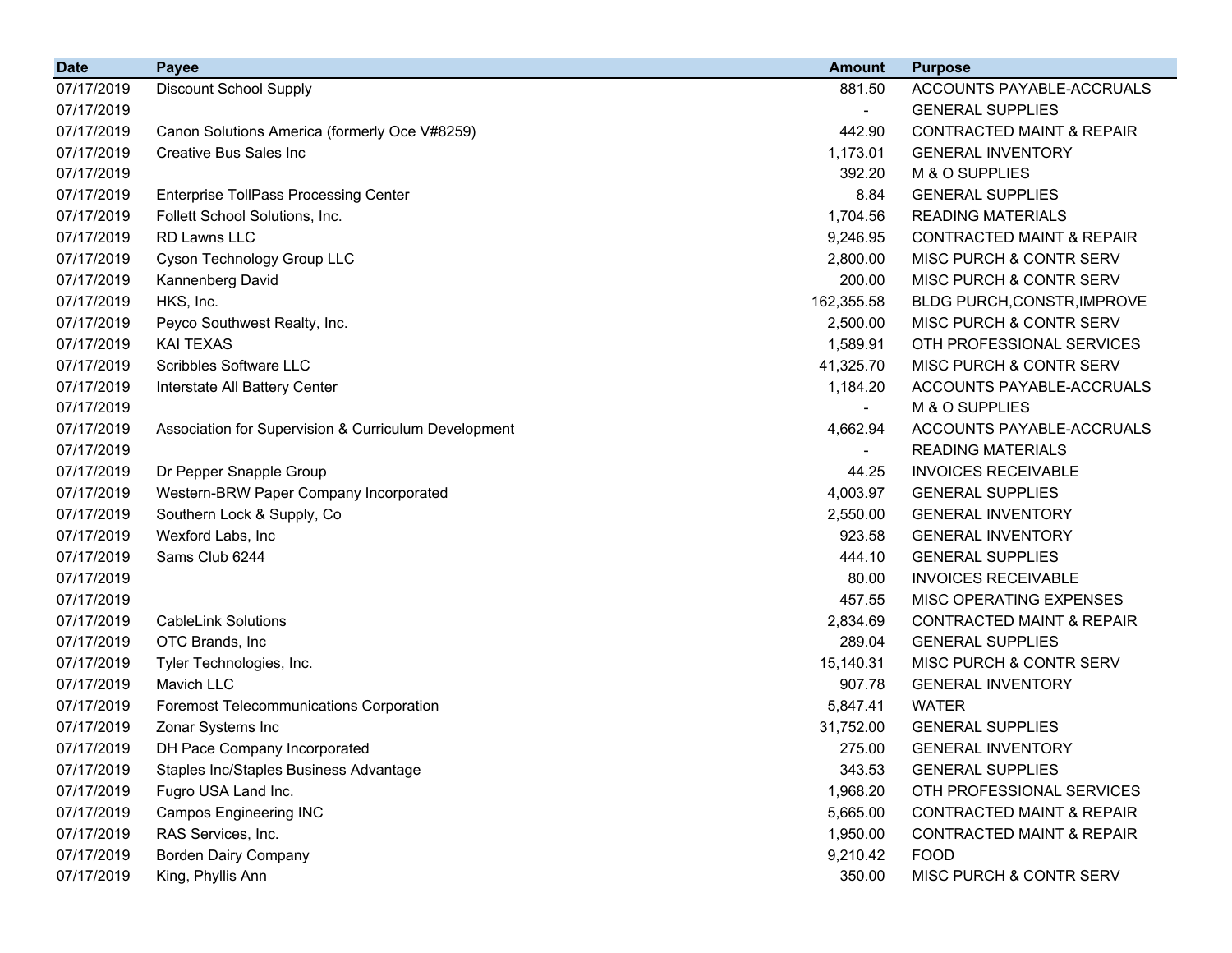| Date | Payee | Amount | Purpose |
|---|---|---|---|
| 07/17/2019 | Discount School Supply | 881.50 | ACCOUNTS PAYABLE-ACCRUALS |
| 07/17/2019 | | - | GENERAL SUPPLIES |
| 07/17/2019 | Canon Solutions America (formerly Oce V#8259) | 442.90 | CONTRACTED MAINT & REPAIR |
| 07/17/2019 | Creative Bus Sales Inc | 1,173.01 | GENERAL INVENTORY |
| 07/17/2019 | | 392.20 | M & O SUPPLIES |
| 07/17/2019 | Enterprise TollPass Processing Center | 8.84 | GENERAL SUPPLIES |
| 07/17/2019 | Follett School Solutions, Inc. | 1,704.56 | READING MATERIALS |
| 07/17/2019 | RD Lawns LLC | 9,246.95 | CONTRACTED MAINT & REPAIR |
| 07/17/2019 | Cyson Technology Group LLC | 2,800.00 | MISC PURCH & CONTR SERV |
| 07/17/2019 | Kannenberg David | 200.00 | MISC PURCH & CONTR SERV |
| 07/17/2019 | HKS, Inc. | 162,355.58 | BLDG PURCH,CONSTR,IMPROVE |
| 07/17/2019 | Peyco Southwest Realty, Inc. | 2,500.00 | MISC PURCH & CONTR SERV |
| 07/17/2019 | KAI TEXAS | 1,589.91 | OTH PROFESSIONAL SERVICES |
| 07/17/2019 | Scribbles Software LLC | 41,325.70 | MISC PURCH & CONTR SERV |
| 07/17/2019 | Interstate All Battery Center | 1,184.20 | ACCOUNTS PAYABLE-ACCRUALS |
| 07/17/2019 | | - | M & O SUPPLIES |
| 07/17/2019 | Association for Supervision & Curriculum Development | 4,662.94 | ACCOUNTS PAYABLE-ACCRUALS |
| 07/17/2019 | | - | READING MATERIALS |
| 07/17/2019 | Dr Pepper Snapple Group | 44.25 | INVOICES RECEIVABLE |
| 07/17/2019 | Western-BRW Paper Company Incorporated | 4,003.97 | GENERAL SUPPLIES |
| 07/17/2019 | Southern Lock & Supply, Co | 2,550.00 | GENERAL INVENTORY |
| 07/17/2019 | Wexford Labs, Inc | 923.58 | GENERAL INVENTORY |
| 07/17/2019 | Sams Club 6244 | 444.10 | GENERAL SUPPLIES |
| 07/17/2019 | | 80.00 | INVOICES RECEIVABLE |
| 07/17/2019 | | 457.55 | MISC OPERATING EXPENSES |
| 07/17/2019 | CableLink Solutions | 2,834.69 | CONTRACTED MAINT & REPAIR |
| 07/17/2019 | OTC Brands, Inc | 289.04 | GENERAL SUPPLIES |
| 07/17/2019 | Tyler Technologies, Inc. | 15,140.31 | MISC PURCH & CONTR SERV |
| 07/17/2019 | Mavich LLC | 907.78 | GENERAL INVENTORY |
| 07/17/2019 | Foremost Telecommunications Corporation | 5,847.41 | WATER |
| 07/17/2019 | Zonar Systems Inc | 31,752.00 | GENERAL SUPPLIES |
| 07/17/2019 | DH Pace Company Incorporated | 275.00 | GENERAL INVENTORY |
| 07/17/2019 | Staples Inc/Staples Business Advantage | 343.53 | GENERAL SUPPLIES |
| 07/17/2019 | Fugro USA Land Inc. | 1,968.20 | OTH PROFESSIONAL SERVICES |
| 07/17/2019 | Campos Engineering INC | 5,665.00 | CONTRACTED MAINT & REPAIR |
| 07/17/2019 | RAS Services, Inc. | 1,950.00 | CONTRACTED MAINT & REPAIR |
| 07/17/2019 | Borden Dairy Company | 9,210.42 | FOOD |
| 07/17/2019 | King, Phyllis Ann | 350.00 | MISC PURCH & CONTR SERV |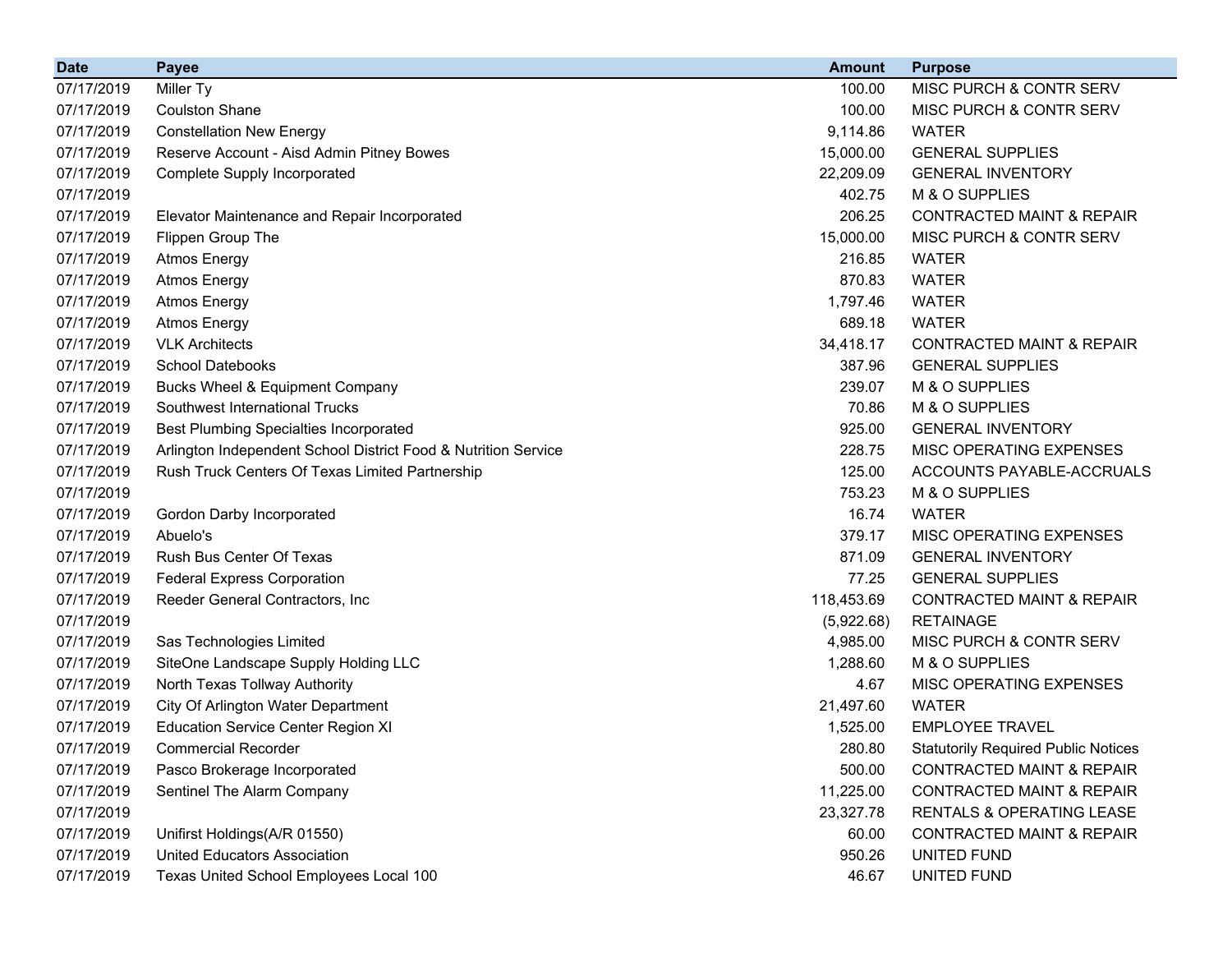| Date | Payee | Amount | Purpose |
|---|---|---|---|
| 07/17/2019 | Miller Ty | 100.00 | MISC PURCH & CONTR SERV |
| 07/17/2019 | Coulston Shane | 100.00 | MISC PURCH & CONTR SERV |
| 07/17/2019 | Constellation New Energy | 9,114.86 | WATER |
| 07/17/2019 | Reserve Account - Aisd Admin Pitney Bowes | 15,000.00 | GENERAL SUPPLIES |
| 07/17/2019 | Complete Supply Incorporated | 22,209.09 | GENERAL INVENTORY |
| 07/17/2019 | | 402.75 | M & O SUPPLIES |
| 07/17/2019 | Elevator Maintenance and Repair Incorporated | 206.25 | CONTRACTED MAINT & REPAIR |
| 07/17/2019 | Flippen Group The | 15,000.00 | MISC PURCH & CONTR SERV |
| 07/17/2019 | Atmos Energy | 216.85 | WATER |
| 07/17/2019 | Atmos Energy | 870.83 | WATER |
| 07/17/2019 | Atmos Energy | 1,797.46 | WATER |
| 07/17/2019 | Atmos Energy | 689.18 | WATER |
| 07/17/2019 | VLK Architects | 34,418.17 | CONTRACTED MAINT & REPAIR |
| 07/17/2019 | School Datebooks | 387.96 | GENERAL SUPPLIES |
| 07/17/2019 | Bucks Wheel & Equipment Company | 239.07 | M & O SUPPLIES |
| 07/17/2019 | Southwest International Trucks | 70.86 | M & O SUPPLIES |
| 07/17/2019 | Best Plumbing Specialties Incorporated | 925.00 | GENERAL INVENTORY |
| 07/17/2019 | Arlington Independent School District Food & Nutrition Service | 228.75 | MISC OPERATING EXPENSES |
| 07/17/2019 | Rush Truck Centers Of Texas Limited Partnership | 125.00 | ACCOUNTS PAYABLE-ACCRUALS |
| 07/17/2019 | | 753.23 | M & O SUPPLIES |
| 07/17/2019 | Gordon Darby Incorporated | 16.74 | WATER |
| 07/17/2019 | Abuelo's | 379.17 | MISC OPERATING EXPENSES |
| 07/17/2019 | Rush Bus Center Of Texas | 871.09 | GENERAL INVENTORY |
| 07/17/2019 | Federal Express Corporation | 77.25 | GENERAL SUPPLIES |
| 07/17/2019 | Reeder General Contractors, Inc | 118,453.69 | CONTRACTED MAINT & REPAIR |
| 07/17/2019 | | (5,922.68) | RETAINAGE |
| 07/17/2019 | Sas Technologies Limited | 4,985.00 | MISC PURCH & CONTR SERV |
| 07/17/2019 | SiteOne Landscape Supply Holding LLC | 1,288.60 | M & O SUPPLIES |
| 07/17/2019 | North Texas Tollway Authority | 4.67 | MISC OPERATING EXPENSES |
| 07/17/2019 | City Of Arlington Water Department | 21,497.60 | WATER |
| 07/17/2019 | Education Service Center Region XI | 1,525.00 | EMPLOYEE TRAVEL |
| 07/17/2019 | Commercial Recorder | 280.80 | Statutorily Required Public Notices |
| 07/17/2019 | Pasco Brokerage Incorporated | 500.00 | CONTRACTED MAINT & REPAIR |
| 07/17/2019 | Sentinel The Alarm Company | 11,225.00 | CONTRACTED MAINT & REPAIR |
| 07/17/2019 | | 23,327.78 | RENTALS & OPERATING LEASE |
| 07/17/2019 | Unifirst Holdings(A/R 01550) | 60.00 | CONTRACTED MAINT & REPAIR |
| 07/17/2019 | United Educators Association | 950.26 | UNITED FUND |
| 07/17/2019 | Texas United School Employees Local 100 | 46.67 | UNITED FUND |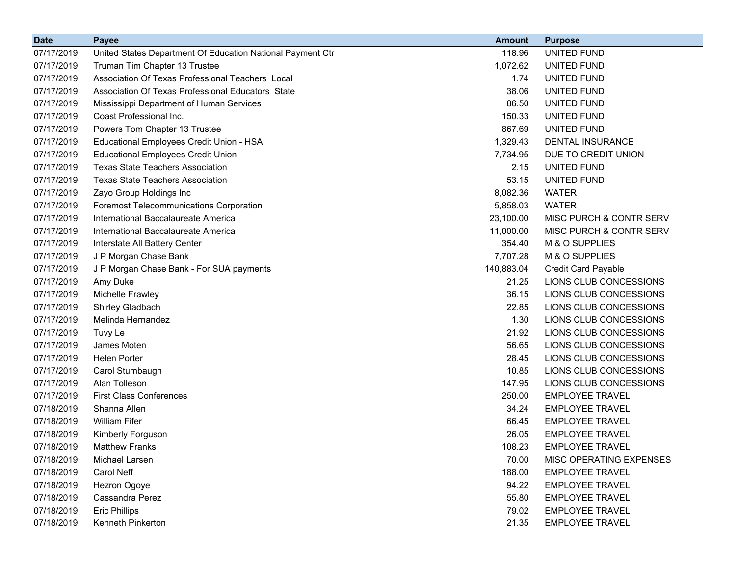| Date | Payee | Amount | Purpose |
| --- | --- | --- | --- |
| 07/17/2019 | United States Department Of Education National Payment Ctr | 118.96 | UNITED FUND |
| 07/17/2019 | Truman Tim Chapter 13 Trustee | 1,072.62 | UNITED FUND |
| 07/17/2019 | Association Of Texas Professional Teachers  Local | 1.74 | UNITED FUND |
| 07/17/2019 | Association Of Texas Professional Educators  State | 38.06 | UNITED FUND |
| 07/17/2019 | Mississippi Department of Human Services | 86.50 | UNITED FUND |
| 07/17/2019 | Coast Professional Inc. | 150.33 | UNITED FUND |
| 07/17/2019 | Powers Tom Chapter 13 Trustee | 867.69 | UNITED FUND |
| 07/17/2019 | Educational Employees Credit Union - HSA | 1,329.43 | DENTAL INSURANCE |
| 07/17/2019 | Educational Employees Credit Union | 7,734.95 | DUE TO CREDIT UNION |
| 07/17/2019 | Texas State Teachers Association | 2.15 | UNITED FUND |
| 07/17/2019 | Texas State Teachers Association | 53.15 | UNITED FUND |
| 07/17/2019 | Zayo Group Holdings Inc | 8,082.36 | WATER |
| 07/17/2019 | Foremost Telecommunications Corporation | 5,858.03 | WATER |
| 07/17/2019 | International Baccalaureate America | 23,100.00 | MISC PURCH & CONTR SERV |
| 07/17/2019 | International Baccalaureate America | 11,000.00 | MISC PURCH & CONTR SERV |
| 07/17/2019 | Interstate All Battery Center | 354.40 | M & O SUPPLIES |
| 07/17/2019 | J P Morgan Chase Bank | 7,707.28 | M & O SUPPLIES |
| 07/17/2019 | J P Morgan Chase Bank - For SUA payments | 140,883.04 | Credit Card Payable |
| 07/17/2019 | Amy Duke | 21.25 | LIONS CLUB CONCESSIONS |
| 07/17/2019 | Michelle Frawley | 36.15 | LIONS CLUB CONCESSIONS |
| 07/17/2019 | Shirley Gladbach | 22.85 | LIONS CLUB CONCESSIONS |
| 07/17/2019 | Melinda Hernandez | 1.30 | LIONS CLUB CONCESSIONS |
| 07/17/2019 | Tuvy Le | 21.92 | LIONS CLUB CONCESSIONS |
| 07/17/2019 | James Moten | 56.65 | LIONS CLUB CONCESSIONS |
| 07/17/2019 | Helen Porter | 28.45 | LIONS CLUB CONCESSIONS |
| 07/17/2019 | Carol Stumbaugh | 10.85 | LIONS CLUB CONCESSIONS |
| 07/17/2019 | Alan Tolleson | 147.95 | LIONS CLUB CONCESSIONS |
| 07/17/2019 | First Class Conferences | 250.00 | EMPLOYEE TRAVEL |
| 07/18/2019 | Shanna Allen | 34.24 | EMPLOYEE TRAVEL |
| 07/18/2019 | William Fifer | 66.45 | EMPLOYEE TRAVEL |
| 07/18/2019 | Kimberly Forguson | 26.05 | EMPLOYEE TRAVEL |
| 07/18/2019 | Matthew Franks | 108.23 | EMPLOYEE TRAVEL |
| 07/18/2019 | Michael Larsen | 70.00 | MISC OPERATING EXPENSES |
| 07/18/2019 | Carol Neff | 188.00 | EMPLOYEE TRAVEL |
| 07/18/2019 | Hezron Ogoye | 94.22 | EMPLOYEE TRAVEL |
| 07/18/2019 | Cassandra Perez | 55.80 | EMPLOYEE TRAVEL |
| 07/18/2019 | Eric Phillips | 79.02 | EMPLOYEE TRAVEL |
| 07/18/2019 | Kenneth Pinkerton | 21.35 | EMPLOYEE TRAVEL |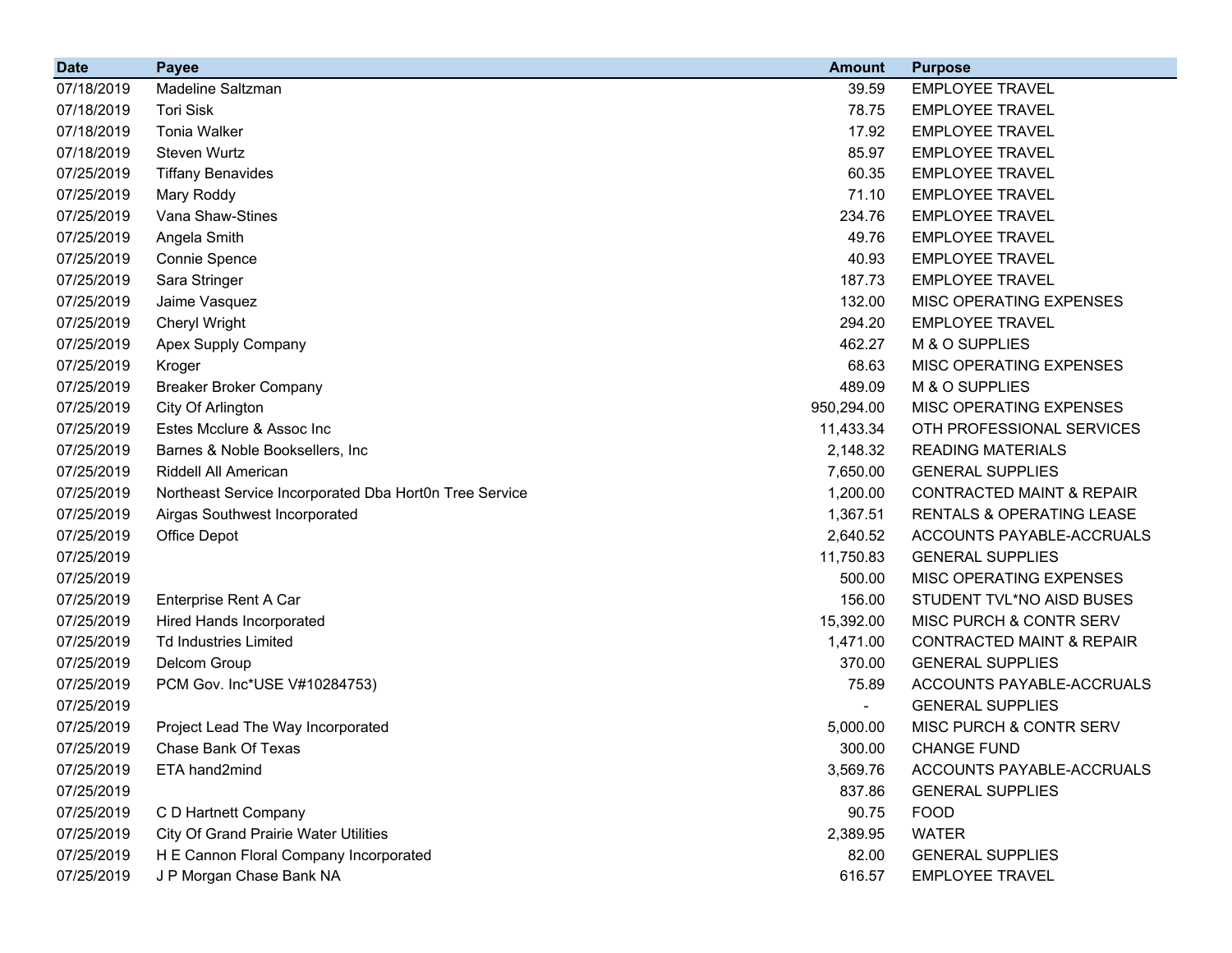| Date | Payee | Amount | Purpose |
|---|---|---|---|
| 07/18/2019 | Madeline Saltzman | 39.59 | EMPLOYEE TRAVEL |
| 07/18/2019 | Tori Sisk | 78.75 | EMPLOYEE TRAVEL |
| 07/18/2019 | Tonia Walker | 17.92 | EMPLOYEE TRAVEL |
| 07/18/2019 | Steven Wurtz | 85.97 | EMPLOYEE TRAVEL |
| 07/25/2019 | Tiffany Benavides | 60.35 | EMPLOYEE TRAVEL |
| 07/25/2019 | Mary Roddy | 71.10 | EMPLOYEE TRAVEL |
| 07/25/2019 | Vana Shaw-Stines | 234.76 | EMPLOYEE TRAVEL |
| 07/25/2019 | Angela Smith | 49.76 | EMPLOYEE TRAVEL |
| 07/25/2019 | Connie Spence | 40.93 | EMPLOYEE TRAVEL |
| 07/25/2019 | Sara Stringer | 187.73 | EMPLOYEE TRAVEL |
| 07/25/2019 | Jaime Vasquez | 132.00 | MISC OPERATING EXPENSES |
| 07/25/2019 | Cheryl Wright | 294.20 | EMPLOYEE TRAVEL |
| 07/25/2019 | Apex Supply Company | 462.27 | M & O SUPPLIES |
| 07/25/2019 | Kroger | 68.63 | MISC OPERATING EXPENSES |
| 07/25/2019 | Breaker Broker Company | 489.09 | M & O SUPPLIES |
| 07/25/2019 | City Of Arlington | 950,294.00 | MISC OPERATING EXPENSES |
| 07/25/2019 | Estes Mcclure & Assoc Inc | 11,433.34 | OTH PROFESSIONAL SERVICES |
| 07/25/2019 | Barnes & Noble Booksellers, Inc | 2,148.32 | READING MATERIALS |
| 07/25/2019 | Riddell All American | 7,650.00 | GENERAL SUPPLIES |
| 07/25/2019 | Northeast Service Incorporated Dba Hort0n Tree Service | 1,200.00 | CONTRACTED MAINT & REPAIR |
| 07/25/2019 | Airgas Southwest Incorporated | 1,367.51 | RENTALS & OPERATING LEASE |
| 07/25/2019 | Office Depot | 2,640.52 | ACCOUNTS PAYABLE-ACCRUALS |
| 07/25/2019 | | 11,750.83 | GENERAL SUPPLIES |
| 07/25/2019 | | 500.00 | MISC OPERATING EXPENSES |
| 07/25/2019 | Enterprise Rent A Car | 156.00 | STUDENT TVL*NO AISD BUSES |
| 07/25/2019 | Hired Hands Incorporated | 15,392.00 | MISC PURCH & CONTR SERV |
| 07/25/2019 | Td Industries Limited | 1,471.00 | CONTRACTED MAINT & REPAIR |
| 07/25/2019 | Delcom Group | 370.00 | GENERAL SUPPLIES |
| 07/25/2019 | PCM Gov. Inc*USE V#10284753) | 75.89 | ACCOUNTS PAYABLE-ACCRUALS |
| 07/25/2019 | | - | GENERAL SUPPLIES |
| 07/25/2019 | Project Lead The Way Incorporated | 5,000.00 | MISC PURCH & CONTR SERV |
| 07/25/2019 | Chase Bank Of Texas | 300.00 | CHANGE FUND |
| 07/25/2019 | ETA hand2mind | 3,569.76 | ACCOUNTS PAYABLE-ACCRUALS |
| 07/25/2019 | | 837.86 | GENERAL SUPPLIES |
| 07/25/2019 | C D Hartnett Company | 90.75 | FOOD |
| 07/25/2019 | City Of Grand Prairie Water Utilities | 2,389.95 | WATER |
| 07/25/2019 | H E Cannon Floral Company Incorporated | 82.00 | GENERAL SUPPLIES |
| 07/25/2019 | J P Morgan Chase Bank NA | 616.57 | EMPLOYEE TRAVEL |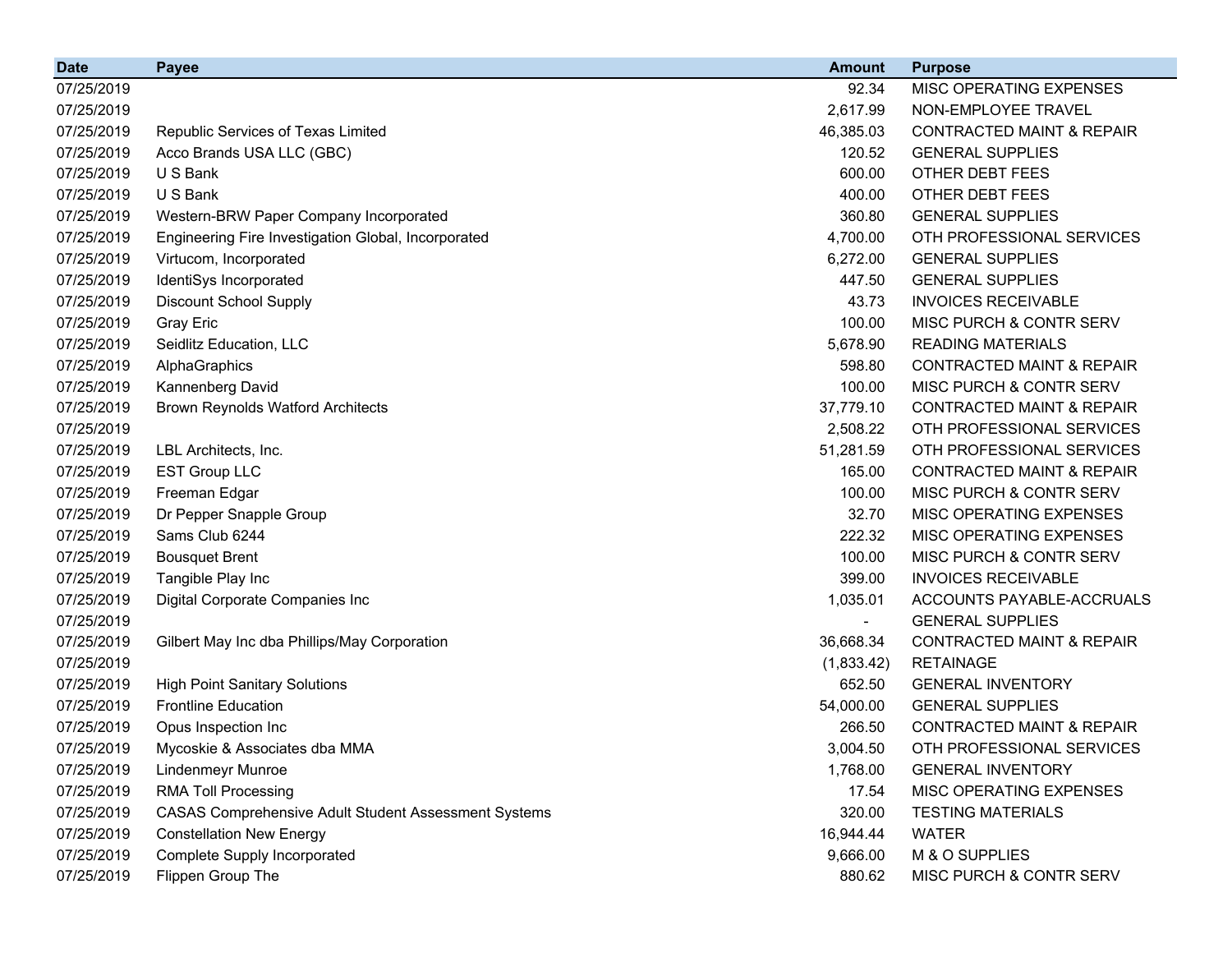| Date | Payee | Amount | Purpose |
|---|---|---|---|
| 07/25/2019 | | 92.34 | MISC OPERATING EXPENSES |
| 07/25/2019 | | 2,617.99 | NON-EMPLOYEE TRAVEL |
| 07/25/2019 | Republic Services of Texas Limited | 46,385.03 | CONTRACTED MAINT & REPAIR |
| 07/25/2019 | Acco Brands USA LLC (GBC) | 120.52 | GENERAL SUPPLIES |
| 07/25/2019 | U S Bank | 600.00 | OTHER DEBT FEES |
| 07/25/2019 | U S Bank | 400.00 | OTHER DEBT FEES |
| 07/25/2019 | Western-BRW Paper Company Incorporated | 360.80 | GENERAL SUPPLIES |
| 07/25/2019 | Engineering Fire Investigation Global, Incorporated | 4,700.00 | OTH PROFESSIONAL SERVICES |
| 07/25/2019 | Virtucom, Incorporated | 6,272.00 | GENERAL SUPPLIES |
| 07/25/2019 | IdentiSys Incorporated | 447.50 | GENERAL SUPPLIES |
| 07/25/2019 | Discount School Supply | 43.73 | INVOICES RECEIVABLE |
| 07/25/2019 | Gray Eric | 100.00 | MISC PURCH & CONTR SERV |
| 07/25/2019 | Seidlitz Education, LLC | 5,678.90 | READING MATERIALS |
| 07/25/2019 | AlphaGraphics | 598.80 | CONTRACTED MAINT & REPAIR |
| 07/25/2019 | Kannenberg David | 100.00 | MISC PURCH & CONTR SERV |
| 07/25/2019 | Brown Reynolds Watford Architects | 37,779.10 | CONTRACTED MAINT & REPAIR |
| 07/25/2019 | | 2,508.22 | OTH PROFESSIONAL SERVICES |
| 07/25/2019 | LBL Architects, Inc. | 51,281.59 | OTH PROFESSIONAL SERVICES |
| 07/25/2019 | EST Group LLC | 165.00 | CONTRACTED MAINT & REPAIR |
| 07/25/2019 | Freeman Edgar | 100.00 | MISC PURCH & CONTR SERV |
| 07/25/2019 | Dr Pepper Snapple Group | 32.70 | MISC OPERATING EXPENSES |
| 07/25/2019 | Sams Club 6244 | 222.32 | MISC OPERATING EXPENSES |
| 07/25/2019 | Bousquet Brent | 100.00 | MISC PURCH & CONTR SERV |
| 07/25/2019 | Tangible Play Inc | 399.00 | INVOICES RECEIVABLE |
| 07/25/2019 | Digital Corporate Companies Inc | 1,035.01 | ACCOUNTS PAYABLE-ACCRUALS |
| 07/25/2019 | | - | GENERAL SUPPLIES |
| 07/25/2019 | Gilbert May Inc dba Phillips/May Corporation | 36,668.34 | CONTRACTED MAINT & REPAIR |
| 07/25/2019 | | (1,833.42) | RETAINAGE |
| 07/25/2019 | High Point Sanitary Solutions | 652.50 | GENERAL INVENTORY |
| 07/25/2019 | Frontline Education | 54,000.00 | GENERAL SUPPLIES |
| 07/25/2019 | Opus Inspection Inc | 266.50 | CONTRACTED MAINT & REPAIR |
| 07/25/2019 | Mycoskie & Associates dba MMA | 3,004.50 | OTH PROFESSIONAL SERVICES |
| 07/25/2019 | Lindenmeyr Munroe | 1,768.00 | GENERAL INVENTORY |
| 07/25/2019 | RMA Toll Processing | 17.54 | MISC OPERATING EXPENSES |
| 07/25/2019 | CASAS Comprehensive Adult Student Assessment Systems | 320.00 | TESTING MATERIALS |
| 07/25/2019 | Constellation New Energy | 16,944.44 | WATER |
| 07/25/2019 | Complete Supply Incorporated | 9,666.00 | M & O SUPPLIES |
| 07/25/2019 | Flippen Group The | 880.62 | MISC PURCH & CONTR SERV |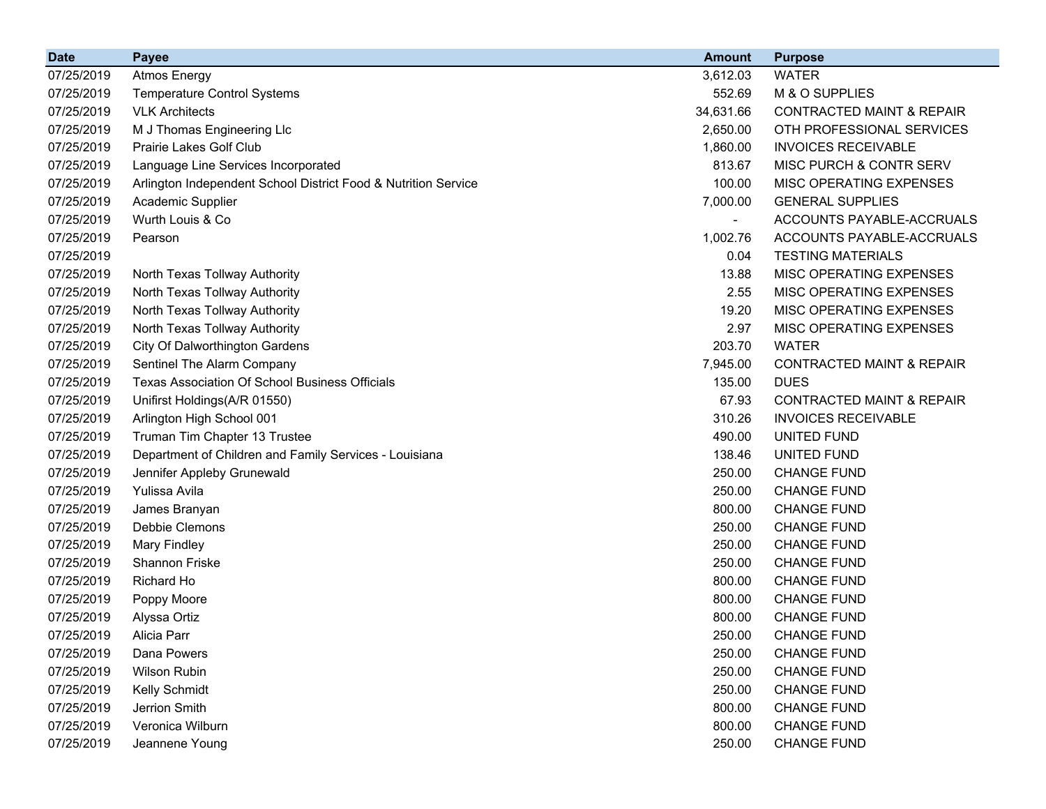| Date | Payee | Amount | Purpose |
|---|---|---|---|
| 07/25/2019 | Atmos Energy | 3,612.03 | WATER |
| 07/25/2019 | Temperature Control Systems | 552.69 | M & O SUPPLIES |
| 07/25/2019 | VLK Architects | 34,631.66 | CONTRACTED MAINT & REPAIR |
| 07/25/2019 | M J Thomas Engineering Llc | 2,650.00 | OTH PROFESSIONAL SERVICES |
| 07/25/2019 | Prairie Lakes Golf Club | 1,860.00 | INVOICES RECEIVABLE |
| 07/25/2019 | Language Line Services Incorporated | 813.67 | MISC PURCH & CONTR SERV |
| 07/25/2019 | Arlington Independent School District Food & Nutrition Service | 100.00 | MISC OPERATING EXPENSES |
| 07/25/2019 | Academic Supplier | 7,000.00 | GENERAL SUPPLIES |
| 07/25/2019 | Wurth Louis & Co | - | ACCOUNTS PAYABLE-ACCRUALS |
| 07/25/2019 | Pearson | 1,002.76 | ACCOUNTS PAYABLE-ACCRUALS |
| 07/25/2019 | | 0.04 | TESTING MATERIALS |
| 07/25/2019 | North Texas Tollway Authority | 13.88 | MISC OPERATING EXPENSES |
| 07/25/2019 | North Texas Tollway Authority | 2.55 | MISC OPERATING EXPENSES |
| 07/25/2019 | North Texas Tollway Authority | 19.20 | MISC OPERATING EXPENSES |
| 07/25/2019 | North Texas Tollway Authority | 2.97 | MISC OPERATING EXPENSES |
| 07/25/2019 | City Of Dalworthington Gardens | 203.70 | WATER |
| 07/25/2019 | Sentinel The Alarm Company | 7,945.00 | CONTRACTED MAINT & REPAIR |
| 07/25/2019 | Texas Association Of School Business Officials | 135.00 | DUES |
| 07/25/2019 | Unifirst Holdings(A/R 01550) | 67.93 | CONTRACTED MAINT & REPAIR |
| 07/25/2019 | Arlington High School 001 | 310.26 | INVOICES RECEIVABLE |
| 07/25/2019 | Truman Tim Chapter 13 Trustee | 490.00 | UNITED FUND |
| 07/25/2019 | Department of Children and Family Services - Louisiana | 138.46 | UNITED FUND |
| 07/25/2019 | Jennifer Appleby Grunewald | 250.00 | CHANGE FUND |
| 07/25/2019 | Yulissa Avila | 250.00 | CHANGE FUND |
| 07/25/2019 | James Branyan | 800.00 | CHANGE FUND |
| 07/25/2019 | Debbie Clemons | 250.00 | CHANGE FUND |
| 07/25/2019 | Mary Findley | 250.00 | CHANGE FUND |
| 07/25/2019 | Shannon Friske | 250.00 | CHANGE FUND |
| 07/25/2019 | Richard Ho | 800.00 | CHANGE FUND |
| 07/25/2019 | Poppy Moore | 800.00 | CHANGE FUND |
| 07/25/2019 | Alyssa Ortiz | 800.00 | CHANGE FUND |
| 07/25/2019 | Alicia Parr | 250.00 | CHANGE FUND |
| 07/25/2019 | Dana Powers | 250.00 | CHANGE FUND |
| 07/25/2019 | Wilson Rubin | 250.00 | CHANGE FUND |
| 07/25/2019 | Kelly Schmidt | 250.00 | CHANGE FUND |
| 07/25/2019 | Jerrion Smith | 800.00 | CHANGE FUND |
| 07/25/2019 | Veronica Wilburn | 800.00 | CHANGE FUND |
| 07/25/2019 | Jeannene Young | 250.00 | CHANGE FUND |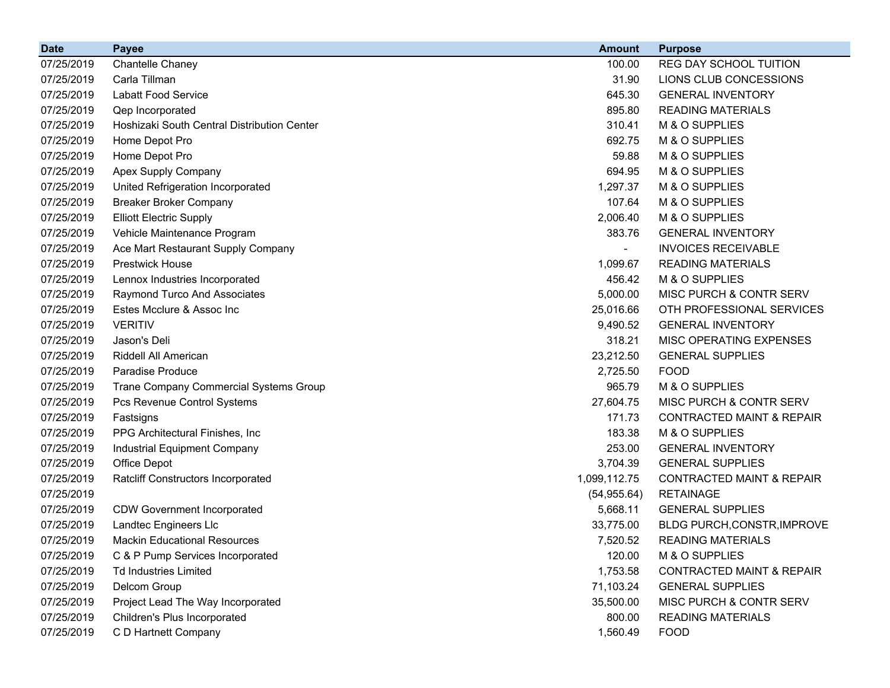| Date | Payee | Amount | Purpose |
| --- | --- | --- | --- |
| 07/25/2019 | Chantelle Chaney | 100.00 | REG DAY SCHOOL TUITION |
| 07/25/2019 | Carla Tillman | 31.90 | LIONS CLUB CONCESSIONS |
| 07/25/2019 | Labatt Food Service | 645.30 | GENERAL INVENTORY |
| 07/25/2019 | Qep Incorporated | 895.80 | READING MATERIALS |
| 07/25/2019 | Hoshizaki South Central Distribution Center | 310.41 | M & O SUPPLIES |
| 07/25/2019 | Home Depot Pro | 692.75 | M & O SUPPLIES |
| 07/25/2019 | Home Depot Pro | 59.88 | M & O SUPPLIES |
| 07/25/2019 | Apex Supply Company | 694.95 | M & O SUPPLIES |
| 07/25/2019 | United Refrigeration Incorporated | 1,297.37 | M & O SUPPLIES |
| 07/25/2019 | Breaker Broker Company | 107.64 | M & O SUPPLIES |
| 07/25/2019 | Elliott Electric Supply | 2,006.40 | M & O SUPPLIES |
| 07/25/2019 | Vehicle Maintenance Program | 383.76 | GENERAL INVENTORY |
| 07/25/2019 | Ace Mart Restaurant Supply Company | - | INVOICES RECEIVABLE |
| 07/25/2019 | Prestwick House | 1,099.67 | READING MATERIALS |
| 07/25/2019 | Lennox Industries Incorporated | 456.42 | M & O SUPPLIES |
| 07/25/2019 | Raymond Turco And Associates | 5,000.00 | MISC PURCH & CONTR SERV |
| 07/25/2019 | Estes Mcclure & Assoc Inc | 25,016.66 | OTH PROFESSIONAL SERVICES |
| 07/25/2019 | VERITIV | 9,490.52 | GENERAL INVENTORY |
| 07/25/2019 | Jason's Deli | 318.21 | MISC OPERATING EXPENSES |
| 07/25/2019 | Riddell All American | 23,212.50 | GENERAL SUPPLIES |
| 07/25/2019 | Paradise Produce | 2,725.50 | FOOD |
| 07/25/2019 | Trane Company Commercial Systems Group | 965.79 | M & O SUPPLIES |
| 07/25/2019 | Pcs Revenue Control Systems | 27,604.75 | MISC PURCH & CONTR SERV |
| 07/25/2019 | Fastsigns | 171.73 | CONTRACTED MAINT & REPAIR |
| 07/25/2019 | PPG Architectural Finishes, Inc | 183.38 | M & O SUPPLIES |
| 07/25/2019 | Industrial Equipment Company | 253.00 | GENERAL INVENTORY |
| 07/25/2019 | Office Depot | 3,704.39 | GENERAL SUPPLIES |
| 07/25/2019 | Ratcliff Constructors Incorporated | 1,099,112.75 | CONTRACTED MAINT & REPAIR |
| 07/25/2019 | | (54,955.64) | RETAINAGE |
| 07/25/2019 | CDW Government Incorporated | 5,668.11 | GENERAL SUPPLIES |
| 07/25/2019 | Landtec Engineers Llc | 33,775.00 | BLDG PURCH,CONSTR,IMPROVE |
| 07/25/2019 | Mackin Educational Resources | 7,520.52 | READING MATERIALS |
| 07/25/2019 | C & P Pump Services Incorporated | 120.00 | M & O SUPPLIES |
| 07/25/2019 | Td Industries Limited | 1,753.58 | CONTRACTED MAINT & REPAIR |
| 07/25/2019 | Delcom Group | 71,103.24 | GENERAL SUPPLIES |
| 07/25/2019 | Project Lead The Way Incorporated | 35,500.00 | MISC PURCH & CONTR SERV |
| 07/25/2019 | Children's Plus Incorporated | 800.00 | READING MATERIALS |
| 07/25/2019 | C D Hartnett Company | 1,560.49 | FOOD |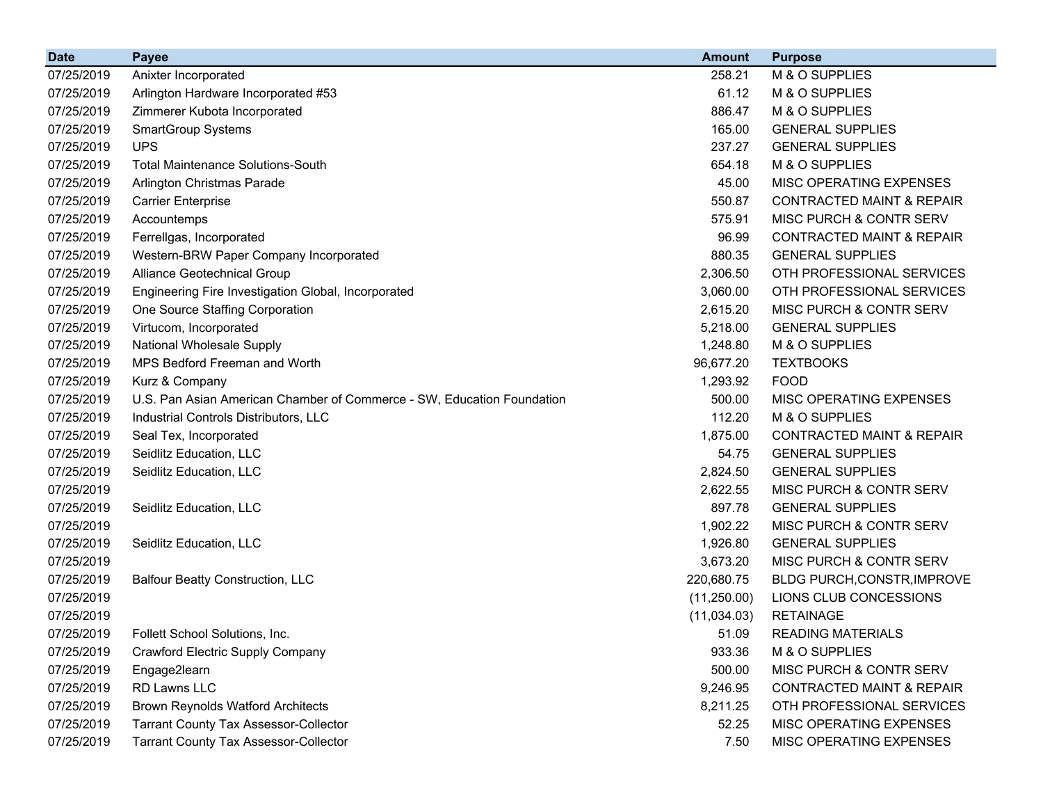| Date | Payee | Amount | Purpose |
|---|---|---|---|
| 07/25/2019 | Anixter Incorporated | 258.21 | M & O SUPPLIES |
| 07/25/2019 | Arlington Hardware Incorporated #53 | 61.12 | M & O SUPPLIES |
| 07/25/2019 | Zimmerer Kubota Incorporated | 886.47 | M & O SUPPLIES |
| 07/25/2019 | SmartGroup Systems | 165.00 | GENERAL SUPPLIES |
| 07/25/2019 | UPS | 237.27 | GENERAL SUPPLIES |
| 07/25/2019 | Total Maintenance Solutions-South | 654.18 | M & O SUPPLIES |
| 07/25/2019 | Arlington Christmas Parade | 45.00 | MISC OPERATING EXPENSES |
| 07/25/2019 | Carrier Enterprise | 550.87 | CONTRACTED MAINT & REPAIR |
| 07/25/2019 | Accountemps | 575.91 | MISC PURCH & CONTR SERV |
| 07/25/2019 | Ferrellgas, Incorporated | 96.99 | CONTRACTED MAINT & REPAIR |
| 07/25/2019 | Western-BRW Paper Company Incorporated | 880.35 | GENERAL SUPPLIES |
| 07/25/2019 | Alliance Geotechnical Group | 2,306.50 | OTH PROFESSIONAL SERVICES |
| 07/25/2019 | Engineering Fire Investigation Global, Incorporated | 3,060.00 | OTH PROFESSIONAL SERVICES |
| 07/25/2019 | One Source Staffing Corporation | 2,615.20 | MISC PURCH & CONTR SERV |
| 07/25/2019 | Virtucom, Incorporated | 5,218.00 | GENERAL SUPPLIES |
| 07/25/2019 | National Wholesale Supply | 1,248.80 | M & O SUPPLIES |
| 07/25/2019 | MPS Bedford Freeman and Worth | 96,677.20 | TEXTBOOKS |
| 07/25/2019 | Kurz & Company | 1,293.92 | FOOD |
| 07/25/2019 | U.S. Pan Asian American Chamber of Commerce - SW, Education Foundation | 500.00 | MISC OPERATING EXPENSES |
| 07/25/2019 | Industrial Controls Distributors, LLC | 112.20 | M & O SUPPLIES |
| 07/25/2019 | Seal Tex, Incorporated | 1,875.00 | CONTRACTED MAINT & REPAIR |
| 07/25/2019 | Seidlitz Education, LLC | 54.75 | GENERAL SUPPLIES |
| 07/25/2019 | Seidlitz Education, LLC | 2,824.50 | GENERAL SUPPLIES |
| 07/25/2019 | | 2,622.55 | MISC PURCH & CONTR SERV |
| 07/25/2019 | Seidlitz Education, LLC | 897.78 | GENERAL SUPPLIES |
| 07/25/2019 | | 1,902.22 | MISC PURCH & CONTR SERV |
| 07/25/2019 | Seidlitz Education, LLC | 1,926.80 | GENERAL SUPPLIES |
| 07/25/2019 | | 3,673.20 | MISC PURCH & CONTR SERV |
| 07/25/2019 | Balfour Beatty Construction, LLC | 220,680.75 | BLDG PURCH,CONSTR,IMPROVE |
| 07/25/2019 | | (11,250.00) | LIONS CLUB CONCESSIONS |
| 07/25/2019 | | (11,034.03) | RETAINAGE |
| 07/25/2019 | Follett School Solutions, Inc. | 51.09 | READING MATERIALS |
| 07/25/2019 | Crawford Electric Supply Company | 933.36 | M & O SUPPLIES |
| 07/25/2019 | Engage2learn | 500.00 | MISC PURCH & CONTR SERV |
| 07/25/2019 | RD Lawns LLC | 9,246.95 | CONTRACTED MAINT & REPAIR |
| 07/25/2019 | Brown Reynolds Watford Architects | 8,211.25 | OTH PROFESSIONAL SERVICES |
| 07/25/2019 | Tarrant County Tax Assessor-Collector | 52.25 | MISC OPERATING EXPENSES |
| 07/25/2019 | Tarrant County Tax Assessor-Collector | 7.50 | MISC OPERATING EXPENSES |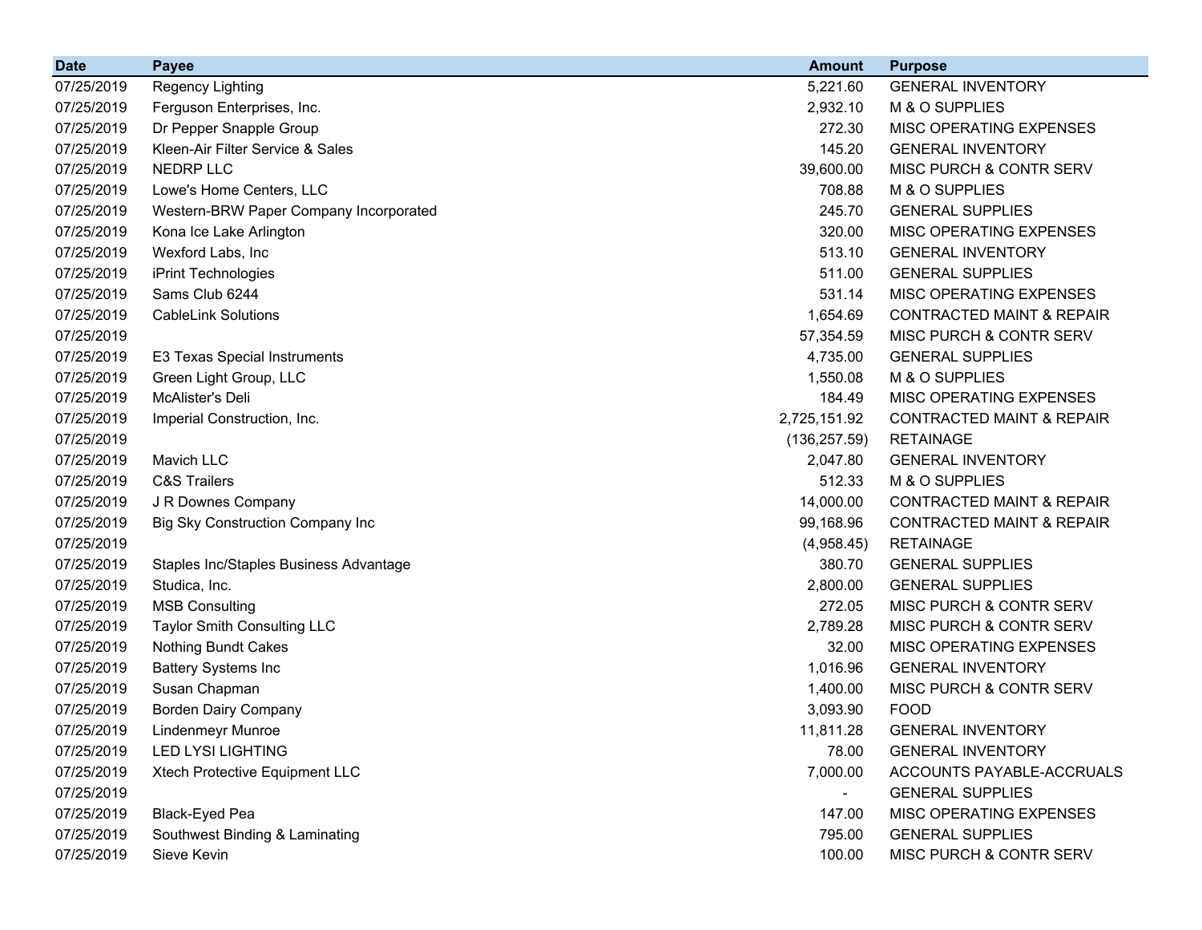| Date | Payee | Amount | Purpose |
|---|---|---|---|
| 07/25/2019 | Regency Lighting | 5,221.60 | GENERAL INVENTORY |
| 07/25/2019 | Ferguson Enterprises, Inc. | 2,932.10 | M & O SUPPLIES |
| 07/25/2019 | Dr Pepper Snapple Group | 272.30 | MISC OPERATING EXPENSES |
| 07/25/2019 | Kleen-Air Filter Service & Sales | 145.20 | GENERAL INVENTORY |
| 07/25/2019 | NEDRP LLC | 39,600.00 | MISC PURCH & CONTR SERV |
| 07/25/2019 | Lowe's Home Centers, LLC | 708.88 | M & O SUPPLIES |
| 07/25/2019 | Western-BRW Paper Company Incorporated | 245.70 | GENERAL SUPPLIES |
| 07/25/2019 | Kona Ice Lake Arlington | 320.00 | MISC OPERATING EXPENSES |
| 07/25/2019 | Wexford Labs, Inc | 513.10 | GENERAL INVENTORY |
| 07/25/2019 | iPrint Technologies | 511.00 | GENERAL SUPPLIES |
| 07/25/2019 | Sams Club 6244 | 531.14 | MISC OPERATING EXPENSES |
| 07/25/2019 | CableLink Solutions | 1,654.69 | CONTRACTED MAINT & REPAIR |
| 07/25/2019 | | 57,354.59 | MISC PURCH & CONTR SERV |
| 07/25/2019 | E3 Texas Special Instruments | 4,735.00 | GENERAL SUPPLIES |
| 07/25/2019 | Green Light Group, LLC | 1,550.08 | M & O SUPPLIES |
| 07/25/2019 | McAlister's Deli | 184.49 | MISC OPERATING EXPENSES |
| 07/25/2019 | Imperial Construction, Inc. | 2,725,151.92 | CONTRACTED MAINT & REPAIR |
| 07/25/2019 | | (136,257.59) | RETAINAGE |
| 07/25/2019 | Mavich LLC | 2,047.80 | GENERAL INVENTORY |
| 07/25/2019 | C&S Trailers | 512.33 | M & O SUPPLIES |
| 07/25/2019 | J R Downes Company | 14,000.00 | CONTRACTED MAINT & REPAIR |
| 07/25/2019 | Big Sky Construction Company Inc | 99,168.96 | CONTRACTED MAINT & REPAIR |
| 07/25/2019 | | (4,958.45) | RETAINAGE |
| 07/25/2019 | Staples Inc/Staples Business Advantage | 380.70 | GENERAL SUPPLIES |
| 07/25/2019 | Studica, Inc. | 2,800.00 | GENERAL SUPPLIES |
| 07/25/2019 | MSB Consulting | 272.05 | MISC PURCH & CONTR SERV |
| 07/25/2019 | Taylor Smith Consulting LLC | 2,789.28 | MISC PURCH & CONTR SERV |
| 07/25/2019 | Nothing Bundt Cakes | 32.00 | MISC OPERATING EXPENSES |
| 07/25/2019 | Battery Systems Inc | 1,016.96 | GENERAL INVENTORY |
| 07/25/2019 | Susan Chapman | 1,400.00 | MISC PURCH & CONTR SERV |
| 07/25/2019 | Borden Dairy Company | 3,093.90 | FOOD |
| 07/25/2019 | Lindenmeyr Munroe | 11,811.28 | GENERAL INVENTORY |
| 07/25/2019 | LED LYSI LIGHTING | 78.00 | GENERAL INVENTORY |
| 07/25/2019 | Xtech Protective Equipment LLC | 7,000.00 | ACCOUNTS PAYABLE-ACCRUALS |
| 07/25/2019 | | - | GENERAL SUPPLIES |
| 07/25/2019 | Black-Eyed Pea | 147.00 | MISC OPERATING EXPENSES |
| 07/25/2019 | Southwest Binding & Laminating | 795.00 | GENERAL SUPPLIES |
| 07/25/2019 | Sieve Kevin | 100.00 | MISC PURCH & CONTR SERV |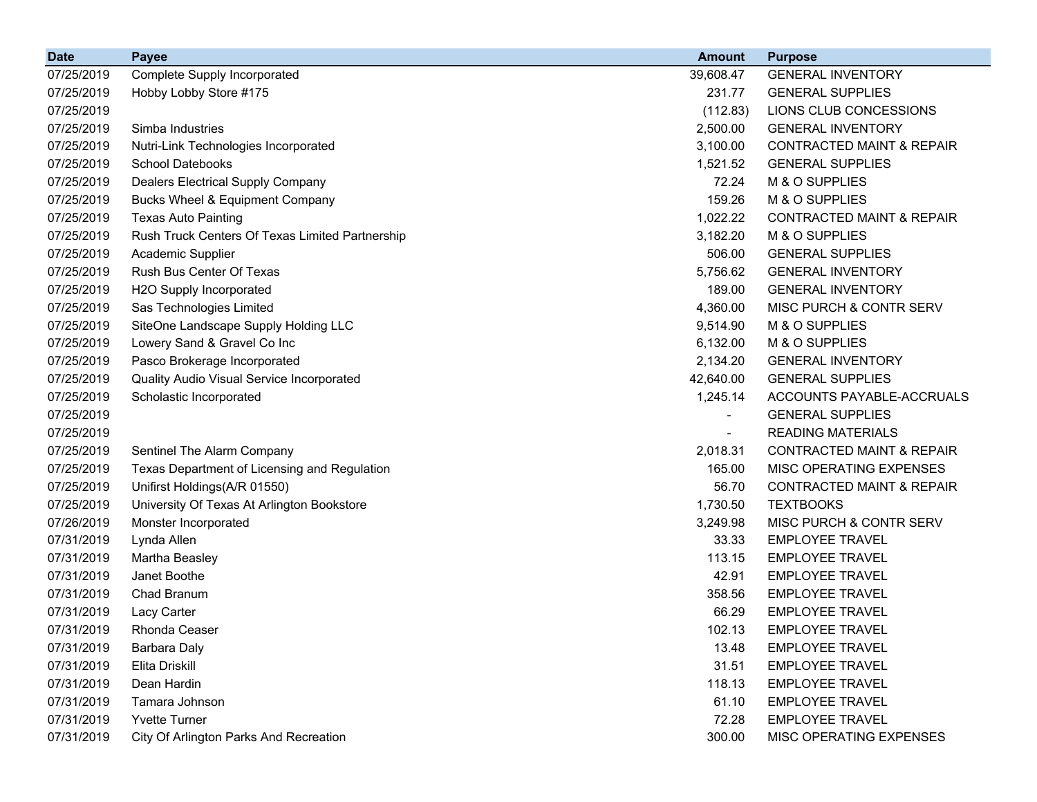| Date | Payee | Amount | Purpose |
|---|---|---|---|
| 07/25/2019 | Complete Supply Incorporated | 39,608.47 | GENERAL INVENTORY |
| 07/25/2019 | Hobby Lobby Store #175 | 231.77 | GENERAL SUPPLIES |
| 07/25/2019 | | (112.83) | LIONS CLUB CONCESSIONS |
| 07/25/2019 | Simba Industries | 2,500.00 | GENERAL INVENTORY |
| 07/25/2019 | Nutri-Link Technologies Incorporated | 3,100.00 | CONTRACTED MAINT & REPAIR |
| 07/25/2019 | School Datebooks | 1,521.52 | GENERAL SUPPLIES |
| 07/25/2019 | Dealers Electrical Supply Company | 72.24 | M & O SUPPLIES |
| 07/25/2019 | Bucks Wheel & Equipment Company | 159.26 | M & O SUPPLIES |
| 07/25/2019 | Texas Auto Painting | 1,022.22 | CONTRACTED MAINT & REPAIR |
| 07/25/2019 | Rush Truck Centers Of Texas Limited Partnership | 3,182.20 | M & O SUPPLIES |
| 07/25/2019 | Academic Supplier | 506.00 | GENERAL SUPPLIES |
| 07/25/2019 | Rush Bus Center Of Texas | 5,756.62 | GENERAL INVENTORY |
| 07/25/2019 | H2O Supply Incorporated | 189.00 | GENERAL INVENTORY |
| 07/25/2019 | Sas Technologies Limited | 4,360.00 | MISC PURCH & CONTR SERV |
| 07/25/2019 | SiteOne Landscape Supply Holding LLC | 9,514.90 | M & O SUPPLIES |
| 07/25/2019 | Lowery Sand & Gravel Co Inc | 6,132.00 | M & O SUPPLIES |
| 07/25/2019 | Pasco Brokerage Incorporated | 2,134.20 | GENERAL INVENTORY |
| 07/25/2019 | Quality Audio Visual Service Incorporated | 42,640.00 | GENERAL SUPPLIES |
| 07/25/2019 | Scholastic Incorporated | 1,245.14 | ACCOUNTS PAYABLE-ACCRUALS |
| 07/25/2019 | | - | GENERAL SUPPLIES |
| 07/25/2019 | | - | READING MATERIALS |
| 07/25/2019 | Sentinel The Alarm Company | 2,018.31 | CONTRACTED MAINT & REPAIR |
| 07/25/2019 | Texas Department of Licensing and Regulation | 165.00 | MISC OPERATING EXPENSES |
| 07/25/2019 | Unifirst Holdings(A/R 01550) | 56.70 | CONTRACTED MAINT & REPAIR |
| 07/25/2019 | University Of Texas At Arlington Bookstore | 1,730.50 | TEXTBOOKS |
| 07/26/2019 | Monster Incorporated | 3,249.98 | MISC PURCH & CONTR SERV |
| 07/31/2019 | Lynda Allen | 33.33 | EMPLOYEE TRAVEL |
| 07/31/2019 | Martha Beasley | 113.15 | EMPLOYEE TRAVEL |
| 07/31/2019 | Janet Boothe | 42.91 | EMPLOYEE TRAVEL |
| 07/31/2019 | Chad Branum | 358.56 | EMPLOYEE TRAVEL |
| 07/31/2019 | Lacy Carter | 66.29 | EMPLOYEE TRAVEL |
| 07/31/2019 | Rhonda Ceaser | 102.13 | EMPLOYEE TRAVEL |
| 07/31/2019 | Barbara Daly | 13.48 | EMPLOYEE TRAVEL |
| 07/31/2019 | Elita Driskill | 31.51 | EMPLOYEE TRAVEL |
| 07/31/2019 | Dean Hardin | 118.13 | EMPLOYEE TRAVEL |
| 07/31/2019 | Tamara Johnson | 61.10 | EMPLOYEE TRAVEL |
| 07/31/2019 | Yvette Turner | 72.28 | EMPLOYEE TRAVEL |
| 07/31/2019 | City Of Arlington Parks And Recreation | 300.00 | MISC OPERATING EXPENSES |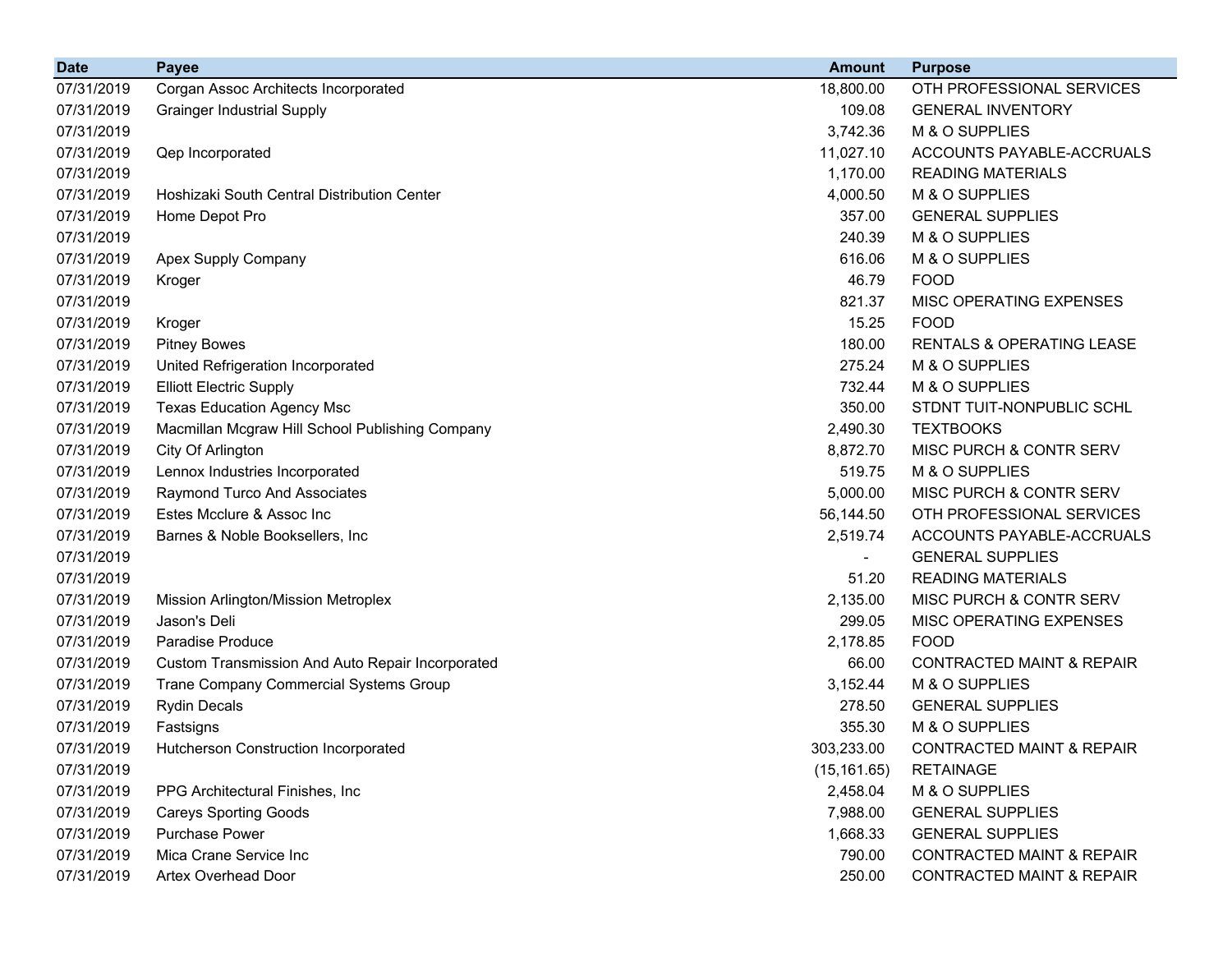| Date | Payee | Amount | Purpose |
|---|---|---|---|
| 07/31/2019 | Corgan Assoc Architects Incorporated | 18,800.00 | OTH PROFESSIONAL SERVICES |
| 07/31/2019 | Grainger Industrial Supply | 109.08 | GENERAL INVENTORY |
| 07/31/2019 | | 3,742.36 | M & O SUPPLIES |
| 07/31/2019 | Qep Incorporated | 11,027.10 | ACCOUNTS PAYABLE-ACCRUALS |
| 07/31/2019 | | 1,170.00 | READING MATERIALS |
| 07/31/2019 | Hoshizaki South Central Distribution Center | 4,000.50 | M & O SUPPLIES |
| 07/31/2019 | Home Depot Pro | 357.00 | GENERAL SUPPLIES |
| 07/31/2019 | | 240.39 | M & O SUPPLIES |
| 07/31/2019 | Apex Supply Company | 616.06 | M & O SUPPLIES |
| 07/31/2019 | Kroger | 46.79 | FOOD |
| 07/31/2019 | | 821.37 | MISC OPERATING EXPENSES |
| 07/31/2019 | Kroger | 15.25 | FOOD |
| 07/31/2019 | Pitney Bowes | 180.00 | RENTALS & OPERATING LEASE |
| 07/31/2019 | United Refrigeration Incorporated | 275.24 | M & O SUPPLIES |
| 07/31/2019 | Elliott Electric Supply | 732.44 | M & O SUPPLIES |
| 07/31/2019 | Texas Education Agency Msc | 350.00 | STDNT TUIT-NONPUBLIC SCHL |
| 07/31/2019 | Macmillan Mcgraw Hill School Publishing Company | 2,490.30 | TEXTBOOKS |
| 07/31/2019 | City Of Arlington | 8,872.70 | MISC PURCH & CONTR SERV |
| 07/31/2019 | Lennox Industries Incorporated | 519.75 | M & O SUPPLIES |
| 07/31/2019 | Raymond Turco And Associates | 5,000.00 | MISC PURCH & CONTR SERV |
| 07/31/2019 | Estes Mcclure & Assoc Inc | 56,144.50 | OTH PROFESSIONAL SERVICES |
| 07/31/2019 | Barnes & Noble Booksellers, Inc | 2,519.74 | ACCOUNTS PAYABLE-ACCRUALS |
| 07/31/2019 | | - | GENERAL SUPPLIES |
| 07/31/2019 | | 51.20 | READING MATERIALS |
| 07/31/2019 | Mission Arlington/Mission Metroplex | 2,135.00 | MISC PURCH & CONTR SERV |
| 07/31/2019 | Jason's Deli | 299.05 | MISC OPERATING EXPENSES |
| 07/31/2019 | Paradise Produce | 2,178.85 | FOOD |
| 07/31/2019 | Custom Transmission And Auto Repair Incorporated | 66.00 | CONTRACTED MAINT & REPAIR |
| 07/31/2019 | Trane Company Commercial Systems Group | 3,152.44 | M & O SUPPLIES |
| 07/31/2019 | Rydin Decals | 278.50 | GENERAL SUPPLIES |
| 07/31/2019 | Fastsigns | 355.30 | M & O SUPPLIES |
| 07/31/2019 | Hutcherson Construction Incorporated | 303,233.00 | CONTRACTED MAINT & REPAIR |
| 07/31/2019 | | (15,161.65) | RETAINAGE |
| 07/31/2019 | PPG Architectural Finishes, Inc | 2,458.04 | M & O SUPPLIES |
| 07/31/2019 | Careys Sporting Goods | 7,988.00 | GENERAL SUPPLIES |
| 07/31/2019 | Purchase Power | 1,668.33 | GENERAL SUPPLIES |
| 07/31/2019 | Mica Crane Service Inc | 790.00 | CONTRACTED MAINT & REPAIR |
| 07/31/2019 | Artex Overhead Door | 250.00 | CONTRACTED MAINT & REPAIR |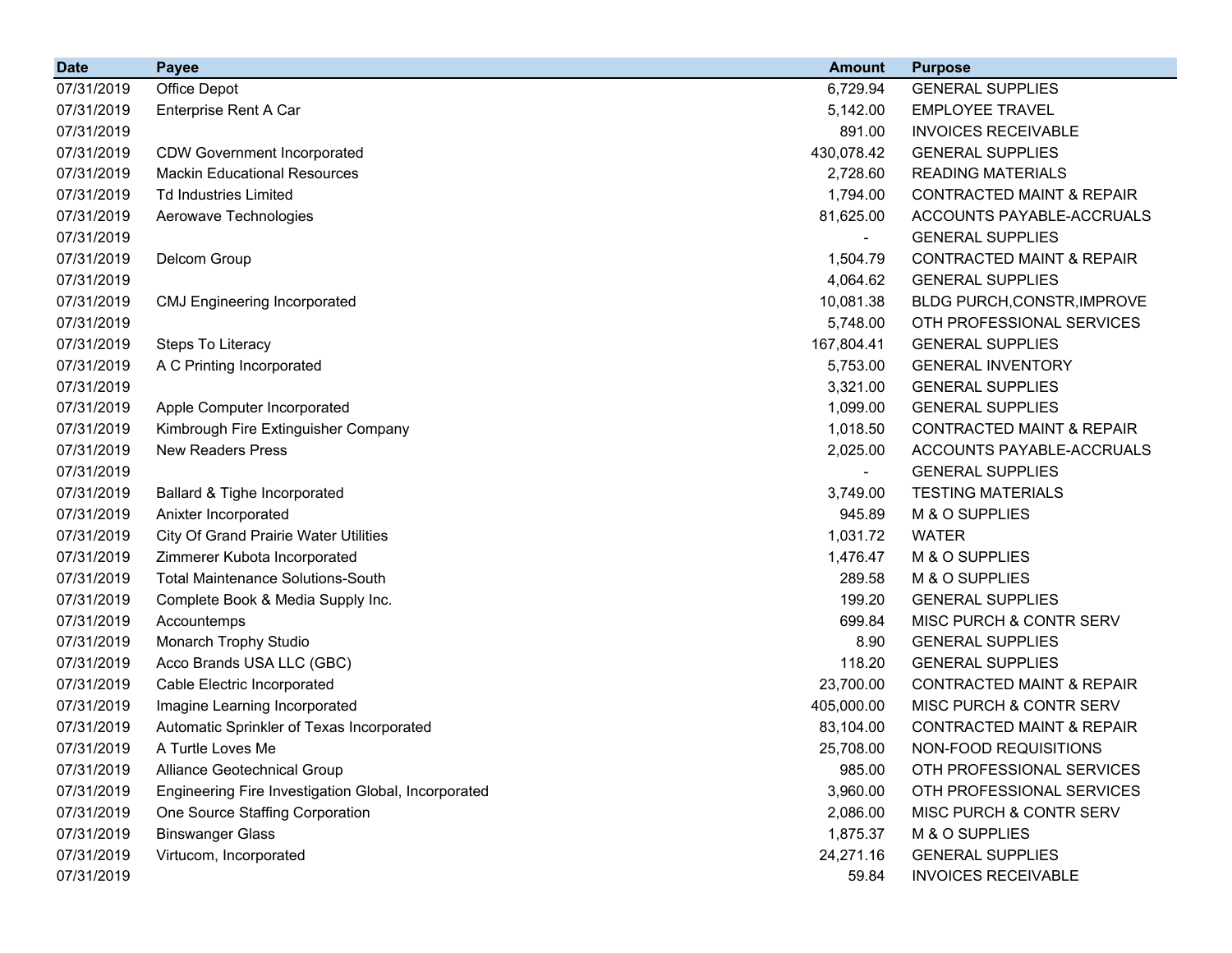| Date | Payee | Amount | Purpose |
|---|---|---|---|
| 07/31/2019 | Office Depot | 6,729.94 | GENERAL SUPPLIES |
| 07/31/2019 | Enterprise Rent A Car | 5,142.00 | EMPLOYEE TRAVEL |
| 07/31/2019 | | 891.00 | INVOICES RECEIVABLE |
| 07/31/2019 | CDW Government Incorporated | 430,078.42 | GENERAL SUPPLIES |
| 07/31/2019 | Mackin Educational Resources | 2,728.60 | READING MATERIALS |
| 07/31/2019 | Td Industries Limited | 1,794.00 | CONTRACTED MAINT & REPAIR |
| 07/31/2019 | Aerowave Technologies | 81,625.00 | ACCOUNTS PAYABLE-ACCRUALS |
| 07/31/2019 | | - | GENERAL SUPPLIES |
| 07/31/2019 | Delcom Group | 1,504.79 | CONTRACTED MAINT & REPAIR |
| 07/31/2019 | | 4,064.62 | GENERAL SUPPLIES |
| 07/31/2019 | CMJ Engineering Incorporated | 10,081.38 | BLDG PURCH,CONSTR,IMPROVE |
| 07/31/2019 | | 5,748.00 | OTH PROFESSIONAL SERVICES |
| 07/31/2019 | Steps To Literacy | 167,804.41 | GENERAL SUPPLIES |
| 07/31/2019 | A C Printing Incorporated | 5,753.00 | GENERAL INVENTORY |
| 07/31/2019 | | 3,321.00 | GENERAL SUPPLIES |
| 07/31/2019 | Apple Computer Incorporated | 1,099.00 | GENERAL SUPPLIES |
| 07/31/2019 | Kimbrough Fire Extinguisher Company | 1,018.50 | CONTRACTED MAINT & REPAIR |
| 07/31/2019 | New Readers Press | 2,025.00 | ACCOUNTS PAYABLE-ACCRUALS |
| 07/31/2019 | | - | GENERAL SUPPLIES |
| 07/31/2019 | Ballard & Tighe Incorporated | 3,749.00 | TESTING MATERIALS |
| 07/31/2019 | Anixter Incorporated | 945.89 | M & O SUPPLIES |
| 07/31/2019 | City Of Grand Prairie Water Utilities | 1,031.72 | WATER |
| 07/31/2019 | Zimmerer Kubota Incorporated | 1,476.47 | M & O SUPPLIES |
| 07/31/2019 | Total Maintenance Solutions-South | 289.58 | M & O SUPPLIES |
| 07/31/2019 | Complete Book & Media Supply Inc. | 199.20 | GENERAL SUPPLIES |
| 07/31/2019 | Accountemps | 699.84 | MISC PURCH & CONTR SERV |
| 07/31/2019 | Monarch Trophy Studio | 8.90 | GENERAL SUPPLIES |
| 07/31/2019 | Acco Brands USA LLC (GBC) | 118.20 | GENERAL SUPPLIES |
| 07/31/2019 | Cable Electric Incorporated | 23,700.00 | CONTRACTED MAINT & REPAIR |
| 07/31/2019 | Imagine Learning Incorporated | 405,000.00 | MISC PURCH & CONTR SERV |
| 07/31/2019 | Automatic Sprinkler of Texas Incorporated | 83,104.00 | CONTRACTED MAINT & REPAIR |
| 07/31/2019 | A Turtle Loves Me | 25,708.00 | NON-FOOD REQUISITIONS |
| 07/31/2019 | Alliance Geotechnical Group | 985.00 | OTH PROFESSIONAL SERVICES |
| 07/31/2019 | Engineering Fire Investigation Global, Incorporated | 3,960.00 | OTH PROFESSIONAL SERVICES |
| 07/31/2019 | One Source Staffing Corporation | 2,086.00 | MISC PURCH & CONTR SERV |
| 07/31/2019 | Binswanger Glass | 1,875.37 | M & O SUPPLIES |
| 07/31/2019 | Virtucom, Incorporated | 24,271.16 | GENERAL SUPPLIES |
| 07/31/2019 | | 59.84 | INVOICES RECEIVABLE |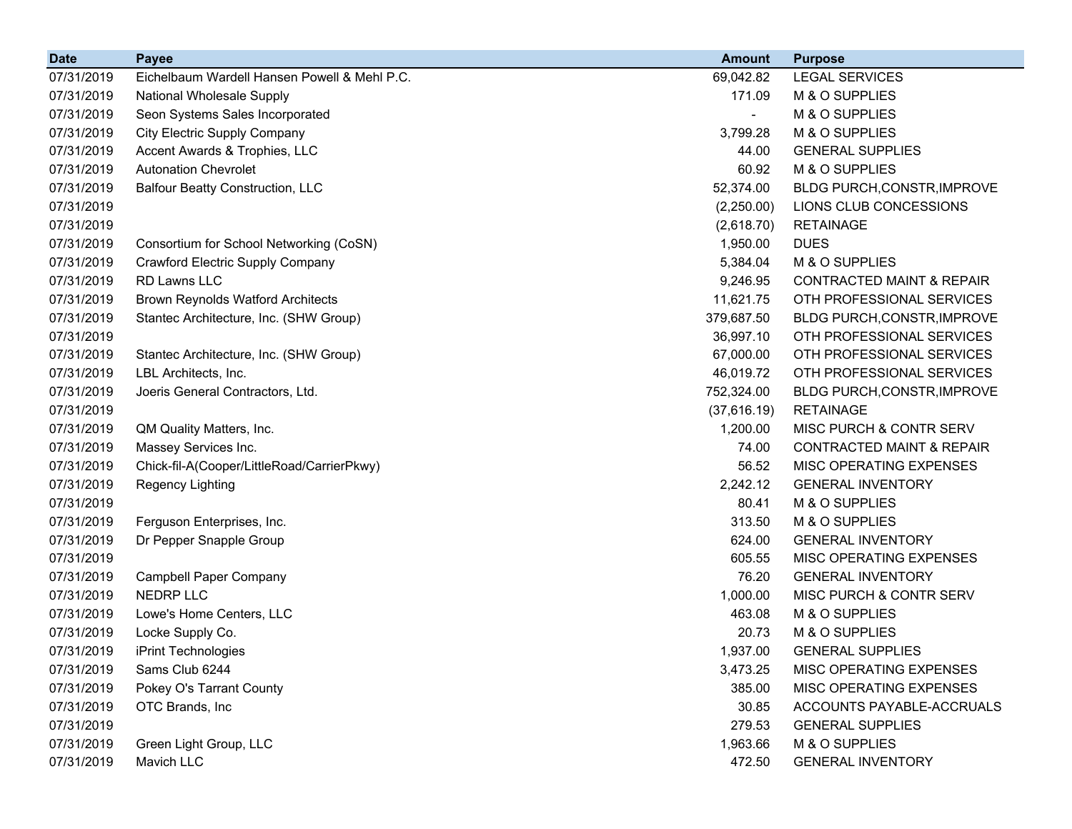| Date | Payee | Amount | Purpose |
|---|---|---|---|
| 07/31/2019 | Eichelbaum Wardell Hansen Powell & Mehl P.C. | 69,042.82 | LEGAL SERVICES |
| 07/31/2019 | National Wholesale Supply | 171.09 | M & O SUPPLIES |
| 07/31/2019 | Seon Systems Sales Incorporated | - | M & O SUPPLIES |
| 07/31/2019 | City Electric Supply Company | 3,799.28 | M & O SUPPLIES |
| 07/31/2019 | Accent Awards & Trophies, LLC | 44.00 | GENERAL SUPPLIES |
| 07/31/2019 | Autonation Chevrolet | 60.92 | M & O SUPPLIES |
| 07/31/2019 | Balfour Beatty Construction, LLC | 52,374.00 | BLDG PURCH,CONSTR,IMPROVE |
| 07/31/2019 | | (2,250.00) | LIONS CLUB CONCESSIONS |
| 07/31/2019 | | (2,618.70) | RETAINAGE |
| 07/31/2019 | Consortium for School Networking (CoSN) | 1,950.00 | DUES |
| 07/31/2019 | Crawford Electric Supply Company | 5,384.04 | M & O SUPPLIES |
| 07/31/2019 | RD Lawns LLC | 9,246.95 | CONTRACTED MAINT & REPAIR |
| 07/31/2019 | Brown Reynolds Watford Architects | 11,621.75 | OTH PROFESSIONAL SERVICES |
| 07/31/2019 | Stantec Architecture, Inc. (SHW Group) | 379,687.50 | BLDG PURCH,CONSTR,IMPROVE |
| 07/31/2019 | | 36,997.10 | OTH PROFESSIONAL SERVICES |
| 07/31/2019 | Stantec Architecture, Inc. (SHW Group) | 67,000.00 | OTH PROFESSIONAL SERVICES |
| 07/31/2019 | LBL Architects, Inc. | 46,019.72 | OTH PROFESSIONAL SERVICES |
| 07/31/2019 | Joeris General Contractors, Ltd. | 752,324.00 | BLDG PURCH,CONSTR,IMPROVE |
| 07/31/2019 | | (37,616.19) | RETAINAGE |
| 07/31/2019 | QM Quality Matters, Inc. | 1,200.00 | MISC PURCH & CONTR SERV |
| 07/31/2019 | Massey Services Inc. | 74.00 | CONTRACTED MAINT & REPAIR |
| 07/31/2019 | Chick-fil-A(Cooper/LittleRoad/CarrierPkwy) | 56.52 | MISC OPERATING EXPENSES |
| 07/31/2019 | Regency Lighting | 2,242.12 | GENERAL INVENTORY |
| 07/31/2019 | | 80.41 | M & O SUPPLIES |
| 07/31/2019 | Ferguson Enterprises, Inc. | 313.50 | M & O SUPPLIES |
| 07/31/2019 | Dr Pepper Snapple Group | 624.00 | GENERAL INVENTORY |
| 07/31/2019 | | 605.55 | MISC OPERATING EXPENSES |
| 07/31/2019 | Campbell Paper Company | 76.20 | GENERAL INVENTORY |
| 07/31/2019 | NEDRP LLC | 1,000.00 | MISC PURCH & CONTR SERV |
| 07/31/2019 | Lowe's Home Centers, LLC | 463.08 | M & O SUPPLIES |
| 07/31/2019 | Locke Supply Co. | 20.73 | M & O SUPPLIES |
| 07/31/2019 | iPrint Technologies | 1,937.00 | GENERAL SUPPLIES |
| 07/31/2019 | Sams Club 6244 | 3,473.25 | MISC OPERATING EXPENSES |
| 07/31/2019 | Pokey O's Tarrant County | 385.00 | MISC OPERATING EXPENSES |
| 07/31/2019 | OTC Brands, Inc | 30.85 | ACCOUNTS PAYABLE-ACCRUALS |
| 07/31/2019 | | 279.53 | GENERAL SUPPLIES |
| 07/31/2019 | Green Light Group, LLC | 1,963.66 | M & O SUPPLIES |
| 07/31/2019 | Mavich LLC | 472.50 | GENERAL INVENTORY |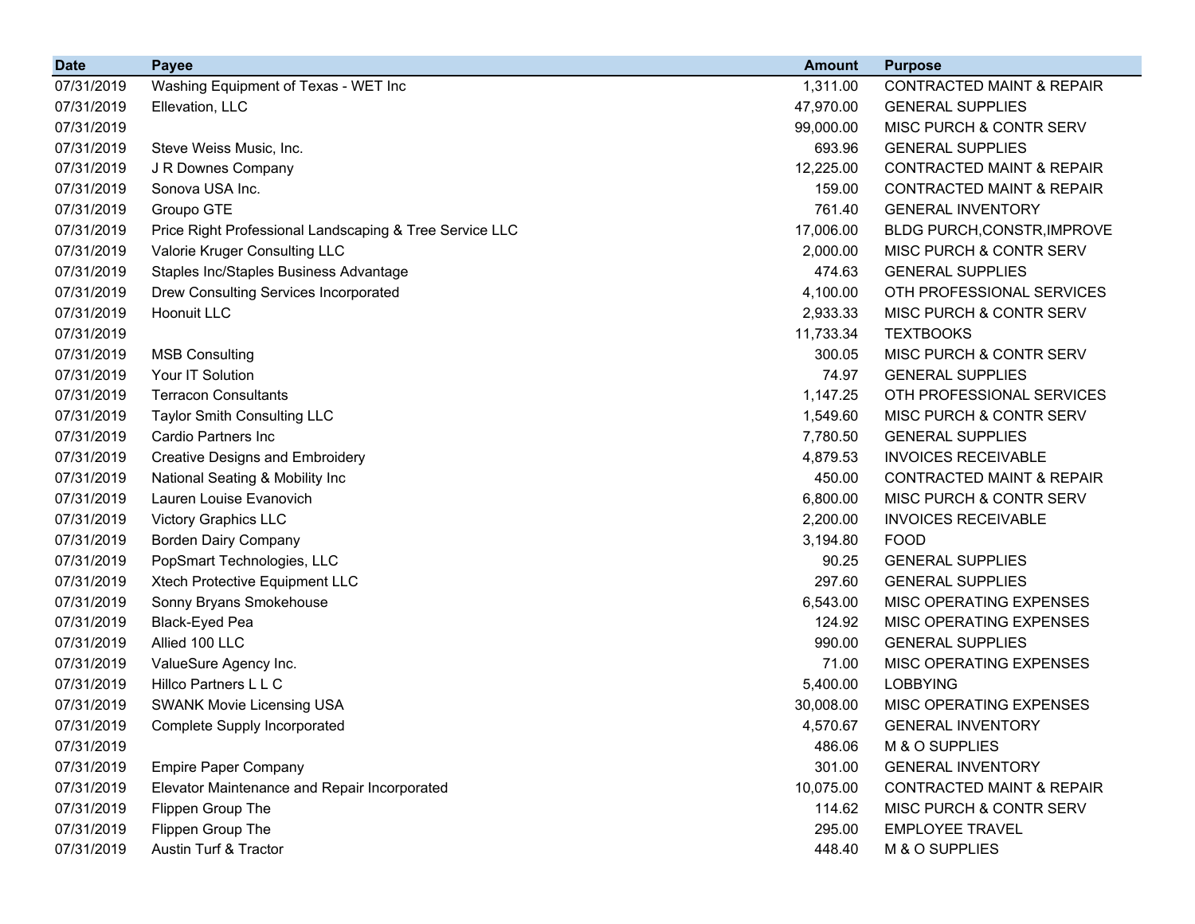| Date | Payee | Amount | Purpose |
| --- | --- | --- | --- |
| 07/31/2019 | Washing Equipment of Texas - WET Inc | 1,311.00 | CONTRACTED MAINT & REPAIR |
| 07/31/2019 | Ellevation, LLC | 47,970.00 | GENERAL SUPPLIES |
| 07/31/2019 | | 99,000.00 | MISC PURCH & CONTR SERV |
| 07/31/2019 | Steve Weiss Music, Inc. | 693.96 | GENERAL SUPPLIES |
| 07/31/2019 | J R Downes Company | 12,225.00 | CONTRACTED MAINT & REPAIR |
| 07/31/2019 | Sonova USA Inc. | 159.00 | CONTRACTED MAINT & REPAIR |
| 07/31/2019 | Groupo GTE | 761.40 | GENERAL INVENTORY |
| 07/31/2019 | Price Right Professional Landscaping & Tree Service LLC | 17,006.00 | BLDG PURCH,CONSTR,IMPROVE |
| 07/31/2019 | Valorie Kruger Consulting LLC | 2,000.00 | MISC PURCH & CONTR SERV |
| 07/31/2019 | Staples Inc/Staples Business Advantage | 474.63 | GENERAL SUPPLIES |
| 07/31/2019 | Drew Consulting Services Incorporated | 4,100.00 | OTH PROFESSIONAL SERVICES |
| 07/31/2019 | Hoonuit LLC | 2,933.33 | MISC PURCH & CONTR SERV |
| 07/31/2019 | | 11,733.34 | TEXTBOOKS |
| 07/31/2019 | MSB Consulting | 300.05 | MISC PURCH & CONTR SERV |
| 07/31/2019 | Your IT Solution | 74.97 | GENERAL SUPPLIES |
| 07/31/2019 | Terracon Consultants | 1,147.25 | OTH PROFESSIONAL SERVICES |
| 07/31/2019 | Taylor Smith Consulting LLC | 1,549.60 | MISC PURCH & CONTR SERV |
| 07/31/2019 | Cardio Partners Inc | 7,780.50 | GENERAL SUPPLIES |
| 07/31/2019 | Creative Designs and Embroidery | 4,879.53 | INVOICES RECEIVABLE |
| 07/31/2019 | National Seating & Mobility Inc | 450.00 | CONTRACTED MAINT & REPAIR |
| 07/31/2019 | Lauren Louise Evanovich | 6,800.00 | MISC PURCH & CONTR SERV |
| 07/31/2019 | Victory Graphics LLC | 2,200.00 | INVOICES RECEIVABLE |
| 07/31/2019 | Borden Dairy Company | 3,194.80 | FOOD |
| 07/31/2019 | PopSmart Technologies, LLC | 90.25 | GENERAL SUPPLIES |
| 07/31/2019 | Xtech Protective Equipment LLC | 297.60 | GENERAL SUPPLIES |
| 07/31/2019 | Sonny Bryans Smokehouse | 6,543.00 | MISC OPERATING EXPENSES |
| 07/31/2019 | Black-Eyed Pea | 124.92 | MISC OPERATING EXPENSES |
| 07/31/2019 | Allied 100 LLC | 990.00 | GENERAL SUPPLIES |
| 07/31/2019 | ValueSure Agency Inc. | 71.00 | MISC OPERATING EXPENSES |
| 07/31/2019 | Hillco Partners L L C | 5,400.00 | LOBBYING |
| 07/31/2019 | SWANK Movie Licensing USA | 30,008.00 | MISC OPERATING EXPENSES |
| 07/31/2019 | Complete Supply Incorporated | 4,570.67 | GENERAL INVENTORY |
| 07/31/2019 | | 486.06 | M & O SUPPLIES |
| 07/31/2019 | Empire Paper Company | 301.00 | GENERAL INVENTORY |
| 07/31/2019 | Elevator Maintenance and Repair Incorporated | 10,075.00 | CONTRACTED MAINT & REPAIR |
| 07/31/2019 | Flippen Group The | 114.62 | MISC PURCH & CONTR SERV |
| 07/31/2019 | Flippen Group The | 295.00 | EMPLOYEE TRAVEL |
| 07/31/2019 | Austin Turf & Tractor | 448.40 | M & O SUPPLIES |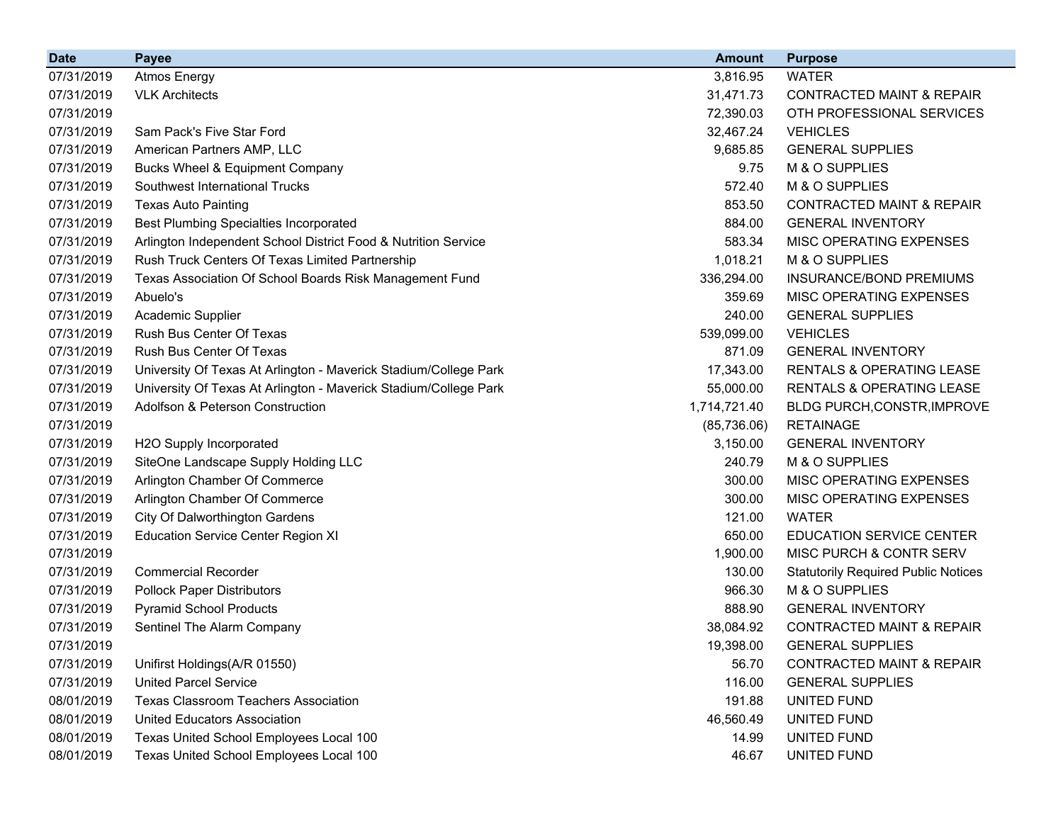| Date | Payee | Amount | Purpose |
|---|---|---|---|
| 07/31/2019 | Atmos Energy | 3,816.95 | WATER |
| 07/31/2019 | VLK Architects | 31,471.73 | CONTRACTED MAINT & REPAIR |
| 07/31/2019 | | 72,390.03 | OTH PROFESSIONAL SERVICES |
| 07/31/2019 | Sam Pack's Five Star Ford | 32,467.24 | VEHICLES |
| 07/31/2019 | American Partners AMP, LLC | 9,685.85 | GENERAL SUPPLIES |
| 07/31/2019 | Bucks Wheel & Equipment Company | 9.75 | M & O SUPPLIES |
| 07/31/2019 | Southwest International Trucks | 572.40 | M & O SUPPLIES |
| 07/31/2019 | Texas Auto Painting | 853.50 | CONTRACTED MAINT & REPAIR |
| 07/31/2019 | Best Plumbing Specialties Incorporated | 884.00 | GENERAL INVENTORY |
| 07/31/2019 | Arlington Independent School District Food & Nutrition Service | 583.34 | MISC OPERATING EXPENSES |
| 07/31/2019 | Rush Truck Centers Of Texas Limited Partnership | 1,018.21 | M & O SUPPLIES |
| 07/31/2019 | Texas Association Of School Boards Risk Management Fund | 336,294.00 | INSURANCE/BOND PREMIUMS |
| 07/31/2019 | Abuelo's | 359.69 | MISC OPERATING EXPENSES |
| 07/31/2019 | Academic Supplier | 240.00 | GENERAL SUPPLIES |
| 07/31/2019 | Rush Bus Center Of Texas | 539,099.00 | VEHICLES |
| 07/31/2019 | Rush Bus Center Of Texas | 871.09 | GENERAL INVENTORY |
| 07/31/2019 | University Of Texas At Arlington - Maverick Stadium/College Park | 17,343.00 | RENTALS & OPERATING LEASE |
| 07/31/2019 | University Of Texas At Arlington - Maverick Stadium/College Park | 55,000.00 | RENTALS & OPERATING LEASE |
| 07/31/2019 | Adolfson & Peterson Construction | 1,714,721.40 | BLDG PURCH,CONSTR,IMPROVE |
| 07/31/2019 | | (85,736.06) | RETAINAGE |
| 07/31/2019 | H2O Supply Incorporated | 3,150.00 | GENERAL INVENTORY |
| 07/31/2019 | SiteOne Landscape Supply Holding LLC | 240.79 | M & O SUPPLIES |
| 07/31/2019 | Arlington Chamber Of Commerce | 300.00 | MISC OPERATING EXPENSES |
| 07/31/2019 | Arlington Chamber Of Commerce | 300.00 | MISC OPERATING EXPENSES |
| 07/31/2019 | City Of Dalworthington Gardens | 121.00 | WATER |
| 07/31/2019 | Education Service Center Region XI | 650.00 | EDUCATION SERVICE CENTER |
| 07/31/2019 | | 1,900.00 | MISC PURCH & CONTR SERV |
| 07/31/2019 | Commercial Recorder | 130.00 | Statutorily Required Public Notices |
| 07/31/2019 | Pollock Paper Distributors | 966.30 | M & O SUPPLIES |
| 07/31/2019 | Pyramid School Products | 888.90 | GENERAL INVENTORY |
| 07/31/2019 | Sentinel The Alarm Company | 38,084.92 | CONTRACTED MAINT & REPAIR |
| 07/31/2019 | | 19,398.00 | GENERAL SUPPLIES |
| 07/31/2019 | Unifirst Holdings(A/R 01550) | 56.70 | CONTRACTED MAINT & REPAIR |
| 07/31/2019 | United Parcel Service | 116.00 | GENERAL SUPPLIES |
| 08/01/2019 | Texas Classroom Teachers Association | 191.88 | UNITED FUND |
| 08/01/2019 | United Educators Association | 46,560.49 | UNITED FUND |
| 08/01/2019 | Texas United School Employees Local 100 | 14.99 | UNITED FUND |
| 08/01/2019 | Texas United School Employees Local 100 | 46.67 | UNITED FUND |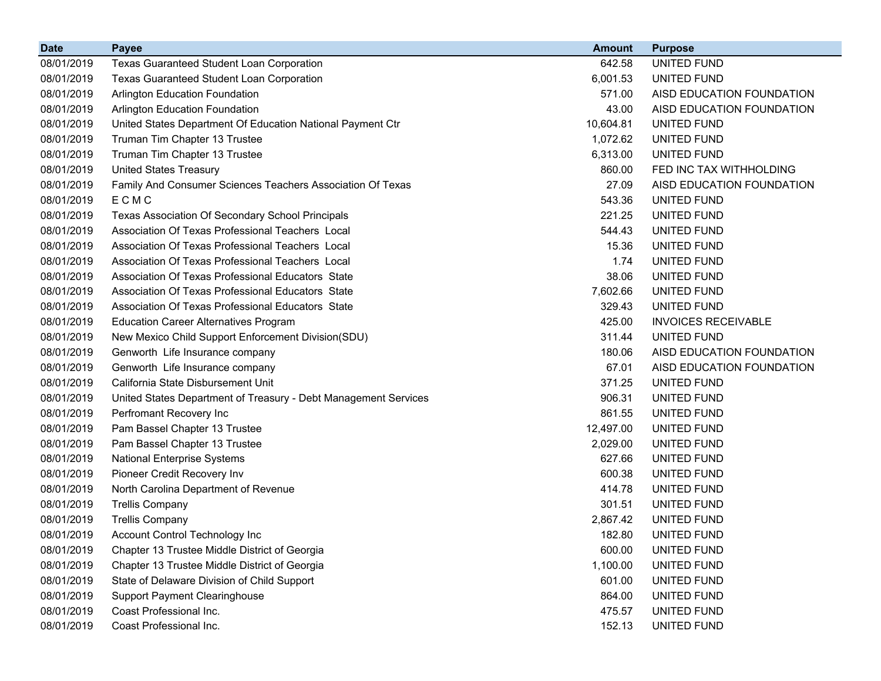| Date | Payee | Amount | Purpose |
|---|---|---|---|
| 08/01/2019 | Texas Guaranteed Student Loan Corporation | 642.58 | UNITED FUND |
| 08/01/2019 | Texas Guaranteed Student Loan Corporation | 6,001.53 | UNITED FUND |
| 08/01/2019 | Arlington Education Foundation | 571.00 | AISD EDUCATION FOUNDATION |
| 08/01/2019 | Arlington Education Foundation | 43.00 | AISD EDUCATION FOUNDATION |
| 08/01/2019 | United States Department Of Education National Payment Ctr | 10,604.81 | UNITED FUND |
| 08/01/2019 | Truman Tim Chapter 13 Trustee | 1,072.62 | UNITED FUND |
| 08/01/2019 | Truman Tim Chapter 13 Trustee | 6,313.00 | UNITED FUND |
| 08/01/2019 | United States Treasury | 860.00 | FED INC TAX WITHHOLDING |
| 08/01/2019 | Family And Consumer Sciences Teachers Association Of Texas | 27.09 | AISD EDUCATION FOUNDATION |
| 08/01/2019 | E C M C | 543.36 | UNITED FUND |
| 08/01/2019 | Texas Association Of Secondary School Principals | 221.25 | UNITED FUND |
| 08/01/2019 | Association Of Texas Professional Teachers Local | 544.43 | UNITED FUND |
| 08/01/2019 | Association Of Texas Professional Teachers Local | 15.36 | UNITED FUND |
| 08/01/2019 | Association Of Texas Professional Teachers Local | 1.74 | UNITED FUND |
| 08/01/2019 | Association Of Texas Professional Educators State | 38.06 | UNITED FUND |
| 08/01/2019 | Association Of Texas Professional Educators State | 7,602.66 | UNITED FUND |
| 08/01/2019 | Association Of Texas Professional Educators State | 329.43 | UNITED FUND |
| 08/01/2019 | Education Career Alternatives Program | 425.00 | INVOICES RECEIVABLE |
| 08/01/2019 | New Mexico Child Support Enforcement Division(SDU) | 311.44 | UNITED FUND |
| 08/01/2019 | Genworth Life Insurance company | 180.06 | AISD EDUCATION FOUNDATION |
| 08/01/2019 | Genworth Life Insurance company | 67.01 | AISD EDUCATION FOUNDATION |
| 08/01/2019 | California State Disbursement Unit | 371.25 | UNITED FUND |
| 08/01/2019 | United States Department of Treasury - Debt Management Services | 906.31 | UNITED FUND |
| 08/01/2019 | Perfromant Recovery Inc | 861.55 | UNITED FUND |
| 08/01/2019 | Pam Bassel Chapter 13 Trustee | 12,497.00 | UNITED FUND |
| 08/01/2019 | Pam Bassel Chapter 13 Trustee | 2,029.00 | UNITED FUND |
| 08/01/2019 | National Enterprise Systems | 627.66 | UNITED FUND |
| 08/01/2019 | Pioneer Credit Recovery Inv | 600.38 | UNITED FUND |
| 08/01/2019 | North Carolina Department of Revenue | 414.78 | UNITED FUND |
| 08/01/2019 | Trellis Company | 301.51 | UNITED FUND |
| 08/01/2019 | Trellis Company | 2,867.42 | UNITED FUND |
| 08/01/2019 | Account Control Technology Inc | 182.80 | UNITED FUND |
| 08/01/2019 | Chapter 13 Trustee Middle District of Georgia | 600.00 | UNITED FUND |
| 08/01/2019 | Chapter 13 Trustee Middle District of Georgia | 1,100.00 | UNITED FUND |
| 08/01/2019 | State of Delaware Division of Child Support | 601.00 | UNITED FUND |
| 08/01/2019 | Support Payment Clearinghouse | 864.00 | UNITED FUND |
| 08/01/2019 | Coast Professional Inc. | 475.57 | UNITED FUND |
| 08/01/2019 | Coast Professional Inc. | 152.13 | UNITED FUND |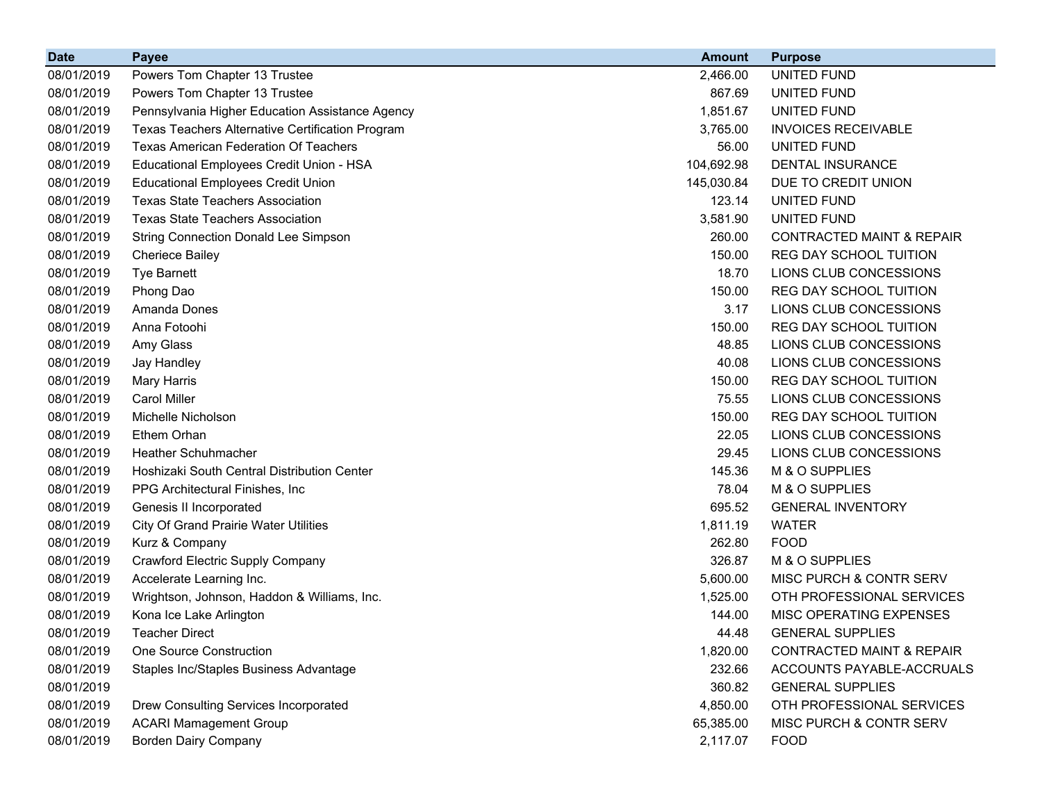| Date | Payee | Amount | Purpose |
|---|---|---|---|
| 08/01/2019 | Powers Tom Chapter 13 Trustee | 2,466.00 | UNITED FUND |
| 08/01/2019 | Powers Tom Chapter 13 Trustee | 867.69 | UNITED FUND |
| 08/01/2019 | Pennsylvania Higher Education Assistance Agency | 1,851.67 | UNITED FUND |
| 08/01/2019 | Texas Teachers Alternative Certification Program | 3,765.00 | INVOICES RECEIVABLE |
| 08/01/2019 | Texas American Federation Of Teachers | 56.00 | UNITED FUND |
| 08/01/2019 | Educational Employees Credit Union - HSA | 104,692.98 | DENTAL INSURANCE |
| 08/01/2019 | Educational Employees Credit Union | 145,030.84 | DUE TO CREDIT UNION |
| 08/01/2019 | Texas State Teachers Association | 123.14 | UNITED FUND |
| 08/01/2019 | Texas State Teachers Association | 3,581.90 | UNITED FUND |
| 08/01/2019 | String Connection Donald Lee Simpson | 260.00 | CONTRACTED MAINT & REPAIR |
| 08/01/2019 | Cheriece Bailey | 150.00 | REG DAY SCHOOL TUITION |
| 08/01/2019 | Tye Barnett | 18.70 | LIONS CLUB CONCESSIONS |
| 08/01/2019 | Phong Dao | 150.00 | REG DAY SCHOOL TUITION |
| 08/01/2019 | Amanda Dones | 3.17 | LIONS CLUB CONCESSIONS |
| 08/01/2019 | Anna Fotoohi | 150.00 | REG DAY SCHOOL TUITION |
| 08/01/2019 | Amy Glass | 48.85 | LIONS CLUB CONCESSIONS |
| 08/01/2019 | Jay Handley | 40.08 | LIONS CLUB CONCESSIONS |
| 08/01/2019 | Mary Harris | 150.00 | REG DAY SCHOOL TUITION |
| 08/01/2019 | Carol Miller | 75.55 | LIONS CLUB CONCESSIONS |
| 08/01/2019 | Michelle Nicholson | 150.00 | REG DAY SCHOOL TUITION |
| 08/01/2019 | Ethem Orhan | 22.05 | LIONS CLUB CONCESSIONS |
| 08/01/2019 | Heather Schuhmacher | 29.45 | LIONS CLUB CONCESSIONS |
| 08/01/2019 | Hoshizaki South Central Distribution Center | 145.36 | M & O SUPPLIES |
| 08/01/2019 | PPG Architectural Finishes, Inc | 78.04 | M & O SUPPLIES |
| 08/01/2019 | Genesis II Incorporated | 695.52 | GENERAL INVENTORY |
| 08/01/2019 | City Of Grand Prairie Water Utilities | 1,811.19 | WATER |
| 08/01/2019 | Kurz & Company | 262.80 | FOOD |
| 08/01/2019 | Crawford Electric Supply Company | 326.87 | M & O SUPPLIES |
| 08/01/2019 | Accelerate Learning Inc. | 5,600.00 | MISC PURCH & CONTR SERV |
| 08/01/2019 | Wrightson, Johnson, Haddon & Williams, Inc. | 1,525.00 | OTH PROFESSIONAL SERVICES |
| 08/01/2019 | Kona Ice Lake Arlington | 144.00 | MISC OPERATING EXPENSES |
| 08/01/2019 | Teacher Direct | 44.48 | GENERAL SUPPLIES |
| 08/01/2019 | One Source Construction | 1,820.00 | CONTRACTED MAINT & REPAIR |
| 08/01/2019 | Staples Inc/Staples Business Advantage | 232.66 | ACCOUNTS PAYABLE-ACCRUALS |
| 08/01/2019 | | 360.82 | GENERAL SUPPLIES |
| 08/01/2019 | Drew Consulting Services Incorporated | 4,850.00 | OTH PROFESSIONAL SERVICES |
| 08/01/2019 | ACARI Mamagement Group | 65,385.00 | MISC PURCH & CONTR SERV |
| 08/01/2019 | Borden Dairy Company | 2,117.07 | FOOD |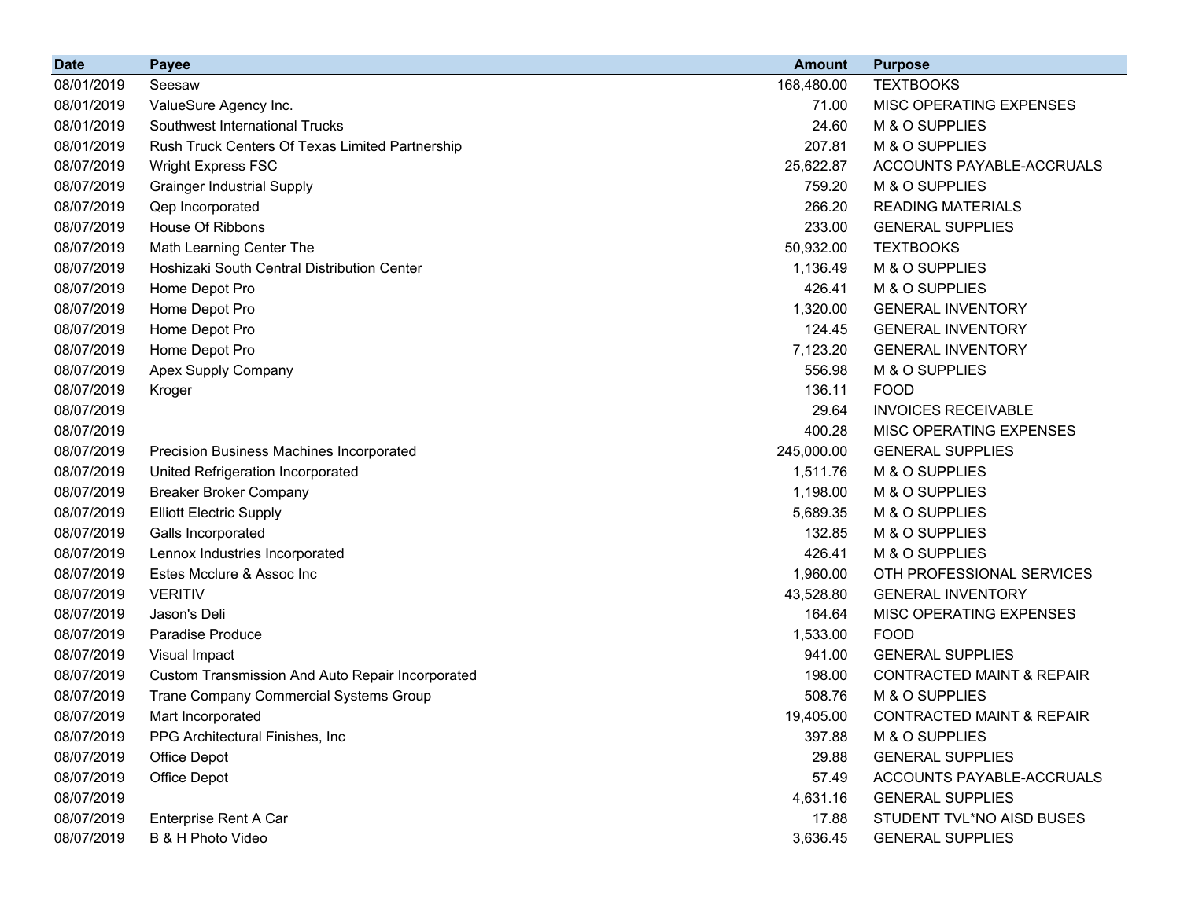| Date | Payee | Amount | Purpose |
|---|---|---|---|
| 08/01/2019 | Seesaw | 168,480.00 | TEXTBOOKS |
| 08/01/2019 | ValueSure Agency Inc. | 71.00 | MISC OPERATING EXPENSES |
| 08/01/2019 | Southwest International Trucks | 24.60 | M & O SUPPLIES |
| 08/01/2019 | Rush Truck Centers Of Texas Limited Partnership | 207.81 | M & O SUPPLIES |
| 08/07/2019 | Wright Express FSC | 25,622.87 | ACCOUNTS PAYABLE-ACCRUALS |
| 08/07/2019 | Grainger Industrial Supply | 759.20 | M & O SUPPLIES |
| 08/07/2019 | Qep Incorporated | 266.20 | READING MATERIALS |
| 08/07/2019 | House Of Ribbons | 233.00 | GENERAL SUPPLIES |
| 08/07/2019 | Math Learning Center The | 50,932.00 | TEXTBOOKS |
| 08/07/2019 | Hoshizaki South Central Distribution Center | 1,136.49 | M & O SUPPLIES |
| 08/07/2019 | Home Depot Pro | 426.41 | M & O SUPPLIES |
| 08/07/2019 | Home Depot Pro | 1,320.00 | GENERAL INVENTORY |
| 08/07/2019 | Home Depot Pro | 124.45 | GENERAL INVENTORY |
| 08/07/2019 | Home Depot Pro | 7,123.20 | GENERAL INVENTORY |
| 08/07/2019 | Apex Supply Company | 556.98 | M & O SUPPLIES |
| 08/07/2019 | Kroger | 136.11 | FOOD |
| 08/07/2019 | | 29.64 | INVOICES RECEIVABLE |
| 08/07/2019 | | 400.28 | MISC OPERATING EXPENSES |
| 08/07/2019 | Precision Business Machines Incorporated | 245,000.00 | GENERAL SUPPLIES |
| 08/07/2019 | United Refrigeration Incorporated | 1,511.76 | M & O SUPPLIES |
| 08/07/2019 | Breaker Broker Company | 1,198.00 | M & O SUPPLIES |
| 08/07/2019 | Elliott Electric Supply | 5,689.35 | M & O SUPPLIES |
| 08/07/2019 | Galls Incorporated | 132.85 | M & O SUPPLIES |
| 08/07/2019 | Lennox Industries Incorporated | 426.41 | M & O SUPPLIES |
| 08/07/2019 | Estes Mcclure & Assoc Inc | 1,960.00 | OTH PROFESSIONAL SERVICES |
| 08/07/2019 | VERITIV | 43,528.80 | GENERAL INVENTORY |
| 08/07/2019 | Jason's Deli | 164.64 | MISC OPERATING EXPENSES |
| 08/07/2019 | Paradise Produce | 1,533.00 | FOOD |
| 08/07/2019 | Visual Impact | 941.00 | GENERAL SUPPLIES |
| 08/07/2019 | Custom Transmission And Auto Repair Incorporated | 198.00 | CONTRACTED MAINT & REPAIR |
| 08/07/2019 | Trane Company Commercial Systems Group | 508.76 | M & O SUPPLIES |
| 08/07/2019 | Mart Incorporated | 19,405.00 | CONTRACTED MAINT & REPAIR |
| 08/07/2019 | PPG Architectural Finishes, Inc | 397.88 | M & O SUPPLIES |
| 08/07/2019 | Office Depot | 29.88 | GENERAL SUPPLIES |
| 08/07/2019 | Office Depot | 57.49 | ACCOUNTS PAYABLE-ACCRUALS |
| 08/07/2019 | | 4,631.16 | GENERAL SUPPLIES |
| 08/07/2019 | Enterprise Rent A Car | 17.88 | STUDENT TVL*NO AISD BUSES |
| 08/07/2019 | B & H Photo Video | 3,636.45 | GENERAL SUPPLIES |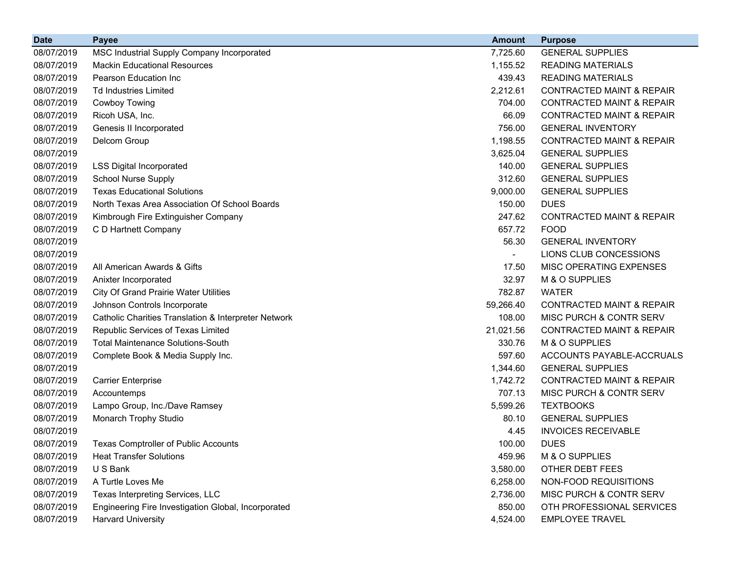| Date | Payee | Amount | Purpose |
| --- | --- | --- | --- |
| 08/07/2019 | MSC Industrial Supply Company Incorporated | 7,725.60 | GENERAL SUPPLIES |
| 08/07/2019 | Mackin Educational Resources | 1,155.52 | READING MATERIALS |
| 08/07/2019 | Pearson Education Inc | 439.43 | READING MATERIALS |
| 08/07/2019 | Td Industries Limited | 2,212.61 | CONTRACTED MAINT & REPAIR |
| 08/07/2019 | Cowboy Towing | 704.00 | CONTRACTED MAINT & REPAIR |
| 08/07/2019 | Ricoh USA, Inc. | 66.09 | CONTRACTED MAINT & REPAIR |
| 08/07/2019 | Genesis II Incorporated | 756.00 | GENERAL INVENTORY |
| 08/07/2019 | Delcom Group | 1,198.55 | CONTRACTED MAINT & REPAIR |
| 08/07/2019 | | 3,625.04 | GENERAL SUPPLIES |
| 08/07/2019 | LSS Digital Incorporated | 140.00 | GENERAL SUPPLIES |
| 08/07/2019 | School Nurse Supply | 312.60 | GENERAL SUPPLIES |
| 08/07/2019 | Texas Educational Solutions | 9,000.00 | GENERAL SUPPLIES |
| 08/07/2019 | North Texas Area Association Of School Boards | 150.00 | DUES |
| 08/07/2019 | Kimbrough Fire Extinguisher Company | 247.62 | CONTRACTED MAINT & REPAIR |
| 08/07/2019 | C D Hartnett Company | 657.72 | FOOD |
| 08/07/2019 | | 56.30 | GENERAL INVENTORY |
| 08/07/2019 | | - | LIONS CLUB CONCESSIONS |
| 08/07/2019 | All American Awards & Gifts | 17.50 | MISC OPERATING EXPENSES |
| 08/07/2019 | Anixter Incorporated | 32.97 | M & O SUPPLIES |
| 08/07/2019 | City Of Grand Prairie Water Utilities | 782.87 | WATER |
| 08/07/2019 | Johnson Controls Incorporate | 59,266.40 | CONTRACTED MAINT & REPAIR |
| 08/07/2019 | Catholic Charities Translation & Interpreter Network | 108.00 | MISC PURCH & CONTR SERV |
| 08/07/2019 | Republic Services of Texas Limited | 21,021.56 | CONTRACTED MAINT & REPAIR |
| 08/07/2019 | Total Maintenance Solutions-South | 330.76 | M & O SUPPLIES |
| 08/07/2019 | Complete Book & Media Supply Inc. | 597.60 | ACCOUNTS PAYABLE-ACCRUALS |
| 08/07/2019 | | 1,344.60 | GENERAL SUPPLIES |
| 08/07/2019 | Carrier Enterprise | 1,742.72 | CONTRACTED MAINT & REPAIR |
| 08/07/2019 | Accountemps | 707.13 | MISC PURCH & CONTR SERV |
| 08/07/2019 | Lampo Group, Inc./Dave Ramsey | 5,599.26 | TEXTBOOKS |
| 08/07/2019 | Monarch Trophy Studio | 80.10 | GENERAL SUPPLIES |
| 08/07/2019 | | 4.45 | INVOICES RECEIVABLE |
| 08/07/2019 | Texas Comptroller of Public Accounts | 100.00 | DUES |
| 08/07/2019 | Heat Transfer Solutions | 459.96 | M & O SUPPLIES |
| 08/07/2019 | U S Bank | 3,580.00 | OTHER DEBT FEES |
| 08/07/2019 | A Turtle Loves Me | 6,258.00 | NON-FOOD REQUISITIONS |
| 08/07/2019 | Texas Interpreting Services, LLC | 2,736.00 | MISC PURCH & CONTR SERV |
| 08/07/2019 | Engineering Fire Investigation Global, Incorporated | 850.00 | OTH PROFESSIONAL SERVICES |
| 08/07/2019 | Harvard University | 4,524.00 | EMPLOYEE TRAVEL |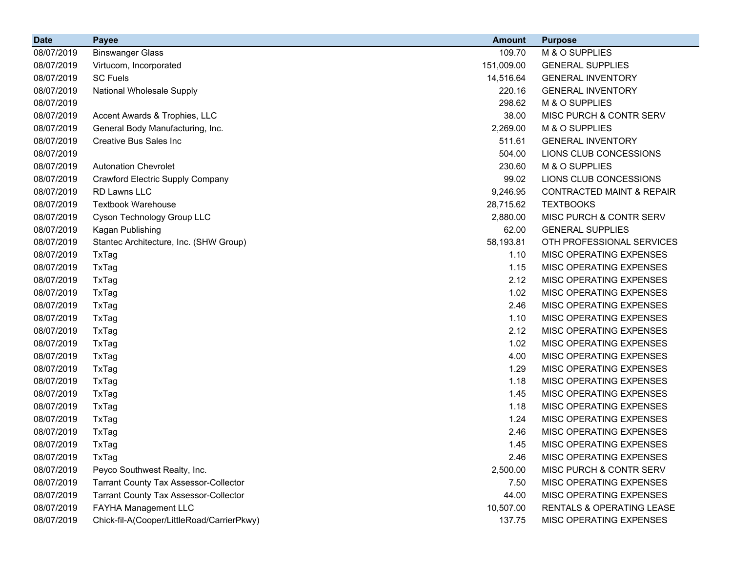| Date | Payee | Amount | Purpose |
|---|---|---|---|
| 08/07/2019 | Binswanger Glass | 109.70 | M & O SUPPLIES |
| 08/07/2019 | Virtucom, Incorporated | 151,009.00 | GENERAL SUPPLIES |
| 08/07/2019 | SC Fuels | 14,516.64 | GENERAL INVENTORY |
| 08/07/2019 | National Wholesale Supply | 220.16 | GENERAL INVENTORY |
| 08/07/2019 | | 298.62 | M & O SUPPLIES |
| 08/07/2019 | Accent Awards & Trophies, LLC | 38.00 | MISC PURCH & CONTR SERV |
| 08/07/2019 | General Body Manufacturing, Inc. | 2,269.00 | M & O SUPPLIES |
| 08/07/2019 | Creative Bus Sales Inc | 511.61 | GENERAL INVENTORY |
| 08/07/2019 | | 504.00 | LIONS CLUB CONCESSIONS |
| 08/07/2019 | Autonation Chevrolet | 230.60 | M & O SUPPLIES |
| 08/07/2019 | Crawford Electric Supply Company | 99.02 | LIONS CLUB CONCESSIONS |
| 08/07/2019 | RD Lawns LLC | 9,246.95 | CONTRACTED MAINT & REPAIR |
| 08/07/2019 | Textbook Warehouse | 28,715.62 | TEXTBOOKS |
| 08/07/2019 | Cyson Technology Group LLC | 2,880.00 | MISC PURCH & CONTR SERV |
| 08/07/2019 | Kagan Publishing | 62.00 | GENERAL SUPPLIES |
| 08/07/2019 | Stantec Architecture, Inc. (SHW Group) | 58,193.81 | OTH PROFESSIONAL SERVICES |
| 08/07/2019 | TxTag | 1.10 | MISC OPERATING EXPENSES |
| 08/07/2019 | TxTag | 1.15 | MISC OPERATING EXPENSES |
| 08/07/2019 | TxTag | 2.12 | MISC OPERATING EXPENSES |
| 08/07/2019 | TxTag | 1.02 | MISC OPERATING EXPENSES |
| 08/07/2019 | TxTag | 2.46 | MISC OPERATING EXPENSES |
| 08/07/2019 | TxTag | 1.10 | MISC OPERATING EXPENSES |
| 08/07/2019 | TxTag | 2.12 | MISC OPERATING EXPENSES |
| 08/07/2019 | TxTag | 1.02 | MISC OPERATING EXPENSES |
| 08/07/2019 | TxTag | 4.00 | MISC OPERATING EXPENSES |
| 08/07/2019 | TxTag | 1.29 | MISC OPERATING EXPENSES |
| 08/07/2019 | TxTag | 1.18 | MISC OPERATING EXPENSES |
| 08/07/2019 | TxTag | 1.45 | MISC OPERATING EXPENSES |
| 08/07/2019 | TxTag | 1.18 | MISC OPERATING EXPENSES |
| 08/07/2019 | TxTag | 1.24 | MISC OPERATING EXPENSES |
| 08/07/2019 | TxTag | 2.46 | MISC OPERATING EXPENSES |
| 08/07/2019 | TxTag | 1.45 | MISC OPERATING EXPENSES |
| 08/07/2019 | TxTag | 2.46 | MISC OPERATING EXPENSES |
| 08/07/2019 | Peyco Southwest Realty, Inc. | 2,500.00 | MISC PURCH & CONTR SERV |
| 08/07/2019 | Tarrant County Tax Assessor-Collector | 7.50 | MISC OPERATING EXPENSES |
| 08/07/2019 | Tarrant County Tax Assessor-Collector | 44.00 | MISC OPERATING EXPENSES |
| 08/07/2019 | FAYHA Management LLC | 10,507.00 | RENTALS & OPERATING LEASE |
| 08/07/2019 | Chick-fil-A(Cooper/LittleRoad/CarrierPkwy) | 137.75 | MISC OPERATING EXPENSES |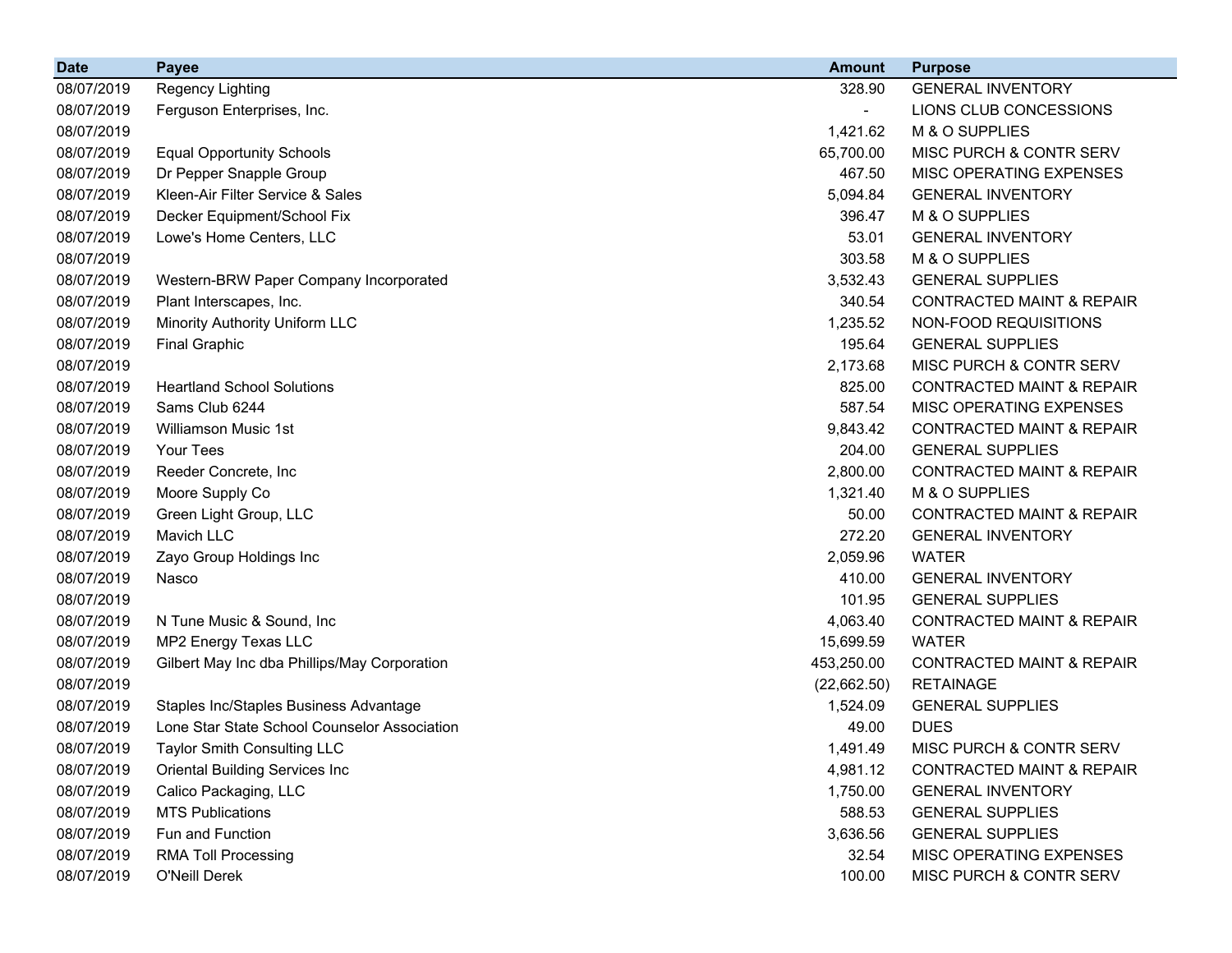| Date | Payee | Amount | Purpose |
|---|---|---|---|
| 08/07/2019 | Regency Lighting | 328.90 | GENERAL INVENTORY |
| 08/07/2019 | Ferguson Enterprises, Inc. | - | LIONS CLUB CONCESSIONS |
| 08/07/2019 | | 1,421.62 | M & O SUPPLIES |
| 08/07/2019 | Equal Opportunity Schools | 65,700.00 | MISC PURCH & CONTR SERV |
| 08/07/2019 | Dr Pepper Snapple Group | 467.50 | MISC OPERATING EXPENSES |
| 08/07/2019 | Kleen-Air Filter Service & Sales | 5,094.84 | GENERAL INVENTORY |
| 08/07/2019 | Decker Equipment/School Fix | 396.47 | M & O SUPPLIES |
| 08/07/2019 | Lowe's Home Centers, LLC | 53.01 | GENERAL INVENTORY |
| 08/07/2019 | | 303.58 | M & O SUPPLIES |
| 08/07/2019 | Western-BRW Paper Company Incorporated | 3,532.43 | GENERAL SUPPLIES |
| 08/07/2019 | Plant Interscapes, Inc. | 340.54 | CONTRACTED MAINT & REPAIR |
| 08/07/2019 | Minority Authority Uniform LLC | 1,235.52 | NON-FOOD REQUISITIONS |
| 08/07/2019 | Final Graphic | 195.64 | GENERAL SUPPLIES |
| 08/07/2019 | | 2,173.68 | MISC PURCH & CONTR SERV |
| 08/07/2019 | Heartland School Solutions | 825.00 | CONTRACTED MAINT & REPAIR |
| 08/07/2019 | Sams Club 6244 | 587.54 | MISC OPERATING EXPENSES |
| 08/07/2019 | Williamson Music 1st | 9,843.42 | CONTRACTED MAINT & REPAIR |
| 08/07/2019 | Your Tees | 204.00 | GENERAL SUPPLIES |
| 08/07/2019 | Reeder Concrete, Inc | 2,800.00 | CONTRACTED MAINT & REPAIR |
| 08/07/2019 | Moore Supply Co | 1,321.40 | M & O SUPPLIES |
| 08/07/2019 | Green Light Group, LLC | 50.00 | CONTRACTED MAINT & REPAIR |
| 08/07/2019 | Mavich LLC | 272.20 | GENERAL INVENTORY |
| 08/07/2019 | Zayo Group Holdings Inc | 2,059.96 | WATER |
| 08/07/2019 | Nasco | 410.00 | GENERAL INVENTORY |
| 08/07/2019 | | 101.95 | GENERAL SUPPLIES |
| 08/07/2019 | N Tune Music & Sound, Inc | 4,063.40 | CONTRACTED MAINT & REPAIR |
| 08/07/2019 | MP2 Energy Texas LLC | 15,699.59 | WATER |
| 08/07/2019 | Gilbert May Inc dba Phillips/May Corporation | 453,250.00 | CONTRACTED MAINT & REPAIR |
| 08/07/2019 | | (22,662.50) | RETAINAGE |
| 08/07/2019 | Staples Inc/Staples Business Advantage | 1,524.09 | GENERAL SUPPLIES |
| 08/07/2019 | Lone Star State School Counselor Association | 49.00 | DUES |
| 08/07/2019 | Taylor Smith Consulting LLC | 1,491.49 | MISC PURCH & CONTR SERV |
| 08/07/2019 | Oriental Building Services Inc | 4,981.12 | CONTRACTED MAINT & REPAIR |
| 08/07/2019 | Calico Packaging, LLC | 1,750.00 | GENERAL INVENTORY |
| 08/07/2019 | MTS Publications | 588.53 | GENERAL SUPPLIES |
| 08/07/2019 | Fun and Function | 3,636.56 | GENERAL SUPPLIES |
| 08/07/2019 | RMA Toll Processing | 32.54 | MISC OPERATING EXPENSES |
| 08/07/2019 | O'Neill Derek | 100.00 | MISC PURCH & CONTR SERV |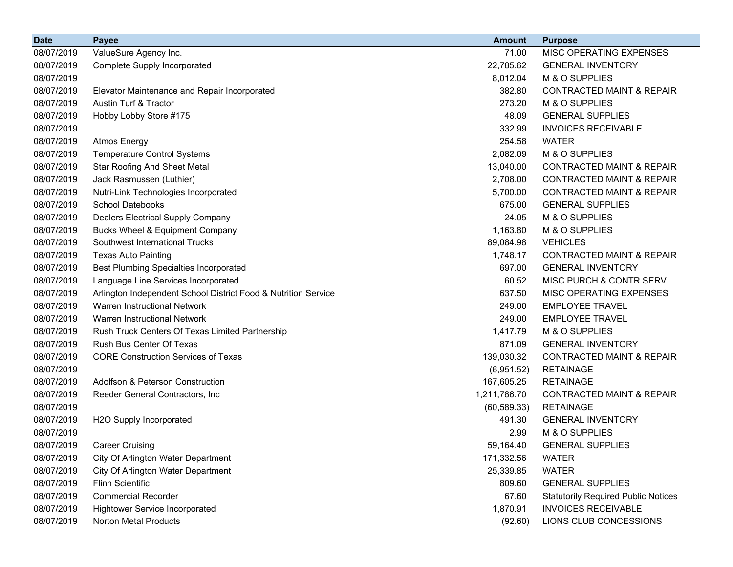| Date | Payee | Amount | Purpose |
|---|---|---|---|
| 08/07/2019 | ValueSure Agency Inc. | 71.00 | MISC OPERATING EXPENSES |
| 08/07/2019 | Complete Supply Incorporated | 22,785.62 | GENERAL INVENTORY |
| 08/07/2019 | | 8,012.04 | M & O SUPPLIES |
| 08/07/2019 | Elevator Maintenance and Repair Incorporated | 382.80 | CONTRACTED MAINT & REPAIR |
| 08/07/2019 | Austin Turf & Tractor | 273.20 | M & O SUPPLIES |
| 08/07/2019 | Hobby Lobby Store #175 | 48.09 | GENERAL SUPPLIES |
| 08/07/2019 | | 332.99 | INVOICES RECEIVABLE |
| 08/07/2019 | Atmos Energy | 254.58 | WATER |
| 08/07/2019 | Temperature Control Systems | 2,082.09 | M & O SUPPLIES |
| 08/07/2019 | Star Roofing And Sheet Metal | 13,040.00 | CONTRACTED MAINT & REPAIR |
| 08/07/2019 | Jack Rasmussen (Luthier) | 2,708.00 | CONTRACTED MAINT & REPAIR |
| 08/07/2019 | Nutri-Link Technologies Incorporated | 5,700.00 | CONTRACTED MAINT & REPAIR |
| 08/07/2019 | School Datebooks | 675.00 | GENERAL SUPPLIES |
| 08/07/2019 | Dealers Electrical Supply Company | 24.05 | M & O SUPPLIES |
| 08/07/2019 | Bucks Wheel & Equipment Company | 1,163.80 | M & O SUPPLIES |
| 08/07/2019 | Southwest International Trucks | 89,084.98 | VEHICLES |
| 08/07/2019 | Texas Auto Painting | 1,748.17 | CONTRACTED MAINT & REPAIR |
| 08/07/2019 | Best Plumbing Specialties Incorporated | 697.00 | GENERAL INVENTORY |
| 08/07/2019 | Language Line Services Incorporated | 60.52 | MISC PURCH & CONTR SERV |
| 08/07/2019 | Arlington Independent School District Food & Nutrition Service | 637.50 | MISC OPERATING EXPENSES |
| 08/07/2019 | Warren Instructional Network | 249.00 | EMPLOYEE TRAVEL |
| 08/07/2019 | Warren Instructional Network | 249.00 | EMPLOYEE TRAVEL |
| 08/07/2019 | Rush Truck Centers Of Texas Limited Partnership | 1,417.79 | M & O SUPPLIES |
| 08/07/2019 | Rush Bus Center Of Texas | 871.09 | GENERAL INVENTORY |
| 08/07/2019 | CORE Construction Services of Texas | 139,030.32 | CONTRACTED MAINT & REPAIR |
| 08/07/2019 | | (6,951.52) | RETAINAGE |
| 08/07/2019 | Adolfson & Peterson Construction | 167,605.25 | RETAINAGE |
| 08/07/2019 | Reeder General Contractors, Inc | 1,211,786.70 | CONTRACTED MAINT & REPAIR |
| 08/07/2019 | | (60,589.33) | RETAINAGE |
| 08/07/2019 | H2O Supply Incorporated | 491.30 | GENERAL INVENTORY |
| 08/07/2019 | | 2.99 | M & O SUPPLIES |
| 08/07/2019 | Career Cruising | 59,164.40 | GENERAL SUPPLIES |
| 08/07/2019 | City Of Arlington Water Department | 171,332.56 | WATER |
| 08/07/2019 | City Of Arlington Water Department | 25,339.85 | WATER |
| 08/07/2019 | Flinn Scientific | 809.60 | GENERAL SUPPLIES |
| 08/07/2019 | Commercial Recorder | 67.60 | Statutorily Required Public Notices |
| 08/07/2019 | Hightower Service Incorporated | 1,870.91 | INVOICES RECEIVABLE |
| 08/07/2019 | Norton Metal Products | (92.60) | LIONS CLUB CONCESSIONS |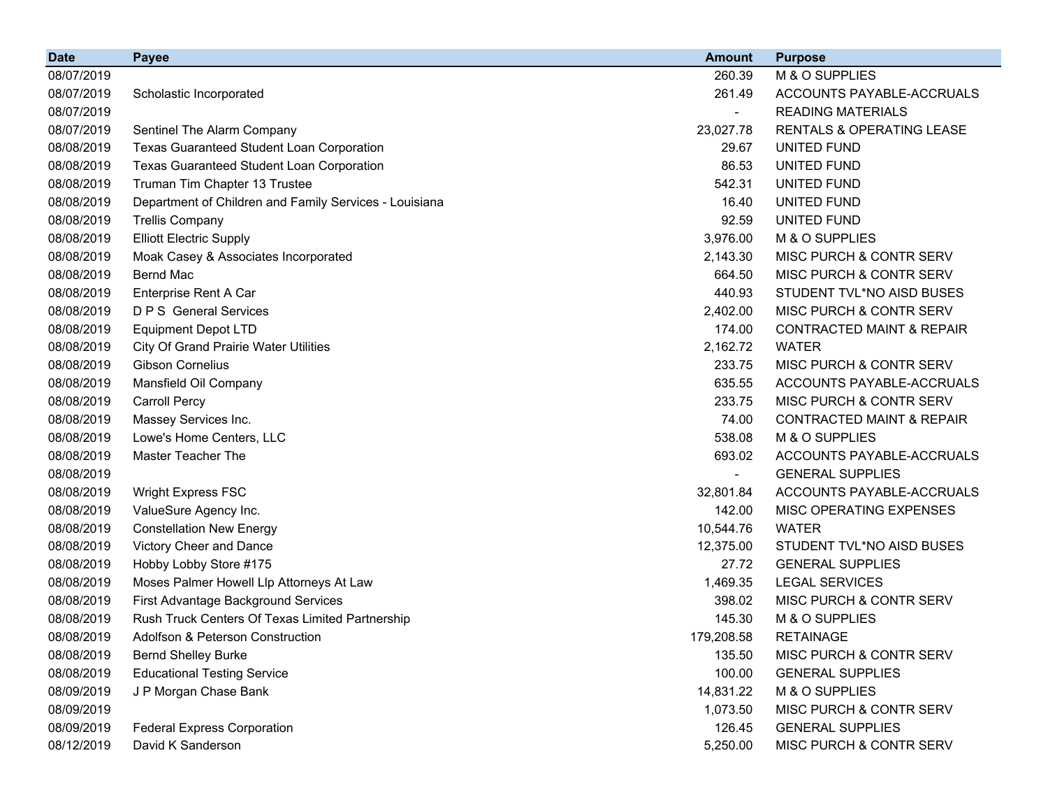| Date | Payee | Amount | Purpose |
|---|---|---:|---|
| 08/07/2019 | | 260.39 | M & O SUPPLIES |
| 08/07/2019 | Scholastic Incorporated | 261.49 | ACCOUNTS PAYABLE-ACCRUALS |
| 08/07/2019 | | - | READING MATERIALS |
| 08/07/2019 | Sentinel The Alarm Company | 23,027.78 | RENTALS & OPERATING LEASE |
| 08/08/2019 | Texas Guaranteed Student Loan Corporation | 29.67 | UNITED FUND |
| 08/08/2019 | Texas Guaranteed Student Loan Corporation | 86.53 | UNITED FUND |
| 08/08/2019 | Truman Tim Chapter 13 Trustee | 542.31 | UNITED FUND |
| 08/08/2019 | Department of Children and Family Services - Louisiana | 16.40 | UNITED FUND |
| 08/08/2019 | Trellis Company | 92.59 | UNITED FUND |
| 08/08/2019 | Elliott Electric Supply | 3,976.00 | M & O SUPPLIES |
| 08/08/2019 | Moak Casey & Associates Incorporated | 2,143.30 | MISC PURCH & CONTR SERV |
| 08/08/2019 | Bernd Mac | 664.50 | MISC PURCH & CONTR SERV |
| 08/08/2019 | Enterprise Rent A Car | 440.93 | STUDENT TVL*NO AISD BUSES |
| 08/08/2019 | D P S General Services | 2,402.00 | MISC PURCH & CONTR SERV |
| 08/08/2019 | Equipment Depot LTD | 174.00 | CONTRACTED MAINT & REPAIR |
| 08/08/2019 | City Of Grand Prairie Water Utilities | 2,162.72 | WATER |
| 08/08/2019 | Gibson Cornelius | 233.75 | MISC PURCH & CONTR SERV |
| 08/08/2019 | Mansfield Oil Company | 635.55 | ACCOUNTS PAYABLE-ACCRUALS |
| 08/08/2019 | Carroll Percy | 233.75 | MISC PURCH & CONTR SERV |
| 08/08/2019 | Massey Services Inc. | 74.00 | CONTRACTED MAINT & REPAIR |
| 08/08/2019 | Lowe's Home Centers, LLC | 538.08 | M & O SUPPLIES |
| 08/08/2019 | Master Teacher The | 693.02 | ACCOUNTS PAYABLE-ACCRUALS |
| 08/08/2019 | | - | GENERAL SUPPLIES |
| 08/08/2019 | Wright Express FSC | 32,801.84 | ACCOUNTS PAYABLE-ACCRUALS |
| 08/08/2019 | ValueSure Agency Inc. | 142.00 | MISC OPERATING EXPENSES |
| 08/08/2019 | Constellation New Energy | 10,544.76 | WATER |
| 08/08/2019 | Victory Cheer and Dance | 12,375.00 | STUDENT TVL*NO AISD BUSES |
| 08/08/2019 | Hobby Lobby Store #175 | 27.72 | GENERAL SUPPLIES |
| 08/08/2019 | Moses Palmer Howell Llp Attorneys At Law | 1,469.35 | LEGAL SERVICES |
| 08/08/2019 | First Advantage Background Services | 398.02 | MISC PURCH & CONTR SERV |
| 08/08/2019 | Rush Truck Centers Of Texas Limited Partnership | 145.30 | M & O SUPPLIES |
| 08/08/2019 | Adolfson & Peterson Construction | 179,208.58 | RETAINAGE |
| 08/08/2019 | Bernd Shelley Burke | 135.50 | MISC PURCH & CONTR SERV |
| 08/08/2019 | Educational Testing Service | 100.00 | GENERAL SUPPLIES |
| 08/09/2019 | J P Morgan Chase Bank | 14,831.22 | M & O SUPPLIES |
| 08/09/2019 | | 1,073.50 | MISC PURCH & CONTR SERV |
| 08/09/2019 | Federal Express Corporation | 126.45 | GENERAL SUPPLIES |
| 08/12/2019 | David K Sanderson | 5,250.00 | MISC PURCH & CONTR SERV |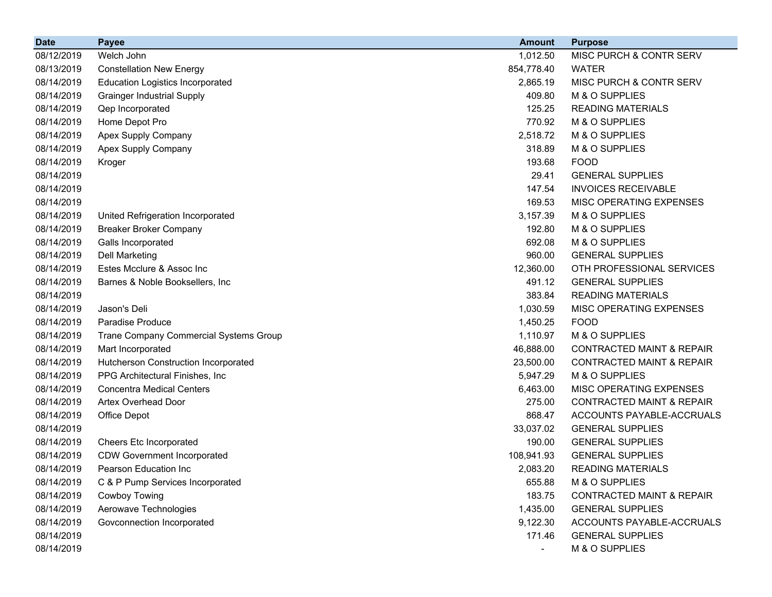| Date | Payee | Amount | Purpose |
| --- | --- | --- | --- |
| 08/12/2019 | Welch John | 1,012.50 | MISC PURCH & CONTR SERV |
| 08/13/2019 | Constellation New Energy | 854,778.40 | WATER |
| 08/14/2019 | Education Logistics Incorporated | 2,865.19 | MISC PURCH & CONTR SERV |
| 08/14/2019 | Grainger Industrial Supply | 409.80 | M & O SUPPLIES |
| 08/14/2019 | Qep Incorporated | 125.25 | READING MATERIALS |
| 08/14/2019 | Home Depot Pro | 770.92 | M & O SUPPLIES |
| 08/14/2019 | Apex Supply Company | 2,518.72 | M & O SUPPLIES |
| 08/14/2019 | Apex Supply Company | 318.89 | M & O SUPPLIES |
| 08/14/2019 | Kroger | 193.68 | FOOD |
| 08/14/2019 | | 29.41 | GENERAL SUPPLIES |
| 08/14/2019 | | 147.54 | INVOICES RECEIVABLE |
| 08/14/2019 | | 169.53 | MISC OPERATING EXPENSES |
| 08/14/2019 | United Refrigeration Incorporated | 3,157.39 | M & O SUPPLIES |
| 08/14/2019 | Breaker Broker Company | 192.80 | M & O SUPPLIES |
| 08/14/2019 | Galls Incorporated | 692.08 | M & O SUPPLIES |
| 08/14/2019 | Dell Marketing | 960.00 | GENERAL SUPPLIES |
| 08/14/2019 | Estes Mcclure & Assoc Inc | 12,360.00 | OTH PROFESSIONAL SERVICES |
| 08/14/2019 | Barnes & Noble Booksellers, Inc | 491.12 | GENERAL SUPPLIES |
| 08/14/2019 | | 383.84 | READING MATERIALS |
| 08/14/2019 | Jason's Deli | 1,030.59 | MISC OPERATING EXPENSES |
| 08/14/2019 | Paradise Produce | 1,450.25 | FOOD |
| 08/14/2019 | Trane Company Commercial Systems Group | 1,110.97 | M & O SUPPLIES |
| 08/14/2019 | Mart Incorporated | 46,888.00 | CONTRACTED MAINT & REPAIR |
| 08/14/2019 | Hutcherson Construction Incorporated | 23,500.00 | CONTRACTED MAINT & REPAIR |
| 08/14/2019 | PPG Architectural Finishes, Inc | 5,947.29 | M & O SUPPLIES |
| 08/14/2019 | Concentra Medical Centers | 6,463.00 | MISC OPERATING EXPENSES |
| 08/14/2019 | Artex Overhead Door | 275.00 | CONTRACTED MAINT & REPAIR |
| 08/14/2019 | Office Depot | 868.47 | ACCOUNTS PAYABLE-ACCRUALS |
| 08/14/2019 | | 33,037.02 | GENERAL SUPPLIES |
| 08/14/2019 | Cheers Etc Incorporated | 190.00 | GENERAL SUPPLIES |
| 08/14/2019 | CDW Government Incorporated | 108,941.93 | GENERAL SUPPLIES |
| 08/14/2019 | Pearson Education Inc | 2,083.20 | READING MATERIALS |
| 08/14/2019 | C & P Pump Services Incorporated | 655.88 | M & O SUPPLIES |
| 08/14/2019 | Cowboy Towing | 183.75 | CONTRACTED MAINT & REPAIR |
| 08/14/2019 | Aerowave Technologies | 1,435.00 | GENERAL SUPPLIES |
| 08/14/2019 | Govconnection Incorporated | 9,122.30 | ACCOUNTS PAYABLE-ACCRUALS |
| 08/14/2019 | | 171.46 | GENERAL SUPPLIES |
| 08/14/2019 | | - | M & O SUPPLIES |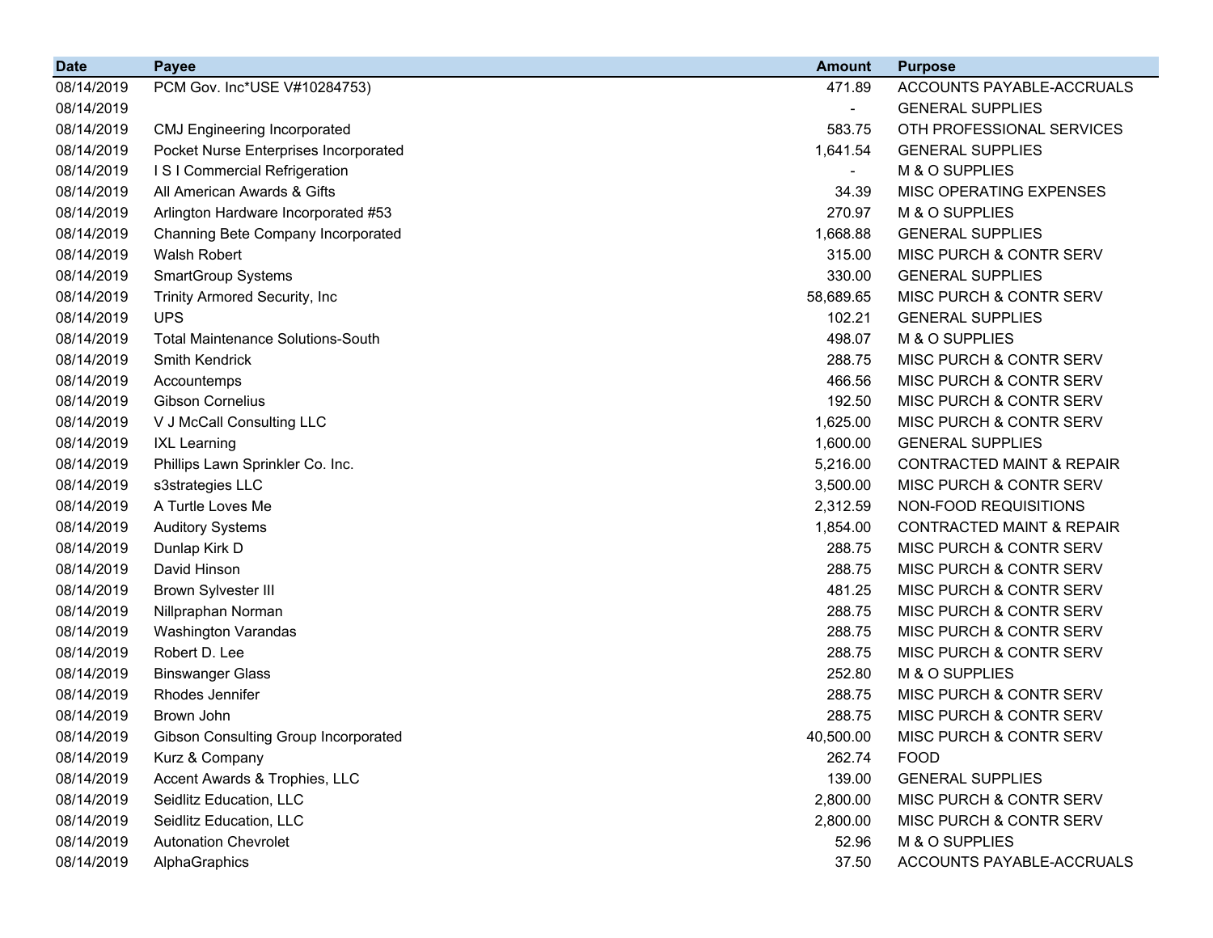| Date | Payee | Amount | Purpose |
|---|---|---|---|
| 08/14/2019 | PCM Gov. Inc*USE V#10284753) | 471.89 | ACCOUNTS PAYABLE-ACCRUALS |
| 08/14/2019 | | - | GENERAL SUPPLIES |
| 08/14/2019 | CMJ Engineering Incorporated | 583.75 | OTH PROFESSIONAL SERVICES |
| 08/14/2019 | Pocket Nurse Enterprises Incorporated | 1,641.54 | GENERAL SUPPLIES |
| 08/14/2019 | I S I Commercial Refrigeration | - | M & O SUPPLIES |
| 08/14/2019 | All American Awards & Gifts | 34.39 | MISC OPERATING EXPENSES |
| 08/14/2019 | Arlington Hardware Incorporated #53 | 270.97 | M & O SUPPLIES |
| 08/14/2019 | Channing Bete Company Incorporated | 1,668.88 | GENERAL SUPPLIES |
| 08/14/2019 | Walsh Robert | 315.00 | MISC PURCH & CONTR SERV |
| 08/14/2019 | SmartGroup Systems | 330.00 | GENERAL SUPPLIES |
| 08/14/2019 | Trinity Armored Security, Inc | 58,689.65 | MISC PURCH & CONTR SERV |
| 08/14/2019 | UPS | 102.21 | GENERAL SUPPLIES |
| 08/14/2019 | Total Maintenance Solutions-South | 498.07 | M & O SUPPLIES |
| 08/14/2019 | Smith Kendrick | 288.75 | MISC PURCH & CONTR SERV |
| 08/14/2019 | Accountemps | 466.56 | MISC PURCH & CONTR SERV |
| 08/14/2019 | Gibson Cornelius | 192.50 | MISC PURCH & CONTR SERV |
| 08/14/2019 | V J McCall Consulting LLC | 1,625.00 | MISC PURCH & CONTR SERV |
| 08/14/2019 | IXL Learning | 1,600.00 | GENERAL SUPPLIES |
| 08/14/2019 | Phillips Lawn Sprinkler Co. Inc. | 5,216.00 | CONTRACTED MAINT & REPAIR |
| 08/14/2019 | s3strategies LLC | 3,500.00 | MISC PURCH & CONTR SERV |
| 08/14/2019 | A Turtle Loves Me | 2,312.59 | NON-FOOD REQUISITIONS |
| 08/14/2019 | Auditory Systems | 1,854.00 | CONTRACTED MAINT & REPAIR |
| 08/14/2019 | Dunlap Kirk D | 288.75 | MISC PURCH & CONTR SERV |
| 08/14/2019 | David Hinson | 288.75 | MISC PURCH & CONTR SERV |
| 08/14/2019 | Brown Sylvester III | 481.25 | MISC PURCH & CONTR SERV |
| 08/14/2019 | Nillpraphan Norman | 288.75 | MISC PURCH & CONTR SERV |
| 08/14/2019 | Washington Varandas | 288.75 | MISC PURCH & CONTR SERV |
| 08/14/2019 | Robert D. Lee | 288.75 | MISC PURCH & CONTR SERV |
| 08/14/2019 | Binswanger Glass | 252.80 | M & O SUPPLIES |
| 08/14/2019 | Rhodes Jennifer | 288.75 | MISC PURCH & CONTR SERV |
| 08/14/2019 | Brown John | 288.75 | MISC PURCH & CONTR SERV |
| 08/14/2019 | Gibson Consulting Group Incorporated | 40,500.00 | MISC PURCH & CONTR SERV |
| 08/14/2019 | Kurz & Company | 262.74 | FOOD |
| 08/14/2019 | Accent Awards & Trophies, LLC | 139.00 | GENERAL SUPPLIES |
| 08/14/2019 | Seidlitz Education, LLC | 2,800.00 | MISC PURCH & CONTR SERV |
| 08/14/2019 | Seidlitz Education, LLC | 2,800.00 | MISC PURCH & CONTR SERV |
| 08/14/2019 | Autonation Chevrolet | 52.96 | M & O SUPPLIES |
| 08/14/2019 | AlphaGraphics | 37.50 | ACCOUNTS PAYABLE-ACCRUALS |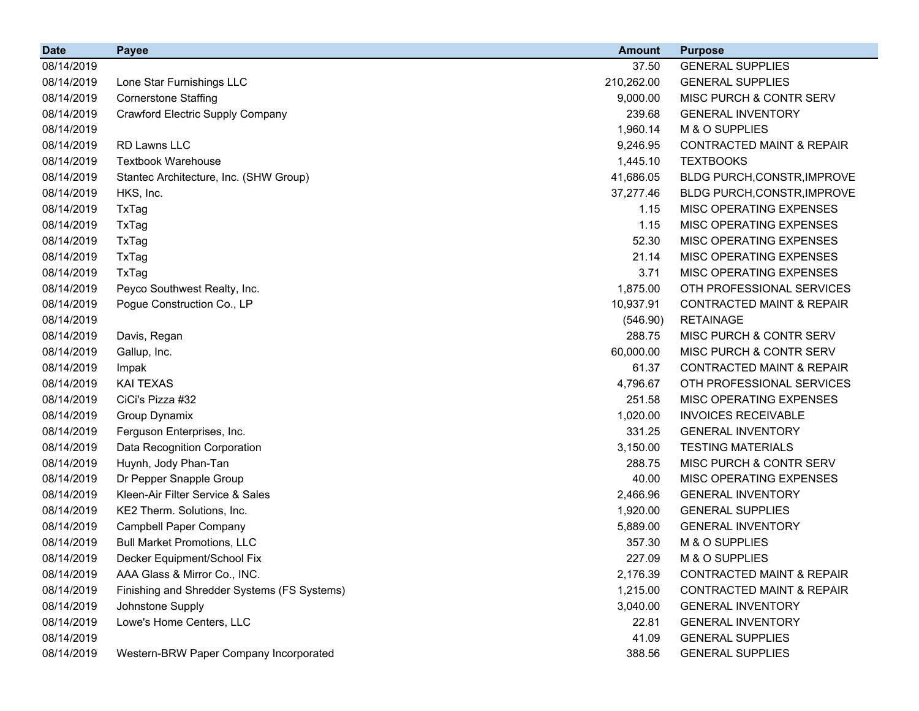| Date | Payee | Amount | Purpose |
|---|---|---:|---|
| 08/14/2019 | | 37.50 | GENERAL SUPPLIES |
| 08/14/2019 | Lone Star Furnishings LLC | 210,262.00 | GENERAL SUPPLIES |
| 08/14/2019 | Cornerstone Staffing | 9,000.00 | MISC PURCH & CONTR SERV |
| 08/14/2019 | Crawford Electric Supply Company | 239.68 | GENERAL INVENTORY |
| 08/14/2019 | | 1,960.14 | M & O SUPPLIES |
| 08/14/2019 | RD Lawns LLC | 9,246.95 | CONTRACTED MAINT & REPAIR |
| 08/14/2019 | Textbook Warehouse | 1,445.10 | TEXTBOOKS |
| 08/14/2019 | Stantec Architecture, Inc. (SHW Group) | 41,686.05 | BLDG PURCH,CONSTR,IMPROVE |
| 08/14/2019 | HKS, Inc. | 37,277.46 | BLDG PURCH,CONSTR,IMPROVE |
| 08/14/2019 | TxTag | 1.15 | MISC OPERATING EXPENSES |
| 08/14/2019 | TxTag | 1.15 | MISC OPERATING EXPENSES |
| 08/14/2019 | TxTag | 52.30 | MISC OPERATING EXPENSES |
| 08/14/2019 | TxTag | 21.14 | MISC OPERATING EXPENSES |
| 08/14/2019 | TxTag | 3.71 | MISC OPERATING EXPENSES |
| 08/14/2019 | Peyco Southwest Realty, Inc. | 1,875.00 | OTH PROFESSIONAL SERVICES |
| 08/14/2019 | Pogue Construction Co., LP | 10,937.91 | CONTRACTED MAINT & REPAIR |
| 08/14/2019 | | (546.90) | RETAINAGE |
| 08/14/2019 | Davis, Regan | 288.75 | MISC PURCH & CONTR SERV |
| 08/14/2019 | Gallup, Inc. | 60,000.00 | MISC PURCH & CONTR SERV |
| 08/14/2019 | Impak | 61.37 | CONTRACTED MAINT & REPAIR |
| 08/14/2019 | KAI TEXAS | 4,796.67 | OTH PROFESSIONAL SERVICES |
| 08/14/2019 | CiCi's Pizza #32 | 251.58 | MISC OPERATING EXPENSES |
| 08/14/2019 | Group Dynamix | 1,020.00 | INVOICES RECEIVABLE |
| 08/14/2019 | Ferguson Enterprises, Inc. | 331.25 | GENERAL INVENTORY |
| 08/14/2019 | Data Recognition Corporation | 3,150.00 | TESTING MATERIALS |
| 08/14/2019 | Huynh, Jody Phan-Tan | 288.75 | MISC PURCH & CONTR SERV |
| 08/14/2019 | Dr Pepper Snapple Group | 40.00 | MISC OPERATING EXPENSES |
| 08/14/2019 | Kleen-Air Filter Service & Sales | 2,466.96 | GENERAL INVENTORY |
| 08/14/2019 | KE2 Therm. Solutions, Inc. | 1,920.00 | GENERAL SUPPLIES |
| 08/14/2019 | Campbell Paper Company | 5,889.00 | GENERAL INVENTORY |
| 08/14/2019 | Bull Market Promotions, LLC | 357.30 | M & O SUPPLIES |
| 08/14/2019 | Decker Equipment/School Fix | 227.09 | M & O SUPPLIES |
| 08/14/2019 | AAA Glass & Mirror Co., INC. | 2,176.39 | CONTRACTED MAINT & REPAIR |
| 08/14/2019 | Finishing and Shredder Systems (FS Systems) | 1,215.00 | CONTRACTED MAINT & REPAIR |
| 08/14/2019 | Johnstone Supply | 3,040.00 | GENERAL INVENTORY |
| 08/14/2019 | Lowe's Home Centers, LLC | 22.81 | GENERAL INVENTORY |
| 08/14/2019 | | 41.09 | GENERAL SUPPLIES |
| 08/14/2019 | Western-BRW Paper Company Incorporated | 388.56 | GENERAL SUPPLIES |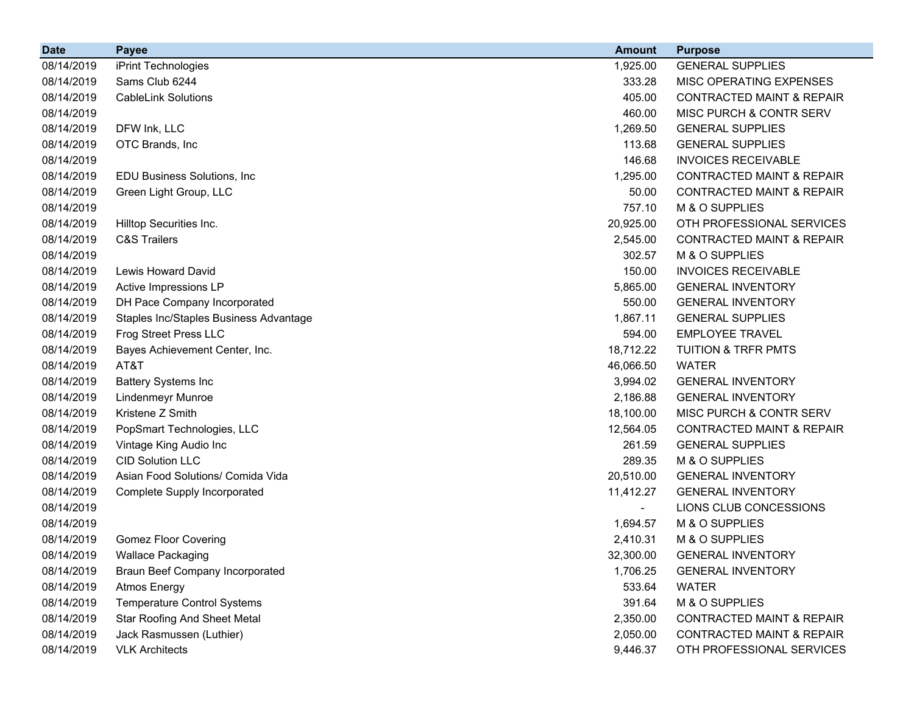| Date | Payee | Amount | Purpose |
|---|---|---|---|
| 08/14/2019 | iPrint Technologies | 1,925.00 | GENERAL SUPPLIES |
| 08/14/2019 | Sams Club 6244 | 333.28 | MISC OPERATING EXPENSES |
| 08/14/2019 | CableLink Solutions | 405.00 | CONTRACTED MAINT & REPAIR |
| 08/14/2019 | | 460.00 | MISC PURCH & CONTR SERV |
| 08/14/2019 | DFW Ink, LLC | 1,269.50 | GENERAL SUPPLIES |
| 08/14/2019 | OTC Brands, Inc | 113.68 | GENERAL SUPPLIES |
| 08/14/2019 | | 146.68 | INVOICES RECEIVABLE |
| 08/14/2019 | EDU Business Solutions, Inc | 1,295.00 | CONTRACTED MAINT & REPAIR |
| 08/14/2019 | Green Light Group, LLC | 50.00 | CONTRACTED MAINT & REPAIR |
| 08/14/2019 | | 757.10 | M & O SUPPLIES |
| 08/14/2019 | Hilltop Securities Inc. | 20,925.00 | OTH PROFESSIONAL SERVICES |
| 08/14/2019 | C&S Trailers | 2,545.00 | CONTRACTED MAINT & REPAIR |
| 08/14/2019 | | 302.57 | M & O SUPPLIES |
| 08/14/2019 | Lewis Howard David | 150.00 | INVOICES RECEIVABLE |
| 08/14/2019 | Active Impressions LP | 5,865.00 | GENERAL INVENTORY |
| 08/14/2019 | DH Pace Company Incorporated | 550.00 | GENERAL INVENTORY |
| 08/14/2019 | Staples Inc/Staples Business Advantage | 1,867.11 | GENERAL SUPPLIES |
| 08/14/2019 | Frog Street Press LLC | 594.00 | EMPLOYEE TRAVEL |
| 08/14/2019 | Bayes Achievement Center, Inc. | 18,712.22 | TUITION & TRFR PMTS |
| 08/14/2019 | AT&T | 46,066.50 | WATER |
| 08/14/2019 | Battery Systems Inc | 3,994.02 | GENERAL INVENTORY |
| 08/14/2019 | Lindenmeyr Munroe | 2,186.88 | GENERAL INVENTORY |
| 08/14/2019 | Kristene Z Smith | 18,100.00 | MISC PURCH & CONTR SERV |
| 08/14/2019 | PopSmart Technologies, LLC | 12,564.05 | CONTRACTED MAINT & REPAIR |
| 08/14/2019 | Vintage King Audio Inc | 261.59 | GENERAL SUPPLIES |
| 08/14/2019 | CID Solution LLC | 289.35 | M & O SUPPLIES |
| 08/14/2019 | Asian Food Solutions/ Comida Vida | 20,510.00 | GENERAL INVENTORY |
| 08/14/2019 | Complete Supply Incorporated | 11,412.27 | GENERAL INVENTORY |
| 08/14/2019 | | - | LIONS CLUB CONCESSIONS |
| 08/14/2019 | | 1,694.57 | M & O SUPPLIES |
| 08/14/2019 | Gomez Floor Covering | 2,410.31 | M & O SUPPLIES |
| 08/14/2019 | Wallace Packaging | 32,300.00 | GENERAL INVENTORY |
| 08/14/2019 | Braun Beef Company Incorporated | 1,706.25 | GENERAL INVENTORY |
| 08/14/2019 | Atmos Energy | 533.64 | WATER |
| 08/14/2019 | Temperature Control Systems | 391.64 | M & O SUPPLIES |
| 08/14/2019 | Star Roofing And Sheet Metal | 2,350.00 | CONTRACTED MAINT & REPAIR |
| 08/14/2019 | Jack Rasmussen (Luthier) | 2,050.00 | CONTRACTED MAINT & REPAIR |
| 08/14/2019 | VLK Architects | 9,446.37 | OTH PROFESSIONAL SERVICES |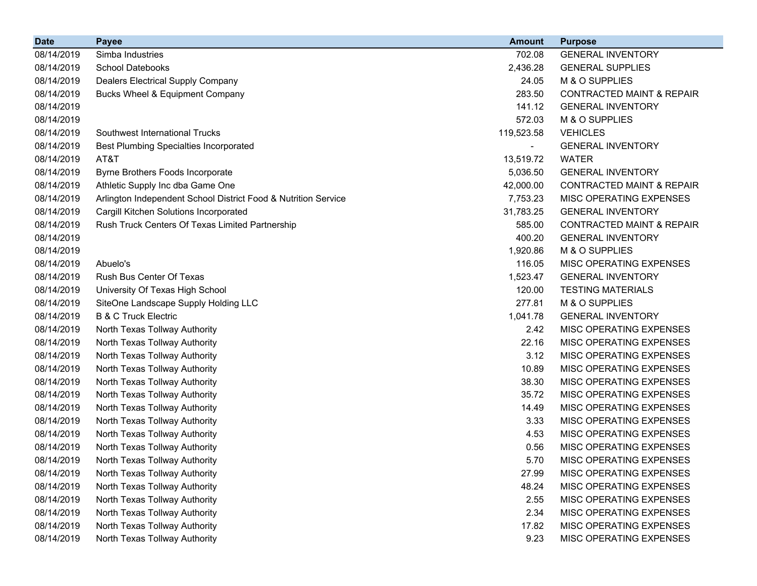| Date | Payee | Amount | Purpose |
|---|---|---|---|
| 08/14/2019 | Simba Industries | 702.08 | GENERAL INVENTORY |
| 08/14/2019 | School Datebooks | 2,436.28 | GENERAL SUPPLIES |
| 08/14/2019 | Dealers Electrical Supply Company | 24.05 | M & O SUPPLIES |
| 08/14/2019 | Bucks Wheel & Equipment Company | 283.50 | CONTRACTED MAINT & REPAIR |
| 08/14/2019 | | 141.12 | GENERAL INVENTORY |
| 08/14/2019 | | 572.03 | M & O SUPPLIES |
| 08/14/2019 | Southwest International Trucks | 119,523.58 | VEHICLES |
| 08/14/2019 | Best Plumbing Specialties Incorporated | - | GENERAL INVENTORY |
| 08/14/2019 | AT&T | 13,519.72 | WATER |
| 08/14/2019 | Byrne Brothers Foods Incorporate | 5,036.50 | GENERAL INVENTORY |
| 08/14/2019 | Athletic Supply Inc dba Game One | 42,000.00 | CONTRACTED MAINT & REPAIR |
| 08/14/2019 | Arlington Independent School District Food & Nutrition Service | 7,753.23 | MISC OPERATING EXPENSES |
| 08/14/2019 | Cargill Kitchen Solutions Incorporated | 31,783.25 | GENERAL INVENTORY |
| 08/14/2019 | Rush Truck Centers Of Texas Limited Partnership | 585.00 | CONTRACTED MAINT & REPAIR |
| 08/14/2019 | | 400.20 | GENERAL INVENTORY |
| 08/14/2019 | | 1,920.86 | M & O SUPPLIES |
| 08/14/2019 | Abuelo's | 116.05 | MISC OPERATING EXPENSES |
| 08/14/2019 | Rush Bus Center Of Texas | 1,523.47 | GENERAL INVENTORY |
| 08/14/2019 | University Of Texas High School | 120.00 | TESTING MATERIALS |
| 08/14/2019 | SiteOne Landscape Supply Holding LLC | 277.81 | M & O SUPPLIES |
| 08/14/2019 | B & C Truck Electric | 1,041.78 | GENERAL INVENTORY |
| 08/14/2019 | North Texas Tollway Authority | 2.42 | MISC OPERATING EXPENSES |
| 08/14/2019 | North Texas Tollway Authority | 22.16 | MISC OPERATING EXPENSES |
| 08/14/2019 | North Texas Tollway Authority | 3.12 | MISC OPERATING EXPENSES |
| 08/14/2019 | North Texas Tollway Authority | 10.89 | MISC OPERATING EXPENSES |
| 08/14/2019 | North Texas Tollway Authority | 38.30 | MISC OPERATING EXPENSES |
| 08/14/2019 | North Texas Tollway Authority | 35.72 | MISC OPERATING EXPENSES |
| 08/14/2019 | North Texas Tollway Authority | 14.49 | MISC OPERATING EXPENSES |
| 08/14/2019 | North Texas Tollway Authority | 3.33 | MISC OPERATING EXPENSES |
| 08/14/2019 | North Texas Tollway Authority | 4.53 | MISC OPERATING EXPENSES |
| 08/14/2019 | North Texas Tollway Authority | 0.56 | MISC OPERATING EXPENSES |
| 08/14/2019 | North Texas Tollway Authority | 5.70 | MISC OPERATING EXPENSES |
| 08/14/2019 | North Texas Tollway Authority | 27.99 | MISC OPERATING EXPENSES |
| 08/14/2019 | North Texas Tollway Authority | 48.24 | MISC OPERATING EXPENSES |
| 08/14/2019 | North Texas Tollway Authority | 2.55 | MISC OPERATING EXPENSES |
| 08/14/2019 | North Texas Tollway Authority | 2.34 | MISC OPERATING EXPENSES |
| 08/14/2019 | North Texas Tollway Authority | 17.82 | MISC OPERATING EXPENSES |
| 08/14/2019 | North Texas Tollway Authority | 9.23 | MISC OPERATING EXPENSES |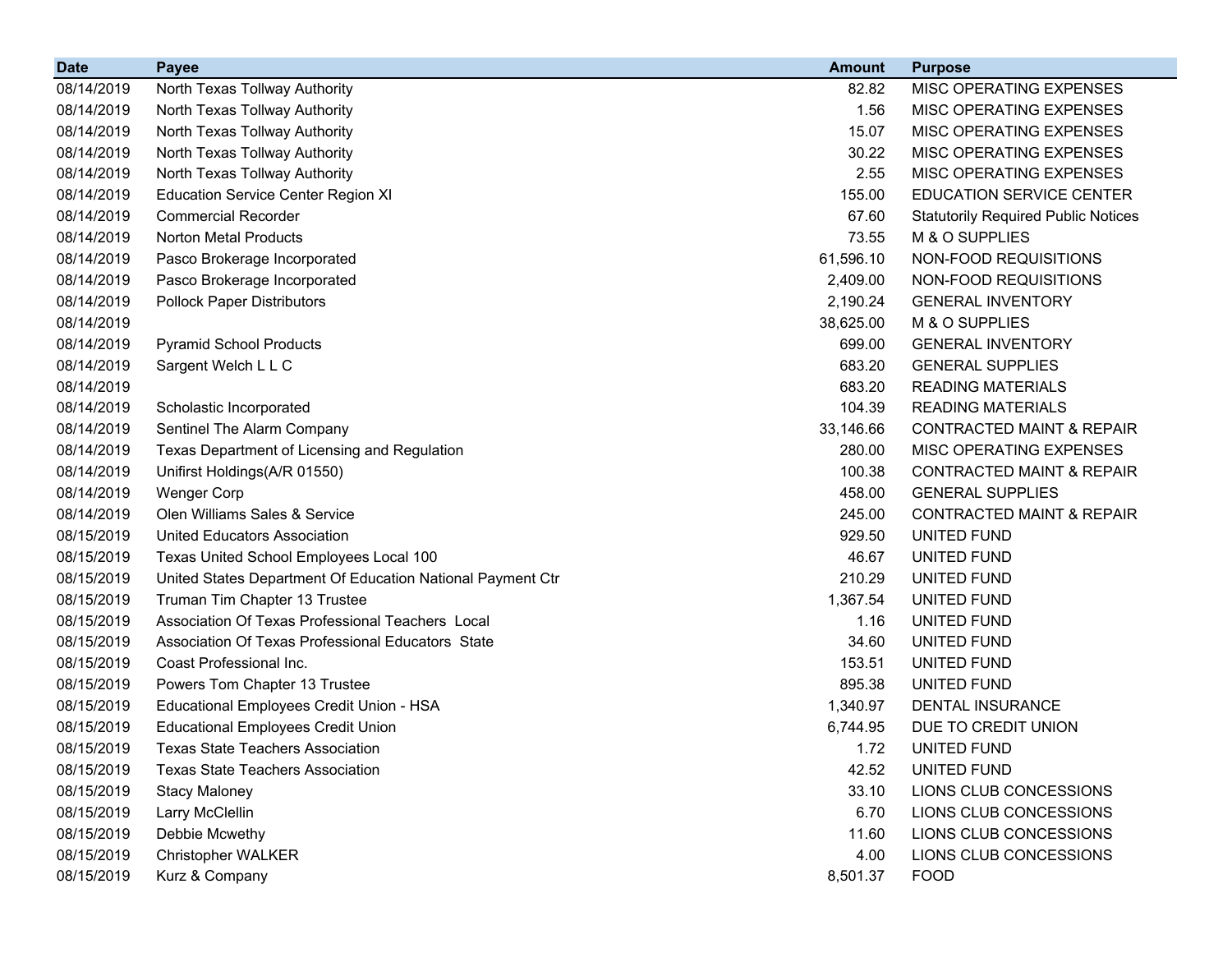| Date | Payee | Amount | Purpose |
|---|---|---|---|
| 08/14/2019 | North Texas Tollway Authority | 82.82 | MISC OPERATING EXPENSES |
| 08/14/2019 | North Texas Tollway Authority | 1.56 | MISC OPERATING EXPENSES |
| 08/14/2019 | North Texas Tollway Authority | 15.07 | MISC OPERATING EXPENSES |
| 08/14/2019 | North Texas Tollway Authority | 30.22 | MISC OPERATING EXPENSES |
| 08/14/2019 | North Texas Tollway Authority | 2.55 | MISC OPERATING EXPENSES |
| 08/14/2019 | Education Service Center Region XI | 155.00 | EDUCATION SERVICE CENTER |
| 08/14/2019 | Commercial Recorder | 67.60 | Statutorily Required Public Notices |
| 08/14/2019 | Norton Metal Products | 73.55 | M & O SUPPLIES |
| 08/14/2019 | Pasco Brokerage Incorporated | 61,596.10 | NON-FOOD REQUISITIONS |
| 08/14/2019 | Pasco Brokerage Incorporated | 2,409.00 | NON-FOOD REQUISITIONS |
| 08/14/2019 | Pollock Paper Distributors | 2,190.24 | GENERAL INVENTORY |
| 08/14/2019 | | 38,625.00 | M & O SUPPLIES |
| 08/14/2019 | Pyramid School Products | 699.00 | GENERAL INVENTORY |
| 08/14/2019 | Sargent Welch L L C | 683.20 | GENERAL SUPPLIES |
| 08/14/2019 | | 683.20 | READING MATERIALS |
| 08/14/2019 | Scholastic Incorporated | 104.39 | READING MATERIALS |
| 08/14/2019 | Sentinel The Alarm Company | 33,146.66 | CONTRACTED MAINT & REPAIR |
| 08/14/2019 | Texas Department of Licensing and Regulation | 280.00 | MISC OPERATING EXPENSES |
| 08/14/2019 | Unifirst Holdings(A/R 01550) | 100.38 | CONTRACTED MAINT & REPAIR |
| 08/14/2019 | Wenger Corp | 458.00 | GENERAL SUPPLIES |
| 08/14/2019 | Olen Williams Sales & Service | 245.00 | CONTRACTED MAINT & REPAIR |
| 08/15/2019 | United Educators Association | 929.50 | UNITED FUND |
| 08/15/2019 | Texas United School Employees Local 100 | 46.67 | UNITED FUND |
| 08/15/2019 | United States Department Of Education National Payment Ctr | 210.29 | UNITED FUND |
| 08/15/2019 | Truman Tim Chapter 13 Trustee | 1,367.54 | UNITED FUND |
| 08/15/2019 | Association Of Texas Professional Teachers Local | 1.16 | UNITED FUND |
| 08/15/2019 | Association Of Texas Professional Educators State | 34.60 | UNITED FUND |
| 08/15/2019 | Coast Professional Inc. | 153.51 | UNITED FUND |
| 08/15/2019 | Powers Tom Chapter 13 Trustee | 895.38 | UNITED FUND |
| 08/15/2019 | Educational Employees Credit Union - HSA | 1,340.97 | DENTAL INSURANCE |
| 08/15/2019 | Educational Employees Credit Union | 6,744.95 | DUE TO CREDIT UNION |
| 08/15/2019 | Texas State Teachers Association | 1.72 | UNITED FUND |
| 08/15/2019 | Texas State Teachers Association | 42.52 | UNITED FUND |
| 08/15/2019 | Stacy Maloney | 33.10 | LIONS CLUB CONCESSIONS |
| 08/15/2019 | Larry McClellin | 6.70 | LIONS CLUB CONCESSIONS |
| 08/15/2019 | Debbie Mcwethy | 11.60 | LIONS CLUB CONCESSIONS |
| 08/15/2019 | Christopher WALKER | 4.00 | LIONS CLUB CONCESSIONS |
| 08/15/2019 | Kurz & Company | 8,501.37 | FOOD |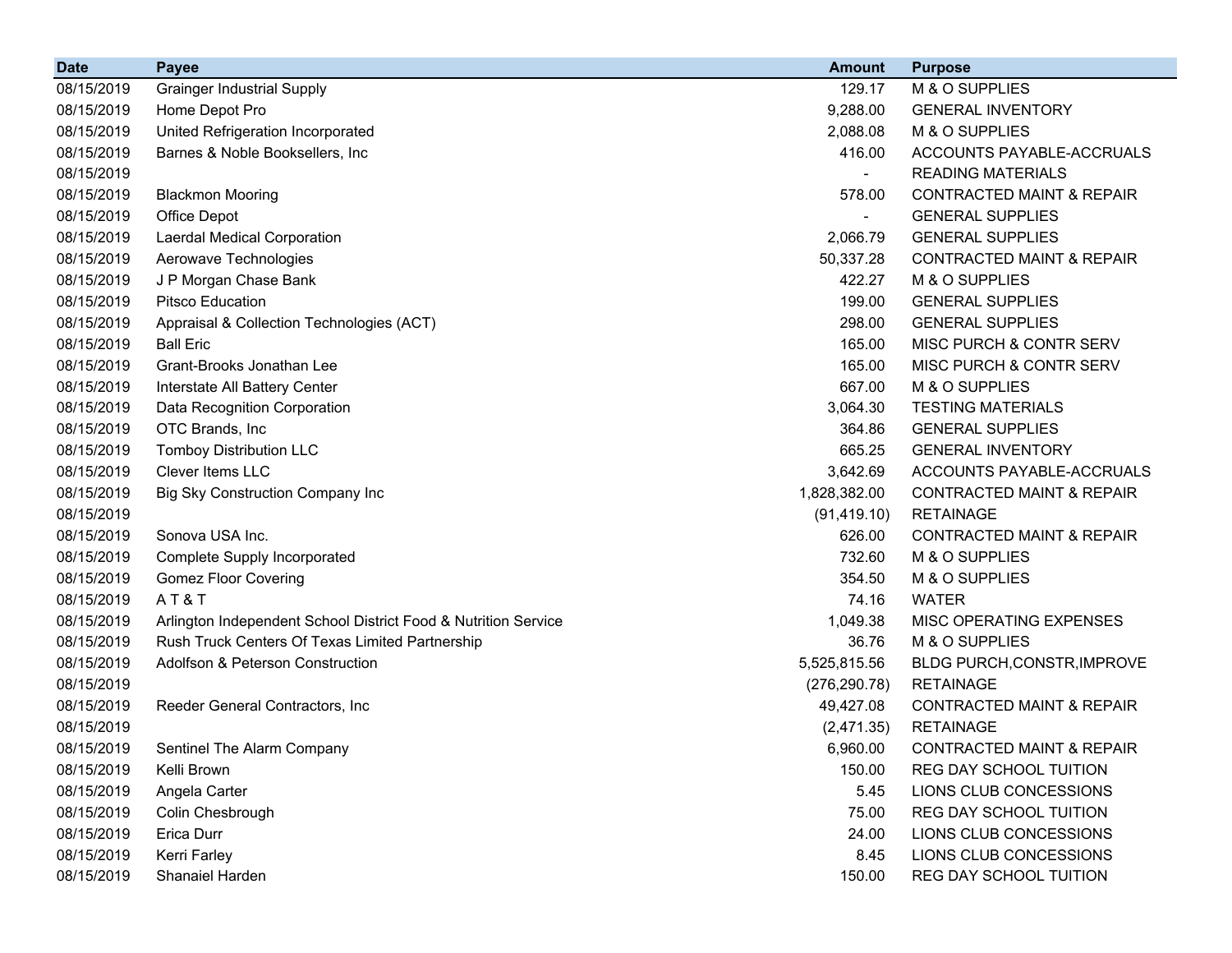| Date | Payee | Amount | Purpose |
|---|---|---|---|
| 08/15/2019 | Grainger Industrial Supply | 129.17 | M & O SUPPLIES |
| 08/15/2019 | Home Depot Pro | 9,288.00 | GENERAL INVENTORY |
| 08/15/2019 | United Refrigeration Incorporated | 2,088.08 | M & O SUPPLIES |
| 08/15/2019 | Barnes & Noble Booksellers, Inc | 416.00 | ACCOUNTS PAYABLE-ACCRUALS |
| 08/15/2019 | | - | READING MATERIALS |
| 08/15/2019 | Blackmon Mooring | 578.00 | CONTRACTED MAINT & REPAIR |
| 08/15/2019 | Office Depot | - | GENERAL SUPPLIES |
| 08/15/2019 | Laerdal Medical Corporation | 2,066.79 | GENERAL SUPPLIES |
| 08/15/2019 | Aerowave Technologies | 50,337.28 | CONTRACTED MAINT & REPAIR |
| 08/15/2019 | J P Morgan Chase Bank | 422.27 | M & O SUPPLIES |
| 08/15/2019 | Pitsco Education | 199.00 | GENERAL SUPPLIES |
| 08/15/2019 | Appraisal & Collection Technologies (ACT) | 298.00 | GENERAL SUPPLIES |
| 08/15/2019 | Ball Eric | 165.00 | MISC PURCH & CONTR SERV |
| 08/15/2019 | Grant-Brooks Jonathan Lee | 165.00 | MISC PURCH & CONTR SERV |
| 08/15/2019 | Interstate All Battery Center | 667.00 | M & O SUPPLIES |
| 08/15/2019 | Data Recognition Corporation | 3,064.30 | TESTING MATERIALS |
| 08/15/2019 | OTC Brands, Inc | 364.86 | GENERAL SUPPLIES |
| 08/15/2019 | Tomboy Distribution LLC | 665.25 | GENERAL INVENTORY |
| 08/15/2019 | Clever Items LLC | 3,642.69 | ACCOUNTS PAYABLE-ACCRUALS |
| 08/15/2019 | Big Sky Construction Company Inc | 1,828,382.00 | CONTRACTED MAINT & REPAIR |
| 08/15/2019 | | (91,419.10) | RETAINAGE |
| 08/15/2019 | Sonova USA Inc. | 626.00 | CONTRACTED MAINT & REPAIR |
| 08/15/2019 | Complete Supply Incorporated | 732.60 | M & O SUPPLIES |
| 08/15/2019 | Gomez Floor Covering | 354.50 | M & O SUPPLIES |
| 08/15/2019 | A T & T | 74.16 | WATER |
| 08/15/2019 | Arlington Independent School District Food & Nutrition Service | 1,049.38 | MISC OPERATING EXPENSES |
| 08/15/2019 | Rush Truck Centers Of Texas Limited Partnership | 36.76 | M & O SUPPLIES |
| 08/15/2019 | Adolfson & Peterson Construction | 5,525,815.56 | BLDG PURCH,CONSTR,IMPROVE |
| 08/15/2019 | | (276,290.78) | RETAINAGE |
| 08/15/2019 | Reeder General Contractors, Inc | 49,427.08 | CONTRACTED MAINT & REPAIR |
| 08/15/2019 | | (2,471.35) | RETAINAGE |
| 08/15/2019 | Sentinel The Alarm Company | 6,960.00 | CONTRACTED MAINT & REPAIR |
| 08/15/2019 | Kelli Brown | 150.00 | REG DAY SCHOOL TUITION |
| 08/15/2019 | Angela Carter | 5.45 | LIONS CLUB CONCESSIONS |
| 08/15/2019 | Colin Chesbrough | 75.00 | REG DAY SCHOOL TUITION |
| 08/15/2019 | Erica Durr | 24.00 | LIONS CLUB CONCESSIONS |
| 08/15/2019 | Kerri Farley | 8.45 | LIONS CLUB CONCESSIONS |
| 08/15/2019 | Shanaiel Harden | 150.00 | REG DAY SCHOOL TUITION |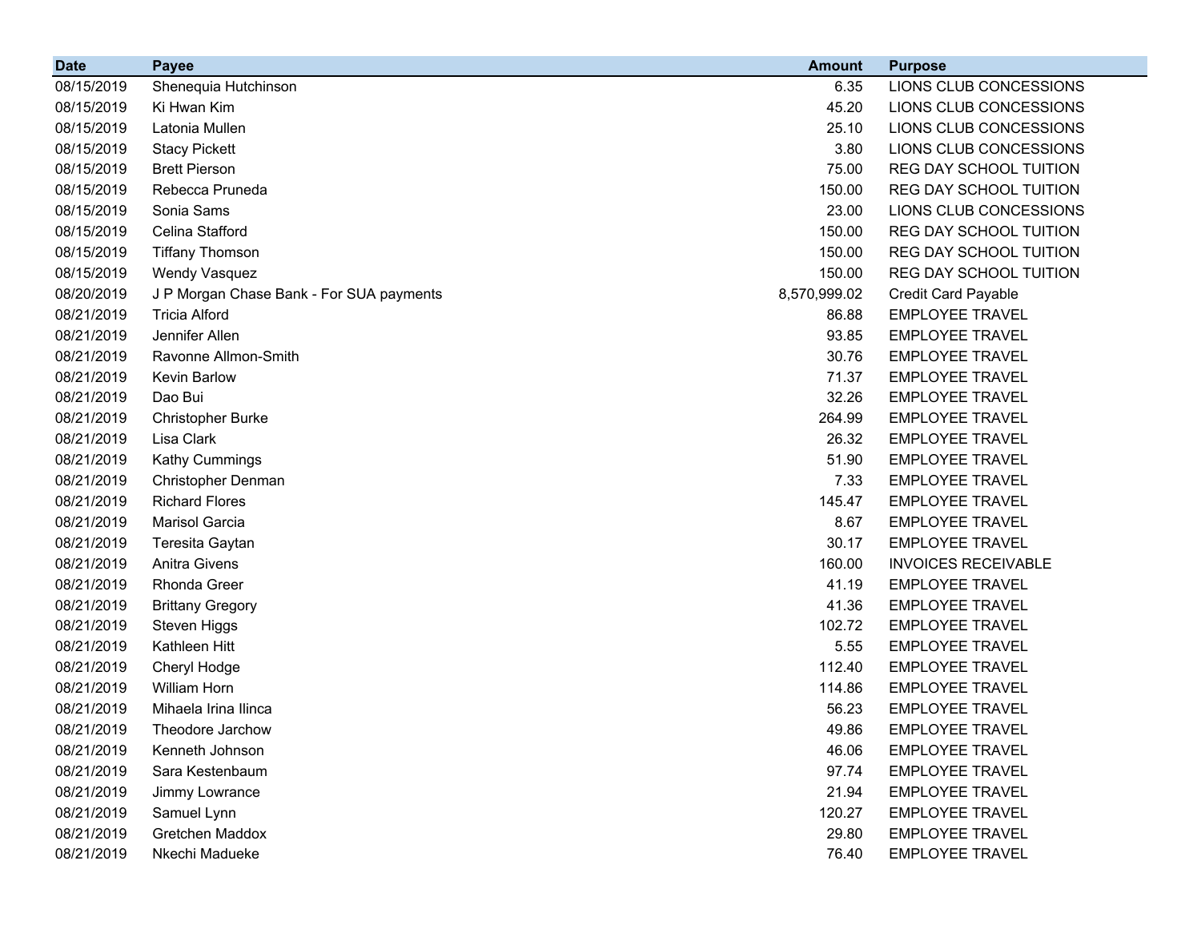| Date | Payee | Amount | Purpose |
|---|---|---:|---|
| 08/15/2019 | Shenequia Hutchinson | 6.35 | LIONS CLUB CONCESSIONS |
| 08/15/2019 | Ki Hwan Kim | 45.20 | LIONS CLUB CONCESSIONS |
| 08/15/2019 | Latonia Mullen | 25.10 | LIONS CLUB CONCESSIONS |
| 08/15/2019 | Stacy Pickett | 3.80 | LIONS CLUB CONCESSIONS |
| 08/15/2019 | Brett Pierson | 75.00 | REG DAY SCHOOL TUITION |
| 08/15/2019 | Rebecca Pruneda | 150.00 | REG DAY SCHOOL TUITION |
| 08/15/2019 | Sonia Sams | 23.00 | LIONS CLUB CONCESSIONS |
| 08/15/2019 | Celina Stafford | 150.00 | REG DAY SCHOOL TUITION |
| 08/15/2019 | Tiffany Thomson | 150.00 | REG DAY SCHOOL TUITION |
| 08/15/2019 | Wendy Vasquez | 150.00 | REG DAY SCHOOL TUITION |
| 08/20/2019 | J P Morgan Chase Bank - For SUA payments | 8,570,999.02 | Credit Card Payable |
| 08/21/2019 | Tricia Alford | 86.88 | EMPLOYEE TRAVEL |
| 08/21/2019 | Jennifer Allen | 93.85 | EMPLOYEE TRAVEL |
| 08/21/2019 | Ravonne Allmon-Smith | 30.76 | EMPLOYEE TRAVEL |
| 08/21/2019 | Kevin Barlow | 71.37 | EMPLOYEE TRAVEL |
| 08/21/2019 | Dao Bui | 32.26 | EMPLOYEE TRAVEL |
| 08/21/2019 | Christopher Burke | 264.99 | EMPLOYEE TRAVEL |
| 08/21/2019 | Lisa Clark | 26.32 | EMPLOYEE TRAVEL |
| 08/21/2019 | Kathy Cummings | 51.90 | EMPLOYEE TRAVEL |
| 08/21/2019 | Christopher Denman | 7.33 | EMPLOYEE TRAVEL |
| 08/21/2019 | Richard Flores | 145.47 | EMPLOYEE TRAVEL |
| 08/21/2019 | Marisol Garcia | 8.67 | EMPLOYEE TRAVEL |
| 08/21/2019 | Teresita Gaytan | 30.17 | EMPLOYEE TRAVEL |
| 08/21/2019 | Anitra Givens | 160.00 | INVOICES RECEIVABLE |
| 08/21/2019 | Rhonda Greer | 41.19 | EMPLOYEE TRAVEL |
| 08/21/2019 | Brittany Gregory | 41.36 | EMPLOYEE TRAVEL |
| 08/21/2019 | Steven Higgs | 102.72 | EMPLOYEE TRAVEL |
| 08/21/2019 | Kathleen Hitt | 5.55 | EMPLOYEE TRAVEL |
| 08/21/2019 | Cheryl Hodge | 112.40 | EMPLOYEE TRAVEL |
| 08/21/2019 | William Horn | 114.86 | EMPLOYEE TRAVEL |
| 08/21/2019 | Mihaela Irina Ilinca | 56.23 | EMPLOYEE TRAVEL |
| 08/21/2019 | Theodore Jarchow | 49.86 | EMPLOYEE TRAVEL |
| 08/21/2019 | Kenneth Johnson | 46.06 | EMPLOYEE TRAVEL |
| 08/21/2019 | Sara Kestenbaum | 97.74 | EMPLOYEE TRAVEL |
| 08/21/2019 | Jimmy Lowrance | 21.94 | EMPLOYEE TRAVEL |
| 08/21/2019 | Samuel Lynn | 120.27 | EMPLOYEE TRAVEL |
| 08/21/2019 | Gretchen Maddox | 29.80 | EMPLOYEE TRAVEL |
| 08/21/2019 | Nkechi Madueke | 76.40 | EMPLOYEE TRAVEL |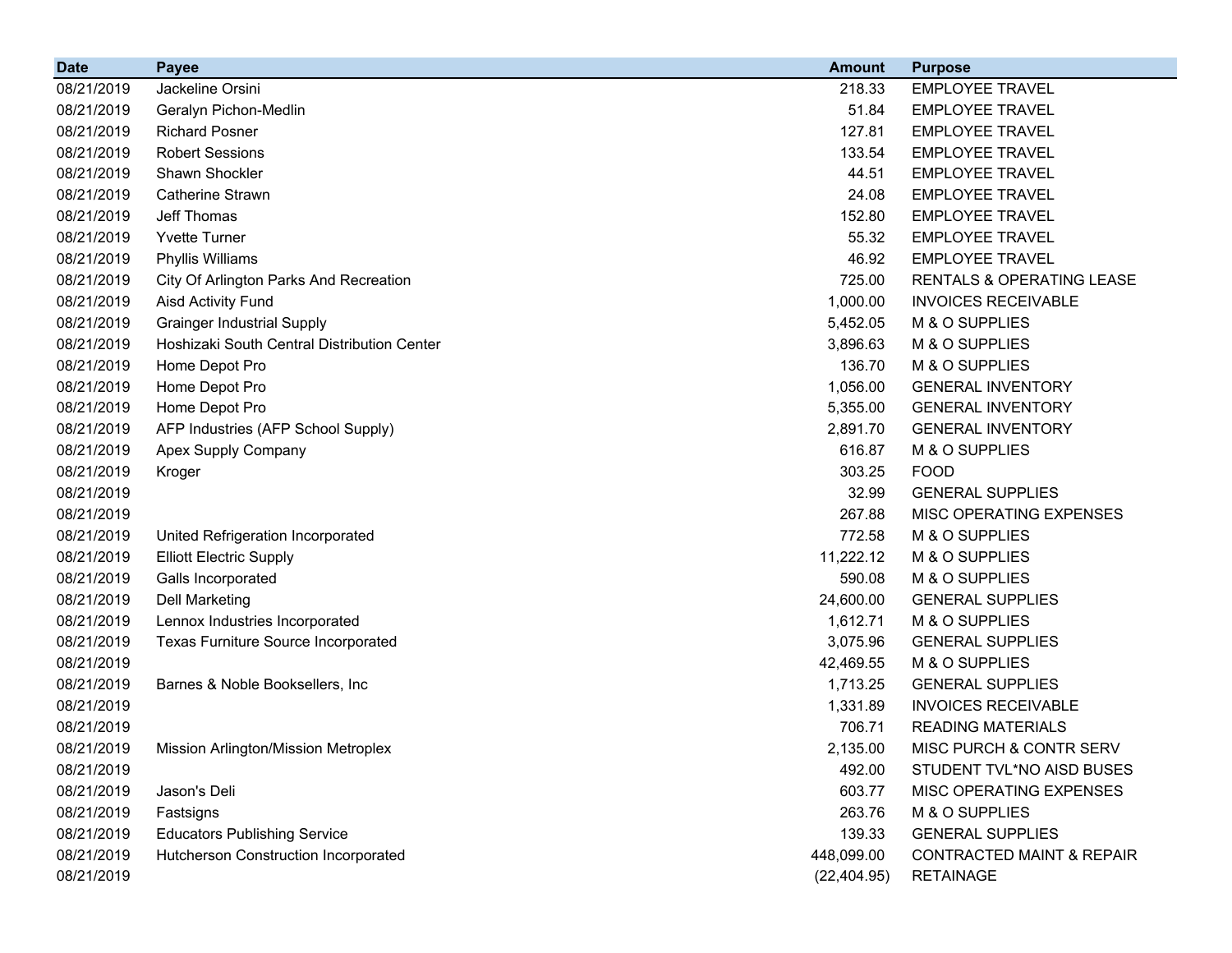| Date | Payee | Amount | Purpose |
|---|---|---|---|
| 08/21/2019 | Jackeline Orsini | 218.33 | EMPLOYEE TRAVEL |
| 08/21/2019 | Geralyn Pichon-Medlin | 51.84 | EMPLOYEE TRAVEL |
| 08/21/2019 | Richard Posner | 127.81 | EMPLOYEE TRAVEL |
| 08/21/2019 | Robert Sessions | 133.54 | EMPLOYEE TRAVEL |
| 08/21/2019 | Shawn Shockler | 44.51 | EMPLOYEE TRAVEL |
| 08/21/2019 | Catherine Strawn | 24.08 | EMPLOYEE TRAVEL |
| 08/21/2019 | Jeff Thomas | 152.80 | EMPLOYEE TRAVEL |
| 08/21/2019 | Yvette Turner | 55.32 | EMPLOYEE TRAVEL |
| 08/21/2019 | Phyllis Williams | 46.92 | EMPLOYEE TRAVEL |
| 08/21/2019 | City Of Arlington Parks And Recreation | 725.00 | RENTALS & OPERATING LEASE |
| 08/21/2019 | Aisd Activity Fund | 1,000.00 | INVOICES RECEIVABLE |
| 08/21/2019 | Grainger Industrial Supply | 5,452.05 | M & O SUPPLIES |
| 08/21/2019 | Hoshizaki South Central Distribution Center | 3,896.63 | M & O SUPPLIES |
| 08/21/2019 | Home Depot Pro | 136.70 | M & O SUPPLIES |
| 08/21/2019 | Home Depot Pro | 1,056.00 | GENERAL INVENTORY |
| 08/21/2019 | Home Depot Pro | 5,355.00 | GENERAL INVENTORY |
| 08/21/2019 | AFP Industries (AFP School Supply) | 2,891.70 | GENERAL INVENTORY |
| 08/21/2019 | Apex Supply Company | 616.87 | M & O SUPPLIES |
| 08/21/2019 | Kroger | 303.25 | FOOD |
| 08/21/2019 | | 32.99 | GENERAL SUPPLIES |
| 08/21/2019 | | 267.88 | MISC OPERATING EXPENSES |
| 08/21/2019 | United Refrigeration Incorporated | 772.58 | M & O SUPPLIES |
| 08/21/2019 | Elliott Electric Supply | 11,222.12 | M & O SUPPLIES |
| 08/21/2019 | Galls Incorporated | 590.08 | M & O SUPPLIES |
| 08/21/2019 | Dell Marketing | 24,600.00 | GENERAL SUPPLIES |
| 08/21/2019 | Lennox Industries Incorporated | 1,612.71 | M & O SUPPLIES |
| 08/21/2019 | Texas Furniture Source Incorporated | 3,075.96 | GENERAL SUPPLIES |
| 08/21/2019 | | 42,469.55 | M & O SUPPLIES |
| 08/21/2019 | Barnes & Noble Booksellers, Inc | 1,713.25 | GENERAL SUPPLIES |
| 08/21/2019 | | 1,331.89 | INVOICES RECEIVABLE |
| 08/21/2019 | | 706.71 | READING MATERIALS |
| 08/21/2019 | Mission Arlington/Mission Metroplex | 2,135.00 | MISC PURCH & CONTR SERV |
| 08/21/2019 | | 492.00 | STUDENT TVL*NO AISD BUSES |
| 08/21/2019 | Jason's Deli | 603.77 | MISC OPERATING EXPENSES |
| 08/21/2019 | Fastsigns | 263.76 | M & O SUPPLIES |
| 08/21/2019 | Educators Publishing Service | 139.33 | GENERAL SUPPLIES |
| 08/21/2019 | Hutcherson Construction Incorporated | 448,099.00 | CONTRACTED MAINT & REPAIR |
| 08/21/2019 | | (22,404.95) | RETAINAGE |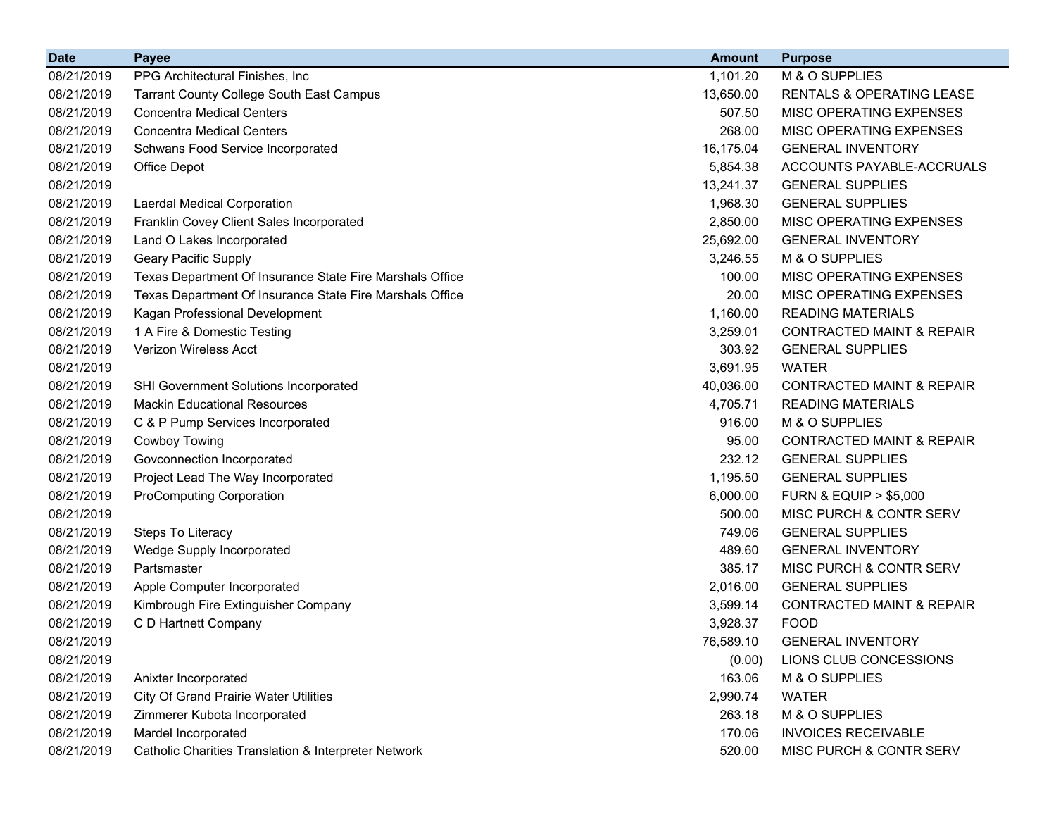| Date | Payee | Amount | Purpose |
|---|---|---|---|
| 08/21/2019 | PPG Architectural Finishes, Inc | 1,101.20 | M & O SUPPLIES |
| 08/21/2019 | Tarrant County College South East Campus | 13,650.00 | RENTALS & OPERATING LEASE |
| 08/21/2019 | Concentra Medical Centers | 507.50 | MISC OPERATING EXPENSES |
| 08/21/2019 | Concentra Medical Centers | 268.00 | MISC OPERATING EXPENSES |
| 08/21/2019 | Schwans Food Service Incorporated | 16,175.04 | GENERAL INVENTORY |
| 08/21/2019 | Office Depot | 5,854.38 | ACCOUNTS PAYABLE-ACCRUALS |
| 08/21/2019 | | 13,241.37 | GENERAL SUPPLIES |
| 08/21/2019 | Laerdal Medical Corporation | 1,968.30 | GENERAL SUPPLIES |
| 08/21/2019 | Franklin Covey Client Sales Incorporated | 2,850.00 | MISC OPERATING EXPENSES |
| 08/21/2019 | Land O Lakes Incorporated | 25,692.00 | GENERAL INVENTORY |
| 08/21/2019 | Geary Pacific Supply | 3,246.55 | M & O SUPPLIES |
| 08/21/2019 | Texas Department Of Insurance State Fire Marshals Office | 100.00 | MISC OPERATING EXPENSES |
| 08/21/2019 | Texas Department Of Insurance State Fire Marshals Office | 20.00 | MISC OPERATING EXPENSES |
| 08/21/2019 | Kagan Professional Development | 1,160.00 | READING MATERIALS |
| 08/21/2019 | 1 A Fire & Domestic Testing | 3,259.01 | CONTRACTED MAINT & REPAIR |
| 08/21/2019 | Verizon Wireless Acct | 303.92 | GENERAL SUPPLIES |
| 08/21/2019 | | 3,691.95 | WATER |
| 08/21/2019 | SHI Government Solutions Incorporated | 40,036.00 | CONTRACTED MAINT & REPAIR |
| 08/21/2019 | Mackin Educational Resources | 4,705.71 | READING MATERIALS |
| 08/21/2019 | C & P Pump Services Incorporated | 916.00 | M & O SUPPLIES |
| 08/21/2019 | Cowboy Towing | 95.00 | CONTRACTED MAINT & REPAIR |
| 08/21/2019 | Govconnection Incorporated | 232.12 | GENERAL SUPPLIES |
| 08/21/2019 | Project Lead The Way Incorporated | 1,195.50 | GENERAL SUPPLIES |
| 08/21/2019 | ProComputing Corporation | 6,000.00 | FURN & EQUIP > $5,000 |
| 08/21/2019 | | 500.00 | MISC PURCH & CONTR SERV |
| 08/21/2019 | Steps To Literacy | 749.06 | GENERAL SUPPLIES |
| 08/21/2019 | Wedge Supply Incorporated | 489.60 | GENERAL INVENTORY |
| 08/21/2019 | Partsmaster | 385.17 | MISC PURCH & CONTR SERV |
| 08/21/2019 | Apple Computer Incorporated | 2,016.00 | GENERAL SUPPLIES |
| 08/21/2019 | Kimbrough Fire Extinguisher Company | 3,599.14 | CONTRACTED MAINT & REPAIR |
| 08/21/2019 | C D Hartnett Company | 3,928.37 | FOOD |
| 08/21/2019 | | 76,589.10 | GENERAL INVENTORY |
| 08/21/2019 | | (0.00) | LIONS CLUB CONCESSIONS |
| 08/21/2019 | Anixter Incorporated | 163.06 | M & O SUPPLIES |
| 08/21/2019 | City Of Grand Prairie Water Utilities | 2,990.74 | WATER |
| 08/21/2019 | Zimmerer Kubota Incorporated | 263.18 | M & O SUPPLIES |
| 08/21/2019 | Mardel Incorporated | 170.06 | INVOICES RECEIVABLE |
| 08/21/2019 | Catholic Charities Translation & Interpreter Network | 520.00 | MISC PURCH & CONTR SERV |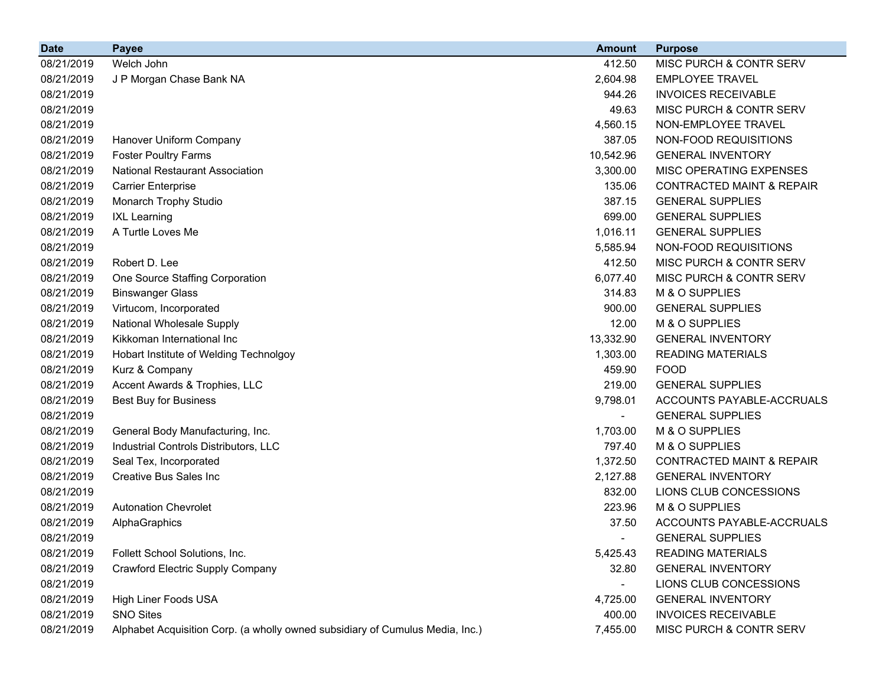| Date | Payee | Amount | Purpose |
|---|---|---|---|
| 08/21/2019 | Welch John | 412.50 | MISC PURCH & CONTR SERV |
| 08/21/2019 | J P Morgan Chase Bank NA | 2,604.98 | EMPLOYEE TRAVEL |
| 08/21/2019 | | 944.26 | INVOICES RECEIVABLE |
| 08/21/2019 | | 49.63 | MISC PURCH & CONTR SERV |
| 08/21/2019 | | 4,560.15 | NON-EMPLOYEE TRAVEL |
| 08/21/2019 | Hanover Uniform Company | 387.05 | NON-FOOD REQUISITIONS |
| 08/21/2019 | Foster Poultry Farms | 10,542.96 | GENERAL INVENTORY |
| 08/21/2019 | National Restaurant Association | 3,300.00 | MISC OPERATING EXPENSES |
| 08/21/2019 | Carrier Enterprise | 135.06 | CONTRACTED MAINT & REPAIR |
| 08/21/2019 | Monarch Trophy Studio | 387.15 | GENERAL SUPPLIES |
| 08/21/2019 | IXL Learning | 699.00 | GENERAL SUPPLIES |
| 08/21/2019 | A Turtle Loves Me | 1,016.11 | GENERAL SUPPLIES |
| 08/21/2019 | | 5,585.94 | NON-FOOD REQUISITIONS |
| 08/21/2019 | Robert D. Lee | 412.50 | MISC PURCH & CONTR SERV |
| 08/21/2019 | One Source Staffing Corporation | 6,077.40 | MISC PURCH & CONTR SERV |
| 08/21/2019 | Binswanger Glass | 314.83 | M & O SUPPLIES |
| 08/21/2019 | Virtucom, Incorporated | 900.00 | GENERAL SUPPLIES |
| 08/21/2019 | National Wholesale Supply | 12.00 | M & O SUPPLIES |
| 08/21/2019 | Kikkoman International Inc | 13,332.90 | GENERAL INVENTORY |
| 08/21/2019 | Hobart Institute of Welding Technolgoy | 1,303.00 | READING MATERIALS |
| 08/21/2019 | Kurz & Company | 459.90 | FOOD |
| 08/21/2019 | Accent Awards & Trophies, LLC | 219.00 | GENERAL SUPPLIES |
| 08/21/2019 | Best Buy for Business | 9,798.01 | ACCOUNTS PAYABLE-ACCRUALS |
| 08/21/2019 | | - | GENERAL SUPPLIES |
| 08/21/2019 | General Body Manufacturing, Inc. | 1,703.00 | M & O SUPPLIES |
| 08/21/2019 | Industrial Controls Distributors, LLC | 797.40 | M & O SUPPLIES |
| 08/21/2019 | Seal Tex, Incorporated | 1,372.50 | CONTRACTED MAINT & REPAIR |
| 08/21/2019 | Creative Bus Sales Inc | 2,127.88 | GENERAL INVENTORY |
| 08/21/2019 | | 832.00 | LIONS CLUB CONCESSIONS |
| 08/21/2019 | Autonation Chevrolet | 223.96 | M & O SUPPLIES |
| 08/21/2019 | AlphaGraphics | 37.50 | ACCOUNTS PAYABLE-ACCRUALS |
| 08/21/2019 | | - | GENERAL SUPPLIES |
| 08/21/2019 | Follett School Solutions, Inc. | 5,425.43 | READING MATERIALS |
| 08/21/2019 | Crawford Electric Supply Company | 32.80 | GENERAL INVENTORY |
| 08/21/2019 | | - | LIONS CLUB CONCESSIONS |
| 08/21/2019 | High Liner Foods USA | 4,725.00 | GENERAL INVENTORY |
| 08/21/2019 | SNO Sites | 400.00 | INVOICES RECEIVABLE |
| 08/21/2019 | Alphabet Acquisition Corp. (a wholly owned subsidiary of Cumulus Media, Inc.) | 7,455.00 | MISC PURCH & CONTR SERV |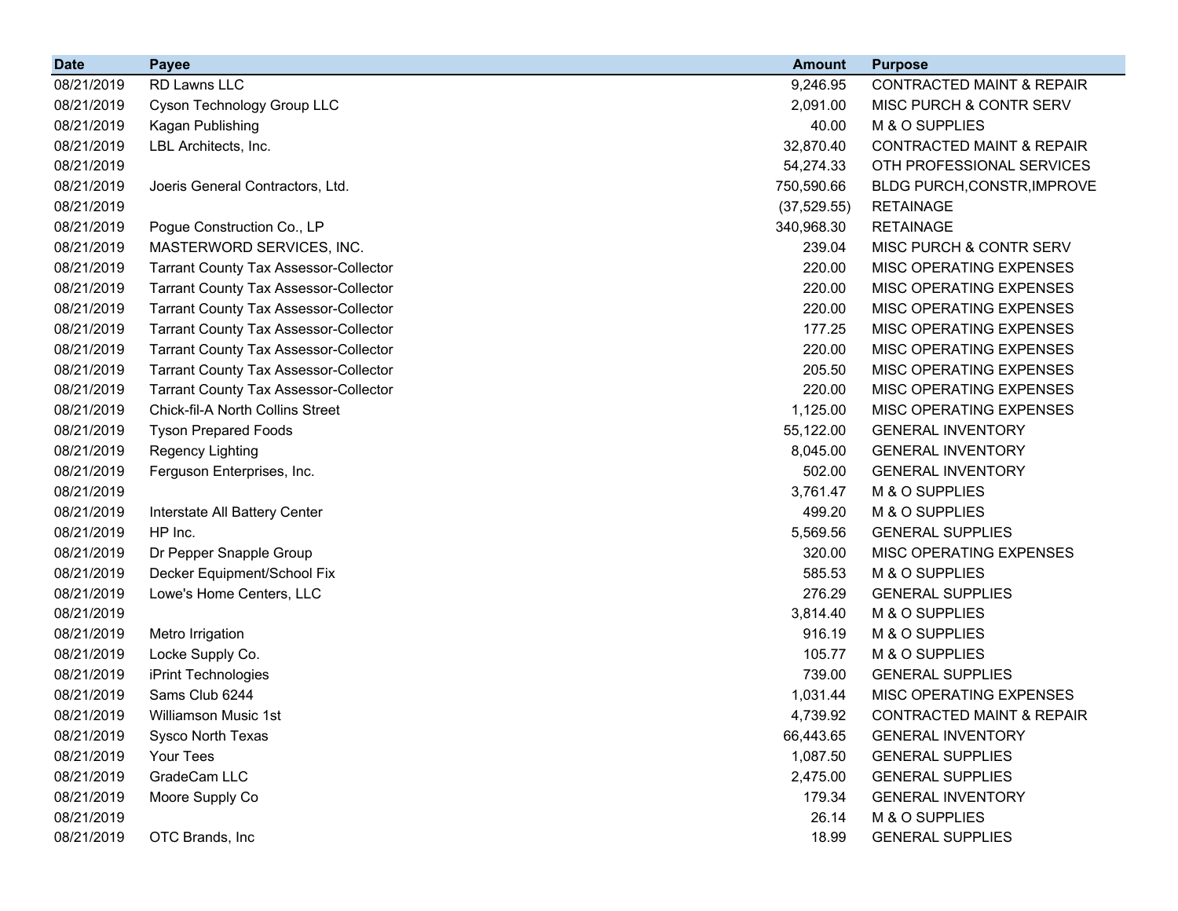| Date | Payee | Amount | Purpose |
|---|---|---|---|
| 08/21/2019 | RD Lawns LLC | 9,246.95 | CONTRACTED MAINT & REPAIR |
| 08/21/2019 | Cyson Technology Group LLC | 2,091.00 | MISC PURCH & CONTR SERV |
| 08/21/2019 | Kagan Publishing | 40.00 | M & O SUPPLIES |
| 08/21/2019 | LBL Architects, Inc. | 32,870.40 | CONTRACTED MAINT & REPAIR |
| 08/21/2019 | | 54,274.33 | OTH PROFESSIONAL SERVICES |
| 08/21/2019 | Joeris General Contractors, Ltd. | 750,590.66 | BLDG PURCH,CONSTR,IMPROVE |
| 08/21/2019 | | (37,529.55) | RETAINAGE |
| 08/21/2019 | Pogue Construction Co., LP | 340,968.30 | RETAINAGE |
| 08/21/2019 | MASTERWORD SERVICES, INC. | 239.04 | MISC PURCH & CONTR SERV |
| 08/21/2019 | Tarrant County Tax Assessor-Collector | 220.00 | MISC OPERATING EXPENSES |
| 08/21/2019 | Tarrant County Tax Assessor-Collector | 220.00 | MISC OPERATING EXPENSES |
| 08/21/2019 | Tarrant County Tax Assessor-Collector | 220.00 | MISC OPERATING EXPENSES |
| 08/21/2019 | Tarrant County Tax Assessor-Collector | 177.25 | MISC OPERATING EXPENSES |
| 08/21/2019 | Tarrant County Tax Assessor-Collector | 220.00 | MISC OPERATING EXPENSES |
| 08/21/2019 | Tarrant County Tax Assessor-Collector | 205.50 | MISC OPERATING EXPENSES |
| 08/21/2019 | Tarrant County Tax Assessor-Collector | 220.00 | MISC OPERATING EXPENSES |
| 08/21/2019 | Chick-fil-A North Collins Street | 1,125.00 | MISC OPERATING EXPENSES |
| 08/21/2019 | Tyson Prepared Foods | 55,122.00 | GENERAL INVENTORY |
| 08/21/2019 | Regency Lighting | 8,045.00 | GENERAL INVENTORY |
| 08/21/2019 | Ferguson Enterprises, Inc. | 502.00 | GENERAL INVENTORY |
| 08/21/2019 | | 3,761.47 | M & O SUPPLIES |
| 08/21/2019 | Interstate All Battery Center | 499.20 | M & O SUPPLIES |
| 08/21/2019 | HP Inc. | 5,569.56 | GENERAL SUPPLIES |
| 08/21/2019 | Dr Pepper Snapple Group | 320.00 | MISC OPERATING EXPENSES |
| 08/21/2019 | Decker Equipment/School Fix | 585.53 | M & O SUPPLIES |
| 08/21/2019 | Lowe's Home Centers, LLC | 276.29 | GENERAL SUPPLIES |
| 08/21/2019 | | 3,814.40 | M & O SUPPLIES |
| 08/21/2019 | Metro Irrigation | 916.19 | M & O SUPPLIES |
| 08/21/2019 | Locke Supply Co. | 105.77 | M & O SUPPLIES |
| 08/21/2019 | iPrint Technologies | 739.00 | GENERAL SUPPLIES |
| 08/21/2019 | Sams Club 6244 | 1,031.44 | MISC OPERATING EXPENSES |
| 08/21/2019 | Williamson Music 1st | 4,739.92 | CONTRACTED MAINT & REPAIR |
| 08/21/2019 | Sysco North Texas | 66,443.65 | GENERAL INVENTORY |
| 08/21/2019 | Your Tees | 1,087.50 | GENERAL SUPPLIES |
| 08/21/2019 | GradeCam LLC | 2,475.00 | GENERAL SUPPLIES |
| 08/21/2019 | Moore Supply Co | 179.34 | GENERAL INVENTORY |
| 08/21/2019 | | 26.14 | M & O SUPPLIES |
| 08/21/2019 | OTC Brands, Inc | 18.99 | GENERAL SUPPLIES |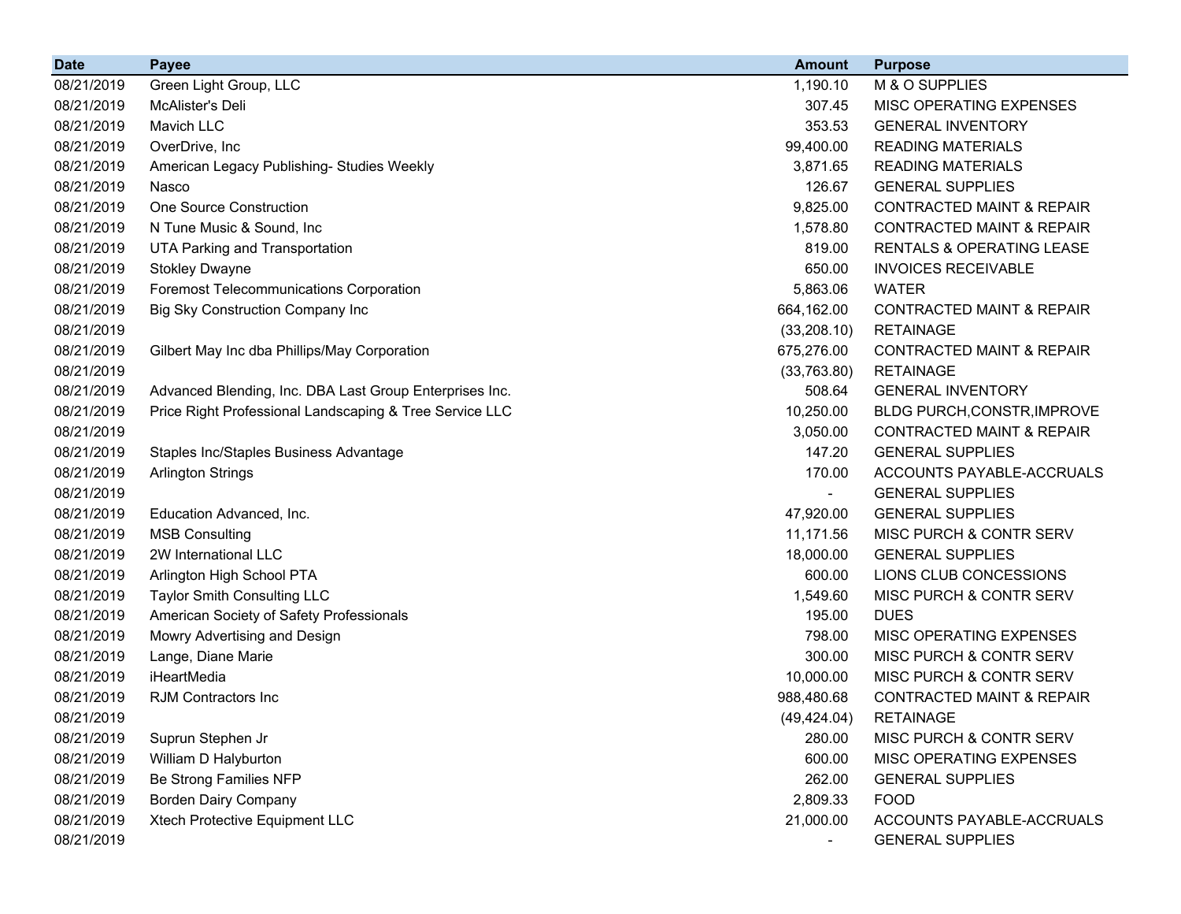| Date | Payee | Amount | Purpose |
|---|---|---|---|
| 08/21/2019 | Green Light Group, LLC | 1,190.10 | M & O SUPPLIES |
| 08/21/2019 | McAlister's Deli | 307.45 | MISC OPERATING EXPENSES |
| 08/21/2019 | Mavich LLC | 353.53 | GENERAL INVENTORY |
| 08/21/2019 | OverDrive, Inc | 99,400.00 | READING MATERIALS |
| 08/21/2019 | American Legacy Publishing- Studies Weekly | 3,871.65 | READING MATERIALS |
| 08/21/2019 | Nasco | 126.67 | GENERAL SUPPLIES |
| 08/21/2019 | One Source Construction | 9,825.00 | CONTRACTED MAINT & REPAIR |
| 08/21/2019 | N Tune Music & Sound, Inc | 1,578.80 | CONTRACTED MAINT & REPAIR |
| 08/21/2019 | UTA Parking and Transportation | 819.00 | RENTALS & OPERATING LEASE |
| 08/21/2019 | Stokley Dwayne | 650.00 | INVOICES RECEIVABLE |
| 08/21/2019 | Foremost Telecommunications Corporation | 5,863.06 | WATER |
| 08/21/2019 | Big Sky Construction Company Inc | 664,162.00 | CONTRACTED MAINT & REPAIR |
| 08/21/2019 | | (33,208.10) | RETAINAGE |
| 08/21/2019 | Gilbert May Inc dba Phillips/May Corporation | 675,276.00 | CONTRACTED MAINT & REPAIR |
| 08/21/2019 | | (33,763.80) | RETAINAGE |
| 08/21/2019 | Advanced Blending, Inc. DBA Last Group Enterprises Inc. | 508.64 | GENERAL INVENTORY |
| 08/21/2019 | Price Right Professional Landscaping & Tree Service LLC | 10,250.00 | BLDG PURCH,CONSTR,IMPROVE |
| 08/21/2019 | | 3,050.00 | CONTRACTED MAINT & REPAIR |
| 08/21/2019 | Staples Inc/Staples Business Advantage | 147.20 | GENERAL SUPPLIES |
| 08/21/2019 | Arlington Strings | 170.00 | ACCOUNTS PAYABLE-ACCRUALS |
| 08/21/2019 | | - | GENERAL SUPPLIES |
| 08/21/2019 | Education Advanced, Inc. | 47,920.00 | GENERAL SUPPLIES |
| 08/21/2019 | MSB Consulting | 11,171.56 | MISC PURCH & CONTR SERV |
| 08/21/2019 | 2W International LLC | 18,000.00 | GENERAL SUPPLIES |
| 08/21/2019 | Arlington High School PTA | 600.00 | LIONS CLUB CONCESSIONS |
| 08/21/2019 | Taylor Smith Consulting LLC | 1,549.60 | MISC PURCH & CONTR SERV |
| 08/21/2019 | American Society of Safety Professionals | 195.00 | DUES |
| 08/21/2019 | Mowry Advertising and Design | 798.00 | MISC OPERATING EXPENSES |
| 08/21/2019 | Lange, Diane Marie | 300.00 | MISC PURCH & CONTR SERV |
| 08/21/2019 | iHeartMedia | 10,000.00 | MISC PURCH & CONTR SERV |
| 08/21/2019 | RJM Contractors Inc | 988,480.68 | CONTRACTED MAINT & REPAIR |
| 08/21/2019 | | (49,424.04) | RETAINAGE |
| 08/21/2019 | Suprun Stephen Jr | 280.00 | MISC PURCH & CONTR SERV |
| 08/21/2019 | William D Halyburton | 600.00 | MISC OPERATING EXPENSES |
| 08/21/2019 | Be Strong Families NFP | 262.00 | GENERAL SUPPLIES |
| 08/21/2019 | Borden Dairy Company | 2,809.33 | FOOD |
| 08/21/2019 | Xtech Protective Equipment LLC | 21,000.00 | ACCOUNTS PAYABLE-ACCRUALS |
| 08/21/2019 | | - | GENERAL SUPPLIES |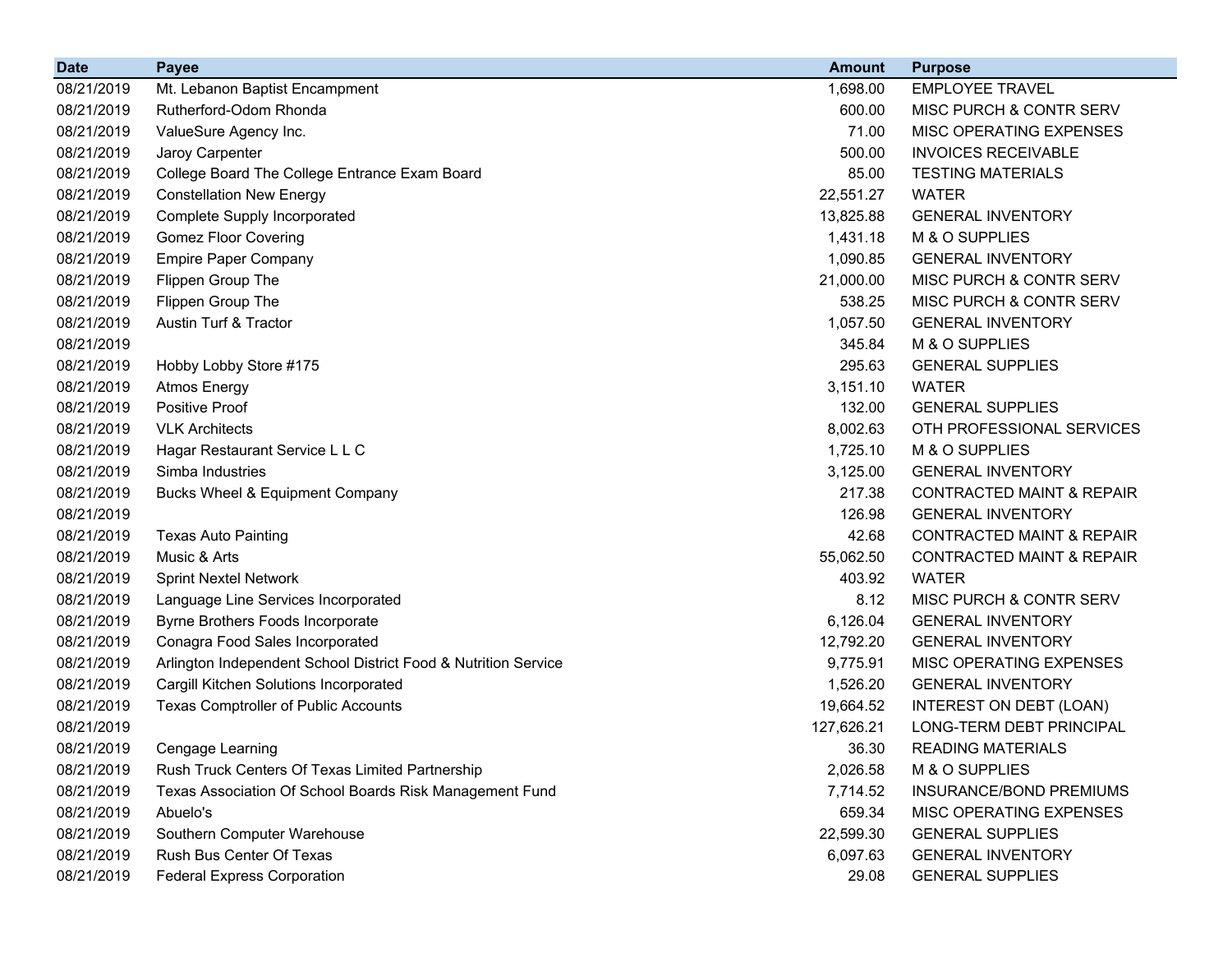| Date | Payee | Amount | Purpose |
|---|---|---|---|
| 08/21/2019 | Mt. Lebanon Baptist Encampment | 1,698.00 | EMPLOYEE TRAVEL |
| 08/21/2019 | Rutherford-Odom Rhonda | 600.00 | MISC PURCH & CONTR SERV |
| 08/21/2019 | ValueSure Agency Inc. | 71.00 | MISC OPERATING EXPENSES |
| 08/21/2019 | Jaroy Carpenter | 500.00 | INVOICES RECEIVABLE |
| 08/21/2019 | College Board The College Entrance Exam Board | 85.00 | TESTING MATERIALS |
| 08/21/2019 | Constellation New Energy | 22,551.27 | WATER |
| 08/21/2019 | Complete Supply Incorporated | 13,825.88 | GENERAL INVENTORY |
| 08/21/2019 | Gomez Floor Covering | 1,431.18 | M & O SUPPLIES |
| 08/21/2019 | Empire Paper Company | 1,090.85 | GENERAL INVENTORY |
| 08/21/2019 | Flippen Group The | 21,000.00 | MISC PURCH & CONTR SERV |
| 08/21/2019 | Flippen Group The | 538.25 | MISC PURCH & CONTR SERV |
| 08/21/2019 | Austin Turf & Tractor | 1,057.50 | GENERAL INVENTORY |
| 08/21/2019 | | 345.84 | M & O SUPPLIES |
| 08/21/2019 | Hobby Lobby Store #175 | 295.63 | GENERAL SUPPLIES |
| 08/21/2019 | Atmos Energy | 3,151.10 | WATER |
| 08/21/2019 | Positive Proof | 132.00 | GENERAL SUPPLIES |
| 08/21/2019 | VLK Architects | 8,002.63 | OTH PROFESSIONAL SERVICES |
| 08/21/2019 | Hagar Restaurant Service L L C | 1,725.10 | M & O SUPPLIES |
| 08/21/2019 | Simba Industries | 3,125.00 | GENERAL INVENTORY |
| 08/21/2019 | Bucks Wheel & Equipment Company | 217.38 | CONTRACTED MAINT & REPAIR |
| 08/21/2019 | | 126.98 | GENERAL INVENTORY |
| 08/21/2019 | Texas Auto Painting | 42.68 | CONTRACTED MAINT & REPAIR |
| 08/21/2019 | Music & Arts | 55,062.50 | CONTRACTED MAINT & REPAIR |
| 08/21/2019 | Sprint Nextel Network | 403.92 | WATER |
| 08/21/2019 | Language Line Services Incorporated | 8.12 | MISC PURCH & CONTR SERV |
| 08/21/2019 | Byrne Brothers Foods Incorporate | 6,126.04 | GENERAL INVENTORY |
| 08/21/2019 | Conagra Food Sales Incorporated | 12,792.20 | GENERAL INVENTORY |
| 08/21/2019 | Arlington Independent School District Food & Nutrition Service | 9,775.91 | MISC OPERATING EXPENSES |
| 08/21/2019 | Cargill Kitchen Solutions Incorporated | 1,526.20 | GENERAL INVENTORY |
| 08/21/2019 | Texas Comptroller of Public Accounts | 19,664.52 | INTEREST ON DEBT (LOAN) |
| 08/21/2019 | | 127,626.21 | LONG-TERM DEBT PRINCIPAL |
| 08/21/2019 | Cengage Learning | 36.30 | READING MATERIALS |
| 08/21/2019 | Rush Truck Centers Of Texas Limited Partnership | 2,026.58 | M & O SUPPLIES |
| 08/21/2019 | Texas Association Of School Boards Risk Management Fund | 7,714.52 | INSURANCE/BOND PREMIUMS |
| 08/21/2019 | Abuelo's | 659.34 | MISC OPERATING EXPENSES |
| 08/21/2019 | Southern Computer Warehouse | 22,599.30 | GENERAL SUPPLIES |
| 08/21/2019 | Rush Bus Center Of Texas | 6,097.63 | GENERAL INVENTORY |
| 08/21/2019 | Federal Express Corporation | 29.08 | GENERAL SUPPLIES |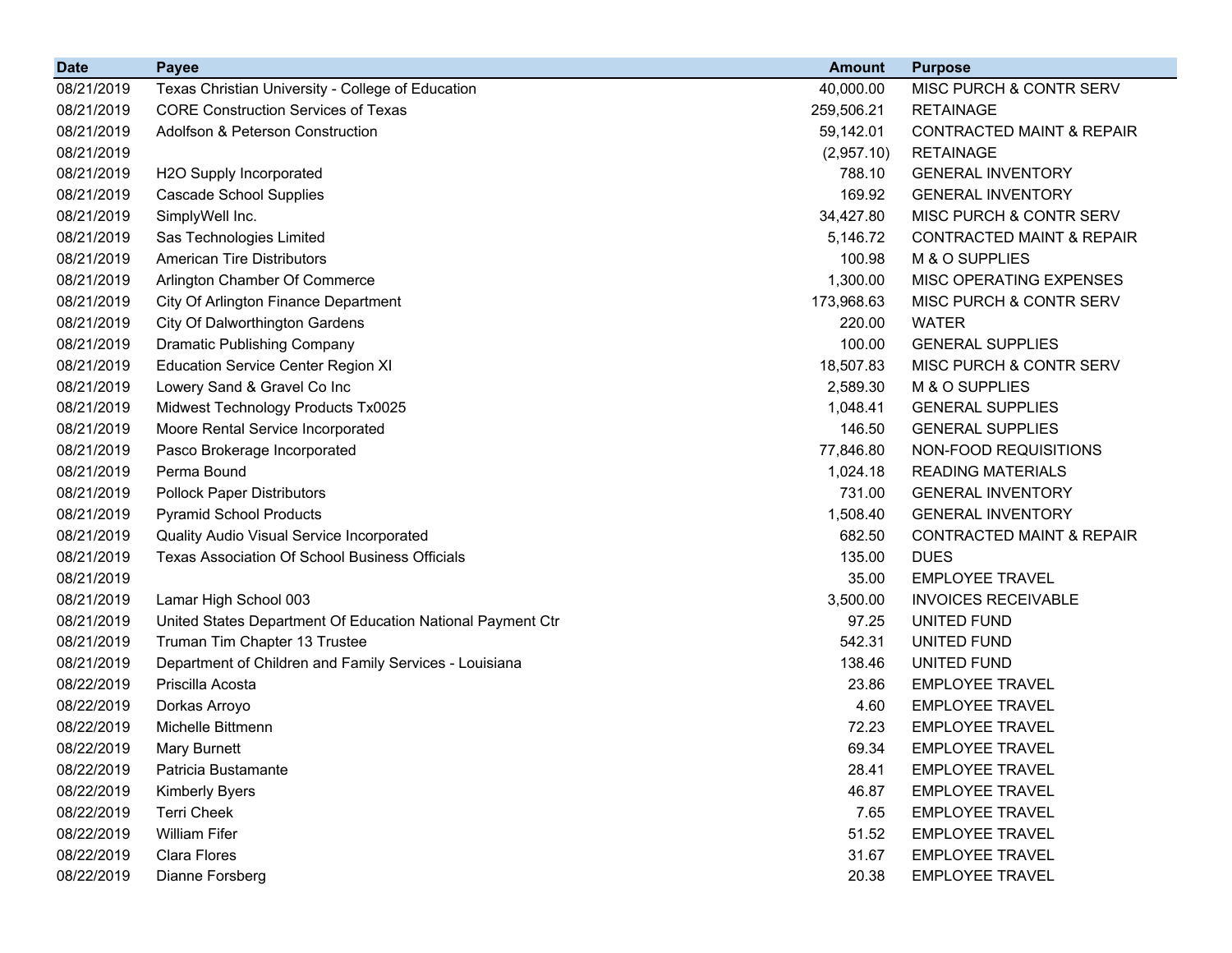| Date | Payee | Amount | Purpose |
|---|---|---|---|
| 08/21/2019 | Texas Christian University - College of Education | 40,000.00 | MISC PURCH & CONTR SERV |
| 08/21/2019 | CORE Construction Services of Texas | 259,506.21 | RETAINAGE |
| 08/21/2019 | Adolfson & Peterson Construction | 59,142.01 | CONTRACTED MAINT & REPAIR |
| 08/21/2019 | | (2,957.10) | RETAINAGE |
| 08/21/2019 | H2O Supply Incorporated | 788.10 | GENERAL INVENTORY |
| 08/21/2019 | Cascade School Supplies | 169.92 | GENERAL INVENTORY |
| 08/21/2019 | SimplyWell Inc. | 34,427.80 | MISC PURCH & CONTR SERV |
| 08/21/2019 | Sas Technologies Limited | 5,146.72 | CONTRACTED MAINT & REPAIR |
| 08/21/2019 | American Tire Distributors | 100.98 | M & O SUPPLIES |
| 08/21/2019 | Arlington Chamber Of Commerce | 1,300.00 | MISC OPERATING EXPENSES |
| 08/21/2019 | City Of Arlington Finance Department | 173,968.63 | MISC PURCH & CONTR SERV |
| 08/21/2019 | City Of Dalworthington Gardens | 220.00 | WATER |
| 08/21/2019 | Dramatic Publishing Company | 100.00 | GENERAL SUPPLIES |
| 08/21/2019 | Education Service Center Region XI | 18,507.83 | MISC PURCH & CONTR SERV |
| 08/21/2019 | Lowery Sand & Gravel Co Inc | 2,589.30 | M & O SUPPLIES |
| 08/21/2019 | Midwest Technology Products Tx0025 | 1,048.41 | GENERAL SUPPLIES |
| 08/21/2019 | Moore Rental Service Incorporated | 146.50 | GENERAL SUPPLIES |
| 08/21/2019 | Pasco Brokerage Incorporated | 77,846.80 | NON-FOOD REQUISITIONS |
| 08/21/2019 | Perma Bound | 1,024.18 | READING MATERIALS |
| 08/21/2019 | Pollock Paper Distributors | 731.00 | GENERAL INVENTORY |
| 08/21/2019 | Pyramid School Products | 1,508.40 | GENERAL INVENTORY |
| 08/21/2019 | Quality Audio Visual Service Incorporated | 682.50 | CONTRACTED MAINT & REPAIR |
| 08/21/2019 | Texas Association Of School Business Officials | 135.00 | DUES |
| 08/21/2019 | | 35.00 | EMPLOYEE TRAVEL |
| 08/21/2019 | Lamar High School 003 | 3,500.00 | INVOICES RECEIVABLE |
| 08/21/2019 | United States Department Of Education National Payment Ctr | 97.25 | UNITED FUND |
| 08/21/2019 | Truman Tim Chapter 13 Trustee | 542.31 | UNITED FUND |
| 08/21/2019 | Department of Children and Family Services - Louisiana | 138.46 | UNITED FUND |
| 08/22/2019 | Priscilla Acosta | 23.86 | EMPLOYEE TRAVEL |
| 08/22/2019 | Dorkas Arroyo | 4.60 | EMPLOYEE TRAVEL |
| 08/22/2019 | Michelle Bittmenn | 72.23 | EMPLOYEE TRAVEL |
| 08/22/2019 | Mary Burnett | 69.34 | EMPLOYEE TRAVEL |
| 08/22/2019 | Patricia Bustamante | 28.41 | EMPLOYEE TRAVEL |
| 08/22/2019 | Kimberly Byers | 46.87 | EMPLOYEE TRAVEL |
| 08/22/2019 | Terri Cheek | 7.65 | EMPLOYEE TRAVEL |
| 08/22/2019 | William Fifer | 51.52 | EMPLOYEE TRAVEL |
| 08/22/2019 | Clara Flores | 31.67 | EMPLOYEE TRAVEL |
| 08/22/2019 | Dianne Forsberg | 20.38 | EMPLOYEE TRAVEL |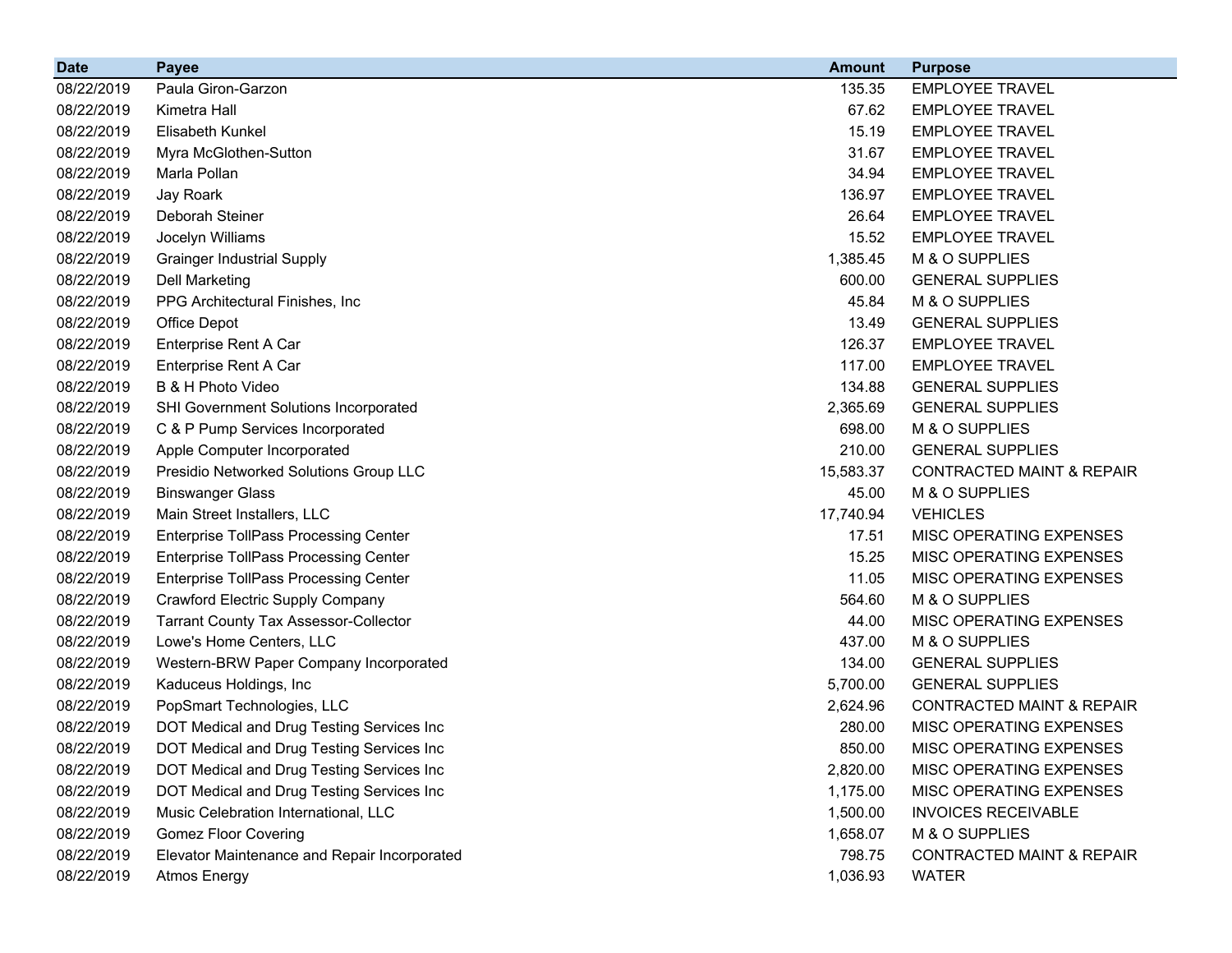| Date | Payee | Amount | Purpose |
| --- | --- | --- | --- |
| 08/22/2019 | Paula Giron-Garzon | 135.35 | EMPLOYEE TRAVEL |
| 08/22/2019 | Kimetra Hall | 67.62 | EMPLOYEE TRAVEL |
| 08/22/2019 | Elisabeth Kunkel | 15.19 | EMPLOYEE TRAVEL |
| 08/22/2019 | Myra McGlothen-Sutton | 31.67 | EMPLOYEE TRAVEL |
| 08/22/2019 | Marla Pollan | 34.94 | EMPLOYEE TRAVEL |
| 08/22/2019 | Jay Roark | 136.97 | EMPLOYEE TRAVEL |
| 08/22/2019 | Deborah Steiner | 26.64 | EMPLOYEE TRAVEL |
| 08/22/2019 | Jocelyn Williams | 15.52 | EMPLOYEE TRAVEL |
| 08/22/2019 | Grainger Industrial Supply | 1,385.45 | M & O SUPPLIES |
| 08/22/2019 | Dell Marketing | 600.00 | GENERAL SUPPLIES |
| 08/22/2019 | PPG Architectural Finishes, Inc | 45.84 | M & O SUPPLIES |
| 08/22/2019 | Office Depot | 13.49 | GENERAL SUPPLIES |
| 08/22/2019 | Enterprise Rent A Car | 126.37 | EMPLOYEE TRAVEL |
| 08/22/2019 | Enterprise Rent A Car | 117.00 | EMPLOYEE TRAVEL |
| 08/22/2019 | B & H Photo Video | 134.88 | GENERAL SUPPLIES |
| 08/22/2019 | SHI Government Solutions Incorporated | 2,365.69 | GENERAL SUPPLIES |
| 08/22/2019 | C & P Pump Services Incorporated | 698.00 | M & O SUPPLIES |
| 08/22/2019 | Apple Computer Incorporated | 210.00 | GENERAL SUPPLIES |
| 08/22/2019 | Presidio Networked Solutions Group LLC | 15,583.37 | CONTRACTED MAINT & REPAIR |
| 08/22/2019 | Binswanger Glass | 45.00 | M & O SUPPLIES |
| 08/22/2019 | Main Street Installers, LLC | 17,740.94 | VEHICLES |
| 08/22/2019 | Enterprise TollPass Processing Center | 17.51 | MISC OPERATING EXPENSES |
| 08/22/2019 | Enterprise TollPass Processing Center | 15.25 | MISC OPERATING EXPENSES |
| 08/22/2019 | Enterprise TollPass Processing Center | 11.05 | MISC OPERATING EXPENSES |
| 08/22/2019 | Crawford Electric Supply Company | 564.60 | M & O SUPPLIES |
| 08/22/2019 | Tarrant County Tax Assessor-Collector | 44.00 | MISC OPERATING EXPENSES |
| 08/22/2019 | Lowe's Home Centers, LLC | 437.00 | M & O SUPPLIES |
| 08/22/2019 | Western-BRW Paper Company Incorporated | 134.00 | GENERAL SUPPLIES |
| 08/22/2019 | Kaduceus Holdings, Inc | 5,700.00 | GENERAL SUPPLIES |
| 08/22/2019 | PopSmart Technologies, LLC | 2,624.96 | CONTRACTED MAINT & REPAIR |
| 08/22/2019 | DOT Medical and Drug Testing Services Inc | 280.00 | MISC OPERATING EXPENSES |
| 08/22/2019 | DOT Medical and Drug Testing Services Inc | 850.00 | MISC OPERATING EXPENSES |
| 08/22/2019 | DOT Medical and Drug Testing Services Inc | 2,820.00 | MISC OPERATING EXPENSES |
| 08/22/2019 | DOT Medical and Drug Testing Services Inc | 1,175.00 | MISC OPERATING EXPENSES |
| 08/22/2019 | Music Celebration International, LLC | 1,500.00 | INVOICES RECEIVABLE |
| 08/22/2019 | Gomez Floor Covering | 1,658.07 | M & O SUPPLIES |
| 08/22/2019 | Elevator Maintenance and Repair Incorporated | 798.75 | CONTRACTED MAINT & REPAIR |
| 08/22/2019 | Atmos Energy | 1,036.93 | WATER |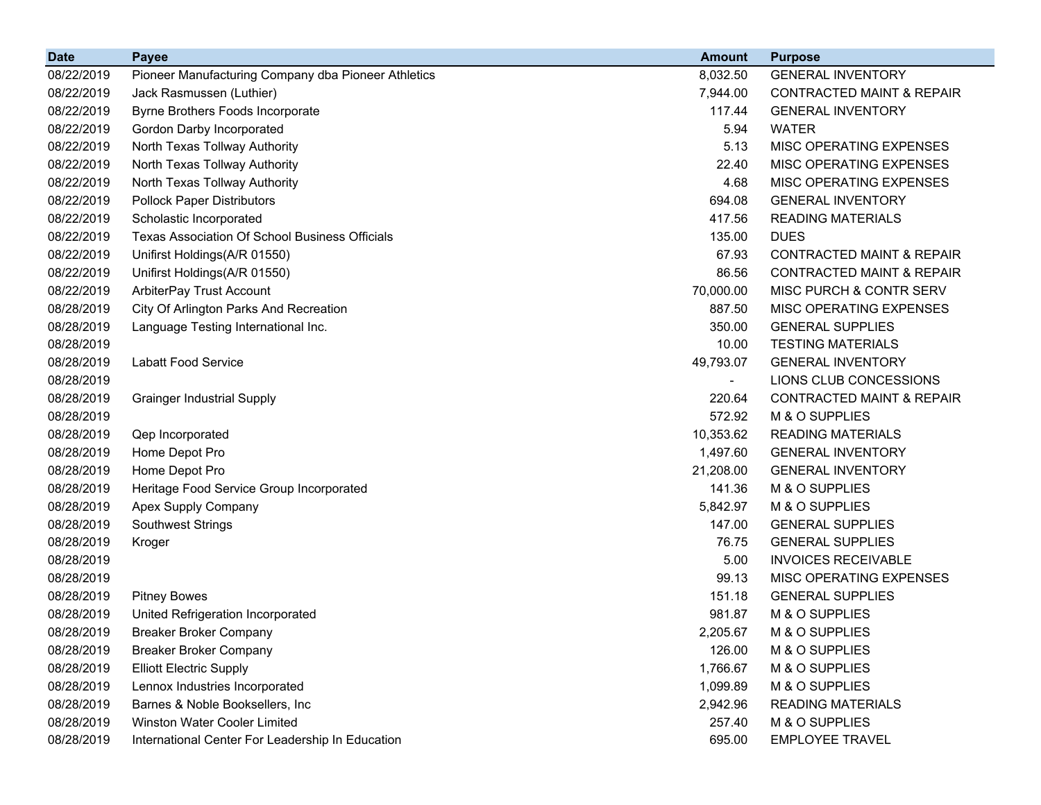| Date | Payee | Amount | Purpose |
|---|---|---|---|
| 08/22/2019 | Pioneer Manufacturing Company dba Pioneer Athletics | 8,032.50 | GENERAL INVENTORY |
| 08/22/2019 | Jack Rasmussen (Luthier) | 7,944.00 | CONTRACTED MAINT & REPAIR |
| 08/22/2019 | Byrne Brothers Foods Incorporate | 117.44 | GENERAL INVENTORY |
| 08/22/2019 | Gordon Darby Incorporated | 5.94 | WATER |
| 08/22/2019 | North Texas Tollway Authority | 5.13 | MISC OPERATING EXPENSES |
| 08/22/2019 | North Texas Tollway Authority | 22.40 | MISC OPERATING EXPENSES |
| 08/22/2019 | North Texas Tollway Authority | 4.68 | MISC OPERATING EXPENSES |
| 08/22/2019 | Pollock Paper Distributors | 694.08 | GENERAL INVENTORY |
| 08/22/2019 | Scholastic Incorporated | 417.56 | READING MATERIALS |
| 08/22/2019 | Texas Association Of School Business Officials | 135.00 | DUES |
| 08/22/2019 | Unifirst Holdings(A/R 01550) | 67.93 | CONTRACTED MAINT & REPAIR |
| 08/22/2019 | Unifirst Holdings(A/R 01550) | 86.56 | CONTRACTED MAINT & REPAIR |
| 08/22/2019 | ArbiterPay Trust Account | 70,000.00 | MISC PURCH & CONTR SERV |
| 08/28/2019 | City Of Arlington Parks And Recreation | 887.50 | MISC OPERATING EXPENSES |
| 08/28/2019 | Language Testing International Inc. | 350.00 | GENERAL SUPPLIES |
| 08/28/2019 | | 10.00 | TESTING MATERIALS |
| 08/28/2019 | Labatt Food Service | 49,793.07 | GENERAL INVENTORY |
| 08/28/2019 | | - | LIONS CLUB CONCESSIONS |
| 08/28/2019 | Grainger Industrial Supply | 220.64 | CONTRACTED MAINT & REPAIR |
| 08/28/2019 | | 572.92 | M & O SUPPLIES |
| 08/28/2019 | Qep Incorporated | 10,353.62 | READING MATERIALS |
| 08/28/2019 | Home Depot Pro | 1,497.60 | GENERAL INVENTORY |
| 08/28/2019 | Home Depot Pro | 21,208.00 | GENERAL INVENTORY |
| 08/28/2019 | Heritage Food Service Group Incorporated | 141.36 | M & O SUPPLIES |
| 08/28/2019 | Apex Supply Company | 5,842.97 | M & O SUPPLIES |
| 08/28/2019 | Southwest Strings | 147.00 | GENERAL SUPPLIES |
| 08/28/2019 | Kroger | 76.75 | GENERAL SUPPLIES |
| 08/28/2019 | | 5.00 | INVOICES RECEIVABLE |
| 08/28/2019 | | 99.13 | MISC OPERATING EXPENSES |
| 08/28/2019 | Pitney Bowes | 151.18 | GENERAL SUPPLIES |
| 08/28/2019 | United Refrigeration Incorporated | 981.87 | M & O SUPPLIES |
| 08/28/2019 | Breaker Broker Company | 2,205.67 | M & O SUPPLIES |
| 08/28/2019 | Breaker Broker Company | 126.00 | M & O SUPPLIES |
| 08/28/2019 | Elliott Electric Supply | 1,766.67 | M & O SUPPLIES |
| 08/28/2019 | Lennox Industries Incorporated | 1,099.89 | M & O SUPPLIES |
| 08/28/2019 | Barnes & Noble Booksellers, Inc | 2,942.96 | READING MATERIALS |
| 08/28/2019 | Winston Water Cooler Limited | 257.40 | M & O SUPPLIES |
| 08/28/2019 | International Center For Leadership In Education | 695.00 | EMPLOYEE TRAVEL |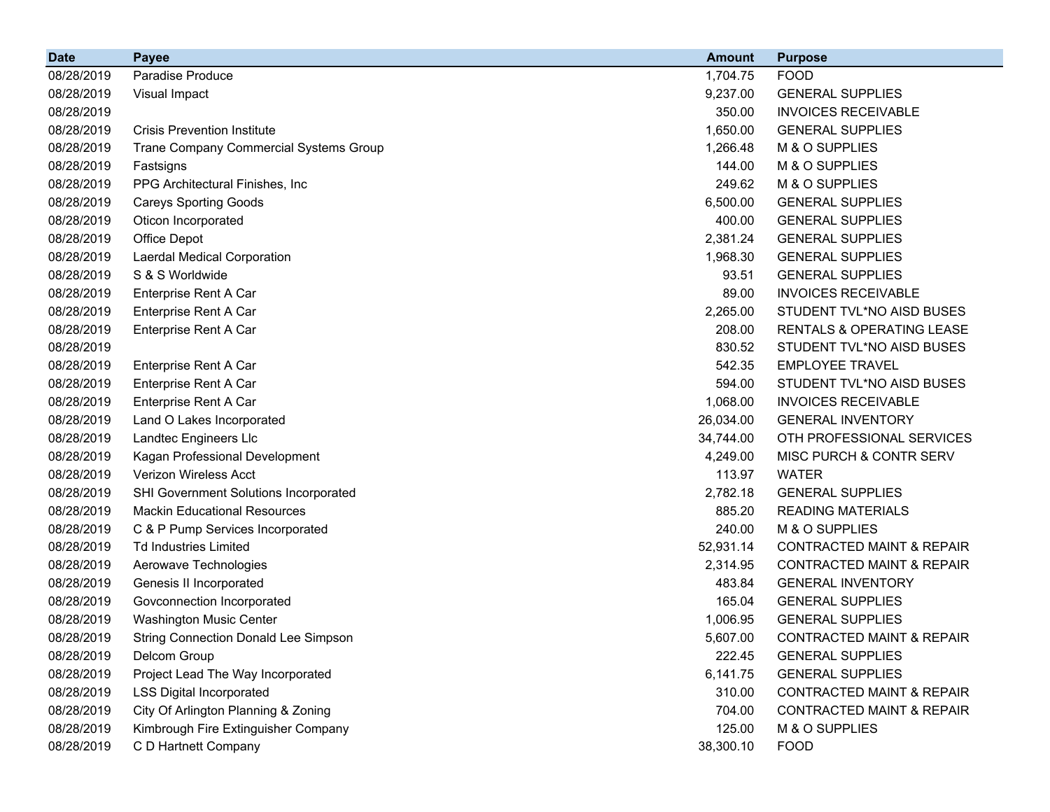| Date | Payee | Amount | Purpose |
| --- | --- | --- | --- |
| 08/28/2019 | Paradise Produce | 1,704.75 | FOOD |
| 08/28/2019 | Visual Impact | 9,237.00 | GENERAL SUPPLIES |
| 08/28/2019 | | 350.00 | INVOICES RECEIVABLE |
| 08/28/2019 | Crisis Prevention Institute | 1,650.00 | GENERAL SUPPLIES |
| 08/28/2019 | Trane Company Commercial Systems Group | 1,266.48 | M & O SUPPLIES |
| 08/28/2019 | Fastsigns | 144.00 | M & O SUPPLIES |
| 08/28/2019 | PPG Architectural Finishes, Inc | 249.62 | M & O SUPPLIES |
| 08/28/2019 | Careys Sporting Goods | 6,500.00 | GENERAL SUPPLIES |
| 08/28/2019 | Oticon Incorporated | 400.00 | GENERAL SUPPLIES |
| 08/28/2019 | Office Depot | 2,381.24 | GENERAL SUPPLIES |
| 08/28/2019 | Laerdal Medical Corporation | 1,968.30 | GENERAL SUPPLIES |
| 08/28/2019 | S & S Worldwide | 93.51 | GENERAL SUPPLIES |
| 08/28/2019 | Enterprise Rent A Car | 89.00 | INVOICES RECEIVABLE |
| 08/28/2019 | Enterprise Rent A Car | 2,265.00 | STUDENT TVL*NO AISD BUSES |
| 08/28/2019 | Enterprise Rent A Car | 208.00 | RENTALS & OPERATING LEASE |
| 08/28/2019 | | 830.52 | STUDENT TVL*NO AISD BUSES |
| 08/28/2019 | Enterprise Rent A Car | 542.35 | EMPLOYEE TRAVEL |
| 08/28/2019 | Enterprise Rent A Car | 594.00 | STUDENT TVL*NO AISD BUSES |
| 08/28/2019 | Enterprise Rent A Car | 1,068.00 | INVOICES RECEIVABLE |
| 08/28/2019 | Land O Lakes Incorporated | 26,034.00 | GENERAL INVENTORY |
| 08/28/2019 | Landtec Engineers Llc | 34,744.00 | OTH PROFESSIONAL SERVICES |
| 08/28/2019 | Kagan Professional Development | 4,249.00 | MISC PURCH & CONTR SERV |
| 08/28/2019 | Verizon Wireless Acct | 113.97 | WATER |
| 08/28/2019 | SHI Government Solutions Incorporated | 2,782.18 | GENERAL SUPPLIES |
| 08/28/2019 | Mackin Educational Resources | 885.20 | READING MATERIALS |
| 08/28/2019 | C & P Pump Services Incorporated | 240.00 | M & O SUPPLIES |
| 08/28/2019 | Td Industries Limited | 52,931.14 | CONTRACTED MAINT & REPAIR |
| 08/28/2019 | Aerowave Technologies | 2,314.95 | CONTRACTED MAINT & REPAIR |
| 08/28/2019 | Genesis II Incorporated | 483.84 | GENERAL INVENTORY |
| 08/28/2019 | Govconnection Incorporated | 165.04 | GENERAL SUPPLIES |
| 08/28/2019 | Washington Music Center | 1,006.95 | GENERAL SUPPLIES |
| 08/28/2019 | String Connection Donald Lee Simpson | 5,607.00 | CONTRACTED MAINT & REPAIR |
| 08/28/2019 | Delcom Group | 222.45 | GENERAL SUPPLIES |
| 08/28/2019 | Project Lead The Way Incorporated | 6,141.75 | GENERAL SUPPLIES |
| 08/28/2019 | LSS Digital Incorporated | 310.00 | CONTRACTED MAINT & REPAIR |
| 08/28/2019 | City Of Arlington Planning & Zoning | 704.00 | CONTRACTED MAINT & REPAIR |
| 08/28/2019 | Kimbrough Fire Extinguisher Company | 125.00 | M & O SUPPLIES |
| 08/28/2019 | C D Hartnett Company | 38,300.10 | FOOD |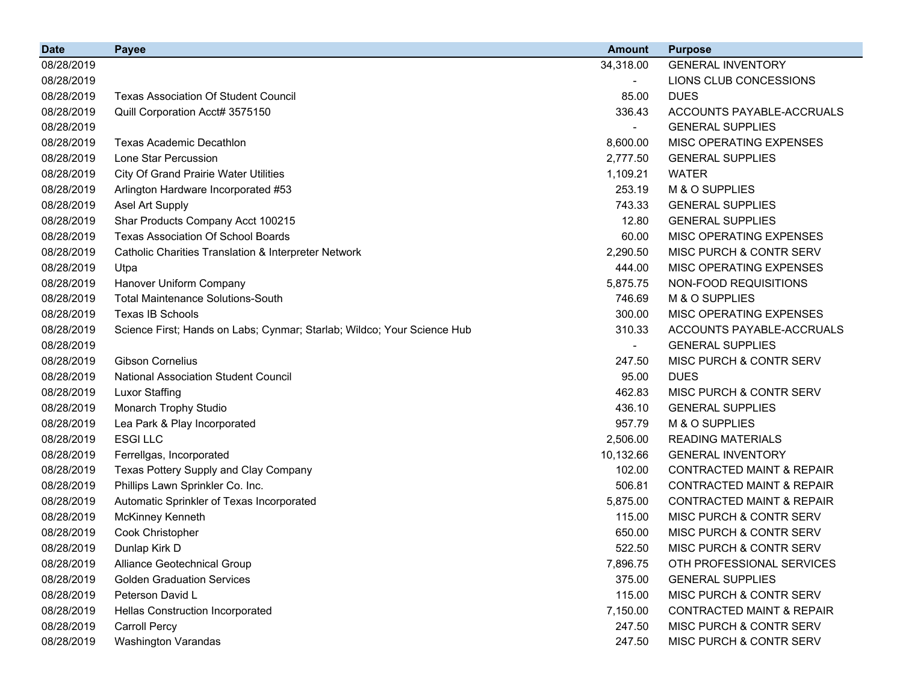| Date | Payee | Amount | Purpose |
| --- | --- | --- | --- |
| 08/28/2019 | | 34,318.00 | GENERAL INVENTORY |
| 08/28/2019 | | - | LIONS CLUB CONCESSIONS |
| 08/28/2019 | Texas Association Of Student Council | 85.00 | DUES |
| 08/28/2019 | Quill Corporation Acct# 3575150 | 336.43 | ACCOUNTS PAYABLE-ACCRUALS |
| 08/28/2019 | | - | GENERAL SUPPLIES |
| 08/28/2019 | Texas Academic Decathlon | 8,600.00 | MISC OPERATING EXPENSES |
| 08/28/2019 | Lone Star Percussion | 2,777.50 | GENERAL SUPPLIES |
| 08/28/2019 | City Of Grand Prairie Water Utilities | 1,109.21 | WATER |
| 08/28/2019 | Arlington Hardware Incorporated #53 | 253.19 | M & O SUPPLIES |
| 08/28/2019 | Asel Art Supply | 743.33 | GENERAL SUPPLIES |
| 08/28/2019 | Shar Products Company Acct 100215 | 12.80 | GENERAL SUPPLIES |
| 08/28/2019 | Texas Association Of School Boards | 60.00 | MISC OPERATING EXPENSES |
| 08/28/2019 | Catholic Charities Translation & Interpreter Network | 2,290.50 | MISC PURCH & CONTR SERV |
| 08/28/2019 | Utpa | 444.00 | MISC OPERATING EXPENSES |
| 08/28/2019 | Hanover Uniform Company | 5,875.75 | NON-FOOD REQUISITIONS |
| 08/28/2019 | Total Maintenance Solutions-South | 746.69 | M & O SUPPLIES |
| 08/28/2019 | Texas IB Schools | 300.00 | MISC OPERATING EXPENSES |
| 08/28/2019 | Science First; Hands on Labs; Cynmar; Starlab; Wildco; Your Science Hub | 310.33 | ACCOUNTS PAYABLE-ACCRUALS |
| 08/28/2019 | | - | GENERAL SUPPLIES |
| 08/28/2019 | Gibson Cornelius | 247.50 | MISC PURCH & CONTR SERV |
| 08/28/2019 | National Association Student Council | 95.00 | DUES |
| 08/28/2019 | Luxor Staffing | 462.83 | MISC PURCH & CONTR SERV |
| 08/28/2019 | Monarch Trophy Studio | 436.10 | GENERAL SUPPLIES |
| 08/28/2019 | Lea Park & Play Incorporated | 957.79 | M & O SUPPLIES |
| 08/28/2019 | ESGI LLC | 2,506.00 | READING MATERIALS |
| 08/28/2019 | Ferrellgas, Incorporated | 10,132.66 | GENERAL INVENTORY |
| 08/28/2019 | Texas Pottery Supply and Clay Company | 102.00 | CONTRACTED MAINT & REPAIR |
| 08/28/2019 | Phillips Lawn Sprinkler Co. Inc. | 506.81 | CONTRACTED MAINT & REPAIR |
| 08/28/2019 | Automatic Sprinkler of Texas Incorporated | 5,875.00 | CONTRACTED MAINT & REPAIR |
| 08/28/2019 | McKinney Kenneth | 115.00 | MISC PURCH & CONTR SERV |
| 08/28/2019 | Cook Christopher | 650.00 | MISC PURCH & CONTR SERV |
| 08/28/2019 | Dunlap Kirk D | 522.50 | MISC PURCH & CONTR SERV |
| 08/28/2019 | Alliance Geotechnical Group | 7,896.75 | OTH PROFESSIONAL SERVICES |
| 08/28/2019 | Golden Graduation Services | 375.00 | GENERAL SUPPLIES |
| 08/28/2019 | Peterson David L | 115.00 | MISC PURCH & CONTR SERV |
| 08/28/2019 | Hellas Construction Incorporated | 7,150.00 | CONTRACTED MAINT & REPAIR |
| 08/28/2019 | Carroll Percy | 247.50 | MISC PURCH & CONTR SERV |
| 08/28/2019 | Washington Varandas | 247.50 | MISC PURCH & CONTR SERV |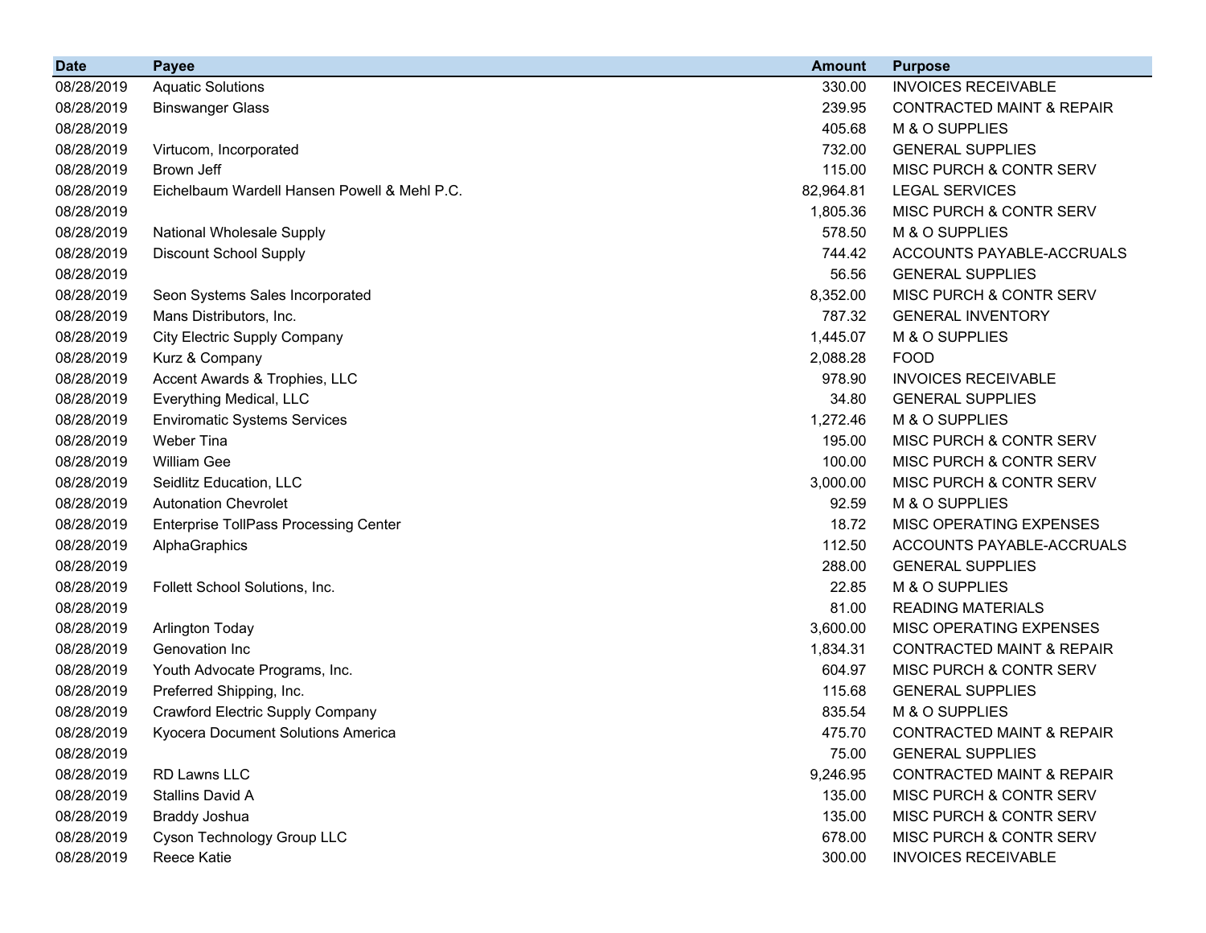| Date | Payee | Amount | Purpose |
|---|---|---|---|
| 08/28/2019 | Aquatic Solutions | 330.00 | INVOICES RECEIVABLE |
| 08/28/2019 | Binswanger Glass | 239.95 | CONTRACTED MAINT & REPAIR |
| 08/28/2019 | | 405.68 | M & O SUPPLIES |
| 08/28/2019 | Virtucom, Incorporated | 732.00 | GENERAL SUPPLIES |
| 08/28/2019 | Brown Jeff | 115.00 | MISC PURCH & CONTR SERV |
| 08/28/2019 | Eichelbaum Wardell Hansen Powell & Mehl P.C. | 82,964.81 | LEGAL SERVICES |
| 08/28/2019 | | 1,805.36 | MISC PURCH & CONTR SERV |
| 08/28/2019 | National Wholesale Supply | 578.50 | M & O SUPPLIES |
| 08/28/2019 | Discount School Supply | 744.42 | ACCOUNTS PAYABLE-ACCRUALS |
| 08/28/2019 | | 56.56 | GENERAL SUPPLIES |
| 08/28/2019 | Seon Systems Sales Incorporated | 8,352.00 | MISC PURCH & CONTR SERV |
| 08/28/2019 | Mans Distributors, Inc. | 787.32 | GENERAL INVENTORY |
| 08/28/2019 | City Electric Supply Company | 1,445.07 | M & O SUPPLIES |
| 08/28/2019 | Kurz & Company | 2,088.28 | FOOD |
| 08/28/2019 | Accent Awards & Trophies, LLC | 978.90 | INVOICES RECEIVABLE |
| 08/28/2019 | Everything Medical, LLC | 34.80 | GENERAL SUPPLIES |
| 08/28/2019 | Enviromatic Systems Services | 1,272.46 | M & O SUPPLIES |
| 08/28/2019 | Weber Tina | 195.00 | MISC PURCH & CONTR SERV |
| 08/28/2019 | William Gee | 100.00 | MISC PURCH & CONTR SERV |
| 08/28/2019 | Seidlitz Education, LLC | 3,000.00 | MISC PURCH & CONTR SERV |
| 08/28/2019 | Autonation Chevrolet | 92.59 | M & O SUPPLIES |
| 08/28/2019 | Enterprise TollPass Processing Center | 18.72 | MISC OPERATING EXPENSES |
| 08/28/2019 | AlphaGraphics | 112.50 | ACCOUNTS PAYABLE-ACCRUALS |
| 08/28/2019 | | 288.00 | GENERAL SUPPLIES |
| 08/28/2019 | Follett School Solutions, Inc. | 22.85 | M & O SUPPLIES |
| 08/28/2019 | | 81.00 | READING MATERIALS |
| 08/28/2019 | Arlington Today | 3,600.00 | MISC OPERATING EXPENSES |
| 08/28/2019 | Genovation Inc | 1,834.31 | CONTRACTED MAINT & REPAIR |
| 08/28/2019 | Youth Advocate Programs, Inc. | 604.97 | MISC PURCH & CONTR SERV |
| 08/28/2019 | Preferred Shipping, Inc. | 115.68 | GENERAL SUPPLIES |
| 08/28/2019 | Crawford Electric Supply Company | 835.54 | M & O SUPPLIES |
| 08/28/2019 | Kyocera Document Solutions America | 475.70 | CONTRACTED MAINT & REPAIR |
| 08/28/2019 | | 75.00 | GENERAL SUPPLIES |
| 08/28/2019 | RD Lawns LLC | 9,246.95 | CONTRACTED MAINT & REPAIR |
| 08/28/2019 | Stallins David A | 135.00 | MISC PURCH & CONTR SERV |
| 08/28/2019 | Braddy Joshua | 135.00 | MISC PURCH & CONTR SERV |
| 08/28/2019 | Cyson Technology Group LLC | 678.00 | MISC PURCH & CONTR SERV |
| 08/28/2019 | Reece Katie | 300.00 | INVOICES RECEIVABLE |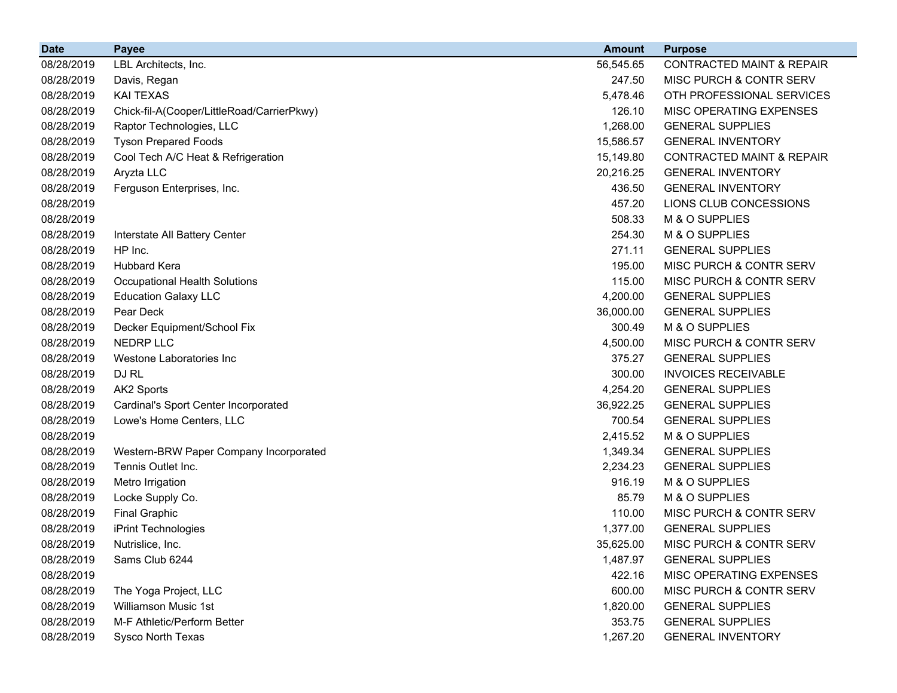| Date | Payee | Amount | Purpose |
|---|---|---|---|
| 08/28/2019 | LBL Architects, Inc. | 56,545.65 | CONTRACTED MAINT & REPAIR |
| 08/28/2019 | Davis, Regan | 247.50 | MISC PURCH & CONTR SERV |
| 08/28/2019 | KAI TEXAS | 5,478.46 | OTH PROFESSIONAL SERVICES |
| 08/28/2019 | Chick-fil-A(Cooper/LittleRoad/CarrierPkwy) | 126.10 | MISC OPERATING EXPENSES |
| 08/28/2019 | Raptor Technologies, LLC | 1,268.00 | GENERAL SUPPLIES |
| 08/28/2019 | Tyson Prepared Foods | 15,586.57 | GENERAL INVENTORY |
| 08/28/2019 | Cool Tech A/C Heat & Refrigeration | 15,149.80 | CONTRACTED MAINT & REPAIR |
| 08/28/2019 | Aryzta LLC | 20,216.25 | GENERAL INVENTORY |
| 08/28/2019 | Ferguson Enterprises, Inc. | 436.50 | GENERAL INVENTORY |
| 08/28/2019 | | 457.20 | LIONS CLUB CONCESSIONS |
| 08/28/2019 | | 508.33 | M & O SUPPLIES |
| 08/28/2019 | Interstate All Battery Center | 254.30 | M & O SUPPLIES |
| 08/28/2019 | HP Inc. | 271.11 | GENERAL SUPPLIES |
| 08/28/2019 | Hubbard Kera | 195.00 | MISC PURCH & CONTR SERV |
| 08/28/2019 | Occupational Health Solutions | 115.00 | MISC PURCH & CONTR SERV |
| 08/28/2019 | Education Galaxy LLC | 4,200.00 | GENERAL SUPPLIES |
| 08/28/2019 | Pear Deck | 36,000.00 | GENERAL SUPPLIES |
| 08/28/2019 | Decker Equipment/School Fix | 300.49 | M & O SUPPLIES |
| 08/28/2019 | NEDRP LLC | 4,500.00 | MISC PURCH & CONTR SERV |
| 08/28/2019 | Westone Laboratories Inc | 375.27 | GENERAL SUPPLIES |
| 08/28/2019 | DJ RL | 300.00 | INVOICES RECEIVABLE |
| 08/28/2019 | AK2 Sports | 4,254.20 | GENERAL SUPPLIES |
| 08/28/2019 | Cardinal's Sport Center Incorporated | 36,922.25 | GENERAL SUPPLIES |
| 08/28/2019 | Lowe's Home Centers, LLC | 700.54 | GENERAL SUPPLIES |
| 08/28/2019 | | 2,415.52 | M & O SUPPLIES |
| 08/28/2019 | Western-BRW Paper Company Incorporated | 1,349.34 | GENERAL SUPPLIES |
| 08/28/2019 | Tennis Outlet Inc. | 2,234.23 | GENERAL SUPPLIES |
| 08/28/2019 | Metro Irrigation | 916.19 | M & O SUPPLIES |
| 08/28/2019 | Locke Supply Co. | 85.79 | M & O SUPPLIES |
| 08/28/2019 | Final Graphic | 110.00 | MISC PURCH & CONTR SERV |
| 08/28/2019 | iPrint Technologies | 1,377.00 | GENERAL SUPPLIES |
| 08/28/2019 | Nutrislice, Inc. | 35,625.00 | MISC PURCH & CONTR SERV |
| 08/28/2019 | Sams Club 6244 | 1,487.97 | GENERAL SUPPLIES |
| 08/28/2019 | | 422.16 | MISC OPERATING EXPENSES |
| 08/28/2019 | The Yoga Project, LLC | 600.00 | MISC PURCH & CONTR SERV |
| 08/28/2019 | Williamson Music 1st | 1,820.00 | GENERAL SUPPLIES |
| 08/28/2019 | M-F Athletic/Perform Better | 353.75 | GENERAL SUPPLIES |
| 08/28/2019 | Sysco North Texas | 1,267.20 | GENERAL INVENTORY |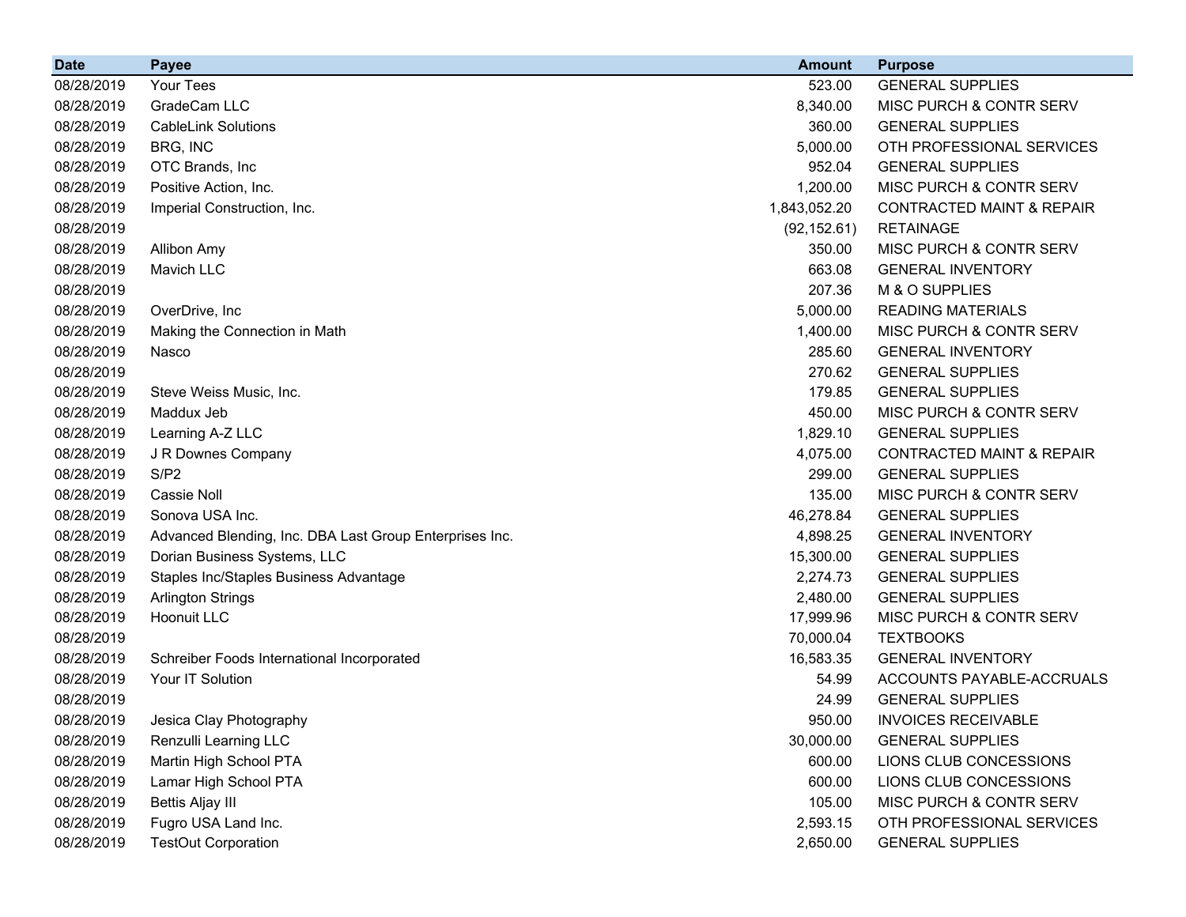| Date | Payee | Amount | Purpose |
|---|---|---|---|
| 08/28/2019 | Your Tees | 523.00 | GENERAL SUPPLIES |
| 08/28/2019 | GradeCam LLC | 8,340.00 | MISC PURCH & CONTR SERV |
| 08/28/2019 | CableLink Solutions | 360.00 | GENERAL SUPPLIES |
| 08/28/2019 | BRG, INC | 5,000.00 | OTH PROFESSIONAL SERVICES |
| 08/28/2019 | OTC Brands, Inc | 952.04 | GENERAL SUPPLIES |
| 08/28/2019 | Positive Action, Inc. | 1,200.00 | MISC PURCH & CONTR SERV |
| 08/28/2019 | Imperial Construction, Inc. | 1,843,052.20 | CONTRACTED MAINT & REPAIR |
| 08/28/2019 | | (92,152.61) | RETAINAGE |
| 08/28/2019 | Allibon Amy | 350.00 | MISC PURCH & CONTR SERV |
| 08/28/2019 | Mavich LLC | 663.08 | GENERAL INVENTORY |
| 08/28/2019 | | 207.36 | M & O SUPPLIES |
| 08/28/2019 | OverDrive, Inc | 5,000.00 | READING MATERIALS |
| 08/28/2019 | Making the Connection in Math | 1,400.00 | MISC PURCH & CONTR SERV |
| 08/28/2019 | Nasco | 285.60 | GENERAL INVENTORY |
| 08/28/2019 | | 270.62 | GENERAL SUPPLIES |
| 08/28/2019 | Steve Weiss Music, Inc. | 179.85 | GENERAL SUPPLIES |
| 08/28/2019 | Maddux Jeb | 450.00 | MISC PURCH & CONTR SERV |
| 08/28/2019 | Learning A-Z LLC | 1,829.10 | GENERAL SUPPLIES |
| 08/28/2019 | J R Downes Company | 4,075.00 | CONTRACTED MAINT & REPAIR |
| 08/28/2019 | S/P2 | 299.00 | GENERAL SUPPLIES |
| 08/28/2019 | Cassie Noll | 135.00 | MISC PURCH & CONTR SERV |
| 08/28/2019 | Sonova USA Inc. | 46,278.84 | GENERAL SUPPLIES |
| 08/28/2019 | Advanced Blending, Inc. DBA Last Group Enterprises Inc. | 4,898.25 | GENERAL INVENTORY |
| 08/28/2019 | Dorian Business Systems, LLC | 15,300.00 | GENERAL SUPPLIES |
| 08/28/2019 | Staples Inc/Staples Business Advantage | 2,274.73 | GENERAL SUPPLIES |
| 08/28/2019 | Arlington Strings | 2,480.00 | GENERAL SUPPLIES |
| 08/28/2019 | Hoonuit LLC | 17,999.96 | MISC PURCH & CONTR SERV |
| 08/28/2019 | | 70,000.04 | TEXTBOOKS |
| 08/28/2019 | Schreiber Foods International Incorporated | 16,583.35 | GENERAL INVENTORY |
| 08/28/2019 | Your IT Solution | 54.99 | ACCOUNTS PAYABLE-ACCRUALS |
| 08/28/2019 | | 24.99 | GENERAL SUPPLIES |
| 08/28/2019 | Jesica Clay Photography | 950.00 | INVOICES RECEIVABLE |
| 08/28/2019 | Renzulli Learning LLC | 30,000.00 | GENERAL SUPPLIES |
| 08/28/2019 | Martin High School PTA | 600.00 | LIONS CLUB CONCESSIONS |
| 08/28/2019 | Lamar High School PTA | 600.00 | LIONS CLUB CONCESSIONS |
| 08/28/2019 | Bettis Aljay III | 105.00 | MISC PURCH & CONTR SERV |
| 08/28/2019 | Fugro USA Land Inc. | 2,593.15 | OTH PROFESSIONAL SERVICES |
| 08/28/2019 | TestOut Corporation | 2,650.00 | GENERAL SUPPLIES |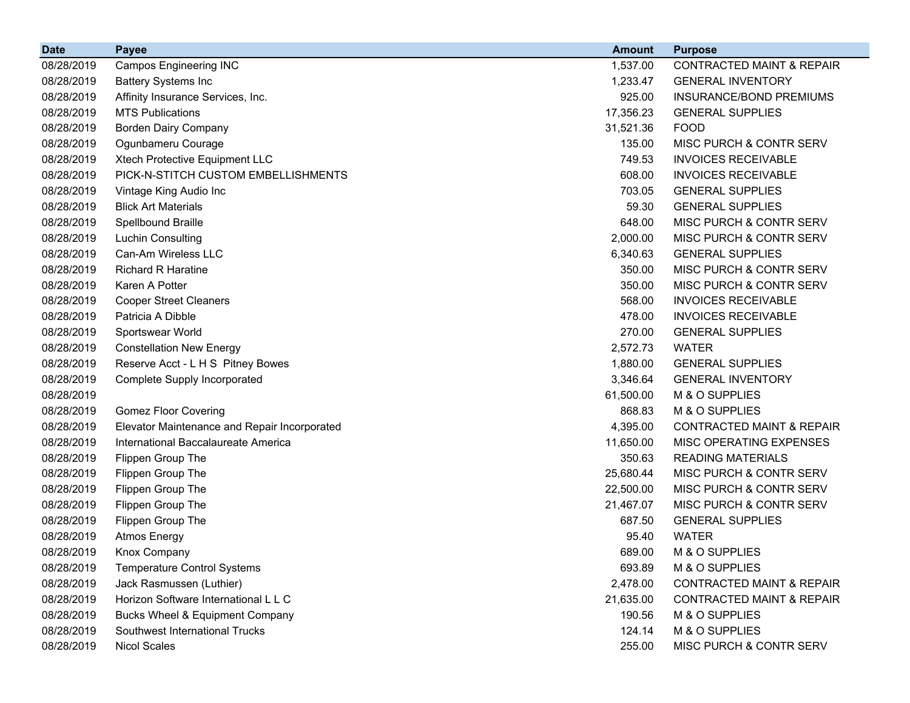| Date | Payee | Amount | Purpose |
|---|---|---|---|
| 08/28/2019 | Campos Engineering INC | 1,537.00 | CONTRACTED MAINT & REPAIR |
| 08/28/2019 | Battery Systems Inc | 1,233.47 | GENERAL INVENTORY |
| 08/28/2019 | Affinity Insurance Services, Inc. | 925.00 | INSURANCE/BOND PREMIUMS |
| 08/28/2019 | MTS Publications | 17,356.23 | GENERAL SUPPLIES |
| 08/28/2019 | Borden Dairy Company | 31,521.36 | FOOD |
| 08/28/2019 | Ogunbameru Courage | 135.00 | MISC PURCH & CONTR SERV |
| 08/28/2019 | Xtech Protective Equipment LLC | 749.53 | INVOICES RECEIVABLE |
| 08/28/2019 | PICK-N-STITCH CUSTOM EMBELLISHMENTS | 608.00 | INVOICES RECEIVABLE |
| 08/28/2019 | Vintage King Audio Inc | 703.05 | GENERAL SUPPLIES |
| 08/28/2019 | Blick Art Materials | 59.30 | GENERAL SUPPLIES |
| 08/28/2019 | Spellbound Braille | 648.00 | MISC PURCH & CONTR SERV |
| 08/28/2019 | Luchin Consulting | 2,000.00 | MISC PURCH & CONTR SERV |
| 08/28/2019 | Can-Am Wireless LLC | 6,340.63 | GENERAL SUPPLIES |
| 08/28/2019 | Richard R Haratine | 350.00 | MISC PURCH & CONTR SERV |
| 08/28/2019 | Karen A Potter | 350.00 | MISC PURCH & CONTR SERV |
| 08/28/2019 | Cooper Street Cleaners | 568.00 | INVOICES RECEIVABLE |
| 08/28/2019 | Patricia A Dibble | 478.00 | INVOICES RECEIVABLE |
| 08/28/2019 | Sportswear World | 270.00 | GENERAL SUPPLIES |
| 08/28/2019 | Constellation New Energy | 2,572.73 | WATER |
| 08/28/2019 | Reserve Acct - L H S Pitney Bowes | 1,880.00 | GENERAL SUPPLIES |
| 08/28/2019 | Complete Supply Incorporated | 3,346.64 | GENERAL INVENTORY |
| 08/28/2019 | | 61,500.00 | M & O SUPPLIES |
| 08/28/2019 | Gomez Floor Covering | 868.83 | M & O SUPPLIES |
| 08/28/2019 | Elevator Maintenance and Repair Incorporated | 4,395.00 | CONTRACTED MAINT & REPAIR |
| 08/28/2019 | International Baccalaureate America | 11,650.00 | MISC OPERATING EXPENSES |
| 08/28/2019 | Flippen Group The | 350.63 | READING MATERIALS |
| 08/28/2019 | Flippen Group The | 25,680.44 | MISC PURCH & CONTR SERV |
| 08/28/2019 | Flippen Group The | 22,500.00 | MISC PURCH & CONTR SERV |
| 08/28/2019 | Flippen Group The | 21,467.07 | MISC PURCH & CONTR SERV |
| 08/28/2019 | Flippen Group The | 687.50 | GENERAL SUPPLIES |
| 08/28/2019 | Atmos Energy | 95.40 | WATER |
| 08/28/2019 | Knox Company | 689.00 | M & O SUPPLIES |
| 08/28/2019 | Temperature Control Systems | 693.89 | M & O SUPPLIES |
| 08/28/2019 | Jack Rasmussen (Luthier) | 2,478.00 | CONTRACTED MAINT & REPAIR |
| 08/28/2019 | Horizon Software International L L C | 21,635.00 | CONTRACTED MAINT & REPAIR |
| 08/28/2019 | Bucks Wheel & Equipment Company | 190.56 | M & O SUPPLIES |
| 08/28/2019 | Southwest International Trucks | 124.14 | M & O SUPPLIES |
| 08/28/2019 | Nicol Scales | 255.00 | MISC PURCH & CONTR SERV |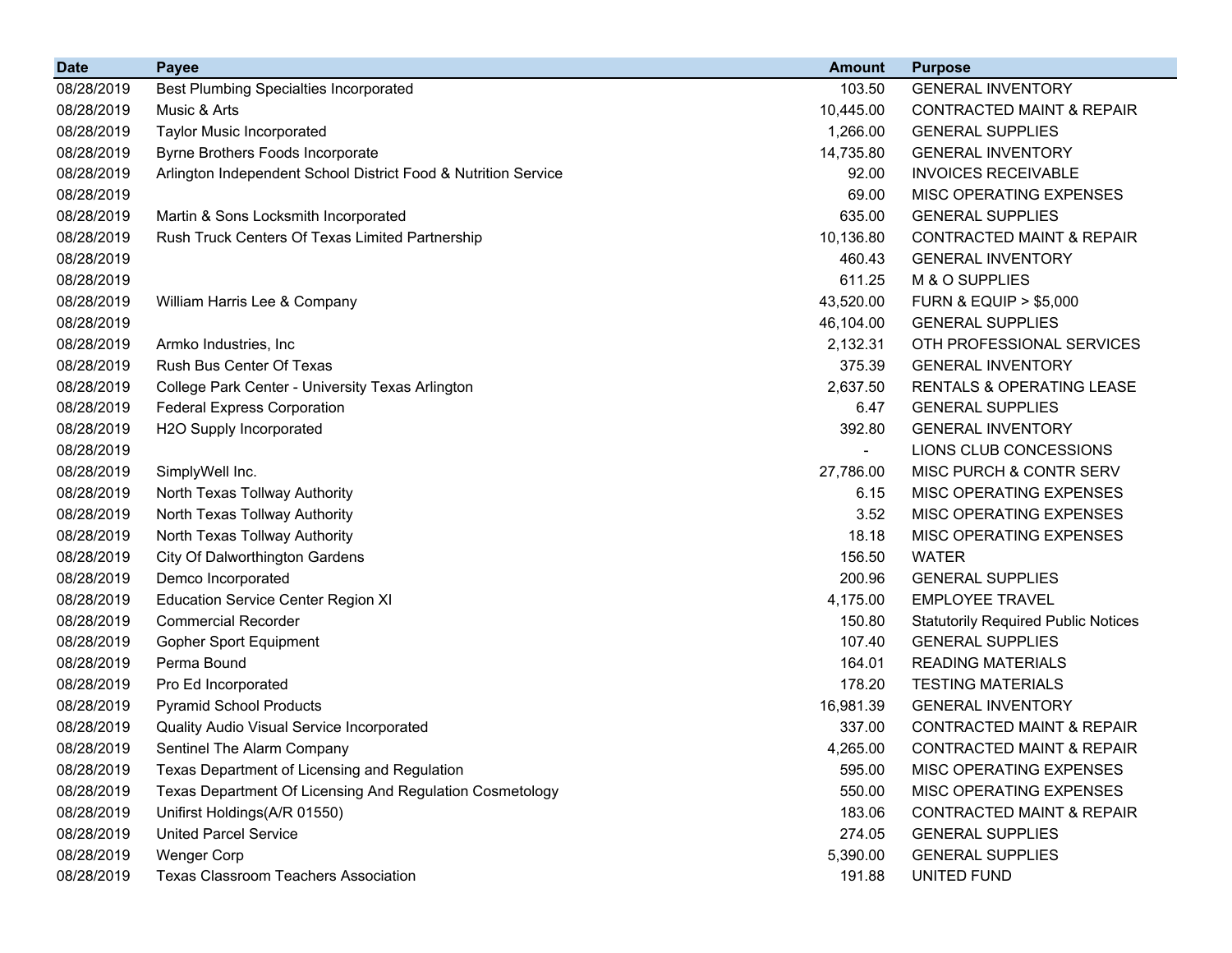| Date | Payee | Amount | Purpose |
|---|---|---|---|
| 08/28/2019 | Best Plumbing Specialties Incorporated | 103.50 | GENERAL INVENTORY |
| 08/28/2019 | Music & Arts | 10,445.00 | CONTRACTED MAINT & REPAIR |
| 08/28/2019 | Taylor Music Incorporated | 1,266.00 | GENERAL SUPPLIES |
| 08/28/2019 | Byrne Brothers Foods Incorporate | 14,735.80 | GENERAL INVENTORY |
| 08/28/2019 | Arlington Independent School District Food & Nutrition Service | 92.00 | INVOICES RECEIVABLE |
| 08/28/2019 | | 69.00 | MISC OPERATING EXPENSES |
| 08/28/2019 | Martin & Sons Locksmith Incorporated | 635.00 | GENERAL SUPPLIES |
| 08/28/2019 | Rush Truck Centers Of Texas Limited Partnership | 10,136.80 | CONTRACTED MAINT & REPAIR |
| 08/28/2019 | | 460.43 | GENERAL INVENTORY |
| 08/28/2019 | | 611.25 | M & O SUPPLIES |
| 08/28/2019 | William Harris Lee & Company | 43,520.00 | FURN & EQUIP > $5,000 |
| 08/28/2019 | | 46,104.00 | GENERAL SUPPLIES |
| 08/28/2019 | Armko Industries, Inc | 2,132.31 | OTH PROFESSIONAL SERVICES |
| 08/28/2019 | Rush Bus Center Of Texas | 375.39 | GENERAL INVENTORY |
| 08/28/2019 | College Park Center - University Texas Arlington | 2,637.50 | RENTALS & OPERATING LEASE |
| 08/28/2019 | Federal Express Corporation | 6.47 | GENERAL SUPPLIES |
| 08/28/2019 | H2O Supply Incorporated | 392.80 | GENERAL INVENTORY |
| 08/28/2019 | | - | LIONS CLUB CONCESSIONS |
| 08/28/2019 | SimplyWell Inc. | 27,786.00 | MISC PURCH & CONTR SERV |
| 08/28/2019 | North Texas Tollway Authority | 6.15 | MISC OPERATING EXPENSES |
| 08/28/2019 | North Texas Tollway Authority | 3.52 | MISC OPERATING EXPENSES |
| 08/28/2019 | North Texas Tollway Authority | 18.18 | MISC OPERATING EXPENSES |
| 08/28/2019 | City Of Dalworthington Gardens | 156.50 | WATER |
| 08/28/2019 | Demco Incorporated | 200.96 | GENERAL SUPPLIES |
| 08/28/2019 | Education Service Center Region XI | 4,175.00 | EMPLOYEE TRAVEL |
| 08/28/2019 | Commercial Recorder | 150.80 | Statutorily Required Public Notices |
| 08/28/2019 | Gopher Sport Equipment | 107.40 | GENERAL SUPPLIES |
| 08/28/2019 | Perma Bound | 164.01 | READING MATERIALS |
| 08/28/2019 | Pro Ed Incorporated | 178.20 | TESTING MATERIALS |
| 08/28/2019 | Pyramid School Products | 16,981.39 | GENERAL INVENTORY |
| 08/28/2019 | Quality Audio Visual Service Incorporated | 337.00 | CONTRACTED MAINT & REPAIR |
| 08/28/2019 | Sentinel The Alarm Company | 4,265.00 | CONTRACTED MAINT & REPAIR |
| 08/28/2019 | Texas Department of Licensing and Regulation | 595.00 | MISC OPERATING EXPENSES |
| 08/28/2019 | Texas Department Of Licensing And Regulation Cosmetology | 550.00 | MISC OPERATING EXPENSES |
| 08/28/2019 | Unifirst Holdings(A/R 01550) | 183.06 | CONTRACTED MAINT & REPAIR |
| 08/28/2019 | United Parcel Service | 274.05 | GENERAL SUPPLIES |
| 08/28/2019 | Wenger Corp | 5,390.00 | GENERAL SUPPLIES |
| 08/28/2019 | Texas Classroom Teachers Association | 191.88 | UNITED FUND |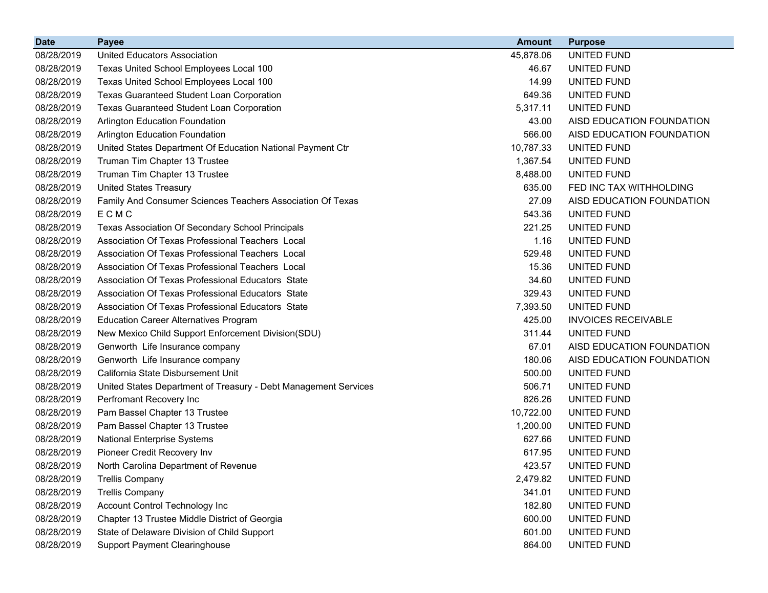| Date | Payee | Amount | Purpose |
|---|---|---|---|
| 08/28/2019 | United Educators Association | 45,878.06 | UNITED FUND |
| 08/28/2019 | Texas United School Employees Local 100 | 46.67 | UNITED FUND |
| 08/28/2019 | Texas United School Employees Local 100 | 14.99 | UNITED FUND |
| 08/28/2019 | Texas Guaranteed Student Loan Corporation | 649.36 | UNITED FUND |
| 08/28/2019 | Texas Guaranteed Student Loan Corporation | 5,317.11 | UNITED FUND |
| 08/28/2019 | Arlington Education Foundation | 43.00 | AISD EDUCATION FOUNDATION |
| 08/28/2019 | Arlington Education Foundation | 566.00 | AISD EDUCATION FOUNDATION |
| 08/28/2019 | United States Department Of Education National Payment Ctr | 10,787.33 | UNITED FUND |
| 08/28/2019 | Truman Tim Chapter 13 Trustee | 1,367.54 | UNITED FUND |
| 08/28/2019 | Truman Tim Chapter 13 Trustee | 8,488.00 | UNITED FUND |
| 08/28/2019 | United States Treasury | 635.00 | FED INC TAX WITHHOLDING |
| 08/28/2019 | Family And Consumer Sciences Teachers Association Of Texas | 27.09 | AISD EDUCATION FOUNDATION |
| 08/28/2019 | E C M C | 543.36 | UNITED FUND |
| 08/28/2019 | Texas Association Of Secondary School Principals | 221.25 | UNITED FUND |
| 08/28/2019 | Association Of Texas Professional Teachers Local | 1.16 | UNITED FUND |
| 08/28/2019 | Association Of Texas Professional Teachers Local | 529.48 | UNITED FUND |
| 08/28/2019 | Association Of Texas Professional Teachers Local | 15.36 | UNITED FUND |
| 08/28/2019 | Association Of Texas Professional Educators State | 34.60 | UNITED FUND |
| 08/28/2019 | Association Of Texas Professional Educators State | 329.43 | UNITED FUND |
| 08/28/2019 | Association Of Texas Professional Educators State | 7,393.50 | UNITED FUND |
| 08/28/2019 | Education Career Alternatives Program | 425.00 | INVOICES RECEIVABLE |
| 08/28/2019 | New Mexico Child Support Enforcement Division(SDU) | 311.44 | UNITED FUND |
| 08/28/2019 | Genworth Life Insurance company | 67.01 | AISD EDUCATION FOUNDATION |
| 08/28/2019 | Genworth Life Insurance company | 180.06 | AISD EDUCATION FOUNDATION |
| 08/28/2019 | California State Disbursement Unit | 500.00 | UNITED FUND |
| 08/28/2019 | United States Department of Treasury - Debt Management Services | 506.71 | UNITED FUND |
| 08/28/2019 | Perfromant Recovery Inc | 826.26 | UNITED FUND |
| 08/28/2019 | Pam Bassel Chapter 13 Trustee | 10,722.00 | UNITED FUND |
| 08/28/2019 | Pam Bassel Chapter 13 Trustee | 1,200.00 | UNITED FUND |
| 08/28/2019 | National Enterprise Systems | 627.66 | UNITED FUND |
| 08/28/2019 | Pioneer Credit Recovery Inv | 617.95 | UNITED FUND |
| 08/28/2019 | North Carolina Department of Revenue | 423.57 | UNITED FUND |
| 08/28/2019 | Trellis Company | 2,479.82 | UNITED FUND |
| 08/28/2019 | Trellis Company | 341.01 | UNITED FUND |
| 08/28/2019 | Account Control Technology Inc | 182.80 | UNITED FUND |
| 08/28/2019 | Chapter 13 Trustee Middle District of Georgia | 600.00 | UNITED FUND |
| 08/28/2019 | State of Delaware Division of Child Support | 601.00 | UNITED FUND |
| 08/28/2019 | Support Payment Clearinghouse | 864.00 | UNITED FUND |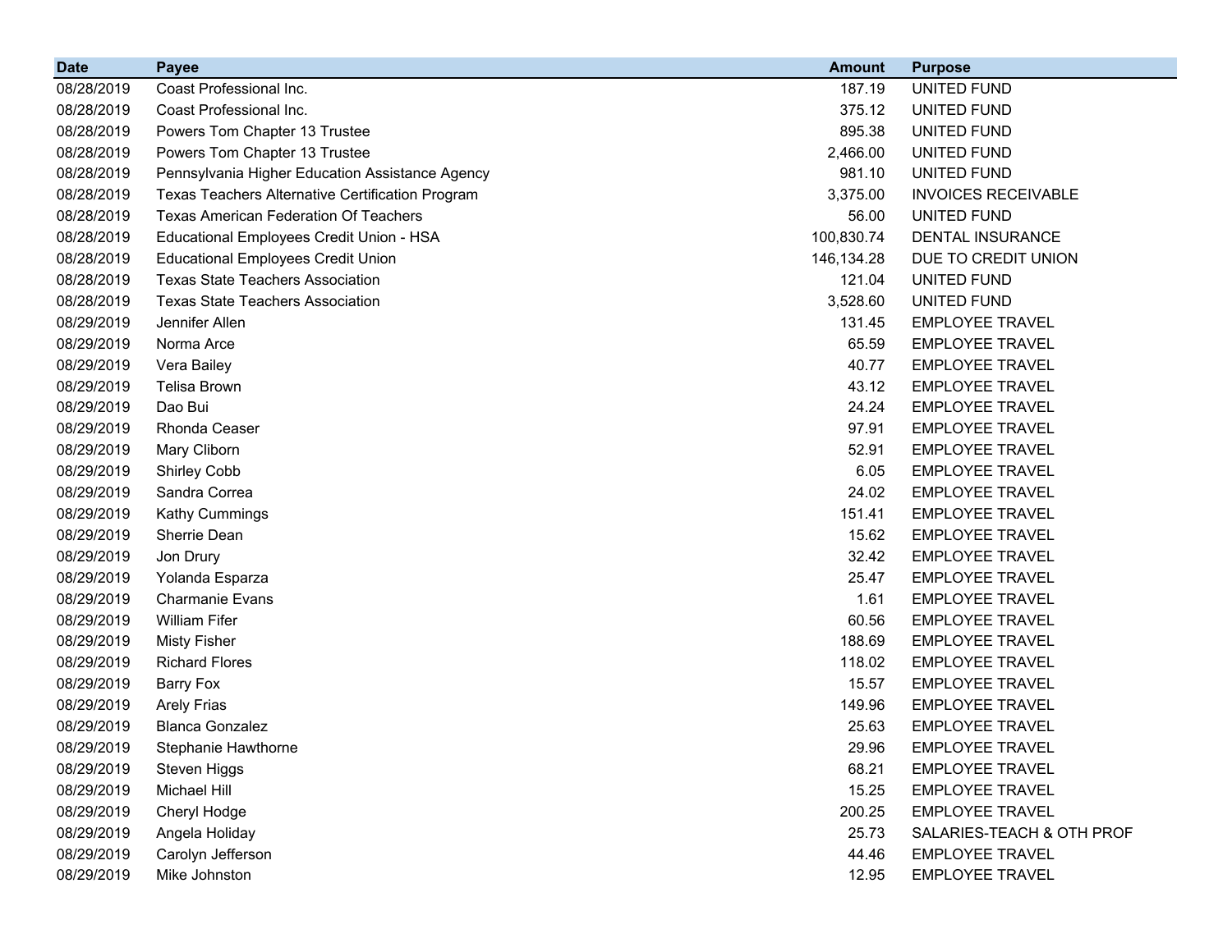| Date | Payee | Amount | Purpose |
|---|---|---|---|
| 08/28/2019 | Coast Professional Inc. | 187.19 | UNITED FUND |
| 08/28/2019 | Coast Professional Inc. | 375.12 | UNITED FUND |
| 08/28/2019 | Powers Tom Chapter 13 Trustee | 895.38 | UNITED FUND |
| 08/28/2019 | Powers Tom Chapter 13 Trustee | 2,466.00 | UNITED FUND |
| 08/28/2019 | Pennsylvania Higher Education Assistance Agency | 981.10 | UNITED FUND |
| 08/28/2019 | Texas Teachers Alternative Certification Program | 3,375.00 | INVOICES RECEIVABLE |
| 08/28/2019 | Texas American Federation Of Teachers | 56.00 | UNITED FUND |
| 08/28/2019 | Educational Employees Credit Union - HSA | 100,830.74 | DENTAL INSURANCE |
| 08/28/2019 | Educational Employees Credit Union | 146,134.28 | DUE TO CREDIT UNION |
| 08/28/2019 | Texas State Teachers Association | 121.04 | UNITED FUND |
| 08/28/2019 | Texas State Teachers Association | 3,528.60 | UNITED FUND |
| 08/29/2019 | Jennifer Allen | 131.45 | EMPLOYEE TRAVEL |
| 08/29/2019 | Norma Arce | 65.59 | EMPLOYEE TRAVEL |
| 08/29/2019 | Vera Bailey | 40.77 | EMPLOYEE TRAVEL |
| 08/29/2019 | Telisa Brown | 43.12 | EMPLOYEE TRAVEL |
| 08/29/2019 | Dao Bui | 24.24 | EMPLOYEE TRAVEL |
| 08/29/2019 | Rhonda Ceaser | 97.91 | EMPLOYEE TRAVEL |
| 08/29/2019 | Mary Cliborn | 52.91 | EMPLOYEE TRAVEL |
| 08/29/2019 | Shirley Cobb | 6.05 | EMPLOYEE TRAVEL |
| 08/29/2019 | Sandra Correa | 24.02 | EMPLOYEE TRAVEL |
| 08/29/2019 | Kathy Cummings | 151.41 | EMPLOYEE TRAVEL |
| 08/29/2019 | Sherrie Dean | 15.62 | EMPLOYEE TRAVEL |
| 08/29/2019 | Jon Drury | 32.42 | EMPLOYEE TRAVEL |
| 08/29/2019 | Yolanda Esparza | 25.47 | EMPLOYEE TRAVEL |
| 08/29/2019 | Charmanie Evans | 1.61 | EMPLOYEE TRAVEL |
| 08/29/2019 | William Fifer | 60.56 | EMPLOYEE TRAVEL |
| 08/29/2019 | Misty Fisher | 188.69 | EMPLOYEE TRAVEL |
| 08/29/2019 | Richard Flores | 118.02 | EMPLOYEE TRAVEL |
| 08/29/2019 | Barry Fox | 15.57 | EMPLOYEE TRAVEL |
| 08/29/2019 | Arely Frias | 149.96 | EMPLOYEE TRAVEL |
| 08/29/2019 | Blanca Gonzalez | 25.63 | EMPLOYEE TRAVEL |
| 08/29/2019 | Stephanie Hawthorne | 29.96 | EMPLOYEE TRAVEL |
| 08/29/2019 | Steven Higgs | 68.21 | EMPLOYEE TRAVEL |
| 08/29/2019 | Michael Hill | 15.25 | EMPLOYEE TRAVEL |
| 08/29/2019 | Cheryl Hodge | 200.25 | EMPLOYEE TRAVEL |
| 08/29/2019 | Angela Holiday | 25.73 | SALARIES-TEACH & OTH PROF |
| 08/29/2019 | Carolyn Jefferson | 44.46 | EMPLOYEE TRAVEL |
| 08/29/2019 | Mike Johnston | 12.95 | EMPLOYEE TRAVEL |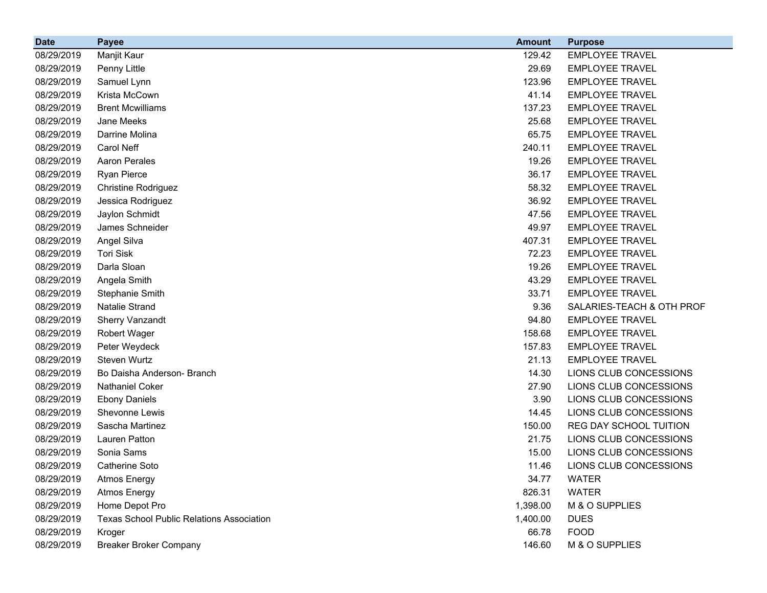| Date | Payee | Amount | Purpose |
| --- | --- | --- | --- |
| 08/29/2019 | Manjit Kaur | 129.42 | EMPLOYEE TRAVEL |
| 08/29/2019 | Penny Little | 29.69 | EMPLOYEE TRAVEL |
| 08/29/2019 | Samuel Lynn | 123.96 | EMPLOYEE TRAVEL |
| 08/29/2019 | Krista McCown | 41.14 | EMPLOYEE TRAVEL |
| 08/29/2019 | Brent Mcwilliams | 137.23 | EMPLOYEE TRAVEL |
| 08/29/2019 | Jane Meeks | 25.68 | EMPLOYEE TRAVEL |
| 08/29/2019 | Darrine Molina | 65.75 | EMPLOYEE TRAVEL |
| 08/29/2019 | Carol Neff | 240.11 | EMPLOYEE TRAVEL |
| 08/29/2019 | Aaron Perales | 19.26 | EMPLOYEE TRAVEL |
| 08/29/2019 | Ryan Pierce | 36.17 | EMPLOYEE TRAVEL |
| 08/29/2019 | Christine Rodriguez | 58.32 | EMPLOYEE TRAVEL |
| 08/29/2019 | Jessica Rodriguez | 36.92 | EMPLOYEE TRAVEL |
| 08/29/2019 | Jaylon Schmidt | 47.56 | EMPLOYEE TRAVEL |
| 08/29/2019 | James Schneider | 49.97 | EMPLOYEE TRAVEL |
| 08/29/2019 | Angel Silva | 407.31 | EMPLOYEE TRAVEL |
| 08/29/2019 | Tori Sisk | 72.23 | EMPLOYEE TRAVEL |
| 08/29/2019 | Darla Sloan | 19.26 | EMPLOYEE TRAVEL |
| 08/29/2019 | Angela Smith | 43.29 | EMPLOYEE TRAVEL |
| 08/29/2019 | Stephanie Smith | 33.71 | EMPLOYEE TRAVEL |
| 08/29/2019 | Natalie Strand | 9.36 | SALARIES-TEACH & OTH PROF |
| 08/29/2019 | Sherry Vanzandt | 94.80 | EMPLOYEE TRAVEL |
| 08/29/2019 | Robert Wager | 158.68 | EMPLOYEE TRAVEL |
| 08/29/2019 | Peter Weydeck | 157.83 | EMPLOYEE TRAVEL |
| 08/29/2019 | Steven Wurtz | 21.13 | EMPLOYEE TRAVEL |
| 08/29/2019 | Bo Daisha Anderson- Branch | 14.30 | LIONS CLUB CONCESSIONS |
| 08/29/2019 | Nathaniel Coker | 27.90 | LIONS CLUB CONCESSIONS |
| 08/29/2019 | Ebony Daniels | 3.90 | LIONS CLUB CONCESSIONS |
| 08/29/2019 | Shevonne Lewis | 14.45 | LIONS CLUB CONCESSIONS |
| 08/29/2019 | Sascha Martinez | 150.00 | REG DAY SCHOOL TUITION |
| 08/29/2019 | Lauren Patton | 21.75 | LIONS CLUB CONCESSIONS |
| 08/29/2019 | Sonia Sams | 15.00 | LIONS CLUB CONCESSIONS |
| 08/29/2019 | Catherine Soto | 11.46 | LIONS CLUB CONCESSIONS |
| 08/29/2019 | Atmos Energy | 34.77 | WATER |
| 08/29/2019 | Atmos Energy | 826.31 | WATER |
| 08/29/2019 | Home Depot Pro | 1,398.00 | M & O SUPPLIES |
| 08/29/2019 | Texas School Public Relations Association | 1,400.00 | DUES |
| 08/29/2019 | Kroger | 66.78 | FOOD |
| 08/29/2019 | Breaker Broker Company | 146.60 | M & O SUPPLIES |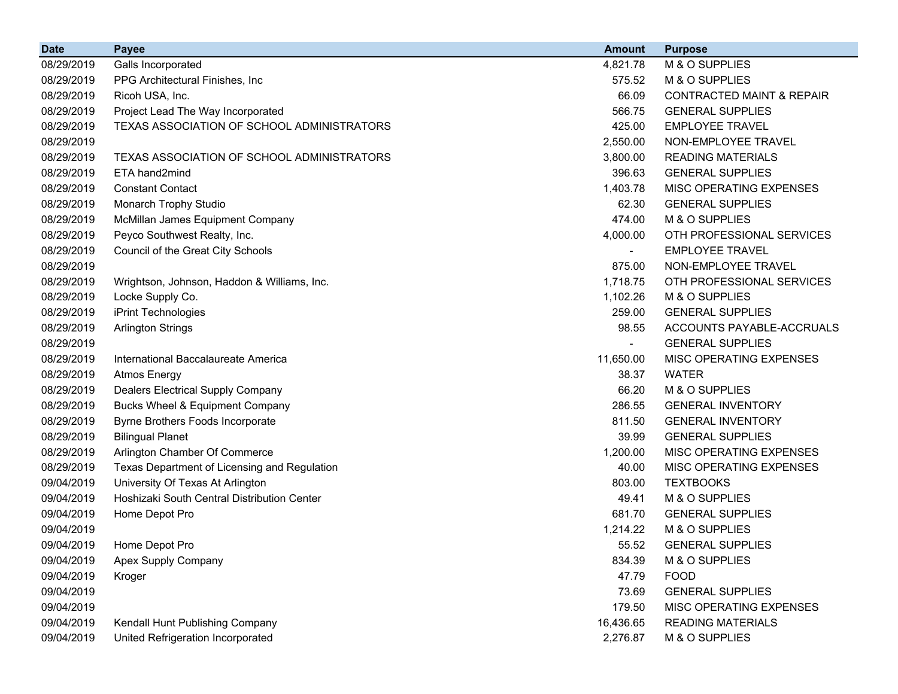| Date | Payee | Amount | Purpose |
|---|---|---|---|
| 08/29/2019 | Galls Incorporated | 4,821.78 | M & O SUPPLIES |
| 08/29/2019 | PPG Architectural Finishes, Inc | 575.52 | M & O SUPPLIES |
| 08/29/2019 | Ricoh USA, Inc. | 66.09 | CONTRACTED MAINT & REPAIR |
| 08/29/2019 | Project Lead The Way Incorporated | 566.75 | GENERAL SUPPLIES |
| 08/29/2019 | TEXAS ASSOCIATION OF SCHOOL ADMINISTRATORS | 425.00 | EMPLOYEE TRAVEL |
| 08/29/2019 | | 2,550.00 | NON-EMPLOYEE TRAVEL |
| 08/29/2019 | TEXAS ASSOCIATION OF SCHOOL ADMINISTRATORS | 3,800.00 | READING MATERIALS |
| 08/29/2019 | ETA hand2mind | 396.63 | GENERAL SUPPLIES |
| 08/29/2019 | Constant Contact | 1,403.78 | MISC OPERATING EXPENSES |
| 08/29/2019 | Monarch Trophy Studio | 62.30 | GENERAL SUPPLIES |
| 08/29/2019 | McMillan James Equipment Company | 474.00 | M & O SUPPLIES |
| 08/29/2019 | Peyco Southwest Realty, Inc. | 4,000.00 | OTH PROFESSIONAL SERVICES |
| 08/29/2019 | Council of the Great City Schools | - | EMPLOYEE TRAVEL |
| 08/29/2019 | | 875.00 | NON-EMPLOYEE TRAVEL |
| 08/29/2019 | Wrightson, Johnson, Haddon & Williams, Inc. | 1,718.75 | OTH PROFESSIONAL SERVICES |
| 08/29/2019 | Locke Supply Co. | 1,102.26 | M & O SUPPLIES |
| 08/29/2019 | iPrint Technologies | 259.00 | GENERAL SUPPLIES |
| 08/29/2019 | Arlington Strings | 98.55 | ACCOUNTS PAYABLE-ACCRUALS |
| 08/29/2019 | | - | GENERAL SUPPLIES |
| 08/29/2019 | International Baccalaureate America | 11,650.00 | MISC OPERATING EXPENSES |
| 08/29/2019 | Atmos Energy | 38.37 | WATER |
| 08/29/2019 | Dealers Electrical Supply Company | 66.20 | M & O SUPPLIES |
| 08/29/2019 | Bucks Wheel & Equipment Company | 286.55 | GENERAL INVENTORY |
| 08/29/2019 | Byrne Brothers Foods Incorporate | 811.50 | GENERAL INVENTORY |
| 08/29/2019 | Bilingual Planet | 39.99 | GENERAL SUPPLIES |
| 08/29/2019 | Arlington Chamber Of Commerce | 1,200.00 | MISC OPERATING EXPENSES |
| 08/29/2019 | Texas Department of Licensing and Regulation | 40.00 | MISC OPERATING EXPENSES |
| 09/04/2019 | University Of Texas At Arlington | 803.00 | TEXTBOOKS |
| 09/04/2019 | Hoshizaki South Central Distribution Center | 49.41 | M & O SUPPLIES |
| 09/04/2019 | Home Depot Pro | 681.70 | GENERAL SUPPLIES |
| 09/04/2019 | | 1,214.22 | M & O SUPPLIES |
| 09/04/2019 | Home Depot Pro | 55.52 | GENERAL SUPPLIES |
| 09/04/2019 | Apex Supply Company | 834.39 | M & O SUPPLIES |
| 09/04/2019 | Kroger | 47.79 | FOOD |
| 09/04/2019 | | 73.69 | GENERAL SUPPLIES |
| 09/04/2019 | | 179.50 | MISC OPERATING EXPENSES |
| 09/04/2019 | Kendall Hunt Publishing Company | 16,436.65 | READING MATERIALS |
| 09/04/2019 | United Refrigeration Incorporated | 2,276.87 | M & O SUPPLIES |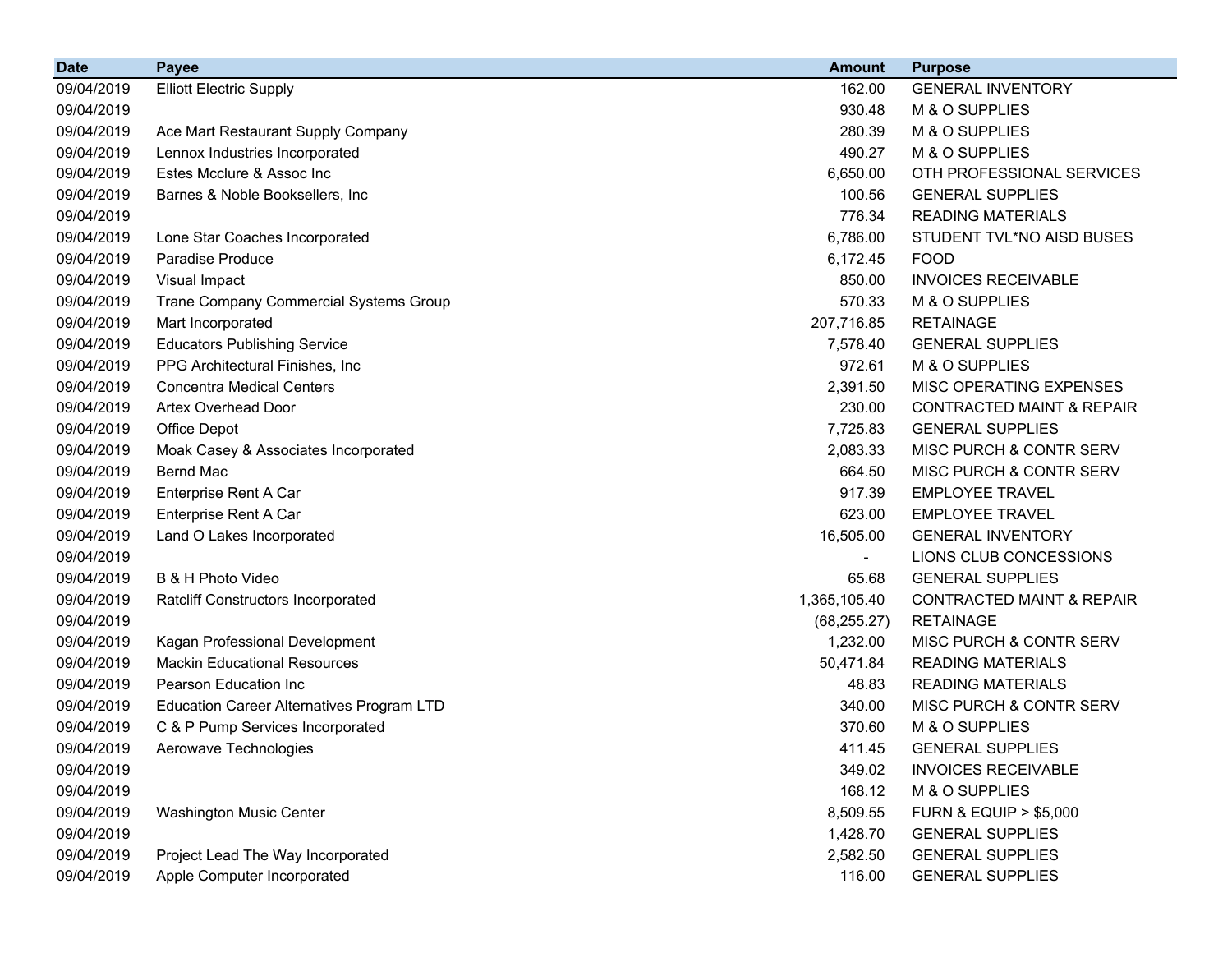| Date | Payee | Amount | Purpose |
|---|---|---|---|
| 09/04/2019 | Elliott Electric Supply | 162.00 | GENERAL INVENTORY |
| 09/04/2019 | | 930.48 | M & O SUPPLIES |
| 09/04/2019 | Ace Mart Restaurant Supply Company | 280.39 | M & O SUPPLIES |
| 09/04/2019 | Lennox Industries Incorporated | 490.27 | M & O SUPPLIES |
| 09/04/2019 | Estes Mcclure & Assoc Inc | 6,650.00 | OTH PROFESSIONAL SERVICES |
| 09/04/2019 | Barnes & Noble Booksellers, Inc | 100.56 | GENERAL SUPPLIES |
| 09/04/2019 | | 776.34 | READING MATERIALS |
| 09/04/2019 | Lone Star Coaches Incorporated | 6,786.00 | STUDENT TVL*NO AISD BUSES |
| 09/04/2019 | Paradise Produce | 6,172.45 | FOOD |
| 09/04/2019 | Visual Impact | 850.00 | INVOICES RECEIVABLE |
| 09/04/2019 | Trane Company Commercial Systems Group | 570.33 | M & O SUPPLIES |
| 09/04/2019 | Mart Incorporated | 207,716.85 | RETAINAGE |
| 09/04/2019 | Educators Publishing Service | 7,578.40 | GENERAL SUPPLIES |
| 09/04/2019 | PPG Architectural Finishes, Inc | 972.61 | M & O SUPPLIES |
| 09/04/2019 | Concentra Medical Centers | 2,391.50 | MISC OPERATING EXPENSES |
| 09/04/2019 | Artex Overhead Door | 230.00 | CONTRACTED MAINT & REPAIR |
| 09/04/2019 | Office Depot | 7,725.83 | GENERAL SUPPLIES |
| 09/04/2019 | Moak Casey & Associates Incorporated | 2,083.33 | MISC PURCH & CONTR SERV |
| 09/04/2019 | Bernd Mac | 664.50 | MISC PURCH & CONTR SERV |
| 09/04/2019 | Enterprise Rent A Car | 917.39 | EMPLOYEE TRAVEL |
| 09/04/2019 | Enterprise Rent A Car | 623.00 | EMPLOYEE TRAVEL |
| 09/04/2019 | Land O Lakes Incorporated | 16,505.00 | GENERAL INVENTORY |
| 09/04/2019 | | - | LIONS CLUB CONCESSIONS |
| 09/04/2019 | B & H Photo Video | 65.68 | GENERAL SUPPLIES |
| 09/04/2019 | Ratcliff Constructors Incorporated | 1,365,105.40 | CONTRACTED MAINT & REPAIR |
| 09/04/2019 | | (68,255.27) | RETAINAGE |
| 09/04/2019 | Kagan Professional Development | 1,232.00 | MISC PURCH & CONTR SERV |
| 09/04/2019 | Mackin Educational Resources | 50,471.84 | READING MATERIALS |
| 09/04/2019 | Pearson Education Inc | 48.83 | READING MATERIALS |
| 09/04/2019 | Education Career Alternatives Program LTD | 340.00 | MISC PURCH & CONTR SERV |
| 09/04/2019 | C & P Pump Services Incorporated | 370.60 | M & O SUPPLIES |
| 09/04/2019 | Aerowave Technologies | 411.45 | GENERAL SUPPLIES |
| 09/04/2019 | | 349.02 | INVOICES RECEIVABLE |
| 09/04/2019 | | 168.12 | M & O SUPPLIES |
| 09/04/2019 | Washington Music Center | 8,509.55 | FURN & EQUIP > $5,000 |
| 09/04/2019 | | 1,428.70 | GENERAL SUPPLIES |
| 09/04/2019 | Project Lead The Way Incorporated | 2,582.50 | GENERAL SUPPLIES |
| 09/04/2019 | Apple Computer Incorporated | 116.00 | GENERAL SUPPLIES |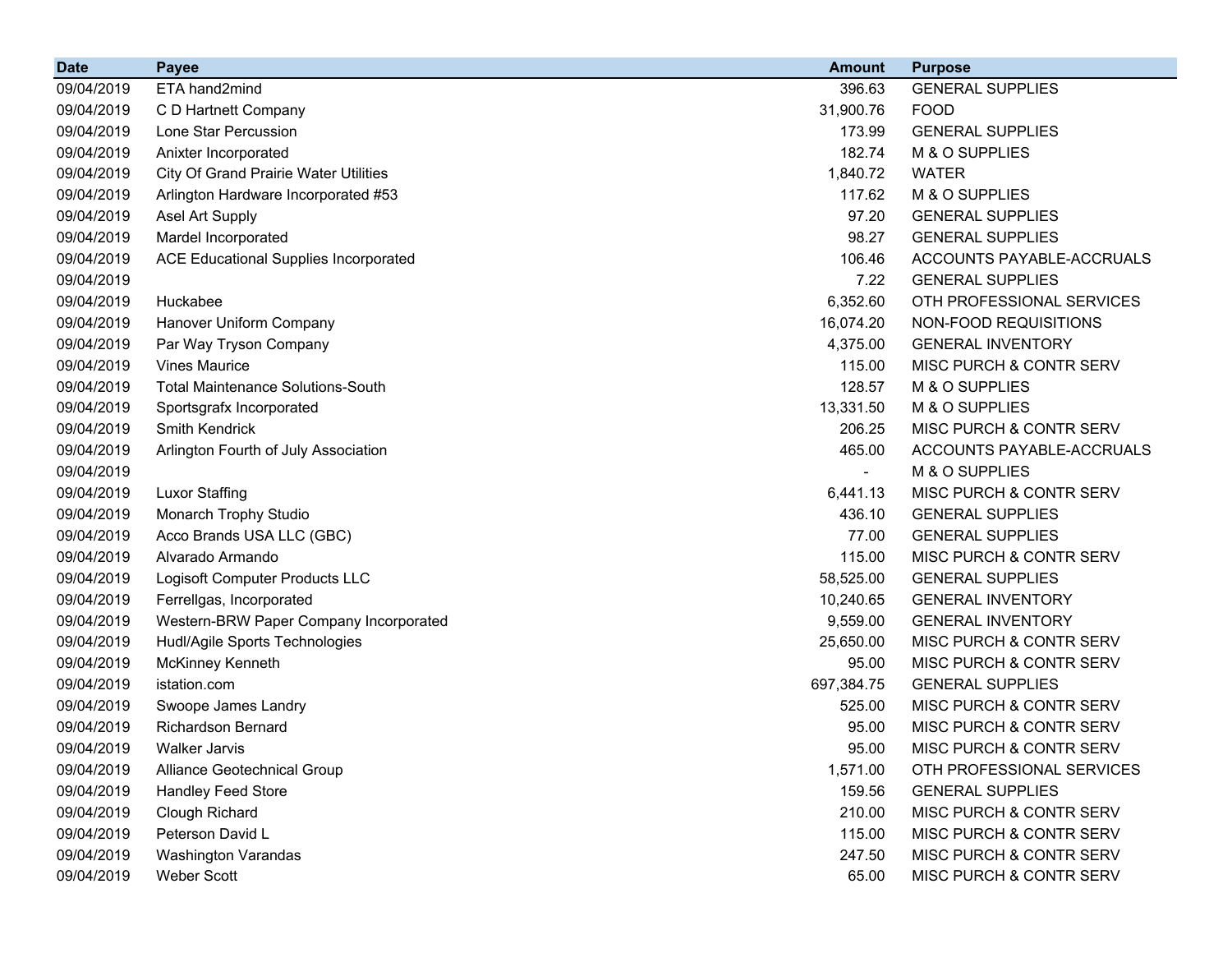| Date | Payee | Amount | Purpose |
|---|---|---|---|
| 09/04/2019 | ETA hand2mind | 396.63 | GENERAL SUPPLIES |
| 09/04/2019 | C D Hartnett Company | 31,900.76 | FOOD |
| 09/04/2019 | Lone Star Percussion | 173.99 | GENERAL SUPPLIES |
| 09/04/2019 | Anixter Incorporated | 182.74 | M & O SUPPLIES |
| 09/04/2019 | City Of Grand Prairie Water Utilities | 1,840.72 | WATER |
| 09/04/2019 | Arlington Hardware Incorporated #53 | 117.62 | M & O SUPPLIES |
| 09/04/2019 | Asel Art Supply | 97.20 | GENERAL SUPPLIES |
| 09/04/2019 | Mardel Incorporated | 98.27 | GENERAL SUPPLIES |
| 09/04/2019 | ACE Educational Supplies Incorporated | 106.46 | ACCOUNTS PAYABLE-ACCRUALS |
| 09/04/2019 | | 7.22 | GENERAL SUPPLIES |
| 09/04/2019 | Huckabee | 6,352.60 | OTH PROFESSIONAL SERVICES |
| 09/04/2019 | Hanover Uniform Company | 16,074.20 | NON-FOOD REQUISITIONS |
| 09/04/2019 | Par Way Tryson Company | 4,375.00 | GENERAL INVENTORY |
| 09/04/2019 | Vines Maurice | 115.00 | MISC PURCH & CONTR SERV |
| 09/04/2019 | Total Maintenance Solutions-South | 128.57 | M & O SUPPLIES |
| 09/04/2019 | Sportsgrafx Incorporated | 13,331.50 | M & O SUPPLIES |
| 09/04/2019 | Smith Kendrick | 206.25 | MISC PURCH & CONTR SERV |
| 09/04/2019 | Arlington Fourth of July Association | 465.00 | ACCOUNTS PAYABLE-ACCRUALS |
| 09/04/2019 | | - | M & O SUPPLIES |
| 09/04/2019 | Luxor Staffing | 6,441.13 | MISC PURCH & CONTR SERV |
| 09/04/2019 | Monarch Trophy Studio | 436.10 | GENERAL SUPPLIES |
| 09/04/2019 | Acco Brands USA LLC (GBC) | 77.00 | GENERAL SUPPLIES |
| 09/04/2019 | Alvarado Armando | 115.00 | MISC PURCH & CONTR SERV |
| 09/04/2019 | Logisoft Computer Products LLC | 58,525.00 | GENERAL SUPPLIES |
| 09/04/2019 | Ferrellgas, Incorporated | 10,240.65 | GENERAL INVENTORY |
| 09/04/2019 | Western-BRW Paper Company Incorporated | 9,559.00 | GENERAL INVENTORY |
| 09/04/2019 | Hudl/Agile Sports Technologies | 25,650.00 | MISC PURCH & CONTR SERV |
| 09/04/2019 | McKinney Kenneth | 95.00 | MISC PURCH & CONTR SERV |
| 09/04/2019 | istation.com | 697,384.75 | GENERAL SUPPLIES |
| 09/04/2019 | Swoope James Landry | 525.00 | MISC PURCH & CONTR SERV |
| 09/04/2019 | Richardson Bernard | 95.00 | MISC PURCH & CONTR SERV |
| 09/04/2019 | Walker Jarvis | 95.00 | MISC PURCH & CONTR SERV |
| 09/04/2019 | Alliance Geotechnical Group | 1,571.00 | OTH PROFESSIONAL SERVICES |
| 09/04/2019 | Handley Feed Store | 159.56 | GENERAL SUPPLIES |
| 09/04/2019 | Clough Richard | 210.00 | MISC PURCH & CONTR SERV |
| 09/04/2019 | Peterson David L | 115.00 | MISC PURCH & CONTR SERV |
| 09/04/2019 | Washington Varandas | 247.50 | MISC PURCH & CONTR SERV |
| 09/04/2019 | Weber Scott | 65.00 | MISC PURCH & CONTR SERV |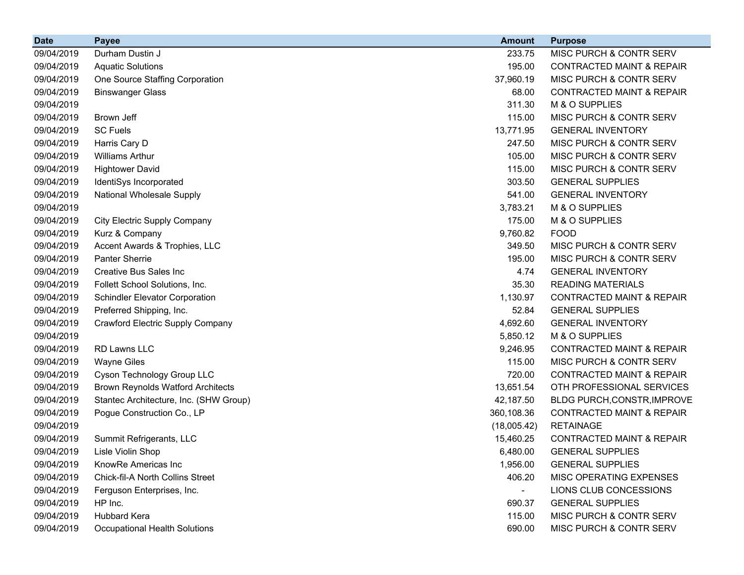| Date | Payee | Amount | Purpose |
|---|---|---|---|
| 09/04/2019 | Durham Dustin J | 233.75 | MISC PURCH & CONTR SERV |
| 09/04/2019 | Aquatic Solutions | 195.00 | CONTRACTED MAINT & REPAIR |
| 09/04/2019 | One Source Staffing Corporation | 37,960.19 | MISC PURCH & CONTR SERV |
| 09/04/2019 | Binswanger Glass | 68.00 | CONTRACTED MAINT & REPAIR |
| 09/04/2019 | | 311.30 | M & O SUPPLIES |
| 09/04/2019 | Brown Jeff | 115.00 | MISC PURCH & CONTR SERV |
| 09/04/2019 | SC Fuels | 13,771.95 | GENERAL INVENTORY |
| 09/04/2019 | Harris Cary D | 247.50 | MISC PURCH & CONTR SERV |
| 09/04/2019 | Williams Arthur | 105.00 | MISC PURCH & CONTR SERV |
| 09/04/2019 | Hightower David | 115.00 | MISC PURCH & CONTR SERV |
| 09/04/2019 | IdentiSys Incorporated | 303.50 | GENERAL SUPPLIES |
| 09/04/2019 | National Wholesale Supply | 541.00 | GENERAL INVENTORY |
| 09/04/2019 | | 3,783.21 | M & O SUPPLIES |
| 09/04/2019 | City Electric Supply Company | 175.00 | M & O SUPPLIES |
| 09/04/2019 | Kurz & Company | 9,760.82 | FOOD |
| 09/04/2019 | Accent Awards & Trophies, LLC | 349.50 | MISC PURCH & CONTR SERV |
| 09/04/2019 | Panter Sherrie | 195.00 | MISC PURCH & CONTR SERV |
| 09/04/2019 | Creative Bus Sales Inc | 4.74 | GENERAL INVENTORY |
| 09/04/2019 | Follett School Solutions, Inc. | 35.30 | READING MATERIALS |
| 09/04/2019 | Schindler Elevator Corporation | 1,130.97 | CONTRACTED MAINT & REPAIR |
| 09/04/2019 | Preferred Shipping, Inc. | 52.84 | GENERAL SUPPLIES |
| 09/04/2019 | Crawford Electric Supply Company | 4,692.60 | GENERAL INVENTORY |
| 09/04/2019 | | 5,850.12 | M & O SUPPLIES |
| 09/04/2019 | RD Lawns LLC | 9,246.95 | CONTRACTED MAINT & REPAIR |
| 09/04/2019 | Wayne Giles | 115.00 | MISC PURCH & CONTR SERV |
| 09/04/2019 | Cyson Technology Group LLC | 720.00 | CONTRACTED MAINT & REPAIR |
| 09/04/2019 | Brown Reynolds Watford Architects | 13,651.54 | OTH PROFESSIONAL SERVICES |
| 09/04/2019 | Stantec Architecture, Inc. (SHW Group) | 42,187.50 | BLDG PURCH,CONSTR,IMPROVE |
| 09/04/2019 | Pogue Construction Co., LP | 360,108.36 | CONTRACTED MAINT & REPAIR |
| 09/04/2019 | | (18,005.42) | RETAINAGE |
| 09/04/2019 | Summit Refrigerants, LLC | 15,460.25 | CONTRACTED MAINT & REPAIR |
| 09/04/2019 | Lisle Violin Shop | 6,480.00 | GENERAL SUPPLIES |
| 09/04/2019 | KnowRe Americas Inc | 1,956.00 | GENERAL SUPPLIES |
| 09/04/2019 | Chick-fil-A North Collins Street | 406.20 | MISC OPERATING EXPENSES |
| 09/04/2019 | Ferguson Enterprises, Inc. | - | LIONS CLUB CONCESSIONS |
| 09/04/2019 | HP Inc. | 690.37 | GENERAL SUPPLIES |
| 09/04/2019 | Hubbard Kera | 115.00 | MISC PURCH & CONTR SERV |
| 09/04/2019 | Occupational Health Solutions | 690.00 | MISC PURCH & CONTR SERV |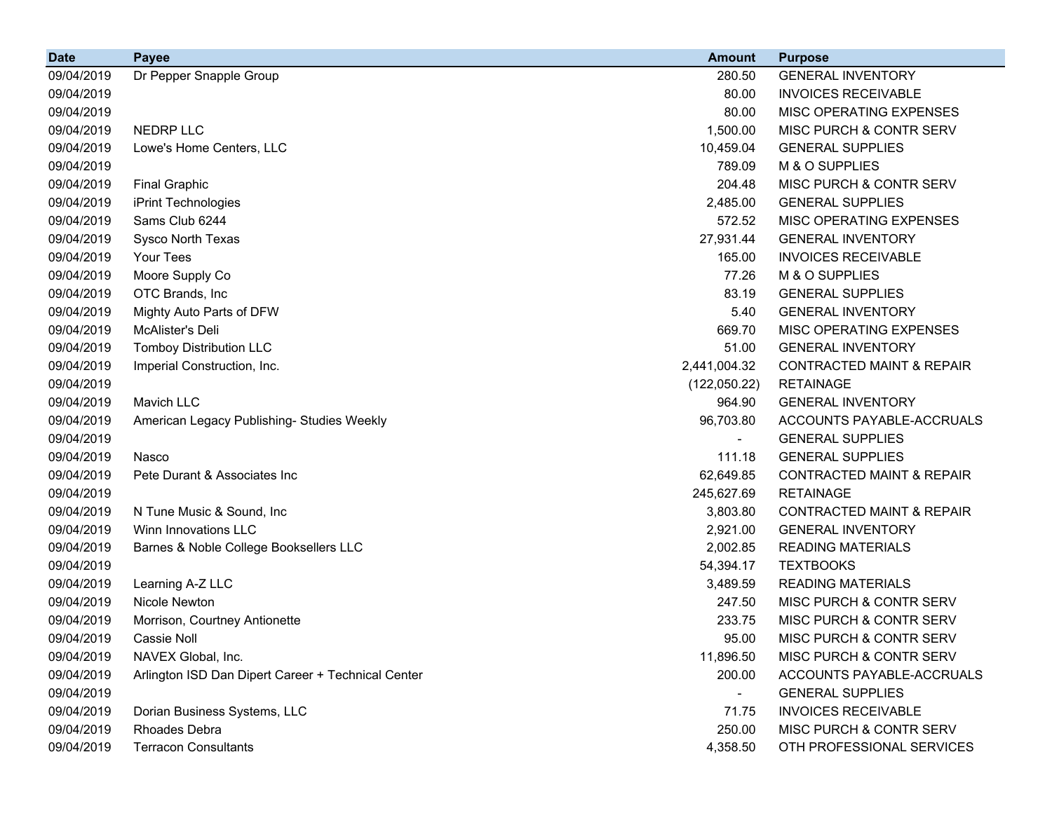| Date | Payee | Amount | Purpose |
|---|---|---|---|
| 09/04/2019 | Dr Pepper Snapple Group | 280.50 | GENERAL INVENTORY |
| 09/04/2019 | | 80.00 | INVOICES RECEIVABLE |
| 09/04/2019 | | 80.00 | MISC OPERATING EXPENSES |
| 09/04/2019 | NEDRP LLC | 1,500.00 | MISC PURCH & CONTR SERV |
| 09/04/2019 | Lowe's Home Centers, LLC | 10,459.04 | GENERAL SUPPLIES |
| 09/04/2019 | | 789.09 | M & O SUPPLIES |
| 09/04/2019 | Final Graphic | 204.48 | MISC PURCH & CONTR SERV |
| 09/04/2019 | iPrint Technologies | 2,485.00 | GENERAL SUPPLIES |
| 09/04/2019 | Sams Club 6244 | 572.52 | MISC OPERATING EXPENSES |
| 09/04/2019 | Sysco North Texas | 27,931.44 | GENERAL INVENTORY |
| 09/04/2019 | Your Tees | 165.00 | INVOICES RECEIVABLE |
| 09/04/2019 | Moore Supply Co | 77.26 | M & O SUPPLIES |
| 09/04/2019 | OTC Brands, Inc | 83.19 | GENERAL SUPPLIES |
| 09/04/2019 | Mighty Auto Parts of DFW | 5.40 | GENERAL INVENTORY |
| 09/04/2019 | McAlister's Deli | 669.70 | MISC OPERATING EXPENSES |
| 09/04/2019 | Tomboy Distribution LLC | 51.00 | GENERAL INVENTORY |
| 09/04/2019 | Imperial Construction, Inc. | 2,441,004.32 | CONTRACTED MAINT & REPAIR |
| 09/04/2019 | | (122,050.22) | RETAINAGE |
| 09/04/2019 | Mavich LLC | 964.90 | GENERAL INVENTORY |
| 09/04/2019 | American Legacy Publishing- Studies Weekly | 96,703.80 | ACCOUNTS PAYABLE-ACCRUALS |
| 09/04/2019 | | - | GENERAL SUPPLIES |
| 09/04/2019 | Nasco | 111.18 | GENERAL SUPPLIES |
| 09/04/2019 | Pete Durant & Associates Inc | 62,649.85 | CONTRACTED MAINT & REPAIR |
| 09/04/2019 | | 245,627.69 | RETAINAGE |
| 09/04/2019 | N Tune Music & Sound, Inc | 3,803.80 | CONTRACTED MAINT & REPAIR |
| 09/04/2019 | Winn Innovations LLC | 2,921.00 | GENERAL INVENTORY |
| 09/04/2019 | Barnes & Noble College Booksellers LLC | 2,002.85 | READING MATERIALS |
| 09/04/2019 | | 54,394.17 | TEXTBOOKS |
| 09/04/2019 | Learning A-Z LLC | 3,489.59 | READING MATERIALS |
| 09/04/2019 | Nicole Newton | 247.50 | MISC PURCH & CONTR SERV |
| 09/04/2019 | Morrison, Courtney Antionette | 233.75 | MISC PURCH & CONTR SERV |
| 09/04/2019 | Cassie Noll | 95.00 | MISC PURCH & CONTR SERV |
| 09/04/2019 | NAVEX Global, Inc. | 11,896.50 | MISC PURCH & CONTR SERV |
| 09/04/2019 | Arlington ISD Dan Dipert Career + Technical Center | 200.00 | ACCOUNTS PAYABLE-ACCRUALS |
| 09/04/2019 | | - | GENERAL SUPPLIES |
| 09/04/2019 | Dorian Business Systems, LLC | 71.75 | INVOICES RECEIVABLE |
| 09/04/2019 | Rhoades Debra | 250.00 | MISC PURCH & CONTR SERV |
| 09/04/2019 | Terracon Consultants | 4,358.50 | OTH PROFESSIONAL SERVICES |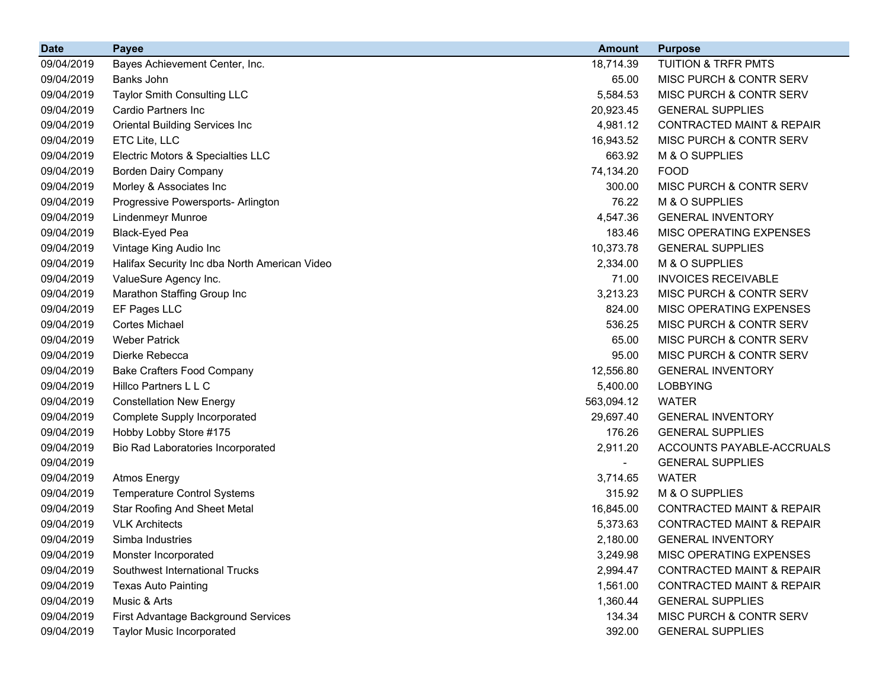| Date | Payee | Amount | Purpose |
|---|---|---|---|
| 09/04/2019 | Bayes Achievement Center, Inc. | 18,714.39 | TUITION & TRFR PMTS |
| 09/04/2019 | Banks John | 65.00 | MISC PURCH & CONTR SERV |
| 09/04/2019 | Taylor Smith Consulting LLC | 5,584.53 | MISC PURCH & CONTR SERV |
| 09/04/2019 | Cardio Partners Inc | 20,923.45 | GENERAL SUPPLIES |
| 09/04/2019 | Oriental Building Services Inc | 4,981.12 | CONTRACTED MAINT & REPAIR |
| 09/04/2019 | ETC Lite, LLC | 16,943.52 | MISC PURCH & CONTR SERV |
| 09/04/2019 | Electric Motors & Specialties LLC | 663.92 | M & O SUPPLIES |
| 09/04/2019 | Borden Dairy Company | 74,134.20 | FOOD |
| 09/04/2019 | Morley & Associates Inc | 300.00 | MISC PURCH & CONTR SERV |
| 09/04/2019 | Progressive Powersports- Arlington | 76.22 | M & O SUPPLIES |
| 09/04/2019 | Lindenmeyr Munroe | 4,547.36 | GENERAL INVENTORY |
| 09/04/2019 | Black-Eyed Pea | 183.46 | MISC OPERATING EXPENSES |
| 09/04/2019 | Vintage King Audio Inc | 10,373.78 | GENERAL SUPPLIES |
| 09/04/2019 | Halifax Security Inc dba North American Video | 2,334.00 | M & O SUPPLIES |
| 09/04/2019 | ValueSure Agency Inc. | 71.00 | INVOICES RECEIVABLE |
| 09/04/2019 | Marathon Staffing Group Inc | 3,213.23 | MISC PURCH & CONTR SERV |
| 09/04/2019 | EF Pages LLC | 824.00 | MISC OPERATING EXPENSES |
| 09/04/2019 | Cortes Michael | 536.25 | MISC PURCH & CONTR SERV |
| 09/04/2019 | Weber Patrick | 65.00 | MISC PURCH & CONTR SERV |
| 09/04/2019 | Dierke Rebecca | 95.00 | MISC PURCH & CONTR SERV |
| 09/04/2019 | Bake Crafters Food Company | 12,556.80 | GENERAL INVENTORY |
| 09/04/2019 | Hillco Partners L L C | 5,400.00 | LOBBYING |
| 09/04/2019 | Constellation New Energy | 563,094.12 | WATER |
| 09/04/2019 | Complete Supply Incorporated | 29,697.40 | GENERAL INVENTORY |
| 09/04/2019 | Hobby Lobby Store #175 | 176.26 | GENERAL SUPPLIES |
| 09/04/2019 | Bio Rad Laboratories Incorporated | 2,911.20 | ACCOUNTS PAYABLE-ACCRUALS |
| 09/04/2019 | | - | GENERAL SUPPLIES |
| 09/04/2019 | Atmos Energy | 3,714.65 | WATER |
| 09/04/2019 | Temperature Control Systems | 315.92 | M & O SUPPLIES |
| 09/04/2019 | Star Roofing And Sheet Metal | 16,845.00 | CONTRACTED MAINT & REPAIR |
| 09/04/2019 | VLK Architects | 5,373.63 | CONTRACTED MAINT & REPAIR |
| 09/04/2019 | Simba Industries | 2,180.00 | GENERAL INVENTORY |
| 09/04/2019 | Monster Incorporated | 3,249.98 | MISC OPERATING EXPENSES |
| 09/04/2019 | Southwest International Trucks | 2,994.47 | CONTRACTED MAINT & REPAIR |
| 09/04/2019 | Texas Auto Painting | 1,561.00 | CONTRACTED MAINT & REPAIR |
| 09/04/2019 | Music & Arts | 1,360.44 | GENERAL SUPPLIES |
| 09/04/2019 | First Advantage Background Services | 134.34 | MISC PURCH & CONTR SERV |
| 09/04/2019 | Taylor Music Incorporated | 392.00 | GENERAL SUPPLIES |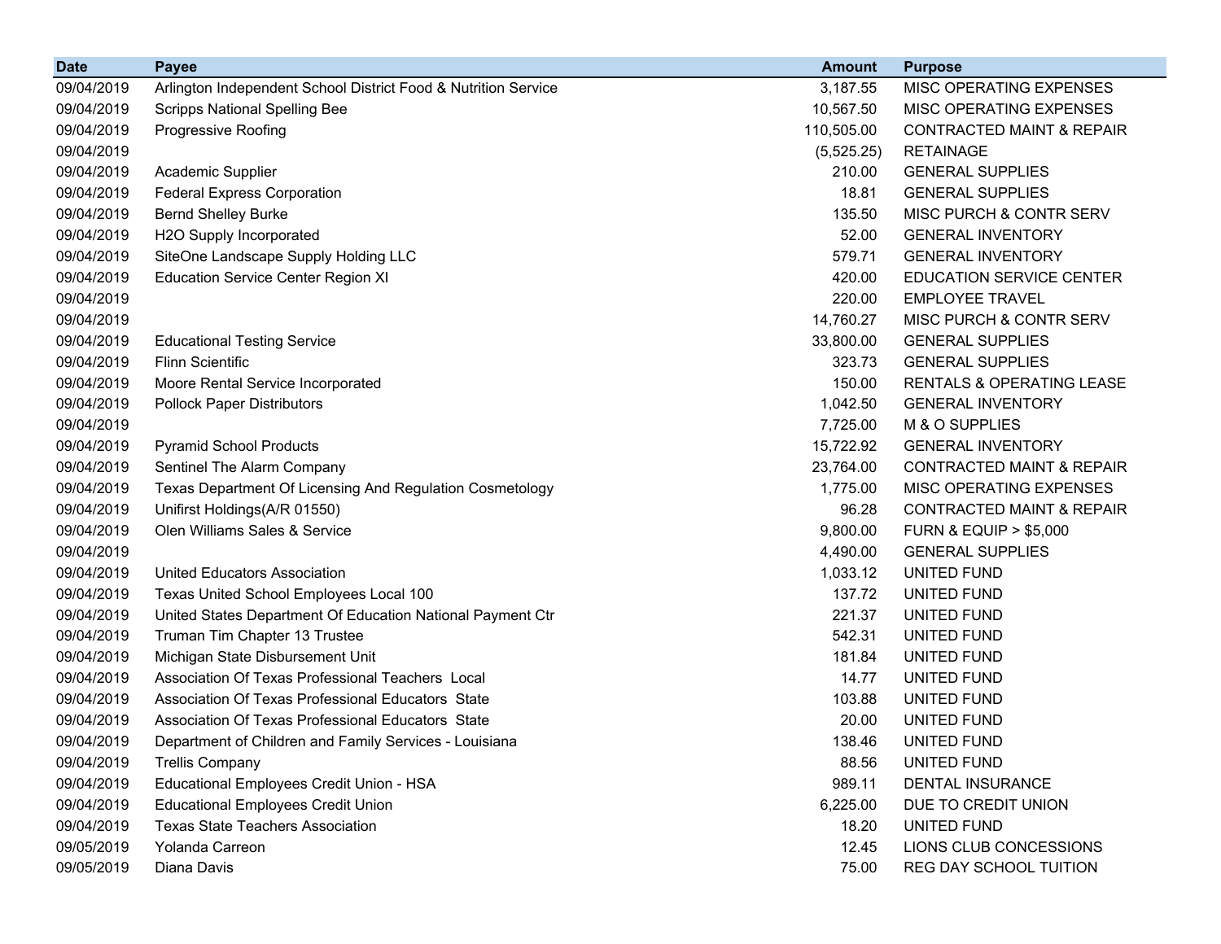| Date | Payee | Amount | Purpose |
|---|---|---|---|
| 09/04/2019 | Arlington Independent School District Food & Nutrition Service | 3,187.55 | MISC OPERATING EXPENSES |
| 09/04/2019 | Scripps National Spelling Bee | 10,567.50 | MISC OPERATING EXPENSES |
| 09/04/2019 | Progressive Roofing | 110,505.00 | CONTRACTED MAINT & REPAIR |
| 09/04/2019 | | (5,525.25) | RETAINAGE |
| 09/04/2019 | Academic Supplier | 210.00 | GENERAL SUPPLIES |
| 09/04/2019 | Federal Express Corporation | 18.81 | GENERAL SUPPLIES |
| 09/04/2019 | Bernd Shelley Burke | 135.50 | MISC PURCH & CONTR SERV |
| 09/04/2019 | H2O Supply Incorporated | 52.00 | GENERAL INVENTORY |
| 09/04/2019 | SiteOne Landscape Supply Holding LLC | 579.71 | GENERAL INVENTORY |
| 09/04/2019 | Education Service Center Region XI | 420.00 | EDUCATION SERVICE CENTER |
| 09/04/2019 | | 220.00 | EMPLOYEE TRAVEL |
| 09/04/2019 | | 14,760.27 | MISC PURCH & CONTR SERV |
| 09/04/2019 | Educational Testing Service | 33,800.00 | GENERAL SUPPLIES |
| 09/04/2019 | Flinn Scientific | 323.73 | GENERAL SUPPLIES |
| 09/04/2019 | Moore Rental Service Incorporated | 150.00 | RENTALS & OPERATING LEASE |
| 09/04/2019 | Pollock Paper Distributors | 1,042.50 | GENERAL INVENTORY |
| 09/04/2019 | | 7,725.00 | M & O SUPPLIES |
| 09/04/2019 | Pyramid School Products | 15,722.92 | GENERAL INVENTORY |
| 09/04/2019 | Sentinel The Alarm Company | 23,764.00 | CONTRACTED MAINT & REPAIR |
| 09/04/2019 | Texas Department Of Licensing And Regulation Cosmetology | 1,775.00 | MISC OPERATING EXPENSES |
| 09/04/2019 | Unifirst Holdings(A/R 01550) | 96.28 | CONTRACTED MAINT & REPAIR |
| 09/04/2019 | Olen Williams Sales & Service | 9,800.00 | FURN & EQUIP > $5,000 |
| 09/04/2019 | | 4,490.00 | GENERAL SUPPLIES |
| 09/04/2019 | United Educators Association | 1,033.12 | UNITED FUND |
| 09/04/2019 | Texas United School Employees Local 100 | 137.72 | UNITED FUND |
| 09/04/2019 | United States Department Of Education National Payment Ctr | 221.37 | UNITED FUND |
| 09/04/2019 | Truman Tim Chapter 13 Trustee | 542.31 | UNITED FUND |
| 09/04/2019 | Michigan State Disbursement Unit | 181.84 | UNITED FUND |
| 09/04/2019 | Association Of Texas Professional Teachers Local | 14.77 | UNITED FUND |
| 09/04/2019 | Association Of Texas Professional Educators State | 103.88 | UNITED FUND |
| 09/04/2019 | Association Of Texas Professional Educators State | 20.00 | UNITED FUND |
| 09/04/2019 | Department of Children and Family Services - Louisiana | 138.46 | UNITED FUND |
| 09/04/2019 | Trellis Company | 88.56 | UNITED FUND |
| 09/04/2019 | Educational Employees Credit Union - HSA | 989.11 | DENTAL INSURANCE |
| 09/04/2019 | Educational Employees Credit Union | 6,225.00 | DUE TO CREDIT UNION |
| 09/04/2019 | Texas State Teachers Association | 18.20 | UNITED FUND |
| 09/05/2019 | Yolanda Carreon | 12.45 | LIONS CLUB CONCESSIONS |
| 09/05/2019 | Diana Davis | 75.00 | REG DAY SCHOOL TUITION |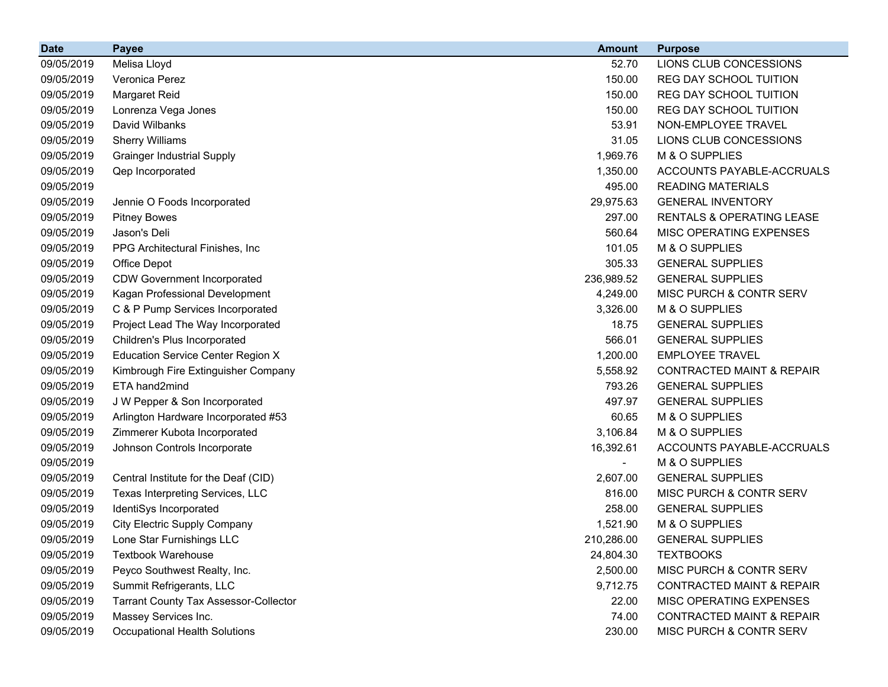| Date | Payee | Amount | Purpose |
|---|---|---|---|
| 09/05/2019 | Melisa Lloyd | 52.70 | LIONS CLUB CONCESSIONS |
| 09/05/2019 | Veronica Perez | 150.00 | REG DAY SCHOOL TUITION |
| 09/05/2019 | Margaret Reid | 150.00 | REG DAY SCHOOL TUITION |
| 09/05/2019 | Lonrenza Vega Jones | 150.00 | REG DAY SCHOOL TUITION |
| 09/05/2019 | David Wilbanks | 53.91 | NON-EMPLOYEE TRAVEL |
| 09/05/2019 | Sherry Williams | 31.05 | LIONS CLUB CONCESSIONS |
| 09/05/2019 | Grainger Industrial Supply | 1,969.76 | M & O SUPPLIES |
| 09/05/2019 | Qep Incorporated | 1,350.00 | ACCOUNTS PAYABLE-ACCRUALS |
| 09/05/2019 | | 495.00 | READING MATERIALS |
| 09/05/2019 | Jennie O Foods Incorporated | 29,975.63 | GENERAL INVENTORY |
| 09/05/2019 | Pitney Bowes | 297.00 | RENTALS & OPERATING LEASE |
| 09/05/2019 | Jason's Deli | 560.64 | MISC OPERATING EXPENSES |
| 09/05/2019 | PPG Architectural Finishes, Inc | 101.05 | M & O SUPPLIES |
| 09/05/2019 | Office Depot | 305.33 | GENERAL SUPPLIES |
| 09/05/2019 | CDW Government Incorporated | 236,989.52 | GENERAL SUPPLIES |
| 09/05/2019 | Kagan Professional Development | 4,249.00 | MISC PURCH & CONTR SERV |
| 09/05/2019 | C & P Pump Services Incorporated | 3,326.00 | M & O SUPPLIES |
| 09/05/2019 | Project Lead The Way Incorporated | 18.75 | GENERAL SUPPLIES |
| 09/05/2019 | Children's Plus Incorporated | 566.01 | GENERAL SUPPLIES |
| 09/05/2019 | Education Service Center Region X | 1,200.00 | EMPLOYEE TRAVEL |
| 09/05/2019 | Kimbrough Fire Extinguisher Company | 5,558.92 | CONTRACTED MAINT & REPAIR |
| 09/05/2019 | ETA hand2mind | 793.26 | GENERAL SUPPLIES |
| 09/05/2019 | J W Pepper & Son Incorporated | 497.97 | GENERAL SUPPLIES |
| 09/05/2019 | Arlington Hardware Incorporated #53 | 60.65 | M & O SUPPLIES |
| 09/05/2019 | Zimmerer Kubota Incorporated | 3,106.84 | M & O SUPPLIES |
| 09/05/2019 | Johnson Controls Incorporate | 16,392.61 | ACCOUNTS PAYABLE-ACCRUALS |
| 09/05/2019 | | - | M & O SUPPLIES |
| 09/05/2019 | Central Institute for the Deaf (CID) | 2,607.00 | GENERAL SUPPLIES |
| 09/05/2019 | Texas Interpreting Services, LLC | 816.00 | MISC PURCH & CONTR SERV |
| 09/05/2019 | IdentiSys Incorporated | 258.00 | GENERAL SUPPLIES |
| 09/05/2019 | City Electric Supply Company | 1,521.90 | M & O SUPPLIES |
| 09/05/2019 | Lone Star Furnishings LLC | 210,286.00 | GENERAL SUPPLIES |
| 09/05/2019 | Textbook Warehouse | 24,804.30 | TEXTBOOKS |
| 09/05/2019 | Peyco Southwest Realty, Inc. | 2,500.00 | MISC PURCH & CONTR SERV |
| 09/05/2019 | Summit Refrigerants, LLC | 9,712.75 | CONTRACTED MAINT & REPAIR |
| 09/05/2019 | Tarrant County Tax Assessor-Collector | 22.00 | MISC OPERATING EXPENSES |
| 09/05/2019 | Massey Services Inc. | 74.00 | CONTRACTED MAINT & REPAIR |
| 09/05/2019 | Occupational Health Solutions | 230.00 | MISC PURCH & CONTR SERV |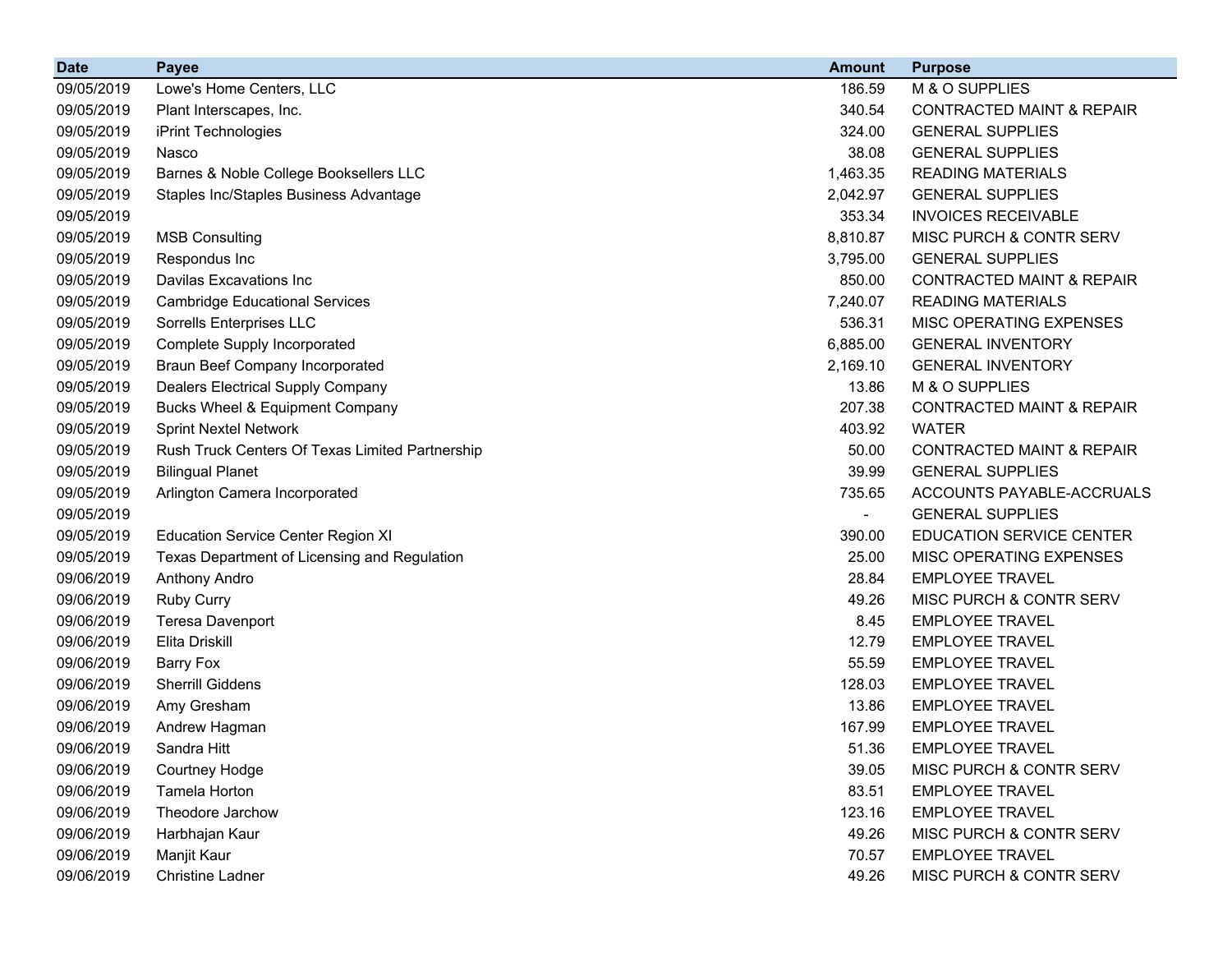| Date | Payee | Amount | Purpose |
|---|---|---|---|
| 09/05/2019 | Lowe's Home Centers, LLC | 186.59 | M & O SUPPLIES |
| 09/05/2019 | Plant Interscapes, Inc. | 340.54 | CONTRACTED MAINT & REPAIR |
| 09/05/2019 | iPrint Technologies | 324.00 | GENERAL SUPPLIES |
| 09/05/2019 | Nasco | 38.08 | GENERAL SUPPLIES |
| 09/05/2019 | Barnes & Noble College Booksellers LLC | 1,463.35 | READING MATERIALS |
| 09/05/2019 | Staples Inc/Staples Business Advantage | 2,042.97 | GENERAL SUPPLIES |
| 09/05/2019 | | 353.34 | INVOICES RECEIVABLE |
| 09/05/2019 | MSB Consulting | 8,810.87 | MISC PURCH & CONTR SERV |
| 09/05/2019 | Respondus Inc | 3,795.00 | GENERAL SUPPLIES |
| 09/05/2019 | Davilas Excavations Inc | 850.00 | CONTRACTED MAINT & REPAIR |
| 09/05/2019 | Cambridge Educational Services | 7,240.07 | READING MATERIALS |
| 09/05/2019 | Sorrells Enterprises LLC | 536.31 | MISC OPERATING EXPENSES |
| 09/05/2019 | Complete Supply Incorporated | 6,885.00 | GENERAL INVENTORY |
| 09/05/2019 | Braun Beef Company Incorporated | 2,169.10 | GENERAL INVENTORY |
| 09/05/2019 | Dealers Electrical Supply Company | 13.86 | M & O SUPPLIES |
| 09/05/2019 | Bucks Wheel & Equipment Company | 207.38 | CONTRACTED MAINT & REPAIR |
| 09/05/2019 | Sprint Nextel Network | 403.92 | WATER |
| 09/05/2019 | Rush Truck Centers Of Texas Limited Partnership | 50.00 | CONTRACTED MAINT & REPAIR |
| 09/05/2019 | Bilingual Planet | 39.99 | GENERAL SUPPLIES |
| 09/05/2019 | Arlington Camera Incorporated | 735.65 | ACCOUNTS PAYABLE-ACCRUALS |
| 09/05/2019 | | - | GENERAL SUPPLIES |
| 09/05/2019 | Education Service Center Region XI | 390.00 | EDUCATION SERVICE CENTER |
| 09/05/2019 | Texas Department of Licensing and Regulation | 25.00 | MISC OPERATING EXPENSES |
| 09/06/2019 | Anthony Andro | 28.84 | EMPLOYEE TRAVEL |
| 09/06/2019 | Ruby Curry | 49.26 | MISC PURCH & CONTR SERV |
| 09/06/2019 | Teresa Davenport | 8.45 | EMPLOYEE TRAVEL |
| 09/06/2019 | Elita Driskill | 12.79 | EMPLOYEE TRAVEL |
| 09/06/2019 | Barry Fox | 55.59 | EMPLOYEE TRAVEL |
| 09/06/2019 | Sherrill Giddens | 128.03 | EMPLOYEE TRAVEL |
| 09/06/2019 | Amy Gresham | 13.86 | EMPLOYEE TRAVEL |
| 09/06/2019 | Andrew Hagman | 167.99 | EMPLOYEE TRAVEL |
| 09/06/2019 | Sandra Hitt | 51.36 | EMPLOYEE TRAVEL |
| 09/06/2019 | Courtney Hodge | 39.05 | MISC PURCH & CONTR SERV |
| 09/06/2019 | Tamela Horton | 83.51 | EMPLOYEE TRAVEL |
| 09/06/2019 | Theodore Jarchow | 123.16 | EMPLOYEE TRAVEL |
| 09/06/2019 | Harbhajan Kaur | 49.26 | MISC PURCH & CONTR SERV |
| 09/06/2019 | Manjit Kaur | 70.57 | EMPLOYEE TRAVEL |
| 09/06/2019 | Christine Ladner | 49.26 | MISC PURCH & CONTR SERV |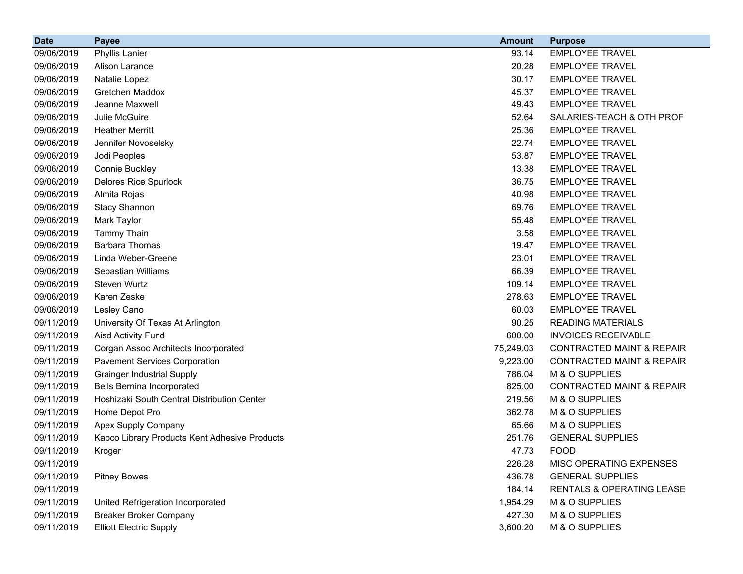| Date | Payee | Amount | Purpose |
| --- | --- | --- | --- |
| 09/06/2019 | Phyllis Lanier | 93.14 | EMPLOYEE TRAVEL |
| 09/06/2019 | Alison Larance | 20.28 | EMPLOYEE TRAVEL |
| 09/06/2019 | Natalie Lopez | 30.17 | EMPLOYEE TRAVEL |
| 09/06/2019 | Gretchen Maddox | 45.37 | EMPLOYEE TRAVEL |
| 09/06/2019 | Jeanne Maxwell | 49.43 | EMPLOYEE TRAVEL |
| 09/06/2019 | Julie McGuire | 52.64 | SALARIES-TEACH & OTH PROF |
| 09/06/2019 | Heather Merritt | 25.36 | EMPLOYEE TRAVEL |
| 09/06/2019 | Jennifer Novoselsky | 22.74 | EMPLOYEE TRAVEL |
| 09/06/2019 | Jodi Peoples | 53.87 | EMPLOYEE TRAVEL |
| 09/06/2019 | Connie Buckley | 13.38 | EMPLOYEE TRAVEL |
| 09/06/2019 | Delores Rice Spurlock | 36.75 | EMPLOYEE TRAVEL |
| 09/06/2019 | Almita Rojas | 40.98 | EMPLOYEE TRAVEL |
| 09/06/2019 | Stacy Shannon | 69.76 | EMPLOYEE TRAVEL |
| 09/06/2019 | Mark Taylor | 55.48 | EMPLOYEE TRAVEL |
| 09/06/2019 | Tammy Thain | 3.58 | EMPLOYEE TRAVEL |
| 09/06/2019 | Barbara Thomas | 19.47 | EMPLOYEE TRAVEL |
| 09/06/2019 | Linda Weber-Greene | 23.01 | EMPLOYEE TRAVEL |
| 09/06/2019 | Sebastian Williams | 66.39 | EMPLOYEE TRAVEL |
| 09/06/2019 | Steven Wurtz | 109.14 | EMPLOYEE TRAVEL |
| 09/06/2019 | Karen Zeske | 278.63 | EMPLOYEE TRAVEL |
| 09/06/2019 | Lesley Cano | 60.03 | EMPLOYEE TRAVEL |
| 09/11/2019 | University Of Texas At Arlington | 90.25 | READING MATERIALS |
| 09/11/2019 | Aisd Activity Fund | 600.00 | INVOICES RECEIVABLE |
| 09/11/2019 | Corgan Assoc Architects Incorporated | 75,249.03 | CONTRACTED MAINT & REPAIR |
| 09/11/2019 | Pavement Services Corporation | 9,223.00 | CONTRACTED MAINT & REPAIR |
| 09/11/2019 | Grainger Industrial Supply | 786.04 | M & O SUPPLIES |
| 09/11/2019 | Bells Bernina Incorporated | 825.00 | CONTRACTED MAINT & REPAIR |
| 09/11/2019 | Hoshizaki South Central Distribution Center | 219.56 | M & O SUPPLIES |
| 09/11/2019 | Home Depot Pro | 362.78 | M & O SUPPLIES |
| 09/11/2019 | Apex Supply Company | 65.66 | M & O SUPPLIES |
| 09/11/2019 | Kapco Library Products Kent Adhesive Products | 251.76 | GENERAL SUPPLIES |
| 09/11/2019 | Kroger | 47.73 | FOOD |
| 09/11/2019 | | 226.28 | MISC OPERATING EXPENSES |
| 09/11/2019 | Pitney Bowes | 436.78 | GENERAL SUPPLIES |
| 09/11/2019 | | 184.14 | RENTALS & OPERATING LEASE |
| 09/11/2019 | United Refrigeration Incorporated | 1,954.29 | M & O SUPPLIES |
| 09/11/2019 | Breaker Broker Company | 427.30 | M & O SUPPLIES |
| 09/11/2019 | Elliott Electric Supply | 3,600.20 | M & O SUPPLIES |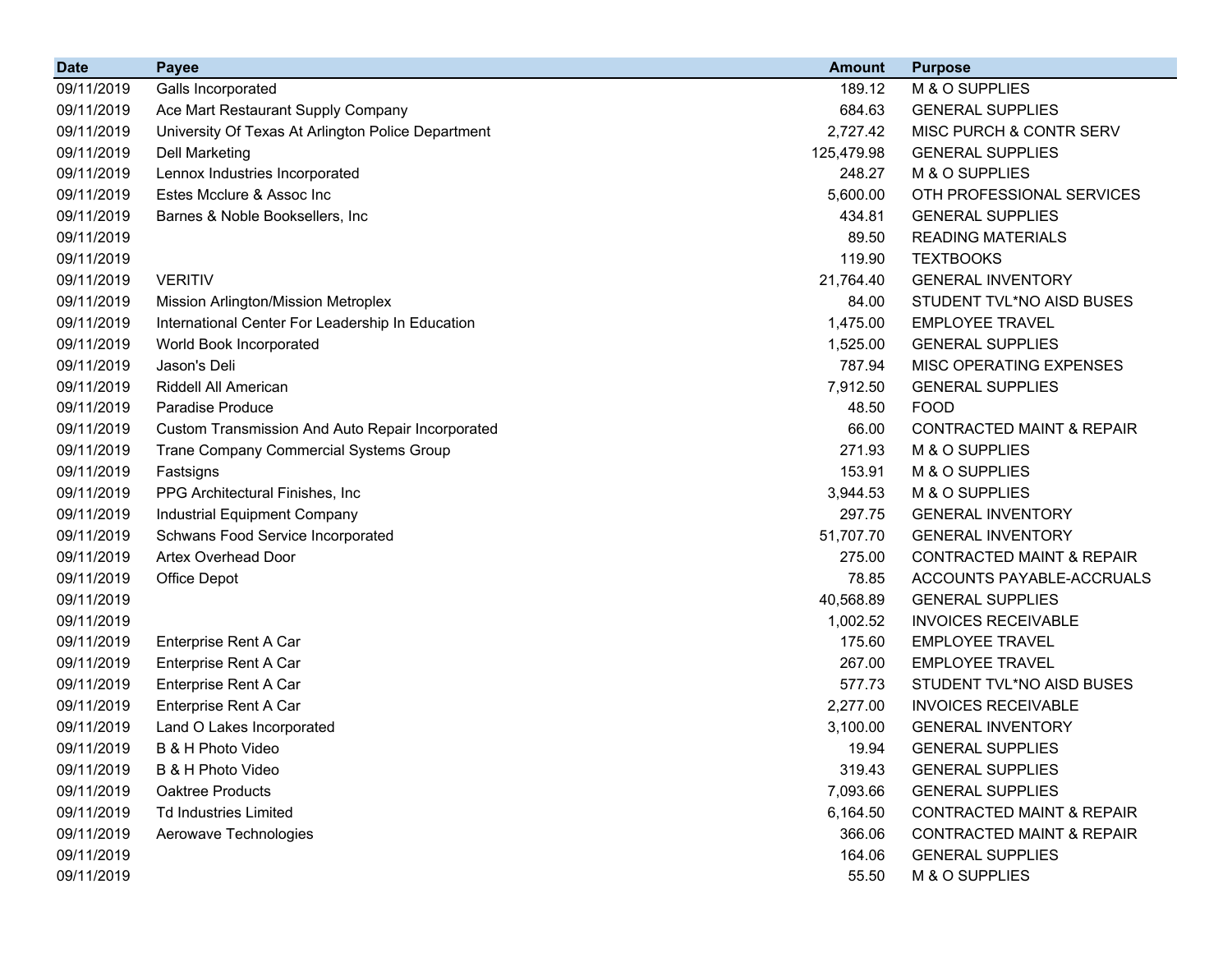| Date | Payee | Amount | Purpose |
|---|---|---|---|
| 09/11/2019 | Galls Incorporated | 189.12 | M & O SUPPLIES |
| 09/11/2019 | Ace Mart Restaurant Supply Company | 684.63 | GENERAL SUPPLIES |
| 09/11/2019 | University Of Texas At Arlington Police Department | 2,727.42 | MISC PURCH & CONTR SERV |
| 09/11/2019 | Dell Marketing | 125,479.98 | GENERAL SUPPLIES |
| 09/11/2019 | Lennox Industries Incorporated | 248.27 | M & O SUPPLIES |
| 09/11/2019 | Estes Mcclure & Assoc Inc | 5,600.00 | OTH PROFESSIONAL SERVICES |
| 09/11/2019 | Barnes & Noble Booksellers, Inc | 434.81 | GENERAL SUPPLIES |
| 09/11/2019 | | 89.50 | READING MATERIALS |
| 09/11/2019 | | 119.90 | TEXTBOOKS |
| 09/11/2019 | VERITIV | 21,764.40 | GENERAL INVENTORY |
| 09/11/2019 | Mission Arlington/Mission Metroplex | 84.00 | STUDENT TVL*NO AISD BUSES |
| 09/11/2019 | International Center For Leadership In Education | 1,475.00 | EMPLOYEE TRAVEL |
| 09/11/2019 | World Book Incorporated | 1,525.00 | GENERAL SUPPLIES |
| 09/11/2019 | Jason's Deli | 787.94 | MISC OPERATING EXPENSES |
| 09/11/2019 | Riddell All American | 7,912.50 | GENERAL SUPPLIES |
| 09/11/2019 | Paradise Produce | 48.50 | FOOD |
| 09/11/2019 | Custom Transmission And Auto Repair Incorporated | 66.00 | CONTRACTED MAINT & REPAIR |
| 09/11/2019 | Trane Company Commercial Systems Group | 271.93 | M & O SUPPLIES |
| 09/11/2019 | Fastsigns | 153.91 | M & O SUPPLIES |
| 09/11/2019 | PPG Architectural Finishes, Inc | 3,944.53 | M & O SUPPLIES |
| 09/11/2019 | Industrial Equipment Company | 297.75 | GENERAL INVENTORY |
| 09/11/2019 | Schwans Food Service Incorporated | 51,707.70 | GENERAL INVENTORY |
| 09/11/2019 | Artex Overhead Door | 275.00 | CONTRACTED MAINT & REPAIR |
| 09/11/2019 | Office Depot | 78.85 | ACCOUNTS PAYABLE-ACCRUALS |
| 09/11/2019 | | 40,568.89 | GENERAL SUPPLIES |
| 09/11/2019 | | 1,002.52 | INVOICES RECEIVABLE |
| 09/11/2019 | Enterprise Rent A Car | 175.60 | EMPLOYEE TRAVEL |
| 09/11/2019 | Enterprise Rent A Car | 267.00 | EMPLOYEE TRAVEL |
| 09/11/2019 | Enterprise Rent A Car | 577.73 | STUDENT TVL*NO AISD BUSES |
| 09/11/2019 | Enterprise Rent A Car | 2,277.00 | INVOICES RECEIVABLE |
| 09/11/2019 | Land O Lakes Incorporated | 3,100.00 | GENERAL INVENTORY |
| 09/11/2019 | B & H Photo Video | 19.94 | GENERAL SUPPLIES |
| 09/11/2019 | B & H Photo Video | 319.43 | GENERAL SUPPLIES |
| 09/11/2019 | Oaktree Products | 7,093.66 | GENERAL SUPPLIES |
| 09/11/2019 | Td Industries Limited | 6,164.50 | CONTRACTED MAINT & REPAIR |
| 09/11/2019 | Aerowave Technologies | 366.06 | CONTRACTED MAINT & REPAIR |
| 09/11/2019 | | 164.06 | GENERAL SUPPLIES |
| 09/11/2019 | | 55.50 | M & O SUPPLIES |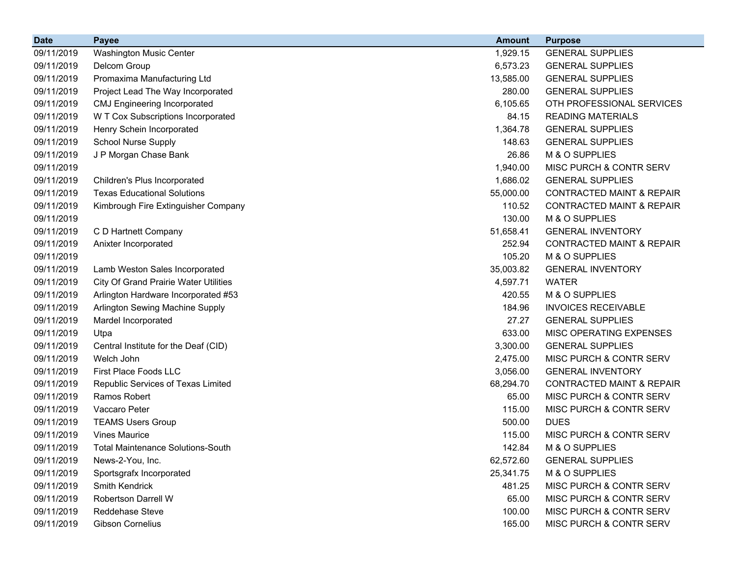| Date | Payee | Amount | Purpose |
| --- | --- | --- | --- |
| 09/11/2019 | Washington Music Center | 1,929.15 | GENERAL SUPPLIES |
| 09/11/2019 | Delcom Group | 6,573.23 | GENERAL SUPPLIES |
| 09/11/2019 | Promaxima Manufacturing Ltd | 13,585.00 | GENERAL SUPPLIES |
| 09/11/2019 | Project Lead The Way Incorporated | 280.00 | GENERAL SUPPLIES |
| 09/11/2019 | CMJ Engineering Incorporated | 6,105.65 | OTH PROFESSIONAL SERVICES |
| 09/11/2019 | W T Cox Subscriptions Incorporated | 84.15 | READING MATERIALS |
| 09/11/2019 | Henry Schein Incorporated | 1,364.78 | GENERAL SUPPLIES |
| 09/11/2019 | School Nurse Supply | 148.63 | GENERAL SUPPLIES |
| 09/11/2019 | J P Morgan Chase Bank | 26.86 | M & O SUPPLIES |
| 09/11/2019 | | 1,940.00 | MISC PURCH & CONTR SERV |
| 09/11/2019 | Children's Plus Incorporated | 1,686.02 | GENERAL SUPPLIES |
| 09/11/2019 | Texas Educational Solutions | 55,000.00 | CONTRACTED MAINT & REPAIR |
| 09/11/2019 | Kimbrough Fire Extinguisher Company | 110.52 | CONTRACTED MAINT & REPAIR |
| 09/11/2019 | | 130.00 | M & O SUPPLIES |
| 09/11/2019 | C D Hartnett Company | 51,658.41 | GENERAL INVENTORY |
| 09/11/2019 | Anixter Incorporated | 252.94 | CONTRACTED MAINT & REPAIR |
| 09/11/2019 | | 105.20 | M & O SUPPLIES |
| 09/11/2019 | Lamb Weston Sales Incorporated | 35,003.82 | GENERAL INVENTORY |
| 09/11/2019 | City Of Grand Prairie Water Utilities | 4,597.71 | WATER |
| 09/11/2019 | Arlington Hardware Incorporated #53 | 420.55 | M & O SUPPLIES |
| 09/11/2019 | Arlington Sewing Machine Supply | 184.96 | INVOICES RECEIVABLE |
| 09/11/2019 | Mardel Incorporated | 27.27 | GENERAL SUPPLIES |
| 09/11/2019 | Utpa | 633.00 | MISC OPERATING EXPENSES |
| 09/11/2019 | Central Institute for the Deaf (CID) | 3,300.00 | GENERAL SUPPLIES |
| 09/11/2019 | Welch John | 2,475.00 | MISC PURCH & CONTR SERV |
| 09/11/2019 | First Place Foods LLC | 3,056.00 | GENERAL INVENTORY |
| 09/11/2019 | Republic Services of Texas Limited | 68,294.70 | CONTRACTED MAINT & REPAIR |
| 09/11/2019 | Ramos Robert | 65.00 | MISC PURCH & CONTR SERV |
| 09/11/2019 | Vaccaro Peter | 115.00 | MISC PURCH & CONTR SERV |
| 09/11/2019 | TEAMS Users Group | 500.00 | DUES |
| 09/11/2019 | Vines Maurice | 115.00 | MISC PURCH & CONTR SERV |
| 09/11/2019 | Total Maintenance Solutions-South | 142.84 | M & O SUPPLIES |
| 09/11/2019 | News-2-You, Inc. | 62,572.60 | GENERAL SUPPLIES |
| 09/11/2019 | Sportsgrafx Incorporated | 25,341.75 | M & O SUPPLIES |
| 09/11/2019 | Smith Kendrick | 481.25 | MISC PURCH & CONTR SERV |
| 09/11/2019 | Robertson Darrell W | 65.00 | MISC PURCH & CONTR SERV |
| 09/11/2019 | Reddehase Steve | 100.00 | MISC PURCH & CONTR SERV |
| 09/11/2019 | Gibson Cornelius | 165.00 | MISC PURCH & CONTR SERV |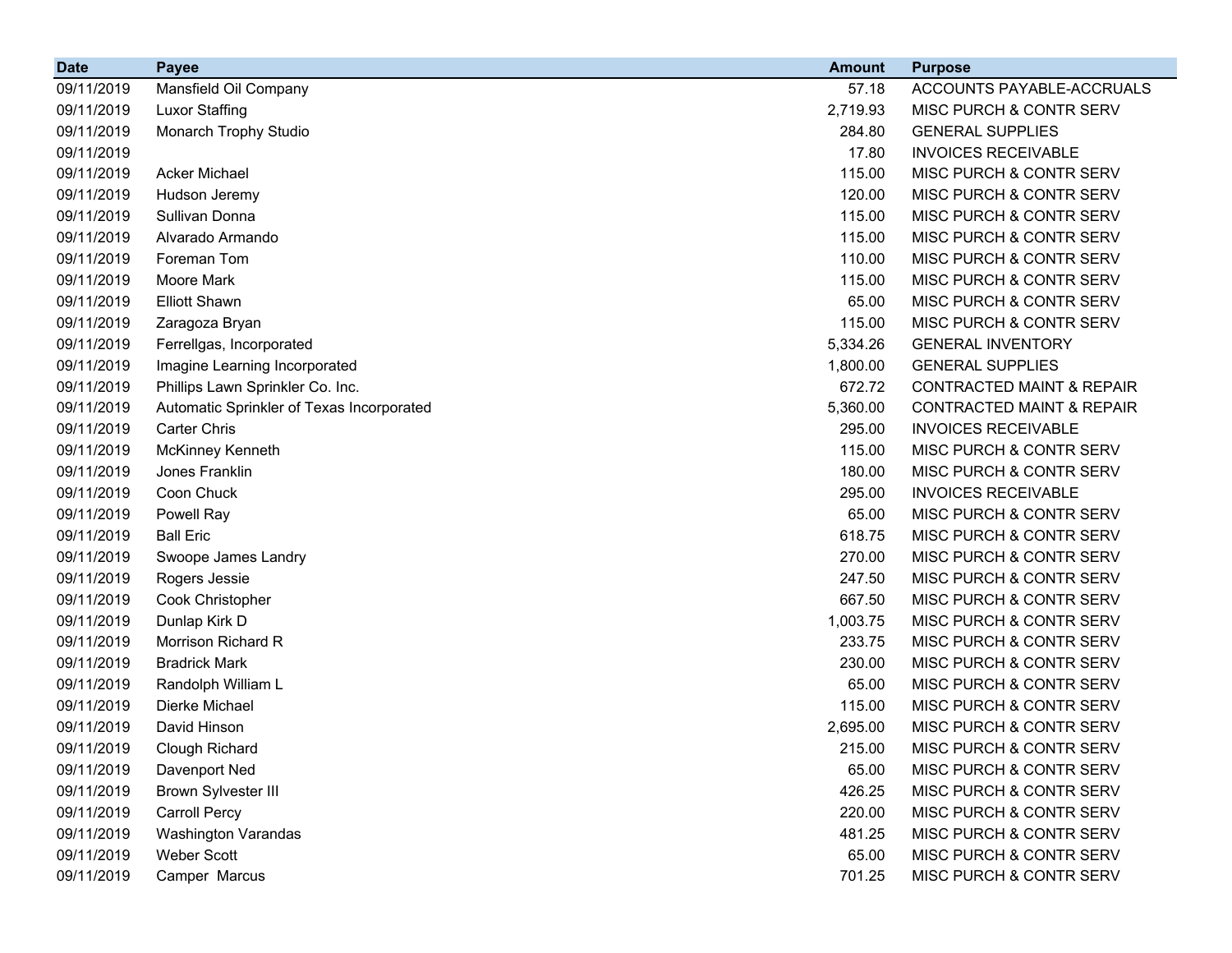| Date | Payee | Amount | Purpose |
|---|---|---|---|
| 09/11/2019 | Mansfield Oil Company | 57.18 | ACCOUNTS PAYABLE-ACCRUALS |
| 09/11/2019 | Luxor Staffing | 2,719.93 | MISC PURCH & CONTR SERV |
| 09/11/2019 | Monarch Trophy Studio | 284.80 | GENERAL SUPPLIES |
| 09/11/2019 | | 17.80 | INVOICES RECEIVABLE |
| 09/11/2019 | Acker Michael | 115.00 | MISC PURCH & CONTR SERV |
| 09/11/2019 | Hudson Jeremy | 120.00 | MISC PURCH & CONTR SERV |
| 09/11/2019 | Sullivan Donna | 115.00 | MISC PURCH & CONTR SERV |
| 09/11/2019 | Alvarado Armando | 115.00 | MISC PURCH & CONTR SERV |
| 09/11/2019 | Foreman Tom | 110.00 | MISC PURCH & CONTR SERV |
| 09/11/2019 | Moore Mark | 115.00 | MISC PURCH & CONTR SERV |
| 09/11/2019 | Elliott Shawn | 65.00 | MISC PURCH & CONTR SERV |
| 09/11/2019 | Zaragoza Bryan | 115.00 | MISC PURCH & CONTR SERV |
| 09/11/2019 | Ferrellgas, Incorporated | 5,334.26 | GENERAL INVENTORY |
| 09/11/2019 | Imagine Learning Incorporated | 1,800.00 | GENERAL SUPPLIES |
| 09/11/2019 | Phillips Lawn Sprinkler Co. Inc. | 672.72 | CONTRACTED MAINT & REPAIR |
| 09/11/2019 | Automatic Sprinkler of Texas Incorporated | 5,360.00 | CONTRACTED MAINT & REPAIR |
| 09/11/2019 | Carter Chris | 295.00 | INVOICES RECEIVABLE |
| 09/11/2019 | McKinney Kenneth | 115.00 | MISC PURCH & CONTR SERV |
| 09/11/2019 | Jones Franklin | 180.00 | MISC PURCH & CONTR SERV |
| 09/11/2019 | Coon Chuck | 295.00 | INVOICES RECEIVABLE |
| 09/11/2019 | Powell Ray | 65.00 | MISC PURCH & CONTR SERV |
| 09/11/2019 | Ball Eric | 618.75 | MISC PURCH & CONTR SERV |
| 09/11/2019 | Swoope James Landry | 270.00 | MISC PURCH & CONTR SERV |
| 09/11/2019 | Rogers Jessie | 247.50 | MISC PURCH & CONTR SERV |
| 09/11/2019 | Cook Christopher | 667.50 | MISC PURCH & CONTR SERV |
| 09/11/2019 | Dunlap Kirk D | 1,003.75 | MISC PURCH & CONTR SERV |
| 09/11/2019 | Morrison Richard R | 233.75 | MISC PURCH & CONTR SERV |
| 09/11/2019 | Bradrick Mark | 230.00 | MISC PURCH & CONTR SERV |
| 09/11/2019 | Randolph William L | 65.00 | MISC PURCH & CONTR SERV |
| 09/11/2019 | Dierke Michael | 115.00 | MISC PURCH & CONTR SERV |
| 09/11/2019 | David Hinson | 2,695.00 | MISC PURCH & CONTR SERV |
| 09/11/2019 | Clough Richard | 215.00 | MISC PURCH & CONTR SERV |
| 09/11/2019 | Davenport Ned | 65.00 | MISC PURCH & CONTR SERV |
| 09/11/2019 | Brown Sylvester III | 426.25 | MISC PURCH & CONTR SERV |
| 09/11/2019 | Carroll Percy | 220.00 | MISC PURCH & CONTR SERV |
| 09/11/2019 | Washington Varandas | 481.25 | MISC PURCH & CONTR SERV |
| 09/11/2019 | Weber Scott | 65.00 | MISC PURCH & CONTR SERV |
| 09/11/2019 | Camper Marcus | 701.25 | MISC PURCH & CONTR SERV |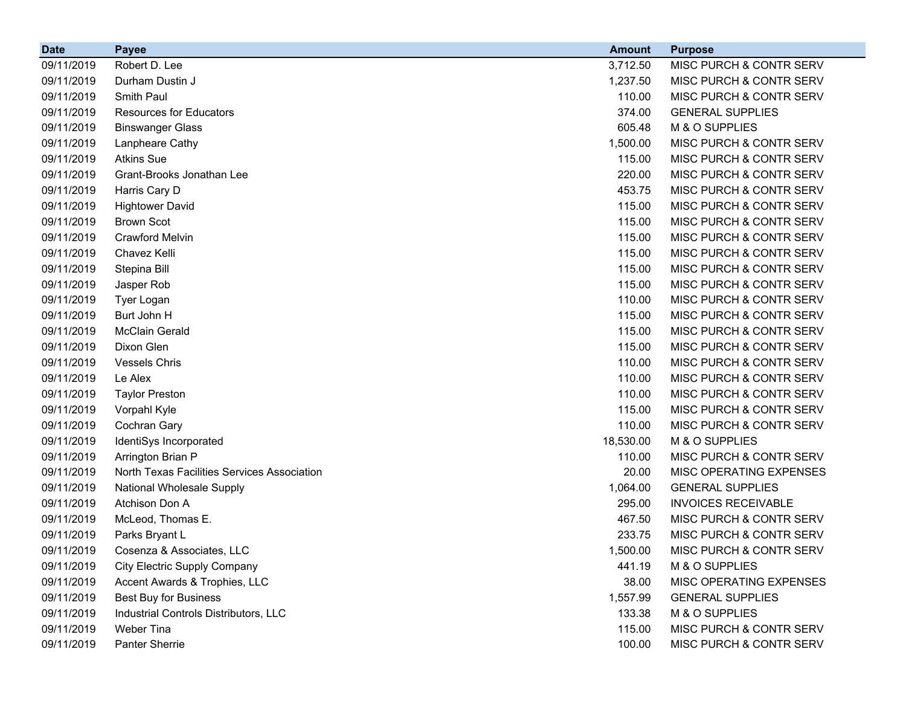| Date | Payee | Amount | Purpose |
|---|---|---|---|
| 09/11/2019 | Robert D. Lee | 3,712.50 | MISC PURCH & CONTR SERV |
| 09/11/2019 | Durham Dustin J | 1,237.50 | MISC PURCH & CONTR SERV |
| 09/11/2019 | Smith Paul | 110.00 | MISC PURCH & CONTR SERV |
| 09/11/2019 | Resources for Educators | 374.00 | GENERAL SUPPLIES |
| 09/11/2019 | Binswanger Glass | 605.48 | M & O SUPPLIES |
| 09/11/2019 | Lanpheare Cathy | 1,500.00 | MISC PURCH & CONTR SERV |
| 09/11/2019 | Atkins Sue | 115.00 | MISC PURCH & CONTR SERV |
| 09/11/2019 | Grant-Brooks Jonathan Lee | 220.00 | MISC PURCH & CONTR SERV |
| 09/11/2019 | Harris Cary D | 453.75 | MISC PURCH & CONTR SERV |
| 09/11/2019 | Hightower David | 115.00 | MISC PURCH & CONTR SERV |
| 09/11/2019 | Brown Scot | 115.00 | MISC PURCH & CONTR SERV |
| 09/11/2019 | Crawford Melvin | 115.00 | MISC PURCH & CONTR SERV |
| 09/11/2019 | Chavez Kelli | 115.00 | MISC PURCH & CONTR SERV |
| 09/11/2019 | Stepina Bill | 115.00 | MISC PURCH & CONTR SERV |
| 09/11/2019 | Jasper Rob | 115.00 | MISC PURCH & CONTR SERV |
| 09/11/2019 | Tyer Logan | 110.00 | MISC PURCH & CONTR SERV |
| 09/11/2019 | Burt John H | 115.00 | MISC PURCH & CONTR SERV |
| 09/11/2019 | McClain Gerald | 115.00 | MISC PURCH & CONTR SERV |
| 09/11/2019 | Dixon Glen | 115.00 | MISC PURCH & CONTR SERV |
| 09/11/2019 | Vessels Chris | 110.00 | MISC PURCH & CONTR SERV |
| 09/11/2019 | Le Alex | 110.00 | MISC PURCH & CONTR SERV |
| 09/11/2019 | Taylor Preston | 110.00 | MISC PURCH & CONTR SERV |
| 09/11/2019 | Vorpahl Kyle | 115.00 | MISC PURCH & CONTR SERV |
| 09/11/2019 | Cochran Gary | 110.00 | MISC PURCH & CONTR SERV |
| 09/11/2019 | IdentiSys Incorporated | 18,530.00 | M & O SUPPLIES |
| 09/11/2019 | Arrington Brian P | 110.00 | MISC PURCH & CONTR SERV |
| 09/11/2019 | North Texas Facilities Services Association | 20.00 | MISC OPERATING EXPENSES |
| 09/11/2019 | National Wholesale Supply | 1,064.00 | GENERAL SUPPLIES |
| 09/11/2019 | Atchison Don A | 295.00 | INVOICES RECEIVABLE |
| 09/11/2019 | McLeod, Thomas E. | 467.50 | MISC PURCH & CONTR SERV |
| 09/11/2019 | Parks Bryant L | 233.75 | MISC PURCH & CONTR SERV |
| 09/11/2019 | Cosenza & Associates, LLC | 1,500.00 | MISC PURCH & CONTR SERV |
| 09/11/2019 | City Electric Supply Company | 441.19 | M & O SUPPLIES |
| 09/11/2019 | Accent Awards & Trophies, LLC | 38.00 | MISC OPERATING EXPENSES |
| 09/11/2019 | Best Buy for Business | 1,557.99 | GENERAL SUPPLIES |
| 09/11/2019 | Industrial Controls Distributors, LLC | 133.38 | M & O SUPPLIES |
| 09/11/2019 | Weber Tina | 115.00 | MISC PURCH & CONTR SERV |
| 09/11/2019 | Panter Sherrie | 100.00 | MISC PURCH & CONTR SERV |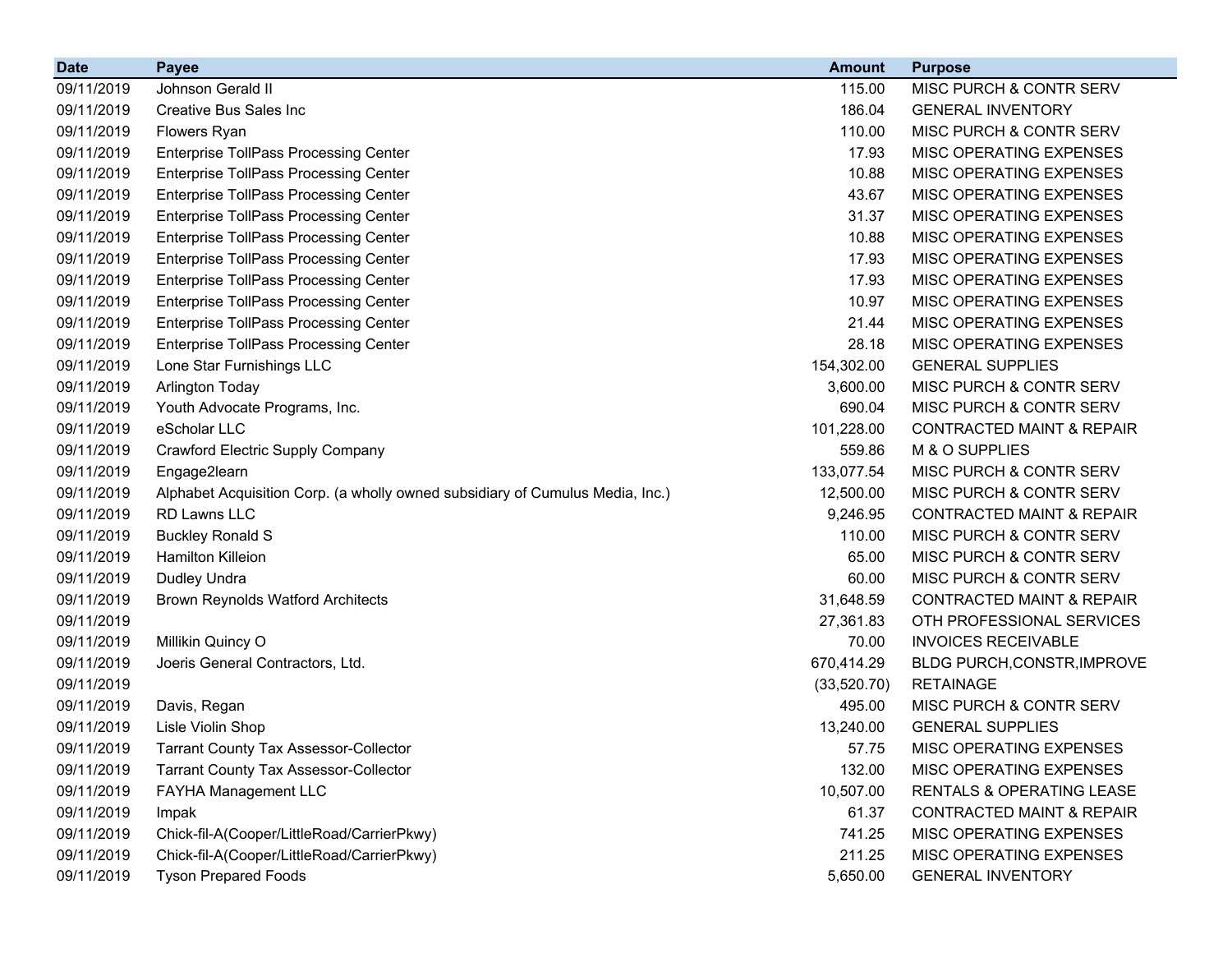| Date | Payee | Amount | Purpose |
|---|---|---|---|
| 09/11/2019 | Johnson Gerald II | 115.00 | MISC PURCH & CONTR SERV |
| 09/11/2019 | Creative Bus Sales Inc | 186.04 | GENERAL INVENTORY |
| 09/11/2019 | Flowers Ryan | 110.00 | MISC PURCH & CONTR SERV |
| 09/11/2019 | Enterprise TollPass Processing Center | 17.93 | MISC OPERATING EXPENSES |
| 09/11/2019 | Enterprise TollPass Processing Center | 10.88 | MISC OPERATING EXPENSES |
| 09/11/2019 | Enterprise TollPass Processing Center | 43.67 | MISC OPERATING EXPENSES |
| 09/11/2019 | Enterprise TollPass Processing Center | 31.37 | MISC OPERATING EXPENSES |
| 09/11/2019 | Enterprise TollPass Processing Center | 10.88 | MISC OPERATING EXPENSES |
| 09/11/2019 | Enterprise TollPass Processing Center | 17.93 | MISC OPERATING EXPENSES |
| 09/11/2019 | Enterprise TollPass Processing Center | 17.93 | MISC OPERATING EXPENSES |
| 09/11/2019 | Enterprise TollPass Processing Center | 10.97 | MISC OPERATING EXPENSES |
| 09/11/2019 | Enterprise TollPass Processing Center | 21.44 | MISC OPERATING EXPENSES |
| 09/11/2019 | Enterprise TollPass Processing Center | 28.18 | MISC OPERATING EXPENSES |
| 09/11/2019 | Lone Star Furnishings LLC | 154,302.00 | GENERAL SUPPLIES |
| 09/11/2019 | Arlington Today | 3,600.00 | MISC PURCH & CONTR SERV |
| 09/11/2019 | Youth Advocate Programs, Inc. | 690.04 | MISC PURCH & CONTR SERV |
| 09/11/2019 | eScholar LLC | 101,228.00 | CONTRACTED MAINT & REPAIR |
| 09/11/2019 | Crawford Electric Supply Company | 559.86 | M & O SUPPLIES |
| 09/11/2019 | Engage2learn | 133,077.54 | MISC PURCH & CONTR SERV |
| 09/11/2019 | Alphabet Acquisition Corp. (a wholly owned subsidiary of Cumulus Media, Inc.) | 12,500.00 | MISC PURCH & CONTR SERV |
| 09/11/2019 | RD Lawns LLC | 9,246.95 | CONTRACTED MAINT & REPAIR |
| 09/11/2019 | Buckley Ronald S | 110.00 | MISC PURCH & CONTR SERV |
| 09/11/2019 | Hamilton Killeion | 65.00 | MISC PURCH & CONTR SERV |
| 09/11/2019 | Dudley Undra | 60.00 | MISC PURCH & CONTR SERV |
| 09/11/2019 | Brown Reynolds Watford Architects | 31,648.59 | CONTRACTED MAINT & REPAIR |
| 09/11/2019 | | 27,361.83 | OTH PROFESSIONAL SERVICES |
| 09/11/2019 | Millikin Quincy O | 70.00 | INVOICES RECEIVABLE |
| 09/11/2019 | Joeris General Contractors, Ltd. | 670,414.29 | BLDG PURCH,CONSTR,IMPROVE |
| 09/11/2019 | | (33,520.70) | RETAINAGE |
| 09/11/2019 | Davis, Regan | 495.00 | MISC PURCH & CONTR SERV |
| 09/11/2019 | Lisle Violin Shop | 13,240.00 | GENERAL SUPPLIES |
| 09/11/2019 | Tarrant County Tax Assessor-Collector | 57.75 | MISC OPERATING EXPENSES |
| 09/11/2019 | Tarrant County Tax Assessor-Collector | 132.00 | MISC OPERATING EXPENSES |
| 09/11/2019 | FAYHA Management LLC | 10,507.00 | RENTALS & OPERATING LEASE |
| 09/11/2019 | Impak | 61.37 | CONTRACTED MAINT & REPAIR |
| 09/11/2019 | Chick-fil-A(Cooper/LittleRoad/CarrierPkwy) | 741.25 | MISC OPERATING EXPENSES |
| 09/11/2019 | Chick-fil-A(Cooper/LittleRoad/CarrierPkwy) | 211.25 | MISC OPERATING EXPENSES |
| 09/11/2019 | Tyson Prepared Foods | 5,650.00 | GENERAL INVENTORY |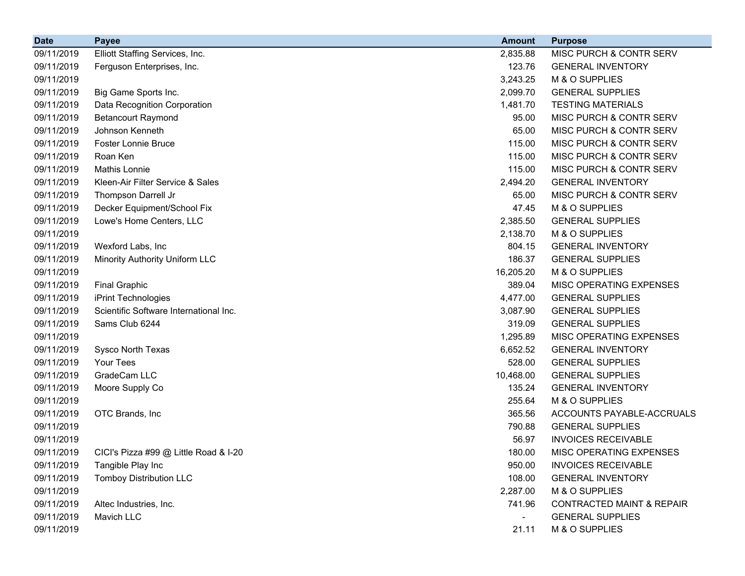| Date | Payee | Amount | Purpose |
|---|---|---|---|
| 09/11/2019 | Elliott Staffing Services, Inc. | 2,835.88 | MISC PURCH & CONTR SERV |
| 09/11/2019 | Ferguson Enterprises, Inc. | 123.76 | GENERAL INVENTORY |
| 09/11/2019 | | 3,243.25 | M & O SUPPLIES |
| 09/11/2019 | Big Game Sports Inc. | 2,099.70 | GENERAL SUPPLIES |
| 09/11/2019 | Data Recognition Corporation | 1,481.70 | TESTING MATERIALS |
| 09/11/2019 | Betancourt Raymond | 95.00 | MISC PURCH & CONTR SERV |
| 09/11/2019 | Johnson Kenneth | 65.00 | MISC PURCH & CONTR SERV |
| 09/11/2019 | Foster Lonnie Bruce | 115.00 | MISC PURCH & CONTR SERV |
| 09/11/2019 | Roan Ken | 115.00 | MISC PURCH & CONTR SERV |
| 09/11/2019 | Mathis Lonnie | 115.00 | MISC PURCH & CONTR SERV |
| 09/11/2019 | Kleen-Air Filter Service & Sales | 2,494.20 | GENERAL INVENTORY |
| 09/11/2019 | Thompson Darrell Jr | 65.00 | MISC PURCH & CONTR SERV |
| 09/11/2019 | Decker Equipment/School Fix | 47.45 | M & O SUPPLIES |
| 09/11/2019 | Lowe's Home Centers, LLC | 2,385.50 | GENERAL SUPPLIES |
| 09/11/2019 | | 2,138.70 | M & O SUPPLIES |
| 09/11/2019 | Wexford Labs, Inc | 804.15 | GENERAL INVENTORY |
| 09/11/2019 | Minority Authority Uniform LLC | 186.37 | GENERAL SUPPLIES |
| 09/11/2019 | | 16,205.20 | M & O SUPPLIES |
| 09/11/2019 | Final Graphic | 389.04 | MISC OPERATING EXPENSES |
| 09/11/2019 | iPrint Technologies | 4,477.00 | GENERAL SUPPLIES |
| 09/11/2019 | Scientific Software International Inc. | 3,087.90 | GENERAL SUPPLIES |
| 09/11/2019 | Sams Club 6244 | 319.09 | GENERAL SUPPLIES |
| 09/11/2019 | | 1,295.89 | MISC OPERATING EXPENSES |
| 09/11/2019 | Sysco North Texas | 6,652.52 | GENERAL INVENTORY |
| 09/11/2019 | Your Tees | 528.00 | GENERAL SUPPLIES |
| 09/11/2019 | GradeCam LLC | 10,468.00 | GENERAL SUPPLIES |
| 09/11/2019 | Moore Supply Co | 135.24 | GENERAL INVENTORY |
| 09/11/2019 | | 255.64 | M & O SUPPLIES |
| 09/11/2019 | OTC Brands, Inc | 365.56 | ACCOUNTS PAYABLE-ACCRUALS |
| 09/11/2019 | | 790.88 | GENERAL SUPPLIES |
| 09/11/2019 | | 56.97 | INVOICES RECEIVABLE |
| 09/11/2019 | CICI's Pizza #99 @ Little Road & I-20 | 180.00 | MISC OPERATING EXPENSES |
| 09/11/2019 | Tangible Play Inc | 950.00 | INVOICES RECEIVABLE |
| 09/11/2019 | Tomboy Distribution LLC | 108.00 | GENERAL INVENTORY |
| 09/11/2019 | | 2,287.00 | M & O SUPPLIES |
| 09/11/2019 | Altec Industries, Inc. | 741.96 | CONTRACTED MAINT & REPAIR |
| 09/11/2019 | Mavich LLC | - | GENERAL SUPPLIES |
| 09/11/2019 | | 21.11 | M & O SUPPLIES |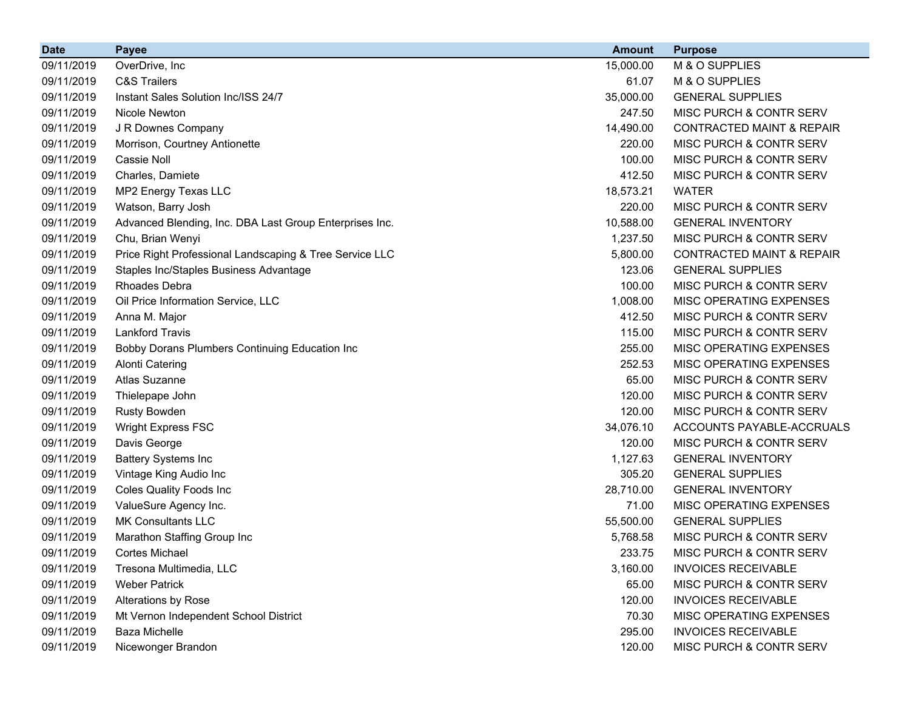| Date | Payee | Amount | Purpose |
|---|---|---|---|
| 09/11/2019 | OverDrive, Inc | 15,000.00 | M & O SUPPLIES |
| 09/11/2019 | C&S Trailers | 61.07 | M & O SUPPLIES |
| 09/11/2019 | Instant Sales Solution Inc/ISS 24/7 | 35,000.00 | GENERAL SUPPLIES |
| 09/11/2019 | Nicole Newton | 247.50 | MISC PURCH & CONTR SERV |
| 09/11/2019 | J R Downes Company | 14,490.00 | CONTRACTED MAINT & REPAIR |
| 09/11/2019 | Morrison, Courtney Antionette | 220.00 | MISC PURCH & CONTR SERV |
| 09/11/2019 | Cassie Noll | 100.00 | MISC PURCH & CONTR SERV |
| 09/11/2019 | Charles, Damiete | 412.50 | MISC PURCH & CONTR SERV |
| 09/11/2019 | MP2 Energy Texas LLC | 18,573.21 | WATER |
| 09/11/2019 | Watson, Barry Josh | 220.00 | MISC PURCH & CONTR SERV |
| 09/11/2019 | Advanced Blending, Inc. DBA Last Group Enterprises Inc. | 10,588.00 | GENERAL INVENTORY |
| 09/11/2019 | Chu, Brian Wenyi | 1,237.50 | MISC PURCH & CONTR SERV |
| 09/11/2019 | Price Right Professional Landscaping & Tree Service LLC | 5,800.00 | CONTRACTED MAINT & REPAIR |
| 09/11/2019 | Staples Inc/Staples Business Advantage | 123.06 | GENERAL SUPPLIES |
| 09/11/2019 | Rhoades Debra | 100.00 | MISC PURCH & CONTR SERV |
| 09/11/2019 | Oil Price Information Service, LLC | 1,008.00 | MISC OPERATING EXPENSES |
| 09/11/2019 | Anna M. Major | 412.50 | MISC PURCH & CONTR SERV |
| 09/11/2019 | Lankford Travis | 115.00 | MISC PURCH & CONTR SERV |
| 09/11/2019 | Bobby Dorans Plumbers Continuing Education Inc | 255.00 | MISC OPERATING EXPENSES |
| 09/11/2019 | Alonti Catering | 252.53 | MISC OPERATING EXPENSES |
| 09/11/2019 | Atlas Suzanne | 65.00 | MISC PURCH & CONTR SERV |
| 09/11/2019 | Thielepape John | 120.00 | MISC PURCH & CONTR SERV |
| 09/11/2019 | Rusty Bowden | 120.00 | MISC PURCH & CONTR SERV |
| 09/11/2019 | Wright Express FSC | 34,076.10 | ACCOUNTS PAYABLE-ACCRUALS |
| 09/11/2019 | Davis George | 120.00 | MISC PURCH & CONTR SERV |
| 09/11/2019 | Battery Systems Inc | 1,127.63 | GENERAL INVENTORY |
| 09/11/2019 | Vintage King Audio Inc | 305.20 | GENERAL SUPPLIES |
| 09/11/2019 | Coles Quality Foods Inc | 28,710.00 | GENERAL INVENTORY |
| 09/11/2019 | ValueSure Agency Inc. | 71.00 | MISC OPERATING EXPENSES |
| 09/11/2019 | MK Consultants LLC | 55,500.00 | GENERAL SUPPLIES |
| 09/11/2019 | Marathon Staffing Group Inc | 5,768.58 | MISC PURCH & CONTR SERV |
| 09/11/2019 | Cortes Michael | 233.75 | MISC PURCH & CONTR SERV |
| 09/11/2019 | Tresona Multimedia, LLC | 3,160.00 | INVOICES RECEIVABLE |
| 09/11/2019 | Weber Patrick | 65.00 | MISC PURCH & CONTR SERV |
| 09/11/2019 | Alterations by Rose | 120.00 | INVOICES RECEIVABLE |
| 09/11/2019 | Mt Vernon Independent School District | 70.30 | MISC OPERATING EXPENSES |
| 09/11/2019 | Baza Michelle | 295.00 | INVOICES RECEIVABLE |
| 09/11/2019 | Nicewonger Brandon | 120.00 | MISC PURCH & CONTR SERV |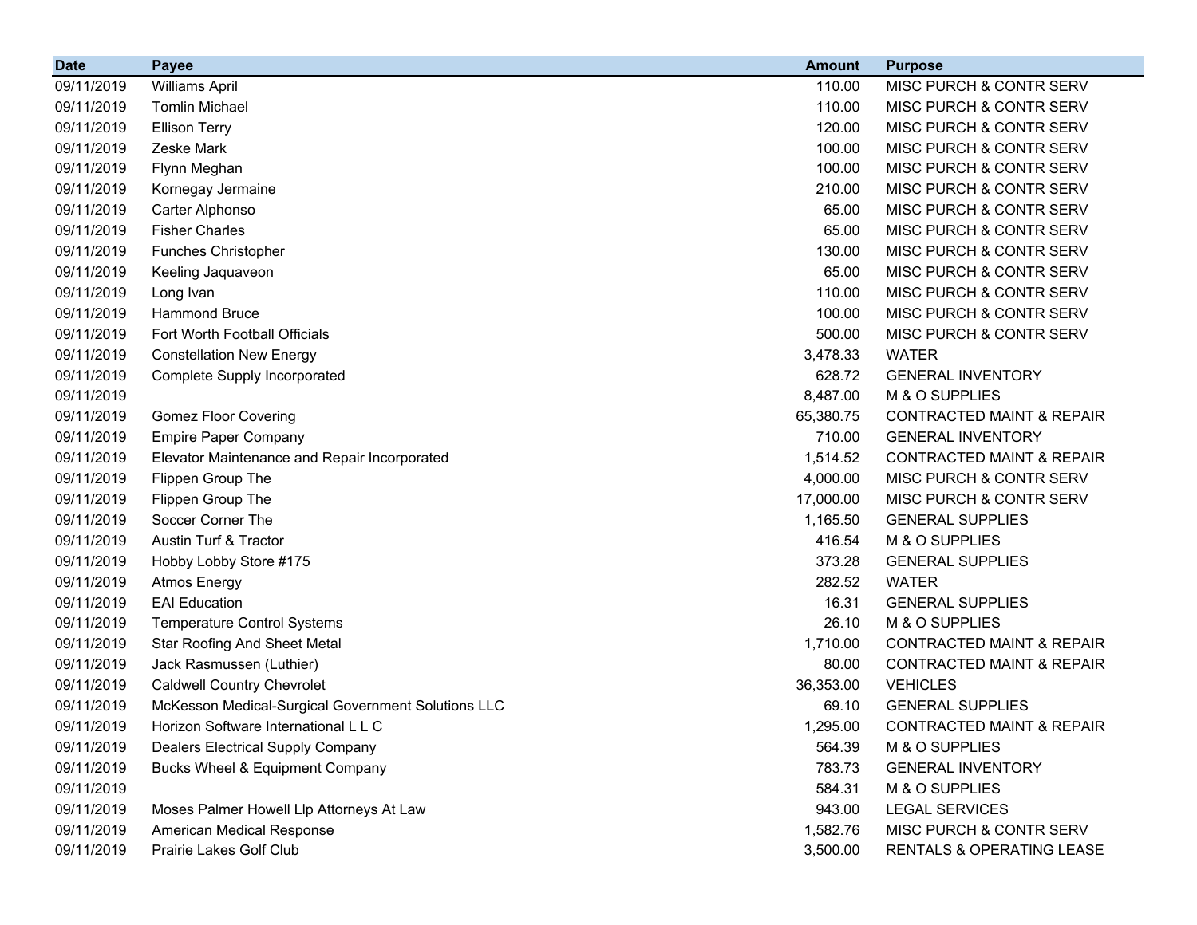| Date | Payee | Amount | Purpose |
|---|---|---|---|
| 09/11/2019 | Williams April | 110.00 | MISC PURCH & CONTR SERV |
| 09/11/2019 | Tomlin Michael | 110.00 | MISC PURCH & CONTR SERV |
| 09/11/2019 | Ellison Terry | 120.00 | MISC PURCH & CONTR SERV |
| 09/11/2019 | Zeske Mark | 100.00 | MISC PURCH & CONTR SERV |
| 09/11/2019 | Flynn Meghan | 100.00 | MISC PURCH & CONTR SERV |
| 09/11/2019 | Kornegay Jermaine | 210.00 | MISC PURCH & CONTR SERV |
| 09/11/2019 | Carter Alphonso | 65.00 | MISC PURCH & CONTR SERV |
| 09/11/2019 | Fisher Charles | 65.00 | MISC PURCH & CONTR SERV |
| 09/11/2019 | Funches Christopher | 130.00 | MISC PURCH & CONTR SERV |
| 09/11/2019 | Keeling Jaquaveon | 65.00 | MISC PURCH & CONTR SERV |
| 09/11/2019 | Long Ivan | 110.00 | MISC PURCH & CONTR SERV |
| 09/11/2019 | Hammond Bruce | 100.00 | MISC PURCH & CONTR SERV |
| 09/11/2019 | Fort Worth Football Officials | 500.00 | MISC PURCH & CONTR SERV |
| 09/11/2019 | Constellation New Energy | 3,478.33 | WATER |
| 09/11/2019 | Complete Supply Incorporated | 628.72 | GENERAL INVENTORY |
| 09/11/2019 | | 8,487.00 | M & O SUPPLIES |
| 09/11/2019 | Gomez Floor Covering | 65,380.75 | CONTRACTED MAINT & REPAIR |
| 09/11/2019 | Empire Paper Company | 710.00 | GENERAL INVENTORY |
| 09/11/2019 | Elevator Maintenance and Repair Incorporated | 1,514.52 | CONTRACTED MAINT & REPAIR |
| 09/11/2019 | Flippen Group The | 4,000.00 | MISC PURCH & CONTR SERV |
| 09/11/2019 | Flippen Group The | 17,000.00 | MISC PURCH & CONTR SERV |
| 09/11/2019 | Soccer Corner The | 1,165.50 | GENERAL SUPPLIES |
| 09/11/2019 | Austin Turf & Tractor | 416.54 | M & O SUPPLIES |
| 09/11/2019 | Hobby Lobby Store #175 | 373.28 | GENERAL SUPPLIES |
| 09/11/2019 | Atmos Energy | 282.52 | WATER |
| 09/11/2019 | EAI Education | 16.31 | GENERAL SUPPLIES |
| 09/11/2019 | Temperature Control Systems | 26.10 | M & O SUPPLIES |
| 09/11/2019 | Star Roofing And Sheet Metal | 1,710.00 | CONTRACTED MAINT & REPAIR |
| 09/11/2019 | Jack Rasmussen (Luthier) | 80.00 | CONTRACTED MAINT & REPAIR |
| 09/11/2019 | Caldwell Country Chevrolet | 36,353.00 | VEHICLES |
| 09/11/2019 | McKesson Medical-Surgical Government Solutions LLC | 69.10 | GENERAL SUPPLIES |
| 09/11/2019 | Horizon Software International L L C | 1,295.00 | CONTRACTED MAINT & REPAIR |
| 09/11/2019 | Dealers Electrical Supply Company | 564.39 | M & O SUPPLIES |
| 09/11/2019 | Bucks Wheel & Equipment Company | 783.73 | GENERAL INVENTORY |
| 09/11/2019 | | 584.31 | M & O SUPPLIES |
| 09/11/2019 | Moses Palmer Howell Llp Attorneys At Law | 943.00 | LEGAL SERVICES |
| 09/11/2019 | American Medical Response | 1,582.76 | MISC PURCH & CONTR SERV |
| 09/11/2019 | Prairie Lakes Golf Club | 3,500.00 | RENTALS & OPERATING LEASE |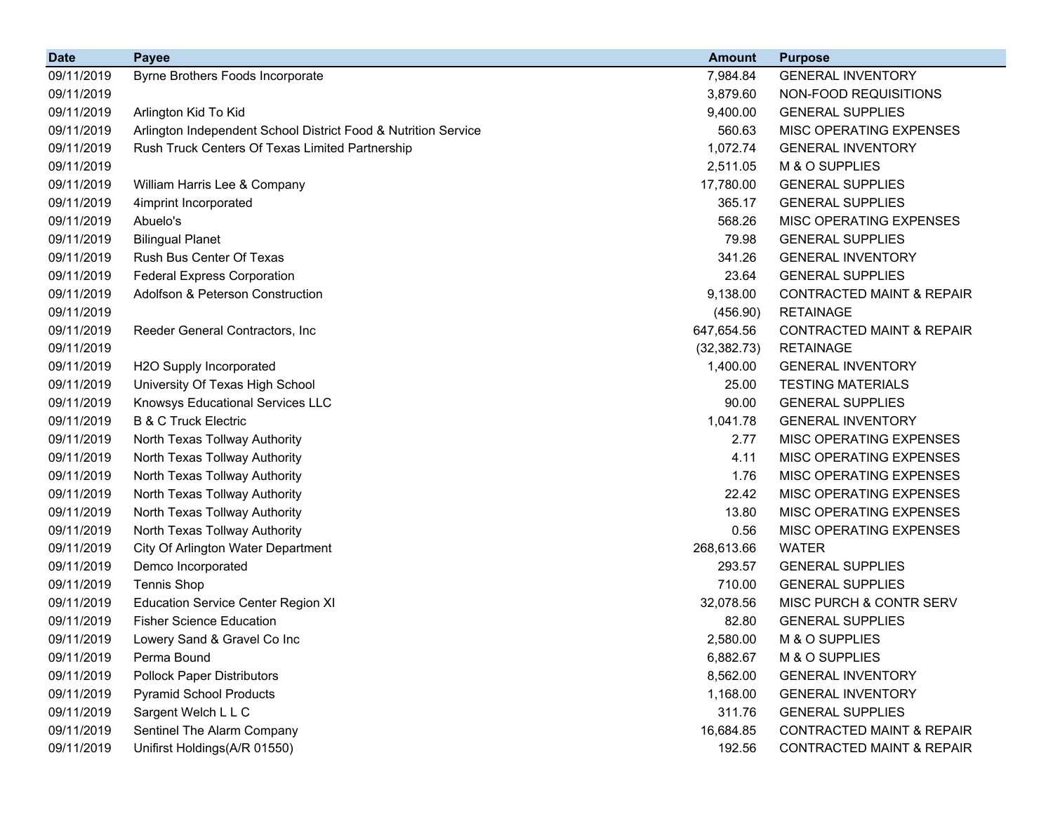| Date | Payee | Amount | Purpose |
|---|---|---|---|
| 09/11/2019 | Byrne Brothers Foods Incorporate | 7,984.84 | GENERAL INVENTORY |
| 09/11/2019 | | 3,879.60 | NON-FOOD REQUISITIONS |
| 09/11/2019 | Arlington Kid To Kid | 9,400.00 | GENERAL SUPPLIES |
| 09/11/2019 | Arlington Independent School District Food & Nutrition Service | 560.63 | MISC OPERATING EXPENSES |
| 09/11/2019 | Rush Truck Centers Of Texas Limited Partnership | 1,072.74 | GENERAL INVENTORY |
| 09/11/2019 | | 2,511.05 | M & O SUPPLIES |
| 09/11/2019 | William Harris Lee & Company | 17,780.00 | GENERAL SUPPLIES |
| 09/11/2019 | 4imprint Incorporated | 365.17 | GENERAL SUPPLIES |
| 09/11/2019 | Abuelo's | 568.26 | MISC OPERATING EXPENSES |
| 09/11/2019 | Bilingual Planet | 79.98 | GENERAL SUPPLIES |
| 09/11/2019 | Rush Bus Center Of Texas | 341.26 | GENERAL INVENTORY |
| 09/11/2019 | Federal Express Corporation | 23.64 | GENERAL SUPPLIES |
| 09/11/2019 | Adolfson & Peterson Construction | 9,138.00 | CONTRACTED MAINT & REPAIR |
| 09/11/2019 | | (456.90) | RETAINAGE |
| 09/11/2019 | Reeder General Contractors, Inc | 647,654.56 | CONTRACTED MAINT & REPAIR |
| 09/11/2019 | | (32,382.73) | RETAINAGE |
| 09/11/2019 | H2O Supply Incorporated | 1,400.00 | GENERAL INVENTORY |
| 09/11/2019 | University Of Texas High School | 25.00 | TESTING MATERIALS |
| 09/11/2019 | Knowsys Educational Services LLC | 90.00 | GENERAL SUPPLIES |
| 09/11/2019 | B & C Truck Electric | 1,041.78 | GENERAL INVENTORY |
| 09/11/2019 | North Texas Tollway Authority | 2.77 | MISC OPERATING EXPENSES |
| 09/11/2019 | North Texas Tollway Authority | 4.11 | MISC OPERATING EXPENSES |
| 09/11/2019 | North Texas Tollway Authority | 1.76 | MISC OPERATING EXPENSES |
| 09/11/2019 | North Texas Tollway Authority | 22.42 | MISC OPERATING EXPENSES |
| 09/11/2019 | North Texas Tollway Authority | 13.80 | MISC OPERATING EXPENSES |
| 09/11/2019 | North Texas Tollway Authority | 0.56 | MISC OPERATING EXPENSES |
| 09/11/2019 | City Of Arlington Water Department | 268,613.66 | WATER |
| 09/11/2019 | Demco Incorporated | 293.57 | GENERAL SUPPLIES |
| 09/11/2019 | Tennis Shop | 710.00 | GENERAL SUPPLIES |
| 09/11/2019 | Education Service Center Region XI | 32,078.56 | MISC PURCH & CONTR SERV |
| 09/11/2019 | Fisher Science Education | 82.80 | GENERAL SUPPLIES |
| 09/11/2019 | Lowery Sand & Gravel Co Inc | 2,580.00 | M & O SUPPLIES |
| 09/11/2019 | Perma Bound | 6,882.67 | M & O SUPPLIES |
| 09/11/2019 | Pollock Paper Distributors | 8,562.00 | GENERAL INVENTORY |
| 09/11/2019 | Pyramid School Products | 1,168.00 | GENERAL INVENTORY |
| 09/11/2019 | Sargent Welch L L C | 311.76 | GENERAL SUPPLIES |
| 09/11/2019 | Sentinel The Alarm Company | 16,684.85 | CONTRACTED MAINT & REPAIR |
| 09/11/2019 | Unifirst Holdings(A/R 01550) | 192.56 | CONTRACTED MAINT & REPAIR |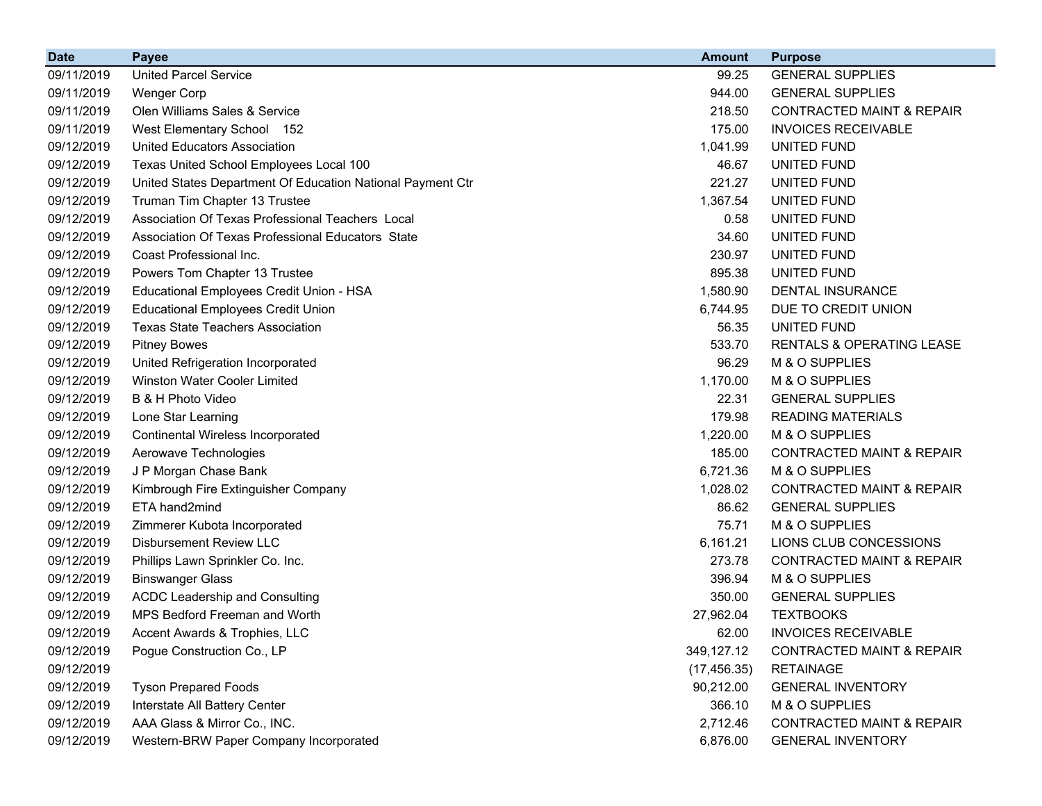| Date | Payee | Amount | Purpose |
|---|---|---|---|
| 09/11/2019 | United Parcel Service | 99.25 | GENERAL SUPPLIES |
| 09/11/2019 | Wenger Corp | 944.00 | GENERAL SUPPLIES |
| 09/11/2019 | Olen Williams Sales & Service | 218.50 | CONTRACTED MAINT & REPAIR |
| 09/11/2019 | West Elementary School 152 | 175.00 | INVOICES RECEIVABLE |
| 09/12/2019 | United Educators Association | 1,041.99 | UNITED FUND |
| 09/12/2019 | Texas United School Employees Local 100 | 46.67 | UNITED FUND |
| 09/12/2019 | United States Department Of Education National Payment Ctr | 221.27 | UNITED FUND |
| 09/12/2019 | Truman Tim Chapter 13 Trustee | 1,367.54 | UNITED FUND |
| 09/12/2019 | Association Of Texas Professional Teachers Local | 0.58 | UNITED FUND |
| 09/12/2019 | Association Of Texas Professional Educators State | 34.60 | UNITED FUND |
| 09/12/2019 | Coast Professional Inc. | 230.97 | UNITED FUND |
| 09/12/2019 | Powers Tom Chapter 13 Trustee | 895.38 | UNITED FUND |
| 09/12/2019 | Educational Employees Credit Union - HSA | 1,580.90 | DENTAL INSURANCE |
| 09/12/2019 | Educational Employees Credit Union | 6,744.95 | DUE TO CREDIT UNION |
| 09/12/2019 | Texas State Teachers Association | 56.35 | UNITED FUND |
| 09/12/2019 | Pitney Bowes | 533.70 | RENTALS & OPERATING LEASE |
| 09/12/2019 | United Refrigeration Incorporated | 96.29 | M & O SUPPLIES |
| 09/12/2019 | Winston Water Cooler Limited | 1,170.00 | M & O SUPPLIES |
| 09/12/2019 | B & H Photo Video | 22.31 | GENERAL SUPPLIES |
| 09/12/2019 | Lone Star Learning | 179.98 | READING MATERIALS |
| 09/12/2019 | Continental Wireless Incorporated | 1,220.00 | M & O SUPPLIES |
| 09/12/2019 | Aerowave Technologies | 185.00 | CONTRACTED MAINT & REPAIR |
| 09/12/2019 | J P Morgan Chase Bank | 6,721.36 | M & O SUPPLIES |
| 09/12/2019 | Kimbrough Fire Extinguisher Company | 1,028.02 | CONTRACTED MAINT & REPAIR |
| 09/12/2019 | ETA hand2mind | 86.62 | GENERAL SUPPLIES |
| 09/12/2019 | Zimmerer Kubota Incorporated | 75.71 | M & O SUPPLIES |
| 09/12/2019 | Disbursement Review LLC | 6,161.21 | LIONS CLUB CONCESSIONS |
| 09/12/2019 | Phillips Lawn Sprinkler Co. Inc. | 273.78 | CONTRACTED MAINT & REPAIR |
| 09/12/2019 | Binswanger Glass | 396.94 | M & O SUPPLIES |
| 09/12/2019 | ACDC Leadership and Consulting | 350.00 | GENERAL SUPPLIES |
| 09/12/2019 | MPS Bedford Freeman and Worth | 27,962.04 | TEXTBOOKS |
| 09/12/2019 | Accent Awards & Trophies, LLC | 62.00 | INVOICES RECEIVABLE |
| 09/12/2019 | Pogue Construction Co., LP | 349,127.12 | CONTRACTED MAINT & REPAIR |
| 09/12/2019 | | (17,456.35) | RETAINAGE |
| 09/12/2019 | Tyson Prepared Foods | 90,212.00 | GENERAL INVENTORY |
| 09/12/2019 | Interstate All Battery Center | 366.10 | M & O SUPPLIES |
| 09/12/2019 | AAA Glass & Mirror Co., INC. | 2,712.46 | CONTRACTED MAINT & REPAIR |
| 09/12/2019 | Western-BRW Paper Company Incorporated | 6,876.00 | GENERAL INVENTORY |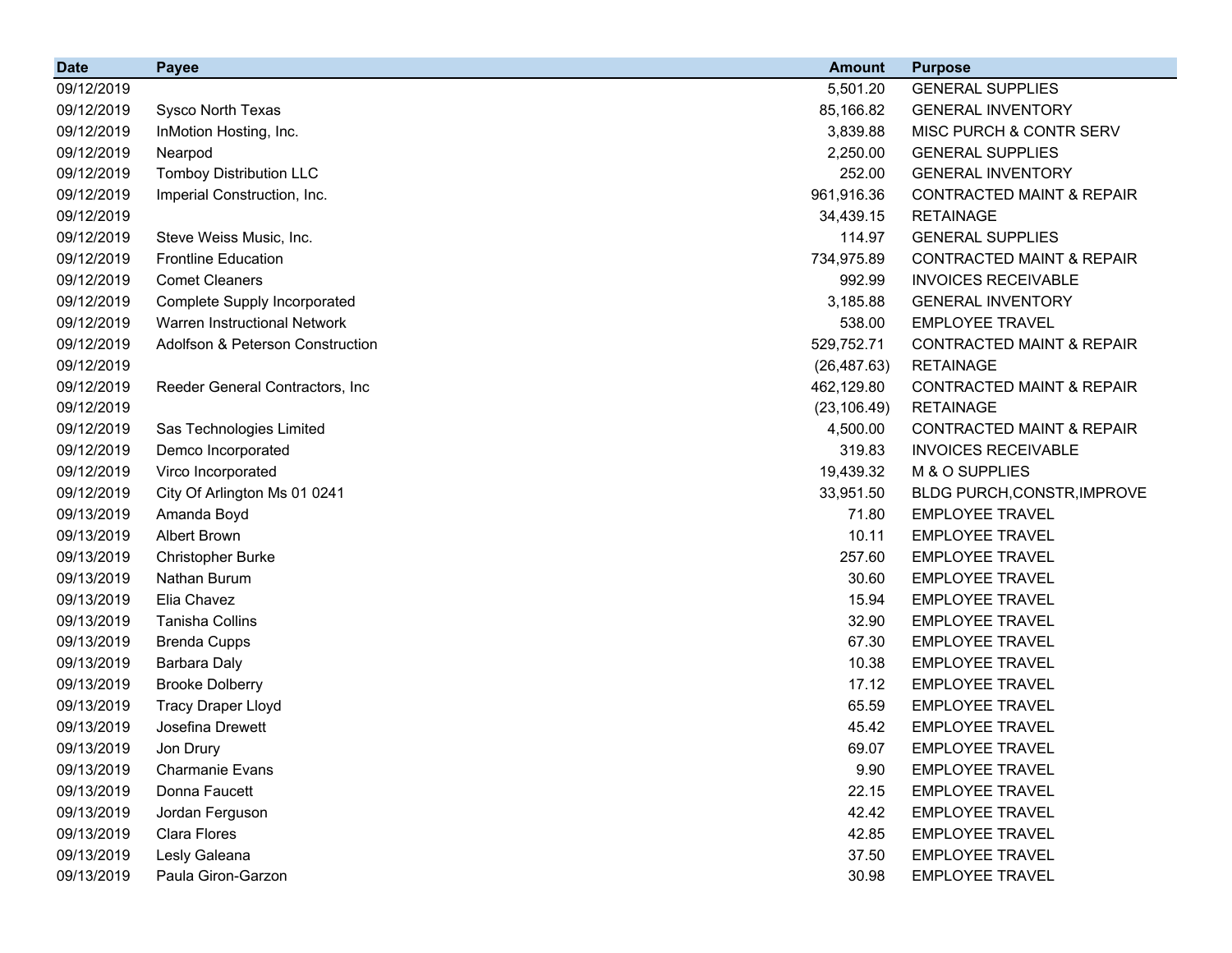| Date | Payee | Amount | Purpose |
|---|---|---|---|
| 09/12/2019 | | 5,501.20 | GENERAL SUPPLIES |
| 09/12/2019 | Sysco North Texas | 85,166.82 | GENERAL INVENTORY |
| 09/12/2019 | InMotion Hosting, Inc. | 3,839.88 | MISC PURCH & CONTR SERV |
| 09/12/2019 | Nearpod | 2,250.00 | GENERAL SUPPLIES |
| 09/12/2019 | Tomboy Distribution LLC | 252.00 | GENERAL INVENTORY |
| 09/12/2019 | Imperial Construction, Inc. | 961,916.36 | CONTRACTED MAINT & REPAIR |
| 09/12/2019 | | 34,439.15 | RETAINAGE |
| 09/12/2019 | Steve Weiss Music, Inc. | 114.97 | GENERAL SUPPLIES |
| 09/12/2019 | Frontline Education | 734,975.89 | CONTRACTED MAINT & REPAIR |
| 09/12/2019 | Comet Cleaners | 992.99 | INVOICES RECEIVABLE |
| 09/12/2019 | Complete Supply Incorporated | 3,185.88 | GENERAL INVENTORY |
| 09/12/2019 | Warren Instructional Network | 538.00 | EMPLOYEE TRAVEL |
| 09/12/2019 | Adolfson & Peterson Construction | 529,752.71 | CONTRACTED MAINT & REPAIR |
| 09/12/2019 | | (26,487.63) | RETAINAGE |
| 09/12/2019 | Reeder General Contractors, Inc | 462,129.80 | CONTRACTED MAINT & REPAIR |
| 09/12/2019 | | (23,106.49) | RETAINAGE |
| 09/12/2019 | Sas Technologies Limited | 4,500.00 | CONTRACTED MAINT & REPAIR |
| 09/12/2019 | Demco Incorporated | 319.83 | INVOICES RECEIVABLE |
| 09/12/2019 | Virco Incorporated | 19,439.32 | M & O SUPPLIES |
| 09/12/2019 | City Of Arlington Ms 01 0241 | 33,951.50 | BLDG PURCH,CONSTR,IMPROVE |
| 09/13/2019 | Amanda Boyd | 71.80 | EMPLOYEE TRAVEL |
| 09/13/2019 | Albert Brown | 10.11 | EMPLOYEE TRAVEL |
| 09/13/2019 | Christopher Burke | 257.60 | EMPLOYEE TRAVEL |
| 09/13/2019 | Nathan Burum | 30.60 | EMPLOYEE TRAVEL |
| 09/13/2019 | Elia Chavez | 15.94 | EMPLOYEE TRAVEL |
| 09/13/2019 | Tanisha Collins | 32.90 | EMPLOYEE TRAVEL |
| 09/13/2019 | Brenda Cupps | 67.30 | EMPLOYEE TRAVEL |
| 09/13/2019 | Barbara Daly | 10.38 | EMPLOYEE TRAVEL |
| 09/13/2019 | Brooke Dolberry | 17.12 | EMPLOYEE TRAVEL |
| 09/13/2019 | Tracy Draper Lloyd | 65.59 | EMPLOYEE TRAVEL |
| 09/13/2019 | Josefina Drewett | 45.42 | EMPLOYEE TRAVEL |
| 09/13/2019 | Jon Drury | 69.07 | EMPLOYEE TRAVEL |
| 09/13/2019 | Charmanie Evans | 9.90 | EMPLOYEE TRAVEL |
| 09/13/2019 | Donna Faucett | 22.15 | EMPLOYEE TRAVEL |
| 09/13/2019 | Jordan Ferguson | 42.42 | EMPLOYEE TRAVEL |
| 09/13/2019 | Clara Flores | 42.85 | EMPLOYEE TRAVEL |
| 09/13/2019 | Lesly Galeana | 37.50 | EMPLOYEE TRAVEL |
| 09/13/2019 | Paula Giron-Garzon | 30.98 | EMPLOYEE TRAVEL |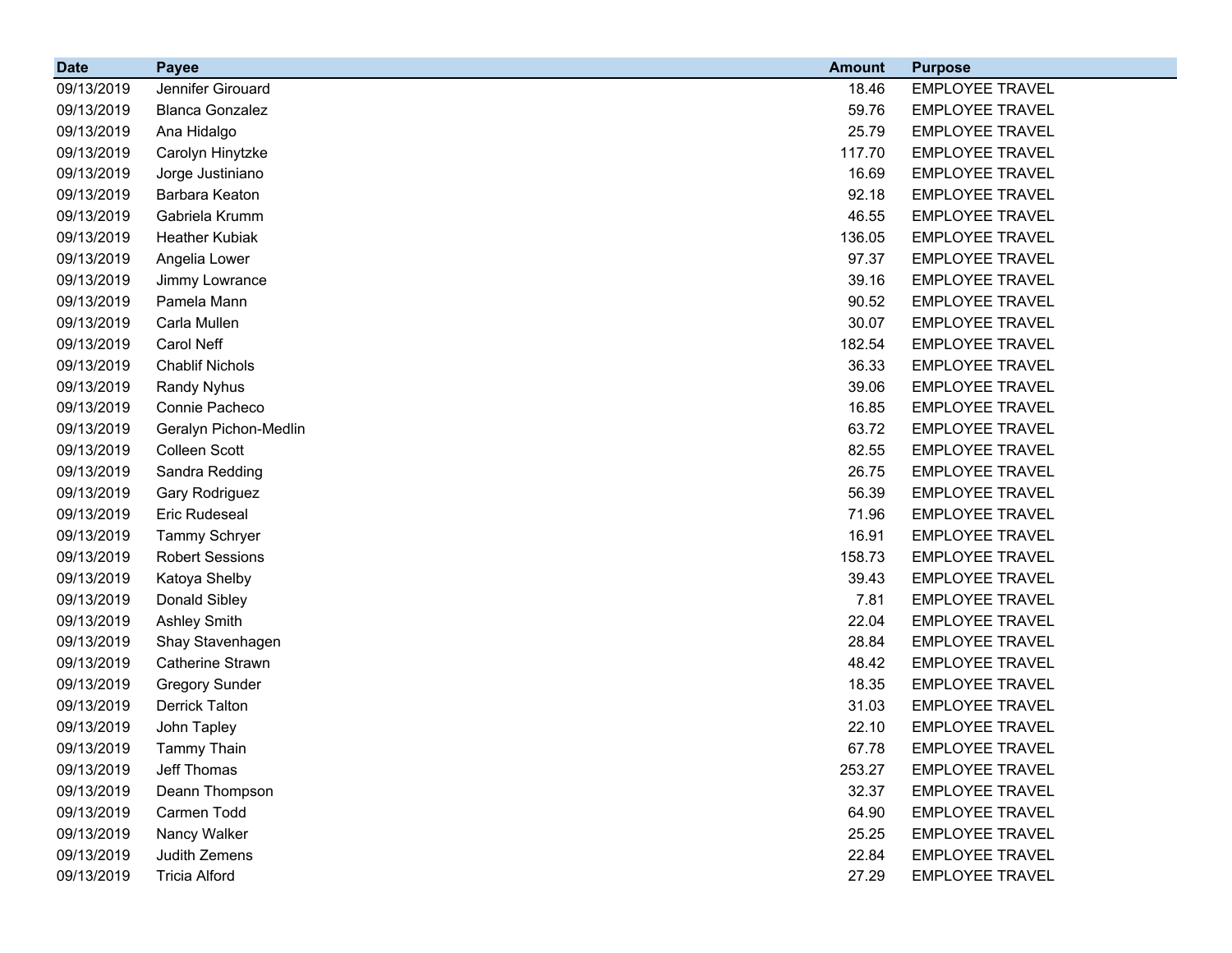| Date | Payee | Amount | Purpose |
| --- | --- | --- | --- |
| 09/13/2019 | Jennifer Girouard | 18.46 | EMPLOYEE TRAVEL |
| 09/13/2019 | Blanca Gonzalez | 59.76 | EMPLOYEE TRAVEL |
| 09/13/2019 | Ana Hidalgo | 25.79 | EMPLOYEE TRAVEL |
| 09/13/2019 | Carolyn Hinytzke | 117.70 | EMPLOYEE TRAVEL |
| 09/13/2019 | Jorge Justiniano | 16.69 | EMPLOYEE TRAVEL |
| 09/13/2019 | Barbara Keaton | 92.18 | EMPLOYEE TRAVEL |
| 09/13/2019 | Gabriela Krumm | 46.55 | EMPLOYEE TRAVEL |
| 09/13/2019 | Heather Kubiak | 136.05 | EMPLOYEE TRAVEL |
| 09/13/2019 | Angelia Lower | 97.37 | EMPLOYEE TRAVEL |
| 09/13/2019 | Jimmy Lowrance | 39.16 | EMPLOYEE TRAVEL |
| 09/13/2019 | Pamela Mann | 90.52 | EMPLOYEE TRAVEL |
| 09/13/2019 | Carla Mullen | 30.07 | EMPLOYEE TRAVEL |
| 09/13/2019 | Carol Neff | 182.54 | EMPLOYEE TRAVEL |
| 09/13/2019 | Chablif Nichols | 36.33 | EMPLOYEE TRAVEL |
| 09/13/2019 | Randy Nyhus | 39.06 | EMPLOYEE TRAVEL |
| 09/13/2019 | Connie Pacheco | 16.85 | EMPLOYEE TRAVEL |
| 09/13/2019 | Geralyn Pichon-Medlin | 63.72 | EMPLOYEE TRAVEL |
| 09/13/2019 | Colleen Scott | 82.55 | EMPLOYEE TRAVEL |
| 09/13/2019 | Sandra Redding | 26.75 | EMPLOYEE TRAVEL |
| 09/13/2019 | Gary Rodriguez | 56.39 | EMPLOYEE TRAVEL |
| 09/13/2019 | Eric Rudeseal | 71.96 | EMPLOYEE TRAVEL |
| 09/13/2019 | Tammy Schryer | 16.91 | EMPLOYEE TRAVEL |
| 09/13/2019 | Robert Sessions | 158.73 | EMPLOYEE TRAVEL |
| 09/13/2019 | Katoya Shelby | 39.43 | EMPLOYEE TRAVEL |
| 09/13/2019 | Donald Sibley | 7.81 | EMPLOYEE TRAVEL |
| 09/13/2019 | Ashley Smith | 22.04 | EMPLOYEE TRAVEL |
| 09/13/2019 | Shay Stavenhagen | 28.84 | EMPLOYEE TRAVEL |
| 09/13/2019 | Catherine Strawn | 48.42 | EMPLOYEE TRAVEL |
| 09/13/2019 | Gregory Sunder | 18.35 | EMPLOYEE TRAVEL |
| 09/13/2019 | Derrick Talton | 31.03 | EMPLOYEE TRAVEL |
| 09/13/2019 | John Tapley | 22.10 | EMPLOYEE TRAVEL |
| 09/13/2019 | Tammy Thain | 67.78 | EMPLOYEE TRAVEL |
| 09/13/2019 | Jeff Thomas | 253.27 | EMPLOYEE TRAVEL |
| 09/13/2019 | Deann Thompson | 32.37 | EMPLOYEE TRAVEL |
| 09/13/2019 | Carmen Todd | 64.90 | EMPLOYEE TRAVEL |
| 09/13/2019 | Nancy Walker | 25.25 | EMPLOYEE TRAVEL |
| 09/13/2019 | Judith Zemens | 22.84 | EMPLOYEE TRAVEL |
| 09/13/2019 | Tricia Alford | 27.29 | EMPLOYEE TRAVEL |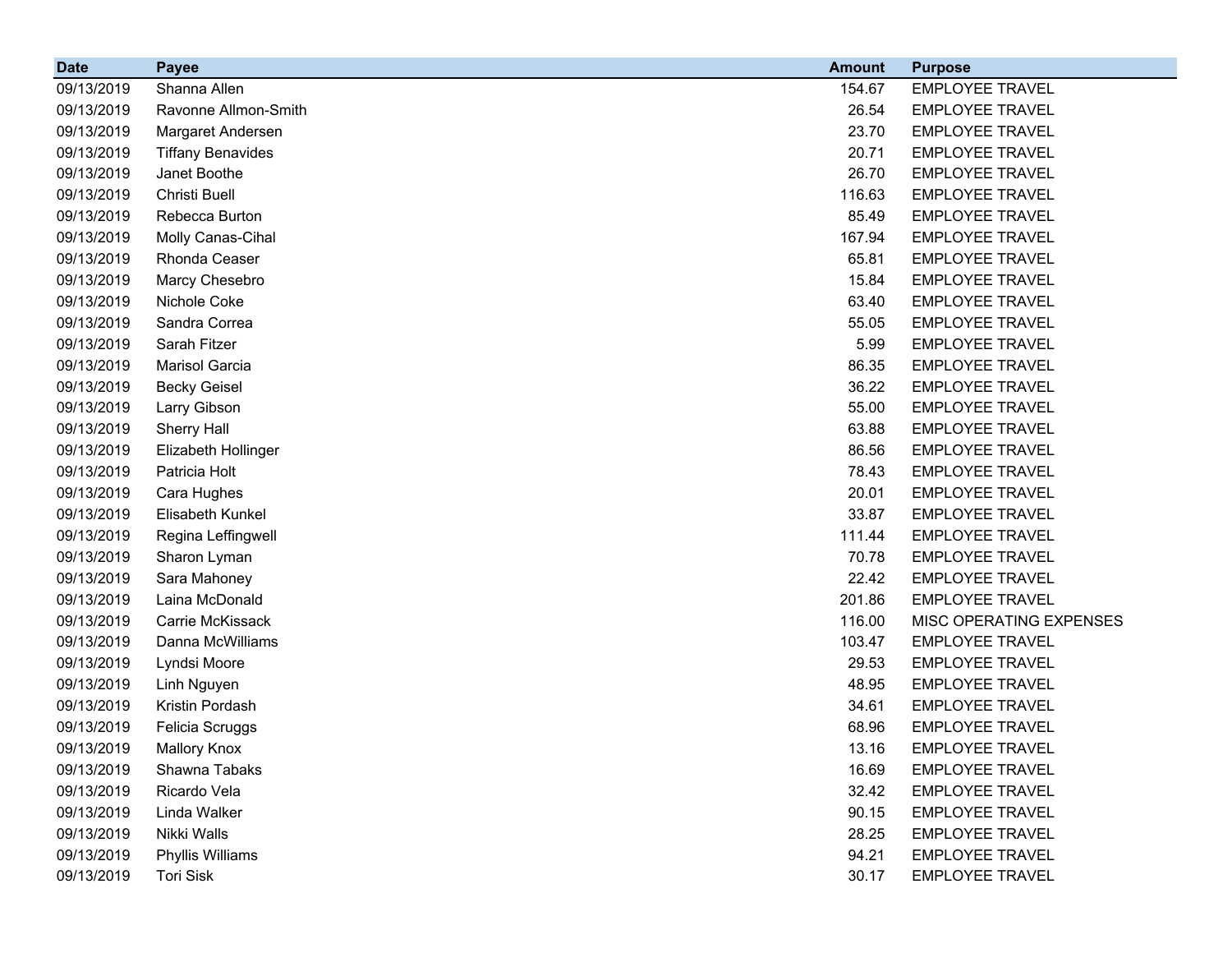| Date | Payee | Amount | Purpose |
|---|---|---|---|
| 09/13/2019 | Shanna Allen | 154.67 | EMPLOYEE TRAVEL |
| 09/13/2019 | Ravonne Allmon-Smith | 26.54 | EMPLOYEE TRAVEL |
| 09/13/2019 | Margaret Andersen | 23.70 | EMPLOYEE TRAVEL |
| 09/13/2019 | Tiffany Benavides | 20.71 | EMPLOYEE TRAVEL |
| 09/13/2019 | Janet Boothe | 26.70 | EMPLOYEE TRAVEL |
| 09/13/2019 | Christi Buell | 116.63 | EMPLOYEE TRAVEL |
| 09/13/2019 | Rebecca Burton | 85.49 | EMPLOYEE TRAVEL |
| 09/13/2019 | Molly Canas-Cihal | 167.94 | EMPLOYEE TRAVEL |
| 09/13/2019 | Rhonda Ceaser | 65.81 | EMPLOYEE TRAVEL |
| 09/13/2019 | Marcy Chesebro | 15.84 | EMPLOYEE TRAVEL |
| 09/13/2019 | Nichole Coke | 63.40 | EMPLOYEE TRAVEL |
| 09/13/2019 | Sandra Correa | 55.05 | EMPLOYEE TRAVEL |
| 09/13/2019 | Sarah Fitzer | 5.99 | EMPLOYEE TRAVEL |
| 09/13/2019 | Marisol Garcia | 86.35 | EMPLOYEE TRAVEL |
| 09/13/2019 | Becky Geisel | 36.22 | EMPLOYEE TRAVEL |
| 09/13/2019 | Larry Gibson | 55.00 | EMPLOYEE TRAVEL |
| 09/13/2019 | Sherry Hall | 63.88 | EMPLOYEE TRAVEL |
| 09/13/2019 | Elizabeth Hollinger | 86.56 | EMPLOYEE TRAVEL |
| 09/13/2019 | Patricia Holt | 78.43 | EMPLOYEE TRAVEL |
| 09/13/2019 | Cara Hughes | 20.01 | EMPLOYEE TRAVEL |
| 09/13/2019 | Elisabeth Kunkel | 33.87 | EMPLOYEE TRAVEL |
| 09/13/2019 | Regina Leffingwell | 111.44 | EMPLOYEE TRAVEL |
| 09/13/2019 | Sharon Lyman | 70.78 | EMPLOYEE TRAVEL |
| 09/13/2019 | Sara Mahoney | 22.42 | EMPLOYEE TRAVEL |
| 09/13/2019 | Laina McDonald | 201.86 | EMPLOYEE TRAVEL |
| 09/13/2019 | Carrie McKissack | 116.00 | MISC OPERATING EXPENSES |
| 09/13/2019 | Danna McWilliams | 103.47 | EMPLOYEE TRAVEL |
| 09/13/2019 | Lyndsi Moore | 29.53 | EMPLOYEE TRAVEL |
| 09/13/2019 | Linh Nguyen | 48.95 | EMPLOYEE TRAVEL |
| 09/13/2019 | Kristin Pordash | 34.61 | EMPLOYEE TRAVEL |
| 09/13/2019 | Felicia Scruggs | 68.96 | EMPLOYEE TRAVEL |
| 09/13/2019 | Mallory Knox | 13.16 | EMPLOYEE TRAVEL |
| 09/13/2019 | Shawna Tabaks | 16.69 | EMPLOYEE TRAVEL |
| 09/13/2019 | Ricardo Vela | 32.42 | EMPLOYEE TRAVEL |
| 09/13/2019 | Linda Walker | 90.15 | EMPLOYEE TRAVEL |
| 09/13/2019 | Nikki Walls | 28.25 | EMPLOYEE TRAVEL |
| 09/13/2019 | Phyllis Williams | 94.21 | EMPLOYEE TRAVEL |
| 09/13/2019 | Tori Sisk | 30.17 | EMPLOYEE TRAVEL |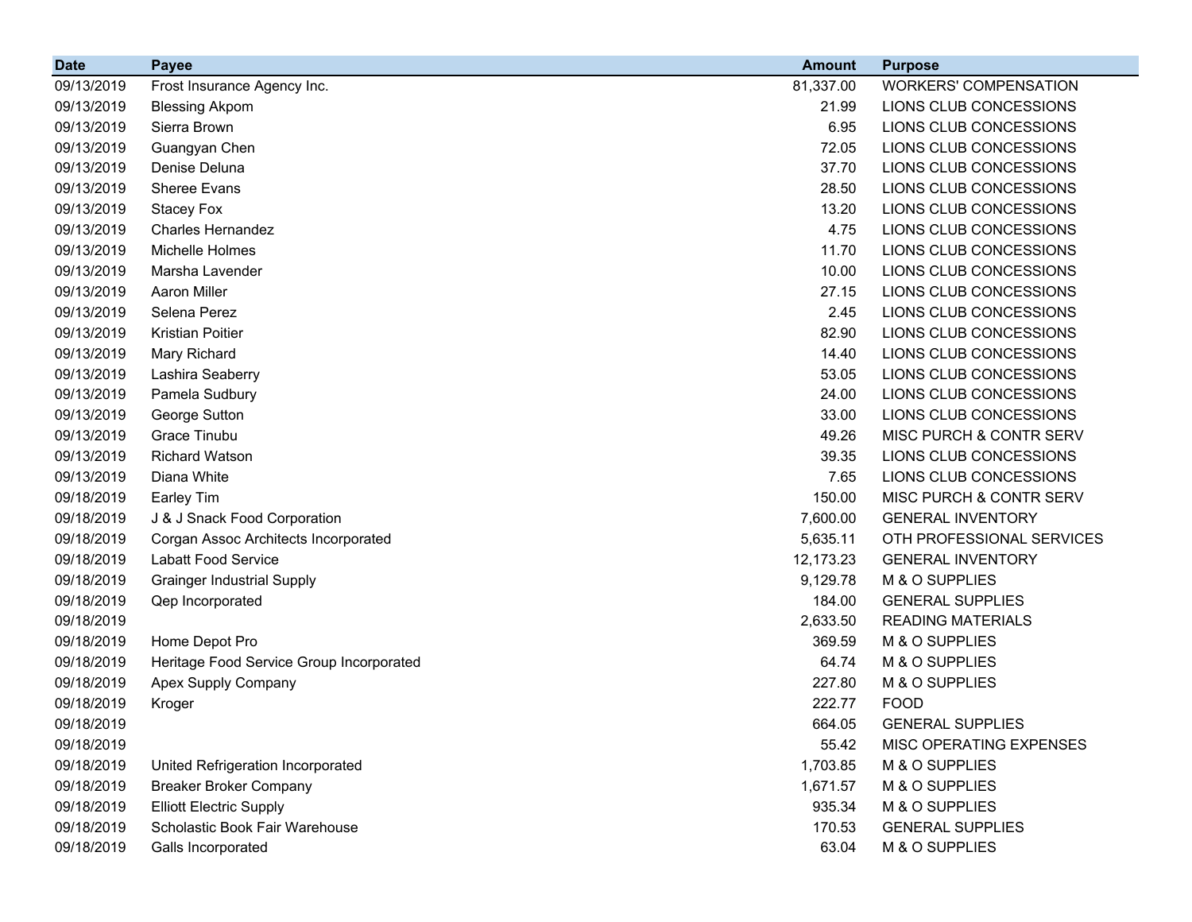| Date | Payee | Amount | Purpose |
|---|---|---|---|
| 09/13/2019 | Frost Insurance Agency Inc. | 81,337.00 | WORKERS' COMPENSATION |
| 09/13/2019 | Blessing Akpom | 21.99 | LIONS CLUB CONCESSIONS |
| 09/13/2019 | Sierra Brown | 6.95 | LIONS CLUB CONCESSIONS |
| 09/13/2019 | Guangyan Chen | 72.05 | LIONS CLUB CONCESSIONS |
| 09/13/2019 | Denise Deluna | 37.70 | LIONS CLUB CONCESSIONS |
| 09/13/2019 | Sheree Evans | 28.50 | LIONS CLUB CONCESSIONS |
| 09/13/2019 | Stacey Fox | 13.20 | LIONS CLUB CONCESSIONS |
| 09/13/2019 | Charles Hernandez | 4.75 | LIONS CLUB CONCESSIONS |
| 09/13/2019 | Michelle Holmes | 11.70 | LIONS CLUB CONCESSIONS |
| 09/13/2019 | Marsha Lavender | 10.00 | LIONS CLUB CONCESSIONS |
| 09/13/2019 | Aaron Miller | 27.15 | LIONS CLUB CONCESSIONS |
| 09/13/2019 | Selena Perez | 2.45 | LIONS CLUB CONCESSIONS |
| 09/13/2019 | Kristian Poitier | 82.90 | LIONS CLUB CONCESSIONS |
| 09/13/2019 | Mary Richard | 14.40 | LIONS CLUB CONCESSIONS |
| 09/13/2019 | Lashira Seaberry | 53.05 | LIONS CLUB CONCESSIONS |
| 09/13/2019 | Pamela Sudbury | 24.00 | LIONS CLUB CONCESSIONS |
| 09/13/2019 | George Sutton | 33.00 | LIONS CLUB CONCESSIONS |
| 09/13/2019 | Grace Tinubu | 49.26 | MISC PURCH & CONTR SERV |
| 09/13/2019 | Richard Watson | 39.35 | LIONS CLUB CONCESSIONS |
| 09/13/2019 | Diana White | 7.65 | LIONS CLUB CONCESSIONS |
| 09/18/2019 | Earley Tim | 150.00 | MISC PURCH & CONTR SERV |
| 09/18/2019 | J & J Snack Food Corporation | 7,600.00 | GENERAL INVENTORY |
| 09/18/2019 | Corgan Assoc Architects Incorporated | 5,635.11 | OTH PROFESSIONAL SERVICES |
| 09/18/2019 | Labatt Food Service | 12,173.23 | GENERAL INVENTORY |
| 09/18/2019 | Grainger Industrial Supply | 9,129.78 | M & O SUPPLIES |
| 09/18/2019 | Qep Incorporated | 184.00 | GENERAL SUPPLIES |
| 09/18/2019 | | 2,633.50 | READING MATERIALS |
| 09/18/2019 | Home Depot Pro | 369.59 | M & O SUPPLIES |
| 09/18/2019 | Heritage Food Service Group Incorporated | 64.74 | M & O SUPPLIES |
| 09/18/2019 | Apex Supply Company | 227.80 | M & O SUPPLIES |
| 09/18/2019 | Kroger | 222.77 | FOOD |
| 09/18/2019 | | 664.05 | GENERAL SUPPLIES |
| 09/18/2019 | | 55.42 | MISC OPERATING EXPENSES |
| 09/18/2019 | United Refrigeration Incorporated | 1,703.85 | M & O SUPPLIES |
| 09/18/2019 | Breaker Broker Company | 1,671.57 | M & O SUPPLIES |
| 09/18/2019 | Elliott Electric Supply | 935.34 | M & O SUPPLIES |
| 09/18/2019 | Scholastic Book Fair Warehouse | 170.53 | GENERAL SUPPLIES |
| 09/18/2019 | Galls Incorporated | 63.04 | M & O SUPPLIES |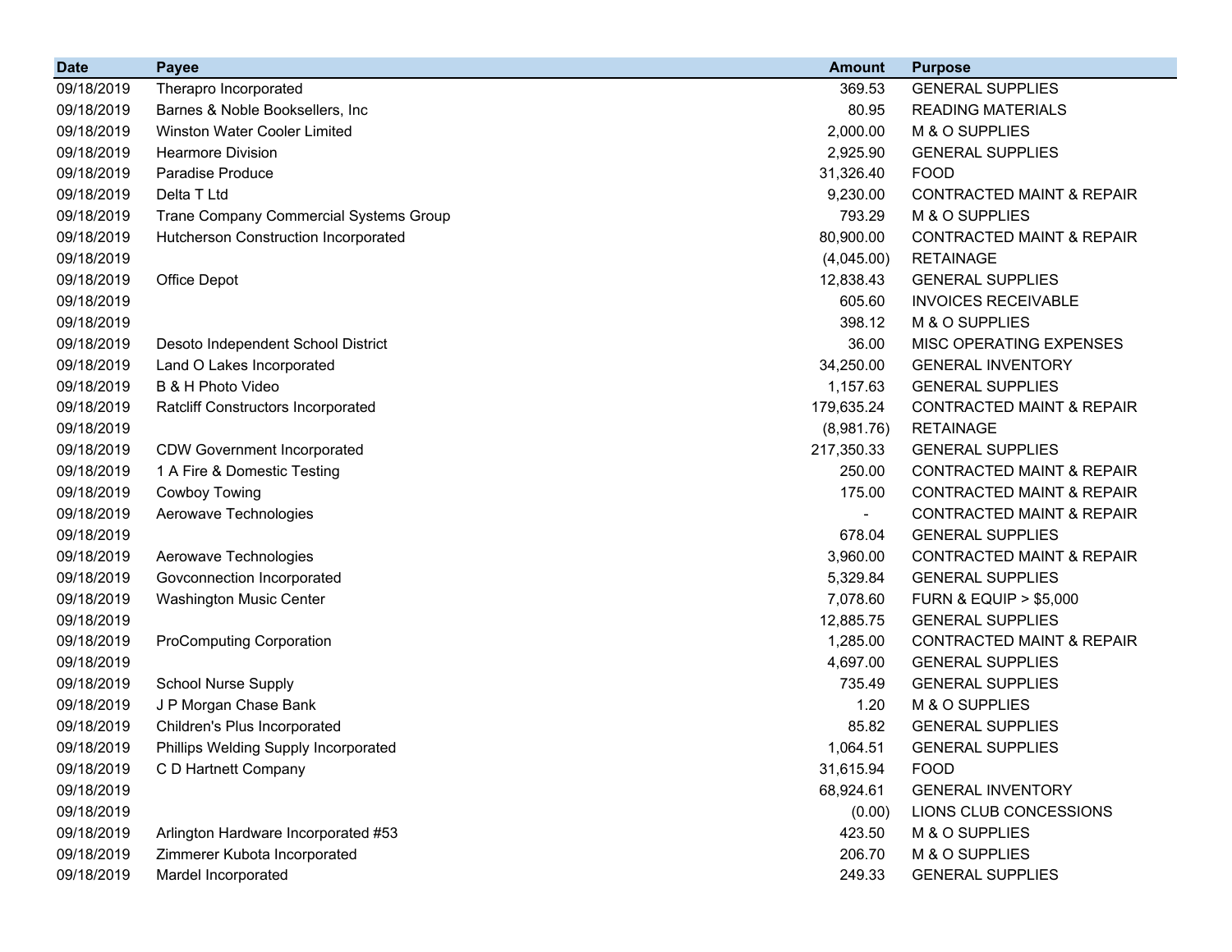| Date | Payee | Amount | Purpose |
|---|---|---|---|
| 09/18/2019 | Therapro Incorporated | 369.53 | GENERAL SUPPLIES |
| 09/18/2019 | Barnes & Noble Booksellers, Inc | 80.95 | READING MATERIALS |
| 09/18/2019 | Winston Water Cooler Limited | 2,000.00 | M & O SUPPLIES |
| 09/18/2019 | Hearmore Division | 2,925.90 | GENERAL SUPPLIES |
| 09/18/2019 | Paradise Produce | 31,326.40 | FOOD |
| 09/18/2019 | Delta T Ltd | 9,230.00 | CONTRACTED MAINT & REPAIR |
| 09/18/2019 | Trane Company Commercial Systems Group | 793.29 | M & O SUPPLIES |
| 09/18/2019 | Hutcherson Construction Incorporated | 80,900.00 | CONTRACTED MAINT & REPAIR |
| 09/18/2019 | | (4,045.00) | RETAINAGE |
| 09/18/2019 | Office Depot | 12,838.43 | GENERAL SUPPLIES |
| 09/18/2019 | | 605.60 | INVOICES RECEIVABLE |
| 09/18/2019 | | 398.12 | M & O SUPPLIES |
| 09/18/2019 | Desoto Independent School District | 36.00 | MISC OPERATING EXPENSES |
| 09/18/2019 | Land O Lakes Incorporated | 34,250.00 | GENERAL INVENTORY |
| 09/18/2019 | B & H Photo Video | 1,157.63 | GENERAL SUPPLIES |
| 09/18/2019 | Ratcliff Constructors Incorporated | 179,635.24 | CONTRACTED MAINT & REPAIR |
| 09/18/2019 | | (8,981.76) | RETAINAGE |
| 09/18/2019 | CDW Government Incorporated | 217,350.33 | GENERAL SUPPLIES |
| 09/18/2019 | 1 A Fire & Domestic Testing | 250.00 | CONTRACTED MAINT & REPAIR |
| 09/18/2019 | Cowboy Towing | 175.00 | CONTRACTED MAINT & REPAIR |
| 09/18/2019 | Aerowave Technologies | - | CONTRACTED MAINT & REPAIR |
| 09/18/2019 | | 678.04 | GENERAL SUPPLIES |
| 09/18/2019 | Aerowave Technologies | 3,960.00 | CONTRACTED MAINT & REPAIR |
| 09/18/2019 | Govconnection Incorporated | 5,329.84 | GENERAL SUPPLIES |
| 09/18/2019 | Washington Music Center | 7,078.60 | FURN & EQUIP > $5,000 |
| 09/18/2019 | | 12,885.75 | GENERAL SUPPLIES |
| 09/18/2019 | ProComputing Corporation | 1,285.00 | CONTRACTED MAINT & REPAIR |
| 09/18/2019 | | 4,697.00 | GENERAL SUPPLIES |
| 09/18/2019 | School Nurse Supply | 735.49 | GENERAL SUPPLIES |
| 09/18/2019 | J P Morgan Chase Bank | 1.20 | M & O SUPPLIES |
| 09/18/2019 | Children's Plus Incorporated | 85.82 | GENERAL SUPPLIES |
| 09/18/2019 | Phillips Welding Supply Incorporated | 1,064.51 | GENERAL SUPPLIES |
| 09/18/2019 | C D Hartnett Company | 31,615.94 | FOOD |
| 09/18/2019 | | 68,924.61 | GENERAL INVENTORY |
| 09/18/2019 | | (0.00) | LIONS CLUB CONCESSIONS |
| 09/18/2019 | Arlington Hardware Incorporated #53 | 423.50 | M & O SUPPLIES |
| 09/18/2019 | Zimmerer Kubota Incorporated | 206.70 | M & O SUPPLIES |
| 09/18/2019 | Mardel Incorporated | 249.33 | GENERAL SUPPLIES |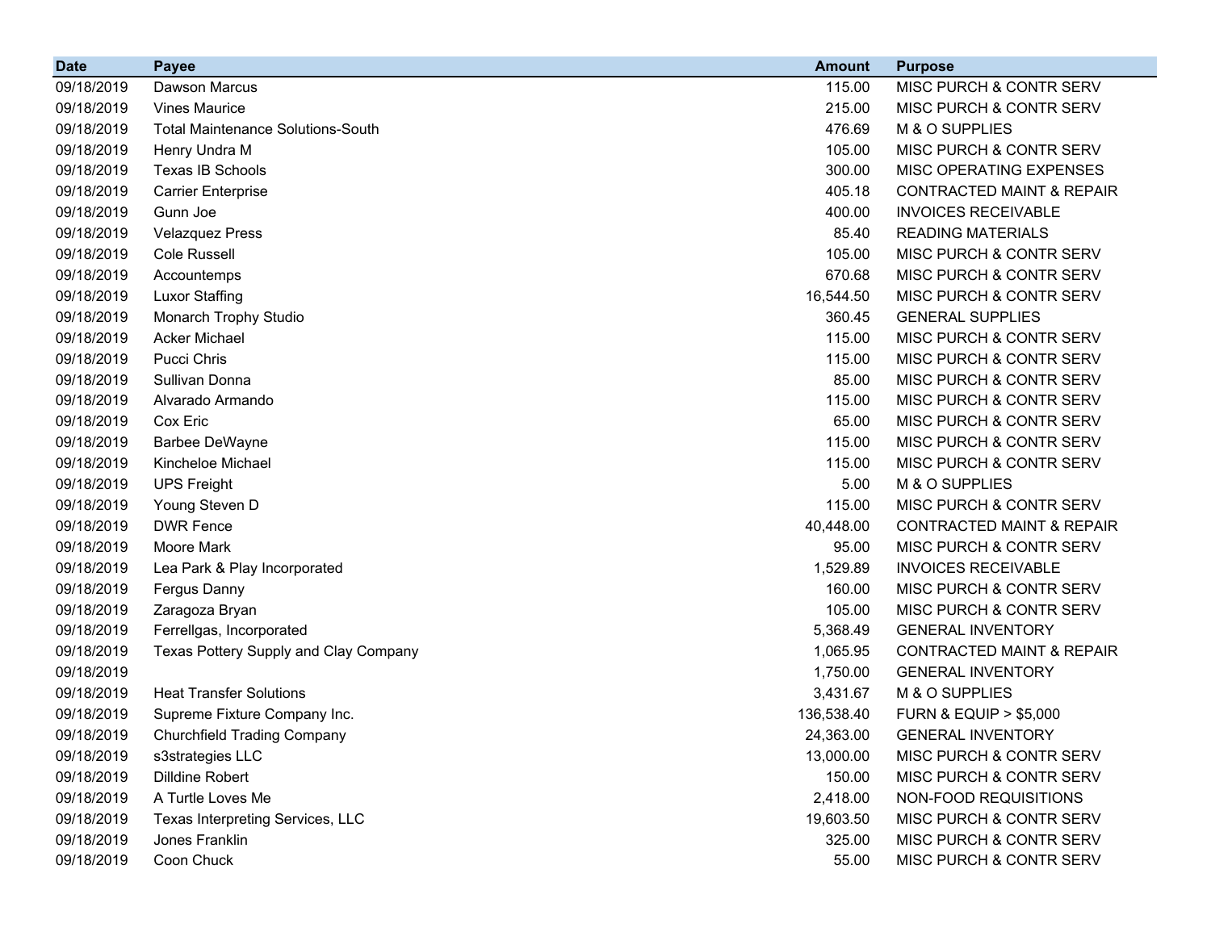| Date | Payee | Amount | Purpose |
|---|---|---|---|
| 09/18/2019 | Dawson Marcus | 115.00 | MISC PURCH & CONTR SERV |
| 09/18/2019 | Vines Maurice | 215.00 | MISC PURCH & CONTR SERV |
| 09/18/2019 | Total Maintenance Solutions-South | 476.69 | M & O SUPPLIES |
| 09/18/2019 | Henry Undra M | 105.00 | MISC PURCH & CONTR SERV |
| 09/18/2019 | Texas IB Schools | 300.00 | MISC OPERATING EXPENSES |
| 09/18/2019 | Carrier Enterprise | 405.18 | CONTRACTED MAINT & REPAIR |
| 09/18/2019 | Gunn Joe | 400.00 | INVOICES RECEIVABLE |
| 09/18/2019 | Velazquez Press | 85.40 | READING MATERIALS |
| 09/18/2019 | Cole Russell | 105.00 | MISC PURCH & CONTR SERV |
| 09/18/2019 | Accountemps | 670.68 | MISC PURCH & CONTR SERV |
| 09/18/2019 | Luxor Staffing | 16,544.50 | MISC PURCH & CONTR SERV |
| 09/18/2019 | Monarch Trophy Studio | 360.45 | GENERAL SUPPLIES |
| 09/18/2019 | Acker Michael | 115.00 | MISC PURCH & CONTR SERV |
| 09/18/2019 | Pucci Chris | 115.00 | MISC PURCH & CONTR SERV |
| 09/18/2019 | Sullivan Donna | 85.00 | MISC PURCH & CONTR SERV |
| 09/18/2019 | Alvarado Armando | 115.00 | MISC PURCH & CONTR SERV |
| 09/18/2019 | Cox Eric | 65.00 | MISC PURCH & CONTR SERV |
| 09/18/2019 | Barbee DeWayne | 115.00 | MISC PURCH & CONTR SERV |
| 09/18/2019 | Kincheloe Michael | 115.00 | MISC PURCH & CONTR SERV |
| 09/18/2019 | UPS Freight | 5.00 | M & O SUPPLIES |
| 09/18/2019 | Young Steven D | 115.00 | MISC PURCH & CONTR SERV |
| 09/18/2019 | DWR Fence | 40,448.00 | CONTRACTED MAINT & REPAIR |
| 09/18/2019 | Moore Mark | 95.00 | MISC PURCH & CONTR SERV |
| 09/18/2019 | Lea Park & Play Incorporated | 1,529.89 | INVOICES RECEIVABLE |
| 09/18/2019 | Fergus Danny | 160.00 | MISC PURCH & CONTR SERV |
| 09/18/2019 | Zaragoza Bryan | 105.00 | MISC PURCH & CONTR SERV |
| 09/18/2019 | Ferrellgas, Incorporated | 5,368.49 | GENERAL INVENTORY |
| 09/18/2019 | Texas Pottery Supply and Clay Company | 1,065.95 | CONTRACTED MAINT & REPAIR |
| 09/18/2019 | | 1,750.00 | GENERAL INVENTORY |
| 09/18/2019 | Heat Transfer Solutions | 3,431.67 | M & O SUPPLIES |
| 09/18/2019 | Supreme Fixture Company Inc. | 136,538.40 | FURN & EQUIP > $5,000 |
| 09/18/2019 | Churchfield Trading Company | 24,363.00 | GENERAL INVENTORY |
| 09/18/2019 | s3strategies LLC | 13,000.00 | MISC PURCH & CONTR SERV |
| 09/18/2019 | Dilldine Robert | 150.00 | MISC PURCH & CONTR SERV |
| 09/18/2019 | A Turtle Loves Me | 2,418.00 | NON-FOOD REQUISITIONS |
| 09/18/2019 | Texas Interpreting Services, LLC | 19,603.50 | MISC PURCH & CONTR SERV |
| 09/18/2019 | Jones Franklin | 325.00 | MISC PURCH & CONTR SERV |
| 09/18/2019 | Coon Chuck | 55.00 | MISC PURCH & CONTR SERV |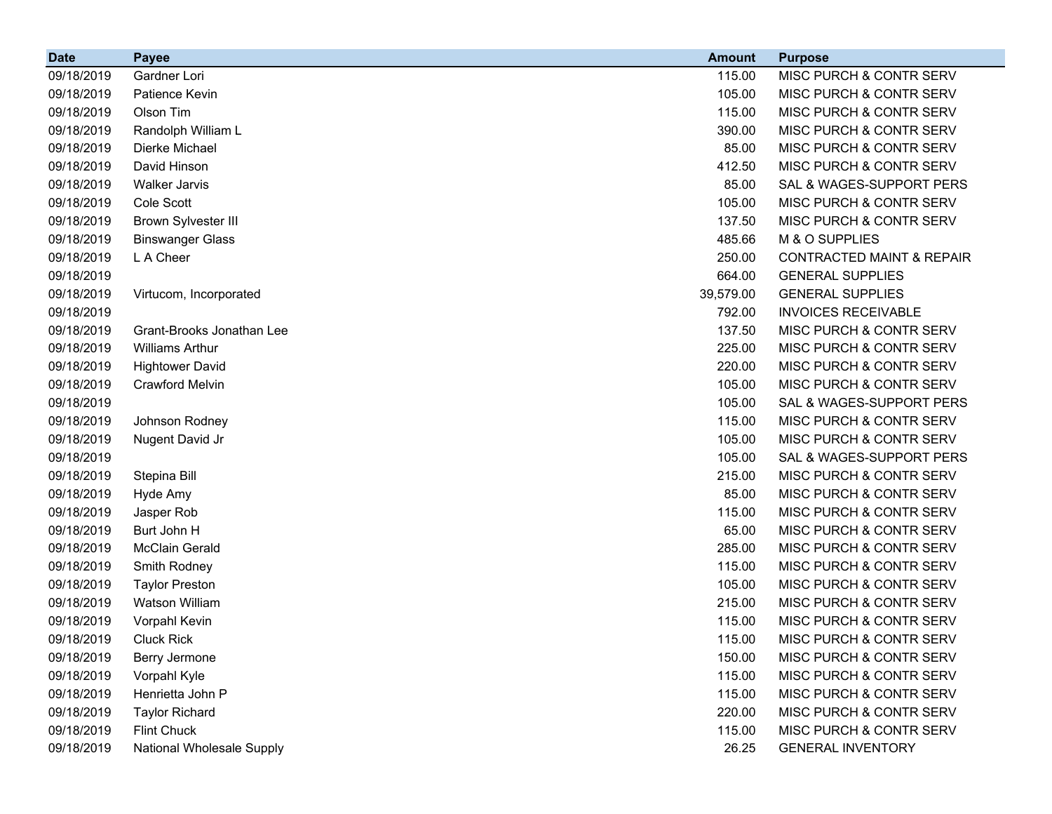| Date | Payee | Amount | Purpose |
| --- | --- | --- | --- |
| 09/18/2019 | Gardner Lori | 115.00 | MISC PURCH & CONTR SERV |
| 09/18/2019 | Patience Kevin | 105.00 | MISC PURCH & CONTR SERV |
| 09/18/2019 | Olson Tim | 115.00 | MISC PURCH & CONTR SERV |
| 09/18/2019 | Randolph William L | 390.00 | MISC PURCH & CONTR SERV |
| 09/18/2019 | Dierke Michael | 85.00 | MISC PURCH & CONTR SERV |
| 09/18/2019 | David Hinson | 412.50 | MISC PURCH & CONTR SERV |
| 09/18/2019 | Walker Jarvis | 85.00 | SAL & WAGES-SUPPORT PERS |
| 09/18/2019 | Cole Scott | 105.00 | MISC PURCH & CONTR SERV |
| 09/18/2019 | Brown Sylvester III | 137.50 | MISC PURCH & CONTR SERV |
| 09/18/2019 | Binswanger Glass | 485.66 | M & O SUPPLIES |
| 09/18/2019 | L A Cheer | 250.00 | CONTRACTED MAINT & REPAIR |
| 09/18/2019 | | 664.00 | GENERAL SUPPLIES |
| 09/18/2019 | Virtucom, Incorporated | 39,579.00 | GENERAL SUPPLIES |
| 09/18/2019 | | 792.00 | INVOICES RECEIVABLE |
| 09/18/2019 | Grant-Brooks Jonathan Lee | 137.50 | MISC PURCH & CONTR SERV |
| 09/18/2019 | Williams Arthur | 225.00 | MISC PURCH & CONTR SERV |
| 09/18/2019 | Hightower David | 220.00 | MISC PURCH & CONTR SERV |
| 09/18/2019 | Crawford Melvin | 105.00 | MISC PURCH & CONTR SERV |
| 09/18/2019 | | 105.00 | SAL & WAGES-SUPPORT PERS |
| 09/18/2019 | Johnson Rodney | 115.00 | MISC PURCH & CONTR SERV |
| 09/18/2019 | Nugent David Jr | 105.00 | MISC PURCH & CONTR SERV |
| 09/18/2019 | | 105.00 | SAL & WAGES-SUPPORT PERS |
| 09/18/2019 | Stepina Bill | 215.00 | MISC PURCH & CONTR SERV |
| 09/18/2019 | Hyde Amy | 85.00 | MISC PURCH & CONTR SERV |
| 09/18/2019 | Jasper Rob | 115.00 | MISC PURCH & CONTR SERV |
| 09/18/2019 | Burt John H | 65.00 | MISC PURCH & CONTR SERV |
| 09/18/2019 | McClain Gerald | 285.00 | MISC PURCH & CONTR SERV |
| 09/18/2019 | Smith Rodney | 115.00 | MISC PURCH & CONTR SERV |
| 09/18/2019 | Taylor Preston | 105.00 | MISC PURCH & CONTR SERV |
| 09/18/2019 | Watson William | 215.00 | MISC PURCH & CONTR SERV |
| 09/18/2019 | Vorpahl Kevin | 115.00 | MISC PURCH & CONTR SERV |
| 09/18/2019 | Cluck Rick | 115.00 | MISC PURCH & CONTR SERV |
| 09/18/2019 | Berry Jermone | 150.00 | MISC PURCH & CONTR SERV |
| 09/18/2019 | Vorpahl Kyle | 115.00 | MISC PURCH & CONTR SERV |
| 09/18/2019 | Henrietta John P | 115.00 | MISC PURCH & CONTR SERV |
| 09/18/2019 | Taylor Richard | 220.00 | MISC PURCH & CONTR SERV |
| 09/18/2019 | Flint Chuck | 115.00 | MISC PURCH & CONTR SERV |
| 09/18/2019 | National Wholesale Supply | 26.25 | GENERAL INVENTORY |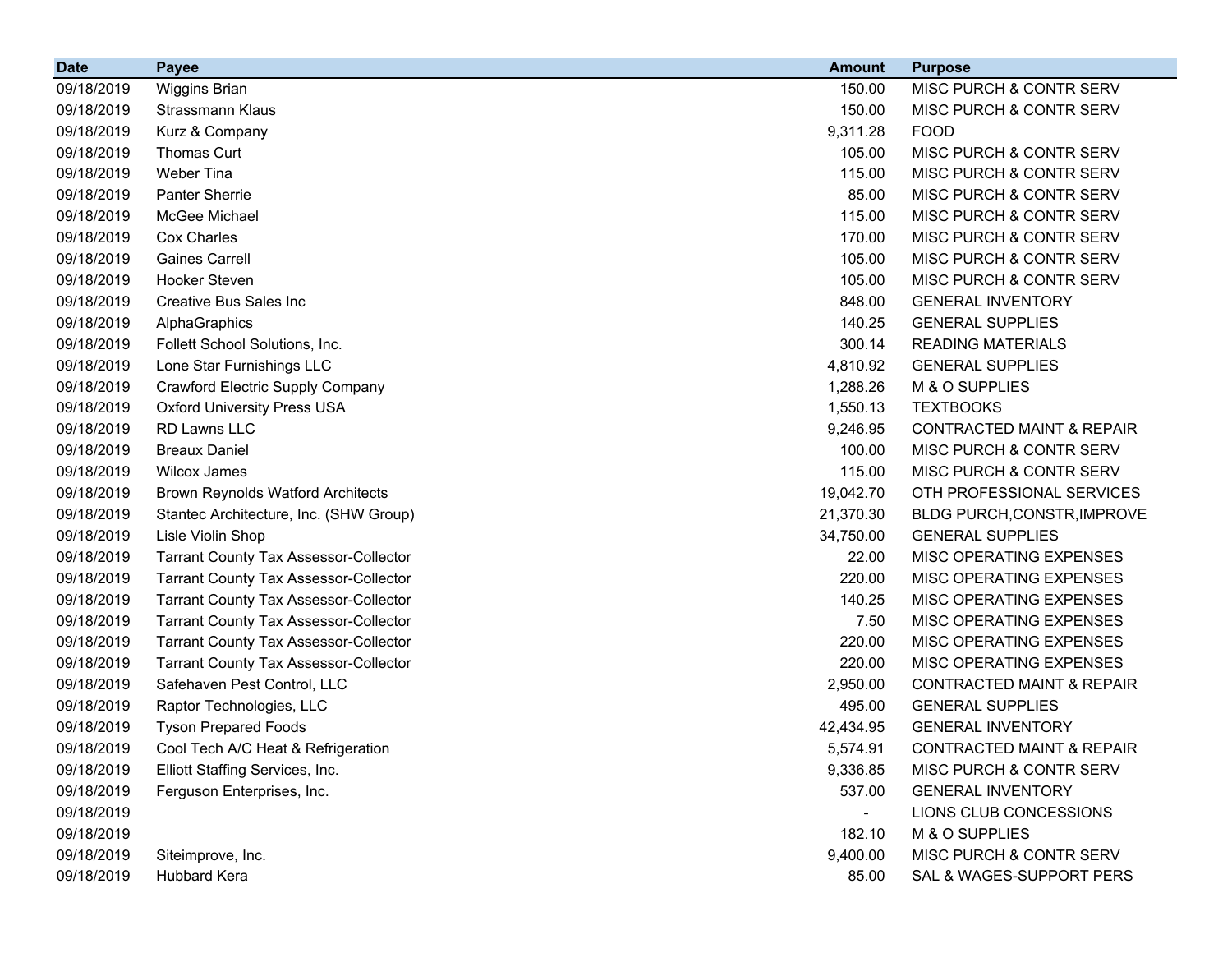| Date | Payee | Amount | Purpose |
|---|---|---|---|
| 09/18/2019 | Wiggins Brian | 150.00 | MISC PURCH & CONTR SERV |
| 09/18/2019 | Strassmann Klaus | 150.00 | MISC PURCH & CONTR SERV |
| 09/18/2019 | Kurz & Company | 9,311.28 | FOOD |
| 09/18/2019 | Thomas Curt | 105.00 | MISC PURCH & CONTR SERV |
| 09/18/2019 | Weber Tina | 115.00 | MISC PURCH & CONTR SERV |
| 09/18/2019 | Panter Sherrie | 85.00 | MISC PURCH & CONTR SERV |
| 09/18/2019 | McGee Michael | 115.00 | MISC PURCH & CONTR SERV |
| 09/18/2019 | Cox Charles | 170.00 | MISC PURCH & CONTR SERV |
| 09/18/2019 | Gaines Carrell | 105.00 | MISC PURCH & CONTR SERV |
| 09/18/2019 | Hooker Steven | 105.00 | MISC PURCH & CONTR SERV |
| 09/18/2019 | Creative Bus Sales Inc | 848.00 | GENERAL INVENTORY |
| 09/18/2019 | AlphaGraphics | 140.25 | GENERAL SUPPLIES |
| 09/18/2019 | Follett School Solutions, Inc. | 300.14 | READING MATERIALS |
| 09/18/2019 | Lone Star Furnishings LLC | 4,810.92 | GENERAL SUPPLIES |
| 09/18/2019 | Crawford Electric Supply Company | 1,288.26 | M & O SUPPLIES |
| 09/18/2019 | Oxford University Press USA | 1,550.13 | TEXTBOOKS |
| 09/18/2019 | RD Lawns LLC | 9,246.95 | CONTRACTED MAINT & REPAIR |
| 09/18/2019 | Breaux Daniel | 100.00 | MISC PURCH & CONTR SERV |
| 09/18/2019 | Wilcox James | 115.00 | MISC PURCH & CONTR SERV |
| 09/18/2019 | Brown Reynolds Watford Architects | 19,042.70 | OTH PROFESSIONAL SERVICES |
| 09/18/2019 | Stantec Architecture, Inc. (SHW Group) | 21,370.30 | BLDG PURCH,CONSTR,IMPROVE |
| 09/18/2019 | Lisle Violin Shop | 34,750.00 | GENERAL SUPPLIES |
| 09/18/2019 | Tarrant County Tax Assessor-Collector | 22.00 | MISC OPERATING EXPENSES |
| 09/18/2019 | Tarrant County Tax Assessor-Collector | 220.00 | MISC OPERATING EXPENSES |
| 09/18/2019 | Tarrant County Tax Assessor-Collector | 140.25 | MISC OPERATING EXPENSES |
| 09/18/2019 | Tarrant County Tax Assessor-Collector | 7.50 | MISC OPERATING EXPENSES |
| 09/18/2019 | Tarrant County Tax Assessor-Collector | 220.00 | MISC OPERATING EXPENSES |
| 09/18/2019 | Tarrant County Tax Assessor-Collector | 220.00 | MISC OPERATING EXPENSES |
| 09/18/2019 | Safehaven Pest Control, LLC | 2,950.00 | CONTRACTED MAINT & REPAIR |
| 09/18/2019 | Raptor Technologies, LLC | 495.00 | GENERAL SUPPLIES |
| 09/18/2019 | Tyson Prepared Foods | 42,434.95 | GENERAL INVENTORY |
| 09/18/2019 | Cool Tech A/C Heat & Refrigeration | 5,574.91 | CONTRACTED MAINT & REPAIR |
| 09/18/2019 | Elliott Staffing Services, Inc. | 9,336.85 | MISC PURCH & CONTR SERV |
| 09/18/2019 | Ferguson Enterprises, Inc. | 537.00 | GENERAL INVENTORY |
| 09/18/2019 | | - | LIONS CLUB CONCESSIONS |
| 09/18/2019 | | 182.10 | M & O SUPPLIES |
| 09/18/2019 | Siteimprove, Inc. | 9,400.00 | MISC PURCH & CONTR SERV |
| 09/18/2019 | Hubbard Kera | 85.00 | SAL & WAGES-SUPPORT PERS |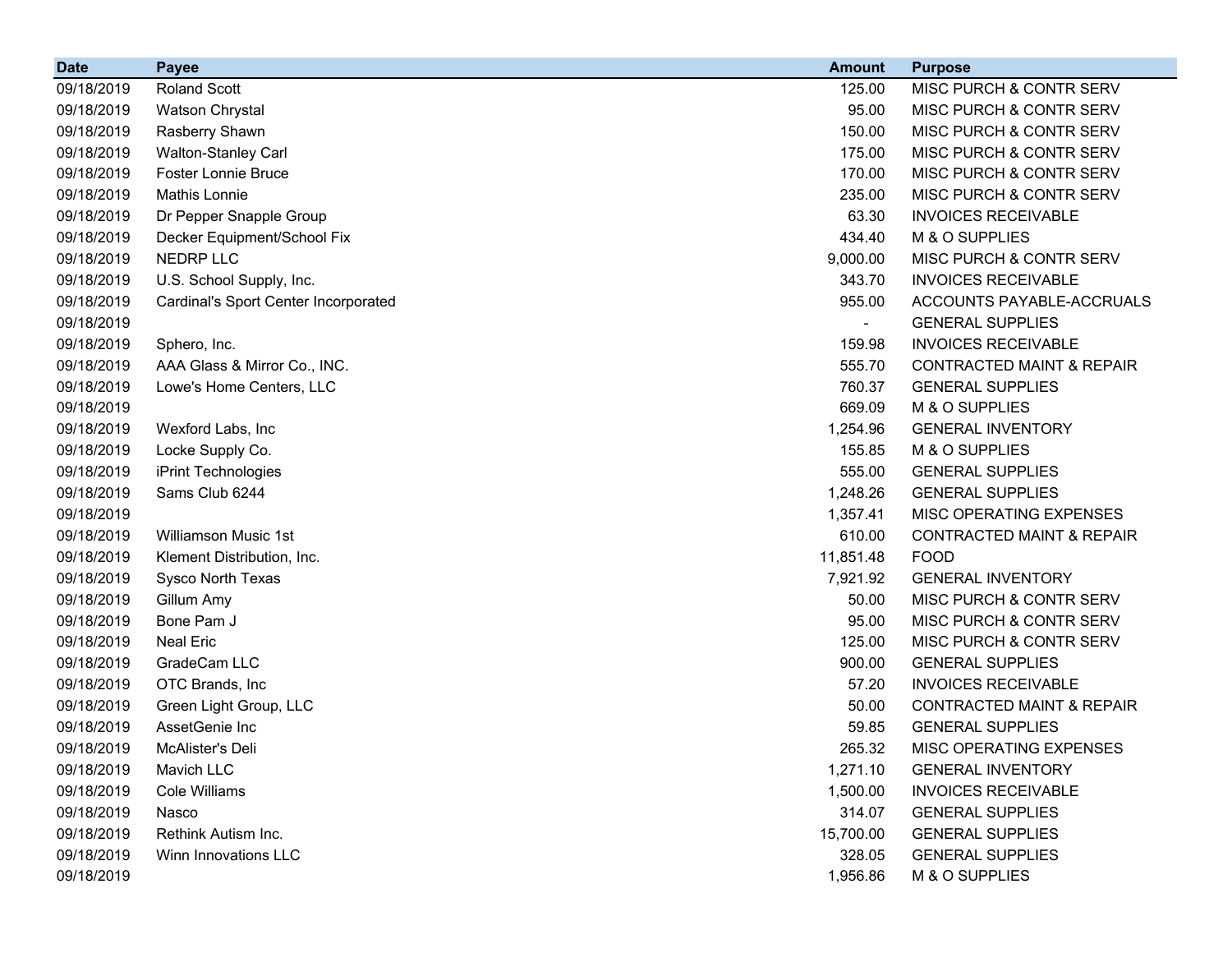| Date | Payee | Amount | Purpose |
|---|---|---|---|
| 09/18/2019 | Roland Scott | 125.00 | MISC PURCH & CONTR SERV |
| 09/18/2019 | Watson Chrystal | 95.00 | MISC PURCH & CONTR SERV |
| 09/18/2019 | Rasberry Shawn | 150.00 | MISC PURCH & CONTR SERV |
| 09/18/2019 | Walton-Stanley Carl | 175.00 | MISC PURCH & CONTR SERV |
| 09/18/2019 | Foster Lonnie Bruce | 170.00 | MISC PURCH & CONTR SERV |
| 09/18/2019 | Mathis Lonnie | 235.00 | MISC PURCH & CONTR SERV |
| 09/18/2019 | Dr Pepper Snapple Group | 63.30 | INVOICES RECEIVABLE |
| 09/18/2019 | Decker Equipment/School Fix | 434.40 | M & O SUPPLIES |
| 09/18/2019 | NEDRP LLC | 9,000.00 | MISC PURCH & CONTR SERV |
| 09/18/2019 | U.S. School Supply, Inc. | 343.70 | INVOICES RECEIVABLE |
| 09/18/2019 | Cardinal's Sport Center Incorporated | 955.00 | ACCOUNTS PAYABLE-ACCRUALS |
| 09/18/2019 | | - | GENERAL SUPPLIES |
| 09/18/2019 | Sphero, Inc. | 159.98 | INVOICES RECEIVABLE |
| 09/18/2019 | AAA Glass & Mirror Co., INC. | 555.70 | CONTRACTED MAINT & REPAIR |
| 09/18/2019 | Lowe's Home Centers, LLC | 760.37 | GENERAL SUPPLIES |
| 09/18/2019 | | 669.09 | M & O SUPPLIES |
| 09/18/2019 | Wexford Labs, Inc | 1,254.96 | GENERAL INVENTORY |
| 09/18/2019 | Locke Supply Co. | 155.85 | M & O SUPPLIES |
| 09/18/2019 | iPrint Technologies | 555.00 | GENERAL SUPPLIES |
| 09/18/2019 | Sams Club 6244 | 1,248.26 | GENERAL SUPPLIES |
| 09/18/2019 | | 1,357.41 | MISC OPERATING EXPENSES |
| 09/18/2019 | Williamson Music 1st | 610.00 | CONTRACTED MAINT & REPAIR |
| 09/18/2019 | Klement Distribution, Inc. | 11,851.48 | FOOD |
| 09/18/2019 | Sysco North Texas | 7,921.92 | GENERAL INVENTORY |
| 09/18/2019 | Gillum Amy | 50.00 | MISC PURCH & CONTR SERV |
| 09/18/2019 | Bone Pam J | 95.00 | MISC PURCH & CONTR SERV |
| 09/18/2019 | Neal Eric | 125.00 | MISC PURCH & CONTR SERV |
| 09/18/2019 | GradeCam LLC | 900.00 | GENERAL SUPPLIES |
| 09/18/2019 | OTC Brands, Inc | 57.20 | INVOICES RECEIVABLE |
| 09/18/2019 | Green Light Group, LLC | 50.00 | CONTRACTED MAINT & REPAIR |
| 09/18/2019 | AssetGenie Inc | 59.85 | GENERAL SUPPLIES |
| 09/18/2019 | McAlister's Deli | 265.32 | MISC OPERATING EXPENSES |
| 09/18/2019 | Mavich LLC | 1,271.10 | GENERAL INVENTORY |
| 09/18/2019 | Cole Williams | 1,500.00 | INVOICES RECEIVABLE |
| 09/18/2019 | Nasco | 314.07 | GENERAL SUPPLIES |
| 09/18/2019 | Rethink Autism Inc. | 15,700.00 | GENERAL SUPPLIES |
| 09/18/2019 | Winn Innovations LLC | 328.05 | GENERAL SUPPLIES |
| 09/18/2019 | | 1,956.86 | M & O SUPPLIES |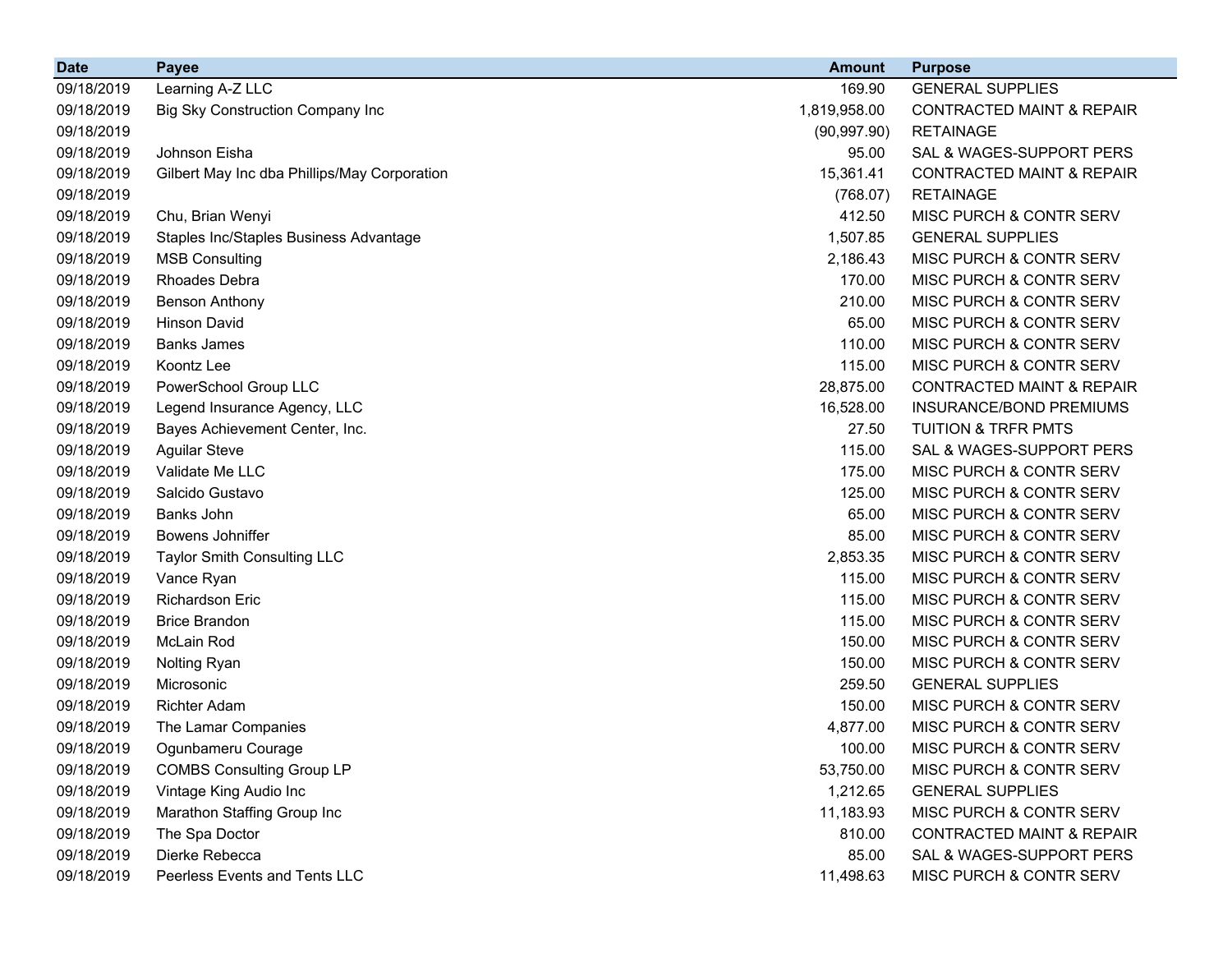| Date | Payee | Amount | Purpose |
|---|---|---|---|
| 09/18/2019 | Learning A-Z LLC | 169.90 | GENERAL SUPPLIES |
| 09/18/2019 | Big Sky Construction Company Inc | 1,819,958.00 | CONTRACTED MAINT & REPAIR |
| 09/18/2019 | | (90,997.90) | RETAINAGE |
| 09/18/2019 | Johnson Eisha | 95.00 | SAL & WAGES-SUPPORT PERS |
| 09/18/2019 | Gilbert May Inc dba Phillips/May Corporation | 15,361.41 | CONTRACTED MAINT & REPAIR |
| 09/18/2019 | | (768.07) | RETAINAGE |
| 09/18/2019 | Chu, Brian Wenyi | 412.50 | MISC PURCH & CONTR SERV |
| 09/18/2019 | Staples Inc/Staples Business Advantage | 1,507.85 | GENERAL SUPPLIES |
| 09/18/2019 | MSB Consulting | 2,186.43 | MISC PURCH & CONTR SERV |
| 09/18/2019 | Rhoades Debra | 170.00 | MISC PURCH & CONTR SERV |
| 09/18/2019 | Benson Anthony | 210.00 | MISC PURCH & CONTR SERV |
| 09/18/2019 | Hinson David | 65.00 | MISC PURCH & CONTR SERV |
| 09/18/2019 | Banks James | 110.00 | MISC PURCH & CONTR SERV |
| 09/18/2019 | Koontz Lee | 115.00 | MISC PURCH & CONTR SERV |
| 09/18/2019 | PowerSchool Group LLC | 28,875.00 | CONTRACTED MAINT & REPAIR |
| 09/18/2019 | Legend Insurance Agency, LLC | 16,528.00 | INSURANCE/BOND PREMIUMS |
| 09/18/2019 | Bayes Achievement Center, Inc. | 27.50 | TUITION & TRFR PMTS |
| 09/18/2019 | Aguilar Steve | 115.00 | SAL & WAGES-SUPPORT PERS |
| 09/18/2019 | Validate Me LLC | 175.00 | MISC PURCH & CONTR SERV |
| 09/18/2019 | Salcido Gustavo | 125.00 | MISC PURCH & CONTR SERV |
| 09/18/2019 | Banks John | 65.00 | MISC PURCH & CONTR SERV |
| 09/18/2019 | Bowens Johniffer | 85.00 | MISC PURCH & CONTR SERV |
| 09/18/2019 | Taylor Smith Consulting LLC | 2,853.35 | MISC PURCH & CONTR SERV |
| 09/18/2019 | Vance Ryan | 115.00 | MISC PURCH & CONTR SERV |
| 09/18/2019 | Richardson Eric | 115.00 | MISC PURCH & CONTR SERV |
| 09/18/2019 | Brice Brandon | 115.00 | MISC PURCH & CONTR SERV |
| 09/18/2019 | McLain Rod | 150.00 | MISC PURCH & CONTR SERV |
| 09/18/2019 | Nolting Ryan | 150.00 | MISC PURCH & CONTR SERV |
| 09/18/2019 | Microsonic | 259.50 | GENERAL SUPPLIES |
| 09/18/2019 | Richter Adam | 150.00 | MISC PURCH & CONTR SERV |
| 09/18/2019 | The Lamar Companies | 4,877.00 | MISC PURCH & CONTR SERV |
| 09/18/2019 | Ogunbameru Courage | 100.00 | MISC PURCH & CONTR SERV |
| 09/18/2019 | COMBS Consulting Group LP | 53,750.00 | MISC PURCH & CONTR SERV |
| 09/18/2019 | Vintage King Audio Inc | 1,212.65 | GENERAL SUPPLIES |
| 09/18/2019 | Marathon Staffing Group Inc | 11,183.93 | MISC PURCH & CONTR SERV |
| 09/18/2019 | The Spa Doctor | 810.00 | CONTRACTED MAINT & REPAIR |
| 09/18/2019 | Dierke Rebecca | 85.00 | SAL & WAGES-SUPPORT PERS |
| 09/18/2019 | Peerless Events and Tents LLC | 11,498.63 | MISC PURCH & CONTR SERV |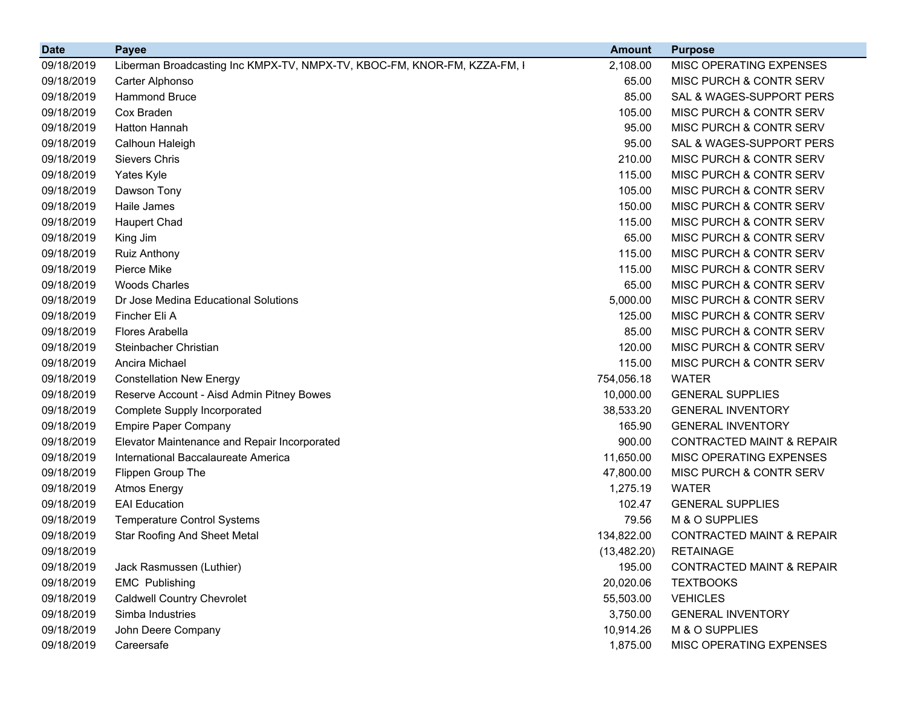| Date | Payee | Amount | Purpose |
|---|---|---|---|
| 09/18/2019 | Liberman Broadcasting Inc KMPX-TV, NMPX-TV, KBOC-FM, KNOR-FM, KZZA-FM, I | 2,108.00 | MISC OPERATING EXPENSES |
| 09/18/2019 | Carter Alphonso | 65.00 | MISC PURCH & CONTR SERV |
| 09/18/2019 | Hammond Bruce | 85.00 | SAL & WAGES-SUPPORT PERS |
| 09/18/2019 | Cox Braden | 105.00 | MISC PURCH & CONTR SERV |
| 09/18/2019 | Hatton Hannah | 95.00 | MISC PURCH & CONTR SERV |
| 09/18/2019 | Calhoun Haleigh | 95.00 | SAL & WAGES-SUPPORT PERS |
| 09/18/2019 | Sievers Chris | 210.00 | MISC PURCH & CONTR SERV |
| 09/18/2019 | Yates Kyle | 115.00 | MISC PURCH & CONTR SERV |
| 09/18/2019 | Dawson Tony | 105.00 | MISC PURCH & CONTR SERV |
| 09/18/2019 | Haile James | 150.00 | MISC PURCH & CONTR SERV |
| 09/18/2019 | Haupert Chad | 115.00 | MISC PURCH & CONTR SERV |
| 09/18/2019 | King Jim | 65.00 | MISC PURCH & CONTR SERV |
| 09/18/2019 | Ruiz Anthony | 115.00 | MISC PURCH & CONTR SERV |
| 09/18/2019 | Pierce Mike | 115.00 | MISC PURCH & CONTR SERV |
| 09/18/2019 | Woods Charles | 65.00 | MISC PURCH & CONTR SERV |
| 09/18/2019 | Dr Jose Medina Educational Solutions | 5,000.00 | MISC PURCH & CONTR SERV |
| 09/18/2019 | Fincher Eli A | 125.00 | MISC PURCH & CONTR SERV |
| 09/18/2019 | Flores Arabella | 85.00 | MISC PURCH & CONTR SERV |
| 09/18/2019 | Steinbacher Christian | 120.00 | MISC PURCH & CONTR SERV |
| 09/18/2019 | Ancira Michael | 115.00 | MISC PURCH & CONTR SERV |
| 09/18/2019 | Constellation New Energy | 754,056.18 | WATER |
| 09/18/2019 | Reserve Account - Aisd Admin Pitney Bowes | 10,000.00 | GENERAL SUPPLIES |
| 09/18/2019 | Complete Supply Incorporated | 38,533.20 | GENERAL INVENTORY |
| 09/18/2019 | Empire Paper Company | 165.90 | GENERAL INVENTORY |
| 09/18/2019 | Elevator Maintenance and Repair Incorporated | 900.00 | CONTRACTED MAINT & REPAIR |
| 09/18/2019 | International Baccalaureate America | 11,650.00 | MISC OPERATING EXPENSES |
| 09/18/2019 | Flippen Group The | 47,800.00 | MISC PURCH & CONTR SERV |
| 09/18/2019 | Atmos Energy | 1,275.19 | WATER |
| 09/18/2019 | EAI Education | 102.47 | GENERAL SUPPLIES |
| 09/18/2019 | Temperature Control Systems | 79.56 | M & O SUPPLIES |
| 09/18/2019 | Star Roofing And Sheet Metal | 134,822.00 | CONTRACTED MAINT & REPAIR |
| 09/18/2019 | | (13,482.20) | RETAINAGE |
| 09/18/2019 | Jack Rasmussen (Luthier) | 195.00 | CONTRACTED MAINT & REPAIR |
| 09/18/2019 | EMC Publishing | 20,020.06 | TEXTBOOKS |
| 09/18/2019 | Caldwell Country Chevrolet | 55,503.00 | VEHICLES |
| 09/18/2019 | Simba Industries | 3,750.00 | GENERAL INVENTORY |
| 09/18/2019 | John Deere Company | 10,914.26 | M & O SUPPLIES |
| 09/18/2019 | Careersafe | 1,875.00 | MISC OPERATING EXPENSES |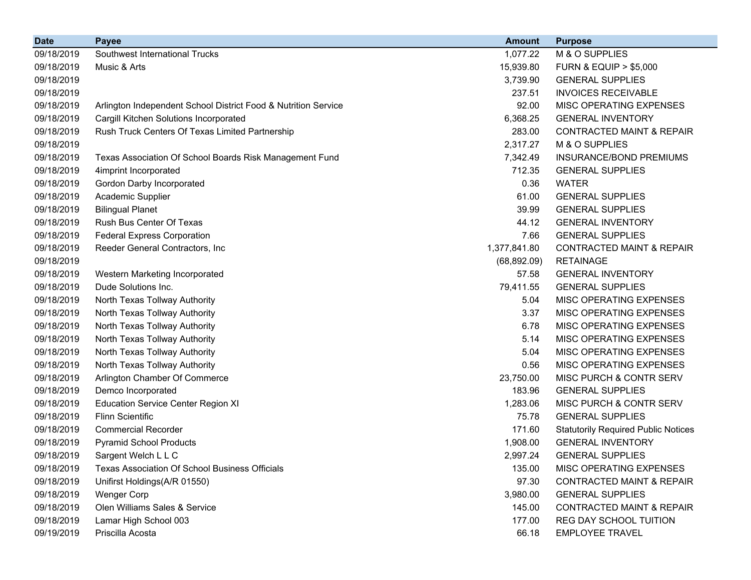| Date | Payee | Amount | Purpose |
|---|---|---|---|
| 09/18/2019 | Southwest International Trucks | 1,077.22 | M & O SUPPLIES |
| 09/18/2019 | Music & Arts | 15,939.80 | FURN & EQUIP > $5,000 |
| 09/18/2019 | | 3,739.90 | GENERAL SUPPLIES |
| 09/18/2019 | | 237.51 | INVOICES RECEIVABLE |
| 09/18/2019 | Arlington Independent School District Food & Nutrition Service | 92.00 | MISC OPERATING EXPENSES |
| 09/18/2019 | Cargill Kitchen Solutions Incorporated | 6,368.25 | GENERAL INVENTORY |
| 09/18/2019 | Rush Truck Centers Of Texas Limited Partnership | 283.00 | CONTRACTED MAINT & REPAIR |
| 09/18/2019 | | 2,317.27 | M & O SUPPLIES |
| 09/18/2019 | Texas Association Of School Boards Risk Management Fund | 7,342.49 | INSURANCE/BOND PREMIUMS |
| 09/18/2019 | 4imprint Incorporated | 712.35 | GENERAL SUPPLIES |
| 09/18/2019 | Gordon Darby Incorporated | 0.36 | WATER |
| 09/18/2019 | Academic Supplier | 61.00 | GENERAL SUPPLIES |
| 09/18/2019 | Bilingual Planet | 39.99 | GENERAL SUPPLIES |
| 09/18/2019 | Rush Bus Center Of Texas | 44.12 | GENERAL INVENTORY |
| 09/18/2019 | Federal Express Corporation | 7.66 | GENERAL SUPPLIES |
| 09/18/2019 | Reeder General Contractors, Inc | 1,377,841.80 | CONTRACTED MAINT & REPAIR |
| 09/18/2019 | | (68,892.09) | RETAINAGE |
| 09/18/2019 | Western Marketing Incorporated | 57.58 | GENERAL INVENTORY |
| 09/18/2019 | Dude Solutions Inc. | 79,411.55 | GENERAL SUPPLIES |
| 09/18/2019 | North Texas Tollway Authority | 5.04 | MISC OPERATING EXPENSES |
| 09/18/2019 | North Texas Tollway Authority | 3.37 | MISC OPERATING EXPENSES |
| 09/18/2019 | North Texas Tollway Authority | 6.78 | MISC OPERATING EXPENSES |
| 09/18/2019 | North Texas Tollway Authority | 5.14 | MISC OPERATING EXPENSES |
| 09/18/2019 | North Texas Tollway Authority | 5.04 | MISC OPERATING EXPENSES |
| 09/18/2019 | North Texas Tollway Authority | 0.56 | MISC OPERATING EXPENSES |
| 09/18/2019 | Arlington Chamber Of Commerce | 23,750.00 | MISC PURCH & CONTR SERV |
| 09/18/2019 | Demco Incorporated | 183.96 | GENERAL SUPPLIES |
| 09/18/2019 | Education Service Center Region XI | 1,283.06 | MISC PURCH & CONTR SERV |
| 09/18/2019 | Flinn Scientific | 75.78 | GENERAL SUPPLIES |
| 09/18/2019 | Commercial Recorder | 171.60 | Statutorily Required Public Notices |
| 09/18/2019 | Pyramid School Products | 1,908.00 | GENERAL INVENTORY |
| 09/18/2019 | Sargent Welch L L C | 2,997.24 | GENERAL SUPPLIES |
| 09/18/2019 | Texas Association Of School Business Officials | 135.00 | MISC OPERATING EXPENSES |
| 09/18/2019 | Unifirst Holdings(A/R 01550) | 97.30 | CONTRACTED MAINT & REPAIR |
| 09/18/2019 | Wenger Corp | 3,980.00 | GENERAL SUPPLIES |
| 09/18/2019 | Olen Williams Sales & Service | 145.00 | CONTRACTED MAINT & REPAIR |
| 09/18/2019 | Lamar High School 003 | 177.00 | REG DAY SCHOOL TUITION |
| 09/19/2019 | Priscilla Acosta | 66.18 | EMPLOYEE TRAVEL |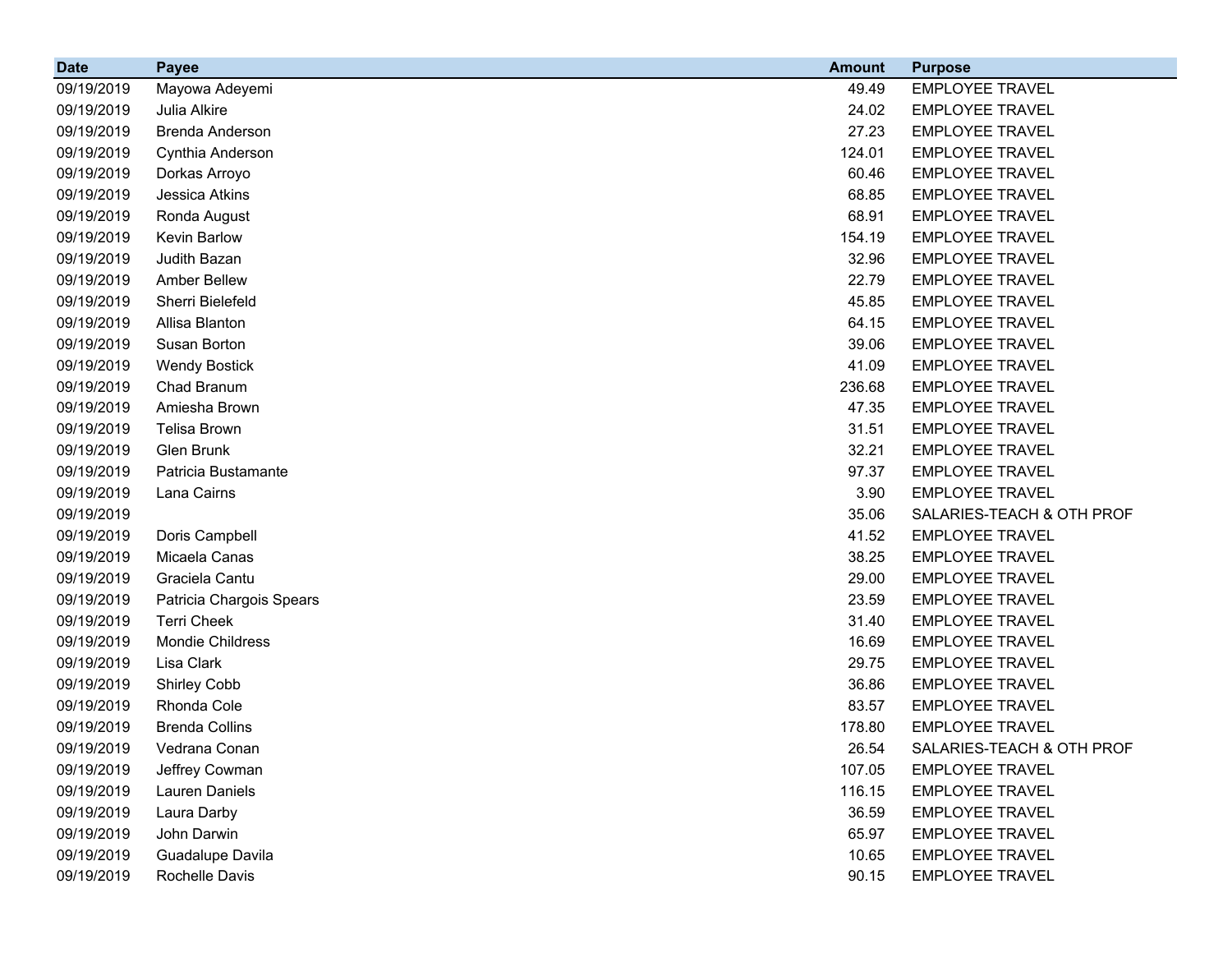| Date | Payee | Amount | Purpose |
| --- | --- | --- | --- |
| 09/19/2019 | Mayowa Adeyemi | 49.49 | EMPLOYEE TRAVEL |
| 09/19/2019 | Julia Alkire | 24.02 | EMPLOYEE TRAVEL |
| 09/19/2019 | Brenda Anderson | 27.23 | EMPLOYEE TRAVEL |
| 09/19/2019 | Cynthia Anderson | 124.01 | EMPLOYEE TRAVEL |
| 09/19/2019 | Dorkas Arroyo | 60.46 | EMPLOYEE TRAVEL |
| 09/19/2019 | Jessica Atkins | 68.85 | EMPLOYEE TRAVEL |
| 09/19/2019 | Ronda August | 68.91 | EMPLOYEE TRAVEL |
| 09/19/2019 | Kevin Barlow | 154.19 | EMPLOYEE TRAVEL |
| 09/19/2019 | Judith Bazan | 32.96 | EMPLOYEE TRAVEL |
| 09/19/2019 | Amber Bellew | 22.79 | EMPLOYEE TRAVEL |
| 09/19/2019 | Sherri Bielefeld | 45.85 | EMPLOYEE TRAVEL |
| 09/19/2019 | Allisa Blanton | 64.15 | EMPLOYEE TRAVEL |
| 09/19/2019 | Susan Borton | 39.06 | EMPLOYEE TRAVEL |
| 09/19/2019 | Wendy Bostick | 41.09 | EMPLOYEE TRAVEL |
| 09/19/2019 | Chad Branum | 236.68 | EMPLOYEE TRAVEL |
| 09/19/2019 | Amiesha Brown | 47.35 | EMPLOYEE TRAVEL |
| 09/19/2019 | Telisa Brown | 31.51 | EMPLOYEE TRAVEL |
| 09/19/2019 | Glen Brunk | 32.21 | EMPLOYEE TRAVEL |
| 09/19/2019 | Patricia Bustamante | 97.37 | EMPLOYEE TRAVEL |
| 09/19/2019 | Lana Cairns | 3.90 | EMPLOYEE TRAVEL |
| 09/19/2019 | | 35.06 | SALARIES-TEACH & OTH PROF |
| 09/19/2019 | Doris Campbell | 41.52 | EMPLOYEE TRAVEL |
| 09/19/2019 | Micaela Canas | 38.25 | EMPLOYEE TRAVEL |
| 09/19/2019 | Graciela Cantu | 29.00 | EMPLOYEE TRAVEL |
| 09/19/2019 | Patricia Chargois Spears | 23.59 | EMPLOYEE TRAVEL |
| 09/19/2019 | Terri Cheek | 31.40 | EMPLOYEE TRAVEL |
| 09/19/2019 | Mondie Childress | 16.69 | EMPLOYEE TRAVEL |
| 09/19/2019 | Lisa Clark | 29.75 | EMPLOYEE TRAVEL |
| 09/19/2019 | Shirley Cobb | 36.86 | EMPLOYEE TRAVEL |
| 09/19/2019 | Rhonda Cole | 83.57 | EMPLOYEE TRAVEL |
| 09/19/2019 | Brenda Collins | 178.80 | EMPLOYEE TRAVEL |
| 09/19/2019 | Vedrana Conan | 26.54 | SALARIES-TEACH & OTH PROF |
| 09/19/2019 | Jeffrey Cowman | 107.05 | EMPLOYEE TRAVEL |
| 09/19/2019 | Lauren Daniels | 116.15 | EMPLOYEE TRAVEL |
| 09/19/2019 | Laura Darby | 36.59 | EMPLOYEE TRAVEL |
| 09/19/2019 | John Darwin | 65.97 | EMPLOYEE TRAVEL |
| 09/19/2019 | Guadalupe Davila | 10.65 | EMPLOYEE TRAVEL |
| 09/19/2019 | Rochelle Davis | 90.15 | EMPLOYEE TRAVEL |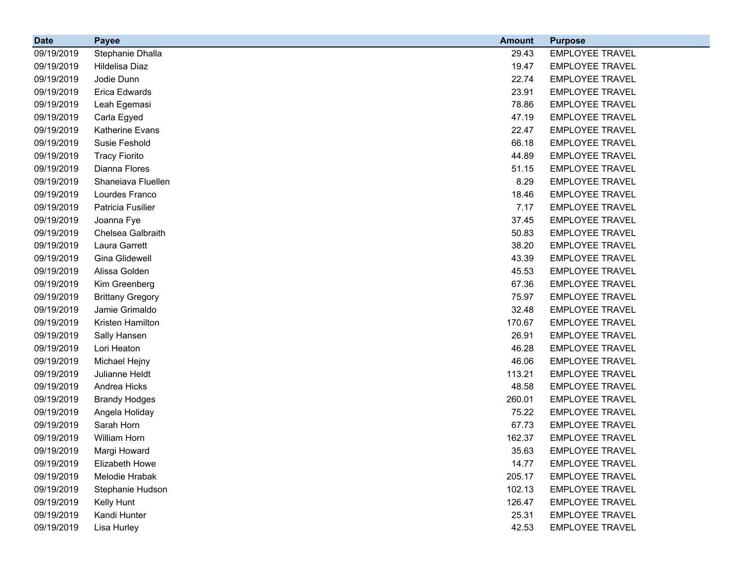| Date | Payee | Amount | Purpose |
| --- | --- | --- | --- |
| 09/19/2019 | Stephanie Dhalla | 29.43 | EMPLOYEE TRAVEL |
| 09/19/2019 | Hildelisa Diaz | 19.47 | EMPLOYEE TRAVEL |
| 09/19/2019 | Jodie Dunn | 22.74 | EMPLOYEE TRAVEL |
| 09/19/2019 | Erica Edwards | 23.91 | EMPLOYEE TRAVEL |
| 09/19/2019 | Leah Egemasi | 78.86 | EMPLOYEE TRAVEL |
| 09/19/2019 | Carla Egyed | 47.19 | EMPLOYEE TRAVEL |
| 09/19/2019 | Katherine Evans | 22.47 | EMPLOYEE TRAVEL |
| 09/19/2019 | Susie Feshold | 66.18 | EMPLOYEE TRAVEL |
| 09/19/2019 | Tracy Fiorito | 44.89 | EMPLOYEE TRAVEL |
| 09/19/2019 | Dianna Flores | 51.15 | EMPLOYEE TRAVEL |
| 09/19/2019 | Shaneiava Fluellen | 8.29 | EMPLOYEE TRAVEL |
| 09/19/2019 | Lourdes Franco | 18.46 | EMPLOYEE TRAVEL |
| 09/19/2019 | Patricia Fusilier | 7.17 | EMPLOYEE TRAVEL |
| 09/19/2019 | Joanna Fye | 37.45 | EMPLOYEE TRAVEL |
| 09/19/2019 | Chelsea Galbraith | 50.83 | EMPLOYEE TRAVEL |
| 09/19/2019 | Laura Garrett | 38.20 | EMPLOYEE TRAVEL |
| 09/19/2019 | Gina Glidewell | 43.39 | EMPLOYEE TRAVEL |
| 09/19/2019 | Alissa Golden | 45.53 | EMPLOYEE TRAVEL |
| 09/19/2019 | Kim Greenberg | 67.36 | EMPLOYEE TRAVEL |
| 09/19/2019 | Brittany Gregory | 75.97 | EMPLOYEE TRAVEL |
| 09/19/2019 | Jamie Grimaldo | 32.48 | EMPLOYEE TRAVEL |
| 09/19/2019 | Kristen Hamilton | 170.67 | EMPLOYEE TRAVEL |
| 09/19/2019 | Sally Hansen | 26.91 | EMPLOYEE TRAVEL |
| 09/19/2019 | Lori Heaton | 46.28 | EMPLOYEE TRAVEL |
| 09/19/2019 | Michael Hejny | 46.06 | EMPLOYEE TRAVEL |
| 09/19/2019 | Julianne Heldt | 113.21 | EMPLOYEE TRAVEL |
| 09/19/2019 | Andrea Hicks | 48.58 | EMPLOYEE TRAVEL |
| 09/19/2019 | Brandy Hodges | 260.01 | EMPLOYEE TRAVEL |
| 09/19/2019 | Angela Holiday | 75.22 | EMPLOYEE TRAVEL |
| 09/19/2019 | Sarah Horn | 67.73 | EMPLOYEE TRAVEL |
| 09/19/2019 | William Horn | 162.37 | EMPLOYEE TRAVEL |
| 09/19/2019 | Margi Howard | 35.63 | EMPLOYEE TRAVEL |
| 09/19/2019 | Elizabeth Howe | 14.77 | EMPLOYEE TRAVEL |
| 09/19/2019 | Melodie Hrabak | 205.17 | EMPLOYEE TRAVEL |
| 09/19/2019 | Stephanie Hudson | 102.13 | EMPLOYEE TRAVEL |
| 09/19/2019 | Kelly Hunt | 126.47 | EMPLOYEE TRAVEL |
| 09/19/2019 | Kandi Hunter | 25.31 | EMPLOYEE TRAVEL |
| 09/19/2019 | Lisa Hurley | 42.53 | EMPLOYEE TRAVEL |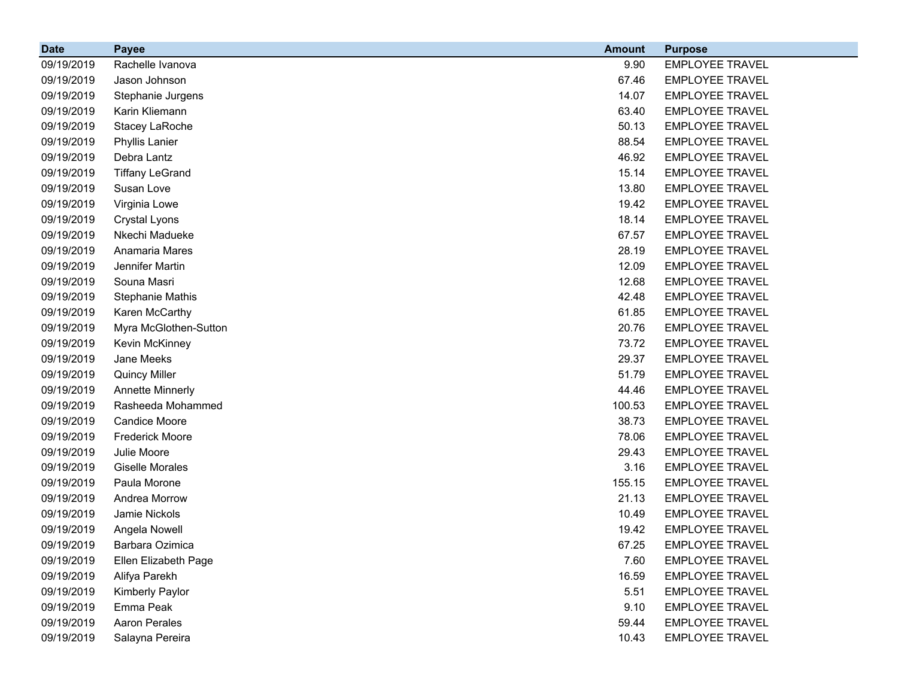| Date | Payee | Amount | Purpose |
|---|---|---|---|
| 09/19/2019 | Rachelle Ivanova | 9.90 | EMPLOYEE TRAVEL |
| 09/19/2019 | Jason Johnson | 67.46 | EMPLOYEE TRAVEL |
| 09/19/2019 | Stephanie Jurgens | 14.07 | EMPLOYEE TRAVEL |
| 09/19/2019 | Karin Kliemann | 63.40 | EMPLOYEE TRAVEL |
| 09/19/2019 | Stacey LaRoche | 50.13 | EMPLOYEE TRAVEL |
| 09/19/2019 | Phyllis Lanier | 88.54 | EMPLOYEE TRAVEL |
| 09/19/2019 | Debra Lantz | 46.92 | EMPLOYEE TRAVEL |
| 09/19/2019 | Tiffany LeGrand | 15.14 | EMPLOYEE TRAVEL |
| 09/19/2019 | Susan Love | 13.80 | EMPLOYEE TRAVEL |
| 09/19/2019 | Virginia Lowe | 19.42 | EMPLOYEE TRAVEL |
| 09/19/2019 | Crystal Lyons | 18.14 | EMPLOYEE TRAVEL |
| 09/19/2019 | Nkechi Madueke | 67.57 | EMPLOYEE TRAVEL |
| 09/19/2019 | Anamaria Mares | 28.19 | EMPLOYEE TRAVEL |
| 09/19/2019 | Jennifer Martin | 12.09 | EMPLOYEE TRAVEL |
| 09/19/2019 | Souna Masri | 12.68 | EMPLOYEE TRAVEL |
| 09/19/2019 | Stephanie Mathis | 42.48 | EMPLOYEE TRAVEL |
| 09/19/2019 | Karen McCarthy | 61.85 | EMPLOYEE TRAVEL |
| 09/19/2019 | Myra McGlothen-Sutton | 20.76 | EMPLOYEE TRAVEL |
| 09/19/2019 | Kevin McKinney | 73.72 | EMPLOYEE TRAVEL |
| 09/19/2019 | Jane Meeks | 29.37 | EMPLOYEE TRAVEL |
| 09/19/2019 | Quincy Miller | 51.79 | EMPLOYEE TRAVEL |
| 09/19/2019 | Annette Minnerly | 44.46 | EMPLOYEE TRAVEL |
| 09/19/2019 | Rasheeda Mohammed | 100.53 | EMPLOYEE TRAVEL |
| 09/19/2019 | Candice Moore | 38.73 | EMPLOYEE TRAVEL |
| 09/19/2019 | Frederick Moore | 78.06 | EMPLOYEE TRAVEL |
| 09/19/2019 | Julie Moore | 29.43 | EMPLOYEE TRAVEL |
| 09/19/2019 | Giselle Morales | 3.16 | EMPLOYEE TRAVEL |
| 09/19/2019 | Paula Morone | 155.15 | EMPLOYEE TRAVEL |
| 09/19/2019 | Andrea Morrow | 21.13 | EMPLOYEE TRAVEL |
| 09/19/2019 | Jamie Nickols | 10.49 | EMPLOYEE TRAVEL |
| 09/19/2019 | Angela Nowell | 19.42 | EMPLOYEE TRAVEL |
| 09/19/2019 | Barbara Ozimica | 67.25 | EMPLOYEE TRAVEL |
| 09/19/2019 | Ellen Elizabeth Page | 7.60 | EMPLOYEE TRAVEL |
| 09/19/2019 | Alifya Parekh | 16.59 | EMPLOYEE TRAVEL |
| 09/19/2019 | Kimberly Paylor | 5.51 | EMPLOYEE TRAVEL |
| 09/19/2019 | Emma Peak | 9.10 | EMPLOYEE TRAVEL |
| 09/19/2019 | Aaron Perales | 59.44 | EMPLOYEE TRAVEL |
| 09/19/2019 | Salayna Pereira | 10.43 | EMPLOYEE TRAVEL |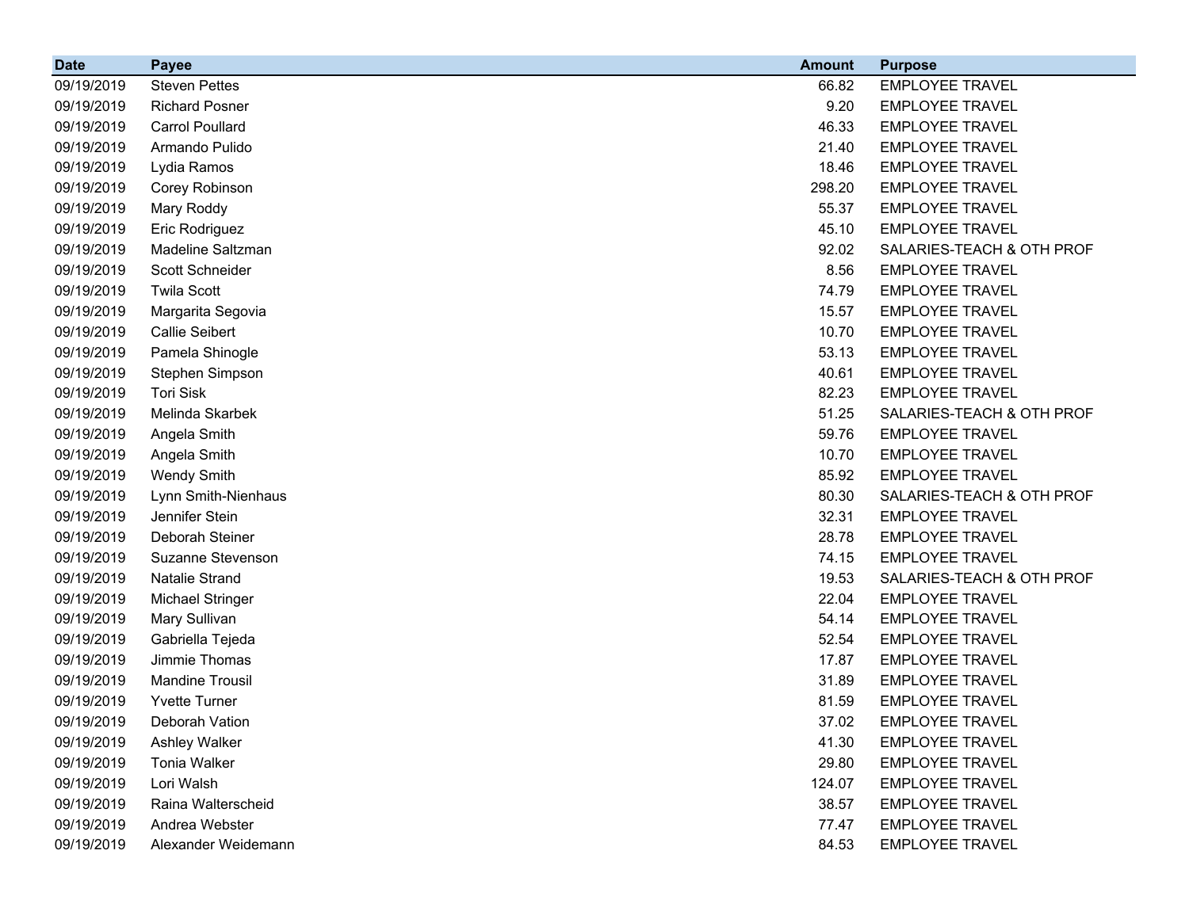| Date | Payee | Amount | Purpose |
|---|---|---|---|
| 09/19/2019 | Steven Pettes | 66.82 | EMPLOYEE TRAVEL |
| 09/19/2019 | Richard Posner | 9.20 | EMPLOYEE TRAVEL |
| 09/19/2019 | Carrol Poullard | 46.33 | EMPLOYEE TRAVEL |
| 09/19/2019 | Armando Pulido | 21.40 | EMPLOYEE TRAVEL |
| 09/19/2019 | Lydia Ramos | 18.46 | EMPLOYEE TRAVEL |
| 09/19/2019 | Corey Robinson | 298.20 | EMPLOYEE TRAVEL |
| 09/19/2019 | Mary Roddy | 55.37 | EMPLOYEE TRAVEL |
| 09/19/2019 | Eric Rodriguez | 45.10 | EMPLOYEE TRAVEL |
| 09/19/2019 | Madeline Saltzman | 92.02 | SALARIES-TEACH & OTH PROF |
| 09/19/2019 | Scott Schneider | 8.56 | EMPLOYEE TRAVEL |
| 09/19/2019 | Twila Scott | 74.79 | EMPLOYEE TRAVEL |
| 09/19/2019 | Margarita Segovia | 15.57 | EMPLOYEE TRAVEL |
| 09/19/2019 | Callie Seibert | 10.70 | EMPLOYEE TRAVEL |
| 09/19/2019 | Pamela Shinogle | 53.13 | EMPLOYEE TRAVEL |
| 09/19/2019 | Stephen Simpson | 40.61 | EMPLOYEE TRAVEL |
| 09/19/2019 | Tori Sisk | 82.23 | EMPLOYEE TRAVEL |
| 09/19/2019 | Melinda Skarbek | 51.25 | SALARIES-TEACH & OTH PROF |
| 09/19/2019 | Angela Smith | 59.76 | EMPLOYEE TRAVEL |
| 09/19/2019 | Angela Smith | 10.70 | EMPLOYEE TRAVEL |
| 09/19/2019 | Wendy Smith | 85.92 | EMPLOYEE TRAVEL |
| 09/19/2019 | Lynn Smith-Nienhaus | 80.30 | SALARIES-TEACH & OTH PROF |
| 09/19/2019 | Jennifer Stein | 32.31 | EMPLOYEE TRAVEL |
| 09/19/2019 | Deborah Steiner | 28.78 | EMPLOYEE TRAVEL |
| 09/19/2019 | Suzanne Stevenson | 74.15 | EMPLOYEE TRAVEL |
| 09/19/2019 | Natalie Strand | 19.53 | SALARIES-TEACH & OTH PROF |
| 09/19/2019 | Michael Stringer | 22.04 | EMPLOYEE TRAVEL |
| 09/19/2019 | Mary Sullivan | 54.14 | EMPLOYEE TRAVEL |
| 09/19/2019 | Gabriella Tejeda | 52.54 | EMPLOYEE TRAVEL |
| 09/19/2019 | Jimmie Thomas | 17.87 | EMPLOYEE TRAVEL |
| 09/19/2019 | Mandine Trousil | 31.89 | EMPLOYEE TRAVEL |
| 09/19/2019 | Yvette Turner | 81.59 | EMPLOYEE TRAVEL |
| 09/19/2019 | Deborah Vation | 37.02 | EMPLOYEE TRAVEL |
| 09/19/2019 | Ashley Walker | 41.30 | EMPLOYEE TRAVEL |
| 09/19/2019 | Tonia Walker | 29.80 | EMPLOYEE TRAVEL |
| 09/19/2019 | Lori Walsh | 124.07 | EMPLOYEE TRAVEL |
| 09/19/2019 | Raina Walterscheid | 38.57 | EMPLOYEE TRAVEL |
| 09/19/2019 | Andrea Webster | 77.47 | EMPLOYEE TRAVEL |
| 09/19/2019 | Alexander Weidemann | 84.53 | EMPLOYEE TRAVEL |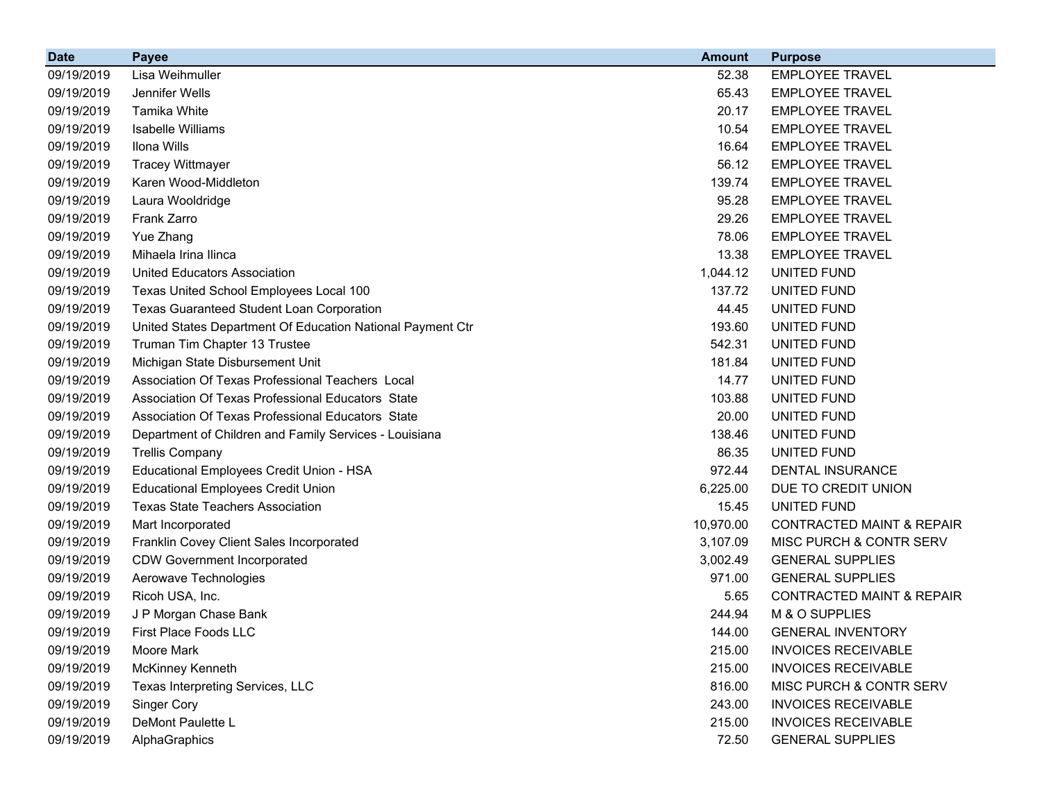| Date | Payee | Amount | Purpose |
|---|---|---|---|
| 09/19/2019 | Lisa Weihmuller | 52.38 | EMPLOYEE TRAVEL |
| 09/19/2019 | Jennifer Wells | 65.43 | EMPLOYEE TRAVEL |
| 09/19/2019 | Tamika White | 20.17 | EMPLOYEE TRAVEL |
| 09/19/2019 | Isabelle Williams | 10.54 | EMPLOYEE TRAVEL |
| 09/19/2019 | Ilona Wills | 16.64 | EMPLOYEE TRAVEL |
| 09/19/2019 | Tracey Wittmayer | 56.12 | EMPLOYEE TRAVEL |
| 09/19/2019 | Karen Wood-Middleton | 139.74 | EMPLOYEE TRAVEL |
| 09/19/2019 | Laura Wooldridge | 95.28 | EMPLOYEE TRAVEL |
| 09/19/2019 | Frank Zarro | 29.26 | EMPLOYEE TRAVEL |
| 09/19/2019 | Yue Zhang | 78.06 | EMPLOYEE TRAVEL |
| 09/19/2019 | Mihaela Irina Ilinca | 13.38 | EMPLOYEE TRAVEL |
| 09/19/2019 | United Educators Association | 1,044.12 | UNITED FUND |
| 09/19/2019 | Texas United School Employees Local 100 | 137.72 | UNITED FUND |
| 09/19/2019 | Texas Guaranteed Student Loan Corporation | 44.45 | UNITED FUND |
| 09/19/2019 | United States Department Of Education National Payment Ctr | 193.60 | UNITED FUND |
| 09/19/2019 | Truman Tim Chapter 13 Trustee | 542.31 | UNITED FUND |
| 09/19/2019 | Michigan State Disbursement Unit | 181.84 | UNITED FUND |
| 09/19/2019 | Association Of Texas Professional Teachers Local | 14.77 | UNITED FUND |
| 09/19/2019 | Association Of Texas Professional Educators State | 103.88 | UNITED FUND |
| 09/19/2019 | Association Of Texas Professional Educators State | 20.00 | UNITED FUND |
| 09/19/2019 | Department of Children and Family Services - Louisiana | 138.46 | UNITED FUND |
| 09/19/2019 | Trellis Company | 86.35 | UNITED FUND |
| 09/19/2019 | Educational Employees Credit Union - HSA | 972.44 | DENTAL INSURANCE |
| 09/19/2019 | Educational Employees Credit Union | 6,225.00 | DUE TO CREDIT UNION |
| 09/19/2019 | Texas State Teachers Association | 15.45 | UNITED FUND |
| 09/19/2019 | Mart Incorporated | 10,970.00 | CONTRACTED MAINT & REPAIR |
| 09/19/2019 | Franklin Covey Client Sales Incorporated | 3,107.09 | MISC PURCH & CONTR SERV |
| 09/19/2019 | CDW Government Incorporated | 3,002.49 | GENERAL SUPPLIES |
| 09/19/2019 | Aerowave Technologies | 971.00 | GENERAL SUPPLIES |
| 09/19/2019 | Ricoh USA, Inc. | 5.65 | CONTRACTED MAINT & REPAIR |
| 09/19/2019 | J P Morgan Chase Bank | 244.94 | M & O SUPPLIES |
| 09/19/2019 | First Place Foods LLC | 144.00 | GENERAL INVENTORY |
| 09/19/2019 | Moore Mark | 215.00 | INVOICES RECEIVABLE |
| 09/19/2019 | McKinney Kenneth | 215.00 | INVOICES RECEIVABLE |
| 09/19/2019 | Texas Interpreting Services, LLC | 816.00 | MISC PURCH & CONTR SERV |
| 09/19/2019 | Singer Cory | 243.00 | INVOICES RECEIVABLE |
| 09/19/2019 | DeMont Paulette L | 215.00 | INVOICES RECEIVABLE |
| 09/19/2019 | AlphaGraphics | 72.50 | GENERAL SUPPLIES |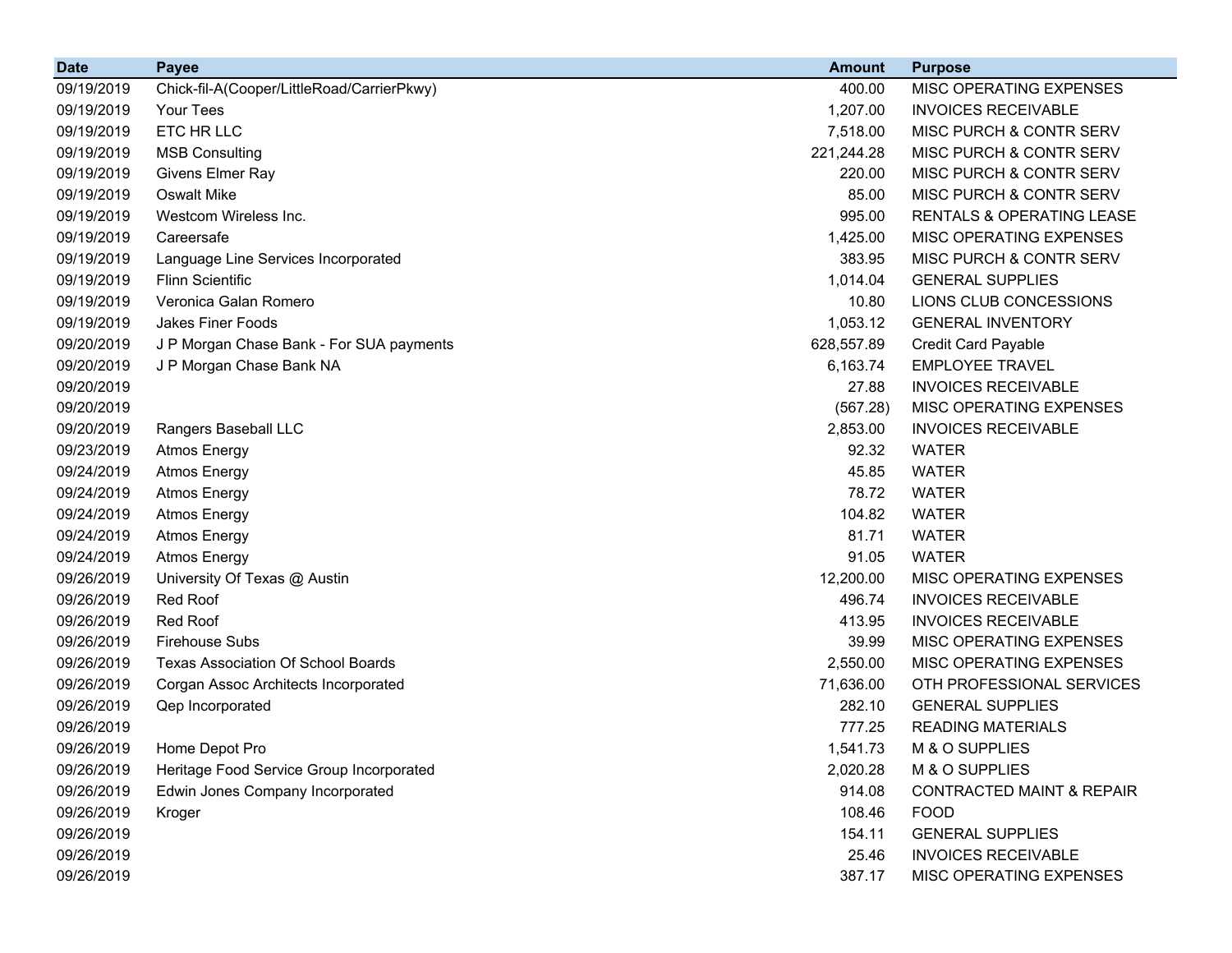| Date | Payee | Amount | Purpose |
|---|---|---|---|
| 09/19/2019 | Chick-fil-A(Cooper/LittleRoad/CarrierPkwy) | 400.00 | MISC OPERATING EXPENSES |
| 09/19/2019 | Your Tees | 1,207.00 | INVOICES RECEIVABLE |
| 09/19/2019 | ETC HR LLC | 7,518.00 | MISC PURCH & CONTR SERV |
| 09/19/2019 | MSB Consulting | 221,244.28 | MISC PURCH & CONTR SERV |
| 09/19/2019 | Givens Elmer Ray | 220.00 | MISC PURCH & CONTR SERV |
| 09/19/2019 | Oswalt Mike | 85.00 | MISC PURCH & CONTR SERV |
| 09/19/2019 | Westcom Wireless Inc. | 995.00 | RENTALS & OPERATING LEASE |
| 09/19/2019 | Careersafe | 1,425.00 | MISC OPERATING EXPENSES |
| 09/19/2019 | Language Line Services Incorporated | 383.95 | MISC PURCH & CONTR SERV |
| 09/19/2019 | Flinn Scientific | 1,014.04 | GENERAL SUPPLIES |
| 09/19/2019 | Veronica Galan Romero | 10.80 | LIONS CLUB CONCESSIONS |
| 09/19/2019 | Jakes Finer Foods | 1,053.12 | GENERAL INVENTORY |
| 09/20/2019 | J P Morgan Chase Bank - For SUA payments | 628,557.89 | Credit Card Payable |
| 09/20/2019 | J P Morgan Chase Bank NA | 6,163.74 | EMPLOYEE TRAVEL |
| 09/20/2019 | | 27.88 | INVOICES RECEIVABLE |
| 09/20/2019 | | (567.28) | MISC OPERATING EXPENSES |
| 09/20/2019 | Rangers Baseball LLC | 2,853.00 | INVOICES RECEIVABLE |
| 09/23/2019 | Atmos Energy | 92.32 | WATER |
| 09/24/2019 | Atmos Energy | 45.85 | WATER |
| 09/24/2019 | Atmos Energy | 78.72 | WATER |
| 09/24/2019 | Atmos Energy | 104.82 | WATER |
| 09/24/2019 | Atmos Energy | 81.71 | WATER |
| 09/24/2019 | Atmos Energy | 91.05 | WATER |
| 09/26/2019 | University Of Texas @ Austin | 12,200.00 | MISC OPERATING EXPENSES |
| 09/26/2019 | Red Roof | 496.74 | INVOICES RECEIVABLE |
| 09/26/2019 | Red Roof | 413.95 | INVOICES RECEIVABLE |
| 09/26/2019 | Firehouse Subs | 39.99 | MISC OPERATING EXPENSES |
| 09/26/2019 | Texas Association Of School Boards | 2,550.00 | MISC OPERATING EXPENSES |
| 09/26/2019 | Corgan Assoc Architects Incorporated | 71,636.00 | OTH PROFESSIONAL SERVICES |
| 09/26/2019 | Qep Incorporated | 282.10 | GENERAL SUPPLIES |
| 09/26/2019 | | 777.25 | READING MATERIALS |
| 09/26/2019 | Home Depot Pro | 1,541.73 | M & O SUPPLIES |
| 09/26/2019 | Heritage Food Service Group Incorporated | 2,020.28 | M & O SUPPLIES |
| 09/26/2019 | Edwin Jones Company Incorporated | 914.08 | CONTRACTED MAINT & REPAIR |
| 09/26/2019 | Kroger | 108.46 | FOOD |
| 09/26/2019 | | 154.11 | GENERAL SUPPLIES |
| 09/26/2019 | | 25.46 | INVOICES RECEIVABLE |
| 09/26/2019 | | 387.17 | MISC OPERATING EXPENSES |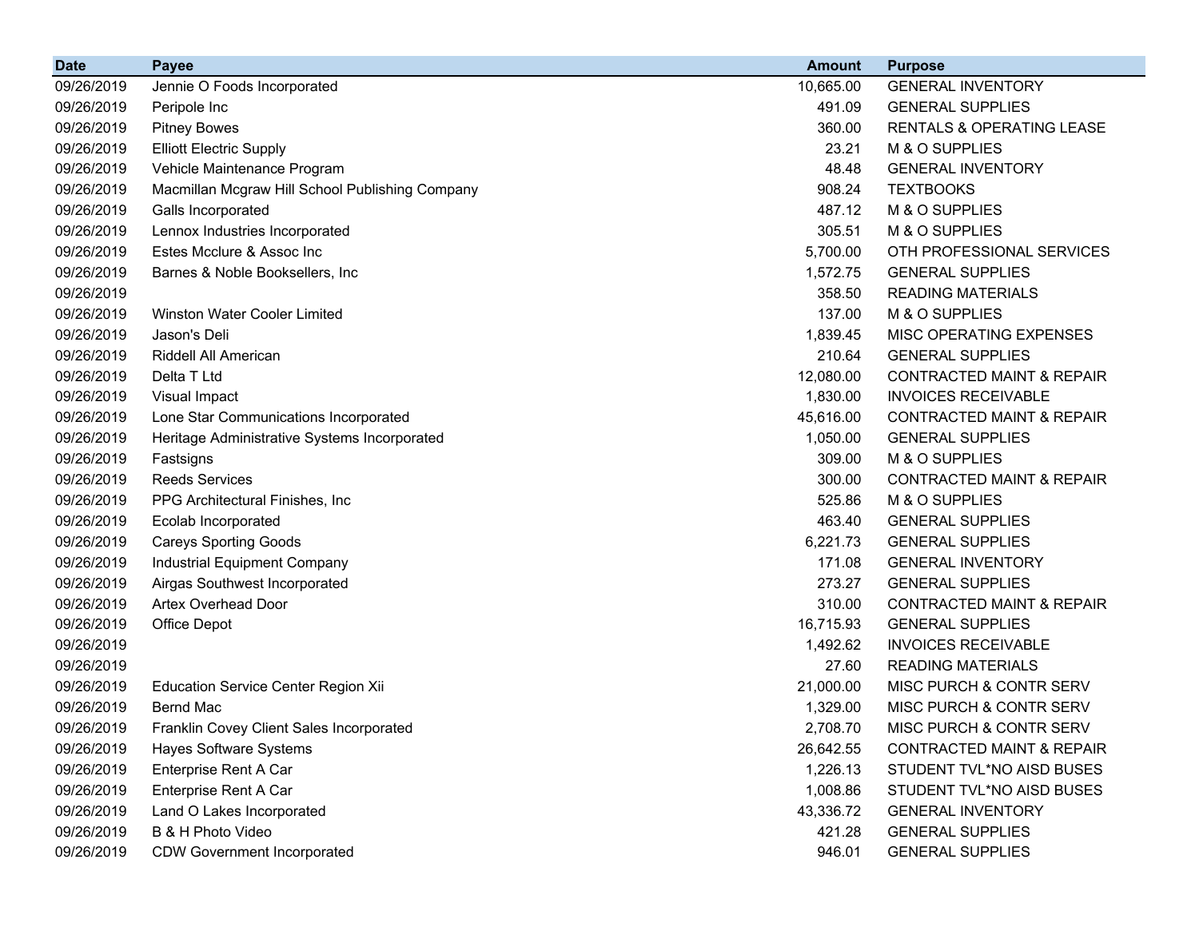| Date | Payee | Amount | Purpose |
|---|---|---|---|
| 09/26/2019 | Jennie O Foods Incorporated | 10,665.00 | GENERAL INVENTORY |
| 09/26/2019 | Peripole Inc | 491.09 | GENERAL SUPPLIES |
| 09/26/2019 | Pitney Bowes | 360.00 | RENTALS & OPERATING LEASE |
| 09/26/2019 | Elliott Electric Supply | 23.21 | M & O SUPPLIES |
| 09/26/2019 | Vehicle Maintenance Program | 48.48 | GENERAL INVENTORY |
| 09/26/2019 | Macmillan Mcgraw Hill School Publishing Company | 908.24 | TEXTBOOKS |
| 09/26/2019 | Galls Incorporated | 487.12 | M & O SUPPLIES |
| 09/26/2019 | Lennox Industries Incorporated | 305.51 | M & O SUPPLIES |
| 09/26/2019 | Estes Mcclure & Assoc Inc | 5,700.00 | OTH PROFESSIONAL SERVICES |
| 09/26/2019 | Barnes & Noble Booksellers, Inc | 1,572.75 | GENERAL SUPPLIES |
| 09/26/2019 | | 358.50 | READING MATERIALS |
| 09/26/2019 | Winston Water Cooler Limited | 137.00 | M & O SUPPLIES |
| 09/26/2019 | Jason's Deli | 1,839.45 | MISC OPERATING EXPENSES |
| 09/26/2019 | Riddell All American | 210.64 | GENERAL SUPPLIES |
| 09/26/2019 | Delta T Ltd | 12,080.00 | CONTRACTED MAINT & REPAIR |
| 09/26/2019 | Visual Impact | 1,830.00 | INVOICES RECEIVABLE |
| 09/26/2019 | Lone Star Communications Incorporated | 45,616.00 | CONTRACTED MAINT & REPAIR |
| 09/26/2019 | Heritage Administrative Systems Incorporated | 1,050.00 | GENERAL SUPPLIES |
| 09/26/2019 | Fastsigns | 309.00 | M & O SUPPLIES |
| 09/26/2019 | Reeds Services | 300.00 | CONTRACTED MAINT & REPAIR |
| 09/26/2019 | PPG Architectural Finishes, Inc | 525.86 | M & O SUPPLIES |
| 09/26/2019 | Ecolab Incorporated | 463.40 | GENERAL SUPPLIES |
| 09/26/2019 | Careys Sporting Goods | 6,221.73 | GENERAL SUPPLIES |
| 09/26/2019 | Industrial Equipment Company | 171.08 | GENERAL INVENTORY |
| 09/26/2019 | Airgas Southwest Incorporated | 273.27 | GENERAL SUPPLIES |
| 09/26/2019 | Artex Overhead Door | 310.00 | CONTRACTED MAINT & REPAIR |
| 09/26/2019 | Office Depot | 16,715.93 | GENERAL SUPPLIES |
| 09/26/2019 | | 1,492.62 | INVOICES RECEIVABLE |
| 09/26/2019 | | 27.60 | READING MATERIALS |
| 09/26/2019 | Education Service Center Region Xii | 21,000.00 | MISC PURCH & CONTR SERV |
| 09/26/2019 | Bernd Mac | 1,329.00 | MISC PURCH & CONTR SERV |
| 09/26/2019 | Franklin Covey Client Sales Incorporated | 2,708.70 | MISC PURCH & CONTR SERV |
| 09/26/2019 | Hayes Software Systems | 26,642.55 | CONTRACTED MAINT & REPAIR |
| 09/26/2019 | Enterprise Rent A Car | 1,226.13 | STUDENT TVL*NO AISD BUSES |
| 09/26/2019 | Enterprise Rent A Car | 1,008.86 | STUDENT TVL*NO AISD BUSES |
| 09/26/2019 | Land O Lakes Incorporated | 43,336.72 | GENERAL INVENTORY |
| 09/26/2019 | B & H Photo Video | 421.28 | GENERAL SUPPLIES |
| 09/26/2019 | CDW Government Incorporated | 946.01 | GENERAL SUPPLIES |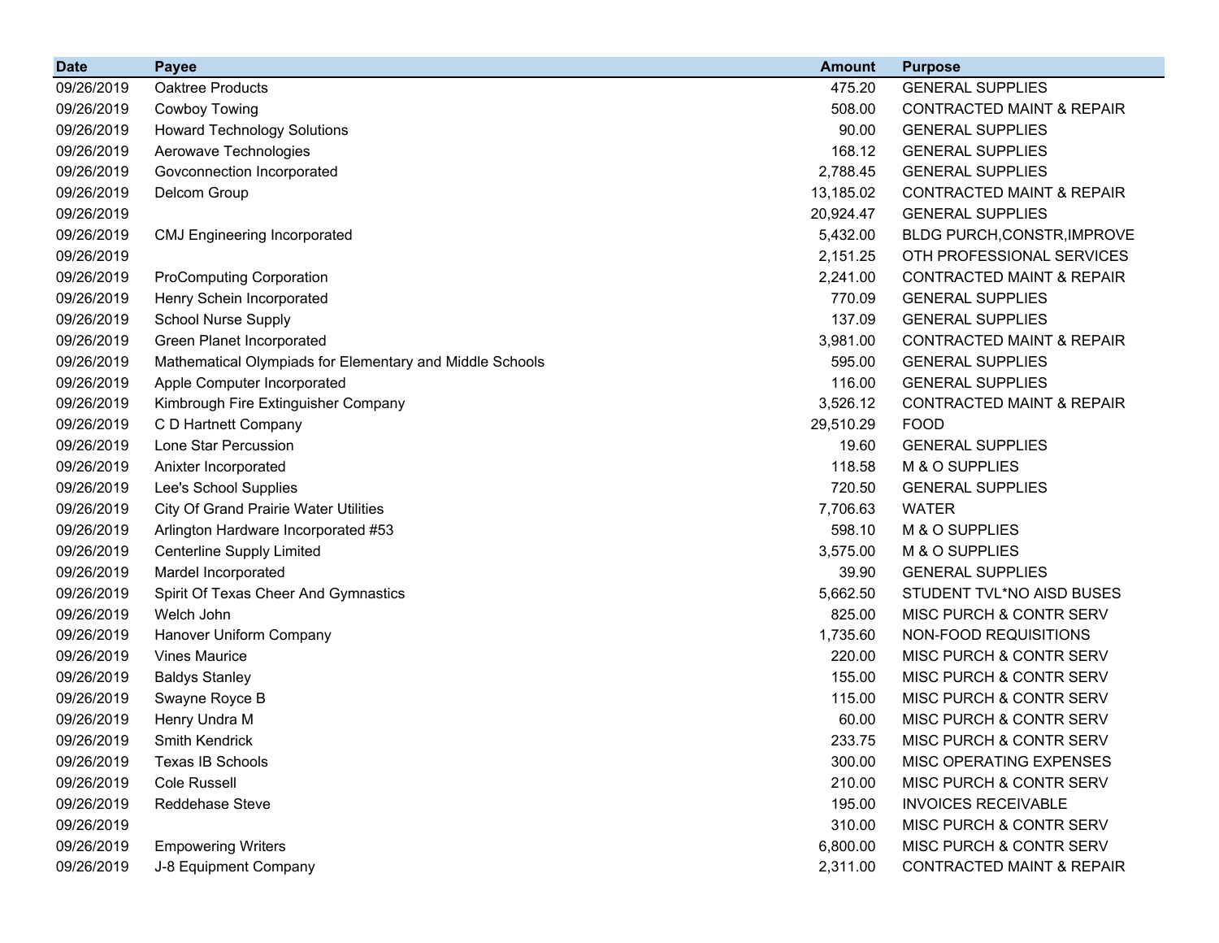| Date | Payee | Amount | Purpose |
|---|---|---|---|
| 09/26/2019 | Oaktree Products | 475.20 | GENERAL SUPPLIES |
| 09/26/2019 | Cowboy Towing | 508.00 | CONTRACTED MAINT & REPAIR |
| 09/26/2019 | Howard Technology Solutions | 90.00 | GENERAL SUPPLIES |
| 09/26/2019 | Aerowave Technologies | 168.12 | GENERAL SUPPLIES |
| 09/26/2019 | Govconnection Incorporated | 2,788.45 | GENERAL SUPPLIES |
| 09/26/2019 | Delcom Group | 13,185.02 | CONTRACTED MAINT & REPAIR |
| 09/26/2019 | | 20,924.47 | GENERAL SUPPLIES |
| 09/26/2019 | CMJ Engineering Incorporated | 5,432.00 | BLDG PURCH,CONSTR,IMPROVE |
| 09/26/2019 | | 2,151.25 | OTH PROFESSIONAL SERVICES |
| 09/26/2019 | ProComputing Corporation | 2,241.00 | CONTRACTED MAINT & REPAIR |
| 09/26/2019 | Henry Schein Incorporated | 770.09 | GENERAL SUPPLIES |
| 09/26/2019 | School Nurse Supply | 137.09 | GENERAL SUPPLIES |
| 09/26/2019 | Green Planet Incorporated | 3,981.00 | CONTRACTED MAINT & REPAIR |
| 09/26/2019 | Mathematical Olympiads for Elementary and Middle Schools | 595.00 | GENERAL SUPPLIES |
| 09/26/2019 | Apple Computer Incorporated | 116.00 | GENERAL SUPPLIES |
| 09/26/2019 | Kimbrough Fire Extinguisher Company | 3,526.12 | CONTRACTED MAINT & REPAIR |
| 09/26/2019 | C D Hartnett Company | 29,510.29 | FOOD |
| 09/26/2019 | Lone Star Percussion | 19.60 | GENERAL SUPPLIES |
| 09/26/2019 | Anixter Incorporated | 118.58 | M & O SUPPLIES |
| 09/26/2019 | Lee's School Supplies | 720.50 | GENERAL SUPPLIES |
| 09/26/2019 | City Of Grand Prairie Water Utilities | 7,706.63 | WATER |
| 09/26/2019 | Arlington Hardware Incorporated #53 | 598.10 | M & O SUPPLIES |
| 09/26/2019 | Centerline Supply Limited | 3,575.00 | M & O SUPPLIES |
| 09/26/2019 | Mardel Incorporated | 39.90 | GENERAL SUPPLIES |
| 09/26/2019 | Spirit Of Texas Cheer And Gymnastics | 5,662.50 | STUDENT TVL*NO AISD BUSES |
| 09/26/2019 | Welch John | 825.00 | MISC PURCH & CONTR SERV |
| 09/26/2019 | Hanover Uniform Company | 1,735.60 | NON-FOOD REQUISITIONS |
| 09/26/2019 | Vines Maurice | 220.00 | MISC PURCH & CONTR SERV |
| 09/26/2019 | Baldys Stanley | 155.00 | MISC PURCH & CONTR SERV |
| 09/26/2019 | Swayne Royce B | 115.00 | MISC PURCH & CONTR SERV |
| 09/26/2019 | Henry Undra M | 60.00 | MISC PURCH & CONTR SERV |
| 09/26/2019 | Smith Kendrick | 233.75 | MISC PURCH & CONTR SERV |
| 09/26/2019 | Texas IB Schools | 300.00 | MISC OPERATING EXPENSES |
| 09/26/2019 | Cole Russell | 210.00 | MISC PURCH & CONTR SERV |
| 09/26/2019 | Reddehase Steve | 195.00 | INVOICES RECEIVABLE |
| 09/26/2019 | | 310.00 | MISC PURCH & CONTR SERV |
| 09/26/2019 | Empowering Writers | 6,800.00 | MISC PURCH & CONTR SERV |
| 09/26/2019 | J-8 Equipment Company | 2,311.00 | CONTRACTED MAINT & REPAIR |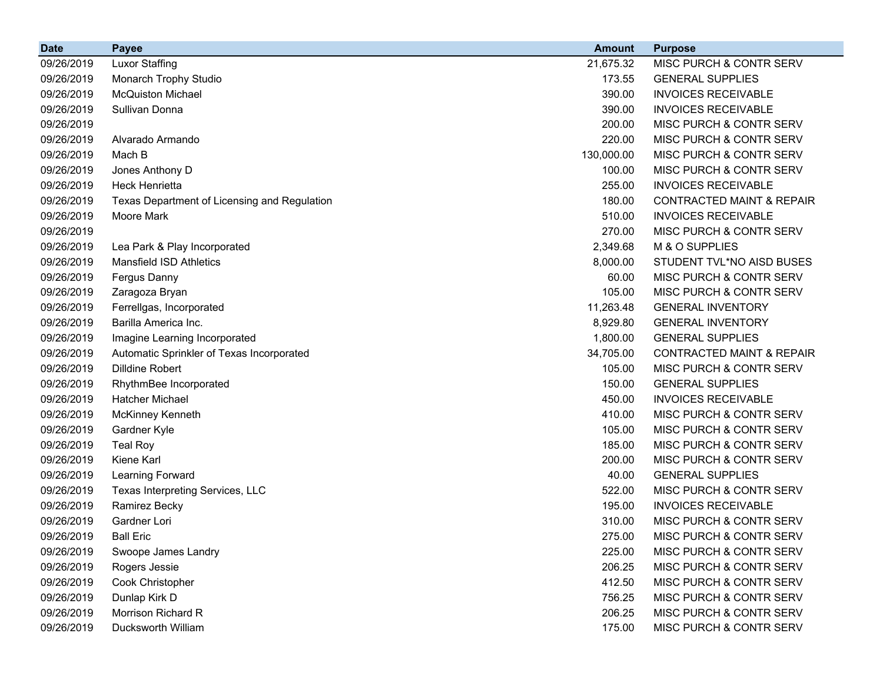| Date | Payee | Amount | Purpose |
|---|---|---|---|
| 09/26/2019 | Luxor Staffing | 21,675.32 | MISC PURCH & CONTR SERV |
| 09/26/2019 | Monarch Trophy Studio | 173.55 | GENERAL SUPPLIES |
| 09/26/2019 | McQuiston Michael | 390.00 | INVOICES RECEIVABLE |
| 09/26/2019 | Sullivan Donna | 390.00 | INVOICES RECEIVABLE |
| 09/26/2019 | | 200.00 | MISC PURCH & CONTR SERV |
| 09/26/2019 | Alvarado Armando | 220.00 | MISC PURCH & CONTR SERV |
| 09/26/2019 | Mach B | 130,000.00 | MISC PURCH & CONTR SERV |
| 09/26/2019 | Jones Anthony D | 100.00 | MISC PURCH & CONTR SERV |
| 09/26/2019 | Heck Henrietta | 255.00 | INVOICES RECEIVABLE |
| 09/26/2019 | Texas Department of Licensing and Regulation | 180.00 | CONTRACTED MAINT & REPAIR |
| 09/26/2019 | Moore Mark | 510.00 | INVOICES RECEIVABLE |
| 09/26/2019 | | 270.00 | MISC PURCH & CONTR SERV |
| 09/26/2019 | Lea Park & Play Incorporated | 2,349.68 | M & O SUPPLIES |
| 09/26/2019 | Mansfield ISD Athletics | 8,000.00 | STUDENT TVL*NO AISD BUSES |
| 09/26/2019 | Fergus Danny | 60.00 | MISC PURCH & CONTR SERV |
| 09/26/2019 | Zaragoza Bryan | 105.00 | MISC PURCH & CONTR SERV |
| 09/26/2019 | Ferrellgas, Incorporated | 11,263.48 | GENERAL INVENTORY |
| 09/26/2019 | Barilla America Inc. | 8,929.80 | GENERAL INVENTORY |
| 09/26/2019 | Imagine Learning Incorporated | 1,800.00 | GENERAL SUPPLIES |
| 09/26/2019 | Automatic Sprinkler of Texas Incorporated | 34,705.00 | CONTRACTED MAINT & REPAIR |
| 09/26/2019 | Dilldine Robert | 105.00 | MISC PURCH & CONTR SERV |
| 09/26/2019 | RhythmBee Incorporated | 150.00 | GENERAL SUPPLIES |
| 09/26/2019 | Hatcher Michael | 450.00 | INVOICES RECEIVABLE |
| 09/26/2019 | McKinney Kenneth | 410.00 | MISC PURCH & CONTR SERV |
| 09/26/2019 | Gardner Kyle | 105.00 | MISC PURCH & CONTR SERV |
| 09/26/2019 | Teal Roy | 185.00 | MISC PURCH & CONTR SERV |
| 09/26/2019 | Kiene Karl | 200.00 | MISC PURCH & CONTR SERV |
| 09/26/2019 | Learning Forward | 40.00 | GENERAL SUPPLIES |
| 09/26/2019 | Texas Interpreting Services, LLC | 522.00 | MISC PURCH & CONTR SERV |
| 09/26/2019 | Ramirez Becky | 195.00 | INVOICES RECEIVABLE |
| 09/26/2019 | Gardner Lori | 310.00 | MISC PURCH & CONTR SERV |
| 09/26/2019 | Ball Eric | 275.00 | MISC PURCH & CONTR SERV |
| 09/26/2019 | Swoope James Landry | 225.00 | MISC PURCH & CONTR SERV |
| 09/26/2019 | Rogers Jessie | 206.25 | MISC PURCH & CONTR SERV |
| 09/26/2019 | Cook Christopher | 412.50 | MISC PURCH & CONTR SERV |
| 09/26/2019 | Dunlap Kirk D | 756.25 | MISC PURCH & CONTR SERV |
| 09/26/2019 | Morrison Richard R | 206.25 | MISC PURCH & CONTR SERV |
| 09/26/2019 | Ducksworth William | 175.00 | MISC PURCH & CONTR SERV |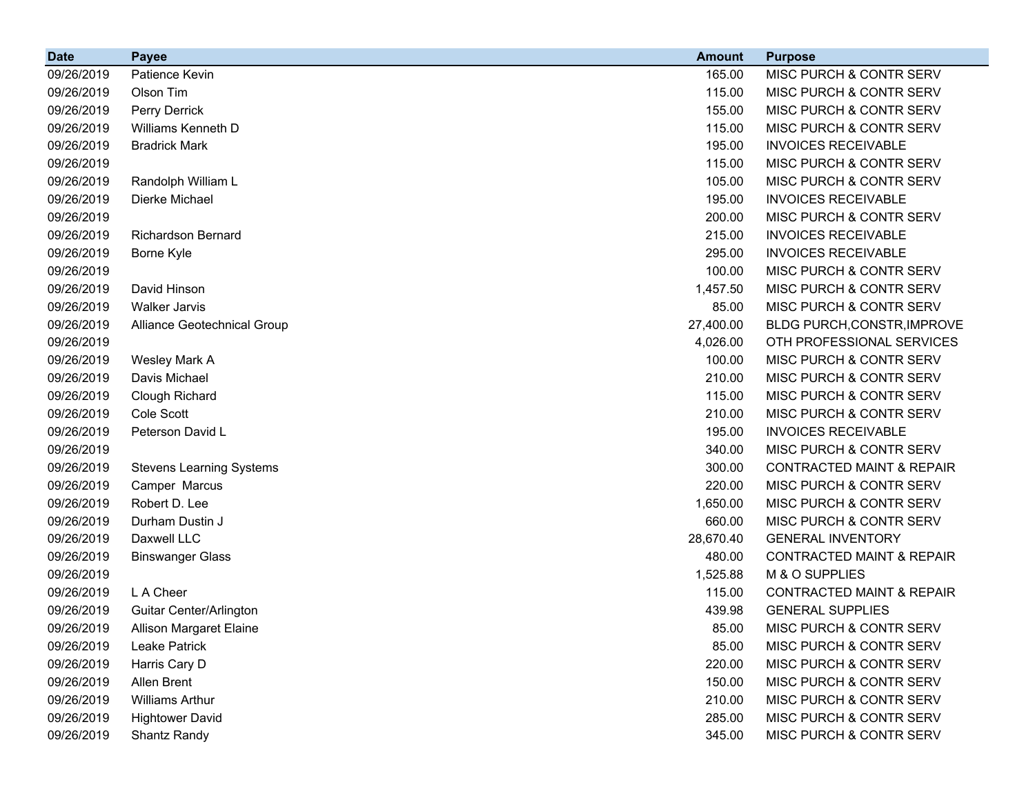| Date | Payee | Amount | Purpose |
|---|---|---|---|
| 09/26/2019 | Patience Kevin | 165.00 | MISC PURCH & CONTR SERV |
| 09/26/2019 | Olson Tim | 115.00 | MISC PURCH & CONTR SERV |
| 09/26/2019 | Perry Derrick | 155.00 | MISC PURCH & CONTR SERV |
| 09/26/2019 | Williams Kenneth D | 115.00 | MISC PURCH & CONTR SERV |
| 09/26/2019 | Bradrick Mark | 195.00 | INVOICES RECEIVABLE |
| 09/26/2019 | | 115.00 | MISC PURCH & CONTR SERV |
| 09/26/2019 | Randolph William L | 105.00 | MISC PURCH & CONTR SERV |
| 09/26/2019 | Dierke Michael | 195.00 | INVOICES RECEIVABLE |
| 09/26/2019 | | 200.00 | MISC PURCH & CONTR SERV |
| 09/26/2019 | Richardson Bernard | 215.00 | INVOICES RECEIVABLE |
| 09/26/2019 | Borne Kyle | 295.00 | INVOICES RECEIVABLE |
| 09/26/2019 | | 100.00 | MISC PURCH & CONTR SERV |
| 09/26/2019 | David Hinson | 1,457.50 | MISC PURCH & CONTR SERV |
| 09/26/2019 | Walker Jarvis | 85.00 | MISC PURCH & CONTR SERV |
| 09/26/2019 | Alliance Geotechnical Group | 27,400.00 | BLDG PURCH,CONSTR,IMPROVE |
| 09/26/2019 | | 4,026.00 | OTH PROFESSIONAL SERVICES |
| 09/26/2019 | Wesley Mark A | 100.00 | MISC PURCH & CONTR SERV |
| 09/26/2019 | Davis Michael | 210.00 | MISC PURCH & CONTR SERV |
| 09/26/2019 | Clough Richard | 115.00 | MISC PURCH & CONTR SERV |
| 09/26/2019 | Cole Scott | 210.00 | MISC PURCH & CONTR SERV |
| 09/26/2019 | Peterson David L | 195.00 | INVOICES RECEIVABLE |
| 09/26/2019 | | 340.00 | MISC PURCH & CONTR SERV |
| 09/26/2019 | Stevens Learning Systems | 300.00 | CONTRACTED MAINT & REPAIR |
| 09/26/2019 | Camper Marcus | 220.00 | MISC PURCH & CONTR SERV |
| 09/26/2019 | Robert D. Lee | 1,650.00 | MISC PURCH & CONTR SERV |
| 09/26/2019 | Durham Dustin J | 660.00 | MISC PURCH & CONTR SERV |
| 09/26/2019 | Daxwell LLC | 28,670.40 | GENERAL INVENTORY |
| 09/26/2019 | Binswanger Glass | 480.00 | CONTRACTED MAINT & REPAIR |
| 09/26/2019 | | 1,525.88 | M & O SUPPLIES |
| 09/26/2019 | L A Cheer | 115.00 | CONTRACTED MAINT & REPAIR |
| 09/26/2019 | Guitar Center/Arlington | 439.98 | GENERAL SUPPLIES |
| 09/26/2019 | Allison Margaret Elaine | 85.00 | MISC PURCH & CONTR SERV |
| 09/26/2019 | Leake Patrick | 85.00 | MISC PURCH & CONTR SERV |
| 09/26/2019 | Harris Cary D | 220.00 | MISC PURCH & CONTR SERV |
| 09/26/2019 | Allen Brent | 150.00 | MISC PURCH & CONTR SERV |
| 09/26/2019 | Williams Arthur | 210.00 | MISC PURCH & CONTR SERV |
| 09/26/2019 | Hightower David | 285.00 | MISC PURCH & CONTR SERV |
| 09/26/2019 | Shantz Randy | 345.00 | MISC PURCH & CONTR SERV |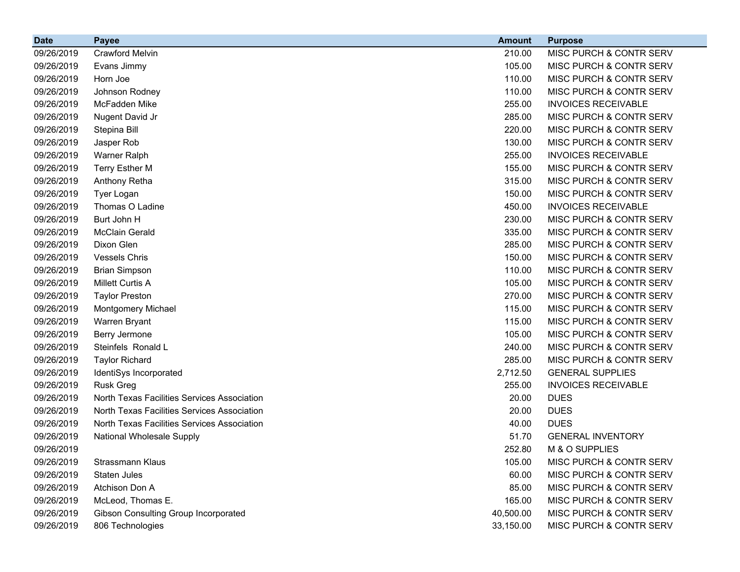| Date | Payee | Amount | Purpose |
|---|---|---|---|
| 09/26/2019 | Crawford Melvin | 210.00 | MISC PURCH & CONTR SERV |
| 09/26/2019 | Evans Jimmy | 105.00 | MISC PURCH & CONTR SERV |
| 09/26/2019 | Horn Joe | 110.00 | MISC PURCH & CONTR SERV |
| 09/26/2019 | Johnson Rodney | 110.00 | MISC PURCH & CONTR SERV |
| 09/26/2019 | McFadden Mike | 255.00 | INVOICES RECEIVABLE |
| 09/26/2019 | Nugent David Jr | 285.00 | MISC PURCH & CONTR SERV |
| 09/26/2019 | Stepina Bill | 220.00 | MISC PURCH & CONTR SERV |
| 09/26/2019 | Jasper Rob | 130.00 | MISC PURCH & CONTR SERV |
| 09/26/2019 | Warner Ralph | 255.00 | INVOICES RECEIVABLE |
| 09/26/2019 | Terry Esther M | 155.00 | MISC PURCH & CONTR SERV |
| 09/26/2019 | Anthony Retha | 315.00 | MISC PURCH & CONTR SERV |
| 09/26/2019 | Tyer Logan | 150.00 | MISC PURCH & CONTR SERV |
| 09/26/2019 | Thomas O Ladine | 450.00 | INVOICES RECEIVABLE |
| 09/26/2019 | Burt John H | 230.00 | MISC PURCH & CONTR SERV |
| 09/26/2019 | McClain Gerald | 335.00 | MISC PURCH & CONTR SERV |
| 09/26/2019 | Dixon Glen | 285.00 | MISC PURCH & CONTR SERV |
| 09/26/2019 | Vessels Chris | 150.00 | MISC PURCH & CONTR SERV |
| 09/26/2019 | Brian Simpson | 110.00 | MISC PURCH & CONTR SERV |
| 09/26/2019 | Millett Curtis A | 105.00 | MISC PURCH & CONTR SERV |
| 09/26/2019 | Taylor Preston | 270.00 | MISC PURCH & CONTR SERV |
| 09/26/2019 | Montgomery Michael | 115.00 | MISC PURCH & CONTR SERV |
| 09/26/2019 | Warren Bryant | 115.00 | MISC PURCH & CONTR SERV |
| 09/26/2019 | Berry Jermone | 105.00 | MISC PURCH & CONTR SERV |
| 09/26/2019 | Steinfels Ronald L | 240.00 | MISC PURCH & CONTR SERV |
| 09/26/2019 | Taylor Richard | 285.00 | MISC PURCH & CONTR SERV |
| 09/26/2019 | IdentiSys Incorporated | 2,712.50 | GENERAL SUPPLIES |
| 09/26/2019 | Rusk Greg | 255.00 | INVOICES RECEIVABLE |
| 09/26/2019 | North Texas Facilities Services Association | 20.00 | DUES |
| 09/26/2019 | North Texas Facilities Services Association | 20.00 | DUES |
| 09/26/2019 | North Texas Facilities Services Association | 40.00 | DUES |
| 09/26/2019 | National Wholesale Supply | 51.70 | GENERAL INVENTORY |
| 09/26/2019 | | 252.80 | M & O SUPPLIES |
| 09/26/2019 | Strassmann Klaus | 105.00 | MISC PURCH & CONTR SERV |
| 09/26/2019 | Staten Jules | 60.00 | MISC PURCH & CONTR SERV |
| 09/26/2019 | Atchison Don A | 85.00 | MISC PURCH & CONTR SERV |
| 09/26/2019 | McLeod, Thomas E. | 165.00 | MISC PURCH & CONTR SERV |
| 09/26/2019 | Gibson Consulting Group Incorporated | 40,500.00 | MISC PURCH & CONTR SERV |
| 09/26/2019 | 806 Technologies | 33,150.00 | MISC PURCH & CONTR SERV |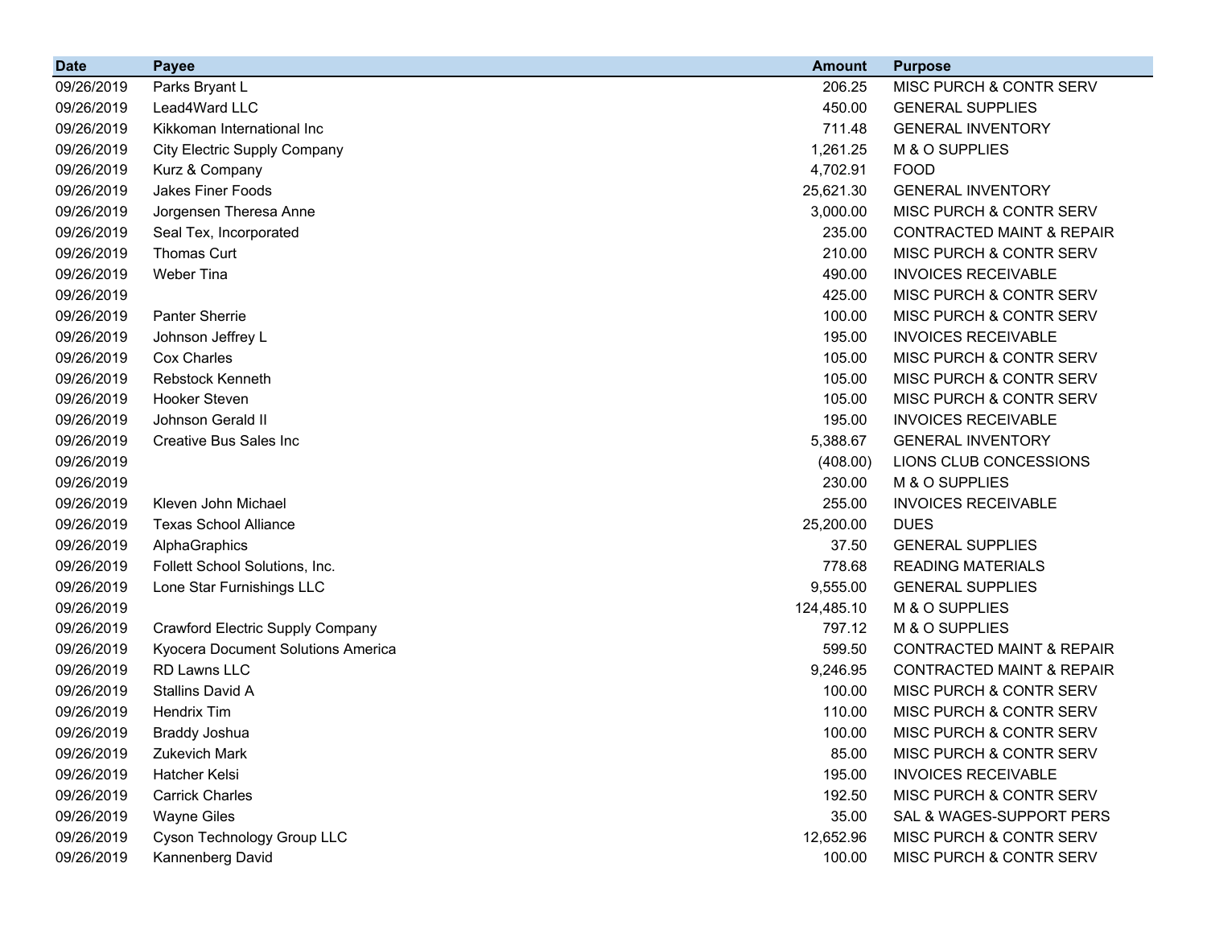| Date | Payee | Amount | Purpose |
|---|---|---|---|
| 09/26/2019 | Parks Bryant L | 206.25 | MISC PURCH & CONTR SERV |
| 09/26/2019 | Lead4Ward LLC | 450.00 | GENERAL SUPPLIES |
| 09/26/2019 | Kikkoman International Inc | 711.48 | GENERAL INVENTORY |
| 09/26/2019 | City Electric Supply Company | 1,261.25 | M & O SUPPLIES |
| 09/26/2019 | Kurz & Company | 4,702.91 | FOOD |
| 09/26/2019 | Jakes Finer Foods | 25,621.30 | GENERAL INVENTORY |
| 09/26/2019 | Jorgensen Theresa Anne | 3,000.00 | MISC PURCH & CONTR SERV |
| 09/26/2019 | Seal Tex, Incorporated | 235.00 | CONTRACTED MAINT & REPAIR |
| 09/26/2019 | Thomas Curt | 210.00 | MISC PURCH & CONTR SERV |
| 09/26/2019 | Weber Tina | 490.00 | INVOICES RECEIVABLE |
| 09/26/2019 | | 425.00 | MISC PURCH & CONTR SERV |
| 09/26/2019 | Panter Sherrie | 100.00 | MISC PURCH & CONTR SERV |
| 09/26/2019 | Johnson Jeffrey L | 195.00 | INVOICES RECEIVABLE |
| 09/26/2019 | Cox Charles | 105.00 | MISC PURCH & CONTR SERV |
| 09/26/2019 | Rebstock Kenneth | 105.00 | MISC PURCH & CONTR SERV |
| 09/26/2019 | Hooker Steven | 105.00 | MISC PURCH & CONTR SERV |
| 09/26/2019 | Johnson Gerald II | 195.00 | INVOICES RECEIVABLE |
| 09/26/2019 | Creative Bus Sales Inc | 5,388.67 | GENERAL INVENTORY |
| 09/26/2019 | | (408.00) | LIONS CLUB CONCESSIONS |
| 09/26/2019 | | 230.00 | M & O SUPPLIES |
| 09/26/2019 | Kleven John Michael | 255.00 | INVOICES RECEIVABLE |
| 09/26/2019 | Texas School Alliance | 25,200.00 | DUES |
| 09/26/2019 | AlphaGraphics | 37.50 | GENERAL SUPPLIES |
| 09/26/2019 | Follett School Solutions, Inc. | 778.68 | READING MATERIALS |
| 09/26/2019 | Lone Star Furnishings LLC | 9,555.00 | GENERAL SUPPLIES |
| 09/26/2019 | | 124,485.10 | M & O SUPPLIES |
| 09/26/2019 | Crawford Electric Supply Company | 797.12 | M & O SUPPLIES |
| 09/26/2019 | Kyocera Document Solutions America | 599.50 | CONTRACTED MAINT & REPAIR |
| 09/26/2019 | RD Lawns LLC | 9,246.95 | CONTRACTED MAINT & REPAIR |
| 09/26/2019 | Stallins David A | 100.00 | MISC PURCH & CONTR SERV |
| 09/26/2019 | Hendrix Tim | 110.00 | MISC PURCH & CONTR SERV |
| 09/26/2019 | Braddy Joshua | 100.00 | MISC PURCH & CONTR SERV |
| 09/26/2019 | Zukevich Mark | 85.00 | MISC PURCH & CONTR SERV |
| 09/26/2019 | Hatcher Kelsi | 195.00 | INVOICES RECEIVABLE |
| 09/26/2019 | Carrick Charles | 192.50 | MISC PURCH & CONTR SERV |
| 09/26/2019 | Wayne Giles | 35.00 | SAL & WAGES-SUPPORT PERS |
| 09/26/2019 | Cyson Technology Group LLC | 12,652.96 | MISC PURCH & CONTR SERV |
| 09/26/2019 | Kannenberg David | 100.00 | MISC PURCH & CONTR SERV |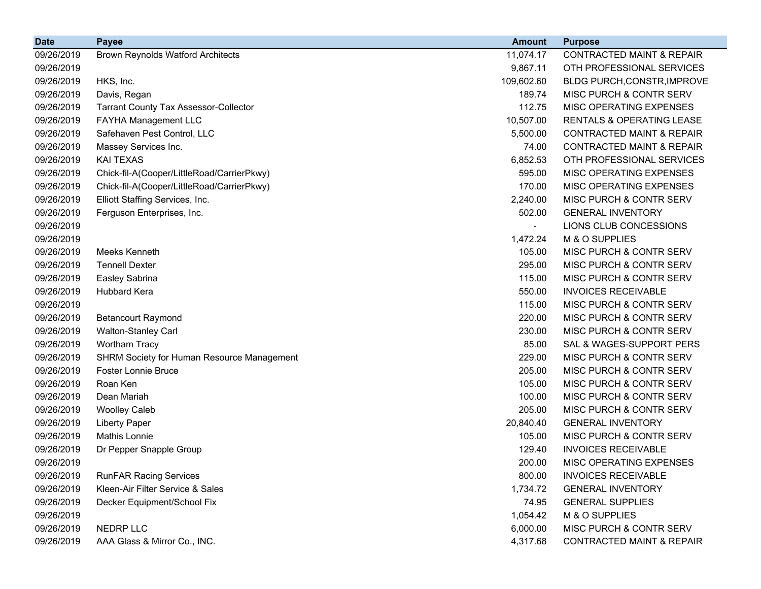| Date | Payee | Amount | Purpose |
| --- | --- | --- | --- |
| 09/26/2019 | Brown Reynolds Watford Architects | 11,074.17 | CONTRACTED MAINT & REPAIR |
| 09/26/2019 | | 9,867.11 | OTH PROFESSIONAL SERVICES |
| 09/26/2019 | HKS, Inc. | 109,602.60 | BLDG PURCH,CONSTR,IMPROVE |
| 09/26/2019 | Davis, Regan | 189.74 | MISC PURCH & CONTR SERV |
| 09/26/2019 | Tarrant County Tax Assessor-Collector | 112.75 | MISC OPERATING EXPENSES |
| 09/26/2019 | FAYHA Management LLC | 10,507.00 | RENTALS & OPERATING LEASE |
| 09/26/2019 | Safehaven Pest Control, LLC | 5,500.00 | CONTRACTED MAINT & REPAIR |
| 09/26/2019 | Massey Services Inc. | 74.00 | CONTRACTED MAINT & REPAIR |
| 09/26/2019 | KAI TEXAS | 6,852.53 | OTH PROFESSIONAL SERVICES |
| 09/26/2019 | Chick-fil-A(Cooper/LittleRoad/CarrierPkwy) | 595.00 | MISC OPERATING EXPENSES |
| 09/26/2019 | Chick-fil-A(Cooper/LittleRoad/CarrierPkwy) | 170.00 | MISC OPERATING EXPENSES |
| 09/26/2019 | Elliott Staffing Services, Inc. | 2,240.00 | MISC PURCH & CONTR SERV |
| 09/26/2019 | Ferguson Enterprises, Inc. | 502.00 | GENERAL INVENTORY |
| 09/26/2019 | | - | LIONS CLUB CONCESSIONS |
| 09/26/2019 | | 1,472.24 | M & O SUPPLIES |
| 09/26/2019 | Meeks Kenneth | 105.00 | MISC PURCH & CONTR SERV |
| 09/26/2019 | Tennell Dexter | 295.00 | MISC PURCH & CONTR SERV |
| 09/26/2019 | Easley Sabrina | 115.00 | MISC PURCH & CONTR SERV |
| 09/26/2019 | Hubbard Kera | 550.00 | INVOICES RECEIVABLE |
| 09/26/2019 | | 115.00 | MISC PURCH & CONTR SERV |
| 09/26/2019 | Betancourt Raymond | 220.00 | MISC PURCH & CONTR SERV |
| 09/26/2019 | Walton-Stanley Carl | 230.00 | MISC PURCH & CONTR SERV |
| 09/26/2019 | Wortham Tracy | 85.00 | SAL & WAGES-SUPPORT PERS |
| 09/26/2019 | SHRM Society for Human Resource Management | 229.00 | MISC PURCH & CONTR SERV |
| 09/26/2019 | Foster Lonnie Bruce | 205.00 | MISC PURCH & CONTR SERV |
| 09/26/2019 | Roan Ken | 105.00 | MISC PURCH & CONTR SERV |
| 09/26/2019 | Dean Mariah | 100.00 | MISC PURCH & CONTR SERV |
| 09/26/2019 | Woolley Caleb | 205.00 | MISC PURCH & CONTR SERV |
| 09/26/2019 | Liberty Paper | 20,840.40 | GENERAL INVENTORY |
| 09/26/2019 | Mathis Lonnie | 105.00 | MISC PURCH & CONTR SERV |
| 09/26/2019 | Dr Pepper Snapple Group | 129.40 | INVOICES RECEIVABLE |
| 09/26/2019 | | 200.00 | MISC OPERATING EXPENSES |
| 09/26/2019 | RunFAR Racing Services | 800.00 | INVOICES RECEIVABLE |
| 09/26/2019 | Kleen-Air Filter Service & Sales | 1,734.72 | GENERAL INVENTORY |
| 09/26/2019 | Decker Equipment/School Fix | 74.95 | GENERAL SUPPLIES |
| 09/26/2019 | | 1,054.42 | M & O SUPPLIES |
| 09/26/2019 | NEDRP LLC | 6,000.00 | MISC PURCH & CONTR SERV |
| 09/26/2019 | AAA Glass & Mirror Co., INC. | 4,317.68 | CONTRACTED MAINT & REPAIR |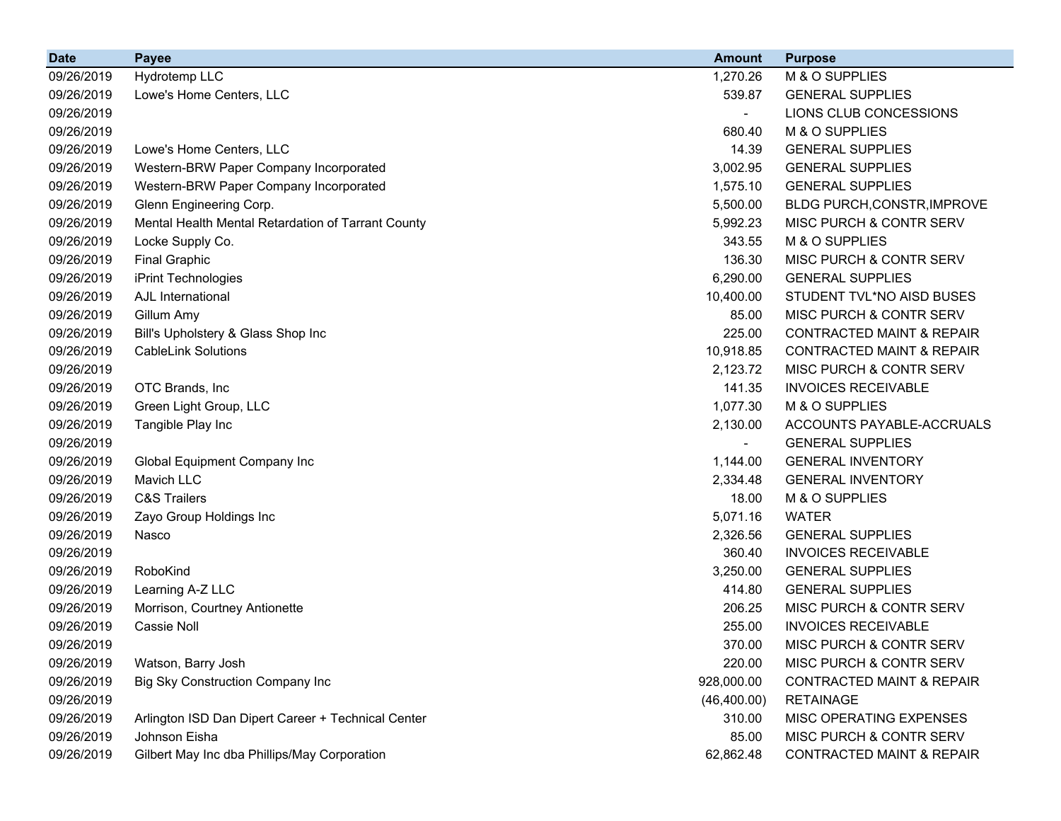| Date | Payee | Amount | Purpose |
|---|---|---|---|
| 09/26/2019 | Hydrotemp LLC | 1,270.26 | M & O SUPPLIES |
| 09/26/2019 | Lowe's Home Centers, LLC | 539.87 | GENERAL SUPPLIES |
| 09/26/2019 | | - | LIONS CLUB CONCESSIONS |
| 09/26/2019 | | 680.40 | M & O SUPPLIES |
| 09/26/2019 | Lowe's Home Centers, LLC | 14.39 | GENERAL SUPPLIES |
| 09/26/2019 | Western-BRW Paper Company Incorporated | 3,002.95 | GENERAL SUPPLIES |
| 09/26/2019 | Western-BRW Paper Company Incorporated | 1,575.10 | GENERAL SUPPLIES |
| 09/26/2019 | Glenn Engineering Corp. | 5,500.00 | BLDG PURCH,CONSTR,IMPROVE |
| 09/26/2019 | Mental Health Mental Retardation of Tarrant County | 5,992.23 | MISC PURCH & CONTR SERV |
| 09/26/2019 | Locke Supply Co. | 343.55 | M & O SUPPLIES |
| 09/26/2019 | Final Graphic | 136.30 | MISC PURCH & CONTR SERV |
| 09/26/2019 | iPrint Technologies | 6,290.00 | GENERAL SUPPLIES |
| 09/26/2019 | AJL International | 10,400.00 | STUDENT TVL*NO AISD BUSES |
| 09/26/2019 | Gillum Amy | 85.00 | MISC PURCH & CONTR SERV |
| 09/26/2019 | Bill's Upholstery & Glass Shop Inc | 225.00 | CONTRACTED MAINT & REPAIR |
| 09/26/2019 | CableLink Solutions | 10,918.85 | CONTRACTED MAINT & REPAIR |
| 09/26/2019 | | 2,123.72 | MISC PURCH & CONTR SERV |
| 09/26/2019 | OTC Brands, Inc | 141.35 | INVOICES RECEIVABLE |
| 09/26/2019 | Green Light Group, LLC | 1,077.30 | M & O SUPPLIES |
| 09/26/2019 | Tangible Play Inc | 2,130.00 | ACCOUNTS PAYABLE-ACCRUALS |
| 09/26/2019 | | - | GENERAL SUPPLIES |
| 09/26/2019 | Global Equipment Company Inc | 1,144.00 | GENERAL INVENTORY |
| 09/26/2019 | Mavich LLC | 2,334.48 | GENERAL INVENTORY |
| 09/26/2019 | C&S Trailers | 18.00 | M & O SUPPLIES |
| 09/26/2019 | Zayo Group Holdings Inc | 5,071.16 | WATER |
| 09/26/2019 | Nasco | 2,326.56 | GENERAL SUPPLIES |
| 09/26/2019 | | 360.40 | INVOICES RECEIVABLE |
| 09/26/2019 | RoboKind | 3,250.00 | GENERAL SUPPLIES |
| 09/26/2019 | Learning A-Z LLC | 414.80 | GENERAL SUPPLIES |
| 09/26/2019 | Morrison, Courtney Antionette | 206.25 | MISC PURCH & CONTR SERV |
| 09/26/2019 | Cassie Noll | 255.00 | INVOICES RECEIVABLE |
| 09/26/2019 | | 370.00 | MISC PURCH & CONTR SERV |
| 09/26/2019 | Watson, Barry Josh | 220.00 | MISC PURCH & CONTR SERV |
| 09/26/2019 | Big Sky Construction Company Inc | 928,000.00 | CONTRACTED MAINT & REPAIR |
| 09/26/2019 | | (46,400.00) | RETAINAGE |
| 09/26/2019 | Arlington ISD Dan Dipert Career + Technical Center | 310.00 | MISC OPERATING EXPENSES |
| 09/26/2019 | Johnson Eisha | 85.00 | MISC PURCH & CONTR SERV |
| 09/26/2019 | Gilbert May Inc dba Phillips/May Corporation | 62,862.48 | CONTRACTED MAINT & REPAIR |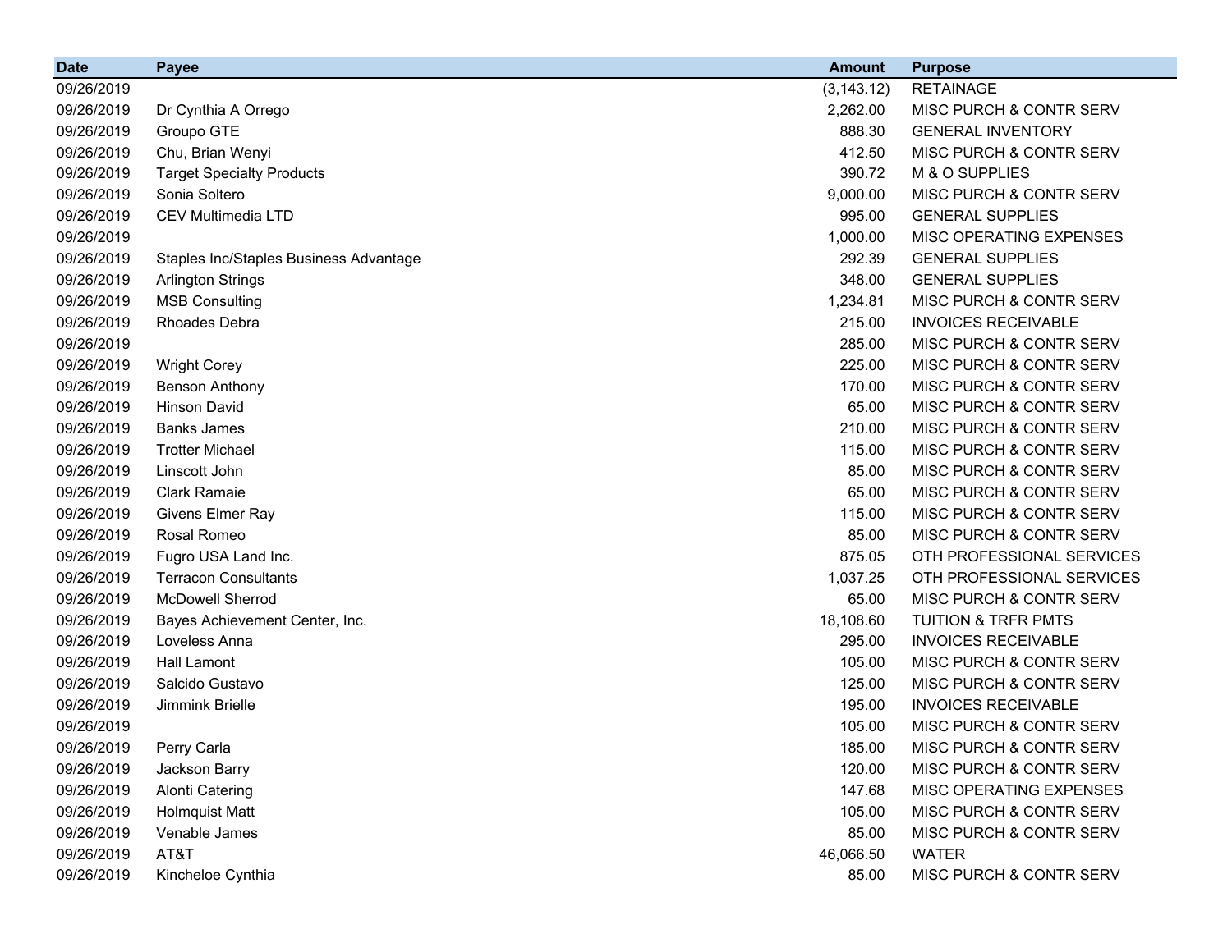| Date | Payee | Amount | Purpose |
|---|---|---|---|
| 09/26/2019 | | (3,143.12) | RETAINAGE |
| 09/26/2019 | Dr Cynthia A Orrego | 2,262.00 | MISC PURCH & CONTR SERV |
| 09/26/2019 | Groupo GTE | 888.30 | GENERAL INVENTORY |
| 09/26/2019 | Chu, Brian Wenyi | 412.50 | MISC PURCH & CONTR SERV |
| 09/26/2019 | Target Specialty Products | 390.72 | M & O SUPPLIES |
| 09/26/2019 | Sonia Soltero | 9,000.00 | MISC PURCH & CONTR SERV |
| 09/26/2019 | CEV Multimedia LTD | 995.00 | GENERAL SUPPLIES |
| 09/26/2019 | | 1,000.00 | MISC OPERATING EXPENSES |
| 09/26/2019 | Staples Inc/Staples Business Advantage | 292.39 | GENERAL SUPPLIES |
| 09/26/2019 | Arlington Strings | 348.00 | GENERAL SUPPLIES |
| 09/26/2019 | MSB Consulting | 1,234.81 | MISC PURCH & CONTR SERV |
| 09/26/2019 | Rhoades Debra | 215.00 | INVOICES RECEIVABLE |
| 09/26/2019 | | 285.00 | MISC PURCH & CONTR SERV |
| 09/26/2019 | Wright Corey | 225.00 | MISC PURCH & CONTR SERV |
| 09/26/2019 | Benson Anthony | 170.00 | MISC PURCH & CONTR SERV |
| 09/26/2019 | Hinson David | 65.00 | MISC PURCH & CONTR SERV |
| 09/26/2019 | Banks James | 210.00 | MISC PURCH & CONTR SERV |
| 09/26/2019 | Trotter Michael | 115.00 | MISC PURCH & CONTR SERV |
| 09/26/2019 | Linscott John | 85.00 | MISC PURCH & CONTR SERV |
| 09/26/2019 | Clark Ramaie | 65.00 | MISC PURCH & CONTR SERV |
| 09/26/2019 | Givens Elmer Ray | 115.00 | MISC PURCH & CONTR SERV |
| 09/26/2019 | Rosal Romeo | 85.00 | MISC PURCH & CONTR SERV |
| 09/26/2019 | Fugro USA Land Inc. | 875.05 | OTH PROFESSIONAL SERVICES |
| 09/26/2019 | Terracon Consultants | 1,037.25 | OTH PROFESSIONAL SERVICES |
| 09/26/2019 | McDowell Sherrod | 65.00 | MISC PURCH & CONTR SERV |
| 09/26/2019 | Bayes Achievement Center, Inc. | 18,108.60 | TUITION & TRFR PMTS |
| 09/26/2019 | Loveless Anna | 295.00 | INVOICES RECEIVABLE |
| 09/26/2019 | Hall Lamont | 105.00 | MISC PURCH & CONTR SERV |
| 09/26/2019 | Salcido Gustavo | 125.00 | MISC PURCH & CONTR SERV |
| 09/26/2019 | Jimmink Brielle | 195.00 | INVOICES RECEIVABLE |
| 09/26/2019 | | 105.00 | MISC PURCH & CONTR SERV |
| 09/26/2019 | Perry Carla | 185.00 | MISC PURCH & CONTR SERV |
| 09/26/2019 | Jackson Barry | 120.00 | MISC PURCH & CONTR SERV |
| 09/26/2019 | Alonti Catering | 147.68 | MISC OPERATING EXPENSES |
| 09/26/2019 | Holmquist Matt | 105.00 | MISC PURCH & CONTR SERV |
| 09/26/2019 | Venable James | 85.00 | MISC PURCH & CONTR SERV |
| 09/26/2019 | AT&T | 46,066.50 | WATER |
| 09/26/2019 | Kincheloe Cynthia | 85.00 | MISC PURCH & CONTR SERV |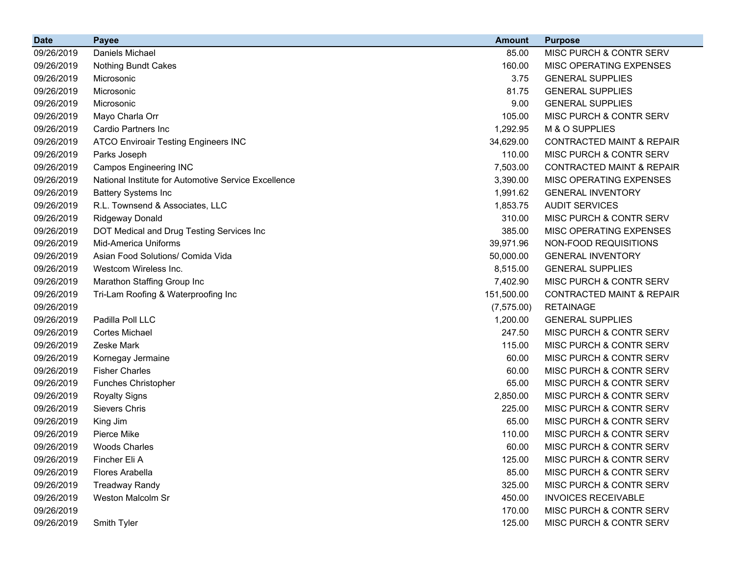| Date | Payee | Amount | Purpose |
|---|---|---|---|
| 09/26/2019 | Daniels Michael | 85.00 | MISC PURCH & CONTR SERV |
| 09/26/2019 | Nothing Bundt Cakes | 160.00 | MISC OPERATING EXPENSES |
| 09/26/2019 | Microsonic | 3.75 | GENERAL SUPPLIES |
| 09/26/2019 | Microsonic | 81.75 | GENERAL SUPPLIES |
| 09/26/2019 | Microsonic | 9.00 | GENERAL SUPPLIES |
| 09/26/2019 | Mayo Charla Orr | 105.00 | MISC PURCH & CONTR SERV |
| 09/26/2019 | Cardio Partners Inc | 1,292.95 | M & O SUPPLIES |
| 09/26/2019 | ATCO Enviroair Testing Engineers INC | 34,629.00 | CONTRACTED MAINT & REPAIR |
| 09/26/2019 | Parks Joseph | 110.00 | MISC PURCH & CONTR SERV |
| 09/26/2019 | Campos Engineering INC | 7,503.00 | CONTRACTED MAINT & REPAIR |
| 09/26/2019 | National Institute for Automotive Service Excellence | 3,390.00 | MISC OPERATING EXPENSES |
| 09/26/2019 | Battery Systems Inc | 1,991.62 | GENERAL INVENTORY |
| 09/26/2019 | R.L. Townsend & Associates, LLC | 1,853.75 | AUDIT SERVICES |
| 09/26/2019 | Ridgeway Donald | 310.00 | MISC PURCH & CONTR SERV |
| 09/26/2019 | DOT Medical and Drug Testing Services Inc | 385.00 | MISC OPERATING EXPENSES |
| 09/26/2019 | Mid-America Uniforms | 39,971.96 | NON-FOOD REQUISITIONS |
| 09/26/2019 | Asian Food Solutions/ Comida Vida | 50,000.00 | GENERAL INVENTORY |
| 09/26/2019 | Westcom Wireless Inc. | 8,515.00 | GENERAL SUPPLIES |
| 09/26/2019 | Marathon Staffing Group Inc | 7,402.90 | MISC PURCH & CONTR SERV |
| 09/26/2019 | Tri-Lam Roofing & Waterproofing Inc | 151,500.00 | CONTRACTED MAINT & REPAIR |
| 09/26/2019 | | (7,575.00) | RETAINAGE |
| 09/26/2019 | Padilla Poll LLC | 1,200.00 | GENERAL SUPPLIES |
| 09/26/2019 | Cortes Michael | 247.50 | MISC PURCH & CONTR SERV |
| 09/26/2019 | Zeske Mark | 115.00 | MISC PURCH & CONTR SERV |
| 09/26/2019 | Kornegay Jermaine | 60.00 | MISC PURCH & CONTR SERV |
| 09/26/2019 | Fisher Charles | 60.00 | MISC PURCH & CONTR SERV |
| 09/26/2019 | Funches Christopher | 65.00 | MISC PURCH & CONTR SERV |
| 09/26/2019 | Royalty Signs | 2,850.00 | MISC PURCH & CONTR SERV |
| 09/26/2019 | Sievers Chris | 225.00 | MISC PURCH & CONTR SERV |
| 09/26/2019 | King Jim | 65.00 | MISC PURCH & CONTR SERV |
| 09/26/2019 | Pierce Mike | 110.00 | MISC PURCH & CONTR SERV |
| 09/26/2019 | Woods Charles | 60.00 | MISC PURCH & CONTR SERV |
| 09/26/2019 | Fincher Eli A | 125.00 | MISC PURCH & CONTR SERV |
| 09/26/2019 | Flores Arabella | 85.00 | MISC PURCH & CONTR SERV |
| 09/26/2019 | Treadway Randy | 325.00 | MISC PURCH & CONTR SERV |
| 09/26/2019 | Weston Malcolm Sr | 450.00 | INVOICES RECEIVABLE |
| 09/26/2019 | | 170.00 | MISC PURCH & CONTR SERV |
| 09/26/2019 | Smith Tyler | 125.00 | MISC PURCH & CONTR SERV |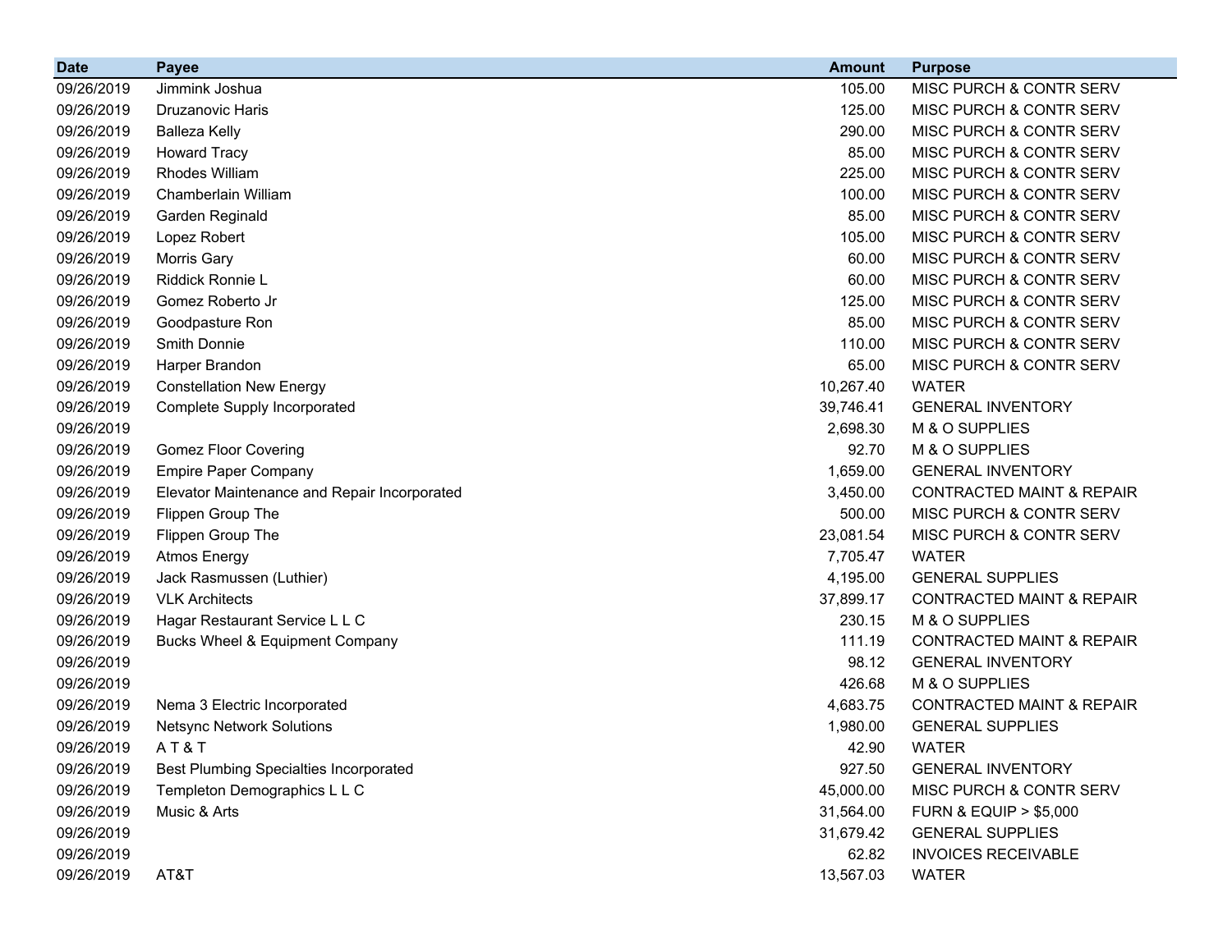| Date | Payee | Amount | Purpose |
|---|---|---|---|
| 09/26/2019 | Jimmink Joshua | 105.00 | MISC PURCH & CONTR SERV |
| 09/26/2019 | Druzanovic Haris | 125.00 | MISC PURCH & CONTR SERV |
| 09/26/2019 | Balleza Kelly | 290.00 | MISC PURCH & CONTR SERV |
| 09/26/2019 | Howard Tracy | 85.00 | MISC PURCH & CONTR SERV |
| 09/26/2019 | Rhodes William | 225.00 | MISC PURCH & CONTR SERV |
| 09/26/2019 | Chamberlain William | 100.00 | MISC PURCH & CONTR SERV |
| 09/26/2019 | Garden Reginald | 85.00 | MISC PURCH & CONTR SERV |
| 09/26/2019 | Lopez Robert | 105.00 | MISC PURCH & CONTR SERV |
| 09/26/2019 | Morris Gary | 60.00 | MISC PURCH & CONTR SERV |
| 09/26/2019 | Riddick Ronnie L | 60.00 | MISC PURCH & CONTR SERV |
| 09/26/2019 | Gomez Roberto Jr | 125.00 | MISC PURCH & CONTR SERV |
| 09/26/2019 | Goodpasture Ron | 85.00 | MISC PURCH & CONTR SERV |
| 09/26/2019 | Smith Donnie | 110.00 | MISC PURCH & CONTR SERV |
| 09/26/2019 | Harper Brandon | 65.00 | MISC PURCH & CONTR SERV |
| 09/26/2019 | Constellation New Energy | 10,267.40 | WATER |
| 09/26/2019 | Complete Supply Incorporated | 39,746.41 | GENERAL INVENTORY |
| 09/26/2019 | | 2,698.30 | M & O SUPPLIES |
| 09/26/2019 | Gomez Floor Covering | 92.70 | M & O SUPPLIES |
| 09/26/2019 | Empire Paper Company | 1,659.00 | GENERAL INVENTORY |
| 09/26/2019 | Elevator Maintenance and Repair Incorporated | 3,450.00 | CONTRACTED MAINT & REPAIR |
| 09/26/2019 | Flippen Group The | 500.00 | MISC PURCH & CONTR SERV |
| 09/26/2019 | Flippen Group The | 23,081.54 | MISC PURCH & CONTR SERV |
| 09/26/2019 | Atmos Energy | 7,705.47 | WATER |
| 09/26/2019 | Jack Rasmussen (Luthier) | 4,195.00 | GENERAL SUPPLIES |
| 09/26/2019 | VLK Architects | 37,899.17 | CONTRACTED MAINT & REPAIR |
| 09/26/2019 | Hagar Restaurant Service L L C | 230.15 | M & O SUPPLIES |
| 09/26/2019 | Bucks Wheel & Equipment Company | 111.19 | CONTRACTED MAINT & REPAIR |
| 09/26/2019 | | 98.12 | GENERAL INVENTORY |
| 09/26/2019 | | 426.68 | M & O SUPPLIES |
| 09/26/2019 | Nema 3 Electric Incorporated | 4,683.75 | CONTRACTED MAINT & REPAIR |
| 09/26/2019 | Netsync Network Solutions | 1,980.00 | GENERAL SUPPLIES |
| 09/26/2019 | A T & T | 42.90 | WATER |
| 09/26/2019 | Best Plumbing Specialties Incorporated | 927.50 | GENERAL INVENTORY |
| 09/26/2019 | Templeton Demographics L L C | 45,000.00 | MISC PURCH & CONTR SERV |
| 09/26/2019 | Music & Arts | 31,564.00 | FURN & EQUIP > $5,000 |
| 09/26/2019 | | 31,679.42 | GENERAL SUPPLIES |
| 09/26/2019 | | 62.82 | INVOICES RECEIVABLE |
| 09/26/2019 | AT&T | 13,567.03 | WATER |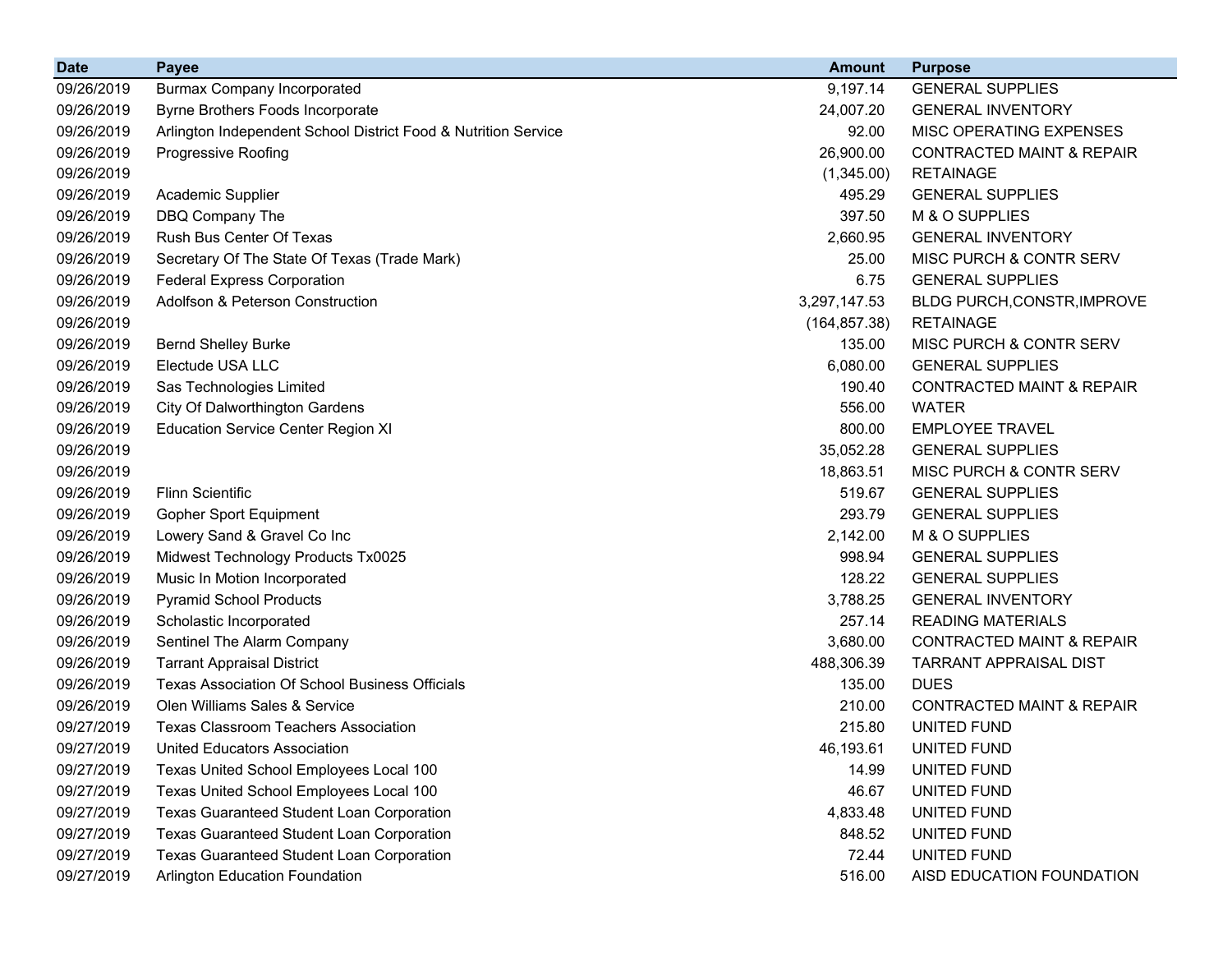| Date | Payee | Amount | Purpose |
|---|---|---|---|
| 09/26/2019 | Burmax Company Incorporated | 9,197.14 | GENERAL SUPPLIES |
| 09/26/2019 | Byrne Brothers Foods Incorporate | 24,007.20 | GENERAL INVENTORY |
| 09/26/2019 | Arlington Independent School District Food & Nutrition Service | 92.00 | MISC OPERATING EXPENSES |
| 09/26/2019 | Progressive Roofing | 26,900.00 | CONTRACTED MAINT & REPAIR |
| 09/26/2019 | | (1,345.00) | RETAINAGE |
| 09/26/2019 | Academic Supplier | 495.29 | GENERAL SUPPLIES |
| 09/26/2019 | DBQ Company The | 397.50 | M & O SUPPLIES |
| 09/26/2019 | Rush Bus Center Of Texas | 2,660.95 | GENERAL INVENTORY |
| 09/26/2019 | Secretary Of The State Of Texas (Trade Mark) | 25.00 | MISC PURCH & CONTR SERV |
| 09/26/2019 | Federal Express Corporation | 6.75 | GENERAL SUPPLIES |
| 09/26/2019 | Adolfson & Peterson Construction | 3,297,147.53 | BLDG PURCH,CONSTR,IMPROVE |
| 09/26/2019 | | (164,857.38) | RETAINAGE |
| 09/26/2019 | Bernd Shelley Burke | 135.00 | MISC PURCH & CONTR SERV |
| 09/26/2019 | Electude USA LLC | 6,080.00 | GENERAL SUPPLIES |
| 09/26/2019 | Sas Technologies Limited | 190.40 | CONTRACTED MAINT & REPAIR |
| 09/26/2019 | City Of Dalworthington Gardens | 556.00 | WATER |
| 09/26/2019 | Education Service Center Region XI | 800.00 | EMPLOYEE TRAVEL |
| 09/26/2019 | | 35,052.28 | GENERAL SUPPLIES |
| 09/26/2019 | | 18,863.51 | MISC PURCH & CONTR SERV |
| 09/26/2019 | Flinn Scientific | 519.67 | GENERAL SUPPLIES |
| 09/26/2019 | Gopher Sport Equipment | 293.79 | GENERAL SUPPLIES |
| 09/26/2019 | Lowery Sand & Gravel Co Inc | 2,142.00 | M & O SUPPLIES |
| 09/26/2019 | Midwest Technology Products Tx0025 | 998.94 | GENERAL SUPPLIES |
| 09/26/2019 | Music In Motion Incorporated | 128.22 | GENERAL SUPPLIES |
| 09/26/2019 | Pyramid School Products | 3,788.25 | GENERAL INVENTORY |
| 09/26/2019 | Scholastic Incorporated | 257.14 | READING MATERIALS |
| 09/26/2019 | Sentinel The Alarm Company | 3,680.00 | CONTRACTED MAINT & REPAIR |
| 09/26/2019 | Tarrant Appraisal District | 488,306.39 | TARRANT APPRAISAL DIST |
| 09/26/2019 | Texas Association Of School Business Officials | 135.00 | DUES |
| 09/26/2019 | Olen Williams Sales & Service | 210.00 | CONTRACTED MAINT & REPAIR |
| 09/27/2019 | Texas Classroom Teachers Association | 215.80 | UNITED FUND |
| 09/27/2019 | United Educators Association | 46,193.61 | UNITED FUND |
| 09/27/2019 | Texas United School Employees Local 100 | 14.99 | UNITED FUND |
| 09/27/2019 | Texas United School Employees Local 100 | 46.67 | UNITED FUND |
| 09/27/2019 | Texas Guaranteed Student Loan Corporation | 4,833.48 | UNITED FUND |
| 09/27/2019 | Texas Guaranteed Student Loan Corporation | 848.52 | UNITED FUND |
| 09/27/2019 | Texas Guaranteed Student Loan Corporation | 72.44 | UNITED FUND |
| 09/27/2019 | Arlington Education Foundation | 516.00 | AISD EDUCATION FOUNDATION |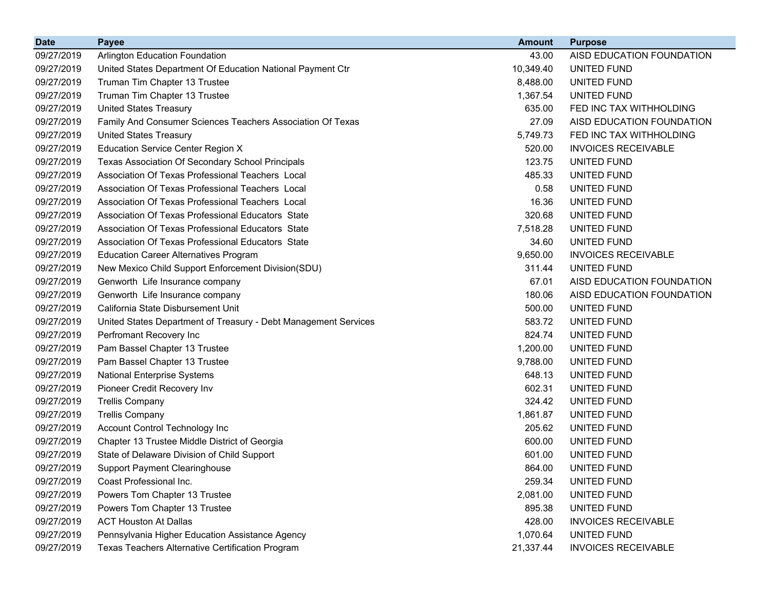| Date | Payee | Amount | Purpose |
|---|---|---|---|
| 09/27/2019 | Arlington Education Foundation | 43.00 | AISD EDUCATION FOUNDATION |
| 09/27/2019 | United States Department Of Education National Payment Ctr | 10,349.40 | UNITED FUND |
| 09/27/2019 | Truman Tim Chapter 13 Trustee | 8,488.00 | UNITED FUND |
| 09/27/2019 | Truman Tim Chapter 13 Trustee | 1,367.54 | UNITED FUND |
| 09/27/2019 | United States Treasury | 635.00 | FED INC TAX WITHHOLDING |
| 09/27/2019 | Family And Consumer Sciences Teachers Association Of Texas | 27.09 | AISD EDUCATION FOUNDATION |
| 09/27/2019 | United States Treasury | 5,749.73 | FED INC TAX WITHHOLDING |
| 09/27/2019 | Education Service Center Region X | 520.00 | INVOICES RECEIVABLE |
| 09/27/2019 | Texas Association Of Secondary School Principals | 123.75 | UNITED FUND |
| 09/27/2019 | Association Of Texas Professional Teachers Local | 485.33 | UNITED FUND |
| 09/27/2019 | Association Of Texas Professional Teachers Local | 0.58 | UNITED FUND |
| 09/27/2019 | Association Of Texas Professional Teachers Local | 16.36 | UNITED FUND |
| 09/27/2019 | Association Of Texas Professional Educators State | 320.68 | UNITED FUND |
| 09/27/2019 | Association Of Texas Professional Educators State | 7,518.28 | UNITED FUND |
| 09/27/2019 | Association Of Texas Professional Educators State | 34.60 | UNITED FUND |
| 09/27/2019 | Education Career Alternatives Program | 9,650.00 | INVOICES RECEIVABLE |
| 09/27/2019 | New Mexico Child Support Enforcement Division(SDU) | 311.44 | UNITED FUND |
| 09/27/2019 | Genworth Life Insurance company | 67.01 | AISD EDUCATION FOUNDATION |
| 09/27/2019 | Genworth Life Insurance company | 180.06 | AISD EDUCATION FOUNDATION |
| 09/27/2019 | California State Disbursement Unit | 500.00 | UNITED FUND |
| 09/27/2019 | United States Department of Treasury - Debt Management Services | 583.72 | UNITED FUND |
| 09/27/2019 | Perfromant Recovery Inc | 824.74 | UNITED FUND |
| 09/27/2019 | Pam Bassel Chapter 13 Trustee | 1,200.00 | UNITED FUND |
| 09/27/2019 | Pam Bassel Chapter 13 Trustee | 9,788.00 | UNITED FUND |
| 09/27/2019 | National Enterprise Systems | 648.13 | UNITED FUND |
| 09/27/2019 | Pioneer Credit Recovery Inv | 602.31 | UNITED FUND |
| 09/27/2019 | Trellis Company | 324.42 | UNITED FUND |
| 09/27/2019 | Trellis Company | 1,861.87 | UNITED FUND |
| 09/27/2019 | Account Control Technology Inc | 205.62 | UNITED FUND |
| 09/27/2019 | Chapter 13 Trustee Middle District of Georgia | 600.00 | UNITED FUND |
| 09/27/2019 | State of Delaware Division of Child Support | 601.00 | UNITED FUND |
| 09/27/2019 | Support Payment Clearinghouse | 864.00 | UNITED FUND |
| 09/27/2019 | Coast Professional Inc. | 259.34 | UNITED FUND |
| 09/27/2019 | Powers Tom Chapter 13 Trustee | 2,081.00 | UNITED FUND |
| 09/27/2019 | Powers Tom Chapter 13 Trustee | 895.38 | UNITED FUND |
| 09/27/2019 | ACT Houston At Dallas | 428.00 | INVOICES RECEIVABLE |
| 09/27/2019 | Pennsylvania Higher Education Assistance Agency | 1,070.64 | UNITED FUND |
| 09/27/2019 | Texas Teachers Alternative Certification Program | 21,337.44 | INVOICES RECEIVABLE |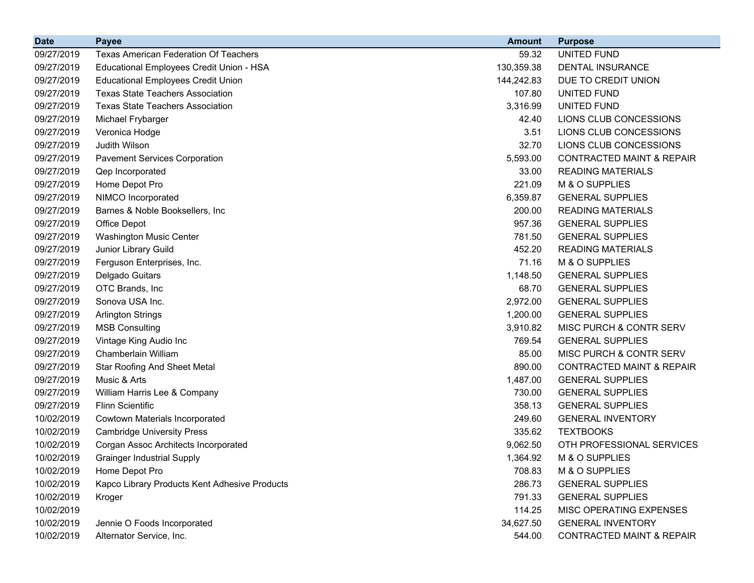| Date | Payee | Amount | Purpose |
|---|---|---:|---|
| 09/27/2019 | Texas American Federation Of Teachers | 59.32 | UNITED FUND |
| 09/27/2019 | Educational Employees Credit Union - HSA | 130,359.38 | DENTAL INSURANCE |
| 09/27/2019 | Educational Employees Credit Union | 144,242.83 | DUE TO CREDIT UNION |
| 09/27/2019 | Texas State Teachers Association | 107.80 | UNITED FUND |
| 09/27/2019 | Texas State Teachers Association | 3,316.99 | UNITED FUND |
| 09/27/2019 | Michael Frybarger | 42.40 | LIONS CLUB CONCESSIONS |
| 09/27/2019 | Veronica Hodge | 3.51 | LIONS CLUB CONCESSIONS |
| 09/27/2019 | Judith Wilson | 32.70 | LIONS CLUB CONCESSIONS |
| 09/27/2019 | Pavement Services Corporation | 5,593.00 | CONTRACTED MAINT & REPAIR |
| 09/27/2019 | Qep Incorporated | 33.00 | READING MATERIALS |
| 09/27/2019 | Home Depot Pro | 221.09 | M & O SUPPLIES |
| 09/27/2019 | NIMCO Incorporated | 6,359.87 | GENERAL SUPPLIES |
| 09/27/2019 | Barnes & Noble Booksellers, Inc | 200.00 | READING MATERIALS |
| 09/27/2019 | Office Depot | 957.36 | GENERAL SUPPLIES |
| 09/27/2019 | Washington Music Center | 781.50 | GENERAL SUPPLIES |
| 09/27/2019 | Junior Library Guild | 452.20 | READING MATERIALS |
| 09/27/2019 | Ferguson Enterprises, Inc. | 71.16 | M & O SUPPLIES |
| 09/27/2019 | Delgado Guitars | 1,148.50 | GENERAL SUPPLIES |
| 09/27/2019 | OTC Brands, Inc | 68.70 | GENERAL SUPPLIES |
| 09/27/2019 | Sonova USA Inc. | 2,972.00 | GENERAL SUPPLIES |
| 09/27/2019 | Arlington Strings | 1,200.00 | GENERAL SUPPLIES |
| 09/27/2019 | MSB Consulting | 3,910.82 | MISC PURCH & CONTR SERV |
| 09/27/2019 | Vintage King Audio Inc | 769.54 | GENERAL SUPPLIES |
| 09/27/2019 | Chamberlain William | 85.00 | MISC PURCH & CONTR SERV |
| 09/27/2019 | Star Roofing And Sheet Metal | 890.00 | CONTRACTED MAINT & REPAIR |
| 09/27/2019 | Music & Arts | 1,487.00 | GENERAL SUPPLIES |
| 09/27/2019 | William Harris Lee & Company | 730.00 | GENERAL SUPPLIES |
| 09/27/2019 | Flinn Scientific | 358.13 | GENERAL SUPPLIES |
| 10/02/2019 | Cowtown Materials Incorporated | 249.60 | GENERAL INVENTORY |
| 10/02/2019 | Cambridge University Press | 335.62 | TEXTBOOKS |
| 10/02/2019 | Corgan Assoc Architects Incorporated | 9,062.50 | OTH PROFESSIONAL SERVICES |
| 10/02/2019 | Grainger Industrial Supply | 1,364.92 | M & O SUPPLIES |
| 10/02/2019 | Home Depot Pro | 708.83 | M & O SUPPLIES |
| 10/02/2019 | Kapco Library Products Kent Adhesive Products | 286.73 | GENERAL SUPPLIES |
| 10/02/2019 | Kroger | 791.33 | GENERAL SUPPLIES |
| 10/02/2019 | | 114.25 | MISC OPERATING EXPENSES |
| 10/02/2019 | Jennie O Foods Incorporated | 34,627.50 | GENERAL INVENTORY |
| 10/02/2019 | Alternator Service, Inc. | 544.00 | CONTRACTED MAINT & REPAIR |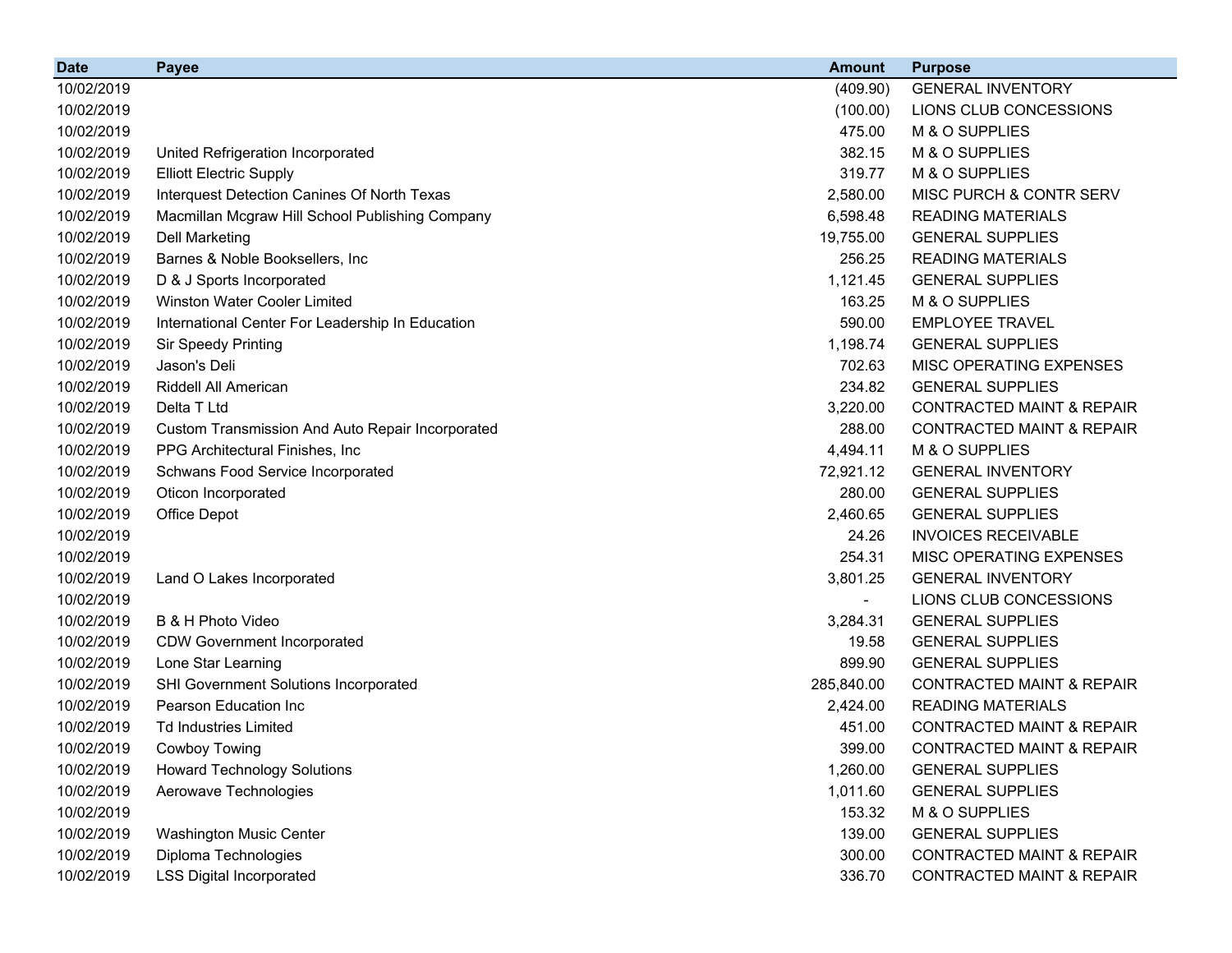| Date | Payee | Amount | Purpose |
|---|---|---|---|
| 10/02/2019 | | (409.90) | GENERAL INVENTORY |
| 10/02/2019 | | (100.00) | LIONS CLUB CONCESSIONS |
| 10/02/2019 | | 475.00 | M & O SUPPLIES |
| 10/02/2019 | United Refrigeration Incorporated | 382.15 | M & O SUPPLIES |
| 10/02/2019 | Elliott Electric Supply | 319.77 | M & O SUPPLIES |
| 10/02/2019 | Interquest Detection Canines Of North Texas | 2,580.00 | MISC PURCH & CONTR SERV |
| 10/02/2019 | Macmillan Mcgraw Hill School Publishing Company | 6,598.48 | READING MATERIALS |
| 10/02/2019 | Dell Marketing | 19,755.00 | GENERAL SUPPLIES |
| 10/02/2019 | Barnes & Noble Booksellers, Inc | 256.25 | READING MATERIALS |
| 10/02/2019 | D & J Sports Incorporated | 1,121.45 | GENERAL SUPPLIES |
| 10/02/2019 | Winston Water Cooler Limited | 163.25 | M & O SUPPLIES |
| 10/02/2019 | International Center For Leadership In Education | 590.00 | EMPLOYEE TRAVEL |
| 10/02/2019 | Sir Speedy Printing | 1,198.74 | GENERAL SUPPLIES |
| 10/02/2019 | Jason's Deli | 702.63 | MISC OPERATING EXPENSES |
| 10/02/2019 | Riddell All American | 234.82 | GENERAL SUPPLIES |
| 10/02/2019 | Delta T Ltd | 3,220.00 | CONTRACTED MAINT & REPAIR |
| 10/02/2019 | Custom Transmission And Auto Repair Incorporated | 288.00 | CONTRACTED MAINT & REPAIR |
| 10/02/2019 | PPG Architectural Finishes, Inc | 4,494.11 | M & O SUPPLIES |
| 10/02/2019 | Schwans Food Service Incorporated | 72,921.12 | GENERAL INVENTORY |
| 10/02/2019 | Oticon Incorporated | 280.00 | GENERAL SUPPLIES |
| 10/02/2019 | Office Depot | 2,460.65 | GENERAL SUPPLIES |
| 10/02/2019 | | 24.26 | INVOICES RECEIVABLE |
| 10/02/2019 | | 254.31 | MISC OPERATING EXPENSES |
| 10/02/2019 | Land O Lakes Incorporated | 3,801.25 | GENERAL INVENTORY |
| 10/02/2019 | | - | LIONS CLUB CONCESSIONS |
| 10/02/2019 | B & H Photo Video | 3,284.31 | GENERAL SUPPLIES |
| 10/02/2019 | CDW Government Incorporated | 19.58 | GENERAL SUPPLIES |
| 10/02/2019 | Lone Star Learning | 899.90 | GENERAL SUPPLIES |
| 10/02/2019 | SHI Government Solutions Incorporated | 285,840.00 | CONTRACTED MAINT & REPAIR |
| 10/02/2019 | Pearson Education Inc | 2,424.00 | READING MATERIALS |
| 10/02/2019 | Td Industries Limited | 451.00 | CONTRACTED MAINT & REPAIR |
| 10/02/2019 | Cowboy Towing | 399.00 | CONTRACTED MAINT & REPAIR |
| 10/02/2019 | Howard Technology Solutions | 1,260.00 | GENERAL SUPPLIES |
| 10/02/2019 | Aerowave Technologies | 1,011.60 | GENERAL SUPPLIES |
| 10/02/2019 | | 153.32 | M & O SUPPLIES |
| 10/02/2019 | Washington Music Center | 139.00 | GENERAL SUPPLIES |
| 10/02/2019 | Diploma Technologies | 300.00 | CONTRACTED MAINT & REPAIR |
| 10/02/2019 | LSS Digital Incorporated | 336.70 | CONTRACTED MAINT & REPAIR |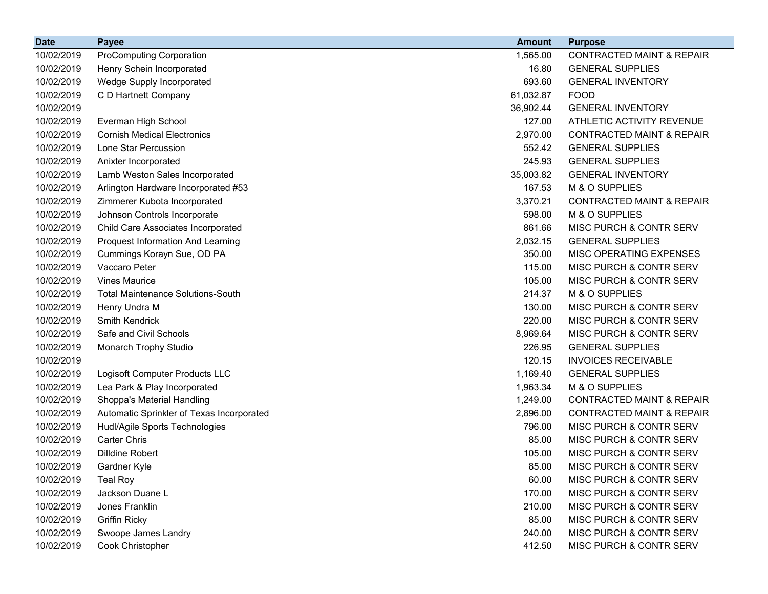| Date | Payee | Amount | Purpose |
|---|---|---|---|
| 10/02/2019 | ProComputing Corporation | 1,565.00 | CONTRACTED MAINT & REPAIR |
| 10/02/2019 | Henry Schein Incorporated | 16.80 | GENERAL SUPPLIES |
| 10/02/2019 | Wedge Supply Incorporated | 693.60 | GENERAL INVENTORY |
| 10/02/2019 | C D Hartnett Company | 61,032.87 | FOOD |
| 10/02/2019 | | 36,902.44 | GENERAL INVENTORY |
| 10/02/2019 | Everman High School | 127.00 | ATHLETIC ACTIVITY REVENUE |
| 10/02/2019 | Cornish Medical Electronics | 2,970.00 | CONTRACTED MAINT & REPAIR |
| 10/02/2019 | Lone Star Percussion | 552.42 | GENERAL SUPPLIES |
| 10/02/2019 | Anixter Incorporated | 245.93 | GENERAL SUPPLIES |
| 10/02/2019 | Lamb Weston Sales Incorporated | 35,003.82 | GENERAL INVENTORY |
| 10/02/2019 | Arlington Hardware Incorporated #53 | 167.53 | M & O SUPPLIES |
| 10/02/2019 | Zimmerer Kubota Incorporated | 3,370.21 | CONTRACTED MAINT & REPAIR |
| 10/02/2019 | Johnson Controls Incorporate | 598.00 | M & O SUPPLIES |
| 10/02/2019 | Child Care Associates Incorporated | 861.66 | MISC PURCH & CONTR SERV |
| 10/02/2019 | Proquest Information And Learning | 2,032.15 | GENERAL SUPPLIES |
| 10/02/2019 | Cummings Korayn Sue, OD PA | 350.00 | MISC OPERATING EXPENSES |
| 10/02/2019 | Vaccaro Peter | 115.00 | MISC PURCH & CONTR SERV |
| 10/02/2019 | Vines Maurice | 105.00 | MISC PURCH & CONTR SERV |
| 10/02/2019 | Total Maintenance Solutions-South | 214.37 | M & O SUPPLIES |
| 10/02/2019 | Henry Undra M | 130.00 | MISC PURCH & CONTR SERV |
| 10/02/2019 | Smith Kendrick | 220.00 | MISC PURCH & CONTR SERV |
| 10/02/2019 | Safe and Civil Schools | 8,969.64 | MISC PURCH & CONTR SERV |
| 10/02/2019 | Monarch Trophy Studio | 226.95 | GENERAL SUPPLIES |
| 10/02/2019 | | 120.15 | INVOICES RECEIVABLE |
| 10/02/2019 | Logisoft Computer Products LLC | 1,169.40 | GENERAL SUPPLIES |
| 10/02/2019 | Lea Park & Play Incorporated | 1,963.34 | M & O SUPPLIES |
| 10/02/2019 | Shoppa's Material Handling | 1,249.00 | CONTRACTED MAINT & REPAIR |
| 10/02/2019 | Automatic Sprinkler of Texas Incorporated | 2,896.00 | CONTRACTED MAINT & REPAIR |
| 10/02/2019 | Hudl/Agile Sports Technologies | 796.00 | MISC PURCH & CONTR SERV |
| 10/02/2019 | Carter Chris | 85.00 | MISC PURCH & CONTR SERV |
| 10/02/2019 | Dilldine Robert | 105.00 | MISC PURCH & CONTR SERV |
| 10/02/2019 | Gardner Kyle | 85.00 | MISC PURCH & CONTR SERV |
| 10/02/2019 | Teal Roy | 60.00 | MISC PURCH & CONTR SERV |
| 10/02/2019 | Jackson Duane L | 170.00 | MISC PURCH & CONTR SERV |
| 10/02/2019 | Jones Franklin | 210.00 | MISC PURCH & CONTR SERV |
| 10/02/2019 | Griffin Ricky | 85.00 | MISC PURCH & CONTR SERV |
| 10/02/2019 | Swoope James Landry | 240.00 | MISC PURCH & CONTR SERV |
| 10/02/2019 | Cook Christopher | 412.50 | MISC PURCH & CONTR SERV |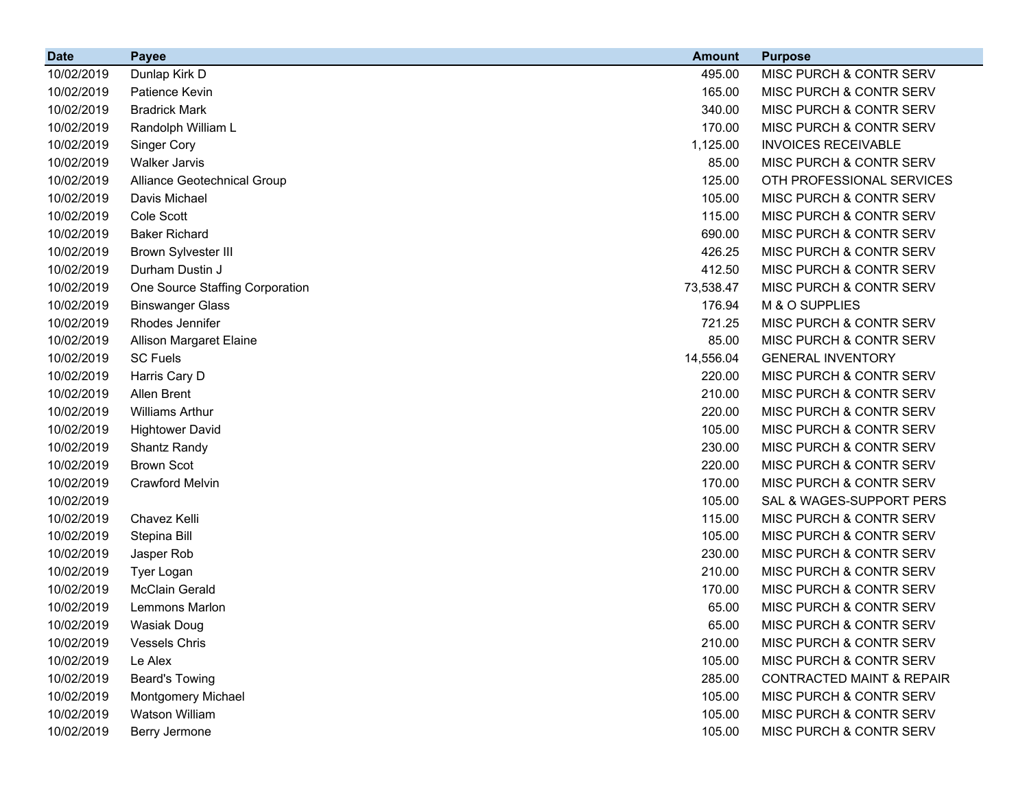| Date | Payee | Amount | Purpose |
|---|---|---|---|
| 10/02/2019 | Dunlap Kirk D | 495.00 | MISC PURCH & CONTR SERV |
| 10/02/2019 | Patience Kevin | 165.00 | MISC PURCH & CONTR SERV |
| 10/02/2019 | Bradrick Mark | 340.00 | MISC PURCH & CONTR SERV |
| 10/02/2019 | Randolph William L | 170.00 | MISC PURCH & CONTR SERV |
| 10/02/2019 | Singer Cory | 1,125.00 | INVOICES RECEIVABLE |
| 10/02/2019 | Walker Jarvis | 85.00 | MISC PURCH & CONTR SERV |
| 10/02/2019 | Alliance Geotechnical Group | 125.00 | OTH PROFESSIONAL SERVICES |
| 10/02/2019 | Davis Michael | 105.00 | MISC PURCH & CONTR SERV |
| 10/02/2019 | Cole Scott | 115.00 | MISC PURCH & CONTR SERV |
| 10/02/2019 | Baker Richard | 690.00 | MISC PURCH & CONTR SERV |
| 10/02/2019 | Brown Sylvester III | 426.25 | MISC PURCH & CONTR SERV |
| 10/02/2019 | Durham Dustin J | 412.50 | MISC PURCH & CONTR SERV |
| 10/02/2019 | One Source Staffing Corporation | 73,538.47 | MISC PURCH & CONTR SERV |
| 10/02/2019 | Binswanger Glass | 176.94 | M & O SUPPLIES |
| 10/02/2019 | Rhodes Jennifer | 721.25 | MISC PURCH & CONTR SERV |
| 10/02/2019 | Allison Margaret Elaine | 85.00 | MISC PURCH & CONTR SERV |
| 10/02/2019 | SC Fuels | 14,556.04 | GENERAL INVENTORY |
| 10/02/2019 | Harris Cary D | 220.00 | MISC PURCH & CONTR SERV |
| 10/02/2019 | Allen Brent | 210.00 | MISC PURCH & CONTR SERV |
| 10/02/2019 | Williams Arthur | 220.00 | MISC PURCH & CONTR SERV |
| 10/02/2019 | Hightower David | 105.00 | MISC PURCH & CONTR SERV |
| 10/02/2019 | Shantz Randy | 230.00 | MISC PURCH & CONTR SERV |
| 10/02/2019 | Brown Scot | 220.00 | MISC PURCH & CONTR SERV |
| 10/02/2019 | Crawford Melvin | 170.00 | MISC PURCH & CONTR SERV |
| 10/02/2019 | | 105.00 | SAL & WAGES-SUPPORT PERS |
| 10/02/2019 | Chavez Kelli | 115.00 | MISC PURCH & CONTR SERV |
| 10/02/2019 | Stepina Bill | 105.00 | MISC PURCH & CONTR SERV |
| 10/02/2019 | Jasper Rob | 230.00 | MISC PURCH & CONTR SERV |
| 10/02/2019 | Tyer Logan | 210.00 | MISC PURCH & CONTR SERV |
| 10/02/2019 | McClain Gerald | 170.00 | MISC PURCH & CONTR SERV |
| 10/02/2019 | Lemmons Marlon | 65.00 | MISC PURCH & CONTR SERV |
| 10/02/2019 | Wasiak Doug | 65.00 | MISC PURCH & CONTR SERV |
| 10/02/2019 | Vessels Chris | 210.00 | MISC PURCH & CONTR SERV |
| 10/02/2019 | Le Alex | 105.00 | MISC PURCH & CONTR SERV |
| 10/02/2019 | Beard's Towing | 285.00 | CONTRACTED MAINT & REPAIR |
| 10/02/2019 | Montgomery Michael | 105.00 | MISC PURCH & CONTR SERV |
| 10/02/2019 | Watson William | 105.00 | MISC PURCH & CONTR SERV |
| 10/02/2019 | Berry Jermone | 105.00 | MISC PURCH & CONTR SERV |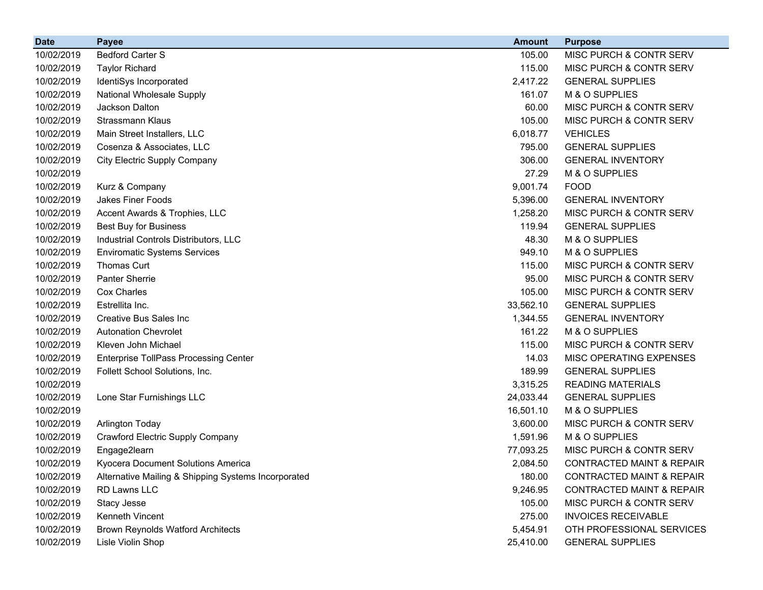| Date | Payee | Amount | Purpose |
|---|---|---|---|
| 10/02/2019 | Bedford Carter S | 105.00 | MISC PURCH & CONTR SERV |
| 10/02/2019 | Taylor Richard | 115.00 | MISC PURCH & CONTR SERV |
| 10/02/2019 | IdentiSys Incorporated | 2,417.22 | GENERAL SUPPLIES |
| 10/02/2019 | National Wholesale Supply | 161.07 | M & O SUPPLIES |
| 10/02/2019 | Jackson Dalton | 60.00 | MISC PURCH & CONTR SERV |
| 10/02/2019 | Strassmann Klaus | 105.00 | MISC PURCH & CONTR SERV |
| 10/02/2019 | Main Street Installers, LLC | 6,018.77 | VEHICLES |
| 10/02/2019 | Cosenza & Associates, LLC | 795.00 | GENERAL SUPPLIES |
| 10/02/2019 | City Electric Supply Company | 306.00 | GENERAL INVENTORY |
| 10/02/2019 | | 27.29 | M & O SUPPLIES |
| 10/02/2019 | Kurz & Company | 9,001.74 | FOOD |
| 10/02/2019 | Jakes Finer Foods | 5,396.00 | GENERAL INVENTORY |
| 10/02/2019 | Accent Awards & Trophies, LLC | 1,258.20 | MISC PURCH & CONTR SERV |
| 10/02/2019 | Best Buy for Business | 119.94 | GENERAL SUPPLIES |
| 10/02/2019 | Industrial Controls Distributors, LLC | 48.30 | M & O SUPPLIES |
| 10/02/2019 | Enviromatic Systems Services | 949.10 | M & O SUPPLIES |
| 10/02/2019 | Thomas Curt | 115.00 | MISC PURCH & CONTR SERV |
| 10/02/2019 | Panter Sherrie | 95.00 | MISC PURCH & CONTR SERV |
| 10/02/2019 | Cox Charles | 105.00 | MISC PURCH & CONTR SERV |
| 10/02/2019 | Estrellita Inc. | 33,562.10 | GENERAL SUPPLIES |
| 10/02/2019 | Creative Bus Sales Inc | 1,344.55 | GENERAL INVENTORY |
| 10/02/2019 | Autonation Chevrolet | 161.22 | M & O SUPPLIES |
| 10/02/2019 | Kleven John Michael | 115.00 | MISC PURCH & CONTR SERV |
| 10/02/2019 | Enterprise TollPass Processing Center | 14.03 | MISC OPERATING EXPENSES |
| 10/02/2019 | Follett School Solutions, Inc. | 189.99 | GENERAL SUPPLIES |
| 10/02/2019 | | 3,315.25 | READING MATERIALS |
| 10/02/2019 | Lone Star Furnishings LLC | 24,033.44 | GENERAL SUPPLIES |
| 10/02/2019 | | 16,501.10 | M & O SUPPLIES |
| 10/02/2019 | Arlington Today | 3,600.00 | MISC PURCH & CONTR SERV |
| 10/02/2019 | Crawford Electric Supply Company | 1,591.96 | M & O SUPPLIES |
| 10/02/2019 | Engage2learn | 77,093.25 | MISC PURCH & CONTR SERV |
| 10/02/2019 | Kyocera Document Solutions America | 2,084.50 | CONTRACTED MAINT & REPAIR |
| 10/02/2019 | Alternative Mailing & Shipping Systems Incorporated | 180.00 | CONTRACTED MAINT & REPAIR |
| 10/02/2019 | RD Lawns LLC | 9,246.95 | CONTRACTED MAINT & REPAIR |
| 10/02/2019 | Stacy Jesse | 105.00 | MISC PURCH & CONTR SERV |
| 10/02/2019 | Kenneth Vincent | 275.00 | INVOICES RECEIVABLE |
| 10/02/2019 | Brown Reynolds Watford Architects | 5,454.91 | OTH PROFESSIONAL SERVICES |
| 10/02/2019 | Lisle Violin Shop | 25,410.00 | GENERAL SUPPLIES |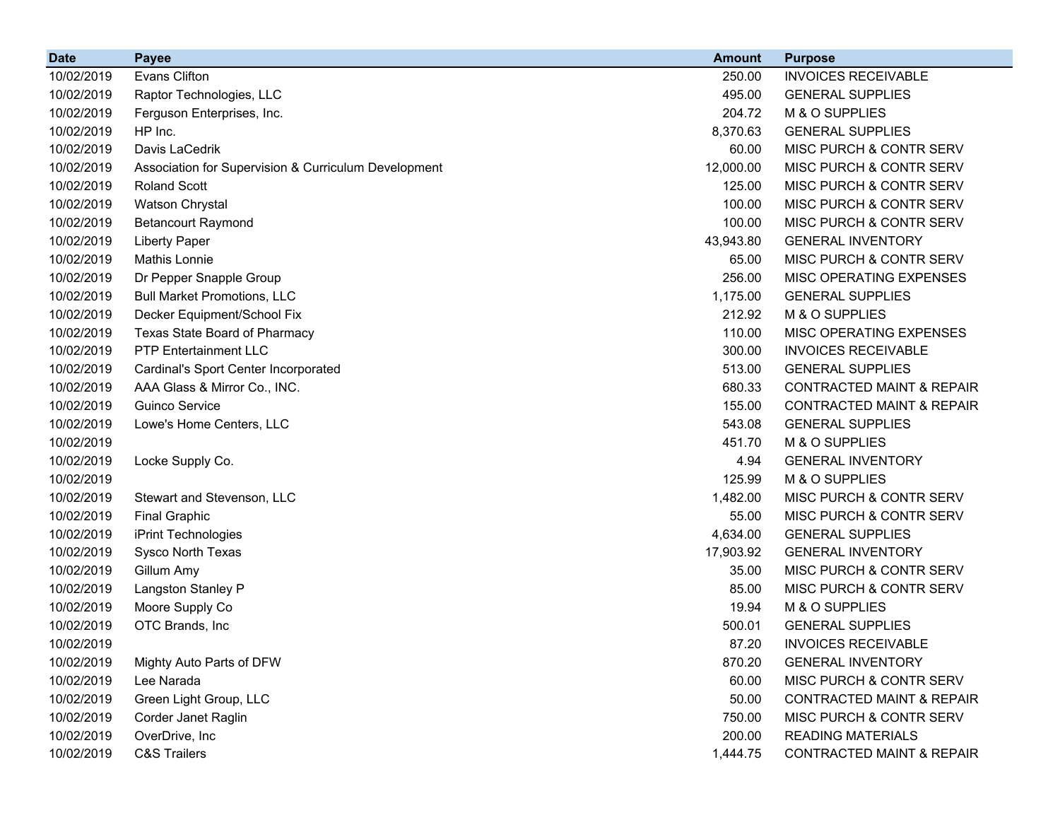| Date | Payee | Amount | Purpose |
|---|---|---|---|
| 10/02/2019 | Evans Clifton | 250.00 | INVOICES RECEIVABLE |
| 10/02/2019 | Raptor Technologies, LLC | 495.00 | GENERAL SUPPLIES |
| 10/02/2019 | Ferguson Enterprises, Inc. | 204.72 | M & O SUPPLIES |
| 10/02/2019 | HP Inc. | 8,370.63 | GENERAL SUPPLIES |
| 10/02/2019 | Davis LaCedrik | 60.00 | MISC PURCH & CONTR SERV |
| 10/02/2019 | Association for Supervision & Curriculum Development | 12,000.00 | MISC PURCH & CONTR SERV |
| 10/02/2019 | Roland Scott | 125.00 | MISC PURCH & CONTR SERV |
| 10/02/2019 | Watson Chrystal | 100.00 | MISC PURCH & CONTR SERV |
| 10/02/2019 | Betancourt Raymond | 100.00 | MISC PURCH & CONTR SERV |
| 10/02/2019 | Liberty Paper | 43,943.80 | GENERAL INVENTORY |
| 10/02/2019 | Mathis Lonnie | 65.00 | MISC PURCH & CONTR SERV |
| 10/02/2019 | Dr Pepper Snapple Group | 256.00 | MISC OPERATING EXPENSES |
| 10/02/2019 | Bull Market Promotions, LLC | 1,175.00 | GENERAL SUPPLIES |
| 10/02/2019 | Decker Equipment/School Fix | 212.92 | M & O SUPPLIES |
| 10/02/2019 | Texas State Board of Pharmacy | 110.00 | MISC OPERATING EXPENSES |
| 10/02/2019 | PTP Entertainment LLC | 300.00 | INVOICES RECEIVABLE |
| 10/02/2019 | Cardinal's Sport Center Incorporated | 513.00 | GENERAL SUPPLIES |
| 10/02/2019 | AAA Glass & Mirror Co., INC. | 680.33 | CONTRACTED MAINT & REPAIR |
| 10/02/2019 | Guinco Service | 155.00 | CONTRACTED MAINT & REPAIR |
| 10/02/2019 | Lowe's Home Centers, LLC | 543.08 | GENERAL SUPPLIES |
| 10/02/2019 | | 451.70 | M & O SUPPLIES |
| 10/02/2019 | Locke Supply Co. | 4.94 | GENERAL INVENTORY |
| 10/02/2019 | | 125.99 | M & O SUPPLIES |
| 10/02/2019 | Stewart and Stevenson, LLC | 1,482.00 | MISC PURCH & CONTR SERV |
| 10/02/2019 | Final Graphic | 55.00 | MISC PURCH & CONTR SERV |
| 10/02/2019 | iPrint Technologies | 4,634.00 | GENERAL SUPPLIES |
| 10/02/2019 | Sysco North Texas | 17,903.92 | GENERAL INVENTORY |
| 10/02/2019 | Gillum Amy | 35.00 | MISC PURCH & CONTR SERV |
| 10/02/2019 | Langston Stanley P | 85.00 | MISC PURCH & CONTR SERV |
| 10/02/2019 | Moore Supply Co | 19.94 | M & O SUPPLIES |
| 10/02/2019 | OTC Brands, Inc | 500.01 | GENERAL SUPPLIES |
| 10/02/2019 | | 87.20 | INVOICES RECEIVABLE |
| 10/02/2019 | Mighty Auto Parts of DFW | 870.20 | GENERAL INVENTORY |
| 10/02/2019 | Lee Narada | 60.00 | MISC PURCH & CONTR SERV |
| 10/02/2019 | Green Light Group, LLC | 50.00 | CONTRACTED MAINT & REPAIR |
| 10/02/2019 | Corder Janet Raglin | 750.00 | MISC PURCH & CONTR SERV |
| 10/02/2019 | OverDrive, Inc | 200.00 | READING MATERIALS |
| 10/02/2019 | C&S Trailers | 1,444.75 | CONTRACTED MAINT & REPAIR |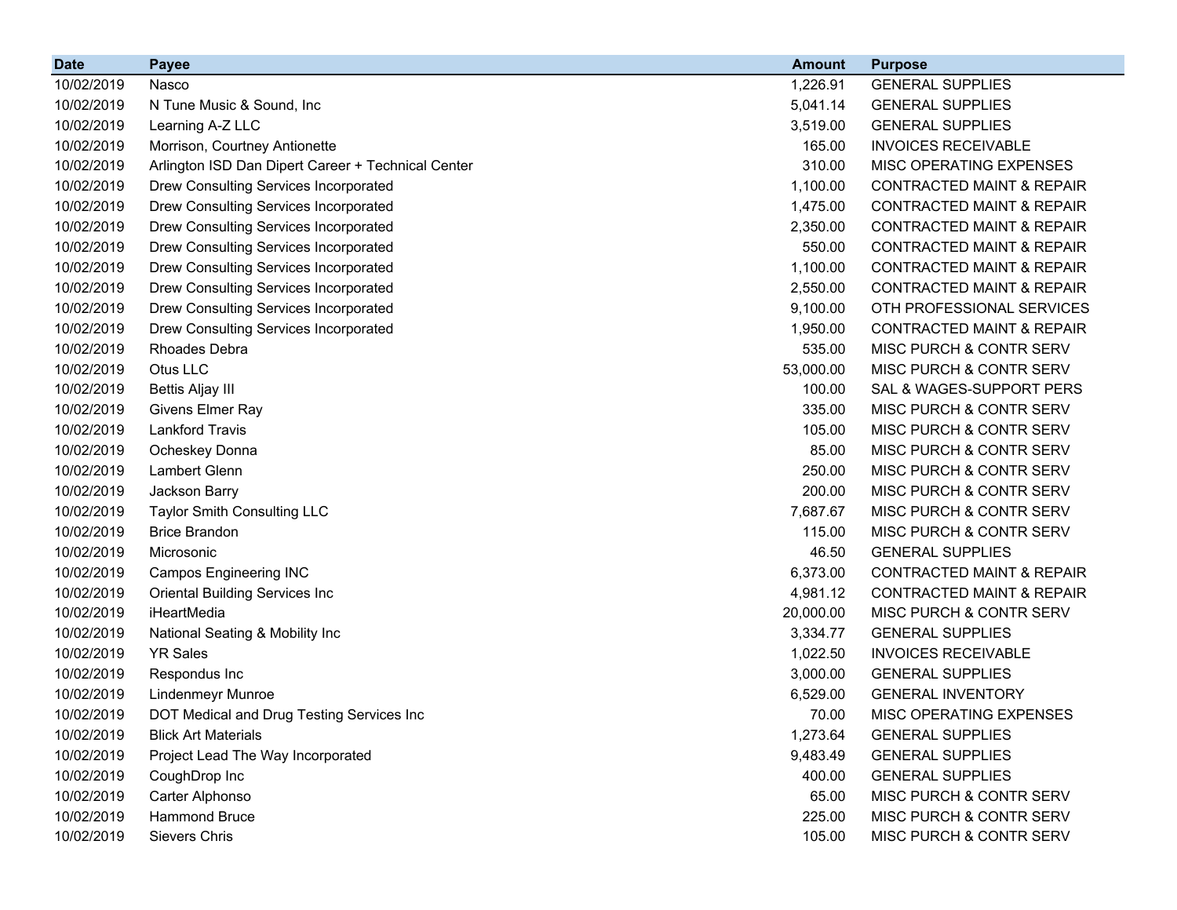| Date | Payee | Amount | Purpose |
|---|---|---|---|
| 10/02/2019 | Nasco | 1,226.91 | GENERAL SUPPLIES |
| 10/02/2019 | N Tune Music & Sound, Inc | 5,041.14 | GENERAL SUPPLIES |
| 10/02/2019 | Learning A-Z LLC | 3,519.00 | GENERAL SUPPLIES |
| 10/02/2019 | Morrison, Courtney Antionette | 165.00 | INVOICES RECEIVABLE |
| 10/02/2019 | Arlington ISD Dan Dipert Career + Technical Center | 310.00 | MISC OPERATING EXPENSES |
| 10/02/2019 | Drew Consulting Services Incorporated | 1,100.00 | CONTRACTED MAINT & REPAIR |
| 10/02/2019 | Drew Consulting Services Incorporated | 1,475.00 | CONTRACTED MAINT & REPAIR |
| 10/02/2019 | Drew Consulting Services Incorporated | 2,350.00 | CONTRACTED MAINT & REPAIR |
| 10/02/2019 | Drew Consulting Services Incorporated | 550.00 | CONTRACTED MAINT & REPAIR |
| 10/02/2019 | Drew Consulting Services Incorporated | 1,100.00 | CONTRACTED MAINT & REPAIR |
| 10/02/2019 | Drew Consulting Services Incorporated | 2,550.00 | CONTRACTED MAINT & REPAIR |
| 10/02/2019 | Drew Consulting Services Incorporated | 9,100.00 | OTH PROFESSIONAL SERVICES |
| 10/02/2019 | Drew Consulting Services Incorporated | 1,950.00 | CONTRACTED MAINT & REPAIR |
| 10/02/2019 | Rhoades Debra | 535.00 | MISC PURCH & CONTR SERV |
| 10/02/2019 | Otus LLC | 53,000.00 | MISC PURCH & CONTR SERV |
| 10/02/2019 | Bettis Aljay III | 100.00 | SAL & WAGES-SUPPORT PERS |
| 10/02/2019 | Givens Elmer Ray | 335.00 | MISC PURCH & CONTR SERV |
| 10/02/2019 | Lankford Travis | 105.00 | MISC PURCH & CONTR SERV |
| 10/02/2019 | Ocheskey Donna | 85.00 | MISC PURCH & CONTR SERV |
| 10/02/2019 | Lambert Glenn | 250.00 | MISC PURCH & CONTR SERV |
| 10/02/2019 | Jackson Barry | 200.00 | MISC PURCH & CONTR SERV |
| 10/02/2019 | Taylor Smith Consulting LLC | 7,687.67 | MISC PURCH & CONTR SERV |
| 10/02/2019 | Brice Brandon | 115.00 | MISC PURCH & CONTR SERV |
| 10/02/2019 | Microsonic | 46.50 | GENERAL SUPPLIES |
| 10/02/2019 | Campos Engineering INC | 6,373.00 | CONTRACTED MAINT & REPAIR |
| 10/02/2019 | Oriental Building Services Inc | 4,981.12 | CONTRACTED MAINT & REPAIR |
| 10/02/2019 | iHeartMedia | 20,000.00 | MISC PURCH & CONTR SERV |
| 10/02/2019 | National Seating & Mobility Inc | 3,334.77 | GENERAL SUPPLIES |
| 10/02/2019 | YR Sales | 1,022.50 | INVOICES RECEIVABLE |
| 10/02/2019 | Respondus Inc | 3,000.00 | GENERAL SUPPLIES |
| 10/02/2019 | Lindenmeyr Munroe | 6,529.00 | GENERAL INVENTORY |
| 10/02/2019 | DOT Medical and Drug Testing Services Inc | 70.00 | MISC OPERATING EXPENSES |
| 10/02/2019 | Blick Art Materials | 1,273.64 | GENERAL SUPPLIES |
| 10/02/2019 | Project Lead The Way Incorporated | 9,483.49 | GENERAL SUPPLIES |
| 10/02/2019 | CoughDrop Inc | 400.00 | GENERAL SUPPLIES |
| 10/02/2019 | Carter Alphonso | 65.00 | MISC PURCH & CONTR SERV |
| 10/02/2019 | Hammond Bruce | 225.00 | MISC PURCH & CONTR SERV |
| 10/02/2019 | Sievers Chris | 105.00 | MISC PURCH & CONTR SERV |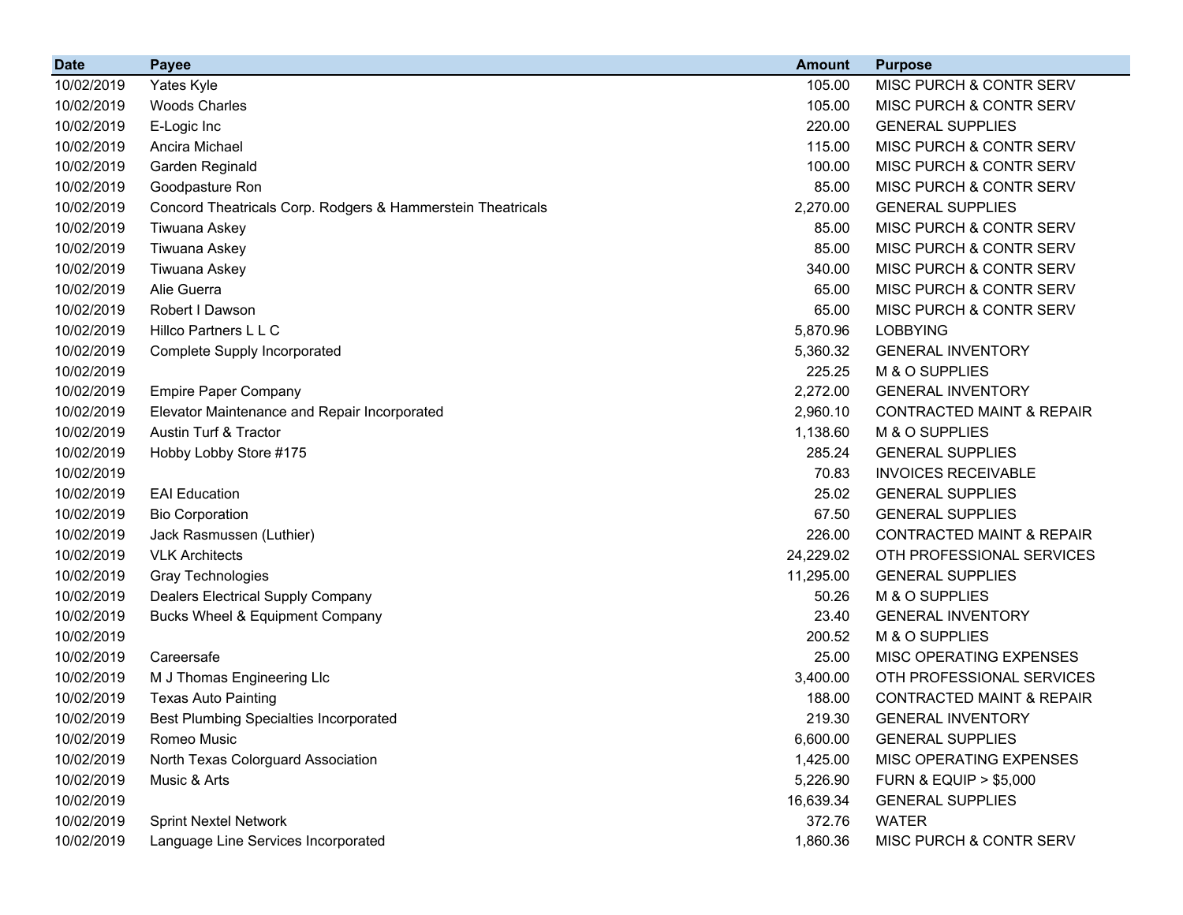| Date | Payee | Amount | Purpose |
| --- | --- | --- | --- |
| 10/02/2019 | Yates Kyle | 105.00 | MISC PURCH & CONTR SERV |
| 10/02/2019 | Woods Charles | 105.00 | MISC PURCH & CONTR SERV |
| 10/02/2019 | E-Logic Inc | 220.00 | GENERAL SUPPLIES |
| 10/02/2019 | Ancira Michael | 115.00 | MISC PURCH & CONTR SERV |
| 10/02/2019 | Garden Reginald | 100.00 | MISC PURCH & CONTR SERV |
| 10/02/2019 | Goodpasture Ron | 85.00 | MISC PURCH & CONTR SERV |
| 10/02/2019 | Concord Theatricals Corp. Rodgers & Hammerstein Theatricals | 2,270.00 | GENERAL SUPPLIES |
| 10/02/2019 | Tiwuana Askey | 85.00 | MISC PURCH & CONTR SERV |
| 10/02/2019 | Tiwuana Askey | 85.00 | MISC PURCH & CONTR SERV |
| 10/02/2019 | Tiwuana Askey | 340.00 | MISC PURCH & CONTR SERV |
| 10/02/2019 | Alie Guerra | 65.00 | MISC PURCH & CONTR SERV |
| 10/02/2019 | Robert I Dawson | 65.00 | MISC PURCH & CONTR SERV |
| 10/02/2019 | Hillco Partners L L C | 5,870.96 | LOBBYING |
| 10/02/2019 | Complete Supply Incorporated | 5,360.32 | GENERAL INVENTORY |
| 10/02/2019 | | 225.25 | M & O SUPPLIES |
| 10/02/2019 | Empire Paper Company | 2,272.00 | GENERAL INVENTORY |
| 10/02/2019 | Elevator Maintenance and Repair Incorporated | 2,960.10 | CONTRACTED MAINT & REPAIR |
| 10/02/2019 | Austin Turf & Tractor | 1,138.60 | M & O SUPPLIES |
| 10/02/2019 | Hobby Lobby Store #175 | 285.24 | GENERAL SUPPLIES |
| 10/02/2019 | | 70.83 | INVOICES RECEIVABLE |
| 10/02/2019 | EAI Education | 25.02 | GENERAL SUPPLIES |
| 10/02/2019 | Bio Corporation | 67.50 | GENERAL SUPPLIES |
| 10/02/2019 | Jack Rasmussen (Luthier) | 226.00 | CONTRACTED MAINT & REPAIR |
| 10/02/2019 | VLK Architects | 24,229.02 | OTH PROFESSIONAL SERVICES |
| 10/02/2019 | Gray Technologies | 11,295.00 | GENERAL SUPPLIES |
| 10/02/2019 | Dealers Electrical Supply Company | 50.26 | M & O SUPPLIES |
| 10/02/2019 | Bucks Wheel & Equipment Company | 23.40 | GENERAL INVENTORY |
| 10/02/2019 | | 200.52 | M & O SUPPLIES |
| 10/02/2019 | Careersafe | 25.00 | MISC OPERATING EXPENSES |
| 10/02/2019 | M J Thomas Engineering Llc | 3,400.00 | OTH PROFESSIONAL SERVICES |
| 10/02/2019 | Texas Auto Painting | 188.00 | CONTRACTED MAINT & REPAIR |
| 10/02/2019 | Best Plumbing Specialties Incorporated | 219.30 | GENERAL INVENTORY |
| 10/02/2019 | Romeo Music | 6,600.00 | GENERAL SUPPLIES |
| 10/02/2019 | North Texas Colorguard Association | 1,425.00 | MISC OPERATING EXPENSES |
| 10/02/2019 | Music & Arts | 5,226.90 | FURN & EQUIP > $5,000 |
| 10/02/2019 | | 16,639.34 | GENERAL SUPPLIES |
| 10/02/2019 | Sprint Nextel Network | 372.76 | WATER |
| 10/02/2019 | Language Line Services Incorporated | 1,860.36 | MISC PURCH & CONTR SERV |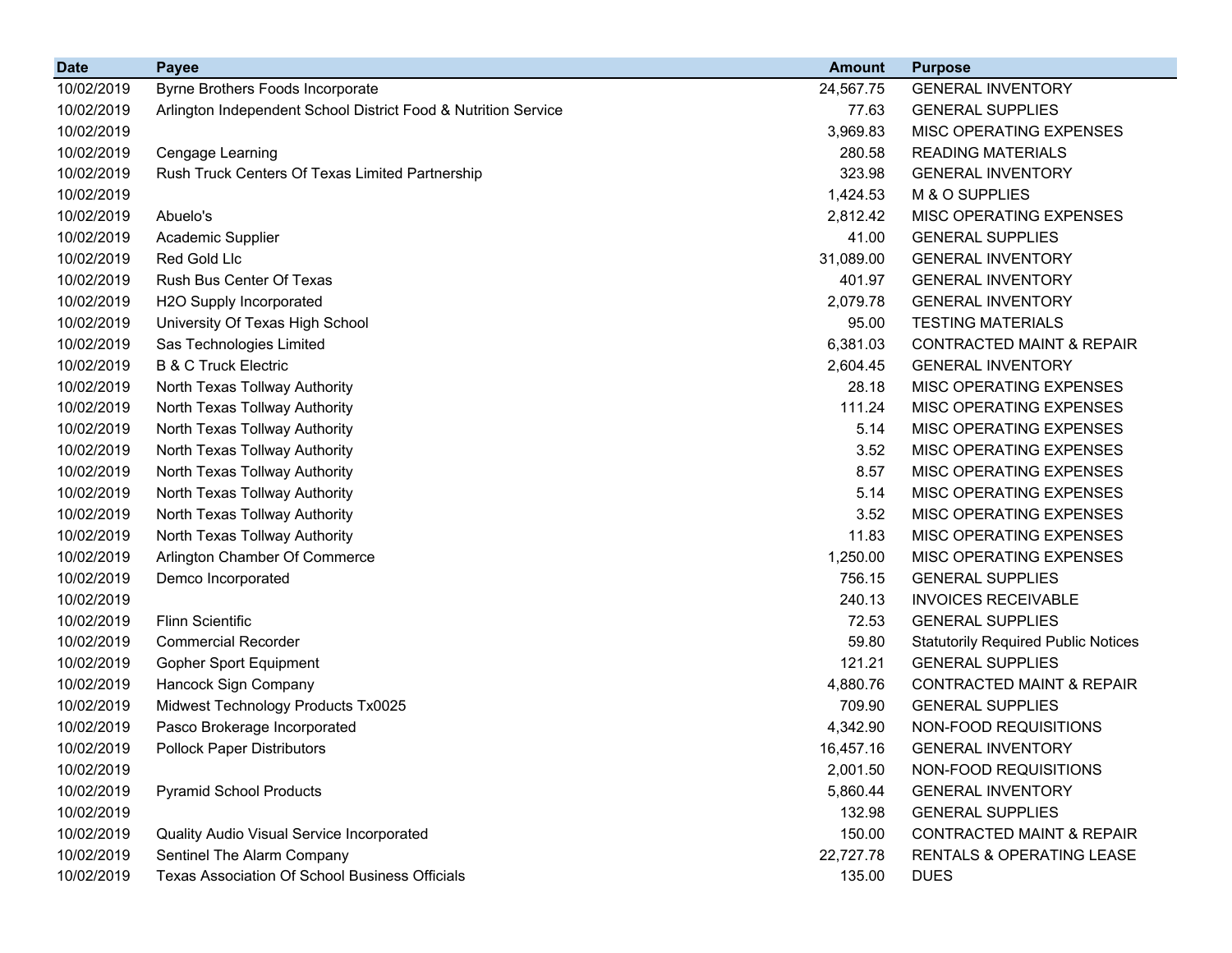| Date | Payee | Amount | Purpose |
| --- | --- | --- | --- |
| 10/02/2019 | Byrne Brothers Foods Incorporate | 24,567.75 | GENERAL INVENTORY |
| 10/02/2019 | Arlington Independent School District Food & Nutrition Service | 77.63 | GENERAL SUPPLIES |
| 10/02/2019 | | 3,969.83 | MISC OPERATING EXPENSES |
| 10/02/2019 | Cengage Learning | 280.58 | READING MATERIALS |
| 10/02/2019 | Rush Truck Centers Of Texas Limited Partnership | 323.98 | GENERAL INVENTORY |
| 10/02/2019 | | 1,424.53 | M & O SUPPLIES |
| 10/02/2019 | Abuelo's | 2,812.42 | MISC OPERATING EXPENSES |
| 10/02/2019 | Academic Supplier | 41.00 | GENERAL SUPPLIES |
| 10/02/2019 | Red Gold Llc | 31,089.00 | GENERAL INVENTORY |
| 10/02/2019 | Rush Bus Center Of Texas | 401.97 | GENERAL INVENTORY |
| 10/02/2019 | H2O Supply Incorporated | 2,079.78 | GENERAL INVENTORY |
| 10/02/2019 | University Of Texas High School | 95.00 | TESTING MATERIALS |
| 10/02/2019 | Sas Technologies Limited | 6,381.03 | CONTRACTED MAINT & REPAIR |
| 10/02/2019 | B & C Truck Electric | 2,604.45 | GENERAL INVENTORY |
| 10/02/2019 | North Texas Tollway Authority | 28.18 | MISC OPERATING EXPENSES |
| 10/02/2019 | North Texas Tollway Authority | 111.24 | MISC OPERATING EXPENSES |
| 10/02/2019 | North Texas Tollway Authority | 5.14 | MISC OPERATING EXPENSES |
| 10/02/2019 | North Texas Tollway Authority | 3.52 | MISC OPERATING EXPENSES |
| 10/02/2019 | North Texas Tollway Authority | 8.57 | MISC OPERATING EXPENSES |
| 10/02/2019 | North Texas Tollway Authority | 5.14 | MISC OPERATING EXPENSES |
| 10/02/2019 | North Texas Tollway Authority | 3.52 | MISC OPERATING EXPENSES |
| 10/02/2019 | North Texas Tollway Authority | 11.83 | MISC OPERATING EXPENSES |
| 10/02/2019 | Arlington Chamber Of Commerce | 1,250.00 | MISC OPERATING EXPENSES |
| 10/02/2019 | Demco Incorporated | 756.15 | GENERAL SUPPLIES |
| 10/02/2019 | | 240.13 | INVOICES RECEIVABLE |
| 10/02/2019 | Flinn Scientific | 72.53 | GENERAL SUPPLIES |
| 10/02/2019 | Commercial Recorder | 59.80 | Statutorily Required Public Notices |
| 10/02/2019 | Gopher Sport Equipment | 121.21 | GENERAL SUPPLIES |
| 10/02/2019 | Hancock Sign Company | 4,880.76 | CONTRACTED MAINT & REPAIR |
| 10/02/2019 | Midwest Technology Products Tx0025 | 709.90 | GENERAL SUPPLIES |
| 10/02/2019 | Pasco Brokerage Incorporated | 4,342.90 | NON-FOOD REQUISITIONS |
| 10/02/2019 | Pollock Paper Distributors | 16,457.16 | GENERAL INVENTORY |
| 10/02/2019 | | 2,001.50 | NON-FOOD REQUISITIONS |
| 10/02/2019 | Pyramid School Products | 5,860.44 | GENERAL INVENTORY |
| 10/02/2019 | | 132.98 | GENERAL SUPPLIES |
| 10/02/2019 | Quality Audio Visual Service Incorporated | 150.00 | CONTRACTED MAINT & REPAIR |
| 10/02/2019 | Sentinel The Alarm Company | 22,727.78 | RENTALS & OPERATING LEASE |
| 10/02/2019 | Texas Association Of School Business Officials | 135.00 | DUES |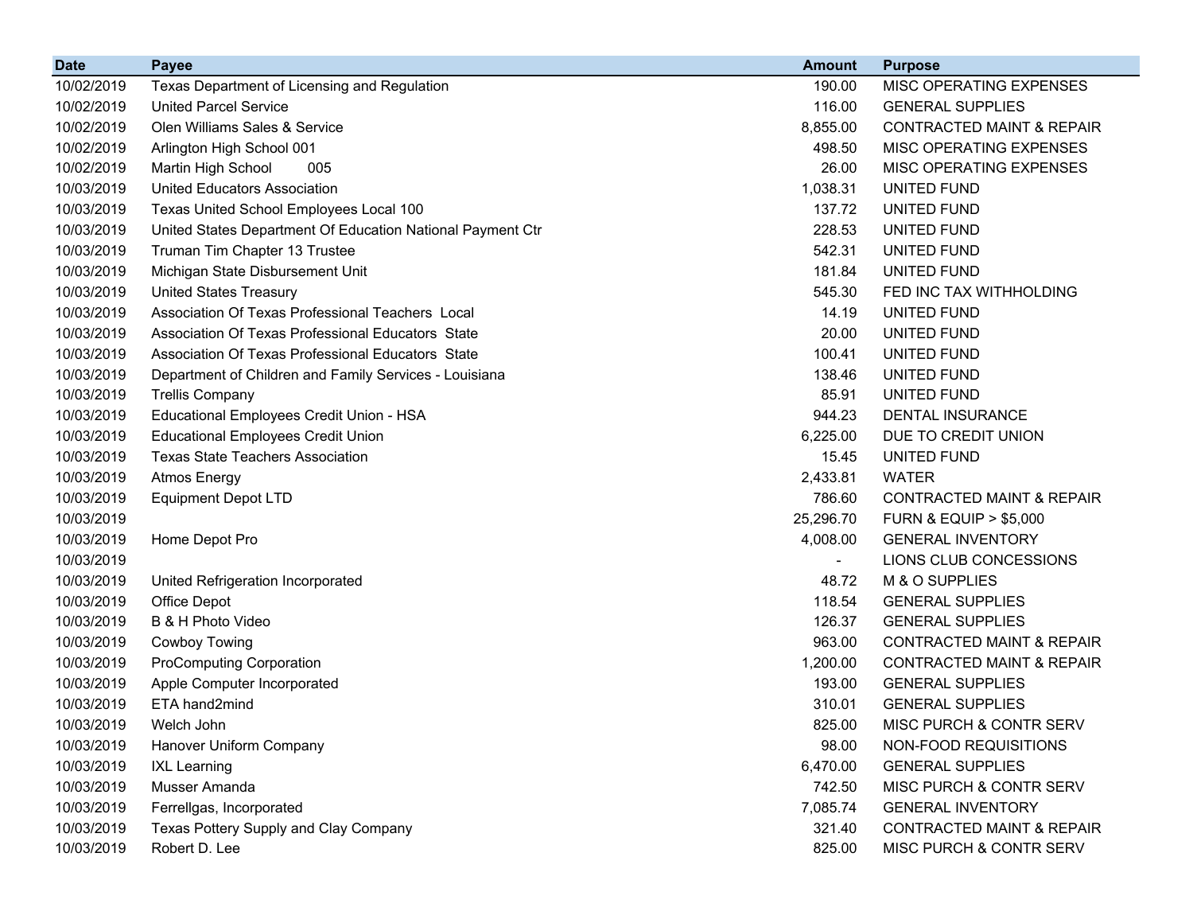| Date | Payee | Amount | Purpose |
|---|---|---|---|
| 10/02/2019 | Texas Department of Licensing and Regulation | 190.00 | MISC OPERATING EXPENSES |
| 10/02/2019 | United Parcel Service | 116.00 | GENERAL SUPPLIES |
| 10/02/2019 | Olen Williams Sales & Service | 8,855.00 | CONTRACTED MAINT & REPAIR |
| 10/02/2019 | Arlington High School 001 | 498.50 | MISC OPERATING EXPENSES |
| 10/02/2019 | Martin High School 005 | 26.00 | MISC OPERATING EXPENSES |
| 10/03/2019 | United Educators Association | 1,038.31 | UNITED FUND |
| 10/03/2019 | Texas United School Employees Local 100 | 137.72 | UNITED FUND |
| 10/03/2019 | United States Department Of Education National Payment Ctr | 228.53 | UNITED FUND |
| 10/03/2019 | Truman Tim Chapter 13 Trustee | 542.31 | UNITED FUND |
| 10/03/2019 | Michigan State Disbursement Unit | 181.84 | UNITED FUND |
| 10/03/2019 | United States Treasury | 545.30 | FED INC TAX WITHHOLDING |
| 10/03/2019 | Association Of Texas Professional Teachers Local | 14.19 | UNITED FUND |
| 10/03/2019 | Association Of Texas Professional Educators State | 20.00 | UNITED FUND |
| 10/03/2019 | Association Of Texas Professional Educators State | 100.41 | UNITED FUND |
| 10/03/2019 | Department of Children and Family Services - Louisiana | 138.46 | UNITED FUND |
| 10/03/2019 | Trellis Company | 85.91 | UNITED FUND |
| 10/03/2019 | Educational Employees Credit Union - HSA | 944.23 | DENTAL INSURANCE |
| 10/03/2019 | Educational Employees Credit Union | 6,225.00 | DUE TO CREDIT UNION |
| 10/03/2019 | Texas State Teachers Association | 15.45 | UNITED FUND |
| 10/03/2019 | Atmos Energy | 2,433.81 | WATER |
| 10/03/2019 | Equipment Depot LTD | 786.60 | CONTRACTED MAINT & REPAIR |
| 10/03/2019 | | 25,296.70 | FURN & EQUIP > $5,000 |
| 10/03/2019 | Home Depot Pro | 4,008.00 | GENERAL INVENTORY |
| 10/03/2019 | | - | LIONS CLUB CONCESSIONS |
| 10/03/2019 | United Refrigeration Incorporated | 48.72 | M & O SUPPLIES |
| 10/03/2019 | Office Depot | 118.54 | GENERAL SUPPLIES |
| 10/03/2019 | B & H Photo Video | 126.37 | GENERAL SUPPLIES |
| 10/03/2019 | Cowboy Towing | 963.00 | CONTRACTED MAINT & REPAIR |
| 10/03/2019 | ProComputing Corporation | 1,200.00 | CONTRACTED MAINT & REPAIR |
| 10/03/2019 | Apple Computer Incorporated | 193.00 | GENERAL SUPPLIES |
| 10/03/2019 | ETA hand2mind | 310.01 | GENERAL SUPPLIES |
| 10/03/2019 | Welch John | 825.00 | MISC PURCH & CONTR SERV |
| 10/03/2019 | Hanover Uniform Company | 98.00 | NON-FOOD REQUISITIONS |
| 10/03/2019 | IXL Learning | 6,470.00 | GENERAL SUPPLIES |
| 10/03/2019 | Musser Amanda | 742.50 | MISC PURCH & CONTR SERV |
| 10/03/2019 | Ferrellgas, Incorporated | 7,085.74 | GENERAL INVENTORY |
| 10/03/2019 | Texas Pottery Supply and Clay Company | 321.40 | CONTRACTED MAINT & REPAIR |
| 10/03/2019 | Robert D. Lee | 825.00 | MISC PURCH & CONTR SERV |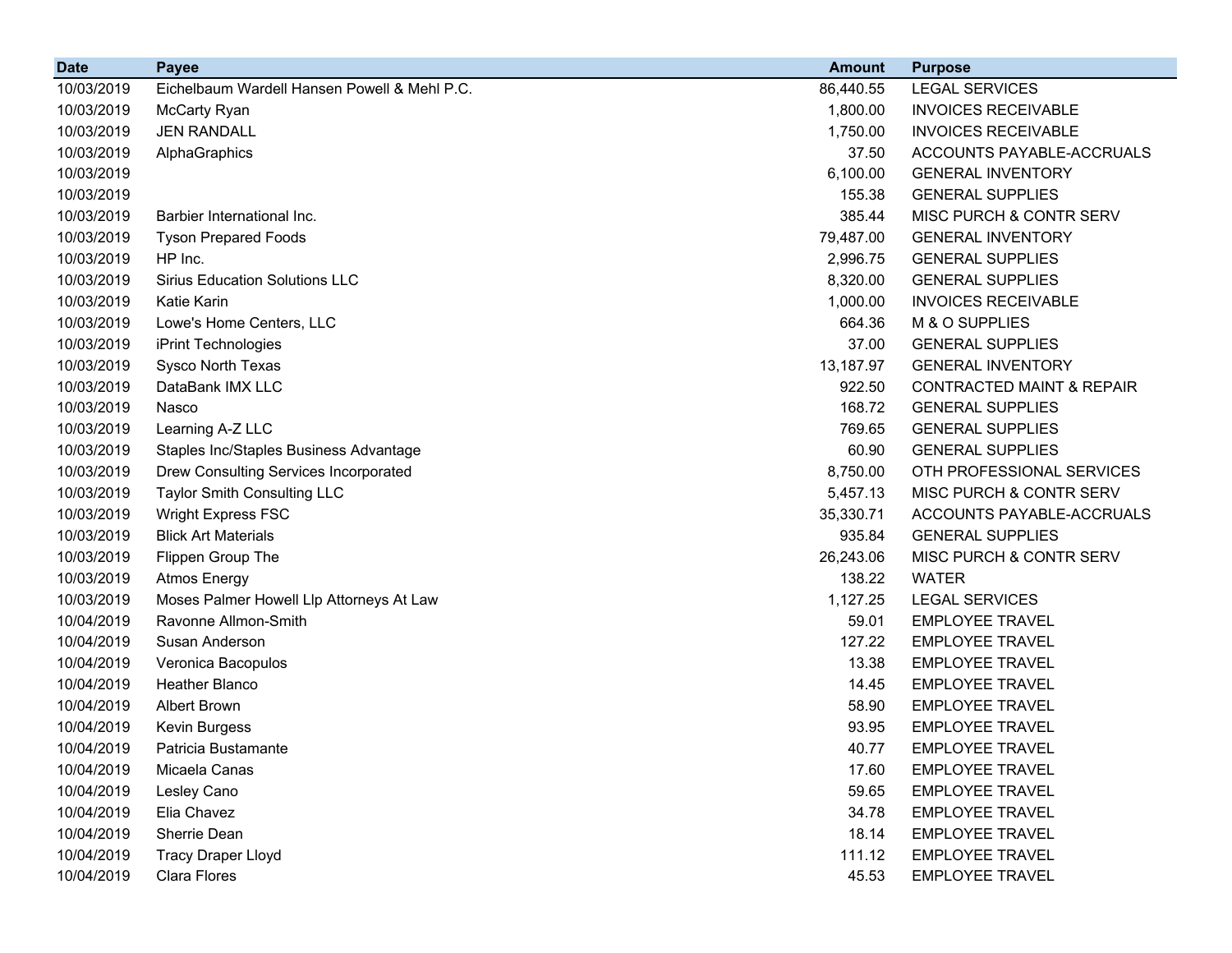| Date | Payee | Amount | Purpose |
|---|---|---|---|
| 10/03/2019 | Eichelbaum Wardell Hansen Powell & Mehl P.C. | 86,440.55 | LEGAL SERVICES |
| 10/03/2019 | McCarty Ryan | 1,800.00 | INVOICES RECEIVABLE |
| 10/03/2019 | JEN RANDALL | 1,750.00 | INVOICES RECEIVABLE |
| 10/03/2019 | AlphaGraphics | 37.50 | ACCOUNTS PAYABLE-ACCRUALS |
| 10/03/2019 | | 6,100.00 | GENERAL INVENTORY |
| 10/03/2019 | | 155.38 | GENERAL SUPPLIES |
| 10/03/2019 | Barbier International Inc. | 385.44 | MISC PURCH & CONTR SERV |
| 10/03/2019 | Tyson Prepared Foods | 79,487.00 | GENERAL INVENTORY |
| 10/03/2019 | HP Inc. | 2,996.75 | GENERAL SUPPLIES |
| 10/03/2019 | Sirius Education Solutions LLC | 8,320.00 | GENERAL SUPPLIES |
| 10/03/2019 | Katie Karin | 1,000.00 | INVOICES RECEIVABLE |
| 10/03/2019 | Lowe's Home Centers, LLC | 664.36 | M & O SUPPLIES |
| 10/03/2019 | iPrint Technologies | 37.00 | GENERAL SUPPLIES |
| 10/03/2019 | Sysco North Texas | 13,187.97 | GENERAL INVENTORY |
| 10/03/2019 | DataBank IMX LLC | 922.50 | CONTRACTED MAINT & REPAIR |
| 10/03/2019 | Nasco | 168.72 | GENERAL SUPPLIES |
| 10/03/2019 | Learning A-Z LLC | 769.65 | GENERAL SUPPLIES |
| 10/03/2019 | Staples Inc/Staples Business Advantage | 60.90 | GENERAL SUPPLIES |
| 10/03/2019 | Drew Consulting Services Incorporated | 8,750.00 | OTH PROFESSIONAL SERVICES |
| 10/03/2019 | Taylor Smith Consulting LLC | 5,457.13 | MISC PURCH & CONTR SERV |
| 10/03/2019 | Wright Express FSC | 35,330.71 | ACCOUNTS PAYABLE-ACCRUALS |
| 10/03/2019 | Blick Art Materials | 935.84 | GENERAL SUPPLIES |
| 10/03/2019 | Flippen Group The | 26,243.06 | MISC PURCH & CONTR SERV |
| 10/03/2019 | Atmos Energy | 138.22 | WATER |
| 10/03/2019 | Moses Palmer Howell Llp Attorneys At Law | 1,127.25 | LEGAL SERVICES |
| 10/04/2019 | Ravonne Allmon-Smith | 59.01 | EMPLOYEE TRAVEL |
| 10/04/2019 | Susan Anderson | 127.22 | EMPLOYEE TRAVEL |
| 10/04/2019 | Veronica Bacopulos | 13.38 | EMPLOYEE TRAVEL |
| 10/04/2019 | Heather Blanco | 14.45 | EMPLOYEE TRAVEL |
| 10/04/2019 | Albert Brown | 58.90 | EMPLOYEE TRAVEL |
| 10/04/2019 | Kevin Burgess | 93.95 | EMPLOYEE TRAVEL |
| 10/04/2019 | Patricia Bustamante | 40.77 | EMPLOYEE TRAVEL |
| 10/04/2019 | Micaela Canas | 17.60 | EMPLOYEE TRAVEL |
| 10/04/2019 | Lesley Cano | 59.65 | EMPLOYEE TRAVEL |
| 10/04/2019 | Elia Chavez | 34.78 | EMPLOYEE TRAVEL |
| 10/04/2019 | Sherrie Dean | 18.14 | EMPLOYEE TRAVEL |
| 10/04/2019 | Tracy Draper Lloyd | 111.12 | EMPLOYEE TRAVEL |
| 10/04/2019 | Clara Flores | 45.53 | EMPLOYEE TRAVEL |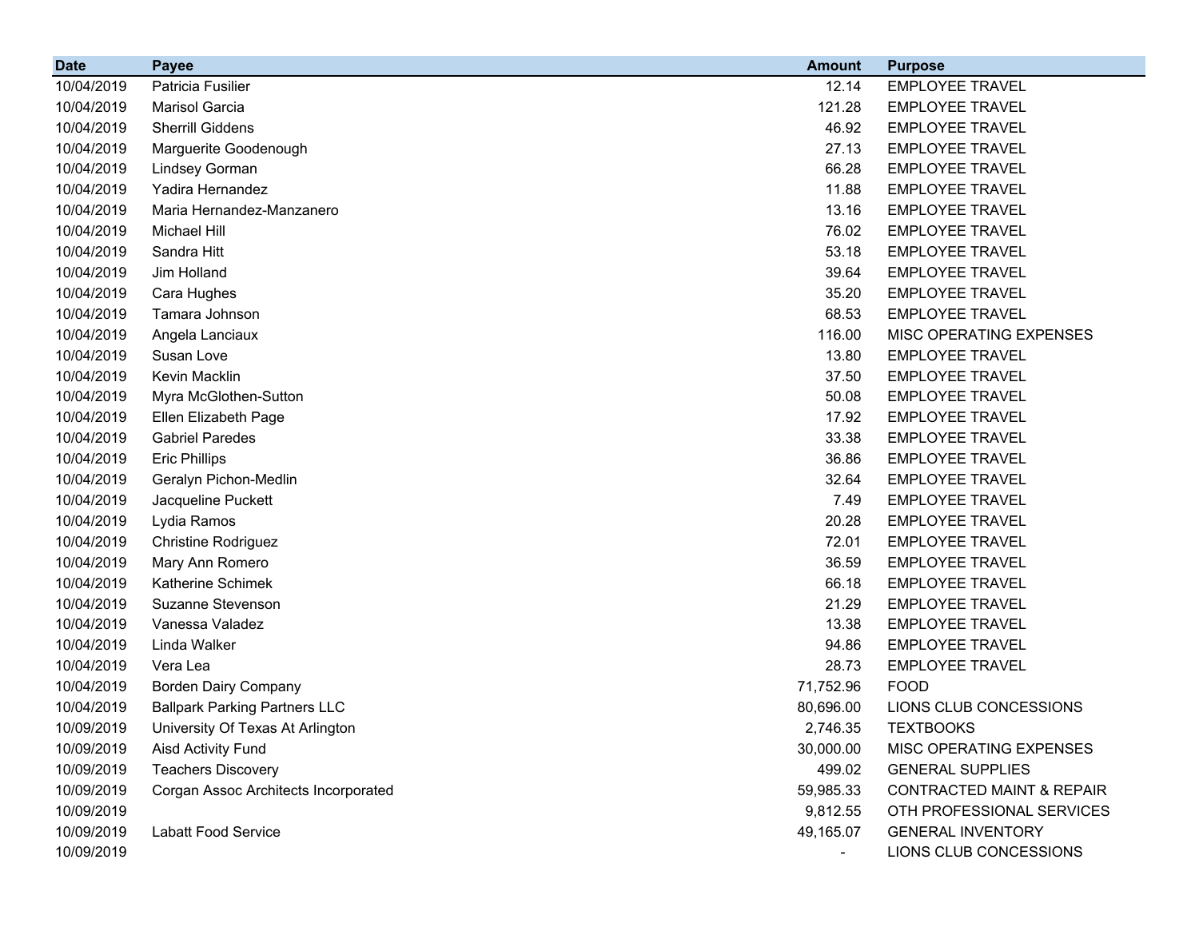| Date | Payee | Amount | Purpose |
|---|---|---|---|
| 10/04/2019 | Patricia Fusilier | 12.14 | EMPLOYEE TRAVEL |
| 10/04/2019 | Marisol Garcia | 121.28 | EMPLOYEE TRAVEL |
| 10/04/2019 | Sherrill Giddens | 46.92 | EMPLOYEE TRAVEL |
| 10/04/2019 | Marguerite Goodenough | 27.13 | EMPLOYEE TRAVEL |
| 10/04/2019 | Lindsey Gorman | 66.28 | EMPLOYEE TRAVEL |
| 10/04/2019 | Yadira Hernandez | 11.88 | EMPLOYEE TRAVEL |
| 10/04/2019 | Maria Hernandez-Manzanero | 13.16 | EMPLOYEE TRAVEL |
| 10/04/2019 | Michael Hill | 76.02 | EMPLOYEE TRAVEL |
| 10/04/2019 | Sandra Hitt | 53.18 | EMPLOYEE TRAVEL |
| 10/04/2019 | Jim Holland | 39.64 | EMPLOYEE TRAVEL |
| 10/04/2019 | Cara Hughes | 35.20 | EMPLOYEE TRAVEL |
| 10/04/2019 | Tamara Johnson | 68.53 | EMPLOYEE TRAVEL |
| 10/04/2019 | Angela Lanciaux | 116.00 | MISC OPERATING EXPENSES |
| 10/04/2019 | Susan Love | 13.80 | EMPLOYEE TRAVEL |
| 10/04/2019 | Kevin Macklin | 37.50 | EMPLOYEE TRAVEL |
| 10/04/2019 | Myra McGlothen-Sutton | 50.08 | EMPLOYEE TRAVEL |
| 10/04/2019 | Ellen Elizabeth Page | 17.92 | EMPLOYEE TRAVEL |
| 10/04/2019 | Gabriel Paredes | 33.38 | EMPLOYEE TRAVEL |
| 10/04/2019 | Eric Phillips | 36.86 | EMPLOYEE TRAVEL |
| 10/04/2019 | Geralyn Pichon-Medlin | 32.64 | EMPLOYEE TRAVEL |
| 10/04/2019 | Jacqueline Puckett | 7.49 | EMPLOYEE TRAVEL |
| 10/04/2019 | Lydia Ramos | 20.28 | EMPLOYEE TRAVEL |
| 10/04/2019 | Christine Rodriguez | 72.01 | EMPLOYEE TRAVEL |
| 10/04/2019 | Mary Ann Romero | 36.59 | EMPLOYEE TRAVEL |
| 10/04/2019 | Katherine Schimek | 66.18 | EMPLOYEE TRAVEL |
| 10/04/2019 | Suzanne Stevenson | 21.29 | EMPLOYEE TRAVEL |
| 10/04/2019 | Vanessa Valadez | 13.38 | EMPLOYEE TRAVEL |
| 10/04/2019 | Linda Walker | 94.86 | EMPLOYEE TRAVEL |
| 10/04/2019 | Vera Lea | 28.73 | EMPLOYEE TRAVEL |
| 10/04/2019 | Borden Dairy Company | 71,752.96 | FOOD |
| 10/04/2019 | Ballpark Parking Partners LLC | 80,696.00 | LIONS CLUB CONCESSIONS |
| 10/09/2019 | University Of Texas At Arlington | 2,746.35 | TEXTBOOKS |
| 10/09/2019 | Aisd Activity Fund | 30,000.00 | MISC OPERATING EXPENSES |
| 10/09/2019 | Teachers Discovery | 499.02 | GENERAL SUPPLIES |
| 10/09/2019 | Corgan Assoc Architects Incorporated | 59,985.33 | CONTRACTED MAINT & REPAIR |
| 10/09/2019 | | 9,812.55 | OTH PROFESSIONAL SERVICES |
| 10/09/2019 | Labatt Food Service | 49,165.07 | GENERAL INVENTORY |
| 10/09/2019 | | - | LIONS CLUB CONCESSIONS |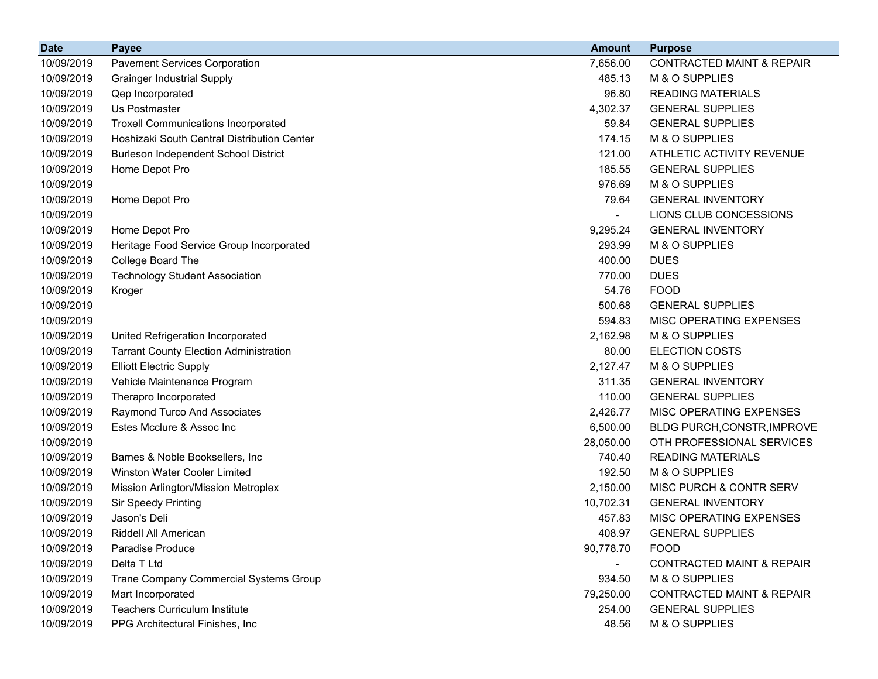| Date | Payee | Amount | Purpose |
|---|---|---|---|
| 10/09/2019 | Pavement Services Corporation | 7,656.00 | CONTRACTED MAINT & REPAIR |
| 10/09/2019 | Grainger Industrial Supply | 485.13 | M & O SUPPLIES |
| 10/09/2019 | Qep Incorporated | 96.80 | READING MATERIALS |
| 10/09/2019 | Us Postmaster | 4,302.37 | GENERAL SUPPLIES |
| 10/09/2019 | Troxell Communications Incorporated | 59.84 | GENERAL SUPPLIES |
| 10/09/2019 | Hoshizaki South Central Distribution Center | 174.15 | M & O SUPPLIES |
| 10/09/2019 | Burleson Independent School District | 121.00 | ATHLETIC ACTIVITY REVENUE |
| 10/09/2019 | Home Depot Pro | 185.55 | GENERAL SUPPLIES |
| 10/09/2019 | | 976.69 | M & O SUPPLIES |
| 10/09/2019 | Home Depot Pro | 79.64 | GENERAL INVENTORY |
| 10/09/2019 | | - | LIONS CLUB CONCESSIONS |
| 10/09/2019 | Home Depot Pro | 9,295.24 | GENERAL INVENTORY |
| 10/09/2019 | Heritage Food Service Group Incorporated | 293.99 | M & O SUPPLIES |
| 10/09/2019 | College Board The | 400.00 | DUES |
| 10/09/2019 | Technology Student Association | 770.00 | DUES |
| 10/09/2019 | Kroger | 54.76 | FOOD |
| 10/09/2019 | | 500.68 | GENERAL SUPPLIES |
| 10/09/2019 | | 594.83 | MISC OPERATING EXPENSES |
| 10/09/2019 | United Refrigeration Incorporated | 2,162.98 | M & O SUPPLIES |
| 10/09/2019 | Tarrant County Election Administration | 80.00 | ELECTION COSTS |
| 10/09/2019 | Elliott Electric Supply | 2,127.47 | M & O SUPPLIES |
| 10/09/2019 | Vehicle Maintenance Program | 311.35 | GENERAL INVENTORY |
| 10/09/2019 | Therapro Incorporated | 110.00 | GENERAL SUPPLIES |
| 10/09/2019 | Raymond Turco And Associates | 2,426.77 | MISC OPERATING EXPENSES |
| 10/09/2019 | Estes Mcclure & Assoc Inc | 6,500.00 | BLDG PURCH,CONSTR,IMPROVE |
| 10/09/2019 | | 28,050.00 | OTH PROFESSIONAL SERVICES |
| 10/09/2019 | Barnes & Noble Booksellers, Inc | 740.40 | READING MATERIALS |
| 10/09/2019 | Winston Water Cooler Limited | 192.50 | M & O SUPPLIES |
| 10/09/2019 | Mission Arlington/Mission Metroplex | 2,150.00 | MISC PURCH & CONTR SERV |
| 10/09/2019 | Sir Speedy Printing | 10,702.31 | GENERAL INVENTORY |
| 10/09/2019 | Jason's Deli | 457.83 | MISC OPERATING EXPENSES |
| 10/09/2019 | Riddell All American | 408.97 | GENERAL SUPPLIES |
| 10/09/2019 | Paradise Produce | 90,778.70 | FOOD |
| 10/09/2019 | Delta T Ltd | - | CONTRACTED MAINT & REPAIR |
| 10/09/2019 | Trane Company Commercial Systems Group | 934.50 | M & O SUPPLIES |
| 10/09/2019 | Mart Incorporated | 79,250.00 | CONTRACTED MAINT & REPAIR |
| 10/09/2019 | Teachers Curriculum Institute | 254.00 | GENERAL SUPPLIES |
| 10/09/2019 | PPG Architectural Finishes, Inc | 48.56 | M & O SUPPLIES |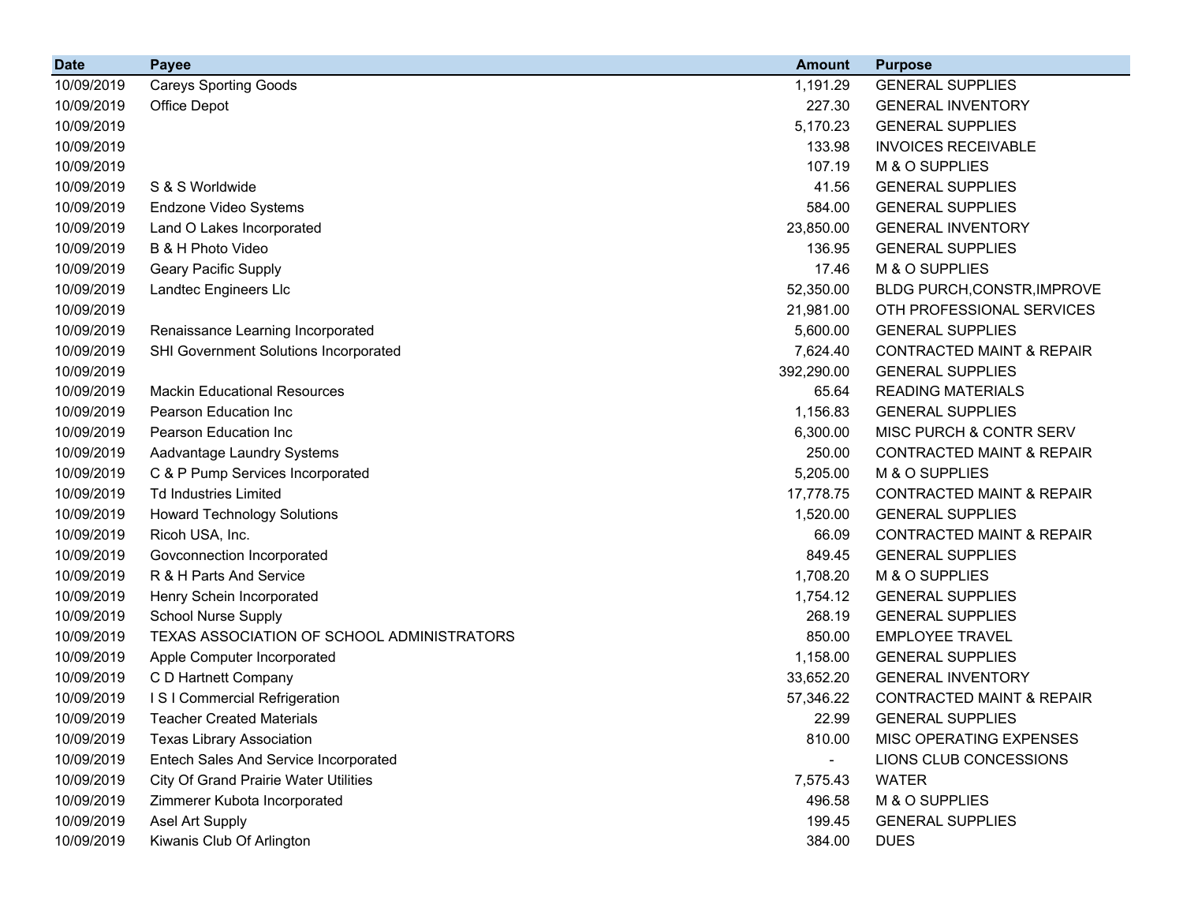| Date | Payee | Amount | Purpose |
|---|---|---|---|
| 10/09/2019 | Careys Sporting Goods | 1,191.29 | GENERAL SUPPLIES |
| 10/09/2019 | Office Depot | 227.30 | GENERAL INVENTORY |
| 10/09/2019 | | 5,170.23 | GENERAL SUPPLIES |
| 10/09/2019 | | 133.98 | INVOICES RECEIVABLE |
| 10/09/2019 | | 107.19 | M & O SUPPLIES |
| 10/09/2019 | S & S Worldwide | 41.56 | GENERAL SUPPLIES |
| 10/09/2019 | Endzone Video Systems | 584.00 | GENERAL SUPPLIES |
| 10/09/2019 | Land O Lakes Incorporated | 23,850.00 | GENERAL INVENTORY |
| 10/09/2019 | B & H Photo Video | 136.95 | GENERAL SUPPLIES |
| 10/09/2019 | Geary Pacific Supply | 17.46 | M & O SUPPLIES |
| 10/09/2019 | Landtec Engineers Llc | 52,350.00 | BLDG PURCH,CONSTR,IMPROVE |
| 10/09/2019 | | 21,981.00 | OTH PROFESSIONAL SERVICES |
| 10/09/2019 | Renaissance Learning Incorporated | 5,600.00 | GENERAL SUPPLIES |
| 10/09/2019 | SHI Government Solutions Incorporated | 7,624.40 | CONTRACTED MAINT & REPAIR |
| 10/09/2019 | | 392,290.00 | GENERAL SUPPLIES |
| 10/09/2019 | Mackin Educational Resources | 65.64 | READING MATERIALS |
| 10/09/2019 | Pearson Education Inc | 1,156.83 | GENERAL SUPPLIES |
| 10/09/2019 | Pearson Education Inc | 6,300.00 | MISC PURCH & CONTR SERV |
| 10/09/2019 | Aadvantage Laundry Systems | 250.00 | CONTRACTED MAINT & REPAIR |
| 10/09/2019 | C & P Pump Services Incorporated | 5,205.00 | M & O SUPPLIES |
| 10/09/2019 | Td Industries Limited | 17,778.75 | CONTRACTED MAINT & REPAIR |
| 10/09/2019 | Howard Technology Solutions | 1,520.00 | GENERAL SUPPLIES |
| 10/09/2019 | Ricoh USA, Inc. | 66.09 | CONTRACTED MAINT & REPAIR |
| 10/09/2019 | Govconnection Incorporated | 849.45 | GENERAL SUPPLIES |
| 10/09/2019 | R & H Parts And Service | 1,708.20 | M & O SUPPLIES |
| 10/09/2019 | Henry Schein Incorporated | 1,754.12 | GENERAL SUPPLIES |
| 10/09/2019 | School Nurse Supply | 268.19 | GENERAL SUPPLIES |
| 10/09/2019 | TEXAS ASSOCIATION OF SCHOOL ADMINISTRATORS | 850.00 | EMPLOYEE TRAVEL |
| 10/09/2019 | Apple Computer Incorporated | 1,158.00 | GENERAL SUPPLIES |
| 10/09/2019 | C D Hartnett Company | 33,652.20 | GENERAL INVENTORY |
| 10/09/2019 | I S I Commercial Refrigeration | 57,346.22 | CONTRACTED MAINT & REPAIR |
| 10/09/2019 | Teacher Created Materials | 22.99 | GENERAL SUPPLIES |
| 10/09/2019 | Texas Library Association | 810.00 | MISC OPERATING EXPENSES |
| 10/09/2019 | Entech Sales And Service Incorporated | - | LIONS CLUB CONCESSIONS |
| 10/09/2019 | City Of Grand Prairie Water Utilities | 7,575.43 | WATER |
| 10/09/2019 | Zimmerer Kubota Incorporated | 496.58 | M & O SUPPLIES |
| 10/09/2019 | Asel Art Supply | 199.45 | GENERAL SUPPLIES |
| 10/09/2019 | Kiwanis Club Of Arlington | 384.00 | DUES |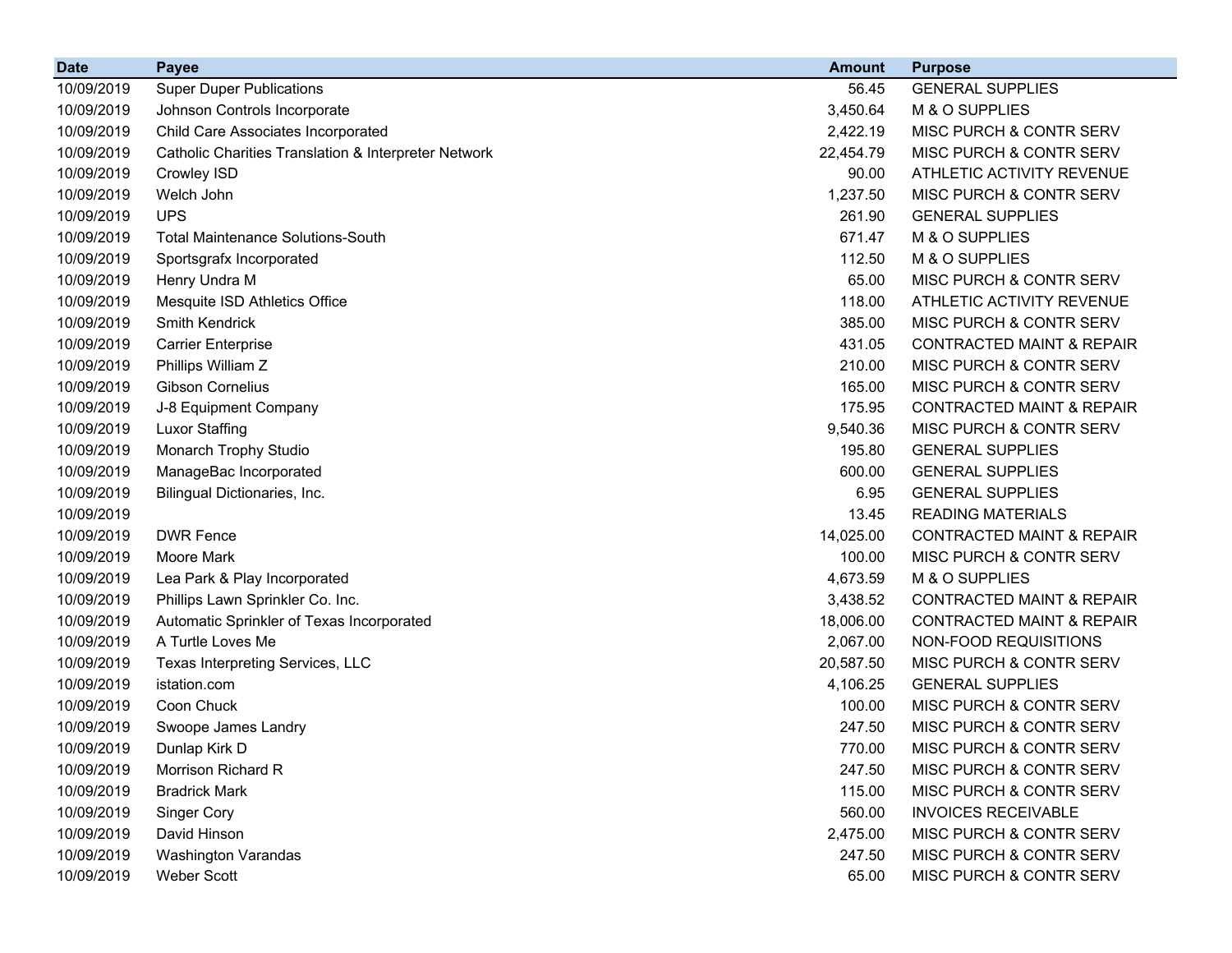| Date | Payee | Amount | Purpose |
|---|---|---|---|
| 10/09/2019 | Super Duper Publications | 56.45 | GENERAL SUPPLIES |
| 10/09/2019 | Johnson Controls Incorporate | 3,450.64 | M & O SUPPLIES |
| 10/09/2019 | Child Care Associates Incorporated | 2,422.19 | MISC PURCH & CONTR SERV |
| 10/09/2019 | Catholic Charities Translation & Interpreter Network | 22,454.79 | MISC PURCH & CONTR SERV |
| 10/09/2019 | Crowley ISD | 90.00 | ATHLETIC ACTIVITY REVENUE |
| 10/09/2019 | Welch John | 1,237.50 | MISC PURCH & CONTR SERV |
| 10/09/2019 | UPS | 261.90 | GENERAL SUPPLIES |
| 10/09/2019 | Total Maintenance Solutions-South | 671.47 | M & O SUPPLIES |
| 10/09/2019 | Sportsgrafx Incorporated | 112.50 | M & O SUPPLIES |
| 10/09/2019 | Henry Undra M | 65.00 | MISC PURCH & CONTR SERV |
| 10/09/2019 | Mesquite ISD Athletics Office | 118.00 | ATHLETIC ACTIVITY REVENUE |
| 10/09/2019 | Smith Kendrick | 385.00 | MISC PURCH & CONTR SERV |
| 10/09/2019 | Carrier Enterprise | 431.05 | CONTRACTED MAINT & REPAIR |
| 10/09/2019 | Phillips William Z | 210.00 | MISC PURCH & CONTR SERV |
| 10/09/2019 | Gibson Cornelius | 165.00 | MISC PURCH & CONTR SERV |
| 10/09/2019 | J-8 Equipment Company | 175.95 | CONTRACTED MAINT & REPAIR |
| 10/09/2019 | Luxor Staffing | 9,540.36 | MISC PURCH & CONTR SERV |
| 10/09/2019 | Monarch Trophy Studio | 195.80 | GENERAL SUPPLIES |
| 10/09/2019 | ManageBac Incorporated | 600.00 | GENERAL SUPPLIES |
| 10/09/2019 | Bilingual Dictionaries, Inc. | 6.95 | GENERAL SUPPLIES |
| 10/09/2019 | | 13.45 | READING MATERIALS |
| 10/09/2019 | DWR Fence | 14,025.00 | CONTRACTED MAINT & REPAIR |
| 10/09/2019 | Moore Mark | 100.00 | MISC PURCH & CONTR SERV |
| 10/09/2019 | Lea Park & Play Incorporated | 4,673.59 | M & O SUPPLIES |
| 10/09/2019 | Phillips Lawn Sprinkler Co. Inc. | 3,438.52 | CONTRACTED MAINT & REPAIR |
| 10/09/2019 | Automatic Sprinkler of Texas Incorporated | 18,006.00 | CONTRACTED MAINT & REPAIR |
| 10/09/2019 | A Turtle Loves Me | 2,067.00 | NON-FOOD REQUISITIONS |
| 10/09/2019 | Texas Interpreting Services, LLC | 20,587.50 | MISC PURCH & CONTR SERV |
| 10/09/2019 | istation.com | 4,106.25 | GENERAL SUPPLIES |
| 10/09/2019 | Coon Chuck | 100.00 | MISC PURCH & CONTR SERV |
| 10/09/2019 | Swoope James Landry | 247.50 | MISC PURCH & CONTR SERV |
| 10/09/2019 | Dunlap Kirk D | 770.00 | MISC PURCH & CONTR SERV |
| 10/09/2019 | Morrison Richard R | 247.50 | MISC PURCH & CONTR SERV |
| 10/09/2019 | Bradrick Mark | 115.00 | MISC PURCH & CONTR SERV |
| 10/09/2019 | Singer Cory | 560.00 | INVOICES RECEIVABLE |
| 10/09/2019 | David Hinson | 2,475.00 | MISC PURCH & CONTR SERV |
| 10/09/2019 | Washington Varandas | 247.50 | MISC PURCH & CONTR SERV |
| 10/09/2019 | Weber Scott | 65.00 | MISC PURCH & CONTR SERV |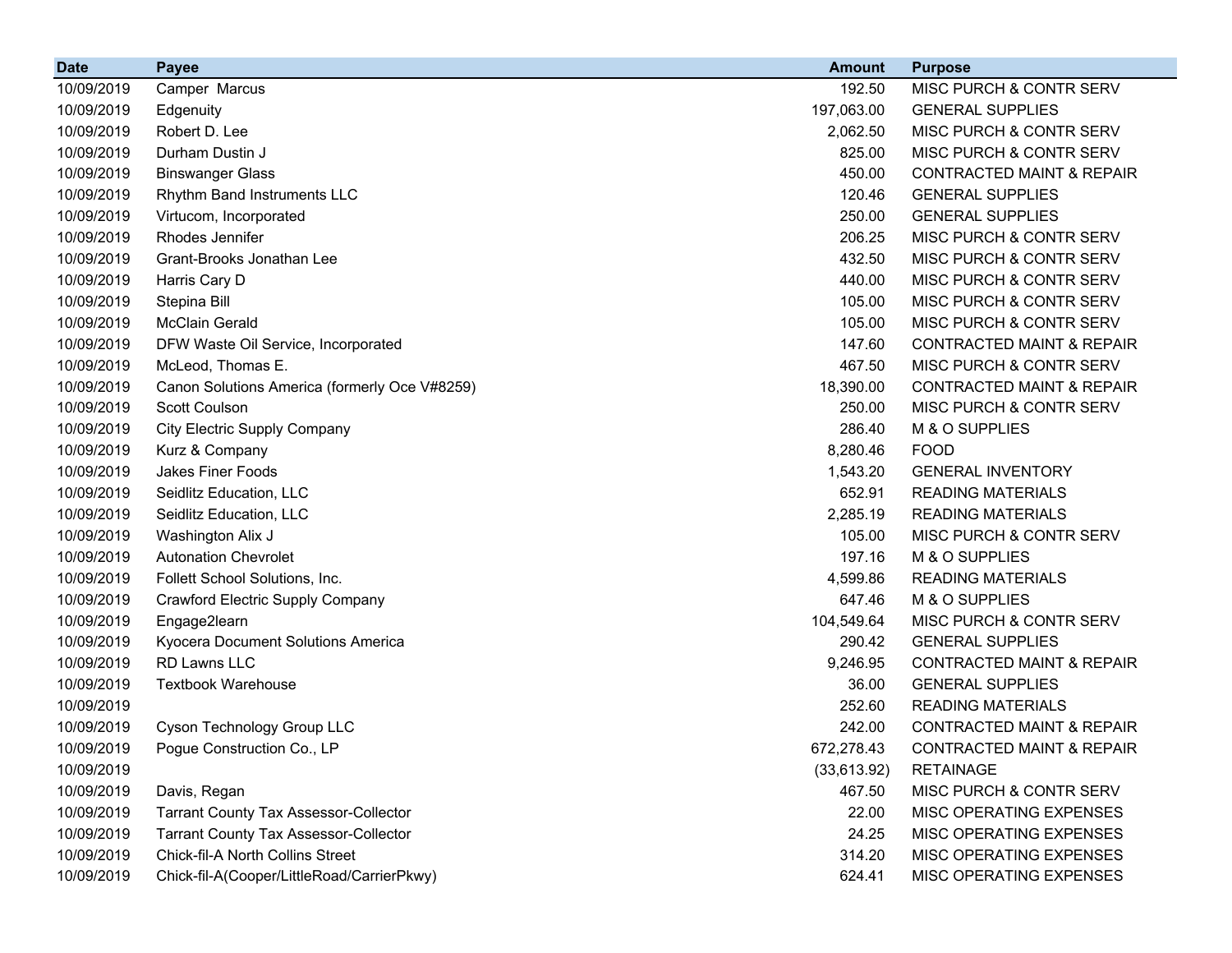| Date | Payee | Amount | Purpose |
|---|---|---|---|
| 10/09/2019 | Camper Marcus | 192.50 | MISC PURCH & CONTR SERV |
| 10/09/2019 | Edgenuity | 197,063.00 | GENERAL SUPPLIES |
| 10/09/2019 | Robert D. Lee | 2,062.50 | MISC PURCH & CONTR SERV |
| 10/09/2019 | Durham Dustin J | 825.00 | MISC PURCH & CONTR SERV |
| 10/09/2019 | Binswanger Glass | 450.00 | CONTRACTED MAINT & REPAIR |
| 10/09/2019 | Rhythm Band Instruments LLC | 120.46 | GENERAL SUPPLIES |
| 10/09/2019 | Virtucom, Incorporated | 250.00 | GENERAL SUPPLIES |
| 10/09/2019 | Rhodes Jennifer | 206.25 | MISC PURCH & CONTR SERV |
| 10/09/2019 | Grant-Brooks Jonathan Lee | 432.50 | MISC PURCH & CONTR SERV |
| 10/09/2019 | Harris Cary D | 440.00 | MISC PURCH & CONTR SERV |
| 10/09/2019 | Stepina Bill | 105.00 | MISC PURCH & CONTR SERV |
| 10/09/2019 | McClain Gerald | 105.00 | MISC PURCH & CONTR SERV |
| 10/09/2019 | DFW Waste Oil Service, Incorporated | 147.60 | CONTRACTED MAINT & REPAIR |
| 10/09/2019 | McLeod, Thomas E. | 467.50 | MISC PURCH & CONTR SERV |
| 10/09/2019 | Canon Solutions America (formerly Oce V#8259) | 18,390.00 | CONTRACTED MAINT & REPAIR |
| 10/09/2019 | Scott Coulson | 250.00 | MISC PURCH & CONTR SERV |
| 10/09/2019 | City Electric Supply Company | 286.40 | M & O SUPPLIES |
| 10/09/2019 | Kurz & Company | 8,280.46 | FOOD |
| 10/09/2019 | Jakes Finer Foods | 1,543.20 | GENERAL INVENTORY |
| 10/09/2019 | Seidlitz Education, LLC | 652.91 | READING MATERIALS |
| 10/09/2019 | Seidlitz Education, LLC | 2,285.19 | READING MATERIALS |
| 10/09/2019 | Washington Alix J | 105.00 | MISC PURCH & CONTR SERV |
| 10/09/2019 | Autonation Chevrolet | 197.16 | M & O SUPPLIES |
| 10/09/2019 | Follett School Solutions, Inc. | 4,599.86 | READING MATERIALS |
| 10/09/2019 | Crawford Electric Supply Company | 647.46 | M & O SUPPLIES |
| 10/09/2019 | Engage2learn | 104,549.64 | MISC PURCH & CONTR SERV |
| 10/09/2019 | Kyocera Document Solutions America | 290.42 | GENERAL SUPPLIES |
| 10/09/2019 | RD Lawns LLC | 9,246.95 | CONTRACTED MAINT & REPAIR |
| 10/09/2019 | Textbook Warehouse | 36.00 | GENERAL SUPPLIES |
| 10/09/2019 | | 252.60 | READING MATERIALS |
| 10/09/2019 | Cyson Technology Group LLC | 242.00 | CONTRACTED MAINT & REPAIR |
| 10/09/2019 | Pogue Construction Co., LP | 672,278.43 | CONTRACTED MAINT & REPAIR |
| 10/09/2019 | | (33,613.92) | RETAINAGE |
| 10/09/2019 | Davis, Regan | 467.50 | MISC PURCH & CONTR SERV |
| 10/09/2019 | Tarrant County Tax Assessor-Collector | 22.00 | MISC OPERATING EXPENSES |
| 10/09/2019 | Tarrant County Tax Assessor-Collector | 24.25 | MISC OPERATING EXPENSES |
| 10/09/2019 | Chick-fil-A North Collins Street | 314.20 | MISC OPERATING EXPENSES |
| 10/09/2019 | Chick-fil-A(Cooper/LittleRoad/CarrierPkwy) | 624.41 | MISC OPERATING EXPENSES |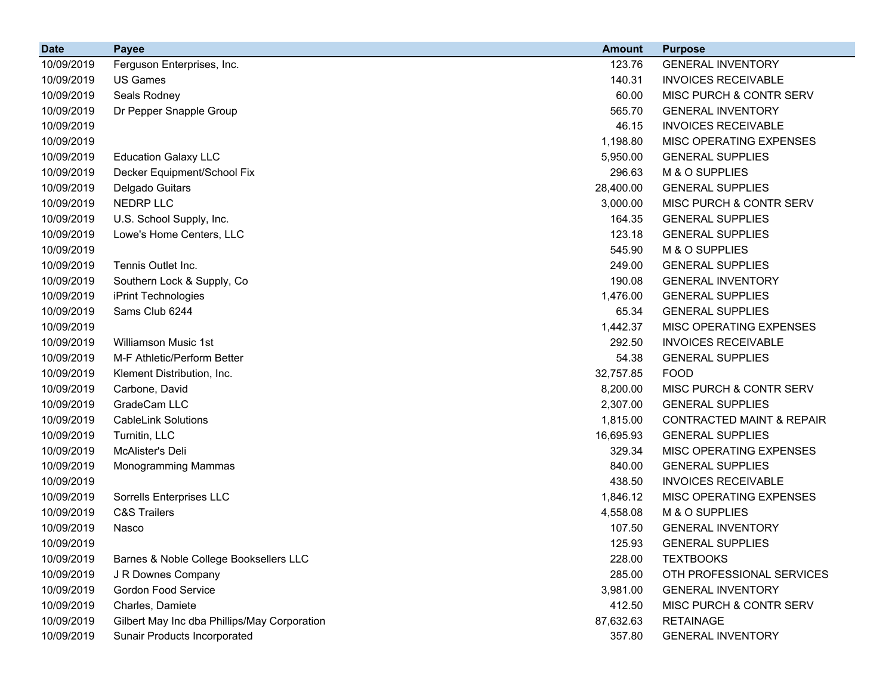| Date | Payee | Amount | Purpose |
|---|---|---|---|
| 10/09/2019 | Ferguson Enterprises, Inc. | 123.76 | GENERAL INVENTORY |
| 10/09/2019 | US Games | 140.31 | INVOICES RECEIVABLE |
| 10/09/2019 | Seals Rodney | 60.00 | MISC PURCH & CONTR SERV |
| 10/09/2019 | Dr Pepper Snapple Group | 565.70 | GENERAL INVENTORY |
| 10/09/2019 | | 46.15 | INVOICES RECEIVABLE |
| 10/09/2019 | | 1,198.80 | MISC OPERATING EXPENSES |
| 10/09/2019 | Education Galaxy LLC | 5,950.00 | GENERAL SUPPLIES |
| 10/09/2019 | Decker Equipment/School Fix | 296.63 | M & O SUPPLIES |
| 10/09/2019 | Delgado Guitars | 28,400.00 | GENERAL SUPPLIES |
| 10/09/2019 | NEDRP LLC | 3,000.00 | MISC PURCH & CONTR SERV |
| 10/09/2019 | U.S. School Supply, Inc. | 164.35 | GENERAL SUPPLIES |
| 10/09/2019 | Lowe's Home Centers, LLC | 123.18 | GENERAL SUPPLIES |
| 10/09/2019 | | 545.90 | M & O SUPPLIES |
| 10/09/2019 | Tennis Outlet Inc. | 249.00 | GENERAL SUPPLIES |
| 10/09/2019 | Southern Lock & Supply, Co | 190.08 | GENERAL INVENTORY |
| 10/09/2019 | iPrint Technologies | 1,476.00 | GENERAL SUPPLIES |
| 10/09/2019 | Sams Club 6244 | 65.34 | GENERAL SUPPLIES |
| 10/09/2019 | | 1,442.37 | MISC OPERATING EXPENSES |
| 10/09/2019 | Williamson Music 1st | 292.50 | INVOICES RECEIVABLE |
| 10/09/2019 | M-F Athletic/Perform Better | 54.38 | GENERAL SUPPLIES |
| 10/09/2019 | Klement Distribution, Inc. | 32,757.85 | FOOD |
| 10/09/2019 | Carbone, David | 8,200.00 | MISC PURCH & CONTR SERV |
| 10/09/2019 | GradeCam LLC | 2,307.00 | GENERAL SUPPLIES |
| 10/09/2019 | CableLink Solutions | 1,815.00 | CONTRACTED MAINT & REPAIR |
| 10/09/2019 | Turnitin, LLC | 16,695.93 | GENERAL SUPPLIES |
| 10/09/2019 | McAlister's Deli | 329.34 | MISC OPERATING EXPENSES |
| 10/09/2019 | Monogramming Mammas | 840.00 | GENERAL SUPPLIES |
| 10/09/2019 | | 438.50 | INVOICES RECEIVABLE |
| 10/09/2019 | Sorrells Enterprises LLC | 1,846.12 | MISC OPERATING EXPENSES |
| 10/09/2019 | C&S Trailers | 4,558.08 | M & O SUPPLIES |
| 10/09/2019 | Nasco | 107.50 | GENERAL INVENTORY |
| 10/09/2019 | | 125.93 | GENERAL SUPPLIES |
| 10/09/2019 | Barnes & Noble College Booksellers LLC | 228.00 | TEXTBOOKS |
| 10/09/2019 | J R Downes Company | 285.00 | OTH PROFESSIONAL SERVICES |
| 10/09/2019 | Gordon Food Service | 3,981.00 | GENERAL INVENTORY |
| 10/09/2019 | Charles, Damiete | 412.50 | MISC PURCH & CONTR SERV |
| 10/09/2019 | Gilbert May Inc dba Phillips/May Corporation | 87,632.63 | RETAINAGE |
| 10/09/2019 | Sunair Products Incorporated | 357.80 | GENERAL INVENTORY |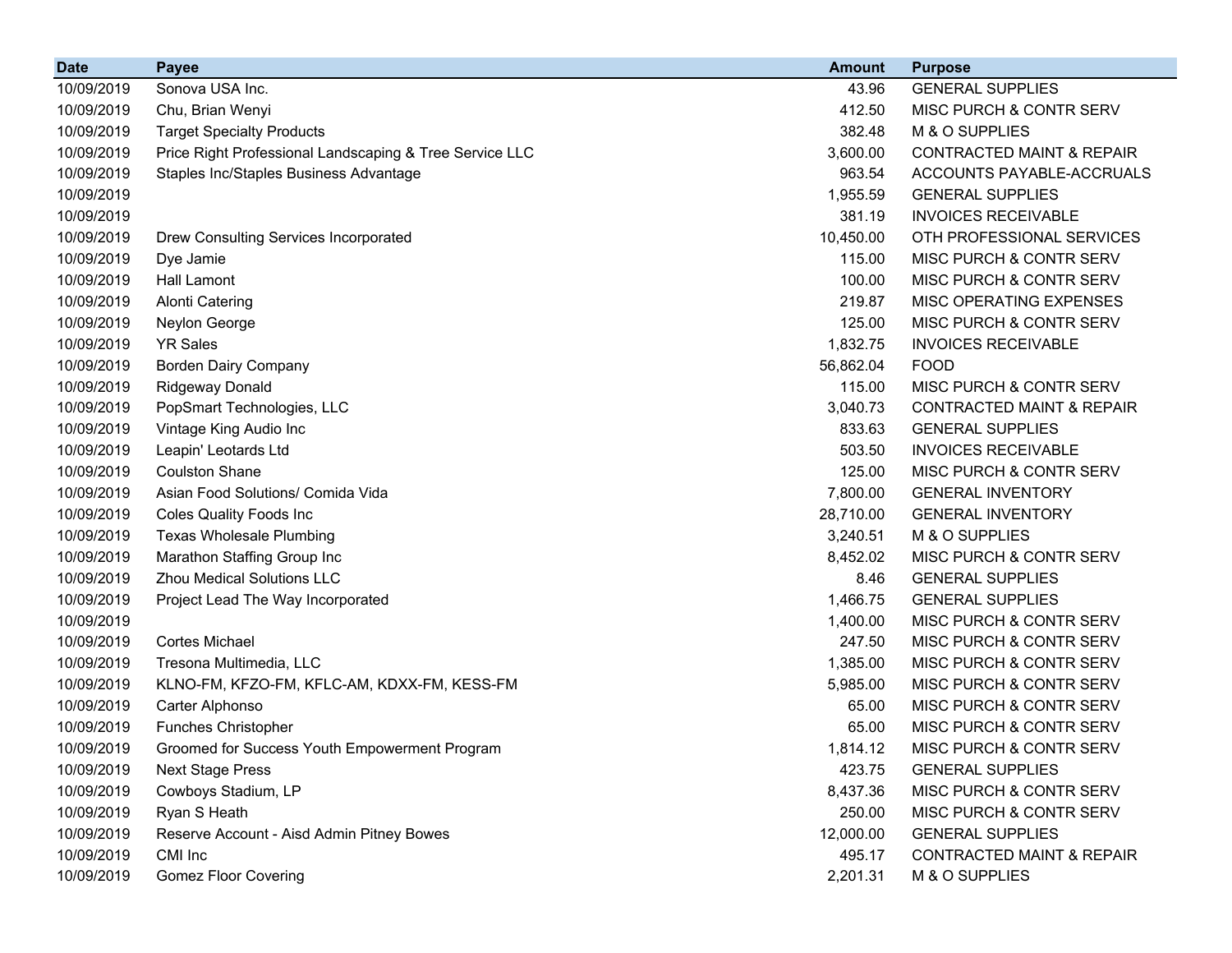| Date | Payee | Amount | Purpose |
|---|---|---|---|
| 10/09/2019 | Sonova USA Inc. | 43.96 | GENERAL SUPPLIES |
| 10/09/2019 | Chu, Brian Wenyi | 412.50 | MISC PURCH & CONTR SERV |
| 10/09/2019 | Target Specialty Products | 382.48 | M & O SUPPLIES |
| 10/09/2019 | Price Right Professional Landscaping & Tree Service LLC | 3,600.00 | CONTRACTED MAINT & REPAIR |
| 10/09/2019 | Staples Inc/Staples Business Advantage | 963.54 | ACCOUNTS PAYABLE-ACCRUALS |
| 10/09/2019 | | 1,955.59 | GENERAL SUPPLIES |
| 10/09/2019 | | 381.19 | INVOICES RECEIVABLE |
| 10/09/2019 | Drew Consulting Services Incorporated | 10,450.00 | OTH PROFESSIONAL SERVICES |
| 10/09/2019 | Dye Jamie | 115.00 | MISC PURCH & CONTR SERV |
| 10/09/2019 | Hall Lamont | 100.00 | MISC PURCH & CONTR SERV |
| 10/09/2019 | Alonti Catering | 219.87 | MISC OPERATING EXPENSES |
| 10/09/2019 | Neylon George | 125.00 | MISC PURCH & CONTR SERV |
| 10/09/2019 | YR Sales | 1,832.75 | INVOICES RECEIVABLE |
| 10/09/2019 | Borden Dairy Company | 56,862.04 | FOOD |
| 10/09/2019 | Ridgeway Donald | 115.00 | MISC PURCH & CONTR SERV |
| 10/09/2019 | PopSmart Technologies, LLC | 3,040.73 | CONTRACTED MAINT & REPAIR |
| 10/09/2019 | Vintage King Audio Inc | 833.63 | GENERAL SUPPLIES |
| 10/09/2019 | Leapin' Leotards Ltd | 503.50 | INVOICES RECEIVABLE |
| 10/09/2019 | Coulston Shane | 125.00 | MISC PURCH & CONTR SERV |
| 10/09/2019 | Asian Food Solutions/ Comida Vida | 7,800.00 | GENERAL INVENTORY |
| 10/09/2019 | Coles Quality Foods Inc | 28,710.00 | GENERAL INVENTORY |
| 10/09/2019 | Texas Wholesale Plumbing | 3,240.51 | M & O SUPPLIES |
| 10/09/2019 | Marathon Staffing Group Inc | 8,452.02 | MISC PURCH & CONTR SERV |
| 10/09/2019 | Zhou Medical Solutions LLC | 8.46 | GENERAL SUPPLIES |
| 10/09/2019 | Project Lead The Way Incorporated | 1,466.75 | GENERAL SUPPLIES |
| 10/09/2019 | | 1,400.00 | MISC PURCH & CONTR SERV |
| 10/09/2019 | Cortes Michael | 247.50 | MISC PURCH & CONTR SERV |
| 10/09/2019 | Tresona Multimedia, LLC | 1,385.00 | MISC PURCH & CONTR SERV |
| 10/09/2019 | KLNO-FM, KFZO-FM, KFLC-AM, KDXX-FM, KESS-FM | 5,985.00 | MISC PURCH & CONTR SERV |
| 10/09/2019 | Carter Alphonso | 65.00 | MISC PURCH & CONTR SERV |
| 10/09/2019 | Funches Christopher | 65.00 | MISC PURCH & CONTR SERV |
| 10/09/2019 | Groomed for Success Youth Empowerment Program | 1,814.12 | MISC PURCH & CONTR SERV |
| 10/09/2019 | Next Stage Press | 423.75 | GENERAL SUPPLIES |
| 10/09/2019 | Cowboys Stadium, LP | 8,437.36 | MISC PURCH & CONTR SERV |
| 10/09/2019 | Ryan S Heath | 250.00 | MISC PURCH & CONTR SERV |
| 10/09/2019 | Reserve Account - Aisd Admin Pitney Bowes | 12,000.00 | GENERAL SUPPLIES |
| 10/09/2019 | CMI Inc | 495.17 | CONTRACTED MAINT & REPAIR |
| 10/09/2019 | Gomez Floor Covering | 2,201.31 | M & O SUPPLIES |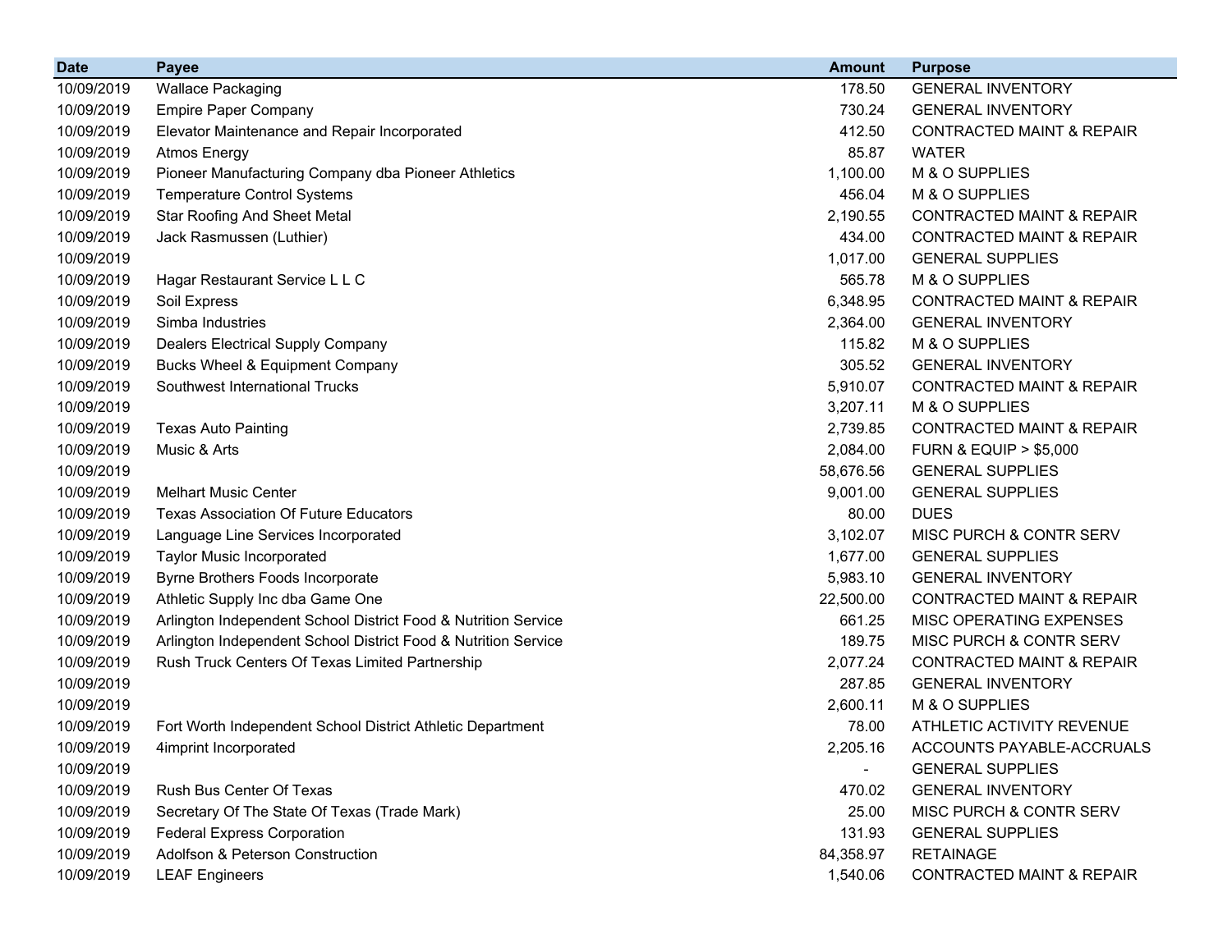| Date | Payee | Amount | Purpose |
|---|---|---|---|
| 10/09/2019 | Wallace Packaging | 178.50 | GENERAL INVENTORY |
| 10/09/2019 | Empire Paper Company | 730.24 | GENERAL INVENTORY |
| 10/09/2019 | Elevator Maintenance and Repair Incorporated | 412.50 | CONTRACTED MAINT & REPAIR |
| 10/09/2019 | Atmos Energy | 85.87 | WATER |
| 10/09/2019 | Pioneer Manufacturing Company dba Pioneer Athletics | 1,100.00 | M & O SUPPLIES |
| 10/09/2019 | Temperature Control Systems | 456.04 | M & O SUPPLIES |
| 10/09/2019 | Star Roofing And Sheet Metal | 2,190.55 | CONTRACTED MAINT & REPAIR |
| 10/09/2019 | Jack Rasmussen (Luthier) | 434.00 | CONTRACTED MAINT & REPAIR |
| 10/09/2019 | | 1,017.00 | GENERAL SUPPLIES |
| 10/09/2019 | Hagar Restaurant Service L L C | 565.78 | M & O SUPPLIES |
| 10/09/2019 | Soil Express | 6,348.95 | CONTRACTED MAINT & REPAIR |
| 10/09/2019 | Simba Industries | 2,364.00 | GENERAL INVENTORY |
| 10/09/2019 | Dealers Electrical Supply Company | 115.82 | M & O SUPPLIES |
| 10/09/2019 | Bucks Wheel & Equipment Company | 305.52 | GENERAL INVENTORY |
| 10/09/2019 | Southwest International Trucks | 5,910.07 | CONTRACTED MAINT & REPAIR |
| 10/09/2019 | | 3,207.11 | M & O SUPPLIES |
| 10/09/2019 | Texas Auto Painting | 2,739.85 | CONTRACTED MAINT & REPAIR |
| 10/09/2019 | Music & Arts | 2,084.00 | FURN & EQUIP > $5,000 |
| 10/09/2019 | | 58,676.56 | GENERAL SUPPLIES |
| 10/09/2019 | Melhart Music Center | 9,001.00 | GENERAL SUPPLIES |
| 10/09/2019 | Texas Association Of Future Educators | 80.00 | DUES |
| 10/09/2019 | Language Line Services Incorporated | 3,102.07 | MISC PURCH & CONTR SERV |
| 10/09/2019 | Taylor Music Incorporated | 1,677.00 | GENERAL SUPPLIES |
| 10/09/2019 | Byrne Brothers Foods Incorporate | 5,983.10 | GENERAL INVENTORY |
| 10/09/2019 | Athletic Supply Inc dba Game One | 22,500.00 | CONTRACTED MAINT & REPAIR |
| 10/09/2019 | Arlington Independent School District Food & Nutrition Service | 661.25 | MISC OPERATING EXPENSES |
| 10/09/2019 | Arlington Independent School District Food & Nutrition Service | 189.75 | MISC PURCH & CONTR SERV |
| 10/09/2019 | Rush Truck Centers Of Texas Limited Partnership | 2,077.24 | CONTRACTED MAINT & REPAIR |
| 10/09/2019 | | 287.85 | GENERAL INVENTORY |
| 10/09/2019 | | 2,600.11 | M & O SUPPLIES |
| 10/09/2019 | Fort Worth Independent School District Athletic Department | 78.00 | ATHLETIC ACTIVITY REVENUE |
| 10/09/2019 | 4imprint Incorporated | 2,205.16 | ACCOUNTS PAYABLE-ACCRUALS |
| 10/09/2019 | | - | GENERAL SUPPLIES |
| 10/09/2019 | Rush Bus Center Of Texas | 470.02 | GENERAL INVENTORY |
| 10/09/2019 | Secretary Of The State Of Texas (Trade Mark) | 25.00 | MISC PURCH & CONTR SERV |
| 10/09/2019 | Federal Express Corporation | 131.93 | GENERAL SUPPLIES |
| 10/09/2019 | Adolfson & Peterson Construction | 84,358.97 | RETAINAGE |
| 10/09/2019 | LEAF Engineers | 1,540.06 | CONTRACTED MAINT & REPAIR |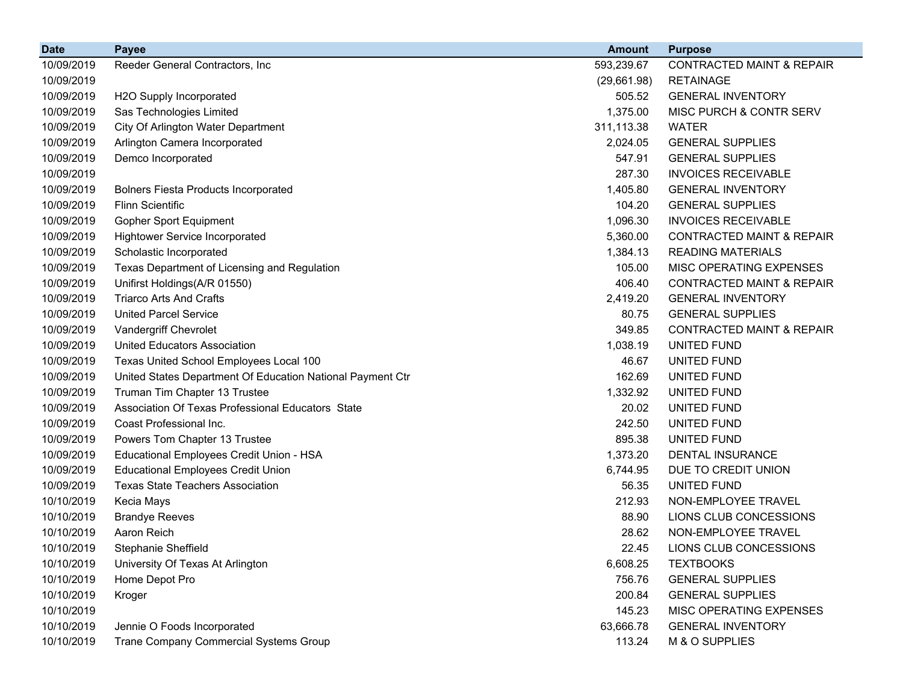| Date | Payee | Amount | Purpose |
|---|---|---|---|
| 10/09/2019 | Reeder General Contractors, Inc | 593,239.67 | CONTRACTED MAINT & REPAIR |
| 10/09/2019 | | (29,661.98) | RETAINAGE |
| 10/09/2019 | H2O Supply Incorporated | 505.52 | GENERAL INVENTORY |
| 10/09/2019 | Sas Technologies Limited | 1,375.00 | MISC PURCH & CONTR SERV |
| 10/09/2019 | City Of Arlington Water Department | 311,113.38 | WATER |
| 10/09/2019 | Arlington Camera Incorporated | 2,024.05 | GENERAL SUPPLIES |
| 10/09/2019 | Demco Incorporated | 547.91 | GENERAL SUPPLIES |
| 10/09/2019 | | 287.30 | INVOICES RECEIVABLE |
| 10/09/2019 | Bolners Fiesta Products Incorporated | 1,405.80 | GENERAL INVENTORY |
| 10/09/2019 | Flinn Scientific | 104.20 | GENERAL SUPPLIES |
| 10/09/2019 | Gopher Sport Equipment | 1,096.30 | INVOICES RECEIVABLE |
| 10/09/2019 | Hightower Service Incorporated | 5,360.00 | CONTRACTED MAINT & REPAIR |
| 10/09/2019 | Scholastic Incorporated | 1,384.13 | READING MATERIALS |
| 10/09/2019 | Texas Department of Licensing and Regulation | 105.00 | MISC OPERATING EXPENSES |
| 10/09/2019 | Unifirst Holdings(A/R 01550) | 406.40 | CONTRACTED MAINT & REPAIR |
| 10/09/2019 | Triarco Arts And Crafts | 2,419.20 | GENERAL INVENTORY |
| 10/09/2019 | United Parcel Service | 80.75 | GENERAL SUPPLIES |
| 10/09/2019 | Vandergriff Chevrolet | 349.85 | CONTRACTED MAINT & REPAIR |
| 10/09/2019 | United Educators Association | 1,038.19 | UNITED FUND |
| 10/09/2019 | Texas United School Employees Local 100 | 46.67 | UNITED FUND |
| 10/09/2019 | United States Department Of Education National Payment Ctr | 162.69 | UNITED FUND |
| 10/09/2019 | Truman Tim Chapter 13 Trustee | 1,332.92 | UNITED FUND |
| 10/09/2019 | Association Of Texas Professional Educators State | 20.02 | UNITED FUND |
| 10/09/2019 | Coast Professional Inc. | 242.50 | UNITED FUND |
| 10/09/2019 | Powers Tom Chapter 13 Trustee | 895.38 | UNITED FUND |
| 10/09/2019 | Educational Employees Credit Union - HSA | 1,373.20 | DENTAL INSURANCE |
| 10/09/2019 | Educational Employees Credit Union | 6,744.95 | DUE TO CREDIT UNION |
| 10/09/2019 | Texas State Teachers Association | 56.35 | UNITED FUND |
| 10/10/2019 | Kecia Mays | 212.93 | NON-EMPLOYEE TRAVEL |
| 10/10/2019 | Brandye Reeves | 88.90 | LIONS CLUB CONCESSIONS |
| 10/10/2019 | Aaron Reich | 28.62 | NON-EMPLOYEE TRAVEL |
| 10/10/2019 | Stephanie Sheffield | 22.45 | LIONS CLUB CONCESSIONS |
| 10/10/2019 | University Of Texas At Arlington | 6,608.25 | TEXTBOOKS |
| 10/10/2019 | Home Depot Pro | 756.76 | GENERAL SUPPLIES |
| 10/10/2019 | Kroger | 200.84 | GENERAL SUPPLIES |
| 10/10/2019 | | 145.23 | MISC OPERATING EXPENSES |
| 10/10/2019 | Jennie O Foods Incorporated | 63,666.78 | GENERAL INVENTORY |
| 10/10/2019 | Trane Company Commercial Systems Group | 113.24 | M & O SUPPLIES |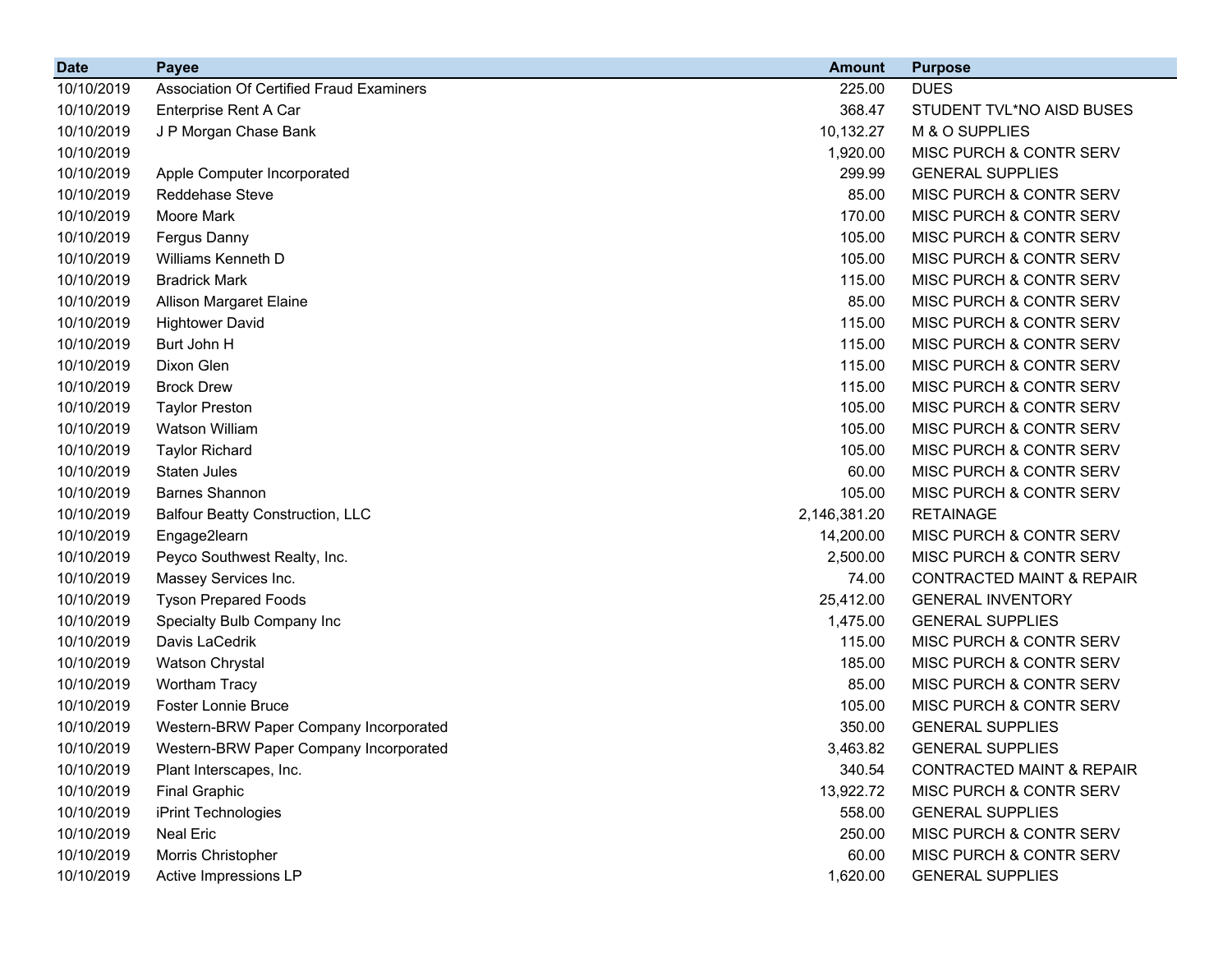| Date | Payee | Amount | Purpose |
|---|---|---:|---|
| 10/10/2019 | Association Of Certified Fraud Examiners | 225.00 | DUES |
| 10/10/2019 | Enterprise Rent A Car | 368.47 | STUDENT TVL*NO AISD BUSES |
| 10/10/2019 | J P Morgan Chase Bank | 10,132.27 | M & O SUPPLIES |
| 10/10/2019 | | 1,920.00 | MISC PURCH & CONTR SERV |
| 10/10/2019 | Apple Computer Incorporated | 299.99 | GENERAL SUPPLIES |
| 10/10/2019 | Reddehase Steve | 85.00 | MISC PURCH & CONTR SERV |
| 10/10/2019 | Moore Mark | 170.00 | MISC PURCH & CONTR SERV |
| 10/10/2019 | Fergus Danny | 105.00 | MISC PURCH & CONTR SERV |
| 10/10/2019 | Williams Kenneth D | 105.00 | MISC PURCH & CONTR SERV |
| 10/10/2019 | Bradrick Mark | 115.00 | MISC PURCH & CONTR SERV |
| 10/10/2019 | Allison Margaret Elaine | 85.00 | MISC PURCH & CONTR SERV |
| 10/10/2019 | Hightower David | 115.00 | MISC PURCH & CONTR SERV |
| 10/10/2019 | Burt John H | 115.00 | MISC PURCH & CONTR SERV |
| 10/10/2019 | Dixon Glen | 115.00 | MISC PURCH & CONTR SERV |
| 10/10/2019 | Brock Drew | 115.00 | MISC PURCH & CONTR SERV |
| 10/10/2019 | Taylor Preston | 105.00 | MISC PURCH & CONTR SERV |
| 10/10/2019 | Watson William | 105.00 | MISC PURCH & CONTR SERV |
| 10/10/2019 | Taylor Richard | 105.00 | MISC PURCH & CONTR SERV |
| 10/10/2019 | Staten Jules | 60.00 | MISC PURCH & CONTR SERV |
| 10/10/2019 | Barnes Shannon | 105.00 | MISC PURCH & CONTR SERV |
| 10/10/2019 | Balfour Beatty Construction, LLC | 2,146,381.20 | RETAINAGE |
| 10/10/2019 | Engage2learn | 14,200.00 | MISC PURCH & CONTR SERV |
| 10/10/2019 | Peyco Southwest Realty, Inc. | 2,500.00 | MISC PURCH & CONTR SERV |
| 10/10/2019 | Massey Services Inc. | 74.00 | CONTRACTED MAINT & REPAIR |
| 10/10/2019 | Tyson Prepared Foods | 25,412.00 | GENERAL INVENTORY |
| 10/10/2019 | Specialty Bulb Company Inc | 1,475.00 | GENERAL SUPPLIES |
| 10/10/2019 | Davis LaCedrik | 115.00 | MISC PURCH & CONTR SERV |
| 10/10/2019 | Watson Chrystal | 185.00 | MISC PURCH & CONTR SERV |
| 10/10/2019 | Wortham Tracy | 85.00 | MISC PURCH & CONTR SERV |
| 10/10/2019 | Foster Lonnie Bruce | 105.00 | MISC PURCH & CONTR SERV |
| 10/10/2019 | Western-BRW Paper Company Incorporated | 350.00 | GENERAL SUPPLIES |
| 10/10/2019 | Western-BRW Paper Company Incorporated | 3,463.82 | GENERAL SUPPLIES |
| 10/10/2019 | Plant Interscapes, Inc. | 340.54 | CONTRACTED MAINT & REPAIR |
| 10/10/2019 | Final Graphic | 13,922.72 | MISC PURCH & CONTR SERV |
| 10/10/2019 | iPrint Technologies | 558.00 | GENERAL SUPPLIES |
| 10/10/2019 | Neal Eric | 250.00 | MISC PURCH & CONTR SERV |
| 10/10/2019 | Morris Christopher | 60.00 | MISC PURCH & CONTR SERV |
| 10/10/2019 | Active Impressions LP | 1,620.00 | GENERAL SUPPLIES |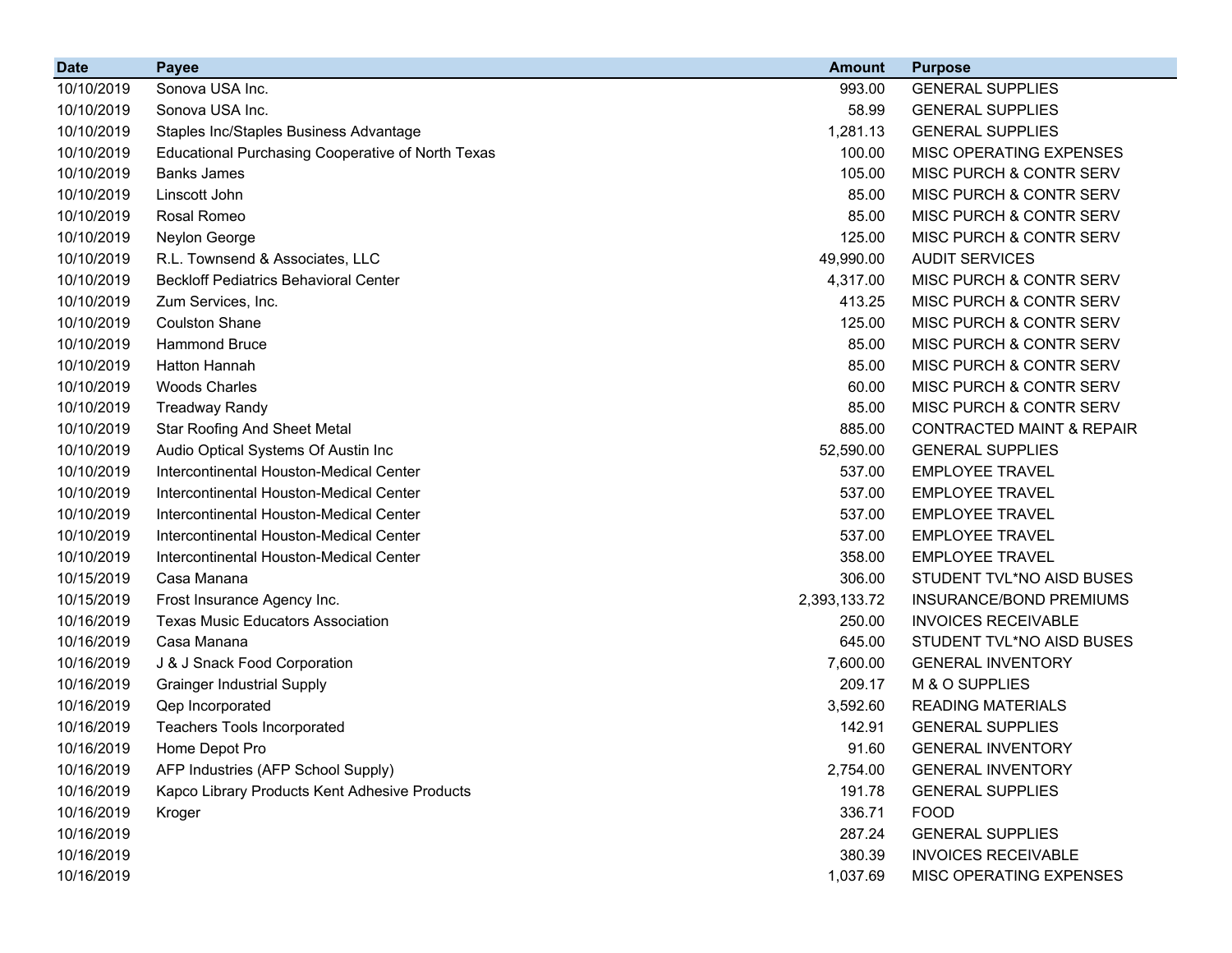| Date | Payee | Amount | Purpose |
| --- | --- | --- | --- |
| 10/10/2019 | Sonova USA Inc. | 993.00 | GENERAL SUPPLIES |
| 10/10/2019 | Sonova USA Inc. | 58.99 | GENERAL SUPPLIES |
| 10/10/2019 | Staples Inc/Staples Business Advantage | 1,281.13 | GENERAL SUPPLIES |
| 10/10/2019 | Educational Purchasing Cooperative of North Texas | 100.00 | MISC OPERATING EXPENSES |
| 10/10/2019 | Banks James | 105.00 | MISC PURCH & CONTR SERV |
| 10/10/2019 | Linscott John | 85.00 | MISC PURCH & CONTR SERV |
| 10/10/2019 | Rosal Romeo | 85.00 | MISC PURCH & CONTR SERV |
| 10/10/2019 | Neylon George | 125.00 | MISC PURCH & CONTR SERV |
| 10/10/2019 | R.L. Townsend & Associates, LLC | 49,990.00 | AUDIT SERVICES |
| 10/10/2019 | Beckloff Pediatrics Behavioral Center | 4,317.00 | MISC PURCH & CONTR SERV |
| 10/10/2019 | Zum Services, Inc. | 413.25 | MISC PURCH & CONTR SERV |
| 10/10/2019 | Coulston Shane | 125.00 | MISC PURCH & CONTR SERV |
| 10/10/2019 | Hammond Bruce | 85.00 | MISC PURCH & CONTR SERV |
| 10/10/2019 | Hatton Hannah | 85.00 | MISC PURCH & CONTR SERV |
| 10/10/2019 | Woods Charles | 60.00 | MISC PURCH & CONTR SERV |
| 10/10/2019 | Treadway Randy | 85.00 | MISC PURCH & CONTR SERV |
| 10/10/2019 | Star Roofing And Sheet Metal | 885.00 | CONTRACTED MAINT & REPAIR |
| 10/10/2019 | Audio Optical Systems Of Austin Inc | 52,590.00 | GENERAL SUPPLIES |
| 10/10/2019 | Intercontinental Houston-Medical Center | 537.00 | EMPLOYEE TRAVEL |
| 10/10/2019 | Intercontinental Houston-Medical Center | 537.00 | EMPLOYEE TRAVEL |
| 10/10/2019 | Intercontinental Houston-Medical Center | 537.00 | EMPLOYEE TRAVEL |
| 10/10/2019 | Intercontinental Houston-Medical Center | 537.00 | EMPLOYEE TRAVEL |
| 10/10/2019 | Intercontinental Houston-Medical Center | 358.00 | EMPLOYEE TRAVEL |
| 10/15/2019 | Casa Manana | 306.00 | STUDENT TVL*NO AISD BUSES |
| 10/15/2019 | Frost Insurance Agency Inc. | 2,393,133.72 | INSURANCE/BOND PREMIUMS |
| 10/16/2019 | Texas Music Educators Association | 250.00 | INVOICES RECEIVABLE |
| 10/16/2019 | Casa Manana | 645.00 | STUDENT TVL*NO AISD BUSES |
| 10/16/2019 | J & J Snack Food Corporation | 7,600.00 | GENERAL INVENTORY |
| 10/16/2019 | Grainger Industrial Supply | 209.17 | M & O SUPPLIES |
| 10/16/2019 | Qep Incorporated | 3,592.60 | READING MATERIALS |
| 10/16/2019 | Teachers Tools Incorporated | 142.91 | GENERAL SUPPLIES |
| 10/16/2019 | Home Depot Pro | 91.60 | GENERAL INVENTORY |
| 10/16/2019 | AFP Industries (AFP School Supply) | 2,754.00 | GENERAL INVENTORY |
| 10/16/2019 | Kapco Library Products Kent Adhesive Products | 191.78 | GENERAL SUPPLIES |
| 10/16/2019 | Kroger | 336.71 | FOOD |
| 10/16/2019 | | 287.24 | GENERAL SUPPLIES |
| 10/16/2019 | | 380.39 | INVOICES RECEIVABLE |
| 10/16/2019 | | 1,037.69 | MISC OPERATING EXPENSES |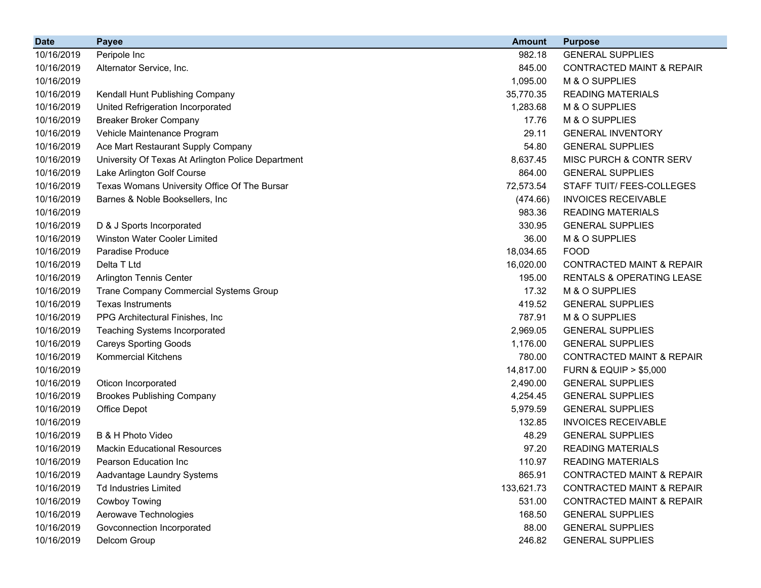| Date | Payee | Amount | Purpose |
|---|---|---|---|
| 10/16/2019 | Peripole Inc | 982.18 | GENERAL SUPPLIES |
| 10/16/2019 | Alternator Service, Inc. | 845.00 | CONTRACTED MAINT & REPAIR |
| 10/16/2019 | | 1,095.00 | M & O SUPPLIES |
| 10/16/2019 | Kendall Hunt Publishing Company | 35,770.35 | READING MATERIALS |
| 10/16/2019 | United Refrigeration Incorporated | 1,283.68 | M & O SUPPLIES |
| 10/16/2019 | Breaker Broker Company | 17.76 | M & O SUPPLIES |
| 10/16/2019 | Vehicle Maintenance Program | 29.11 | GENERAL INVENTORY |
| 10/16/2019 | Ace Mart Restaurant Supply Company | 54.80 | GENERAL SUPPLIES |
| 10/16/2019 | University Of Texas At Arlington Police Department | 8,637.45 | MISC PURCH & CONTR SERV |
| 10/16/2019 | Lake Arlington Golf Course | 864.00 | GENERAL SUPPLIES |
| 10/16/2019 | Texas Womans University Office Of The Bursar | 72,573.54 | STAFF TUIT/ FEES-COLLEGES |
| 10/16/2019 | Barnes & Noble Booksellers, Inc | (474.66) | INVOICES RECEIVABLE |
| 10/16/2019 | | 983.36 | READING MATERIALS |
| 10/16/2019 | D & J Sports Incorporated | 330.95 | GENERAL SUPPLIES |
| 10/16/2019 | Winston Water Cooler Limited | 36.00 | M & O SUPPLIES |
| 10/16/2019 | Paradise Produce | 18,034.65 | FOOD |
| 10/16/2019 | Delta T Ltd | 16,020.00 | CONTRACTED MAINT & REPAIR |
| 10/16/2019 | Arlington Tennis Center | 195.00 | RENTALS & OPERATING LEASE |
| 10/16/2019 | Trane Company Commercial Systems Group | 17.32 | M & O SUPPLIES |
| 10/16/2019 | Texas Instruments | 419.52 | GENERAL SUPPLIES |
| 10/16/2019 | PPG Architectural Finishes, Inc | 787.91 | M & O SUPPLIES |
| 10/16/2019 | Teaching Systems Incorporated | 2,969.05 | GENERAL SUPPLIES |
| 10/16/2019 | Careys Sporting Goods | 1,176.00 | GENERAL SUPPLIES |
| 10/16/2019 | Kommercial Kitchens | 780.00 | CONTRACTED MAINT & REPAIR |
| 10/16/2019 | | 14,817.00 | FURN & EQUIP > $5,000 |
| 10/16/2019 | Oticon Incorporated | 2,490.00 | GENERAL SUPPLIES |
| 10/16/2019 | Brookes Publishing Company | 4,254.45 | GENERAL SUPPLIES |
| 10/16/2019 | Office Depot | 5,979.59 | GENERAL SUPPLIES |
| 10/16/2019 | | 132.85 | INVOICES RECEIVABLE |
| 10/16/2019 | B & H Photo Video | 48.29 | GENERAL SUPPLIES |
| 10/16/2019 | Mackin Educational Resources | 97.20 | READING MATERIALS |
| 10/16/2019 | Pearson Education Inc | 110.97 | READING MATERIALS |
| 10/16/2019 | Aadvantage Laundry Systems | 865.91 | CONTRACTED MAINT & REPAIR |
| 10/16/2019 | Td Industries Limited | 133,621.73 | CONTRACTED MAINT & REPAIR |
| 10/16/2019 | Cowboy Towing | 531.00 | CONTRACTED MAINT & REPAIR |
| 10/16/2019 | Aerowave Technologies | 168.50 | GENERAL SUPPLIES |
| 10/16/2019 | Govconnection Incorporated | 88.00 | GENERAL SUPPLIES |
| 10/16/2019 | Delcom Group | 246.82 | GENERAL SUPPLIES |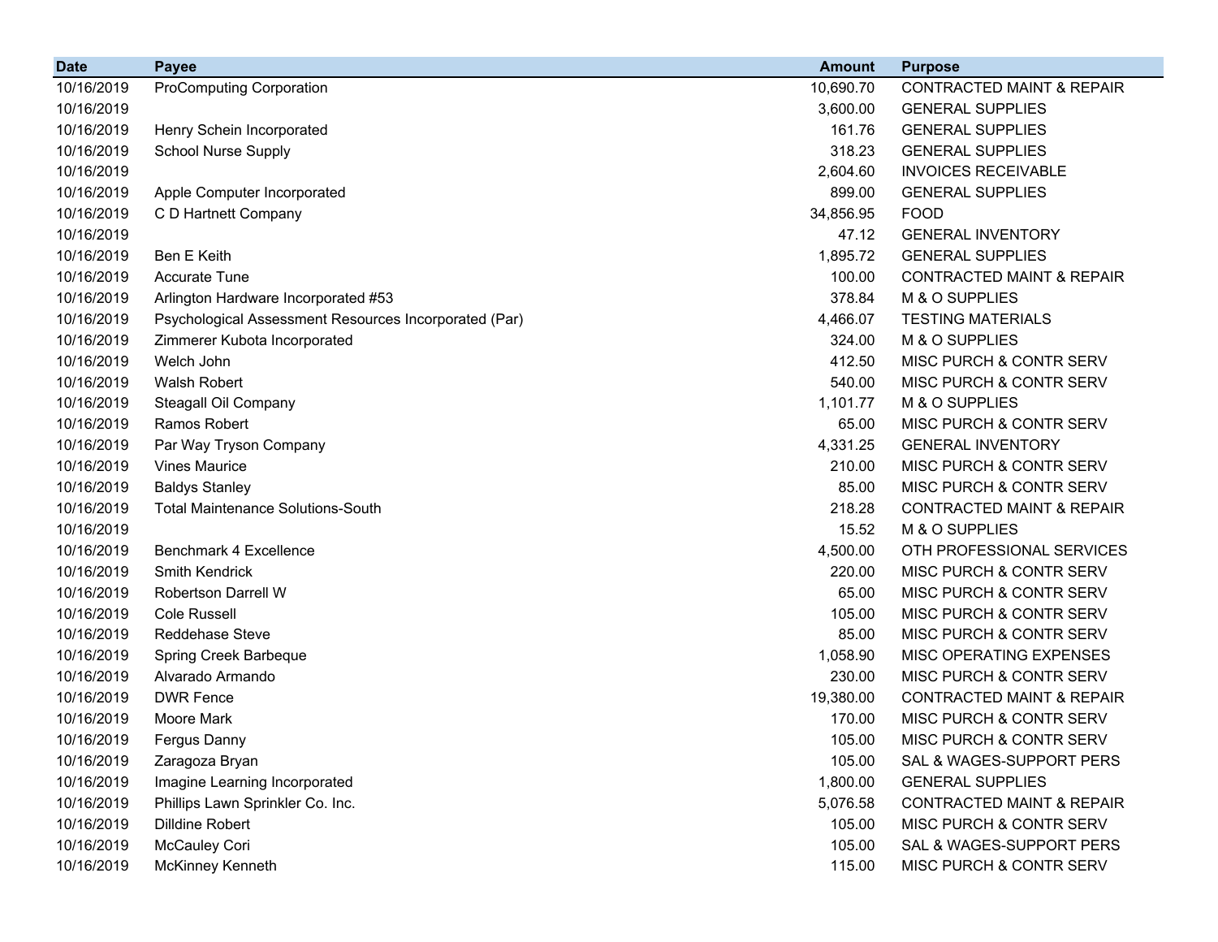| Date | Payee | Amount | Purpose |
| --- | --- | --- | --- |
| 10/16/2019 | ProComputing Corporation | 10,690.70 | CONTRACTED MAINT & REPAIR |
| 10/16/2019 | | 3,600.00 | GENERAL SUPPLIES |
| 10/16/2019 | Henry Schein Incorporated | 161.76 | GENERAL SUPPLIES |
| 10/16/2019 | School Nurse Supply | 318.23 | GENERAL SUPPLIES |
| 10/16/2019 | | 2,604.60 | INVOICES RECEIVABLE |
| 10/16/2019 | Apple Computer Incorporated | 899.00 | GENERAL SUPPLIES |
| 10/16/2019 | C D Hartnett Company | 34,856.95 | FOOD |
| 10/16/2019 | | 47.12 | GENERAL INVENTORY |
| 10/16/2019 | Ben E Keith | 1,895.72 | GENERAL SUPPLIES |
| 10/16/2019 | Accurate Tune | 100.00 | CONTRACTED MAINT & REPAIR |
| 10/16/2019 | Arlington Hardware Incorporated #53 | 378.84 | M & O SUPPLIES |
| 10/16/2019 | Psychological Assessment Resources Incorporated (Par) | 4,466.07 | TESTING MATERIALS |
| 10/16/2019 | Zimmerer Kubota Incorporated | 324.00 | M & O SUPPLIES |
| 10/16/2019 | Welch John | 412.50 | MISC PURCH & CONTR SERV |
| 10/16/2019 | Walsh Robert | 540.00 | MISC PURCH & CONTR SERV |
| 10/16/2019 | Steagall Oil Company | 1,101.77 | M & O SUPPLIES |
| 10/16/2019 | Ramos Robert | 65.00 | MISC PURCH & CONTR SERV |
| 10/16/2019 | Par Way Tryson Company | 4,331.25 | GENERAL INVENTORY |
| 10/16/2019 | Vines Maurice | 210.00 | MISC PURCH & CONTR SERV |
| 10/16/2019 | Baldys Stanley | 85.00 | MISC PURCH & CONTR SERV |
| 10/16/2019 | Total Maintenance Solutions-South | 218.28 | CONTRACTED MAINT & REPAIR |
| 10/16/2019 | | 15.52 | M & O SUPPLIES |
| 10/16/2019 | Benchmark 4 Excellence | 4,500.00 | OTH PROFESSIONAL SERVICES |
| 10/16/2019 | Smith Kendrick | 220.00 | MISC PURCH & CONTR SERV |
| 10/16/2019 | Robertson Darrell W | 65.00 | MISC PURCH & CONTR SERV |
| 10/16/2019 | Cole Russell | 105.00 | MISC PURCH & CONTR SERV |
| 10/16/2019 | Reddehase Steve | 85.00 | MISC PURCH & CONTR SERV |
| 10/16/2019 | Spring Creek Barbeque | 1,058.90 | MISC OPERATING EXPENSES |
| 10/16/2019 | Alvarado Armando | 230.00 | MISC PURCH & CONTR SERV |
| 10/16/2019 | DWR Fence | 19,380.00 | CONTRACTED MAINT & REPAIR |
| 10/16/2019 | Moore Mark | 170.00 | MISC PURCH & CONTR SERV |
| 10/16/2019 | Fergus Danny | 105.00 | MISC PURCH & CONTR SERV |
| 10/16/2019 | Zaragoza Bryan | 105.00 | SAL & WAGES-SUPPORT PERS |
| 10/16/2019 | Imagine Learning Incorporated | 1,800.00 | GENERAL SUPPLIES |
| 10/16/2019 | Phillips Lawn Sprinkler Co. Inc. | 5,076.58 | CONTRACTED MAINT & REPAIR |
| 10/16/2019 | Dilldine Robert | 105.00 | MISC PURCH & CONTR SERV |
| 10/16/2019 | McCauley Cori | 105.00 | SAL & WAGES-SUPPORT PERS |
| 10/16/2019 | McKinney Kenneth | 115.00 | MISC PURCH & CONTR SERV |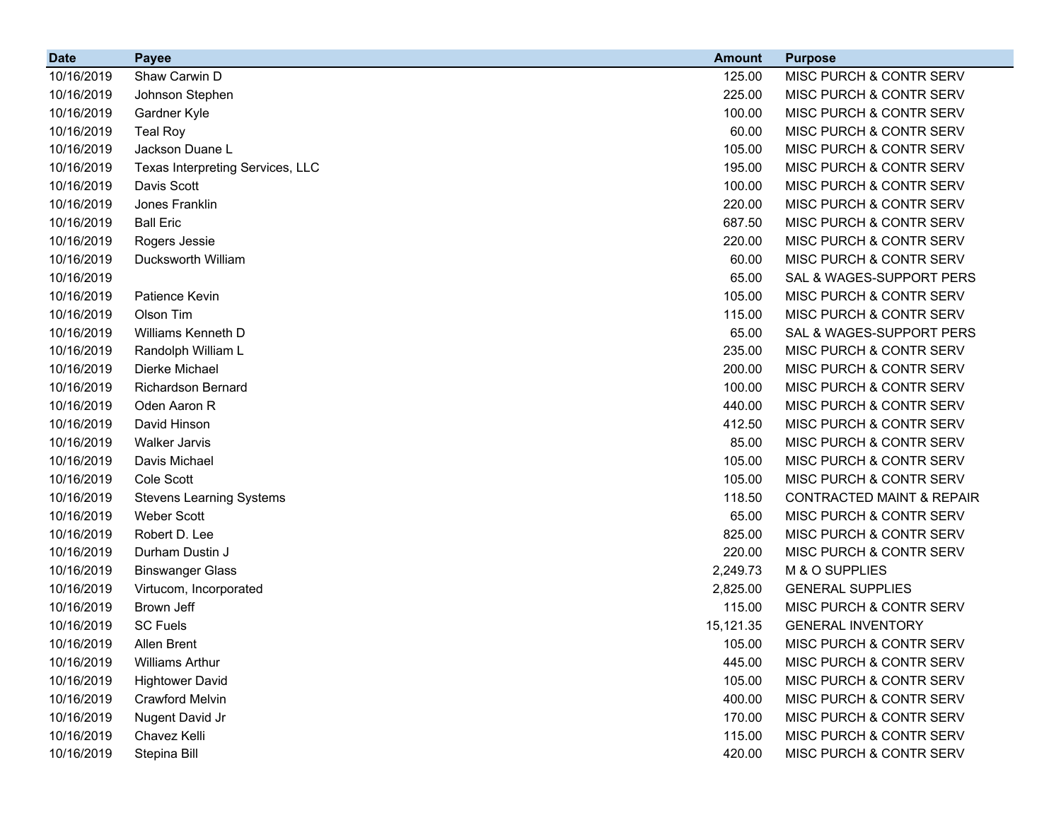| Date | Payee | Amount | Purpose |
|---|---|---|---|
| 10/16/2019 | Shaw Carwin D | 125.00 | MISC PURCH & CONTR SERV |
| 10/16/2019 | Johnson Stephen | 225.00 | MISC PURCH & CONTR SERV |
| 10/16/2019 | Gardner Kyle | 100.00 | MISC PURCH & CONTR SERV |
| 10/16/2019 | Teal Roy | 60.00 | MISC PURCH & CONTR SERV |
| 10/16/2019 | Jackson Duane L | 105.00 | MISC PURCH & CONTR SERV |
| 10/16/2019 | Texas Interpreting Services, LLC | 195.00 | MISC PURCH & CONTR SERV |
| 10/16/2019 | Davis Scott | 100.00 | MISC PURCH & CONTR SERV |
| 10/16/2019 | Jones Franklin | 220.00 | MISC PURCH & CONTR SERV |
| 10/16/2019 | Ball Eric | 687.50 | MISC PURCH & CONTR SERV |
| 10/16/2019 | Rogers Jessie | 220.00 | MISC PURCH & CONTR SERV |
| 10/16/2019 | Ducksworth William | 60.00 | MISC PURCH & CONTR SERV |
| 10/16/2019 | | 65.00 | SAL & WAGES-SUPPORT PERS |
| 10/16/2019 | Patience Kevin | 105.00 | MISC PURCH & CONTR SERV |
| 10/16/2019 | Olson Tim | 115.00 | MISC PURCH & CONTR SERV |
| 10/16/2019 | Williams Kenneth D | 65.00 | SAL & WAGES-SUPPORT PERS |
| 10/16/2019 | Randolph William L | 235.00 | MISC PURCH & CONTR SERV |
| 10/16/2019 | Dierke Michael | 200.00 | MISC PURCH & CONTR SERV |
| 10/16/2019 | Richardson Bernard | 100.00 | MISC PURCH & CONTR SERV |
| 10/16/2019 | Oden Aaron R | 440.00 | MISC PURCH & CONTR SERV |
| 10/16/2019 | David Hinson | 412.50 | MISC PURCH & CONTR SERV |
| 10/16/2019 | Walker Jarvis | 85.00 | MISC PURCH & CONTR SERV |
| 10/16/2019 | Davis Michael | 105.00 | MISC PURCH & CONTR SERV |
| 10/16/2019 | Cole Scott | 105.00 | MISC PURCH & CONTR SERV |
| 10/16/2019 | Stevens Learning Systems | 118.50 | CONTRACTED MAINT & REPAIR |
| 10/16/2019 | Weber Scott | 65.00 | MISC PURCH & CONTR SERV |
| 10/16/2019 | Robert D. Lee | 825.00 | MISC PURCH & CONTR SERV |
| 10/16/2019 | Durham Dustin J | 220.00 | MISC PURCH & CONTR SERV |
| 10/16/2019 | Binswanger Glass | 2,249.73 | M & O SUPPLIES |
| 10/16/2019 | Virtucom, Incorporated | 2,825.00 | GENERAL SUPPLIES |
| 10/16/2019 | Brown Jeff | 115.00 | MISC PURCH & CONTR SERV |
| 10/16/2019 | SC Fuels | 15,121.35 | GENERAL INVENTORY |
| 10/16/2019 | Allen Brent | 105.00 | MISC PURCH & CONTR SERV |
| 10/16/2019 | Williams Arthur | 445.00 | MISC PURCH & CONTR SERV |
| 10/16/2019 | Hightower David | 105.00 | MISC PURCH & CONTR SERV |
| 10/16/2019 | Crawford Melvin | 400.00 | MISC PURCH & CONTR SERV |
| 10/16/2019 | Nugent David Jr | 170.00 | MISC PURCH & CONTR SERV |
| 10/16/2019 | Chavez Kelli | 115.00 | MISC PURCH & CONTR SERV |
| 10/16/2019 | Stepina Bill | 420.00 | MISC PURCH & CONTR SERV |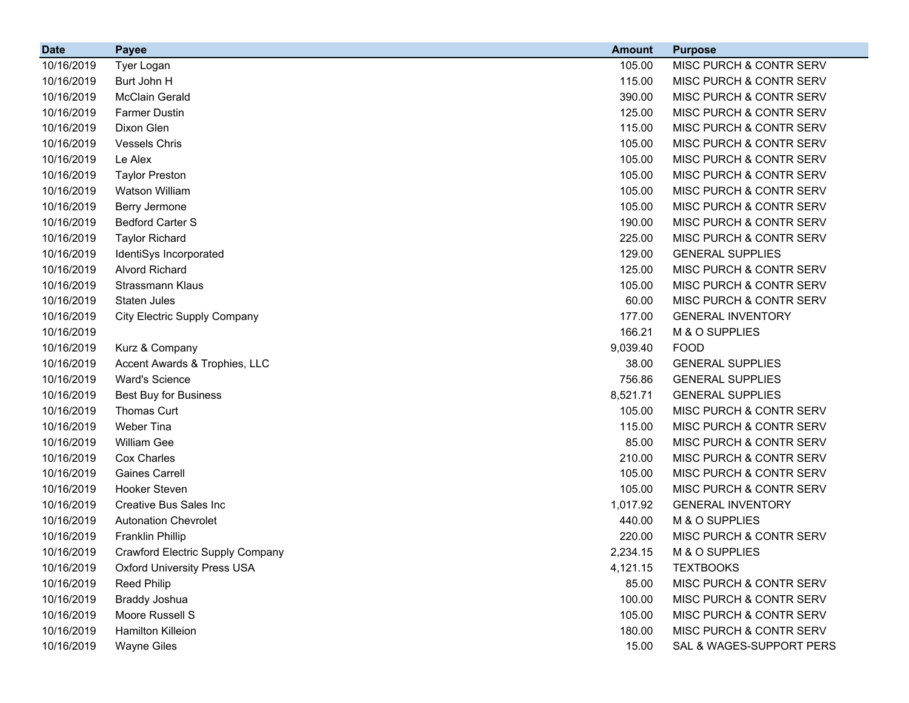| Date | Payee | Amount | Purpose |
| --- | --- | --- | --- |
| 10/16/2019 | Tyer Logan | 105.00 | MISC PURCH & CONTR SERV |
| 10/16/2019 | Burt John H | 115.00 | MISC PURCH & CONTR SERV |
| 10/16/2019 | McClain Gerald | 390.00 | MISC PURCH & CONTR SERV |
| 10/16/2019 | Farmer Dustin | 125.00 | MISC PURCH & CONTR SERV |
| 10/16/2019 | Dixon Glen | 115.00 | MISC PURCH & CONTR SERV |
| 10/16/2019 | Vessels Chris | 105.00 | MISC PURCH & CONTR SERV |
| 10/16/2019 | Le Alex | 105.00 | MISC PURCH & CONTR SERV |
| 10/16/2019 | Taylor Preston | 105.00 | MISC PURCH & CONTR SERV |
| 10/16/2019 | Watson William | 105.00 | MISC PURCH & CONTR SERV |
| 10/16/2019 | Berry Jermone | 105.00 | MISC PURCH & CONTR SERV |
| 10/16/2019 | Bedford Carter S | 190.00 | MISC PURCH & CONTR SERV |
| 10/16/2019 | Taylor Richard | 225.00 | MISC PURCH & CONTR SERV |
| 10/16/2019 | IdentiSys Incorporated | 129.00 | GENERAL SUPPLIES |
| 10/16/2019 | Alvord Richard | 125.00 | MISC PURCH & CONTR SERV |
| 10/16/2019 | Strassmann Klaus | 105.00 | MISC PURCH & CONTR SERV |
| 10/16/2019 | Staten Jules | 60.00 | MISC PURCH & CONTR SERV |
| 10/16/2019 | City Electric Supply Company | 177.00 | GENERAL INVENTORY |
| 10/16/2019 | | 166.21 | M & O SUPPLIES |
| 10/16/2019 | Kurz & Company | 9,039.40 | FOOD |
| 10/16/2019 | Accent Awards & Trophies, LLC | 38.00 | GENERAL SUPPLIES |
| 10/16/2019 | Ward's Science | 756.86 | GENERAL SUPPLIES |
| 10/16/2019 | Best Buy for Business | 8,521.71 | GENERAL SUPPLIES |
| 10/16/2019 | Thomas Curt | 105.00 | MISC PURCH & CONTR SERV |
| 10/16/2019 | Weber Tina | 115.00 | MISC PURCH & CONTR SERV |
| 10/16/2019 | William Gee | 85.00 | MISC PURCH & CONTR SERV |
| 10/16/2019 | Cox Charles | 210.00 | MISC PURCH & CONTR SERV |
| 10/16/2019 | Gaines Carrell | 105.00 | MISC PURCH & CONTR SERV |
| 10/16/2019 | Hooker Steven | 105.00 | MISC PURCH & CONTR SERV |
| 10/16/2019 | Creative Bus Sales Inc | 1,017.92 | GENERAL INVENTORY |
| 10/16/2019 | Autonation Chevrolet | 440.00 | M & O SUPPLIES |
| 10/16/2019 | Franklin Phillip | 220.00 | MISC PURCH & CONTR SERV |
| 10/16/2019 | Crawford Electric Supply Company | 2,234.15 | M & O SUPPLIES |
| 10/16/2019 | Oxford University Press USA | 4,121.15 | TEXTBOOKS |
| 10/16/2019 | Reed Philip | 85.00 | MISC PURCH & CONTR SERV |
| 10/16/2019 | Braddy Joshua | 100.00 | MISC PURCH & CONTR SERV |
| 10/16/2019 | Moore Russell S | 105.00 | MISC PURCH & CONTR SERV |
| 10/16/2019 | Hamilton Killeion | 180.00 | MISC PURCH & CONTR SERV |
| 10/16/2019 | Wayne Giles | 15.00 | SAL & WAGES-SUPPORT PERS |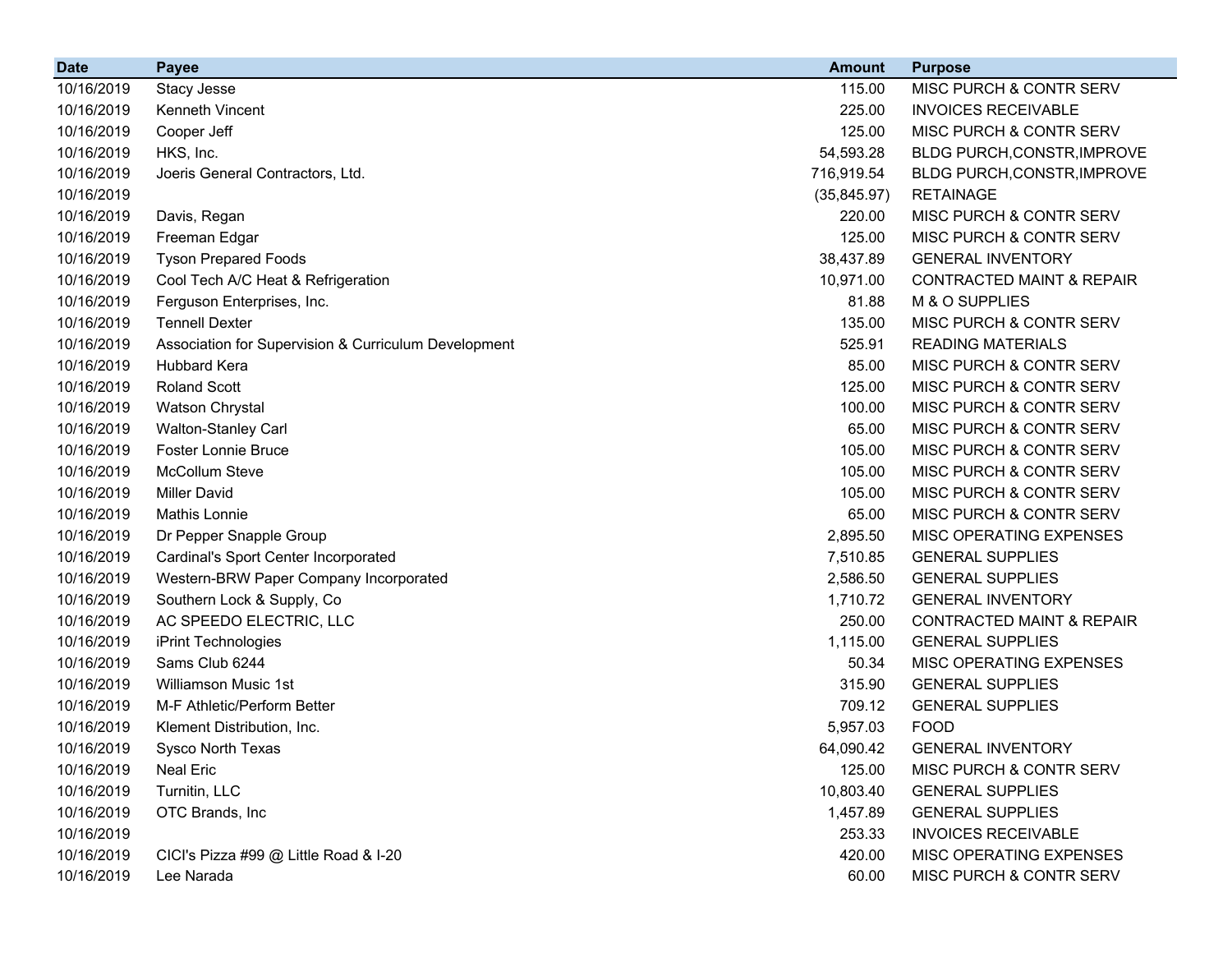| Date | Payee | Amount | Purpose |
| --- | --- | --- | --- |
| 10/16/2019 | Stacy Jesse | 115.00 | MISC PURCH & CONTR SERV |
| 10/16/2019 | Kenneth Vincent | 225.00 | INVOICES RECEIVABLE |
| 10/16/2019 | Cooper Jeff | 125.00 | MISC PURCH & CONTR SERV |
| 10/16/2019 | HKS, Inc. | 54,593.28 | BLDG PURCH,CONSTR,IMPROVE |
| 10/16/2019 | Joeris General Contractors, Ltd. | 716,919.54 | BLDG PURCH,CONSTR,IMPROVE |
| 10/16/2019 | | (35,845.97) | RETAINAGE |
| 10/16/2019 | Davis, Regan | 220.00 | MISC PURCH & CONTR SERV |
| 10/16/2019 | Freeman Edgar | 125.00 | MISC PURCH & CONTR SERV |
| 10/16/2019 | Tyson Prepared Foods | 38,437.89 | GENERAL INVENTORY |
| 10/16/2019 | Cool Tech A/C Heat & Refrigeration | 10,971.00 | CONTRACTED MAINT & REPAIR |
| 10/16/2019 | Ferguson Enterprises, Inc. | 81.88 | M & O SUPPLIES |
| 10/16/2019 | Tennell Dexter | 135.00 | MISC PURCH & CONTR SERV |
| 10/16/2019 | Association for Supervision & Curriculum Development | 525.91 | READING MATERIALS |
| 10/16/2019 | Hubbard Kera | 85.00 | MISC PURCH & CONTR SERV |
| 10/16/2019 | Roland Scott | 125.00 | MISC PURCH & CONTR SERV |
| 10/16/2019 | Watson Chrystal | 100.00 | MISC PURCH & CONTR SERV |
| 10/16/2019 | Walton-Stanley Carl | 65.00 | MISC PURCH & CONTR SERV |
| 10/16/2019 | Foster Lonnie Bruce | 105.00 | MISC PURCH & CONTR SERV |
| 10/16/2019 | McCollum Steve | 105.00 | MISC PURCH & CONTR SERV |
| 10/16/2019 | Miller David | 105.00 | MISC PURCH & CONTR SERV |
| 10/16/2019 | Mathis Lonnie | 65.00 | MISC PURCH & CONTR SERV |
| 10/16/2019 | Dr Pepper Snapple Group | 2,895.50 | MISC OPERATING EXPENSES |
| 10/16/2019 | Cardinal's Sport Center Incorporated | 7,510.85 | GENERAL SUPPLIES |
| 10/16/2019 | Western-BRW Paper Company Incorporated | 2,586.50 | GENERAL SUPPLIES |
| 10/16/2019 | Southern Lock & Supply, Co | 1,710.72 | GENERAL INVENTORY |
| 10/16/2019 | AC SPEEDO ELECTRIC, LLC | 250.00 | CONTRACTED MAINT & REPAIR |
| 10/16/2019 | iPrint Technologies | 1,115.00 | GENERAL SUPPLIES |
| 10/16/2019 | Sams Club 6244 | 50.34 | MISC OPERATING EXPENSES |
| 10/16/2019 | Williamson Music 1st | 315.90 | GENERAL SUPPLIES |
| 10/16/2019 | M-F Athletic/Perform Better | 709.12 | GENERAL SUPPLIES |
| 10/16/2019 | Klement Distribution, Inc. | 5,957.03 | FOOD |
| 10/16/2019 | Sysco North Texas | 64,090.42 | GENERAL INVENTORY |
| 10/16/2019 | Neal Eric | 125.00 | MISC PURCH & CONTR SERV |
| 10/16/2019 | Turnitin, LLC | 10,803.40 | GENERAL SUPPLIES |
| 10/16/2019 | OTC Brands, Inc | 1,457.89 | GENERAL SUPPLIES |
| 10/16/2019 | | 253.33 | INVOICES RECEIVABLE |
| 10/16/2019 | CICI's Pizza #99 @ Little Road & I-20 | 420.00 | MISC OPERATING EXPENSES |
| 10/16/2019 | Lee Narada | 60.00 | MISC PURCH & CONTR SERV |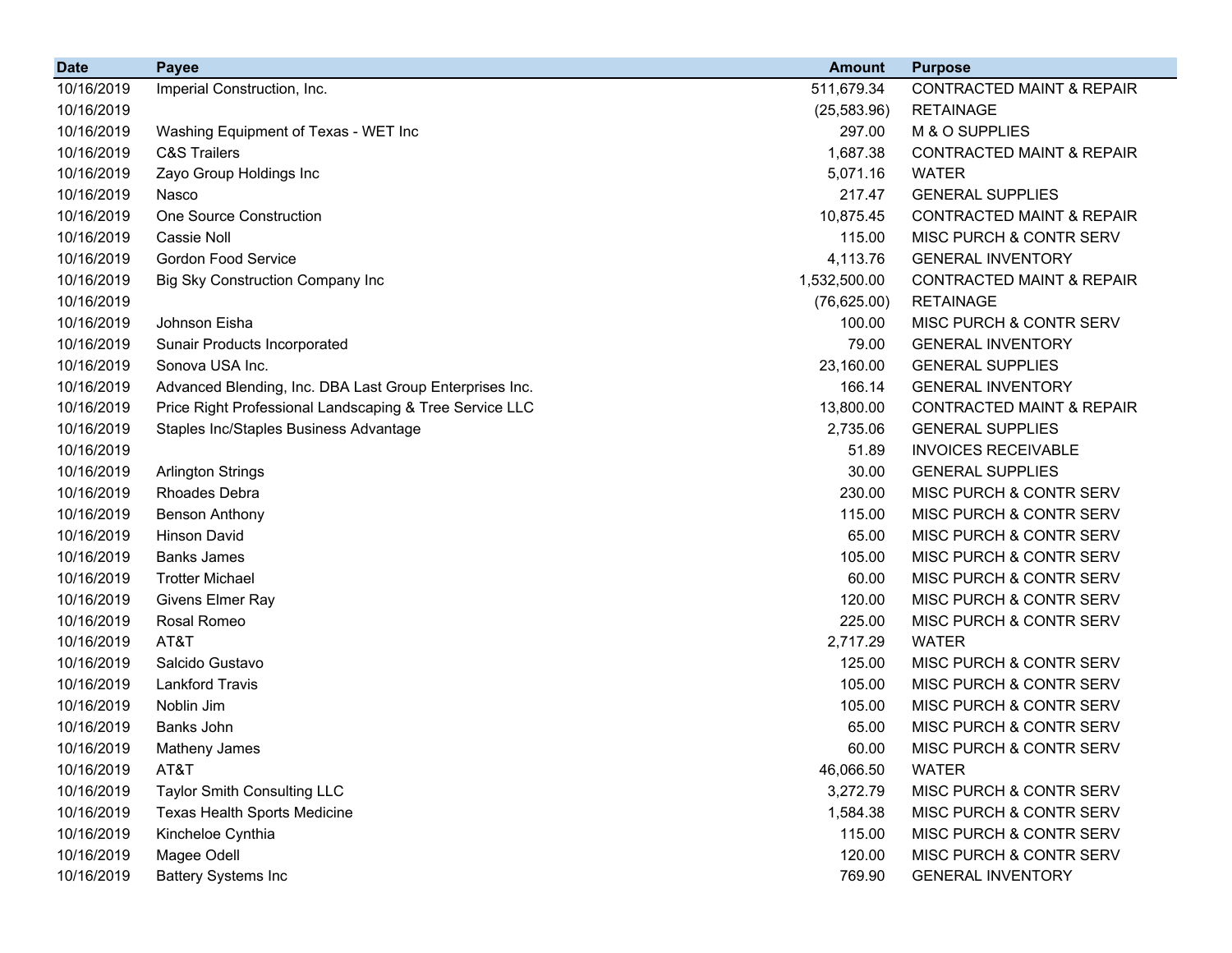| Date | Payee | Amount | Purpose |
|---|---|---|---|
| 10/16/2019 | Imperial Construction, Inc. | 511,679.34 | CONTRACTED MAINT & REPAIR |
| 10/16/2019 | | (25,583.96) | RETAINAGE |
| 10/16/2019 | Washing Equipment of Texas - WET Inc | 297.00 | M & O SUPPLIES |
| 10/16/2019 | C&S Trailers | 1,687.38 | CONTRACTED MAINT & REPAIR |
| 10/16/2019 | Zayo Group Holdings Inc | 5,071.16 | WATER |
| 10/16/2019 | Nasco | 217.47 | GENERAL SUPPLIES |
| 10/16/2019 | One Source Construction | 10,875.45 | CONTRACTED MAINT & REPAIR |
| 10/16/2019 | Cassie Noll | 115.00 | MISC PURCH & CONTR SERV |
| 10/16/2019 | Gordon Food Service | 4,113.76 | GENERAL INVENTORY |
| 10/16/2019 | Big Sky Construction Company Inc | 1,532,500.00 | CONTRACTED MAINT & REPAIR |
| 10/16/2019 | | (76,625.00) | RETAINAGE |
| 10/16/2019 | Johnson Eisha | 100.00 | MISC PURCH & CONTR SERV |
| 10/16/2019 | Sunair Products Incorporated | 79.00 | GENERAL INVENTORY |
| 10/16/2019 | Sonova USA Inc. | 23,160.00 | GENERAL SUPPLIES |
| 10/16/2019 | Advanced Blending, Inc. DBA Last Group Enterprises Inc. | 166.14 | GENERAL INVENTORY |
| 10/16/2019 | Price Right Professional Landscaping & Tree Service LLC | 13,800.00 | CONTRACTED MAINT & REPAIR |
| 10/16/2019 | Staples Inc/Staples Business Advantage | 2,735.06 | GENERAL SUPPLIES |
| 10/16/2019 | | 51.89 | INVOICES RECEIVABLE |
| 10/16/2019 | Arlington Strings | 30.00 | GENERAL SUPPLIES |
| 10/16/2019 | Rhoades Debra | 230.00 | MISC PURCH & CONTR SERV |
| 10/16/2019 | Benson Anthony | 115.00 | MISC PURCH & CONTR SERV |
| 10/16/2019 | Hinson David | 65.00 | MISC PURCH & CONTR SERV |
| 10/16/2019 | Banks James | 105.00 | MISC PURCH & CONTR SERV |
| 10/16/2019 | Trotter Michael | 60.00 | MISC PURCH & CONTR SERV |
| 10/16/2019 | Givens Elmer Ray | 120.00 | MISC PURCH & CONTR SERV |
| 10/16/2019 | Rosal Romeo | 225.00 | MISC PURCH & CONTR SERV |
| 10/16/2019 | AT&T | 2,717.29 | WATER |
| 10/16/2019 | Salcido Gustavo | 125.00 | MISC PURCH & CONTR SERV |
| 10/16/2019 | Lankford Travis | 105.00 | MISC PURCH & CONTR SERV |
| 10/16/2019 | Noblin Jim | 105.00 | MISC PURCH & CONTR SERV |
| 10/16/2019 | Banks John | 65.00 | MISC PURCH & CONTR SERV |
| 10/16/2019 | Matheny James | 60.00 | MISC PURCH & CONTR SERV |
| 10/16/2019 | AT&T | 46,066.50 | WATER |
| 10/16/2019 | Taylor Smith Consulting LLC | 3,272.79 | MISC PURCH & CONTR SERV |
| 10/16/2019 | Texas Health Sports Medicine | 1,584.38 | MISC PURCH & CONTR SERV |
| 10/16/2019 | Kincheloe Cynthia | 115.00 | MISC PURCH & CONTR SERV |
| 10/16/2019 | Magee Odell | 120.00 | MISC PURCH & CONTR SERV |
| 10/16/2019 | Battery Systems Inc | 769.90 | GENERAL INVENTORY |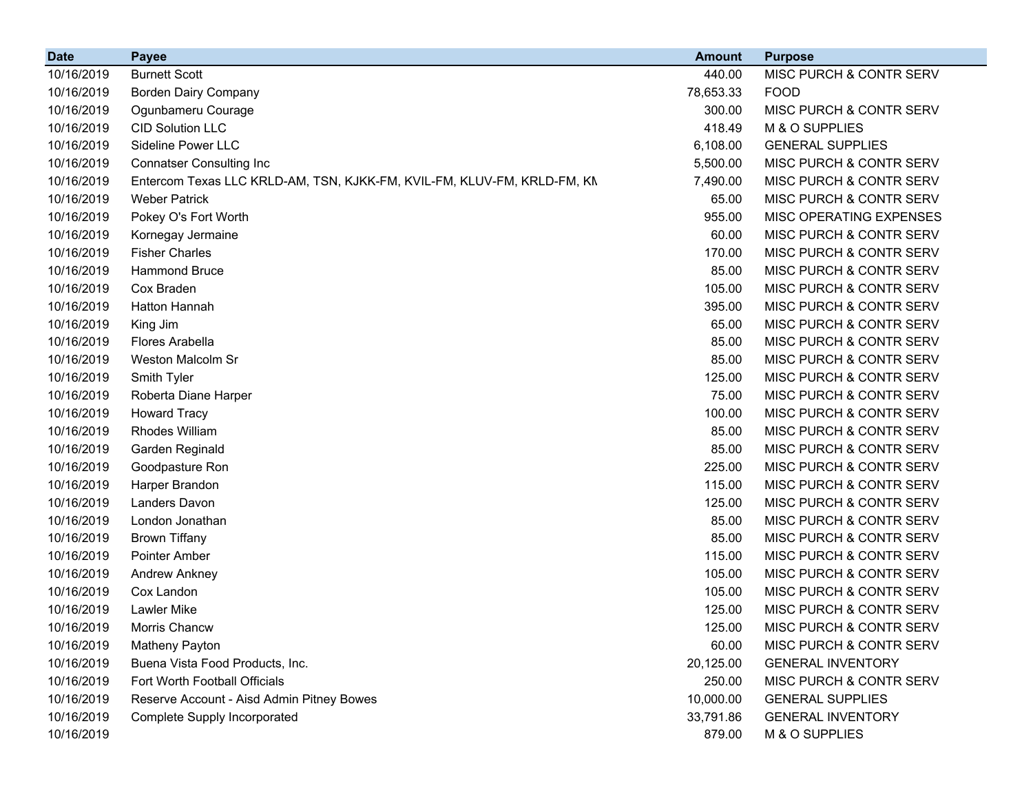| Date | Payee | Amount | Purpose |
|---|---|---|---|
| 10/16/2019 | Burnett Scott | 440.00 | MISC PURCH & CONTR SERV |
| 10/16/2019 | Borden Dairy Company | 78,653.33 | FOOD |
| 10/16/2019 | Ogunbameru Courage | 300.00 | MISC PURCH & CONTR SERV |
| 10/16/2019 | CID Solution LLC | 418.49 | M & O SUPPLIES |
| 10/16/2019 | Sideline Power LLC | 6,108.00 | GENERAL SUPPLIES |
| 10/16/2019 | Connatser Consulting Inc | 5,500.00 | MISC PURCH & CONTR SERV |
| 10/16/2019 | Entercom Texas LLC KRLD-AM, TSN, KJKK-FM, KVIL-FM, KLUV-FM, KRLD-FM, KM | 7,490.00 | MISC PURCH & CONTR SERV |
| 10/16/2019 | Weber Patrick | 65.00 | MISC PURCH & CONTR SERV |
| 10/16/2019 | Pokey O's Fort Worth | 955.00 | MISC OPERATING EXPENSES |
| 10/16/2019 | Kornegay Jermaine | 60.00 | MISC PURCH & CONTR SERV |
| 10/16/2019 | Fisher Charles | 170.00 | MISC PURCH & CONTR SERV |
| 10/16/2019 | Hammond Bruce | 85.00 | MISC PURCH & CONTR SERV |
| 10/16/2019 | Cox Braden | 105.00 | MISC PURCH & CONTR SERV |
| 10/16/2019 | Hatton Hannah | 395.00 | MISC PURCH & CONTR SERV |
| 10/16/2019 | King Jim | 65.00 | MISC PURCH & CONTR SERV |
| 10/16/2019 | Flores Arabella | 85.00 | MISC PURCH & CONTR SERV |
| 10/16/2019 | Weston Malcolm Sr | 85.00 | MISC PURCH & CONTR SERV |
| 10/16/2019 | Smith Tyler | 125.00 | MISC PURCH & CONTR SERV |
| 10/16/2019 | Roberta Diane Harper | 75.00 | MISC PURCH & CONTR SERV |
| 10/16/2019 | Howard Tracy | 100.00 | MISC PURCH & CONTR SERV |
| 10/16/2019 | Rhodes William | 85.00 | MISC PURCH & CONTR SERV |
| 10/16/2019 | Garden Reginald | 85.00 | MISC PURCH & CONTR SERV |
| 10/16/2019 | Goodpasture Ron | 225.00 | MISC PURCH & CONTR SERV |
| 10/16/2019 | Harper Brandon | 115.00 | MISC PURCH & CONTR SERV |
| 10/16/2019 | Landers Davon | 125.00 | MISC PURCH & CONTR SERV |
| 10/16/2019 | London Jonathan | 85.00 | MISC PURCH & CONTR SERV |
| 10/16/2019 | Brown Tiffany | 85.00 | MISC PURCH & CONTR SERV |
| 10/16/2019 | Pointer Amber | 115.00 | MISC PURCH & CONTR SERV |
| 10/16/2019 | Andrew Ankney | 105.00 | MISC PURCH & CONTR SERV |
| 10/16/2019 | Cox Landon | 105.00 | MISC PURCH & CONTR SERV |
| 10/16/2019 | Lawler Mike | 125.00 | MISC PURCH & CONTR SERV |
| 10/16/2019 | Morris Chancw | 125.00 | MISC PURCH & CONTR SERV |
| 10/16/2019 | Matheny Payton | 60.00 | MISC PURCH & CONTR SERV |
| 10/16/2019 | Buena Vista Food Products, Inc. | 20,125.00 | GENERAL INVENTORY |
| 10/16/2019 | Fort Worth Football Officials | 250.00 | MISC PURCH & CONTR SERV |
| 10/16/2019 | Reserve Account - Aisd Admin Pitney Bowes | 10,000.00 | GENERAL SUPPLIES |
| 10/16/2019 | Complete Supply Incorporated | 33,791.86 | GENERAL INVENTORY |
| 10/16/2019 | | 879.00 | M & O SUPPLIES |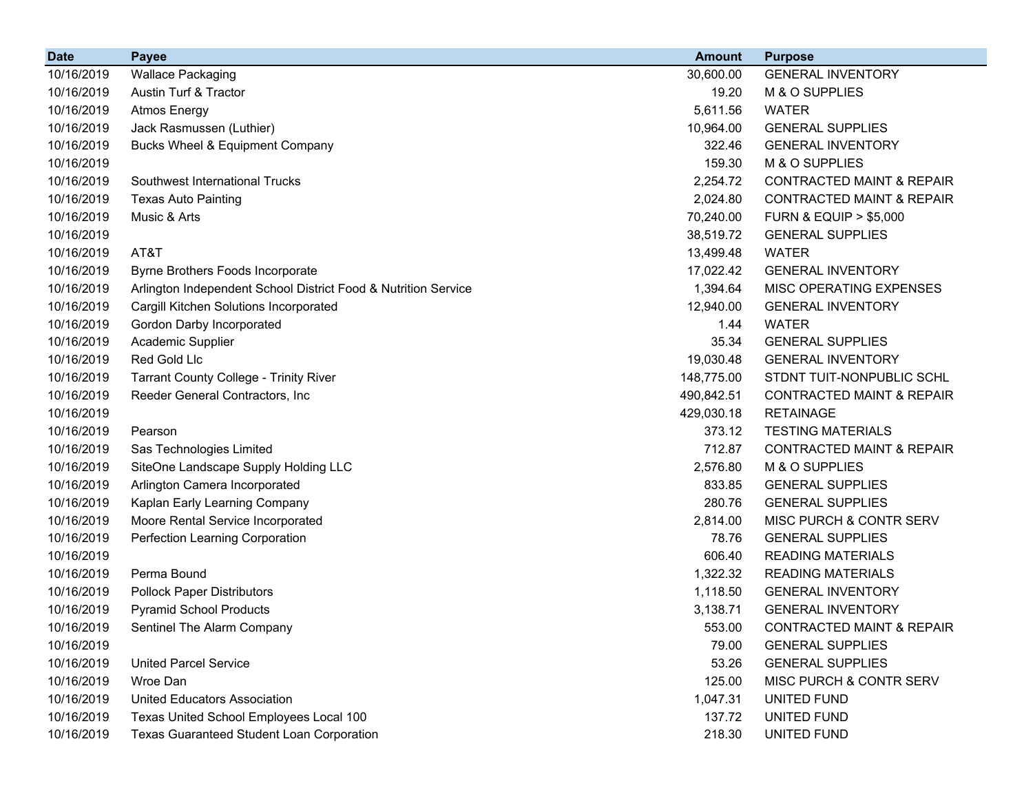| Date | Payee | Amount | Purpose |
|---|---|---:|---|
| 10/16/2019 | Wallace Packaging | 30,600.00 | GENERAL INVENTORY |
| 10/16/2019 | Austin Turf & Tractor | 19.20 | M & O SUPPLIES |
| 10/16/2019 | Atmos Energy | 5,611.56 | WATER |
| 10/16/2019 | Jack Rasmussen (Luthier) | 10,964.00 | GENERAL SUPPLIES |
| 10/16/2019 | Bucks Wheel & Equipment Company | 322.46 | GENERAL INVENTORY |
| 10/16/2019 | | 159.30 | M & O SUPPLIES |
| 10/16/2019 | Southwest International Trucks | 2,254.72 | CONTRACTED MAINT & REPAIR |
| 10/16/2019 | Texas Auto Painting | 2,024.80 | CONTRACTED MAINT & REPAIR |
| 10/16/2019 | Music & Arts | 70,240.00 | FURN & EQUIP > $5,000 |
| 10/16/2019 | | 38,519.72 | GENERAL SUPPLIES |
| 10/16/2019 | AT&T | 13,499.48 | WATER |
| 10/16/2019 | Byrne Brothers Foods Incorporate | 17,022.42 | GENERAL INVENTORY |
| 10/16/2019 | Arlington Independent School District Food & Nutrition Service | 1,394.64 | MISC OPERATING EXPENSES |
| 10/16/2019 | Cargill Kitchen Solutions Incorporated | 12,940.00 | GENERAL INVENTORY |
| 10/16/2019 | Gordon Darby Incorporated | 1.44 | WATER |
| 10/16/2019 | Academic Supplier | 35.34 | GENERAL SUPPLIES |
| 10/16/2019 | Red Gold Llc | 19,030.48 | GENERAL INVENTORY |
| 10/16/2019 | Tarrant County College - Trinity River | 148,775.00 | STDNT TUIT-NONPUBLIC SCHL |
| 10/16/2019 | Reeder General Contractors, Inc | 490,842.51 | CONTRACTED MAINT & REPAIR |
| 10/16/2019 | | 429,030.18 | RETAINAGE |
| 10/16/2019 | Pearson | 373.12 | TESTING MATERIALS |
| 10/16/2019 | Sas Technologies Limited | 712.87 | CONTRACTED MAINT & REPAIR |
| 10/16/2019 | SiteOne Landscape Supply Holding LLC | 2,576.80 | M & O SUPPLIES |
| 10/16/2019 | Arlington Camera Incorporated | 833.85 | GENERAL SUPPLIES |
| 10/16/2019 | Kaplan Early Learning Company | 280.76 | GENERAL SUPPLIES |
| 10/16/2019 | Moore Rental Service Incorporated | 2,814.00 | MISC PURCH & CONTR SERV |
| 10/16/2019 | Perfection Learning Corporation | 78.76 | GENERAL SUPPLIES |
| 10/16/2019 | | 606.40 | READING MATERIALS |
| 10/16/2019 | Perma Bound | 1,322.32 | READING MATERIALS |
| 10/16/2019 | Pollock Paper Distributors | 1,118.50 | GENERAL INVENTORY |
| 10/16/2019 | Pyramid School Products | 3,138.71 | GENERAL INVENTORY |
| 10/16/2019 | Sentinel The Alarm Company | 553.00 | CONTRACTED MAINT & REPAIR |
| 10/16/2019 | | 79.00 | GENERAL SUPPLIES |
| 10/16/2019 | United Parcel Service | 53.26 | GENERAL SUPPLIES |
| 10/16/2019 | Wroe Dan | 125.00 | MISC PURCH & CONTR SERV |
| 10/16/2019 | United Educators Association | 1,047.31 | UNITED FUND |
| 10/16/2019 | Texas United School Employees Local 100 | 137.72 | UNITED FUND |
| 10/16/2019 | Texas Guaranteed Student Loan Corporation | 218.30 | UNITED FUND |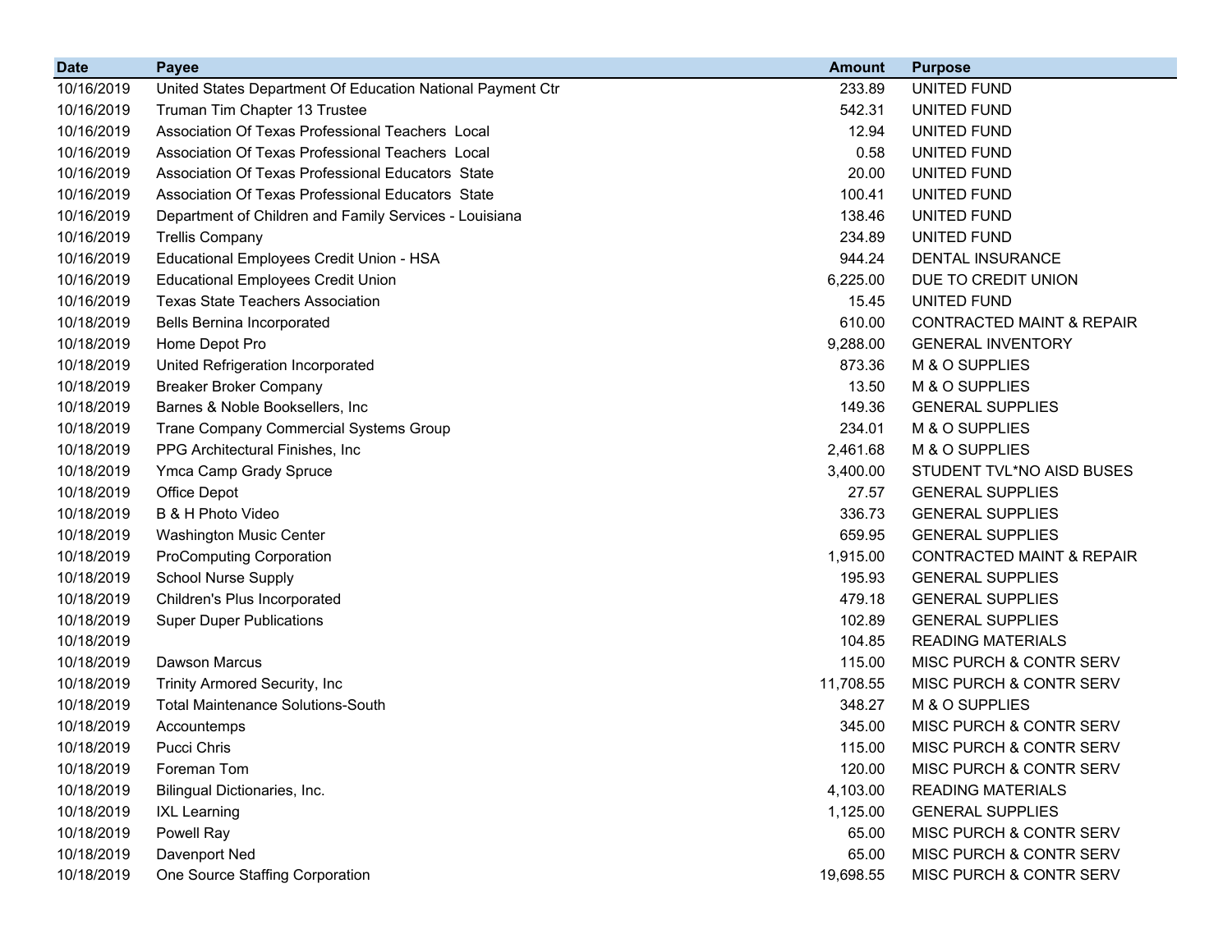| Date | Payee | Amount | Purpose |
|---|---|---|---|
| 10/16/2019 | United States Department Of Education National Payment Ctr | 233.89 | UNITED FUND |
| 10/16/2019 | Truman Tim Chapter 13 Trustee | 542.31 | UNITED FUND |
| 10/16/2019 | Association Of Texas Professional Teachers Local | 12.94 | UNITED FUND |
| 10/16/2019 | Association Of Texas Professional Teachers Local | 0.58 | UNITED FUND |
| 10/16/2019 | Association Of Texas Professional Educators State | 20.00 | UNITED FUND |
| 10/16/2019 | Association Of Texas Professional Educators State | 100.41 | UNITED FUND |
| 10/16/2019 | Department of Children and Family Services - Louisiana | 138.46 | UNITED FUND |
| 10/16/2019 | Trellis Company | 234.89 | UNITED FUND |
| 10/16/2019 | Educational Employees Credit Union - HSA | 944.24 | DENTAL INSURANCE |
| 10/16/2019 | Educational Employees Credit Union | 6,225.00 | DUE TO CREDIT UNION |
| 10/16/2019 | Texas State Teachers Association | 15.45 | UNITED FUND |
| 10/18/2019 | Bells Bernina Incorporated | 610.00 | CONTRACTED MAINT & REPAIR |
| 10/18/2019 | Home Depot Pro | 9,288.00 | GENERAL INVENTORY |
| 10/18/2019 | United Refrigeration Incorporated | 873.36 | M & O SUPPLIES |
| 10/18/2019 | Breaker Broker Company | 13.50 | M & O SUPPLIES |
| 10/18/2019 | Barnes & Noble Booksellers, Inc | 149.36 | GENERAL SUPPLIES |
| 10/18/2019 | Trane Company Commercial Systems Group | 234.01 | M & O SUPPLIES |
| 10/18/2019 | PPG Architectural Finishes, Inc | 2,461.68 | M & O SUPPLIES |
| 10/18/2019 | Ymca Camp Grady Spruce | 3,400.00 | STUDENT TVL*NO AISD BUSES |
| 10/18/2019 | Office Depot | 27.57 | GENERAL SUPPLIES |
| 10/18/2019 | B & H Photo Video | 336.73 | GENERAL SUPPLIES |
| 10/18/2019 | Washington Music Center | 659.95 | GENERAL SUPPLIES |
| 10/18/2019 | ProComputing Corporation | 1,915.00 | CONTRACTED MAINT & REPAIR |
| 10/18/2019 | School Nurse Supply | 195.93 | GENERAL SUPPLIES |
| 10/18/2019 | Children's Plus Incorporated | 479.18 | GENERAL SUPPLIES |
| 10/18/2019 | Super Duper Publications | 102.89 | GENERAL SUPPLIES |
| 10/18/2019 | | 104.85 | READING MATERIALS |
| 10/18/2019 | Dawson Marcus | 115.00 | MISC PURCH & CONTR SERV |
| 10/18/2019 | Trinity Armored Security, Inc | 11,708.55 | MISC PURCH & CONTR SERV |
| 10/18/2019 | Total Maintenance Solutions-South | 348.27 | M & O SUPPLIES |
| 10/18/2019 | Accountemps | 345.00 | MISC PURCH & CONTR SERV |
| 10/18/2019 | Pucci Chris | 115.00 | MISC PURCH & CONTR SERV |
| 10/18/2019 | Foreman Tom | 120.00 | MISC PURCH & CONTR SERV |
| 10/18/2019 | Bilingual Dictionaries, Inc. | 4,103.00 | READING MATERIALS |
| 10/18/2019 | IXL Learning | 1,125.00 | GENERAL SUPPLIES |
| 10/18/2019 | Powell Ray | 65.00 | MISC PURCH & CONTR SERV |
| 10/18/2019 | Davenport Ned | 65.00 | MISC PURCH & CONTR SERV |
| 10/18/2019 | One Source Staffing Corporation | 19,698.55 | MISC PURCH & CONTR SERV |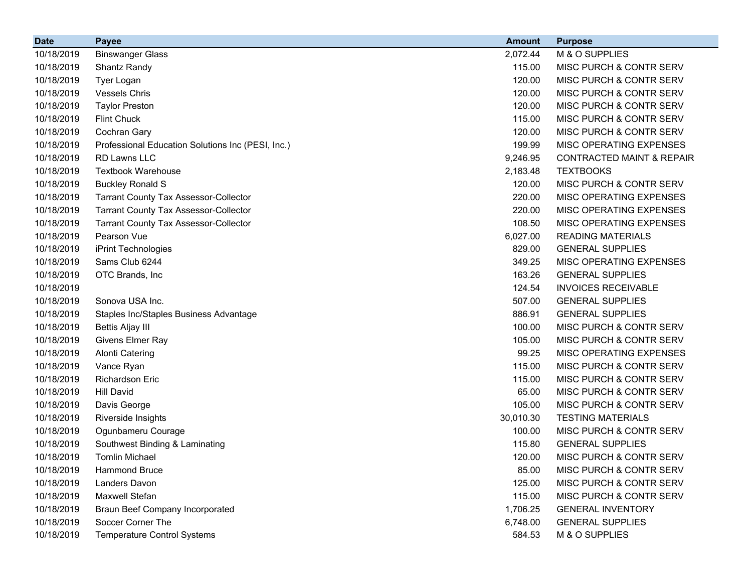| Date | Payee | Amount | Purpose |
| --- | --- | --- | --- |
| 10/18/2019 | Binswanger Glass | 2,072.44 | M & O SUPPLIES |
| 10/18/2019 | Shantz Randy | 115.00 | MISC PURCH & CONTR SERV |
| 10/18/2019 | Tyer Logan | 120.00 | MISC PURCH & CONTR SERV |
| 10/18/2019 | Vessels Chris | 120.00 | MISC PURCH & CONTR SERV |
| 10/18/2019 | Taylor Preston | 120.00 | MISC PURCH & CONTR SERV |
| 10/18/2019 | Flint Chuck | 115.00 | MISC PURCH & CONTR SERV |
| 10/18/2019 | Cochran Gary | 120.00 | MISC PURCH & CONTR SERV |
| 10/18/2019 | Professional Education Solutions Inc (PESI, Inc.) | 199.99 | MISC OPERATING EXPENSES |
| 10/18/2019 | RD Lawns LLC | 9,246.95 | CONTRACTED MAINT & REPAIR |
| 10/18/2019 | Textbook Warehouse | 2,183.48 | TEXTBOOKS |
| 10/18/2019 | Buckley Ronald S | 120.00 | MISC PURCH & CONTR SERV |
| 10/18/2019 | Tarrant County Tax Assessor-Collector | 220.00 | MISC OPERATING EXPENSES |
| 10/18/2019 | Tarrant County Tax Assessor-Collector | 220.00 | MISC OPERATING EXPENSES |
| 10/18/2019 | Tarrant County Tax Assessor-Collector | 108.50 | MISC OPERATING EXPENSES |
| 10/18/2019 | Pearson Vue | 6,027.00 | READING MATERIALS |
| 10/18/2019 | iPrint Technologies | 829.00 | GENERAL SUPPLIES |
| 10/18/2019 | Sams Club 6244 | 349.25 | MISC OPERATING EXPENSES |
| 10/18/2019 | OTC Brands, Inc | 163.26 | GENERAL SUPPLIES |
| 10/18/2019 | | 124.54 | INVOICES RECEIVABLE |
| 10/18/2019 | Sonova USA Inc. | 507.00 | GENERAL SUPPLIES |
| 10/18/2019 | Staples Inc/Staples Business Advantage | 886.91 | GENERAL SUPPLIES |
| 10/18/2019 | Bettis Aljay III | 100.00 | MISC PURCH & CONTR SERV |
| 10/18/2019 | Givens Elmer Ray | 105.00 | MISC PURCH & CONTR SERV |
| 10/18/2019 | Alonti Catering | 99.25 | MISC OPERATING EXPENSES |
| 10/18/2019 | Vance Ryan | 115.00 | MISC PURCH & CONTR SERV |
| 10/18/2019 | Richardson Eric | 115.00 | MISC PURCH & CONTR SERV |
| 10/18/2019 | Hill David | 65.00 | MISC PURCH & CONTR SERV |
| 10/18/2019 | Davis George | 105.00 | MISC PURCH & CONTR SERV |
| 10/18/2019 | Riverside Insights | 30,010.30 | TESTING MATERIALS |
| 10/18/2019 | Ogunbameru Courage | 100.00 | MISC PURCH & CONTR SERV |
| 10/18/2019 | Southwest Binding & Laminating | 115.80 | GENERAL SUPPLIES |
| 10/18/2019 | Tomlin Michael | 120.00 | MISC PURCH & CONTR SERV |
| 10/18/2019 | Hammond Bruce | 85.00 | MISC PURCH & CONTR SERV |
| 10/18/2019 | Landers Davon | 125.00 | MISC PURCH & CONTR SERV |
| 10/18/2019 | Maxwell Stefan | 115.00 | MISC PURCH & CONTR SERV |
| 10/18/2019 | Braun Beef Company Incorporated | 1,706.25 | GENERAL INVENTORY |
| 10/18/2019 | Soccer Corner The | 6,748.00 | GENERAL SUPPLIES |
| 10/18/2019 | Temperature Control Systems | 584.53 | M & O SUPPLIES |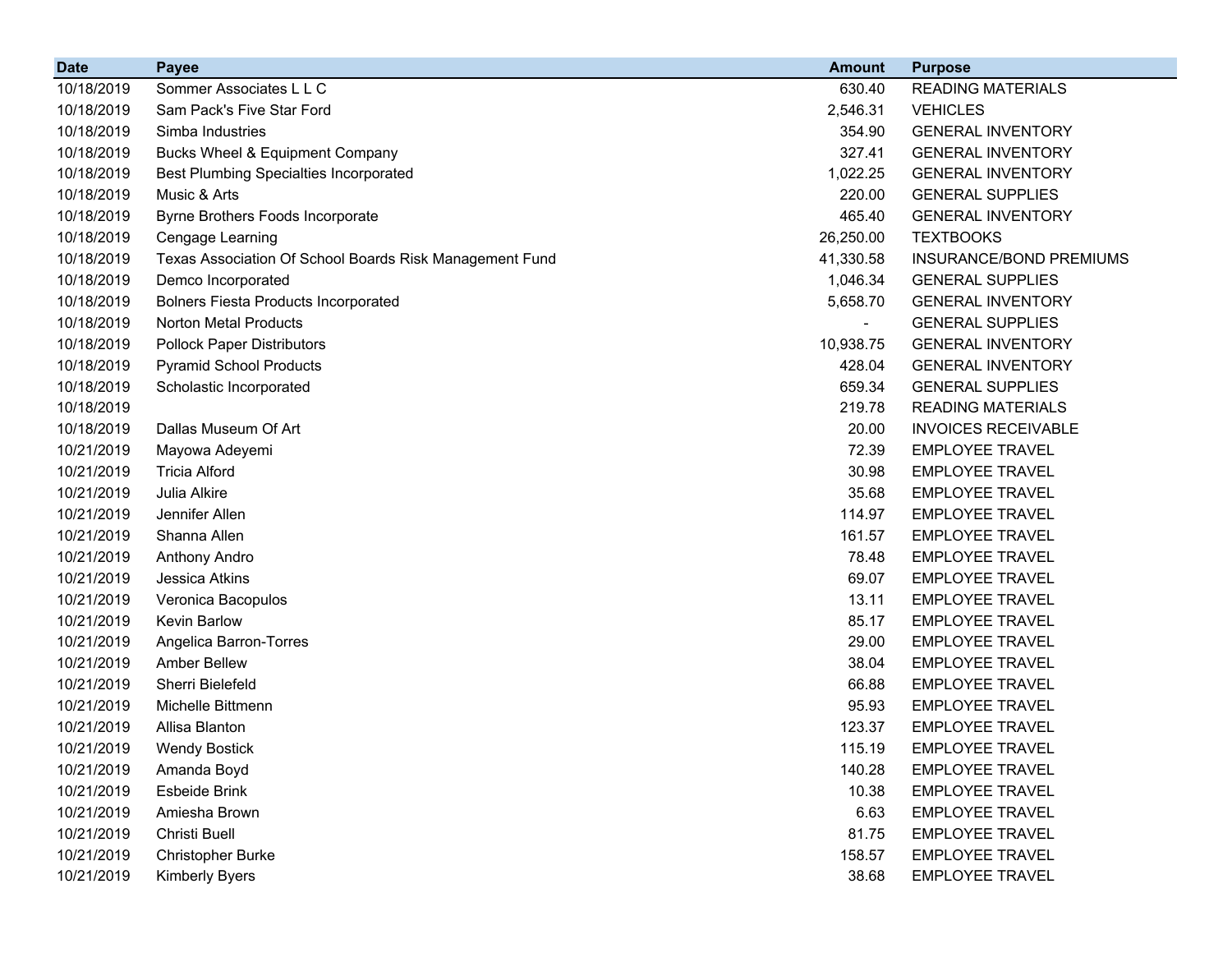| Date | Payee | Amount | Purpose |
|---|---|---|---|
| 10/18/2019 | Sommer Associates L L C | 630.40 | READING MATERIALS |
| 10/18/2019 | Sam Pack's Five Star Ford | 2,546.31 | VEHICLES |
| 10/18/2019 | Simba Industries | 354.90 | GENERAL INVENTORY |
| 10/18/2019 | Bucks Wheel & Equipment Company | 327.41 | GENERAL INVENTORY |
| 10/18/2019 | Best Plumbing Specialties Incorporated | 1,022.25 | GENERAL INVENTORY |
| 10/18/2019 | Music & Arts | 220.00 | GENERAL SUPPLIES |
| 10/18/2019 | Byrne Brothers Foods Incorporate | 465.40 | GENERAL INVENTORY |
| 10/18/2019 | Cengage Learning | 26,250.00 | TEXTBOOKS |
| 10/18/2019 | Texas Association Of School Boards Risk Management Fund | 41,330.58 | INSURANCE/BOND PREMIUMS |
| 10/18/2019 | Demco Incorporated | 1,046.34 | GENERAL SUPPLIES |
| 10/18/2019 | Bolners Fiesta Products Incorporated | 5,658.70 | GENERAL INVENTORY |
| 10/18/2019 | Norton Metal Products | - | GENERAL SUPPLIES |
| 10/18/2019 | Pollock Paper Distributors | 10,938.75 | GENERAL INVENTORY |
| 10/18/2019 | Pyramid School Products | 428.04 | GENERAL INVENTORY |
| 10/18/2019 | Scholastic Incorporated | 659.34 | GENERAL SUPPLIES |
| 10/18/2019 | | 219.78 | READING MATERIALS |
| 10/18/2019 | Dallas Museum Of Art | 20.00 | INVOICES RECEIVABLE |
| 10/21/2019 | Mayowa Adeyemi | 72.39 | EMPLOYEE TRAVEL |
| 10/21/2019 | Tricia Alford | 30.98 | EMPLOYEE TRAVEL |
| 10/21/2019 | Julia Alkire | 35.68 | EMPLOYEE TRAVEL |
| 10/21/2019 | Jennifer Allen | 114.97 | EMPLOYEE TRAVEL |
| 10/21/2019 | Shanna Allen | 161.57 | EMPLOYEE TRAVEL |
| 10/21/2019 | Anthony Andro | 78.48 | EMPLOYEE TRAVEL |
| 10/21/2019 | Jessica Atkins | 69.07 | EMPLOYEE TRAVEL |
| 10/21/2019 | Veronica Bacopulos | 13.11 | EMPLOYEE TRAVEL |
| 10/21/2019 | Kevin Barlow | 85.17 | EMPLOYEE TRAVEL |
| 10/21/2019 | Angelica Barron-Torres | 29.00 | EMPLOYEE TRAVEL |
| 10/21/2019 | Amber Bellew | 38.04 | EMPLOYEE TRAVEL |
| 10/21/2019 | Sherri Bielefeld | 66.88 | EMPLOYEE TRAVEL |
| 10/21/2019 | Michelle Bittmenn | 95.93 | EMPLOYEE TRAVEL |
| 10/21/2019 | Allisa Blanton | 123.37 | EMPLOYEE TRAVEL |
| 10/21/2019 | Wendy Bostick | 115.19 | EMPLOYEE TRAVEL |
| 10/21/2019 | Amanda Boyd | 140.28 | EMPLOYEE TRAVEL |
| 10/21/2019 | Esbeide Brink | 10.38 | EMPLOYEE TRAVEL |
| 10/21/2019 | Amiesha Brown | 6.63 | EMPLOYEE TRAVEL |
| 10/21/2019 | Christi Buell | 81.75 | EMPLOYEE TRAVEL |
| 10/21/2019 | Christopher Burke | 158.57 | EMPLOYEE TRAVEL |
| 10/21/2019 | Kimberly Byers | 38.68 | EMPLOYEE TRAVEL |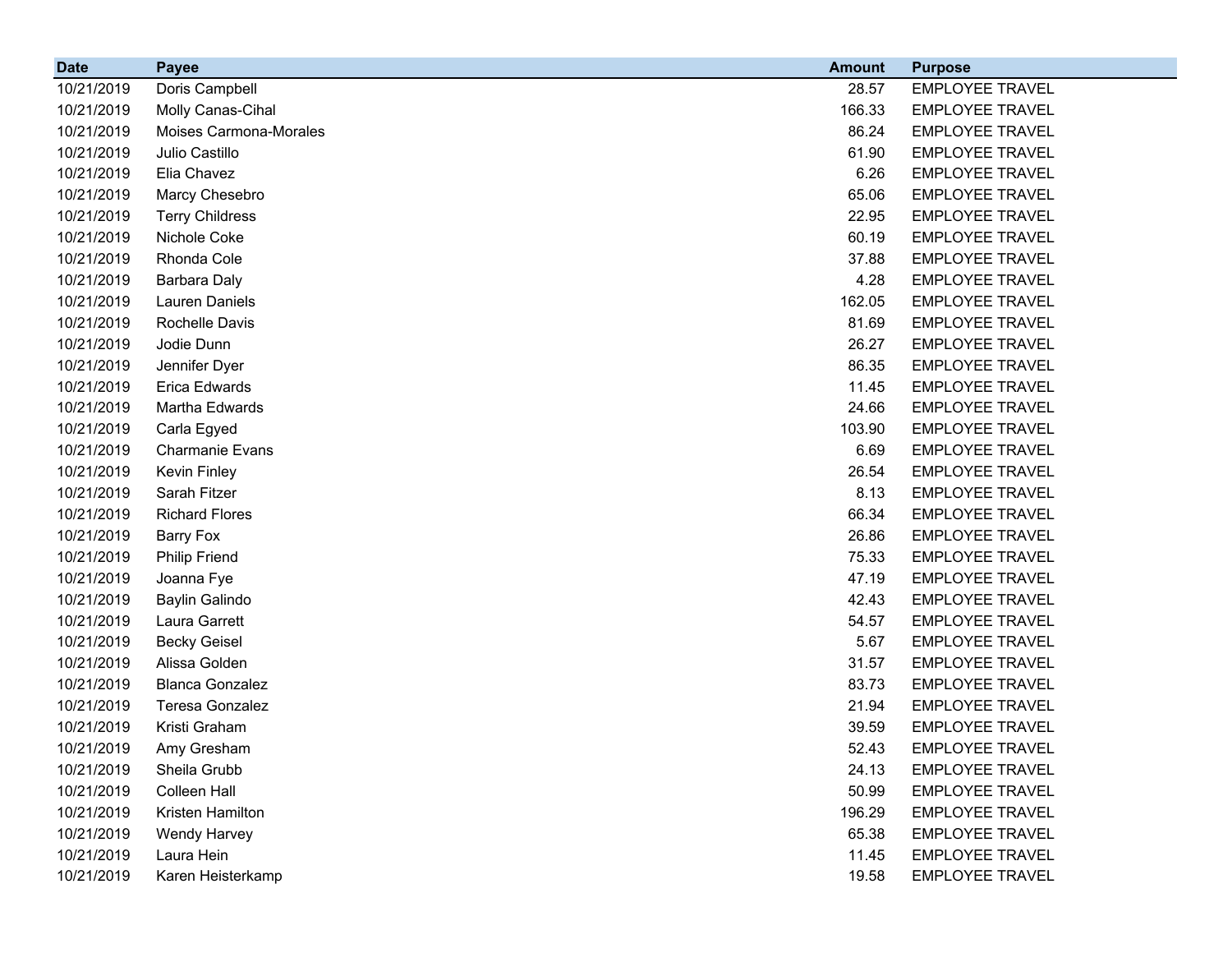| Date | Payee | Amount | Purpose |
| --- | --- | --- | --- |
| 10/21/2019 | Doris Campbell | 28.57 | EMPLOYEE TRAVEL |
| 10/21/2019 | Molly Canas-Cihal | 166.33 | EMPLOYEE TRAVEL |
| 10/21/2019 | Moises Carmona-Morales | 86.24 | EMPLOYEE TRAVEL |
| 10/21/2019 | Julio Castillo | 61.90 | EMPLOYEE TRAVEL |
| 10/21/2019 | Elia Chavez | 6.26 | EMPLOYEE TRAVEL |
| 10/21/2019 | Marcy Chesebro | 65.06 | EMPLOYEE TRAVEL |
| 10/21/2019 | Terry Childress | 22.95 | EMPLOYEE TRAVEL |
| 10/21/2019 | Nichole Coke | 60.19 | EMPLOYEE TRAVEL |
| 10/21/2019 | Rhonda Cole | 37.88 | EMPLOYEE TRAVEL |
| 10/21/2019 | Barbara Daly | 4.28 | EMPLOYEE TRAVEL |
| 10/21/2019 | Lauren Daniels | 162.05 | EMPLOYEE TRAVEL |
| 10/21/2019 | Rochelle Davis | 81.69 | EMPLOYEE TRAVEL |
| 10/21/2019 | Jodie Dunn | 26.27 | EMPLOYEE TRAVEL |
| 10/21/2019 | Jennifer Dyer | 86.35 | EMPLOYEE TRAVEL |
| 10/21/2019 | Erica Edwards | 11.45 | EMPLOYEE TRAVEL |
| 10/21/2019 | Martha Edwards | 24.66 | EMPLOYEE TRAVEL |
| 10/21/2019 | Carla Egyed | 103.90 | EMPLOYEE TRAVEL |
| 10/21/2019 | Charmanie Evans | 6.69 | EMPLOYEE TRAVEL |
| 10/21/2019 | Kevin Finley | 26.54 | EMPLOYEE TRAVEL |
| 10/21/2019 | Sarah Fitzer | 8.13 | EMPLOYEE TRAVEL |
| 10/21/2019 | Richard Flores | 66.34 | EMPLOYEE TRAVEL |
| 10/21/2019 | Barry Fox | 26.86 | EMPLOYEE TRAVEL |
| 10/21/2019 | Philip Friend | 75.33 | EMPLOYEE TRAVEL |
| 10/21/2019 | Joanna Fye | 47.19 | EMPLOYEE TRAVEL |
| 10/21/2019 | Baylin Galindo | 42.43 | EMPLOYEE TRAVEL |
| 10/21/2019 | Laura Garrett | 54.57 | EMPLOYEE TRAVEL |
| 10/21/2019 | Becky Geisel | 5.67 | EMPLOYEE TRAVEL |
| 10/21/2019 | Alissa Golden | 31.57 | EMPLOYEE TRAVEL |
| 10/21/2019 | Blanca Gonzalez | 83.73 | EMPLOYEE TRAVEL |
| 10/21/2019 | Teresa Gonzalez | 21.94 | EMPLOYEE TRAVEL |
| 10/21/2019 | Kristi Graham | 39.59 | EMPLOYEE TRAVEL |
| 10/21/2019 | Amy Gresham | 52.43 | EMPLOYEE TRAVEL |
| 10/21/2019 | Sheila Grubb | 24.13 | EMPLOYEE TRAVEL |
| 10/21/2019 | Colleen Hall | 50.99 | EMPLOYEE TRAVEL |
| 10/21/2019 | Kristen Hamilton | 196.29 | EMPLOYEE TRAVEL |
| 10/21/2019 | Wendy Harvey | 65.38 | EMPLOYEE TRAVEL |
| 10/21/2019 | Laura Hein | 11.45 | EMPLOYEE TRAVEL |
| 10/21/2019 | Karen Heisterkamp | 19.58 | EMPLOYEE TRAVEL |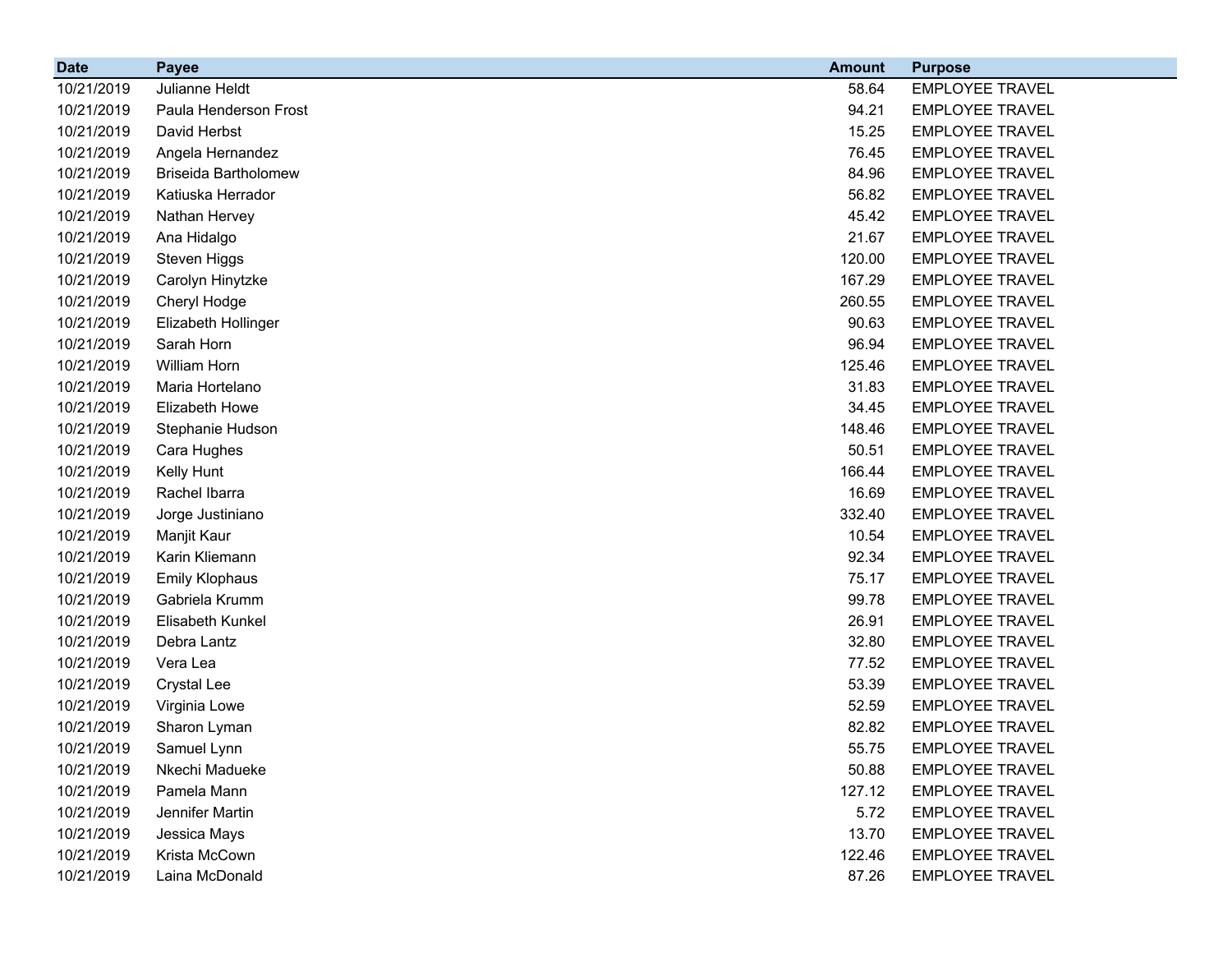| Date | Payee | Amount | Purpose |
|---|---|---|---|
| 10/21/2019 | Julianne Heldt | 58.64 | EMPLOYEE TRAVEL |
| 10/21/2019 | Paula Henderson Frost | 94.21 | EMPLOYEE TRAVEL |
| 10/21/2019 | David Herbst | 15.25 | EMPLOYEE TRAVEL |
| 10/21/2019 | Angela Hernandez | 76.45 | EMPLOYEE TRAVEL |
| 10/21/2019 | Briseida Bartholomew | 84.96 | EMPLOYEE TRAVEL |
| 10/21/2019 | Katiuska Herrador | 56.82 | EMPLOYEE TRAVEL |
| 10/21/2019 | Nathan Hervey | 45.42 | EMPLOYEE TRAVEL |
| 10/21/2019 | Ana Hidalgo | 21.67 | EMPLOYEE TRAVEL |
| 10/21/2019 | Steven Higgs | 120.00 | EMPLOYEE TRAVEL |
| 10/21/2019 | Carolyn Hinytzke | 167.29 | EMPLOYEE TRAVEL |
| 10/21/2019 | Cheryl Hodge | 260.55 | EMPLOYEE TRAVEL |
| 10/21/2019 | Elizabeth Hollinger | 90.63 | EMPLOYEE TRAVEL |
| 10/21/2019 | Sarah Horn | 96.94 | EMPLOYEE TRAVEL |
| 10/21/2019 | William Horn | 125.46 | EMPLOYEE TRAVEL |
| 10/21/2019 | Maria Hortelano | 31.83 | EMPLOYEE TRAVEL |
| 10/21/2019 | Elizabeth Howe | 34.45 | EMPLOYEE TRAVEL |
| 10/21/2019 | Stephanie Hudson | 148.46 | EMPLOYEE TRAVEL |
| 10/21/2019 | Cara Hughes | 50.51 | EMPLOYEE TRAVEL |
| 10/21/2019 | Kelly Hunt | 166.44 | EMPLOYEE TRAVEL |
| 10/21/2019 | Rachel Ibarra | 16.69 | EMPLOYEE TRAVEL |
| 10/21/2019 | Jorge Justiniano | 332.40 | EMPLOYEE TRAVEL |
| 10/21/2019 | Manjit Kaur | 10.54 | EMPLOYEE TRAVEL |
| 10/21/2019 | Karin Kliemann | 92.34 | EMPLOYEE TRAVEL |
| 10/21/2019 | Emily Klophaus | 75.17 | EMPLOYEE TRAVEL |
| 10/21/2019 | Gabriela Krumm | 99.78 | EMPLOYEE TRAVEL |
| 10/21/2019 | Elisabeth Kunkel | 26.91 | EMPLOYEE TRAVEL |
| 10/21/2019 | Debra Lantz | 32.80 | EMPLOYEE TRAVEL |
| 10/21/2019 | Vera Lea | 77.52 | EMPLOYEE TRAVEL |
| 10/21/2019 | Crystal Lee | 53.39 | EMPLOYEE TRAVEL |
| 10/21/2019 | Virginia Lowe | 52.59 | EMPLOYEE TRAVEL |
| 10/21/2019 | Sharon Lyman | 82.82 | EMPLOYEE TRAVEL |
| 10/21/2019 | Samuel Lynn | 55.75 | EMPLOYEE TRAVEL |
| 10/21/2019 | Nkechi Madueke | 50.88 | EMPLOYEE TRAVEL |
| 10/21/2019 | Pamela Mann | 127.12 | EMPLOYEE TRAVEL |
| 10/21/2019 | Jennifer Martin | 5.72 | EMPLOYEE TRAVEL |
| 10/21/2019 | Jessica Mays | 13.70 | EMPLOYEE TRAVEL |
| 10/21/2019 | Krista McCown | 122.46 | EMPLOYEE TRAVEL |
| 10/21/2019 | Laina McDonald | 87.26 | EMPLOYEE TRAVEL |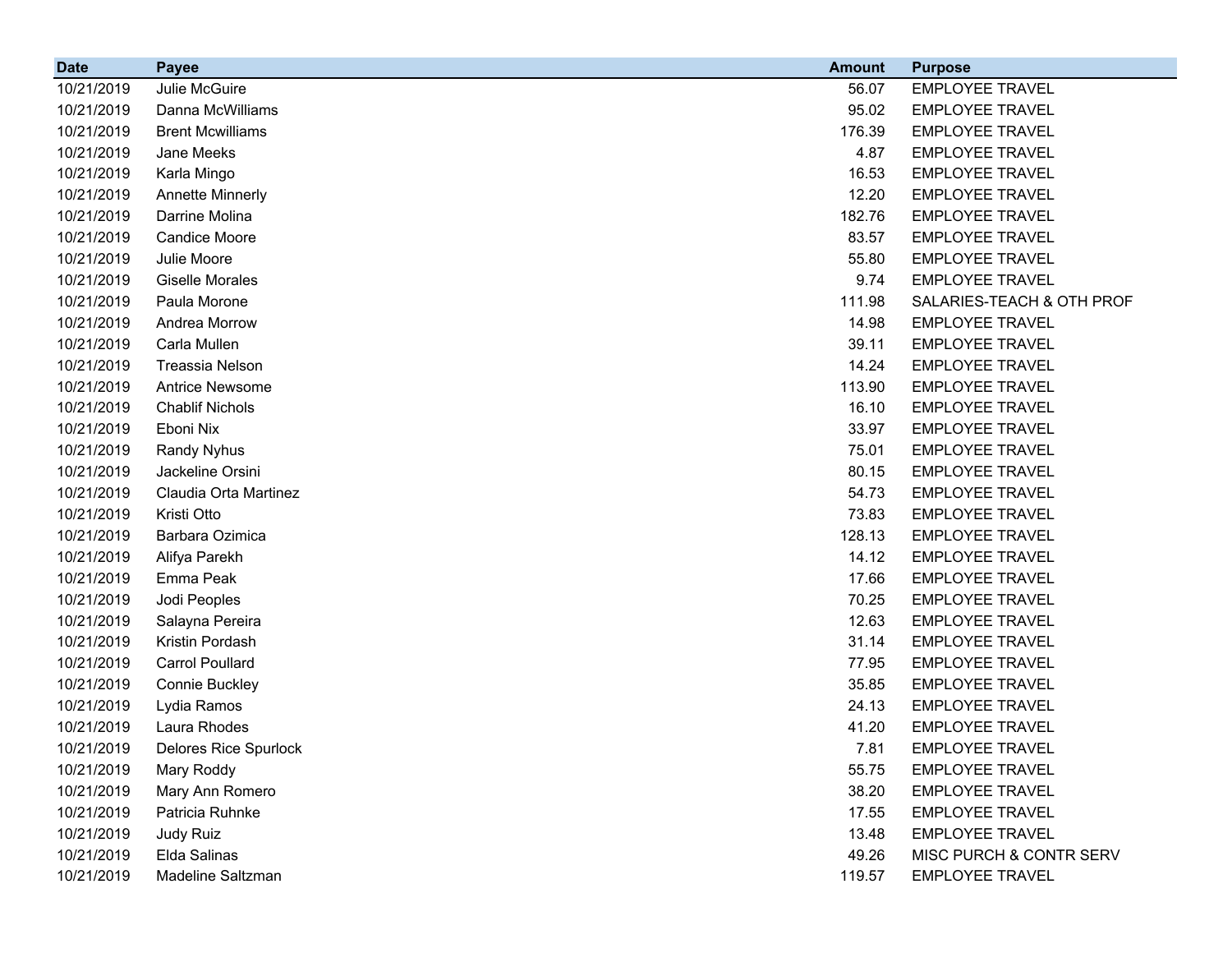| Date | Payee | Amount | Purpose |
|---|---|---|---|
| 10/21/2019 | Julie McGuire | 56.07 | EMPLOYEE TRAVEL |
| 10/21/2019 | Danna McWilliams | 95.02 | EMPLOYEE TRAVEL |
| 10/21/2019 | Brent Mcwilliams | 176.39 | EMPLOYEE TRAVEL |
| 10/21/2019 | Jane Meeks | 4.87 | EMPLOYEE TRAVEL |
| 10/21/2019 | Karla Mingo | 16.53 | EMPLOYEE TRAVEL |
| 10/21/2019 | Annette Minnerly | 12.20 | EMPLOYEE TRAVEL |
| 10/21/2019 | Darrine Molina | 182.76 | EMPLOYEE TRAVEL |
| 10/21/2019 | Candice Moore | 83.57 | EMPLOYEE TRAVEL |
| 10/21/2019 | Julie Moore | 55.80 | EMPLOYEE TRAVEL |
| 10/21/2019 | Giselle Morales | 9.74 | EMPLOYEE TRAVEL |
| 10/21/2019 | Paula Morone | 111.98 | SALARIES-TEACH & OTH PROF |
| 10/21/2019 | Andrea Morrow | 14.98 | EMPLOYEE TRAVEL |
| 10/21/2019 | Carla Mullen | 39.11 | EMPLOYEE TRAVEL |
| 10/21/2019 | Treassia Nelson | 14.24 | EMPLOYEE TRAVEL |
| 10/21/2019 | Antrice Newsome | 113.90 | EMPLOYEE TRAVEL |
| 10/21/2019 | Chablif Nichols | 16.10 | EMPLOYEE TRAVEL |
| 10/21/2019 | Eboni Nix | 33.97 | EMPLOYEE TRAVEL |
| 10/21/2019 | Randy Nyhus | 75.01 | EMPLOYEE TRAVEL |
| 10/21/2019 | Jackeline Orsini | 80.15 | EMPLOYEE TRAVEL |
| 10/21/2019 | Claudia Orta Martinez | 54.73 | EMPLOYEE TRAVEL |
| 10/21/2019 | Kristi Otto | 73.83 | EMPLOYEE TRAVEL |
| 10/21/2019 | Barbara Ozimica | 128.13 | EMPLOYEE TRAVEL |
| 10/21/2019 | Alifya Parekh | 14.12 | EMPLOYEE TRAVEL |
| 10/21/2019 | Emma Peak | 17.66 | EMPLOYEE TRAVEL |
| 10/21/2019 | Jodi Peoples | 70.25 | EMPLOYEE TRAVEL |
| 10/21/2019 | Salayna Pereira | 12.63 | EMPLOYEE TRAVEL |
| 10/21/2019 | Kristin Pordash | 31.14 | EMPLOYEE TRAVEL |
| 10/21/2019 | Carrol Poullard | 77.95 | EMPLOYEE TRAVEL |
| 10/21/2019 | Connie Buckley | 35.85 | EMPLOYEE TRAVEL |
| 10/21/2019 | Lydia Ramos | 24.13 | EMPLOYEE TRAVEL |
| 10/21/2019 | Laura Rhodes | 41.20 | EMPLOYEE TRAVEL |
| 10/21/2019 | Delores Rice Spurlock | 7.81 | EMPLOYEE TRAVEL |
| 10/21/2019 | Mary Roddy | 55.75 | EMPLOYEE TRAVEL |
| 10/21/2019 | Mary Ann Romero | 38.20 | EMPLOYEE TRAVEL |
| 10/21/2019 | Patricia Ruhnke | 17.55 | EMPLOYEE TRAVEL |
| 10/21/2019 | Judy Ruiz | 13.48 | EMPLOYEE TRAVEL |
| 10/21/2019 | Elda Salinas | 49.26 | MISC PURCH & CONTR SERV |
| 10/21/2019 | Madeline Saltzman | 119.57 | EMPLOYEE TRAVEL |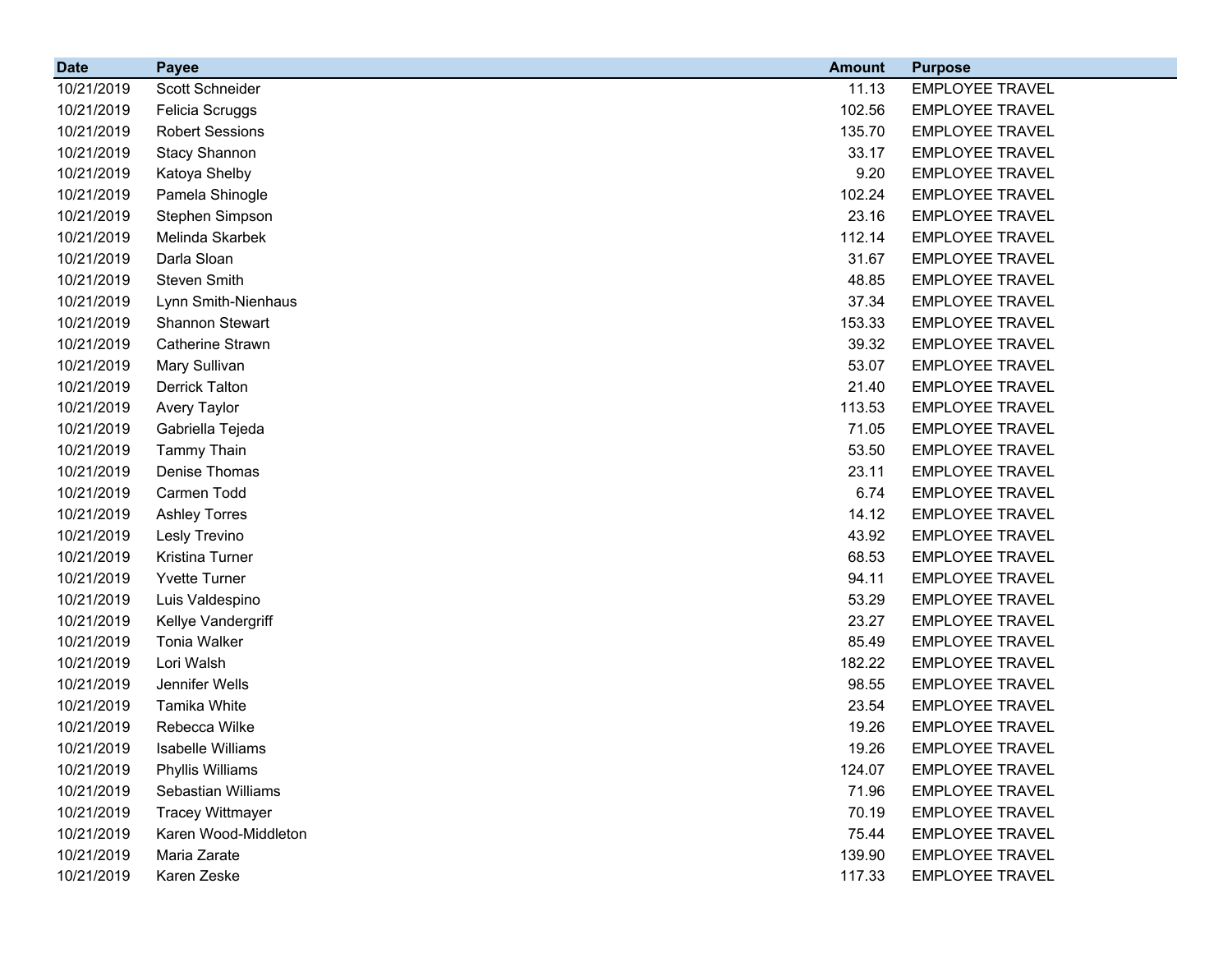| Date | Payee | Amount | Purpose |
|---|---|---|---|
| 10/21/2019 | Scott Schneider | 11.13 | EMPLOYEE TRAVEL |
| 10/21/2019 | Felicia Scruggs | 102.56 | EMPLOYEE TRAVEL |
| 10/21/2019 | Robert Sessions | 135.70 | EMPLOYEE TRAVEL |
| 10/21/2019 | Stacy Shannon | 33.17 | EMPLOYEE TRAVEL |
| 10/21/2019 | Katoya Shelby | 9.20 | EMPLOYEE TRAVEL |
| 10/21/2019 | Pamela Shinogle | 102.24 | EMPLOYEE TRAVEL |
| 10/21/2019 | Stephen Simpson | 23.16 | EMPLOYEE TRAVEL |
| 10/21/2019 | Melinda Skarbek | 112.14 | EMPLOYEE TRAVEL |
| 10/21/2019 | Darla Sloan | 31.67 | EMPLOYEE TRAVEL |
| 10/21/2019 | Steven Smith | 48.85 | EMPLOYEE TRAVEL |
| 10/21/2019 | Lynn Smith-Nienhaus | 37.34 | EMPLOYEE TRAVEL |
| 10/21/2019 | Shannon Stewart | 153.33 | EMPLOYEE TRAVEL |
| 10/21/2019 | Catherine Strawn | 39.32 | EMPLOYEE TRAVEL |
| 10/21/2019 | Mary Sullivan | 53.07 | EMPLOYEE TRAVEL |
| 10/21/2019 | Derrick Talton | 21.40 | EMPLOYEE TRAVEL |
| 10/21/2019 | Avery Taylor | 113.53 | EMPLOYEE TRAVEL |
| 10/21/2019 | Gabriella Tejeda | 71.05 | EMPLOYEE TRAVEL |
| 10/21/2019 | Tammy Thain | 53.50 | EMPLOYEE TRAVEL |
| 10/21/2019 | Denise Thomas | 23.11 | EMPLOYEE TRAVEL |
| 10/21/2019 | Carmen Todd | 6.74 | EMPLOYEE TRAVEL |
| 10/21/2019 | Ashley Torres | 14.12 | EMPLOYEE TRAVEL |
| 10/21/2019 | Lesly Trevino | 43.92 | EMPLOYEE TRAVEL |
| 10/21/2019 | Kristina Turner | 68.53 | EMPLOYEE TRAVEL |
| 10/21/2019 | Yvette Turner | 94.11 | EMPLOYEE TRAVEL |
| 10/21/2019 | Luis Valdespino | 53.29 | EMPLOYEE TRAVEL |
| 10/21/2019 | Kellye Vandergriff | 23.27 | EMPLOYEE TRAVEL |
| 10/21/2019 | Tonia Walker | 85.49 | EMPLOYEE TRAVEL |
| 10/21/2019 | Lori Walsh | 182.22 | EMPLOYEE TRAVEL |
| 10/21/2019 | Jennifer Wells | 98.55 | EMPLOYEE TRAVEL |
| 10/21/2019 | Tamika White | 23.54 | EMPLOYEE TRAVEL |
| 10/21/2019 | Rebecca Wilke | 19.26 | EMPLOYEE TRAVEL |
| 10/21/2019 | Isabelle Williams | 19.26 | EMPLOYEE TRAVEL |
| 10/21/2019 | Phyllis Williams | 124.07 | EMPLOYEE TRAVEL |
| 10/21/2019 | Sebastian Williams | 71.96 | EMPLOYEE TRAVEL |
| 10/21/2019 | Tracey Wittmayer | 70.19 | EMPLOYEE TRAVEL |
| 10/21/2019 | Karen Wood-Middleton | 75.44 | EMPLOYEE TRAVEL |
| 10/21/2019 | Maria Zarate | 139.90 | EMPLOYEE TRAVEL |
| 10/21/2019 | Karen Zeske | 117.33 | EMPLOYEE TRAVEL |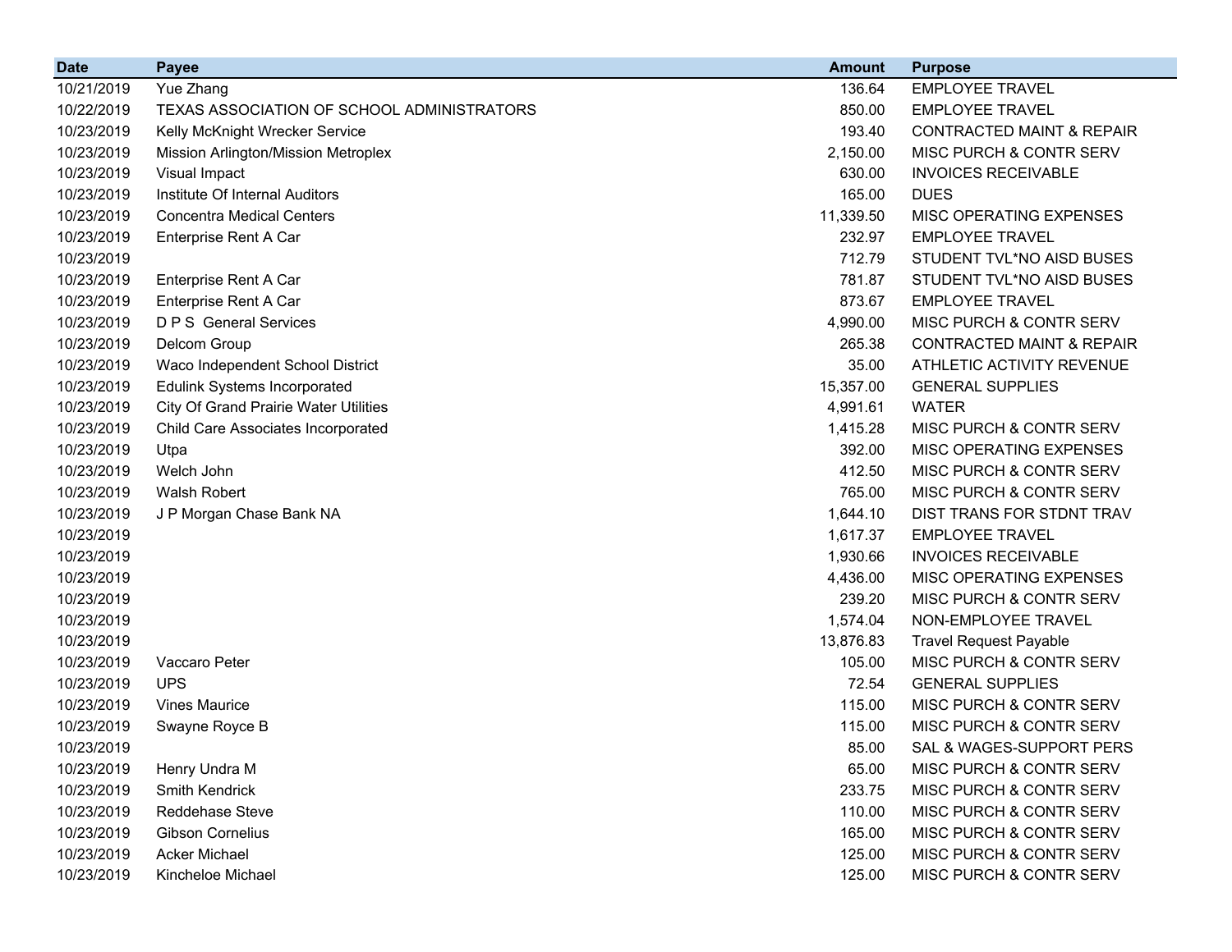| Date | Payee | Amount | Purpose |
|---|---|---|---|
| 10/21/2019 | Yue Zhang | 136.64 | EMPLOYEE TRAVEL |
| 10/22/2019 | TEXAS ASSOCIATION OF SCHOOL ADMINISTRATORS | 850.00 | EMPLOYEE TRAVEL |
| 10/23/2019 | Kelly McKnight Wrecker Service | 193.40 | CONTRACTED MAINT & REPAIR |
| 10/23/2019 | Mission Arlington/Mission Metroplex | 2,150.00 | MISC PURCH & CONTR SERV |
| 10/23/2019 | Visual Impact | 630.00 | INVOICES RECEIVABLE |
| 10/23/2019 | Institute Of Internal Auditors | 165.00 | DUES |
| 10/23/2019 | Concentra Medical Centers | 11,339.50 | MISC OPERATING EXPENSES |
| 10/23/2019 | Enterprise Rent A Car | 232.97 | EMPLOYEE TRAVEL |
| 10/23/2019 | | 712.79 | STUDENT TVL*NO AISD BUSES |
| 10/23/2019 | Enterprise Rent A Car | 781.87 | STUDENT TVL*NO AISD BUSES |
| 10/23/2019 | Enterprise Rent A Car | 873.67 | EMPLOYEE TRAVEL |
| 10/23/2019 | D P S General Services | 4,990.00 | MISC PURCH & CONTR SERV |
| 10/23/2019 | Delcom Group | 265.38 | CONTRACTED MAINT & REPAIR |
| 10/23/2019 | Waco Independent School District | 35.00 | ATHLETIC ACTIVITY REVENUE |
| 10/23/2019 | Edulink Systems Incorporated | 15,357.00 | GENERAL SUPPLIES |
| 10/23/2019 | City Of Grand Prairie Water Utilities | 4,991.61 | WATER |
| 10/23/2019 | Child Care Associates Incorporated | 1,415.28 | MISC PURCH & CONTR SERV |
| 10/23/2019 | Utpa | 392.00 | MISC OPERATING EXPENSES |
| 10/23/2019 | Welch John | 412.50 | MISC PURCH & CONTR SERV |
| 10/23/2019 | Walsh Robert | 765.00 | MISC PURCH & CONTR SERV |
| 10/23/2019 | J P Morgan Chase Bank NA | 1,644.10 | DIST TRANS FOR STDNT TRAV |
| 10/23/2019 | | 1,617.37 | EMPLOYEE TRAVEL |
| 10/23/2019 | | 1,930.66 | INVOICES RECEIVABLE |
| 10/23/2019 | | 4,436.00 | MISC OPERATING EXPENSES |
| 10/23/2019 | | 239.20 | MISC PURCH & CONTR SERV |
| 10/23/2019 | | 1,574.04 | NON-EMPLOYEE TRAVEL |
| 10/23/2019 | | 13,876.83 | Travel Request Payable |
| 10/23/2019 | Vaccaro Peter | 105.00 | MISC PURCH & CONTR SERV |
| 10/23/2019 | UPS | 72.54 | GENERAL SUPPLIES |
| 10/23/2019 | Vines Maurice | 115.00 | MISC PURCH & CONTR SERV |
| 10/23/2019 | Swayne Royce B | 115.00 | MISC PURCH & CONTR SERV |
| 10/23/2019 | | 85.00 | SAL & WAGES-SUPPORT PERS |
| 10/23/2019 | Henry Undra M | 65.00 | MISC PURCH & CONTR SERV |
| 10/23/2019 | Smith Kendrick | 233.75 | MISC PURCH & CONTR SERV |
| 10/23/2019 | Reddehase Steve | 110.00 | MISC PURCH & CONTR SERV |
| 10/23/2019 | Gibson Cornelius | 165.00 | MISC PURCH & CONTR SERV |
| 10/23/2019 | Acker Michael | 125.00 | MISC PURCH & CONTR SERV |
| 10/23/2019 | Kincheloe Michael | 125.00 | MISC PURCH & CONTR SERV |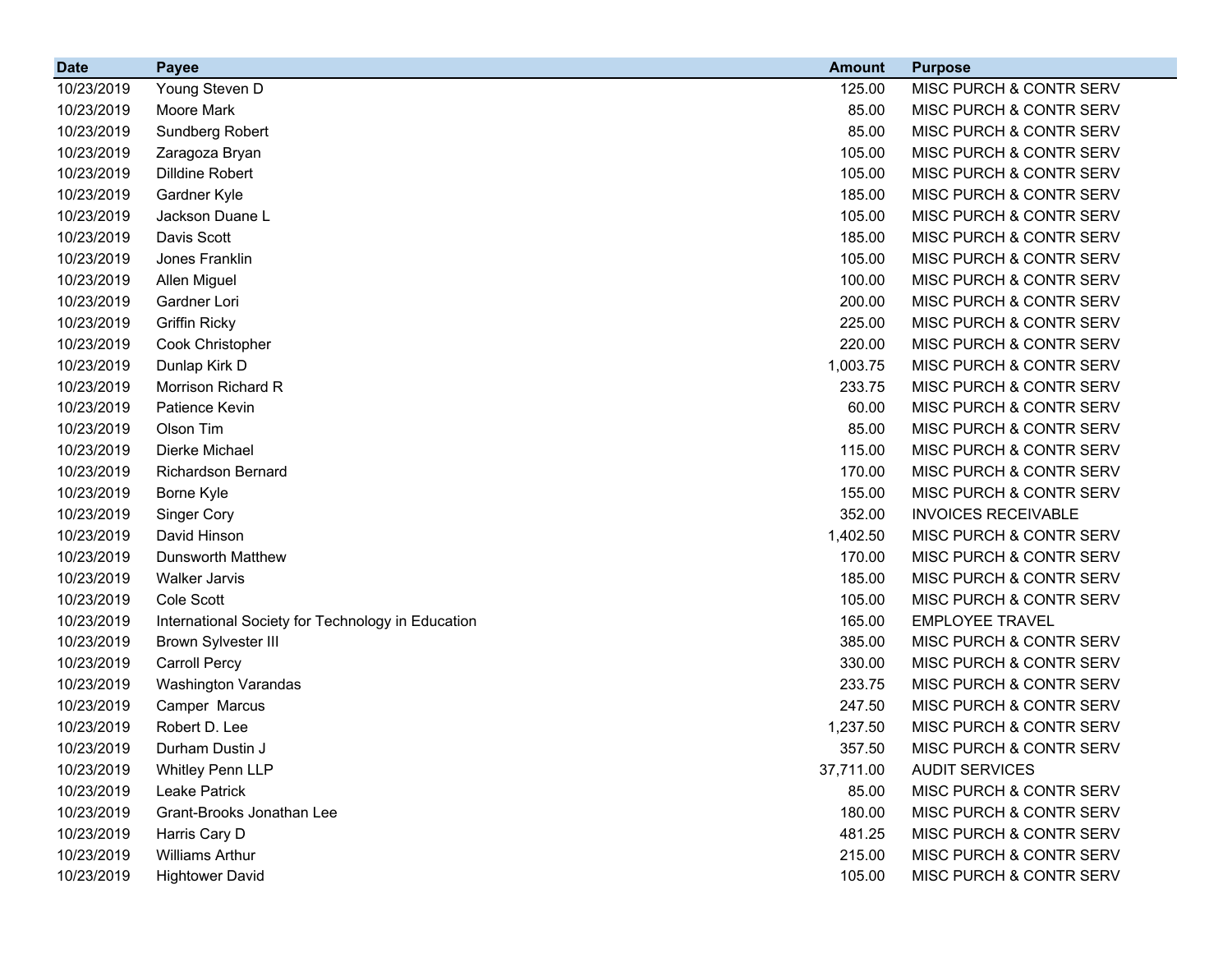| Date | Payee | Amount | Purpose |
|---|---|---|---|
| 10/23/2019 | Young Steven D | 125.00 | MISC PURCH & CONTR SERV |
| 10/23/2019 | Moore Mark | 85.00 | MISC PURCH & CONTR SERV |
| 10/23/2019 | Sundberg Robert | 85.00 | MISC PURCH & CONTR SERV |
| 10/23/2019 | Zaragoza Bryan | 105.00 | MISC PURCH & CONTR SERV |
| 10/23/2019 | Dilldine Robert | 105.00 | MISC PURCH & CONTR SERV |
| 10/23/2019 | Gardner Kyle | 185.00 | MISC PURCH & CONTR SERV |
| 10/23/2019 | Jackson Duane L | 105.00 | MISC PURCH & CONTR SERV |
| 10/23/2019 | Davis Scott | 185.00 | MISC PURCH & CONTR SERV |
| 10/23/2019 | Jones Franklin | 105.00 | MISC PURCH & CONTR SERV |
| 10/23/2019 | Allen Miguel | 100.00 | MISC PURCH & CONTR SERV |
| 10/23/2019 | Gardner Lori | 200.00 | MISC PURCH & CONTR SERV |
| 10/23/2019 | Griffin Ricky | 225.00 | MISC PURCH & CONTR SERV |
| 10/23/2019 | Cook Christopher | 220.00 | MISC PURCH & CONTR SERV |
| 10/23/2019 | Dunlap Kirk D | 1,003.75 | MISC PURCH & CONTR SERV |
| 10/23/2019 | Morrison Richard R | 233.75 | MISC PURCH & CONTR SERV |
| 10/23/2019 | Patience Kevin | 60.00 | MISC PURCH & CONTR SERV |
| 10/23/2019 | Olson Tim | 85.00 | MISC PURCH & CONTR SERV |
| 10/23/2019 | Dierke Michael | 115.00 | MISC PURCH & CONTR SERV |
| 10/23/2019 | Richardson Bernard | 170.00 | MISC PURCH & CONTR SERV |
| 10/23/2019 | Borne Kyle | 155.00 | MISC PURCH & CONTR SERV |
| 10/23/2019 | Singer Cory | 352.00 | INVOICES RECEIVABLE |
| 10/23/2019 | David Hinson | 1,402.50 | MISC PURCH & CONTR SERV |
| 10/23/2019 | Dunsworth Matthew | 170.00 | MISC PURCH & CONTR SERV |
| 10/23/2019 | Walker Jarvis | 185.00 | MISC PURCH & CONTR SERV |
| 10/23/2019 | Cole Scott | 105.00 | MISC PURCH & CONTR SERV |
| 10/23/2019 | International Society for Technology in Education | 165.00 | EMPLOYEE TRAVEL |
| 10/23/2019 | Brown Sylvester III | 385.00 | MISC PURCH & CONTR SERV |
| 10/23/2019 | Carroll Percy | 330.00 | MISC PURCH & CONTR SERV |
| 10/23/2019 | Washington Varandas | 233.75 | MISC PURCH & CONTR SERV |
| 10/23/2019 | Camper Marcus | 247.50 | MISC PURCH & CONTR SERV |
| 10/23/2019 | Robert D. Lee | 1,237.50 | MISC PURCH & CONTR SERV |
| 10/23/2019 | Durham Dustin J | 357.50 | MISC PURCH & CONTR SERV |
| 10/23/2019 | Whitley Penn LLP | 37,711.00 | AUDIT SERVICES |
| 10/23/2019 | Leake Patrick | 85.00 | MISC PURCH & CONTR SERV |
| 10/23/2019 | Grant-Brooks Jonathan Lee | 180.00 | MISC PURCH & CONTR SERV |
| 10/23/2019 | Harris Cary D | 481.25 | MISC PURCH & CONTR SERV |
| 10/23/2019 | Williams Arthur | 215.00 | MISC PURCH & CONTR SERV |
| 10/23/2019 | Hightower David | 105.00 | MISC PURCH & CONTR SERV |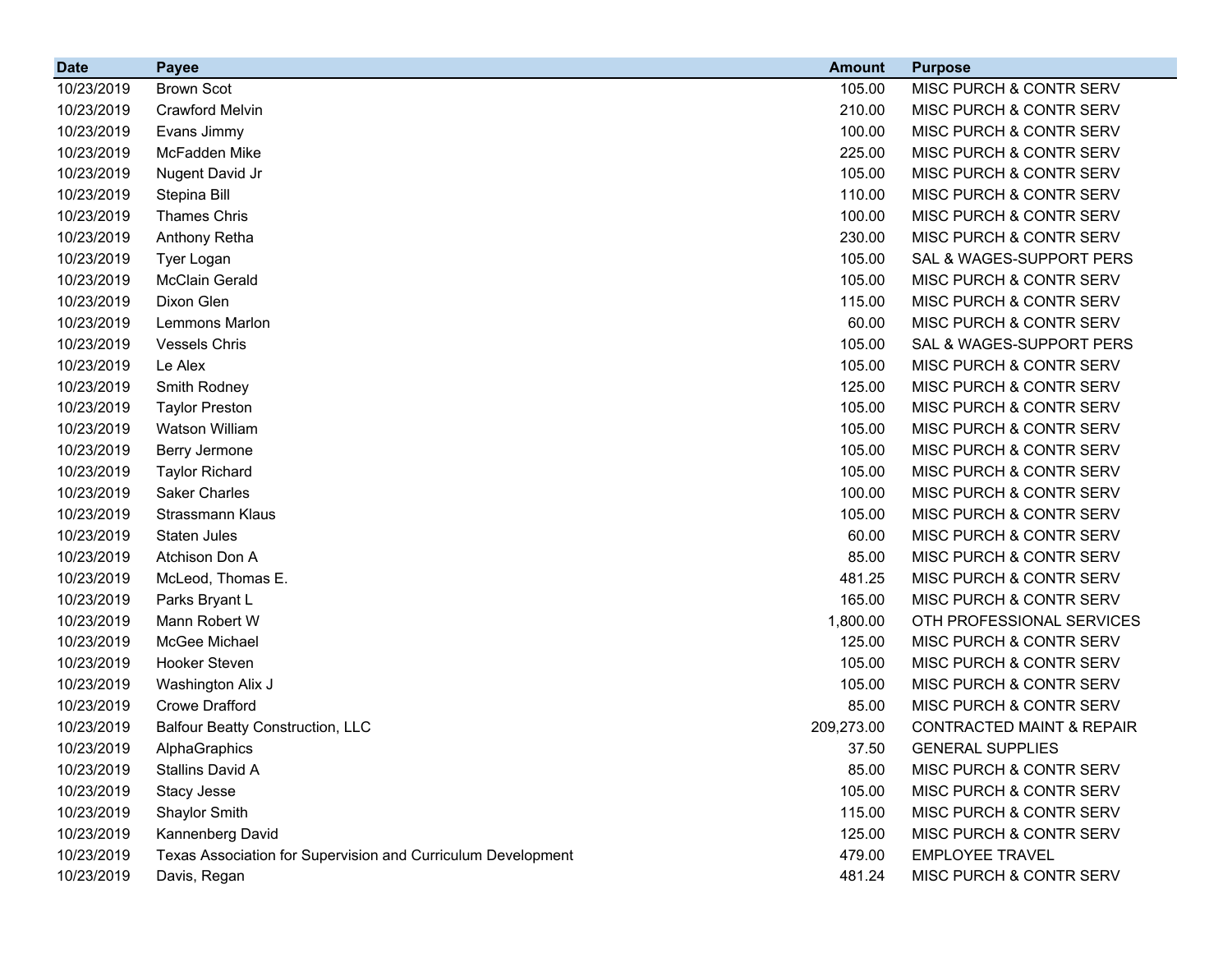| Date | Payee | Amount | Purpose |
|---|---|---|---|
| 10/23/2019 | Brown Scot | 105.00 | MISC PURCH & CONTR SERV |
| 10/23/2019 | Crawford Melvin | 210.00 | MISC PURCH & CONTR SERV |
| 10/23/2019 | Evans Jimmy | 100.00 | MISC PURCH & CONTR SERV |
| 10/23/2019 | McFadden Mike | 225.00 | MISC PURCH & CONTR SERV |
| 10/23/2019 | Nugent David Jr | 105.00 | MISC PURCH & CONTR SERV |
| 10/23/2019 | Stepina Bill | 110.00 | MISC PURCH & CONTR SERV |
| 10/23/2019 | Thames Chris | 100.00 | MISC PURCH & CONTR SERV |
| 10/23/2019 | Anthony Retha | 230.00 | MISC PURCH & CONTR SERV |
| 10/23/2019 | Tyer Logan | 105.00 | SAL & WAGES-SUPPORT PERS |
| 10/23/2019 | McClain Gerald | 105.00 | MISC PURCH & CONTR SERV |
| 10/23/2019 | Dixon Glen | 115.00 | MISC PURCH & CONTR SERV |
| 10/23/2019 | Lemmons Marlon | 60.00 | MISC PURCH & CONTR SERV |
| 10/23/2019 | Vessels Chris | 105.00 | SAL & WAGES-SUPPORT PERS |
| 10/23/2019 | Le Alex | 105.00 | MISC PURCH & CONTR SERV |
| 10/23/2019 | Smith Rodney | 125.00 | MISC PURCH & CONTR SERV |
| 10/23/2019 | Taylor Preston | 105.00 | MISC PURCH & CONTR SERV |
| 10/23/2019 | Watson William | 105.00 | MISC PURCH & CONTR SERV |
| 10/23/2019 | Berry Jermone | 105.00 | MISC PURCH & CONTR SERV |
| 10/23/2019 | Taylor Richard | 105.00 | MISC PURCH & CONTR SERV |
| 10/23/2019 | Saker Charles | 100.00 | MISC PURCH & CONTR SERV |
| 10/23/2019 | Strassmann Klaus | 105.00 | MISC PURCH & CONTR SERV |
| 10/23/2019 | Staten Jules | 60.00 | MISC PURCH & CONTR SERV |
| 10/23/2019 | Atchison Don A | 85.00 | MISC PURCH & CONTR SERV |
| 10/23/2019 | McLeod, Thomas E. | 481.25 | MISC PURCH & CONTR SERV |
| 10/23/2019 | Parks Bryant L | 165.00 | MISC PURCH & CONTR SERV |
| 10/23/2019 | Mann Robert W | 1,800.00 | OTH PROFESSIONAL SERVICES |
| 10/23/2019 | McGee Michael | 125.00 | MISC PURCH & CONTR SERV |
| 10/23/2019 | Hooker Steven | 105.00 | MISC PURCH & CONTR SERV |
| 10/23/2019 | Washington Alix J | 105.00 | MISC PURCH & CONTR SERV |
| 10/23/2019 | Crowe Drafford | 85.00 | MISC PURCH & CONTR SERV |
| 10/23/2019 | Balfour Beatty Construction, LLC | 209,273.00 | CONTRACTED MAINT & REPAIR |
| 10/23/2019 | AlphaGraphics | 37.50 | GENERAL SUPPLIES |
| 10/23/2019 | Stallins David A | 85.00 | MISC PURCH & CONTR SERV |
| 10/23/2019 | Stacy Jesse | 105.00 | MISC PURCH & CONTR SERV |
| 10/23/2019 | Shaylor Smith | 115.00 | MISC PURCH & CONTR SERV |
| 10/23/2019 | Kannenberg David | 125.00 | MISC PURCH & CONTR SERV |
| 10/23/2019 | Texas Association for Supervision and Curriculum Development | 479.00 | EMPLOYEE TRAVEL |
| 10/23/2019 | Davis, Regan | 481.24 | MISC PURCH & CONTR SERV |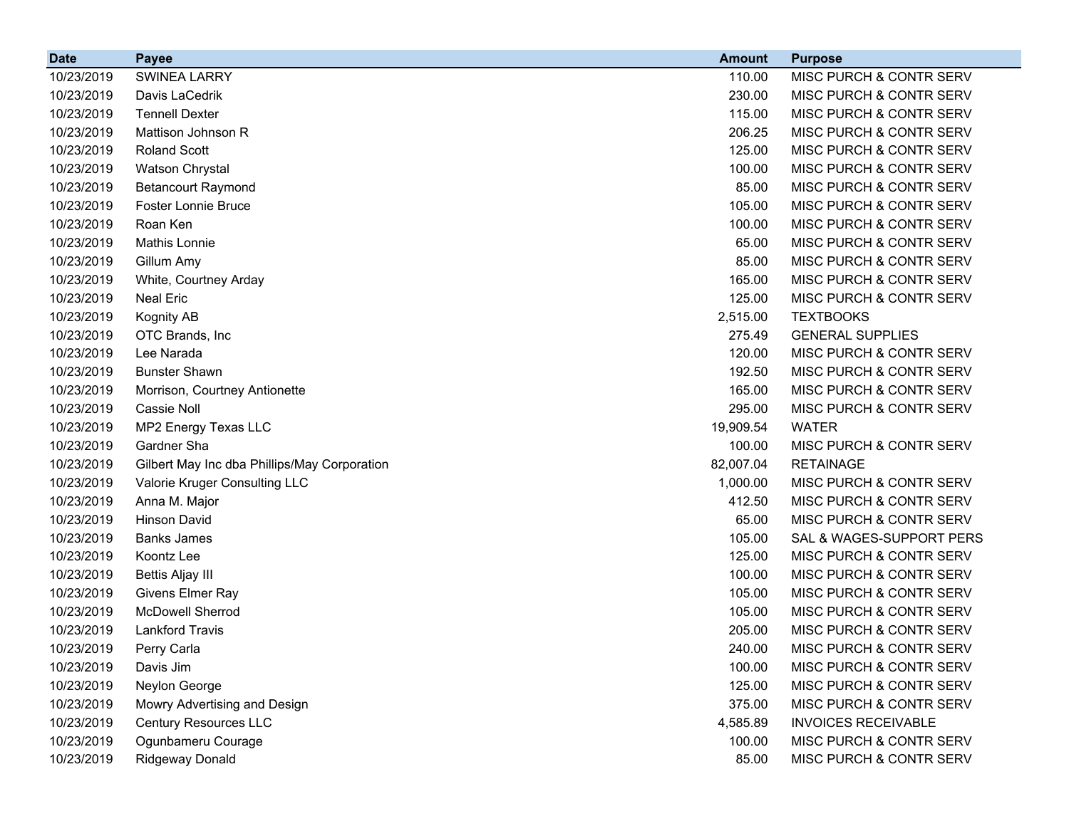| Date | Payee | Amount | Purpose |
|---|---|---|---|
| 10/23/2019 | SWINEA LARRY | 110.00 | MISC PURCH & CONTR SERV |
| 10/23/2019 | Davis LaCedrik | 230.00 | MISC PURCH & CONTR SERV |
| 10/23/2019 | Tennell Dexter | 115.00 | MISC PURCH & CONTR SERV |
| 10/23/2019 | Mattison Johnson R | 206.25 | MISC PURCH & CONTR SERV |
| 10/23/2019 | Roland Scott | 125.00 | MISC PURCH & CONTR SERV |
| 10/23/2019 | Watson Chrystal | 100.00 | MISC PURCH & CONTR SERV |
| 10/23/2019 | Betancourt Raymond | 85.00 | MISC PURCH & CONTR SERV |
| 10/23/2019 | Foster Lonnie Bruce | 105.00 | MISC PURCH & CONTR SERV |
| 10/23/2019 | Roan Ken | 100.00 | MISC PURCH & CONTR SERV |
| 10/23/2019 | Mathis Lonnie | 65.00 | MISC PURCH & CONTR SERV |
| 10/23/2019 | Gillum Amy | 85.00 | MISC PURCH & CONTR SERV |
| 10/23/2019 | White, Courtney Arday | 165.00 | MISC PURCH & CONTR SERV |
| 10/23/2019 | Neal Eric | 125.00 | MISC PURCH & CONTR SERV |
| 10/23/2019 | Kognity AB | 2,515.00 | TEXTBOOKS |
| 10/23/2019 | OTC Brands, Inc | 275.49 | GENERAL SUPPLIES |
| 10/23/2019 | Lee Narada | 120.00 | MISC PURCH & CONTR SERV |
| 10/23/2019 | Bunster Shawn | 192.50 | MISC PURCH & CONTR SERV |
| 10/23/2019 | Morrison, Courtney Antionette | 165.00 | MISC PURCH & CONTR SERV |
| 10/23/2019 | Cassie Noll | 295.00 | MISC PURCH & CONTR SERV |
| 10/23/2019 | MP2 Energy Texas LLC | 19,909.54 | WATER |
| 10/23/2019 | Gardner Sha | 100.00 | MISC PURCH & CONTR SERV |
| 10/23/2019 | Gilbert May Inc dba Phillips/May Corporation | 82,007.04 | RETAINAGE |
| 10/23/2019 | Valorie Kruger Consulting LLC | 1,000.00 | MISC PURCH & CONTR SERV |
| 10/23/2019 | Anna M. Major | 412.50 | MISC PURCH & CONTR SERV |
| 10/23/2019 | Hinson David | 65.00 | MISC PURCH & CONTR SERV |
| 10/23/2019 | Banks James | 105.00 | SAL & WAGES-SUPPORT PERS |
| 10/23/2019 | Koontz Lee | 125.00 | MISC PURCH & CONTR SERV |
| 10/23/2019 | Bettis Aljay III | 100.00 | MISC PURCH & CONTR SERV |
| 10/23/2019 | Givens Elmer Ray | 105.00 | MISC PURCH & CONTR SERV |
| 10/23/2019 | McDowell Sherrod | 105.00 | MISC PURCH & CONTR SERV |
| 10/23/2019 | Lankford Travis | 205.00 | MISC PURCH & CONTR SERV |
| 10/23/2019 | Perry Carla | 240.00 | MISC PURCH & CONTR SERV |
| 10/23/2019 | Davis Jim | 100.00 | MISC PURCH & CONTR SERV |
| 10/23/2019 | Neylon George | 125.00 | MISC PURCH & CONTR SERV |
| 10/23/2019 | Mowry Advertising and Design | 375.00 | MISC PURCH & CONTR SERV |
| 10/23/2019 | Century Resources LLC | 4,585.89 | INVOICES RECEIVABLE |
| 10/23/2019 | Ogunbameru Courage | 100.00 | MISC PURCH & CONTR SERV |
| 10/23/2019 | Ridgeway Donald | 85.00 | MISC PURCH & CONTR SERV |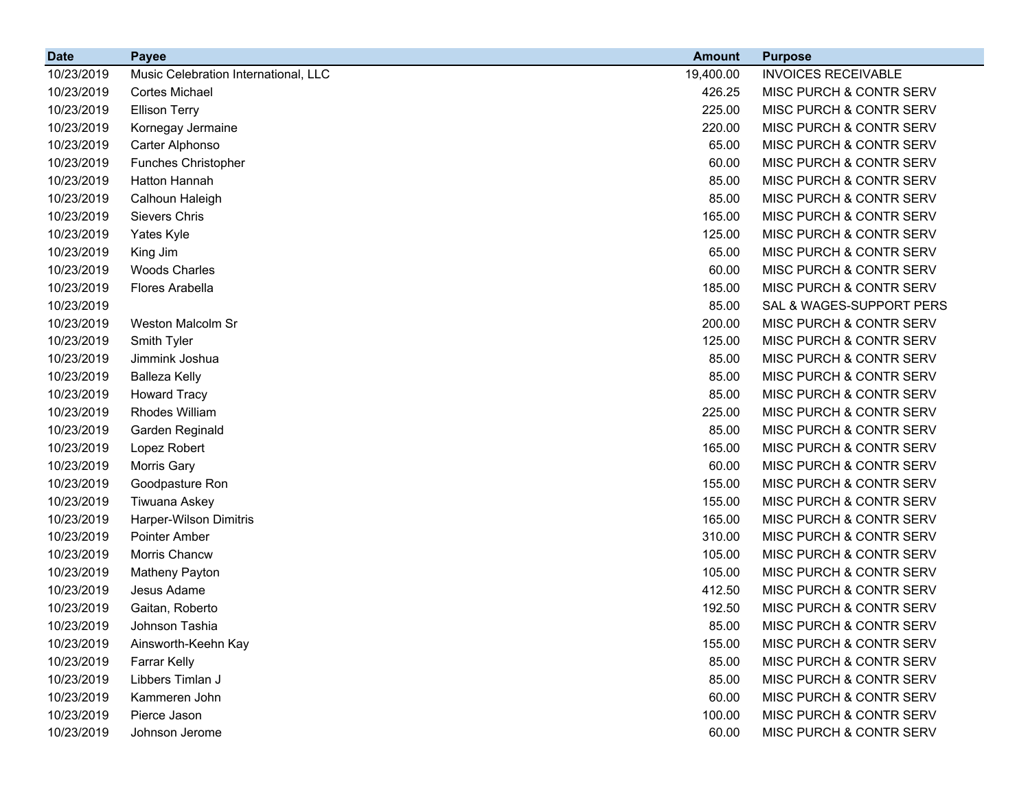| Date | Payee | Amount | Purpose |
|---|---|---|---|
| 10/23/2019 | Music Celebration International, LLC | 19,400.00 | INVOICES RECEIVABLE |
| 10/23/2019 | Cortes Michael | 426.25 | MISC PURCH & CONTR SERV |
| 10/23/2019 | Ellison Terry | 225.00 | MISC PURCH & CONTR SERV |
| 10/23/2019 | Kornegay Jermaine | 220.00 | MISC PURCH & CONTR SERV |
| 10/23/2019 | Carter Alphonso | 65.00 | MISC PURCH & CONTR SERV |
| 10/23/2019 | Funches Christopher | 60.00 | MISC PURCH & CONTR SERV |
| 10/23/2019 | Hatton Hannah | 85.00 | MISC PURCH & CONTR SERV |
| 10/23/2019 | Calhoun Haleigh | 85.00 | MISC PURCH & CONTR SERV |
| 10/23/2019 | Sievers Chris | 165.00 | MISC PURCH & CONTR SERV |
| 10/23/2019 | Yates Kyle | 125.00 | MISC PURCH & CONTR SERV |
| 10/23/2019 | King Jim | 65.00 | MISC PURCH & CONTR SERV |
| 10/23/2019 | Woods Charles | 60.00 | MISC PURCH & CONTR SERV |
| 10/23/2019 | Flores Arabella | 185.00 | MISC PURCH & CONTR SERV |
| 10/23/2019 | | 85.00 | SAL & WAGES-SUPPORT PERS |
| 10/23/2019 | Weston Malcolm Sr | 200.00 | MISC PURCH & CONTR SERV |
| 10/23/2019 | Smith Tyler | 125.00 | MISC PURCH & CONTR SERV |
| 10/23/2019 | Jimmink Joshua | 85.00 | MISC PURCH & CONTR SERV |
| 10/23/2019 | Balleza Kelly | 85.00 | MISC PURCH & CONTR SERV |
| 10/23/2019 | Howard Tracy | 85.00 | MISC PURCH & CONTR SERV |
| 10/23/2019 | Rhodes William | 225.00 | MISC PURCH & CONTR SERV |
| 10/23/2019 | Garden Reginald | 85.00 | MISC PURCH & CONTR SERV |
| 10/23/2019 | Lopez Robert | 165.00 | MISC PURCH & CONTR SERV |
| 10/23/2019 | Morris Gary | 60.00 | MISC PURCH & CONTR SERV |
| 10/23/2019 | Goodpasture Ron | 155.00 | MISC PURCH & CONTR SERV |
| 10/23/2019 | Tiwuana Askey | 155.00 | MISC PURCH & CONTR SERV |
| 10/23/2019 | Harper-Wilson Dimitris | 165.00 | MISC PURCH & CONTR SERV |
| 10/23/2019 | Pointer Amber | 310.00 | MISC PURCH & CONTR SERV |
| 10/23/2019 | Morris Chancw | 105.00 | MISC PURCH & CONTR SERV |
| 10/23/2019 | Matheny Payton | 105.00 | MISC PURCH & CONTR SERV |
| 10/23/2019 | Jesus Adame | 412.50 | MISC PURCH & CONTR SERV |
| 10/23/2019 | Gaitan, Roberto | 192.50 | MISC PURCH & CONTR SERV |
| 10/23/2019 | Johnson Tashia | 85.00 | MISC PURCH & CONTR SERV |
| 10/23/2019 | Ainsworth-Keehn Kay | 155.00 | MISC PURCH & CONTR SERV |
| 10/23/2019 | Farrar Kelly | 85.00 | MISC PURCH & CONTR SERV |
| 10/23/2019 | Libbers Timlan J | 85.00 | MISC PURCH & CONTR SERV |
| 10/23/2019 | Kammeren John | 60.00 | MISC PURCH & CONTR SERV |
| 10/23/2019 | Pierce Jason | 100.00 | MISC PURCH & CONTR SERV |
| 10/23/2019 | Johnson Jerome | 60.00 | MISC PURCH & CONTR SERV |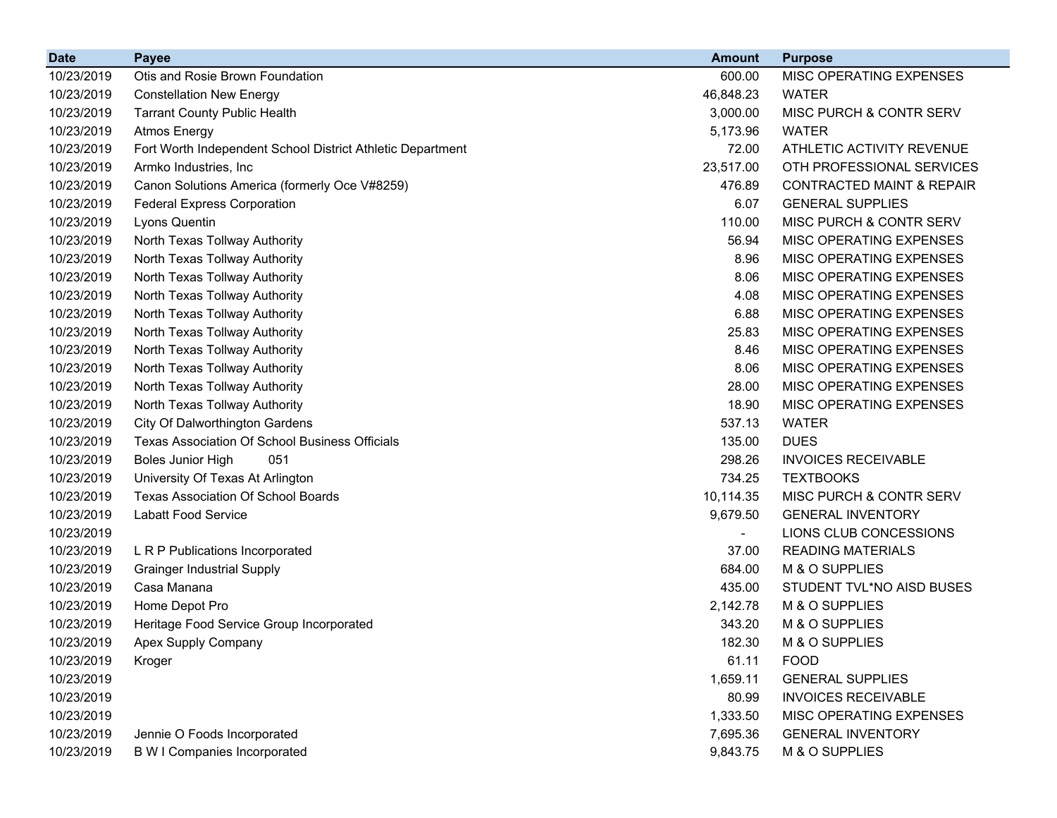| Date | Payee | Amount | Purpose |
|---|---|---|---|
| 10/23/2019 | Otis and Rosie Brown Foundation | 600.00 | MISC OPERATING EXPENSES |
| 10/23/2019 | Constellation New Energy | 46,848.23 | WATER |
| 10/23/2019 | Tarrant County Public Health | 3,000.00 | MISC PURCH & CONTR SERV |
| 10/23/2019 | Atmos Energy | 5,173.96 | WATER |
| 10/23/2019 | Fort Worth Independent School District Athletic Department | 72.00 | ATHLETIC ACTIVITY REVENUE |
| 10/23/2019 | Armko Industries, Inc | 23,517.00 | OTH PROFESSIONAL SERVICES |
| 10/23/2019 | Canon Solutions America (formerly Oce V#8259) | 476.89 | CONTRACTED MAINT & REPAIR |
| 10/23/2019 | Federal Express Corporation | 6.07 | GENERAL SUPPLIES |
| 10/23/2019 | Lyons Quentin | 110.00 | MISC PURCH & CONTR SERV |
| 10/23/2019 | North Texas Tollway Authority | 56.94 | MISC OPERATING EXPENSES |
| 10/23/2019 | North Texas Tollway Authority | 8.96 | MISC OPERATING EXPENSES |
| 10/23/2019 | North Texas Tollway Authority | 8.06 | MISC OPERATING EXPENSES |
| 10/23/2019 | North Texas Tollway Authority | 4.08 | MISC OPERATING EXPENSES |
| 10/23/2019 | North Texas Tollway Authority | 6.88 | MISC OPERATING EXPENSES |
| 10/23/2019 | North Texas Tollway Authority | 25.83 | MISC OPERATING EXPENSES |
| 10/23/2019 | North Texas Tollway Authority | 8.46 | MISC OPERATING EXPENSES |
| 10/23/2019 | North Texas Tollway Authority | 8.06 | MISC OPERATING EXPENSES |
| 10/23/2019 | North Texas Tollway Authority | 28.00 | MISC OPERATING EXPENSES |
| 10/23/2019 | North Texas Tollway Authority | 18.90 | MISC OPERATING EXPENSES |
| 10/23/2019 | City Of Dalworthington Gardens | 537.13 | WATER |
| 10/23/2019 | Texas Association Of School Business Officials | 135.00 | DUES |
| 10/23/2019 | Boles Junior High 051 | 298.26 | INVOICES RECEIVABLE |
| 10/23/2019 | University Of Texas At Arlington | 734.25 | TEXTBOOKS |
| 10/23/2019 | Texas Association Of School Boards | 10,114.35 | MISC PURCH & CONTR SERV |
| 10/23/2019 | Labatt Food Service | 9,679.50 | GENERAL INVENTORY |
| 10/23/2019 | | - | LIONS CLUB CONCESSIONS |
| 10/23/2019 | L R P Publications Incorporated | 37.00 | READING MATERIALS |
| 10/23/2019 | Grainger Industrial Supply | 684.00 | M & O SUPPLIES |
| 10/23/2019 | Casa Manana | 435.00 | STUDENT TVL*NO AISD BUSES |
| 10/23/2019 | Home Depot Pro | 2,142.78 | M & O SUPPLIES |
| 10/23/2019 | Heritage Food Service Group Incorporated | 343.20 | M & O SUPPLIES |
| 10/23/2019 | Apex Supply Company | 182.30 | M & O SUPPLIES |
| 10/23/2019 | Kroger | 61.11 | FOOD |
| 10/23/2019 | | 1,659.11 | GENERAL SUPPLIES |
| 10/23/2019 | | 80.99 | INVOICES RECEIVABLE |
| 10/23/2019 | | 1,333.50 | MISC OPERATING EXPENSES |
| 10/23/2019 | Jennie O Foods Incorporated | 7,695.36 | GENERAL INVENTORY |
| 10/23/2019 | B W I Companies Incorporated | 9,843.75 | M & O SUPPLIES |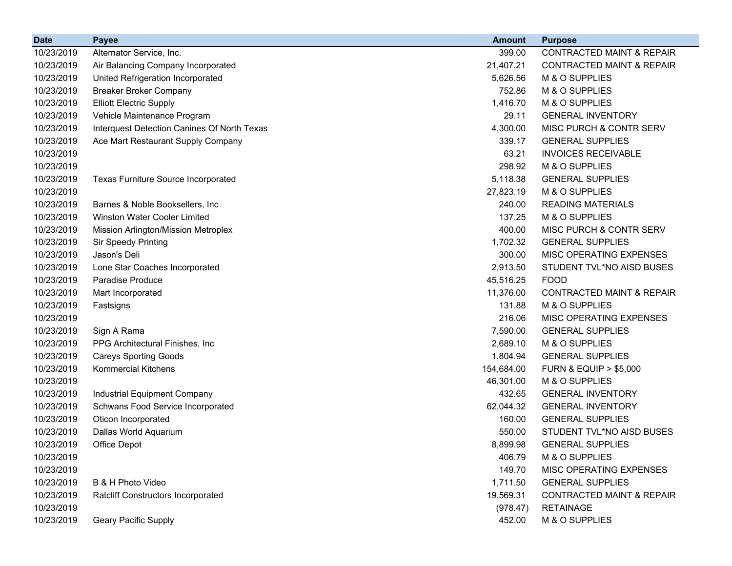| Date | Payee | Amount | Purpose |
| --- | --- | --- | --- |
| 10/23/2019 | Alternator Service, Inc. | 399.00 | CONTRACTED MAINT & REPAIR |
| 10/23/2019 | Air Balancing Company Incorporated | 21,407.21 | CONTRACTED MAINT & REPAIR |
| 10/23/2019 | United Refrigeration Incorporated | 5,626.56 | M & O SUPPLIES |
| 10/23/2019 | Breaker Broker Company | 752.86 | M & O SUPPLIES |
| 10/23/2019 | Elliott Electric Supply | 1,416.70 | M & O SUPPLIES |
| 10/23/2019 | Vehicle Maintenance Program | 29.11 | GENERAL INVENTORY |
| 10/23/2019 | Interquest Detection Canines Of North Texas | 4,300.00 | MISC PURCH & CONTR SERV |
| 10/23/2019 | Ace Mart Restaurant Supply Company | 339.17 | GENERAL SUPPLIES |
| 10/23/2019 | | 63.21 | INVOICES RECEIVABLE |
| 10/23/2019 | | 298.92 | M & O SUPPLIES |
| 10/23/2019 | Texas Furniture Source Incorporated | 5,118.38 | GENERAL SUPPLIES |
| 10/23/2019 | | 27,823.19 | M & O SUPPLIES |
| 10/23/2019 | Barnes & Noble Booksellers, Inc | 240.00 | READING MATERIALS |
| 10/23/2019 | Winston Water Cooler Limited | 137.25 | M & O SUPPLIES |
| 10/23/2019 | Mission Arlington/Mission Metroplex | 400.00 | MISC PURCH & CONTR SERV |
| 10/23/2019 | Sir Speedy Printing | 1,702.32 | GENERAL SUPPLIES |
| 10/23/2019 | Jason's Deli | 300.00 | MISC OPERATING EXPENSES |
| 10/23/2019 | Lone Star Coaches Incorporated | 2,913.50 | STUDENT TVL*NO AISD BUSES |
| 10/23/2019 | Paradise Produce | 45,516.25 | FOOD |
| 10/23/2019 | Mart Incorporated | 11,376.00 | CONTRACTED MAINT & REPAIR |
| 10/23/2019 | Fastsigns | 131.88 | M & O SUPPLIES |
| 10/23/2019 | | 216.06 | MISC OPERATING EXPENSES |
| 10/23/2019 | Sign A Rama | 7,590.00 | GENERAL SUPPLIES |
| 10/23/2019 | PPG Architectural Finishes, Inc | 2,689.10 | M & O SUPPLIES |
| 10/23/2019 | Careys Sporting Goods | 1,804.94 | GENERAL SUPPLIES |
| 10/23/2019 | Kommercial Kitchens | 154,684.00 | FURN & EQUIP > $5,000 |
| 10/23/2019 | | 46,301.00 | M & O SUPPLIES |
| 10/23/2019 | Industrial Equipment Company | 432.65 | GENERAL INVENTORY |
| 10/23/2019 | Schwans Food Service Incorporated | 62,044.32 | GENERAL INVENTORY |
| 10/23/2019 | Oticon Incorporated | 160.00 | GENERAL SUPPLIES |
| 10/23/2019 | Dallas World Aquarium | 550.00 | STUDENT TVL*NO AISD BUSES |
| 10/23/2019 | Office Depot | 8,899.98 | GENERAL SUPPLIES |
| 10/23/2019 | | 406.79 | M & O SUPPLIES |
| 10/23/2019 | | 149.70 | MISC OPERATING EXPENSES |
| 10/23/2019 | B & H Photo Video | 1,711.50 | GENERAL SUPPLIES |
| 10/23/2019 | Ratcliff Constructors Incorporated | 19,569.31 | CONTRACTED MAINT & REPAIR |
| 10/23/2019 | | (978.47) | RETAINAGE |
| 10/23/2019 | Geary Pacific Supply | 452.00 | M & O SUPPLIES |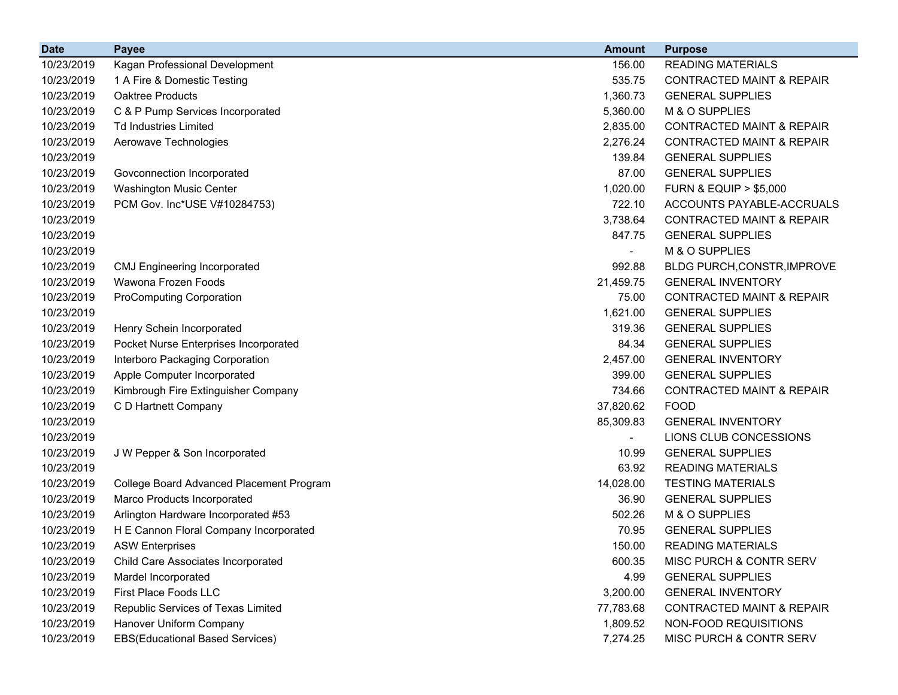| Date | Payee | Amount | Purpose |
|---|---|---|---|
| 10/23/2019 | Kagan Professional Development | 156.00 | READING MATERIALS |
| 10/23/2019 | 1 A Fire & Domestic Testing | 535.75 | CONTRACTED MAINT & REPAIR |
| 10/23/2019 | Oaktree Products | 1,360.73 | GENERAL SUPPLIES |
| 10/23/2019 | C & P Pump Services Incorporated | 5,360.00 | M & O SUPPLIES |
| 10/23/2019 | Td Industries Limited | 2,835.00 | CONTRACTED MAINT & REPAIR |
| 10/23/2019 | Aerowave Technologies | 2,276.24 | CONTRACTED MAINT & REPAIR |
| 10/23/2019 | | 139.84 | GENERAL SUPPLIES |
| 10/23/2019 | Govconnection Incorporated | 87.00 | GENERAL SUPPLIES |
| 10/23/2019 | Washington Music Center | 1,020.00 | FURN & EQUIP > $5,000 |
| 10/23/2019 | PCM Gov. Inc*USE V#10284753) | 722.10 | ACCOUNTS PAYABLE-ACCRUALS |
| 10/23/2019 | | 3,738.64 | CONTRACTED MAINT & REPAIR |
| 10/23/2019 | | 847.75 | GENERAL SUPPLIES |
| 10/23/2019 | | - | M & O SUPPLIES |
| 10/23/2019 | CMJ Engineering Incorporated | 992.88 | BLDG PURCH,CONSTR,IMPROVE |
| 10/23/2019 | Wawona Frozen Foods | 21,459.75 | GENERAL INVENTORY |
| 10/23/2019 | ProComputing Corporation | 75.00 | CONTRACTED MAINT & REPAIR |
| 10/23/2019 | | 1,621.00 | GENERAL SUPPLIES |
| 10/23/2019 | Henry Schein Incorporated | 319.36 | GENERAL SUPPLIES |
| 10/23/2019 | Pocket Nurse Enterprises Incorporated | 84.34 | GENERAL SUPPLIES |
| 10/23/2019 | Interboro Packaging Corporation | 2,457.00 | GENERAL INVENTORY |
| 10/23/2019 | Apple Computer Incorporated | 399.00 | GENERAL SUPPLIES |
| 10/23/2019 | Kimbrough Fire Extinguisher Company | 734.66 | CONTRACTED MAINT & REPAIR |
| 10/23/2019 | C D Hartnett Company | 37,820.62 | FOOD |
| 10/23/2019 | | 85,309.83 | GENERAL INVENTORY |
| 10/23/2019 | | - | LIONS CLUB CONCESSIONS |
| 10/23/2019 | J W Pepper & Son Incorporated | 10.99 | GENERAL SUPPLIES |
| 10/23/2019 | | 63.92 | READING MATERIALS |
| 10/23/2019 | College Board Advanced Placement Program | 14,028.00 | TESTING MATERIALS |
| 10/23/2019 | Marco Products Incorporated | 36.90 | GENERAL SUPPLIES |
| 10/23/2019 | Arlington Hardware Incorporated #53 | 502.26 | M & O SUPPLIES |
| 10/23/2019 | H E Cannon Floral Company Incorporated | 70.95 | GENERAL SUPPLIES |
| 10/23/2019 | ASW Enterprises | 150.00 | READING MATERIALS |
| 10/23/2019 | Child Care Associates Incorporated | 600.35 | MISC PURCH & CONTR SERV |
| 10/23/2019 | Mardel Incorporated | 4.99 | GENERAL SUPPLIES |
| 10/23/2019 | First Place Foods LLC | 3,200.00 | GENERAL INVENTORY |
| 10/23/2019 | Republic Services of Texas Limited | 77,783.68 | CONTRACTED MAINT & REPAIR |
| 10/23/2019 | Hanover Uniform Company | 1,809.52 | NON-FOOD REQUISITIONS |
| 10/23/2019 | EBS(Educational Based Services) | 7,274.25 | MISC PURCH & CONTR SERV |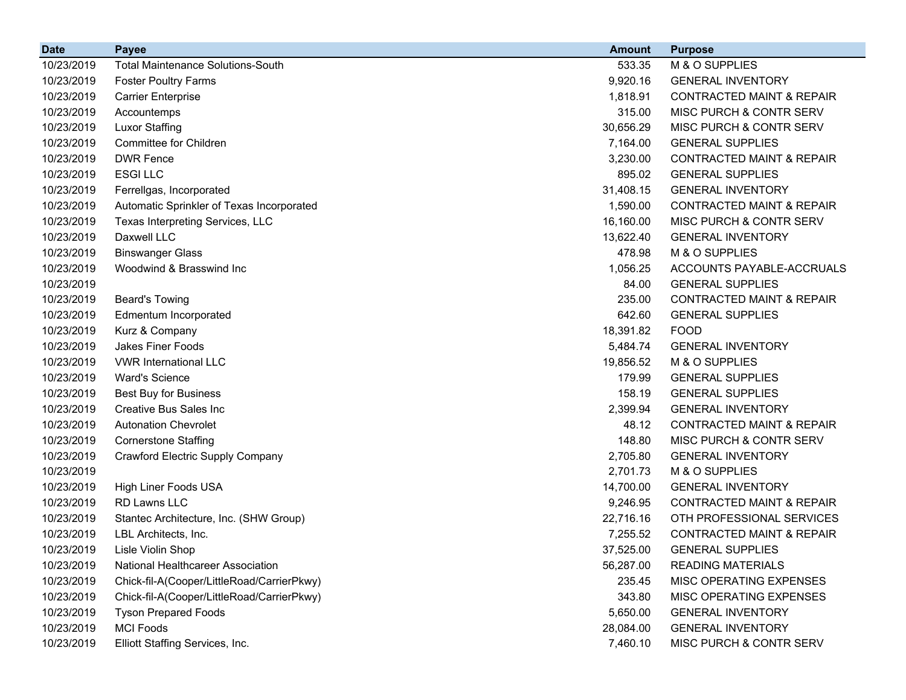| Date | Payee | Amount | Purpose |
|---|---|---|---|
| 10/23/2019 | Total Maintenance Solutions-South | 533.35 | M & O SUPPLIES |
| 10/23/2019 | Foster Poultry Farms | 9,920.16 | GENERAL INVENTORY |
| 10/23/2019 | Carrier Enterprise | 1,818.91 | CONTRACTED MAINT & REPAIR |
| 10/23/2019 | Accountemps | 315.00 | MISC PURCH & CONTR SERV |
| 10/23/2019 | Luxor Staffing | 30,656.29 | MISC PURCH & CONTR SERV |
| 10/23/2019 | Committee for Children | 7,164.00 | GENERAL SUPPLIES |
| 10/23/2019 | DWR Fence | 3,230.00 | CONTRACTED MAINT & REPAIR |
| 10/23/2019 | ESGI LLC | 895.02 | GENERAL SUPPLIES |
| 10/23/2019 | Ferrellgas, Incorporated | 31,408.15 | GENERAL INVENTORY |
| 10/23/2019 | Automatic Sprinkler of Texas Incorporated | 1,590.00 | CONTRACTED MAINT & REPAIR |
| 10/23/2019 | Texas Interpreting Services, LLC | 16,160.00 | MISC PURCH & CONTR SERV |
| 10/23/2019 | Daxwell LLC | 13,622.40 | GENERAL INVENTORY |
| 10/23/2019 | Binswanger Glass | 478.98 | M & O SUPPLIES |
| 10/23/2019 | Woodwind & Brasswind Inc | 1,056.25 | ACCOUNTS PAYABLE-ACCRUALS |
| 10/23/2019 | | 84.00 | GENERAL SUPPLIES |
| 10/23/2019 | Beard's Towing | 235.00 | CONTRACTED MAINT & REPAIR |
| 10/23/2019 | Edmentum Incorporated | 642.60 | GENERAL SUPPLIES |
| 10/23/2019 | Kurz & Company | 18,391.82 | FOOD |
| 10/23/2019 | Jakes Finer Foods | 5,484.74 | GENERAL INVENTORY |
| 10/23/2019 | VWR International LLC | 19,856.52 | M & O SUPPLIES |
| 10/23/2019 | Ward's Science | 179.99 | GENERAL SUPPLIES |
| 10/23/2019 | Best Buy for Business | 158.19 | GENERAL SUPPLIES |
| 10/23/2019 | Creative Bus Sales Inc | 2,399.94 | GENERAL INVENTORY |
| 10/23/2019 | Autonation Chevrolet | 48.12 | CONTRACTED MAINT & REPAIR |
| 10/23/2019 | Cornerstone Staffing | 148.80 | MISC PURCH & CONTR SERV |
| 10/23/2019 | Crawford Electric Supply Company | 2,705.80 | GENERAL INVENTORY |
| 10/23/2019 | | 2,701.73 | M & O SUPPLIES |
| 10/23/2019 | High Liner Foods USA | 14,700.00 | GENERAL INVENTORY |
| 10/23/2019 | RD Lawns LLC | 9,246.95 | CONTRACTED MAINT & REPAIR |
| 10/23/2019 | Stantec Architecture, Inc. (SHW Group) | 22,716.16 | OTH PROFESSIONAL SERVICES |
| 10/23/2019 | LBL Architects, Inc. | 7,255.52 | CONTRACTED MAINT & REPAIR |
| 10/23/2019 | Lisle Violin Shop | 37,525.00 | GENERAL SUPPLIES |
| 10/23/2019 | National Healthcareer Association | 56,287.00 | READING MATERIALS |
| 10/23/2019 | Chick-fil-A(Cooper/LittleRoad/CarrierPkwy) | 235.45 | MISC OPERATING EXPENSES |
| 10/23/2019 | Chick-fil-A(Cooper/LittleRoad/CarrierPkwy) | 343.80 | MISC OPERATING EXPENSES |
| 10/23/2019 | Tyson Prepared Foods | 5,650.00 | GENERAL INVENTORY |
| 10/23/2019 | MCI Foods | 28,084.00 | GENERAL INVENTORY |
| 10/23/2019 | Elliott Staffing Services, Inc. | 7,460.10 | MISC PURCH & CONTR SERV |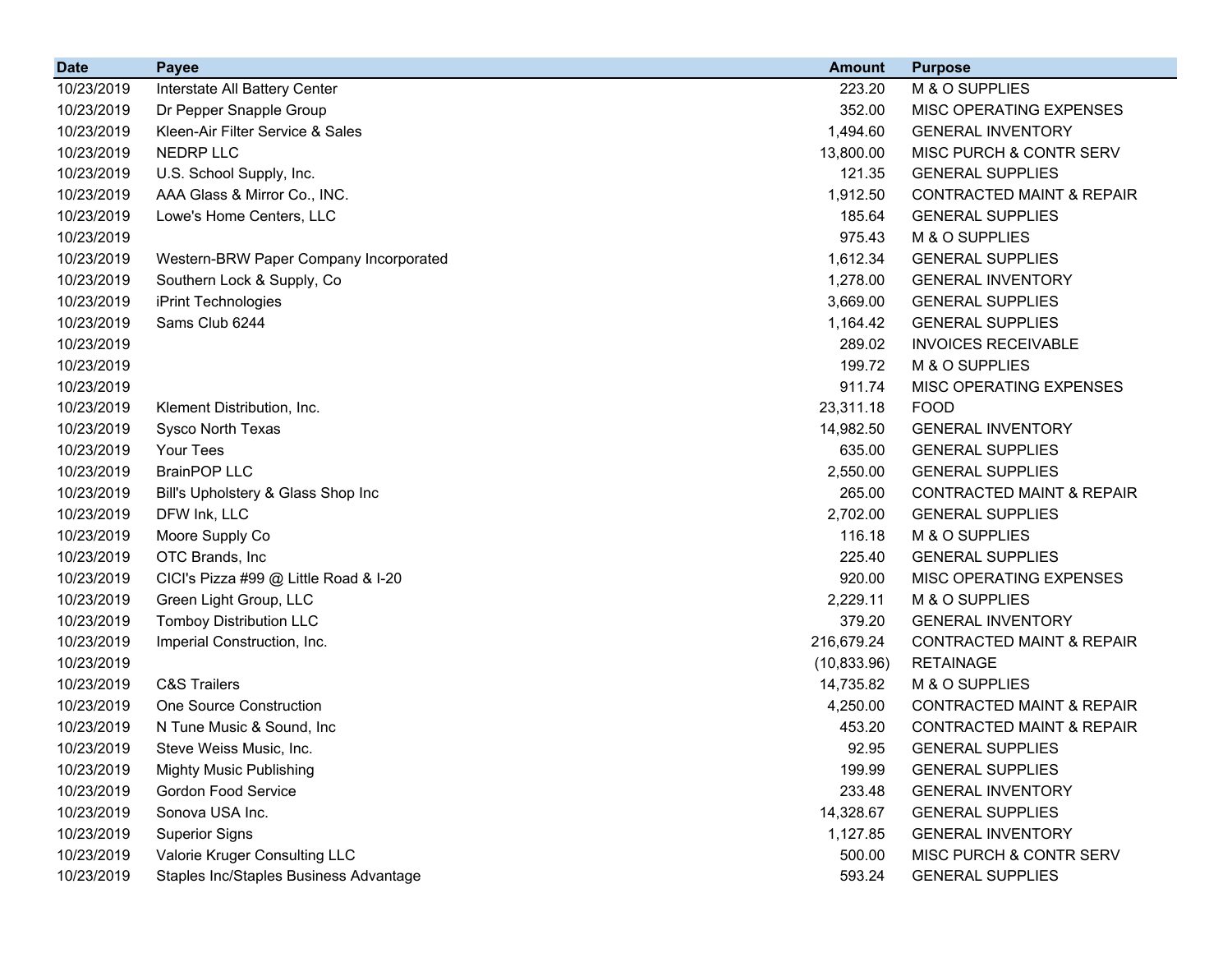| Date | Payee | Amount | Purpose |
|---|---|---|---|
| 10/23/2019 | Interstate All Battery Center | 223.20 | M & O SUPPLIES |
| 10/23/2019 | Dr Pepper Snapple Group | 352.00 | MISC OPERATING EXPENSES |
| 10/23/2019 | Kleen-Air Filter Service & Sales | 1,494.60 | GENERAL INVENTORY |
| 10/23/2019 | NEDRP LLC | 13,800.00 | MISC PURCH & CONTR SERV |
| 10/23/2019 | U.S. School Supply, Inc. | 121.35 | GENERAL SUPPLIES |
| 10/23/2019 | AAA Glass & Mirror Co., INC. | 1,912.50 | CONTRACTED MAINT & REPAIR |
| 10/23/2019 | Lowe's Home Centers, LLC | 185.64 | GENERAL SUPPLIES |
| 10/23/2019 | | 975.43 | M & O SUPPLIES |
| 10/23/2019 | Western-BRW Paper Company Incorporated | 1,612.34 | GENERAL SUPPLIES |
| 10/23/2019 | Southern Lock & Supply, Co | 1,278.00 | GENERAL INVENTORY |
| 10/23/2019 | iPrint Technologies | 3,669.00 | GENERAL SUPPLIES |
| 10/23/2019 | Sams Club 6244 | 1,164.42 | GENERAL SUPPLIES |
| 10/23/2019 | | 289.02 | INVOICES RECEIVABLE |
| 10/23/2019 | | 199.72 | M & O SUPPLIES |
| 10/23/2019 | | 911.74 | MISC OPERATING EXPENSES |
| 10/23/2019 | Klement Distribution, Inc. | 23,311.18 | FOOD |
| 10/23/2019 | Sysco North Texas | 14,982.50 | GENERAL INVENTORY |
| 10/23/2019 | Your Tees | 635.00 | GENERAL SUPPLIES |
| 10/23/2019 | BrainPOP LLC | 2,550.00 | GENERAL SUPPLIES |
| 10/23/2019 | Bill's Upholstery & Glass Shop Inc | 265.00 | CONTRACTED MAINT & REPAIR |
| 10/23/2019 | DFW Ink, LLC | 2,702.00 | GENERAL SUPPLIES |
| 10/23/2019 | Moore Supply Co | 116.18 | M & O SUPPLIES |
| 10/23/2019 | OTC Brands, Inc | 225.40 | GENERAL SUPPLIES |
| 10/23/2019 | CICI's Pizza #99 @ Little Road & I-20 | 920.00 | MISC OPERATING EXPENSES |
| 10/23/2019 | Green Light Group, LLC | 2,229.11 | M & O SUPPLIES |
| 10/23/2019 | Tomboy Distribution LLC | 379.20 | GENERAL INVENTORY |
| 10/23/2019 | Imperial Construction, Inc. | 216,679.24 | CONTRACTED MAINT & REPAIR |
| 10/23/2019 | | (10,833.96) | RETAINAGE |
| 10/23/2019 | C&S Trailers | 14,735.82 | M & O SUPPLIES |
| 10/23/2019 | One Source Construction | 4,250.00 | CONTRACTED MAINT & REPAIR |
| 10/23/2019 | N Tune Music & Sound, Inc | 453.20 | CONTRACTED MAINT & REPAIR |
| 10/23/2019 | Steve Weiss Music, Inc. | 92.95 | GENERAL SUPPLIES |
| 10/23/2019 | Mighty Music Publishing | 199.99 | GENERAL SUPPLIES |
| 10/23/2019 | Gordon Food Service | 233.48 | GENERAL INVENTORY |
| 10/23/2019 | Sonova USA Inc. | 14,328.67 | GENERAL SUPPLIES |
| 10/23/2019 | Superior Signs | 1,127.85 | GENERAL INVENTORY |
| 10/23/2019 | Valorie Kruger Consulting LLC | 500.00 | MISC PURCH & CONTR SERV |
| 10/23/2019 | Staples Inc/Staples Business Advantage | 593.24 | GENERAL SUPPLIES |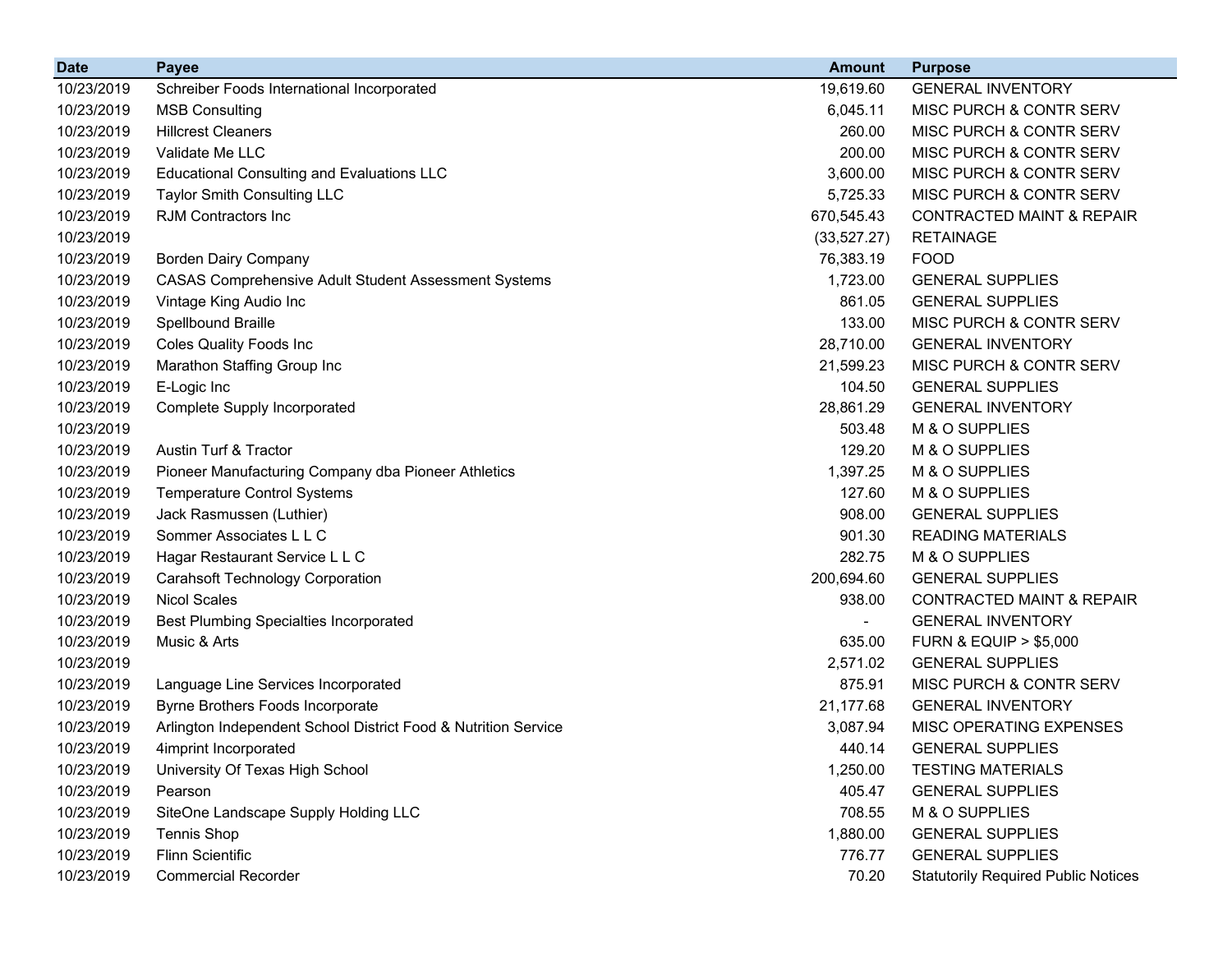| Date | Payee | Amount | Purpose |
|---|---|---|---|
| 10/23/2019 | Schreiber Foods International Incorporated | 19,619.60 | GENERAL INVENTORY |
| 10/23/2019 | MSB Consulting | 6,045.11 | MISC PURCH & CONTR SERV |
| 10/23/2019 | Hillcrest Cleaners | 260.00 | MISC PURCH & CONTR SERV |
| 10/23/2019 | Validate Me LLC | 200.00 | MISC PURCH & CONTR SERV |
| 10/23/2019 | Educational Consulting and Evaluations LLC | 3,600.00 | MISC PURCH & CONTR SERV |
| 10/23/2019 | Taylor Smith Consulting LLC | 5,725.33 | MISC PURCH & CONTR SERV |
| 10/23/2019 | RJM Contractors Inc | 670,545.43 | CONTRACTED MAINT & REPAIR |
| 10/23/2019 | | (33,527.27) | RETAINAGE |
| 10/23/2019 | Borden Dairy Company | 76,383.19 | FOOD |
| 10/23/2019 | CASAS Comprehensive Adult Student Assessment Systems | 1,723.00 | GENERAL SUPPLIES |
| 10/23/2019 | Vintage King Audio Inc | 861.05 | GENERAL SUPPLIES |
| 10/23/2019 | Spellbound Braille | 133.00 | MISC PURCH & CONTR SERV |
| 10/23/2019 | Coles Quality Foods Inc | 28,710.00 | GENERAL INVENTORY |
| 10/23/2019 | Marathon Staffing Group Inc | 21,599.23 | MISC PURCH & CONTR SERV |
| 10/23/2019 | E-Logic Inc | 104.50 | GENERAL SUPPLIES |
| 10/23/2019 | Complete Supply Incorporated | 28,861.29 | GENERAL INVENTORY |
| 10/23/2019 | | 503.48 | M & O SUPPLIES |
| 10/23/2019 | Austin Turf & Tractor | 129.20 | M & O SUPPLIES |
| 10/23/2019 | Pioneer Manufacturing Company dba Pioneer Athletics | 1,397.25 | M & O SUPPLIES |
| 10/23/2019 | Temperature Control Systems | 127.60 | M & O SUPPLIES |
| 10/23/2019 | Jack Rasmussen (Luthier) | 908.00 | GENERAL SUPPLIES |
| 10/23/2019 | Sommer Associates L L C | 901.30 | READING MATERIALS |
| 10/23/2019 | Hagar Restaurant Service L L C | 282.75 | M & O SUPPLIES |
| 10/23/2019 | Carahsoft Technology Corporation | 200,694.60 | GENERAL SUPPLIES |
| 10/23/2019 | Nicol Scales | 938.00 | CONTRACTED MAINT & REPAIR |
| 10/23/2019 | Best Plumbing Specialties Incorporated | - | GENERAL INVENTORY |
| 10/23/2019 | Music & Arts | 635.00 | FURN & EQUIP > $5,000 |
| 10/23/2019 | | 2,571.02 | GENERAL SUPPLIES |
| 10/23/2019 | Language Line Services Incorporated | 875.91 | MISC PURCH & CONTR SERV |
| 10/23/2019 | Byrne Brothers Foods Incorporate | 21,177.68 | GENERAL INVENTORY |
| 10/23/2019 | Arlington Independent School District Food & Nutrition Service | 3,087.94 | MISC OPERATING EXPENSES |
| 10/23/2019 | 4imprint Incorporated | 440.14 | GENERAL SUPPLIES |
| 10/23/2019 | University Of Texas High School | 1,250.00 | TESTING MATERIALS |
| 10/23/2019 | Pearson | 405.47 | GENERAL SUPPLIES |
| 10/23/2019 | SiteOne Landscape Supply Holding LLC | 708.55 | M & O SUPPLIES |
| 10/23/2019 | Tennis Shop | 1,880.00 | GENERAL SUPPLIES |
| 10/23/2019 | Flinn Scientific | 776.77 | GENERAL SUPPLIES |
| 10/23/2019 | Commercial Recorder | 70.20 | Statutorily Required Public Notices |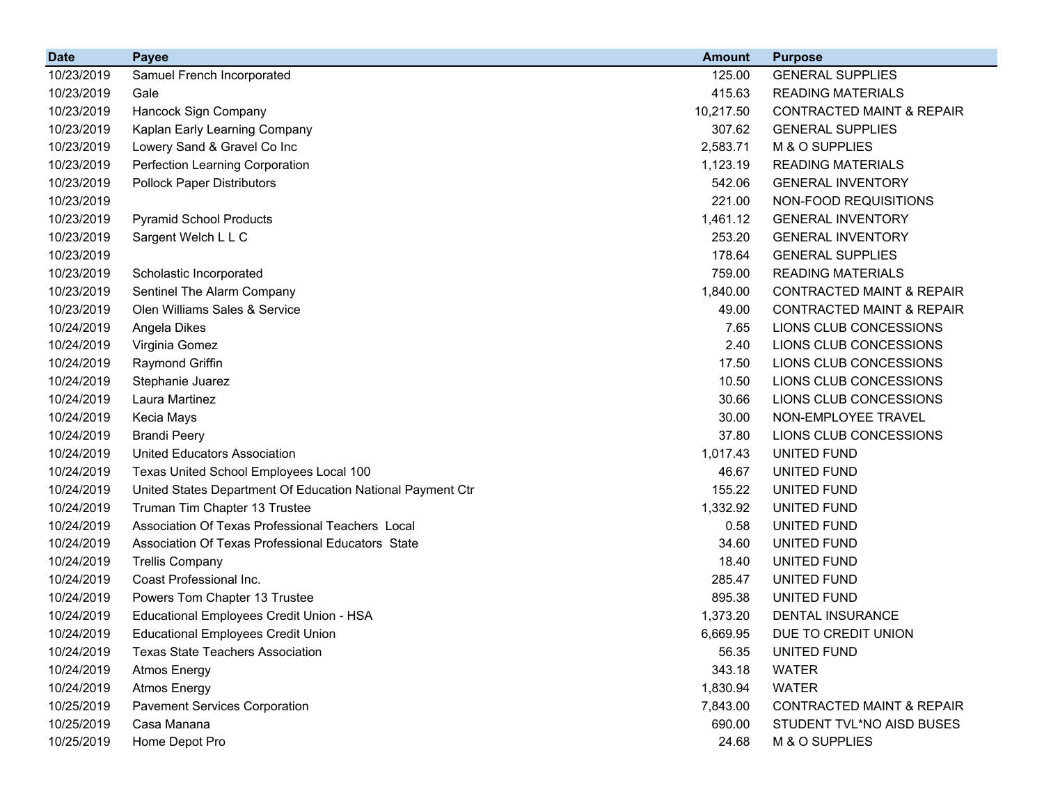| Date | Payee | Amount | Purpose |
|---|---|---|---|
| 10/23/2019 | Samuel French Incorporated | 125.00 | GENERAL SUPPLIES |
| 10/23/2019 | Gale | 415.63 | READING MATERIALS |
| 10/23/2019 | Hancock Sign Company | 10,217.50 | CONTRACTED MAINT & REPAIR |
| 10/23/2019 | Kaplan Early Learning Company | 307.62 | GENERAL SUPPLIES |
| 10/23/2019 | Lowery Sand & Gravel Co Inc | 2,583.71 | M & O SUPPLIES |
| 10/23/2019 | Perfection Learning Corporation | 1,123.19 | READING MATERIALS |
| 10/23/2019 | Pollock Paper Distributors | 542.06 | GENERAL INVENTORY |
| 10/23/2019 | | 221.00 | NON-FOOD REQUISITIONS |
| 10/23/2019 | Pyramid School Products | 1,461.12 | GENERAL INVENTORY |
| 10/23/2019 | Sargent Welch L L C | 253.20 | GENERAL INVENTORY |
| 10/23/2019 | | 178.64 | GENERAL SUPPLIES |
| 10/23/2019 | Scholastic Incorporated | 759.00 | READING MATERIALS |
| 10/23/2019 | Sentinel The Alarm Company | 1,840.00 | CONTRACTED MAINT & REPAIR |
| 10/23/2019 | Olen Williams Sales & Service | 49.00 | CONTRACTED MAINT & REPAIR |
| 10/24/2019 | Angela Dikes | 7.65 | LIONS CLUB CONCESSIONS |
| 10/24/2019 | Virginia Gomez | 2.40 | LIONS CLUB CONCESSIONS |
| 10/24/2019 | Raymond Griffin | 17.50 | LIONS CLUB CONCESSIONS |
| 10/24/2019 | Stephanie Juarez | 10.50 | LIONS CLUB CONCESSIONS |
| 10/24/2019 | Laura Martinez | 30.66 | LIONS CLUB CONCESSIONS |
| 10/24/2019 | Kecia Mays | 30.00 | NON-EMPLOYEE TRAVEL |
| 10/24/2019 | Brandi Peery | 37.80 | LIONS CLUB CONCESSIONS |
| 10/24/2019 | United Educators Association | 1,017.43 | UNITED FUND |
| 10/24/2019 | Texas United School Employees Local 100 | 46.67 | UNITED FUND |
| 10/24/2019 | United States Department Of Education National Payment Ctr | 155.22 | UNITED FUND |
| 10/24/2019 | Truman Tim Chapter 13 Trustee | 1,332.92 | UNITED FUND |
| 10/24/2019 | Association Of Texas Professional Teachers Local | 0.58 | UNITED FUND |
| 10/24/2019 | Association Of Texas Professional Educators State | 34.60 | UNITED FUND |
| 10/24/2019 | Trellis Company | 18.40 | UNITED FUND |
| 10/24/2019 | Coast Professional Inc. | 285.47 | UNITED FUND |
| 10/24/2019 | Powers Tom Chapter 13 Trustee | 895.38 | UNITED FUND |
| 10/24/2019 | Educational Employees Credit Union - HSA | 1,373.20 | DENTAL INSURANCE |
| 10/24/2019 | Educational Employees Credit Union | 6,669.95 | DUE TO CREDIT UNION |
| 10/24/2019 | Texas State Teachers Association | 56.35 | UNITED FUND |
| 10/24/2019 | Atmos Energy | 343.18 | WATER |
| 10/24/2019 | Atmos Energy | 1,830.94 | WATER |
| 10/25/2019 | Pavement Services Corporation | 7,843.00 | CONTRACTED MAINT & REPAIR |
| 10/25/2019 | Casa Manana | 690.00 | STUDENT TVL*NO AISD BUSES |
| 10/25/2019 | Home Depot Pro | 24.68 | M & O SUPPLIES |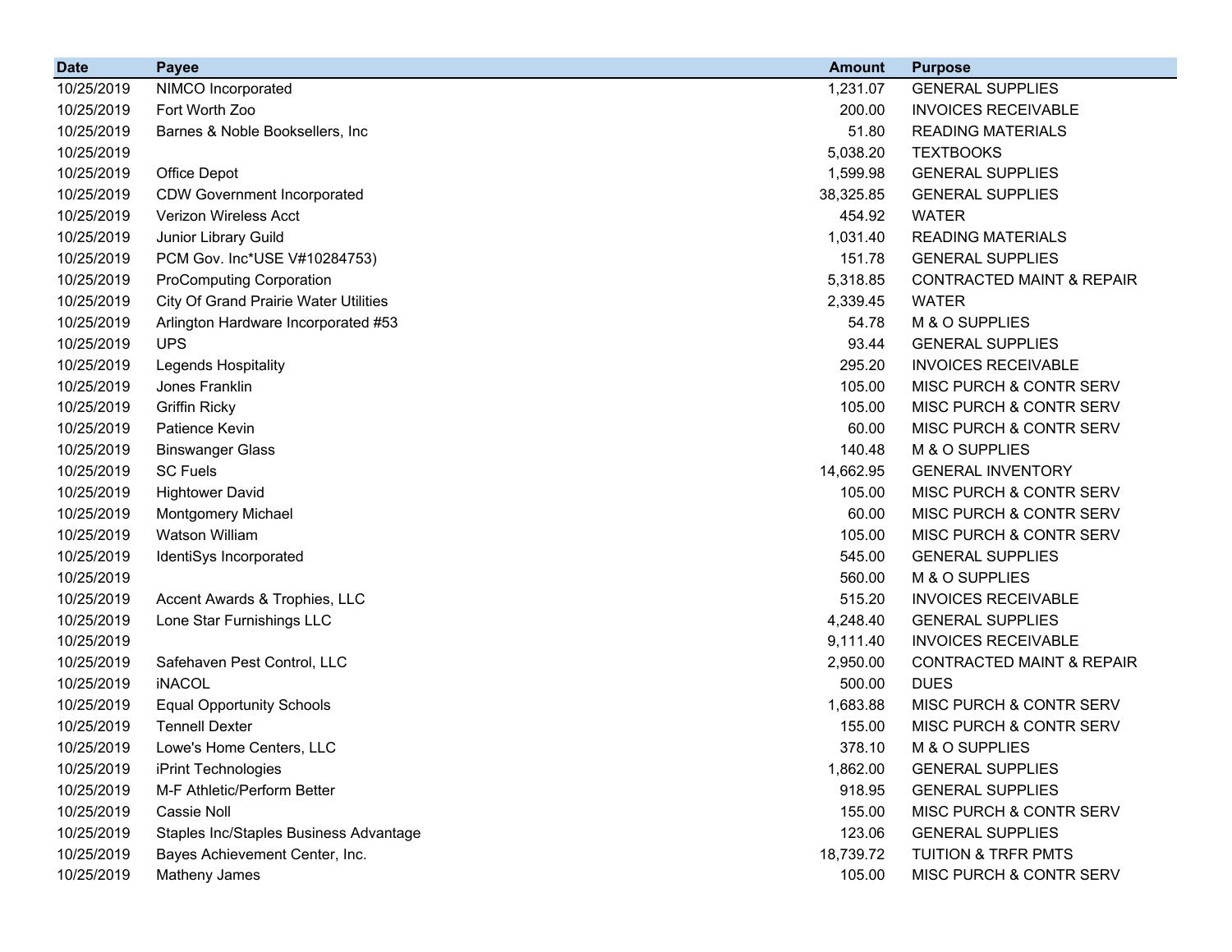| Date | Payee | Amount | Purpose |
|---|---|---|---|
| 10/25/2019 | NIMCO Incorporated | 1,231.07 | GENERAL SUPPLIES |
| 10/25/2019 | Fort Worth Zoo | 200.00 | INVOICES RECEIVABLE |
| 10/25/2019 | Barnes & Noble Booksellers, Inc | 51.80 | READING MATERIALS |
| 10/25/2019 | | 5,038.20 | TEXTBOOKS |
| 10/25/2019 | Office Depot | 1,599.98 | GENERAL SUPPLIES |
| 10/25/2019 | CDW Government Incorporated | 38,325.85 | GENERAL SUPPLIES |
| 10/25/2019 | Verizon Wireless Acct | 454.92 | WATER |
| 10/25/2019 | Junior Library Guild | 1,031.40 | READING MATERIALS |
| 10/25/2019 | PCM Gov. Inc*USE V#10284753) | 151.78 | GENERAL SUPPLIES |
| 10/25/2019 | ProComputing Corporation | 5,318.85 | CONTRACTED MAINT & REPAIR |
| 10/25/2019 | City Of Grand Prairie Water Utilities | 2,339.45 | WATER |
| 10/25/2019 | Arlington Hardware Incorporated #53 | 54.78 | M & O SUPPLIES |
| 10/25/2019 | UPS | 93.44 | GENERAL SUPPLIES |
| 10/25/2019 | Legends Hospitality | 295.20 | INVOICES RECEIVABLE |
| 10/25/2019 | Jones Franklin | 105.00 | MISC PURCH & CONTR SERV |
| 10/25/2019 | Griffin Ricky | 105.00 | MISC PURCH & CONTR SERV |
| 10/25/2019 | Patience Kevin | 60.00 | MISC PURCH & CONTR SERV |
| 10/25/2019 | Binswanger Glass | 140.48 | M & O SUPPLIES |
| 10/25/2019 | SC Fuels | 14,662.95 | GENERAL INVENTORY |
| 10/25/2019 | Hightower David | 105.00 | MISC PURCH & CONTR SERV |
| 10/25/2019 | Montgomery Michael | 60.00 | MISC PURCH & CONTR SERV |
| 10/25/2019 | Watson William | 105.00 | MISC PURCH & CONTR SERV |
| 10/25/2019 | IdentiSys Incorporated | 545.00 | GENERAL SUPPLIES |
| 10/25/2019 | | 560.00 | M & O SUPPLIES |
| 10/25/2019 | Accent Awards & Trophies, LLC | 515.20 | INVOICES RECEIVABLE |
| 10/25/2019 | Lone Star Furnishings LLC | 4,248.40 | GENERAL SUPPLIES |
| 10/25/2019 | | 9,111.40 | INVOICES RECEIVABLE |
| 10/25/2019 | Safehaven Pest Control, LLC | 2,950.00 | CONTRACTED MAINT & REPAIR |
| 10/25/2019 | iNACOL | 500.00 | DUES |
| 10/25/2019 | Equal Opportunity Schools | 1,683.88 | MISC PURCH & CONTR SERV |
| 10/25/2019 | Tennell Dexter | 155.00 | MISC PURCH & CONTR SERV |
| 10/25/2019 | Lowe's Home Centers, LLC | 378.10 | M & O SUPPLIES |
| 10/25/2019 | iPrint Technologies | 1,862.00 | GENERAL SUPPLIES |
| 10/25/2019 | M-F Athletic/Perform Better | 918.95 | GENERAL SUPPLIES |
| 10/25/2019 | Cassie Noll | 155.00 | MISC PURCH & CONTR SERV |
| 10/25/2019 | Staples Inc/Staples Business Advantage | 123.06 | GENERAL SUPPLIES |
| 10/25/2019 | Bayes Achievement Center, Inc. | 18,739.72 | TUITION & TRFR PMTS |
| 10/25/2019 | Matheny James | 105.00 | MISC PURCH & CONTR SERV |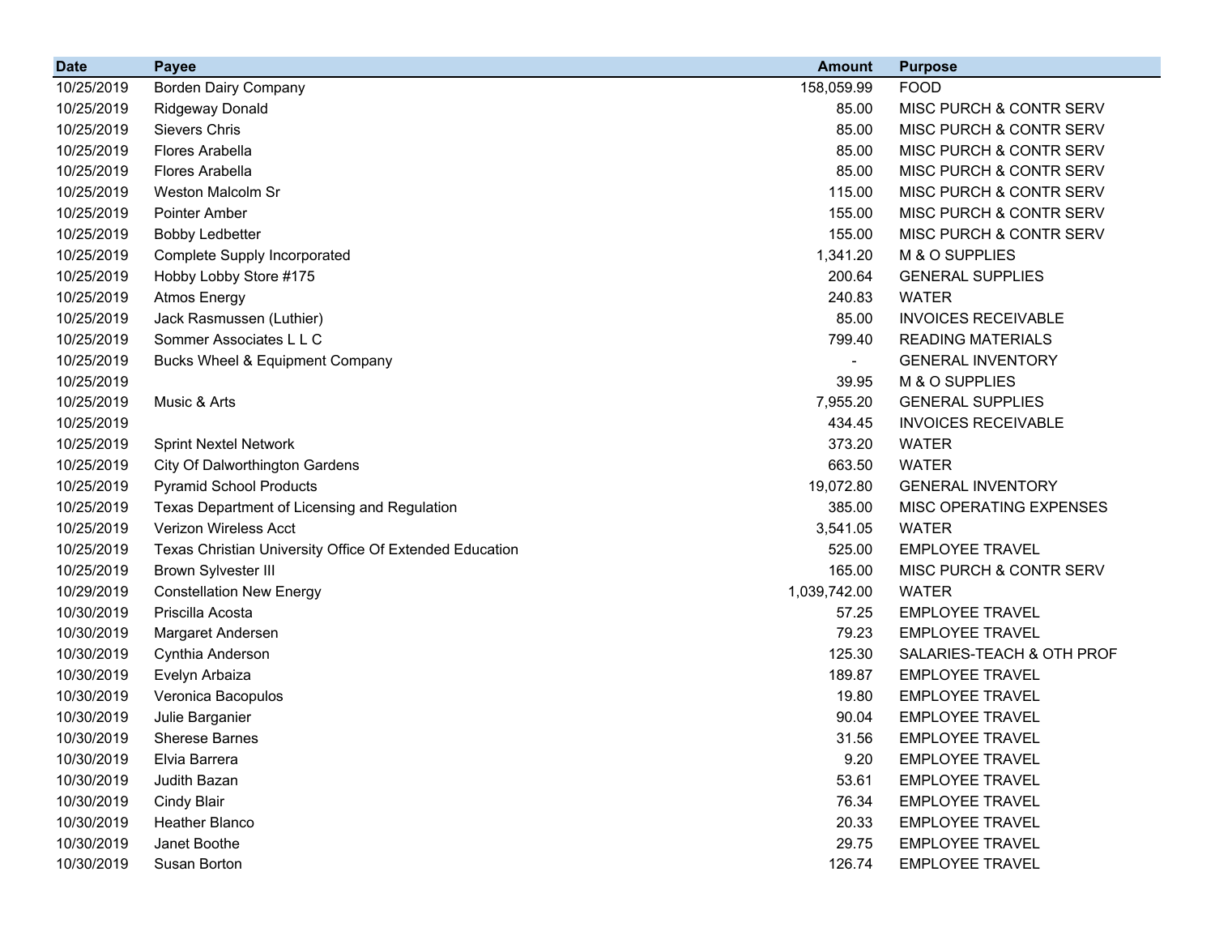| Date | Payee | Amount | Purpose |
|---|---|---:|---|
| 10/25/2019 | Borden Dairy Company | 158,059.99 | FOOD |
| 10/25/2019 | Ridgeway Donald | 85.00 | MISC PURCH & CONTR SERV |
| 10/25/2019 | Sievers Chris | 85.00 | MISC PURCH & CONTR SERV |
| 10/25/2019 | Flores Arabella | 85.00 | MISC PURCH & CONTR SERV |
| 10/25/2019 | Flores Arabella | 85.00 | MISC PURCH & CONTR SERV |
| 10/25/2019 | Weston Malcolm Sr | 115.00 | MISC PURCH & CONTR SERV |
| 10/25/2019 | Pointer Amber | 155.00 | MISC PURCH & CONTR SERV |
| 10/25/2019 | Bobby Ledbetter | 155.00 | MISC PURCH & CONTR SERV |
| 10/25/2019 | Complete Supply Incorporated | 1,341.20 | M & O SUPPLIES |
| 10/25/2019 | Hobby Lobby Store #175 | 200.64 | GENERAL SUPPLIES |
| 10/25/2019 | Atmos Energy | 240.83 | WATER |
| 10/25/2019 | Jack Rasmussen (Luthier) | 85.00 | INVOICES RECEIVABLE |
| 10/25/2019 | Sommer Associates L L C | 799.40 | READING MATERIALS |
| 10/25/2019 | Bucks Wheel & Equipment Company | - | GENERAL INVENTORY |
| 10/25/2019 | | 39.95 | M & O SUPPLIES |
| 10/25/2019 | Music & Arts | 7,955.20 | GENERAL SUPPLIES |
| 10/25/2019 | | 434.45 | INVOICES RECEIVABLE |
| 10/25/2019 | Sprint Nextel Network | 373.20 | WATER |
| 10/25/2019 | City Of Dalworthington Gardens | 663.50 | WATER |
| 10/25/2019 | Pyramid School Products | 19,072.80 | GENERAL INVENTORY |
| 10/25/2019 | Texas Department of Licensing and Regulation | 385.00 | MISC OPERATING EXPENSES |
| 10/25/2019 | Verizon Wireless Acct | 3,541.05 | WATER |
| 10/25/2019 | Texas Christian University Office Of Extended Education | 525.00 | EMPLOYEE TRAVEL |
| 10/25/2019 | Brown Sylvester III | 165.00 | MISC PURCH & CONTR SERV |
| 10/29/2019 | Constellation New Energy | 1,039,742.00 | WATER |
| 10/30/2019 | Priscilla Acosta | 57.25 | EMPLOYEE TRAVEL |
| 10/30/2019 | Margaret Andersen | 79.23 | EMPLOYEE TRAVEL |
| 10/30/2019 | Cynthia Anderson | 125.30 | SALARIES-TEACH & OTH PROF |
| 10/30/2019 | Evelyn Arbaiza | 189.87 | EMPLOYEE TRAVEL |
| 10/30/2019 | Veronica Bacopulos | 19.80 | EMPLOYEE TRAVEL |
| 10/30/2019 | Julie Barganier | 90.04 | EMPLOYEE TRAVEL |
| 10/30/2019 | Sherese Barnes | 31.56 | EMPLOYEE TRAVEL |
| 10/30/2019 | Elvia Barrera | 9.20 | EMPLOYEE TRAVEL |
| 10/30/2019 | Judith Bazan | 53.61 | EMPLOYEE TRAVEL |
| 10/30/2019 | Cindy Blair | 76.34 | EMPLOYEE TRAVEL |
| 10/30/2019 | Heather Blanco | 20.33 | EMPLOYEE TRAVEL |
| 10/30/2019 | Janet Boothe | 29.75 | EMPLOYEE TRAVEL |
| 10/30/2019 | Susan Borton | 126.74 | EMPLOYEE TRAVEL |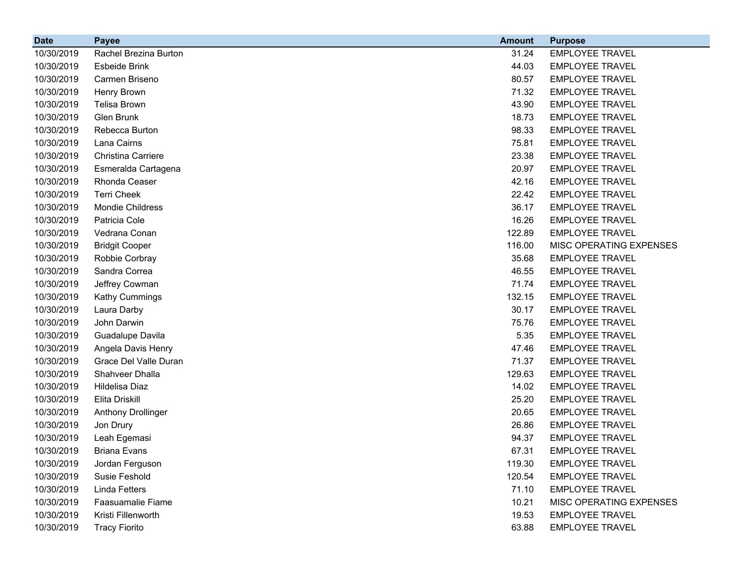| Date | Payee | Amount | Purpose |
|---|---|---|---|
| 10/30/2019 | Rachel Brezina Burton | 31.24 | EMPLOYEE TRAVEL |
| 10/30/2019 | Esbeide Brink | 44.03 | EMPLOYEE TRAVEL |
| 10/30/2019 | Carmen Briseno | 80.57 | EMPLOYEE TRAVEL |
| 10/30/2019 | Henry Brown | 71.32 | EMPLOYEE TRAVEL |
| 10/30/2019 | Telisa Brown | 43.90 | EMPLOYEE TRAVEL |
| 10/30/2019 | Glen Brunk | 18.73 | EMPLOYEE TRAVEL |
| 10/30/2019 | Rebecca Burton | 98.33 | EMPLOYEE TRAVEL |
| 10/30/2019 | Lana Cairns | 75.81 | EMPLOYEE TRAVEL |
| 10/30/2019 | Christina Carriere | 23.38 | EMPLOYEE TRAVEL |
| 10/30/2019 | Esmeralda Cartagena | 20.97 | EMPLOYEE TRAVEL |
| 10/30/2019 | Rhonda Ceaser | 42.16 | EMPLOYEE TRAVEL |
| 10/30/2019 | Terri Cheek | 22.42 | EMPLOYEE TRAVEL |
| 10/30/2019 | Mondie Childress | 36.17 | EMPLOYEE TRAVEL |
| 10/30/2019 | Patricia Cole | 16.26 | EMPLOYEE TRAVEL |
| 10/30/2019 | Vedrana Conan | 122.89 | EMPLOYEE TRAVEL |
| 10/30/2019 | Bridgit Cooper | 116.00 | MISC OPERATING EXPENSES |
| 10/30/2019 | Robbie Corbray | 35.68 | EMPLOYEE TRAVEL |
| 10/30/2019 | Sandra Correa | 46.55 | EMPLOYEE TRAVEL |
| 10/30/2019 | Jeffrey Cowman | 71.74 | EMPLOYEE TRAVEL |
| 10/30/2019 | Kathy Cummings | 132.15 | EMPLOYEE TRAVEL |
| 10/30/2019 | Laura Darby | 30.17 | EMPLOYEE TRAVEL |
| 10/30/2019 | John Darwin | 75.76 | EMPLOYEE TRAVEL |
| 10/30/2019 | Guadalupe Davila | 5.35 | EMPLOYEE TRAVEL |
| 10/30/2019 | Angela Davis Henry | 47.46 | EMPLOYEE TRAVEL |
| 10/30/2019 | Grace Del Valle Duran | 71.37 | EMPLOYEE TRAVEL |
| 10/30/2019 | Shahveer Dhalla | 129.63 | EMPLOYEE TRAVEL |
| 10/30/2019 | Hildelisa Diaz | 14.02 | EMPLOYEE TRAVEL |
| 10/30/2019 | Elita Driskill | 25.20 | EMPLOYEE TRAVEL |
| 10/30/2019 | Anthony Drollinger | 20.65 | EMPLOYEE TRAVEL |
| 10/30/2019 | Jon Drury | 26.86 | EMPLOYEE TRAVEL |
| 10/30/2019 | Leah Egemasi | 94.37 | EMPLOYEE TRAVEL |
| 10/30/2019 | Briana Evans | 67.31 | EMPLOYEE TRAVEL |
| 10/30/2019 | Jordan Ferguson | 119.30 | EMPLOYEE TRAVEL |
| 10/30/2019 | Susie Feshold | 120.54 | EMPLOYEE TRAVEL |
| 10/30/2019 | Linda Fetters | 71.10 | EMPLOYEE TRAVEL |
| 10/30/2019 | Faasuamalie Fiame | 10.21 | MISC OPERATING EXPENSES |
| 10/30/2019 | Kristi Fillenworth | 19.53 | EMPLOYEE TRAVEL |
| 10/30/2019 | Tracy Fiorito | 63.88 | EMPLOYEE TRAVEL |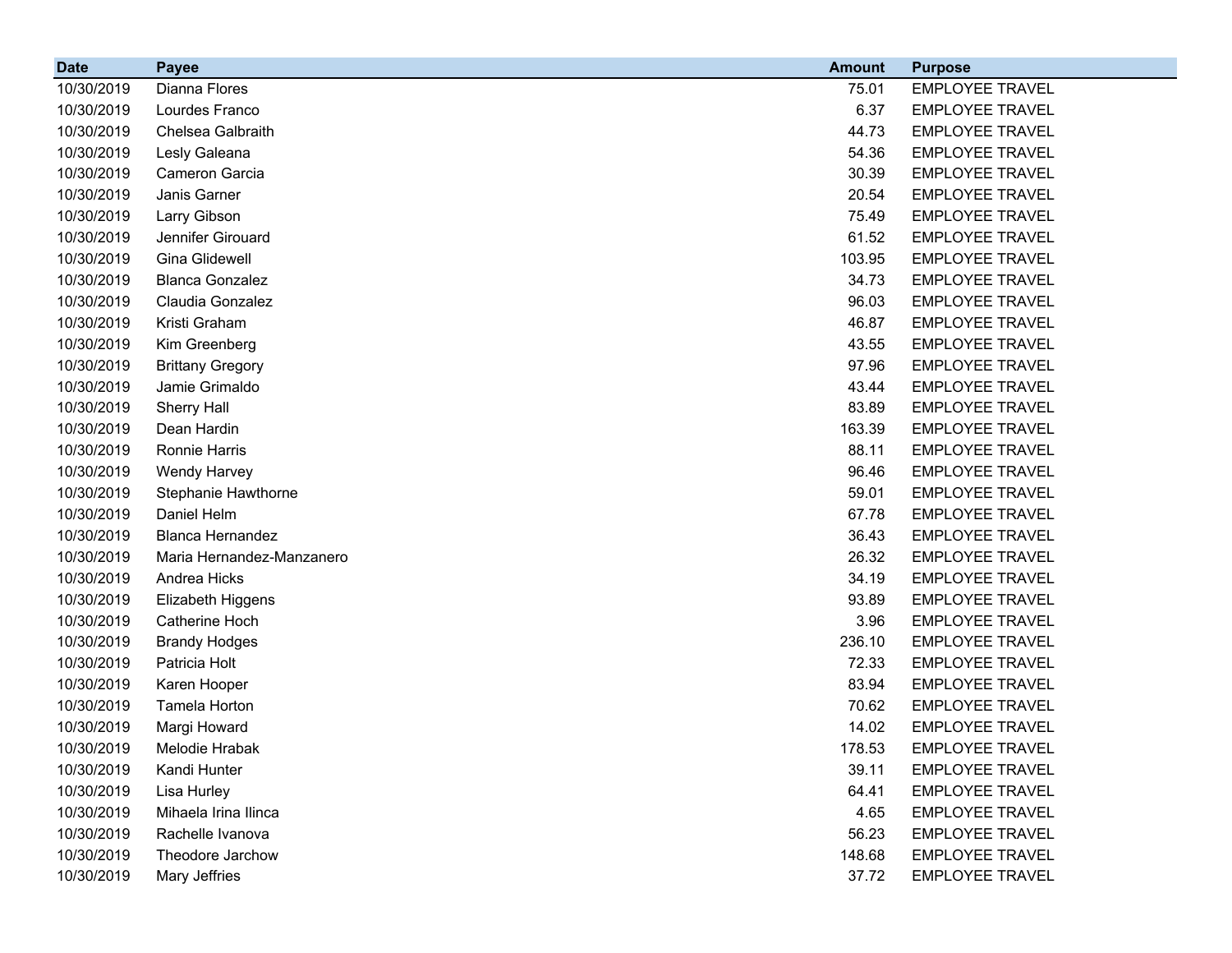| Date | Payee | Amount | Purpose |
|---|---|---|---|
| 10/30/2019 | Dianna Flores | 75.01 | EMPLOYEE TRAVEL |
| 10/30/2019 | Lourdes Franco | 6.37 | EMPLOYEE TRAVEL |
| 10/30/2019 | Chelsea Galbraith | 44.73 | EMPLOYEE TRAVEL |
| 10/30/2019 | Lesly Galeana | 54.36 | EMPLOYEE TRAVEL |
| 10/30/2019 | Cameron Garcia | 30.39 | EMPLOYEE TRAVEL |
| 10/30/2019 | Janis Garner | 20.54 | EMPLOYEE TRAVEL |
| 10/30/2019 | Larry Gibson | 75.49 | EMPLOYEE TRAVEL |
| 10/30/2019 | Jennifer Girouard | 61.52 | EMPLOYEE TRAVEL |
| 10/30/2019 | Gina Glidewell | 103.95 | EMPLOYEE TRAVEL |
| 10/30/2019 | Blanca Gonzalez | 34.73 | EMPLOYEE TRAVEL |
| 10/30/2019 | Claudia Gonzalez | 96.03 | EMPLOYEE TRAVEL |
| 10/30/2019 | Kristi Graham | 46.87 | EMPLOYEE TRAVEL |
| 10/30/2019 | Kim Greenberg | 43.55 | EMPLOYEE TRAVEL |
| 10/30/2019 | Brittany Gregory | 97.96 | EMPLOYEE TRAVEL |
| 10/30/2019 | Jamie Grimaldo | 43.44 | EMPLOYEE TRAVEL |
| 10/30/2019 | Sherry Hall | 83.89 | EMPLOYEE TRAVEL |
| 10/30/2019 | Dean Hardin | 163.39 | EMPLOYEE TRAVEL |
| 10/30/2019 | Ronnie Harris | 88.11 | EMPLOYEE TRAVEL |
| 10/30/2019 | Wendy Harvey | 96.46 | EMPLOYEE TRAVEL |
| 10/30/2019 | Stephanie Hawthorne | 59.01 | EMPLOYEE TRAVEL |
| 10/30/2019 | Daniel Helm | 67.78 | EMPLOYEE TRAVEL |
| 10/30/2019 | Blanca Hernandez | 36.43 | EMPLOYEE TRAVEL |
| 10/30/2019 | Maria Hernandez-Manzanero | 26.32 | EMPLOYEE TRAVEL |
| 10/30/2019 | Andrea Hicks | 34.19 | EMPLOYEE TRAVEL |
| 10/30/2019 | Elizabeth Higgens | 93.89 | EMPLOYEE TRAVEL |
| 10/30/2019 | Catherine Hoch | 3.96 | EMPLOYEE TRAVEL |
| 10/30/2019 | Brandy Hodges | 236.10 | EMPLOYEE TRAVEL |
| 10/30/2019 | Patricia Holt | 72.33 | EMPLOYEE TRAVEL |
| 10/30/2019 | Karen Hooper | 83.94 | EMPLOYEE TRAVEL |
| 10/30/2019 | Tamela Horton | 70.62 | EMPLOYEE TRAVEL |
| 10/30/2019 | Margi Howard | 14.02 | EMPLOYEE TRAVEL |
| 10/30/2019 | Melodie Hrabak | 178.53 | EMPLOYEE TRAVEL |
| 10/30/2019 | Kandi Hunter | 39.11 | EMPLOYEE TRAVEL |
| 10/30/2019 | Lisa Hurley | 64.41 | EMPLOYEE TRAVEL |
| 10/30/2019 | Mihaela Irina Ilinca | 4.65 | EMPLOYEE TRAVEL |
| 10/30/2019 | Rachelle Ivanova | 56.23 | EMPLOYEE TRAVEL |
| 10/30/2019 | Theodore Jarchow | 148.68 | EMPLOYEE TRAVEL |
| 10/30/2019 | Mary Jeffries | 37.72 | EMPLOYEE TRAVEL |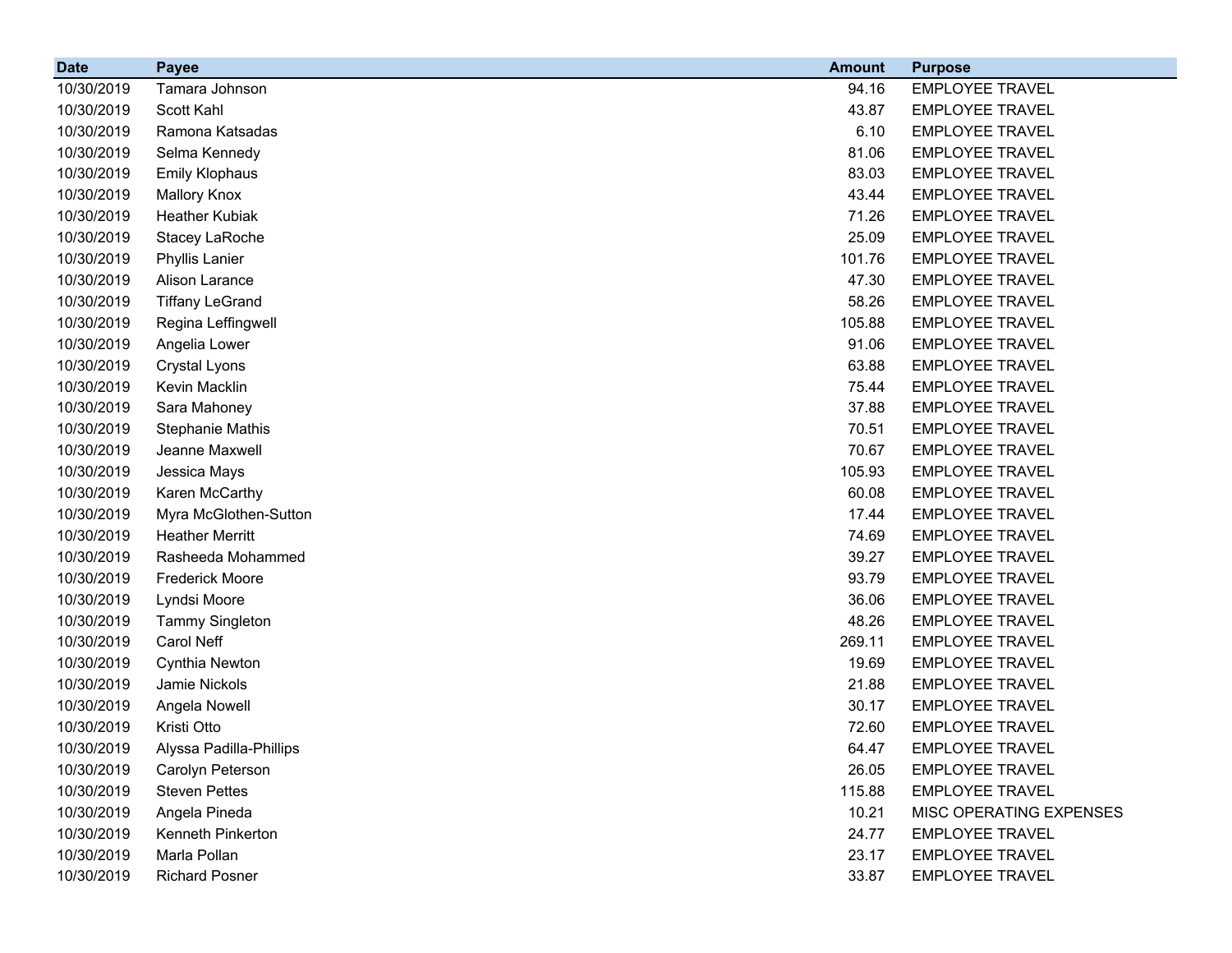| Date | Payee | Amount | Purpose |
|---|---|---|---|
| 10/30/2019 | Tamara Johnson | 94.16 | EMPLOYEE TRAVEL |
| 10/30/2019 | Scott Kahl | 43.87 | EMPLOYEE TRAVEL |
| 10/30/2019 | Ramona Katsadas | 6.10 | EMPLOYEE TRAVEL |
| 10/30/2019 | Selma Kennedy | 81.06 | EMPLOYEE TRAVEL |
| 10/30/2019 | Emily Klophaus | 83.03 | EMPLOYEE TRAVEL |
| 10/30/2019 | Mallory Knox | 43.44 | EMPLOYEE TRAVEL |
| 10/30/2019 | Heather Kubiak | 71.26 | EMPLOYEE TRAVEL |
| 10/30/2019 | Stacey LaRoche | 25.09 | EMPLOYEE TRAVEL |
| 10/30/2019 | Phyllis Lanier | 101.76 | EMPLOYEE TRAVEL |
| 10/30/2019 | Alison Larance | 47.30 | EMPLOYEE TRAVEL |
| 10/30/2019 | Tiffany LeGrand | 58.26 | EMPLOYEE TRAVEL |
| 10/30/2019 | Regina Leffingwell | 105.88 | EMPLOYEE TRAVEL |
| 10/30/2019 | Angelia Lower | 91.06 | EMPLOYEE TRAVEL |
| 10/30/2019 | Crystal Lyons | 63.88 | EMPLOYEE TRAVEL |
| 10/30/2019 | Kevin Macklin | 75.44 | EMPLOYEE TRAVEL |
| 10/30/2019 | Sara Mahoney | 37.88 | EMPLOYEE TRAVEL |
| 10/30/2019 | Stephanie Mathis | 70.51 | EMPLOYEE TRAVEL |
| 10/30/2019 | Jeanne Maxwell | 70.67 | EMPLOYEE TRAVEL |
| 10/30/2019 | Jessica Mays | 105.93 | EMPLOYEE TRAVEL |
| 10/30/2019 | Karen McCarthy | 60.08 | EMPLOYEE TRAVEL |
| 10/30/2019 | Myra McGlothen-Sutton | 17.44 | EMPLOYEE TRAVEL |
| 10/30/2019 | Heather Merritt | 74.69 | EMPLOYEE TRAVEL |
| 10/30/2019 | Rasheeda Mohammed | 39.27 | EMPLOYEE TRAVEL |
| 10/30/2019 | Frederick Moore | 93.79 | EMPLOYEE TRAVEL |
| 10/30/2019 | Lyndsi Moore | 36.06 | EMPLOYEE TRAVEL |
| 10/30/2019 | Tammy Singleton | 48.26 | EMPLOYEE TRAVEL |
| 10/30/2019 | Carol Neff | 269.11 | EMPLOYEE TRAVEL |
| 10/30/2019 | Cynthia Newton | 19.69 | EMPLOYEE TRAVEL |
| 10/30/2019 | Jamie Nickols | 21.88 | EMPLOYEE TRAVEL |
| 10/30/2019 | Angela Nowell | 30.17 | EMPLOYEE TRAVEL |
| 10/30/2019 | Kristi Otto | 72.60 | EMPLOYEE TRAVEL |
| 10/30/2019 | Alyssa Padilla-Phillips | 64.47 | EMPLOYEE TRAVEL |
| 10/30/2019 | Carolyn Peterson | 26.05 | EMPLOYEE TRAVEL |
| 10/30/2019 | Steven Pettes | 115.88 | EMPLOYEE TRAVEL |
| 10/30/2019 | Angela Pineda | 10.21 | MISC OPERATING EXPENSES |
| 10/30/2019 | Kenneth Pinkerton | 24.77 | EMPLOYEE TRAVEL |
| 10/30/2019 | Marla Pollan | 23.17 | EMPLOYEE TRAVEL |
| 10/30/2019 | Richard Posner | 33.87 | EMPLOYEE TRAVEL |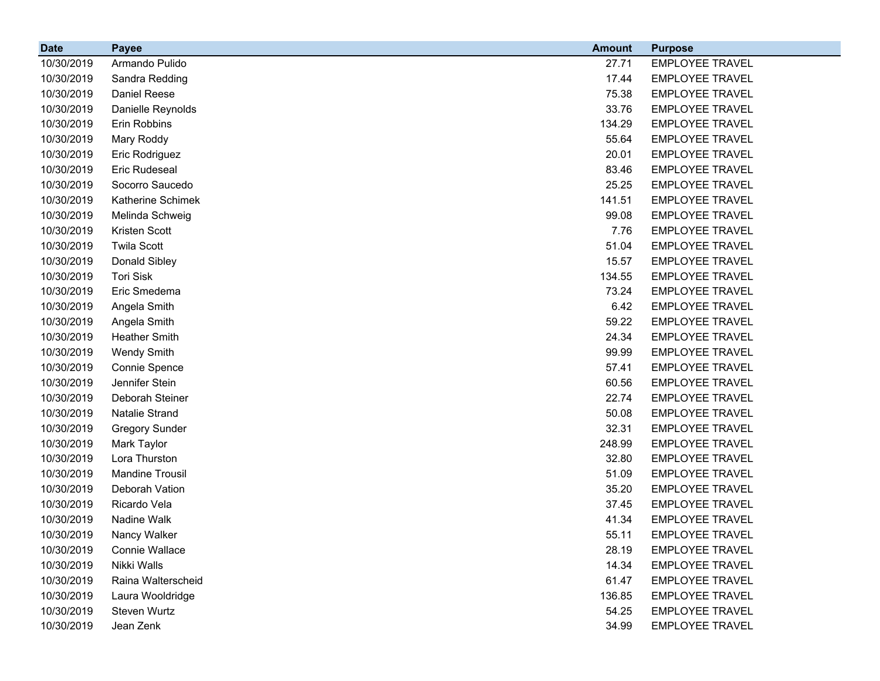| Date | Payee | Amount | Purpose |
|---|---|---|---|
| 10/30/2019 | Armando Pulido | 27.71 | EMPLOYEE TRAVEL |
| 10/30/2019 | Sandra Redding | 17.44 | EMPLOYEE TRAVEL |
| 10/30/2019 | Daniel Reese | 75.38 | EMPLOYEE TRAVEL |
| 10/30/2019 | Danielle Reynolds | 33.76 | EMPLOYEE TRAVEL |
| 10/30/2019 | Erin Robbins | 134.29 | EMPLOYEE TRAVEL |
| 10/30/2019 | Mary Roddy | 55.64 | EMPLOYEE TRAVEL |
| 10/30/2019 | Eric Rodriguez | 20.01 | EMPLOYEE TRAVEL |
| 10/30/2019 | Eric Rudeseal | 83.46 | EMPLOYEE TRAVEL |
| 10/30/2019 | Socorro Saucedo | 25.25 | EMPLOYEE TRAVEL |
| 10/30/2019 | Katherine Schimek | 141.51 | EMPLOYEE TRAVEL |
| 10/30/2019 | Melinda Schweig | 99.08 | EMPLOYEE TRAVEL |
| 10/30/2019 | Kristen Scott | 7.76 | EMPLOYEE TRAVEL |
| 10/30/2019 | Twila Scott | 51.04 | EMPLOYEE TRAVEL |
| 10/30/2019 | Donald Sibley | 15.57 | EMPLOYEE TRAVEL |
| 10/30/2019 | Tori Sisk | 134.55 | EMPLOYEE TRAVEL |
| 10/30/2019 | Eric Smedema | 73.24 | EMPLOYEE TRAVEL |
| 10/30/2019 | Angela Smith | 6.42 | EMPLOYEE TRAVEL |
| 10/30/2019 | Angela Smith | 59.22 | EMPLOYEE TRAVEL |
| 10/30/2019 | Heather Smith | 24.34 | EMPLOYEE TRAVEL |
| 10/30/2019 | Wendy Smith | 99.99 | EMPLOYEE TRAVEL |
| 10/30/2019 | Connie Spence | 57.41 | EMPLOYEE TRAVEL |
| 10/30/2019 | Jennifer Stein | 60.56 | EMPLOYEE TRAVEL |
| 10/30/2019 | Deborah Steiner | 22.74 | EMPLOYEE TRAVEL |
| 10/30/2019 | Natalie Strand | 50.08 | EMPLOYEE TRAVEL |
| 10/30/2019 | Gregory Sunder | 32.31 | EMPLOYEE TRAVEL |
| 10/30/2019 | Mark Taylor | 248.99 | EMPLOYEE TRAVEL |
| 10/30/2019 | Lora Thurston | 32.80 | EMPLOYEE TRAVEL |
| 10/30/2019 | Mandine Trousil | 51.09 | EMPLOYEE TRAVEL |
| 10/30/2019 | Deborah Vation | 35.20 | EMPLOYEE TRAVEL |
| 10/30/2019 | Ricardo Vela | 37.45 | EMPLOYEE TRAVEL |
| 10/30/2019 | Nadine Walk | 41.34 | EMPLOYEE TRAVEL |
| 10/30/2019 | Nancy Walker | 55.11 | EMPLOYEE TRAVEL |
| 10/30/2019 | Connie Wallace | 28.19 | EMPLOYEE TRAVEL |
| 10/30/2019 | Nikki Walls | 14.34 | EMPLOYEE TRAVEL |
| 10/30/2019 | Raina Walterscheid | 61.47 | EMPLOYEE TRAVEL |
| 10/30/2019 | Laura Wooldridge | 136.85 | EMPLOYEE TRAVEL |
| 10/30/2019 | Steven Wurtz | 54.25 | EMPLOYEE TRAVEL |
| 10/30/2019 | Jean Zenk | 34.99 | EMPLOYEE TRAVEL |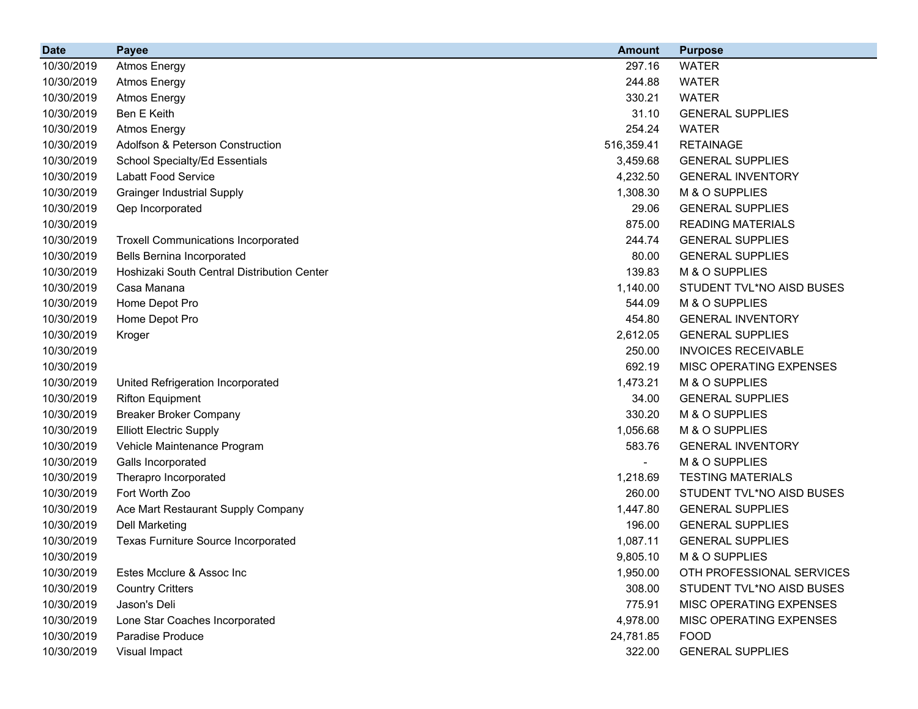| Date | Payee | Amount | Purpose |
|---|---|---|---|
| 10/30/2019 | Atmos Energy | 297.16 | WATER |
| 10/30/2019 | Atmos Energy | 244.88 | WATER |
| 10/30/2019 | Atmos Energy | 330.21 | WATER |
| 10/30/2019 | Ben E Keith | 31.10 | GENERAL SUPPLIES |
| 10/30/2019 | Atmos Energy | 254.24 | WATER |
| 10/30/2019 | Adolfson & Peterson Construction | 516,359.41 | RETAINAGE |
| 10/30/2019 | School Specialty/Ed Essentials | 3,459.68 | GENERAL SUPPLIES |
| 10/30/2019 | Labatt Food Service | 4,232.50 | GENERAL INVENTORY |
| 10/30/2019 | Grainger Industrial Supply | 1,308.30 | M & O SUPPLIES |
| 10/30/2019 | Qep Incorporated | 29.06 | GENERAL SUPPLIES |
| 10/30/2019 | | 875.00 | READING MATERIALS |
| 10/30/2019 | Troxell Communications Incorporated | 244.74 | GENERAL SUPPLIES |
| 10/30/2019 | Bells Bernina Incorporated | 80.00 | GENERAL SUPPLIES |
| 10/30/2019 | Hoshizaki South Central Distribution Center | 139.83 | M & O SUPPLIES |
| 10/30/2019 | Casa Manana | 1,140.00 | STUDENT TVL*NO AISD BUSES |
| 10/30/2019 | Home Depot Pro | 544.09 | M & O SUPPLIES |
| 10/30/2019 | Home Depot Pro | 454.80 | GENERAL INVENTORY |
| 10/30/2019 | Kroger | 2,612.05 | GENERAL SUPPLIES |
| 10/30/2019 | | 250.00 | INVOICES RECEIVABLE |
| 10/30/2019 | | 692.19 | MISC OPERATING EXPENSES |
| 10/30/2019 | United Refrigeration Incorporated | 1,473.21 | M & O SUPPLIES |
| 10/30/2019 | Rifton Equipment | 34.00 | GENERAL SUPPLIES |
| 10/30/2019 | Breaker Broker Company | 330.20 | M & O SUPPLIES |
| 10/30/2019 | Elliott Electric Supply | 1,056.68 | M & O SUPPLIES |
| 10/30/2019 | Vehicle Maintenance Program | 583.76 | GENERAL INVENTORY |
| 10/30/2019 | Galls Incorporated | - | M & O SUPPLIES |
| 10/30/2019 | Therapro Incorporated | 1,218.69 | TESTING MATERIALS |
| 10/30/2019 | Fort Worth Zoo | 260.00 | STUDENT TVL*NO AISD BUSES |
| 10/30/2019 | Ace Mart Restaurant Supply Company | 1,447.80 | GENERAL SUPPLIES |
| 10/30/2019 | Dell Marketing | 196.00 | GENERAL SUPPLIES |
| 10/30/2019 | Texas Furniture Source Incorporated | 1,087.11 | GENERAL SUPPLIES |
| 10/30/2019 | | 9,805.10 | M & O SUPPLIES |
| 10/30/2019 | Estes Mcclure & Assoc Inc | 1,950.00 | OTH PROFESSIONAL SERVICES |
| 10/30/2019 | Country Critters | 308.00 | STUDENT TVL*NO AISD BUSES |
| 10/30/2019 | Jason's Deli | 775.91 | MISC OPERATING EXPENSES |
| 10/30/2019 | Lone Star Coaches Incorporated | 4,978.00 | MISC OPERATING EXPENSES |
| 10/30/2019 | Paradise Produce | 24,781.85 | FOOD |
| 10/30/2019 | Visual Impact | 322.00 | GENERAL SUPPLIES |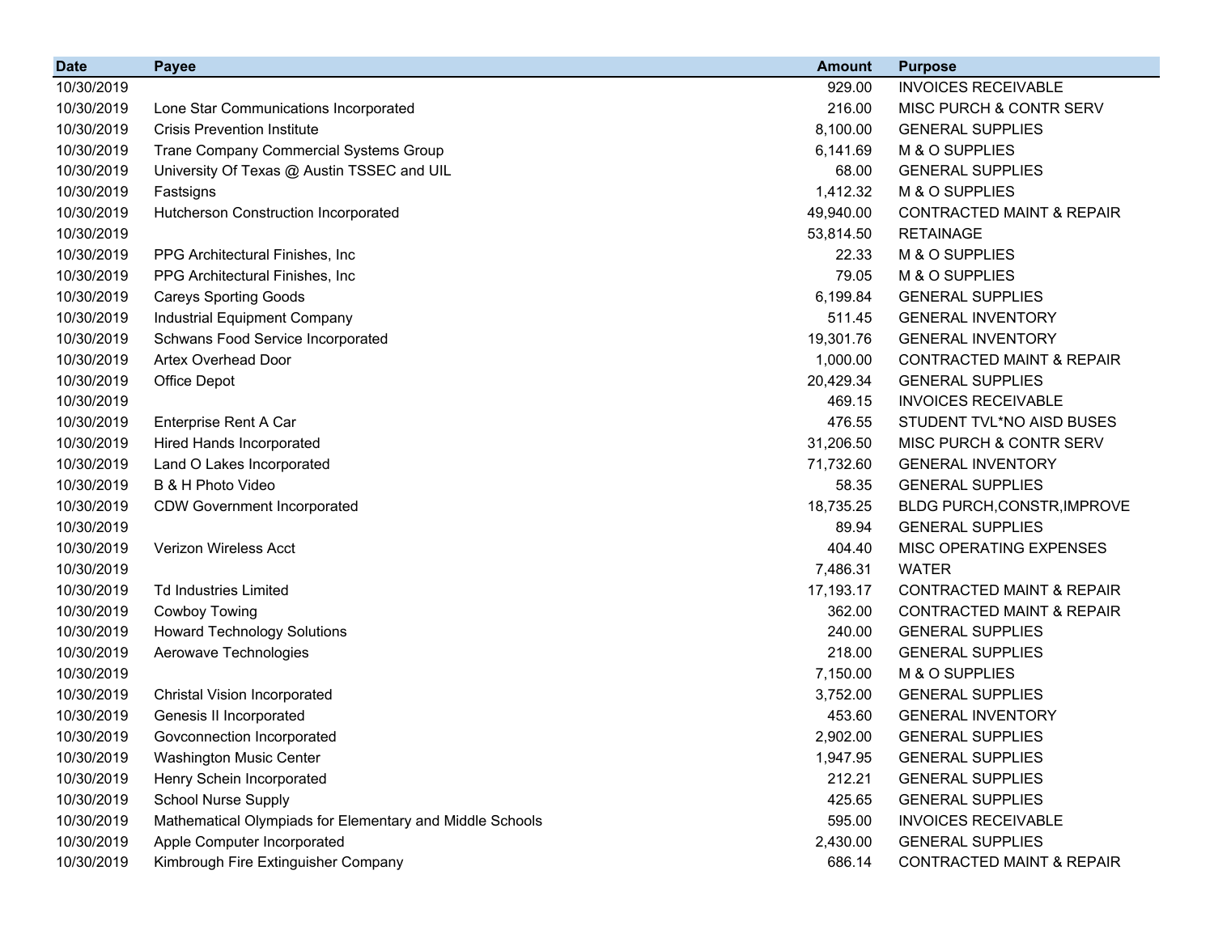| Date | Payee | Amount | Purpose |
|---|---|---|---|
| 10/30/2019 | | 929.00 | INVOICES RECEIVABLE |
| 10/30/2019 | Lone Star Communications Incorporated | 216.00 | MISC PURCH & CONTR SERV |
| 10/30/2019 | Crisis Prevention Institute | 8,100.00 | GENERAL SUPPLIES |
| 10/30/2019 | Trane Company Commercial Systems Group | 6,141.69 | M & O SUPPLIES |
| 10/30/2019 | University Of Texas @ Austin TSSEC and UIL | 68.00 | GENERAL SUPPLIES |
| 10/30/2019 | Fastsigns | 1,412.32 | M & O SUPPLIES |
| 10/30/2019 | Hutcherson Construction Incorporated | 49,940.00 | CONTRACTED MAINT & REPAIR |
| 10/30/2019 | | 53,814.50 | RETAINAGE |
| 10/30/2019 | PPG Architectural Finishes, Inc | 22.33 | M & O SUPPLIES |
| 10/30/2019 | PPG Architectural Finishes, Inc | 79.05 | M & O SUPPLIES |
| 10/30/2019 | Careys Sporting Goods | 6,199.84 | GENERAL SUPPLIES |
| 10/30/2019 | Industrial Equipment Company | 511.45 | GENERAL INVENTORY |
| 10/30/2019 | Schwans Food Service Incorporated | 19,301.76 | GENERAL INVENTORY |
| 10/30/2019 | Artex Overhead Door | 1,000.00 | CONTRACTED MAINT & REPAIR |
| 10/30/2019 | Office Depot | 20,429.34 | GENERAL SUPPLIES |
| 10/30/2019 | | 469.15 | INVOICES RECEIVABLE |
| 10/30/2019 | Enterprise Rent A Car | 476.55 | STUDENT TVL*NO AISD BUSES |
| 10/30/2019 | Hired Hands Incorporated | 31,206.50 | MISC PURCH & CONTR SERV |
| 10/30/2019 | Land O Lakes Incorporated | 71,732.60 | GENERAL INVENTORY |
| 10/30/2019 | B & H Photo Video | 58.35 | GENERAL SUPPLIES |
| 10/30/2019 | CDW Government Incorporated | 18,735.25 | BLDG PURCH,CONSTR,IMPROVE |
| 10/30/2019 | | 89.94 | GENERAL SUPPLIES |
| 10/30/2019 | Verizon Wireless Acct | 404.40 | MISC OPERATING EXPENSES |
| 10/30/2019 | | 7,486.31 | WATER |
| 10/30/2019 | Td Industries Limited | 17,193.17 | CONTRACTED MAINT & REPAIR |
| 10/30/2019 | Cowboy Towing | 362.00 | CONTRACTED MAINT & REPAIR |
| 10/30/2019 | Howard Technology Solutions | 240.00 | GENERAL SUPPLIES |
| 10/30/2019 | Aerowave Technologies | 218.00 | GENERAL SUPPLIES |
| 10/30/2019 | | 7,150.00 | M & O SUPPLIES |
| 10/30/2019 | Christal Vision Incorporated | 3,752.00 | GENERAL SUPPLIES |
| 10/30/2019 | Genesis II Incorporated | 453.60 | GENERAL INVENTORY |
| 10/30/2019 | Govconnection Incorporated | 2,902.00 | GENERAL SUPPLIES |
| 10/30/2019 | Washington Music Center | 1,947.95 | GENERAL SUPPLIES |
| 10/30/2019 | Henry Schein Incorporated | 212.21 | GENERAL SUPPLIES |
| 10/30/2019 | School Nurse Supply | 425.65 | GENERAL SUPPLIES |
| 10/30/2019 | Mathematical Olympiads for Elementary and Middle Schools | 595.00 | INVOICES RECEIVABLE |
| 10/30/2019 | Apple Computer Incorporated | 2,430.00 | GENERAL SUPPLIES |
| 10/30/2019 | Kimbrough Fire Extinguisher Company | 686.14 | CONTRACTED MAINT & REPAIR |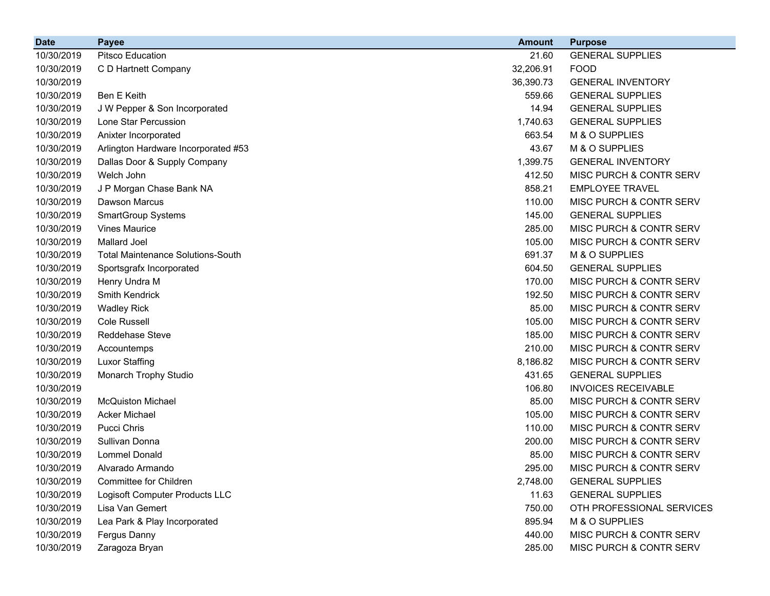| Date | Payee | Amount | Purpose |
|---|---|---|---|
| 10/30/2019 | Pitsco Education | 21.60 | GENERAL SUPPLIES |
| 10/30/2019 | C D Hartnett Company | 32,206.91 | FOOD |
| 10/30/2019 | | 36,390.73 | GENERAL INVENTORY |
| 10/30/2019 | Ben E Keith | 559.66 | GENERAL SUPPLIES |
| 10/30/2019 | J W Pepper & Son Incorporated | 14.94 | GENERAL SUPPLIES |
| 10/30/2019 | Lone Star Percussion | 1,740.63 | GENERAL SUPPLIES |
| 10/30/2019 | Anixter Incorporated | 663.54 | M & O SUPPLIES |
| 10/30/2019 | Arlington Hardware Incorporated #53 | 43.67 | M & O SUPPLIES |
| 10/30/2019 | Dallas Door & Supply Company | 1,399.75 | GENERAL INVENTORY |
| 10/30/2019 | Welch John | 412.50 | MISC PURCH & CONTR SERV |
| 10/30/2019 | J P Morgan Chase Bank NA | 858.21 | EMPLOYEE TRAVEL |
| 10/30/2019 | Dawson Marcus | 110.00 | MISC PURCH & CONTR SERV |
| 10/30/2019 | SmartGroup Systems | 145.00 | GENERAL SUPPLIES |
| 10/30/2019 | Vines Maurice | 285.00 | MISC PURCH & CONTR SERV |
| 10/30/2019 | Mallard Joel | 105.00 | MISC PURCH & CONTR SERV |
| 10/30/2019 | Total Maintenance Solutions-South | 691.37 | M & O SUPPLIES |
| 10/30/2019 | Sportsgrafx Incorporated | 604.50 | GENERAL SUPPLIES |
| 10/30/2019 | Henry Undra M | 170.00 | MISC PURCH & CONTR SERV |
| 10/30/2019 | Smith Kendrick | 192.50 | MISC PURCH & CONTR SERV |
| 10/30/2019 | Wadley Rick | 85.00 | MISC PURCH & CONTR SERV |
| 10/30/2019 | Cole Russell | 105.00 | MISC PURCH & CONTR SERV |
| 10/30/2019 | Reddehase Steve | 185.00 | MISC PURCH & CONTR SERV |
| 10/30/2019 | Accountemps | 210.00 | MISC PURCH & CONTR SERV |
| 10/30/2019 | Luxor Staffing | 8,186.82 | MISC PURCH & CONTR SERV |
| 10/30/2019 | Monarch Trophy Studio | 431.65 | GENERAL SUPPLIES |
| 10/30/2019 | | 106.80 | INVOICES RECEIVABLE |
| 10/30/2019 | McQuiston Michael | 85.00 | MISC PURCH & CONTR SERV |
| 10/30/2019 | Acker Michael | 105.00 | MISC PURCH & CONTR SERV |
| 10/30/2019 | Pucci Chris | 110.00 | MISC PURCH & CONTR SERV |
| 10/30/2019 | Sullivan Donna | 200.00 | MISC PURCH & CONTR SERV |
| 10/30/2019 | Lommel Donald | 85.00 | MISC PURCH & CONTR SERV |
| 10/30/2019 | Alvarado Armando | 295.00 | MISC PURCH & CONTR SERV |
| 10/30/2019 | Committee for Children | 2,748.00 | GENERAL SUPPLIES |
| 10/30/2019 | Logisoft Computer Products LLC | 11.63 | GENERAL SUPPLIES |
| 10/30/2019 | Lisa Van Gemert | 750.00 | OTH PROFESSIONAL SERVICES |
| 10/30/2019 | Lea Park & Play Incorporated | 895.94 | M & O SUPPLIES |
| 10/30/2019 | Fergus Danny | 440.00 | MISC PURCH & CONTR SERV |
| 10/30/2019 | Zaragoza Bryan | 285.00 | MISC PURCH & CONTR SERV |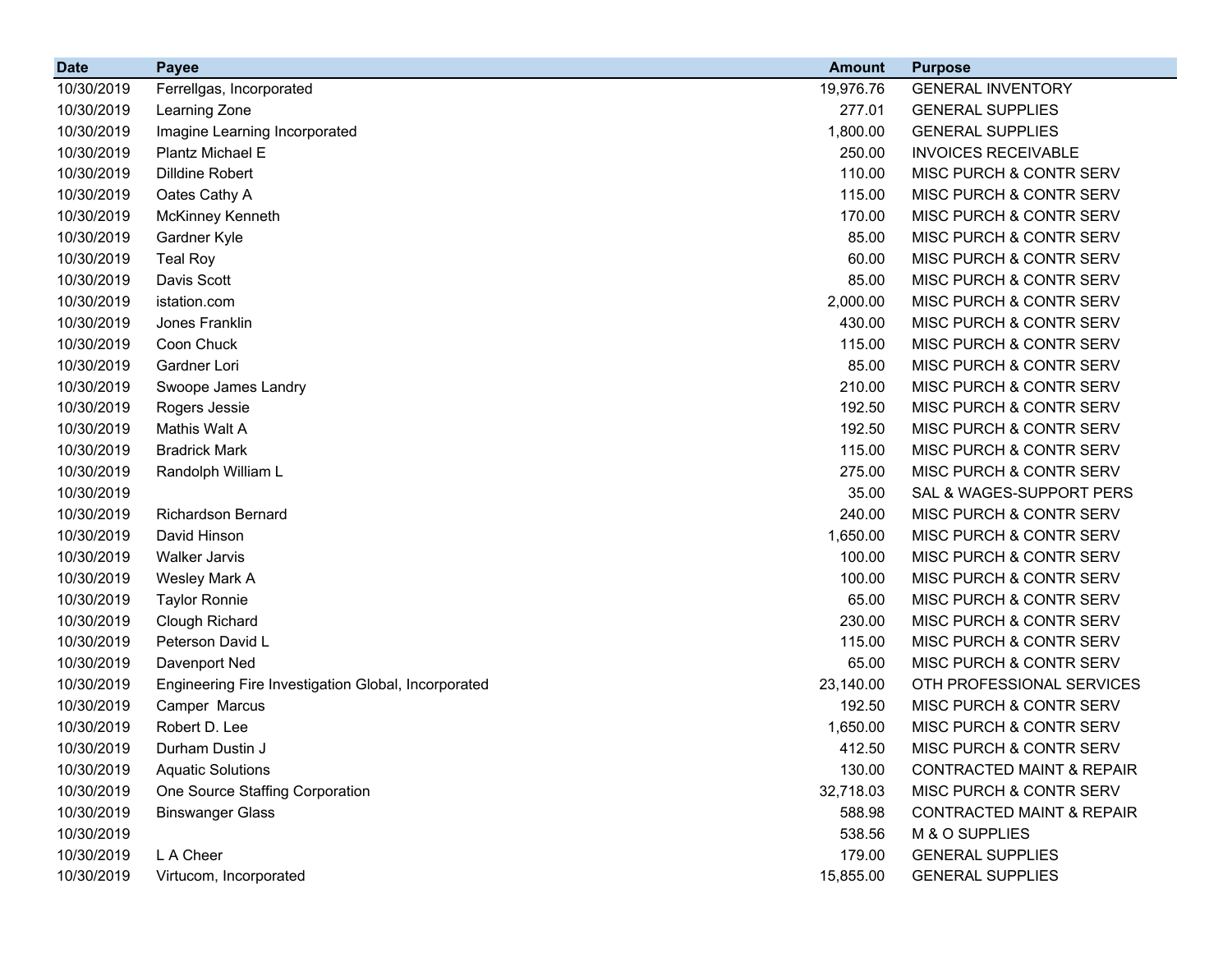| Date | Payee | Amount | Purpose |
|---|---|---|---|
| 10/30/2019 | Ferrellgas, Incorporated | 19,976.76 | GENERAL INVENTORY |
| 10/30/2019 | Learning Zone | 277.01 | GENERAL SUPPLIES |
| 10/30/2019 | Imagine Learning Incorporated | 1,800.00 | GENERAL SUPPLIES |
| 10/30/2019 | Plantz Michael E | 250.00 | INVOICES RECEIVABLE |
| 10/30/2019 | Dilldine Robert | 110.00 | MISC PURCH & CONTR SERV |
| 10/30/2019 | Oates Cathy A | 115.00 | MISC PURCH & CONTR SERV |
| 10/30/2019 | McKinney Kenneth | 170.00 | MISC PURCH & CONTR SERV |
| 10/30/2019 | Gardner Kyle | 85.00 | MISC PURCH & CONTR SERV |
| 10/30/2019 | Teal Roy | 60.00 | MISC PURCH & CONTR SERV |
| 10/30/2019 | Davis Scott | 85.00 | MISC PURCH & CONTR SERV |
| 10/30/2019 | istation.com | 2,000.00 | MISC PURCH & CONTR SERV |
| 10/30/2019 | Jones Franklin | 430.00 | MISC PURCH & CONTR SERV |
| 10/30/2019 | Coon Chuck | 115.00 | MISC PURCH & CONTR SERV |
| 10/30/2019 | Gardner Lori | 85.00 | MISC PURCH & CONTR SERV |
| 10/30/2019 | Swoope James Landry | 210.00 | MISC PURCH & CONTR SERV |
| 10/30/2019 | Rogers Jessie | 192.50 | MISC PURCH & CONTR SERV |
| 10/30/2019 | Mathis Walt A | 192.50 | MISC PURCH & CONTR SERV |
| 10/30/2019 | Bradrick Mark | 115.00 | MISC PURCH & CONTR SERV |
| 10/30/2019 | Randolph William L | 275.00 | MISC PURCH & CONTR SERV |
| 10/30/2019 | | 35.00 | SAL & WAGES-SUPPORT PERS |
| 10/30/2019 | Richardson Bernard | 240.00 | MISC PURCH & CONTR SERV |
| 10/30/2019 | David Hinson | 1,650.00 | MISC PURCH & CONTR SERV |
| 10/30/2019 | Walker Jarvis | 100.00 | MISC PURCH & CONTR SERV |
| 10/30/2019 | Wesley Mark A | 100.00 | MISC PURCH & CONTR SERV |
| 10/30/2019 | Taylor Ronnie | 65.00 | MISC PURCH & CONTR SERV |
| 10/30/2019 | Clough Richard | 230.00 | MISC PURCH & CONTR SERV |
| 10/30/2019 | Peterson David L | 115.00 | MISC PURCH & CONTR SERV |
| 10/30/2019 | Davenport Ned | 65.00 | MISC PURCH & CONTR SERV |
| 10/30/2019 | Engineering Fire Investigation Global, Incorporated | 23,140.00 | OTH PROFESSIONAL SERVICES |
| 10/30/2019 | Camper Marcus | 192.50 | MISC PURCH & CONTR SERV |
| 10/30/2019 | Robert D. Lee | 1,650.00 | MISC PURCH & CONTR SERV |
| 10/30/2019 | Durham Dustin J | 412.50 | MISC PURCH & CONTR SERV |
| 10/30/2019 | Aquatic Solutions | 130.00 | CONTRACTED MAINT & REPAIR |
| 10/30/2019 | One Source Staffing Corporation | 32,718.03 | MISC PURCH & CONTR SERV |
| 10/30/2019 | Binswanger Glass | 588.98 | CONTRACTED MAINT & REPAIR |
| 10/30/2019 | | 538.56 | M & O SUPPLIES |
| 10/30/2019 | L A Cheer | 179.00 | GENERAL SUPPLIES |
| 10/30/2019 | Virtucom, Incorporated | 15,855.00 | GENERAL SUPPLIES |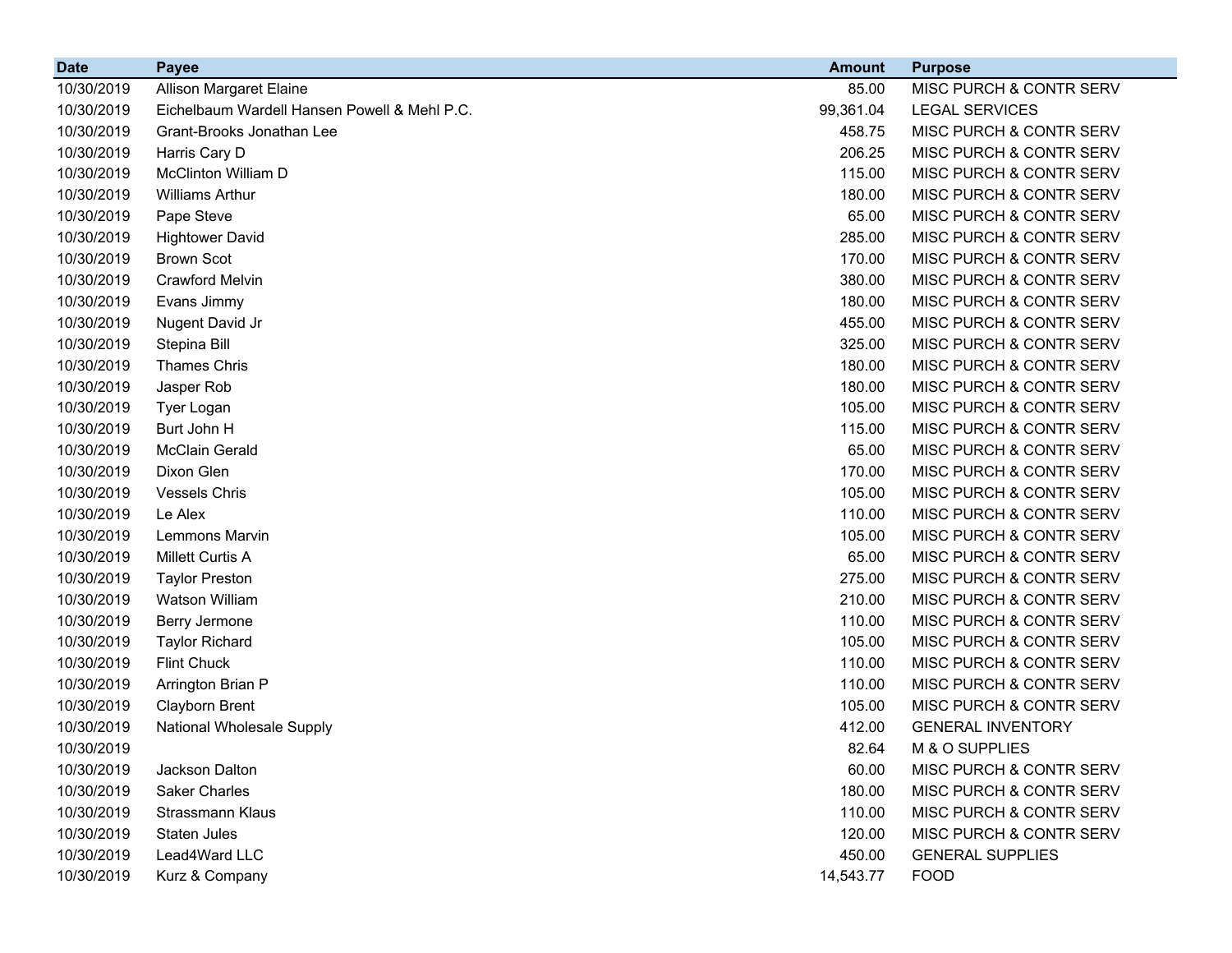| Date | Payee | Amount | Purpose |
|---|---|---|---|
| 10/30/2019 | Allison Margaret Elaine | 85.00 | MISC PURCH & CONTR SERV |
| 10/30/2019 | Eichelbaum Wardell Hansen Powell & Mehl P.C. | 99,361.04 | LEGAL SERVICES |
| 10/30/2019 | Grant-Brooks Jonathan Lee | 458.75 | MISC PURCH & CONTR SERV |
| 10/30/2019 | Harris Cary D | 206.25 | MISC PURCH & CONTR SERV |
| 10/30/2019 | McClinton William D | 115.00 | MISC PURCH & CONTR SERV |
| 10/30/2019 | Williams Arthur | 180.00 | MISC PURCH & CONTR SERV |
| 10/30/2019 | Pape Steve | 65.00 | MISC PURCH & CONTR SERV |
| 10/30/2019 | Hightower David | 285.00 | MISC PURCH & CONTR SERV |
| 10/30/2019 | Brown Scot | 170.00 | MISC PURCH & CONTR SERV |
| 10/30/2019 | Crawford Melvin | 380.00 | MISC PURCH & CONTR SERV |
| 10/30/2019 | Evans Jimmy | 180.00 | MISC PURCH & CONTR SERV |
| 10/30/2019 | Nugent David Jr | 455.00 | MISC PURCH & CONTR SERV |
| 10/30/2019 | Stepina Bill | 325.00 | MISC PURCH & CONTR SERV |
| 10/30/2019 | Thames Chris | 180.00 | MISC PURCH & CONTR SERV |
| 10/30/2019 | Jasper Rob | 180.00 | MISC PURCH & CONTR SERV |
| 10/30/2019 | Tyer Logan | 105.00 | MISC PURCH & CONTR SERV |
| 10/30/2019 | Burt John H | 115.00 | MISC PURCH & CONTR SERV |
| 10/30/2019 | McClain Gerald | 65.00 | MISC PURCH & CONTR SERV |
| 10/30/2019 | Dixon Glen | 170.00 | MISC PURCH & CONTR SERV |
| 10/30/2019 | Vessels Chris | 105.00 | MISC PURCH & CONTR SERV |
| 10/30/2019 | Le Alex | 110.00 | MISC PURCH & CONTR SERV |
| 10/30/2019 | Lemmons Marvin | 105.00 | MISC PURCH & CONTR SERV |
| 10/30/2019 | Millett Curtis A | 65.00 | MISC PURCH & CONTR SERV |
| 10/30/2019 | Taylor Preston | 275.00 | MISC PURCH & CONTR SERV |
| 10/30/2019 | Watson William | 210.00 | MISC PURCH & CONTR SERV |
| 10/30/2019 | Berry Jermone | 110.00 | MISC PURCH & CONTR SERV |
| 10/30/2019 | Taylor Richard | 105.00 | MISC PURCH & CONTR SERV |
| 10/30/2019 | Flint Chuck | 110.00 | MISC PURCH & CONTR SERV |
| 10/30/2019 | Arrington Brian P | 110.00 | MISC PURCH & CONTR SERV |
| 10/30/2019 | Clayborn Brent | 105.00 | MISC PURCH & CONTR SERV |
| 10/30/2019 | National Wholesale Supply | 412.00 | GENERAL INVENTORY |
| 10/30/2019 | | 82.64 | M & O SUPPLIES |
| 10/30/2019 | Jackson Dalton | 60.00 | MISC PURCH & CONTR SERV |
| 10/30/2019 | Saker Charles | 180.00 | MISC PURCH & CONTR SERV |
| 10/30/2019 | Strassmann Klaus | 110.00 | MISC PURCH & CONTR SERV |
| 10/30/2019 | Staten Jules | 120.00 | MISC PURCH & CONTR SERV |
| 10/30/2019 | Lead4Ward LLC | 450.00 | GENERAL SUPPLIES |
| 10/30/2019 | Kurz & Company | 14,543.77 | FOOD |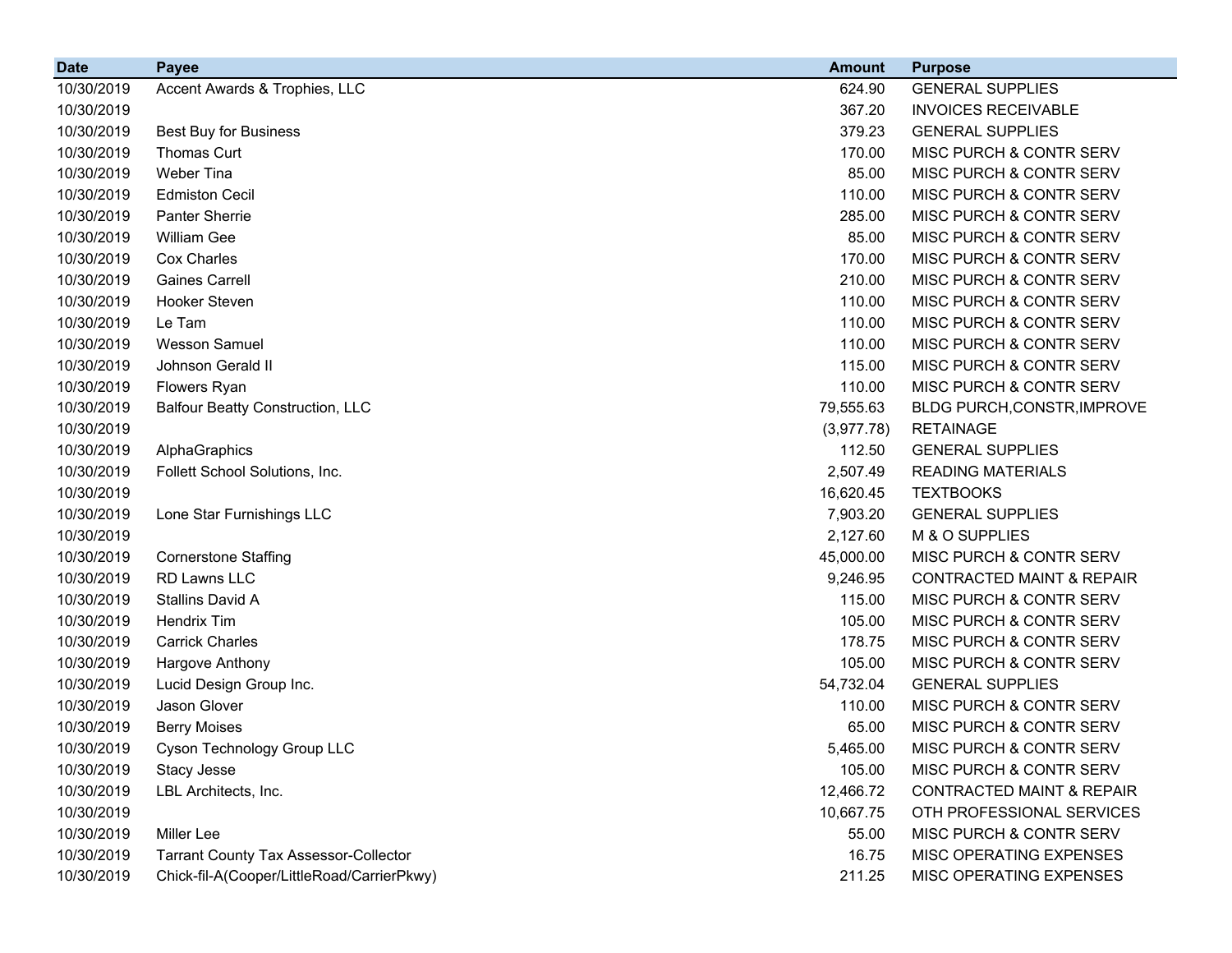| Date | Payee | Amount | Purpose |
|---|---|---|---|
| 10/30/2019 | Accent Awards & Trophies, LLC | 624.90 | GENERAL SUPPLIES |
| 10/30/2019 | | 367.20 | INVOICES RECEIVABLE |
| 10/30/2019 | Best Buy for Business | 379.23 | GENERAL SUPPLIES |
| 10/30/2019 | Thomas Curt | 170.00 | MISC PURCH & CONTR SERV |
| 10/30/2019 | Weber Tina | 85.00 | MISC PURCH & CONTR SERV |
| 10/30/2019 | Edmiston Cecil | 110.00 | MISC PURCH & CONTR SERV |
| 10/30/2019 | Panter Sherrie | 285.00 | MISC PURCH & CONTR SERV |
| 10/30/2019 | William Gee | 85.00 | MISC PURCH & CONTR SERV |
| 10/30/2019 | Cox Charles | 170.00 | MISC PURCH & CONTR SERV |
| 10/30/2019 | Gaines Carrell | 210.00 | MISC PURCH & CONTR SERV |
| 10/30/2019 | Hooker Steven | 110.00 | MISC PURCH & CONTR SERV |
| 10/30/2019 | Le Tam | 110.00 | MISC PURCH & CONTR SERV |
| 10/30/2019 | Wesson Samuel | 110.00 | MISC PURCH & CONTR SERV |
| 10/30/2019 | Johnson Gerald II | 115.00 | MISC PURCH & CONTR SERV |
| 10/30/2019 | Flowers Ryan | 110.00 | MISC PURCH & CONTR SERV |
| 10/30/2019 | Balfour Beatty Construction, LLC | 79,555.63 | BLDG PURCH,CONSTR,IMPROVE |
| 10/30/2019 | | (3,977.78) | RETAINAGE |
| 10/30/2019 | AlphaGraphics | 112.50 | GENERAL SUPPLIES |
| 10/30/2019 | Follett School Solutions, Inc. | 2,507.49 | READING MATERIALS |
| 10/30/2019 | | 16,620.45 | TEXTBOOKS |
| 10/30/2019 | Lone Star Furnishings LLC | 7,903.20 | GENERAL SUPPLIES |
| 10/30/2019 | | 2,127.60 | M & O SUPPLIES |
| 10/30/2019 | Cornerstone Staffing | 45,000.00 | MISC PURCH & CONTR SERV |
| 10/30/2019 | RD Lawns LLC | 9,246.95 | CONTRACTED MAINT & REPAIR |
| 10/30/2019 | Stallins David A | 115.00 | MISC PURCH & CONTR SERV |
| 10/30/2019 | Hendrix Tim | 105.00 | MISC PURCH & CONTR SERV |
| 10/30/2019 | Carrick Charles | 178.75 | MISC PURCH & CONTR SERV |
| 10/30/2019 | Hargove Anthony | 105.00 | MISC PURCH & CONTR SERV |
| 10/30/2019 | Lucid Design Group Inc. | 54,732.04 | GENERAL SUPPLIES |
| 10/30/2019 | Jason Glover | 110.00 | MISC PURCH & CONTR SERV |
| 10/30/2019 | Berry Moises | 65.00 | MISC PURCH & CONTR SERV |
| 10/30/2019 | Cyson Technology Group LLC | 5,465.00 | MISC PURCH & CONTR SERV |
| 10/30/2019 | Stacy Jesse | 105.00 | MISC PURCH & CONTR SERV |
| 10/30/2019 | LBL Architects, Inc. | 12,466.72 | CONTRACTED MAINT & REPAIR |
| 10/30/2019 | | 10,667.75 | OTH PROFESSIONAL SERVICES |
| 10/30/2019 | Miller Lee | 55.00 | MISC PURCH & CONTR SERV |
| 10/30/2019 | Tarrant County Tax Assessor-Collector | 16.75 | MISC OPERATING EXPENSES |
| 10/30/2019 | Chick-fil-A(Cooper/LittleRoad/CarrierPkwy) | 211.25 | MISC OPERATING EXPENSES |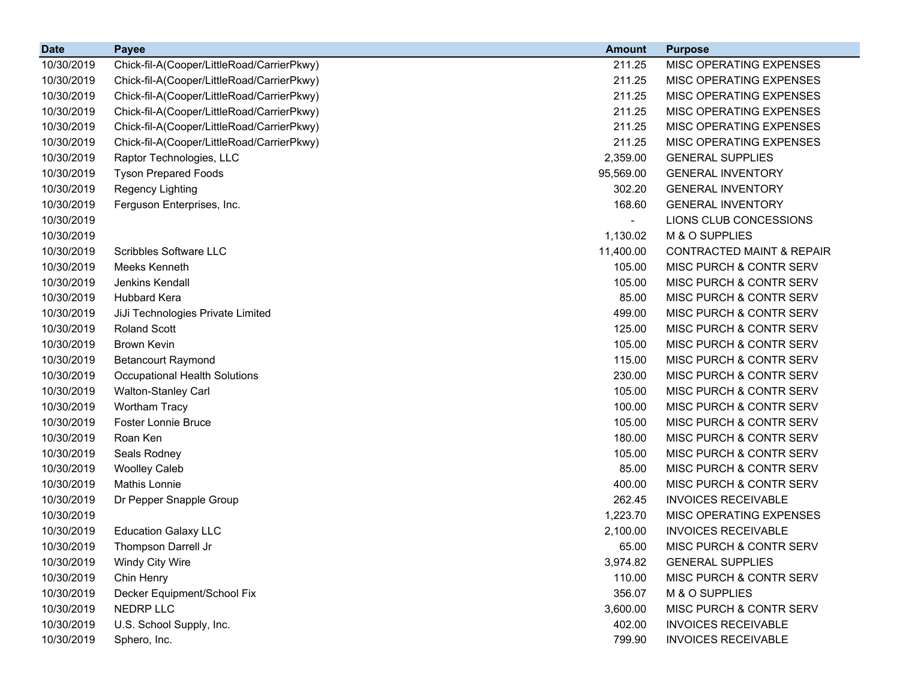| Date | Payee | Amount | Purpose |
|---|---|---|---|
| 10/30/2019 | Chick-fil-A(Cooper/LittleRoad/CarrierPkwy) | 211.25 | MISC OPERATING EXPENSES |
| 10/30/2019 | Chick-fil-A(Cooper/LittleRoad/CarrierPkwy) | 211.25 | MISC OPERATING EXPENSES |
| 10/30/2019 | Chick-fil-A(Cooper/LittleRoad/CarrierPkwy) | 211.25 | MISC OPERATING EXPENSES |
| 10/30/2019 | Chick-fil-A(Cooper/LittleRoad/CarrierPkwy) | 211.25 | MISC OPERATING EXPENSES |
| 10/30/2019 | Chick-fil-A(Cooper/LittleRoad/CarrierPkwy) | 211.25 | MISC OPERATING EXPENSES |
| 10/30/2019 | Chick-fil-A(Cooper/LittleRoad/CarrierPkwy) | 211.25 | MISC OPERATING EXPENSES |
| 10/30/2019 | Raptor Technologies, LLC | 2,359.00 | GENERAL SUPPLIES |
| 10/30/2019 | Tyson Prepared Foods | 95,569.00 | GENERAL INVENTORY |
| 10/30/2019 | Regency Lighting | 302.20 | GENERAL INVENTORY |
| 10/30/2019 | Ferguson Enterprises, Inc. | 168.60 | GENERAL INVENTORY |
| 10/30/2019 | | - | LIONS CLUB CONCESSIONS |
| 10/30/2019 | | 1,130.02 | M & O SUPPLIES |
| 10/30/2019 | Scribbles Software LLC | 11,400.00 | CONTRACTED MAINT & REPAIR |
| 10/30/2019 | Meeks Kenneth | 105.00 | MISC PURCH & CONTR SERV |
| 10/30/2019 | Jenkins Kendall | 105.00 | MISC PURCH & CONTR SERV |
| 10/30/2019 | Hubbard Kera | 85.00 | MISC PURCH & CONTR SERV |
| 10/30/2019 | JiJi Technologies Private Limited | 499.00 | MISC PURCH & CONTR SERV |
| 10/30/2019 | Roland Scott | 125.00 | MISC PURCH & CONTR SERV |
| 10/30/2019 | Brown Kevin | 105.00 | MISC PURCH & CONTR SERV |
| 10/30/2019 | Betancourt Raymond | 115.00 | MISC PURCH & CONTR SERV |
| 10/30/2019 | Occupational Health Solutions | 230.00 | MISC PURCH & CONTR SERV |
| 10/30/2019 | Walton-Stanley Carl | 105.00 | MISC PURCH & CONTR SERV |
| 10/30/2019 | Wortham Tracy | 100.00 | MISC PURCH & CONTR SERV |
| 10/30/2019 | Foster Lonnie Bruce | 105.00 | MISC PURCH & CONTR SERV |
| 10/30/2019 | Roan Ken | 180.00 | MISC PURCH & CONTR SERV |
| 10/30/2019 | Seals Rodney | 105.00 | MISC PURCH & CONTR SERV |
| 10/30/2019 | Woolley Caleb | 85.00 | MISC PURCH & CONTR SERV |
| 10/30/2019 | Mathis Lonnie | 400.00 | MISC PURCH & CONTR SERV |
| 10/30/2019 | Dr Pepper Snapple Group | 262.45 | INVOICES RECEIVABLE |
| 10/30/2019 | | 1,223.70 | MISC OPERATING EXPENSES |
| 10/30/2019 | Education Galaxy LLC | 2,100.00 | INVOICES RECEIVABLE |
| 10/30/2019 | Thompson Darrell Jr | 65.00 | MISC PURCH & CONTR SERV |
| 10/30/2019 | Windy City Wire | 3,974.82 | GENERAL SUPPLIES |
| 10/30/2019 | Chin Henry | 110.00 | MISC PURCH & CONTR SERV |
| 10/30/2019 | Decker Equipment/School Fix | 356.07 | M & O SUPPLIES |
| 10/30/2019 | NEDRP LLC | 3,600.00 | MISC PURCH & CONTR SERV |
| 10/30/2019 | U.S. School Supply, Inc. | 402.00 | INVOICES RECEIVABLE |
| 10/30/2019 | Sphero, Inc. | 799.90 | INVOICES RECEIVABLE |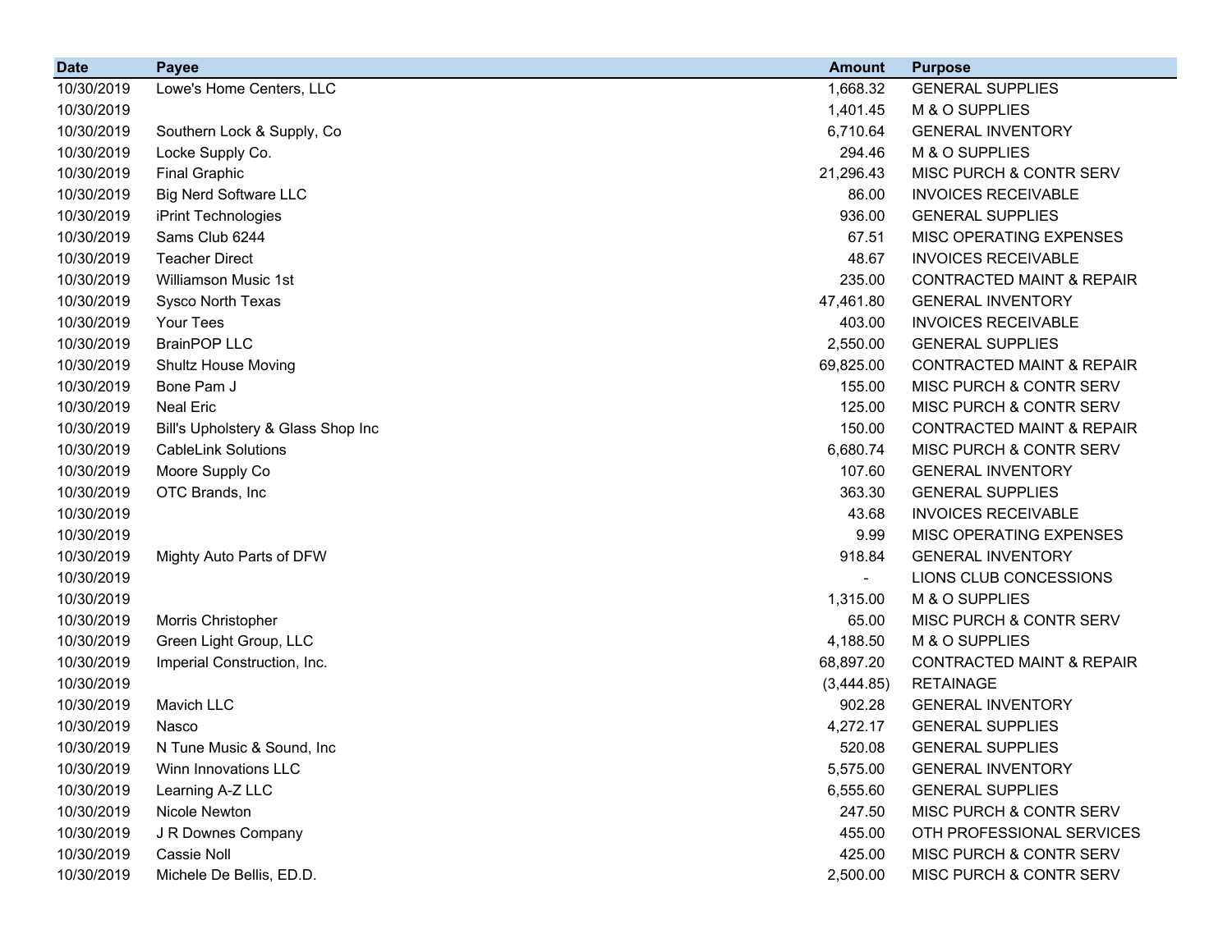| Date | Payee | Amount | Purpose |
|---|---|---|---|
| 10/30/2019 | Lowe's Home Centers, LLC | 1,668.32 | GENERAL SUPPLIES |
| 10/30/2019 | | 1,401.45 | M & O SUPPLIES |
| 10/30/2019 | Southern Lock & Supply, Co | 6,710.64 | GENERAL INVENTORY |
| 10/30/2019 | Locke Supply Co. | 294.46 | M & O SUPPLIES |
| 10/30/2019 | Final Graphic | 21,296.43 | MISC PURCH & CONTR SERV |
| 10/30/2019 | Big Nerd Software LLC | 86.00 | INVOICES RECEIVABLE |
| 10/30/2019 | iPrint Technologies | 936.00 | GENERAL SUPPLIES |
| 10/30/2019 | Sams Club 6244 | 67.51 | MISC OPERATING EXPENSES |
| 10/30/2019 | Teacher Direct | 48.67 | INVOICES RECEIVABLE |
| 10/30/2019 | Williamson Music 1st | 235.00 | CONTRACTED MAINT & REPAIR |
| 10/30/2019 | Sysco North Texas | 47,461.80 | GENERAL INVENTORY |
| 10/30/2019 | Your Tees | 403.00 | INVOICES RECEIVABLE |
| 10/30/2019 | BrainPOP LLC | 2,550.00 | GENERAL SUPPLIES |
| 10/30/2019 | Shultz House Moving | 69,825.00 | CONTRACTED MAINT & REPAIR |
| 10/30/2019 | Bone Pam J | 155.00 | MISC PURCH & CONTR SERV |
| 10/30/2019 | Neal Eric | 125.00 | MISC PURCH & CONTR SERV |
| 10/30/2019 | Bill's Upholstery & Glass Shop Inc | 150.00 | CONTRACTED MAINT & REPAIR |
| 10/30/2019 | CableLink Solutions | 6,680.74 | MISC PURCH & CONTR SERV |
| 10/30/2019 | Moore Supply Co | 107.60 | GENERAL INVENTORY |
| 10/30/2019 | OTC Brands, Inc | 363.30 | GENERAL SUPPLIES |
| 10/30/2019 | | 43.68 | INVOICES RECEIVABLE |
| 10/30/2019 | | 9.99 | MISC OPERATING EXPENSES |
| 10/30/2019 | Mighty Auto Parts of DFW | 918.84 | GENERAL INVENTORY |
| 10/30/2019 | | - | LIONS CLUB CONCESSIONS |
| 10/30/2019 | | 1,315.00 | M & O SUPPLIES |
| 10/30/2019 | Morris Christopher | 65.00 | MISC PURCH & CONTR SERV |
| 10/30/2019 | Green Light Group, LLC | 4,188.50 | M & O SUPPLIES |
| 10/30/2019 | Imperial Construction, Inc. | 68,897.20 | CONTRACTED MAINT & REPAIR |
| 10/30/2019 | | (3,444.85) | RETAINAGE |
| 10/30/2019 | Mavich LLC | 902.28 | GENERAL INVENTORY |
| 10/30/2019 | Nasco | 4,272.17 | GENERAL SUPPLIES |
| 10/30/2019 | N Tune Music & Sound, Inc | 520.08 | GENERAL SUPPLIES |
| 10/30/2019 | Winn Innovations LLC | 5,575.00 | GENERAL INVENTORY |
| 10/30/2019 | Learning A-Z LLC | 6,555.60 | GENERAL SUPPLIES |
| 10/30/2019 | Nicole Newton | 247.50 | MISC PURCH & CONTR SERV |
| 10/30/2019 | J R Downes Company | 455.00 | OTH PROFESSIONAL SERVICES |
| 10/30/2019 | Cassie Noll | 425.00 | MISC PURCH & CONTR SERV |
| 10/30/2019 | Michele De Bellis, ED.D. | 2,500.00 | MISC PURCH & CONTR SERV |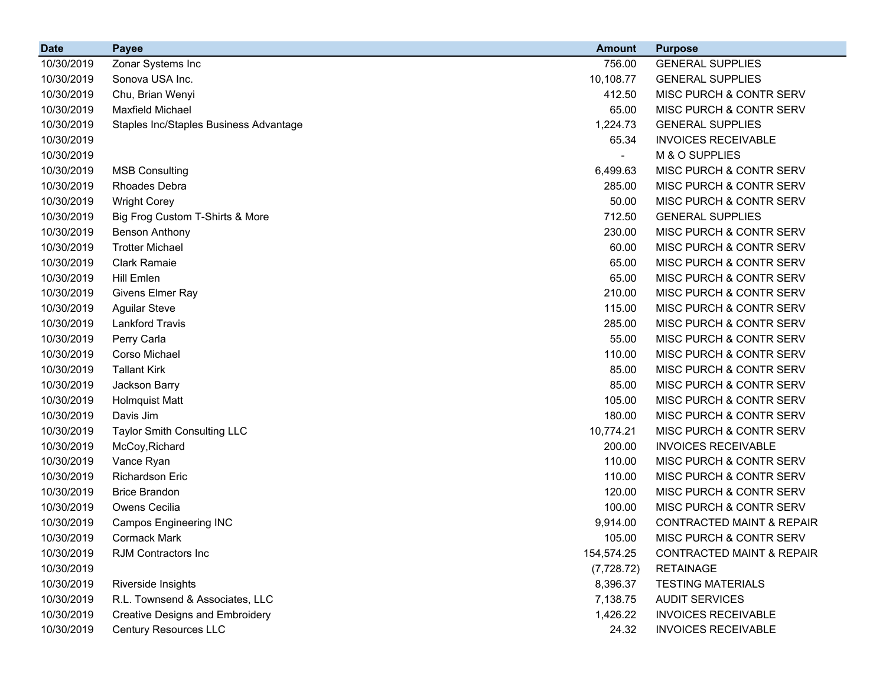| Date | Payee | Amount | Purpose |
|---|---|---|---|
| 10/30/2019 | Zonar Systems Inc | 756.00 | GENERAL SUPPLIES |
| 10/30/2019 | Sonova USA Inc. | 10,108.77 | GENERAL SUPPLIES |
| 10/30/2019 | Chu, Brian Wenyi | 412.50 | MISC PURCH & CONTR SERV |
| 10/30/2019 | Maxfield Michael | 65.00 | MISC PURCH & CONTR SERV |
| 10/30/2019 | Staples Inc/Staples Business Advantage | 1,224.73 | GENERAL SUPPLIES |
| 10/30/2019 | | 65.34 | INVOICES RECEIVABLE |
| 10/30/2019 | | - | M & O SUPPLIES |
| 10/30/2019 | MSB Consulting | 6,499.63 | MISC PURCH & CONTR SERV |
| 10/30/2019 | Rhoades Debra | 285.00 | MISC PURCH & CONTR SERV |
| 10/30/2019 | Wright Corey | 50.00 | MISC PURCH & CONTR SERV |
| 10/30/2019 | Big Frog Custom T-Shirts & More | 712.50 | GENERAL SUPPLIES |
| 10/30/2019 | Benson Anthony | 230.00 | MISC PURCH & CONTR SERV |
| 10/30/2019 | Trotter Michael | 60.00 | MISC PURCH & CONTR SERV |
| 10/30/2019 | Clark Ramaie | 65.00 | MISC PURCH & CONTR SERV |
| 10/30/2019 | Hill Emlen | 65.00 | MISC PURCH & CONTR SERV |
| 10/30/2019 | Givens Elmer Ray | 210.00 | MISC PURCH & CONTR SERV |
| 10/30/2019 | Aguilar Steve | 115.00 | MISC PURCH & CONTR SERV |
| 10/30/2019 | Lankford Travis | 285.00 | MISC PURCH & CONTR SERV |
| 10/30/2019 | Perry Carla | 55.00 | MISC PURCH & CONTR SERV |
| 10/30/2019 | Corso Michael | 110.00 | MISC PURCH & CONTR SERV |
| 10/30/2019 | Tallant Kirk | 85.00 | MISC PURCH & CONTR SERV |
| 10/30/2019 | Jackson Barry | 85.00 | MISC PURCH & CONTR SERV |
| 10/30/2019 | Holmquist Matt | 105.00 | MISC PURCH & CONTR SERV |
| 10/30/2019 | Davis Jim | 180.00 | MISC PURCH & CONTR SERV |
| 10/30/2019 | Taylor Smith Consulting LLC | 10,774.21 | MISC PURCH & CONTR SERV |
| 10/30/2019 | McCoy,Richard | 200.00 | INVOICES RECEIVABLE |
| 10/30/2019 | Vance Ryan | 110.00 | MISC PURCH & CONTR SERV |
| 10/30/2019 | Richardson Eric | 110.00 | MISC PURCH & CONTR SERV |
| 10/30/2019 | Brice Brandon | 120.00 | MISC PURCH & CONTR SERV |
| 10/30/2019 | Owens Cecilia | 100.00 | MISC PURCH & CONTR SERV |
| 10/30/2019 | Campos Engineering INC | 9,914.00 | CONTRACTED MAINT & REPAIR |
| 10/30/2019 | Cormack Mark | 105.00 | MISC PURCH & CONTR SERV |
| 10/30/2019 | RJM Contractors Inc | 154,574.25 | CONTRACTED MAINT & REPAIR |
| 10/30/2019 | | (7,728.72) | RETAINAGE |
| 10/30/2019 | Riverside Insights | 8,396.37 | TESTING MATERIALS |
| 10/30/2019 | R.L. Townsend & Associates, LLC | 7,138.75 | AUDIT SERVICES |
| 10/30/2019 | Creative Designs and Embroidery | 1,426.22 | INVOICES RECEIVABLE |
| 10/30/2019 | Century Resources LLC | 24.32 | INVOICES RECEIVABLE |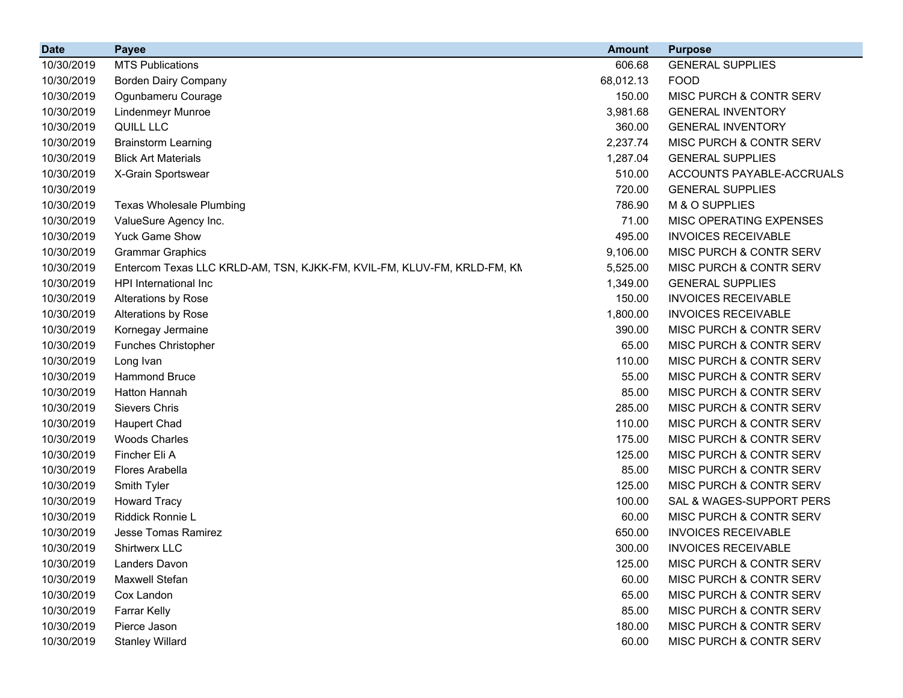| Date | Payee | Amount | Purpose |
|---|---|---|---|
| 10/30/2019 | MTS Publications | 606.68 | GENERAL SUPPLIES |
| 10/30/2019 | Borden Dairy Company | 68,012.13 | FOOD |
| 10/30/2019 | Ogunbameru Courage | 150.00 | MISC PURCH & CONTR SERV |
| 10/30/2019 | Lindenmeyr Munroe | 3,981.68 | GENERAL INVENTORY |
| 10/30/2019 | QUILL LLC | 360.00 | GENERAL INVENTORY |
| 10/30/2019 | Brainstorm Learning | 2,237.74 | MISC PURCH & CONTR SERV |
| 10/30/2019 | Blick Art Materials | 1,287.04 | GENERAL SUPPLIES |
| 10/30/2019 | X-Grain Sportswear | 510.00 | ACCOUNTS PAYABLE-ACCRUALS |
| 10/30/2019 | | 720.00 | GENERAL SUPPLIES |
| 10/30/2019 | Texas Wholesale Plumbing | 786.90 | M & O SUPPLIES |
| 10/30/2019 | ValueSure Agency Inc. | 71.00 | MISC OPERATING EXPENSES |
| 10/30/2019 | Yuck Game Show | 495.00 | INVOICES RECEIVABLE |
| 10/30/2019 | Grammar Graphics | 9,106.00 | MISC PURCH & CONTR SERV |
| 10/30/2019 | Entercom Texas LLC KRLD-AM, TSN, KJKK-FM, KVIL-FM, KLUV-FM, KRLD-FM, KM | 5,525.00 | MISC PURCH & CONTR SERV |
| 10/30/2019 | HPI International Inc | 1,349.00 | GENERAL SUPPLIES |
| 10/30/2019 | Alterations by Rose | 150.00 | INVOICES RECEIVABLE |
| 10/30/2019 | Alterations by Rose | 1,800.00 | INVOICES RECEIVABLE |
| 10/30/2019 | Kornegay Jermaine | 390.00 | MISC PURCH & CONTR SERV |
| 10/30/2019 | Funches Christopher | 65.00 | MISC PURCH & CONTR SERV |
| 10/30/2019 | Long Ivan | 110.00 | MISC PURCH & CONTR SERV |
| 10/30/2019 | Hammond Bruce | 55.00 | MISC PURCH & CONTR SERV |
| 10/30/2019 | Hatton Hannah | 85.00 | MISC PURCH & CONTR SERV |
| 10/30/2019 | Sievers Chris | 285.00 | MISC PURCH & CONTR SERV |
| 10/30/2019 | Haupert Chad | 110.00 | MISC PURCH & CONTR SERV |
| 10/30/2019 | Woods Charles | 175.00 | MISC PURCH & CONTR SERV |
| 10/30/2019 | Fincher Eli A | 125.00 | MISC PURCH & CONTR SERV |
| 10/30/2019 | Flores Arabella | 85.00 | MISC PURCH & CONTR SERV |
| 10/30/2019 | Smith Tyler | 125.00 | MISC PURCH & CONTR SERV |
| 10/30/2019 | Howard Tracy | 100.00 | SAL & WAGES-SUPPORT PERS |
| 10/30/2019 | Riddick Ronnie L | 60.00 | MISC PURCH & CONTR SERV |
| 10/30/2019 | Jesse Tomas Ramirez | 650.00 | INVOICES RECEIVABLE |
| 10/30/2019 | Shirtwerx LLC | 300.00 | INVOICES RECEIVABLE |
| 10/30/2019 | Landers Davon | 125.00 | MISC PURCH & CONTR SERV |
| 10/30/2019 | Maxwell Stefan | 60.00 | MISC PURCH & CONTR SERV |
| 10/30/2019 | Cox Landon | 65.00 | MISC PURCH & CONTR SERV |
| 10/30/2019 | Farrar Kelly | 85.00 | MISC PURCH & CONTR SERV |
| 10/30/2019 | Pierce Jason | 180.00 | MISC PURCH & CONTR SERV |
| 10/30/2019 | Stanley Willard | 60.00 | MISC PURCH & CONTR SERV |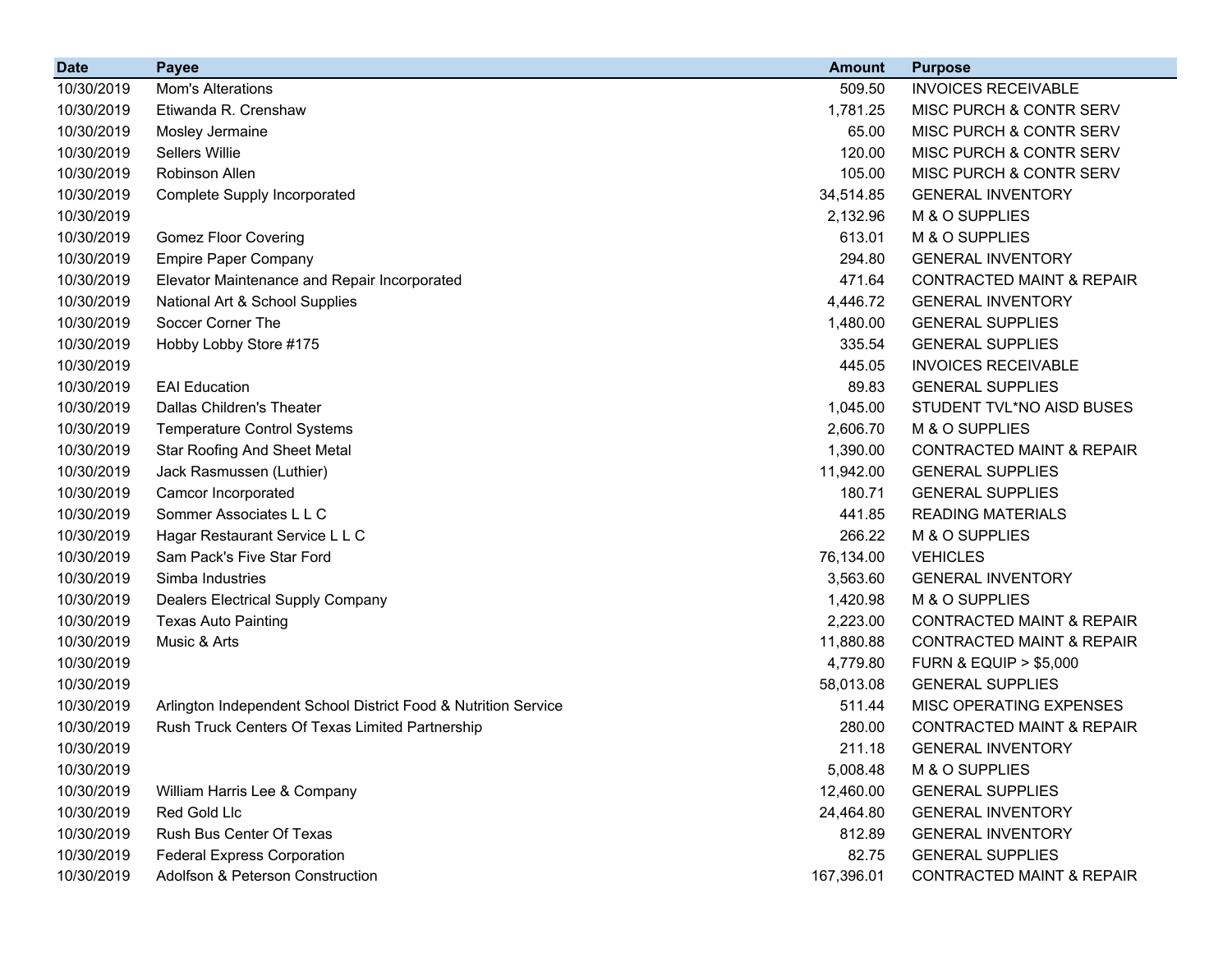| Date | Payee | Amount | Purpose |
|---|---|---|---|
| 10/30/2019 | Mom's Alterations | 509.50 | INVOICES RECEIVABLE |
| 10/30/2019 | Etiwanda R. Crenshaw | 1,781.25 | MISC PURCH & CONTR SERV |
| 10/30/2019 | Mosley Jermaine | 65.00 | MISC PURCH & CONTR SERV |
| 10/30/2019 | Sellers Willie | 120.00 | MISC PURCH & CONTR SERV |
| 10/30/2019 | Robinson Allen | 105.00 | MISC PURCH & CONTR SERV |
| 10/30/2019 | Complete Supply Incorporated | 34,514.85 | GENERAL INVENTORY |
| 10/30/2019 | | 2,132.96 | M & O SUPPLIES |
| 10/30/2019 | Gomez Floor Covering | 613.01 | M & O SUPPLIES |
| 10/30/2019 | Empire Paper Company | 294.80 | GENERAL INVENTORY |
| 10/30/2019 | Elevator Maintenance and Repair Incorporated | 471.64 | CONTRACTED MAINT & REPAIR |
| 10/30/2019 | National Art & School Supplies | 4,446.72 | GENERAL INVENTORY |
| 10/30/2019 | Soccer Corner The | 1,480.00 | GENERAL SUPPLIES |
| 10/30/2019 | Hobby Lobby Store #175 | 335.54 | GENERAL SUPPLIES |
| 10/30/2019 | | 445.05 | INVOICES RECEIVABLE |
| 10/30/2019 | EAI Education | 89.83 | GENERAL SUPPLIES |
| 10/30/2019 | Dallas Children's Theater | 1,045.00 | STUDENT TVL*NO AISD BUSES |
| 10/30/2019 | Temperature Control Systems | 2,606.70 | M & O SUPPLIES |
| 10/30/2019 | Star Roofing And Sheet Metal | 1,390.00 | CONTRACTED MAINT & REPAIR |
| 10/30/2019 | Jack Rasmussen (Luthier) | 11,942.00 | GENERAL SUPPLIES |
| 10/30/2019 | Camcor Incorporated | 180.71 | GENERAL SUPPLIES |
| 10/30/2019 | Sommer Associates L L C | 441.85 | READING MATERIALS |
| 10/30/2019 | Hagar Restaurant Service L L C | 266.22 | M & O SUPPLIES |
| 10/30/2019 | Sam Pack's Five Star Ford | 76,134.00 | VEHICLES |
| 10/30/2019 | Simba Industries | 3,563.60 | GENERAL INVENTORY |
| 10/30/2019 | Dealers Electrical Supply Company | 1,420.98 | M & O SUPPLIES |
| 10/30/2019 | Texas Auto Painting | 2,223.00 | CONTRACTED MAINT & REPAIR |
| 10/30/2019 | Music & Arts | 11,880.88 | CONTRACTED MAINT & REPAIR |
| 10/30/2019 | | 4,779.80 | FURN & EQUIP > $5,000 |
| 10/30/2019 | | 58,013.08 | GENERAL SUPPLIES |
| 10/30/2019 | Arlington Independent School District Food & Nutrition Service | 511.44 | MISC OPERATING EXPENSES |
| 10/30/2019 | Rush Truck Centers Of Texas Limited Partnership | 280.00 | CONTRACTED MAINT & REPAIR |
| 10/30/2019 | | 211.18 | GENERAL INVENTORY |
| 10/30/2019 | | 5,008.48 | M & O SUPPLIES |
| 10/30/2019 | William Harris Lee & Company | 12,460.00 | GENERAL SUPPLIES |
| 10/30/2019 | Red Gold Llc | 24,464.80 | GENERAL INVENTORY |
| 10/30/2019 | Rush Bus Center Of Texas | 812.89 | GENERAL INVENTORY |
| 10/30/2019 | Federal Express Corporation | 82.75 | GENERAL SUPPLIES |
| 10/30/2019 | Adolfson & Peterson Construction | 167,396.01 | CONTRACTED MAINT & REPAIR |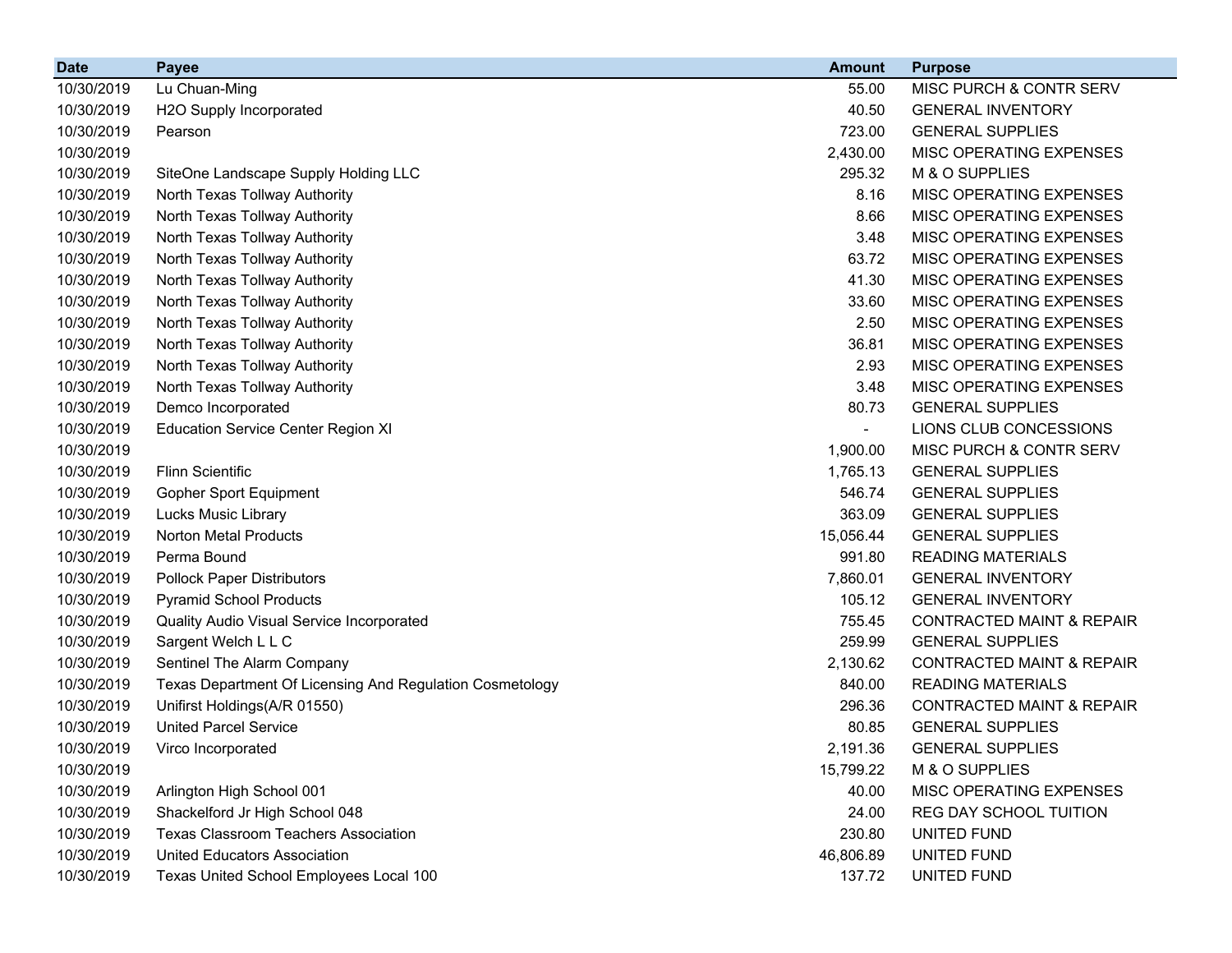| Date | Payee | Amount | Purpose |
| --- | --- | --- | --- |
| 10/30/2019 | Lu Chuan-Ming | 55.00 | MISC PURCH & CONTR SERV |
| 10/30/2019 | H2O Supply Incorporated | 40.50 | GENERAL INVENTORY |
| 10/30/2019 | Pearson | 723.00 | GENERAL SUPPLIES |
| 10/30/2019 | | 2,430.00 | MISC OPERATING EXPENSES |
| 10/30/2019 | SiteOne Landscape Supply Holding LLC | 295.32 | M & O SUPPLIES |
| 10/30/2019 | North Texas Tollway Authority | 8.16 | MISC OPERATING EXPENSES |
| 10/30/2019 | North Texas Tollway Authority | 8.66 | MISC OPERATING EXPENSES |
| 10/30/2019 | North Texas Tollway Authority | 3.48 | MISC OPERATING EXPENSES |
| 10/30/2019 | North Texas Tollway Authority | 63.72 | MISC OPERATING EXPENSES |
| 10/30/2019 | North Texas Tollway Authority | 41.30 | MISC OPERATING EXPENSES |
| 10/30/2019 | North Texas Tollway Authority | 33.60 | MISC OPERATING EXPENSES |
| 10/30/2019 | North Texas Tollway Authority | 2.50 | MISC OPERATING EXPENSES |
| 10/30/2019 | North Texas Tollway Authority | 36.81 | MISC OPERATING EXPENSES |
| 10/30/2019 | North Texas Tollway Authority | 2.93 | MISC OPERATING EXPENSES |
| 10/30/2019 | North Texas Tollway Authority | 3.48 | MISC OPERATING EXPENSES |
| 10/30/2019 | Demco Incorporated | 80.73 | GENERAL SUPPLIES |
| 10/30/2019 | Education Service Center Region XI | - | LIONS CLUB CONCESSIONS |
| 10/30/2019 | | 1,900.00 | MISC PURCH & CONTR SERV |
| 10/30/2019 | Flinn Scientific | 1,765.13 | GENERAL SUPPLIES |
| 10/30/2019 | Gopher Sport Equipment | 546.74 | GENERAL SUPPLIES |
| 10/30/2019 | Lucks Music Library | 363.09 | GENERAL SUPPLIES |
| 10/30/2019 | Norton Metal Products | 15,056.44 | GENERAL SUPPLIES |
| 10/30/2019 | Perma Bound | 991.80 | READING MATERIALS |
| 10/30/2019 | Pollock Paper Distributors | 7,860.01 | GENERAL INVENTORY |
| 10/30/2019 | Pyramid School Products | 105.12 | GENERAL INVENTORY |
| 10/30/2019 | Quality Audio Visual Service Incorporated | 755.45 | CONTRACTED MAINT & REPAIR |
| 10/30/2019 | Sargent Welch L L C | 259.99 | GENERAL SUPPLIES |
| 10/30/2019 | Sentinel The Alarm Company | 2,130.62 | CONTRACTED MAINT & REPAIR |
| 10/30/2019 | Texas Department Of Licensing And Regulation Cosmetology | 840.00 | READING MATERIALS |
| 10/30/2019 | Unifirst Holdings(A/R 01550) | 296.36 | CONTRACTED MAINT & REPAIR |
| 10/30/2019 | United Parcel Service | 80.85 | GENERAL SUPPLIES |
| 10/30/2019 | Virco Incorporated | 2,191.36 | GENERAL SUPPLIES |
| 10/30/2019 | | 15,799.22 | M & O SUPPLIES |
| 10/30/2019 | Arlington High School 001 | 40.00 | MISC OPERATING EXPENSES |
| 10/30/2019 | Shackelford Jr High School 048 | 24.00 | REG DAY SCHOOL TUITION |
| 10/30/2019 | Texas Classroom Teachers Association | 230.80 | UNITED FUND |
| 10/30/2019 | United Educators Association | 46,806.89 | UNITED FUND |
| 10/30/2019 | Texas United School Employees Local 100 | 137.72 | UNITED FUND |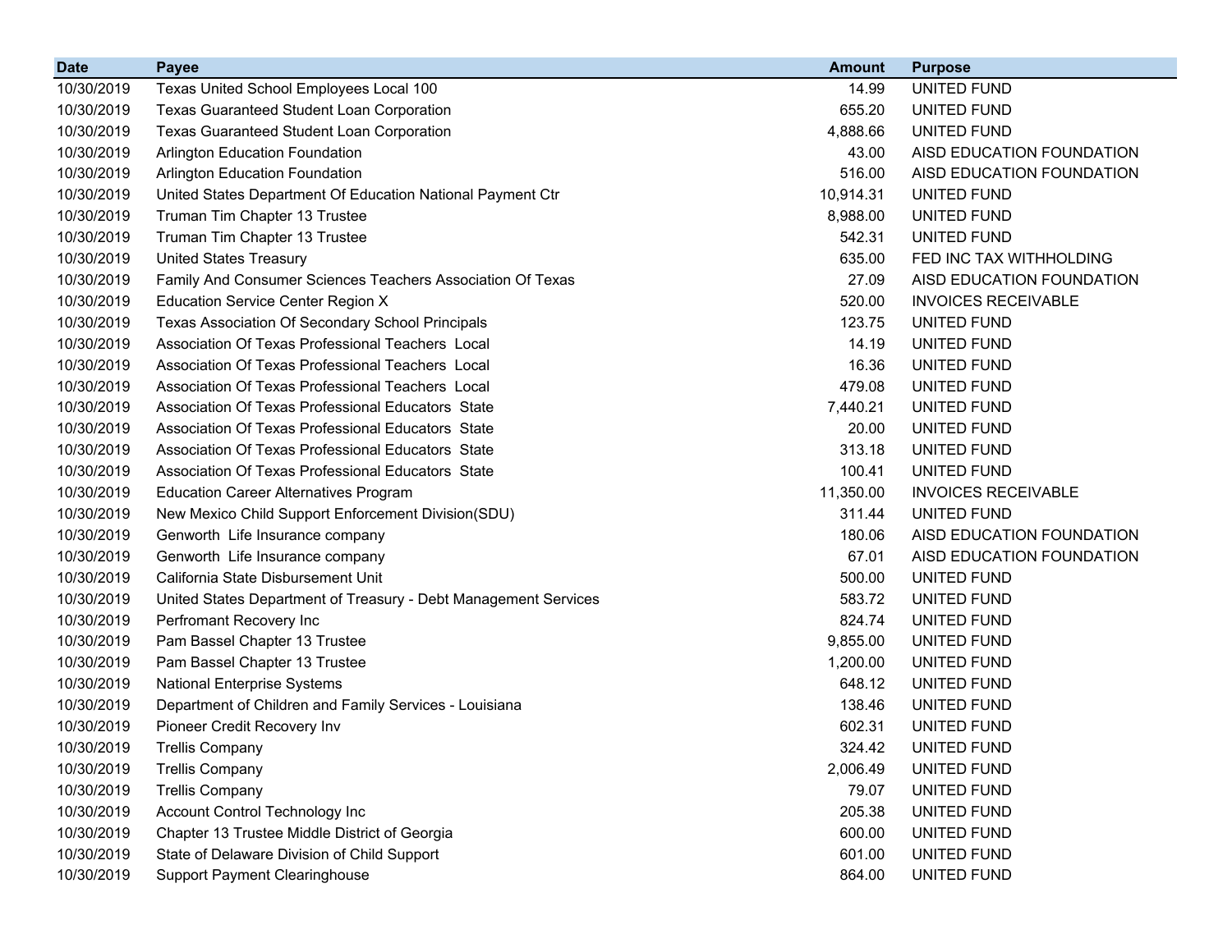| Date | Payee | Amount | Purpose |
|---|---|---|---|
| 10/30/2019 | Texas United School Employees Local 100 | 14.99 | UNITED FUND |
| 10/30/2019 | Texas Guaranteed Student Loan Corporation | 655.20 | UNITED FUND |
| 10/30/2019 | Texas Guaranteed Student Loan Corporation | 4,888.66 | UNITED FUND |
| 10/30/2019 | Arlington Education Foundation | 43.00 | AISD EDUCATION FOUNDATION |
| 10/30/2019 | Arlington Education Foundation | 516.00 | AISD EDUCATION FOUNDATION |
| 10/30/2019 | United States Department Of Education National Payment Ctr | 10,914.31 | UNITED FUND |
| 10/30/2019 | Truman Tim Chapter 13 Trustee | 8,988.00 | UNITED FUND |
| 10/30/2019 | Truman Tim Chapter 13 Trustee | 542.31 | UNITED FUND |
| 10/30/2019 | United States Treasury | 635.00 | FED INC TAX WITHHOLDING |
| 10/30/2019 | Family And Consumer Sciences Teachers Association Of Texas | 27.09 | AISD EDUCATION FOUNDATION |
| 10/30/2019 | Education Service Center Region X | 520.00 | INVOICES RECEIVABLE |
| 10/30/2019 | Texas Association Of Secondary School Principals | 123.75 | UNITED FUND |
| 10/30/2019 | Association Of Texas Professional Teachers Local | 14.19 | UNITED FUND |
| 10/30/2019 | Association Of Texas Professional Teachers Local | 16.36 | UNITED FUND |
| 10/30/2019 | Association Of Texas Professional Teachers Local | 479.08 | UNITED FUND |
| 10/30/2019 | Association Of Texas Professional Educators State | 7,440.21 | UNITED FUND |
| 10/30/2019 | Association Of Texas Professional Educators State | 20.00 | UNITED FUND |
| 10/30/2019 | Association Of Texas Professional Educators State | 313.18 | UNITED FUND |
| 10/30/2019 | Association Of Texas Professional Educators State | 100.41 | UNITED FUND |
| 10/30/2019 | Education Career Alternatives Program | 11,350.00 | INVOICES RECEIVABLE |
| 10/30/2019 | New Mexico Child Support Enforcement Division(SDU) | 311.44 | UNITED FUND |
| 10/30/2019 | Genworth Life Insurance company | 180.06 | AISD EDUCATION FOUNDATION |
| 10/30/2019 | Genworth Life Insurance company | 67.01 | AISD EDUCATION FOUNDATION |
| 10/30/2019 | California State Disbursement Unit | 500.00 | UNITED FUND |
| 10/30/2019 | United States Department of Treasury - Debt Management Services | 583.72 | UNITED FUND |
| 10/30/2019 | Perfromant Recovery Inc | 824.74 | UNITED FUND |
| 10/30/2019 | Pam Bassel Chapter 13 Trustee | 9,855.00 | UNITED FUND |
| 10/30/2019 | Pam Bassel Chapter 13 Trustee | 1,200.00 | UNITED FUND |
| 10/30/2019 | National Enterprise Systems | 648.12 | UNITED FUND |
| 10/30/2019 | Department of Children and Family Services - Louisiana | 138.46 | UNITED FUND |
| 10/30/2019 | Pioneer Credit Recovery Inv | 602.31 | UNITED FUND |
| 10/30/2019 | Trellis Company | 324.42 | UNITED FUND |
| 10/30/2019 | Trellis Company | 2,006.49 | UNITED FUND |
| 10/30/2019 | Trellis Company | 79.07 | UNITED FUND |
| 10/30/2019 | Account Control Technology Inc | 205.38 | UNITED FUND |
| 10/30/2019 | Chapter 13 Trustee Middle District of Georgia | 600.00 | UNITED FUND |
| 10/30/2019 | State of Delaware Division of Child Support | 601.00 | UNITED FUND |
| 10/30/2019 | Support Payment Clearinghouse | 864.00 | UNITED FUND |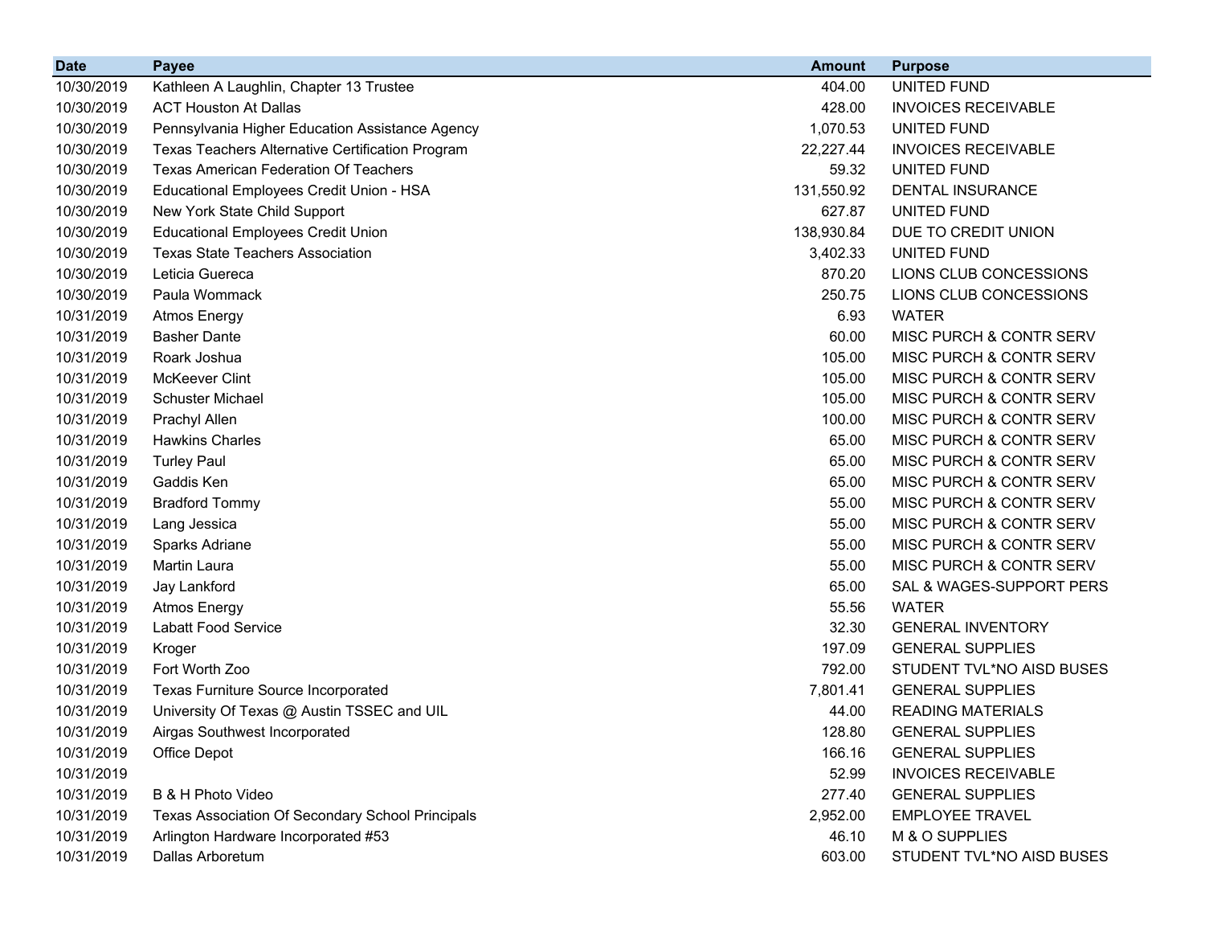| Date | Payee | Amount | Purpose |
|---|---|---|---|
| 10/30/2019 | Kathleen A Laughlin, Chapter 13 Trustee | 404.00 | UNITED FUND |
| 10/30/2019 | ACT Houston At Dallas | 428.00 | INVOICES RECEIVABLE |
| 10/30/2019 | Pennsylvania Higher Education Assistance Agency | 1,070.53 | UNITED FUND |
| 10/30/2019 | Texas Teachers Alternative Certification Program | 22,227.44 | INVOICES RECEIVABLE |
| 10/30/2019 | Texas American Federation Of Teachers | 59.32 | UNITED FUND |
| 10/30/2019 | Educational Employees Credit Union - HSA | 131,550.92 | DENTAL INSURANCE |
| 10/30/2019 | New York State Child Support | 627.87 | UNITED FUND |
| 10/30/2019 | Educational Employees Credit Union | 138,930.84 | DUE TO CREDIT UNION |
| 10/30/2019 | Texas State Teachers Association | 3,402.33 | UNITED FUND |
| 10/30/2019 | Leticia Guereca | 870.20 | LIONS CLUB CONCESSIONS |
| 10/30/2019 | Paula Wommack | 250.75 | LIONS CLUB CONCESSIONS |
| 10/31/2019 | Atmos Energy | 6.93 | WATER |
| 10/31/2019 | Basher Dante | 60.00 | MISC PURCH & CONTR SERV |
| 10/31/2019 | Roark Joshua | 105.00 | MISC PURCH & CONTR SERV |
| 10/31/2019 | McKeever Clint | 105.00 | MISC PURCH & CONTR SERV |
| 10/31/2019 | Schuster Michael | 105.00 | MISC PURCH & CONTR SERV |
| 10/31/2019 | Prachyl Allen | 100.00 | MISC PURCH & CONTR SERV |
| 10/31/2019 | Hawkins Charles | 65.00 | MISC PURCH & CONTR SERV |
| 10/31/2019 | Turley Paul | 65.00 | MISC PURCH & CONTR SERV |
| 10/31/2019 | Gaddis Ken | 65.00 | MISC PURCH & CONTR SERV |
| 10/31/2019 | Bradford Tommy | 55.00 | MISC PURCH & CONTR SERV |
| 10/31/2019 | Lang Jessica | 55.00 | MISC PURCH & CONTR SERV |
| 10/31/2019 | Sparks Adriane | 55.00 | MISC PURCH & CONTR SERV |
| 10/31/2019 | Martin Laura | 55.00 | MISC PURCH & CONTR SERV |
| 10/31/2019 | Jay Lankford | 65.00 | SAL & WAGES-SUPPORT PERS |
| 10/31/2019 | Atmos Energy | 55.56 | WATER |
| 10/31/2019 | Labatt Food Service | 32.30 | GENERAL INVENTORY |
| 10/31/2019 | Kroger | 197.09 | GENERAL SUPPLIES |
| 10/31/2019 | Fort Worth Zoo | 792.00 | STUDENT TVL*NO AISD BUSES |
| 10/31/2019 | Texas Furniture Source Incorporated | 7,801.41 | GENERAL SUPPLIES |
| 10/31/2019 | University Of Texas @ Austin TSSEC and UIL | 44.00 | READING MATERIALS |
| 10/31/2019 | Airgas Southwest Incorporated | 128.80 | GENERAL SUPPLIES |
| 10/31/2019 | Office Depot | 166.16 | GENERAL SUPPLIES |
| 10/31/2019 | | 52.99 | INVOICES RECEIVABLE |
| 10/31/2019 | B & H Photo Video | 277.40 | GENERAL SUPPLIES |
| 10/31/2019 | Texas Association Of Secondary School Principals | 2,952.00 | EMPLOYEE TRAVEL |
| 10/31/2019 | Arlington Hardware Incorporated #53 | 46.10 | M & O SUPPLIES |
| 10/31/2019 | Dallas Arboretum | 603.00 | STUDENT TVL*NO AISD BUSES |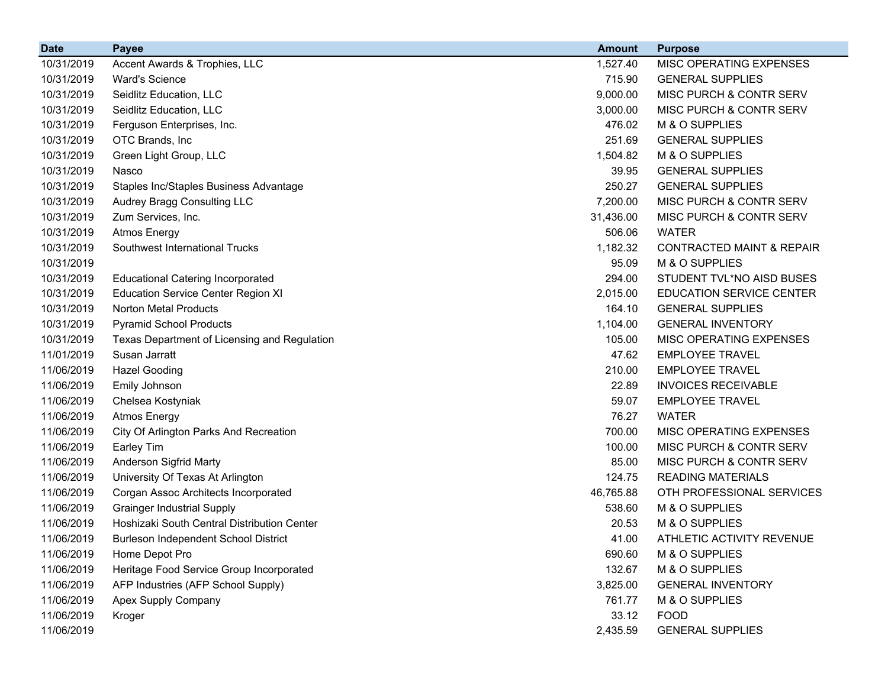| Date | Payee | Amount | Purpose |
|---|---|---|---|
| 10/31/2019 | Accent Awards & Trophies, LLC | 1,527.40 | MISC OPERATING EXPENSES |
| 10/31/2019 | Ward's Science | 715.90 | GENERAL SUPPLIES |
| 10/31/2019 | Seidlitz Education, LLC | 9,000.00 | MISC PURCH & CONTR SERV |
| 10/31/2019 | Seidlitz Education, LLC | 3,000.00 | MISC PURCH & CONTR SERV |
| 10/31/2019 | Ferguson Enterprises, Inc. | 476.02 | M & O SUPPLIES |
| 10/31/2019 | OTC Brands, Inc | 251.69 | GENERAL SUPPLIES |
| 10/31/2019 | Green Light Group, LLC | 1,504.82 | M & O SUPPLIES |
| 10/31/2019 | Nasco | 39.95 | GENERAL SUPPLIES |
| 10/31/2019 | Staples Inc/Staples Business Advantage | 250.27 | GENERAL SUPPLIES |
| 10/31/2019 | Audrey Bragg Consulting LLC | 7,200.00 | MISC PURCH & CONTR SERV |
| 10/31/2019 | Zum Services, Inc. | 31,436.00 | MISC PURCH & CONTR SERV |
| 10/31/2019 | Atmos Energy | 506.06 | WATER |
| 10/31/2019 | Southwest International Trucks | 1,182.32 | CONTRACTED MAINT & REPAIR |
| 10/31/2019 | | 95.09 | M & O SUPPLIES |
| 10/31/2019 | Educational Catering Incorporated | 294.00 | STUDENT TVL*NO AISD BUSES |
| 10/31/2019 | Education Service Center Region XI | 2,015.00 | EDUCATION SERVICE CENTER |
| 10/31/2019 | Norton Metal Products | 164.10 | GENERAL SUPPLIES |
| 10/31/2019 | Pyramid School Products | 1,104.00 | GENERAL INVENTORY |
| 10/31/2019 | Texas Department of Licensing and Regulation | 105.00 | MISC OPERATING EXPENSES |
| 11/01/2019 | Susan Jarratt | 47.62 | EMPLOYEE TRAVEL |
| 11/06/2019 | Hazel Gooding | 210.00 | EMPLOYEE TRAVEL |
| 11/06/2019 | Emily Johnson | 22.89 | INVOICES RECEIVABLE |
| 11/06/2019 | Chelsea Kostyniak | 59.07 | EMPLOYEE TRAVEL |
| 11/06/2019 | Atmos Energy | 76.27 | WATER |
| 11/06/2019 | City Of Arlington Parks And Recreation | 700.00 | MISC OPERATING EXPENSES |
| 11/06/2019 | Earley Tim | 100.00 | MISC PURCH & CONTR SERV |
| 11/06/2019 | Anderson Sigfrid Marty | 85.00 | MISC PURCH & CONTR SERV |
| 11/06/2019 | University Of Texas At Arlington | 124.75 | READING MATERIALS |
| 11/06/2019 | Corgan Assoc Architects Incorporated | 46,765.88 | OTH PROFESSIONAL SERVICES |
| 11/06/2019 | Grainger Industrial Supply | 538.60 | M & O SUPPLIES |
| 11/06/2019 | Hoshizaki South Central Distribution Center | 20.53 | M & O SUPPLIES |
| 11/06/2019 | Burleson Independent School District | 41.00 | ATHLETIC ACTIVITY REVENUE |
| 11/06/2019 | Home Depot Pro | 690.60 | M & O SUPPLIES |
| 11/06/2019 | Heritage Food Service Group Incorporated | 132.67 | M & O SUPPLIES |
| 11/06/2019 | AFP Industries (AFP School Supply) | 3,825.00 | GENERAL INVENTORY |
| 11/06/2019 | Apex Supply Company | 761.77 | M & O SUPPLIES |
| 11/06/2019 | Kroger | 33.12 | FOOD |
| 11/06/2019 | | 2,435.59 | GENERAL SUPPLIES |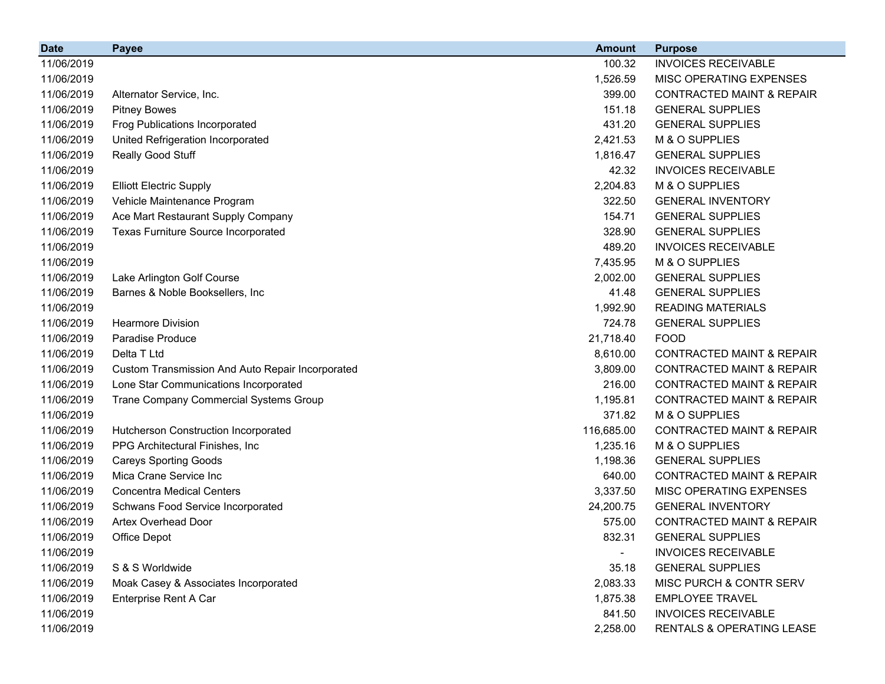| Date | Payee | Amount | Purpose |
|---|---|---|---|
| 11/06/2019 | | 100.32 | INVOICES RECEIVABLE |
| 11/06/2019 | | 1,526.59 | MISC OPERATING EXPENSES |
| 11/06/2019 | Alternator Service, Inc. | 399.00 | CONTRACTED MAINT & REPAIR |
| 11/06/2019 | Pitney Bowes | 151.18 | GENERAL SUPPLIES |
| 11/06/2019 | Frog Publications Incorporated | 431.20 | GENERAL SUPPLIES |
| 11/06/2019 | United Refrigeration Incorporated | 2,421.53 | M & O SUPPLIES |
| 11/06/2019 | Really Good Stuff | 1,816.47 | GENERAL SUPPLIES |
| 11/06/2019 | | 42.32 | INVOICES RECEIVABLE |
| 11/06/2019 | Elliott Electric Supply | 2,204.83 | M & O SUPPLIES |
| 11/06/2019 | Vehicle Maintenance Program | 322.50 | GENERAL INVENTORY |
| 11/06/2019 | Ace Mart Restaurant Supply Company | 154.71 | GENERAL SUPPLIES |
| 11/06/2019 | Texas Furniture Source Incorporated | 328.90 | GENERAL SUPPLIES |
| 11/06/2019 | | 489.20 | INVOICES RECEIVABLE |
| 11/06/2019 | | 7,435.95 | M & O SUPPLIES |
| 11/06/2019 | Lake Arlington Golf Course | 2,002.00 | GENERAL SUPPLIES |
| 11/06/2019 | Barnes & Noble Booksellers, Inc | 41.48 | GENERAL SUPPLIES |
| 11/06/2019 | | 1,992.90 | READING MATERIALS |
| 11/06/2019 | Hearmore Division | 724.78 | GENERAL SUPPLIES |
| 11/06/2019 | Paradise Produce | 21,718.40 | FOOD |
| 11/06/2019 | Delta T Ltd | 8,610.00 | CONTRACTED MAINT & REPAIR |
| 11/06/2019 | Custom Transmission And Auto Repair Incorporated | 3,809.00 | CONTRACTED MAINT & REPAIR |
| 11/06/2019 | Lone Star Communications Incorporated | 216.00 | CONTRACTED MAINT & REPAIR |
| 11/06/2019 | Trane Company Commercial Systems Group | 1,195.81 | CONTRACTED MAINT & REPAIR |
| 11/06/2019 | | 371.82 | M & O SUPPLIES |
| 11/06/2019 | Hutcherson Construction Incorporated | 116,685.00 | CONTRACTED MAINT & REPAIR |
| 11/06/2019 | PPG Architectural Finishes, Inc | 1,235.16 | M & O SUPPLIES |
| 11/06/2019 | Careys Sporting Goods | 1,198.36 | GENERAL SUPPLIES |
| 11/06/2019 | Mica Crane Service Inc | 640.00 | CONTRACTED MAINT & REPAIR |
| 11/06/2019 | Concentra Medical Centers | 3,337.50 | MISC OPERATING EXPENSES |
| 11/06/2019 | Schwans Food Service Incorporated | 24,200.75 | GENERAL INVENTORY |
| 11/06/2019 | Artex Overhead Door | 575.00 | CONTRACTED MAINT & REPAIR |
| 11/06/2019 | Office Depot | 832.31 | GENERAL SUPPLIES |
| 11/06/2019 | | - | INVOICES RECEIVABLE |
| 11/06/2019 | S & S Worldwide | 35.18 | GENERAL SUPPLIES |
| 11/06/2019 | Moak Casey & Associates Incorporated | 2,083.33 | MISC PURCH & CONTR SERV |
| 11/06/2019 | Enterprise Rent A Car | 1,875.38 | EMPLOYEE TRAVEL |
| 11/06/2019 | | 841.50 | INVOICES RECEIVABLE |
| 11/06/2019 | | 2,258.00 | RENTALS & OPERATING LEASE |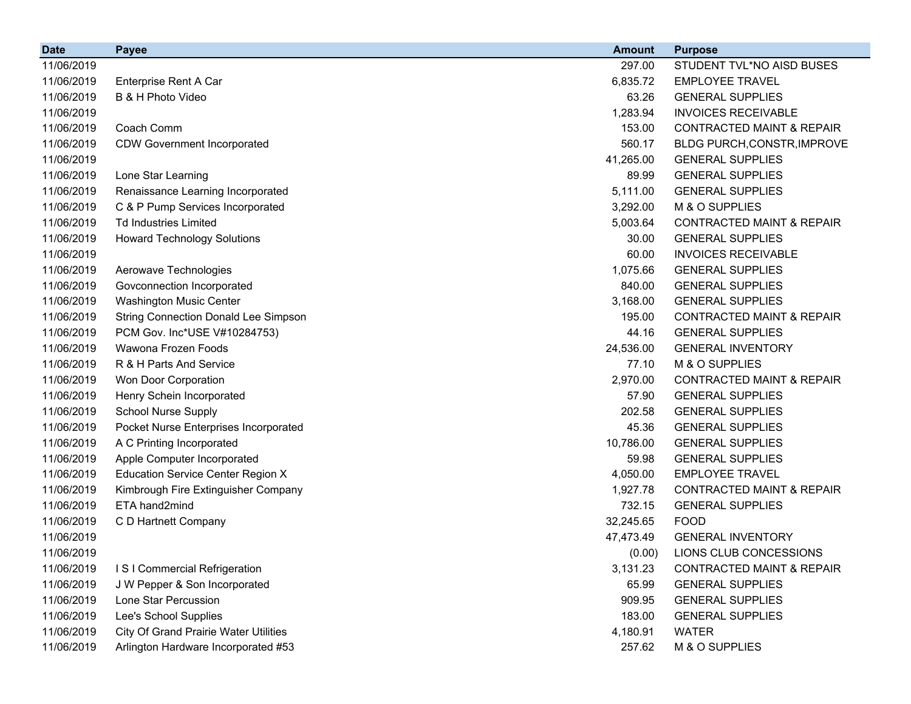| Date | Payee | Amount | Purpose |
|---|---|---|---|
| 11/06/2019 | | 297.00 | STUDENT TVL*NO AISD BUSES |
| 11/06/2019 | Enterprise Rent A Car | 6,835.72 | EMPLOYEE TRAVEL |
| 11/06/2019 | B & H Photo Video | 63.26 | GENERAL SUPPLIES |
| 11/06/2019 | | 1,283.94 | INVOICES RECEIVABLE |
| 11/06/2019 | Coach Comm | 153.00 | CONTRACTED MAINT & REPAIR |
| 11/06/2019 | CDW Government Incorporated | 560.17 | BLDG PURCH,CONSTR,IMPROVE |
| 11/06/2019 | | 41,265.00 | GENERAL SUPPLIES |
| 11/06/2019 | Lone Star Learning | 89.99 | GENERAL SUPPLIES |
| 11/06/2019 | Renaissance Learning Incorporated | 5,111.00 | GENERAL SUPPLIES |
| 11/06/2019 | C & P Pump Services Incorporated | 3,292.00 | M & O SUPPLIES |
| 11/06/2019 | Td Industries Limited | 5,003.64 | CONTRACTED MAINT & REPAIR |
| 11/06/2019 | Howard Technology Solutions | 30.00 | GENERAL SUPPLIES |
| 11/06/2019 | | 60.00 | INVOICES RECEIVABLE |
| 11/06/2019 | Aerowave Technologies | 1,075.66 | GENERAL SUPPLIES |
| 11/06/2019 | Govconnection Incorporated | 840.00 | GENERAL SUPPLIES |
| 11/06/2019 | Washington Music Center | 3,168.00 | GENERAL SUPPLIES |
| 11/06/2019 | String Connection Donald Lee Simpson | 195.00 | CONTRACTED MAINT & REPAIR |
| 11/06/2019 | PCM Gov. Inc*USE V#10284753) | 44.16 | GENERAL SUPPLIES |
| 11/06/2019 | Wawona Frozen Foods | 24,536.00 | GENERAL INVENTORY |
| 11/06/2019 | R & H Parts And Service | 77.10 | M & O SUPPLIES |
| 11/06/2019 | Won Door Corporation | 2,970.00 | CONTRACTED MAINT & REPAIR |
| 11/06/2019 | Henry Schein Incorporated | 57.90 | GENERAL SUPPLIES |
| 11/06/2019 | School Nurse Supply | 202.58 | GENERAL SUPPLIES |
| 11/06/2019 | Pocket Nurse Enterprises Incorporated | 45.36 | GENERAL SUPPLIES |
| 11/06/2019 | A C Printing Incorporated | 10,786.00 | GENERAL SUPPLIES |
| 11/06/2019 | Apple Computer Incorporated | 59.98 | GENERAL SUPPLIES |
| 11/06/2019 | Education Service Center Region X | 4,050.00 | EMPLOYEE TRAVEL |
| 11/06/2019 | Kimbrough Fire Extinguisher Company | 1,927.78 | CONTRACTED MAINT & REPAIR |
| 11/06/2019 | ETA hand2mind | 732.15 | GENERAL SUPPLIES |
| 11/06/2019 | C D Hartnett Company | 32,245.65 | FOOD |
| 11/06/2019 | | 47,473.49 | GENERAL INVENTORY |
| 11/06/2019 | | (0.00) | LIONS CLUB CONCESSIONS |
| 11/06/2019 | I S I Commercial Refrigeration | 3,131.23 | CONTRACTED MAINT & REPAIR |
| 11/06/2019 | J W Pepper & Son Incorporated | 65.99 | GENERAL SUPPLIES |
| 11/06/2019 | Lone Star Percussion | 909.95 | GENERAL SUPPLIES |
| 11/06/2019 | Lee's School Supplies | 183.00 | GENERAL SUPPLIES |
| 11/06/2019 | City Of Grand Prairie Water Utilities | 4,180.91 | WATER |
| 11/06/2019 | Arlington Hardware Incorporated #53 | 257.62 | M & O SUPPLIES |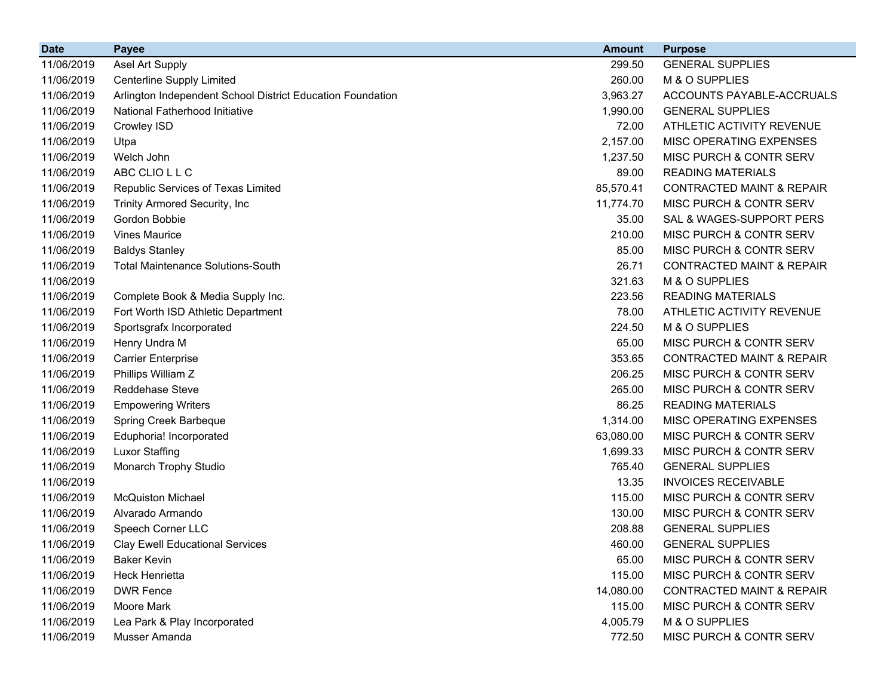| Date | Payee | Amount | Purpose |
| --- | --- | --- | --- |
| 11/06/2019 | Asel Art Supply | 299.50 | GENERAL SUPPLIES |
| 11/06/2019 | Centerline Supply Limited | 260.00 | M & O SUPPLIES |
| 11/06/2019 | Arlington Independent School District Education Foundation | 3,963.27 | ACCOUNTS PAYABLE-ACCRUALS |
| 11/06/2019 | National Fatherhood Initiative | 1,990.00 | GENERAL SUPPLIES |
| 11/06/2019 | Crowley ISD | 72.00 | ATHLETIC ACTIVITY REVENUE |
| 11/06/2019 | Utpa | 2,157.00 | MISC OPERATING EXPENSES |
| 11/06/2019 | Welch John | 1,237.50 | MISC PURCH & CONTR SERV |
| 11/06/2019 | ABC CLIO L L C | 89.00 | READING MATERIALS |
| 11/06/2019 | Republic Services of Texas Limited | 85,570.41 | CONTRACTED MAINT & REPAIR |
| 11/06/2019 | Trinity Armored Security, Inc | 11,774.70 | MISC PURCH & CONTR SERV |
| 11/06/2019 | Gordon Bobbie | 35.00 | SAL & WAGES-SUPPORT PERS |
| 11/06/2019 | Vines Maurice | 210.00 | MISC PURCH & CONTR SERV |
| 11/06/2019 | Baldys Stanley | 85.00 | MISC PURCH & CONTR SERV |
| 11/06/2019 | Total Maintenance Solutions-South | 26.71 | CONTRACTED MAINT & REPAIR |
| 11/06/2019 | | 321.63 | M & O SUPPLIES |
| 11/06/2019 | Complete Book & Media Supply Inc. | 223.56 | READING MATERIALS |
| 11/06/2019 | Fort Worth ISD Athletic Department | 78.00 | ATHLETIC ACTIVITY REVENUE |
| 11/06/2019 | Sportsgrafx Incorporated | 224.50 | M & O SUPPLIES |
| 11/06/2019 | Henry Undra M | 65.00 | MISC PURCH & CONTR SERV |
| 11/06/2019 | Carrier Enterprise | 353.65 | CONTRACTED MAINT & REPAIR |
| 11/06/2019 | Phillips William Z | 206.25 | MISC PURCH & CONTR SERV |
| 11/06/2019 | Reddehase Steve | 265.00 | MISC PURCH & CONTR SERV |
| 11/06/2019 | Empowering Writers | 86.25 | READING MATERIALS |
| 11/06/2019 | Spring Creek Barbeque | 1,314.00 | MISC OPERATING EXPENSES |
| 11/06/2019 | Eduphoria! Incorporated | 63,080.00 | MISC PURCH & CONTR SERV |
| 11/06/2019 | Luxor Staffing | 1,699.33 | MISC PURCH & CONTR SERV |
| 11/06/2019 | Monarch Trophy Studio | 765.40 | GENERAL SUPPLIES |
| 11/06/2019 | | 13.35 | INVOICES RECEIVABLE |
| 11/06/2019 | McQuiston Michael | 115.00 | MISC PURCH & CONTR SERV |
| 11/06/2019 | Alvarado Armando | 130.00 | MISC PURCH & CONTR SERV |
| 11/06/2019 | Speech Corner LLC | 208.88 | GENERAL SUPPLIES |
| 11/06/2019 | Clay Ewell Educational Services | 460.00 | GENERAL SUPPLIES |
| 11/06/2019 | Baker Kevin | 65.00 | MISC PURCH & CONTR SERV |
| 11/06/2019 | Heck Henrietta | 115.00 | MISC PURCH & CONTR SERV |
| 11/06/2019 | DWR Fence | 14,080.00 | CONTRACTED MAINT & REPAIR |
| 11/06/2019 | Moore Mark | 115.00 | MISC PURCH & CONTR SERV |
| 11/06/2019 | Lea Park & Play Incorporated | 4,005.79 | M & O SUPPLIES |
| 11/06/2019 | Musser Amanda | 772.50 | MISC PURCH & CONTR SERV |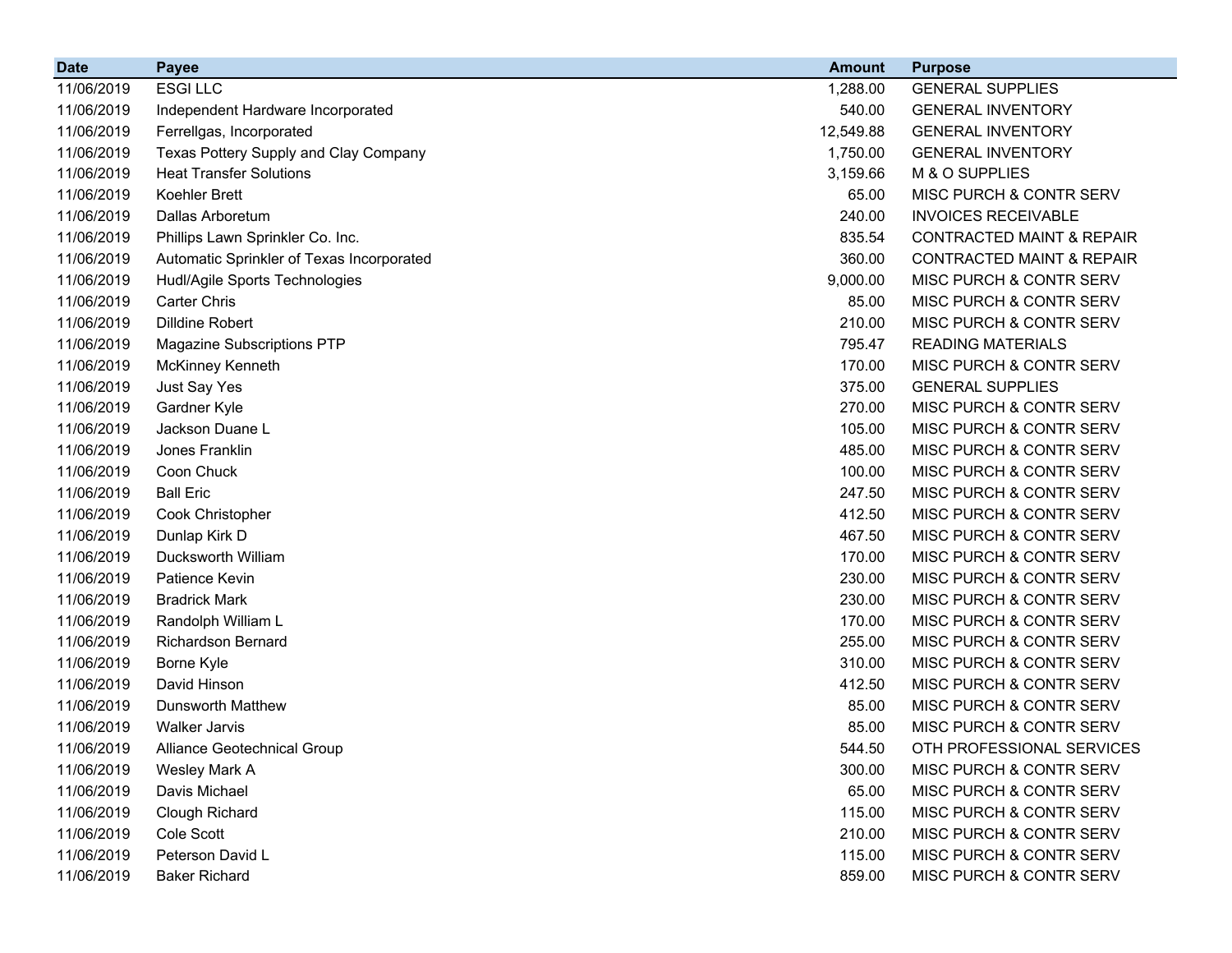| Date | Payee | Amount | Purpose |
|---|---|---|---|
| 11/06/2019 | ESGI LLC | 1,288.00 | GENERAL SUPPLIES |
| 11/06/2019 | Independent Hardware Incorporated | 540.00 | GENERAL INVENTORY |
| 11/06/2019 | Ferrellgas, Incorporated | 12,549.88 | GENERAL INVENTORY |
| 11/06/2019 | Texas Pottery Supply and Clay Company | 1,750.00 | GENERAL INVENTORY |
| 11/06/2019 | Heat Transfer Solutions | 3,159.66 | M & O SUPPLIES |
| 11/06/2019 | Koehler Brett | 65.00 | MISC PURCH & CONTR SERV |
| 11/06/2019 | Dallas Arboretum | 240.00 | INVOICES RECEIVABLE |
| 11/06/2019 | Phillips Lawn Sprinkler Co. Inc. | 835.54 | CONTRACTED MAINT & REPAIR |
| 11/06/2019 | Automatic Sprinkler of Texas Incorporated | 360.00 | CONTRACTED MAINT & REPAIR |
| 11/06/2019 | Hudl/Agile Sports Technologies | 9,000.00 | MISC PURCH & CONTR SERV |
| 11/06/2019 | Carter Chris | 85.00 | MISC PURCH & CONTR SERV |
| 11/06/2019 | Dilldine Robert | 210.00 | MISC PURCH & CONTR SERV |
| 11/06/2019 | Magazine Subscriptions PTP | 795.47 | READING MATERIALS |
| 11/06/2019 | McKinney Kenneth | 170.00 | MISC PURCH & CONTR SERV |
| 11/06/2019 | Just Say Yes | 375.00 | GENERAL SUPPLIES |
| 11/06/2019 | Gardner Kyle | 270.00 | MISC PURCH & CONTR SERV |
| 11/06/2019 | Jackson Duane L | 105.00 | MISC PURCH & CONTR SERV |
| 11/06/2019 | Jones Franklin | 485.00 | MISC PURCH & CONTR SERV |
| 11/06/2019 | Coon Chuck | 100.00 | MISC PURCH & CONTR SERV |
| 11/06/2019 | Ball Eric | 247.50 | MISC PURCH & CONTR SERV |
| 11/06/2019 | Cook Christopher | 412.50 | MISC PURCH & CONTR SERV |
| 11/06/2019 | Dunlap Kirk D | 467.50 | MISC PURCH & CONTR SERV |
| 11/06/2019 | Ducksworth William | 170.00 | MISC PURCH & CONTR SERV |
| 11/06/2019 | Patience Kevin | 230.00 | MISC PURCH & CONTR SERV |
| 11/06/2019 | Bradrick Mark | 230.00 | MISC PURCH & CONTR SERV |
| 11/06/2019 | Randolph William L | 170.00 | MISC PURCH & CONTR SERV |
| 11/06/2019 | Richardson Bernard | 255.00 | MISC PURCH & CONTR SERV |
| 11/06/2019 | Borne Kyle | 310.00 | MISC PURCH & CONTR SERV |
| 11/06/2019 | David Hinson | 412.50 | MISC PURCH & CONTR SERV |
| 11/06/2019 | Dunsworth Matthew | 85.00 | MISC PURCH & CONTR SERV |
| 11/06/2019 | Walker Jarvis | 85.00 | MISC PURCH & CONTR SERV |
| 11/06/2019 | Alliance Geotechnical Group | 544.50 | OTH PROFESSIONAL SERVICES |
| 11/06/2019 | Wesley Mark A | 300.00 | MISC PURCH & CONTR SERV |
| 11/06/2019 | Davis Michael | 65.00 | MISC PURCH & CONTR SERV |
| 11/06/2019 | Clough Richard | 115.00 | MISC PURCH & CONTR SERV |
| 11/06/2019 | Cole Scott | 210.00 | MISC PURCH & CONTR SERV |
| 11/06/2019 | Peterson David L | 115.00 | MISC PURCH & CONTR SERV |
| 11/06/2019 | Baker Richard | 859.00 | MISC PURCH & CONTR SERV |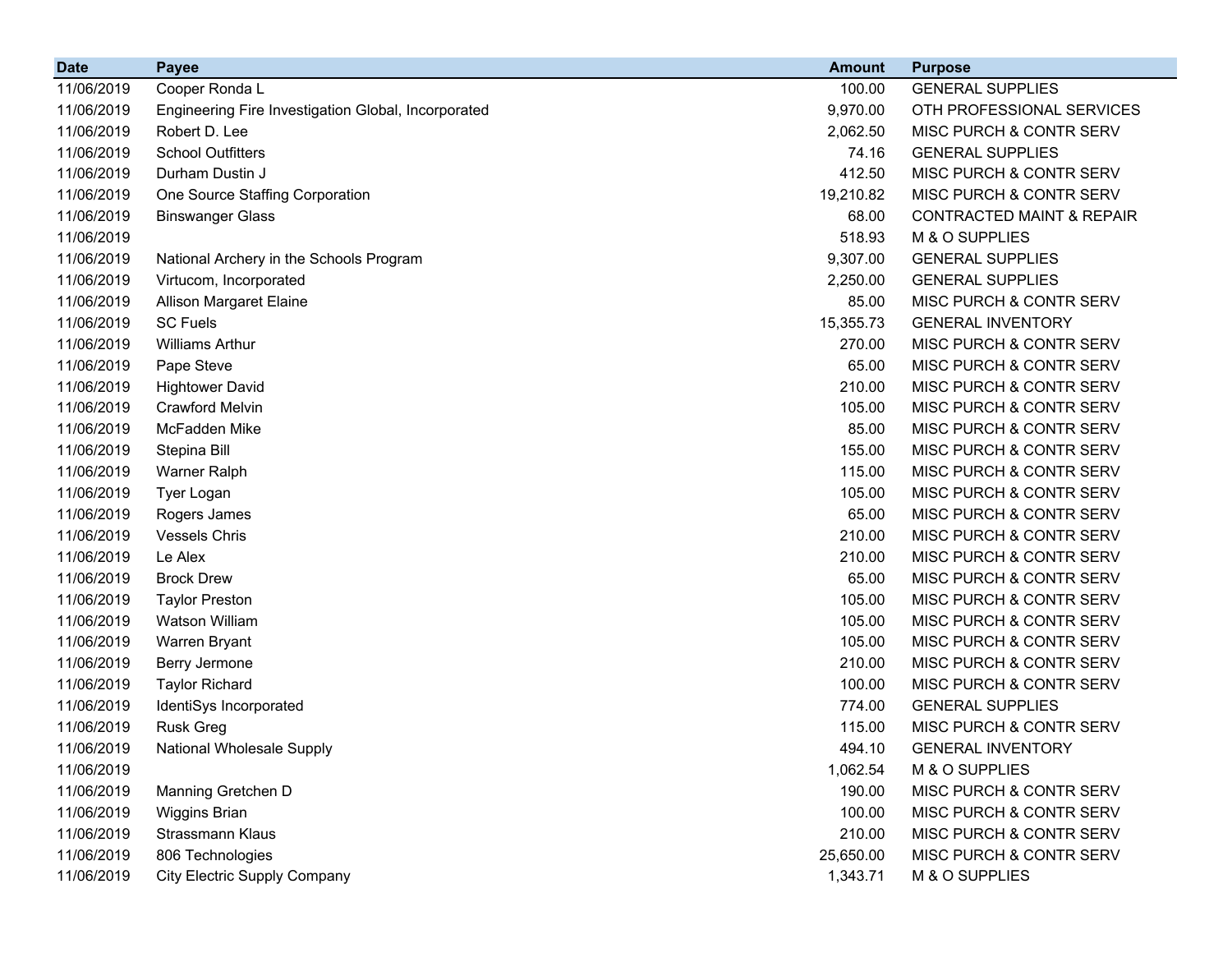| Date | Payee | Amount | Purpose |
|---|---|---|---|
| 11/06/2019 | Cooper Ronda L | 100.00 | GENERAL SUPPLIES |
| 11/06/2019 | Engineering Fire Investigation Global, Incorporated | 9,970.00 | OTH PROFESSIONAL SERVICES |
| 11/06/2019 | Robert D. Lee | 2,062.50 | MISC PURCH & CONTR SERV |
| 11/06/2019 | School Outfitters | 74.16 | GENERAL SUPPLIES |
| 11/06/2019 | Durham Dustin J | 412.50 | MISC PURCH & CONTR SERV |
| 11/06/2019 | One Source Staffing Corporation | 19,210.82 | MISC PURCH & CONTR SERV |
| 11/06/2019 | Binswanger Glass | 68.00 | CONTRACTED MAINT & REPAIR |
| 11/06/2019 | | 518.93 | M & O SUPPLIES |
| 11/06/2019 | National Archery in the Schools Program | 9,307.00 | GENERAL SUPPLIES |
| 11/06/2019 | Virtucom, Incorporated | 2,250.00 | GENERAL SUPPLIES |
| 11/06/2019 | Allison Margaret Elaine | 85.00 | MISC PURCH & CONTR SERV |
| 11/06/2019 | SC Fuels | 15,355.73 | GENERAL INVENTORY |
| 11/06/2019 | Williams Arthur | 270.00 | MISC PURCH & CONTR SERV |
| 11/06/2019 | Pape Steve | 65.00 | MISC PURCH & CONTR SERV |
| 11/06/2019 | Hightower David | 210.00 | MISC PURCH & CONTR SERV |
| 11/06/2019 | Crawford Melvin | 105.00 | MISC PURCH & CONTR SERV |
| 11/06/2019 | McFadden Mike | 85.00 | MISC PURCH & CONTR SERV |
| 11/06/2019 | Stepina Bill | 155.00 | MISC PURCH & CONTR SERV |
| 11/06/2019 | Warner Ralph | 115.00 | MISC PURCH & CONTR SERV |
| 11/06/2019 | Tyer Logan | 105.00 | MISC PURCH & CONTR SERV |
| 11/06/2019 | Rogers James | 65.00 | MISC PURCH & CONTR SERV |
| 11/06/2019 | Vessels Chris | 210.00 | MISC PURCH & CONTR SERV |
| 11/06/2019 | Le Alex | 210.00 | MISC PURCH & CONTR SERV |
| 11/06/2019 | Brock Drew | 65.00 | MISC PURCH & CONTR SERV |
| 11/06/2019 | Taylor Preston | 105.00 | MISC PURCH & CONTR SERV |
| 11/06/2019 | Watson William | 105.00 | MISC PURCH & CONTR SERV |
| 11/06/2019 | Warren Bryant | 105.00 | MISC PURCH & CONTR SERV |
| 11/06/2019 | Berry Jermone | 210.00 | MISC PURCH & CONTR SERV |
| 11/06/2019 | Taylor Richard | 100.00 | MISC PURCH & CONTR SERV |
| 11/06/2019 | IdentiSys Incorporated | 774.00 | GENERAL SUPPLIES |
| 11/06/2019 | Rusk Greg | 115.00 | MISC PURCH & CONTR SERV |
| 11/06/2019 | National Wholesale Supply | 494.10 | GENERAL INVENTORY |
| 11/06/2019 | | 1,062.54 | M & O SUPPLIES |
| 11/06/2019 | Manning Gretchen D | 190.00 | MISC PURCH & CONTR SERV |
| 11/06/2019 | Wiggins Brian | 100.00 | MISC PURCH & CONTR SERV |
| 11/06/2019 | Strassmann Klaus | 210.00 | MISC PURCH & CONTR SERV |
| 11/06/2019 | 806 Technologies | 25,650.00 | MISC PURCH & CONTR SERV |
| 11/06/2019 | City Electric Supply Company | 1,343.71 | M & O SUPPLIES |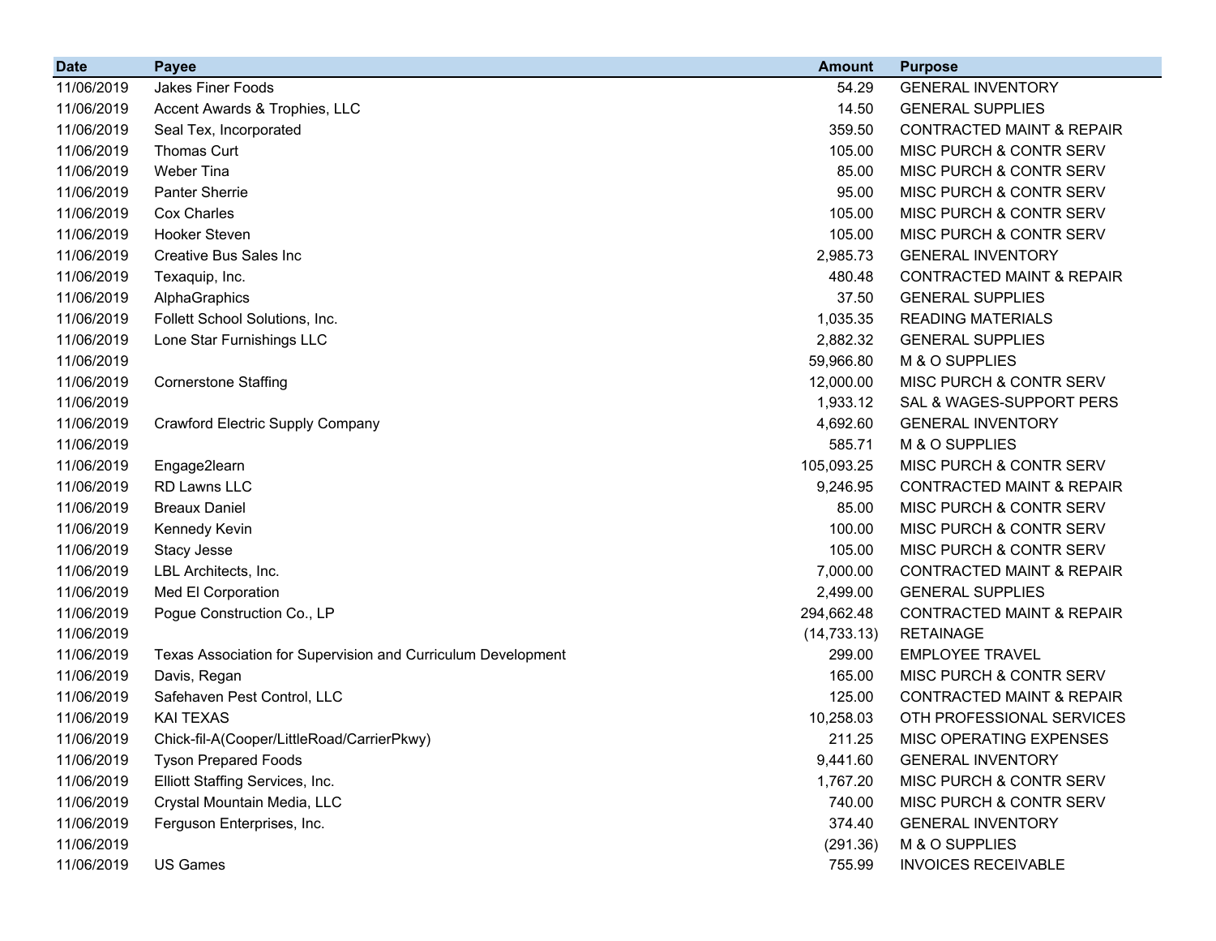| Date | Payee | Amount | Purpose |
|---|---|---|---|
| 11/06/2019 | Jakes Finer Foods | 54.29 | GENERAL INVENTORY |
| 11/06/2019 | Accent Awards & Trophies, LLC | 14.50 | GENERAL SUPPLIES |
| 11/06/2019 | Seal Tex, Incorporated | 359.50 | CONTRACTED MAINT & REPAIR |
| 11/06/2019 | Thomas Curt | 105.00 | MISC PURCH & CONTR SERV |
| 11/06/2019 | Weber Tina | 85.00 | MISC PURCH & CONTR SERV |
| 11/06/2019 | Panter Sherrie | 95.00 | MISC PURCH & CONTR SERV |
| 11/06/2019 | Cox Charles | 105.00 | MISC PURCH & CONTR SERV |
| 11/06/2019 | Hooker Steven | 105.00 | MISC PURCH & CONTR SERV |
| 11/06/2019 | Creative Bus Sales Inc | 2,985.73 | GENERAL INVENTORY |
| 11/06/2019 | Texaquip, Inc. | 480.48 | CONTRACTED MAINT & REPAIR |
| 11/06/2019 | AlphaGraphics | 37.50 | GENERAL SUPPLIES |
| 11/06/2019 | Follett School Solutions, Inc. | 1,035.35 | READING MATERIALS |
| 11/06/2019 | Lone Star Furnishings LLC | 2,882.32 | GENERAL SUPPLIES |
| 11/06/2019 | | 59,966.80 | M & O SUPPLIES |
| 11/06/2019 | Cornerstone Staffing | 12,000.00 | MISC PURCH & CONTR SERV |
| 11/06/2019 | | 1,933.12 | SAL & WAGES-SUPPORT PERS |
| 11/06/2019 | Crawford Electric Supply Company | 4,692.60 | GENERAL INVENTORY |
| 11/06/2019 | | 585.71 | M & O SUPPLIES |
| 11/06/2019 | Engage2learn | 105,093.25 | MISC PURCH & CONTR SERV |
| 11/06/2019 | RD Lawns LLC | 9,246.95 | CONTRACTED MAINT & REPAIR |
| 11/06/2019 | Breaux Daniel | 85.00 | MISC PURCH & CONTR SERV |
| 11/06/2019 | Kennedy Kevin | 100.00 | MISC PURCH & CONTR SERV |
| 11/06/2019 | Stacy Jesse | 105.00 | MISC PURCH & CONTR SERV |
| 11/06/2019 | LBL Architects, Inc. | 7,000.00 | CONTRACTED MAINT & REPAIR |
| 11/06/2019 | Med El Corporation | 2,499.00 | GENERAL SUPPLIES |
| 11/06/2019 | Pogue Construction Co., LP | 294,662.48 | CONTRACTED MAINT & REPAIR |
| 11/06/2019 | | (14,733.13) | RETAINAGE |
| 11/06/2019 | Texas Association for Supervision and Curriculum Development | 299.00 | EMPLOYEE TRAVEL |
| 11/06/2019 | Davis, Regan | 165.00 | MISC PURCH & CONTR SERV |
| 11/06/2019 | Safehaven Pest Control, LLC | 125.00 | CONTRACTED MAINT & REPAIR |
| 11/06/2019 | KAI TEXAS | 10,258.03 | OTH PROFESSIONAL SERVICES |
| 11/06/2019 | Chick-fil-A(Cooper/LittleRoad/CarrierPkwy) | 211.25 | MISC OPERATING EXPENSES |
| 11/06/2019 | Tyson Prepared Foods | 9,441.60 | GENERAL INVENTORY |
| 11/06/2019 | Elliott Staffing Services, Inc. | 1,767.20 | MISC PURCH & CONTR SERV |
| 11/06/2019 | Crystal Mountain Media, LLC | 740.00 | MISC PURCH & CONTR SERV |
| 11/06/2019 | Ferguson Enterprises, Inc. | 374.40 | GENERAL INVENTORY |
| 11/06/2019 | | (291.36) | M & O SUPPLIES |
| 11/06/2019 | US Games | 755.99 | INVOICES RECEIVABLE |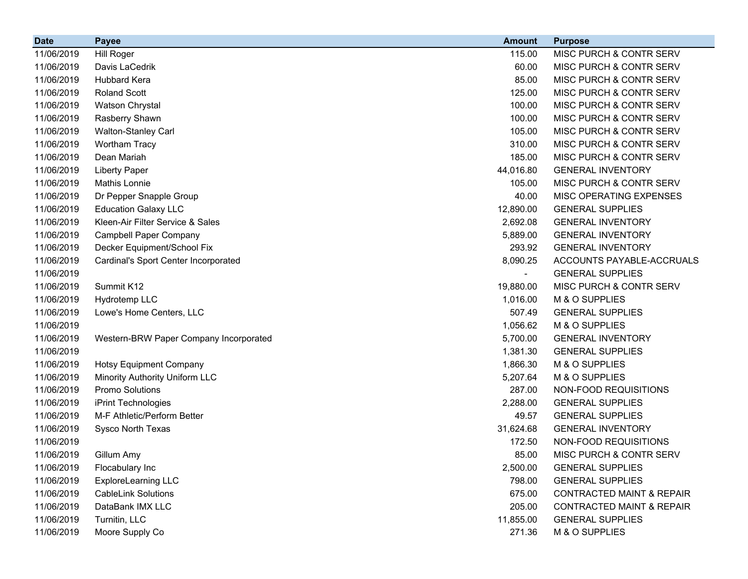| Date | Payee | Amount | Purpose |
|---|---|---|---|
| 11/06/2019 | Hill Roger | 115.00 | MISC PURCH & CONTR SERV |
| 11/06/2019 | Davis LaCedrik | 60.00 | MISC PURCH & CONTR SERV |
| 11/06/2019 | Hubbard Kera | 85.00 | MISC PURCH & CONTR SERV |
| 11/06/2019 | Roland Scott | 125.00 | MISC PURCH & CONTR SERV |
| 11/06/2019 | Watson Chrystal | 100.00 | MISC PURCH & CONTR SERV |
| 11/06/2019 | Rasberry Shawn | 100.00 | MISC PURCH & CONTR SERV |
| 11/06/2019 | Walton-Stanley Carl | 105.00 | MISC PURCH & CONTR SERV |
| 11/06/2019 | Wortham Tracy | 310.00 | MISC PURCH & CONTR SERV |
| 11/06/2019 | Dean Mariah | 185.00 | MISC PURCH & CONTR SERV |
| 11/06/2019 | Liberty Paper | 44,016.80 | GENERAL INVENTORY |
| 11/06/2019 | Mathis Lonnie | 105.00 | MISC PURCH & CONTR SERV |
| 11/06/2019 | Dr Pepper Snapple Group | 40.00 | MISC OPERATING EXPENSES |
| 11/06/2019 | Education Galaxy LLC | 12,890.00 | GENERAL SUPPLIES |
| 11/06/2019 | Kleen-Air Filter Service & Sales | 2,692.08 | GENERAL INVENTORY |
| 11/06/2019 | Campbell Paper Company | 5,889.00 | GENERAL INVENTORY |
| 11/06/2019 | Decker Equipment/School Fix | 293.92 | GENERAL INVENTORY |
| 11/06/2019 | Cardinal's Sport Center Incorporated | 8,090.25 | ACCOUNTS PAYABLE-ACCRUALS |
| 11/06/2019 | | - | GENERAL SUPPLIES |
| 11/06/2019 | Summit K12 | 19,880.00 | MISC PURCH & CONTR SERV |
| 11/06/2019 | Hydrotemp LLC | 1,016.00 | M & O SUPPLIES |
| 11/06/2019 | Lowe's Home Centers, LLC | 507.49 | GENERAL SUPPLIES |
| 11/06/2019 | | 1,056.62 | M & O SUPPLIES |
| 11/06/2019 | Western-BRW Paper Company Incorporated | 5,700.00 | GENERAL INVENTORY |
| 11/06/2019 | | 1,381.30 | GENERAL SUPPLIES |
| 11/06/2019 | Hotsy Equipment Company | 1,866.30 | M & O SUPPLIES |
| 11/06/2019 | Minority Authority Uniform LLC | 5,207.64 | M & O SUPPLIES |
| 11/06/2019 | Promo Solutions | 287.00 | NON-FOOD REQUISITIONS |
| 11/06/2019 | iPrint Technologies | 2,288.00 | GENERAL SUPPLIES |
| 11/06/2019 | M-F Athletic/Perform Better | 49.57 | GENERAL SUPPLIES |
| 11/06/2019 | Sysco North Texas | 31,624.68 | GENERAL INVENTORY |
| 11/06/2019 | | 172.50 | NON-FOOD REQUISITIONS |
| 11/06/2019 | Gillum Amy | 85.00 | MISC PURCH & CONTR SERV |
| 11/06/2019 | Flocabulary Inc | 2,500.00 | GENERAL SUPPLIES |
| 11/06/2019 | ExploreLearning LLC | 798.00 | GENERAL SUPPLIES |
| 11/06/2019 | CableLink Solutions | 675.00 | CONTRACTED MAINT & REPAIR |
| 11/06/2019 | DataBank IMX LLC | 205.00 | CONTRACTED MAINT & REPAIR |
| 11/06/2019 | Turnitin, LLC | 11,855.00 | GENERAL SUPPLIES |
| 11/06/2019 | Moore Supply Co | 271.36 | M & O SUPPLIES |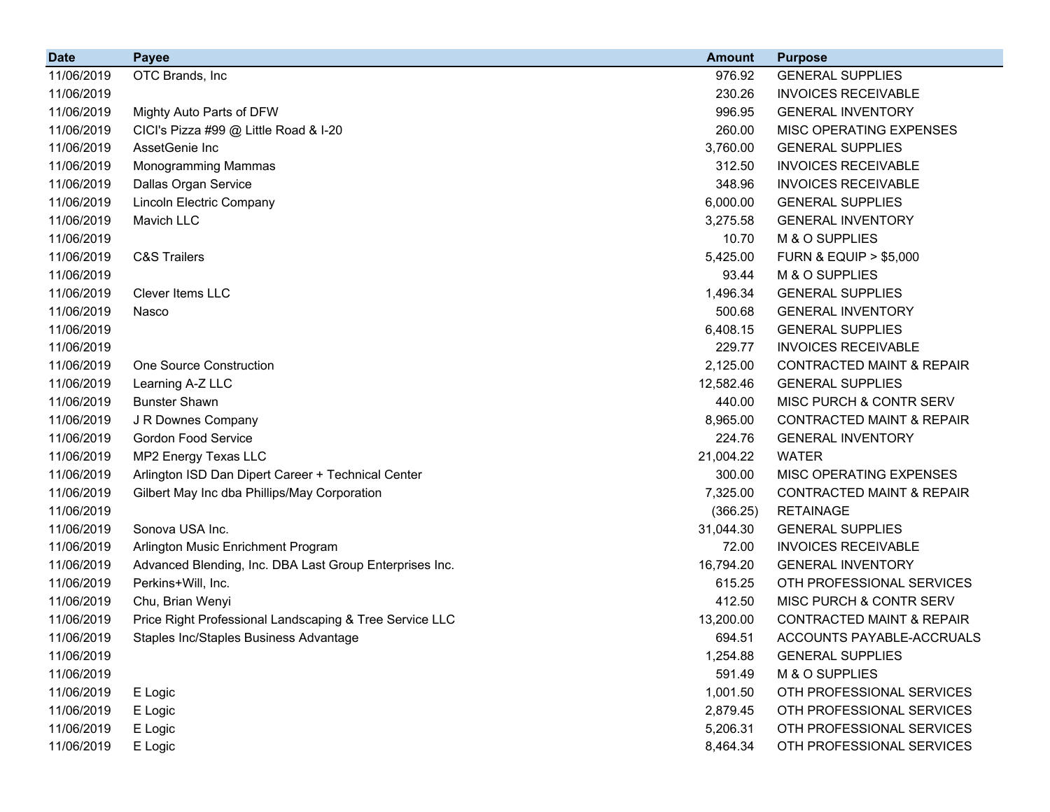| Date | Payee | Amount | Purpose |
|---|---|---|---|
| 11/06/2019 | OTC Brands, Inc | 976.92 | GENERAL SUPPLIES |
| 11/06/2019 | | 230.26 | INVOICES RECEIVABLE |
| 11/06/2019 | Mighty Auto Parts of DFW | 996.95 | GENERAL INVENTORY |
| 11/06/2019 | CICI's Pizza #99 @ Little Road & I-20 | 260.00 | MISC OPERATING EXPENSES |
| 11/06/2019 | AssetGenie Inc | 3,760.00 | GENERAL SUPPLIES |
| 11/06/2019 | Monogramming Mammas | 312.50 | INVOICES RECEIVABLE |
| 11/06/2019 | Dallas Organ Service | 348.96 | INVOICES RECEIVABLE |
| 11/06/2019 | Lincoln Electric Company | 6,000.00 | GENERAL SUPPLIES |
| 11/06/2019 | Mavich LLC | 3,275.58 | GENERAL INVENTORY |
| 11/06/2019 | | 10.70 | M & O SUPPLIES |
| 11/06/2019 | C&S Trailers | 5,425.00 | FURN & EQUIP > $5,000 |
| 11/06/2019 | | 93.44 | M & O SUPPLIES |
| 11/06/2019 | Clever Items LLC | 1,496.34 | GENERAL SUPPLIES |
| 11/06/2019 | Nasco | 500.68 | GENERAL INVENTORY |
| 11/06/2019 | | 6,408.15 | GENERAL SUPPLIES |
| 11/06/2019 | | 229.77 | INVOICES RECEIVABLE |
| 11/06/2019 | One Source Construction | 2,125.00 | CONTRACTED MAINT & REPAIR |
| 11/06/2019 | Learning A-Z LLC | 12,582.46 | GENERAL SUPPLIES |
| 11/06/2019 | Bunster Shawn | 440.00 | MISC PURCH & CONTR SERV |
| 11/06/2019 | J R Downes Company | 8,965.00 | CONTRACTED MAINT & REPAIR |
| 11/06/2019 | Gordon Food Service | 224.76 | GENERAL INVENTORY |
| 11/06/2019 | MP2 Energy Texas LLC | 21,004.22 | WATER |
| 11/06/2019 | Arlington ISD Dan Dipert Career + Technical Center | 300.00 | MISC OPERATING EXPENSES |
| 11/06/2019 | Gilbert May Inc dba Phillips/May Corporation | 7,325.00 | CONTRACTED MAINT & REPAIR |
| 11/06/2019 | | (366.25) | RETAINAGE |
| 11/06/2019 | Sonova USA Inc. | 31,044.30 | GENERAL SUPPLIES |
| 11/06/2019 | Arlington Music Enrichment Program | 72.00 | INVOICES RECEIVABLE |
| 11/06/2019 | Advanced Blending, Inc. DBA Last Group Enterprises Inc. | 16,794.20 | GENERAL INVENTORY |
| 11/06/2019 | Perkins+Will, Inc. | 615.25 | OTH PROFESSIONAL SERVICES |
| 11/06/2019 | Chu, Brian Wenyi | 412.50 | MISC PURCH & CONTR SERV |
| 11/06/2019 | Price Right Professional Landscaping & Tree Service LLC | 13,200.00 | CONTRACTED MAINT & REPAIR |
| 11/06/2019 | Staples Inc/Staples Business Advantage | 694.51 | ACCOUNTS PAYABLE-ACCRUALS |
| 11/06/2019 | | 1,254.88 | GENERAL SUPPLIES |
| 11/06/2019 | | 591.49 | M & O SUPPLIES |
| 11/06/2019 | E Logic | 1,001.50 | OTH PROFESSIONAL SERVICES |
| 11/06/2019 | E Logic | 2,879.45 | OTH PROFESSIONAL SERVICES |
| 11/06/2019 | E Logic | 5,206.31 | OTH PROFESSIONAL SERVICES |
| 11/06/2019 | E Logic | 8,464.34 | OTH PROFESSIONAL SERVICES |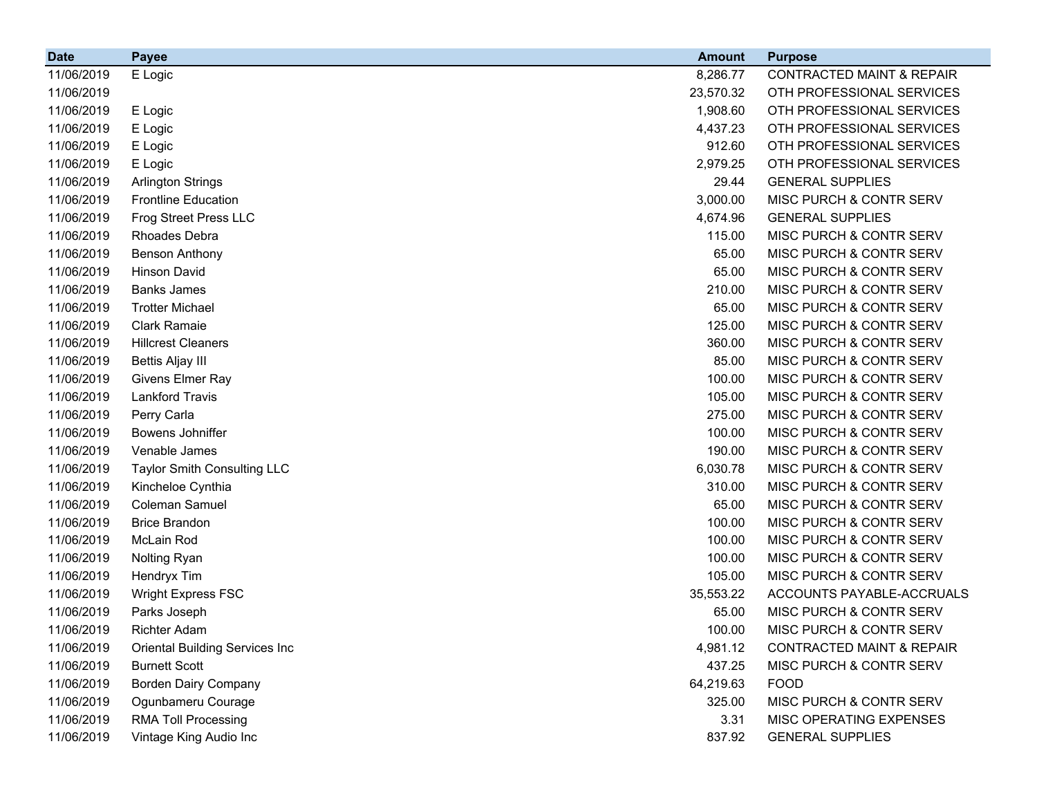| Date | Payee | Amount | Purpose |
|---|---|---|---|
| 11/06/2019 | E Logic | 8,286.77 | CONTRACTED MAINT & REPAIR |
| 11/06/2019 | | 23,570.32 | OTH PROFESSIONAL SERVICES |
| 11/06/2019 | E Logic | 1,908.60 | OTH PROFESSIONAL SERVICES |
| 11/06/2019 | E Logic | 4,437.23 | OTH PROFESSIONAL SERVICES |
| 11/06/2019 | E Logic | 912.60 | OTH PROFESSIONAL SERVICES |
| 11/06/2019 | E Logic | 2,979.25 | OTH PROFESSIONAL SERVICES |
| 11/06/2019 | Arlington Strings | 29.44 | GENERAL SUPPLIES |
| 11/06/2019 | Frontline Education | 3,000.00 | MISC PURCH & CONTR SERV |
| 11/06/2019 | Frog Street Press LLC | 4,674.96 | GENERAL SUPPLIES |
| 11/06/2019 | Rhoades Debra | 115.00 | MISC PURCH & CONTR SERV |
| 11/06/2019 | Benson Anthony | 65.00 | MISC PURCH & CONTR SERV |
| 11/06/2019 | Hinson David | 65.00 | MISC PURCH & CONTR SERV |
| 11/06/2019 | Banks James | 210.00 | MISC PURCH & CONTR SERV |
| 11/06/2019 | Trotter Michael | 65.00 | MISC PURCH & CONTR SERV |
| 11/06/2019 | Clark Ramaie | 125.00 | MISC PURCH & CONTR SERV |
| 11/06/2019 | Hillcrest Cleaners | 360.00 | MISC PURCH & CONTR SERV |
| 11/06/2019 | Bettis Aljay III | 85.00 | MISC PURCH & CONTR SERV |
| 11/06/2019 | Givens Elmer Ray | 100.00 | MISC PURCH & CONTR SERV |
| 11/06/2019 | Lankford Travis | 105.00 | MISC PURCH & CONTR SERV |
| 11/06/2019 | Perry Carla | 275.00 | MISC PURCH & CONTR SERV |
| 11/06/2019 | Bowens Johniffer | 100.00 | MISC PURCH & CONTR SERV |
| 11/06/2019 | Venable James | 190.00 | MISC PURCH & CONTR SERV |
| 11/06/2019 | Taylor Smith Consulting LLC | 6,030.78 | MISC PURCH & CONTR SERV |
| 11/06/2019 | Kincheloe Cynthia | 310.00 | MISC PURCH & CONTR SERV |
| 11/06/2019 | Coleman Samuel | 65.00 | MISC PURCH & CONTR SERV |
| 11/06/2019 | Brice Brandon | 100.00 | MISC PURCH & CONTR SERV |
| 11/06/2019 | McLain Rod | 100.00 | MISC PURCH & CONTR SERV |
| 11/06/2019 | Nolting Ryan | 100.00 | MISC PURCH & CONTR SERV |
| 11/06/2019 | Hendryx Tim | 105.00 | MISC PURCH & CONTR SERV |
| 11/06/2019 | Wright Express FSC | 35,553.22 | ACCOUNTS PAYABLE-ACCRUALS |
| 11/06/2019 | Parks Joseph | 65.00 | MISC PURCH & CONTR SERV |
| 11/06/2019 | Richter Adam | 100.00 | MISC PURCH & CONTR SERV |
| 11/06/2019 | Oriental Building Services Inc | 4,981.12 | CONTRACTED MAINT & REPAIR |
| 11/06/2019 | Burnett Scott | 437.25 | MISC PURCH & CONTR SERV |
| 11/06/2019 | Borden Dairy Company | 64,219.63 | FOOD |
| 11/06/2019 | Ogunbameru Courage | 325.00 | MISC PURCH & CONTR SERV |
| 11/06/2019 | RMA Toll Processing | 3.31 | MISC OPERATING EXPENSES |
| 11/06/2019 | Vintage King Audio Inc | 837.92 | GENERAL SUPPLIES |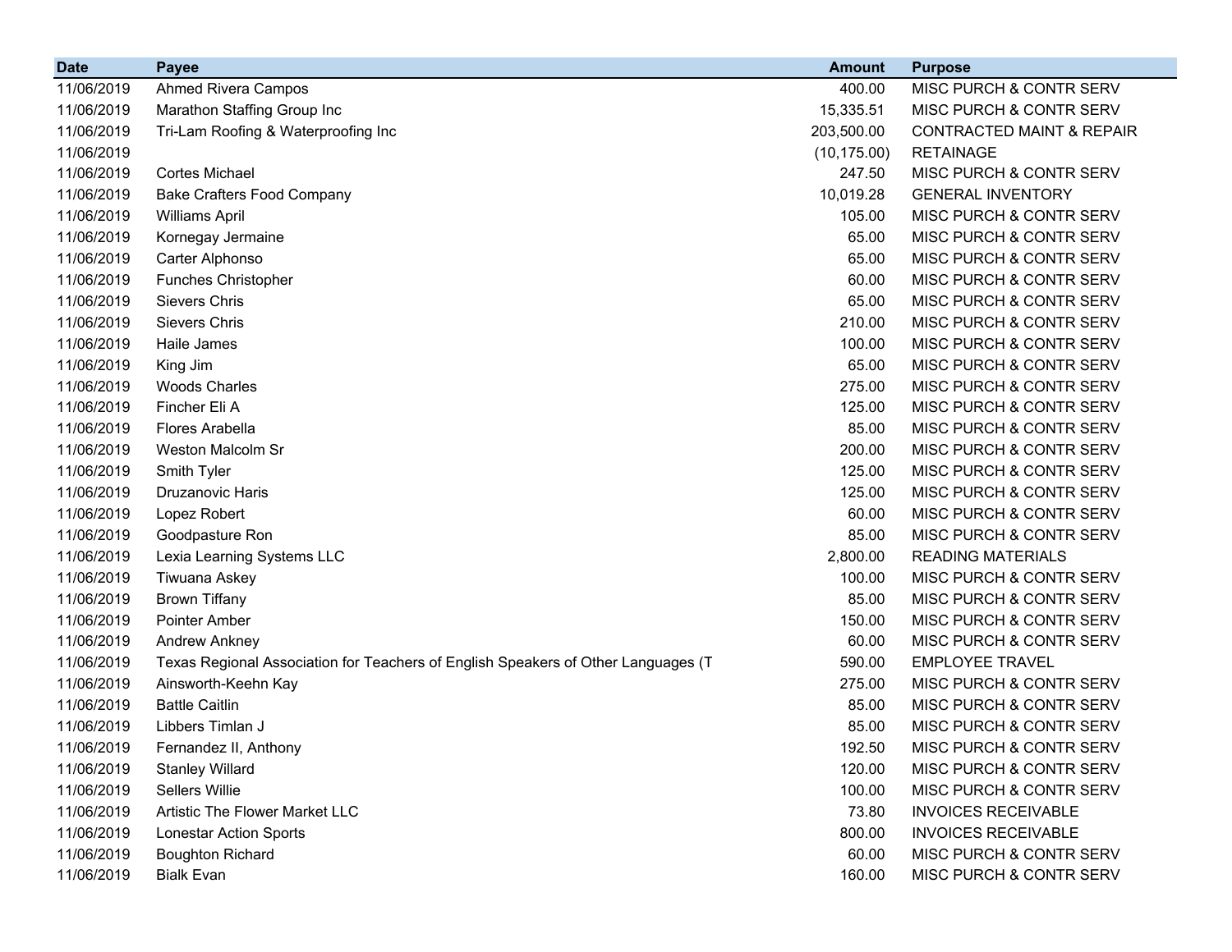| Date | Payee | Amount | Purpose |
|---|---|---|---|
| 11/06/2019 | Ahmed Rivera Campos | 400.00 | MISC PURCH & CONTR SERV |
| 11/06/2019 | Marathon Staffing Group Inc | 15,335.51 | MISC PURCH & CONTR SERV |
| 11/06/2019 | Tri-Lam Roofing & Waterproofing Inc | 203,500.00 | CONTRACTED MAINT & REPAIR |
| 11/06/2019 | | (10,175.00) | RETAINAGE |
| 11/06/2019 | Cortes Michael | 247.50 | MISC PURCH & CONTR SERV |
| 11/06/2019 | Bake Crafters Food Company | 10,019.28 | GENERAL INVENTORY |
| 11/06/2019 | Williams April | 105.00 | MISC PURCH & CONTR SERV |
| 11/06/2019 | Kornegay Jermaine | 65.00 | MISC PURCH & CONTR SERV |
| 11/06/2019 | Carter Alphonso | 65.00 | MISC PURCH & CONTR SERV |
| 11/06/2019 | Funches Christopher | 60.00 | MISC PURCH & CONTR SERV |
| 11/06/2019 | Sievers Chris | 65.00 | MISC PURCH & CONTR SERV |
| 11/06/2019 | Sievers Chris | 210.00 | MISC PURCH & CONTR SERV |
| 11/06/2019 | Haile James | 100.00 | MISC PURCH & CONTR SERV |
| 11/06/2019 | King Jim | 65.00 | MISC PURCH & CONTR SERV |
| 11/06/2019 | Woods Charles | 275.00 | MISC PURCH & CONTR SERV |
| 11/06/2019 | Fincher Eli A | 125.00 | MISC PURCH & CONTR SERV |
| 11/06/2019 | Flores Arabella | 85.00 | MISC PURCH & CONTR SERV |
| 11/06/2019 | Weston Malcolm Sr | 200.00 | MISC PURCH & CONTR SERV |
| 11/06/2019 | Smith Tyler | 125.00 | MISC PURCH & CONTR SERV |
| 11/06/2019 | Druzanovic Haris | 125.00 | MISC PURCH & CONTR SERV |
| 11/06/2019 | Lopez Robert | 60.00 | MISC PURCH & CONTR SERV |
| 11/06/2019 | Goodpasture Ron | 85.00 | MISC PURCH & CONTR SERV |
| 11/06/2019 | Lexia Learning Systems LLC | 2,800.00 | READING MATERIALS |
| 11/06/2019 | Tiwuana Askey | 100.00 | MISC PURCH & CONTR SERV |
| 11/06/2019 | Brown Tiffany | 85.00 | MISC PURCH & CONTR SERV |
| 11/06/2019 | Pointer Amber | 150.00 | MISC PURCH & CONTR SERV |
| 11/06/2019 | Andrew Ankney | 60.00 | MISC PURCH & CONTR SERV |
| 11/06/2019 | Texas Regional Association for Teachers of English Speakers of Other Languages (T | 590.00 | EMPLOYEE TRAVEL |
| 11/06/2019 | Ainsworth-Keehn Kay | 275.00 | MISC PURCH & CONTR SERV |
| 11/06/2019 | Battle Caitlin | 85.00 | MISC PURCH & CONTR SERV |
| 11/06/2019 | Libbers Timlan J | 85.00 | MISC PURCH & CONTR SERV |
| 11/06/2019 | Fernandez II, Anthony | 192.50 | MISC PURCH & CONTR SERV |
| 11/06/2019 | Stanley Willard | 120.00 | MISC PURCH & CONTR SERV |
| 11/06/2019 | Sellers Willie | 100.00 | MISC PURCH & CONTR SERV |
| 11/06/2019 | Artistic The Flower Market LLC | 73.80 | INVOICES RECEIVABLE |
| 11/06/2019 | Lonestar Action Sports | 800.00 | INVOICES RECEIVABLE |
| 11/06/2019 | Boughton Richard | 60.00 | MISC PURCH & CONTR SERV |
| 11/06/2019 | Bialk Evan | 160.00 | MISC PURCH & CONTR SERV |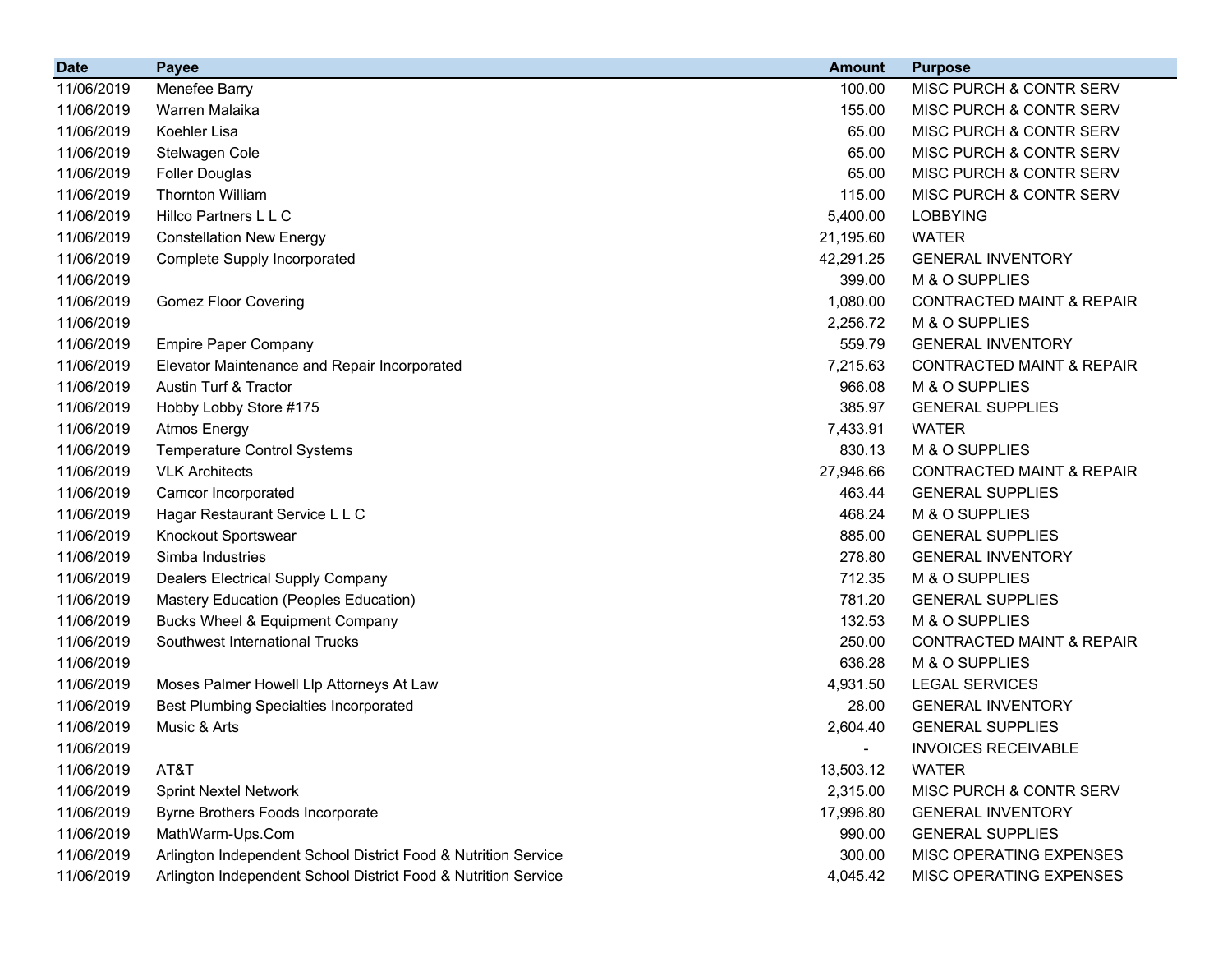| Date | Payee | Amount | Purpose |
|---|---|---|---|
| 11/06/2019 | Menefee Barry | 100.00 | MISC PURCH & CONTR SERV |
| 11/06/2019 | Warren Malaika | 155.00 | MISC PURCH & CONTR SERV |
| 11/06/2019 | Koehler Lisa | 65.00 | MISC PURCH & CONTR SERV |
| 11/06/2019 | Stelwagen Cole | 65.00 | MISC PURCH & CONTR SERV |
| 11/06/2019 | Foller Douglas | 65.00 | MISC PURCH & CONTR SERV |
| 11/06/2019 | Thornton William | 115.00 | MISC PURCH & CONTR SERV |
| 11/06/2019 | Hillco Partners L L C | 5,400.00 | LOBBYING |
| 11/06/2019 | Constellation New Energy | 21,195.60 | WATER |
| 11/06/2019 | Complete Supply Incorporated | 42,291.25 | GENERAL INVENTORY |
| 11/06/2019 | | 399.00 | M & O SUPPLIES |
| 11/06/2019 | Gomez Floor Covering | 1,080.00 | CONTRACTED MAINT & REPAIR |
| 11/06/2019 | | 2,256.72 | M & O SUPPLIES |
| 11/06/2019 | Empire Paper Company | 559.79 | GENERAL INVENTORY |
| 11/06/2019 | Elevator Maintenance and Repair Incorporated | 7,215.63 | CONTRACTED MAINT & REPAIR |
| 11/06/2019 | Austin Turf & Tractor | 966.08 | M & O SUPPLIES |
| 11/06/2019 | Hobby Lobby Store #175 | 385.97 | GENERAL SUPPLIES |
| 11/06/2019 | Atmos Energy | 7,433.91 | WATER |
| 11/06/2019 | Temperature Control Systems | 830.13 | M & O SUPPLIES |
| 11/06/2019 | VLK Architects | 27,946.66 | CONTRACTED MAINT & REPAIR |
| 11/06/2019 | Camcor Incorporated | 463.44 | GENERAL SUPPLIES |
| 11/06/2019 | Hagar Restaurant Service L L C | 468.24 | M & O SUPPLIES |
| 11/06/2019 | Knockout Sportswear | 885.00 | GENERAL SUPPLIES |
| 11/06/2019 | Simba Industries | 278.80 | GENERAL INVENTORY |
| 11/06/2019 | Dealers Electrical Supply Company | 712.35 | M & O SUPPLIES |
| 11/06/2019 | Mastery Education (Peoples Education) | 781.20 | GENERAL SUPPLIES |
| 11/06/2019 | Bucks Wheel & Equipment Company | 132.53 | M & O SUPPLIES |
| 11/06/2019 | Southwest International Trucks | 250.00 | CONTRACTED MAINT & REPAIR |
| 11/06/2019 | | 636.28 | M & O SUPPLIES |
| 11/06/2019 | Moses Palmer Howell Llp Attorneys At Law | 4,931.50 | LEGAL SERVICES |
| 11/06/2019 | Best Plumbing Specialties Incorporated | 28.00 | GENERAL INVENTORY |
| 11/06/2019 | Music & Arts | 2,604.40 | GENERAL SUPPLIES |
| 11/06/2019 | | - | INVOICES RECEIVABLE |
| 11/06/2019 | AT&T | 13,503.12 | WATER |
| 11/06/2019 | Sprint Nextel Network | 2,315.00 | MISC PURCH & CONTR SERV |
| 11/06/2019 | Byrne Brothers Foods Incorporate | 17,996.80 | GENERAL INVENTORY |
| 11/06/2019 | MathWarm-Ups.Com | 990.00 | GENERAL SUPPLIES |
| 11/06/2019 | Arlington Independent School District Food & Nutrition Service | 300.00 | MISC OPERATING EXPENSES |
| 11/06/2019 | Arlington Independent School District Food & Nutrition Service | 4,045.42 | MISC OPERATING EXPENSES |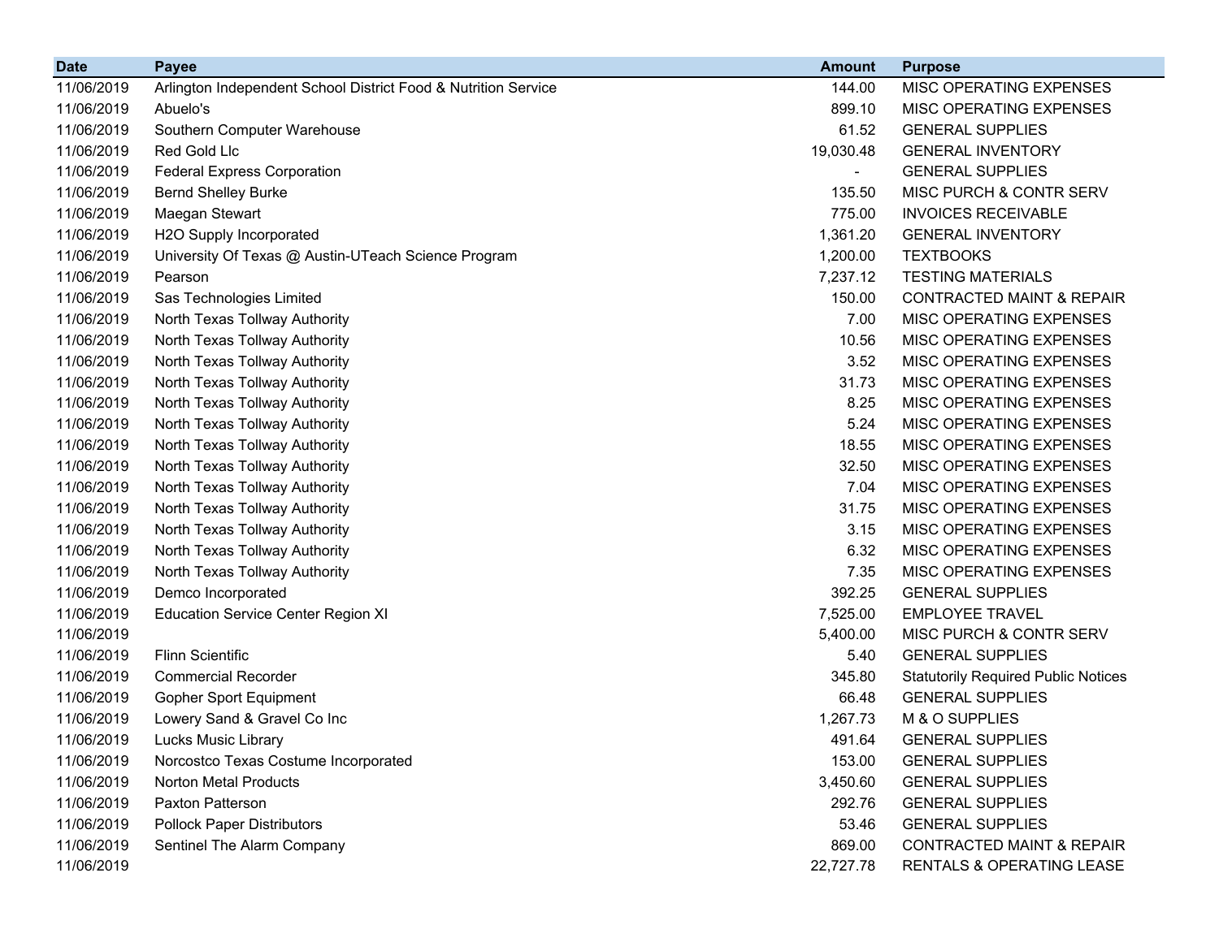| Date | Payee | Amount | Purpose |
|---|---|---|---|
| 11/06/2019 | Arlington Independent School District Food & Nutrition Service | 144.00 | MISC OPERATING EXPENSES |
| 11/06/2019 | Abuelo's | 899.10 | MISC OPERATING EXPENSES |
| 11/06/2019 | Southern Computer Warehouse | 61.52 | GENERAL SUPPLIES |
| 11/06/2019 | Red Gold Llc | 19,030.48 | GENERAL INVENTORY |
| 11/06/2019 | Federal Express Corporation | - | GENERAL SUPPLIES |
| 11/06/2019 | Bernd Shelley Burke | 135.50 | MISC PURCH & CONTR SERV |
| 11/06/2019 | Maegan Stewart | 775.00 | INVOICES RECEIVABLE |
| 11/06/2019 | H2O Supply Incorporated | 1,361.20 | GENERAL INVENTORY |
| 11/06/2019 | University Of Texas @ Austin-UTeach Science Program | 1,200.00 | TEXTBOOKS |
| 11/06/2019 | Pearson | 7,237.12 | TESTING MATERIALS |
| 11/06/2019 | Sas Technologies Limited | 150.00 | CONTRACTED MAINT & REPAIR |
| 11/06/2019 | North Texas Tollway Authority | 7.00 | MISC OPERATING EXPENSES |
| 11/06/2019 | North Texas Tollway Authority | 10.56 | MISC OPERATING EXPENSES |
| 11/06/2019 | North Texas Tollway Authority | 3.52 | MISC OPERATING EXPENSES |
| 11/06/2019 | North Texas Tollway Authority | 31.73 | MISC OPERATING EXPENSES |
| 11/06/2019 | North Texas Tollway Authority | 8.25 | MISC OPERATING EXPENSES |
| 11/06/2019 | North Texas Tollway Authority | 5.24 | MISC OPERATING EXPENSES |
| 11/06/2019 | North Texas Tollway Authority | 18.55 | MISC OPERATING EXPENSES |
| 11/06/2019 | North Texas Tollway Authority | 32.50 | MISC OPERATING EXPENSES |
| 11/06/2019 | North Texas Tollway Authority | 7.04 | MISC OPERATING EXPENSES |
| 11/06/2019 | North Texas Tollway Authority | 31.75 | MISC OPERATING EXPENSES |
| 11/06/2019 | North Texas Tollway Authority | 3.15 | MISC OPERATING EXPENSES |
| 11/06/2019 | North Texas Tollway Authority | 6.32 | MISC OPERATING EXPENSES |
| 11/06/2019 | North Texas Tollway Authority | 7.35 | MISC OPERATING EXPENSES |
| 11/06/2019 | Demco Incorporated | 392.25 | GENERAL SUPPLIES |
| 11/06/2019 | Education Service Center Region XI | 7,525.00 | EMPLOYEE TRAVEL |
| 11/06/2019 | | 5,400.00 | MISC PURCH & CONTR SERV |
| 11/06/2019 | Flinn Scientific | 5.40 | GENERAL SUPPLIES |
| 11/06/2019 | Commercial Recorder | 345.80 | Statutorily Required Public Notices |
| 11/06/2019 | Gopher Sport Equipment | 66.48 | GENERAL SUPPLIES |
| 11/06/2019 | Lowery Sand & Gravel Co Inc | 1,267.73 | M & O SUPPLIES |
| 11/06/2019 | Lucks Music Library | 491.64 | GENERAL SUPPLIES |
| 11/06/2019 | Norcostco Texas Costume Incorporated | 153.00 | GENERAL SUPPLIES |
| 11/06/2019 | Norton Metal Products | 3,450.60 | GENERAL SUPPLIES |
| 11/06/2019 | Paxton Patterson | 292.76 | GENERAL SUPPLIES |
| 11/06/2019 | Pollock Paper Distributors | 53.46 | GENERAL SUPPLIES |
| 11/06/2019 | Sentinel The Alarm Company | 869.00 | CONTRACTED MAINT & REPAIR |
| 11/06/2019 | | 22,727.78 | RENTALS & OPERATING LEASE |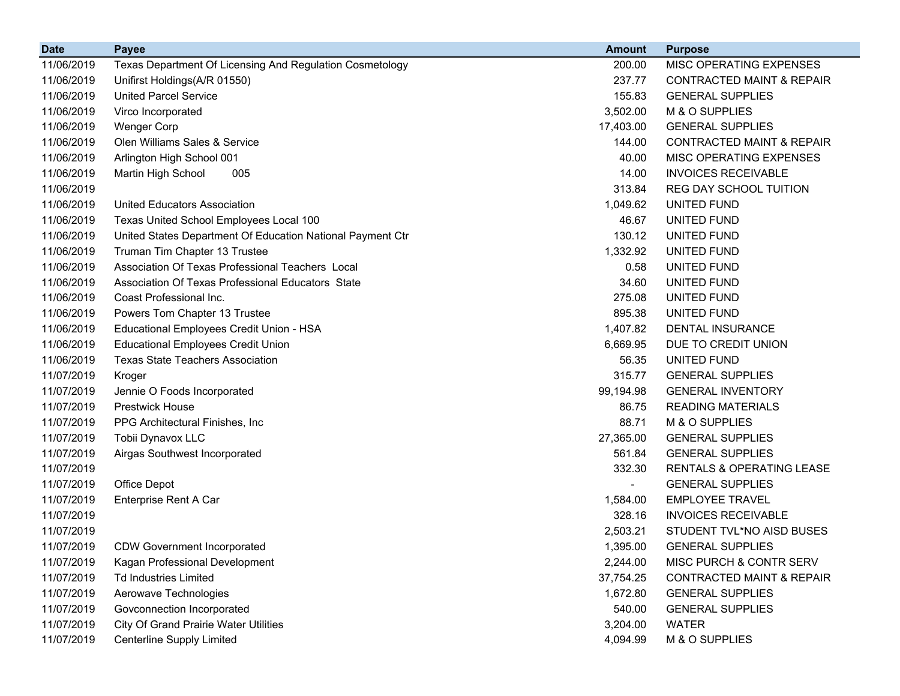| Date | Payee | Amount | Purpose |
|---|---|---|---|
| 11/06/2019 | Texas Department Of Licensing And Regulation Cosmetology | 200.00 | MISC OPERATING EXPENSES |
| 11/06/2019 | Unifirst Holdings(A/R 01550) | 237.77 | CONTRACTED MAINT & REPAIR |
| 11/06/2019 | United Parcel Service | 155.83 | GENERAL SUPPLIES |
| 11/06/2019 | Virco Incorporated | 3,502.00 | M & O SUPPLIES |
| 11/06/2019 | Wenger Corp | 17,403.00 | GENERAL SUPPLIES |
| 11/06/2019 | Olen Williams Sales & Service | 144.00 | CONTRACTED MAINT & REPAIR |
| 11/06/2019 | Arlington High School 001 | 40.00 | MISC OPERATING EXPENSES |
| 11/06/2019 | Martin High School 005 | 14.00 | INVOICES RECEIVABLE |
| 11/06/2019 | | 313.84 | REG DAY SCHOOL TUITION |
| 11/06/2019 | United Educators Association | 1,049.62 | UNITED FUND |
| 11/06/2019 | Texas United School Employees Local 100 | 46.67 | UNITED FUND |
| 11/06/2019 | United States Department Of Education National Payment Ctr | 130.12 | UNITED FUND |
| 11/06/2019 | Truman Tim Chapter 13 Trustee | 1,332.92 | UNITED FUND |
| 11/06/2019 | Association Of Texas Professional Teachers Local | 0.58 | UNITED FUND |
| 11/06/2019 | Association Of Texas Professional Educators State | 34.60 | UNITED FUND |
| 11/06/2019 | Coast Professional Inc. | 275.08 | UNITED FUND |
| 11/06/2019 | Powers Tom Chapter 13 Trustee | 895.38 | UNITED FUND |
| 11/06/2019 | Educational Employees Credit Union - HSA | 1,407.82 | DENTAL INSURANCE |
| 11/06/2019 | Educational Employees Credit Union | 6,669.95 | DUE TO CREDIT UNION |
| 11/06/2019 | Texas State Teachers Association | 56.35 | UNITED FUND |
| 11/07/2019 | Kroger | 315.77 | GENERAL SUPPLIES |
| 11/07/2019 | Jennie O Foods Incorporated | 99,194.98 | GENERAL INVENTORY |
| 11/07/2019 | Prestwick House | 86.75 | READING MATERIALS |
| 11/07/2019 | PPG Architectural Finishes, Inc | 88.71 | M & O SUPPLIES |
| 11/07/2019 | Tobii Dynavox LLC | 27,365.00 | GENERAL SUPPLIES |
| 11/07/2019 | Airgas Southwest Incorporated | 561.84 | GENERAL SUPPLIES |
| 11/07/2019 | | 332.30 | RENTALS & OPERATING LEASE |
| 11/07/2019 | Office Depot | - | GENERAL SUPPLIES |
| 11/07/2019 | Enterprise Rent A Car | 1,584.00 | EMPLOYEE TRAVEL |
| 11/07/2019 | | 328.16 | INVOICES RECEIVABLE |
| 11/07/2019 | | 2,503.21 | STUDENT TVL*NO AISD BUSES |
| 11/07/2019 | CDW Government Incorporated | 1,395.00 | GENERAL SUPPLIES |
| 11/07/2019 | Kagan Professional Development | 2,244.00 | MISC PURCH & CONTR SERV |
| 11/07/2019 | Td Industries Limited | 37,754.25 | CONTRACTED MAINT & REPAIR |
| 11/07/2019 | Aerowave Technologies | 1,672.80 | GENERAL SUPPLIES |
| 11/07/2019 | Govconnection Incorporated | 540.00 | GENERAL SUPPLIES |
| 11/07/2019 | City Of Grand Prairie Water Utilities | 3,204.00 | WATER |
| 11/07/2019 | Centerline Supply Limited | 4,094.99 | M & O SUPPLIES |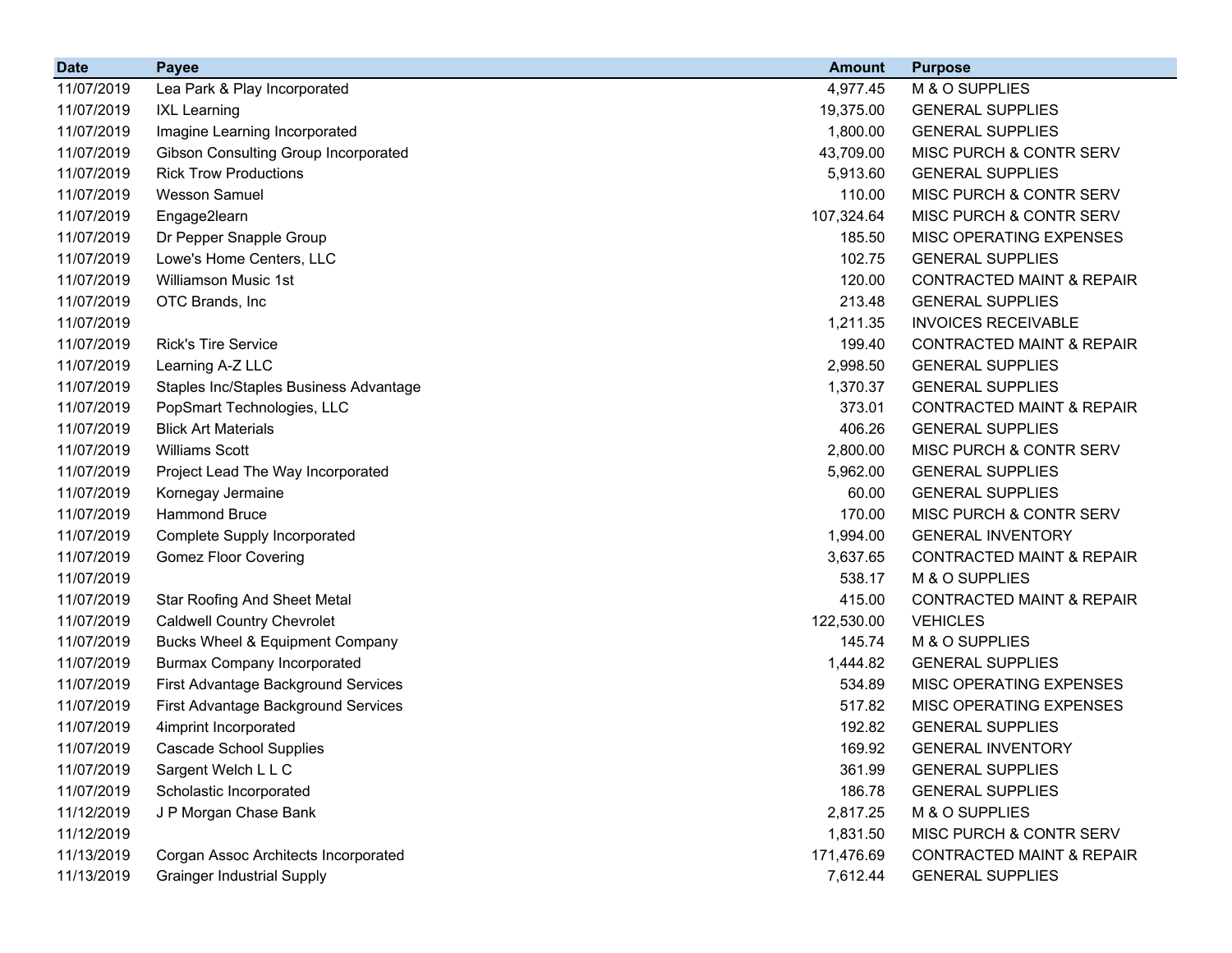| Date | Payee | Amount | Purpose |
|---|---|---|---|
| 11/07/2019 | Lea Park & Play Incorporated | 4,977.45 | M & O SUPPLIES |
| 11/07/2019 | IXL Learning | 19,375.00 | GENERAL SUPPLIES |
| 11/07/2019 | Imagine Learning Incorporated | 1,800.00 | GENERAL SUPPLIES |
| 11/07/2019 | Gibson Consulting Group Incorporated | 43,709.00 | MISC PURCH & CONTR SERV |
| 11/07/2019 | Rick Trow Productions | 5,913.60 | GENERAL SUPPLIES |
| 11/07/2019 | Wesson Samuel | 110.00 | MISC PURCH & CONTR SERV |
| 11/07/2019 | Engage2learn | 107,324.64 | MISC PURCH & CONTR SERV |
| 11/07/2019 | Dr Pepper Snapple Group | 185.50 | MISC OPERATING EXPENSES |
| 11/07/2019 | Lowe's Home Centers, LLC | 102.75 | GENERAL SUPPLIES |
| 11/07/2019 | Williamson Music 1st | 120.00 | CONTRACTED MAINT & REPAIR |
| 11/07/2019 | OTC Brands, Inc | 213.48 | GENERAL SUPPLIES |
| 11/07/2019 | | 1,211.35 | INVOICES RECEIVABLE |
| 11/07/2019 | Rick's Tire Service | 199.40 | CONTRACTED MAINT & REPAIR |
| 11/07/2019 | Learning A-Z LLC | 2,998.50 | GENERAL SUPPLIES |
| 11/07/2019 | Staples Inc/Staples Business Advantage | 1,370.37 | GENERAL SUPPLIES |
| 11/07/2019 | PopSmart Technologies, LLC | 373.01 | CONTRACTED MAINT & REPAIR |
| 11/07/2019 | Blick Art Materials | 406.26 | GENERAL SUPPLIES |
| 11/07/2019 | Williams Scott | 2,800.00 | MISC PURCH & CONTR SERV |
| 11/07/2019 | Project Lead The Way Incorporated | 5,962.00 | GENERAL SUPPLIES |
| 11/07/2019 | Kornegay Jermaine | 60.00 | GENERAL SUPPLIES |
| 11/07/2019 | Hammond Bruce | 170.00 | MISC PURCH & CONTR SERV |
| 11/07/2019 | Complete Supply Incorporated | 1,994.00 | GENERAL INVENTORY |
| 11/07/2019 | Gomez Floor Covering | 3,637.65 | CONTRACTED MAINT & REPAIR |
| 11/07/2019 | | 538.17 | M & O SUPPLIES |
| 11/07/2019 | Star Roofing And Sheet Metal | 415.00 | CONTRACTED MAINT & REPAIR |
| 11/07/2019 | Caldwell Country Chevrolet | 122,530.00 | VEHICLES |
| 11/07/2019 | Bucks Wheel & Equipment Company | 145.74 | M & O SUPPLIES |
| 11/07/2019 | Burmax Company Incorporated | 1,444.82 | GENERAL SUPPLIES |
| 11/07/2019 | First Advantage Background Services | 534.89 | MISC OPERATING EXPENSES |
| 11/07/2019 | First Advantage Background Services | 517.82 | MISC OPERATING EXPENSES |
| 11/07/2019 | 4imprint Incorporated | 192.82 | GENERAL SUPPLIES |
| 11/07/2019 | Cascade School Supplies | 169.92 | GENERAL INVENTORY |
| 11/07/2019 | Sargent Welch L L C | 361.99 | GENERAL SUPPLIES |
| 11/07/2019 | Scholastic Incorporated | 186.78 | GENERAL SUPPLIES |
| 11/12/2019 | J P Morgan Chase Bank | 2,817.25 | M & O SUPPLIES |
| 11/12/2019 | | 1,831.50 | MISC PURCH & CONTR SERV |
| 11/13/2019 | Corgan Assoc Architects Incorporated | 171,476.69 | CONTRACTED MAINT & REPAIR |
| 11/13/2019 | Grainger Industrial Supply | 7,612.44 | GENERAL SUPPLIES |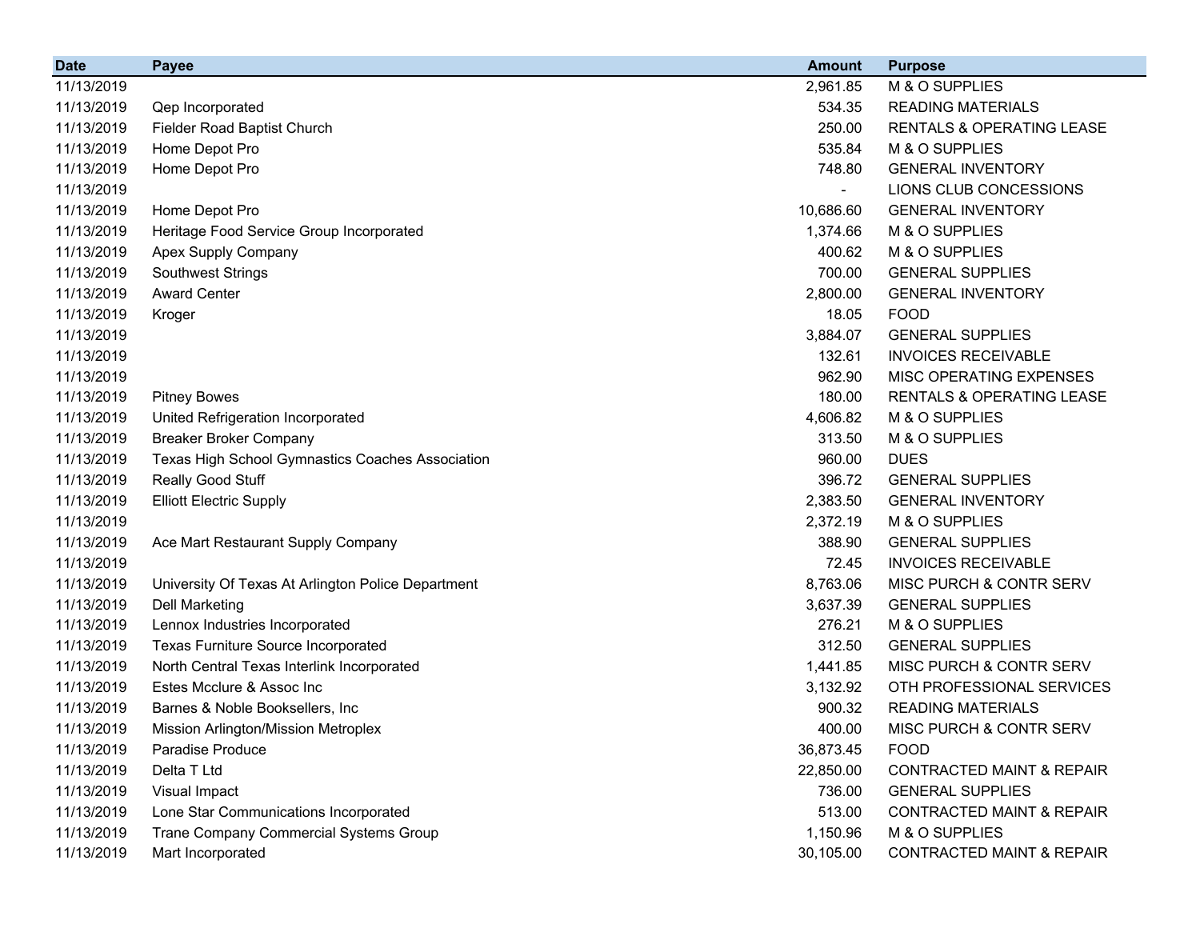| Date | Payee | Amount | Purpose |
|---|---|---|---|
| 11/13/2019 | | 2,961.85 | M & O SUPPLIES |
| 11/13/2019 | Qep Incorporated | 534.35 | READING MATERIALS |
| 11/13/2019 | Fielder Road Baptist Church | 250.00 | RENTALS & OPERATING LEASE |
| 11/13/2019 | Home Depot Pro | 535.84 | M & O SUPPLIES |
| 11/13/2019 | Home Depot Pro | 748.80 | GENERAL INVENTORY |
| 11/13/2019 | | - | LIONS CLUB CONCESSIONS |
| 11/13/2019 | Home Depot Pro | 10,686.60 | GENERAL INVENTORY |
| 11/13/2019 | Heritage Food Service Group Incorporated | 1,374.66 | M & O SUPPLIES |
| 11/13/2019 | Apex Supply Company | 400.62 | M & O SUPPLIES |
| 11/13/2019 | Southwest Strings | 700.00 | GENERAL SUPPLIES |
| 11/13/2019 | Award Center | 2,800.00 | GENERAL INVENTORY |
| 11/13/2019 | Kroger | 18.05 | FOOD |
| 11/13/2019 | | 3,884.07 | GENERAL SUPPLIES |
| 11/13/2019 | | 132.61 | INVOICES RECEIVABLE |
| 11/13/2019 | | 962.90 | MISC OPERATING EXPENSES |
| 11/13/2019 | Pitney Bowes | 180.00 | RENTALS & OPERATING LEASE |
| 11/13/2019 | United Refrigeration Incorporated | 4,606.82 | M & O SUPPLIES |
| 11/13/2019 | Breaker Broker Company | 313.50 | M & O SUPPLIES |
| 11/13/2019 | Texas High School Gymnastics Coaches Association | 960.00 | DUES |
| 11/13/2019 | Really Good Stuff | 396.72 | GENERAL SUPPLIES |
| 11/13/2019 | Elliott Electric Supply | 2,383.50 | GENERAL INVENTORY |
| 11/13/2019 | | 2,372.19 | M & O SUPPLIES |
| 11/13/2019 | Ace Mart Restaurant Supply Company | 388.90 | GENERAL SUPPLIES |
| 11/13/2019 | | 72.45 | INVOICES RECEIVABLE |
| 11/13/2019 | University Of Texas At Arlington Police Department | 8,763.06 | MISC PURCH & CONTR SERV |
| 11/13/2019 | Dell Marketing | 3,637.39 | GENERAL SUPPLIES |
| 11/13/2019 | Lennox Industries Incorporated | 276.21 | M & O SUPPLIES |
| 11/13/2019 | Texas Furniture Source Incorporated | 312.50 | GENERAL SUPPLIES |
| 11/13/2019 | North Central Texas Interlink Incorporated | 1,441.85 | MISC PURCH & CONTR SERV |
| 11/13/2019 | Estes Mcclure & Assoc Inc | 3,132.92 | OTH PROFESSIONAL SERVICES |
| 11/13/2019 | Barnes & Noble Booksellers, Inc | 900.32 | READING MATERIALS |
| 11/13/2019 | Mission Arlington/Mission Metroplex | 400.00 | MISC PURCH & CONTR SERV |
| 11/13/2019 | Paradise Produce | 36,873.45 | FOOD |
| 11/13/2019 | Delta T Ltd | 22,850.00 | CONTRACTED MAINT & REPAIR |
| 11/13/2019 | Visual Impact | 736.00 | GENERAL SUPPLIES |
| 11/13/2019 | Lone Star Communications Incorporated | 513.00 | CONTRACTED MAINT & REPAIR |
| 11/13/2019 | Trane Company Commercial Systems Group | 1,150.96 | M & O SUPPLIES |
| 11/13/2019 | Mart Incorporated | 30,105.00 | CONTRACTED MAINT & REPAIR |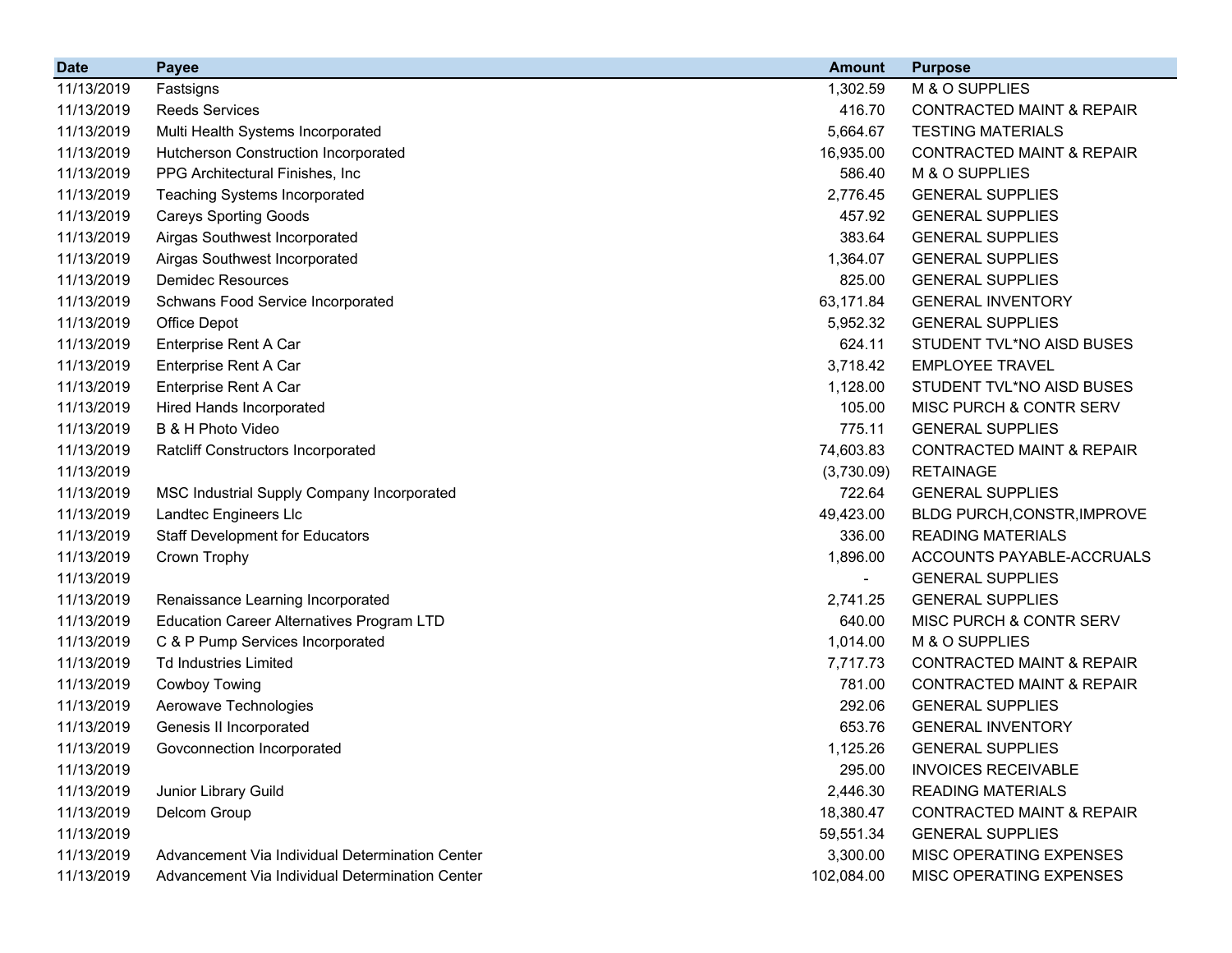| Date | Payee | Amount | Purpose |
|---|---|---|---|
| 11/13/2019 | Fastsigns | 1,302.59 | M & O SUPPLIES |
| 11/13/2019 | Reeds Services | 416.70 | CONTRACTED MAINT & REPAIR |
| 11/13/2019 | Multi Health Systems Incorporated | 5,664.67 | TESTING MATERIALS |
| 11/13/2019 | Hutcherson Construction Incorporated | 16,935.00 | CONTRACTED MAINT & REPAIR |
| 11/13/2019 | PPG Architectural Finishes, Inc | 586.40 | M & O SUPPLIES |
| 11/13/2019 | Teaching Systems Incorporated | 2,776.45 | GENERAL SUPPLIES |
| 11/13/2019 | Careys Sporting Goods | 457.92 | GENERAL SUPPLIES |
| 11/13/2019 | Airgas Southwest Incorporated | 383.64 | GENERAL SUPPLIES |
| 11/13/2019 | Airgas Southwest Incorporated | 1,364.07 | GENERAL SUPPLIES |
| 11/13/2019 | Demidec Resources | 825.00 | GENERAL SUPPLIES |
| 11/13/2019 | Schwans Food Service Incorporated | 63,171.84 | GENERAL INVENTORY |
| 11/13/2019 | Office Depot | 5,952.32 | GENERAL SUPPLIES |
| 11/13/2019 | Enterprise Rent A Car | 624.11 | STUDENT TVL*NO AISD BUSES |
| 11/13/2019 | Enterprise Rent A Car | 3,718.42 | EMPLOYEE TRAVEL |
| 11/13/2019 | Enterprise Rent A Car | 1,128.00 | STUDENT TVL*NO AISD BUSES |
| 11/13/2019 | Hired Hands Incorporated | 105.00 | MISC PURCH & CONTR SERV |
| 11/13/2019 | B & H Photo Video | 775.11 | GENERAL SUPPLIES |
| 11/13/2019 | Ratcliff Constructors Incorporated | 74,603.83 | CONTRACTED MAINT & REPAIR |
| 11/13/2019 | | (3,730.09) | RETAINAGE |
| 11/13/2019 | MSC Industrial Supply Company Incorporated | 722.64 | GENERAL SUPPLIES |
| 11/13/2019 | Landtec Engineers Llc | 49,423.00 | BLDG PURCH,CONSTR,IMPROVE |
| 11/13/2019 | Staff Development for Educators | 336.00 | READING MATERIALS |
| 11/13/2019 | Crown Trophy | 1,896.00 | ACCOUNTS PAYABLE-ACCRUALS |
| 11/13/2019 | | - | GENERAL SUPPLIES |
| 11/13/2019 | Renaissance Learning Incorporated | 2,741.25 | GENERAL SUPPLIES |
| 11/13/2019 | Education Career Alternatives Program LTD | 640.00 | MISC PURCH & CONTR SERV |
| 11/13/2019 | C & P Pump Services Incorporated | 1,014.00 | M & O SUPPLIES |
| 11/13/2019 | Td Industries Limited | 7,717.73 | CONTRACTED MAINT & REPAIR |
| 11/13/2019 | Cowboy Towing | 781.00 | CONTRACTED MAINT & REPAIR |
| 11/13/2019 | Aerowave Technologies | 292.06 | GENERAL SUPPLIES |
| 11/13/2019 | Genesis II Incorporated | 653.76 | GENERAL INVENTORY |
| 11/13/2019 | Govconnection Incorporated | 1,125.26 | GENERAL SUPPLIES |
| 11/13/2019 | | 295.00 | INVOICES RECEIVABLE |
| 11/13/2019 | Junior Library Guild | 2,446.30 | READING MATERIALS |
| 11/13/2019 | Delcom Group | 18,380.47 | CONTRACTED MAINT & REPAIR |
| 11/13/2019 | | 59,551.34 | GENERAL SUPPLIES |
| 11/13/2019 | Advancement Via Individual Determination Center | 3,300.00 | MISC OPERATING EXPENSES |
| 11/13/2019 | Advancement Via Individual Determination Center | 102,084.00 | MISC OPERATING EXPENSES |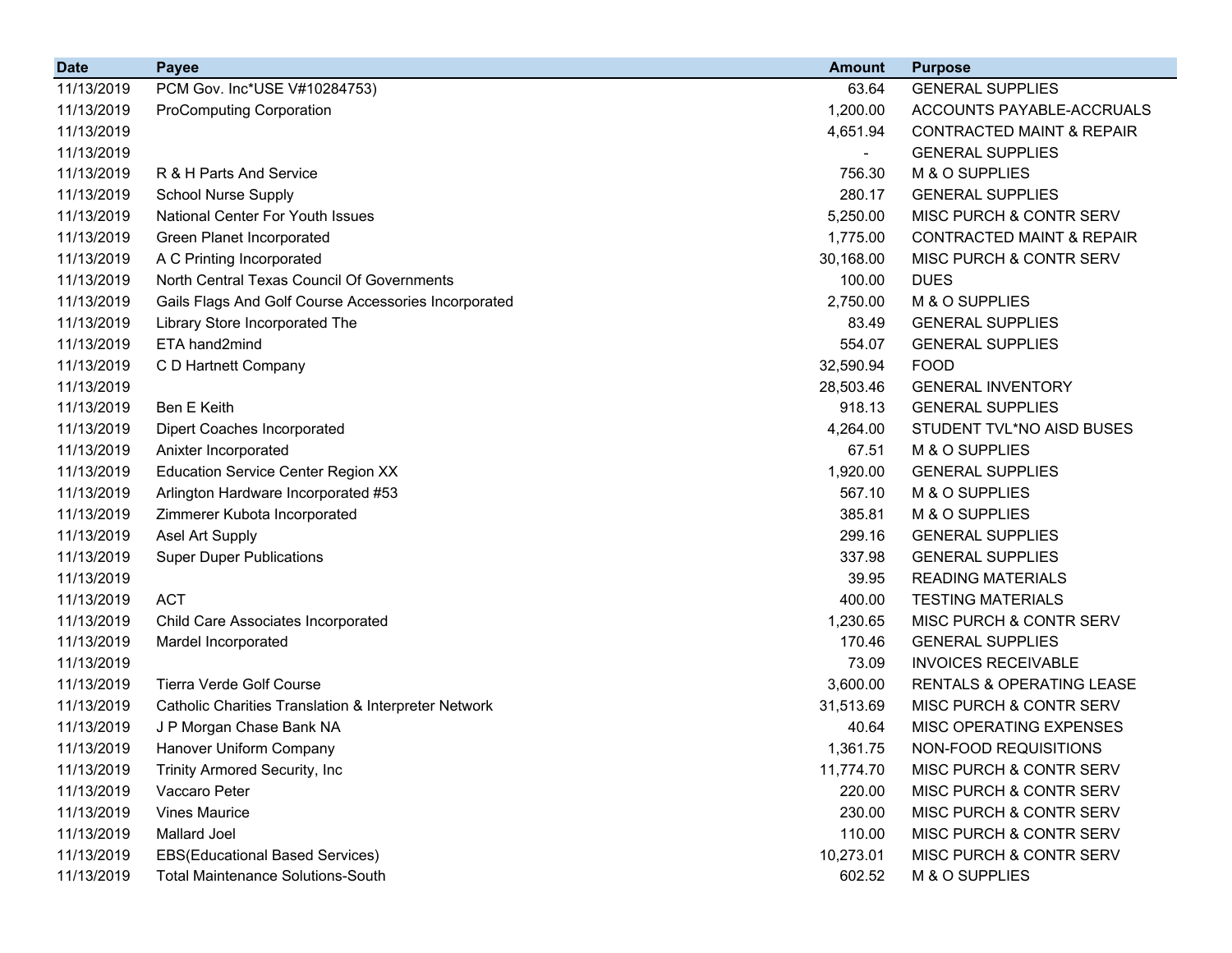| Date | Payee | Amount | Purpose |
|---|---|---|---|
| 11/13/2019 | PCM Gov. Inc*USE V#10284753) | 63.64 | GENERAL SUPPLIES |
| 11/13/2019 | ProComputing Corporation | 1,200.00 | ACCOUNTS PAYABLE-ACCRUALS |
| 11/13/2019 | | 4,651.94 | CONTRACTED MAINT & REPAIR |
| 11/13/2019 | | - | GENERAL SUPPLIES |
| 11/13/2019 | R & H Parts And Service | 756.30 | M & O SUPPLIES |
| 11/13/2019 | School Nurse Supply | 280.17 | GENERAL SUPPLIES |
| 11/13/2019 | National Center For Youth Issues | 5,250.00 | MISC PURCH & CONTR SERV |
| 11/13/2019 | Green Planet Incorporated | 1,775.00 | CONTRACTED MAINT & REPAIR |
| 11/13/2019 | A C Printing Incorporated | 30,168.00 | MISC PURCH & CONTR SERV |
| 11/13/2019 | North Central Texas Council Of Governments | 100.00 | DUES |
| 11/13/2019 | Gails Flags And Golf Course Accessories Incorporated | 2,750.00 | M & O SUPPLIES |
| 11/13/2019 | Library Store Incorporated The | 83.49 | GENERAL SUPPLIES |
| 11/13/2019 | ETA hand2mind | 554.07 | GENERAL SUPPLIES |
| 11/13/2019 | C D Hartnett Company | 32,590.94 | FOOD |
| 11/13/2019 | | 28,503.46 | GENERAL INVENTORY |
| 11/13/2019 | Ben E Keith | 918.13 | GENERAL SUPPLIES |
| 11/13/2019 | Dipert Coaches Incorporated | 4,264.00 | STUDENT TVL*NO AISD BUSES |
| 11/13/2019 | Anixter Incorporated | 67.51 | M & O SUPPLIES |
| 11/13/2019 | Education Service Center Region XX | 1,920.00 | GENERAL SUPPLIES |
| 11/13/2019 | Arlington Hardware Incorporated #53 | 567.10 | M & O SUPPLIES |
| 11/13/2019 | Zimmerer Kubota Incorporated | 385.81 | M & O SUPPLIES |
| 11/13/2019 | Asel Art Supply | 299.16 | GENERAL SUPPLIES |
| 11/13/2019 | Super Duper Publications | 337.98 | GENERAL SUPPLIES |
| 11/13/2019 | | 39.95 | READING MATERIALS |
| 11/13/2019 | ACT | 400.00 | TESTING MATERIALS |
| 11/13/2019 | Child Care Associates Incorporated | 1,230.65 | MISC PURCH & CONTR SERV |
| 11/13/2019 | Mardel Incorporated | 170.46 | GENERAL SUPPLIES |
| 11/13/2019 | | 73.09 | INVOICES RECEIVABLE |
| 11/13/2019 | Tierra Verde Golf Course | 3,600.00 | RENTALS & OPERATING LEASE |
| 11/13/2019 | Catholic Charities Translation & Interpreter Network | 31,513.69 | MISC PURCH & CONTR SERV |
| 11/13/2019 | J P Morgan Chase Bank NA | 40.64 | MISC OPERATING EXPENSES |
| 11/13/2019 | Hanover Uniform Company | 1,361.75 | NON-FOOD REQUISITIONS |
| 11/13/2019 | Trinity Armored Security, Inc | 11,774.70 | MISC PURCH & CONTR SERV |
| 11/13/2019 | Vaccaro Peter | 220.00 | MISC PURCH & CONTR SERV |
| 11/13/2019 | Vines Maurice | 230.00 | MISC PURCH & CONTR SERV |
| 11/13/2019 | Mallard Joel | 110.00 | MISC PURCH & CONTR SERV |
| 11/13/2019 | EBS(Educational Based Services) | 10,273.01 | MISC PURCH & CONTR SERV |
| 11/13/2019 | Total Maintenance Solutions-South | 602.52 | M & O SUPPLIES |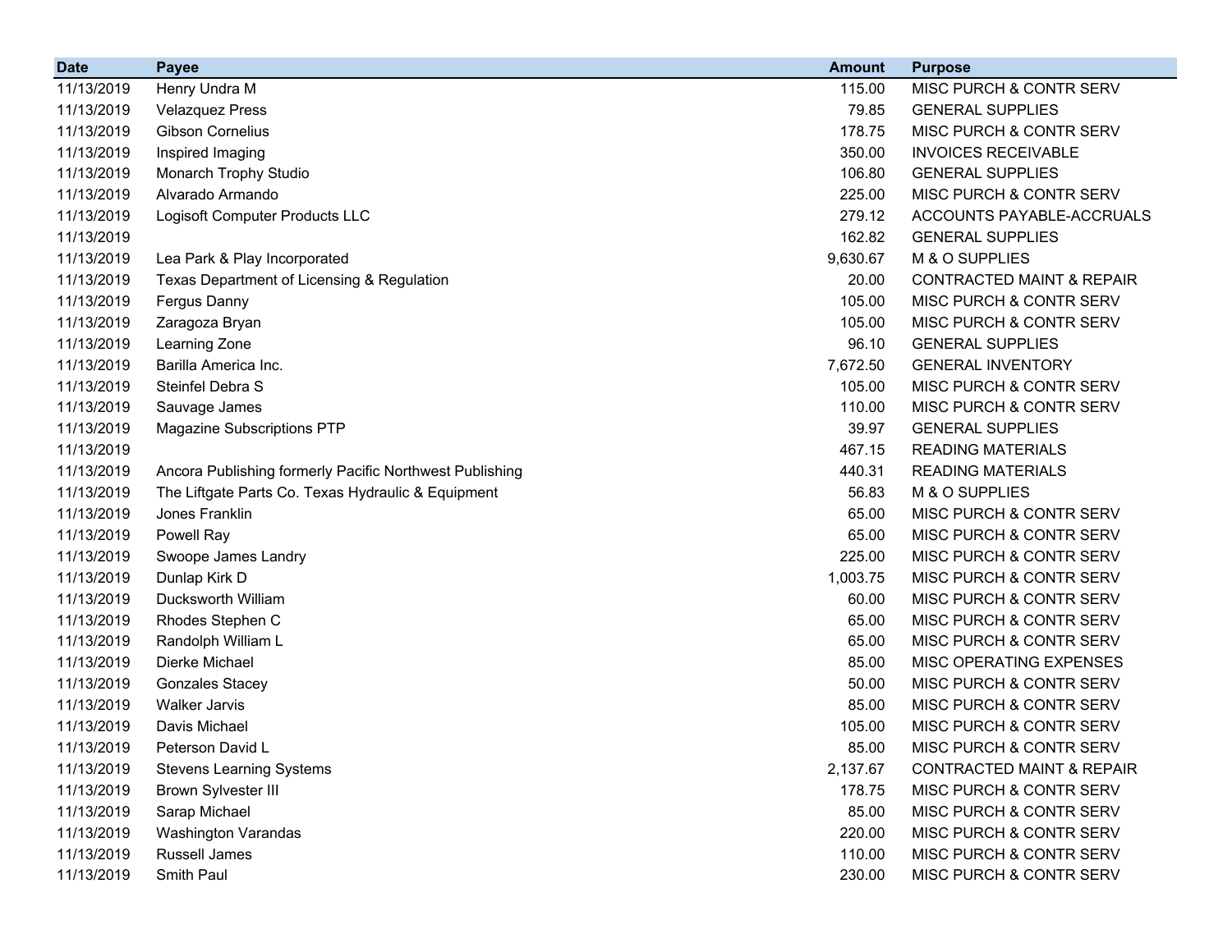| Date | Payee | Amount | Purpose |
|---|---|---|---|
| 11/13/2019 | Henry Undra M | 115.00 | MISC PURCH & CONTR SERV |
| 11/13/2019 | Velazquez Press | 79.85 | GENERAL SUPPLIES |
| 11/13/2019 | Gibson Cornelius | 178.75 | MISC PURCH & CONTR SERV |
| 11/13/2019 | Inspired Imaging | 350.00 | INVOICES RECEIVABLE |
| 11/13/2019 | Monarch Trophy Studio | 106.80 | GENERAL SUPPLIES |
| 11/13/2019 | Alvarado Armando | 225.00 | MISC PURCH & CONTR SERV |
| 11/13/2019 | Logisoft Computer Products LLC | 279.12 | ACCOUNTS PAYABLE-ACCRUALS |
| 11/13/2019 | | 162.82 | GENERAL SUPPLIES |
| 11/13/2019 | Lea Park & Play Incorporated | 9,630.67 | M & O SUPPLIES |
| 11/13/2019 | Texas Department of Licensing & Regulation | 20.00 | CONTRACTED MAINT & REPAIR |
| 11/13/2019 | Fergus Danny | 105.00 | MISC PURCH & CONTR SERV |
| 11/13/2019 | Zaragoza Bryan | 105.00 | MISC PURCH & CONTR SERV |
| 11/13/2019 | Learning Zone | 96.10 | GENERAL SUPPLIES |
| 11/13/2019 | Barilla America Inc. | 7,672.50 | GENERAL INVENTORY |
| 11/13/2019 | Steinfel Debra S | 105.00 | MISC PURCH & CONTR SERV |
| 11/13/2019 | Sauvage James | 110.00 | MISC PURCH & CONTR SERV |
| 11/13/2019 | Magazine Subscriptions PTP | 39.97 | GENERAL SUPPLIES |
| 11/13/2019 | | 467.15 | READING MATERIALS |
| 11/13/2019 | Ancora Publishing formerly Pacific Northwest Publishing | 440.31 | READING MATERIALS |
| 11/13/2019 | The Liftgate Parts Co. Texas Hydraulic & Equipment | 56.83 | M & O SUPPLIES |
| 11/13/2019 | Jones Franklin | 65.00 | MISC PURCH & CONTR SERV |
| 11/13/2019 | Powell Ray | 65.00 | MISC PURCH & CONTR SERV |
| 11/13/2019 | Swoope James Landry | 225.00 | MISC PURCH & CONTR SERV |
| 11/13/2019 | Dunlap Kirk D | 1,003.75 | MISC PURCH & CONTR SERV |
| 11/13/2019 | Ducksworth William | 60.00 | MISC PURCH & CONTR SERV |
| 11/13/2019 | Rhodes Stephen C | 65.00 | MISC PURCH & CONTR SERV |
| 11/13/2019 | Randolph William L | 65.00 | MISC PURCH & CONTR SERV |
| 11/13/2019 | Dierke Michael | 85.00 | MISC OPERATING EXPENSES |
| 11/13/2019 | Gonzales Stacey | 50.00 | MISC PURCH & CONTR SERV |
| 11/13/2019 | Walker Jarvis | 85.00 | MISC PURCH & CONTR SERV |
| 11/13/2019 | Davis Michael | 105.00 | MISC PURCH & CONTR SERV |
| 11/13/2019 | Peterson David L | 85.00 | MISC PURCH & CONTR SERV |
| 11/13/2019 | Stevens Learning Systems | 2,137.67 | CONTRACTED MAINT & REPAIR |
| 11/13/2019 | Brown Sylvester III | 178.75 | MISC PURCH & CONTR SERV |
| 11/13/2019 | Sarap Michael | 85.00 | MISC PURCH & CONTR SERV |
| 11/13/2019 | Washington Varandas | 220.00 | MISC PURCH & CONTR SERV |
| 11/13/2019 | Russell James | 110.00 | MISC PURCH & CONTR SERV |
| 11/13/2019 | Smith Paul | 230.00 | MISC PURCH & CONTR SERV |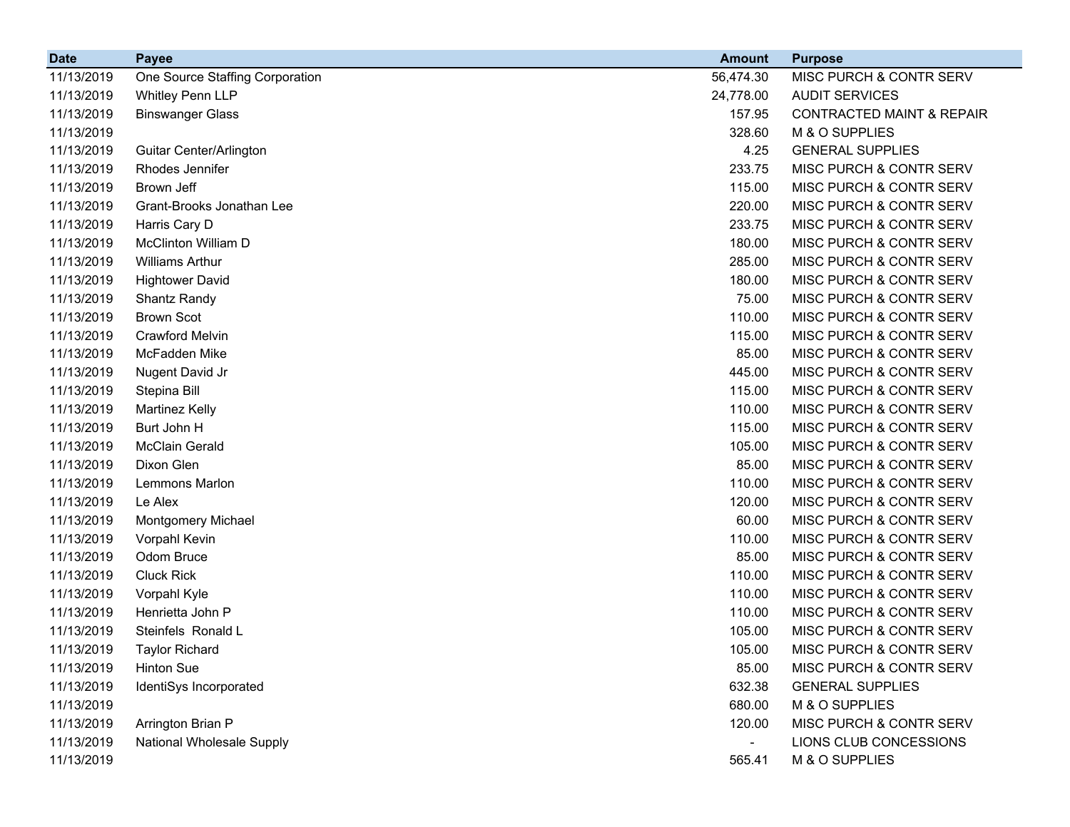| Date | Payee | Amount | Purpose |
|---|---|---|---|
| 11/13/2019 | One Source Staffing Corporation | 56,474.30 | MISC PURCH & CONTR SERV |
| 11/13/2019 | Whitley Penn LLP | 24,778.00 | AUDIT SERVICES |
| 11/13/2019 | Binswanger Glass | 157.95 | CONTRACTED MAINT & REPAIR |
| 11/13/2019 | | 328.60 | M & O SUPPLIES |
| 11/13/2019 | Guitar Center/Arlington | 4.25 | GENERAL SUPPLIES |
| 11/13/2019 | Rhodes Jennifer | 233.75 | MISC PURCH & CONTR SERV |
| 11/13/2019 | Brown Jeff | 115.00 | MISC PURCH & CONTR SERV |
| 11/13/2019 | Grant-Brooks Jonathan Lee | 220.00 | MISC PURCH & CONTR SERV |
| 11/13/2019 | Harris Cary D | 233.75 | MISC PURCH & CONTR SERV |
| 11/13/2019 | McClinton William D | 180.00 | MISC PURCH & CONTR SERV |
| 11/13/2019 | Williams Arthur | 285.00 | MISC PURCH & CONTR SERV |
| 11/13/2019 | Hightower David | 180.00 | MISC PURCH & CONTR SERV |
| 11/13/2019 | Shantz Randy | 75.00 | MISC PURCH & CONTR SERV |
| 11/13/2019 | Brown Scot | 110.00 | MISC PURCH & CONTR SERV |
| 11/13/2019 | Crawford Melvin | 115.00 | MISC PURCH & CONTR SERV |
| 11/13/2019 | McFadden Mike | 85.00 | MISC PURCH & CONTR SERV |
| 11/13/2019 | Nugent David Jr | 445.00 | MISC PURCH & CONTR SERV |
| 11/13/2019 | Stepina Bill | 115.00 | MISC PURCH & CONTR SERV |
| 11/13/2019 | Martinez Kelly | 110.00 | MISC PURCH & CONTR SERV |
| 11/13/2019 | Burt John H | 115.00 | MISC PURCH & CONTR SERV |
| 11/13/2019 | McClain Gerald | 105.00 | MISC PURCH & CONTR SERV |
| 11/13/2019 | Dixon Glen | 85.00 | MISC PURCH & CONTR SERV |
| 11/13/2019 | Lemmons Marlon | 110.00 | MISC PURCH & CONTR SERV |
| 11/13/2019 | Le Alex | 120.00 | MISC PURCH & CONTR SERV |
| 11/13/2019 | Montgomery Michael | 60.00 | MISC PURCH & CONTR SERV |
| 11/13/2019 | Vorpahl Kevin | 110.00 | MISC PURCH & CONTR SERV |
| 11/13/2019 | Odom Bruce | 85.00 | MISC PURCH & CONTR SERV |
| 11/13/2019 | Cluck Rick | 110.00 | MISC PURCH & CONTR SERV |
| 11/13/2019 | Vorpahl Kyle | 110.00 | MISC PURCH & CONTR SERV |
| 11/13/2019 | Henrietta John P | 110.00 | MISC PURCH & CONTR SERV |
| 11/13/2019 | Steinfels Ronald L | 105.00 | MISC PURCH & CONTR SERV |
| 11/13/2019 | Taylor Richard | 105.00 | MISC PURCH & CONTR SERV |
| 11/13/2019 | Hinton Sue | 85.00 | MISC PURCH & CONTR SERV |
| 11/13/2019 | IdentiSys Incorporated | 632.38 | GENERAL SUPPLIES |
| 11/13/2019 | | 680.00 | M & O SUPPLIES |
| 11/13/2019 | Arrington Brian P | 120.00 | MISC PURCH & CONTR SERV |
| 11/13/2019 | National Wholesale Supply | - | LIONS CLUB CONCESSIONS |
| 11/13/2019 | | 565.41 | M & O SUPPLIES |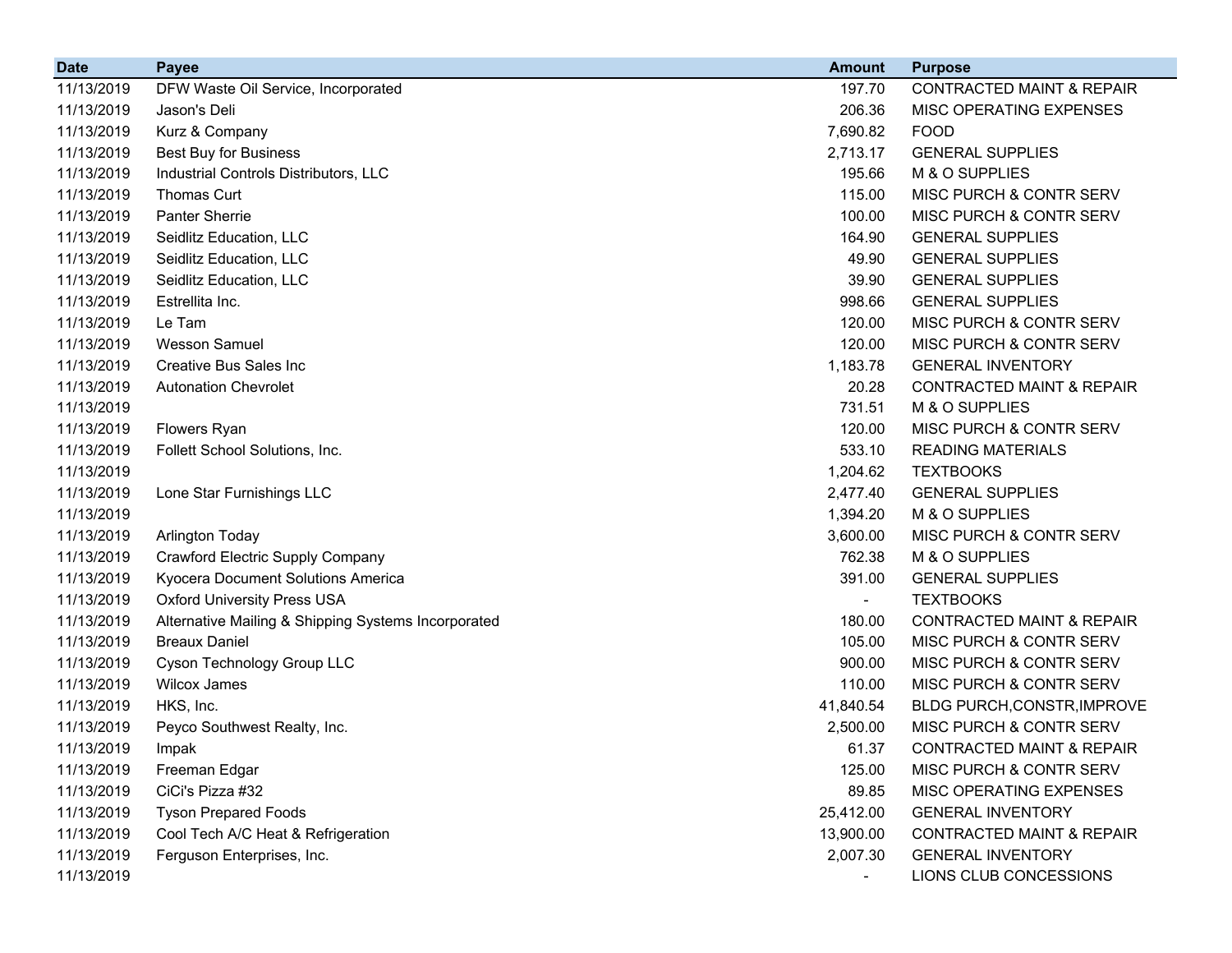| Date | Payee | Amount | Purpose |
|---|---|---|---|
| 11/13/2019 | DFW Waste Oil Service, Incorporated | 197.70 | CONTRACTED MAINT & REPAIR |
| 11/13/2019 | Jason's Deli | 206.36 | MISC OPERATING EXPENSES |
| 11/13/2019 | Kurz & Company | 7,690.82 | FOOD |
| 11/13/2019 | Best Buy for Business | 2,713.17 | GENERAL SUPPLIES |
| 11/13/2019 | Industrial Controls Distributors, LLC | 195.66 | M & O SUPPLIES |
| 11/13/2019 | Thomas Curt | 115.00 | MISC PURCH & CONTR SERV |
| 11/13/2019 | Panter Sherrie | 100.00 | MISC PURCH & CONTR SERV |
| 11/13/2019 | Seidlitz Education, LLC | 164.90 | GENERAL SUPPLIES |
| 11/13/2019 | Seidlitz Education, LLC | 49.90 | GENERAL SUPPLIES |
| 11/13/2019 | Seidlitz Education, LLC | 39.90 | GENERAL SUPPLIES |
| 11/13/2019 | Estrellita Inc. | 998.66 | GENERAL SUPPLIES |
| 11/13/2019 | Le Tam | 120.00 | MISC PURCH & CONTR SERV |
| 11/13/2019 | Wesson Samuel | 120.00 | MISC PURCH & CONTR SERV |
| 11/13/2019 | Creative Bus Sales Inc | 1,183.78 | GENERAL INVENTORY |
| 11/13/2019 | Autonation Chevrolet | 20.28 | CONTRACTED MAINT & REPAIR |
| 11/13/2019 | | 731.51 | M & O SUPPLIES |
| 11/13/2019 | Flowers Ryan | 120.00 | MISC PURCH & CONTR SERV |
| 11/13/2019 | Follett School Solutions, Inc. | 533.10 | READING MATERIALS |
| 11/13/2019 | | 1,204.62 | TEXTBOOKS |
| 11/13/2019 | Lone Star Furnishings LLC | 2,477.40 | GENERAL SUPPLIES |
| 11/13/2019 | | 1,394.20 | M & O SUPPLIES |
| 11/13/2019 | Arlington Today | 3,600.00 | MISC PURCH & CONTR SERV |
| 11/13/2019 | Crawford Electric Supply Company | 762.38 | M & O SUPPLIES |
| 11/13/2019 | Kyocera Document Solutions America | 391.00 | GENERAL SUPPLIES |
| 11/13/2019 | Oxford University Press USA | - | TEXTBOOKS |
| 11/13/2019 | Alternative Mailing & Shipping Systems Incorporated | 180.00 | CONTRACTED MAINT & REPAIR |
| 11/13/2019 | Breaux Daniel | 105.00 | MISC PURCH & CONTR SERV |
| 11/13/2019 | Cyson Technology Group LLC | 900.00 | MISC PURCH & CONTR SERV |
| 11/13/2019 | Wilcox James | 110.00 | MISC PURCH & CONTR SERV |
| 11/13/2019 | HKS, Inc. | 41,840.54 | BLDG PURCH,CONSTR,IMPROVE |
| 11/13/2019 | Peyco Southwest Realty, Inc. | 2,500.00 | MISC PURCH & CONTR SERV |
| 11/13/2019 | Impak | 61.37 | CONTRACTED MAINT & REPAIR |
| 11/13/2019 | Freeman Edgar | 125.00 | MISC PURCH & CONTR SERV |
| 11/13/2019 | CiCi's Pizza #32 | 89.85 | MISC OPERATING EXPENSES |
| 11/13/2019 | Tyson Prepared Foods | 25,412.00 | GENERAL INVENTORY |
| 11/13/2019 | Cool Tech A/C Heat & Refrigeration | 13,900.00 | CONTRACTED MAINT & REPAIR |
| 11/13/2019 | Ferguson Enterprises, Inc. | 2,007.30 | GENERAL INVENTORY |
| 11/13/2019 | | - | LIONS CLUB CONCESSIONS |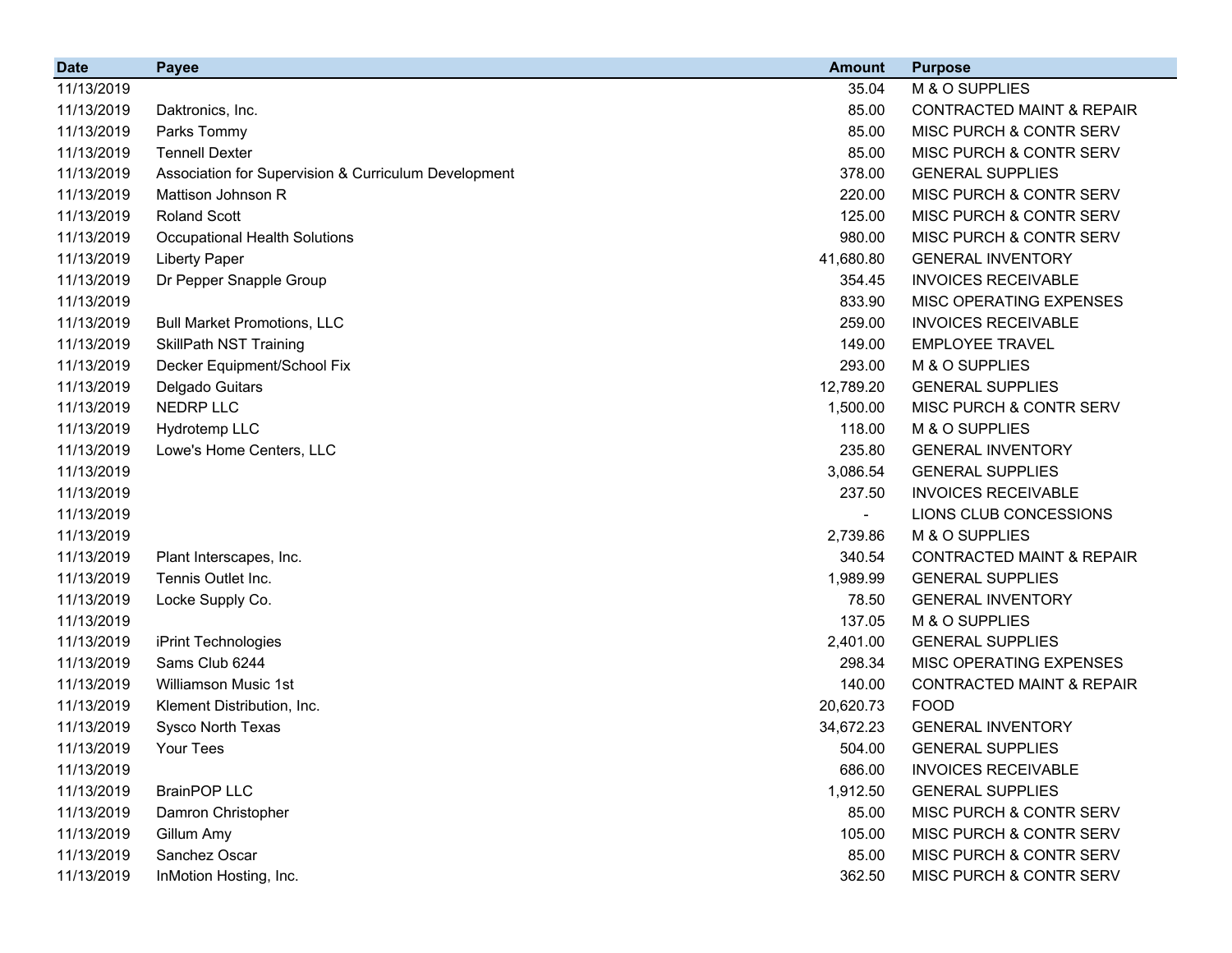| Date | Payee | Amount | Purpose |
|---|---|---|---|
| 11/13/2019 | | 35.04 | M & O SUPPLIES |
| 11/13/2019 | Daktronics, Inc. | 85.00 | CONTRACTED MAINT & REPAIR |
| 11/13/2019 | Parks Tommy | 85.00 | MISC PURCH & CONTR SERV |
| 11/13/2019 | Tennell Dexter | 85.00 | MISC PURCH & CONTR SERV |
| 11/13/2019 | Association for Supervision & Curriculum Development | 378.00 | GENERAL SUPPLIES |
| 11/13/2019 | Mattison Johnson R | 220.00 | MISC PURCH & CONTR SERV |
| 11/13/2019 | Roland Scott | 125.00 | MISC PURCH & CONTR SERV |
| 11/13/2019 | Occupational Health Solutions | 980.00 | MISC PURCH & CONTR SERV |
| 11/13/2019 | Liberty Paper | 41,680.80 | GENERAL INVENTORY |
| 11/13/2019 | Dr Pepper Snapple Group | 354.45 | INVOICES RECEIVABLE |
| 11/13/2019 | | 833.90 | MISC OPERATING EXPENSES |
| 11/13/2019 | Bull Market Promotions, LLC | 259.00 | INVOICES RECEIVABLE |
| 11/13/2019 | SkillPath NST Training | 149.00 | EMPLOYEE TRAVEL |
| 11/13/2019 | Decker Equipment/School Fix | 293.00 | M & O SUPPLIES |
| 11/13/2019 | Delgado Guitars | 12,789.20 | GENERAL SUPPLIES |
| 11/13/2019 | NEDRP LLC | 1,500.00 | MISC PURCH & CONTR SERV |
| 11/13/2019 | Hydrotemp LLC | 118.00 | M & O SUPPLIES |
| 11/13/2019 | Lowe's Home Centers, LLC | 235.80 | GENERAL INVENTORY |
| 11/13/2019 | | 3,086.54 | GENERAL SUPPLIES |
| 11/13/2019 | | 237.50 | INVOICES RECEIVABLE |
| 11/13/2019 | | - | LIONS CLUB CONCESSIONS |
| 11/13/2019 | | 2,739.86 | M & O SUPPLIES |
| 11/13/2019 | Plant Interscapes, Inc. | 340.54 | CONTRACTED MAINT & REPAIR |
| 11/13/2019 | Tennis Outlet Inc. | 1,989.99 | GENERAL SUPPLIES |
| 11/13/2019 | Locke Supply Co. | 78.50 | GENERAL INVENTORY |
| 11/13/2019 | | 137.05 | M & O SUPPLIES |
| 11/13/2019 | iPrint Technologies | 2,401.00 | GENERAL SUPPLIES |
| 11/13/2019 | Sams Club 6244 | 298.34 | MISC OPERATING EXPENSES |
| 11/13/2019 | Williamson Music 1st | 140.00 | CONTRACTED MAINT & REPAIR |
| 11/13/2019 | Klement Distribution, Inc. | 20,620.73 | FOOD |
| 11/13/2019 | Sysco North Texas | 34,672.23 | GENERAL INVENTORY |
| 11/13/2019 | Your Tees | 504.00 | GENERAL SUPPLIES |
| 11/13/2019 | | 686.00 | INVOICES RECEIVABLE |
| 11/13/2019 | BrainPOP LLC | 1,912.50 | GENERAL SUPPLIES |
| 11/13/2019 | Damron Christopher | 85.00 | MISC PURCH & CONTR SERV |
| 11/13/2019 | Gillum Amy | 105.00 | MISC PURCH & CONTR SERV |
| 11/13/2019 | Sanchez Oscar | 85.00 | MISC PURCH & CONTR SERV |
| 11/13/2019 | InMotion Hosting, Inc. | 362.50 | MISC PURCH & CONTR SERV |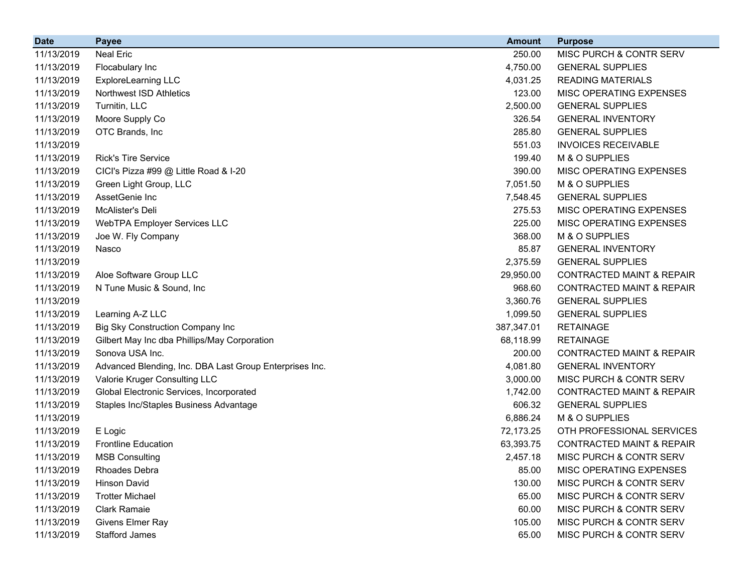| Date | Payee | Amount | Purpose |
|---|---|---|---|
| 11/13/2019 | Neal Eric | 250.00 | MISC PURCH & CONTR SERV |
| 11/13/2019 | Flocabulary Inc | 4,750.00 | GENERAL SUPPLIES |
| 11/13/2019 | ExploreLearning LLC | 4,031.25 | READING MATERIALS |
| 11/13/2019 | Northwest ISD Athletics | 123.00 | MISC OPERATING EXPENSES |
| 11/13/2019 | Turnitin, LLC | 2,500.00 | GENERAL SUPPLIES |
| 11/13/2019 | Moore Supply Co | 326.54 | GENERAL INVENTORY |
| 11/13/2019 | OTC Brands, Inc | 285.80 | GENERAL SUPPLIES |
| 11/13/2019 | | 551.03 | INVOICES RECEIVABLE |
| 11/13/2019 | Rick's Tire Service | 199.40 | M & O SUPPLIES |
| 11/13/2019 | CICI's Pizza #99 @ Little Road & I-20 | 390.00 | MISC OPERATING EXPENSES |
| 11/13/2019 | Green Light Group, LLC | 7,051.50 | M & O SUPPLIES |
| 11/13/2019 | AssetGenie Inc | 7,548.45 | GENERAL SUPPLIES |
| 11/13/2019 | McAlister's Deli | 275.53 | MISC OPERATING EXPENSES |
| 11/13/2019 | WebTPA Employer Services LLC | 225.00 | MISC OPERATING EXPENSES |
| 11/13/2019 | Joe W. Fly Company | 368.00 | M & O SUPPLIES |
| 11/13/2019 | Nasco | 85.87 | GENERAL INVENTORY |
| 11/13/2019 | | 2,375.59 | GENERAL SUPPLIES |
| 11/13/2019 | Aloe Software Group LLC | 29,950.00 | CONTRACTED MAINT & REPAIR |
| 11/13/2019 | N Tune Music & Sound, Inc | 968.60 | CONTRACTED MAINT & REPAIR |
| 11/13/2019 | | 3,360.76 | GENERAL SUPPLIES |
| 11/13/2019 | Learning A-Z LLC | 1,099.50 | GENERAL SUPPLIES |
| 11/13/2019 | Big Sky Construction Company Inc | 387,347.01 | RETAINAGE |
| 11/13/2019 | Gilbert May Inc dba Phillips/May Corporation | 68,118.99 | RETAINAGE |
| 11/13/2019 | Sonova USA Inc. | 200.00 | CONTRACTED MAINT & REPAIR |
| 11/13/2019 | Advanced Blending, Inc. DBA Last Group Enterprises Inc. | 4,081.80 | GENERAL INVENTORY |
| 11/13/2019 | Valorie Kruger Consulting LLC | 3,000.00 | MISC PURCH & CONTR SERV |
| 11/13/2019 | Global Electronic Services, Incorporated | 1,742.00 | CONTRACTED MAINT & REPAIR |
| 11/13/2019 | Staples Inc/Staples Business Advantage | 606.32 | GENERAL SUPPLIES |
| 11/13/2019 | | 6,886.24 | M & O SUPPLIES |
| 11/13/2019 | E Logic | 72,173.25 | OTH PROFESSIONAL SERVICES |
| 11/13/2019 | Frontline Education | 63,393.75 | CONTRACTED MAINT & REPAIR |
| 11/13/2019 | MSB Consulting | 2,457.18 | MISC PURCH & CONTR SERV |
| 11/13/2019 | Rhoades Debra | 85.00 | MISC OPERATING EXPENSES |
| 11/13/2019 | Hinson David | 130.00 | MISC PURCH & CONTR SERV |
| 11/13/2019 | Trotter Michael | 65.00 | MISC PURCH & CONTR SERV |
| 11/13/2019 | Clark Ramaie | 60.00 | MISC PURCH & CONTR SERV |
| 11/13/2019 | Givens Elmer Ray | 105.00 | MISC PURCH & CONTR SERV |
| 11/13/2019 | Stafford James | 65.00 | MISC PURCH & CONTR SERV |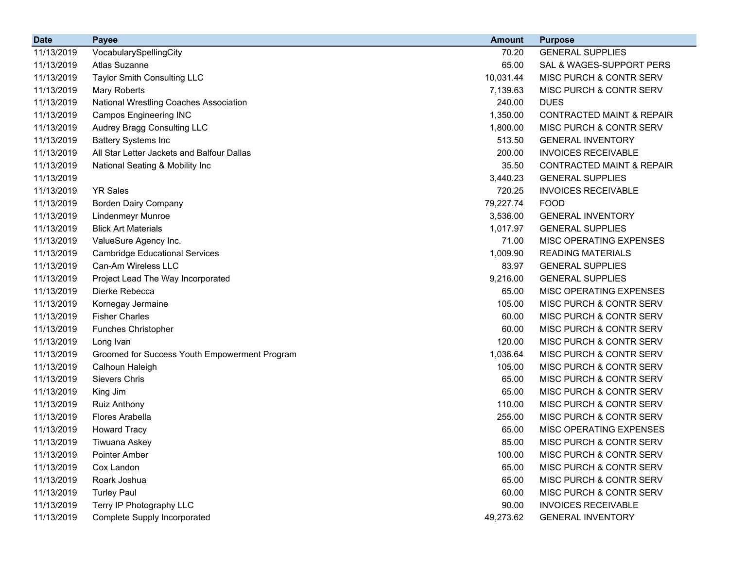| Date | Payee | Amount | Purpose |
|---|---|---|---|
| 11/13/2019 | VocabularySpellingCity | 70.20 | GENERAL SUPPLIES |
| 11/13/2019 | Atlas Suzanne | 65.00 | SAL & WAGES-SUPPORT PERS |
| 11/13/2019 | Taylor Smith Consulting LLC | 10,031.44 | MISC PURCH & CONTR SERV |
| 11/13/2019 | Mary Roberts | 7,139.63 | MISC PURCH & CONTR SERV |
| 11/13/2019 | National Wrestling Coaches Association | 240.00 | DUES |
| 11/13/2019 | Campos Engineering INC | 1,350.00 | CONTRACTED MAINT & REPAIR |
| 11/13/2019 | Audrey Bragg Consulting LLC | 1,800.00 | MISC PURCH & CONTR SERV |
| 11/13/2019 | Battery Systems Inc | 513.50 | GENERAL INVENTORY |
| 11/13/2019 | All Star Letter Jackets and Balfour Dallas | 200.00 | INVOICES RECEIVABLE |
| 11/13/2019 | National Seating & Mobility Inc | 35.50 | CONTRACTED MAINT & REPAIR |
| 11/13/2019 | | 3,440.23 | GENERAL SUPPLIES |
| 11/13/2019 | YR Sales | 720.25 | INVOICES RECEIVABLE |
| 11/13/2019 | Borden Dairy Company | 79,227.74 | FOOD |
| 11/13/2019 | Lindenmeyr Munroe | 3,536.00 | GENERAL INVENTORY |
| 11/13/2019 | Blick Art Materials | 1,017.97 | GENERAL SUPPLIES |
| 11/13/2019 | ValueSure Agency Inc. | 71.00 | MISC OPERATING EXPENSES |
| 11/13/2019 | Cambridge Educational Services | 1,009.90 | READING MATERIALS |
| 11/13/2019 | Can-Am Wireless LLC | 83.97 | GENERAL SUPPLIES |
| 11/13/2019 | Project Lead The Way Incorporated | 9,216.00 | GENERAL SUPPLIES |
| 11/13/2019 | Dierke Rebecca | 65.00 | MISC OPERATING EXPENSES |
| 11/13/2019 | Kornegay Jermaine | 105.00 | MISC PURCH & CONTR SERV |
| 11/13/2019 | Fisher Charles | 60.00 | MISC PURCH & CONTR SERV |
| 11/13/2019 | Funches Christopher | 60.00 | MISC PURCH & CONTR SERV |
| 11/13/2019 | Long Ivan | 120.00 | MISC PURCH & CONTR SERV |
| 11/13/2019 | Groomed for Success Youth Empowerment Program | 1,036.64 | MISC PURCH & CONTR SERV |
| 11/13/2019 | Calhoun Haleigh | 105.00 | MISC PURCH & CONTR SERV |
| 11/13/2019 | Sievers Chris | 65.00 | MISC PURCH & CONTR SERV |
| 11/13/2019 | King Jim | 65.00 | MISC PURCH & CONTR SERV |
| 11/13/2019 | Ruiz Anthony | 110.00 | MISC PURCH & CONTR SERV |
| 11/13/2019 | Flores Arabella | 255.00 | MISC PURCH & CONTR SERV |
| 11/13/2019 | Howard Tracy | 65.00 | MISC OPERATING EXPENSES |
| 11/13/2019 | Tiwuana Askey | 85.00 | MISC PURCH & CONTR SERV |
| 11/13/2019 | Pointer Amber | 100.00 | MISC PURCH & CONTR SERV |
| 11/13/2019 | Cox Landon | 65.00 | MISC PURCH & CONTR SERV |
| 11/13/2019 | Roark Joshua | 65.00 | MISC PURCH & CONTR SERV |
| 11/13/2019 | Turley Paul | 60.00 | MISC PURCH & CONTR SERV |
| 11/13/2019 | Terry IP Photography LLC | 90.00 | INVOICES RECEIVABLE |
| 11/13/2019 | Complete Supply Incorporated | 49,273.62 | GENERAL INVENTORY |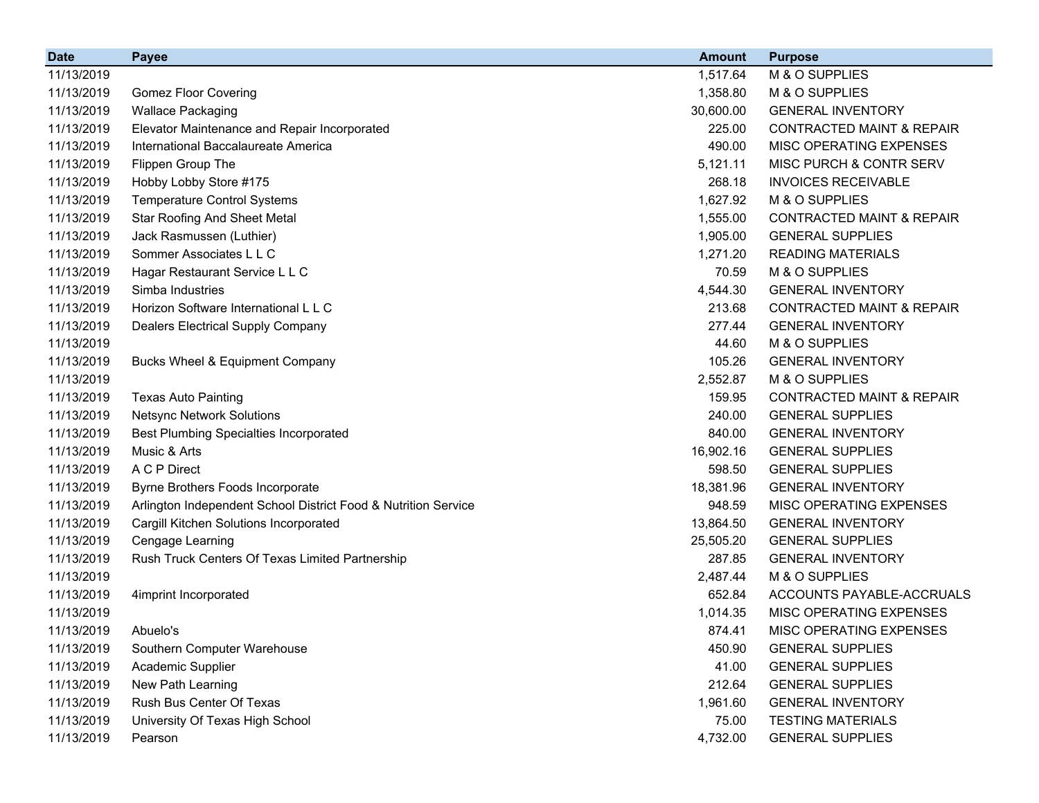| Date | Payee | Amount | Purpose |
|---|---|---|---|
| 11/13/2019 | | 1,517.64 | M & O SUPPLIES |
| 11/13/2019 | Gomez Floor Covering | 1,358.80 | M & O SUPPLIES |
| 11/13/2019 | Wallace Packaging | 30,600.00 | GENERAL INVENTORY |
| 11/13/2019 | Elevator Maintenance and Repair Incorporated | 225.00 | CONTRACTED MAINT & REPAIR |
| 11/13/2019 | International Baccalaureate America | 490.00 | MISC OPERATING EXPENSES |
| 11/13/2019 | Flippen Group The | 5,121.11 | MISC PURCH & CONTR SERV |
| 11/13/2019 | Hobby Lobby Store #175 | 268.18 | INVOICES RECEIVABLE |
| 11/13/2019 | Temperature Control Systems | 1,627.92 | M & O SUPPLIES |
| 11/13/2019 | Star Roofing And Sheet Metal | 1,555.00 | CONTRACTED MAINT & REPAIR |
| 11/13/2019 | Jack Rasmussen (Luthier) | 1,905.00 | GENERAL SUPPLIES |
| 11/13/2019 | Sommer Associates L L C | 1,271.20 | READING MATERIALS |
| 11/13/2019 | Hagar Restaurant Service L L C | 70.59 | M & O SUPPLIES |
| 11/13/2019 | Simba Industries | 4,544.30 | GENERAL INVENTORY |
| 11/13/2019 | Horizon Software International L L C | 213.68 | CONTRACTED MAINT & REPAIR |
| 11/13/2019 | Dealers Electrical Supply Company | 277.44 | GENERAL INVENTORY |
| 11/13/2019 | | 44.60 | M & O SUPPLIES |
| 11/13/2019 | Bucks Wheel & Equipment Company | 105.26 | GENERAL INVENTORY |
| 11/13/2019 | | 2,552.87 | M & O SUPPLIES |
| 11/13/2019 | Texas Auto Painting | 159.95 | CONTRACTED MAINT & REPAIR |
| 11/13/2019 | Netsync Network Solutions | 240.00 | GENERAL SUPPLIES |
| 11/13/2019 | Best Plumbing Specialties Incorporated | 840.00 | GENERAL INVENTORY |
| 11/13/2019 | Music & Arts | 16,902.16 | GENERAL SUPPLIES |
| 11/13/2019 | A C P Direct | 598.50 | GENERAL SUPPLIES |
| 11/13/2019 | Byrne Brothers Foods Incorporate | 18,381.96 | GENERAL INVENTORY |
| 11/13/2019 | Arlington Independent School District Food & Nutrition Service | 948.59 | MISC OPERATING EXPENSES |
| 11/13/2019 | Cargill Kitchen Solutions Incorporated | 13,864.50 | GENERAL INVENTORY |
| 11/13/2019 | Cengage Learning | 25,505.20 | GENERAL SUPPLIES |
| 11/13/2019 | Rush Truck Centers Of Texas Limited Partnership | 287.85 | GENERAL INVENTORY |
| 11/13/2019 | | 2,487.44 | M & O SUPPLIES |
| 11/13/2019 | 4imprint Incorporated | 652.84 | ACCOUNTS PAYABLE-ACCRUALS |
| 11/13/2019 | | 1,014.35 | MISC OPERATING EXPENSES |
| 11/13/2019 | Abuelo's | 874.41 | MISC OPERATING EXPENSES |
| 11/13/2019 | Southern Computer Warehouse | 450.90 | GENERAL SUPPLIES |
| 11/13/2019 | Academic Supplier | 41.00 | GENERAL SUPPLIES |
| 11/13/2019 | New Path Learning | 212.64 | GENERAL SUPPLIES |
| 11/13/2019 | Rush Bus Center Of Texas | 1,961.60 | GENERAL INVENTORY |
| 11/13/2019 | University Of Texas High School | 75.00 | TESTING MATERIALS |
| 11/13/2019 | Pearson | 4,732.00 | GENERAL SUPPLIES |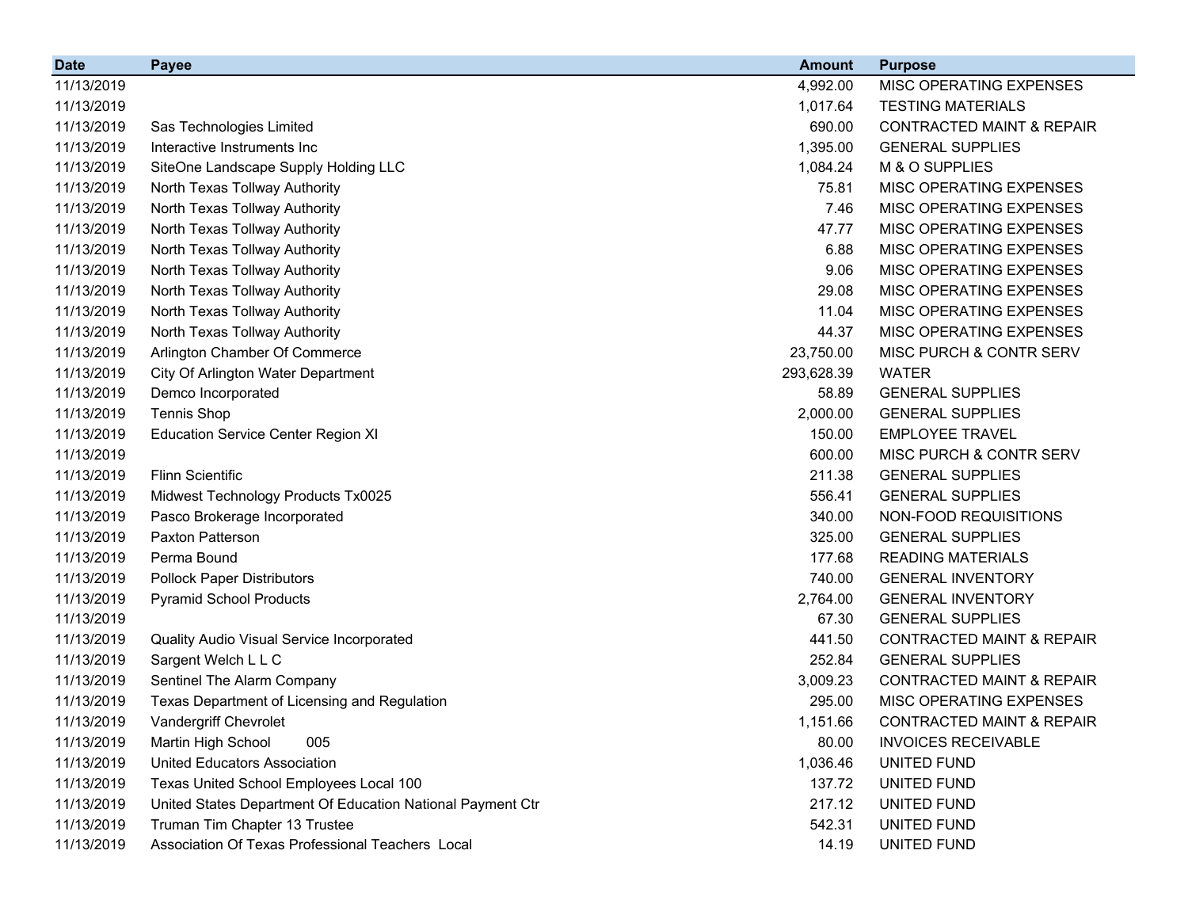| Date | Payee | Amount | Purpose |
|---|---|---|---|
| 11/13/2019 | | 4,992.00 | MISC OPERATING EXPENSES |
| 11/13/2019 | | 1,017.64 | TESTING MATERIALS |
| 11/13/2019 | Sas Technologies Limited | 690.00 | CONTRACTED MAINT & REPAIR |
| 11/13/2019 | Interactive Instruments Inc | 1,395.00 | GENERAL SUPPLIES |
| 11/13/2019 | SiteOne Landscape Supply Holding LLC | 1,084.24 | M & O SUPPLIES |
| 11/13/2019 | North Texas Tollway Authority | 75.81 | MISC OPERATING EXPENSES |
| 11/13/2019 | North Texas Tollway Authority | 7.46 | MISC OPERATING EXPENSES |
| 11/13/2019 | North Texas Tollway Authority | 47.77 | MISC OPERATING EXPENSES |
| 11/13/2019 | North Texas Tollway Authority | 6.88 | MISC OPERATING EXPENSES |
| 11/13/2019 | North Texas Tollway Authority | 9.06 | MISC OPERATING EXPENSES |
| 11/13/2019 | North Texas Tollway Authority | 29.08 | MISC OPERATING EXPENSES |
| 11/13/2019 | North Texas Tollway Authority | 11.04 | MISC OPERATING EXPENSES |
| 11/13/2019 | North Texas Tollway Authority | 44.37 | MISC OPERATING EXPENSES |
| 11/13/2019 | Arlington Chamber Of Commerce | 23,750.00 | MISC PURCH & CONTR SERV |
| 11/13/2019 | City Of Arlington Water Department | 293,628.39 | WATER |
| 11/13/2019 | Demco Incorporated | 58.89 | GENERAL SUPPLIES |
| 11/13/2019 | Tennis Shop | 2,000.00 | GENERAL SUPPLIES |
| 11/13/2019 | Education Service Center Region XI | 150.00 | EMPLOYEE TRAVEL |
| 11/13/2019 | | 600.00 | MISC PURCH & CONTR SERV |
| 11/13/2019 | Flinn Scientific | 211.38 | GENERAL SUPPLIES |
| 11/13/2019 | Midwest Technology Products Tx0025 | 556.41 | GENERAL SUPPLIES |
| 11/13/2019 | Pasco Brokerage Incorporated | 340.00 | NON-FOOD REQUISITIONS |
| 11/13/2019 | Paxton Patterson | 325.00 | GENERAL SUPPLIES |
| 11/13/2019 | Perma Bound | 177.68 | READING MATERIALS |
| 11/13/2019 | Pollock Paper Distributors | 740.00 | GENERAL INVENTORY |
| 11/13/2019 | Pyramid School Products | 2,764.00 | GENERAL INVENTORY |
| 11/13/2019 | | 67.30 | GENERAL SUPPLIES |
| 11/13/2019 | Quality Audio Visual Service Incorporated | 441.50 | CONTRACTED MAINT & REPAIR |
| 11/13/2019 | Sargent Welch L L C | 252.84 | GENERAL SUPPLIES |
| 11/13/2019 | Sentinel The Alarm Company | 3,009.23 | CONTRACTED MAINT & REPAIR |
| 11/13/2019 | Texas Department of Licensing and Regulation | 295.00 | MISC OPERATING EXPENSES |
| 11/13/2019 | Vandergriff Chevrolet | 1,151.66 | CONTRACTED MAINT & REPAIR |
| 11/13/2019 | Martin High School 005 | 80.00 | INVOICES RECEIVABLE |
| 11/13/2019 | United Educators Association | 1,036.46 | UNITED FUND |
| 11/13/2019 | Texas United School Employees Local 100 | 137.72 | UNITED FUND |
| 11/13/2019 | United States Department Of Education National Payment Ctr | 217.12 | UNITED FUND |
| 11/13/2019 | Truman Tim Chapter 13 Trustee | 542.31 | UNITED FUND |
| 11/13/2019 | Association Of Texas Professional Teachers Local | 14.19 | UNITED FUND |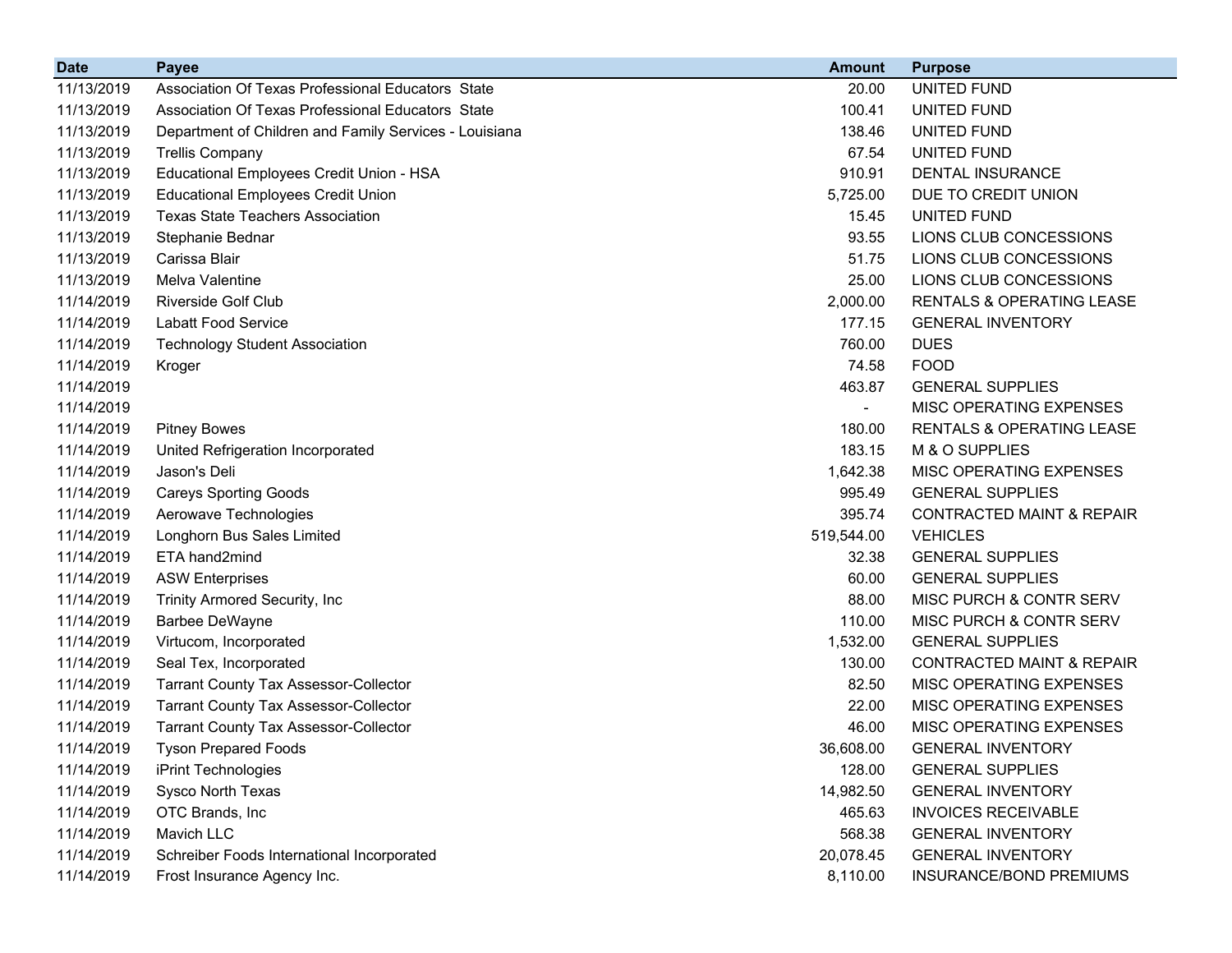| Date | Payee | Amount | Purpose |
| --- | --- | --- | --- |
| 11/13/2019 | Association Of Texas Professional Educators State | 20.00 | UNITED FUND |
| 11/13/2019 | Association Of Texas Professional Educators State | 100.41 | UNITED FUND |
| 11/13/2019 | Department of Children and Family Services - Louisiana | 138.46 | UNITED FUND |
| 11/13/2019 | Trellis Company | 67.54 | UNITED FUND |
| 11/13/2019 | Educational Employees Credit Union - HSA | 910.91 | DENTAL INSURANCE |
| 11/13/2019 | Educational Employees Credit Union | 5,725.00 | DUE TO CREDIT UNION |
| 11/13/2019 | Texas State Teachers Association | 15.45 | UNITED FUND |
| 11/13/2019 | Stephanie Bednar | 93.55 | LIONS CLUB CONCESSIONS |
| 11/13/2019 | Carissa Blair | 51.75 | LIONS CLUB CONCESSIONS |
| 11/13/2019 | Melva Valentine | 25.00 | LIONS CLUB CONCESSIONS |
| 11/14/2019 | Riverside Golf Club | 2,000.00 | RENTALS & OPERATING LEASE |
| 11/14/2019 | Labatt Food Service | 177.15 | GENERAL INVENTORY |
| 11/14/2019 | Technology Student Association | 760.00 | DUES |
| 11/14/2019 | Kroger | 74.58 | FOOD |
| 11/14/2019 | | 463.87 | GENERAL SUPPLIES |
| 11/14/2019 | | - | MISC OPERATING EXPENSES |
| 11/14/2019 | Pitney Bowes | 180.00 | RENTALS & OPERATING LEASE |
| 11/14/2019 | United Refrigeration Incorporated | 183.15 | M & O SUPPLIES |
| 11/14/2019 | Jason's Deli | 1,642.38 | MISC OPERATING EXPENSES |
| 11/14/2019 | Careys Sporting Goods | 995.49 | GENERAL SUPPLIES |
| 11/14/2019 | Aerowave Technologies | 395.74 | CONTRACTED MAINT & REPAIR |
| 11/14/2019 | Longhorn Bus Sales Limited | 519,544.00 | VEHICLES |
| 11/14/2019 | ETA hand2mind | 32.38 | GENERAL SUPPLIES |
| 11/14/2019 | ASW Enterprises | 60.00 | GENERAL SUPPLIES |
| 11/14/2019 | Trinity Armored Security, Inc | 88.00 | MISC PURCH & CONTR SERV |
| 11/14/2019 | Barbee DeWayne | 110.00 | MISC PURCH & CONTR SERV |
| 11/14/2019 | Virtucom, Incorporated | 1,532.00 | GENERAL SUPPLIES |
| 11/14/2019 | Seal Tex, Incorporated | 130.00 | CONTRACTED MAINT & REPAIR |
| 11/14/2019 | Tarrant County Tax Assessor-Collector | 82.50 | MISC OPERATING EXPENSES |
| 11/14/2019 | Tarrant County Tax Assessor-Collector | 22.00 | MISC OPERATING EXPENSES |
| 11/14/2019 | Tarrant County Tax Assessor-Collector | 46.00 | MISC OPERATING EXPENSES |
| 11/14/2019 | Tyson Prepared Foods | 36,608.00 | GENERAL INVENTORY |
| 11/14/2019 | iPrint Technologies | 128.00 | GENERAL SUPPLIES |
| 11/14/2019 | Sysco North Texas | 14,982.50 | GENERAL INVENTORY |
| 11/14/2019 | OTC Brands, Inc | 465.63 | INVOICES RECEIVABLE |
| 11/14/2019 | Mavich LLC | 568.38 | GENERAL INVENTORY |
| 11/14/2019 | Schreiber Foods International Incorporated | 20,078.45 | GENERAL INVENTORY |
| 11/14/2019 | Frost Insurance Agency Inc. | 8,110.00 | INSURANCE/BOND PREMIUMS |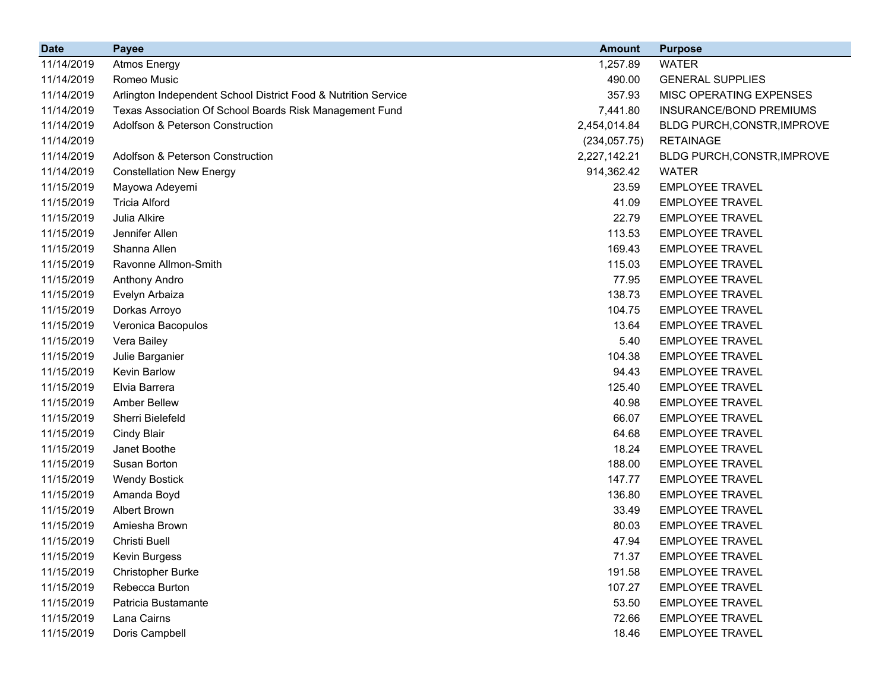| Date | Payee | Amount | Purpose |
|---|---|---|---|
| 11/14/2019 | Atmos Energy | 1,257.89 | WATER |
| 11/14/2019 | Romeo Music | 490.00 | GENERAL SUPPLIES |
| 11/14/2019 | Arlington Independent School District Food & Nutrition Service | 357.93 | MISC OPERATING EXPENSES |
| 11/14/2019 | Texas Association Of School Boards Risk Management Fund | 7,441.80 | INSURANCE/BOND PREMIUMS |
| 11/14/2019 | Adolfson & Peterson Construction | 2,454,014.84 | BLDG PURCH,CONSTR,IMPROVE |
| 11/14/2019 | | (234,057.75) | RETAINAGE |
| 11/14/2019 | Adolfson & Peterson Construction | 2,227,142.21 | BLDG PURCH,CONSTR,IMPROVE |
| 11/14/2019 | Constellation New Energy | 914,362.42 | WATER |
| 11/15/2019 | Mayowa Adeyemi | 23.59 | EMPLOYEE TRAVEL |
| 11/15/2019 | Tricia Alford | 41.09 | EMPLOYEE TRAVEL |
| 11/15/2019 | Julia Alkire | 22.79 | EMPLOYEE TRAVEL |
| 11/15/2019 | Jennifer Allen | 113.53 | EMPLOYEE TRAVEL |
| 11/15/2019 | Shanna Allen | 169.43 | EMPLOYEE TRAVEL |
| 11/15/2019 | Ravonne Allmon-Smith | 115.03 | EMPLOYEE TRAVEL |
| 11/15/2019 | Anthony Andro | 77.95 | EMPLOYEE TRAVEL |
| 11/15/2019 | Evelyn Arbaiza | 138.73 | EMPLOYEE TRAVEL |
| 11/15/2019 | Dorkas Arroyo | 104.75 | EMPLOYEE TRAVEL |
| 11/15/2019 | Veronica Bacopulos | 13.64 | EMPLOYEE TRAVEL |
| 11/15/2019 | Vera Bailey | 5.40 | EMPLOYEE TRAVEL |
| 11/15/2019 | Julie Barganier | 104.38 | EMPLOYEE TRAVEL |
| 11/15/2019 | Kevin Barlow | 94.43 | EMPLOYEE TRAVEL |
| 11/15/2019 | Elvia Barrera | 125.40 | EMPLOYEE TRAVEL |
| 11/15/2019 | Amber Bellew | 40.98 | EMPLOYEE TRAVEL |
| 11/15/2019 | Sherri Bielefeld | 66.07 | EMPLOYEE TRAVEL |
| 11/15/2019 | Cindy Blair | 64.68 | EMPLOYEE TRAVEL |
| 11/15/2019 | Janet Boothe | 18.24 | EMPLOYEE TRAVEL |
| 11/15/2019 | Susan Borton | 188.00 | EMPLOYEE TRAVEL |
| 11/15/2019 | Wendy Bostick | 147.77 | EMPLOYEE TRAVEL |
| 11/15/2019 | Amanda Boyd | 136.80 | EMPLOYEE TRAVEL |
| 11/15/2019 | Albert Brown | 33.49 | EMPLOYEE TRAVEL |
| 11/15/2019 | Amiesha Brown | 80.03 | EMPLOYEE TRAVEL |
| 11/15/2019 | Christi Buell | 47.94 | EMPLOYEE TRAVEL |
| 11/15/2019 | Kevin Burgess | 71.37 | EMPLOYEE TRAVEL |
| 11/15/2019 | Christopher Burke | 191.58 | EMPLOYEE TRAVEL |
| 11/15/2019 | Rebecca Burton | 107.27 | EMPLOYEE TRAVEL |
| 11/15/2019 | Patricia Bustamante | 53.50 | EMPLOYEE TRAVEL |
| 11/15/2019 | Lana Cairns | 72.66 | EMPLOYEE TRAVEL |
| 11/15/2019 | Doris Campbell | 18.46 | EMPLOYEE TRAVEL |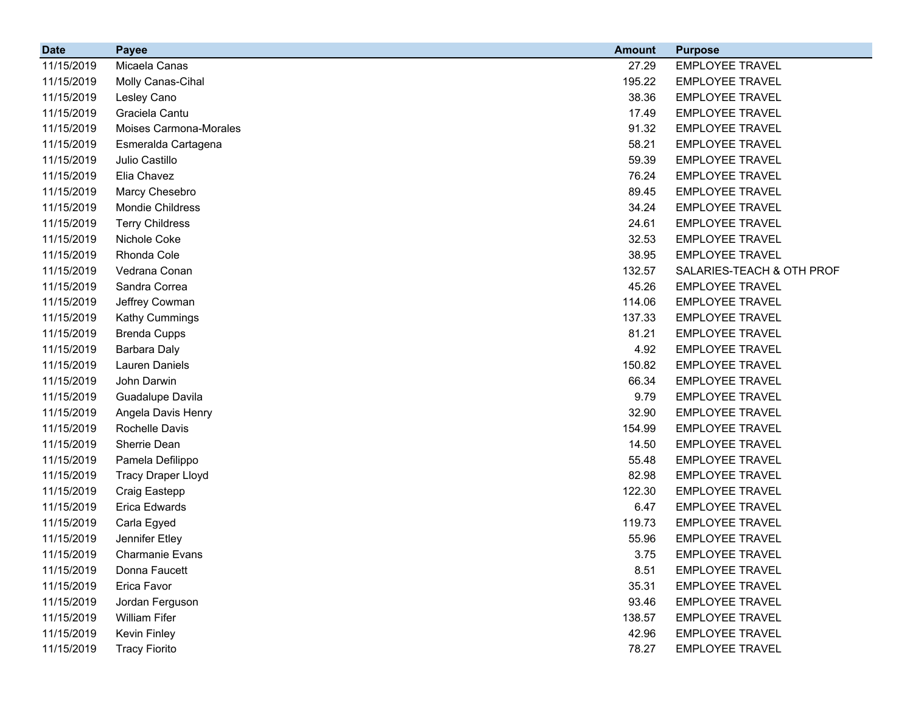| Date | Payee | Amount | Purpose |
|---|---|---|---|
| 11/15/2019 | Micaela Canas | 27.29 | EMPLOYEE TRAVEL |
| 11/15/2019 | Molly Canas-Cihal | 195.22 | EMPLOYEE TRAVEL |
| 11/15/2019 | Lesley Cano | 38.36 | EMPLOYEE TRAVEL |
| 11/15/2019 | Graciela Cantu | 17.49 | EMPLOYEE TRAVEL |
| 11/15/2019 | Moises Carmona-Morales | 91.32 | EMPLOYEE TRAVEL |
| 11/15/2019 | Esmeralda Cartagena | 58.21 | EMPLOYEE TRAVEL |
| 11/15/2019 | Julio Castillo | 59.39 | EMPLOYEE TRAVEL |
| 11/15/2019 | Elia Chavez | 76.24 | EMPLOYEE TRAVEL |
| 11/15/2019 | Marcy Chesebro | 89.45 | EMPLOYEE TRAVEL |
| 11/15/2019 | Mondie Childress | 34.24 | EMPLOYEE TRAVEL |
| 11/15/2019 | Terry Childress | 24.61 | EMPLOYEE TRAVEL |
| 11/15/2019 | Nichole Coke | 32.53 | EMPLOYEE TRAVEL |
| 11/15/2019 | Rhonda Cole | 38.95 | EMPLOYEE TRAVEL |
| 11/15/2019 | Vedrana Conan | 132.57 | SALARIES-TEACH & OTH PROF |
| 11/15/2019 | Sandra Correa | 45.26 | EMPLOYEE TRAVEL |
| 11/15/2019 | Jeffrey Cowman | 114.06 | EMPLOYEE TRAVEL |
| 11/15/2019 | Kathy Cummings | 137.33 | EMPLOYEE TRAVEL |
| 11/15/2019 | Brenda Cupps | 81.21 | EMPLOYEE TRAVEL |
| 11/15/2019 | Barbara Daly | 4.92 | EMPLOYEE TRAVEL |
| 11/15/2019 | Lauren Daniels | 150.82 | EMPLOYEE TRAVEL |
| 11/15/2019 | John Darwin | 66.34 | EMPLOYEE TRAVEL |
| 11/15/2019 | Guadalupe Davila | 9.79 | EMPLOYEE TRAVEL |
| 11/15/2019 | Angela Davis Henry | 32.90 | EMPLOYEE TRAVEL |
| 11/15/2019 | Rochelle Davis | 154.99 | EMPLOYEE TRAVEL |
| 11/15/2019 | Sherrie Dean | 14.50 | EMPLOYEE TRAVEL |
| 11/15/2019 | Pamela Defilippo | 55.48 | EMPLOYEE TRAVEL |
| 11/15/2019 | Tracy Draper Lloyd | 82.98 | EMPLOYEE TRAVEL |
| 11/15/2019 | Craig Eastepp | 122.30 | EMPLOYEE TRAVEL |
| 11/15/2019 | Erica Edwards | 6.47 | EMPLOYEE TRAVEL |
| 11/15/2019 | Carla Egyed | 119.73 | EMPLOYEE TRAVEL |
| 11/15/2019 | Jennifer Etley | 55.96 | EMPLOYEE TRAVEL |
| 11/15/2019 | Charmanie Evans | 3.75 | EMPLOYEE TRAVEL |
| 11/15/2019 | Donna Faucett | 8.51 | EMPLOYEE TRAVEL |
| 11/15/2019 | Erica Favor | 35.31 | EMPLOYEE TRAVEL |
| 11/15/2019 | Jordan Ferguson | 93.46 | EMPLOYEE TRAVEL |
| 11/15/2019 | William Fifer | 138.57 | EMPLOYEE TRAVEL |
| 11/15/2019 | Kevin Finley | 42.96 | EMPLOYEE TRAVEL |
| 11/15/2019 | Tracy Fiorito | 78.27 | EMPLOYEE TRAVEL |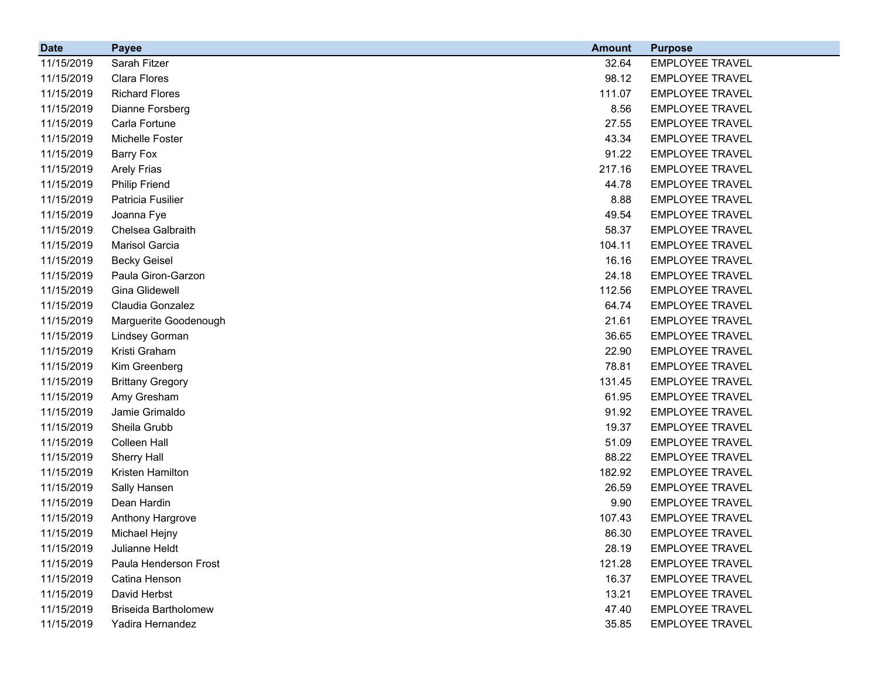| Date | Payee | Amount | Purpose |
|---|---|---|---|
| 11/15/2019 | Sarah Fitzer | 32.64 | EMPLOYEE TRAVEL |
| 11/15/2019 | Clara Flores | 98.12 | EMPLOYEE TRAVEL |
| 11/15/2019 | Richard Flores | 111.07 | EMPLOYEE TRAVEL |
| 11/15/2019 | Dianne Forsberg | 8.56 | EMPLOYEE TRAVEL |
| 11/15/2019 | Carla Fortune | 27.55 | EMPLOYEE TRAVEL |
| 11/15/2019 | Michelle Foster | 43.34 | EMPLOYEE TRAVEL |
| 11/15/2019 | Barry Fox | 91.22 | EMPLOYEE TRAVEL |
| 11/15/2019 | Arely Frias | 217.16 | EMPLOYEE TRAVEL |
| 11/15/2019 | Philip Friend | 44.78 | EMPLOYEE TRAVEL |
| 11/15/2019 | Patricia Fusilier | 8.88 | EMPLOYEE TRAVEL |
| 11/15/2019 | Joanna Fye | 49.54 | EMPLOYEE TRAVEL |
| 11/15/2019 | Chelsea Galbraith | 58.37 | EMPLOYEE TRAVEL |
| 11/15/2019 | Marisol Garcia | 104.11 | EMPLOYEE TRAVEL |
| 11/15/2019 | Becky Geisel | 16.16 | EMPLOYEE TRAVEL |
| 11/15/2019 | Paula Giron-Garzon | 24.18 | EMPLOYEE TRAVEL |
| 11/15/2019 | Gina Glidewell | 112.56 | EMPLOYEE TRAVEL |
| 11/15/2019 | Claudia Gonzalez | 64.74 | EMPLOYEE TRAVEL |
| 11/15/2019 | Marguerite Goodenough | 21.61 | EMPLOYEE TRAVEL |
| 11/15/2019 | Lindsey Gorman | 36.65 | EMPLOYEE TRAVEL |
| 11/15/2019 | Kristi Graham | 22.90 | EMPLOYEE TRAVEL |
| 11/15/2019 | Kim Greenberg | 78.81 | EMPLOYEE TRAVEL |
| 11/15/2019 | Brittany Gregory | 131.45 | EMPLOYEE TRAVEL |
| 11/15/2019 | Amy Gresham | 61.95 | EMPLOYEE TRAVEL |
| 11/15/2019 | Jamie Grimaldo | 91.92 | EMPLOYEE TRAVEL |
| 11/15/2019 | Sheila Grubb | 19.37 | EMPLOYEE TRAVEL |
| 11/15/2019 | Colleen Hall | 51.09 | EMPLOYEE TRAVEL |
| 11/15/2019 | Sherry Hall | 88.22 | EMPLOYEE TRAVEL |
| 11/15/2019 | Kristen Hamilton | 182.92 | EMPLOYEE TRAVEL |
| 11/15/2019 | Sally Hansen | 26.59 | EMPLOYEE TRAVEL |
| 11/15/2019 | Dean Hardin | 9.90 | EMPLOYEE TRAVEL |
| 11/15/2019 | Anthony Hargrove | 107.43 | EMPLOYEE TRAVEL |
| 11/15/2019 | Michael Hejny | 86.30 | EMPLOYEE TRAVEL |
| 11/15/2019 | Julianne Heldt | 28.19 | EMPLOYEE TRAVEL |
| 11/15/2019 | Paula Henderson Frost | 121.28 | EMPLOYEE TRAVEL |
| 11/15/2019 | Catina Henson | 16.37 | EMPLOYEE TRAVEL |
| 11/15/2019 | David Herbst | 13.21 | EMPLOYEE TRAVEL |
| 11/15/2019 | Briseida Bartholomew | 47.40 | EMPLOYEE TRAVEL |
| 11/15/2019 | Yadira Hernandez | 35.85 | EMPLOYEE TRAVEL |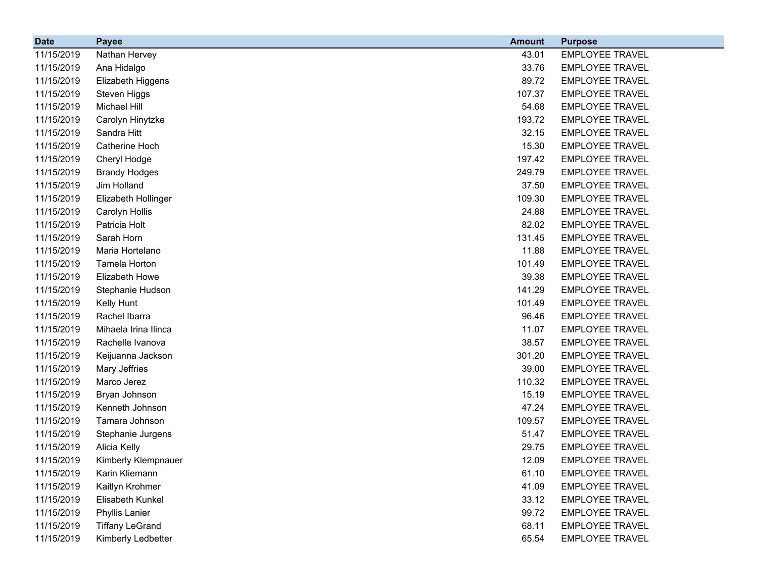| Date | Payee | Amount | Purpose |
|---|---|---|---|
| 11/15/2019 | Nathan Hervey | 43.01 | EMPLOYEE TRAVEL |
| 11/15/2019 | Ana Hidalgo | 33.76 | EMPLOYEE TRAVEL |
| 11/15/2019 | Elizabeth Higgens | 89.72 | EMPLOYEE TRAVEL |
| 11/15/2019 | Steven Higgs | 107.37 | EMPLOYEE TRAVEL |
| 11/15/2019 | Michael Hill | 54.68 | EMPLOYEE TRAVEL |
| 11/15/2019 | Carolyn Hinytzke | 193.72 | EMPLOYEE TRAVEL |
| 11/15/2019 | Sandra Hitt | 32.15 | EMPLOYEE TRAVEL |
| 11/15/2019 | Catherine Hoch | 15.30 | EMPLOYEE TRAVEL |
| 11/15/2019 | Cheryl Hodge | 197.42 | EMPLOYEE TRAVEL |
| 11/15/2019 | Brandy Hodges | 249.79 | EMPLOYEE TRAVEL |
| 11/15/2019 | Jim Holland | 37.50 | EMPLOYEE TRAVEL |
| 11/15/2019 | Elizabeth Hollinger | 109.30 | EMPLOYEE TRAVEL |
| 11/15/2019 | Carolyn Hollis | 24.88 | EMPLOYEE TRAVEL |
| 11/15/2019 | Patricia Holt | 82.02 | EMPLOYEE TRAVEL |
| 11/15/2019 | Sarah Horn | 131.45 | EMPLOYEE TRAVEL |
| 11/15/2019 | Maria Hortelano | 11.88 | EMPLOYEE TRAVEL |
| 11/15/2019 | Tamela Horton | 101.49 | EMPLOYEE TRAVEL |
| 11/15/2019 | Elizabeth Howe | 39.38 | EMPLOYEE TRAVEL |
| 11/15/2019 | Stephanie Hudson | 141.29 | EMPLOYEE TRAVEL |
| 11/15/2019 | Kelly Hunt | 101.49 | EMPLOYEE TRAVEL |
| 11/15/2019 | Rachel Ibarra | 96.46 | EMPLOYEE TRAVEL |
| 11/15/2019 | Mihaela Irina Ilinca | 11.07 | EMPLOYEE TRAVEL |
| 11/15/2019 | Rachelle Ivanova | 38.57 | EMPLOYEE TRAVEL |
| 11/15/2019 | Keijuanna Jackson | 301.20 | EMPLOYEE TRAVEL |
| 11/15/2019 | Mary Jeffries | 39.00 | EMPLOYEE TRAVEL |
| 11/15/2019 | Marco Jerez | 110.32 | EMPLOYEE TRAVEL |
| 11/15/2019 | Bryan Johnson | 15.19 | EMPLOYEE TRAVEL |
| 11/15/2019 | Kenneth Johnson | 47.24 | EMPLOYEE TRAVEL |
| 11/15/2019 | Tamara Johnson | 109.57 | EMPLOYEE TRAVEL |
| 11/15/2019 | Stephanie Jurgens | 51.47 | EMPLOYEE TRAVEL |
| 11/15/2019 | Alicia Kelly | 29.75 | EMPLOYEE TRAVEL |
| 11/15/2019 | Kimberly Klempnauer | 12.09 | EMPLOYEE TRAVEL |
| 11/15/2019 | Karin Kliemann | 61.10 | EMPLOYEE TRAVEL |
| 11/15/2019 | Kaitlyn Krohmer | 41.09 | EMPLOYEE TRAVEL |
| 11/15/2019 | Elisabeth Kunkel | 33.12 | EMPLOYEE TRAVEL |
| 11/15/2019 | Phyllis Lanier | 99.72 | EMPLOYEE TRAVEL |
| 11/15/2019 | Tiffany LeGrand | 68.11 | EMPLOYEE TRAVEL |
| 11/15/2019 | Kimberly Ledbetter | 65.54 | EMPLOYEE TRAVEL |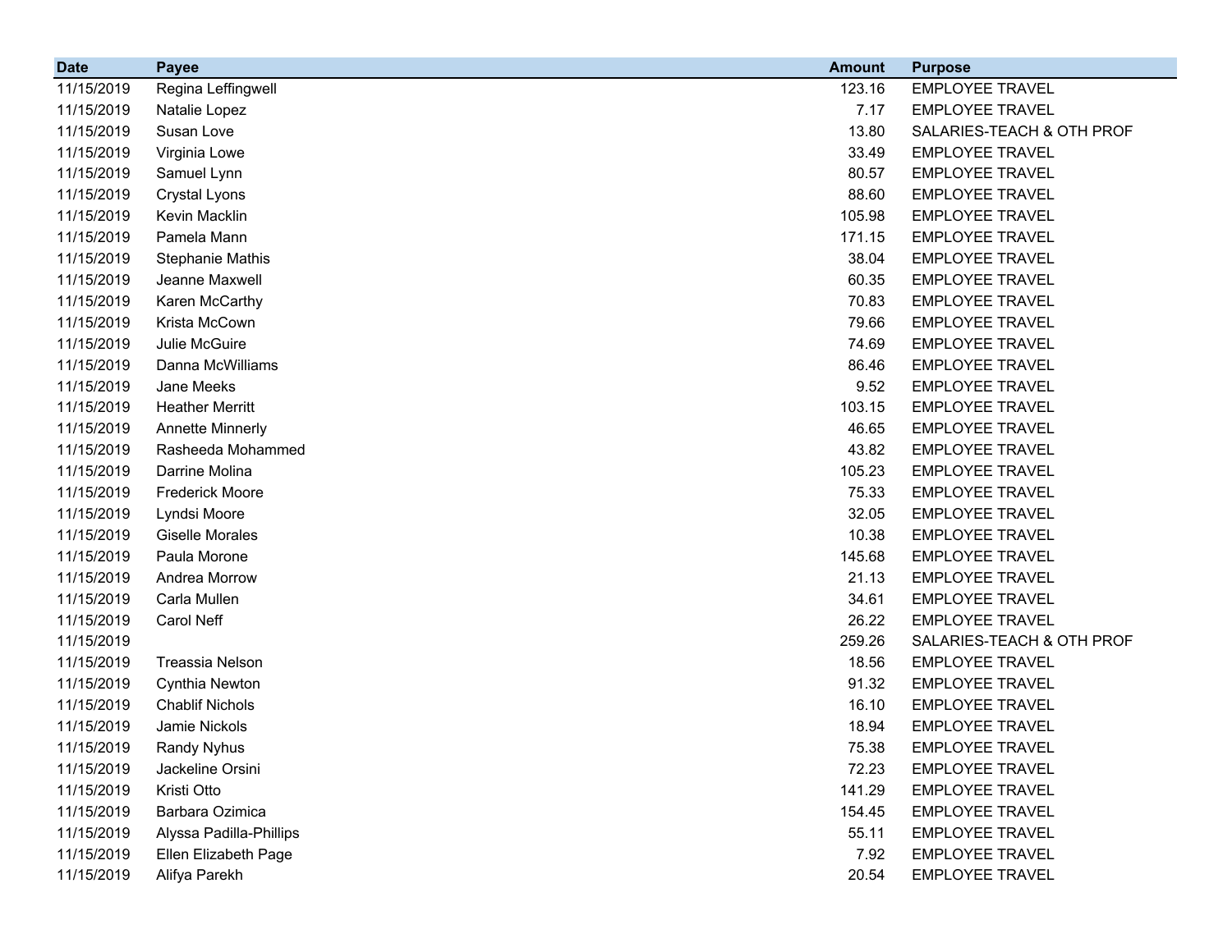| Date | Payee | Amount | Purpose |
|---|---|---|---|
| 11/15/2019 | Regina Leffingwell | 123.16 | EMPLOYEE TRAVEL |
| 11/15/2019 | Natalie Lopez | 7.17 | EMPLOYEE TRAVEL |
| 11/15/2019 | Susan Love | 13.80 | SALARIES-TEACH & OTH PROF |
| 11/15/2019 | Virginia Lowe | 33.49 | EMPLOYEE TRAVEL |
| 11/15/2019 | Samuel Lynn | 80.57 | EMPLOYEE TRAVEL |
| 11/15/2019 | Crystal Lyons | 88.60 | EMPLOYEE TRAVEL |
| 11/15/2019 | Kevin Macklin | 105.98 | EMPLOYEE TRAVEL |
| 11/15/2019 | Pamela Mann | 171.15 | EMPLOYEE TRAVEL |
| 11/15/2019 | Stephanie Mathis | 38.04 | EMPLOYEE TRAVEL |
| 11/15/2019 | Jeanne Maxwell | 60.35 | EMPLOYEE TRAVEL |
| 11/15/2019 | Karen McCarthy | 70.83 | EMPLOYEE TRAVEL |
| 11/15/2019 | Krista McCown | 79.66 | EMPLOYEE TRAVEL |
| 11/15/2019 | Julie McGuire | 74.69 | EMPLOYEE TRAVEL |
| 11/15/2019 | Danna McWilliams | 86.46 | EMPLOYEE TRAVEL |
| 11/15/2019 | Jane Meeks | 9.52 | EMPLOYEE TRAVEL |
| 11/15/2019 | Heather Merritt | 103.15 | EMPLOYEE TRAVEL |
| 11/15/2019 | Annette Minnerly | 46.65 | EMPLOYEE TRAVEL |
| 11/15/2019 | Rasheeda Mohammed | 43.82 | EMPLOYEE TRAVEL |
| 11/15/2019 | Darrine Molina | 105.23 | EMPLOYEE TRAVEL |
| 11/15/2019 | Frederick Moore | 75.33 | EMPLOYEE TRAVEL |
| 11/15/2019 | Lyndsi Moore | 32.05 | EMPLOYEE TRAVEL |
| 11/15/2019 | Giselle Morales | 10.38 | EMPLOYEE TRAVEL |
| 11/15/2019 | Paula Morone | 145.68 | EMPLOYEE TRAVEL |
| 11/15/2019 | Andrea Morrow | 21.13 | EMPLOYEE TRAVEL |
| 11/15/2019 | Carla Mullen | 34.61 | EMPLOYEE TRAVEL |
| 11/15/2019 | Carol Neff | 26.22 | EMPLOYEE TRAVEL |
| 11/15/2019 | | 259.26 | SALARIES-TEACH & OTH PROF |
| 11/15/2019 | Treassia Nelson | 18.56 | EMPLOYEE TRAVEL |
| 11/15/2019 | Cynthia Newton | 91.32 | EMPLOYEE TRAVEL |
| 11/15/2019 | Chablif Nichols | 16.10 | EMPLOYEE TRAVEL |
| 11/15/2019 | Jamie Nickols | 18.94 | EMPLOYEE TRAVEL |
| 11/15/2019 | Randy Nyhus | 75.38 | EMPLOYEE TRAVEL |
| 11/15/2019 | Jackeline Orsini | 72.23 | EMPLOYEE TRAVEL |
| 11/15/2019 | Kristi Otto | 141.29 | EMPLOYEE TRAVEL |
| 11/15/2019 | Barbara Ozimica | 154.45 | EMPLOYEE TRAVEL |
| 11/15/2019 | Alyssa Padilla-Phillips | 55.11 | EMPLOYEE TRAVEL |
| 11/15/2019 | Ellen Elizabeth Page | 7.92 | EMPLOYEE TRAVEL |
| 11/15/2019 | Alifya Parekh | 20.54 | EMPLOYEE TRAVEL |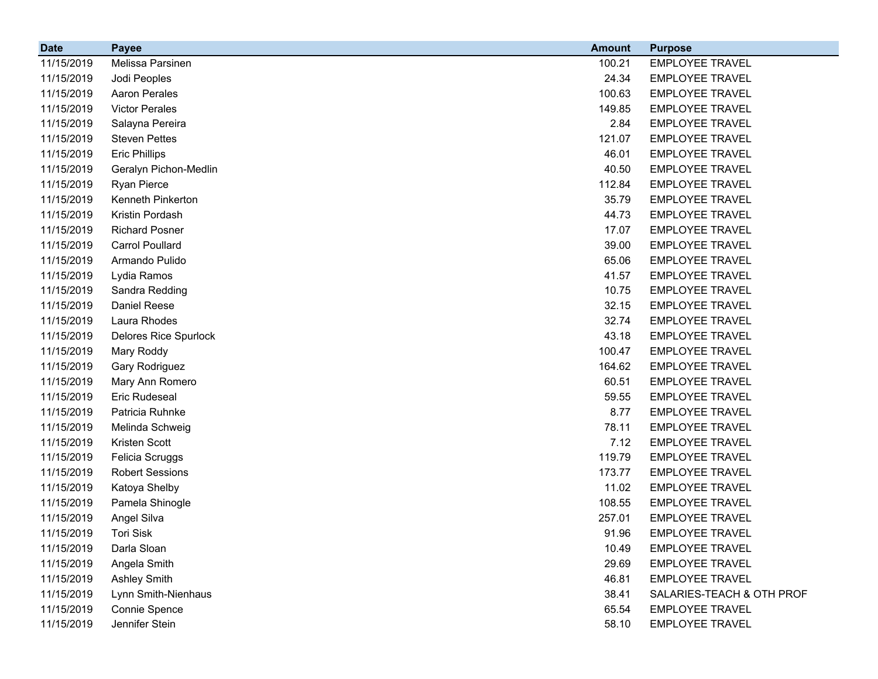| Date | Payee | Amount | Purpose |
|---|---|---|---|
| 11/15/2019 | Melissa Parsinen | 100.21 | EMPLOYEE TRAVEL |
| 11/15/2019 | Jodi Peoples | 24.34 | EMPLOYEE TRAVEL |
| 11/15/2019 | Aaron Perales | 100.63 | EMPLOYEE TRAVEL |
| 11/15/2019 | Victor Perales | 149.85 | EMPLOYEE TRAVEL |
| 11/15/2019 | Salayna Pereira | 2.84 | EMPLOYEE TRAVEL |
| 11/15/2019 | Steven Pettes | 121.07 | EMPLOYEE TRAVEL |
| 11/15/2019 | Eric Phillips | 46.01 | EMPLOYEE TRAVEL |
| 11/15/2019 | Geralyn Pichon-Medlin | 40.50 | EMPLOYEE TRAVEL |
| 11/15/2019 | Ryan Pierce | 112.84 | EMPLOYEE TRAVEL |
| 11/15/2019 | Kenneth Pinkerton | 35.79 | EMPLOYEE TRAVEL |
| 11/15/2019 | Kristin Pordash | 44.73 | EMPLOYEE TRAVEL |
| 11/15/2019 | Richard Posner | 17.07 | EMPLOYEE TRAVEL |
| 11/15/2019 | Carrol Poullard | 39.00 | EMPLOYEE TRAVEL |
| 11/15/2019 | Armando Pulido | 65.06 | EMPLOYEE TRAVEL |
| 11/15/2019 | Lydia Ramos | 41.57 | EMPLOYEE TRAVEL |
| 11/15/2019 | Sandra Redding | 10.75 | EMPLOYEE TRAVEL |
| 11/15/2019 | Daniel Reese | 32.15 | EMPLOYEE TRAVEL |
| 11/15/2019 | Laura Rhodes | 32.74 | EMPLOYEE TRAVEL |
| 11/15/2019 | Delores Rice Spurlock | 43.18 | EMPLOYEE TRAVEL |
| 11/15/2019 | Mary Roddy | 100.47 | EMPLOYEE TRAVEL |
| 11/15/2019 | Gary Rodriguez | 164.62 | EMPLOYEE TRAVEL |
| 11/15/2019 | Mary Ann Romero | 60.51 | EMPLOYEE TRAVEL |
| 11/15/2019 | Eric Rudeseal | 59.55 | EMPLOYEE TRAVEL |
| 11/15/2019 | Patricia Ruhnke | 8.77 | EMPLOYEE TRAVEL |
| 11/15/2019 | Melinda Schweig | 78.11 | EMPLOYEE TRAVEL |
| 11/15/2019 | Kristen Scott | 7.12 | EMPLOYEE TRAVEL |
| 11/15/2019 | Felicia Scruggs | 119.79 | EMPLOYEE TRAVEL |
| 11/15/2019 | Robert Sessions | 173.77 | EMPLOYEE TRAVEL |
| 11/15/2019 | Katoya Shelby | 11.02 | EMPLOYEE TRAVEL |
| 11/15/2019 | Pamela Shinogle | 108.55 | EMPLOYEE TRAVEL |
| 11/15/2019 | Angel Silva | 257.01 | EMPLOYEE TRAVEL |
| 11/15/2019 | Tori Sisk | 91.96 | EMPLOYEE TRAVEL |
| 11/15/2019 | Darla Sloan | 10.49 | EMPLOYEE TRAVEL |
| 11/15/2019 | Angela Smith | 29.69 | EMPLOYEE TRAVEL |
| 11/15/2019 | Ashley Smith | 46.81 | EMPLOYEE TRAVEL |
| 11/15/2019 | Lynn Smith-Nienhaus | 38.41 | SALARIES-TEACH & OTH PROF |
| 11/15/2019 | Connie Spence | 65.54 | EMPLOYEE TRAVEL |
| 11/15/2019 | Jennifer Stein | 58.10 | EMPLOYEE TRAVEL |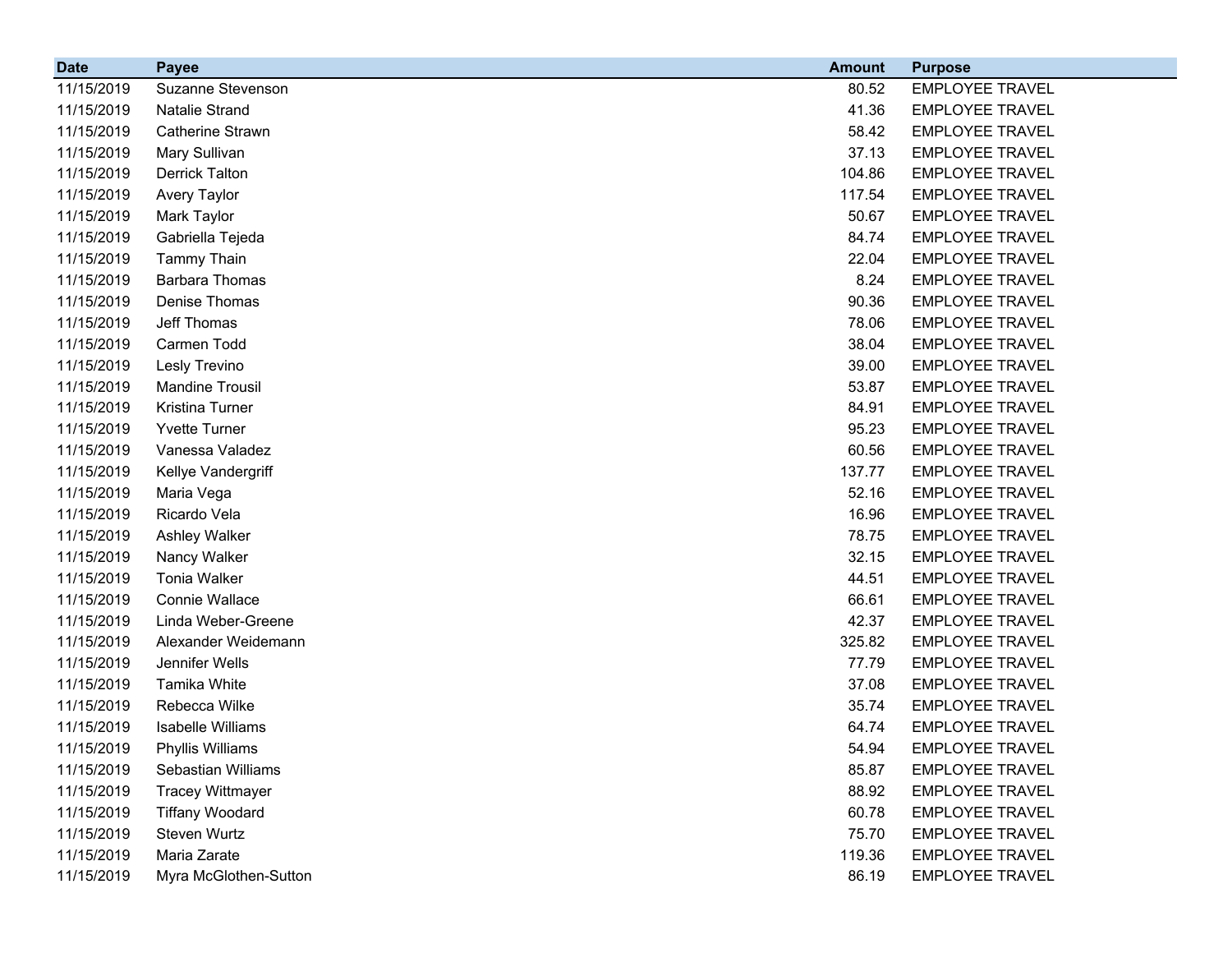| Date | Payee | Amount | Purpose |
|---|---|---|---|
| 11/15/2019 | Suzanne Stevenson | 80.52 | EMPLOYEE TRAVEL |
| 11/15/2019 | Natalie Strand | 41.36 | EMPLOYEE TRAVEL |
| 11/15/2019 | Catherine Strawn | 58.42 | EMPLOYEE TRAVEL |
| 11/15/2019 | Mary Sullivan | 37.13 | EMPLOYEE TRAVEL |
| 11/15/2019 | Derrick Talton | 104.86 | EMPLOYEE TRAVEL |
| 11/15/2019 | Avery Taylor | 117.54 | EMPLOYEE TRAVEL |
| 11/15/2019 | Mark Taylor | 50.67 | EMPLOYEE TRAVEL |
| 11/15/2019 | Gabriella Tejeda | 84.74 | EMPLOYEE TRAVEL |
| 11/15/2019 | Tammy Thain | 22.04 | EMPLOYEE TRAVEL |
| 11/15/2019 | Barbara Thomas | 8.24 | EMPLOYEE TRAVEL |
| 11/15/2019 | Denise Thomas | 90.36 | EMPLOYEE TRAVEL |
| 11/15/2019 | Jeff Thomas | 78.06 | EMPLOYEE TRAVEL |
| 11/15/2019 | Carmen Todd | 38.04 | EMPLOYEE TRAVEL |
| 11/15/2019 | Lesly Trevino | 39.00 | EMPLOYEE TRAVEL |
| 11/15/2019 | Mandine Trousil | 53.87 | EMPLOYEE TRAVEL |
| 11/15/2019 | Kristina Turner | 84.91 | EMPLOYEE TRAVEL |
| 11/15/2019 | Yvette Turner | 95.23 | EMPLOYEE TRAVEL |
| 11/15/2019 | Vanessa Valadez | 60.56 | EMPLOYEE TRAVEL |
| 11/15/2019 | Kellye Vandergriff | 137.77 | EMPLOYEE TRAVEL |
| 11/15/2019 | Maria Vega | 52.16 | EMPLOYEE TRAVEL |
| 11/15/2019 | Ricardo Vela | 16.96 | EMPLOYEE TRAVEL |
| 11/15/2019 | Ashley Walker | 78.75 | EMPLOYEE TRAVEL |
| 11/15/2019 | Nancy Walker | 32.15 | EMPLOYEE TRAVEL |
| 11/15/2019 | Tonia Walker | 44.51 | EMPLOYEE TRAVEL |
| 11/15/2019 | Connie Wallace | 66.61 | EMPLOYEE TRAVEL |
| 11/15/2019 | Linda Weber-Greene | 42.37 | EMPLOYEE TRAVEL |
| 11/15/2019 | Alexander Weidemann | 325.82 | EMPLOYEE TRAVEL |
| 11/15/2019 | Jennifer Wells | 77.79 | EMPLOYEE TRAVEL |
| 11/15/2019 | Tamika White | 37.08 | EMPLOYEE TRAVEL |
| 11/15/2019 | Rebecca Wilke | 35.74 | EMPLOYEE TRAVEL |
| 11/15/2019 | Isabelle Williams | 64.74 | EMPLOYEE TRAVEL |
| 11/15/2019 | Phyllis Williams | 54.94 | EMPLOYEE TRAVEL |
| 11/15/2019 | Sebastian Williams | 85.87 | EMPLOYEE TRAVEL |
| 11/15/2019 | Tracey Wittmayer | 88.92 | EMPLOYEE TRAVEL |
| 11/15/2019 | Tiffany Woodard | 60.78 | EMPLOYEE TRAVEL |
| 11/15/2019 | Steven Wurtz | 75.70 | EMPLOYEE TRAVEL |
| 11/15/2019 | Maria Zarate | 119.36 | EMPLOYEE TRAVEL |
| 11/15/2019 | Myra McGlothen-Sutton | 86.19 | EMPLOYEE TRAVEL |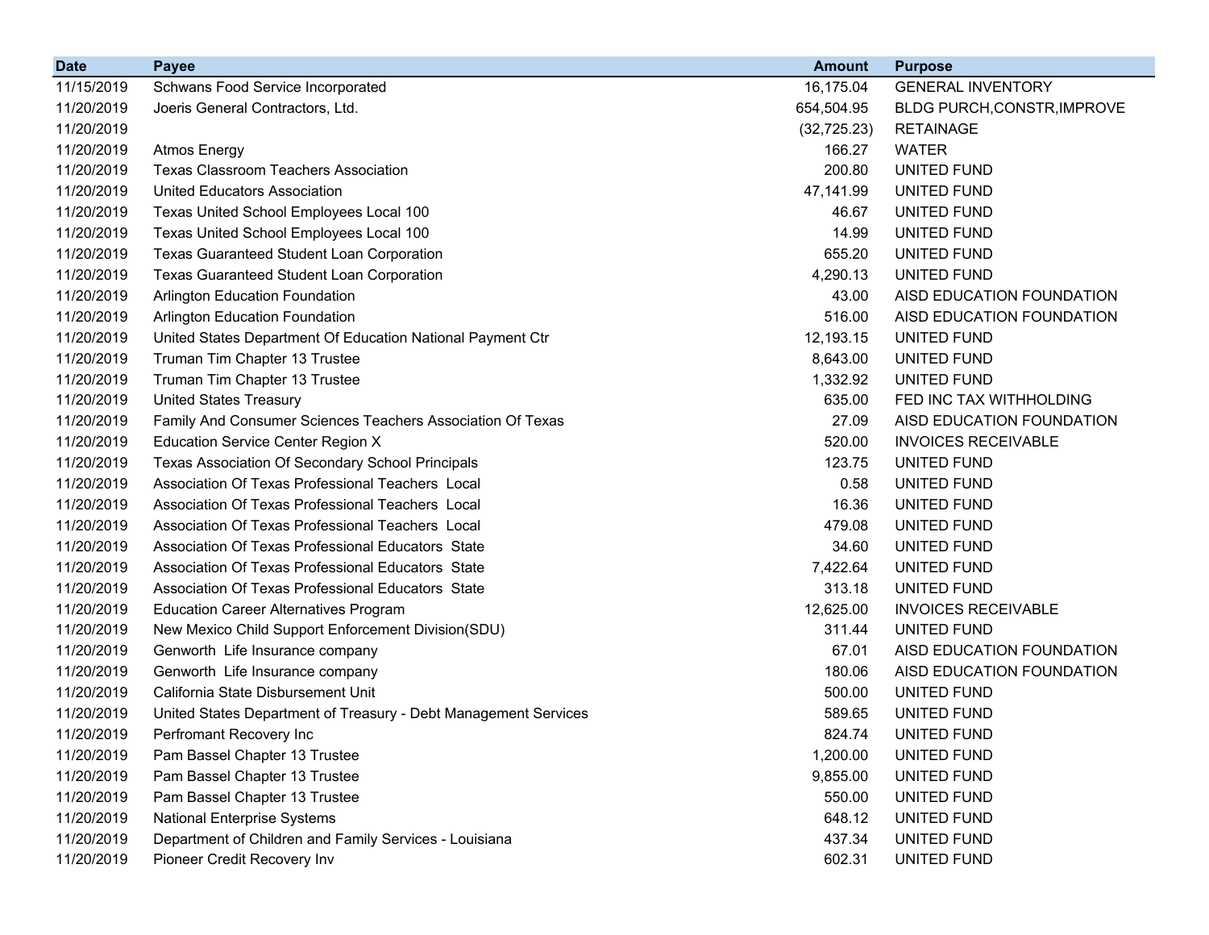| Date | Payee | Amount | Purpose |
|---|---|---|---|
| 11/15/2019 | Schwans Food Service Incorporated | 16,175.04 | GENERAL INVENTORY |
| 11/20/2019 | Joeris General Contractors, Ltd. | 654,504.95 | BLDG PURCH,CONSTR,IMPROVE |
| 11/20/2019 | | (32,725.23) | RETAINAGE |
| 11/20/2019 | Atmos Energy | 166.27 | WATER |
| 11/20/2019 | Texas Classroom Teachers Association | 200.80 | UNITED FUND |
| 11/20/2019 | United Educators Association | 47,141.99 | UNITED FUND |
| 11/20/2019 | Texas United School Employees Local 100 | 46.67 | UNITED FUND |
| 11/20/2019 | Texas United School Employees Local 100 | 14.99 | UNITED FUND |
| 11/20/2019 | Texas Guaranteed Student Loan Corporation | 655.20 | UNITED FUND |
| 11/20/2019 | Texas Guaranteed Student Loan Corporation | 4,290.13 | UNITED FUND |
| 11/20/2019 | Arlington Education Foundation | 43.00 | AISD EDUCATION FOUNDATION |
| 11/20/2019 | Arlington Education Foundation | 516.00 | AISD EDUCATION FOUNDATION |
| 11/20/2019 | United States Department Of Education National Payment Ctr | 12,193.15 | UNITED FUND |
| 11/20/2019 | Truman Tim Chapter 13 Trustee | 8,643.00 | UNITED FUND |
| 11/20/2019 | Truman Tim Chapter 13 Trustee | 1,332.92 | UNITED FUND |
| 11/20/2019 | United States Treasury | 635.00 | FED INC TAX WITHHOLDING |
| 11/20/2019 | Family And Consumer Sciences Teachers Association Of Texas | 27.09 | AISD EDUCATION FOUNDATION |
| 11/20/2019 | Education Service Center Region X | 520.00 | INVOICES RECEIVABLE |
| 11/20/2019 | Texas Association Of Secondary School Principals | 123.75 | UNITED FUND |
| 11/20/2019 | Association Of Texas Professional Teachers Local | 0.58 | UNITED FUND |
| 11/20/2019 | Association Of Texas Professional Teachers Local | 16.36 | UNITED FUND |
| 11/20/2019 | Association Of Texas Professional Teachers Local | 479.08 | UNITED FUND |
| 11/20/2019 | Association Of Texas Professional Educators State | 34.60 | UNITED FUND |
| 11/20/2019 | Association Of Texas Professional Educators State | 7,422.64 | UNITED FUND |
| 11/20/2019 | Association Of Texas Professional Educators State | 313.18 | UNITED FUND |
| 11/20/2019 | Education Career Alternatives Program | 12,625.00 | INVOICES RECEIVABLE |
| 11/20/2019 | New Mexico Child Support Enforcement Division(SDU) | 311.44 | UNITED FUND |
| 11/20/2019 | Genworth Life Insurance company | 67.01 | AISD EDUCATION FOUNDATION |
| 11/20/2019 | Genworth Life Insurance company | 180.06 | AISD EDUCATION FOUNDATION |
| 11/20/2019 | California State Disbursement Unit | 500.00 | UNITED FUND |
| 11/20/2019 | United States Department of Treasury - Debt Management Services | 589.65 | UNITED FUND |
| 11/20/2019 | Perfromant Recovery Inc | 824.74 | UNITED FUND |
| 11/20/2019 | Pam Bassel Chapter 13 Trustee | 1,200.00 | UNITED FUND |
| 11/20/2019 | Pam Bassel Chapter 13 Trustee | 9,855.00 | UNITED FUND |
| 11/20/2019 | Pam Bassel Chapter 13 Trustee | 550.00 | UNITED FUND |
| 11/20/2019 | National Enterprise Systems | 648.12 | UNITED FUND |
| 11/20/2019 | Department of Children and Family Services - Louisiana | 437.34 | UNITED FUND |
| 11/20/2019 | Pioneer Credit Recovery Inv | 602.31 | UNITED FUND |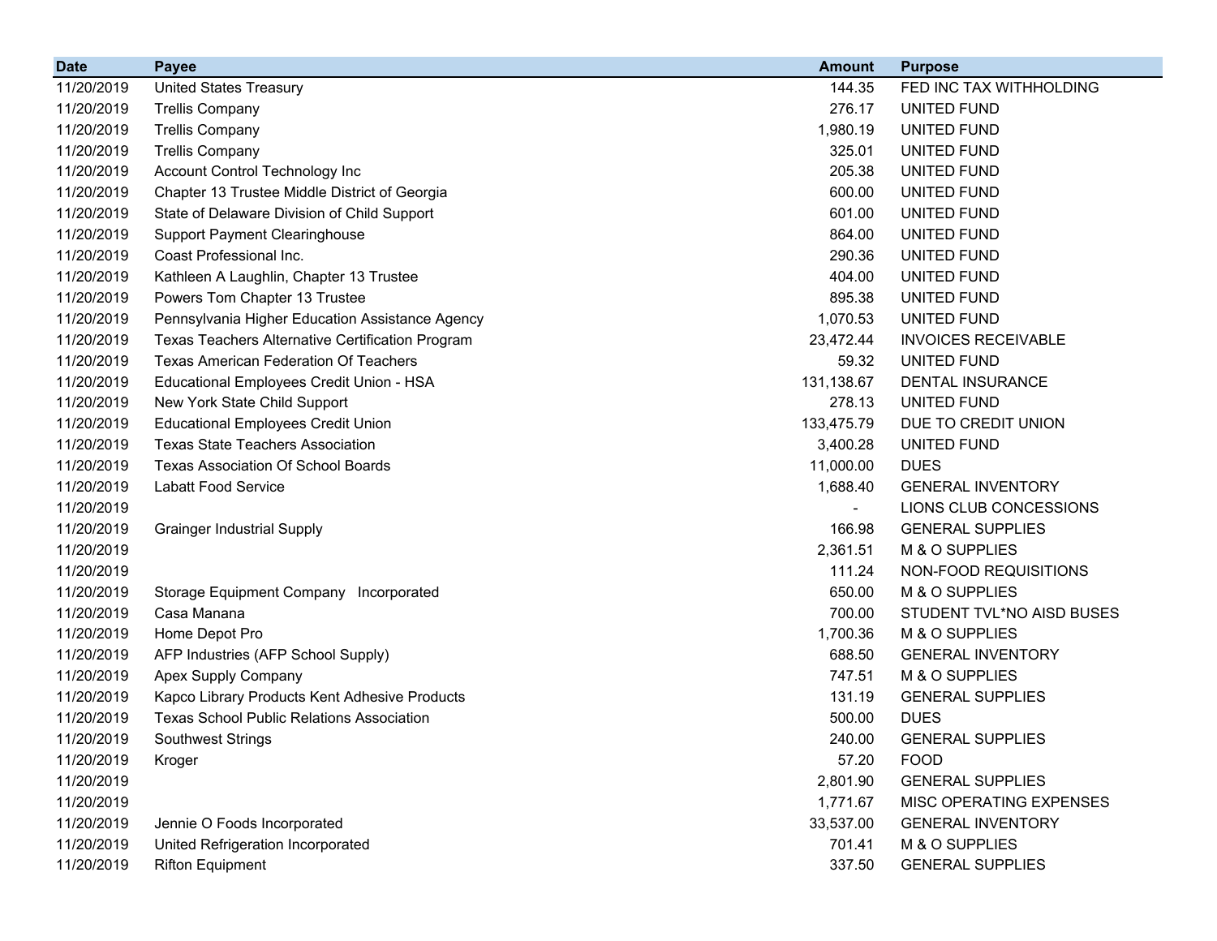| Date | Payee | Amount | Purpose |
|---|---|---|---|
| 11/20/2019 | United States Treasury | 144.35 | FED INC TAX WITHHOLDING |
| 11/20/2019 | Trellis Company | 276.17 | UNITED FUND |
| 11/20/2019 | Trellis Company | 1,980.19 | UNITED FUND |
| 11/20/2019 | Trellis Company | 325.01 | UNITED FUND |
| 11/20/2019 | Account Control Technology Inc | 205.38 | UNITED FUND |
| 11/20/2019 | Chapter 13 Trustee Middle District of Georgia | 600.00 | UNITED FUND |
| 11/20/2019 | State of Delaware Division of Child Support | 601.00 | UNITED FUND |
| 11/20/2019 | Support Payment Clearinghouse | 864.00 | UNITED FUND |
| 11/20/2019 | Coast Professional Inc. | 290.36 | UNITED FUND |
| 11/20/2019 | Kathleen A Laughlin, Chapter 13 Trustee | 404.00 | UNITED FUND |
| 11/20/2019 | Powers Tom Chapter 13 Trustee | 895.38 | UNITED FUND |
| 11/20/2019 | Pennsylvania Higher Education Assistance Agency | 1,070.53 | UNITED FUND |
| 11/20/2019 | Texas Teachers Alternative Certification Program | 23,472.44 | INVOICES RECEIVABLE |
| 11/20/2019 | Texas American Federation Of Teachers | 59.32 | UNITED FUND |
| 11/20/2019 | Educational Employees Credit Union - HSA | 131,138.67 | DENTAL INSURANCE |
| 11/20/2019 | New York State Child Support | 278.13 | UNITED FUND |
| 11/20/2019 | Educational Employees Credit Union | 133,475.79 | DUE TO CREDIT UNION |
| 11/20/2019 | Texas State Teachers Association | 3,400.28 | UNITED FUND |
| 11/20/2019 | Texas Association Of School Boards | 11,000.00 | DUES |
| 11/20/2019 | Labatt Food Service | 1,688.40 | GENERAL INVENTORY |
| 11/20/2019 | | - | LIONS CLUB CONCESSIONS |
| 11/20/2019 | Grainger Industrial Supply | 166.98 | GENERAL SUPPLIES |
| 11/20/2019 | | 2,361.51 | M & O SUPPLIES |
| 11/20/2019 | | 111.24 | NON-FOOD REQUISITIONS |
| 11/20/2019 | Storage Equipment Company Incorporated | 650.00 | M & O SUPPLIES |
| 11/20/2019 | Casa Manana | 700.00 | STUDENT TVL*NO AISD BUSES |
| 11/20/2019 | Home Depot Pro | 1,700.36 | M & O SUPPLIES |
| 11/20/2019 | AFP Industries (AFP School Supply) | 688.50 | GENERAL INVENTORY |
| 11/20/2019 | Apex Supply Company | 747.51 | M & O SUPPLIES |
| 11/20/2019 | Kapco Library Products Kent Adhesive Products | 131.19 | GENERAL SUPPLIES |
| 11/20/2019 | Texas School Public Relations Association | 500.00 | DUES |
| 11/20/2019 | Southwest Strings | 240.00 | GENERAL SUPPLIES |
| 11/20/2019 | Kroger | 57.20 | FOOD |
| 11/20/2019 | | 2,801.90 | GENERAL SUPPLIES |
| 11/20/2019 | | 1,771.67 | MISC OPERATING EXPENSES |
| 11/20/2019 | Jennie O Foods Incorporated | 33,537.00 | GENERAL INVENTORY |
| 11/20/2019 | United Refrigeration Incorporated | 701.41 | M & O SUPPLIES |
| 11/20/2019 | Rifton Equipment | 337.50 | GENERAL SUPPLIES |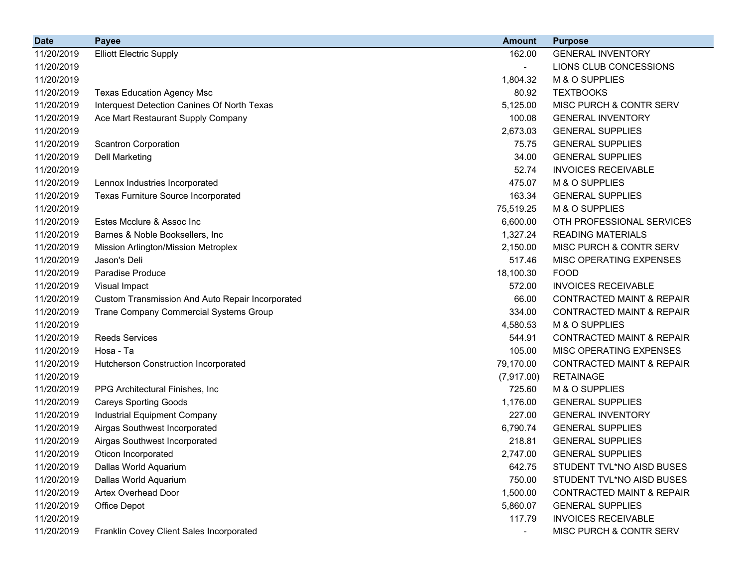| Date | Payee | Amount | Purpose |
|---|---|---|---|
| 11/20/2019 | Elliott Electric Supply | 162.00 | GENERAL INVENTORY |
| 11/20/2019 | | - | LIONS CLUB CONCESSIONS |
| 11/20/2019 | | 1,804.32 | M & O SUPPLIES |
| 11/20/2019 | Texas Education Agency Msc | 80.92 | TEXTBOOKS |
| 11/20/2019 | Interquest Detection Canines Of North Texas | 5,125.00 | MISC PURCH & CONTR SERV |
| 11/20/2019 | Ace Mart Restaurant Supply Company | 100.08 | GENERAL INVENTORY |
| 11/20/2019 | | 2,673.03 | GENERAL SUPPLIES |
| 11/20/2019 | Scantron Corporation | 75.75 | GENERAL SUPPLIES |
| 11/20/2019 | Dell Marketing | 34.00 | GENERAL SUPPLIES |
| 11/20/2019 | | 52.74 | INVOICES RECEIVABLE |
| 11/20/2019 | Lennox Industries Incorporated | 475.07 | M & O SUPPLIES |
| 11/20/2019 | Texas Furniture Source Incorporated | 163.34 | GENERAL SUPPLIES |
| 11/20/2019 | | 75,519.25 | M & O SUPPLIES |
| 11/20/2019 | Estes Mcclure & Assoc Inc | 6,600.00 | OTH PROFESSIONAL SERVICES |
| 11/20/2019 | Barnes & Noble Booksellers, Inc | 1,327.24 | READING MATERIALS |
| 11/20/2019 | Mission Arlington/Mission Metroplex | 2,150.00 | MISC PURCH & CONTR SERV |
| 11/20/2019 | Jason's Deli | 517.46 | MISC OPERATING EXPENSES |
| 11/20/2019 | Paradise Produce | 18,100.30 | FOOD |
| 11/20/2019 | Visual Impact | 572.00 | INVOICES RECEIVABLE |
| 11/20/2019 | Custom Transmission And Auto Repair Incorporated | 66.00 | CONTRACTED MAINT & REPAIR |
| 11/20/2019 | Trane Company Commercial Systems Group | 334.00 | CONTRACTED MAINT & REPAIR |
| 11/20/2019 | | 4,580.53 | M & O SUPPLIES |
| 11/20/2019 | Reeds Services | 544.91 | CONTRACTED MAINT & REPAIR |
| 11/20/2019 | Hosa - Ta | 105.00 | MISC OPERATING EXPENSES |
| 11/20/2019 | Hutcherson Construction Incorporated | 79,170.00 | CONTRACTED MAINT & REPAIR |
| 11/20/2019 | | (7,917.00) | RETAINAGE |
| 11/20/2019 | PPG Architectural Finishes, Inc | 725.60 | M & O SUPPLIES |
| 11/20/2019 | Careys Sporting Goods | 1,176.00 | GENERAL SUPPLIES |
| 11/20/2019 | Industrial Equipment Company | 227.00 | GENERAL INVENTORY |
| 11/20/2019 | Airgas Southwest Incorporated | 6,790.74 | GENERAL SUPPLIES |
| 11/20/2019 | Airgas Southwest Incorporated | 218.81 | GENERAL SUPPLIES |
| 11/20/2019 | Oticon Incorporated | 2,747.00 | GENERAL SUPPLIES |
| 11/20/2019 | Dallas World Aquarium | 642.75 | STUDENT TVL*NO AISD BUSES |
| 11/20/2019 | Dallas World Aquarium | 750.00 | STUDENT TVL*NO AISD BUSES |
| 11/20/2019 | Artex Overhead Door | 1,500.00 | CONTRACTED MAINT & REPAIR |
| 11/20/2019 | Office Depot | 5,860.07 | GENERAL SUPPLIES |
| 11/20/2019 | | 117.79 | INVOICES RECEIVABLE |
| 11/20/2019 | Franklin Covey Client Sales Incorporated | - | MISC PURCH & CONTR SERV |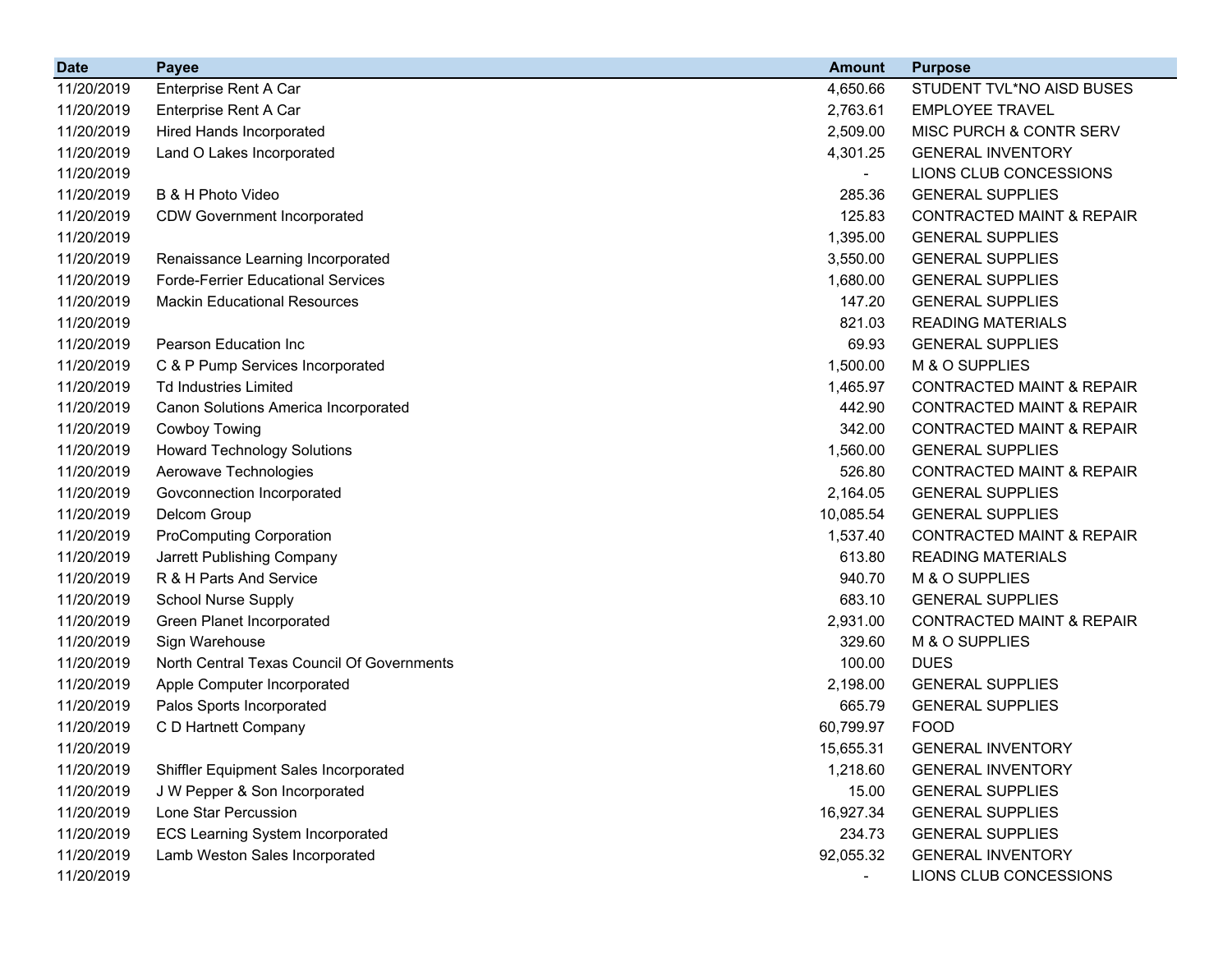| Date | Payee | Amount | Purpose |
|---|---|---|---|
| 11/20/2019 | Enterprise Rent A Car | 4,650.66 | STUDENT TVL*NO AISD BUSES |
| 11/20/2019 | Enterprise Rent A Car | 2,763.61 | EMPLOYEE TRAVEL |
| 11/20/2019 | Hired Hands Incorporated | 2,509.00 | MISC PURCH & CONTR SERV |
| 11/20/2019 | Land O Lakes Incorporated | 4,301.25 | GENERAL INVENTORY |
| 11/20/2019 | | - | LIONS CLUB CONCESSIONS |
| 11/20/2019 | B & H Photo Video | 285.36 | GENERAL SUPPLIES |
| 11/20/2019 | CDW Government Incorporated | 125.83 | CONTRACTED MAINT & REPAIR |
| 11/20/2019 | | 1,395.00 | GENERAL SUPPLIES |
| 11/20/2019 | Renaissance Learning Incorporated | 3,550.00 | GENERAL SUPPLIES |
| 11/20/2019 | Forde-Ferrier Educational Services | 1,680.00 | GENERAL SUPPLIES |
| 11/20/2019 | Mackin Educational Resources | 147.20 | GENERAL SUPPLIES |
| 11/20/2019 | | 821.03 | READING MATERIALS |
| 11/20/2019 | Pearson Education Inc | 69.93 | GENERAL SUPPLIES |
| 11/20/2019 | C & P Pump Services Incorporated | 1,500.00 | M & O SUPPLIES |
| 11/20/2019 | Td Industries Limited | 1,465.97 | CONTRACTED MAINT & REPAIR |
| 11/20/2019 | Canon Solutions America Incorporated | 442.90 | CONTRACTED MAINT & REPAIR |
| 11/20/2019 | Cowboy Towing | 342.00 | CONTRACTED MAINT & REPAIR |
| 11/20/2019 | Howard Technology Solutions | 1,560.00 | GENERAL SUPPLIES |
| 11/20/2019 | Aerowave Technologies | 526.80 | CONTRACTED MAINT & REPAIR |
| 11/20/2019 | Govconnection Incorporated | 2,164.05 | GENERAL SUPPLIES |
| 11/20/2019 | Delcom Group | 10,085.54 | GENERAL SUPPLIES |
| 11/20/2019 | ProComputing Corporation | 1,537.40 | CONTRACTED MAINT & REPAIR |
| 11/20/2019 | Jarrett Publishing Company | 613.80 | READING MATERIALS |
| 11/20/2019 | R & H Parts And Service | 940.70 | M & O SUPPLIES |
| 11/20/2019 | School Nurse Supply | 683.10 | GENERAL SUPPLIES |
| 11/20/2019 | Green Planet Incorporated | 2,931.00 | CONTRACTED MAINT & REPAIR |
| 11/20/2019 | Sign Warehouse | 329.60 | M & O SUPPLIES |
| 11/20/2019 | North Central Texas Council Of Governments | 100.00 | DUES |
| 11/20/2019 | Apple Computer Incorporated | 2,198.00 | GENERAL SUPPLIES |
| 11/20/2019 | Palos Sports Incorporated | 665.79 | GENERAL SUPPLIES |
| 11/20/2019 | C D Hartnett Company | 60,799.97 | FOOD |
| 11/20/2019 | | 15,655.31 | GENERAL INVENTORY |
| 11/20/2019 | Shiffler Equipment Sales Incorporated | 1,218.60 | GENERAL INVENTORY |
| 11/20/2019 | J W Pepper & Son Incorporated | 15.00 | GENERAL SUPPLIES |
| 11/20/2019 | Lone Star Percussion | 16,927.34 | GENERAL SUPPLIES |
| 11/20/2019 | ECS Learning System Incorporated | 234.73 | GENERAL SUPPLIES |
| 11/20/2019 | Lamb Weston Sales Incorporated | 92,055.32 | GENERAL INVENTORY |
| 11/20/2019 | | - | LIONS CLUB CONCESSIONS |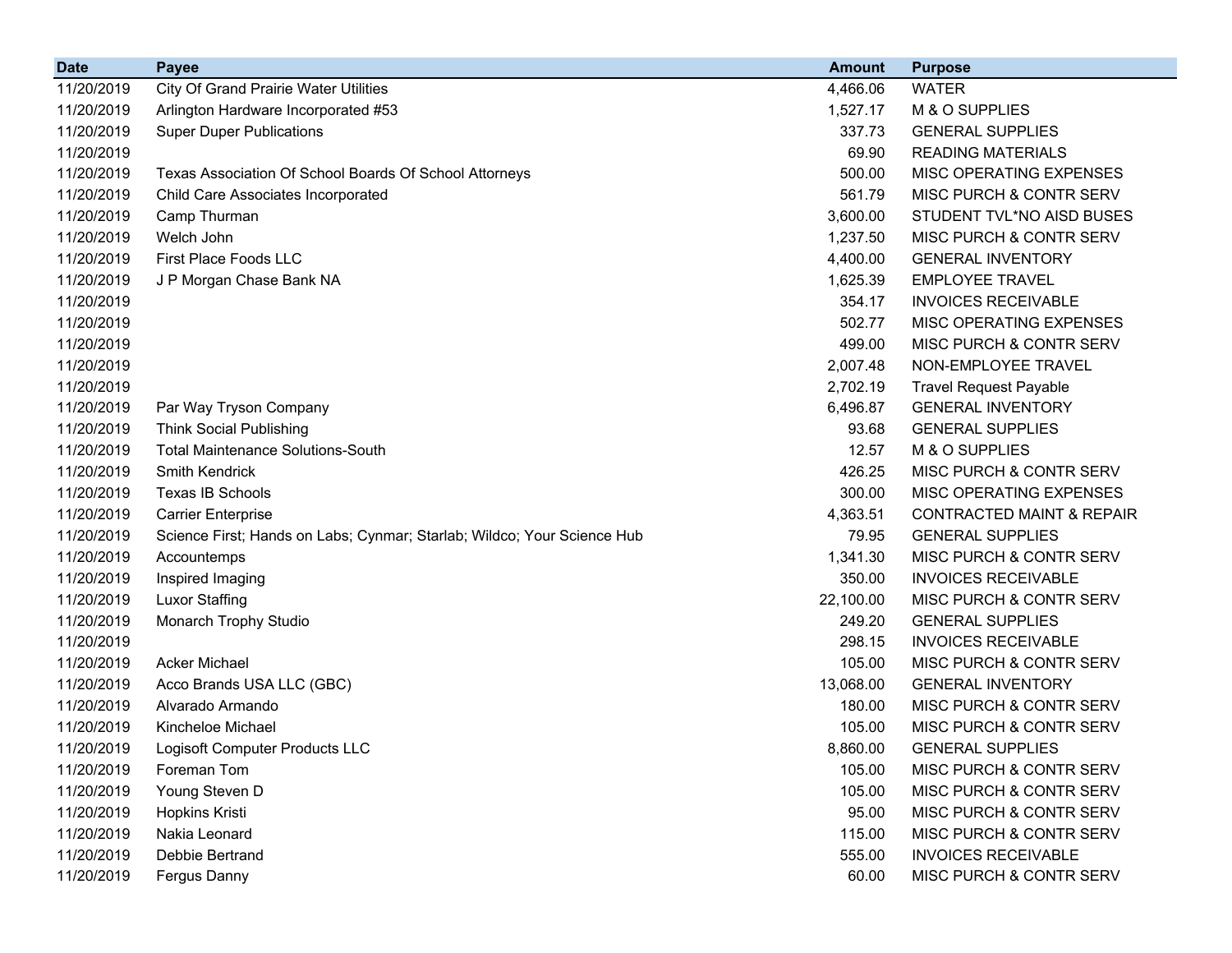| Date | Payee | Amount | Purpose |
|---|---|---|---|
| 11/20/2019 | City Of Grand Prairie Water Utilities | 4,466.06 | WATER |
| 11/20/2019 | Arlington Hardware Incorporated #53 | 1,527.17 | M & O SUPPLIES |
| 11/20/2019 | Super Duper Publications | 337.73 | GENERAL SUPPLIES |
| 11/20/2019 | | 69.90 | READING MATERIALS |
| 11/20/2019 | Texas Association Of School Boards Of School Attorneys | 500.00 | MISC OPERATING EXPENSES |
| 11/20/2019 | Child Care Associates Incorporated | 561.79 | MISC PURCH & CONTR SERV |
| 11/20/2019 | Camp Thurman | 3,600.00 | STUDENT TVL*NO AISD BUSES |
| 11/20/2019 | Welch John | 1,237.50 | MISC PURCH & CONTR SERV |
| 11/20/2019 | First Place Foods LLC | 4,400.00 | GENERAL INVENTORY |
| 11/20/2019 | J P Morgan Chase Bank NA | 1,625.39 | EMPLOYEE TRAVEL |
| 11/20/2019 | | 354.17 | INVOICES RECEIVABLE |
| 11/20/2019 | | 502.77 | MISC OPERATING EXPENSES |
| 11/20/2019 | | 499.00 | MISC PURCH & CONTR SERV |
| 11/20/2019 | | 2,007.48 | NON-EMPLOYEE TRAVEL |
| 11/20/2019 | | 2,702.19 | Travel Request Payable |
| 11/20/2019 | Par Way Tryson Company | 6,496.87 | GENERAL INVENTORY |
| 11/20/2019 | Think Social Publishing | 93.68 | GENERAL SUPPLIES |
| 11/20/2019 | Total Maintenance Solutions-South | 12.57 | M & O SUPPLIES |
| 11/20/2019 | Smith Kendrick | 426.25 | MISC PURCH & CONTR SERV |
| 11/20/2019 | Texas IB Schools | 300.00 | MISC OPERATING EXPENSES |
| 11/20/2019 | Carrier Enterprise | 4,363.51 | CONTRACTED MAINT & REPAIR |
| 11/20/2019 | Science First; Hands on Labs; Cynmar; Starlab; Wildco; Your Science Hub | 79.95 | GENERAL SUPPLIES |
| 11/20/2019 | Accountemps | 1,341.30 | MISC PURCH & CONTR SERV |
| 11/20/2019 | Inspired Imaging | 350.00 | INVOICES RECEIVABLE |
| 11/20/2019 | Luxor Staffing | 22,100.00 | MISC PURCH & CONTR SERV |
| 11/20/2019 | Monarch Trophy Studio | 249.20 | GENERAL SUPPLIES |
| 11/20/2019 | | 298.15 | INVOICES RECEIVABLE |
| 11/20/2019 | Acker Michael | 105.00 | MISC PURCH & CONTR SERV |
| 11/20/2019 | Acco Brands USA LLC (GBC) | 13,068.00 | GENERAL INVENTORY |
| 11/20/2019 | Alvarado Armando | 180.00 | MISC PURCH & CONTR SERV |
| 11/20/2019 | Kincheloe Michael | 105.00 | MISC PURCH & CONTR SERV |
| 11/20/2019 | Logisoft Computer Products LLC | 8,860.00 | GENERAL SUPPLIES |
| 11/20/2019 | Foreman Tom | 105.00 | MISC PURCH & CONTR SERV |
| 11/20/2019 | Young Steven D | 105.00 | MISC PURCH & CONTR SERV |
| 11/20/2019 | Hopkins Kristi | 95.00 | MISC PURCH & CONTR SERV |
| 11/20/2019 | Nakia Leonard | 115.00 | MISC PURCH & CONTR SERV |
| 11/20/2019 | Debbie Bertrand | 555.00 | INVOICES RECEIVABLE |
| 11/20/2019 | Fergus Danny | 60.00 | MISC PURCH & CONTR SERV |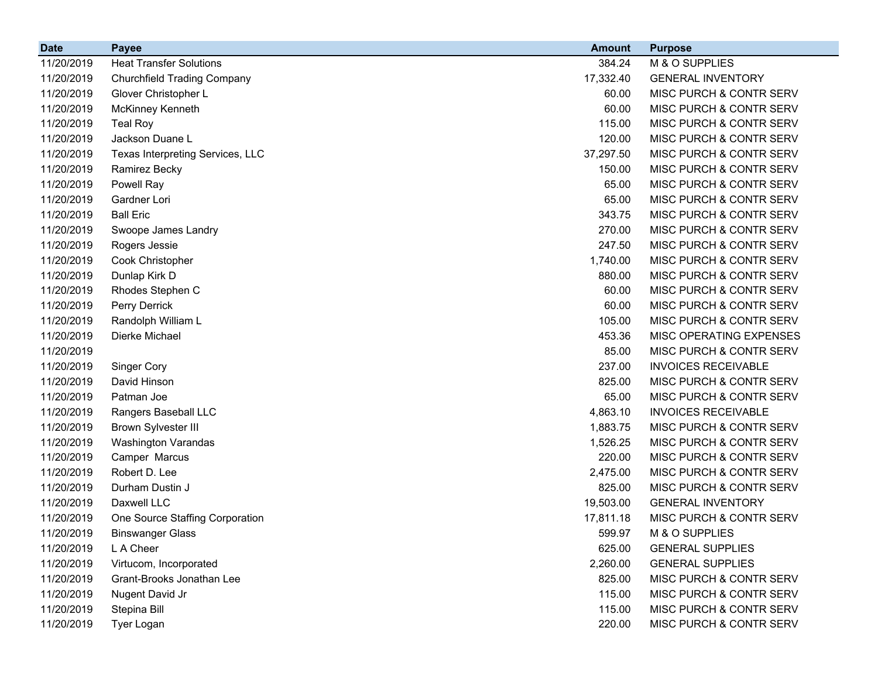| Date | Payee | Amount | Purpose |
|---|---|---|---|
| 11/20/2019 | Heat Transfer Solutions | 384.24 | M & O SUPPLIES |
| 11/20/2019 | Churchfield Trading Company | 17,332.40 | GENERAL INVENTORY |
| 11/20/2019 | Glover Christopher L | 60.00 | MISC PURCH & CONTR SERV |
| 11/20/2019 | McKinney Kenneth | 60.00 | MISC PURCH & CONTR SERV |
| 11/20/2019 | Teal Roy | 115.00 | MISC PURCH & CONTR SERV |
| 11/20/2019 | Jackson Duane L | 120.00 | MISC PURCH & CONTR SERV |
| 11/20/2019 | Texas Interpreting Services, LLC | 37,297.50 | MISC PURCH & CONTR SERV |
| 11/20/2019 | Ramirez Becky | 150.00 | MISC PURCH & CONTR SERV |
| 11/20/2019 | Powell Ray | 65.00 | MISC PURCH & CONTR SERV |
| 11/20/2019 | Gardner Lori | 65.00 | MISC PURCH & CONTR SERV |
| 11/20/2019 | Ball Eric | 343.75 | MISC PURCH & CONTR SERV |
| 11/20/2019 | Swoope James Landry | 270.00 | MISC PURCH & CONTR SERV |
| 11/20/2019 | Rogers Jessie | 247.50 | MISC PURCH & CONTR SERV |
| 11/20/2019 | Cook Christopher | 1,740.00 | MISC PURCH & CONTR SERV |
| 11/20/2019 | Dunlap Kirk D | 880.00 | MISC PURCH & CONTR SERV |
| 11/20/2019 | Rhodes Stephen C | 60.00 | MISC PURCH & CONTR SERV |
| 11/20/2019 | Perry Derrick | 60.00 | MISC PURCH & CONTR SERV |
| 11/20/2019 | Randolph William L | 105.00 | MISC PURCH & CONTR SERV |
| 11/20/2019 | Dierke Michael | 453.36 | MISC OPERATING EXPENSES |
| 11/20/2019 | | 85.00 | MISC PURCH & CONTR SERV |
| 11/20/2019 | Singer Cory | 237.00 | INVOICES RECEIVABLE |
| 11/20/2019 | David Hinson | 825.00 | MISC PURCH & CONTR SERV |
| 11/20/2019 | Patman Joe | 65.00 | MISC PURCH & CONTR SERV |
| 11/20/2019 | Rangers Baseball LLC | 4,863.10 | INVOICES RECEIVABLE |
| 11/20/2019 | Brown Sylvester III | 1,883.75 | MISC PURCH & CONTR SERV |
| 11/20/2019 | Washington Varandas | 1,526.25 | MISC PURCH & CONTR SERV |
| 11/20/2019 | Camper Marcus | 220.00 | MISC PURCH & CONTR SERV |
| 11/20/2019 | Robert D. Lee | 2,475.00 | MISC PURCH & CONTR SERV |
| 11/20/2019 | Durham Dustin J | 825.00 | MISC PURCH & CONTR SERV |
| 11/20/2019 | Daxwell LLC | 19,503.00 | GENERAL INVENTORY |
| 11/20/2019 | One Source Staffing Corporation | 17,811.18 | MISC PURCH & CONTR SERV |
| 11/20/2019 | Binswanger Glass | 599.97 | M & O SUPPLIES |
| 11/20/2019 | L A Cheer | 625.00 | GENERAL SUPPLIES |
| 11/20/2019 | Virtucom, Incorporated | 2,260.00 | GENERAL SUPPLIES |
| 11/20/2019 | Grant-Brooks Jonathan Lee | 825.00 | MISC PURCH & CONTR SERV |
| 11/20/2019 | Nugent David Jr | 115.00 | MISC PURCH & CONTR SERV |
| 11/20/2019 | Stepina Bill | 115.00 | MISC PURCH & CONTR SERV |
| 11/20/2019 | Tyer Logan | 220.00 | MISC PURCH & CONTR SERV |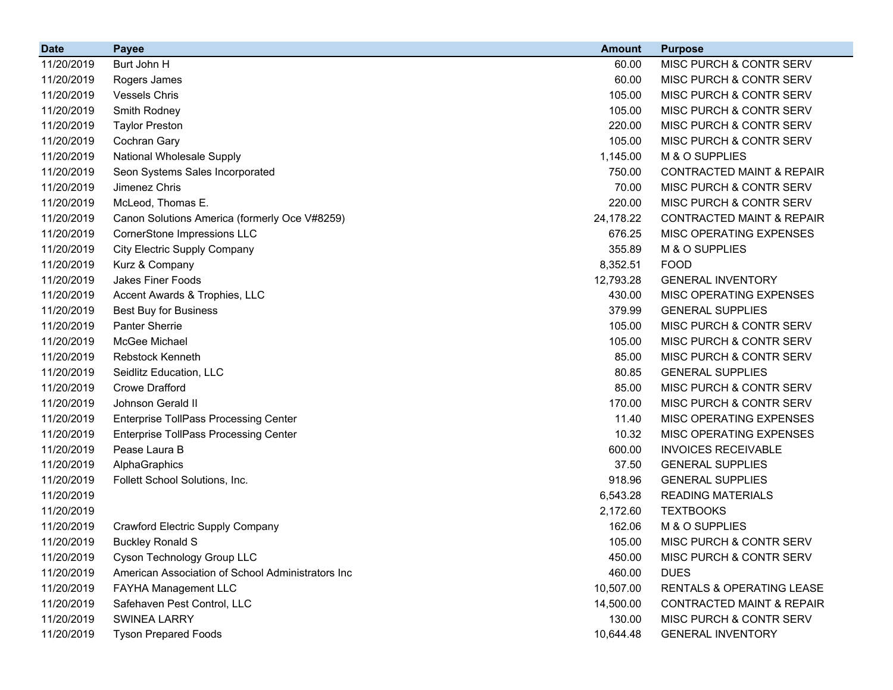| Date | Payee | Amount | Purpose |
|---|---|---|---|
| 11/20/2019 | Burt John H | 60.00 | MISC PURCH & CONTR SERV |
| 11/20/2019 | Rogers James | 60.00 | MISC PURCH & CONTR SERV |
| 11/20/2019 | Vessels Chris | 105.00 | MISC PURCH & CONTR SERV |
| 11/20/2019 | Smith Rodney | 105.00 | MISC PURCH & CONTR SERV |
| 11/20/2019 | Taylor Preston | 220.00 | MISC PURCH & CONTR SERV |
| 11/20/2019 | Cochran Gary | 105.00 | MISC PURCH & CONTR SERV |
| 11/20/2019 | National Wholesale Supply | 1,145.00 | M & O SUPPLIES |
| 11/20/2019 | Seon Systems Sales Incorporated | 750.00 | CONTRACTED MAINT & REPAIR |
| 11/20/2019 | Jimenez Chris | 70.00 | MISC PURCH & CONTR SERV |
| 11/20/2019 | McLeod, Thomas E. | 220.00 | MISC PURCH & CONTR SERV |
| 11/20/2019 | Canon Solutions America (formerly Oce V#8259) | 24,178.22 | CONTRACTED MAINT & REPAIR |
| 11/20/2019 | CornerStone Impressions LLC | 676.25 | MISC OPERATING EXPENSES |
| 11/20/2019 | City Electric Supply Company | 355.89 | M & O SUPPLIES |
| 11/20/2019 | Kurz & Company | 8,352.51 | FOOD |
| 11/20/2019 | Jakes Finer Foods | 12,793.28 | GENERAL INVENTORY |
| 11/20/2019 | Accent Awards & Trophies, LLC | 430.00 | MISC OPERATING EXPENSES |
| 11/20/2019 | Best Buy for Business | 379.99 | GENERAL SUPPLIES |
| 11/20/2019 | Panter Sherrie | 105.00 | MISC PURCH & CONTR SERV |
| 11/20/2019 | McGee Michael | 105.00 | MISC PURCH & CONTR SERV |
| 11/20/2019 | Rebstock Kenneth | 85.00 | MISC PURCH & CONTR SERV |
| 11/20/2019 | Seidlitz Education, LLC | 80.85 | GENERAL SUPPLIES |
| 11/20/2019 | Crowe Drafford | 85.00 | MISC PURCH & CONTR SERV |
| 11/20/2019 | Johnson Gerald II | 170.00 | MISC PURCH & CONTR SERV |
| 11/20/2019 | Enterprise TollPass Processing Center | 11.40 | MISC OPERATING EXPENSES |
| 11/20/2019 | Enterprise TollPass Processing Center | 10.32 | MISC OPERATING EXPENSES |
| 11/20/2019 | Pease Laura B | 600.00 | INVOICES RECEIVABLE |
| 11/20/2019 | AlphaGraphics | 37.50 | GENERAL SUPPLIES |
| 11/20/2019 | Follett School Solutions, Inc. | 918.96 | GENERAL SUPPLIES |
| 11/20/2019 | | 6,543.28 | READING MATERIALS |
| 11/20/2019 | | 2,172.60 | TEXTBOOKS |
| 11/20/2019 | Crawford Electric Supply Company | 162.06 | M & O SUPPLIES |
| 11/20/2019 | Buckley Ronald S | 105.00 | MISC PURCH & CONTR SERV |
| 11/20/2019 | Cyson Technology Group LLC | 450.00 | MISC PURCH & CONTR SERV |
| 11/20/2019 | American Association of School Administrators Inc | 460.00 | DUES |
| 11/20/2019 | FAYHA Management LLC | 10,507.00 | RENTALS & OPERATING LEASE |
| 11/20/2019 | Safehaven Pest Control, LLC | 14,500.00 | CONTRACTED MAINT & REPAIR |
| 11/20/2019 | SWINEA LARRY | 130.00 | MISC PURCH & CONTR SERV |
| 11/20/2019 | Tyson Prepared Foods | 10,644.48 | GENERAL INVENTORY |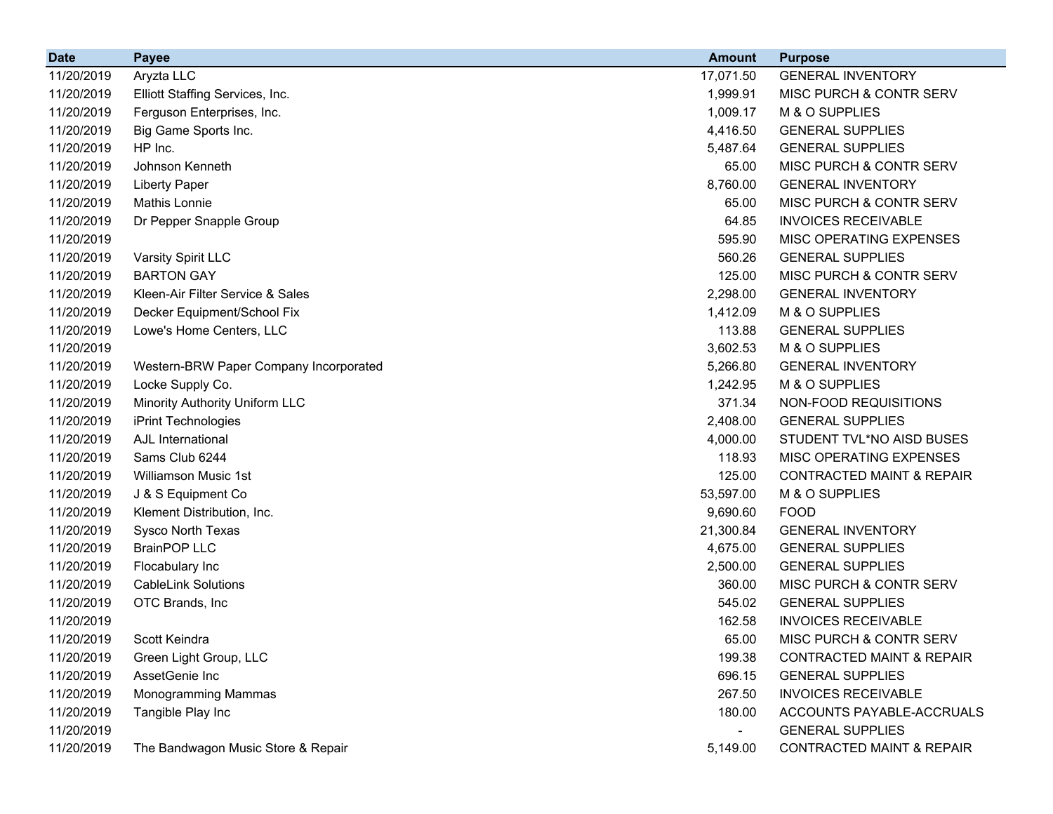| Date | Payee | Amount | Purpose |
|---|---|---|---|
| 11/20/2019 | Aryzta LLC | 17,071.50 | GENERAL INVENTORY |
| 11/20/2019 | Elliott Staffing Services, Inc. | 1,999.91 | MISC PURCH & CONTR SERV |
| 11/20/2019 | Ferguson Enterprises, Inc. | 1,009.17 | M & O SUPPLIES |
| 11/20/2019 | Big Game Sports Inc. | 4,416.50 | GENERAL SUPPLIES |
| 11/20/2019 | HP Inc. | 5,487.64 | GENERAL SUPPLIES |
| 11/20/2019 | Johnson Kenneth | 65.00 | MISC PURCH & CONTR SERV |
| 11/20/2019 | Liberty Paper | 8,760.00 | GENERAL INVENTORY |
| 11/20/2019 | Mathis Lonnie | 65.00 | MISC PURCH & CONTR SERV |
| 11/20/2019 | Dr Pepper Snapple Group | 64.85 | INVOICES RECEIVABLE |
| 11/20/2019 | | 595.90 | MISC OPERATING EXPENSES |
| 11/20/2019 | Varsity Spirit LLC | 560.26 | GENERAL SUPPLIES |
| 11/20/2019 | BARTON GAY | 125.00 | MISC PURCH & CONTR SERV |
| 11/20/2019 | Kleen-Air Filter Service & Sales | 2,298.00 | GENERAL INVENTORY |
| 11/20/2019 | Decker Equipment/School Fix | 1,412.09 | M & O SUPPLIES |
| 11/20/2019 | Lowe's Home Centers, LLC | 113.88 | GENERAL SUPPLIES |
| 11/20/2019 | | 3,602.53 | M & O SUPPLIES |
| 11/20/2019 | Western-BRW Paper Company Incorporated | 5,266.80 | GENERAL INVENTORY |
| 11/20/2019 | Locke Supply Co. | 1,242.95 | M & O SUPPLIES |
| 11/20/2019 | Minority Authority Uniform LLC | 371.34 | NON-FOOD REQUISITIONS |
| 11/20/2019 | iPrint Technologies | 2,408.00 | GENERAL SUPPLIES |
| 11/20/2019 | AJL International | 4,000.00 | STUDENT TVL*NO AISD BUSES |
| 11/20/2019 | Sams Club 6244 | 118.93 | MISC OPERATING EXPENSES |
| 11/20/2019 | Williamson Music 1st | 125.00 | CONTRACTED MAINT & REPAIR |
| 11/20/2019 | J & S Equipment Co | 53,597.00 | M & O SUPPLIES |
| 11/20/2019 | Klement Distribution, Inc. | 9,690.60 | FOOD |
| 11/20/2019 | Sysco North Texas | 21,300.84 | GENERAL INVENTORY |
| 11/20/2019 | BrainPOP LLC | 4,675.00 | GENERAL SUPPLIES |
| 11/20/2019 | Flocabulary Inc | 2,500.00 | GENERAL SUPPLIES |
| 11/20/2019 | CableLink Solutions | 360.00 | MISC PURCH & CONTR SERV |
| 11/20/2019 | OTC Brands, Inc | 545.02 | GENERAL SUPPLIES |
| 11/20/2019 | | 162.58 | INVOICES RECEIVABLE |
| 11/20/2019 | Scott Keindra | 65.00 | MISC PURCH & CONTR SERV |
| 11/20/2019 | Green Light Group, LLC | 199.38 | CONTRACTED MAINT & REPAIR |
| 11/20/2019 | AssetGenie Inc | 696.15 | GENERAL SUPPLIES |
| 11/20/2019 | Monogramming Mammas | 267.50 | INVOICES RECEIVABLE |
| 11/20/2019 | Tangible Play Inc | 180.00 | ACCOUNTS PAYABLE-ACCRUALS |
| 11/20/2019 | | - | GENERAL SUPPLIES |
| 11/20/2019 | The Bandwagon Music Store & Repair | 5,149.00 | CONTRACTED MAINT & REPAIR |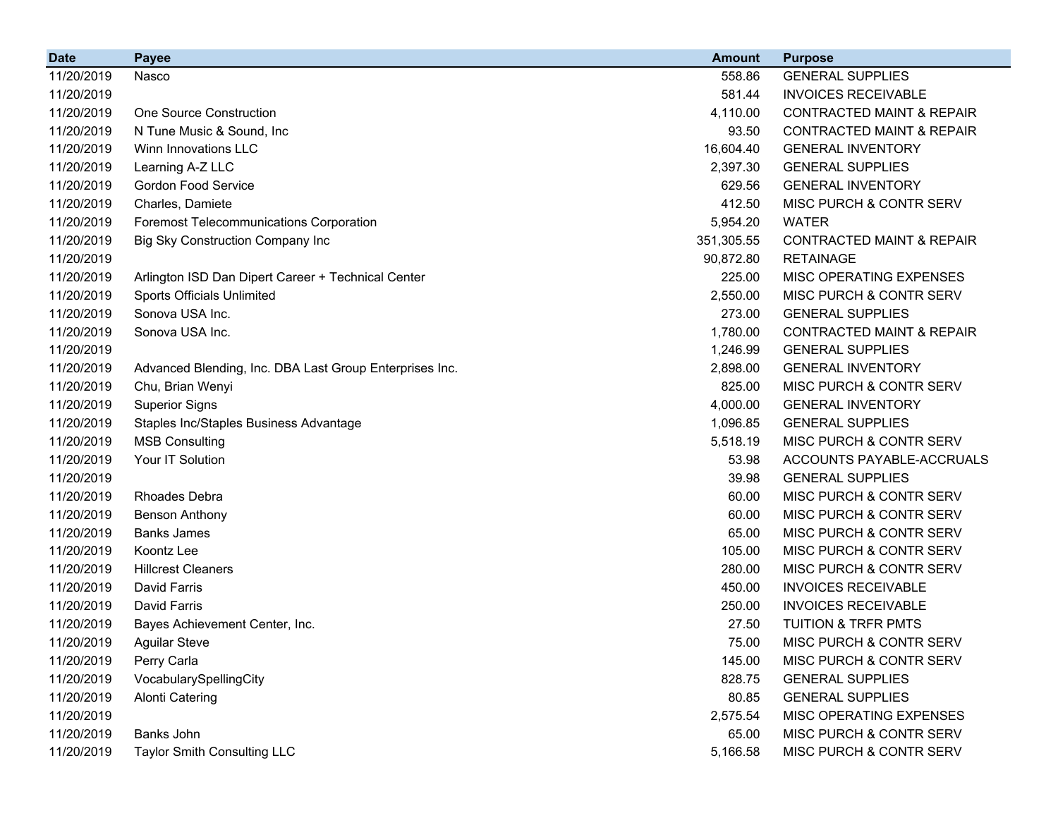| Date | Payee | Amount | Purpose |
|---|---|---|---|
| 11/20/2019 | Nasco | 558.86 | GENERAL SUPPLIES |
| 11/20/2019 | | 581.44 | INVOICES RECEIVABLE |
| 11/20/2019 | One Source Construction | 4,110.00 | CONTRACTED MAINT & REPAIR |
| 11/20/2019 | N Tune Music & Sound, Inc | 93.50 | CONTRACTED MAINT & REPAIR |
| 11/20/2019 | Winn Innovations LLC | 16,604.40 | GENERAL INVENTORY |
| 11/20/2019 | Learning A-Z LLC | 2,397.30 | GENERAL SUPPLIES |
| 11/20/2019 | Gordon Food Service | 629.56 | GENERAL INVENTORY |
| 11/20/2019 | Charles, Damiete | 412.50 | MISC PURCH & CONTR SERV |
| 11/20/2019 | Foremost Telecommunications Corporation | 5,954.20 | WATER |
| 11/20/2019 | Big Sky Construction Company Inc | 351,305.55 | CONTRACTED MAINT & REPAIR |
| 11/20/2019 | | 90,872.80 | RETAINAGE |
| 11/20/2019 | Arlington ISD Dan Dipert Career + Technical Center | 225.00 | MISC OPERATING EXPENSES |
| 11/20/2019 | Sports Officials Unlimited | 2,550.00 | MISC PURCH & CONTR SERV |
| 11/20/2019 | Sonova USA Inc. | 273.00 | GENERAL SUPPLIES |
| 11/20/2019 | Sonova USA Inc. | 1,780.00 | CONTRACTED MAINT & REPAIR |
| 11/20/2019 | | 1,246.99 | GENERAL SUPPLIES |
| 11/20/2019 | Advanced Blending, Inc. DBA Last Group Enterprises Inc. | 2,898.00 | GENERAL INVENTORY |
| 11/20/2019 | Chu, Brian Wenyi | 825.00 | MISC PURCH & CONTR SERV |
| 11/20/2019 | Superior Signs | 4,000.00 | GENERAL INVENTORY |
| 11/20/2019 | Staples Inc/Staples Business Advantage | 1,096.85 | GENERAL SUPPLIES |
| 11/20/2019 | MSB Consulting | 5,518.19 | MISC PURCH & CONTR SERV |
| 11/20/2019 | Your IT Solution | 53.98 | ACCOUNTS PAYABLE-ACCRUALS |
| 11/20/2019 | | 39.98 | GENERAL SUPPLIES |
| 11/20/2019 | Rhoades Debra | 60.00 | MISC PURCH & CONTR SERV |
| 11/20/2019 | Benson Anthony | 60.00 | MISC PURCH & CONTR SERV |
| 11/20/2019 | Banks James | 65.00 | MISC PURCH & CONTR SERV |
| 11/20/2019 | Koontz Lee | 105.00 | MISC PURCH & CONTR SERV |
| 11/20/2019 | Hillcrest Cleaners | 280.00 | MISC PURCH & CONTR SERV |
| 11/20/2019 | David Farris | 450.00 | INVOICES RECEIVABLE |
| 11/20/2019 | David Farris | 250.00 | INVOICES RECEIVABLE |
| 11/20/2019 | Bayes Achievement Center, Inc. | 27.50 | TUITION & TRFR PMTS |
| 11/20/2019 | Aguilar Steve | 75.00 | MISC PURCH & CONTR SERV |
| 11/20/2019 | Perry Carla | 145.00 | MISC PURCH & CONTR SERV |
| 11/20/2019 | VocabularySpellingCity | 828.75 | GENERAL SUPPLIES |
| 11/20/2019 | Alonti Catering | 80.85 | GENERAL SUPPLIES |
| 11/20/2019 | | 2,575.54 | MISC OPERATING EXPENSES |
| 11/20/2019 | Banks John | 65.00 | MISC PURCH & CONTR SERV |
| 11/20/2019 | Taylor Smith Consulting LLC | 5,166.58 | MISC PURCH & CONTR SERV |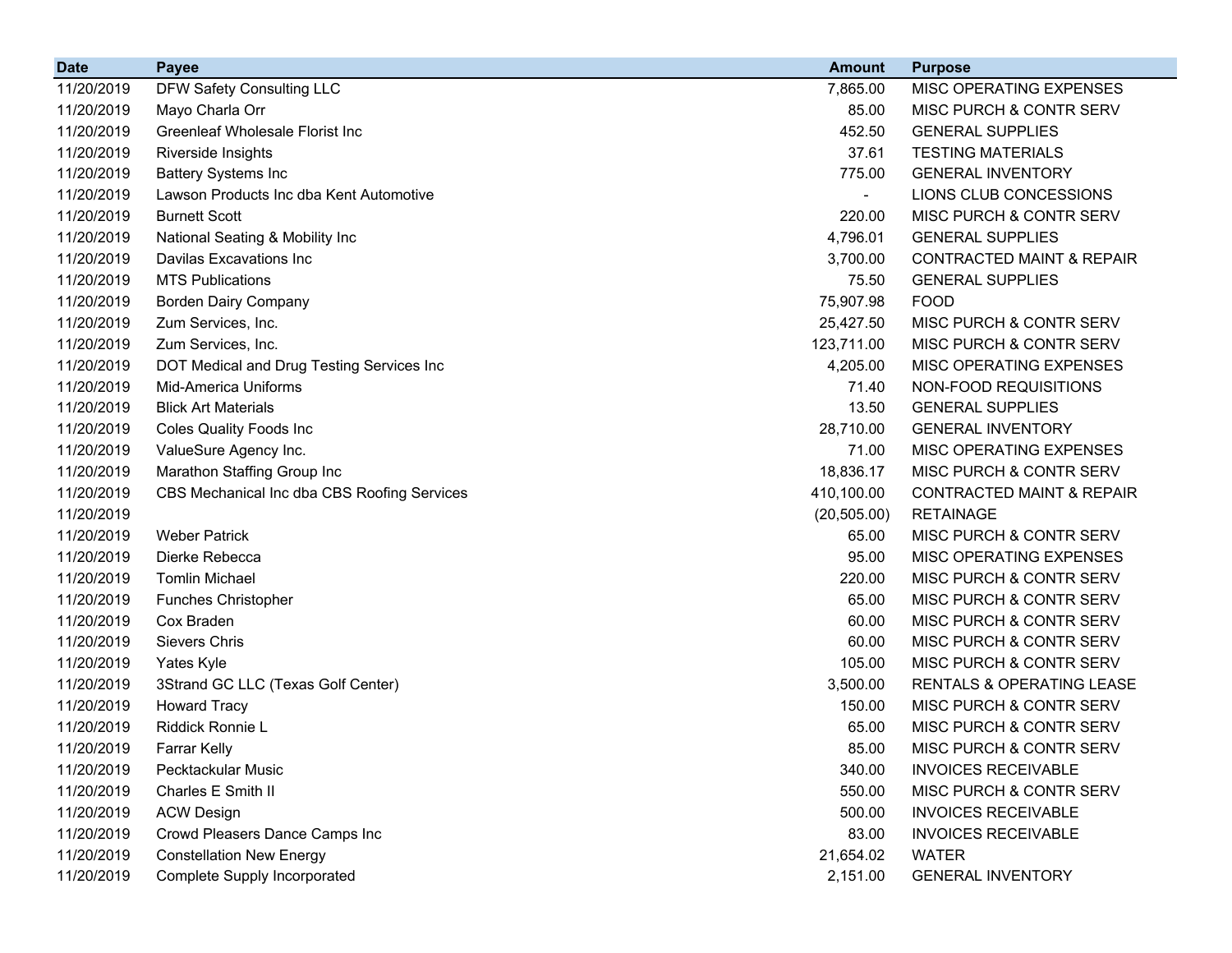| Date | Payee | Amount | Purpose |
|---|---|---|---|
| 11/20/2019 | DFW Safety Consulting LLC | 7,865.00 | MISC OPERATING EXPENSES |
| 11/20/2019 | Mayo Charla Orr | 85.00 | MISC PURCH & CONTR SERV |
| 11/20/2019 | Greenleaf Wholesale Florist Inc | 452.50 | GENERAL SUPPLIES |
| 11/20/2019 | Riverside Insights | 37.61 | TESTING MATERIALS |
| 11/20/2019 | Battery Systems Inc | 775.00 | GENERAL INVENTORY |
| 11/20/2019 | Lawson Products Inc dba Kent Automotive | - | LIONS CLUB CONCESSIONS |
| 11/20/2019 | Burnett Scott | 220.00 | MISC PURCH & CONTR SERV |
| 11/20/2019 | National Seating & Mobility Inc | 4,796.01 | GENERAL SUPPLIES |
| 11/20/2019 | Davilas Excavations Inc | 3,700.00 | CONTRACTED MAINT & REPAIR |
| 11/20/2019 | MTS Publications | 75.50 | GENERAL SUPPLIES |
| 11/20/2019 | Borden Dairy Company | 75,907.98 | FOOD |
| 11/20/2019 | Zum Services, Inc. | 25,427.50 | MISC PURCH & CONTR SERV |
| 11/20/2019 | Zum Services, Inc. | 123,711.00 | MISC PURCH & CONTR SERV |
| 11/20/2019 | DOT Medical and Drug Testing Services Inc | 4,205.00 | MISC OPERATING EXPENSES |
| 11/20/2019 | Mid-America Uniforms | 71.40 | NON-FOOD REQUISITIONS |
| 11/20/2019 | Blick Art Materials | 13.50 | GENERAL SUPPLIES |
| 11/20/2019 | Coles Quality Foods Inc | 28,710.00 | GENERAL INVENTORY |
| 11/20/2019 | ValueSure Agency Inc. | 71.00 | MISC OPERATING EXPENSES |
| 11/20/2019 | Marathon Staffing Group Inc | 18,836.17 | MISC PURCH & CONTR SERV |
| 11/20/2019 | CBS Mechanical Inc dba CBS Roofing Services | 410,100.00 | CONTRACTED MAINT & REPAIR |
| 11/20/2019 | | (20,505.00) | RETAINAGE |
| 11/20/2019 | Weber Patrick | 65.00 | MISC PURCH & CONTR SERV |
| 11/20/2019 | Dierke Rebecca | 95.00 | MISC OPERATING EXPENSES |
| 11/20/2019 | Tomlin Michael | 220.00 | MISC PURCH & CONTR SERV |
| 11/20/2019 | Funches Christopher | 65.00 | MISC PURCH & CONTR SERV |
| 11/20/2019 | Cox Braden | 60.00 | MISC PURCH & CONTR SERV |
| 11/20/2019 | Sievers Chris | 60.00 | MISC PURCH & CONTR SERV |
| 11/20/2019 | Yates Kyle | 105.00 | MISC PURCH & CONTR SERV |
| 11/20/2019 | 3Strand GC LLC (Texas Golf Center) | 3,500.00 | RENTALS & OPERATING LEASE |
| 11/20/2019 | Howard Tracy | 150.00 | MISC PURCH & CONTR SERV |
| 11/20/2019 | Riddick Ronnie L | 65.00 | MISC PURCH & CONTR SERV |
| 11/20/2019 | Farrar Kelly | 85.00 | MISC PURCH & CONTR SERV |
| 11/20/2019 | Pecktackular Music | 340.00 | INVOICES RECEIVABLE |
| 11/20/2019 | Charles E Smith II | 550.00 | MISC PURCH & CONTR SERV |
| 11/20/2019 | ACW Design | 500.00 | INVOICES RECEIVABLE |
| 11/20/2019 | Crowd Pleasers Dance Camps Inc | 83.00 | INVOICES RECEIVABLE |
| 11/20/2019 | Constellation New Energy | 21,654.02 | WATER |
| 11/20/2019 | Complete Supply Incorporated | 2,151.00 | GENERAL INVENTORY |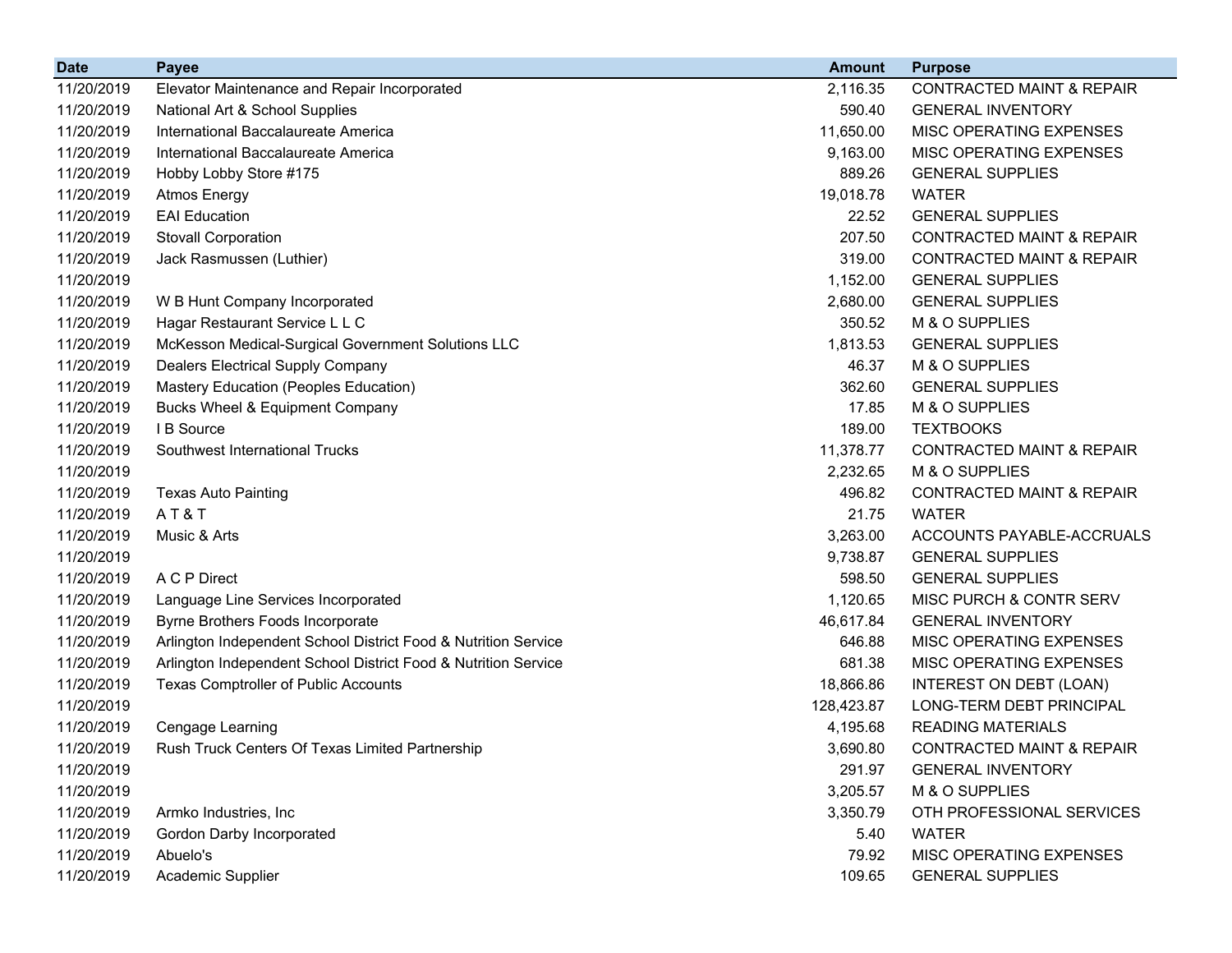| Date | Payee | Amount | Purpose |
|---|---|---|---|
| 11/20/2019 | Elevator Maintenance and Repair Incorporated | 2,116.35 | CONTRACTED MAINT & REPAIR |
| 11/20/2019 | National Art & School Supplies | 590.40 | GENERAL INVENTORY |
| 11/20/2019 | International Baccalaureate America | 11,650.00 | MISC OPERATING EXPENSES |
| 11/20/2019 | International Baccalaureate America | 9,163.00 | MISC OPERATING EXPENSES |
| 11/20/2019 | Hobby Lobby Store #175 | 889.26 | GENERAL SUPPLIES |
| 11/20/2019 | Atmos Energy | 19,018.78 | WATER |
| 11/20/2019 | EAI Education | 22.52 | GENERAL SUPPLIES |
| 11/20/2019 | Stovall Corporation | 207.50 | CONTRACTED MAINT & REPAIR |
| 11/20/2019 | Jack Rasmussen (Luthier) | 319.00 | CONTRACTED MAINT & REPAIR |
| 11/20/2019 | | 1,152.00 | GENERAL SUPPLIES |
| 11/20/2019 | W B Hunt Company Incorporated | 2,680.00 | GENERAL SUPPLIES |
| 11/20/2019 | Hagar Restaurant Service L L C | 350.52 | M & O SUPPLIES |
| 11/20/2019 | McKesson Medical-Surgical Government Solutions LLC | 1,813.53 | GENERAL SUPPLIES |
| 11/20/2019 | Dealers Electrical Supply Company | 46.37 | M & O SUPPLIES |
| 11/20/2019 | Mastery Education (Peoples Education) | 362.60 | GENERAL SUPPLIES |
| 11/20/2019 | Bucks Wheel & Equipment Company | 17.85 | M & O SUPPLIES |
| 11/20/2019 | I B Source | 189.00 | TEXTBOOKS |
| 11/20/2019 | Southwest International Trucks | 11,378.77 | CONTRACTED MAINT & REPAIR |
| 11/20/2019 | | 2,232.65 | M & O SUPPLIES |
| 11/20/2019 | Texas Auto Painting | 496.82 | CONTRACTED MAINT & REPAIR |
| 11/20/2019 | A T & T | 21.75 | WATER |
| 11/20/2019 | Music & Arts | 3,263.00 | ACCOUNTS PAYABLE-ACCRUALS |
| 11/20/2019 | | 9,738.87 | GENERAL SUPPLIES |
| 11/20/2019 | A C P Direct | 598.50 | GENERAL SUPPLIES |
| 11/20/2019 | Language Line Services Incorporated | 1,120.65 | MISC PURCH & CONTR SERV |
| 11/20/2019 | Byrne Brothers Foods Incorporate | 46,617.84 | GENERAL INVENTORY |
| 11/20/2019 | Arlington Independent School District Food & Nutrition Service | 646.88 | MISC OPERATING EXPENSES |
| 11/20/2019 | Arlington Independent School District Food & Nutrition Service | 681.38 | MISC OPERATING EXPENSES |
| 11/20/2019 | Texas Comptroller of Public Accounts | 18,866.86 | INTEREST ON DEBT (LOAN) |
| 11/20/2019 | | 128,423.87 | LONG-TERM DEBT PRINCIPAL |
| 11/20/2019 | Cengage Learning | 4,195.68 | READING MATERIALS |
| 11/20/2019 | Rush Truck Centers Of Texas Limited Partnership | 3,690.80 | CONTRACTED MAINT & REPAIR |
| 11/20/2019 | | 291.97 | GENERAL INVENTORY |
| 11/20/2019 | | 3,205.57 | M & O SUPPLIES |
| 11/20/2019 | Armko Industries, Inc | 3,350.79 | OTH PROFESSIONAL SERVICES |
| 11/20/2019 | Gordon Darby Incorporated | 5.40 | WATER |
| 11/20/2019 | Abuelo's | 79.92 | MISC OPERATING EXPENSES |
| 11/20/2019 | Academic Supplier | 109.65 | GENERAL SUPPLIES |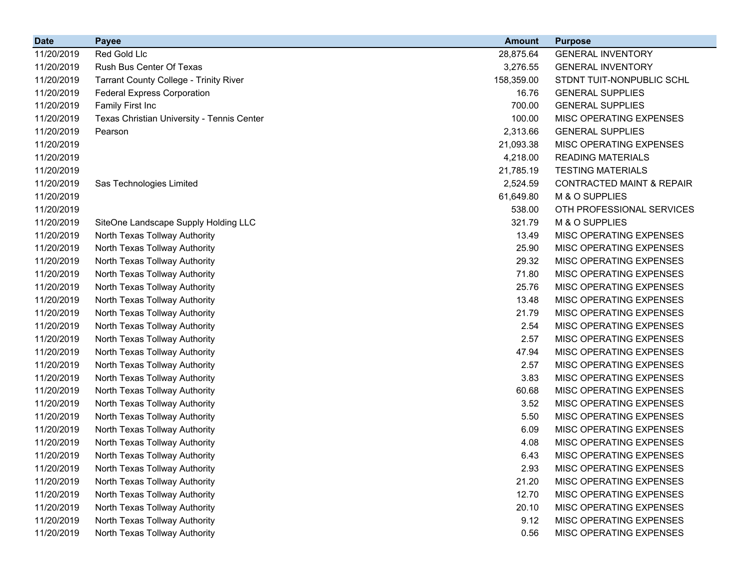| Date | Payee | Amount | Purpose |
|---|---|---|---|
| 11/20/2019 | Red Gold Llc | 28,875.64 | GENERAL INVENTORY |
| 11/20/2019 | Rush Bus Center Of Texas | 3,276.55 | GENERAL INVENTORY |
| 11/20/2019 | Tarrant County College - Trinity River | 158,359.00 | STDNT TUIT-NONPUBLIC SCHL |
| 11/20/2019 | Federal Express Corporation | 16.76 | GENERAL SUPPLIES |
| 11/20/2019 | Family First Inc | 700.00 | GENERAL SUPPLIES |
| 11/20/2019 | Texas Christian University - Tennis Center | 100.00 | MISC OPERATING EXPENSES |
| 11/20/2019 | Pearson | 2,313.66 | GENERAL SUPPLIES |
| 11/20/2019 | | 21,093.38 | MISC OPERATING EXPENSES |
| 11/20/2019 | | 4,218.00 | READING MATERIALS |
| 11/20/2019 | | 21,785.19 | TESTING MATERIALS |
| 11/20/2019 | Sas Technologies Limited | 2,524.59 | CONTRACTED MAINT & REPAIR |
| 11/20/2019 | | 61,649.80 | M & O SUPPLIES |
| 11/20/2019 | | 538.00 | OTH PROFESSIONAL SERVICES |
| 11/20/2019 | SiteOne Landscape Supply Holding LLC | 321.79 | M & O SUPPLIES |
| 11/20/2019 | North Texas Tollway Authority | 13.49 | MISC OPERATING EXPENSES |
| 11/20/2019 | North Texas Tollway Authority | 25.90 | MISC OPERATING EXPENSES |
| 11/20/2019 | North Texas Tollway Authority | 29.32 | MISC OPERATING EXPENSES |
| 11/20/2019 | North Texas Tollway Authority | 71.80 | MISC OPERATING EXPENSES |
| 11/20/2019 | North Texas Tollway Authority | 25.76 | MISC OPERATING EXPENSES |
| 11/20/2019 | North Texas Tollway Authority | 13.48 | MISC OPERATING EXPENSES |
| 11/20/2019 | North Texas Tollway Authority | 21.79 | MISC OPERATING EXPENSES |
| 11/20/2019 | North Texas Tollway Authority | 2.54 | MISC OPERATING EXPENSES |
| 11/20/2019 | North Texas Tollway Authority | 2.57 | MISC OPERATING EXPENSES |
| 11/20/2019 | North Texas Tollway Authority | 47.94 | MISC OPERATING EXPENSES |
| 11/20/2019 | North Texas Tollway Authority | 2.57 | MISC OPERATING EXPENSES |
| 11/20/2019 | North Texas Tollway Authority | 3.83 | MISC OPERATING EXPENSES |
| 11/20/2019 | North Texas Tollway Authority | 60.68 | MISC OPERATING EXPENSES |
| 11/20/2019 | North Texas Tollway Authority | 3.52 | MISC OPERATING EXPENSES |
| 11/20/2019 | North Texas Tollway Authority | 5.50 | MISC OPERATING EXPENSES |
| 11/20/2019 | North Texas Tollway Authority | 6.09 | MISC OPERATING EXPENSES |
| 11/20/2019 | North Texas Tollway Authority | 4.08 | MISC OPERATING EXPENSES |
| 11/20/2019 | North Texas Tollway Authority | 6.43 | MISC OPERATING EXPENSES |
| 11/20/2019 | North Texas Tollway Authority | 2.93 | MISC OPERATING EXPENSES |
| 11/20/2019 | North Texas Tollway Authority | 21.20 | MISC OPERATING EXPENSES |
| 11/20/2019 | North Texas Tollway Authority | 12.70 | MISC OPERATING EXPENSES |
| 11/20/2019 | North Texas Tollway Authority | 20.10 | MISC OPERATING EXPENSES |
| 11/20/2019 | North Texas Tollway Authority | 9.12 | MISC OPERATING EXPENSES |
| 11/20/2019 | North Texas Tollway Authority | 0.56 | MISC OPERATING EXPENSES |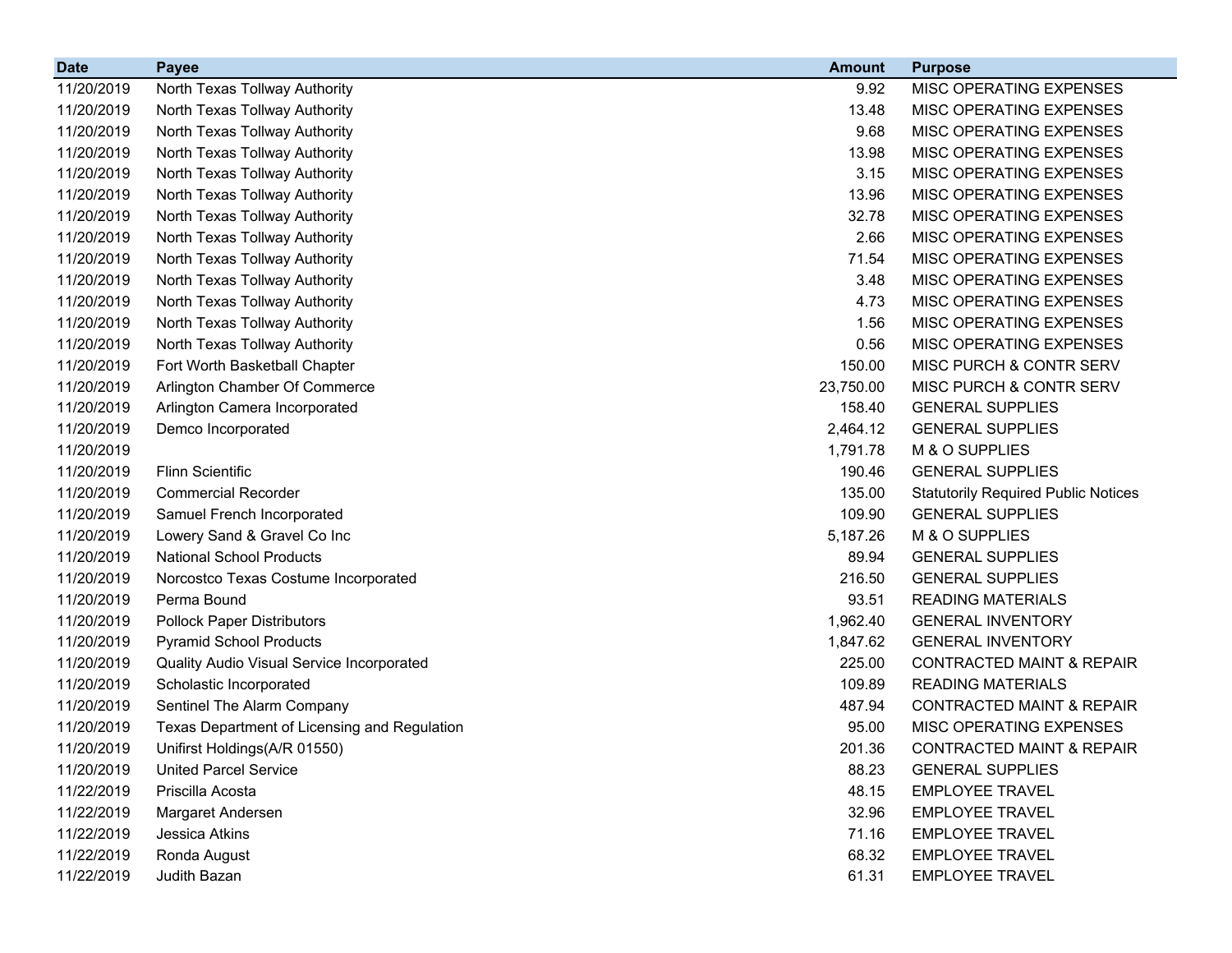| Date | Payee | Amount | Purpose |
|---|---|---|---|
| 11/20/2019 | North Texas Tollway Authority | 9.92 | MISC OPERATING EXPENSES |
| 11/20/2019 | North Texas Tollway Authority | 13.48 | MISC OPERATING EXPENSES |
| 11/20/2019 | North Texas Tollway Authority | 9.68 | MISC OPERATING EXPENSES |
| 11/20/2019 | North Texas Tollway Authority | 13.98 | MISC OPERATING EXPENSES |
| 11/20/2019 | North Texas Tollway Authority | 3.15 | MISC OPERATING EXPENSES |
| 11/20/2019 | North Texas Tollway Authority | 13.96 | MISC OPERATING EXPENSES |
| 11/20/2019 | North Texas Tollway Authority | 32.78 | MISC OPERATING EXPENSES |
| 11/20/2019 | North Texas Tollway Authority | 2.66 | MISC OPERATING EXPENSES |
| 11/20/2019 | North Texas Tollway Authority | 71.54 | MISC OPERATING EXPENSES |
| 11/20/2019 | North Texas Tollway Authority | 3.48 | MISC OPERATING EXPENSES |
| 11/20/2019 | North Texas Tollway Authority | 4.73 | MISC OPERATING EXPENSES |
| 11/20/2019 | North Texas Tollway Authority | 1.56 | MISC OPERATING EXPENSES |
| 11/20/2019 | North Texas Tollway Authority | 0.56 | MISC OPERATING EXPENSES |
| 11/20/2019 | Fort Worth Basketball Chapter | 150.00 | MISC PURCH & CONTR SERV |
| 11/20/2019 | Arlington Chamber Of Commerce | 23,750.00 | MISC PURCH & CONTR SERV |
| 11/20/2019 | Arlington Camera Incorporated | 158.40 | GENERAL SUPPLIES |
| 11/20/2019 | Demco Incorporated | 2,464.12 | GENERAL SUPPLIES |
| 11/20/2019 | | 1,791.78 | M & O SUPPLIES |
| 11/20/2019 | Flinn Scientific | 190.46 | GENERAL SUPPLIES |
| 11/20/2019 | Commercial Recorder | 135.00 | Statutorily Required Public Notices |
| 11/20/2019 | Samuel French Incorporated | 109.90 | GENERAL SUPPLIES |
| 11/20/2019 | Lowery Sand & Gravel Co Inc | 5,187.26 | M & O SUPPLIES |
| 11/20/2019 | National School Products | 89.94 | GENERAL SUPPLIES |
| 11/20/2019 | Norcostco Texas Costume Incorporated | 216.50 | GENERAL SUPPLIES |
| 11/20/2019 | Perma Bound | 93.51 | READING MATERIALS |
| 11/20/2019 | Pollock Paper Distributors | 1,962.40 | GENERAL INVENTORY |
| 11/20/2019 | Pyramid School Products | 1,847.62 | GENERAL INVENTORY |
| 11/20/2019 | Quality Audio Visual Service Incorporated | 225.00 | CONTRACTED MAINT & REPAIR |
| 11/20/2019 | Scholastic Incorporated | 109.89 | READING MATERIALS |
| 11/20/2019 | Sentinel The Alarm Company | 487.94 | CONTRACTED MAINT & REPAIR |
| 11/20/2019 | Texas Department of Licensing and Regulation | 95.00 | MISC OPERATING EXPENSES |
| 11/20/2019 | Unifirst Holdings(A/R 01550) | 201.36 | CONTRACTED MAINT & REPAIR |
| 11/20/2019 | United Parcel Service | 88.23 | GENERAL SUPPLIES |
| 11/22/2019 | Priscilla Acosta | 48.15 | EMPLOYEE TRAVEL |
| 11/22/2019 | Margaret Andersen | 32.96 | EMPLOYEE TRAVEL |
| 11/22/2019 | Jessica Atkins | 71.16 | EMPLOYEE TRAVEL |
| 11/22/2019 | Ronda August | 68.32 | EMPLOYEE TRAVEL |
| 11/22/2019 | Judith Bazan | 61.31 | EMPLOYEE TRAVEL |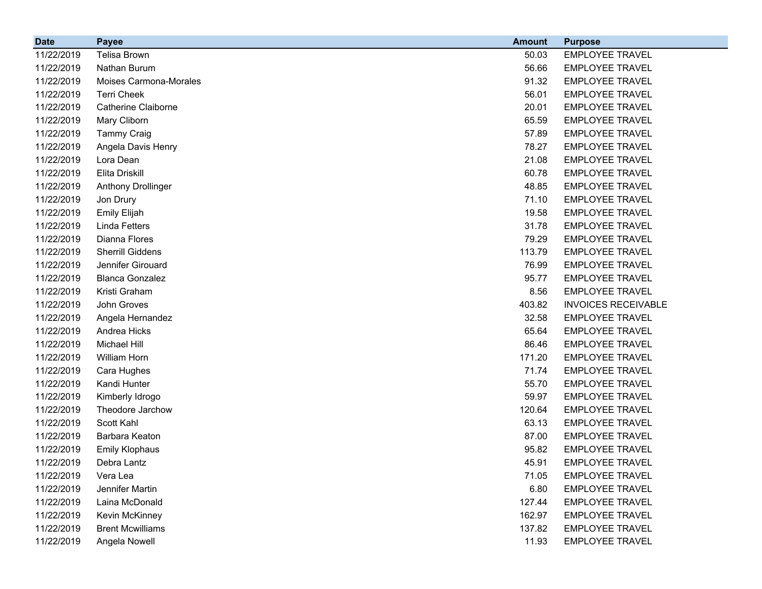| Date | Payee | Amount | Purpose |
|---|---|---|---|
| 11/22/2019 | Telisa Brown | 50.03 | EMPLOYEE TRAVEL |
| 11/22/2019 | Nathan Burum | 56.66 | EMPLOYEE TRAVEL |
| 11/22/2019 | Moises Carmona-Morales | 91.32 | EMPLOYEE TRAVEL |
| 11/22/2019 | Terri Cheek | 56.01 | EMPLOYEE TRAVEL |
| 11/22/2019 | Catherine Claiborne | 20.01 | EMPLOYEE TRAVEL |
| 11/22/2019 | Mary Cliborn | 65.59 | EMPLOYEE TRAVEL |
| 11/22/2019 | Tammy Craig | 57.89 | EMPLOYEE TRAVEL |
| 11/22/2019 | Angela Davis Henry | 78.27 | EMPLOYEE TRAVEL |
| 11/22/2019 | Lora Dean | 21.08 | EMPLOYEE TRAVEL |
| 11/22/2019 | Elita Driskill | 60.78 | EMPLOYEE TRAVEL |
| 11/22/2019 | Anthony Drollinger | 48.85 | EMPLOYEE TRAVEL |
| 11/22/2019 | Jon Drury | 71.10 | EMPLOYEE TRAVEL |
| 11/22/2019 | Emily Elijah | 19.58 | EMPLOYEE TRAVEL |
| 11/22/2019 | Linda Fetters | 31.78 | EMPLOYEE TRAVEL |
| 11/22/2019 | Dianna Flores | 79.29 | EMPLOYEE TRAVEL |
| 11/22/2019 | Sherrill Giddens | 113.79 | EMPLOYEE TRAVEL |
| 11/22/2019 | Jennifer Girouard | 76.99 | EMPLOYEE TRAVEL |
| 11/22/2019 | Blanca Gonzalez | 95.77 | EMPLOYEE TRAVEL |
| 11/22/2019 | Kristi Graham | 8.56 | EMPLOYEE TRAVEL |
| 11/22/2019 | John Groves | 403.82 | INVOICES RECEIVABLE |
| 11/22/2019 | Angela Hernandez | 32.58 | EMPLOYEE TRAVEL |
| 11/22/2019 | Andrea Hicks | 65.64 | EMPLOYEE TRAVEL |
| 11/22/2019 | Michael Hill | 86.46 | EMPLOYEE TRAVEL |
| 11/22/2019 | William Horn | 171.20 | EMPLOYEE TRAVEL |
| 11/22/2019 | Cara Hughes | 71.74 | EMPLOYEE TRAVEL |
| 11/22/2019 | Kandi Hunter | 55.70 | EMPLOYEE TRAVEL |
| 11/22/2019 | Kimberly Idrogo | 59.97 | EMPLOYEE TRAVEL |
| 11/22/2019 | Theodore Jarchow | 120.64 | EMPLOYEE TRAVEL |
| 11/22/2019 | Scott Kahl | 63.13 | EMPLOYEE TRAVEL |
| 11/22/2019 | Barbara Keaton | 87.00 | EMPLOYEE TRAVEL |
| 11/22/2019 | Emily Klophaus | 95.82 | EMPLOYEE TRAVEL |
| 11/22/2019 | Debra Lantz | 45.91 | EMPLOYEE TRAVEL |
| 11/22/2019 | Vera Lea | 71.05 | EMPLOYEE TRAVEL |
| 11/22/2019 | Jennifer Martin | 6.80 | EMPLOYEE TRAVEL |
| 11/22/2019 | Laina McDonald | 127.44 | EMPLOYEE TRAVEL |
| 11/22/2019 | Kevin McKinney | 162.97 | EMPLOYEE TRAVEL |
| 11/22/2019 | Brent Mcwilliams | 137.82 | EMPLOYEE TRAVEL |
| 11/22/2019 | Angela Nowell | 11.93 | EMPLOYEE TRAVEL |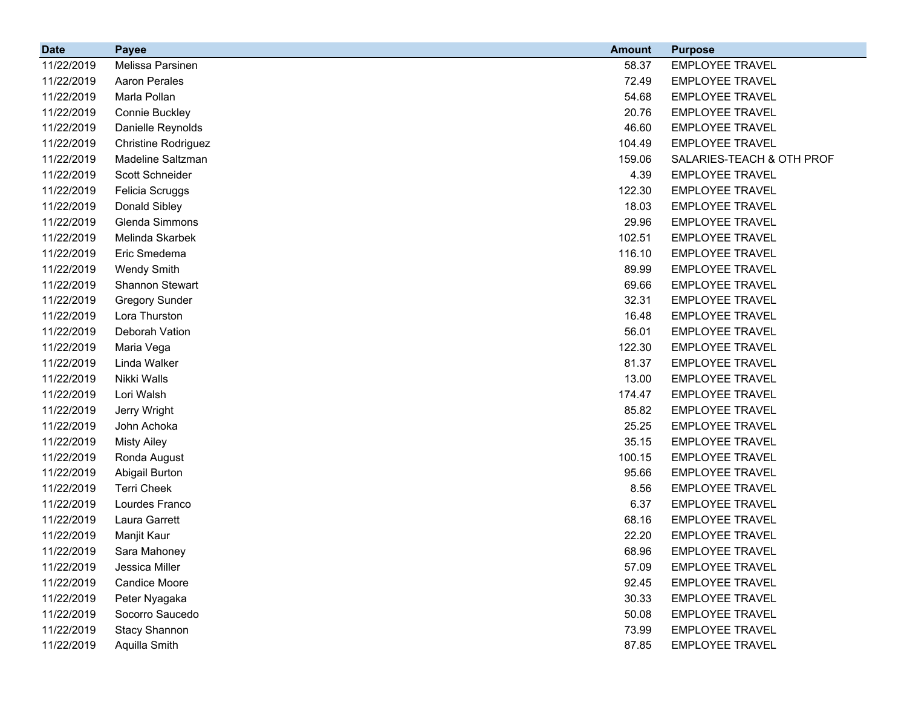| Date | Payee | Amount | Purpose |
|---|---|---|---|
| 11/22/2019 | Melissa Parsinen | 58.37 | EMPLOYEE TRAVEL |
| 11/22/2019 | Aaron Perales | 72.49 | EMPLOYEE TRAVEL |
| 11/22/2019 | Marla Pollan | 54.68 | EMPLOYEE TRAVEL |
| 11/22/2019 | Connie Buckley | 20.76 | EMPLOYEE TRAVEL |
| 11/22/2019 | Danielle Reynolds | 46.60 | EMPLOYEE TRAVEL |
| 11/22/2019 | Christine Rodriguez | 104.49 | EMPLOYEE TRAVEL |
| 11/22/2019 | Madeline Saltzman | 159.06 | SALARIES-TEACH & OTH PROF |
| 11/22/2019 | Scott Schneider | 4.39 | EMPLOYEE TRAVEL |
| 11/22/2019 | Felicia Scruggs | 122.30 | EMPLOYEE TRAVEL |
| 11/22/2019 | Donald Sibley | 18.03 | EMPLOYEE TRAVEL |
| 11/22/2019 | Glenda Simmons | 29.96 | EMPLOYEE TRAVEL |
| 11/22/2019 | Melinda Skarbek | 102.51 | EMPLOYEE TRAVEL |
| 11/22/2019 | Eric Smedema | 116.10 | EMPLOYEE TRAVEL |
| 11/22/2019 | Wendy Smith | 89.99 | EMPLOYEE TRAVEL |
| 11/22/2019 | Shannon Stewart | 69.66 | EMPLOYEE TRAVEL |
| 11/22/2019 | Gregory Sunder | 32.31 | EMPLOYEE TRAVEL |
| 11/22/2019 | Lora Thurston | 16.48 | EMPLOYEE TRAVEL |
| 11/22/2019 | Deborah Vation | 56.01 | EMPLOYEE TRAVEL |
| 11/22/2019 | Maria Vega | 122.30 | EMPLOYEE TRAVEL |
| 11/22/2019 | Linda Walker | 81.37 | EMPLOYEE TRAVEL |
| 11/22/2019 | Nikki Walls | 13.00 | EMPLOYEE TRAVEL |
| 11/22/2019 | Lori Walsh | 174.47 | EMPLOYEE TRAVEL |
| 11/22/2019 | Jerry Wright | 85.82 | EMPLOYEE TRAVEL |
| 11/22/2019 | John Achoka | 25.25 | EMPLOYEE TRAVEL |
| 11/22/2019 | Misty Ailey | 35.15 | EMPLOYEE TRAVEL |
| 11/22/2019 | Ronda August | 100.15 | EMPLOYEE TRAVEL |
| 11/22/2019 | Abigail Burton | 95.66 | EMPLOYEE TRAVEL |
| 11/22/2019 | Terri Cheek | 8.56 | EMPLOYEE TRAVEL |
| 11/22/2019 | Lourdes Franco | 6.37 | EMPLOYEE TRAVEL |
| 11/22/2019 | Laura Garrett | 68.16 | EMPLOYEE TRAVEL |
| 11/22/2019 | Manjit Kaur | 22.20 | EMPLOYEE TRAVEL |
| 11/22/2019 | Sara Mahoney | 68.96 | EMPLOYEE TRAVEL |
| 11/22/2019 | Jessica Miller | 57.09 | EMPLOYEE TRAVEL |
| 11/22/2019 | Candice Moore | 92.45 | EMPLOYEE TRAVEL |
| 11/22/2019 | Peter Nyagaka | 30.33 | EMPLOYEE TRAVEL |
| 11/22/2019 | Socorro Saucedo | 50.08 | EMPLOYEE TRAVEL |
| 11/22/2019 | Stacy Shannon | 73.99 | EMPLOYEE TRAVEL |
| 11/22/2019 | Aquilla Smith | 87.85 | EMPLOYEE TRAVEL |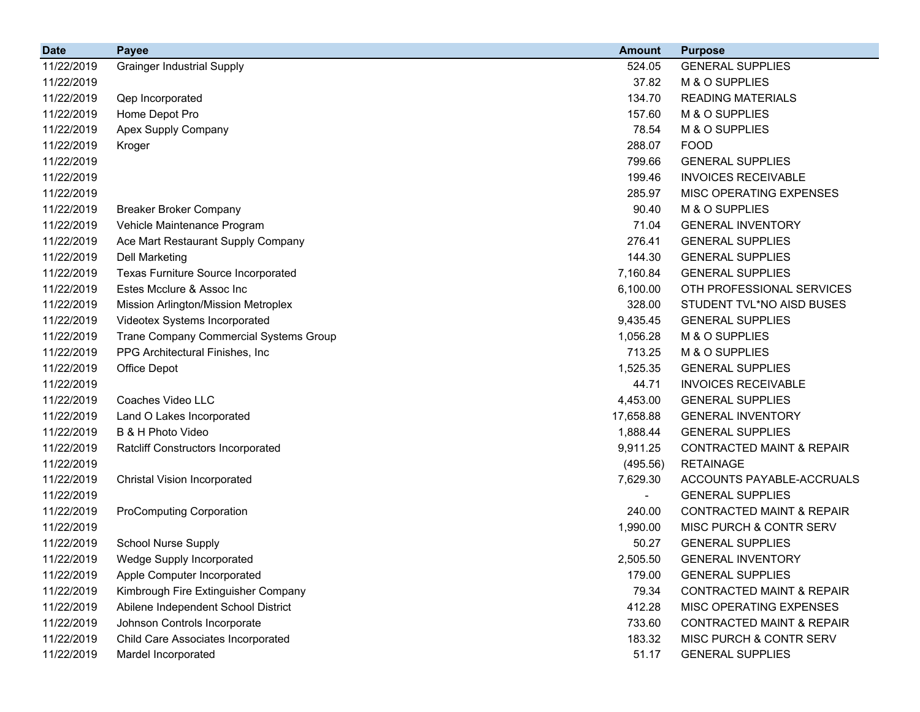| Date | Payee | Amount | Purpose |
|---|---|---|---|
| 11/22/2019 | Grainger Industrial Supply | 524.05 | GENERAL SUPPLIES |
| 11/22/2019 | | 37.82 | M & O SUPPLIES |
| 11/22/2019 | Qep Incorporated | 134.70 | READING MATERIALS |
| 11/22/2019 | Home Depot Pro | 157.60 | M & O SUPPLIES |
| 11/22/2019 | Apex Supply Company | 78.54 | M & O SUPPLIES |
| 11/22/2019 | Kroger | 288.07 | FOOD |
| 11/22/2019 | | 799.66 | GENERAL SUPPLIES |
| 11/22/2019 | | 199.46 | INVOICES RECEIVABLE |
| 11/22/2019 | | 285.97 | MISC OPERATING EXPENSES |
| 11/22/2019 | Breaker Broker Company | 90.40 | M & O SUPPLIES |
| 11/22/2019 | Vehicle Maintenance Program | 71.04 | GENERAL INVENTORY |
| 11/22/2019 | Ace Mart Restaurant Supply Company | 276.41 | GENERAL SUPPLIES |
| 11/22/2019 | Dell Marketing | 144.30 | GENERAL SUPPLIES |
| 11/22/2019 | Texas Furniture Source Incorporated | 7,160.84 | GENERAL SUPPLIES |
| 11/22/2019 | Estes Mcclure & Assoc Inc | 6,100.00 | OTH PROFESSIONAL SERVICES |
| 11/22/2019 | Mission Arlington/Mission Metroplex | 328.00 | STUDENT TVL*NO AISD BUSES |
| 11/22/2019 | Videotex Systems Incorporated | 9,435.45 | GENERAL SUPPLIES |
| 11/22/2019 | Trane Company Commercial Systems Group | 1,056.28 | M & O SUPPLIES |
| 11/22/2019 | PPG Architectural Finishes, Inc | 713.25 | M & O SUPPLIES |
| 11/22/2019 | Office Depot | 1,525.35 | GENERAL SUPPLIES |
| 11/22/2019 | | 44.71 | INVOICES RECEIVABLE |
| 11/22/2019 | Coaches Video LLC | 4,453.00 | GENERAL SUPPLIES |
| 11/22/2019 | Land O Lakes Incorporated | 17,658.88 | GENERAL INVENTORY |
| 11/22/2019 | B & H Photo Video | 1,888.44 | GENERAL SUPPLIES |
| 11/22/2019 | Ratcliff Constructors Incorporated | 9,911.25 | CONTRACTED MAINT & REPAIR |
| 11/22/2019 | | (495.56) | RETAINAGE |
| 11/22/2019 | Christal Vision Incorporated | 7,629.30 | ACCOUNTS PAYABLE-ACCRUALS |
| 11/22/2019 | | - | GENERAL SUPPLIES |
| 11/22/2019 | ProComputing Corporation | 240.00 | CONTRACTED MAINT & REPAIR |
| 11/22/2019 | | 1,990.00 | MISC PURCH & CONTR SERV |
| 11/22/2019 | School Nurse Supply | 50.27 | GENERAL SUPPLIES |
| 11/22/2019 | Wedge Supply Incorporated | 2,505.50 | GENERAL INVENTORY |
| 11/22/2019 | Apple Computer Incorporated | 179.00 | GENERAL SUPPLIES |
| 11/22/2019 | Kimbrough Fire Extinguisher Company | 79.34 | CONTRACTED MAINT & REPAIR |
| 11/22/2019 | Abilene Independent School District | 412.28 | MISC OPERATING EXPENSES |
| 11/22/2019 | Johnson Controls Incorporate | 733.60 | CONTRACTED MAINT & REPAIR |
| 11/22/2019 | Child Care Associates Incorporated | 183.32 | MISC PURCH & CONTR SERV |
| 11/22/2019 | Mardel Incorporated | 51.17 | GENERAL SUPPLIES |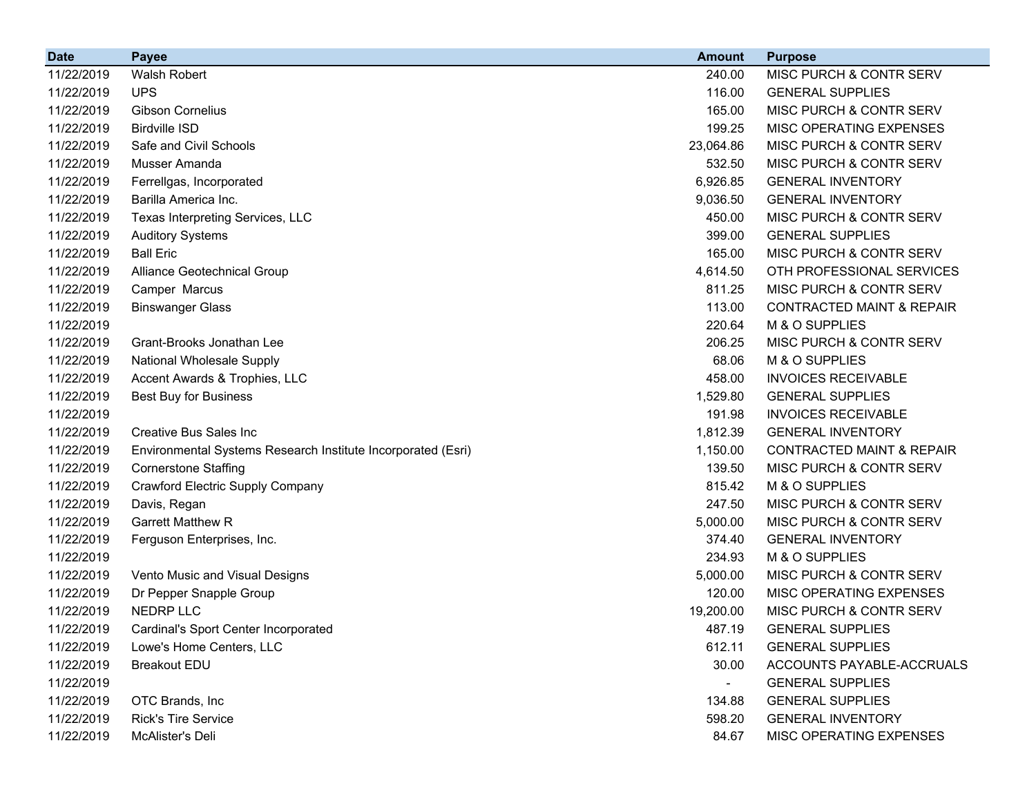| Date | Payee | Amount | Purpose |
|---|---|---|---|
| 11/22/2019 | Walsh Robert | 240.00 | MISC PURCH & CONTR SERV |
| 11/22/2019 | UPS | 116.00 | GENERAL SUPPLIES |
| 11/22/2019 | Gibson Cornelius | 165.00 | MISC PURCH & CONTR SERV |
| 11/22/2019 | Birdville ISD | 199.25 | MISC OPERATING EXPENSES |
| 11/22/2019 | Safe and Civil Schools | 23,064.86 | MISC PURCH & CONTR SERV |
| 11/22/2019 | Musser Amanda | 532.50 | MISC PURCH & CONTR SERV |
| 11/22/2019 | Ferrellgas, Incorporated | 6,926.85 | GENERAL INVENTORY |
| 11/22/2019 | Barilla America Inc. | 9,036.50 | GENERAL INVENTORY |
| 11/22/2019 | Texas Interpreting Services, LLC | 450.00 | MISC PURCH & CONTR SERV |
| 11/22/2019 | Auditory Systems | 399.00 | GENERAL SUPPLIES |
| 11/22/2019 | Ball Eric | 165.00 | MISC PURCH & CONTR SERV |
| 11/22/2019 | Alliance Geotechnical Group | 4,614.50 | OTH PROFESSIONAL SERVICES |
| 11/22/2019 | Camper Marcus | 811.25 | MISC PURCH & CONTR SERV |
| 11/22/2019 | Binswanger Glass | 113.00 | CONTRACTED MAINT & REPAIR |
| 11/22/2019 | | 220.64 | M & O SUPPLIES |
| 11/22/2019 | Grant-Brooks Jonathan Lee | 206.25 | MISC PURCH & CONTR SERV |
| 11/22/2019 | National Wholesale Supply | 68.06 | M & O SUPPLIES |
| 11/22/2019 | Accent Awards & Trophies, LLC | 458.00 | INVOICES RECEIVABLE |
| 11/22/2019 | Best Buy for Business | 1,529.80 | GENERAL SUPPLIES |
| 11/22/2019 | | 191.98 | INVOICES RECEIVABLE |
| 11/22/2019 | Creative Bus Sales Inc | 1,812.39 | GENERAL INVENTORY |
| 11/22/2019 | Environmental Systems Research Institute Incorporated (Esri) | 1,150.00 | CONTRACTED MAINT & REPAIR |
| 11/22/2019 | Cornerstone Staffing | 139.50 | MISC PURCH & CONTR SERV |
| 11/22/2019 | Crawford Electric Supply Company | 815.42 | M & O SUPPLIES |
| 11/22/2019 | Davis, Regan | 247.50 | MISC PURCH & CONTR SERV |
| 11/22/2019 | Garrett Matthew R | 5,000.00 | MISC PURCH & CONTR SERV |
| 11/22/2019 | Ferguson Enterprises, Inc. | 374.40 | GENERAL INVENTORY |
| 11/22/2019 | | 234.93 | M & O SUPPLIES |
| 11/22/2019 | Vento Music and Visual Designs | 5,000.00 | MISC PURCH & CONTR SERV |
| 11/22/2019 | Dr Pepper Snapple Group | 120.00 | MISC OPERATING EXPENSES |
| 11/22/2019 | NEDRP LLC | 19,200.00 | MISC PURCH & CONTR SERV |
| 11/22/2019 | Cardinal's Sport Center Incorporated | 487.19 | GENERAL SUPPLIES |
| 11/22/2019 | Lowe's Home Centers, LLC | 612.11 | GENERAL SUPPLIES |
| 11/22/2019 | Breakout EDU | 30.00 | ACCOUNTS PAYABLE-ACCRUALS |
| 11/22/2019 | | - | GENERAL SUPPLIES |
| 11/22/2019 | OTC Brands, Inc | 134.88 | GENERAL SUPPLIES |
| 11/22/2019 | Rick's Tire Service | 598.20 | GENERAL INVENTORY |
| 11/22/2019 | McAlister's Deli | 84.67 | MISC OPERATING EXPENSES |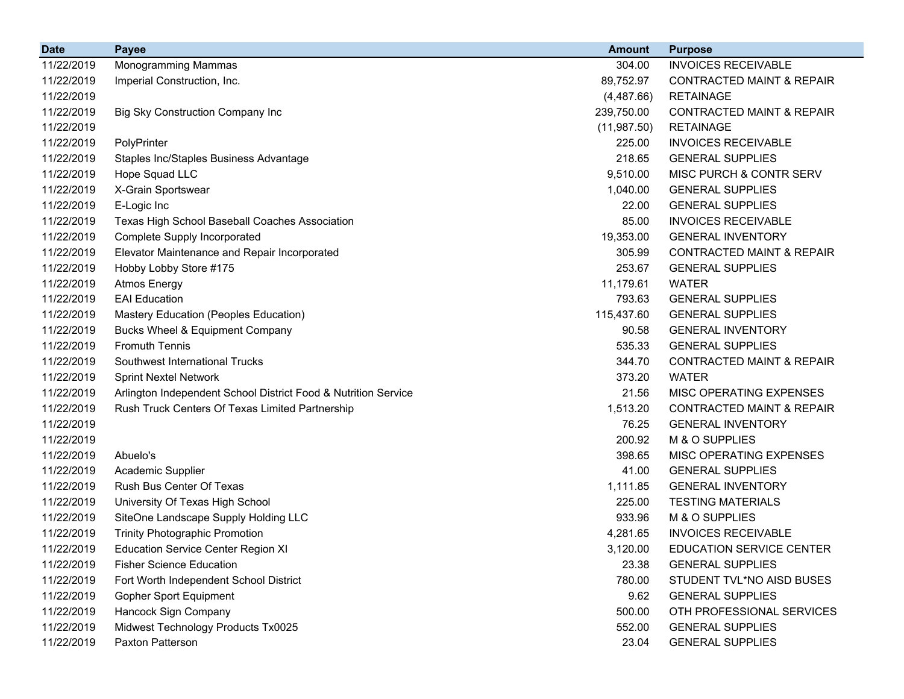| Date | Payee | Amount | Purpose |
|---|---|---|---|
| 11/22/2019 | Monogramming Mammas | 304.00 | INVOICES RECEIVABLE |
| 11/22/2019 | Imperial Construction, Inc. | 89,752.97 | CONTRACTED MAINT & REPAIR |
| 11/22/2019 | | (4,487.66) | RETAINAGE |
| 11/22/2019 | Big Sky Construction Company Inc | 239,750.00 | CONTRACTED MAINT & REPAIR |
| 11/22/2019 | | (11,987.50) | RETAINAGE |
| 11/22/2019 | PolyPrinter | 225.00 | INVOICES RECEIVABLE |
| 11/22/2019 | Staples Inc/Staples Business Advantage | 218.65 | GENERAL SUPPLIES |
| 11/22/2019 | Hope Squad LLC | 9,510.00 | MISC PURCH & CONTR SERV |
| 11/22/2019 | X-Grain Sportswear | 1,040.00 | GENERAL SUPPLIES |
| 11/22/2019 | E-Logic Inc | 22.00 | GENERAL SUPPLIES |
| 11/22/2019 | Texas High School Baseball Coaches Association | 85.00 | INVOICES RECEIVABLE |
| 11/22/2019 | Complete Supply Incorporated | 19,353.00 | GENERAL INVENTORY |
| 11/22/2019 | Elevator Maintenance and Repair Incorporated | 305.99 | CONTRACTED MAINT & REPAIR |
| 11/22/2019 | Hobby Lobby Store #175 | 253.67 | GENERAL SUPPLIES |
| 11/22/2019 | Atmos Energy | 11,179.61 | WATER |
| 11/22/2019 | EAI Education | 793.63 | GENERAL SUPPLIES |
| 11/22/2019 | Mastery Education (Peoples Education) | 115,437.60 | GENERAL SUPPLIES |
| 11/22/2019 | Bucks Wheel & Equipment Company | 90.58 | GENERAL INVENTORY |
| 11/22/2019 | Fromuth Tennis | 535.33 | GENERAL SUPPLIES |
| 11/22/2019 | Southwest International Trucks | 344.70 | CONTRACTED MAINT & REPAIR |
| 11/22/2019 | Sprint Nextel Network | 373.20 | WATER |
| 11/22/2019 | Arlington Independent School District Food & Nutrition Service | 21.56 | MISC OPERATING EXPENSES |
| 11/22/2019 | Rush Truck Centers Of Texas Limited Partnership | 1,513.20 | CONTRACTED MAINT & REPAIR |
| 11/22/2019 | | 76.25 | GENERAL INVENTORY |
| 11/22/2019 | | 200.92 | M & O SUPPLIES |
| 11/22/2019 | Abuelo's | 398.65 | MISC OPERATING EXPENSES |
| 11/22/2019 | Academic Supplier | 41.00 | GENERAL SUPPLIES |
| 11/22/2019 | Rush Bus Center Of Texas | 1,111.85 | GENERAL INVENTORY |
| 11/22/2019 | University Of Texas High School | 225.00 | TESTING MATERIALS |
| 11/22/2019 | SiteOne Landscape Supply Holding LLC | 933.96 | M & O SUPPLIES |
| 11/22/2019 | Trinity Photographic Promotion | 4,281.65 | INVOICES RECEIVABLE |
| 11/22/2019 | Education Service Center Region XI | 3,120.00 | EDUCATION SERVICE CENTER |
| 11/22/2019 | Fisher Science Education | 23.38 | GENERAL SUPPLIES |
| 11/22/2019 | Fort Worth Independent School District | 780.00 | STUDENT TVL*NO AISD BUSES |
| 11/22/2019 | Gopher Sport Equipment | 9.62 | GENERAL SUPPLIES |
| 11/22/2019 | Hancock Sign Company | 500.00 | OTH PROFESSIONAL SERVICES |
| 11/22/2019 | Midwest Technology Products Tx0025 | 552.00 | GENERAL SUPPLIES |
| 11/22/2019 | Paxton Patterson | 23.04 | GENERAL SUPPLIES |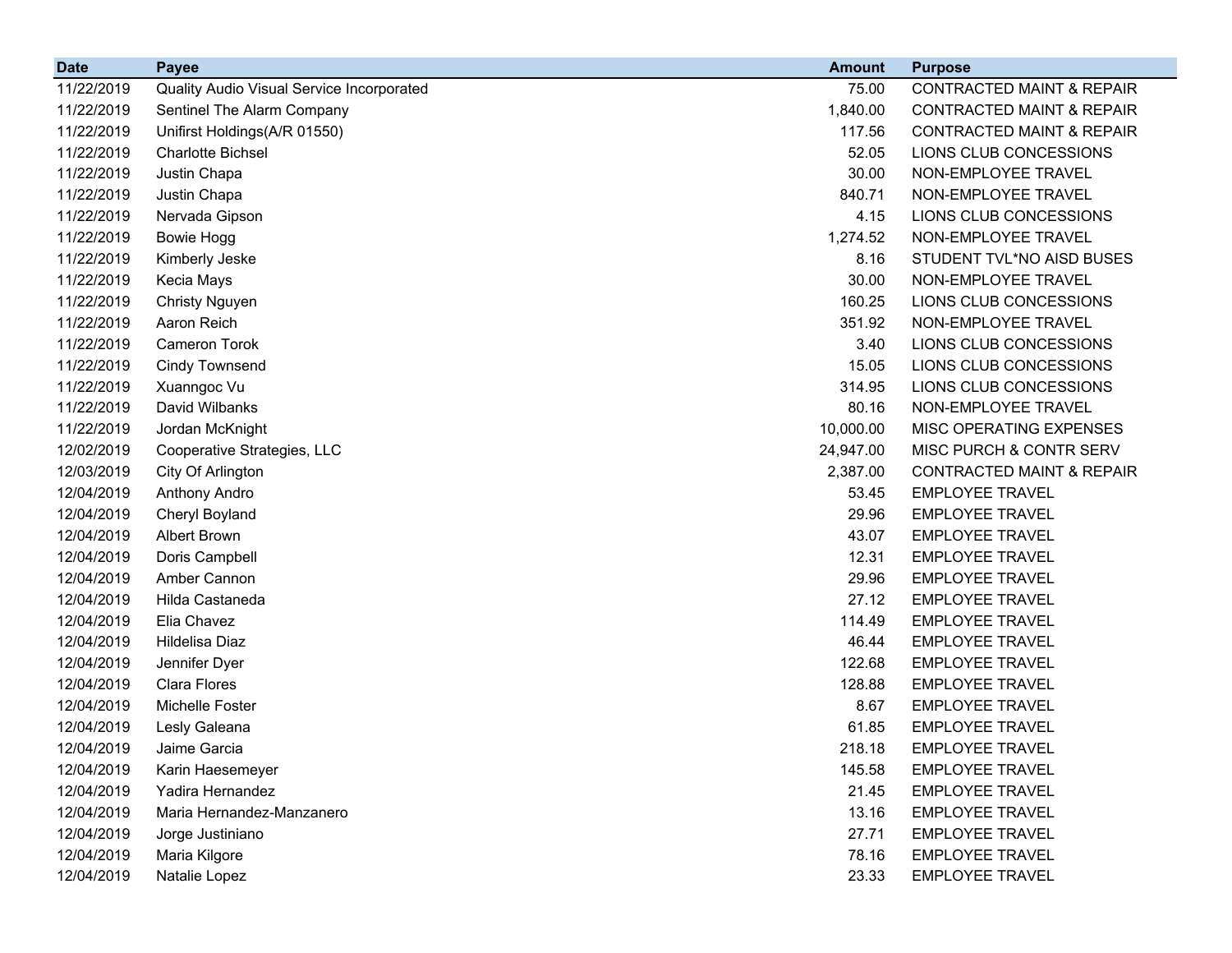| Date | Payee | Amount | Purpose |
|---|---|---|---|
| 11/22/2019 | Quality Audio Visual Service Incorporated | 75.00 | CONTRACTED MAINT & REPAIR |
| 11/22/2019 | Sentinel The Alarm Company | 1,840.00 | CONTRACTED MAINT & REPAIR |
| 11/22/2019 | Unifirst Holdings(A/R 01550) | 117.56 | CONTRACTED MAINT & REPAIR |
| 11/22/2019 | Charlotte Bichsel | 52.05 | LIONS CLUB CONCESSIONS |
| 11/22/2019 | Justin Chapa | 30.00 | NON-EMPLOYEE TRAVEL |
| 11/22/2019 | Justin Chapa | 840.71 | NON-EMPLOYEE TRAVEL |
| 11/22/2019 | Nervada Gipson | 4.15 | LIONS CLUB CONCESSIONS |
| 11/22/2019 | Bowie Hogg | 1,274.52 | NON-EMPLOYEE TRAVEL |
| 11/22/2019 | Kimberly Jeske | 8.16 | STUDENT TVL*NO AISD BUSES |
| 11/22/2019 | Kecia Mays | 30.00 | NON-EMPLOYEE TRAVEL |
| 11/22/2019 | Christy Nguyen | 160.25 | LIONS CLUB CONCESSIONS |
| 11/22/2019 | Aaron Reich | 351.92 | NON-EMPLOYEE TRAVEL |
| 11/22/2019 | Cameron Torok | 3.40 | LIONS CLUB CONCESSIONS |
| 11/22/2019 | Cindy Townsend | 15.05 | LIONS CLUB CONCESSIONS |
| 11/22/2019 | Xuanngoc Vu | 314.95 | LIONS CLUB CONCESSIONS |
| 11/22/2019 | David Wilbanks | 80.16 | NON-EMPLOYEE TRAVEL |
| 11/22/2019 | Jordan McKnight | 10,000.00 | MISC OPERATING EXPENSES |
| 12/02/2019 | Cooperative Strategies, LLC | 24,947.00 | MISC PURCH & CONTR SERV |
| 12/03/2019 | City Of Arlington | 2,387.00 | CONTRACTED MAINT & REPAIR |
| 12/04/2019 | Anthony Andro | 53.45 | EMPLOYEE TRAVEL |
| 12/04/2019 | Cheryl Boyland | 29.96 | EMPLOYEE TRAVEL |
| 12/04/2019 | Albert Brown | 43.07 | EMPLOYEE TRAVEL |
| 12/04/2019 | Doris Campbell | 12.31 | EMPLOYEE TRAVEL |
| 12/04/2019 | Amber Cannon | 29.96 | EMPLOYEE TRAVEL |
| 12/04/2019 | Hilda Castaneda | 27.12 | EMPLOYEE TRAVEL |
| 12/04/2019 | Elia Chavez | 114.49 | EMPLOYEE TRAVEL |
| 12/04/2019 | Hildelisa Diaz | 46.44 | EMPLOYEE TRAVEL |
| 12/04/2019 | Jennifer Dyer | 122.68 | EMPLOYEE TRAVEL |
| 12/04/2019 | Clara Flores | 128.88 | EMPLOYEE TRAVEL |
| 12/04/2019 | Michelle Foster | 8.67 | EMPLOYEE TRAVEL |
| 12/04/2019 | Lesly Galeana | 61.85 | EMPLOYEE TRAVEL |
| 12/04/2019 | Jaime Garcia | 218.18 | EMPLOYEE TRAVEL |
| 12/04/2019 | Karin Haesemeyer | 145.58 | EMPLOYEE TRAVEL |
| 12/04/2019 | Yadira Hernandez | 21.45 | EMPLOYEE TRAVEL |
| 12/04/2019 | Maria Hernandez-Manzanero | 13.16 | EMPLOYEE TRAVEL |
| 12/04/2019 | Jorge Justiniano | 27.71 | EMPLOYEE TRAVEL |
| 12/04/2019 | Maria Kilgore | 78.16 | EMPLOYEE TRAVEL |
| 12/04/2019 | Natalie Lopez | 23.33 | EMPLOYEE TRAVEL |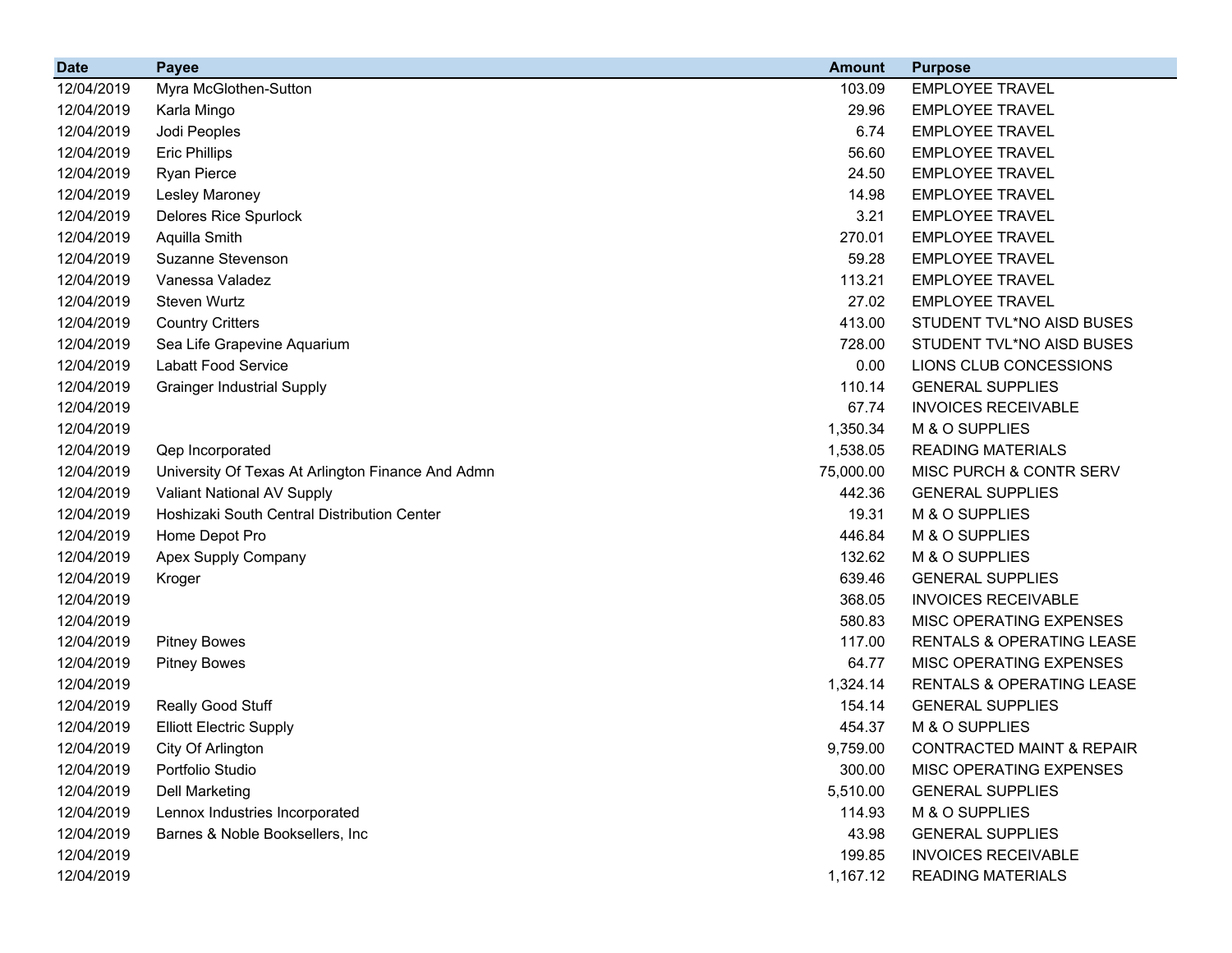| Date | Payee | Amount | Purpose |
|---|---|---|---|
| 12/04/2019 | Myra McGlothen-Sutton | 103.09 | EMPLOYEE TRAVEL |
| 12/04/2019 | Karla Mingo | 29.96 | EMPLOYEE TRAVEL |
| 12/04/2019 | Jodi Peoples | 6.74 | EMPLOYEE TRAVEL |
| 12/04/2019 | Eric Phillips | 56.60 | EMPLOYEE TRAVEL |
| 12/04/2019 | Ryan Pierce | 24.50 | EMPLOYEE TRAVEL |
| 12/04/2019 | Lesley Maroney | 14.98 | EMPLOYEE TRAVEL |
| 12/04/2019 | Delores Rice Spurlock | 3.21 | EMPLOYEE TRAVEL |
| 12/04/2019 | Aquilla Smith | 270.01 | EMPLOYEE TRAVEL |
| 12/04/2019 | Suzanne Stevenson | 59.28 | EMPLOYEE TRAVEL |
| 12/04/2019 | Vanessa Valadez | 113.21 | EMPLOYEE TRAVEL |
| 12/04/2019 | Steven Wurtz | 27.02 | EMPLOYEE TRAVEL |
| 12/04/2019 | Country Critters | 413.00 | STUDENT TVL*NO AISD BUSES |
| 12/04/2019 | Sea Life Grapevine Aquarium | 728.00 | STUDENT TVL*NO AISD BUSES |
| 12/04/2019 | Labatt Food Service | 0.00 | LIONS CLUB CONCESSIONS |
| 12/04/2019 | Grainger Industrial Supply | 110.14 | GENERAL SUPPLIES |
| 12/04/2019 | | 67.74 | INVOICES RECEIVABLE |
| 12/04/2019 | | 1,350.34 | M & O SUPPLIES |
| 12/04/2019 | Qep Incorporated | 1,538.05 | READING MATERIALS |
| 12/04/2019 | University Of Texas At Arlington Finance And Admn | 75,000.00 | MISC PURCH & CONTR SERV |
| 12/04/2019 | Valiant National AV Supply | 442.36 | GENERAL SUPPLIES |
| 12/04/2019 | Hoshizaki South Central Distribution Center | 19.31 | M & O SUPPLIES |
| 12/04/2019 | Home Depot Pro | 446.84 | M & O SUPPLIES |
| 12/04/2019 | Apex Supply Company | 132.62 | M & O SUPPLIES |
| 12/04/2019 | Kroger | 639.46 | GENERAL SUPPLIES |
| 12/04/2019 | | 368.05 | INVOICES RECEIVABLE |
| 12/04/2019 | | 580.83 | MISC OPERATING EXPENSES |
| 12/04/2019 | Pitney Bowes | 117.00 | RENTALS & OPERATING LEASE |
| 12/04/2019 | Pitney Bowes | 64.77 | MISC OPERATING EXPENSES |
| 12/04/2019 | | 1,324.14 | RENTALS & OPERATING LEASE |
| 12/04/2019 | Really Good Stuff | 154.14 | GENERAL SUPPLIES |
| 12/04/2019 | Elliott Electric Supply | 454.37 | M & O SUPPLIES |
| 12/04/2019 | City Of Arlington | 9,759.00 | CONTRACTED MAINT & REPAIR |
| 12/04/2019 | Portfolio Studio | 300.00 | MISC OPERATING EXPENSES |
| 12/04/2019 | Dell Marketing | 5,510.00 | GENERAL SUPPLIES |
| 12/04/2019 | Lennox Industries Incorporated | 114.93 | M & O SUPPLIES |
| 12/04/2019 | Barnes & Noble Booksellers, Inc | 43.98 | GENERAL SUPPLIES |
| 12/04/2019 | | 199.85 | INVOICES RECEIVABLE |
| 12/04/2019 | | 1,167.12 | READING MATERIALS |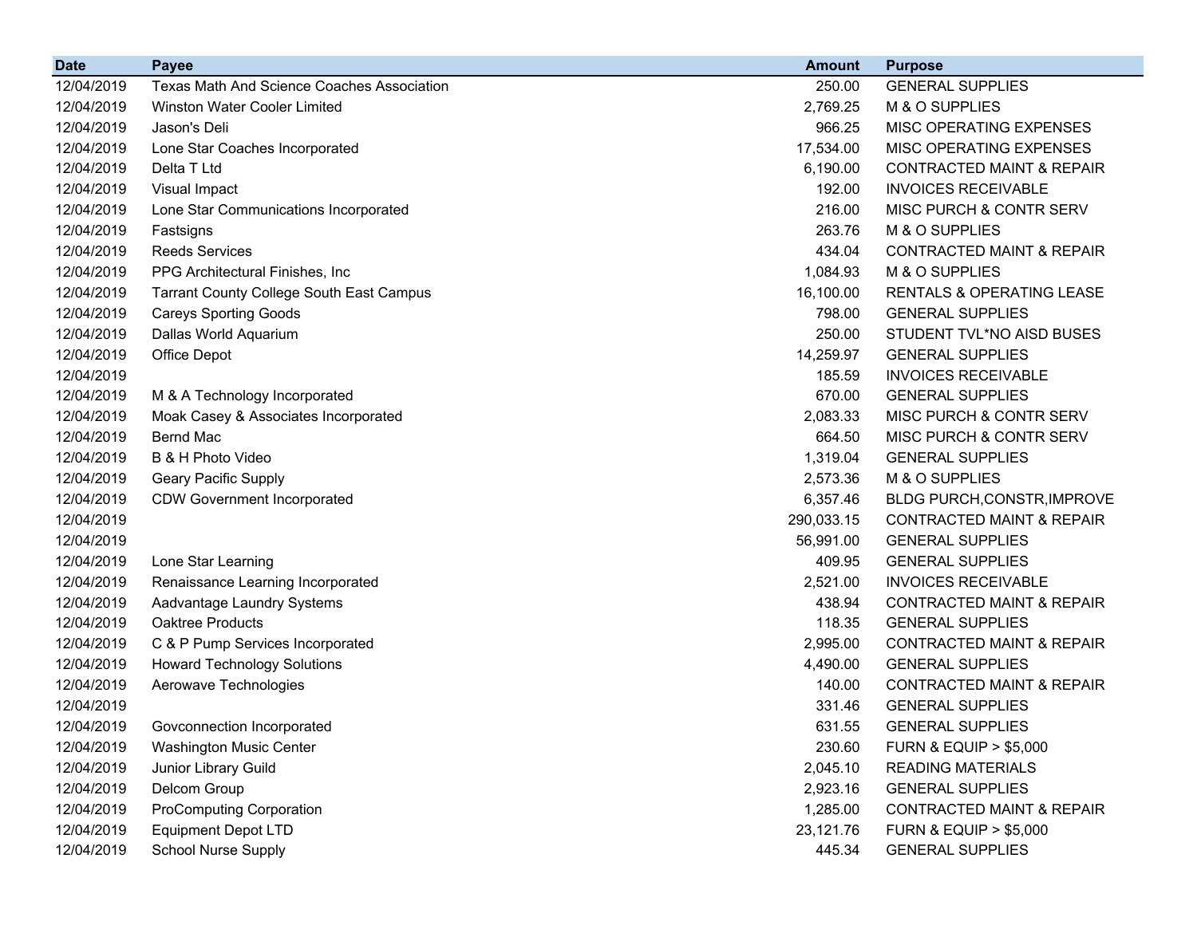| Date | Payee | Amount | Purpose |
|---|---|---|---|
| 12/04/2019 | Texas Math And Science Coaches Association | 250.00 | GENERAL SUPPLIES |
| 12/04/2019 | Winston Water Cooler Limited | 2,769.25 | M & O SUPPLIES |
| 12/04/2019 | Jason's Deli | 966.25 | MISC OPERATING EXPENSES |
| 12/04/2019 | Lone Star Coaches Incorporated | 17,534.00 | MISC OPERATING EXPENSES |
| 12/04/2019 | Delta T Ltd | 6,190.00 | CONTRACTED MAINT & REPAIR |
| 12/04/2019 | Visual Impact | 192.00 | INVOICES RECEIVABLE |
| 12/04/2019 | Lone Star Communications Incorporated | 216.00 | MISC PURCH & CONTR SERV |
| 12/04/2019 | Fastsigns | 263.76 | M & O SUPPLIES |
| 12/04/2019 | Reeds Services | 434.04 | CONTRACTED MAINT & REPAIR |
| 12/04/2019 | PPG Architectural Finishes, Inc | 1,084.93 | M & O SUPPLIES |
| 12/04/2019 | Tarrant County College South East Campus | 16,100.00 | RENTALS & OPERATING LEASE |
| 12/04/2019 | Careys Sporting Goods | 798.00 | GENERAL SUPPLIES |
| 12/04/2019 | Dallas World Aquarium | 250.00 | STUDENT TVL*NO AISD BUSES |
| 12/04/2019 | Office Depot | 14,259.97 | GENERAL SUPPLIES |
| 12/04/2019 | | 185.59 | INVOICES RECEIVABLE |
| 12/04/2019 | M & A Technology Incorporated | 670.00 | GENERAL SUPPLIES |
| 12/04/2019 | Moak Casey & Associates Incorporated | 2,083.33 | MISC PURCH & CONTR SERV |
| 12/04/2019 | Bernd Mac | 664.50 | MISC PURCH & CONTR SERV |
| 12/04/2019 | B & H Photo Video | 1,319.04 | GENERAL SUPPLIES |
| 12/04/2019 | Geary Pacific Supply | 2,573.36 | M & O SUPPLIES |
| 12/04/2019 | CDW Government Incorporated | 6,357.46 | BLDG PURCH,CONSTR,IMPROVE |
| 12/04/2019 | | 290,033.15 | CONTRACTED MAINT & REPAIR |
| 12/04/2019 | | 56,991.00 | GENERAL SUPPLIES |
| 12/04/2019 | Lone Star Learning | 409.95 | GENERAL SUPPLIES |
| 12/04/2019 | Renaissance Learning Incorporated | 2,521.00 | INVOICES RECEIVABLE |
| 12/04/2019 | Aadvantage Laundry Systems | 438.94 | CONTRACTED MAINT & REPAIR |
| 12/04/2019 | Oaktree Products | 118.35 | GENERAL SUPPLIES |
| 12/04/2019 | C & P Pump Services Incorporated | 2,995.00 | CONTRACTED MAINT & REPAIR |
| 12/04/2019 | Howard Technology Solutions | 4,490.00 | GENERAL SUPPLIES |
| 12/04/2019 | Aerowave Technologies | 140.00 | CONTRACTED MAINT & REPAIR |
| 12/04/2019 | | 331.46 | GENERAL SUPPLIES |
| 12/04/2019 | Govconnection Incorporated | 631.55 | GENERAL SUPPLIES |
| 12/04/2019 | Washington Music Center | 230.60 | FURN & EQUIP > $5,000 |
| 12/04/2019 | Junior Library Guild | 2,045.10 | READING MATERIALS |
| 12/04/2019 | Delcom Group | 2,923.16 | GENERAL SUPPLIES |
| 12/04/2019 | ProComputing Corporation | 1,285.00 | CONTRACTED MAINT & REPAIR |
| 12/04/2019 | Equipment Depot LTD | 23,121.76 | FURN & EQUIP > $5,000 |
| 12/04/2019 | School Nurse Supply | 445.34 | GENERAL SUPPLIES |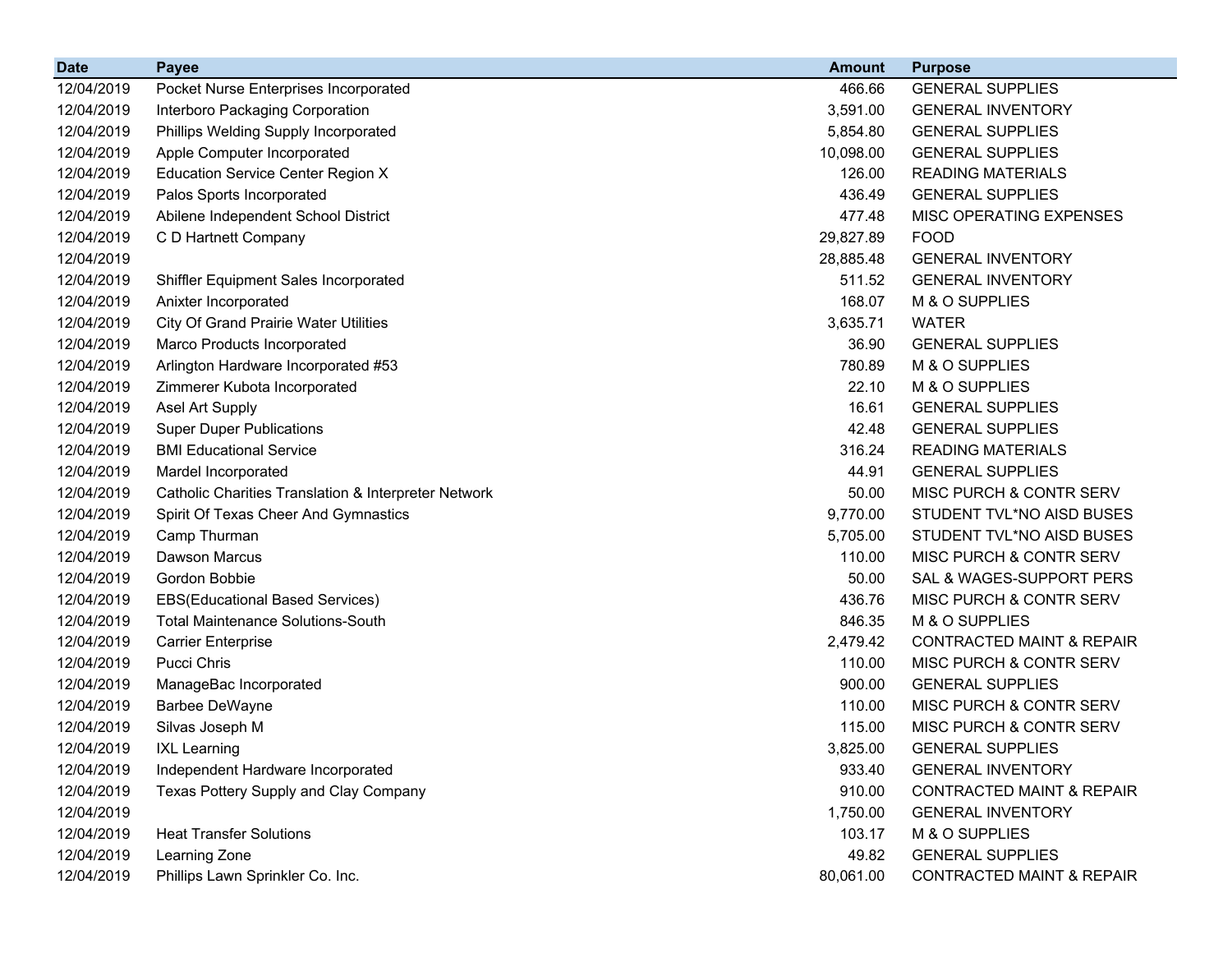| Date | Payee | Amount | Purpose |
|---|---|---|---|
| 12/04/2019 | Pocket Nurse Enterprises Incorporated | 466.66 | GENERAL SUPPLIES |
| 12/04/2019 | Interboro Packaging Corporation | 3,591.00 | GENERAL INVENTORY |
| 12/04/2019 | Phillips Welding Supply Incorporated | 5,854.80 | GENERAL SUPPLIES |
| 12/04/2019 | Apple Computer Incorporated | 10,098.00 | GENERAL SUPPLIES |
| 12/04/2019 | Education Service Center Region X | 126.00 | READING MATERIALS |
| 12/04/2019 | Palos Sports Incorporated | 436.49 | GENERAL SUPPLIES |
| 12/04/2019 | Abilene Independent School District | 477.48 | MISC OPERATING EXPENSES |
| 12/04/2019 | C D Hartnett Company | 29,827.89 | FOOD |
| 12/04/2019 | | 28,885.48 | GENERAL INVENTORY |
| 12/04/2019 | Shiffler Equipment Sales Incorporated | 511.52 | GENERAL INVENTORY |
| 12/04/2019 | Anixter Incorporated | 168.07 | M & O SUPPLIES |
| 12/04/2019 | City Of Grand Prairie Water Utilities | 3,635.71 | WATER |
| 12/04/2019 | Marco Products Incorporated | 36.90 | GENERAL SUPPLIES |
| 12/04/2019 | Arlington Hardware Incorporated #53 | 780.89 | M & O SUPPLIES |
| 12/04/2019 | Zimmerer Kubota Incorporated | 22.10 | M & O SUPPLIES |
| 12/04/2019 | Asel Art Supply | 16.61 | GENERAL SUPPLIES |
| 12/04/2019 | Super Duper Publications | 42.48 | GENERAL SUPPLIES |
| 12/04/2019 | BMI Educational Service | 316.24 | READING MATERIALS |
| 12/04/2019 | Mardel Incorporated | 44.91 | GENERAL SUPPLIES |
| 12/04/2019 | Catholic Charities Translation & Interpreter Network | 50.00 | MISC PURCH & CONTR SERV |
| 12/04/2019 | Spirit Of Texas Cheer And Gymnastics | 9,770.00 | STUDENT TVL*NO AISD BUSES |
| 12/04/2019 | Camp Thurman | 5,705.00 | STUDENT TVL*NO AISD BUSES |
| 12/04/2019 | Dawson Marcus | 110.00 | MISC PURCH & CONTR SERV |
| 12/04/2019 | Gordon Bobbie | 50.00 | SAL & WAGES-SUPPORT PERS |
| 12/04/2019 | EBS(Educational Based Services) | 436.76 | MISC PURCH & CONTR SERV |
| 12/04/2019 | Total Maintenance Solutions-South | 846.35 | M & O SUPPLIES |
| 12/04/2019 | Carrier Enterprise | 2,479.42 | CONTRACTED MAINT & REPAIR |
| 12/04/2019 | Pucci Chris | 110.00 | MISC PURCH & CONTR SERV |
| 12/04/2019 | ManageBac Incorporated | 900.00 | GENERAL SUPPLIES |
| 12/04/2019 | Barbee DeWayne | 110.00 | MISC PURCH & CONTR SERV |
| 12/04/2019 | Silvas Joseph M | 115.00 | MISC PURCH & CONTR SERV |
| 12/04/2019 | IXL Learning | 3,825.00 | GENERAL SUPPLIES |
| 12/04/2019 | Independent Hardware Incorporated | 933.40 | GENERAL INVENTORY |
| 12/04/2019 | Texas Pottery Supply and Clay Company | 910.00 | CONTRACTED MAINT & REPAIR |
| 12/04/2019 | | 1,750.00 | GENERAL INVENTORY |
| 12/04/2019 | Heat Transfer Solutions | 103.17 | M & O SUPPLIES |
| 12/04/2019 | Learning Zone | 49.82 | GENERAL SUPPLIES |
| 12/04/2019 | Phillips Lawn Sprinkler Co. Inc. | 80,061.00 | CONTRACTED MAINT & REPAIR |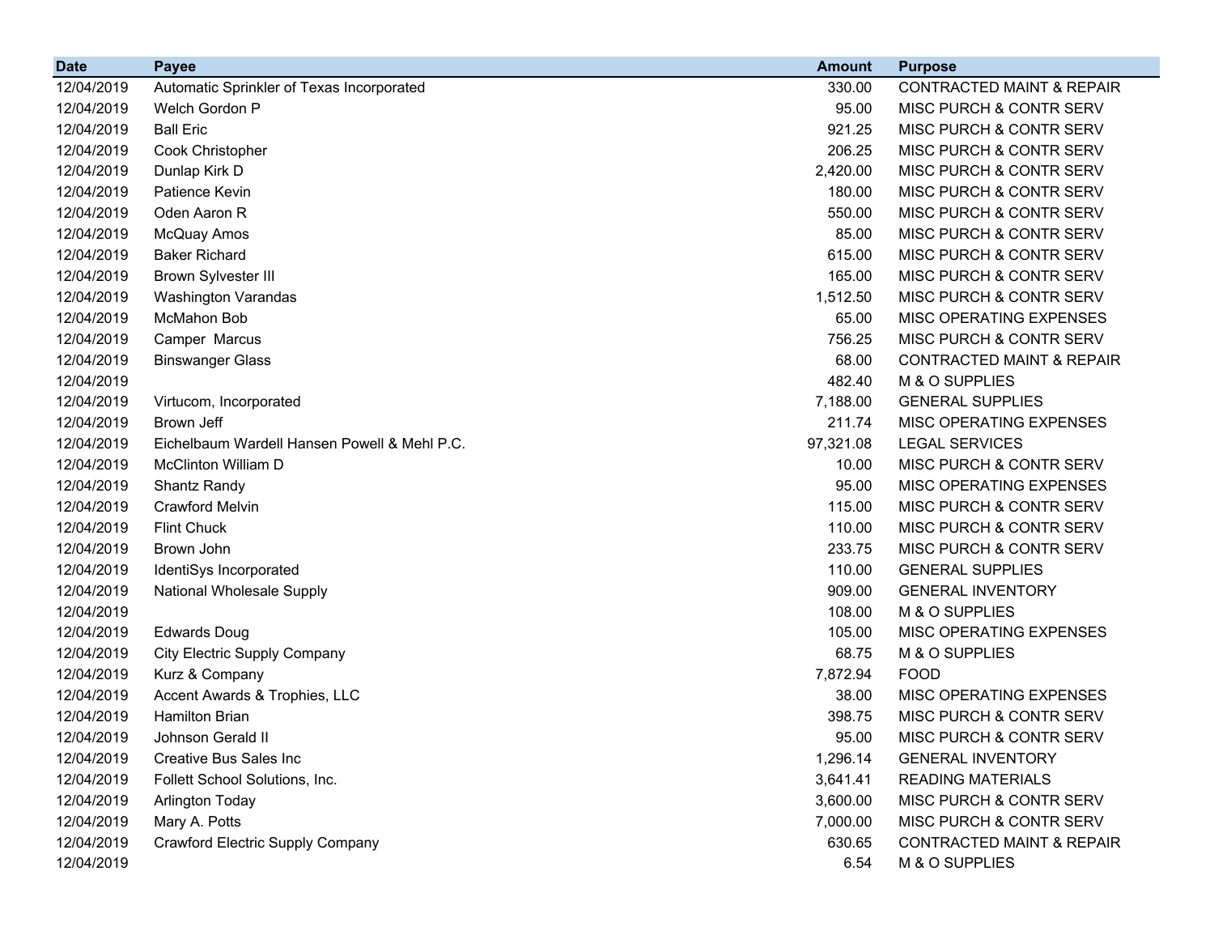| Date | Payee | Amount | Purpose |
|---|---|---|---|
| 12/04/2019 | Automatic Sprinkler of Texas Incorporated | 330.00 | CONTRACTED MAINT & REPAIR |
| 12/04/2019 | Welch Gordon P | 95.00 | MISC PURCH & CONTR SERV |
| 12/04/2019 | Ball Eric | 921.25 | MISC PURCH & CONTR SERV |
| 12/04/2019 | Cook Christopher | 206.25 | MISC PURCH & CONTR SERV |
| 12/04/2019 | Dunlap Kirk D | 2,420.00 | MISC PURCH & CONTR SERV |
| 12/04/2019 | Patience Kevin | 180.00 | MISC PURCH & CONTR SERV |
| 12/04/2019 | Oden Aaron R | 550.00 | MISC PURCH & CONTR SERV |
| 12/04/2019 | McQuay Amos | 85.00 | MISC PURCH & CONTR SERV |
| 12/04/2019 | Baker Richard | 615.00 | MISC PURCH & CONTR SERV |
| 12/04/2019 | Brown Sylvester III | 165.00 | MISC PURCH & CONTR SERV |
| 12/04/2019 | Washington Varandas | 1,512.50 | MISC PURCH & CONTR SERV |
| 12/04/2019 | McMahon Bob | 65.00 | MISC OPERATING EXPENSES |
| 12/04/2019 | Camper Marcus | 756.25 | MISC PURCH & CONTR SERV |
| 12/04/2019 | Binswanger Glass | 68.00 | CONTRACTED MAINT & REPAIR |
| 12/04/2019 | | 482.40 | M & O SUPPLIES |
| 12/04/2019 | Virtucom, Incorporated | 7,188.00 | GENERAL SUPPLIES |
| 12/04/2019 | Brown Jeff | 211.74 | MISC OPERATING EXPENSES |
| 12/04/2019 | Eichelbaum Wardell Hansen Powell & Mehl P.C. | 97,321.08 | LEGAL SERVICES |
| 12/04/2019 | McClinton William D | 10.00 | MISC PURCH & CONTR SERV |
| 12/04/2019 | Shantz Randy | 95.00 | MISC OPERATING EXPENSES |
| 12/04/2019 | Crawford Melvin | 115.00 | MISC PURCH & CONTR SERV |
| 12/04/2019 | Flint Chuck | 110.00 | MISC PURCH & CONTR SERV |
| 12/04/2019 | Brown John | 233.75 | MISC PURCH & CONTR SERV |
| 12/04/2019 | IdentiSys Incorporated | 110.00 | GENERAL SUPPLIES |
| 12/04/2019 | National Wholesale Supply | 909.00 | GENERAL INVENTORY |
| 12/04/2019 | | 108.00 | M & O SUPPLIES |
| 12/04/2019 | Edwards Doug | 105.00 | MISC OPERATING EXPENSES |
| 12/04/2019 | City Electric Supply Company | 68.75 | M & O SUPPLIES |
| 12/04/2019 | Kurz & Company | 7,872.94 | FOOD |
| 12/04/2019 | Accent Awards & Trophies, LLC | 38.00 | MISC OPERATING EXPENSES |
| 12/04/2019 | Hamilton Brian | 398.75 | MISC PURCH & CONTR SERV |
| 12/04/2019 | Johnson Gerald II | 95.00 | MISC PURCH & CONTR SERV |
| 12/04/2019 | Creative Bus Sales Inc | 1,296.14 | GENERAL INVENTORY |
| 12/04/2019 | Follett School Solutions, Inc. | 3,641.41 | READING MATERIALS |
| 12/04/2019 | Arlington Today | 3,600.00 | MISC PURCH & CONTR SERV |
| 12/04/2019 | Mary A. Potts | 7,000.00 | MISC PURCH & CONTR SERV |
| 12/04/2019 | Crawford Electric Supply Company | 630.65 | CONTRACTED MAINT & REPAIR |
| 12/04/2019 | | 6.54 | M & O SUPPLIES |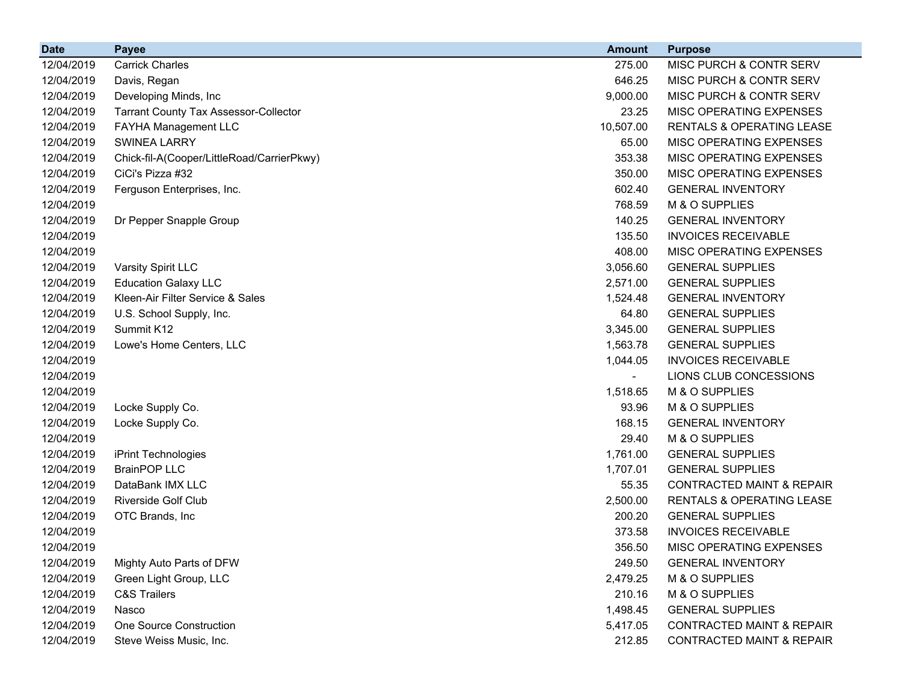| Date | Payee | Amount | Purpose |
|---|---|---|---|
| 12/04/2019 | Carrick Charles | 275.00 | MISC PURCH & CONTR SERV |
| 12/04/2019 | Davis, Regan | 646.25 | MISC PURCH & CONTR SERV |
| 12/04/2019 | Developing Minds, Inc | 9,000.00 | MISC PURCH & CONTR SERV |
| 12/04/2019 | Tarrant County Tax Assessor-Collector | 23.25 | MISC OPERATING EXPENSES |
| 12/04/2019 | FAYHA Management LLC | 10,507.00 | RENTALS & OPERATING LEASE |
| 12/04/2019 | SWINEA LARRY | 65.00 | MISC OPERATING EXPENSES |
| 12/04/2019 | Chick-fil-A(Cooper/LittleRoad/CarrierPkwy) | 353.38 | MISC OPERATING EXPENSES |
| 12/04/2019 | CiCi's Pizza #32 | 350.00 | MISC OPERATING EXPENSES |
| 12/04/2019 | Ferguson Enterprises, Inc. | 602.40 | GENERAL INVENTORY |
| 12/04/2019 | | 768.59 | M & O SUPPLIES |
| 12/04/2019 | Dr Pepper Snapple Group | 140.25 | GENERAL INVENTORY |
| 12/04/2019 | | 135.50 | INVOICES RECEIVABLE |
| 12/04/2019 | | 408.00 | MISC OPERATING EXPENSES |
| 12/04/2019 | Varsity Spirit LLC | 3,056.60 | GENERAL SUPPLIES |
| 12/04/2019 | Education Galaxy LLC | 2,571.00 | GENERAL SUPPLIES |
| 12/04/2019 | Kleen-Air Filter Service & Sales | 1,524.48 | GENERAL INVENTORY |
| 12/04/2019 | U.S. School Supply, Inc. | 64.80 | GENERAL SUPPLIES |
| 12/04/2019 | Summit K12 | 3,345.00 | GENERAL SUPPLIES |
| 12/04/2019 | Lowe's Home Centers, LLC | 1,563.78 | GENERAL SUPPLIES |
| 12/04/2019 | | 1,044.05 | INVOICES RECEIVABLE |
| 12/04/2019 | | - | LIONS CLUB CONCESSIONS |
| 12/04/2019 | | 1,518.65 | M & O SUPPLIES |
| 12/04/2019 | Locke Supply Co. | 93.96 | M & O SUPPLIES |
| 12/04/2019 | Locke Supply Co. | 168.15 | GENERAL INVENTORY |
| 12/04/2019 | | 29.40 | M & O SUPPLIES |
| 12/04/2019 | iPrint Technologies | 1,761.00 | GENERAL SUPPLIES |
| 12/04/2019 | BrainPOP LLC | 1,707.01 | GENERAL SUPPLIES |
| 12/04/2019 | DataBank IMX LLC | 55.35 | CONTRACTED MAINT & REPAIR |
| 12/04/2019 | Riverside Golf Club | 2,500.00 | RENTALS & OPERATING LEASE |
| 12/04/2019 | OTC Brands, Inc | 200.20 | GENERAL SUPPLIES |
| 12/04/2019 | | 373.58 | INVOICES RECEIVABLE |
| 12/04/2019 | | 356.50 | MISC OPERATING EXPENSES |
| 12/04/2019 | Mighty Auto Parts of DFW | 249.50 | GENERAL INVENTORY |
| 12/04/2019 | Green Light Group, LLC | 2,479.25 | M & O SUPPLIES |
| 12/04/2019 | C&S Trailers | 210.16 | M & O SUPPLIES |
| 12/04/2019 | Nasco | 1,498.45 | GENERAL SUPPLIES |
| 12/04/2019 | One Source Construction | 5,417.05 | CONTRACTED MAINT & REPAIR |
| 12/04/2019 | Steve Weiss Music, Inc. | 212.85 | CONTRACTED MAINT & REPAIR |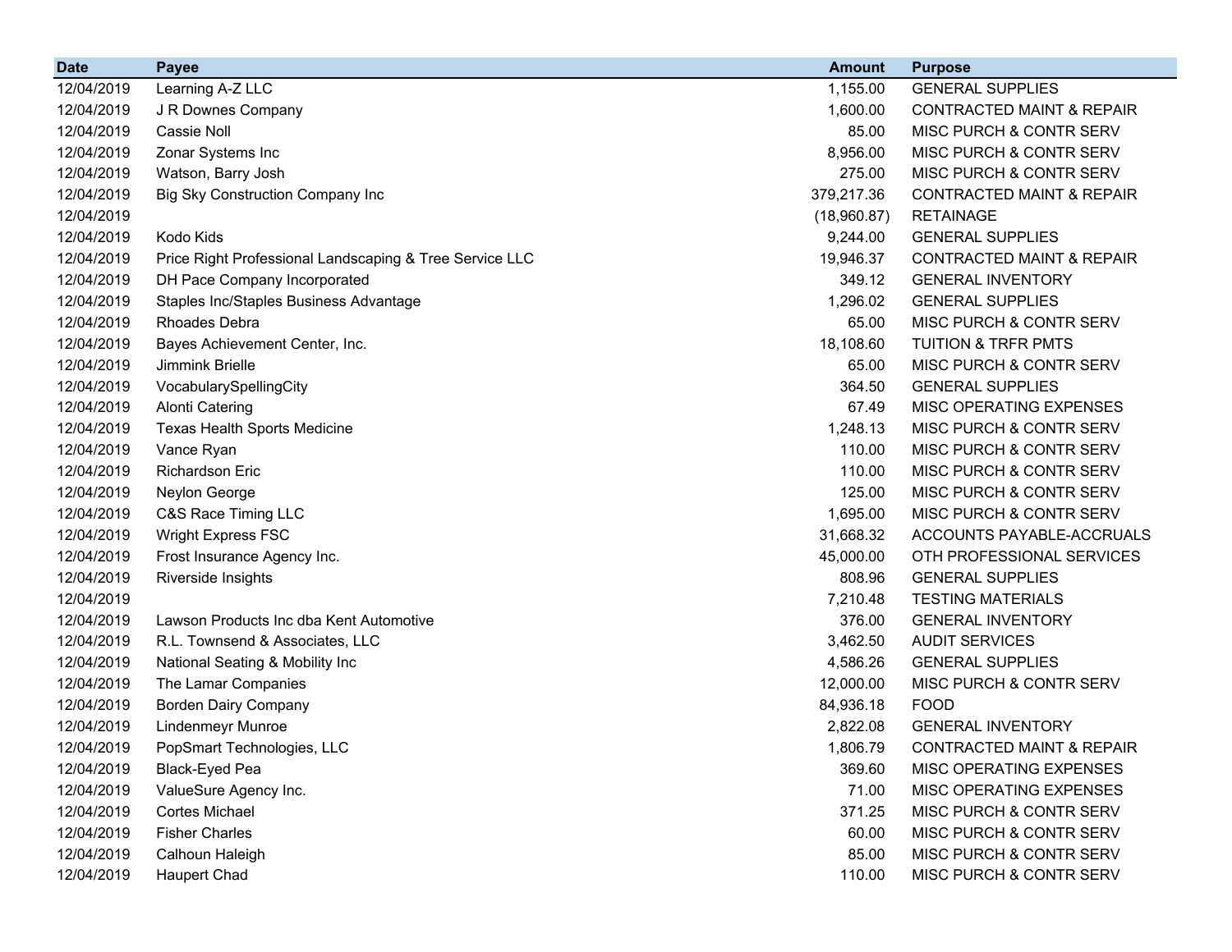| Date | Payee | Amount | Purpose |
| --- | --- | --- | --- |
| 12/04/2019 | Learning A-Z LLC | 1,155.00 | GENERAL SUPPLIES |
| 12/04/2019 | J R Downes Company | 1,600.00 | CONTRACTED MAINT & REPAIR |
| 12/04/2019 | Cassie Noll | 85.00 | MISC PURCH & CONTR SERV |
| 12/04/2019 | Zonar Systems Inc | 8,956.00 | MISC PURCH & CONTR SERV |
| 12/04/2019 | Watson, Barry Josh | 275.00 | MISC PURCH & CONTR SERV |
| 12/04/2019 | Big Sky Construction Company Inc | 379,217.36 | CONTRACTED MAINT & REPAIR |
| 12/04/2019 | | (18,960.87) | RETAINAGE |
| 12/04/2019 | Kodo Kids | 9,244.00 | GENERAL SUPPLIES |
| 12/04/2019 | Price Right Professional Landscaping & Tree Service LLC | 19,946.37 | CONTRACTED MAINT & REPAIR |
| 12/04/2019 | DH Pace Company Incorporated | 349.12 | GENERAL INVENTORY |
| 12/04/2019 | Staples Inc/Staples Business Advantage | 1,296.02 | GENERAL SUPPLIES |
| 12/04/2019 | Rhoades Debra | 65.00 | MISC PURCH & CONTR SERV |
| 12/04/2019 | Bayes Achievement Center, Inc. | 18,108.60 | TUITION & TRFR PMTS |
| 12/04/2019 | Jimmink Brielle | 65.00 | MISC PURCH & CONTR SERV |
| 12/04/2019 | VocabularySpellingCity | 364.50 | GENERAL SUPPLIES |
| 12/04/2019 | Alonti Catering | 67.49 | MISC OPERATING EXPENSES |
| 12/04/2019 | Texas Health Sports Medicine | 1,248.13 | MISC PURCH & CONTR SERV |
| 12/04/2019 | Vance Ryan | 110.00 | MISC PURCH & CONTR SERV |
| 12/04/2019 | Richardson Eric | 110.00 | MISC PURCH & CONTR SERV |
| 12/04/2019 | Neylon George | 125.00 | MISC PURCH & CONTR SERV |
| 12/04/2019 | C&S Race Timing LLC | 1,695.00 | MISC PURCH & CONTR SERV |
| 12/04/2019 | Wright Express FSC | 31,668.32 | ACCOUNTS PAYABLE-ACCRUALS |
| 12/04/2019 | Frost Insurance Agency Inc. | 45,000.00 | OTH PROFESSIONAL SERVICES |
| 12/04/2019 | Riverside Insights | 808.96 | GENERAL SUPPLIES |
| 12/04/2019 | | 7,210.48 | TESTING MATERIALS |
| 12/04/2019 | Lawson Products Inc dba Kent Automotive | 376.00 | GENERAL INVENTORY |
| 12/04/2019 | R.L. Townsend & Associates, LLC | 3,462.50 | AUDIT SERVICES |
| 12/04/2019 | National Seating & Mobility Inc | 4,586.26 | GENERAL SUPPLIES |
| 12/04/2019 | The Lamar Companies | 12,000.00 | MISC PURCH & CONTR SERV |
| 12/04/2019 | Borden Dairy Company | 84,936.18 | FOOD |
| 12/04/2019 | Lindenmeyr Munroe | 2,822.08 | GENERAL INVENTORY |
| 12/04/2019 | PopSmart Technologies, LLC | 1,806.79 | CONTRACTED MAINT & REPAIR |
| 12/04/2019 | Black-Eyed Pea | 369.60 | MISC OPERATING EXPENSES |
| 12/04/2019 | ValueSure Agency Inc. | 71.00 | MISC OPERATING EXPENSES |
| 12/04/2019 | Cortes Michael | 371.25 | MISC PURCH & CONTR SERV |
| 12/04/2019 | Fisher Charles | 60.00 | MISC PURCH & CONTR SERV |
| 12/04/2019 | Calhoun Haleigh | 85.00 | MISC PURCH & CONTR SERV |
| 12/04/2019 | Haupert Chad | 110.00 | MISC PURCH & CONTR SERV |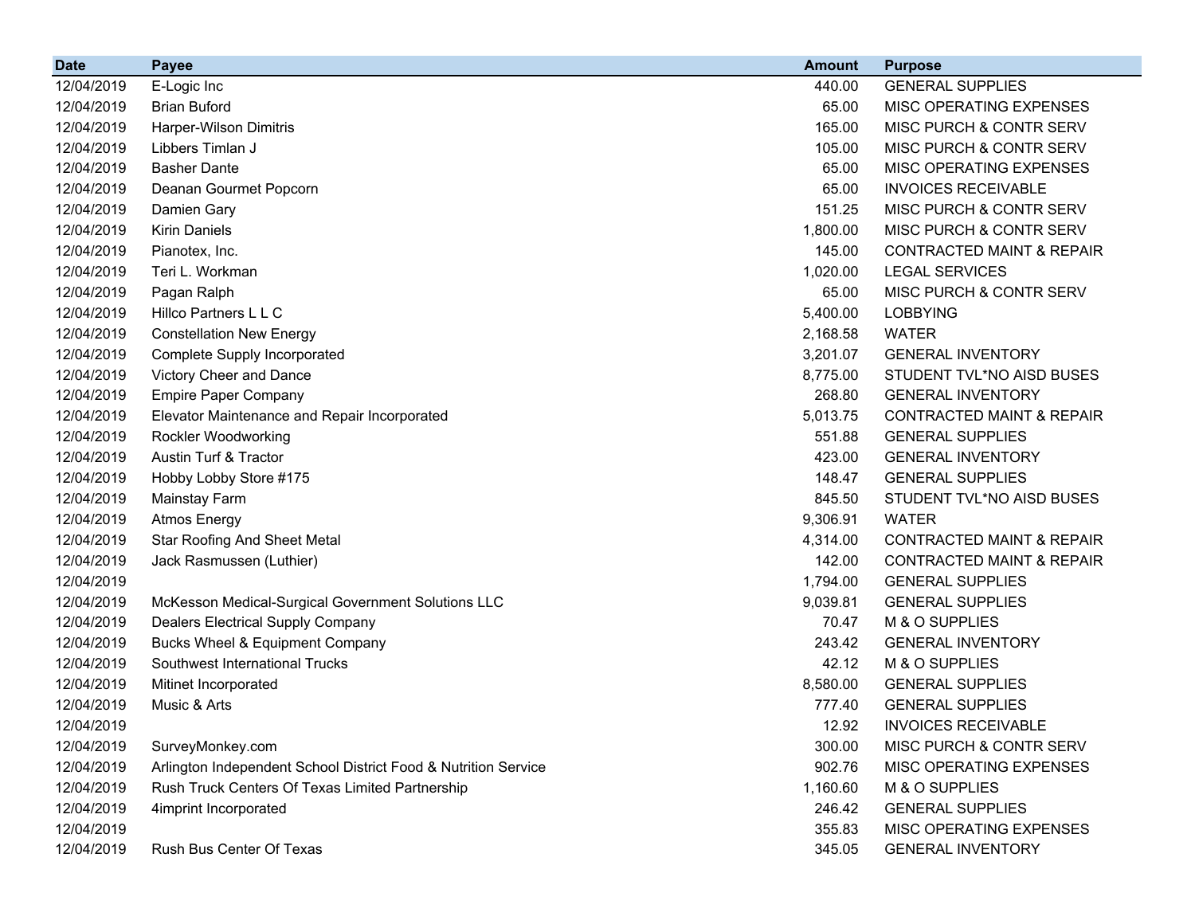| Date | Payee | Amount | Purpose |
|---|---|---|---|
| 12/04/2019 | E-Logic Inc | 440.00 | GENERAL SUPPLIES |
| 12/04/2019 | Brian Buford | 65.00 | MISC OPERATING EXPENSES |
| 12/04/2019 | Harper-Wilson Dimitris | 165.00 | MISC PURCH & CONTR SERV |
| 12/04/2019 | Libbers Timlan J | 105.00 | MISC PURCH & CONTR SERV |
| 12/04/2019 | Basher Dante | 65.00 | MISC OPERATING EXPENSES |
| 12/04/2019 | Deanan Gourmet Popcorn | 65.00 | INVOICES RECEIVABLE |
| 12/04/2019 | Damien Gary | 151.25 | MISC PURCH & CONTR SERV |
| 12/04/2019 | Kirin Daniels | 1,800.00 | MISC PURCH & CONTR SERV |
| 12/04/2019 | Pianotex, Inc. | 145.00 | CONTRACTED MAINT & REPAIR |
| 12/04/2019 | Teri L. Workman | 1,020.00 | LEGAL SERVICES |
| 12/04/2019 | Pagan Ralph | 65.00 | MISC PURCH & CONTR SERV |
| 12/04/2019 | Hillco Partners L L C | 5,400.00 | LOBBYING |
| 12/04/2019 | Constellation New Energy | 2,168.58 | WATER |
| 12/04/2019 | Complete Supply Incorporated | 3,201.07 | GENERAL INVENTORY |
| 12/04/2019 | Victory Cheer and Dance | 8,775.00 | STUDENT TVL*NO AISD BUSES |
| 12/04/2019 | Empire Paper Company | 268.80 | GENERAL INVENTORY |
| 12/04/2019 | Elevator Maintenance and Repair Incorporated | 5,013.75 | CONTRACTED MAINT & REPAIR |
| 12/04/2019 | Rockler Woodworking | 551.88 | GENERAL SUPPLIES |
| 12/04/2019 | Austin Turf & Tractor | 423.00 | GENERAL INVENTORY |
| 12/04/2019 | Hobby Lobby Store #175 | 148.47 | GENERAL SUPPLIES |
| 12/04/2019 | Mainstay Farm | 845.50 | STUDENT TVL*NO AISD BUSES |
| 12/04/2019 | Atmos Energy | 9,306.91 | WATER |
| 12/04/2019 | Star Roofing And Sheet Metal | 4,314.00 | CONTRACTED MAINT & REPAIR |
| 12/04/2019 | Jack Rasmussen (Luthier) | 142.00 | CONTRACTED MAINT & REPAIR |
| 12/04/2019 | | 1,794.00 | GENERAL SUPPLIES |
| 12/04/2019 | McKesson Medical-Surgical Government Solutions LLC | 9,039.81 | GENERAL SUPPLIES |
| 12/04/2019 | Dealers Electrical Supply Company | 70.47 | M & O SUPPLIES |
| 12/04/2019 | Bucks Wheel & Equipment Company | 243.42 | GENERAL INVENTORY |
| 12/04/2019 | Southwest International Trucks | 42.12 | M & O SUPPLIES |
| 12/04/2019 | Mitinet Incorporated | 8,580.00 | GENERAL SUPPLIES |
| 12/04/2019 | Music & Arts | 777.40 | GENERAL SUPPLIES |
| 12/04/2019 | | 12.92 | INVOICES RECEIVABLE |
| 12/04/2019 | SurveyMonkey.com | 300.00 | MISC PURCH & CONTR SERV |
| 12/04/2019 | Arlington Independent School District Food & Nutrition Service | 902.76 | MISC OPERATING EXPENSES |
| 12/04/2019 | Rush Truck Centers Of Texas Limited Partnership | 1,160.60 | M & O SUPPLIES |
| 12/04/2019 | 4imprint Incorporated | 246.42 | GENERAL SUPPLIES |
| 12/04/2019 | | 355.83 | MISC OPERATING EXPENSES |
| 12/04/2019 | Rush Bus Center Of Texas | 345.05 | GENERAL INVENTORY |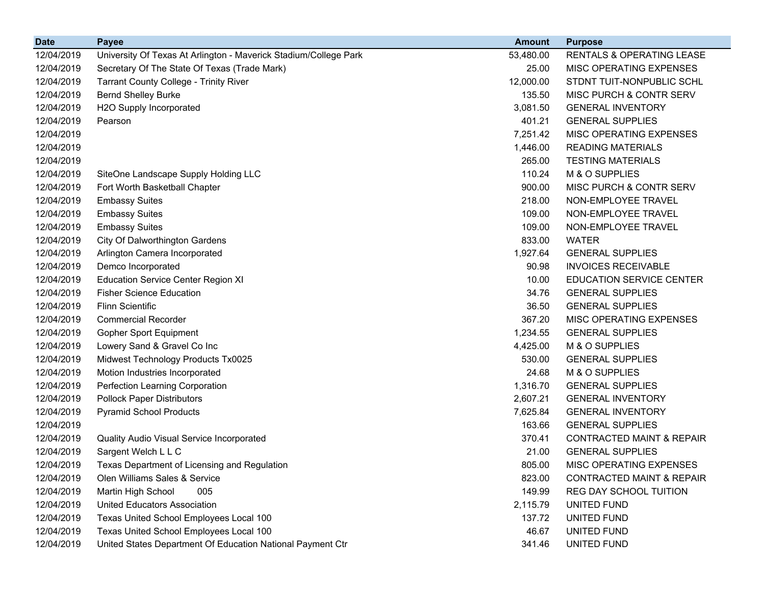| Date | Payee | Amount | Purpose |
|---|---|---|---|
| 12/04/2019 | University Of Texas At Arlington - Maverick Stadium/College Park | 53,480.00 | RENTALS & OPERATING LEASE |
| 12/04/2019 | Secretary Of The State Of Texas (Trade Mark) | 25.00 | MISC OPERATING EXPENSES |
| 12/04/2019 | Tarrant County College - Trinity River | 12,000.00 | STDNT TUIT-NONPUBLIC SCHL |
| 12/04/2019 | Bernd Shelley Burke | 135.50 | MISC PURCH & CONTR SERV |
| 12/04/2019 | H2O Supply Incorporated | 3,081.50 | GENERAL INVENTORY |
| 12/04/2019 | Pearson | 401.21 | GENERAL SUPPLIES |
| 12/04/2019 | | 7,251.42 | MISC OPERATING EXPENSES |
| 12/04/2019 | | 1,446.00 | READING MATERIALS |
| 12/04/2019 | | 265.00 | TESTING MATERIALS |
| 12/04/2019 | SiteOne Landscape Supply Holding LLC | 110.24 | M & O SUPPLIES |
| 12/04/2019 | Fort Worth Basketball Chapter | 900.00 | MISC PURCH & CONTR SERV |
| 12/04/2019 | Embassy Suites | 218.00 | NON-EMPLOYEE TRAVEL |
| 12/04/2019 | Embassy Suites | 109.00 | NON-EMPLOYEE TRAVEL |
| 12/04/2019 | Embassy Suites | 109.00 | NON-EMPLOYEE TRAVEL |
| 12/04/2019 | City Of Dalworthington Gardens | 833.00 | WATER |
| 12/04/2019 | Arlington Camera Incorporated | 1,927.64 | GENERAL SUPPLIES |
| 12/04/2019 | Demco Incorporated | 90.98 | INVOICES RECEIVABLE |
| 12/04/2019 | Education Service Center Region XI | 10.00 | EDUCATION SERVICE CENTER |
| 12/04/2019 | Fisher Science Education | 34.76 | GENERAL SUPPLIES |
| 12/04/2019 | Flinn Scientific | 36.50 | GENERAL SUPPLIES |
| 12/04/2019 | Commercial Recorder | 367.20 | MISC OPERATING EXPENSES |
| 12/04/2019 | Gopher Sport Equipment | 1,234.55 | GENERAL SUPPLIES |
| 12/04/2019 | Lowery Sand & Gravel Co Inc | 4,425.00 | M & O SUPPLIES |
| 12/04/2019 | Midwest Technology Products Tx0025 | 530.00 | GENERAL SUPPLIES |
| 12/04/2019 | Motion Industries Incorporated | 24.68 | M & O SUPPLIES |
| 12/04/2019 | Perfection Learning Corporation | 1,316.70 | GENERAL SUPPLIES |
| 12/04/2019 | Pollock Paper Distributors | 2,607.21 | GENERAL INVENTORY |
| 12/04/2019 | Pyramid School Products | 7,625.84 | GENERAL INVENTORY |
| 12/04/2019 | | 163.66 | GENERAL SUPPLIES |
| 12/04/2019 | Quality Audio Visual Service Incorporated | 370.41 | CONTRACTED MAINT & REPAIR |
| 12/04/2019 | Sargent Welch L L C | 21.00 | GENERAL SUPPLIES |
| 12/04/2019 | Texas Department of Licensing and Regulation | 805.00 | MISC OPERATING EXPENSES |
| 12/04/2019 | Olen Williams Sales & Service | 823.00 | CONTRACTED MAINT & REPAIR |
| 12/04/2019 | Martin High School 005 | 149.99 | REG DAY SCHOOL TUITION |
| 12/04/2019 | United Educators Association | 2,115.79 | UNITED FUND |
| 12/04/2019 | Texas United School Employees Local 100 | 137.72 | UNITED FUND |
| 12/04/2019 | Texas United School Employees Local 100 | 46.67 | UNITED FUND |
| 12/04/2019 | United States Department Of Education National Payment Ctr | 341.46 | UNITED FUND |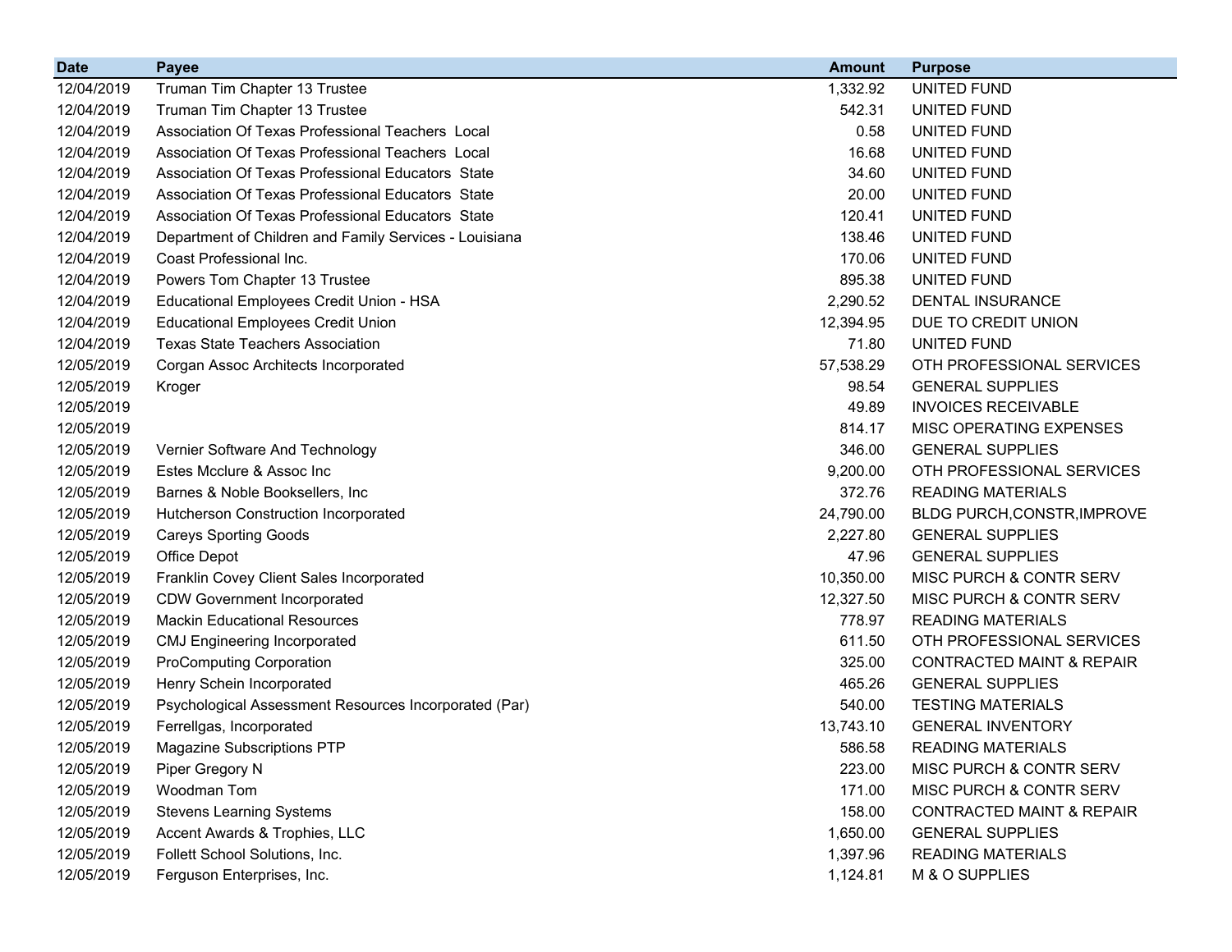| Date | Payee | Amount | Purpose |
|---|---|---|---|
| 12/04/2019 | Truman Tim Chapter 13 Trustee | 1,332.92 | UNITED FUND |
| 12/04/2019 | Truman Tim Chapter 13 Trustee | 542.31 | UNITED FUND |
| 12/04/2019 | Association Of Texas Professional Teachers Local | 0.58 | UNITED FUND |
| 12/04/2019 | Association Of Texas Professional Teachers Local | 16.68 | UNITED FUND |
| 12/04/2019 | Association Of Texas Professional Educators State | 34.60 | UNITED FUND |
| 12/04/2019 | Association Of Texas Professional Educators State | 20.00 | UNITED FUND |
| 12/04/2019 | Association Of Texas Professional Educators State | 120.41 | UNITED FUND |
| 12/04/2019 | Department of Children and Family Services - Louisiana | 138.46 | UNITED FUND |
| 12/04/2019 | Coast Professional Inc. | 170.06 | UNITED FUND |
| 12/04/2019 | Powers Tom Chapter 13 Trustee | 895.38 | UNITED FUND |
| 12/04/2019 | Educational Employees Credit Union - HSA | 2,290.52 | DENTAL INSURANCE |
| 12/04/2019 | Educational Employees Credit Union | 12,394.95 | DUE TO CREDIT UNION |
| 12/04/2019 | Texas State Teachers Association | 71.80 | UNITED FUND |
| 12/05/2019 | Corgan Assoc Architects Incorporated | 57,538.29 | OTH PROFESSIONAL SERVICES |
| 12/05/2019 | Kroger | 98.54 | GENERAL SUPPLIES |
| 12/05/2019 | | 49.89 | INVOICES RECEIVABLE |
| 12/05/2019 | | 814.17 | MISC OPERATING EXPENSES |
| 12/05/2019 | Vernier Software And Technology | 346.00 | GENERAL SUPPLIES |
| 12/05/2019 | Estes Mcclure & Assoc Inc | 9,200.00 | OTH PROFESSIONAL SERVICES |
| 12/05/2019 | Barnes & Noble Booksellers, Inc | 372.76 | READING MATERIALS |
| 12/05/2019 | Hutcherson Construction Incorporated | 24,790.00 | BLDG PURCH,CONSTR,IMPROVE |
| 12/05/2019 | Careys Sporting Goods | 2,227.80 | GENERAL SUPPLIES |
| 12/05/2019 | Office Depot | 47.96 | GENERAL SUPPLIES |
| 12/05/2019 | Franklin Covey Client Sales Incorporated | 10,350.00 | MISC PURCH & CONTR SERV |
| 12/05/2019 | CDW Government Incorporated | 12,327.50 | MISC PURCH & CONTR SERV |
| 12/05/2019 | Mackin Educational Resources | 778.97 | READING MATERIALS |
| 12/05/2019 | CMJ Engineering Incorporated | 611.50 | OTH PROFESSIONAL SERVICES |
| 12/05/2019 | ProComputing Corporation | 325.00 | CONTRACTED MAINT & REPAIR |
| 12/05/2019 | Henry Schein Incorporated | 465.26 | GENERAL SUPPLIES |
| 12/05/2019 | Psychological Assessment Resources Incorporated (Par) | 540.00 | TESTING MATERIALS |
| 12/05/2019 | Ferrellgas, Incorporated | 13,743.10 | GENERAL INVENTORY |
| 12/05/2019 | Magazine Subscriptions PTP | 586.58 | READING MATERIALS |
| 12/05/2019 | Piper Gregory N | 223.00 | MISC PURCH & CONTR SERV |
| 12/05/2019 | Woodman Tom | 171.00 | MISC PURCH & CONTR SERV |
| 12/05/2019 | Stevens Learning Systems | 158.00 | CONTRACTED MAINT & REPAIR |
| 12/05/2019 | Accent Awards & Trophies, LLC | 1,650.00 | GENERAL SUPPLIES |
| 12/05/2019 | Follett School Solutions, Inc. | 1,397.96 | READING MATERIALS |
| 12/05/2019 | Ferguson Enterprises, Inc. | 1,124.81 | M & O SUPPLIES |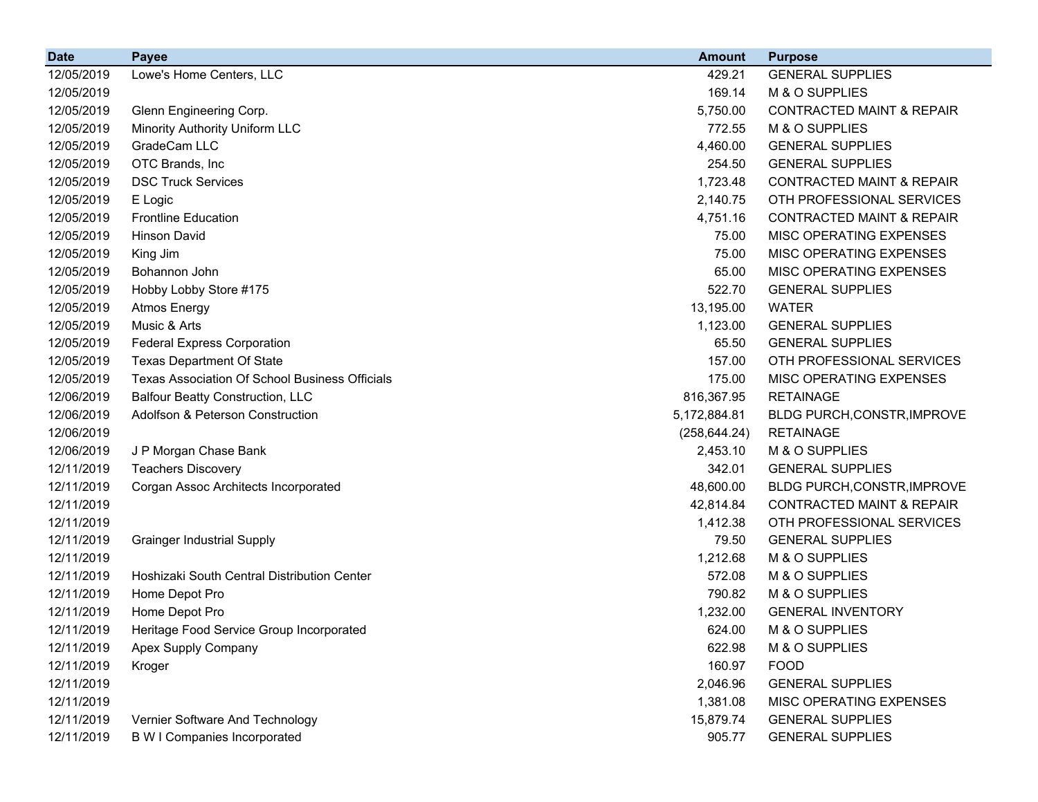| Date | Payee | Amount | Purpose |
|---|---|---|---|
| 12/05/2019 | Lowe's Home Centers, LLC | 429.21 | GENERAL SUPPLIES |
| 12/05/2019 | | 169.14 | M & O SUPPLIES |
| 12/05/2019 | Glenn Engineering Corp. | 5,750.00 | CONTRACTED MAINT & REPAIR |
| 12/05/2019 | Minority Authority Uniform LLC | 772.55 | M & O SUPPLIES |
| 12/05/2019 | GradeCam LLC | 4,460.00 | GENERAL SUPPLIES |
| 12/05/2019 | OTC Brands, Inc | 254.50 | GENERAL SUPPLIES |
| 12/05/2019 | DSC Truck Services | 1,723.48 | CONTRACTED MAINT & REPAIR |
| 12/05/2019 | E Logic | 2,140.75 | OTH PROFESSIONAL SERVICES |
| 12/05/2019 | Frontline Education | 4,751.16 | CONTRACTED MAINT & REPAIR |
| 12/05/2019 | Hinson David | 75.00 | MISC OPERATING EXPENSES |
| 12/05/2019 | King Jim | 75.00 | MISC OPERATING EXPENSES |
| 12/05/2019 | Bohannon John | 65.00 | MISC OPERATING EXPENSES |
| 12/05/2019 | Hobby Lobby Store #175 | 522.70 | GENERAL SUPPLIES |
| 12/05/2019 | Atmos Energy | 13,195.00 | WATER |
| 12/05/2019 | Music & Arts | 1,123.00 | GENERAL SUPPLIES |
| 12/05/2019 | Federal Express Corporation | 65.50 | GENERAL SUPPLIES |
| 12/05/2019 | Texas Department Of State | 157.00 | OTH PROFESSIONAL SERVICES |
| 12/05/2019 | Texas Association Of School Business Officials | 175.00 | MISC OPERATING EXPENSES |
| 12/06/2019 | Balfour Beatty Construction, LLC | 816,367.95 | RETAINAGE |
| 12/06/2019 | Adolfson & Peterson Construction | 5,172,884.81 | BLDG PURCH,CONSTR,IMPROVE |
| 12/06/2019 | | (258,644.24) | RETAINAGE |
| 12/06/2019 | J P Morgan Chase Bank | 2,453.10 | M & O SUPPLIES |
| 12/11/2019 | Teachers Discovery | 342.01 | GENERAL SUPPLIES |
| 12/11/2019 | Corgan Assoc Architects Incorporated | 48,600.00 | BLDG PURCH,CONSTR,IMPROVE |
| 12/11/2019 | | 42,814.84 | CONTRACTED MAINT & REPAIR |
| 12/11/2019 | | 1,412.38 | OTH PROFESSIONAL SERVICES |
| 12/11/2019 | Grainger Industrial Supply | 79.50 | GENERAL SUPPLIES |
| 12/11/2019 | | 1,212.68 | M & O SUPPLIES |
| 12/11/2019 | Hoshizaki South Central Distribution Center | 572.08 | M & O SUPPLIES |
| 12/11/2019 | Home Depot Pro | 790.82 | M & O SUPPLIES |
| 12/11/2019 | Home Depot Pro | 1,232.00 | GENERAL INVENTORY |
| 12/11/2019 | Heritage Food Service Group Incorporated | 624.00 | M & O SUPPLIES |
| 12/11/2019 | Apex Supply Company | 622.98 | M & O SUPPLIES |
| 12/11/2019 | Kroger | 160.97 | FOOD |
| 12/11/2019 | | 2,046.96 | GENERAL SUPPLIES |
| 12/11/2019 | | 1,381.08 | MISC OPERATING EXPENSES |
| 12/11/2019 | Vernier Software And Technology | 15,879.74 | GENERAL SUPPLIES |
| 12/11/2019 | B W I Companies Incorporated | 905.77 | GENERAL SUPPLIES |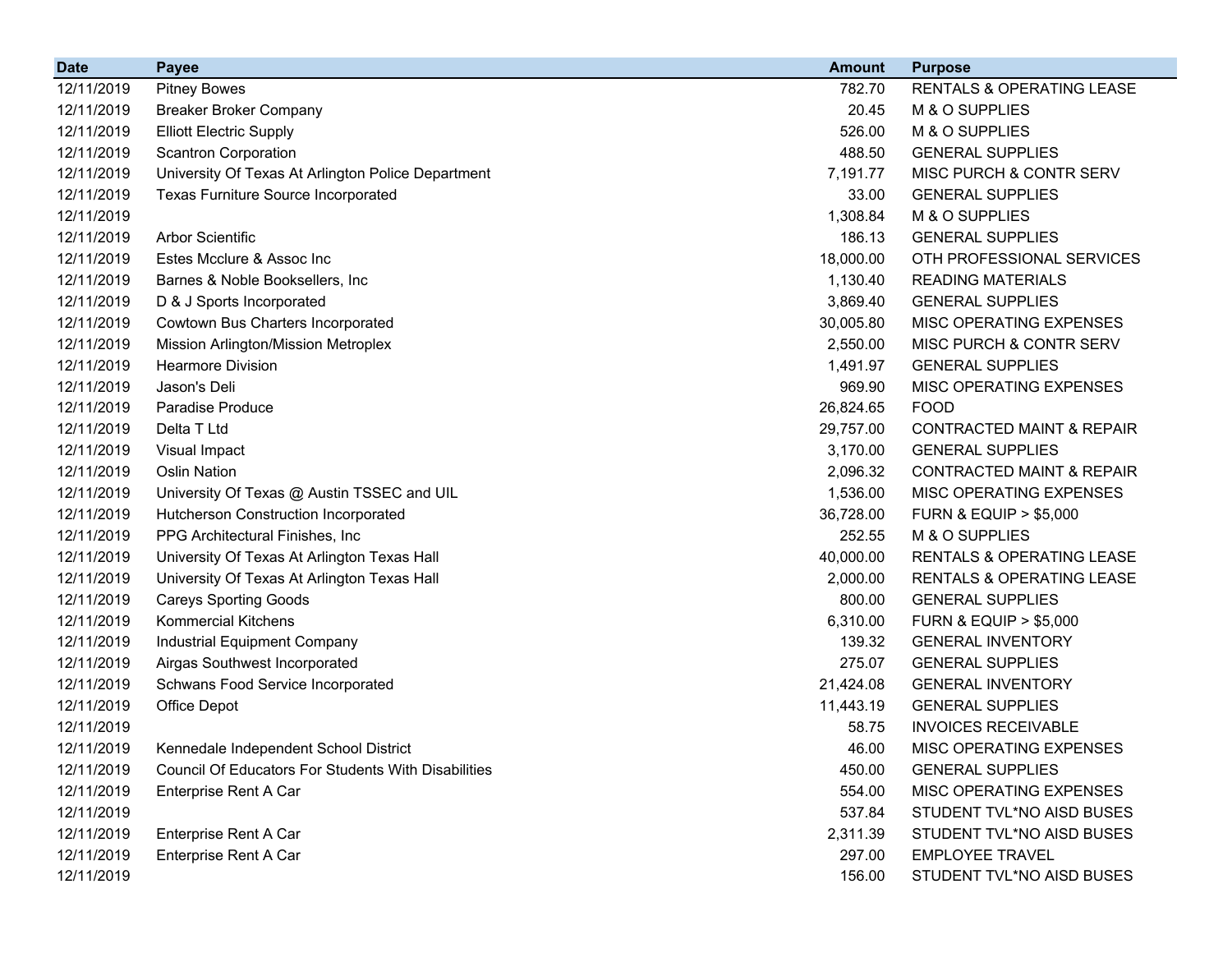| Date | Payee | Amount | Purpose |
|---|---|---|---|
| 12/11/2019 | Pitney Bowes | 782.70 | RENTALS & OPERATING LEASE |
| 12/11/2019 | Breaker Broker Company | 20.45 | M & O SUPPLIES |
| 12/11/2019 | Elliott Electric Supply | 526.00 | M & O SUPPLIES |
| 12/11/2019 | Scantron Corporation | 488.50 | GENERAL SUPPLIES |
| 12/11/2019 | University Of Texas At Arlington Police Department | 7,191.77 | MISC PURCH & CONTR SERV |
| 12/11/2019 | Texas Furniture Source Incorporated | 33.00 | GENERAL SUPPLIES |
| 12/11/2019 | | 1,308.84 | M & O SUPPLIES |
| 12/11/2019 | Arbor Scientific | 186.13 | GENERAL SUPPLIES |
| 12/11/2019 | Estes Mcclure & Assoc Inc | 18,000.00 | OTH PROFESSIONAL SERVICES |
| 12/11/2019 | Barnes & Noble Booksellers, Inc | 1,130.40 | READING MATERIALS |
| 12/11/2019 | D & J Sports Incorporated | 3,869.40 | GENERAL SUPPLIES |
| 12/11/2019 | Cowtown Bus Charters Incorporated | 30,005.80 | MISC OPERATING EXPENSES |
| 12/11/2019 | Mission Arlington/Mission Metroplex | 2,550.00 | MISC PURCH & CONTR SERV |
| 12/11/2019 | Hearmore Division | 1,491.97 | GENERAL SUPPLIES |
| 12/11/2019 | Jason's Deli | 969.90 | MISC OPERATING EXPENSES |
| 12/11/2019 | Paradise Produce | 26,824.65 | FOOD |
| 12/11/2019 | Delta T Ltd | 29,757.00 | CONTRACTED MAINT & REPAIR |
| 12/11/2019 | Visual Impact | 3,170.00 | GENERAL SUPPLIES |
| 12/11/2019 | Oslin Nation | 2,096.32 | CONTRACTED MAINT & REPAIR |
| 12/11/2019 | University Of Texas @ Austin TSSEC and UIL | 1,536.00 | MISC OPERATING EXPENSES |
| 12/11/2019 | Hutcherson Construction Incorporated | 36,728.00 | FURN & EQUIP > $5,000 |
| 12/11/2019 | PPG Architectural Finishes, Inc | 252.55 | M & O SUPPLIES |
| 12/11/2019 | University Of Texas At Arlington Texas Hall | 40,000.00 | RENTALS & OPERATING LEASE |
| 12/11/2019 | University Of Texas At Arlington Texas Hall | 2,000.00 | RENTALS & OPERATING LEASE |
| 12/11/2019 | Careys Sporting Goods | 800.00 | GENERAL SUPPLIES |
| 12/11/2019 | Kommercial Kitchens | 6,310.00 | FURN & EQUIP > $5,000 |
| 12/11/2019 | Industrial Equipment Company | 139.32 | GENERAL INVENTORY |
| 12/11/2019 | Airgas Southwest Incorporated | 275.07 | GENERAL SUPPLIES |
| 12/11/2019 | Schwans Food Service Incorporated | 21,424.08 | GENERAL INVENTORY |
| 12/11/2019 | Office Depot | 11,443.19 | GENERAL SUPPLIES |
| 12/11/2019 | | 58.75 | INVOICES RECEIVABLE |
| 12/11/2019 | Kennedale Independent School District | 46.00 | MISC OPERATING EXPENSES |
| 12/11/2019 | Council Of Educators For Students With Disabilities | 450.00 | GENERAL SUPPLIES |
| 12/11/2019 | Enterprise Rent A Car | 554.00 | MISC OPERATING EXPENSES |
| 12/11/2019 | | 537.84 | STUDENT TVL*NO AISD BUSES |
| 12/11/2019 | Enterprise Rent A Car | 2,311.39 | STUDENT TVL*NO AISD BUSES |
| 12/11/2019 | Enterprise Rent A Car | 297.00 | EMPLOYEE TRAVEL |
| 12/11/2019 | | 156.00 | STUDENT TVL*NO AISD BUSES |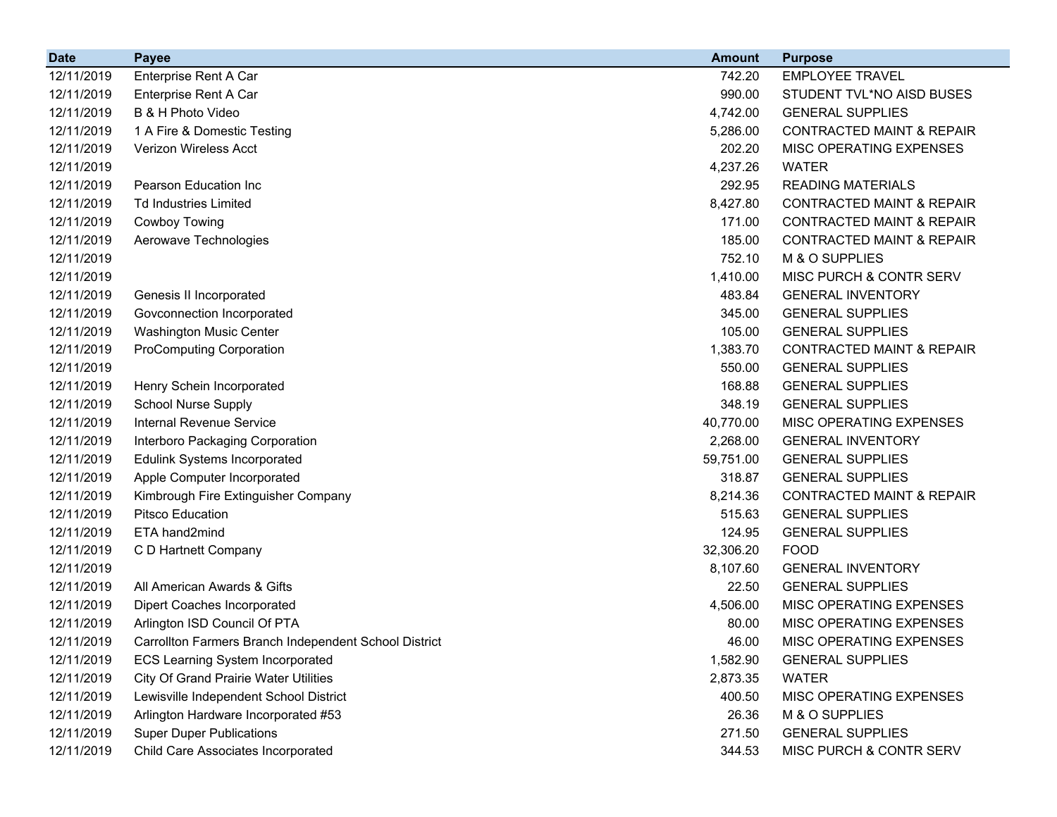| Date | Payee | Amount | Purpose |
|---|---|---|---|
| 12/11/2019 | Enterprise Rent A Car | 742.20 | EMPLOYEE TRAVEL |
| 12/11/2019 | Enterprise Rent A Car | 990.00 | STUDENT TVL*NO AISD BUSES |
| 12/11/2019 | B & H Photo Video | 4,742.00 | GENERAL SUPPLIES |
| 12/11/2019 | 1 A Fire & Domestic Testing | 5,286.00 | CONTRACTED MAINT & REPAIR |
| 12/11/2019 | Verizon Wireless Acct | 202.20 | MISC OPERATING EXPENSES |
| 12/11/2019 | | 4,237.26 | WATER |
| 12/11/2019 | Pearson Education Inc | 292.95 | READING MATERIALS |
| 12/11/2019 | Td Industries Limited | 8,427.80 | CONTRACTED MAINT & REPAIR |
| 12/11/2019 | Cowboy Towing | 171.00 | CONTRACTED MAINT & REPAIR |
| 12/11/2019 | Aerowave Technologies | 185.00 | CONTRACTED MAINT & REPAIR |
| 12/11/2019 | | 752.10 | M & O SUPPLIES |
| 12/11/2019 | | 1,410.00 | MISC PURCH & CONTR SERV |
| 12/11/2019 | Genesis II Incorporated | 483.84 | GENERAL INVENTORY |
| 12/11/2019 | Govconnection Incorporated | 345.00 | GENERAL SUPPLIES |
| 12/11/2019 | Washington Music Center | 105.00 | GENERAL SUPPLIES |
| 12/11/2019 | ProComputing Corporation | 1,383.70 | CONTRACTED MAINT & REPAIR |
| 12/11/2019 | | 550.00 | GENERAL SUPPLIES |
| 12/11/2019 | Henry Schein Incorporated | 168.88 | GENERAL SUPPLIES |
| 12/11/2019 | School Nurse Supply | 348.19 | GENERAL SUPPLIES |
| 12/11/2019 | Internal Revenue Service | 40,770.00 | MISC OPERATING EXPENSES |
| 12/11/2019 | Interboro Packaging Corporation | 2,268.00 | GENERAL INVENTORY |
| 12/11/2019 | Edulink Systems Incorporated | 59,751.00 | GENERAL SUPPLIES |
| 12/11/2019 | Apple Computer Incorporated | 318.87 | GENERAL SUPPLIES |
| 12/11/2019 | Kimbrough Fire Extinguisher Company | 8,214.36 | CONTRACTED MAINT & REPAIR |
| 12/11/2019 | Pitsco Education | 515.63 | GENERAL SUPPLIES |
| 12/11/2019 | ETA hand2mind | 124.95 | GENERAL SUPPLIES |
| 12/11/2019 | C D Hartnett Company | 32,306.20 | FOOD |
| 12/11/2019 | | 8,107.60 | GENERAL INVENTORY |
| 12/11/2019 | All American Awards & Gifts | 22.50 | GENERAL SUPPLIES |
| 12/11/2019 | Dipert Coaches Incorporated | 4,506.00 | MISC OPERATING EXPENSES |
| 12/11/2019 | Arlington ISD Council Of PTA | 80.00 | MISC OPERATING EXPENSES |
| 12/11/2019 | Carrollton Farmers Branch Independent School District | 46.00 | MISC OPERATING EXPENSES |
| 12/11/2019 | ECS Learning System Incorporated | 1,582.90 | GENERAL SUPPLIES |
| 12/11/2019 | City Of Grand Prairie Water Utilities | 2,873.35 | WATER |
| 12/11/2019 | Lewisville Independent School District | 400.50 | MISC OPERATING EXPENSES |
| 12/11/2019 | Arlington Hardware Incorporated #53 | 26.36 | M & O SUPPLIES |
| 12/11/2019 | Super Duper Publications | 271.50 | GENERAL SUPPLIES |
| 12/11/2019 | Child Care Associates Incorporated | 344.53 | MISC PURCH & CONTR SERV |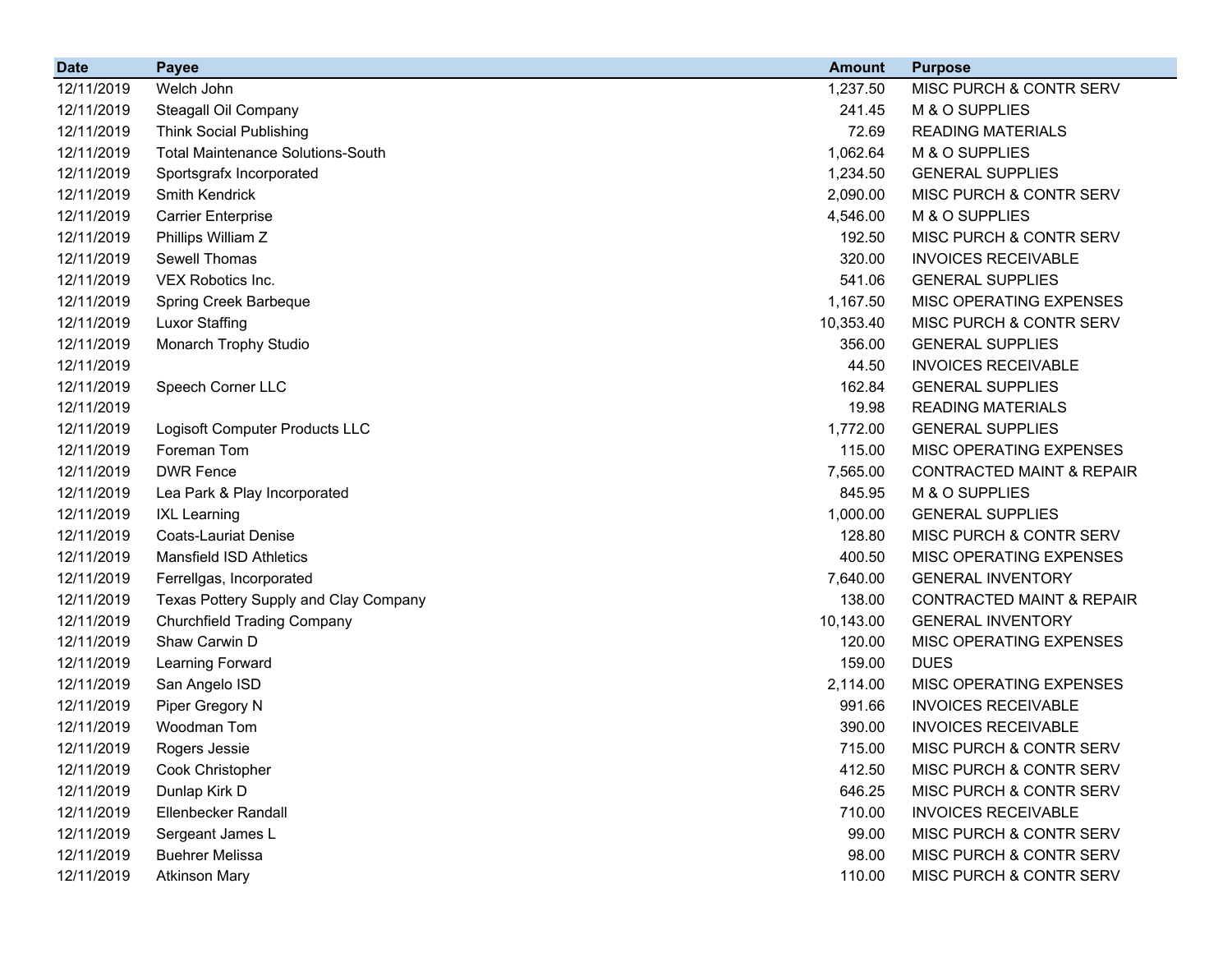| Date | Payee | Amount | Purpose |
|---|---|---|---|
| 12/11/2019 | Welch John | 1,237.50 | MISC PURCH & CONTR SERV |
| 12/11/2019 | Steagall Oil Company | 241.45 | M & O SUPPLIES |
| 12/11/2019 | Think Social Publishing | 72.69 | READING MATERIALS |
| 12/11/2019 | Total Maintenance Solutions-South | 1,062.64 | M & O SUPPLIES |
| 12/11/2019 | Sportsgrafx Incorporated | 1,234.50 | GENERAL SUPPLIES |
| 12/11/2019 | Smith Kendrick | 2,090.00 | MISC PURCH & CONTR SERV |
| 12/11/2019 | Carrier Enterprise | 4,546.00 | M & O SUPPLIES |
| 12/11/2019 | Phillips William Z | 192.50 | MISC PURCH & CONTR SERV |
| 12/11/2019 | Sewell Thomas | 320.00 | INVOICES RECEIVABLE |
| 12/11/2019 | VEX Robotics Inc. | 541.06 | GENERAL SUPPLIES |
| 12/11/2019 | Spring Creek Barbeque | 1,167.50 | MISC OPERATING EXPENSES |
| 12/11/2019 | Luxor Staffing | 10,353.40 | MISC PURCH & CONTR SERV |
| 12/11/2019 | Monarch Trophy Studio | 356.00 | GENERAL SUPPLIES |
| 12/11/2019 | | 44.50 | INVOICES RECEIVABLE |
| 12/11/2019 | Speech Corner LLC | 162.84 | GENERAL SUPPLIES |
| 12/11/2019 | | 19.98 | READING MATERIALS |
| 12/11/2019 | Logisoft Computer Products LLC | 1,772.00 | GENERAL SUPPLIES |
| 12/11/2019 | Foreman Tom | 115.00 | MISC OPERATING EXPENSES |
| 12/11/2019 | DWR Fence | 7,565.00 | CONTRACTED MAINT & REPAIR |
| 12/11/2019 | Lea Park & Play Incorporated | 845.95 | M & O SUPPLIES |
| 12/11/2019 | IXL Learning | 1,000.00 | GENERAL SUPPLIES |
| 12/11/2019 | Coats-Lauriat Denise | 128.80 | MISC PURCH & CONTR SERV |
| 12/11/2019 | Mansfield ISD Athletics | 400.50 | MISC OPERATING EXPENSES |
| 12/11/2019 | Ferrellgas, Incorporated | 7,640.00 | GENERAL INVENTORY |
| 12/11/2019 | Texas Pottery Supply and Clay Company | 138.00 | CONTRACTED MAINT & REPAIR |
| 12/11/2019 | Churchfield Trading Company | 10,143.00 | GENERAL INVENTORY |
| 12/11/2019 | Shaw Carwin D | 120.00 | MISC OPERATING EXPENSES |
| 12/11/2019 | Learning Forward | 159.00 | DUES |
| 12/11/2019 | San Angelo ISD | 2,114.00 | MISC OPERATING EXPENSES |
| 12/11/2019 | Piper Gregory N | 991.66 | INVOICES RECEIVABLE |
| 12/11/2019 | Woodman Tom | 390.00 | INVOICES RECEIVABLE |
| 12/11/2019 | Rogers Jessie | 715.00 | MISC PURCH & CONTR SERV |
| 12/11/2019 | Cook Christopher | 412.50 | MISC PURCH & CONTR SERV |
| 12/11/2019 | Dunlap Kirk D | 646.25 | MISC PURCH & CONTR SERV |
| 12/11/2019 | Ellenbecker Randall | 710.00 | INVOICES RECEIVABLE |
| 12/11/2019 | Sergeant James L | 99.00 | MISC PURCH & CONTR SERV |
| 12/11/2019 | Buehrer Melissa | 98.00 | MISC PURCH & CONTR SERV |
| 12/11/2019 | Atkinson Mary | 110.00 | MISC PURCH & CONTR SERV |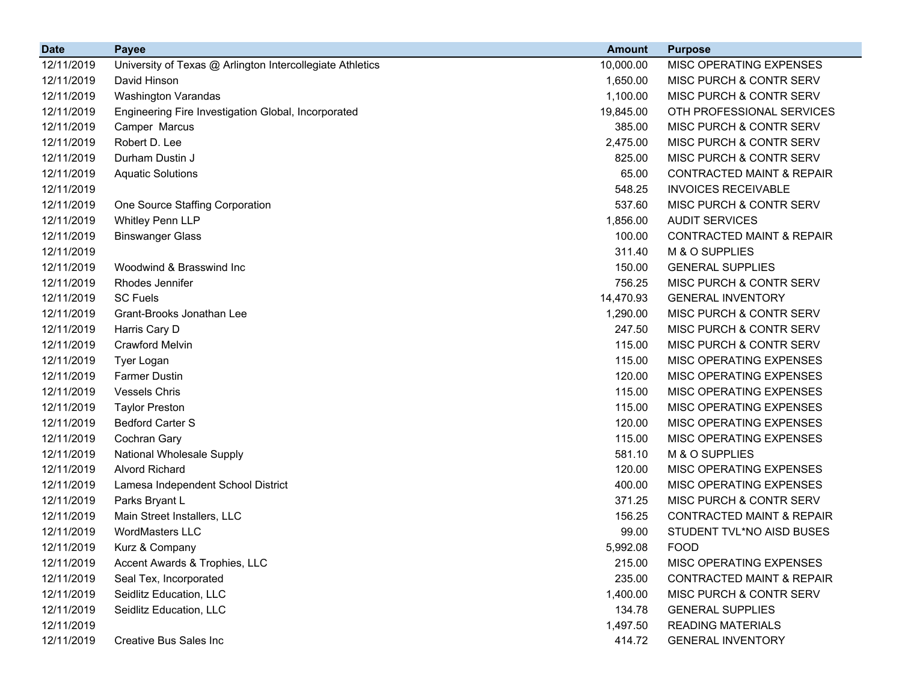| Date | Payee | Amount | Purpose |
|---|---|---|---|
| 12/11/2019 | University of Texas @ Arlington Intercollegiate Athletics | 10,000.00 | MISC OPERATING EXPENSES |
| 12/11/2019 | David Hinson | 1,650.00 | MISC PURCH & CONTR SERV |
| 12/11/2019 | Washington Varandas | 1,100.00 | MISC PURCH & CONTR SERV |
| 12/11/2019 | Engineering Fire Investigation Global, Incorporated | 19,845.00 | OTH PROFESSIONAL SERVICES |
| 12/11/2019 | Camper  Marcus | 385.00 | MISC PURCH & CONTR SERV |
| 12/11/2019 | Robert D. Lee | 2,475.00 | MISC PURCH & CONTR SERV |
| 12/11/2019 | Durham Dustin J | 825.00 | MISC PURCH & CONTR SERV |
| 12/11/2019 | Aquatic Solutions | 65.00 | CONTRACTED MAINT & REPAIR |
| 12/11/2019 | | 548.25 | INVOICES RECEIVABLE |
| 12/11/2019 | One Source Staffing Corporation | 537.60 | MISC PURCH & CONTR SERV |
| 12/11/2019 | Whitley Penn LLP | 1,856.00 | AUDIT SERVICES |
| 12/11/2019 | Binswanger Glass | 100.00 | CONTRACTED MAINT & REPAIR |
| 12/11/2019 | | 311.40 | M & O SUPPLIES |
| 12/11/2019 | Woodwind & Brasswind Inc | 150.00 | GENERAL SUPPLIES |
| 12/11/2019 | Rhodes Jennifer | 756.25 | MISC PURCH & CONTR SERV |
| 12/11/2019 | SC Fuels | 14,470.93 | GENERAL INVENTORY |
| 12/11/2019 | Grant-Brooks Jonathan Lee | 1,290.00 | MISC PURCH & CONTR SERV |
| 12/11/2019 | Harris Cary D | 247.50 | MISC PURCH & CONTR SERV |
| 12/11/2019 | Crawford Melvin | 115.00 | MISC PURCH & CONTR SERV |
| 12/11/2019 | Tyer Logan | 115.00 | MISC OPERATING EXPENSES |
| 12/11/2019 | Farmer Dustin | 120.00 | MISC OPERATING EXPENSES |
| 12/11/2019 | Vessels Chris | 115.00 | MISC OPERATING EXPENSES |
| 12/11/2019 | Taylor Preston | 115.00 | MISC OPERATING EXPENSES |
| 12/11/2019 | Bedford Carter S | 120.00 | MISC OPERATING EXPENSES |
| 12/11/2019 | Cochran Gary | 115.00 | MISC OPERATING EXPENSES |
| 12/11/2019 | National Wholesale Supply | 581.10 | M & O SUPPLIES |
| 12/11/2019 | Alvord Richard | 120.00 | MISC OPERATING EXPENSES |
| 12/11/2019 | Lamesa Independent School District | 400.00 | MISC OPERATING EXPENSES |
| 12/11/2019 | Parks Bryant L | 371.25 | MISC PURCH & CONTR SERV |
| 12/11/2019 | Main Street Installers, LLC | 156.25 | CONTRACTED MAINT & REPAIR |
| 12/11/2019 | WordMasters LLC | 99.00 | STUDENT TVL*NO AISD BUSES |
| 12/11/2019 | Kurz & Company | 5,992.08 | FOOD |
| 12/11/2019 | Accent Awards & Trophies, LLC | 215.00 | MISC OPERATING EXPENSES |
| 12/11/2019 | Seal Tex, Incorporated | 235.00 | CONTRACTED MAINT & REPAIR |
| 12/11/2019 | Seidlitz Education, LLC | 1,400.00 | MISC PURCH & CONTR SERV |
| 12/11/2019 | Seidlitz Education, LLC | 134.78 | GENERAL SUPPLIES |
| 12/11/2019 | | 1,497.50 | READING MATERIALS |
| 12/11/2019 | Creative Bus Sales Inc | 414.72 | GENERAL INVENTORY |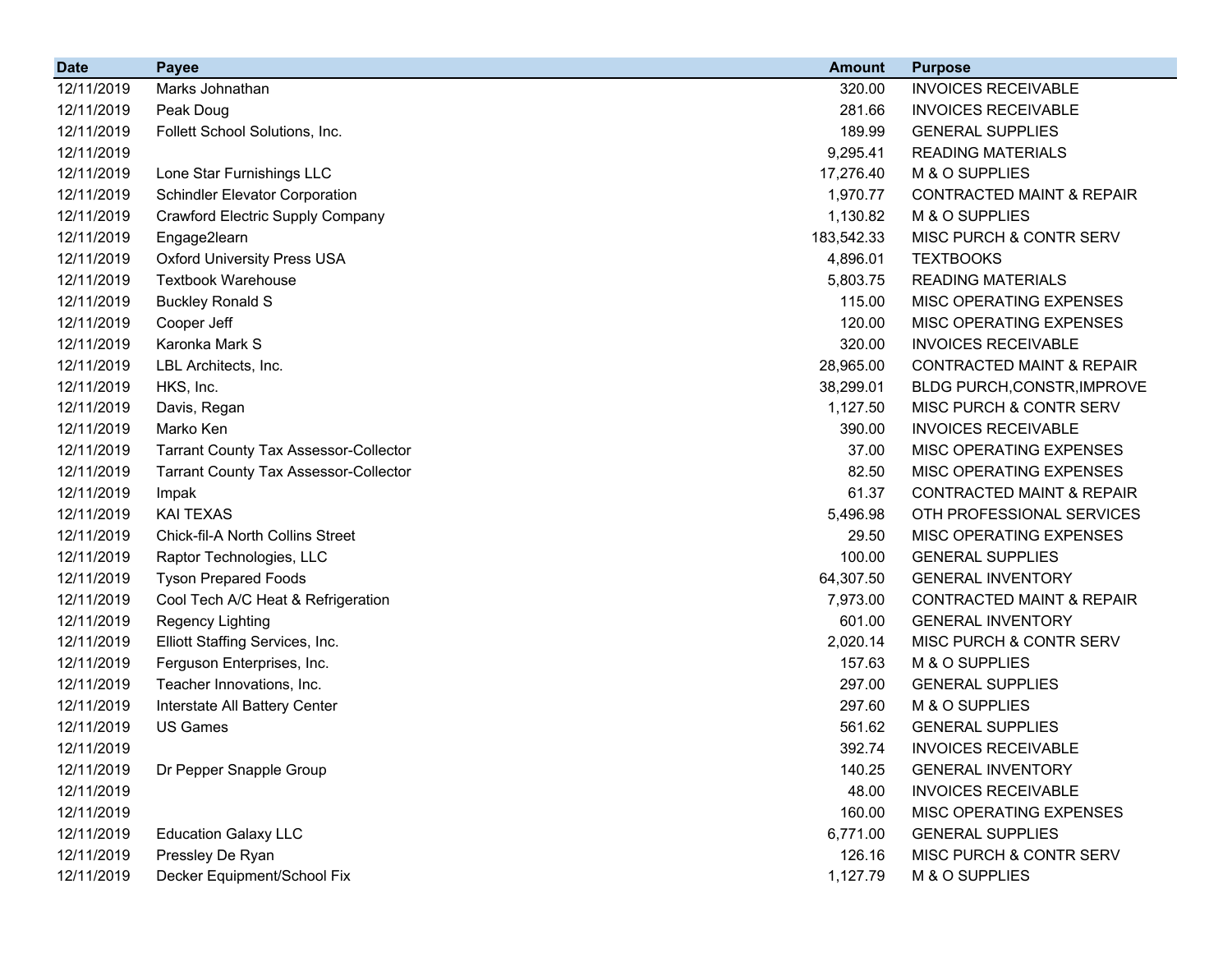| Date | Payee | Amount | Purpose |
|---|---|---|---|
| 12/11/2019 | Marks Johnathan | 320.00 | INVOICES RECEIVABLE |
| 12/11/2019 | Peak Doug | 281.66 | INVOICES RECEIVABLE |
| 12/11/2019 | Follett School Solutions, Inc. | 189.99 | GENERAL SUPPLIES |
| 12/11/2019 | | 9,295.41 | READING MATERIALS |
| 12/11/2019 | Lone Star Furnishings LLC | 17,276.40 | M & O SUPPLIES |
| 12/11/2019 | Schindler Elevator Corporation | 1,970.77 | CONTRACTED MAINT & REPAIR |
| 12/11/2019 | Crawford Electric Supply Company | 1,130.82 | M & O SUPPLIES |
| 12/11/2019 | Engage2learn | 183,542.33 | MISC PURCH & CONTR SERV |
| 12/11/2019 | Oxford University Press USA | 4,896.01 | TEXTBOOKS |
| 12/11/2019 | Textbook Warehouse | 5,803.75 | READING MATERIALS |
| 12/11/2019 | Buckley Ronald S | 115.00 | MISC OPERATING EXPENSES |
| 12/11/2019 | Cooper Jeff | 120.00 | MISC OPERATING EXPENSES |
| 12/11/2019 | Karonka Mark S | 320.00 | INVOICES RECEIVABLE |
| 12/11/2019 | LBL Architects, Inc. | 28,965.00 | CONTRACTED MAINT & REPAIR |
| 12/11/2019 | HKS, Inc. | 38,299.01 | BLDG PURCH,CONSTR,IMPROVE |
| 12/11/2019 | Davis, Regan | 1,127.50 | MISC PURCH & CONTR SERV |
| 12/11/2019 | Marko Ken | 390.00 | INVOICES RECEIVABLE |
| 12/11/2019 | Tarrant County Tax Assessor-Collector | 37.00 | MISC OPERATING EXPENSES |
| 12/11/2019 | Tarrant County Tax Assessor-Collector | 82.50 | MISC OPERATING EXPENSES |
| 12/11/2019 | Impak | 61.37 | CONTRACTED MAINT & REPAIR |
| 12/11/2019 | KAI TEXAS | 5,496.98 | OTH PROFESSIONAL SERVICES |
| 12/11/2019 | Chick-fil-A North Collins Street | 29.50 | MISC OPERATING EXPENSES |
| 12/11/2019 | Raptor Technologies, LLC | 100.00 | GENERAL SUPPLIES |
| 12/11/2019 | Tyson Prepared Foods | 64,307.50 | GENERAL INVENTORY |
| 12/11/2019 | Cool Tech A/C Heat & Refrigeration | 7,973.00 | CONTRACTED MAINT & REPAIR |
| 12/11/2019 | Regency Lighting | 601.00 | GENERAL INVENTORY |
| 12/11/2019 | Elliott Staffing Services, Inc. | 2,020.14 | MISC PURCH & CONTR SERV |
| 12/11/2019 | Ferguson Enterprises, Inc. | 157.63 | M & O SUPPLIES |
| 12/11/2019 | Teacher Innovations, Inc. | 297.00 | GENERAL SUPPLIES |
| 12/11/2019 | Interstate All Battery Center | 297.60 | M & O SUPPLIES |
| 12/11/2019 | US Games | 561.62 | GENERAL SUPPLIES |
| 12/11/2019 | | 392.74 | INVOICES RECEIVABLE |
| 12/11/2019 | Dr Pepper Snapple Group | 140.25 | GENERAL INVENTORY |
| 12/11/2019 | | 48.00 | INVOICES RECEIVABLE |
| 12/11/2019 | | 160.00 | MISC OPERATING EXPENSES |
| 12/11/2019 | Education Galaxy LLC | 6,771.00 | GENERAL SUPPLIES |
| 12/11/2019 | Pressley De Ryan | 126.16 | MISC PURCH & CONTR SERV |
| 12/11/2019 | Decker Equipment/School Fix | 1,127.79 | M & O SUPPLIES |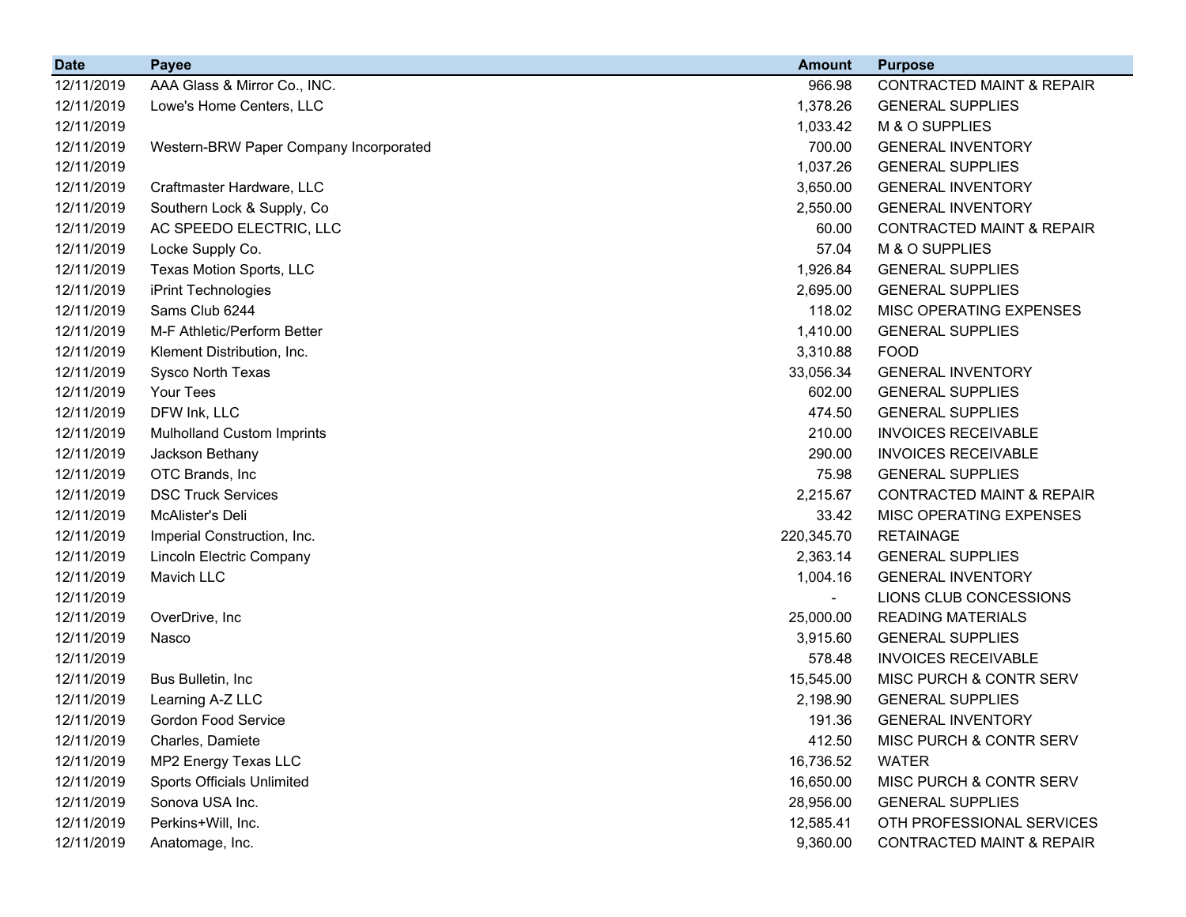| Date | Payee | Amount | Purpose |
|---|---|---|---|
| 12/11/2019 | AAA Glass & Mirror Co., INC. | 966.98 | CONTRACTED MAINT & REPAIR |
| 12/11/2019 | Lowe's Home Centers, LLC | 1,378.26 | GENERAL SUPPLIES |
| 12/11/2019 | | 1,033.42 | M & O SUPPLIES |
| 12/11/2019 | Western-BRW Paper Company Incorporated | 700.00 | GENERAL INVENTORY |
| 12/11/2019 | | 1,037.26 | GENERAL SUPPLIES |
| 12/11/2019 | Craftmaster Hardware, LLC | 3,650.00 | GENERAL INVENTORY |
| 12/11/2019 | Southern Lock & Supply, Co | 2,550.00 | GENERAL INVENTORY |
| 12/11/2019 | AC SPEEDO ELECTRIC, LLC | 60.00 | CONTRACTED MAINT & REPAIR |
| 12/11/2019 | Locke Supply Co. | 57.04 | M & O SUPPLIES |
| 12/11/2019 | Texas Motion Sports, LLC | 1,926.84 | GENERAL SUPPLIES |
| 12/11/2019 | iPrint Technologies | 2,695.00 | GENERAL SUPPLIES |
| 12/11/2019 | Sams Club 6244 | 118.02 | MISC OPERATING EXPENSES |
| 12/11/2019 | M-F Athletic/Perform Better | 1,410.00 | GENERAL SUPPLIES |
| 12/11/2019 | Klement Distribution, Inc. | 3,310.88 | FOOD |
| 12/11/2019 | Sysco North Texas | 33,056.34 | GENERAL INVENTORY |
| 12/11/2019 | Your Tees | 602.00 | GENERAL SUPPLIES |
| 12/11/2019 | DFW Ink, LLC | 474.50 | GENERAL SUPPLIES |
| 12/11/2019 | Mulholland Custom Imprints | 210.00 | INVOICES RECEIVABLE |
| 12/11/2019 | Jackson Bethany | 290.00 | INVOICES RECEIVABLE |
| 12/11/2019 | OTC Brands, Inc | 75.98 | GENERAL SUPPLIES |
| 12/11/2019 | DSC Truck Services | 2,215.67 | CONTRACTED MAINT & REPAIR |
| 12/11/2019 | McAlister's Deli | 33.42 | MISC OPERATING EXPENSES |
| 12/11/2019 | Imperial Construction, Inc. | 220,345.70 | RETAINAGE |
| 12/11/2019 | Lincoln Electric Company | 2,363.14 | GENERAL SUPPLIES |
| 12/11/2019 | Mavich LLC | 1,004.16 | GENERAL INVENTORY |
| 12/11/2019 | | - | LIONS CLUB CONCESSIONS |
| 12/11/2019 | OverDrive, Inc | 25,000.00 | READING MATERIALS |
| 12/11/2019 | Nasco | 3,915.60 | GENERAL SUPPLIES |
| 12/11/2019 | | 578.48 | INVOICES RECEIVABLE |
| 12/11/2019 | Bus Bulletin, Inc | 15,545.00 | MISC PURCH & CONTR SERV |
| 12/11/2019 | Learning A-Z LLC | 2,198.90 | GENERAL SUPPLIES |
| 12/11/2019 | Gordon Food Service | 191.36 | GENERAL INVENTORY |
| 12/11/2019 | Charles, Damiete | 412.50 | MISC PURCH & CONTR SERV |
| 12/11/2019 | MP2 Energy Texas LLC | 16,736.52 | WATER |
| 12/11/2019 | Sports Officials Unlimited | 16,650.00 | MISC PURCH & CONTR SERV |
| 12/11/2019 | Sonova USA Inc. | 28,956.00 | GENERAL SUPPLIES |
| 12/11/2019 | Perkins+Will, Inc. | 12,585.41 | OTH PROFESSIONAL SERVICES |
| 12/11/2019 | Anatomage, Inc. | 9,360.00 | CONTRACTED MAINT & REPAIR |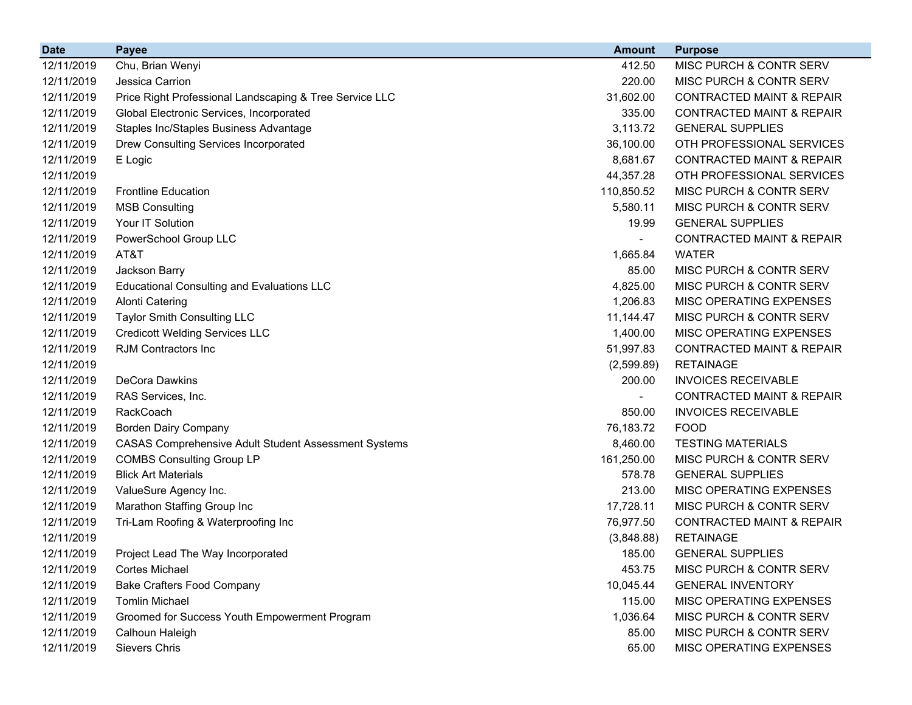| Date | Payee | Amount | Purpose |
|---|---|---|---|
| 12/11/2019 | Chu, Brian Wenyi | 412.50 | MISC PURCH & CONTR SERV |
| 12/11/2019 | Jessica Carrion | 220.00 | MISC PURCH & CONTR SERV |
| 12/11/2019 | Price Right Professional Landscaping & Tree Service LLC | 31,602.00 | CONTRACTED MAINT & REPAIR |
| 12/11/2019 | Global Electronic Services, Incorporated | 335.00 | CONTRACTED MAINT & REPAIR |
| 12/11/2019 | Staples Inc/Staples Business Advantage | 3,113.72 | GENERAL SUPPLIES |
| 12/11/2019 | Drew Consulting Services Incorporated | 36,100.00 | OTH PROFESSIONAL SERVICES |
| 12/11/2019 | E Logic | 8,681.67 | CONTRACTED MAINT & REPAIR |
| 12/11/2019 | | 44,357.28 | OTH PROFESSIONAL SERVICES |
| 12/11/2019 | Frontline Education | 110,850.52 | MISC PURCH & CONTR SERV |
| 12/11/2019 | MSB Consulting | 5,580.11 | MISC PURCH & CONTR SERV |
| 12/11/2019 | Your IT Solution | 19.99 | GENERAL SUPPLIES |
| 12/11/2019 | PowerSchool Group LLC | - | CONTRACTED MAINT & REPAIR |
| 12/11/2019 | AT&T | 1,665.84 | WATER |
| 12/11/2019 | Jackson Barry | 85.00 | MISC PURCH & CONTR SERV |
| 12/11/2019 | Educational Consulting and Evaluations LLC | 4,825.00 | MISC PURCH & CONTR SERV |
| 12/11/2019 | Alonti Catering | 1,206.83 | MISC OPERATING EXPENSES |
| 12/11/2019 | Taylor Smith Consulting LLC | 11,144.47 | MISC PURCH & CONTR SERV |
| 12/11/2019 | Credicott Welding Services LLC | 1,400.00 | MISC OPERATING EXPENSES |
| 12/11/2019 | RJM Contractors Inc | 51,997.83 | CONTRACTED MAINT & REPAIR |
| 12/11/2019 | | (2,599.89) | RETAINAGE |
| 12/11/2019 | DeCora Dawkins | 200.00 | INVOICES RECEIVABLE |
| 12/11/2019 | RAS Services, Inc. | - | CONTRACTED MAINT & REPAIR |
| 12/11/2019 | RackCoach | 850.00 | INVOICES RECEIVABLE |
| 12/11/2019 | Borden Dairy Company | 76,183.72 | FOOD |
| 12/11/2019 | CASAS Comprehensive Adult Student Assessment Systems | 8,460.00 | TESTING MATERIALS |
| 12/11/2019 | COMBS Consulting Group LP | 161,250.00 | MISC PURCH & CONTR SERV |
| 12/11/2019 | Blick Art Materials | 578.78 | GENERAL SUPPLIES |
| 12/11/2019 | ValueSure Agency Inc. | 213.00 | MISC OPERATING EXPENSES |
| 12/11/2019 | Marathon Staffing Group Inc | 17,728.11 | MISC PURCH & CONTR SERV |
| 12/11/2019 | Tri-Lam Roofing & Waterproofing Inc | 76,977.50 | CONTRACTED MAINT & REPAIR |
| 12/11/2019 | | (3,848.88) | RETAINAGE |
| 12/11/2019 | Project Lead The Way Incorporated | 185.00 | GENERAL SUPPLIES |
| 12/11/2019 | Cortes Michael | 453.75 | MISC PURCH & CONTR SERV |
| 12/11/2019 | Bake Crafters Food Company | 10,045.44 | GENERAL INVENTORY |
| 12/11/2019 | Tomlin Michael | 115.00 | MISC OPERATING EXPENSES |
| 12/11/2019 | Groomed for Success Youth Empowerment Program | 1,036.64 | MISC PURCH & CONTR SERV |
| 12/11/2019 | Calhoun Haleigh | 85.00 | MISC PURCH & CONTR SERV |
| 12/11/2019 | Sievers Chris | 65.00 | MISC OPERATING EXPENSES |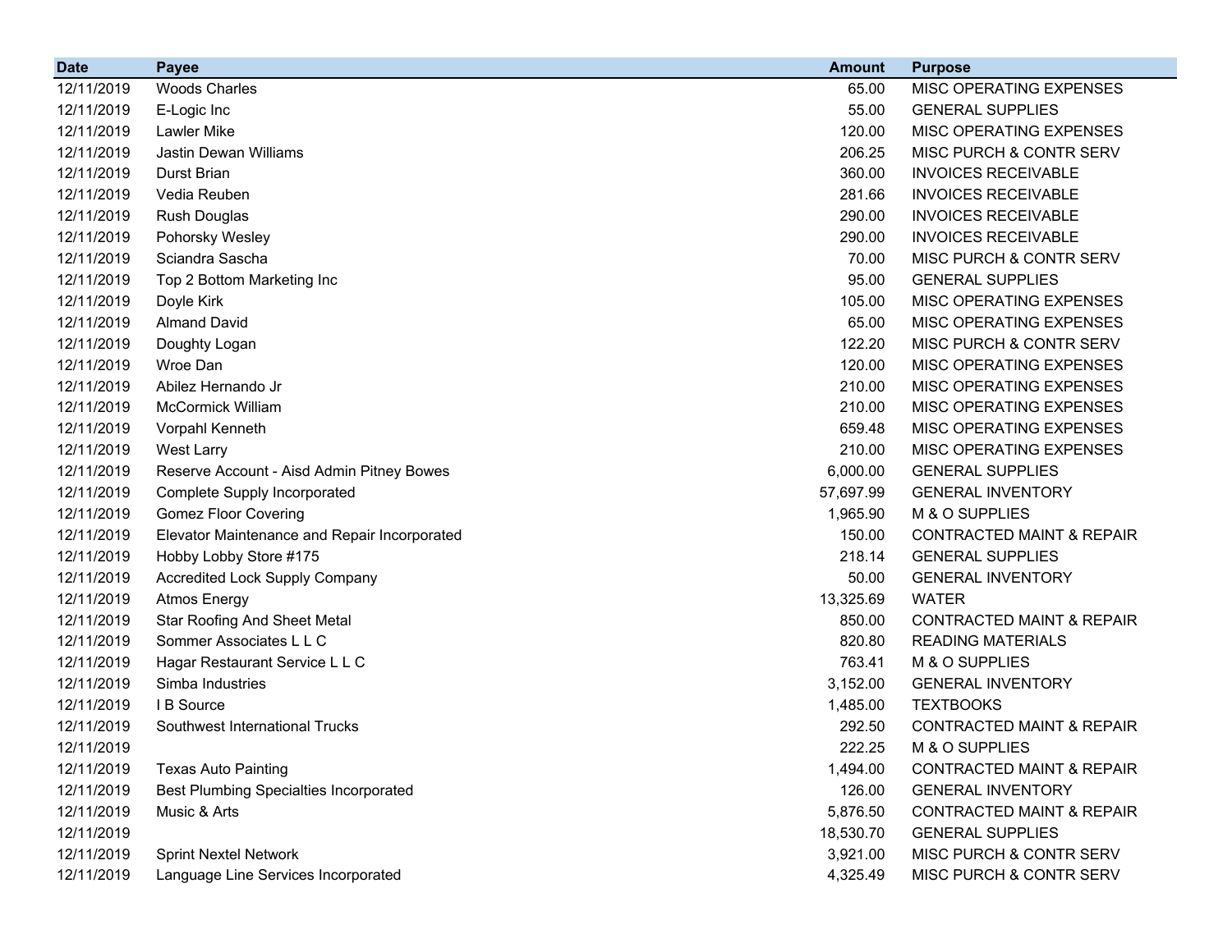| Date | Payee | Amount | Purpose |
|---|---|---|---|
| 12/11/2019 | Woods Charles | 65.00 | MISC OPERATING EXPENSES |
| 12/11/2019 | E-Logic Inc | 55.00 | GENERAL SUPPLIES |
| 12/11/2019 | Lawler Mike | 120.00 | MISC OPERATING EXPENSES |
| 12/11/2019 | Jastin Dewan Williams | 206.25 | MISC PURCH & CONTR SERV |
| 12/11/2019 | Durst Brian | 360.00 | INVOICES RECEIVABLE |
| 12/11/2019 | Vedia Reuben | 281.66 | INVOICES RECEIVABLE |
| 12/11/2019 | Rush Douglas | 290.00 | INVOICES RECEIVABLE |
| 12/11/2019 | Pohorsky Wesley | 290.00 | INVOICES RECEIVABLE |
| 12/11/2019 | Sciandra Sascha | 70.00 | MISC PURCH & CONTR SERV |
| 12/11/2019 | Top 2 Bottom Marketing Inc | 95.00 | GENERAL SUPPLIES |
| 12/11/2019 | Doyle Kirk | 105.00 | MISC OPERATING EXPENSES |
| 12/11/2019 | Almand David | 65.00 | MISC OPERATING EXPENSES |
| 12/11/2019 | Doughty Logan | 122.20 | MISC PURCH & CONTR SERV |
| 12/11/2019 | Wroe Dan | 120.00 | MISC OPERATING EXPENSES |
| 12/11/2019 | Abilez Hernando Jr | 210.00 | MISC OPERATING EXPENSES |
| 12/11/2019 | McCormick William | 210.00 | MISC OPERATING EXPENSES |
| 12/11/2019 | Vorpahl Kenneth | 659.48 | MISC OPERATING EXPENSES |
| 12/11/2019 | West Larry | 210.00 | MISC OPERATING EXPENSES |
| 12/11/2019 | Reserve Account - Aisd Admin Pitney Bowes | 6,000.00 | GENERAL SUPPLIES |
| 12/11/2019 | Complete Supply Incorporated | 57,697.99 | GENERAL INVENTORY |
| 12/11/2019 | Gomez Floor Covering | 1,965.90 | M & O SUPPLIES |
| 12/11/2019 | Elevator Maintenance and Repair Incorporated | 150.00 | CONTRACTED MAINT & REPAIR |
| 12/11/2019 | Hobby Lobby Store #175 | 218.14 | GENERAL SUPPLIES |
| 12/11/2019 | Accredited Lock Supply Company | 50.00 | GENERAL INVENTORY |
| 12/11/2019 | Atmos Energy | 13,325.69 | WATER |
| 12/11/2019 | Star Roofing And Sheet Metal | 850.00 | CONTRACTED MAINT & REPAIR |
| 12/11/2019 | Sommer Associates L L C | 820.80 | READING MATERIALS |
| 12/11/2019 | Hagar Restaurant Service L L C | 763.41 | M & O SUPPLIES |
| 12/11/2019 | Simba Industries | 3,152.00 | GENERAL INVENTORY |
| 12/11/2019 | I B Source | 1,485.00 | TEXTBOOKS |
| 12/11/2019 | Southwest International Trucks | 292.50 | CONTRACTED MAINT & REPAIR |
| 12/11/2019 | | 222.25 | M & O SUPPLIES |
| 12/11/2019 | Texas Auto Painting | 1,494.00 | CONTRACTED MAINT & REPAIR |
| 12/11/2019 | Best Plumbing Specialties Incorporated | 126.00 | GENERAL INVENTORY |
| 12/11/2019 | Music & Arts | 5,876.50 | CONTRACTED MAINT & REPAIR |
| 12/11/2019 | | 18,530.70 | GENERAL SUPPLIES |
| 12/11/2019 | Sprint Nextel Network | 3,921.00 | MISC PURCH & CONTR SERV |
| 12/11/2019 | Language Line Services Incorporated | 4,325.49 | MISC PURCH & CONTR SERV |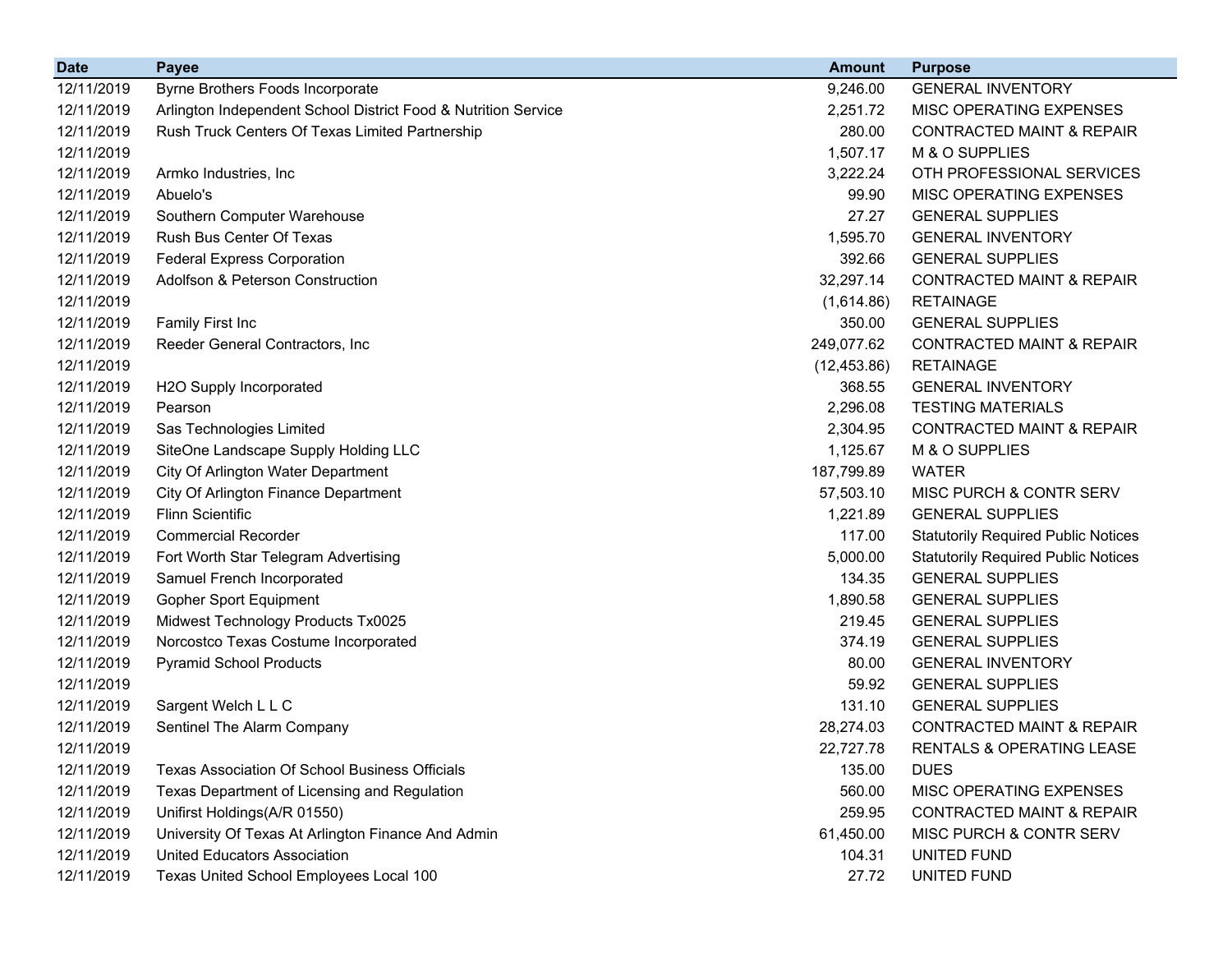| Date | Payee | Amount | Purpose |
| --- | --- | --- | --- |
| 12/11/2019 | Byrne Brothers Foods Incorporate | 9,246.00 | GENERAL INVENTORY |
| 12/11/2019 | Arlington Independent School District Food & Nutrition Service | 2,251.72 | MISC OPERATING EXPENSES |
| 12/11/2019 | Rush Truck Centers Of Texas Limited Partnership | 280.00 | CONTRACTED MAINT & REPAIR |
| 12/11/2019 | | 1,507.17 | M & O SUPPLIES |
| 12/11/2019 | Armko Industries, Inc | 3,222.24 | OTH PROFESSIONAL SERVICES |
| 12/11/2019 | Abuelo's | 99.90 | MISC OPERATING EXPENSES |
| 12/11/2019 | Southern Computer Warehouse | 27.27 | GENERAL SUPPLIES |
| 12/11/2019 | Rush Bus Center Of Texas | 1,595.70 | GENERAL INVENTORY |
| 12/11/2019 | Federal Express Corporation | 392.66 | GENERAL SUPPLIES |
| 12/11/2019 | Adolfson & Peterson Construction | 32,297.14 | CONTRACTED MAINT & REPAIR |
| 12/11/2019 | | (1,614.86) | RETAINAGE |
| 12/11/2019 | Family First Inc | 350.00 | GENERAL SUPPLIES |
| 12/11/2019 | Reeder General Contractors, Inc | 249,077.62 | CONTRACTED MAINT & REPAIR |
| 12/11/2019 | | (12,453.86) | RETAINAGE |
| 12/11/2019 | H2O Supply Incorporated | 368.55 | GENERAL INVENTORY |
| 12/11/2019 | Pearson | 2,296.08 | TESTING MATERIALS |
| 12/11/2019 | Sas Technologies Limited | 2,304.95 | CONTRACTED MAINT & REPAIR |
| 12/11/2019 | SiteOne Landscape Supply Holding LLC | 1,125.67 | M & O SUPPLIES |
| 12/11/2019 | City Of Arlington Water Department | 187,799.89 | WATER |
| 12/11/2019 | City Of Arlington Finance Department | 57,503.10 | MISC PURCH & CONTR SERV |
| 12/11/2019 | Flinn Scientific | 1,221.89 | GENERAL SUPPLIES |
| 12/11/2019 | Commercial Recorder | 117.00 | Statutorily Required Public Notices |
| 12/11/2019 | Fort Worth Star Telegram Advertising | 5,000.00 | Statutorily Required Public Notices |
| 12/11/2019 | Samuel French Incorporated | 134.35 | GENERAL SUPPLIES |
| 12/11/2019 | Gopher Sport Equipment | 1,890.58 | GENERAL SUPPLIES |
| 12/11/2019 | Midwest Technology Products Tx0025 | 219.45 | GENERAL SUPPLIES |
| 12/11/2019 | Norcostco Texas Costume Incorporated | 374.19 | GENERAL SUPPLIES |
| 12/11/2019 | Pyramid School Products | 80.00 | GENERAL INVENTORY |
| 12/11/2019 | | 59.92 | GENERAL SUPPLIES |
| 12/11/2019 | Sargent Welch L L C | 131.10 | GENERAL SUPPLIES |
| 12/11/2019 | Sentinel The Alarm Company | 28,274.03 | CONTRACTED MAINT & REPAIR |
| 12/11/2019 | | 22,727.78 | RENTALS & OPERATING LEASE |
| 12/11/2019 | Texas Association Of School Business Officials | 135.00 | DUES |
| 12/11/2019 | Texas Department of Licensing and Regulation | 560.00 | MISC OPERATING EXPENSES |
| 12/11/2019 | Unifirst Holdings(A/R 01550) | 259.95 | CONTRACTED MAINT & REPAIR |
| 12/11/2019 | University Of Texas At Arlington Finance And Admin | 61,450.00 | MISC PURCH & CONTR SERV |
| 12/11/2019 | United Educators Association | 104.31 | UNITED FUND |
| 12/11/2019 | Texas United School Employees Local 100 | 27.72 | UNITED FUND |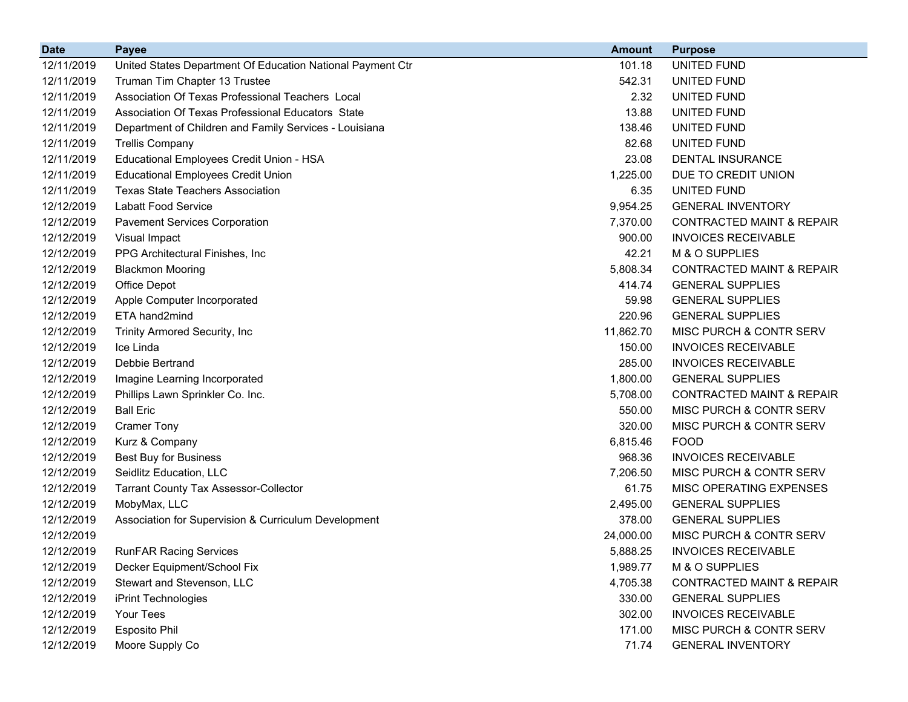| Date | Payee | Amount | Purpose |
|---|---|---|---|
| 12/11/2019 | United States Department Of Education National Payment Ctr | 101.18 | UNITED FUND |
| 12/11/2019 | Truman Tim Chapter 13 Trustee | 542.31 | UNITED FUND |
| 12/11/2019 | Association Of Texas Professional Teachers Local | 2.32 | UNITED FUND |
| 12/11/2019 | Association Of Texas Professional Educators State | 13.88 | UNITED FUND |
| 12/11/2019 | Department of Children and Family Services - Louisiana | 138.46 | UNITED FUND |
| 12/11/2019 | Trellis Company | 82.68 | UNITED FUND |
| 12/11/2019 | Educational Employees Credit Union - HSA | 23.08 | DENTAL INSURANCE |
| 12/11/2019 | Educational Employees Credit Union | 1,225.00 | DUE TO CREDIT UNION |
| 12/11/2019 | Texas State Teachers Association | 6.35 | UNITED FUND |
| 12/12/2019 | Labatt Food Service | 9,954.25 | GENERAL INVENTORY |
| 12/12/2019 | Pavement Services Corporation | 7,370.00 | CONTRACTED MAINT & REPAIR |
| 12/12/2019 | Visual Impact | 900.00 | INVOICES RECEIVABLE |
| 12/12/2019 | PPG Architectural Finishes, Inc | 42.21 | M & O SUPPLIES |
| 12/12/2019 | Blackmon Mooring | 5,808.34 | CONTRACTED MAINT & REPAIR |
| 12/12/2019 | Office Depot | 414.74 | GENERAL SUPPLIES |
| 12/12/2019 | Apple Computer Incorporated | 59.98 | GENERAL SUPPLIES |
| 12/12/2019 | ETA hand2mind | 220.96 | GENERAL SUPPLIES |
| 12/12/2019 | Trinity Armored Security, Inc | 11,862.70 | MISC PURCH & CONTR SERV |
| 12/12/2019 | Ice Linda | 150.00 | INVOICES RECEIVABLE |
| 12/12/2019 | Debbie Bertrand | 285.00 | INVOICES RECEIVABLE |
| 12/12/2019 | Imagine Learning Incorporated | 1,800.00 | GENERAL SUPPLIES |
| 12/12/2019 | Phillips Lawn Sprinkler Co. Inc. | 5,708.00 | CONTRACTED MAINT & REPAIR |
| 12/12/2019 | Ball Eric | 550.00 | MISC PURCH & CONTR SERV |
| 12/12/2019 | Cramer Tony | 320.00 | MISC PURCH & CONTR SERV |
| 12/12/2019 | Kurz & Company | 6,815.46 | FOOD |
| 12/12/2019 | Best Buy for Business | 968.36 | INVOICES RECEIVABLE |
| 12/12/2019 | Seidlitz Education, LLC | 7,206.50 | MISC PURCH & CONTR SERV |
| 12/12/2019 | Tarrant County Tax Assessor-Collector | 61.75 | MISC OPERATING EXPENSES |
| 12/12/2019 | MobyMax, LLC | 2,495.00 | GENERAL SUPPLIES |
| 12/12/2019 | Association for Supervision & Curriculum Development | 378.00 | GENERAL SUPPLIES |
| 12/12/2019 | | 24,000.00 | MISC PURCH & CONTR SERV |
| 12/12/2019 | RunFAR Racing Services | 5,888.25 | INVOICES RECEIVABLE |
| 12/12/2019 | Decker Equipment/School Fix | 1,989.77 | M & O SUPPLIES |
| 12/12/2019 | Stewart and Stevenson, LLC | 4,705.38 | CONTRACTED MAINT & REPAIR |
| 12/12/2019 | iPrint Technologies | 330.00 | GENERAL SUPPLIES |
| 12/12/2019 | Your Tees | 302.00 | INVOICES RECEIVABLE |
| 12/12/2019 | Esposito Phil | 171.00 | MISC PURCH & CONTR SERV |
| 12/12/2019 | Moore Supply Co | 71.74 | GENERAL INVENTORY |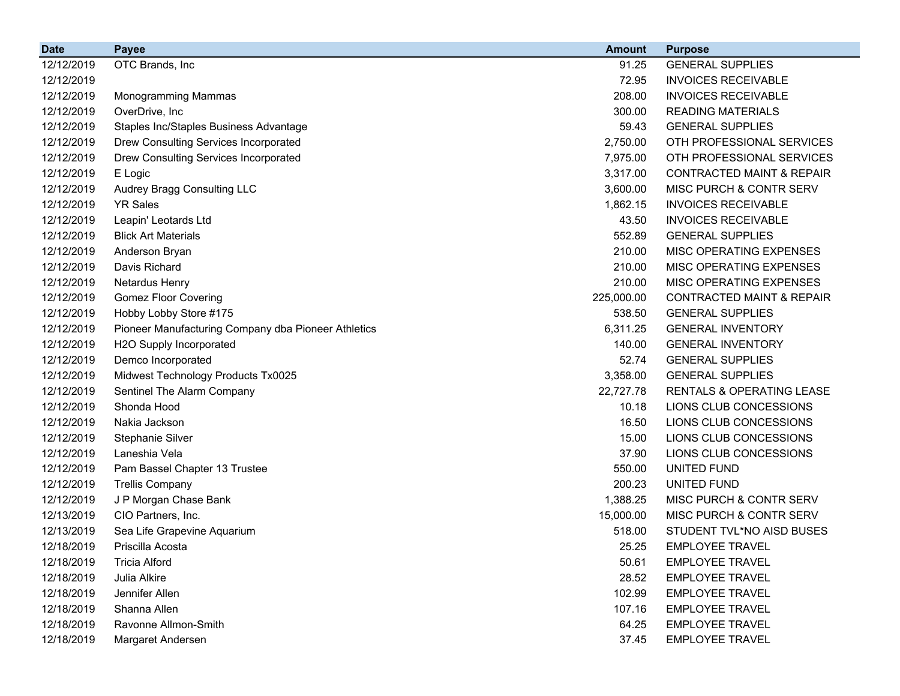| Date | Payee | Amount | Purpose |
| --- | --- | --- | --- |
| 12/12/2019 | OTC Brands, Inc | 91.25 | GENERAL SUPPLIES |
| 12/12/2019 | | 72.95 | INVOICES RECEIVABLE |
| 12/12/2019 | Monogramming Mammas | 208.00 | INVOICES RECEIVABLE |
| 12/12/2019 | OverDrive, Inc | 300.00 | READING MATERIALS |
| 12/12/2019 | Staples Inc/Staples Business Advantage | 59.43 | GENERAL SUPPLIES |
| 12/12/2019 | Drew Consulting Services Incorporated | 2,750.00 | OTH PROFESSIONAL SERVICES |
| 12/12/2019 | Drew Consulting Services Incorporated | 7,975.00 | OTH PROFESSIONAL SERVICES |
| 12/12/2019 | E Logic | 3,317.00 | CONTRACTED MAINT & REPAIR |
| 12/12/2019 | Audrey Bragg Consulting LLC | 3,600.00 | MISC PURCH & CONTR SERV |
| 12/12/2019 | YR Sales | 1,862.15 | INVOICES RECEIVABLE |
| 12/12/2019 | Leapin' Leotards Ltd | 43.50 | INVOICES RECEIVABLE |
| 12/12/2019 | Blick Art Materials | 552.89 | GENERAL SUPPLIES |
| 12/12/2019 | Anderson Bryan | 210.00 | MISC OPERATING EXPENSES |
| 12/12/2019 | Davis Richard | 210.00 | MISC OPERATING EXPENSES |
| 12/12/2019 | Netardus Henry | 210.00 | MISC OPERATING EXPENSES |
| 12/12/2019 | Gomez Floor Covering | 225,000.00 | CONTRACTED MAINT & REPAIR |
| 12/12/2019 | Hobby Lobby Store #175 | 538.50 | GENERAL SUPPLIES |
| 12/12/2019 | Pioneer Manufacturing Company dba Pioneer Athletics | 6,311.25 | GENERAL INVENTORY |
| 12/12/2019 | H2O Supply Incorporated | 140.00 | GENERAL INVENTORY |
| 12/12/2019 | Demco Incorporated | 52.74 | GENERAL SUPPLIES |
| 12/12/2019 | Midwest Technology Products Tx0025 | 3,358.00 | GENERAL SUPPLIES |
| 12/12/2019 | Sentinel The Alarm Company | 22,727.78 | RENTALS & OPERATING LEASE |
| 12/12/2019 | Shonda Hood | 10.18 | LIONS CLUB CONCESSIONS |
| 12/12/2019 | Nakia Jackson | 16.50 | LIONS CLUB CONCESSIONS |
| 12/12/2019 | Stephanie Silver | 15.00 | LIONS CLUB CONCESSIONS |
| 12/12/2019 | Laneshia Vela | 37.90 | LIONS CLUB CONCESSIONS |
| 12/12/2019 | Pam Bassel Chapter 13 Trustee | 550.00 | UNITED FUND |
| 12/12/2019 | Trellis Company | 200.23 | UNITED FUND |
| 12/12/2019 | J P Morgan Chase Bank | 1,388.25 | MISC PURCH & CONTR SERV |
| 12/13/2019 | CIO Partners, Inc. | 15,000.00 | MISC PURCH & CONTR SERV |
| 12/13/2019 | Sea Life Grapevine Aquarium | 518.00 | STUDENT TVL*NO AISD BUSES |
| 12/18/2019 | Priscilla Acosta | 25.25 | EMPLOYEE TRAVEL |
| 12/18/2019 | Tricia Alford | 50.61 | EMPLOYEE TRAVEL |
| 12/18/2019 | Julia Alkire | 28.52 | EMPLOYEE TRAVEL |
| 12/18/2019 | Jennifer Allen | 102.99 | EMPLOYEE TRAVEL |
| 12/18/2019 | Shanna Allen | 107.16 | EMPLOYEE TRAVEL |
| 12/18/2019 | Ravonne Allmon-Smith | 64.25 | EMPLOYEE TRAVEL |
| 12/18/2019 | Margaret Andersen | 37.45 | EMPLOYEE TRAVEL |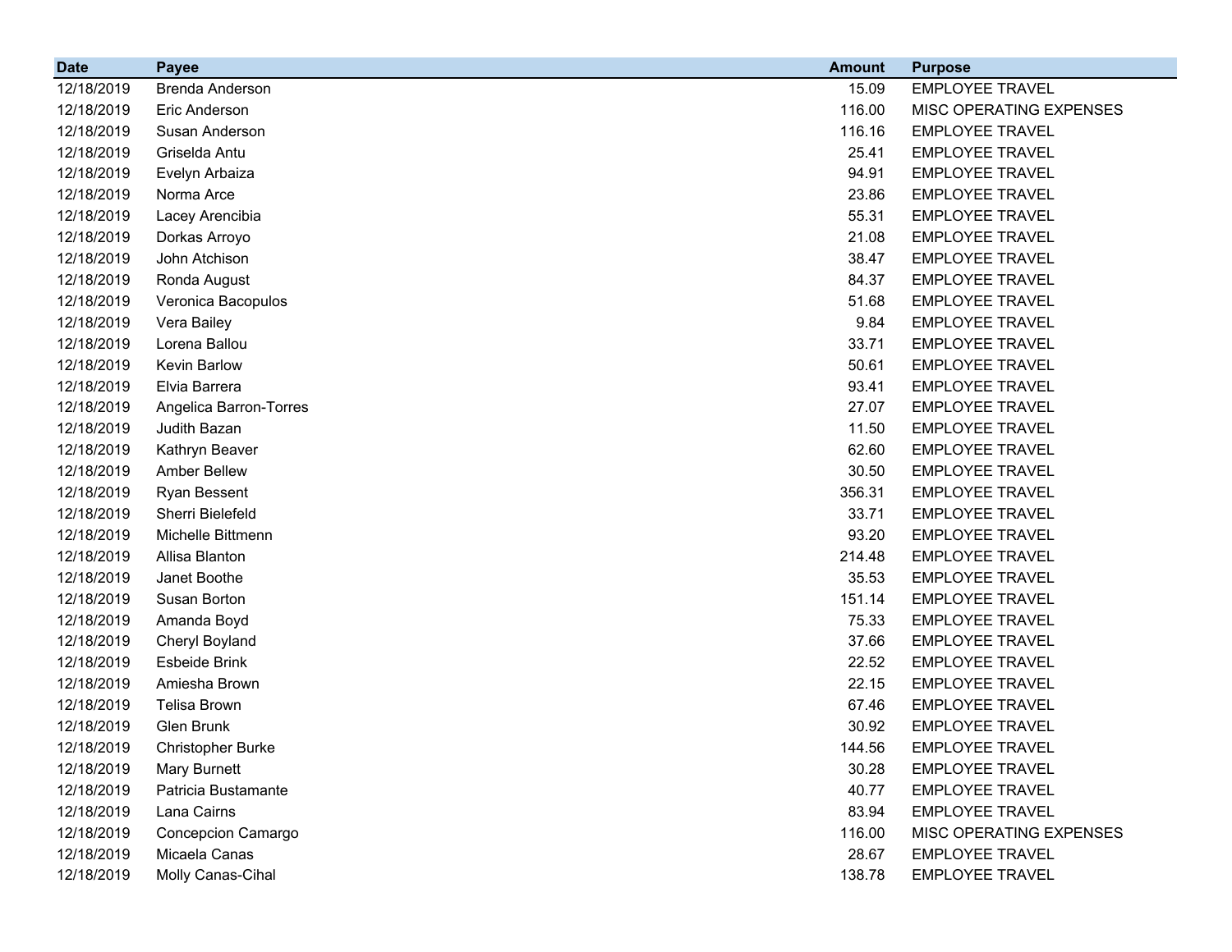| Date | Payee | Amount | Purpose |
|---|---|---|---|
| 12/18/2019 | Brenda Anderson | 15.09 | EMPLOYEE TRAVEL |
| 12/18/2019 | Eric Anderson | 116.00 | MISC OPERATING EXPENSES |
| 12/18/2019 | Susan Anderson | 116.16 | EMPLOYEE TRAVEL |
| 12/18/2019 | Griselda Antu | 25.41 | EMPLOYEE TRAVEL |
| 12/18/2019 | Evelyn Arbaiza | 94.91 | EMPLOYEE TRAVEL |
| 12/18/2019 | Norma Arce | 23.86 | EMPLOYEE TRAVEL |
| 12/18/2019 | Lacey Arencibia | 55.31 | EMPLOYEE TRAVEL |
| 12/18/2019 | Dorkas Arroyo | 21.08 | EMPLOYEE TRAVEL |
| 12/18/2019 | John Atchison | 38.47 | EMPLOYEE TRAVEL |
| 12/18/2019 | Ronda August | 84.37 | EMPLOYEE TRAVEL |
| 12/18/2019 | Veronica Bacopulos | 51.68 | EMPLOYEE TRAVEL |
| 12/18/2019 | Vera Bailey | 9.84 | EMPLOYEE TRAVEL |
| 12/18/2019 | Lorena Ballou | 33.71 | EMPLOYEE TRAVEL |
| 12/18/2019 | Kevin Barlow | 50.61 | EMPLOYEE TRAVEL |
| 12/18/2019 | Elvia Barrera | 93.41 | EMPLOYEE TRAVEL |
| 12/18/2019 | Angelica Barron-Torres | 27.07 | EMPLOYEE TRAVEL |
| 12/18/2019 | Judith Bazan | 11.50 | EMPLOYEE TRAVEL |
| 12/18/2019 | Kathryn Beaver | 62.60 | EMPLOYEE TRAVEL |
| 12/18/2019 | Amber Bellew | 30.50 | EMPLOYEE TRAVEL |
| 12/18/2019 | Ryan Bessent | 356.31 | EMPLOYEE TRAVEL |
| 12/18/2019 | Sherri Bielefeld | 33.71 | EMPLOYEE TRAVEL |
| 12/18/2019 | Michelle Bittmenn | 93.20 | EMPLOYEE TRAVEL |
| 12/18/2019 | Allisa Blanton | 214.48 | EMPLOYEE TRAVEL |
| 12/18/2019 | Janet Boothe | 35.53 | EMPLOYEE TRAVEL |
| 12/18/2019 | Susan Borton | 151.14 | EMPLOYEE TRAVEL |
| 12/18/2019 | Amanda Boyd | 75.33 | EMPLOYEE TRAVEL |
| 12/18/2019 | Cheryl Boyland | 37.66 | EMPLOYEE TRAVEL |
| 12/18/2019 | Esbeide Brink | 22.52 | EMPLOYEE TRAVEL |
| 12/18/2019 | Amiesha Brown | 22.15 | EMPLOYEE TRAVEL |
| 12/18/2019 | Telisa Brown | 67.46 | EMPLOYEE TRAVEL |
| 12/18/2019 | Glen Brunk | 30.92 | EMPLOYEE TRAVEL |
| 12/18/2019 | Christopher Burke | 144.56 | EMPLOYEE TRAVEL |
| 12/18/2019 | Mary Burnett | 30.28 | EMPLOYEE TRAVEL |
| 12/18/2019 | Patricia Bustamante | 40.77 | EMPLOYEE TRAVEL |
| 12/18/2019 | Lana Cairns | 83.94 | EMPLOYEE TRAVEL |
| 12/18/2019 | Concepcion Camargo | 116.00 | MISC OPERATING EXPENSES |
| 12/18/2019 | Micaela Canas | 28.67 | EMPLOYEE TRAVEL |
| 12/18/2019 | Molly Canas-Cihal | 138.78 | EMPLOYEE TRAVEL |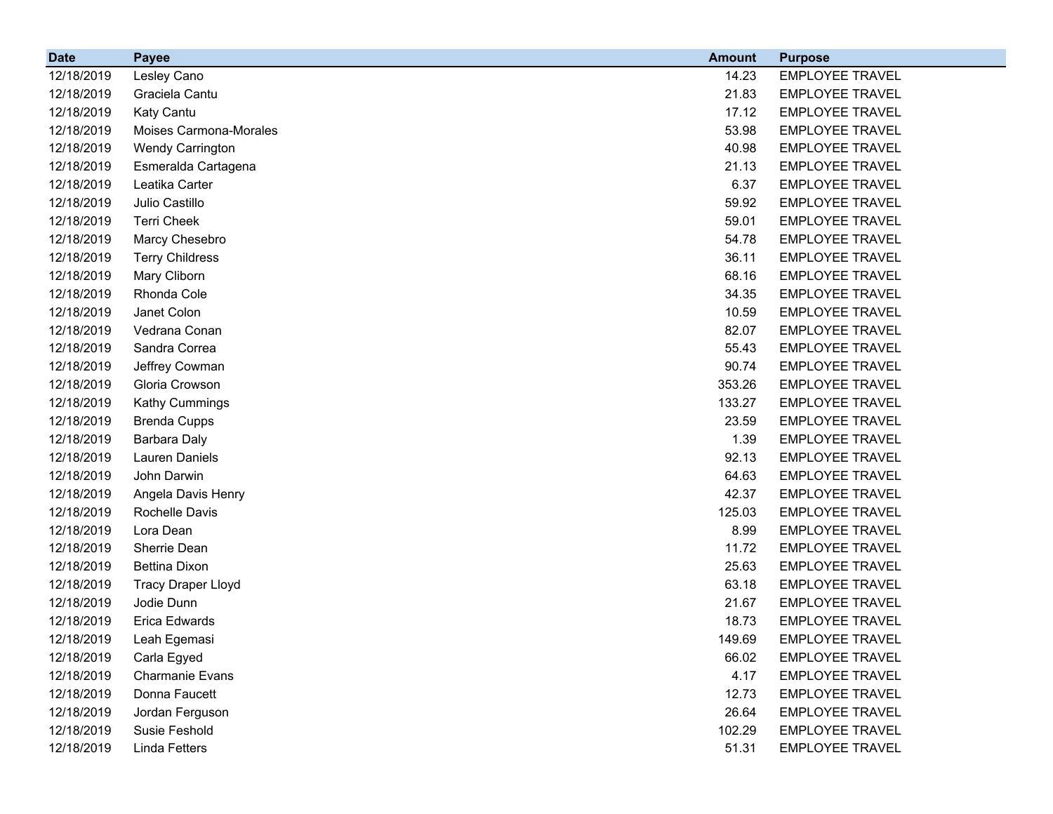| Date | Payee | Amount | Purpose |
|---|---|---|---|
| 12/18/2019 | Lesley Cano | 14.23 | EMPLOYEE TRAVEL |
| 12/18/2019 | Graciela Cantu | 21.83 | EMPLOYEE TRAVEL |
| 12/18/2019 | Katy Cantu | 17.12 | EMPLOYEE TRAVEL |
| 12/18/2019 | Moises Carmona-Morales | 53.98 | EMPLOYEE TRAVEL |
| 12/18/2019 | Wendy Carrington | 40.98 | EMPLOYEE TRAVEL |
| 12/18/2019 | Esmeralda Cartagena | 21.13 | EMPLOYEE TRAVEL |
| 12/18/2019 | Leatika Carter | 6.37 | EMPLOYEE TRAVEL |
| 12/18/2019 | Julio Castillo | 59.92 | EMPLOYEE TRAVEL |
| 12/18/2019 | Terri Cheek | 59.01 | EMPLOYEE TRAVEL |
| 12/18/2019 | Marcy Chesebro | 54.78 | EMPLOYEE TRAVEL |
| 12/18/2019 | Terry Childress | 36.11 | EMPLOYEE TRAVEL |
| 12/18/2019 | Mary Cliborn | 68.16 | EMPLOYEE TRAVEL |
| 12/18/2019 | Rhonda Cole | 34.35 | EMPLOYEE TRAVEL |
| 12/18/2019 | Janet Colon | 10.59 | EMPLOYEE TRAVEL |
| 12/18/2019 | Vedrana Conan | 82.07 | EMPLOYEE TRAVEL |
| 12/18/2019 | Sandra Correa | 55.43 | EMPLOYEE TRAVEL |
| 12/18/2019 | Jeffrey Cowman | 90.74 | EMPLOYEE TRAVEL |
| 12/18/2019 | Gloria Crowson | 353.26 | EMPLOYEE TRAVEL |
| 12/18/2019 | Kathy Cummings | 133.27 | EMPLOYEE TRAVEL |
| 12/18/2019 | Brenda Cupps | 23.59 | EMPLOYEE TRAVEL |
| 12/18/2019 | Barbara Daly | 1.39 | EMPLOYEE TRAVEL |
| 12/18/2019 | Lauren Daniels | 92.13 | EMPLOYEE TRAVEL |
| 12/18/2019 | John Darwin | 64.63 | EMPLOYEE TRAVEL |
| 12/18/2019 | Angela Davis Henry | 42.37 | EMPLOYEE TRAVEL |
| 12/18/2019 | Rochelle Davis | 125.03 | EMPLOYEE TRAVEL |
| 12/18/2019 | Lora Dean | 8.99 | EMPLOYEE TRAVEL |
| 12/18/2019 | Sherrie Dean | 11.72 | EMPLOYEE TRAVEL |
| 12/18/2019 | Bettina Dixon | 25.63 | EMPLOYEE TRAVEL |
| 12/18/2019 | Tracy Draper Lloyd | 63.18 | EMPLOYEE TRAVEL |
| 12/18/2019 | Jodie Dunn | 21.67 | EMPLOYEE TRAVEL |
| 12/18/2019 | Erica Edwards | 18.73 | EMPLOYEE TRAVEL |
| 12/18/2019 | Leah Egemasi | 149.69 | EMPLOYEE TRAVEL |
| 12/18/2019 | Carla Egyed | 66.02 | EMPLOYEE TRAVEL |
| 12/18/2019 | Charmanie Evans | 4.17 | EMPLOYEE TRAVEL |
| 12/18/2019 | Donna Faucett | 12.73 | EMPLOYEE TRAVEL |
| 12/18/2019 | Jordan Ferguson | 26.64 | EMPLOYEE TRAVEL |
| 12/18/2019 | Susie Feshold | 102.29 | EMPLOYEE TRAVEL |
| 12/18/2019 | Linda Fetters | 51.31 | EMPLOYEE TRAVEL |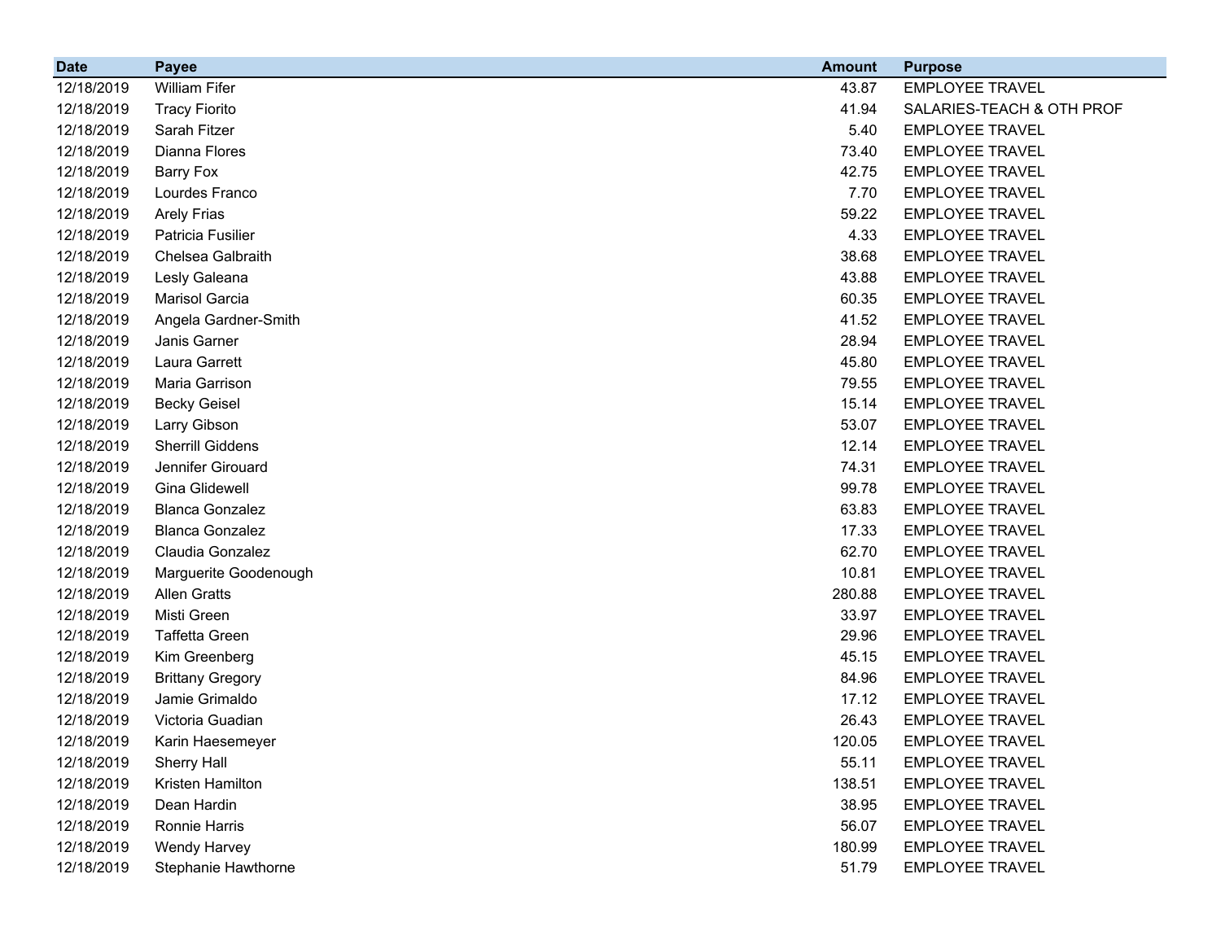| Date | Payee | Amount | Purpose |
| --- | --- | --- | --- |
| 12/18/2019 | William Fifer | 43.87 | EMPLOYEE TRAVEL |
| 12/18/2019 | Tracy Fiorito | 41.94 | SALARIES-TEACH & OTH PROF |
| 12/18/2019 | Sarah Fitzer | 5.40 | EMPLOYEE TRAVEL |
| 12/18/2019 | Dianna Flores | 73.40 | EMPLOYEE TRAVEL |
| 12/18/2019 | Barry Fox | 42.75 | EMPLOYEE TRAVEL |
| 12/18/2019 | Lourdes Franco | 7.70 | EMPLOYEE TRAVEL |
| 12/18/2019 | Arely Frias | 59.22 | EMPLOYEE TRAVEL |
| 12/18/2019 | Patricia Fusilier | 4.33 | EMPLOYEE TRAVEL |
| 12/18/2019 | Chelsea Galbraith | 38.68 | EMPLOYEE TRAVEL |
| 12/18/2019 | Lesly Galeana | 43.88 | EMPLOYEE TRAVEL |
| 12/18/2019 | Marisol Garcia | 60.35 | EMPLOYEE TRAVEL |
| 12/18/2019 | Angela Gardner-Smith | 41.52 | EMPLOYEE TRAVEL |
| 12/18/2019 | Janis Garner | 28.94 | EMPLOYEE TRAVEL |
| 12/18/2019 | Laura Garrett | 45.80 | EMPLOYEE TRAVEL |
| 12/18/2019 | Maria Garrison | 79.55 | EMPLOYEE TRAVEL |
| 12/18/2019 | Becky Geisel | 15.14 | EMPLOYEE TRAVEL |
| 12/18/2019 | Larry Gibson | 53.07 | EMPLOYEE TRAVEL |
| 12/18/2019 | Sherrill Giddens | 12.14 | EMPLOYEE TRAVEL |
| 12/18/2019 | Jennifer Girouard | 74.31 | EMPLOYEE TRAVEL |
| 12/18/2019 | Gina Glidewell | 99.78 | EMPLOYEE TRAVEL |
| 12/18/2019 | Blanca Gonzalez | 63.83 | EMPLOYEE TRAVEL |
| 12/18/2019 | Blanca Gonzalez | 17.33 | EMPLOYEE TRAVEL |
| 12/18/2019 | Claudia Gonzalez | 62.70 | EMPLOYEE TRAVEL |
| 12/18/2019 | Marguerite Goodenough | 10.81 | EMPLOYEE TRAVEL |
| 12/18/2019 | Allen Gratts | 280.88 | EMPLOYEE TRAVEL |
| 12/18/2019 | Misti Green | 33.97 | EMPLOYEE TRAVEL |
| 12/18/2019 | Taffetta Green | 29.96 | EMPLOYEE TRAVEL |
| 12/18/2019 | Kim Greenberg | 45.15 | EMPLOYEE TRAVEL |
| 12/18/2019 | Brittany Gregory | 84.96 | EMPLOYEE TRAVEL |
| 12/18/2019 | Jamie Grimaldo | 17.12 | EMPLOYEE TRAVEL |
| 12/18/2019 | Victoria Guadian | 26.43 | EMPLOYEE TRAVEL |
| 12/18/2019 | Karin Haesemeyer | 120.05 | EMPLOYEE TRAVEL |
| 12/18/2019 | Sherry Hall | 55.11 | EMPLOYEE TRAVEL |
| 12/18/2019 | Kristen Hamilton | 138.51 | EMPLOYEE TRAVEL |
| 12/18/2019 | Dean Hardin | 38.95 | EMPLOYEE TRAVEL |
| 12/18/2019 | Ronnie Harris | 56.07 | EMPLOYEE TRAVEL |
| 12/18/2019 | Wendy Harvey | 180.99 | EMPLOYEE TRAVEL |
| 12/18/2019 | Stephanie Hawthorne | 51.79 | EMPLOYEE TRAVEL |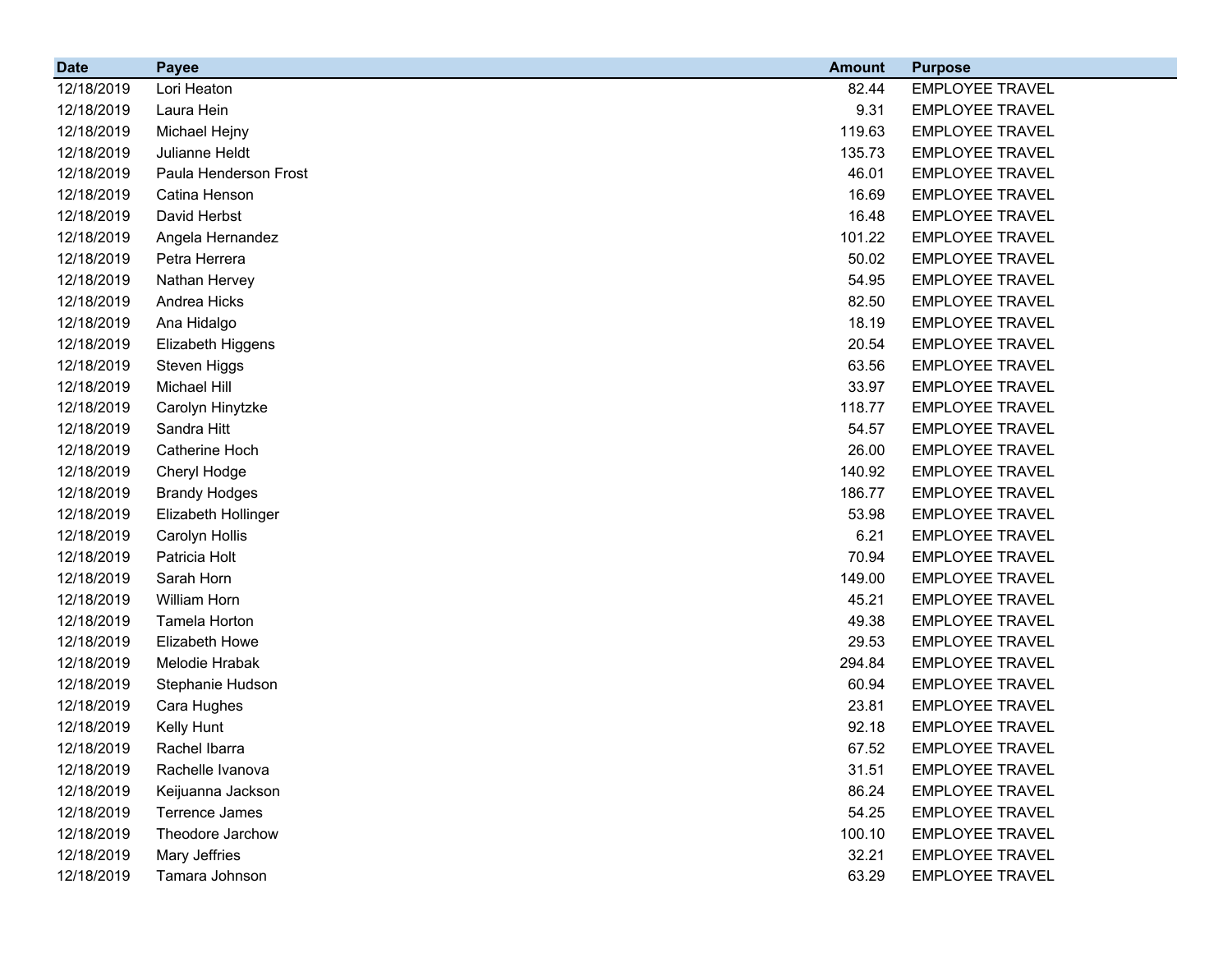| Date | Payee | Amount | Purpose |
|---|---|---|---|
| 12/18/2019 | Lori Heaton | 82.44 | EMPLOYEE TRAVEL |
| 12/18/2019 | Laura Hein | 9.31 | EMPLOYEE TRAVEL |
| 12/18/2019 | Michael Hejny | 119.63 | EMPLOYEE TRAVEL |
| 12/18/2019 | Julianne Heldt | 135.73 | EMPLOYEE TRAVEL |
| 12/18/2019 | Paula Henderson Frost | 46.01 | EMPLOYEE TRAVEL |
| 12/18/2019 | Catina Henson | 16.69 | EMPLOYEE TRAVEL |
| 12/18/2019 | David Herbst | 16.48 | EMPLOYEE TRAVEL |
| 12/18/2019 | Angela Hernandez | 101.22 | EMPLOYEE TRAVEL |
| 12/18/2019 | Petra Herrera | 50.02 | EMPLOYEE TRAVEL |
| 12/18/2019 | Nathan Hervey | 54.95 | EMPLOYEE TRAVEL |
| 12/18/2019 | Andrea Hicks | 82.50 | EMPLOYEE TRAVEL |
| 12/18/2019 | Ana Hidalgo | 18.19 | EMPLOYEE TRAVEL |
| 12/18/2019 | Elizabeth Higgens | 20.54 | EMPLOYEE TRAVEL |
| 12/18/2019 | Steven Higgs | 63.56 | EMPLOYEE TRAVEL |
| 12/18/2019 | Michael Hill | 33.97 | EMPLOYEE TRAVEL |
| 12/18/2019 | Carolyn Hinytzke | 118.77 | EMPLOYEE TRAVEL |
| 12/18/2019 | Sandra Hitt | 54.57 | EMPLOYEE TRAVEL |
| 12/18/2019 | Catherine Hoch | 26.00 | EMPLOYEE TRAVEL |
| 12/18/2019 | Cheryl Hodge | 140.92 | EMPLOYEE TRAVEL |
| 12/18/2019 | Brandy Hodges | 186.77 | EMPLOYEE TRAVEL |
| 12/18/2019 | Elizabeth Hollinger | 53.98 | EMPLOYEE TRAVEL |
| 12/18/2019 | Carolyn Hollis | 6.21 | EMPLOYEE TRAVEL |
| 12/18/2019 | Patricia Holt | 70.94 | EMPLOYEE TRAVEL |
| 12/18/2019 | Sarah Horn | 149.00 | EMPLOYEE TRAVEL |
| 12/18/2019 | William Horn | 45.21 | EMPLOYEE TRAVEL |
| 12/18/2019 | Tamela Horton | 49.38 | EMPLOYEE TRAVEL |
| 12/18/2019 | Elizabeth Howe | 29.53 | EMPLOYEE TRAVEL |
| 12/18/2019 | Melodie Hrabak | 294.84 | EMPLOYEE TRAVEL |
| 12/18/2019 | Stephanie Hudson | 60.94 | EMPLOYEE TRAVEL |
| 12/18/2019 | Cara Hughes | 23.81 | EMPLOYEE TRAVEL |
| 12/18/2019 | Kelly Hunt | 92.18 | EMPLOYEE TRAVEL |
| 12/18/2019 | Rachel Ibarra | 67.52 | EMPLOYEE TRAVEL |
| 12/18/2019 | Rachelle Ivanova | 31.51 | EMPLOYEE TRAVEL |
| 12/18/2019 | Keijuanna Jackson | 86.24 | EMPLOYEE TRAVEL |
| 12/18/2019 | Terrence James | 54.25 | EMPLOYEE TRAVEL |
| 12/18/2019 | Theodore Jarchow | 100.10 | EMPLOYEE TRAVEL |
| 12/18/2019 | Mary Jeffries | 32.21 | EMPLOYEE TRAVEL |
| 12/18/2019 | Tamara Johnson | 63.29 | EMPLOYEE TRAVEL |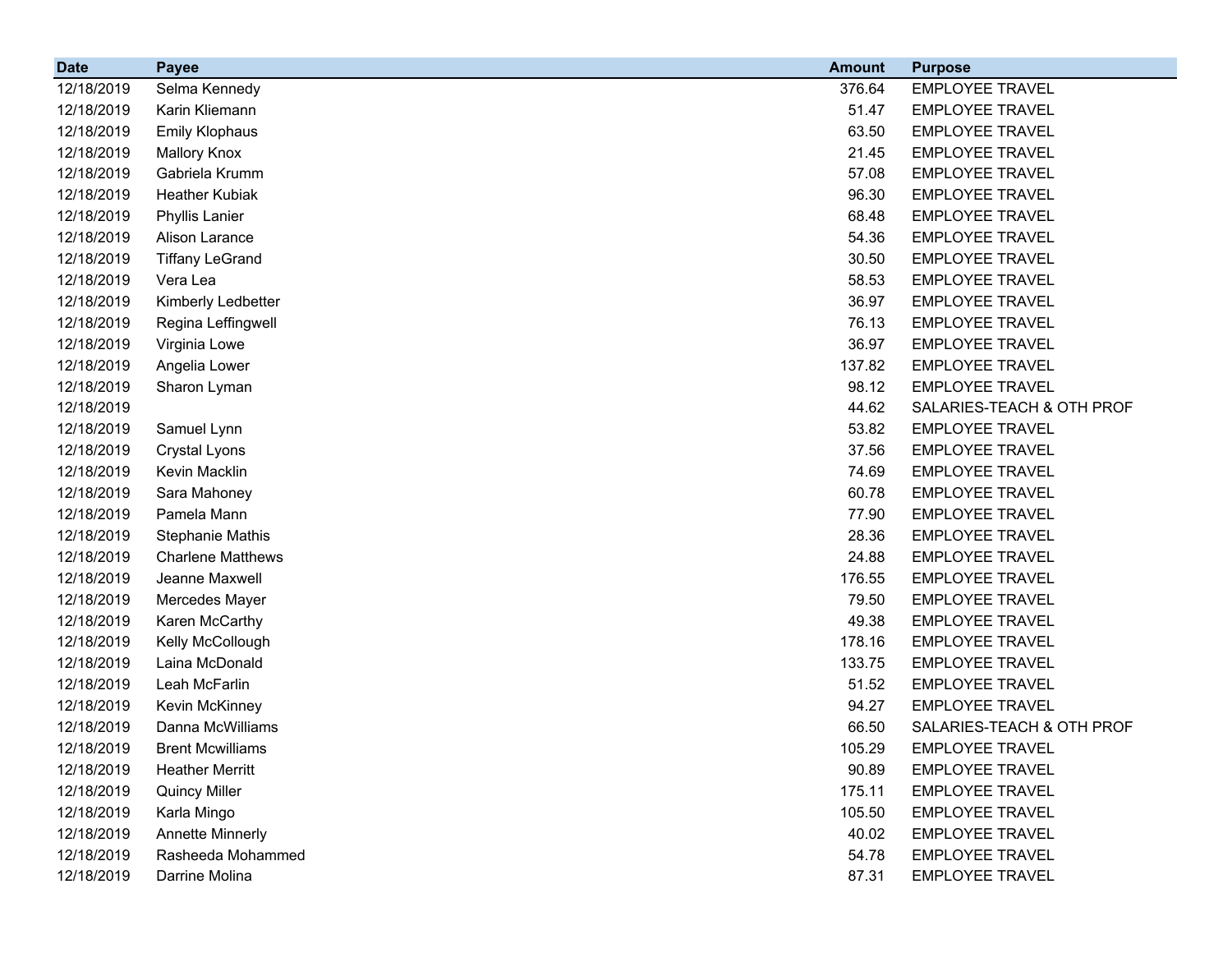| Date | Payee | Amount | Purpose |
|---|---|---|---|
| 12/18/2019 | Selma Kennedy | 376.64 | EMPLOYEE TRAVEL |
| 12/18/2019 | Karin Kliemann | 51.47 | EMPLOYEE TRAVEL |
| 12/18/2019 | Emily Klophaus | 63.50 | EMPLOYEE TRAVEL |
| 12/18/2019 | Mallory Knox | 21.45 | EMPLOYEE TRAVEL |
| 12/18/2019 | Gabriela Krumm | 57.08 | EMPLOYEE TRAVEL |
| 12/18/2019 | Heather Kubiak | 96.30 | EMPLOYEE TRAVEL |
| 12/18/2019 | Phyllis Lanier | 68.48 | EMPLOYEE TRAVEL |
| 12/18/2019 | Alison Larance | 54.36 | EMPLOYEE TRAVEL |
| 12/18/2019 | Tiffany LeGrand | 30.50 | EMPLOYEE TRAVEL |
| 12/18/2019 | Vera Lea | 58.53 | EMPLOYEE TRAVEL |
| 12/18/2019 | Kimberly Ledbetter | 36.97 | EMPLOYEE TRAVEL |
| 12/18/2019 | Regina Leffingwell | 76.13 | EMPLOYEE TRAVEL |
| 12/18/2019 | Virginia Lowe | 36.97 | EMPLOYEE TRAVEL |
| 12/18/2019 | Angelia Lower | 137.82 | EMPLOYEE TRAVEL |
| 12/18/2019 | Sharon Lyman | 98.12 | EMPLOYEE TRAVEL |
| 12/18/2019 | | 44.62 | SALARIES-TEACH & OTH PROF |
| 12/18/2019 | Samuel Lynn | 53.82 | EMPLOYEE TRAVEL |
| 12/18/2019 | Crystal Lyons | 37.56 | EMPLOYEE TRAVEL |
| 12/18/2019 | Kevin Macklin | 74.69 | EMPLOYEE TRAVEL |
| 12/18/2019 | Sara Mahoney | 60.78 | EMPLOYEE TRAVEL |
| 12/18/2019 | Pamela Mann | 77.90 | EMPLOYEE TRAVEL |
| 12/18/2019 | Stephanie Mathis | 28.36 | EMPLOYEE TRAVEL |
| 12/18/2019 | Charlene Matthews | 24.88 | EMPLOYEE TRAVEL |
| 12/18/2019 | Jeanne Maxwell | 176.55 | EMPLOYEE TRAVEL |
| 12/18/2019 | Mercedes Mayer | 79.50 | EMPLOYEE TRAVEL |
| 12/18/2019 | Karen McCarthy | 49.38 | EMPLOYEE TRAVEL |
| 12/18/2019 | Kelly McCollough | 178.16 | EMPLOYEE TRAVEL |
| 12/18/2019 | Laina McDonald | 133.75 | EMPLOYEE TRAVEL |
| 12/18/2019 | Leah McFarlin | 51.52 | EMPLOYEE TRAVEL |
| 12/18/2019 | Kevin McKinney | 94.27 | EMPLOYEE TRAVEL |
| 12/18/2019 | Danna McWilliams | 66.50 | SALARIES-TEACH & OTH PROF |
| 12/18/2019 | Brent Mcwilliams | 105.29 | EMPLOYEE TRAVEL |
| 12/18/2019 | Heather Merritt | 90.89 | EMPLOYEE TRAVEL |
| 12/18/2019 | Quincy Miller | 175.11 | EMPLOYEE TRAVEL |
| 12/18/2019 | Karla Mingo | 105.50 | EMPLOYEE TRAVEL |
| 12/18/2019 | Annette Minnerly | 40.02 | EMPLOYEE TRAVEL |
| 12/18/2019 | Rasheeda Mohammed | 54.78 | EMPLOYEE TRAVEL |
| 12/18/2019 | Darrine Molina | 87.31 | EMPLOYEE TRAVEL |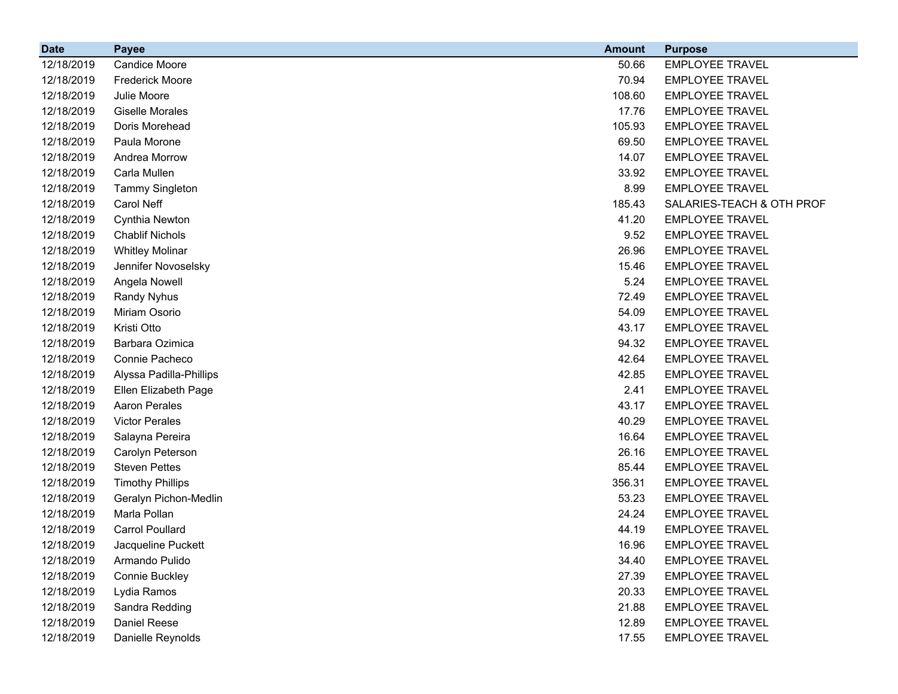| Date | Payee | Amount | Purpose |
|---|---|---|---|
| 12/18/2019 | Candice Moore | 50.66 | EMPLOYEE TRAVEL |
| 12/18/2019 | Frederick Moore | 70.94 | EMPLOYEE TRAVEL |
| 12/18/2019 | Julie Moore | 108.60 | EMPLOYEE TRAVEL |
| 12/18/2019 | Giselle Morales | 17.76 | EMPLOYEE TRAVEL |
| 12/18/2019 | Doris Morehead | 105.93 | EMPLOYEE TRAVEL |
| 12/18/2019 | Paula Morone | 69.50 | EMPLOYEE TRAVEL |
| 12/18/2019 | Andrea Morrow | 14.07 | EMPLOYEE TRAVEL |
| 12/18/2019 | Carla Mullen | 33.92 | EMPLOYEE TRAVEL |
| 12/18/2019 | Tammy Singleton | 8.99 | EMPLOYEE TRAVEL |
| 12/18/2019 | Carol Neff | 185.43 | SALARIES-TEACH & OTH PROF |
| 12/18/2019 | Cynthia Newton | 41.20 | EMPLOYEE TRAVEL |
| 12/18/2019 | Chablif Nichols | 9.52 | EMPLOYEE TRAVEL |
| 12/18/2019 | Whitley Molinar | 26.96 | EMPLOYEE TRAVEL |
| 12/18/2019 | Jennifer Novoselsky | 15.46 | EMPLOYEE TRAVEL |
| 12/18/2019 | Angela Nowell | 5.24 | EMPLOYEE TRAVEL |
| 12/18/2019 | Randy Nyhus | 72.49 | EMPLOYEE TRAVEL |
| 12/18/2019 | Miriam Osorio | 54.09 | EMPLOYEE TRAVEL |
| 12/18/2019 | Kristi Otto | 43.17 | EMPLOYEE TRAVEL |
| 12/18/2019 | Barbara Ozimica | 94.32 | EMPLOYEE TRAVEL |
| 12/18/2019 | Connie Pacheco | 42.64 | EMPLOYEE TRAVEL |
| 12/18/2019 | Alyssa Padilla-Phillips | 42.85 | EMPLOYEE TRAVEL |
| 12/18/2019 | Ellen Elizabeth Page | 2.41 | EMPLOYEE TRAVEL |
| 12/18/2019 | Aaron Perales | 43.17 | EMPLOYEE TRAVEL |
| 12/18/2019 | Victor Perales | 40.29 | EMPLOYEE TRAVEL |
| 12/18/2019 | Salayna Pereira | 16.64 | EMPLOYEE TRAVEL |
| 12/18/2019 | Carolyn Peterson | 26.16 | EMPLOYEE TRAVEL |
| 12/18/2019 | Steven Pettes | 85.44 | EMPLOYEE TRAVEL |
| 12/18/2019 | Timothy Phillips | 356.31 | EMPLOYEE TRAVEL |
| 12/18/2019 | Geralyn Pichon-Medlin | 53.23 | EMPLOYEE TRAVEL |
| 12/18/2019 | Marla Pollan | 24.24 | EMPLOYEE TRAVEL |
| 12/18/2019 | Carrol Poullard | 44.19 | EMPLOYEE TRAVEL |
| 12/18/2019 | Jacqueline Puckett | 16.96 | EMPLOYEE TRAVEL |
| 12/18/2019 | Armando Pulido | 34.40 | EMPLOYEE TRAVEL |
| 12/18/2019 | Connie Buckley | 27.39 | EMPLOYEE TRAVEL |
| 12/18/2019 | Lydia Ramos | 20.33 | EMPLOYEE TRAVEL |
| 12/18/2019 | Sandra Redding | 21.88 | EMPLOYEE TRAVEL |
| 12/18/2019 | Daniel Reese | 12.89 | EMPLOYEE TRAVEL |
| 12/18/2019 | Danielle Reynolds | 17.55 | EMPLOYEE TRAVEL |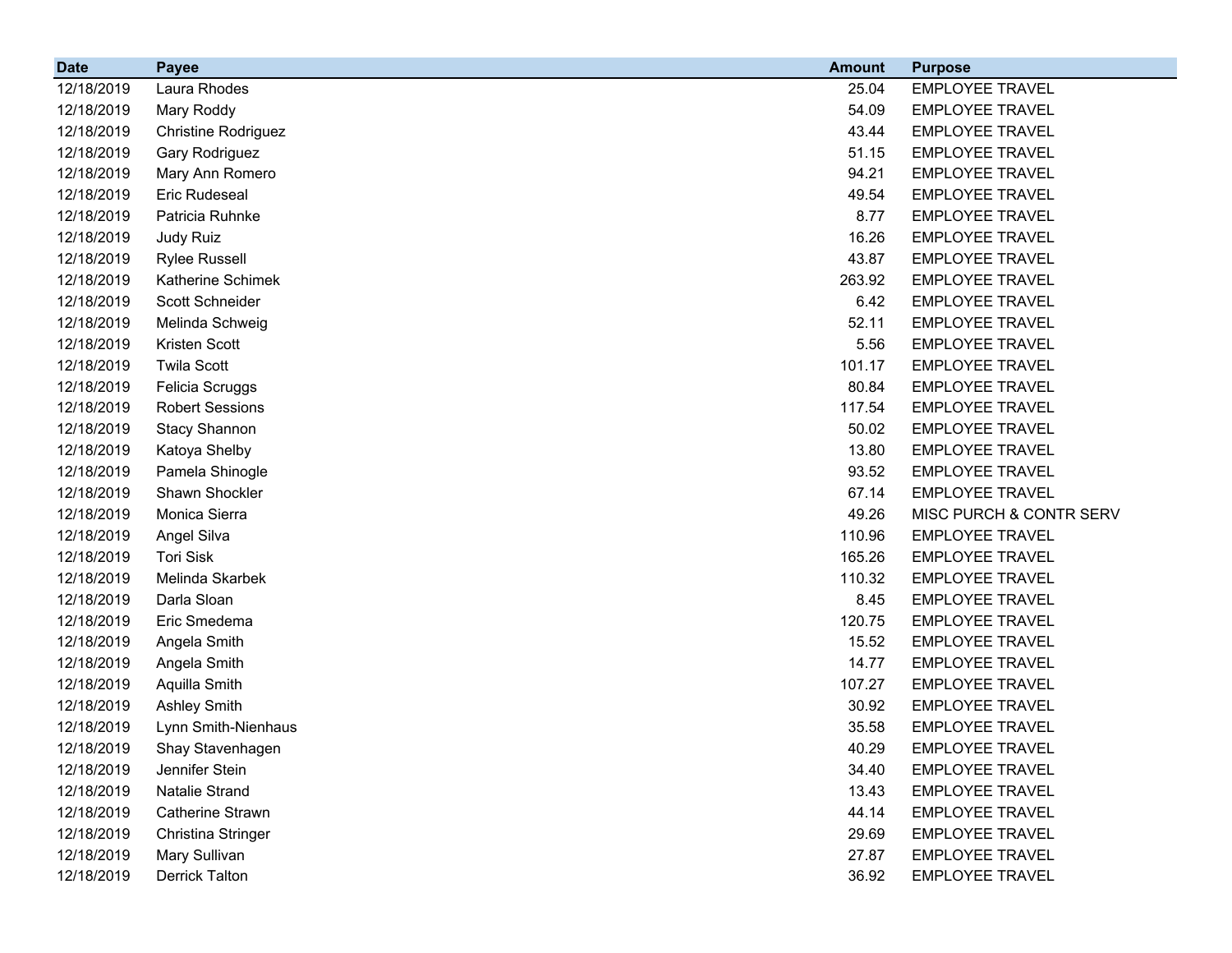| Date | Payee | Amount | Purpose |
|---|---|---|---|
| 12/18/2019 | Laura Rhodes | 25.04 | EMPLOYEE TRAVEL |
| 12/18/2019 | Mary Roddy | 54.09 | EMPLOYEE TRAVEL |
| 12/18/2019 | Christine Rodriguez | 43.44 | EMPLOYEE TRAVEL |
| 12/18/2019 | Gary Rodriguez | 51.15 | EMPLOYEE TRAVEL |
| 12/18/2019 | Mary Ann Romero | 94.21 | EMPLOYEE TRAVEL |
| 12/18/2019 | Eric Rudeseal | 49.54 | EMPLOYEE TRAVEL |
| 12/18/2019 | Patricia Ruhnke | 8.77 | EMPLOYEE TRAVEL |
| 12/18/2019 | Judy Ruiz | 16.26 | EMPLOYEE TRAVEL |
| 12/18/2019 | Rylee Russell | 43.87 | EMPLOYEE TRAVEL |
| 12/18/2019 | Katherine Schimek | 263.92 | EMPLOYEE TRAVEL |
| 12/18/2019 | Scott Schneider | 6.42 | EMPLOYEE TRAVEL |
| 12/18/2019 | Melinda Schweig | 52.11 | EMPLOYEE TRAVEL |
| 12/18/2019 | Kristen Scott | 5.56 | EMPLOYEE TRAVEL |
| 12/18/2019 | Twila Scott | 101.17 | EMPLOYEE TRAVEL |
| 12/18/2019 | Felicia Scruggs | 80.84 | EMPLOYEE TRAVEL |
| 12/18/2019 | Robert Sessions | 117.54 | EMPLOYEE TRAVEL |
| 12/18/2019 | Stacy Shannon | 50.02 | EMPLOYEE TRAVEL |
| 12/18/2019 | Katoya Shelby | 13.80 | EMPLOYEE TRAVEL |
| 12/18/2019 | Pamela Shinogle | 93.52 | EMPLOYEE TRAVEL |
| 12/18/2019 | Shawn Shockler | 67.14 | EMPLOYEE TRAVEL |
| 12/18/2019 | Monica Sierra | 49.26 | MISC PURCH & CONTR SERV |
| 12/18/2019 | Angel Silva | 110.96 | EMPLOYEE TRAVEL |
| 12/18/2019 | Tori Sisk | 165.26 | EMPLOYEE TRAVEL |
| 12/18/2019 | Melinda Skarbek | 110.32 | EMPLOYEE TRAVEL |
| 12/18/2019 | Darla Sloan | 8.45 | EMPLOYEE TRAVEL |
| 12/18/2019 | Eric Smedema | 120.75 | EMPLOYEE TRAVEL |
| 12/18/2019 | Angela Smith | 15.52 | EMPLOYEE TRAVEL |
| 12/18/2019 | Angela Smith | 14.77 | EMPLOYEE TRAVEL |
| 12/18/2019 | Aquilla Smith | 107.27 | EMPLOYEE TRAVEL |
| 12/18/2019 | Ashley Smith | 30.92 | EMPLOYEE TRAVEL |
| 12/18/2019 | Lynn Smith-Nienhaus | 35.58 | EMPLOYEE TRAVEL |
| 12/18/2019 | Shay Stavenhagen | 40.29 | EMPLOYEE TRAVEL |
| 12/18/2019 | Jennifer Stein | 34.40 | EMPLOYEE TRAVEL |
| 12/18/2019 | Natalie Strand | 13.43 | EMPLOYEE TRAVEL |
| 12/18/2019 | Catherine Strawn | 44.14 | EMPLOYEE TRAVEL |
| 12/18/2019 | Christina Stringer | 29.69 | EMPLOYEE TRAVEL |
| 12/18/2019 | Mary Sullivan | 27.87 | EMPLOYEE TRAVEL |
| 12/18/2019 | Derrick Talton | 36.92 | EMPLOYEE TRAVEL |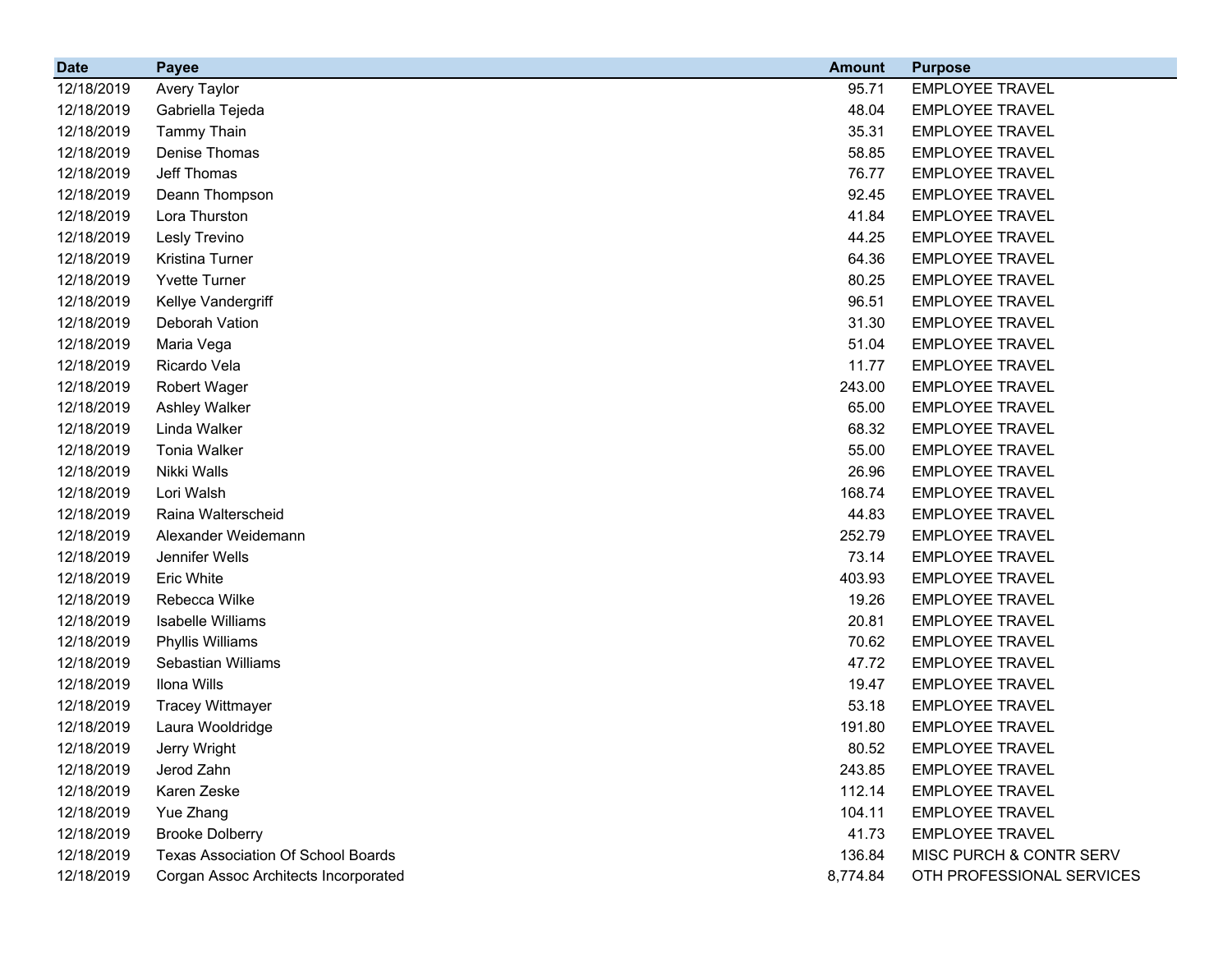| Date | Payee | Amount | Purpose |
|---|---|---|---|
| 12/18/2019 | Avery Taylor | 95.71 | EMPLOYEE TRAVEL |
| 12/18/2019 | Gabriella Tejeda | 48.04 | EMPLOYEE TRAVEL |
| 12/18/2019 | Tammy Thain | 35.31 | EMPLOYEE TRAVEL |
| 12/18/2019 | Denise Thomas | 58.85 | EMPLOYEE TRAVEL |
| 12/18/2019 | Jeff Thomas | 76.77 | EMPLOYEE TRAVEL |
| 12/18/2019 | Deann Thompson | 92.45 | EMPLOYEE TRAVEL |
| 12/18/2019 | Lora Thurston | 41.84 | EMPLOYEE TRAVEL |
| 12/18/2019 | Lesly Trevino | 44.25 | EMPLOYEE TRAVEL |
| 12/18/2019 | Kristina Turner | 64.36 | EMPLOYEE TRAVEL |
| 12/18/2019 | Yvette Turner | 80.25 | EMPLOYEE TRAVEL |
| 12/18/2019 | Kellye Vandergriff | 96.51 | EMPLOYEE TRAVEL |
| 12/18/2019 | Deborah Vation | 31.30 | EMPLOYEE TRAVEL |
| 12/18/2019 | Maria Vega | 51.04 | EMPLOYEE TRAVEL |
| 12/18/2019 | Ricardo Vela | 11.77 | EMPLOYEE TRAVEL |
| 12/18/2019 | Robert Wager | 243.00 | EMPLOYEE TRAVEL |
| 12/18/2019 | Ashley Walker | 65.00 | EMPLOYEE TRAVEL |
| 12/18/2019 | Linda Walker | 68.32 | EMPLOYEE TRAVEL |
| 12/18/2019 | Tonia Walker | 55.00 | EMPLOYEE TRAVEL |
| 12/18/2019 | Nikki Walls | 26.96 | EMPLOYEE TRAVEL |
| 12/18/2019 | Lori Walsh | 168.74 | EMPLOYEE TRAVEL |
| 12/18/2019 | Raina Walterscheid | 44.83 | EMPLOYEE TRAVEL |
| 12/18/2019 | Alexander Weidemann | 252.79 | EMPLOYEE TRAVEL |
| 12/18/2019 | Jennifer Wells | 73.14 | EMPLOYEE TRAVEL |
| 12/18/2019 | Eric White | 403.93 | EMPLOYEE TRAVEL |
| 12/18/2019 | Rebecca Wilke | 19.26 | EMPLOYEE TRAVEL |
| 12/18/2019 | Isabelle Williams | 20.81 | EMPLOYEE TRAVEL |
| 12/18/2019 | Phyllis Williams | 70.62 | EMPLOYEE TRAVEL |
| 12/18/2019 | Sebastian Williams | 47.72 | EMPLOYEE TRAVEL |
| 12/18/2019 | Ilona Wills | 19.47 | EMPLOYEE TRAVEL |
| 12/18/2019 | Tracey Wittmayer | 53.18 | EMPLOYEE TRAVEL |
| 12/18/2019 | Laura Wooldridge | 191.80 | EMPLOYEE TRAVEL |
| 12/18/2019 | Jerry Wright | 80.52 | EMPLOYEE TRAVEL |
| 12/18/2019 | Jerod Zahn | 243.85 | EMPLOYEE TRAVEL |
| 12/18/2019 | Karen Zeske | 112.14 | EMPLOYEE TRAVEL |
| 12/18/2019 | Yue Zhang | 104.11 | EMPLOYEE TRAVEL |
| 12/18/2019 | Brooke Dolberry | 41.73 | EMPLOYEE TRAVEL |
| 12/18/2019 | Texas Association Of School Boards | 136.84 | MISC PURCH & CONTR SERV |
| 12/18/2019 | Corgan Assoc Architects Incorporated | 8,774.84 | OTH PROFESSIONAL SERVICES |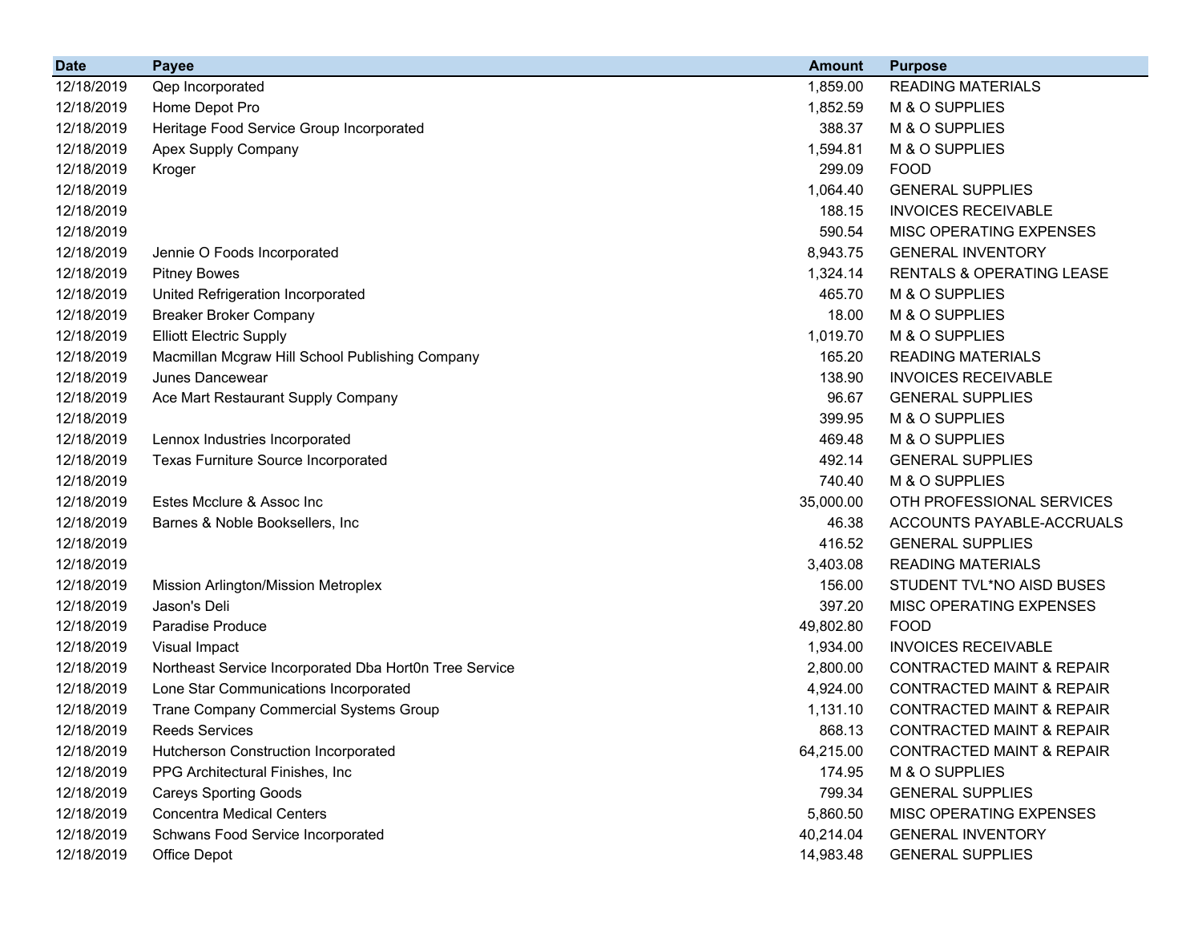| Date | Payee | Amount | Purpose |
| --- | --- | --- | --- |
| 12/18/2019 | Qep Incorporated | 1,859.00 | READING MATERIALS |
| 12/18/2019 | Home Depot Pro | 1,852.59 | M & O SUPPLIES |
| 12/18/2019 | Heritage Food Service Group Incorporated | 388.37 | M & O SUPPLIES |
| 12/18/2019 | Apex Supply Company | 1,594.81 | M & O SUPPLIES |
| 12/18/2019 | Kroger | 299.09 | FOOD |
| 12/18/2019 | | 1,064.40 | GENERAL SUPPLIES |
| 12/18/2019 | | 188.15 | INVOICES RECEIVABLE |
| 12/18/2019 | | 590.54 | MISC OPERATING EXPENSES |
| 12/18/2019 | Jennie O Foods Incorporated | 8,943.75 | GENERAL INVENTORY |
| 12/18/2019 | Pitney Bowes | 1,324.14 | RENTALS & OPERATING LEASE |
| 12/18/2019 | United Refrigeration Incorporated | 465.70 | M & O SUPPLIES |
| 12/18/2019 | Breaker Broker Company | 18.00 | M & O SUPPLIES |
| 12/18/2019 | Elliott Electric Supply | 1,019.70 | M & O SUPPLIES |
| 12/18/2019 | Macmillan Mcgraw Hill School Publishing Company | 165.20 | READING MATERIALS |
| 12/18/2019 | Junes Dancewear | 138.90 | INVOICES RECEIVABLE |
| 12/18/2019 | Ace Mart Restaurant Supply Company | 96.67 | GENERAL SUPPLIES |
| 12/18/2019 | | 399.95 | M & O SUPPLIES |
| 12/18/2019 | Lennox Industries Incorporated | 469.48 | M & O SUPPLIES |
| 12/18/2019 | Texas Furniture Source Incorporated | 492.14 | GENERAL SUPPLIES |
| 12/18/2019 | | 740.40 | M & O SUPPLIES |
| 12/18/2019 | Estes Mcclure & Assoc Inc | 35,000.00 | OTH PROFESSIONAL SERVICES |
| 12/18/2019 | Barnes & Noble Booksellers, Inc | 46.38 | ACCOUNTS PAYABLE-ACCRUALS |
| 12/18/2019 | | 416.52 | GENERAL SUPPLIES |
| 12/18/2019 | | 3,403.08 | READING MATERIALS |
| 12/18/2019 | Mission Arlington/Mission Metroplex | 156.00 | STUDENT TVL*NO AISD BUSES |
| 12/18/2019 | Jason's Deli | 397.20 | MISC OPERATING EXPENSES |
| 12/18/2019 | Paradise Produce | 49,802.80 | FOOD |
| 12/18/2019 | Visual Impact | 1,934.00 | INVOICES RECEIVABLE |
| 12/18/2019 | Northeast Service Incorporated Dba Hort0n Tree Service | 2,800.00 | CONTRACTED MAINT & REPAIR |
| 12/18/2019 | Lone Star Communications Incorporated | 4,924.00 | CONTRACTED MAINT & REPAIR |
| 12/18/2019 | Trane Company Commercial Systems Group | 1,131.10 | CONTRACTED MAINT & REPAIR |
| 12/18/2019 | Reeds Services | 868.13 | CONTRACTED MAINT & REPAIR |
| 12/18/2019 | Hutcherson Construction Incorporated | 64,215.00 | CONTRACTED MAINT & REPAIR |
| 12/18/2019 | PPG Architectural Finishes, Inc | 174.95 | M & O SUPPLIES |
| 12/18/2019 | Careys Sporting Goods | 799.34 | GENERAL SUPPLIES |
| 12/18/2019 | Concentra Medical Centers | 5,860.50 | MISC OPERATING EXPENSES |
| 12/18/2019 | Schwans Food Service Incorporated | 40,214.04 | GENERAL INVENTORY |
| 12/18/2019 | Office Depot | 14,983.48 | GENERAL SUPPLIES |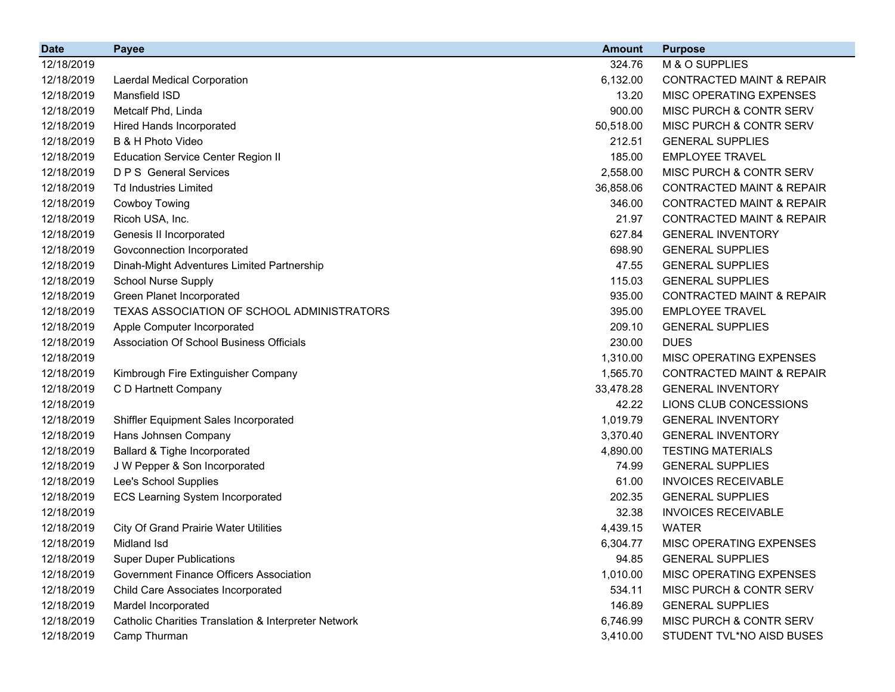| Date | Payee | Amount | Purpose |
|---|---|---|---|
| 12/18/2019 | | 324.76 | M & O SUPPLIES |
| 12/18/2019 | Laerdal Medical Corporation | 6,132.00 | CONTRACTED MAINT & REPAIR |
| 12/18/2019 | Mansfield ISD | 13.20 | MISC OPERATING EXPENSES |
| 12/18/2019 | Metcalf Phd, Linda | 900.00 | MISC PURCH & CONTR SERV |
| 12/18/2019 | Hired Hands Incorporated | 50,518.00 | MISC PURCH & CONTR SERV |
| 12/18/2019 | B & H Photo Video | 212.51 | GENERAL SUPPLIES |
| 12/18/2019 | Education Service Center Region II | 185.00 | EMPLOYEE TRAVEL |
| 12/18/2019 | D P S General Services | 2,558.00 | MISC PURCH & CONTR SERV |
| 12/18/2019 | Td Industries Limited | 36,858.06 | CONTRACTED MAINT & REPAIR |
| 12/18/2019 | Cowboy Towing | 346.00 | CONTRACTED MAINT & REPAIR |
| 12/18/2019 | Ricoh USA, Inc. | 21.97 | CONTRACTED MAINT & REPAIR |
| 12/18/2019 | Genesis II Incorporated | 627.84 | GENERAL INVENTORY |
| 12/18/2019 | Govconnection Incorporated | 698.90 | GENERAL SUPPLIES |
| 12/18/2019 | Dinah-Might Adventures Limited Partnership | 47.55 | GENERAL SUPPLIES |
| 12/18/2019 | School Nurse Supply | 115.03 | GENERAL SUPPLIES |
| 12/18/2019 | Green Planet Incorporated | 935.00 | CONTRACTED MAINT & REPAIR |
| 12/18/2019 | TEXAS ASSOCIATION OF SCHOOL ADMINISTRATORS | 395.00 | EMPLOYEE TRAVEL |
| 12/18/2019 | Apple Computer Incorporated | 209.10 | GENERAL SUPPLIES |
| 12/18/2019 | Association Of School Business Officials | 230.00 | DUES |
| 12/18/2019 | | 1,310.00 | MISC OPERATING EXPENSES |
| 12/18/2019 | Kimbrough Fire Extinguisher Company | 1,565.70 | CONTRACTED MAINT & REPAIR |
| 12/18/2019 | C D Hartnett Company | 33,478.28 | GENERAL INVENTORY |
| 12/18/2019 | | 42.22 | LIONS CLUB CONCESSIONS |
| 12/18/2019 | Shiffler Equipment Sales Incorporated | 1,019.79 | GENERAL INVENTORY |
| 12/18/2019 | Hans Johnsen Company | 3,370.40 | GENERAL INVENTORY |
| 12/18/2019 | Ballard & Tighe Incorporated | 4,890.00 | TESTING MATERIALS |
| 12/18/2019 | J W Pepper & Son Incorporated | 74.99 | GENERAL SUPPLIES |
| 12/18/2019 | Lee's School Supplies | 61.00 | INVOICES RECEIVABLE |
| 12/18/2019 | ECS Learning System Incorporated | 202.35 | GENERAL SUPPLIES |
| 12/18/2019 | | 32.38 | INVOICES RECEIVABLE |
| 12/18/2019 | City Of Grand Prairie Water Utilities | 4,439.15 | WATER |
| 12/18/2019 | Midland Isd | 6,304.77 | MISC OPERATING EXPENSES |
| 12/18/2019 | Super Duper Publications | 94.85 | GENERAL SUPPLIES |
| 12/18/2019 | Government Finance Officers Association | 1,010.00 | MISC OPERATING EXPENSES |
| 12/18/2019 | Child Care Associates Incorporated | 534.11 | MISC PURCH & CONTR SERV |
| 12/18/2019 | Mardel Incorporated | 146.89 | GENERAL SUPPLIES |
| 12/18/2019 | Catholic Charities Translation & Interpreter Network | 6,746.99 | MISC PURCH & CONTR SERV |
| 12/18/2019 | Camp Thurman | 3,410.00 | STUDENT TVL*NO AISD BUSES |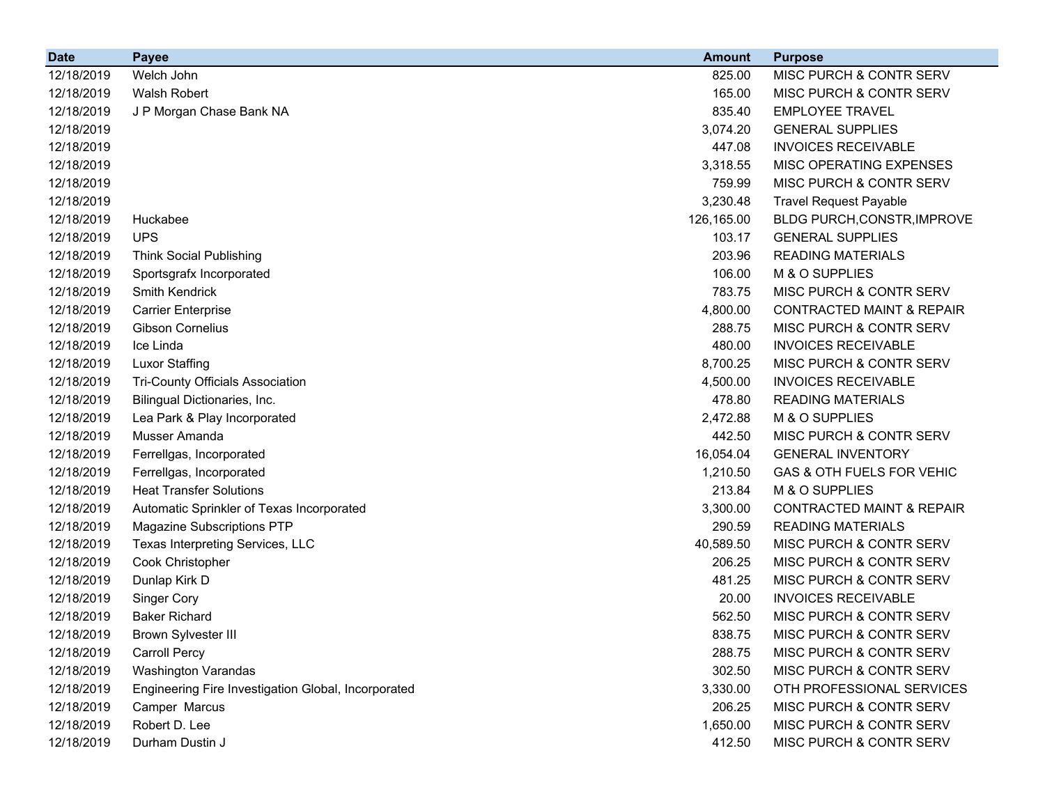| Date | Payee | Amount | Purpose |
|---|---|---|---|
| 12/18/2019 | Welch John | 825.00 | MISC PURCH & CONTR SERV |
| 12/18/2019 | Walsh Robert | 165.00 | MISC PURCH & CONTR SERV |
| 12/18/2019 | J P Morgan Chase Bank NA | 835.40 | EMPLOYEE TRAVEL |
| 12/18/2019 | | 3,074.20 | GENERAL SUPPLIES |
| 12/18/2019 | | 447.08 | INVOICES RECEIVABLE |
| 12/18/2019 | | 3,318.55 | MISC OPERATING EXPENSES |
| 12/18/2019 | | 759.99 | MISC PURCH & CONTR SERV |
| 12/18/2019 | | 3,230.48 | Travel Request Payable |
| 12/18/2019 | Huckabee | 126,165.00 | BLDG PURCH,CONSTR,IMPROVE |
| 12/18/2019 | UPS | 103.17 | GENERAL SUPPLIES |
| 12/18/2019 | Think Social Publishing | 203.96 | READING MATERIALS |
| 12/18/2019 | Sportsgrafx Incorporated | 106.00 | M & O SUPPLIES |
| 12/18/2019 | Smith Kendrick | 783.75 | MISC PURCH & CONTR SERV |
| 12/18/2019 | Carrier Enterprise | 4,800.00 | CONTRACTED MAINT & REPAIR |
| 12/18/2019 | Gibson Cornelius | 288.75 | MISC PURCH & CONTR SERV |
| 12/18/2019 | Ice Linda | 480.00 | INVOICES RECEIVABLE |
| 12/18/2019 | Luxor Staffing | 8,700.25 | MISC PURCH & CONTR SERV |
| 12/18/2019 | Tri-County Officials Association | 4,500.00 | INVOICES RECEIVABLE |
| 12/18/2019 | Bilingual Dictionaries, Inc. | 478.80 | READING MATERIALS |
| 12/18/2019 | Lea Park & Play Incorporated | 2,472.88 | M & O SUPPLIES |
| 12/18/2019 | Musser Amanda | 442.50 | MISC PURCH & CONTR SERV |
| 12/18/2019 | Ferrellgas, Incorporated | 16,054.04 | GENERAL INVENTORY |
| 12/18/2019 | Ferrellgas, Incorporated | 1,210.50 | GAS & OTH FUELS FOR VEHIC |
| 12/18/2019 | Heat Transfer Solutions | 213.84 | M & O SUPPLIES |
| 12/18/2019 | Automatic Sprinkler of Texas Incorporated | 3,300.00 | CONTRACTED MAINT & REPAIR |
| 12/18/2019 | Magazine Subscriptions PTP | 290.59 | READING MATERIALS |
| 12/18/2019 | Texas Interpreting Services, LLC | 40,589.50 | MISC PURCH & CONTR SERV |
| 12/18/2019 | Cook Christopher | 206.25 | MISC PURCH & CONTR SERV |
| 12/18/2019 | Dunlap Kirk D | 481.25 | MISC PURCH & CONTR SERV |
| 12/18/2019 | Singer Cory | 20.00 | INVOICES RECEIVABLE |
| 12/18/2019 | Baker Richard | 562.50 | MISC PURCH & CONTR SERV |
| 12/18/2019 | Brown Sylvester III | 838.75 | MISC PURCH & CONTR SERV |
| 12/18/2019 | Carroll Percy | 288.75 | MISC PURCH & CONTR SERV |
| 12/18/2019 | Washington Varandas | 302.50 | MISC PURCH & CONTR SERV |
| 12/18/2019 | Engineering Fire Investigation Global, Incorporated | 3,330.00 | OTH PROFESSIONAL SERVICES |
| 12/18/2019 | Camper Marcus | 206.25 | MISC PURCH & CONTR SERV |
| 12/18/2019 | Robert D. Lee | 1,650.00 | MISC PURCH & CONTR SERV |
| 12/18/2019 | Durham Dustin J | 412.50 | MISC PURCH & CONTR SERV |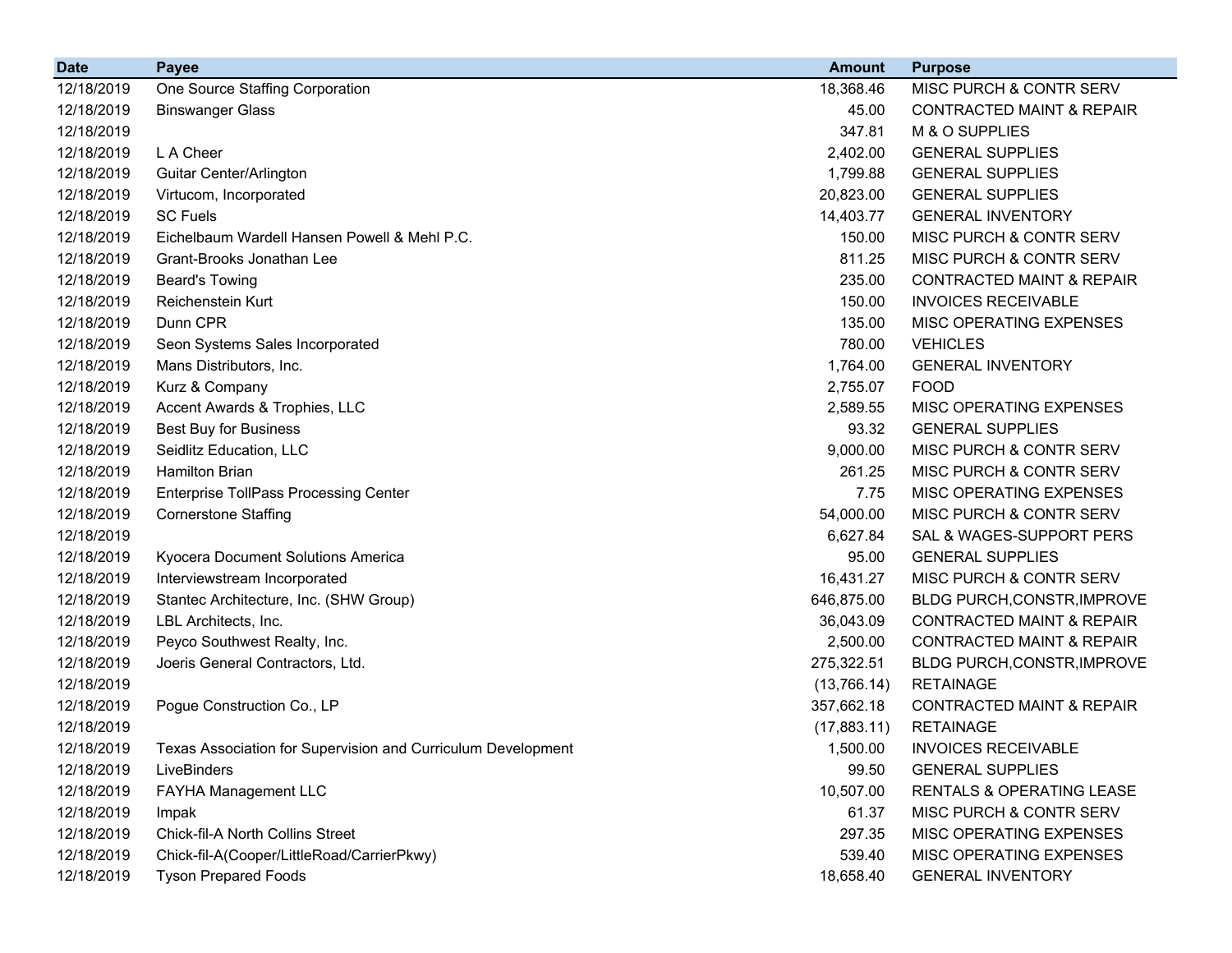| Date | Payee | Amount | Purpose |
|---|---|---|---|
| 12/18/2019 | One Source Staffing Corporation | 18,368.46 | MISC PURCH & CONTR SERV |
| 12/18/2019 | Binswanger Glass | 45.00 | CONTRACTED MAINT & REPAIR |
| 12/18/2019 | | 347.81 | M & O SUPPLIES |
| 12/18/2019 | L A Cheer | 2,402.00 | GENERAL SUPPLIES |
| 12/18/2019 | Guitar Center/Arlington | 1,799.88 | GENERAL SUPPLIES |
| 12/18/2019 | Virtucom, Incorporated | 20,823.00 | GENERAL SUPPLIES |
| 12/18/2019 | SC Fuels | 14,403.77 | GENERAL INVENTORY |
| 12/18/2019 | Eichelbaum Wardell Hansen Powell & Mehl P.C. | 150.00 | MISC PURCH & CONTR SERV |
| 12/18/2019 | Grant-Brooks Jonathan Lee | 811.25 | MISC PURCH & CONTR SERV |
| 12/18/2019 | Beard's Towing | 235.00 | CONTRACTED MAINT & REPAIR |
| 12/18/2019 | Reichenstein Kurt | 150.00 | INVOICES RECEIVABLE |
| 12/18/2019 | Dunn CPR | 135.00 | MISC OPERATING EXPENSES |
| 12/18/2019 | Seon Systems Sales Incorporated | 780.00 | VEHICLES |
| 12/18/2019 | Mans Distributors, Inc. | 1,764.00 | GENERAL INVENTORY |
| 12/18/2019 | Kurz & Company | 2,755.07 | FOOD |
| 12/18/2019 | Accent Awards & Trophies, LLC | 2,589.55 | MISC OPERATING EXPENSES |
| 12/18/2019 | Best Buy for Business | 93.32 | GENERAL SUPPLIES |
| 12/18/2019 | Seidlitz Education, LLC | 9,000.00 | MISC PURCH & CONTR SERV |
| 12/18/2019 | Hamilton Brian | 261.25 | MISC PURCH & CONTR SERV |
| 12/18/2019 | Enterprise TollPass Processing Center | 7.75 | MISC OPERATING EXPENSES |
| 12/18/2019 | Cornerstone Staffing | 54,000.00 | MISC PURCH & CONTR SERV |
| 12/18/2019 | | 6,627.84 | SAL & WAGES-SUPPORT PERS |
| 12/18/2019 | Kyocera Document Solutions America | 95.00 | GENERAL SUPPLIES |
| 12/18/2019 | Interviewstream Incorporated | 16,431.27 | MISC PURCH & CONTR SERV |
| 12/18/2019 | Stantec Architecture, Inc. (SHW Group) | 646,875.00 | BLDG PURCH,CONSTR,IMPROVE |
| 12/18/2019 | LBL Architects, Inc. | 36,043.09 | CONTRACTED MAINT & REPAIR |
| 12/18/2019 | Peyco Southwest Realty, Inc. | 2,500.00 | CONTRACTED MAINT & REPAIR |
| 12/18/2019 | Joeris General Contractors, Ltd. | 275,322.51 | BLDG PURCH,CONSTR,IMPROVE |
| 12/18/2019 | | (13,766.14) | RETAINAGE |
| 12/18/2019 | Pogue Construction Co., LP | 357,662.18 | CONTRACTED MAINT & REPAIR |
| 12/18/2019 | | (17,883.11) | RETAINAGE |
| 12/18/2019 | Texas Association for Supervision and Curriculum Development | 1,500.00 | INVOICES RECEIVABLE |
| 12/18/2019 | LiveBinders | 99.50 | GENERAL SUPPLIES |
| 12/18/2019 | FAYHA Management LLC | 10,507.00 | RENTALS & OPERATING LEASE |
| 12/18/2019 | Impak | 61.37 | MISC PURCH & CONTR SERV |
| 12/18/2019 | Chick-fil-A North Collins Street | 297.35 | MISC OPERATING EXPENSES |
| 12/18/2019 | Chick-fil-A(Cooper/LittleRoad/CarrierPkwy) | 539.40 | MISC OPERATING EXPENSES |
| 12/18/2019 | Tyson Prepared Foods | 18,658.40 | GENERAL INVENTORY |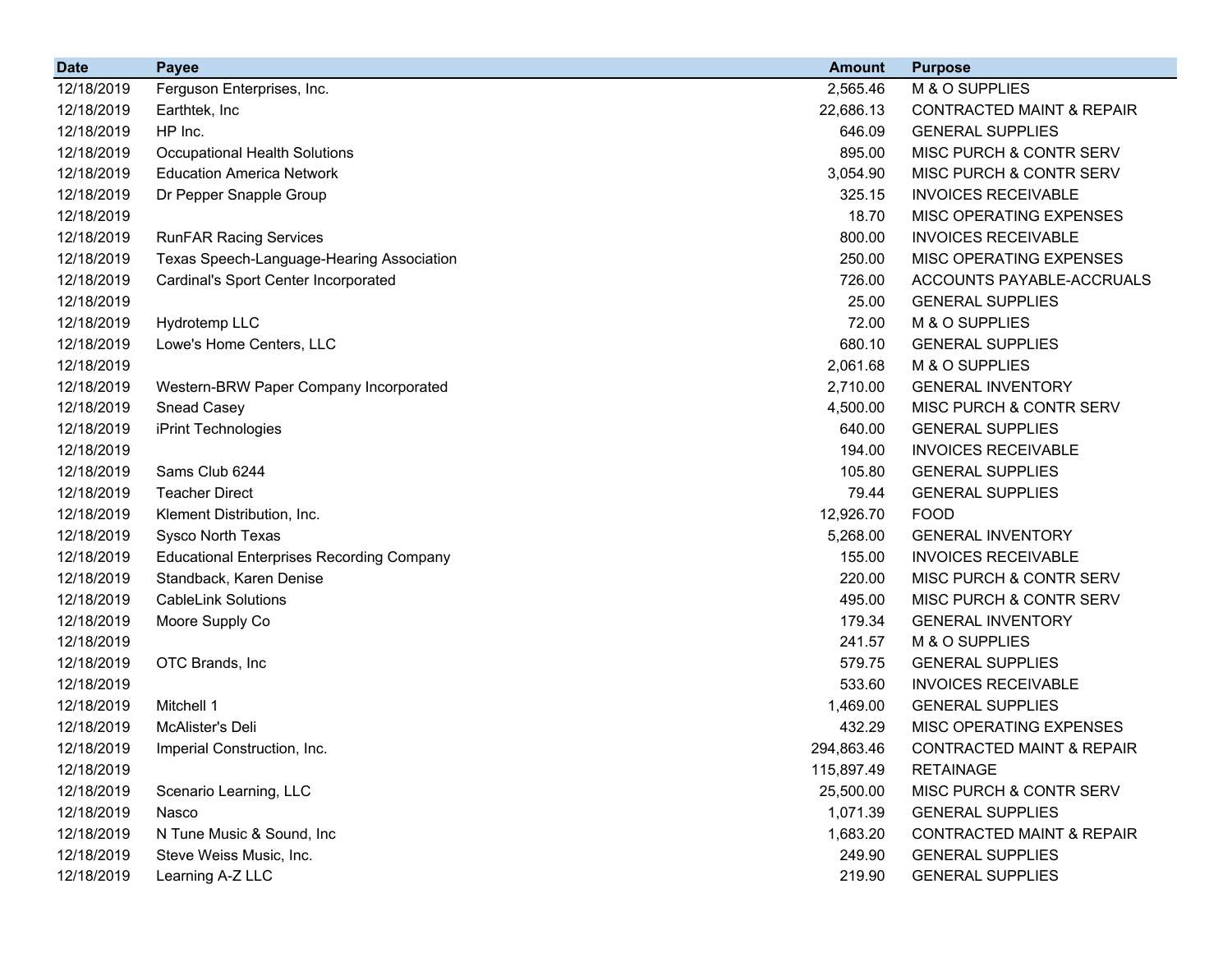| Date | Payee | Amount | Purpose |
|---|---|---|---|
| 12/18/2019 | Ferguson Enterprises, Inc. | 2,565.46 | M & O SUPPLIES |
| 12/18/2019 | Earthtek, Inc | 22,686.13 | CONTRACTED MAINT & REPAIR |
| 12/18/2019 | HP Inc. | 646.09 | GENERAL SUPPLIES |
| 12/18/2019 | Occupational Health Solutions | 895.00 | MISC PURCH & CONTR SERV |
| 12/18/2019 | Education America Network | 3,054.90 | MISC PURCH & CONTR SERV |
| 12/18/2019 | Dr Pepper Snapple Group | 325.15 | INVOICES RECEIVABLE |
| 12/18/2019 | | 18.70 | MISC OPERATING EXPENSES |
| 12/18/2019 | RunFAR Racing Services | 800.00 | INVOICES RECEIVABLE |
| 12/18/2019 | Texas Speech-Language-Hearing Association | 250.00 | MISC OPERATING EXPENSES |
| 12/18/2019 | Cardinal's Sport Center Incorporated | 726.00 | ACCOUNTS PAYABLE-ACCRUALS |
| 12/18/2019 | | 25.00 | GENERAL SUPPLIES |
| 12/18/2019 | Hydrotemp LLC | 72.00 | M & O SUPPLIES |
| 12/18/2019 | Lowe's Home Centers, LLC | 680.10 | GENERAL SUPPLIES |
| 12/18/2019 | | 2,061.68 | M & O SUPPLIES |
| 12/18/2019 | Western-BRW Paper Company Incorporated | 2,710.00 | GENERAL INVENTORY |
| 12/18/2019 | Snead Casey | 4,500.00 | MISC PURCH & CONTR SERV |
| 12/18/2019 | iPrint Technologies | 640.00 | GENERAL SUPPLIES |
| 12/18/2019 | | 194.00 | INVOICES RECEIVABLE |
| 12/18/2019 | Sams Club 6244 | 105.80 | GENERAL SUPPLIES |
| 12/18/2019 | Teacher Direct | 79.44 | GENERAL SUPPLIES |
| 12/18/2019 | Klement Distribution, Inc. | 12,926.70 | FOOD |
| 12/18/2019 | Sysco North Texas | 5,268.00 | GENERAL INVENTORY |
| 12/18/2019 | Educational Enterprises Recording Company | 155.00 | INVOICES RECEIVABLE |
| 12/18/2019 | Standback, Karen Denise | 220.00 | MISC PURCH & CONTR SERV |
| 12/18/2019 | CableLink Solutions | 495.00 | MISC PURCH & CONTR SERV |
| 12/18/2019 | Moore Supply Co | 179.34 | GENERAL INVENTORY |
| 12/18/2019 | | 241.57 | M & O SUPPLIES |
| 12/18/2019 | OTC Brands, Inc | 579.75 | GENERAL SUPPLIES |
| 12/18/2019 | | 533.60 | INVOICES RECEIVABLE |
| 12/18/2019 | Mitchell 1 | 1,469.00 | GENERAL SUPPLIES |
| 12/18/2019 | McAlister's Deli | 432.29 | MISC OPERATING EXPENSES |
| 12/18/2019 | Imperial Construction, Inc. | 294,863.46 | CONTRACTED MAINT & REPAIR |
| 12/18/2019 | | 115,897.49 | RETAINAGE |
| 12/18/2019 | Scenario Learning, LLC | 25,500.00 | MISC PURCH & CONTR SERV |
| 12/18/2019 | Nasco | 1,071.39 | GENERAL SUPPLIES |
| 12/18/2019 | N Tune Music & Sound, Inc | 1,683.20 | CONTRACTED MAINT & REPAIR |
| 12/18/2019 | Steve Weiss Music, Inc. | 249.90 | GENERAL SUPPLIES |
| 12/18/2019 | Learning A-Z LLC | 219.90 | GENERAL SUPPLIES |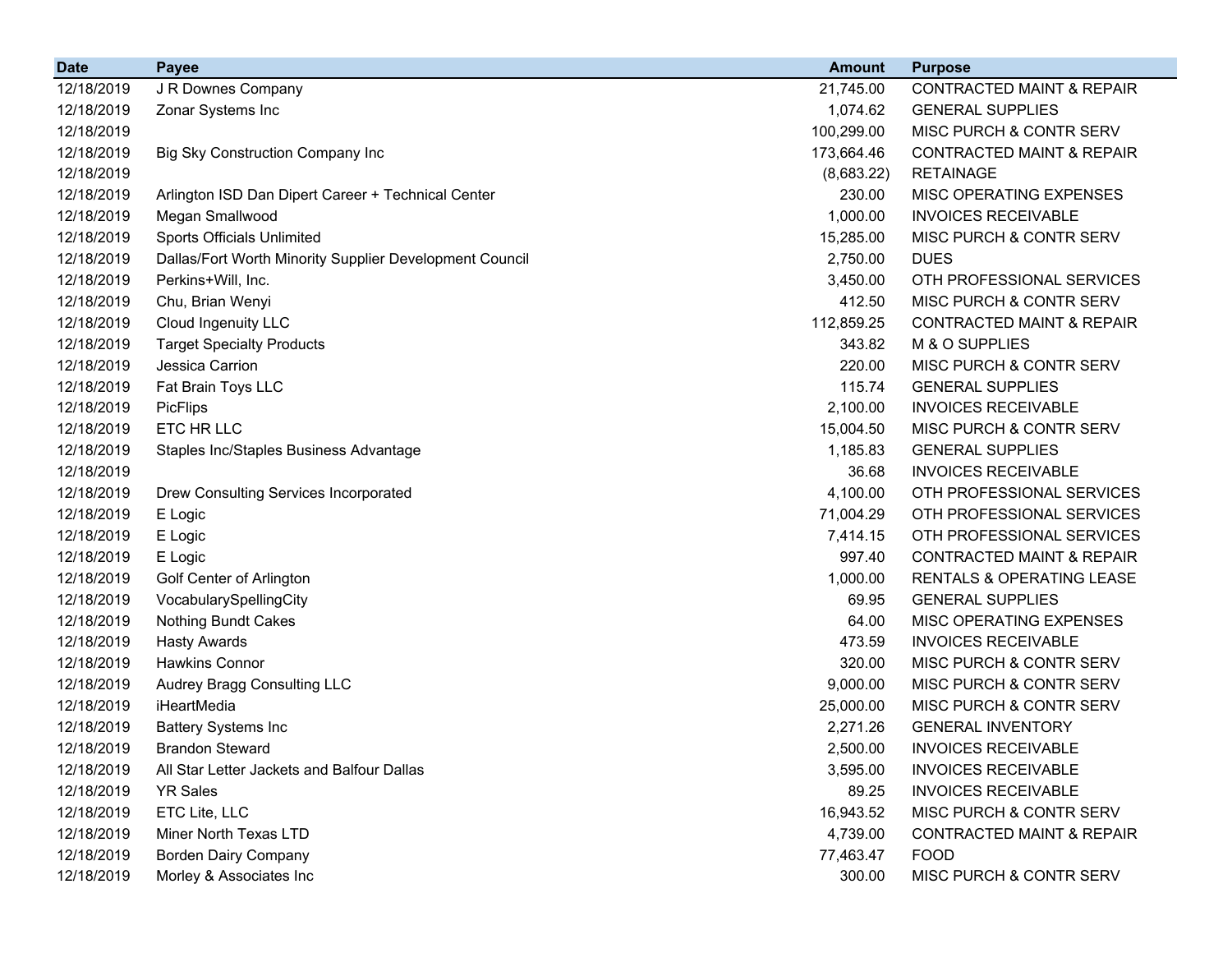| Date | Payee | Amount | Purpose |
|---|---|---|---|
| 12/18/2019 | J R Downes Company | 21,745.00 | CONTRACTED MAINT & REPAIR |
| 12/18/2019 | Zonar Systems Inc | 1,074.62 | GENERAL SUPPLIES |
| 12/18/2019 | | 100,299.00 | MISC PURCH & CONTR SERV |
| 12/18/2019 | Big Sky Construction Company Inc | 173,664.46 | CONTRACTED MAINT & REPAIR |
| 12/18/2019 | | (8,683.22) | RETAINAGE |
| 12/18/2019 | Arlington ISD Dan Dipert Career + Technical Center | 230.00 | MISC OPERATING EXPENSES |
| 12/18/2019 | Megan Smallwood | 1,000.00 | INVOICES RECEIVABLE |
| 12/18/2019 | Sports Officials Unlimited | 15,285.00 | MISC PURCH & CONTR SERV |
| 12/18/2019 | Dallas/Fort Worth Minority Supplier Development Council | 2,750.00 | DUES |
| 12/18/2019 | Perkins+Will, Inc. | 3,450.00 | OTH PROFESSIONAL SERVICES |
| 12/18/2019 | Chu, Brian Wenyi | 412.50 | MISC PURCH & CONTR SERV |
| 12/18/2019 | Cloud Ingenuity LLC | 112,859.25 | CONTRACTED MAINT & REPAIR |
| 12/18/2019 | Target Specialty Products | 343.82 | M & O SUPPLIES |
| 12/18/2019 | Jessica Carrion | 220.00 | MISC PURCH & CONTR SERV |
| 12/18/2019 | Fat Brain Toys LLC | 115.74 | GENERAL SUPPLIES |
| 12/18/2019 | PicFlips | 2,100.00 | INVOICES RECEIVABLE |
| 12/18/2019 | ETC HR LLC | 15,004.50 | MISC PURCH & CONTR SERV |
| 12/18/2019 | Staples Inc/Staples Business Advantage | 1,185.83 | GENERAL SUPPLIES |
| 12/18/2019 | | 36.68 | INVOICES RECEIVABLE |
| 12/18/2019 | Drew Consulting Services Incorporated | 4,100.00 | OTH PROFESSIONAL SERVICES |
| 12/18/2019 | E Logic | 71,004.29 | OTH PROFESSIONAL SERVICES |
| 12/18/2019 | E Logic | 7,414.15 | OTH PROFESSIONAL SERVICES |
| 12/18/2019 | E Logic | 997.40 | CONTRACTED MAINT & REPAIR |
| 12/18/2019 | Golf Center of Arlington | 1,000.00 | RENTALS & OPERATING LEASE |
| 12/18/2019 | VocabularySpellingCity | 69.95 | GENERAL SUPPLIES |
| 12/18/2019 | Nothing Bundt Cakes | 64.00 | MISC OPERATING EXPENSES |
| 12/18/2019 | Hasty Awards | 473.59 | INVOICES RECEIVABLE |
| 12/18/2019 | Hawkins Connor | 320.00 | MISC PURCH & CONTR SERV |
| 12/18/2019 | Audrey Bragg Consulting LLC | 9,000.00 | MISC PURCH & CONTR SERV |
| 12/18/2019 | iHeartMedia | 25,000.00 | MISC PURCH & CONTR SERV |
| 12/18/2019 | Battery Systems Inc | 2,271.26 | GENERAL INVENTORY |
| 12/18/2019 | Brandon Steward | 2,500.00 | INVOICES RECEIVABLE |
| 12/18/2019 | All Star Letter Jackets and Balfour Dallas | 3,595.00 | INVOICES RECEIVABLE |
| 12/18/2019 | YR Sales | 89.25 | INVOICES RECEIVABLE |
| 12/18/2019 | ETC Lite, LLC | 16,943.52 | MISC PURCH & CONTR SERV |
| 12/18/2019 | Miner North Texas LTD | 4,739.00 | CONTRACTED MAINT & REPAIR |
| 12/18/2019 | Borden Dairy Company | 77,463.47 | FOOD |
| 12/18/2019 | Morley & Associates Inc | 300.00 | MISC PURCH & CONTR SERV |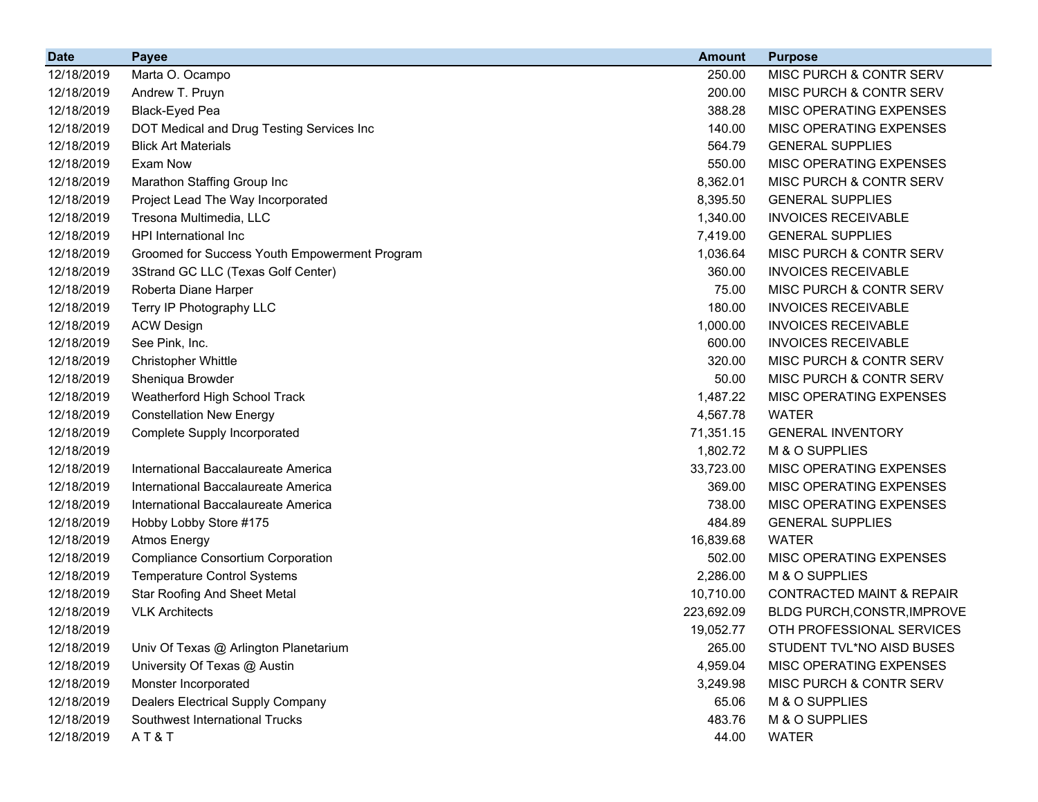| Date | Payee | Amount | Purpose |
|---|---|---|---|
| 12/18/2019 | Marta O. Ocampo | 250.00 | MISC PURCH & CONTR SERV |
| 12/18/2019 | Andrew T. Pruyn | 200.00 | MISC PURCH & CONTR SERV |
| 12/18/2019 | Black-Eyed Pea | 388.28 | MISC OPERATING EXPENSES |
| 12/18/2019 | DOT Medical and Drug Testing Services Inc | 140.00 | MISC OPERATING EXPENSES |
| 12/18/2019 | Blick Art Materials | 564.79 | GENERAL SUPPLIES |
| 12/18/2019 | Exam Now | 550.00 | MISC OPERATING EXPENSES |
| 12/18/2019 | Marathon Staffing Group Inc | 8,362.01 | MISC PURCH & CONTR SERV |
| 12/18/2019 | Project Lead The Way Incorporated | 8,395.50 | GENERAL SUPPLIES |
| 12/18/2019 | Tresona Multimedia, LLC | 1,340.00 | INVOICES RECEIVABLE |
| 12/18/2019 | HPI International Inc | 7,419.00 | GENERAL SUPPLIES |
| 12/18/2019 | Groomed for Success Youth Empowerment Program | 1,036.64 | MISC PURCH & CONTR SERV |
| 12/18/2019 | 3Strand GC LLC (Texas Golf Center) | 360.00 | INVOICES RECEIVABLE |
| 12/18/2019 | Roberta Diane Harper | 75.00 | MISC PURCH & CONTR SERV |
| 12/18/2019 | Terry IP Photography LLC | 180.00 | INVOICES RECEIVABLE |
| 12/18/2019 | ACW Design | 1,000.00 | INVOICES RECEIVABLE |
| 12/18/2019 | See Pink, Inc. | 600.00 | INVOICES RECEIVABLE |
| 12/18/2019 | Christopher Whittle | 320.00 | MISC PURCH & CONTR SERV |
| 12/18/2019 | Sheniqua Browder | 50.00 | MISC PURCH & CONTR SERV |
| 12/18/2019 | Weatherford High School Track | 1,487.22 | MISC OPERATING EXPENSES |
| 12/18/2019 | Constellation New Energy | 4,567.78 | WATER |
| 12/18/2019 | Complete Supply Incorporated | 71,351.15 | GENERAL INVENTORY |
| 12/18/2019 | | 1,802.72 | M & O SUPPLIES |
| 12/18/2019 | International Baccalaureate America | 33,723.00 | MISC OPERATING EXPENSES |
| 12/18/2019 | International Baccalaureate America | 369.00 | MISC OPERATING EXPENSES |
| 12/18/2019 | International Baccalaureate America | 738.00 | MISC OPERATING EXPENSES |
| 12/18/2019 | Hobby Lobby Store #175 | 484.89 | GENERAL SUPPLIES |
| 12/18/2019 | Atmos Energy | 16,839.68 | WATER |
| 12/18/2019 | Compliance Consortium Corporation | 502.00 | MISC OPERATING EXPENSES |
| 12/18/2019 | Temperature Control Systems | 2,286.00 | M & O SUPPLIES |
| 12/18/2019 | Star Roofing And Sheet Metal | 10,710.00 | CONTRACTED MAINT & REPAIR |
| 12/18/2019 | VLK Architects | 223,692.09 | BLDG PURCH,CONSTR,IMPROVE |
| 12/18/2019 | | 19,052.77 | OTH PROFESSIONAL SERVICES |
| 12/18/2019 | Univ Of Texas @ Arlington Planetarium | 265.00 | STUDENT TVL*NO AISD BUSES |
| 12/18/2019 | University Of Texas @ Austin | 4,959.04 | MISC OPERATING EXPENSES |
| 12/18/2019 | Monster Incorporated | 3,249.98 | MISC PURCH & CONTR SERV |
| 12/18/2019 | Dealers Electrical Supply Company | 65.06 | M & O SUPPLIES |
| 12/18/2019 | Southwest International Trucks | 483.76 | M & O SUPPLIES |
| 12/18/2019 | A T & T | 44.00 | WATER |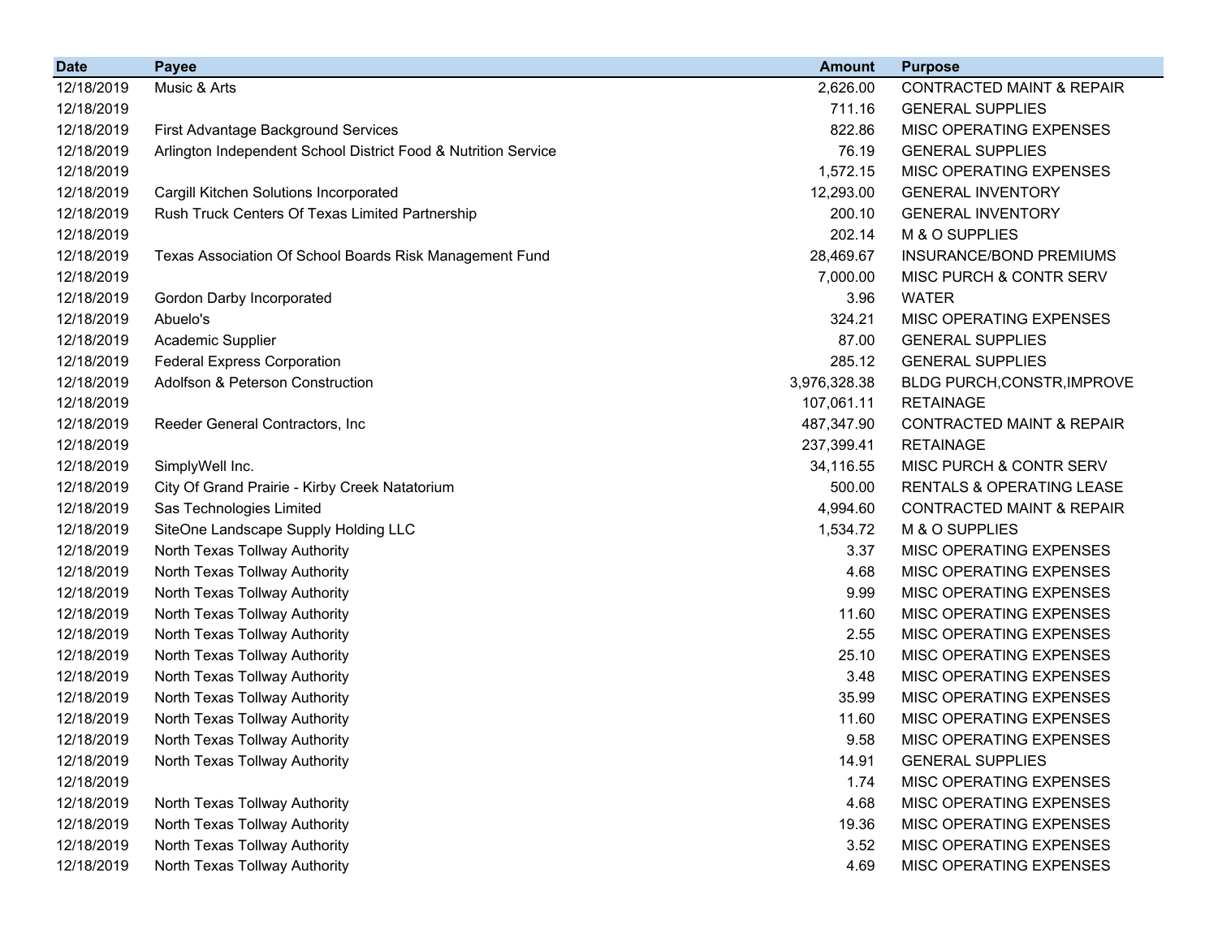| Date | Payee | Amount | Purpose |
|---|---|---|---|
| 12/18/2019 | Music & Arts | 2,626.00 | CONTRACTED MAINT & REPAIR |
| 12/18/2019 | | 711.16 | GENERAL SUPPLIES |
| 12/18/2019 | First Advantage Background Services | 822.86 | MISC OPERATING EXPENSES |
| 12/18/2019 | Arlington Independent School District Food & Nutrition Service | 76.19 | GENERAL SUPPLIES |
| 12/18/2019 | | 1,572.15 | MISC OPERATING EXPENSES |
| 12/18/2019 | Cargill Kitchen Solutions Incorporated | 12,293.00 | GENERAL INVENTORY |
| 12/18/2019 | Rush Truck Centers Of Texas Limited Partnership | 200.10 | GENERAL INVENTORY |
| 12/18/2019 | | 202.14 | M & O SUPPLIES |
| 12/18/2019 | Texas Association Of School Boards Risk Management Fund | 28,469.67 | INSURANCE/BOND PREMIUMS |
| 12/18/2019 | | 7,000.00 | MISC PURCH & CONTR SERV |
| 12/18/2019 | Gordon Darby Incorporated | 3.96 | WATER |
| 12/18/2019 | Abuelo's | 324.21 | MISC OPERATING EXPENSES |
| 12/18/2019 | Academic Supplier | 87.00 | GENERAL SUPPLIES |
| 12/18/2019 | Federal Express Corporation | 285.12 | GENERAL SUPPLIES |
| 12/18/2019 | Adolfson & Peterson Construction | 3,976,328.38 | BLDG PURCH,CONSTR,IMPROVE |
| 12/18/2019 | | 107,061.11 | RETAINAGE |
| 12/18/2019 | Reeder General Contractors, Inc | 487,347.90 | CONTRACTED MAINT & REPAIR |
| 12/18/2019 | | 237,399.41 | RETAINAGE |
| 12/18/2019 | SimplyWell Inc. | 34,116.55 | MISC PURCH & CONTR SERV |
| 12/18/2019 | City Of Grand Prairie - Kirby Creek Natatorium | 500.00 | RENTALS & OPERATING LEASE |
| 12/18/2019 | Sas Technologies Limited | 4,994.60 | CONTRACTED MAINT & REPAIR |
| 12/18/2019 | SiteOne Landscape Supply Holding LLC | 1,534.72 | M & O SUPPLIES |
| 12/18/2019 | North Texas Tollway Authority | 3.37 | MISC OPERATING EXPENSES |
| 12/18/2019 | North Texas Tollway Authority | 4.68 | MISC OPERATING EXPENSES |
| 12/18/2019 | North Texas Tollway Authority | 9.99 | MISC OPERATING EXPENSES |
| 12/18/2019 | North Texas Tollway Authority | 11.60 | MISC OPERATING EXPENSES |
| 12/18/2019 | North Texas Tollway Authority | 2.55 | MISC OPERATING EXPENSES |
| 12/18/2019 | North Texas Tollway Authority | 25.10 | MISC OPERATING EXPENSES |
| 12/18/2019 | North Texas Tollway Authority | 3.48 | MISC OPERATING EXPENSES |
| 12/18/2019 | North Texas Tollway Authority | 35.99 | MISC OPERATING EXPENSES |
| 12/18/2019 | North Texas Tollway Authority | 11.60 | MISC OPERATING EXPENSES |
| 12/18/2019 | North Texas Tollway Authority | 9.58 | MISC OPERATING EXPENSES |
| 12/18/2019 | North Texas Tollway Authority | 14.91 | GENERAL SUPPLIES |
| 12/18/2019 | | 1.74 | MISC OPERATING EXPENSES |
| 12/18/2019 | North Texas Tollway Authority | 4.68 | MISC OPERATING EXPENSES |
| 12/18/2019 | North Texas Tollway Authority | 19.36 | MISC OPERATING EXPENSES |
| 12/18/2019 | North Texas Tollway Authority | 3.52 | MISC OPERATING EXPENSES |
| 12/18/2019 | North Texas Tollway Authority | 4.69 | MISC OPERATING EXPENSES |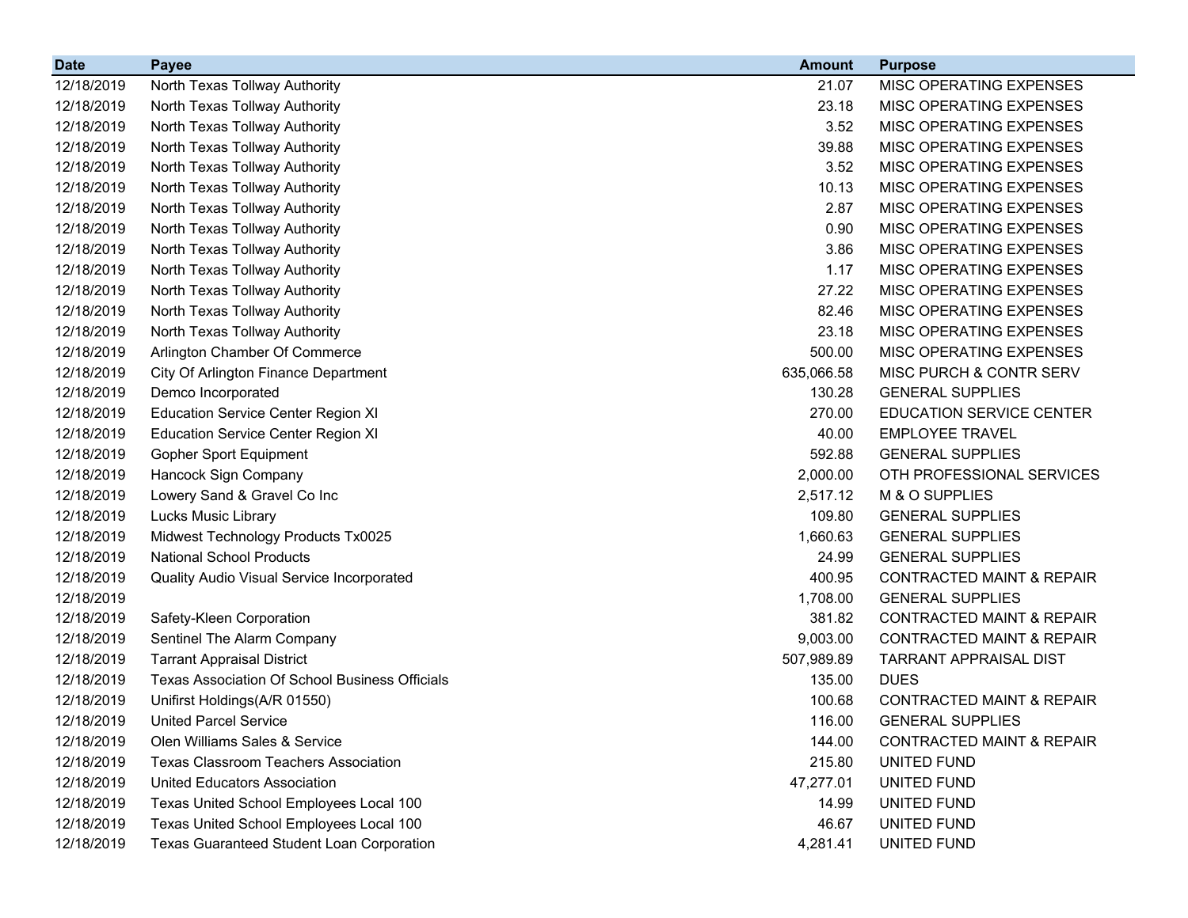| Date | Payee | Amount | Purpose |
|---|---|---|---|
| 12/18/2019 | North Texas Tollway Authority | 21.07 | MISC OPERATING EXPENSES |
| 12/18/2019 | North Texas Tollway Authority | 23.18 | MISC OPERATING EXPENSES |
| 12/18/2019 | North Texas Tollway Authority | 3.52 | MISC OPERATING EXPENSES |
| 12/18/2019 | North Texas Tollway Authority | 39.88 | MISC OPERATING EXPENSES |
| 12/18/2019 | North Texas Tollway Authority | 3.52 | MISC OPERATING EXPENSES |
| 12/18/2019 | North Texas Tollway Authority | 10.13 | MISC OPERATING EXPENSES |
| 12/18/2019 | North Texas Tollway Authority | 2.87 | MISC OPERATING EXPENSES |
| 12/18/2019 | North Texas Tollway Authority | 0.90 | MISC OPERATING EXPENSES |
| 12/18/2019 | North Texas Tollway Authority | 3.86 | MISC OPERATING EXPENSES |
| 12/18/2019 | North Texas Tollway Authority | 1.17 | MISC OPERATING EXPENSES |
| 12/18/2019 | North Texas Tollway Authority | 27.22 | MISC OPERATING EXPENSES |
| 12/18/2019 | North Texas Tollway Authority | 82.46 | MISC OPERATING EXPENSES |
| 12/18/2019 | North Texas Tollway Authority | 23.18 | MISC OPERATING EXPENSES |
| 12/18/2019 | Arlington Chamber Of Commerce | 500.00 | MISC OPERATING EXPENSES |
| 12/18/2019 | City Of Arlington Finance Department | 635,066.58 | MISC PURCH & CONTR SERV |
| 12/18/2019 | Demco Incorporated | 130.28 | GENERAL SUPPLIES |
| 12/18/2019 | Education Service Center Region XI | 270.00 | EDUCATION SERVICE CENTER |
| 12/18/2019 | Education Service Center Region XI | 40.00 | EMPLOYEE TRAVEL |
| 12/18/2019 | Gopher Sport Equipment | 592.88 | GENERAL SUPPLIES |
| 12/18/2019 | Hancock Sign Company | 2,000.00 | OTH PROFESSIONAL SERVICES |
| 12/18/2019 | Lowery Sand & Gravel Co Inc | 2,517.12 | M & O SUPPLIES |
| 12/18/2019 | Lucks Music Library | 109.80 | GENERAL SUPPLIES |
| 12/18/2019 | Midwest Technology Products Tx0025 | 1,660.63 | GENERAL SUPPLIES |
| 12/18/2019 | National School Products | 24.99 | GENERAL SUPPLIES |
| 12/18/2019 | Quality Audio Visual Service Incorporated | 400.95 | CONTRACTED MAINT & REPAIR |
| 12/18/2019 | | 1,708.00 | GENERAL SUPPLIES |
| 12/18/2019 | Safety-Kleen Corporation | 381.82 | CONTRACTED MAINT & REPAIR |
| 12/18/2019 | Sentinel The Alarm Company | 9,003.00 | CONTRACTED MAINT & REPAIR |
| 12/18/2019 | Tarrant Appraisal District | 507,989.89 | TARRANT APPRAISAL DIST |
| 12/18/2019 | Texas Association Of School Business Officials | 135.00 | DUES |
| 12/18/2019 | Unifirst Holdings(A/R 01550) | 100.68 | CONTRACTED MAINT & REPAIR |
| 12/18/2019 | United Parcel Service | 116.00 | GENERAL SUPPLIES |
| 12/18/2019 | Olen Williams Sales & Service | 144.00 | CONTRACTED MAINT & REPAIR |
| 12/18/2019 | Texas Classroom Teachers Association | 215.80 | UNITED FUND |
| 12/18/2019 | United Educators Association | 47,277.01 | UNITED FUND |
| 12/18/2019 | Texas United School Employees Local 100 | 14.99 | UNITED FUND |
| 12/18/2019 | Texas United School Employees Local 100 | 46.67 | UNITED FUND |
| 12/18/2019 | Texas Guaranteed Student Loan Corporation | 4,281.41 | UNITED FUND |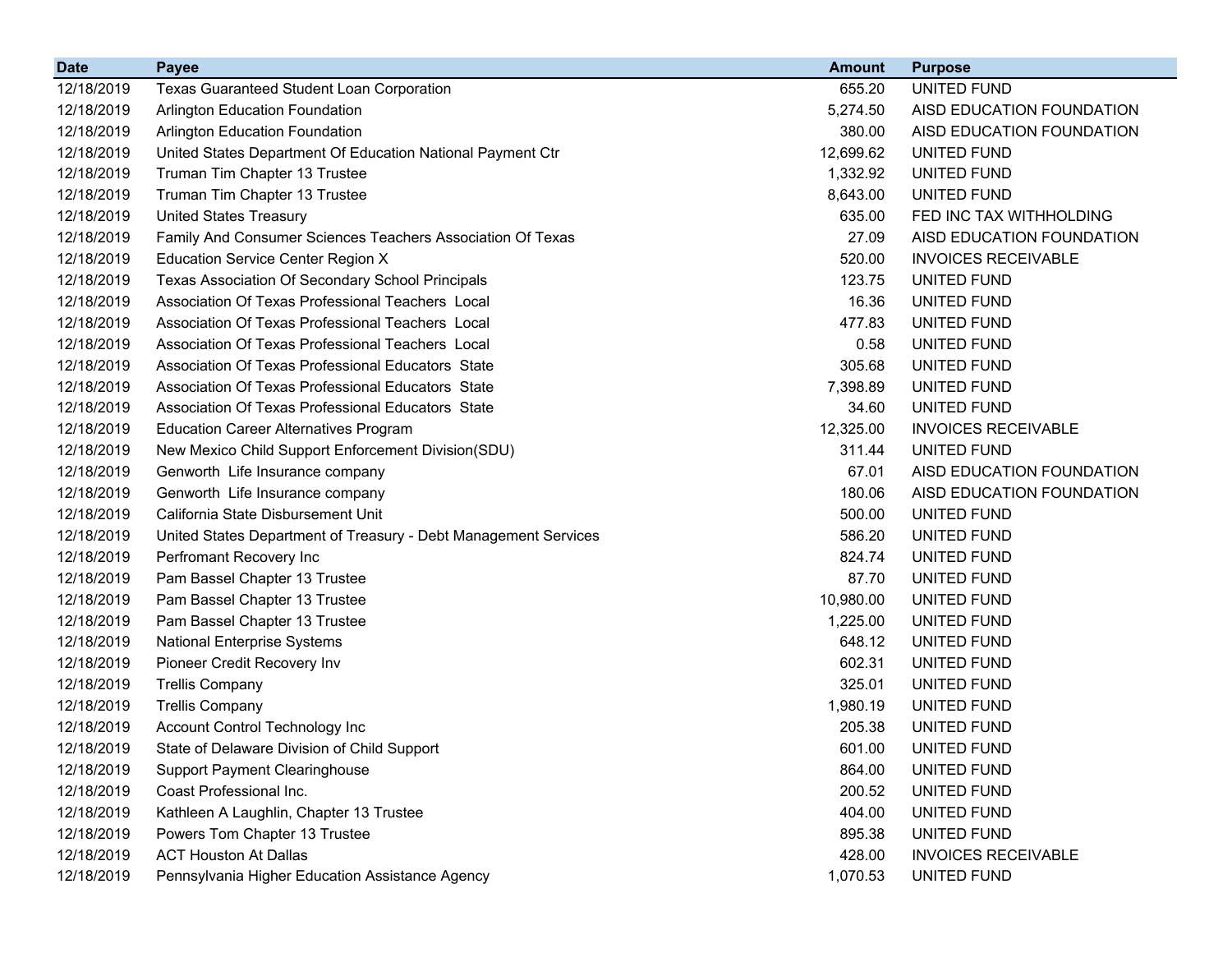| Date | Payee | Amount | Purpose |
|---|---|---|---|
| 12/18/2019 | Texas Guaranteed Student Loan Corporation | 655.20 | UNITED FUND |
| 12/18/2019 | Arlington Education Foundation | 5,274.50 | AISD EDUCATION FOUNDATION |
| 12/18/2019 | Arlington Education Foundation | 380.00 | AISD EDUCATION FOUNDATION |
| 12/18/2019 | United States Department Of Education National Payment Ctr | 12,699.62 | UNITED FUND |
| 12/18/2019 | Truman Tim Chapter 13 Trustee | 1,332.92 | UNITED FUND |
| 12/18/2019 | Truman Tim Chapter 13 Trustee | 8,643.00 | UNITED FUND |
| 12/18/2019 | United States Treasury | 635.00 | FED INC TAX WITHHOLDING |
| 12/18/2019 | Family And Consumer Sciences Teachers Association Of Texas | 27.09 | AISD EDUCATION FOUNDATION |
| 12/18/2019 | Education Service Center Region X | 520.00 | INVOICES RECEIVABLE |
| 12/18/2019 | Texas Association Of Secondary School Principals | 123.75 | UNITED FUND |
| 12/18/2019 | Association Of Texas Professional Teachers Local | 16.36 | UNITED FUND |
| 12/18/2019 | Association Of Texas Professional Teachers Local | 477.83 | UNITED FUND |
| 12/18/2019 | Association Of Texas Professional Teachers Local | 0.58 | UNITED FUND |
| 12/18/2019 | Association Of Texas Professional Educators State | 305.68 | UNITED FUND |
| 12/18/2019 | Association Of Texas Professional Educators State | 7,398.89 | UNITED FUND |
| 12/18/2019 | Association Of Texas Professional Educators State | 34.60 | UNITED FUND |
| 12/18/2019 | Education Career Alternatives Program | 12,325.00 | INVOICES RECEIVABLE |
| 12/18/2019 | New Mexico Child Support Enforcement Division(SDU) | 311.44 | UNITED FUND |
| 12/18/2019 | Genworth Life Insurance company | 67.01 | AISD EDUCATION FOUNDATION |
| 12/18/2019 | Genworth Life Insurance company | 180.06 | AISD EDUCATION FOUNDATION |
| 12/18/2019 | California State Disbursement Unit | 500.00 | UNITED FUND |
| 12/18/2019 | United States Department of Treasury - Debt Management Services | 586.20 | UNITED FUND |
| 12/18/2019 | Perfromant Recovery Inc | 824.74 | UNITED FUND |
| 12/18/2019 | Pam Bassel Chapter 13 Trustee | 87.70 | UNITED FUND |
| 12/18/2019 | Pam Bassel Chapter 13 Trustee | 10,980.00 | UNITED FUND |
| 12/18/2019 | Pam Bassel Chapter 13 Trustee | 1,225.00 | UNITED FUND |
| 12/18/2019 | National Enterprise Systems | 648.12 | UNITED FUND |
| 12/18/2019 | Pioneer Credit Recovery Inv | 602.31 | UNITED FUND |
| 12/18/2019 | Trellis Company | 325.01 | UNITED FUND |
| 12/18/2019 | Trellis Company | 1,980.19 | UNITED FUND |
| 12/18/2019 | Account Control Technology Inc | 205.38 | UNITED FUND |
| 12/18/2019 | State of Delaware Division of Child Support | 601.00 | UNITED FUND |
| 12/18/2019 | Support Payment Clearinghouse | 864.00 | UNITED FUND |
| 12/18/2019 | Coast Professional Inc. | 200.52 | UNITED FUND |
| 12/18/2019 | Kathleen A Laughlin, Chapter 13 Trustee | 404.00 | UNITED FUND |
| 12/18/2019 | Powers Tom Chapter 13 Trustee | 895.38 | UNITED FUND |
| 12/18/2019 | ACT Houston At Dallas | 428.00 | INVOICES RECEIVABLE |
| 12/18/2019 | Pennsylvania Higher Education Assistance Agency | 1,070.53 | UNITED FUND |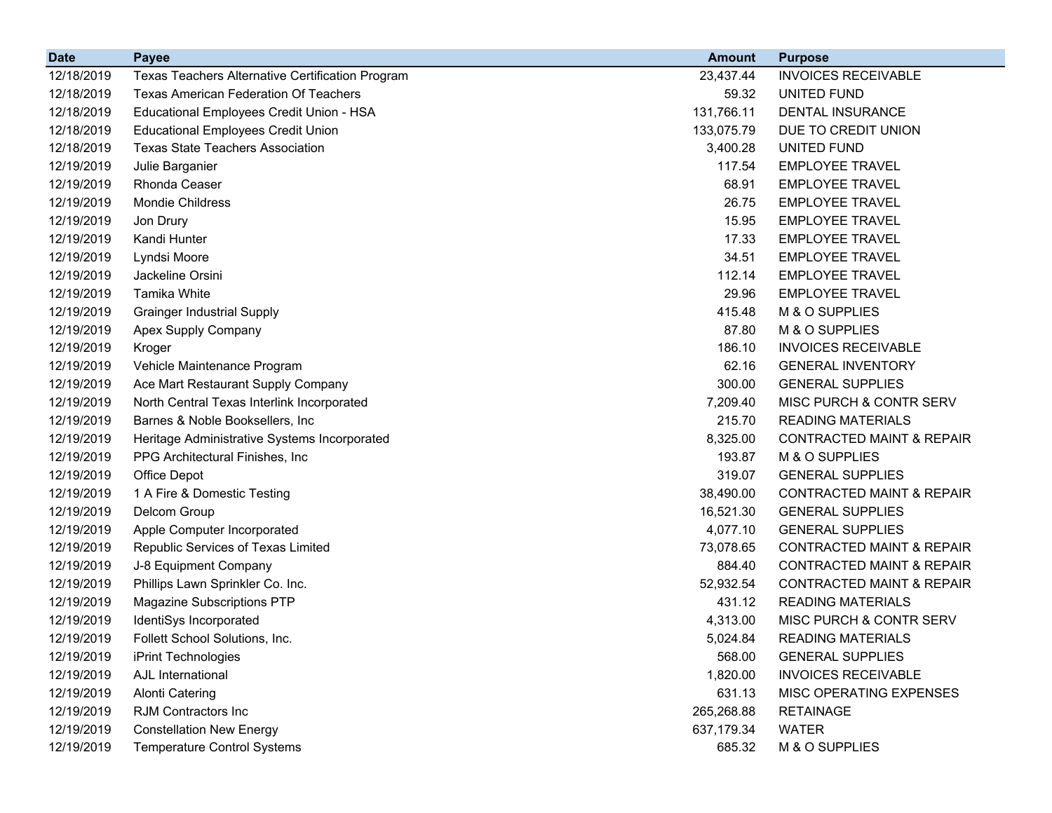| Date | Payee | Amount | Purpose |
|---|---|---|---|
| 12/18/2019 | Texas Teachers Alternative Certification Program | 23,437.44 | INVOICES RECEIVABLE |
| 12/18/2019 | Texas American Federation Of Teachers | 59.32 | UNITED FUND |
| 12/18/2019 | Educational Employees Credit Union - HSA | 131,766.11 | DENTAL INSURANCE |
| 12/18/2019 | Educational Employees Credit Union | 133,075.79 | DUE TO CREDIT UNION |
| 12/18/2019 | Texas State Teachers Association | 3,400.28 | UNITED FUND |
| 12/19/2019 | Julie Barganier | 117.54 | EMPLOYEE TRAVEL |
| 12/19/2019 | Rhonda Ceaser | 68.91 | EMPLOYEE TRAVEL |
| 12/19/2019 | Mondie Childress | 26.75 | EMPLOYEE TRAVEL |
| 12/19/2019 | Jon Drury | 15.95 | EMPLOYEE TRAVEL |
| 12/19/2019 | Kandi Hunter | 17.33 | EMPLOYEE TRAVEL |
| 12/19/2019 | Lyndsi Moore | 34.51 | EMPLOYEE TRAVEL |
| 12/19/2019 | Jackeline Orsini | 112.14 | EMPLOYEE TRAVEL |
| 12/19/2019 | Tamika White | 29.96 | EMPLOYEE TRAVEL |
| 12/19/2019 | Grainger Industrial Supply | 415.48 | M & O SUPPLIES |
| 12/19/2019 | Apex Supply Company | 87.80 | M & O SUPPLIES |
| 12/19/2019 | Kroger | 186.10 | INVOICES RECEIVABLE |
| 12/19/2019 | Vehicle Maintenance Program | 62.16 | GENERAL INVENTORY |
| 12/19/2019 | Ace Mart Restaurant Supply Company | 300.00 | GENERAL SUPPLIES |
| 12/19/2019 | North Central Texas Interlink Incorporated | 7,209.40 | MISC PURCH & CONTR SERV |
| 12/19/2019 | Barnes & Noble Booksellers, Inc | 215.70 | READING MATERIALS |
| 12/19/2019 | Heritage Administrative Systems Incorporated | 8,325.00 | CONTRACTED MAINT & REPAIR |
| 12/19/2019 | PPG Architectural Finishes, Inc | 193.87 | M & O SUPPLIES |
| 12/19/2019 | Office Depot | 319.07 | GENERAL SUPPLIES |
| 12/19/2019 | 1 A Fire & Domestic Testing | 38,490.00 | CONTRACTED MAINT & REPAIR |
| 12/19/2019 | Delcom Group | 16,521.30 | GENERAL SUPPLIES |
| 12/19/2019 | Apple Computer Incorporated | 4,077.10 | GENERAL SUPPLIES |
| 12/19/2019 | Republic Services of Texas Limited | 73,078.65 | CONTRACTED MAINT & REPAIR |
| 12/19/2019 | J-8 Equipment Company | 884.40 | CONTRACTED MAINT & REPAIR |
| 12/19/2019 | Phillips Lawn Sprinkler Co. Inc. | 52,932.54 | CONTRACTED MAINT & REPAIR |
| 12/19/2019 | Magazine Subscriptions PTP | 431.12 | READING MATERIALS |
| 12/19/2019 | IdentiSys Incorporated | 4,313.00 | MISC PURCH & CONTR SERV |
| 12/19/2019 | Follett School Solutions, Inc. | 5,024.84 | READING MATERIALS |
| 12/19/2019 | iPrint Technologies | 568.00 | GENERAL SUPPLIES |
| 12/19/2019 | AJL International | 1,820.00 | INVOICES RECEIVABLE |
| 12/19/2019 | Alonti Catering | 631.13 | MISC OPERATING EXPENSES |
| 12/19/2019 | RJM Contractors Inc | 265,268.88 | RETAINAGE |
| 12/19/2019 | Constellation New Energy | 637,179.34 | WATER |
| 12/19/2019 | Temperature Control Systems | 685.32 | M & O SUPPLIES |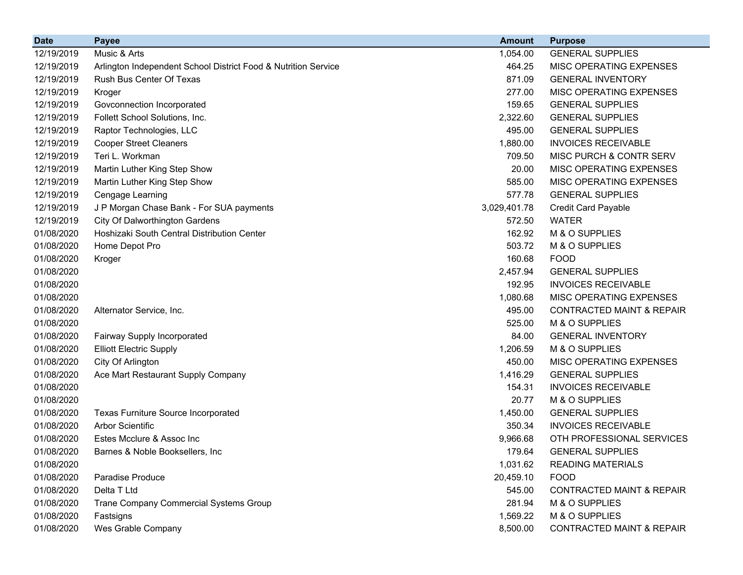| Date | Payee | Amount | Purpose |
|---|---|---|---|
| 12/19/2019 | Music & Arts | 1,054.00 | GENERAL SUPPLIES |
| 12/19/2019 | Arlington Independent School District Food & Nutrition Service | 464.25 | MISC OPERATING EXPENSES |
| 12/19/2019 | Rush Bus Center Of Texas | 871.09 | GENERAL INVENTORY |
| 12/19/2019 | Kroger | 277.00 | MISC OPERATING EXPENSES |
| 12/19/2019 | Govconnection Incorporated | 159.65 | GENERAL SUPPLIES |
| 12/19/2019 | Follett School Solutions, Inc. | 2,322.60 | GENERAL SUPPLIES |
| 12/19/2019 | Raptor Technologies, LLC | 495.00 | GENERAL SUPPLIES |
| 12/19/2019 | Cooper Street Cleaners | 1,880.00 | INVOICES RECEIVABLE |
| 12/19/2019 | Teri L. Workman | 709.50 | MISC PURCH & CONTR SERV |
| 12/19/2019 | Martin Luther King Step Show | 20.00 | MISC OPERATING EXPENSES |
| 12/19/2019 | Martin Luther King Step Show | 585.00 | MISC OPERATING EXPENSES |
| 12/19/2019 | Cengage Learning | 577.78 | GENERAL SUPPLIES |
| 12/19/2019 | J P Morgan Chase Bank - For SUA payments | 3,029,401.78 | Credit Card Payable |
| 12/19/2019 | City Of Dalworthington Gardens | 572.50 | WATER |
| 01/08/2020 | Hoshizaki South Central Distribution Center | 162.92 | M & O SUPPLIES |
| 01/08/2020 | Home Depot Pro | 503.72 | M & O SUPPLIES |
| 01/08/2020 | Kroger | 160.68 | FOOD |
| 01/08/2020 | | 2,457.94 | GENERAL SUPPLIES |
| 01/08/2020 | | 192.95 | INVOICES RECEIVABLE |
| 01/08/2020 | | 1,080.68 | MISC OPERATING EXPENSES |
| 01/08/2020 | Alternator Service, Inc. | 495.00 | CONTRACTED MAINT & REPAIR |
| 01/08/2020 | | 525.00 | M & O SUPPLIES |
| 01/08/2020 | Fairway Supply Incorporated | 84.00 | GENERAL INVENTORY |
| 01/08/2020 | Elliott Electric Supply | 1,206.59 | M & O SUPPLIES |
| 01/08/2020 | City Of Arlington | 450.00 | MISC OPERATING EXPENSES |
| 01/08/2020 | Ace Mart Restaurant Supply Company | 1,416.29 | GENERAL SUPPLIES |
| 01/08/2020 | | 154.31 | INVOICES RECEIVABLE |
| 01/08/2020 | | 20.77 | M & O SUPPLIES |
| 01/08/2020 | Texas Furniture Source Incorporated | 1,450.00 | GENERAL SUPPLIES |
| 01/08/2020 | Arbor Scientific | 350.34 | INVOICES RECEIVABLE |
| 01/08/2020 | Estes Mcclure & Assoc Inc | 9,966.68 | OTH PROFESSIONAL SERVICES |
| 01/08/2020 | Barnes & Noble Booksellers, Inc | 179.64 | GENERAL SUPPLIES |
| 01/08/2020 | | 1,031.62 | READING MATERIALS |
| 01/08/2020 | Paradise Produce | 20,459.10 | FOOD |
| 01/08/2020 | Delta T Ltd | 545.00 | CONTRACTED MAINT & REPAIR |
| 01/08/2020 | Trane Company Commercial Systems Group | 281.94 | M & O SUPPLIES |
| 01/08/2020 | Fastsigns | 1,569.22 | M & O SUPPLIES |
| 01/08/2020 | Wes Grable Company | 8,500.00 | CONTRACTED MAINT & REPAIR |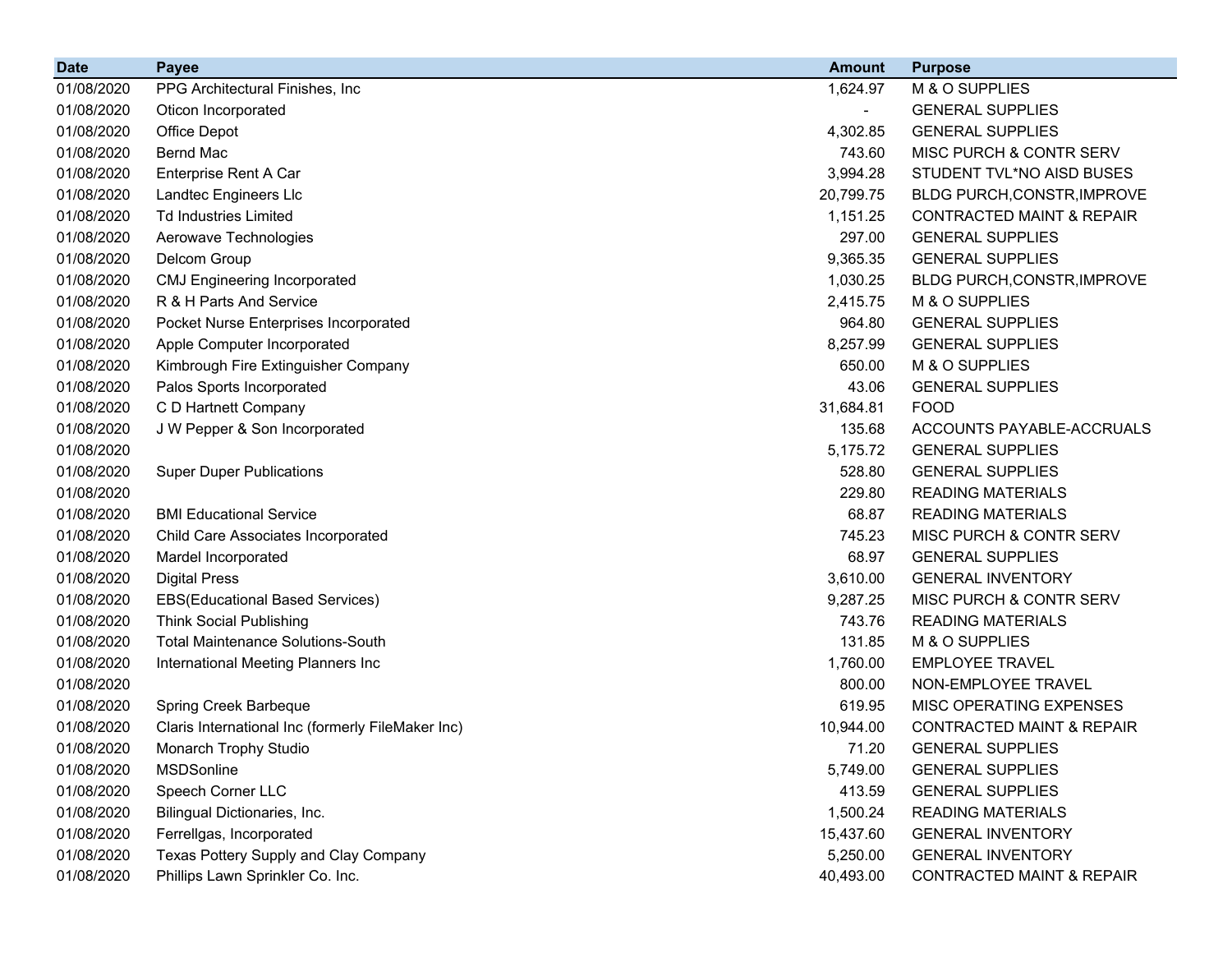| Date | Payee | Amount | Purpose |
|---|---|---|---|
| 01/08/2020 | PPG Architectural Finishes, Inc | 1,624.97 | M & O SUPPLIES |
| 01/08/2020 | Oticon Incorporated | - | GENERAL SUPPLIES |
| 01/08/2020 | Office Depot | 4,302.85 | GENERAL SUPPLIES |
| 01/08/2020 | Bernd Mac | 743.60 | MISC PURCH & CONTR SERV |
| 01/08/2020 | Enterprise Rent A Car | 3,994.28 | STUDENT TVL*NO AISD BUSES |
| 01/08/2020 | Landtec Engineers Llc | 20,799.75 | BLDG PURCH,CONSTR,IMPROVE |
| 01/08/2020 | Td Industries Limited | 1,151.25 | CONTRACTED MAINT & REPAIR |
| 01/08/2020 | Aerowave Technologies | 297.00 | GENERAL SUPPLIES |
| 01/08/2020 | Delcom Group | 9,365.35 | GENERAL SUPPLIES |
| 01/08/2020 | CMJ Engineering Incorporated | 1,030.25 | BLDG PURCH,CONSTR,IMPROVE |
| 01/08/2020 | R & H Parts And Service | 2,415.75 | M & O SUPPLIES |
| 01/08/2020 | Pocket Nurse Enterprises Incorporated | 964.80 | GENERAL SUPPLIES |
| 01/08/2020 | Apple Computer Incorporated | 8,257.99 | GENERAL SUPPLIES |
| 01/08/2020 | Kimbrough Fire Extinguisher Company | 650.00 | M & O SUPPLIES |
| 01/08/2020 | Palos Sports Incorporated | 43.06 | GENERAL SUPPLIES |
| 01/08/2020 | C D Hartnett Company | 31,684.81 | FOOD |
| 01/08/2020 | J W Pepper & Son Incorporated | 135.68 | ACCOUNTS PAYABLE-ACCRUALS |
| 01/08/2020 | | 5,175.72 | GENERAL SUPPLIES |
| 01/08/2020 | Super Duper Publications | 528.80 | GENERAL SUPPLIES |
| 01/08/2020 | | 229.80 | READING MATERIALS |
| 01/08/2020 | BMI Educational Service | 68.87 | READING MATERIALS |
| 01/08/2020 | Child Care Associates Incorporated | 745.23 | MISC PURCH & CONTR SERV |
| 01/08/2020 | Mardel Incorporated | 68.97 | GENERAL SUPPLIES |
| 01/08/2020 | Digital Press | 3,610.00 | GENERAL INVENTORY |
| 01/08/2020 | EBS(Educational Based Services) | 9,287.25 | MISC PURCH & CONTR SERV |
| 01/08/2020 | Think Social Publishing | 743.76 | READING MATERIALS |
| 01/08/2020 | Total Maintenance Solutions-South | 131.85 | M & O SUPPLIES |
| 01/08/2020 | International Meeting Planners Inc | 1,760.00 | EMPLOYEE TRAVEL |
| 01/08/2020 | | 800.00 | NON-EMPLOYEE TRAVEL |
| 01/08/2020 | Spring Creek Barbeque | 619.95 | MISC OPERATING EXPENSES |
| 01/08/2020 | Claris International Inc (formerly FileMaker Inc) | 10,944.00 | CONTRACTED MAINT & REPAIR |
| 01/08/2020 | Monarch Trophy Studio | 71.20 | GENERAL SUPPLIES |
| 01/08/2020 | MSDSonline | 5,749.00 | GENERAL SUPPLIES |
| 01/08/2020 | Speech Corner LLC | 413.59 | GENERAL SUPPLIES |
| 01/08/2020 | Bilingual Dictionaries, Inc. | 1,500.24 | READING MATERIALS |
| 01/08/2020 | Ferrellgas, Incorporated | 15,437.60 | GENERAL INVENTORY |
| 01/08/2020 | Texas Pottery Supply and Clay Company | 5,250.00 | GENERAL INVENTORY |
| 01/08/2020 | Phillips Lawn Sprinkler Co. Inc. | 40,493.00 | CONTRACTED MAINT & REPAIR |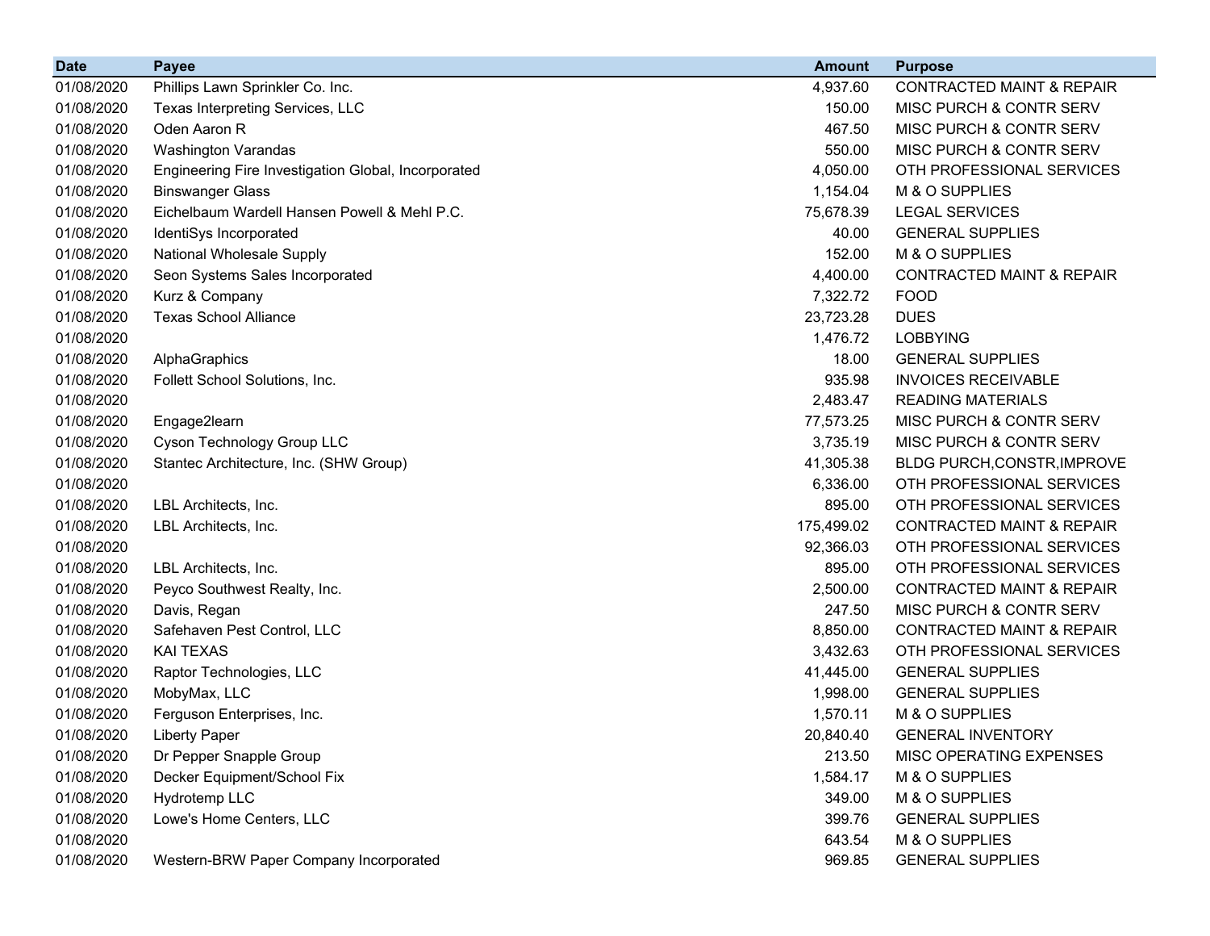| Date | Payee | Amount | Purpose |
|---|---|---|---|
| 01/08/2020 | Phillips Lawn Sprinkler Co. Inc. | 4,937.60 | CONTRACTED MAINT & REPAIR |
| 01/08/2020 | Texas Interpreting Services, LLC | 150.00 | MISC PURCH & CONTR SERV |
| 01/08/2020 | Oden Aaron R | 467.50 | MISC PURCH & CONTR SERV |
| 01/08/2020 | Washington Varandas | 550.00 | MISC PURCH & CONTR SERV |
| 01/08/2020 | Engineering Fire Investigation Global, Incorporated | 4,050.00 | OTH PROFESSIONAL SERVICES |
| 01/08/2020 | Binswanger Glass | 1,154.04 | M & O SUPPLIES |
| 01/08/2020 | Eichelbaum Wardell Hansen Powell & Mehl P.C. | 75,678.39 | LEGAL SERVICES |
| 01/08/2020 | IdentiSys Incorporated | 40.00 | GENERAL SUPPLIES |
| 01/08/2020 | National Wholesale Supply | 152.00 | M & O SUPPLIES |
| 01/08/2020 | Seon Systems Sales Incorporated | 4,400.00 | CONTRACTED MAINT & REPAIR |
| 01/08/2020 | Kurz & Company | 7,322.72 | FOOD |
| 01/08/2020 | Texas School Alliance | 23,723.28 | DUES |
| 01/08/2020 | | 1,476.72 | LOBBYING |
| 01/08/2020 | AlphaGraphics | 18.00 | GENERAL SUPPLIES |
| 01/08/2020 | Follett School Solutions, Inc. | 935.98 | INVOICES RECEIVABLE |
| 01/08/2020 | | 2,483.47 | READING MATERIALS |
| 01/08/2020 | Engage2learn | 77,573.25 | MISC PURCH & CONTR SERV |
| 01/08/2020 | Cyson Technology Group LLC | 3,735.19 | MISC PURCH & CONTR SERV |
| 01/08/2020 | Stantec Architecture, Inc. (SHW Group) | 41,305.38 | BLDG PURCH,CONSTR,IMPROVE |
| 01/08/2020 | | 6,336.00 | OTH PROFESSIONAL SERVICES |
| 01/08/2020 | LBL Architects, Inc. | 895.00 | OTH PROFESSIONAL SERVICES |
| 01/08/2020 | LBL Architects, Inc. | 175,499.02 | CONTRACTED MAINT & REPAIR |
| 01/08/2020 | | 92,366.03 | OTH PROFESSIONAL SERVICES |
| 01/08/2020 | LBL Architects, Inc. | 895.00 | OTH PROFESSIONAL SERVICES |
| 01/08/2020 | Peyco Southwest Realty, Inc. | 2,500.00 | CONTRACTED MAINT & REPAIR |
| 01/08/2020 | Davis, Regan | 247.50 | MISC PURCH & CONTR SERV |
| 01/08/2020 | Safehaven Pest Control, LLC | 8,850.00 | CONTRACTED MAINT & REPAIR |
| 01/08/2020 | KAI TEXAS | 3,432.63 | OTH PROFESSIONAL SERVICES |
| 01/08/2020 | Raptor Technologies, LLC | 41,445.00 | GENERAL SUPPLIES |
| 01/08/2020 | MobyMax, LLC | 1,998.00 | GENERAL SUPPLIES |
| 01/08/2020 | Ferguson Enterprises, Inc. | 1,570.11 | M & O SUPPLIES |
| 01/08/2020 | Liberty Paper | 20,840.40 | GENERAL INVENTORY |
| 01/08/2020 | Dr Pepper Snapple Group | 213.50 | MISC OPERATING EXPENSES |
| 01/08/2020 | Decker Equipment/School Fix | 1,584.17 | M & O SUPPLIES |
| 01/08/2020 | Hydrotemp LLC | 349.00 | M & O SUPPLIES |
| 01/08/2020 | Lowe's Home Centers, LLC | 399.76 | GENERAL SUPPLIES |
| 01/08/2020 | | 643.54 | M & O SUPPLIES |
| 01/08/2020 | Western-BRW Paper Company Incorporated | 969.85 | GENERAL SUPPLIES |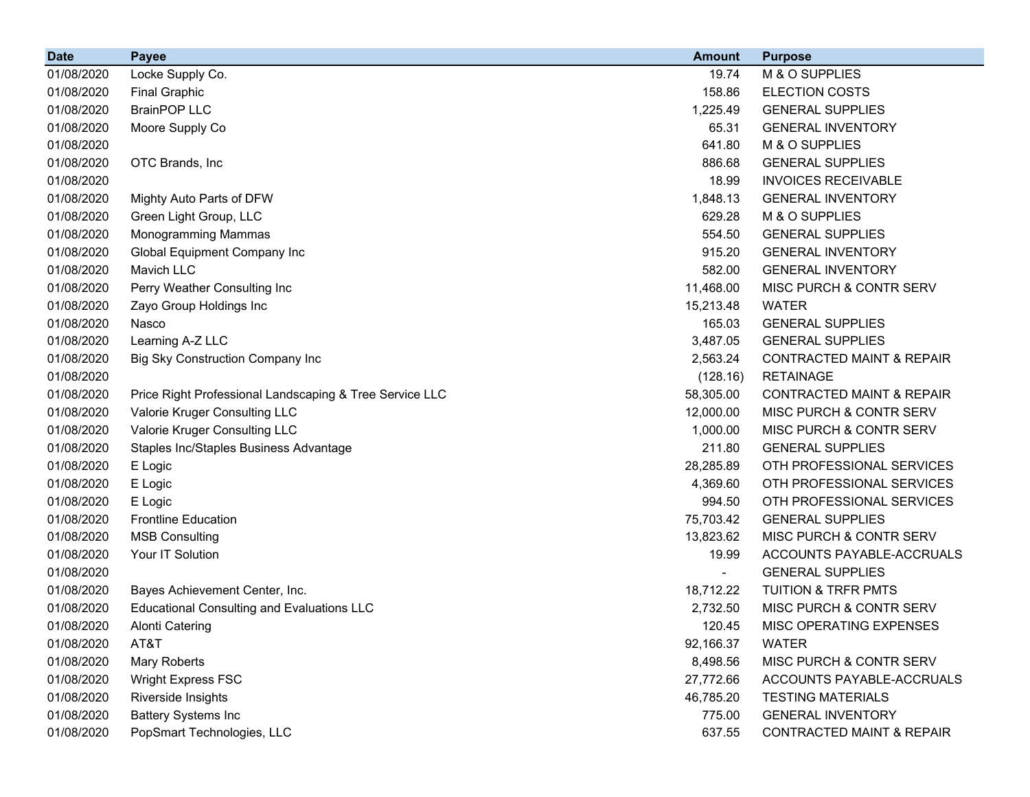| Date | Payee | Amount | Purpose |
|---|---|---|---|
| 01/08/2020 | Locke Supply Co. | 19.74 | M & O SUPPLIES |
| 01/08/2020 | Final Graphic | 158.86 | ELECTION COSTS |
| 01/08/2020 | BrainPOP LLC | 1,225.49 | GENERAL SUPPLIES |
| 01/08/2020 | Moore Supply Co | 65.31 | GENERAL INVENTORY |
| 01/08/2020 | | 641.80 | M & O SUPPLIES |
| 01/08/2020 | OTC Brands, Inc | 886.68 | GENERAL SUPPLIES |
| 01/08/2020 | | 18.99 | INVOICES RECEIVABLE |
| 01/08/2020 | Mighty Auto Parts of DFW | 1,848.13 | GENERAL INVENTORY |
| 01/08/2020 | Green Light Group, LLC | 629.28 | M & O SUPPLIES |
| 01/08/2020 | Monogramming Mammas | 554.50 | GENERAL SUPPLIES |
| 01/08/2020 | Global Equipment Company Inc | 915.20 | GENERAL INVENTORY |
| 01/08/2020 | Mavich LLC | 582.00 | GENERAL INVENTORY |
| 01/08/2020 | Perry Weather Consulting Inc | 11,468.00 | MISC PURCH & CONTR SERV |
| 01/08/2020 | Zayo Group Holdings Inc | 15,213.48 | WATER |
| 01/08/2020 | Nasco | 165.03 | GENERAL SUPPLIES |
| 01/08/2020 | Learning A-Z LLC | 3,487.05 | GENERAL SUPPLIES |
| 01/08/2020 | Big Sky Construction Company Inc | 2,563.24 | CONTRACTED MAINT & REPAIR |
| 01/08/2020 | | (128.16) | RETAINAGE |
| 01/08/2020 | Price Right Professional Landscaping & Tree Service LLC | 58,305.00 | CONTRACTED MAINT & REPAIR |
| 01/08/2020 | Valorie Kruger Consulting LLC | 12,000.00 | MISC PURCH & CONTR SERV |
| 01/08/2020 | Valorie Kruger Consulting LLC | 1,000.00 | MISC PURCH & CONTR SERV |
| 01/08/2020 | Staples Inc/Staples Business Advantage | 211.80 | GENERAL SUPPLIES |
| 01/08/2020 | E Logic | 28,285.89 | OTH PROFESSIONAL SERVICES |
| 01/08/2020 | E Logic | 4,369.60 | OTH PROFESSIONAL SERVICES |
| 01/08/2020 | E Logic | 994.50 | OTH PROFESSIONAL SERVICES |
| 01/08/2020 | Frontline Education | 75,703.42 | GENERAL SUPPLIES |
| 01/08/2020 | MSB Consulting | 13,823.62 | MISC PURCH & CONTR SERV |
| 01/08/2020 | Your IT Solution | 19.99 | ACCOUNTS PAYABLE-ACCRUALS |
| 01/08/2020 | | - | GENERAL SUPPLIES |
| 01/08/2020 | Bayes Achievement Center, Inc. | 18,712.22 | TUITION & TRFR PMTS |
| 01/08/2020 | Educational Consulting and Evaluations LLC | 2,732.50 | MISC PURCH & CONTR SERV |
| 01/08/2020 | Alonti Catering | 120.45 | MISC OPERATING EXPENSES |
| 01/08/2020 | AT&T | 92,166.37 | WATER |
| 01/08/2020 | Mary Roberts | 8,498.56 | MISC PURCH & CONTR SERV |
| 01/08/2020 | Wright Express FSC | 27,772.66 | ACCOUNTS PAYABLE-ACCRUALS |
| 01/08/2020 | Riverside Insights | 46,785.20 | TESTING MATERIALS |
| 01/08/2020 | Battery Systems Inc | 775.00 | GENERAL INVENTORY |
| 01/08/2020 | PopSmart Technologies, LLC | 637.55 | CONTRACTED MAINT & REPAIR |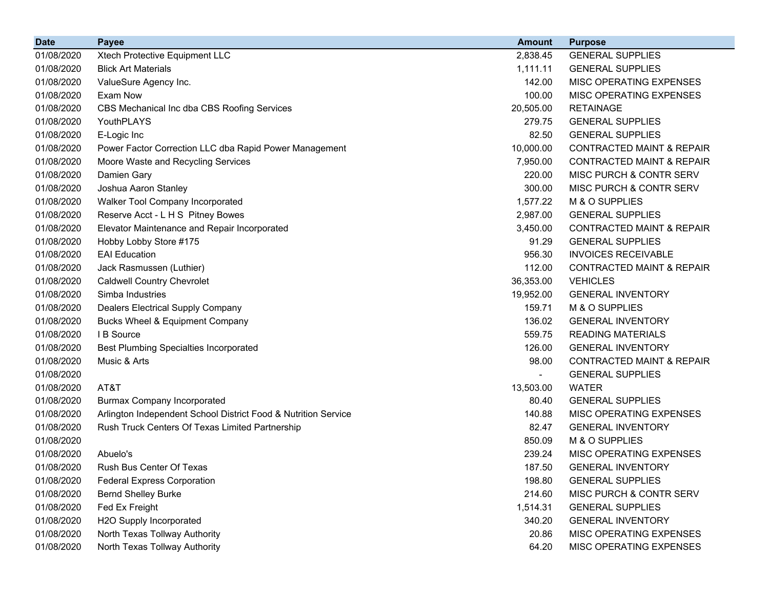| Date | Payee | Amount | Purpose |
|---|---|---|---|
| 01/08/2020 | Xtech Protective Equipment LLC | 2,838.45 | GENERAL SUPPLIES |
| 01/08/2020 | Blick Art Materials | 1,111.11 | GENERAL SUPPLIES |
| 01/08/2020 | ValueSure Agency Inc. | 142.00 | MISC OPERATING EXPENSES |
| 01/08/2020 | Exam Now | 100.00 | MISC OPERATING EXPENSES |
| 01/08/2020 | CBS Mechanical Inc dba CBS Roofing Services | 20,505.00 | RETAINAGE |
| 01/08/2020 | YouthPLAYS | 279.75 | GENERAL SUPPLIES |
| 01/08/2020 | E-Logic Inc | 82.50 | GENERAL SUPPLIES |
| 01/08/2020 | Power Factor Correction LLC dba Rapid Power Management | 10,000.00 | CONTRACTED MAINT & REPAIR |
| 01/08/2020 | Moore Waste and Recycling Services | 7,950.00 | CONTRACTED MAINT & REPAIR |
| 01/08/2020 | Damien Gary | 220.00 | MISC PURCH & CONTR SERV |
| 01/08/2020 | Joshua Aaron Stanley | 300.00 | MISC PURCH & CONTR SERV |
| 01/08/2020 | Walker Tool Company Incorporated | 1,577.22 | M & O SUPPLIES |
| 01/08/2020 | Reserve Acct - L H S Pitney Bowes | 2,987.00 | GENERAL SUPPLIES |
| 01/08/2020 | Elevator Maintenance and Repair Incorporated | 3,450.00 | CONTRACTED MAINT & REPAIR |
| 01/08/2020 | Hobby Lobby Store #175 | 91.29 | GENERAL SUPPLIES |
| 01/08/2020 | EAI Education | 956.30 | INVOICES RECEIVABLE |
| 01/08/2020 | Jack Rasmussen (Luthier) | 112.00 | CONTRACTED MAINT & REPAIR |
| 01/08/2020 | Caldwell Country Chevrolet | 36,353.00 | VEHICLES |
| 01/08/2020 | Simba Industries | 19,952.00 | GENERAL INVENTORY |
| 01/08/2020 | Dealers Electrical Supply Company | 159.71 | M & O SUPPLIES |
| 01/08/2020 | Bucks Wheel & Equipment Company | 136.02 | GENERAL INVENTORY |
| 01/08/2020 | I B Source | 559.75 | READING MATERIALS |
| 01/08/2020 | Best Plumbing Specialties Incorporated | 126.00 | GENERAL INVENTORY |
| 01/08/2020 | Music & Arts | 98.00 | CONTRACTED MAINT & REPAIR |
| 01/08/2020 | | - | GENERAL SUPPLIES |
| 01/08/2020 | AT&T | 13,503.00 | WATER |
| 01/08/2020 | Burmax Company Incorporated | 80.40 | GENERAL SUPPLIES |
| 01/08/2020 | Arlington Independent School District Food & Nutrition Service | 140.88 | MISC OPERATING EXPENSES |
| 01/08/2020 | Rush Truck Centers Of Texas Limited Partnership | 82.47 | GENERAL INVENTORY |
| 01/08/2020 | | 850.09 | M & O SUPPLIES |
| 01/08/2020 | Abuelo's | 239.24 | MISC OPERATING EXPENSES |
| 01/08/2020 | Rush Bus Center Of Texas | 187.50 | GENERAL INVENTORY |
| 01/08/2020 | Federal Express Corporation | 198.80 | GENERAL SUPPLIES |
| 01/08/2020 | Bernd Shelley Burke | 214.60 | MISC PURCH & CONTR SERV |
| 01/08/2020 | Fed Ex Freight | 1,514.31 | GENERAL SUPPLIES |
| 01/08/2020 | H2O Supply Incorporated | 340.20 | GENERAL INVENTORY |
| 01/08/2020 | North Texas Tollway Authority | 20.86 | MISC OPERATING EXPENSES |
| 01/08/2020 | North Texas Tollway Authority | 64.20 | MISC OPERATING EXPENSES |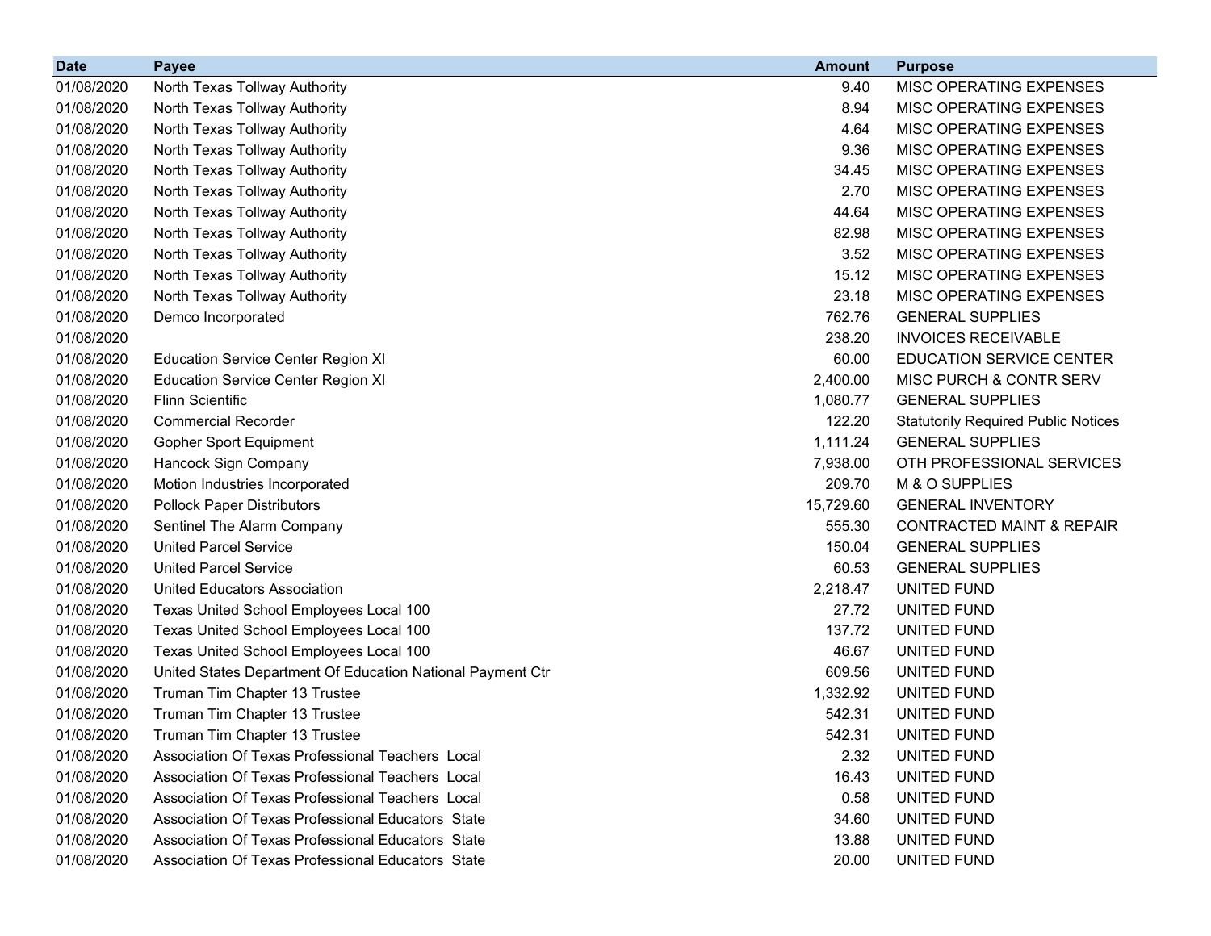| Date | Payee | Amount | Purpose |
| --- | --- | --- | --- |
| 01/08/2020 | North Texas Tollway Authority | 9.40 | MISC OPERATING EXPENSES |
| 01/08/2020 | North Texas Tollway Authority | 8.94 | MISC OPERATING EXPENSES |
| 01/08/2020 | North Texas Tollway Authority | 4.64 | MISC OPERATING EXPENSES |
| 01/08/2020 | North Texas Tollway Authority | 9.36 | MISC OPERATING EXPENSES |
| 01/08/2020 | North Texas Tollway Authority | 34.45 | MISC OPERATING EXPENSES |
| 01/08/2020 | North Texas Tollway Authority | 2.70 | MISC OPERATING EXPENSES |
| 01/08/2020 | North Texas Tollway Authority | 44.64 | MISC OPERATING EXPENSES |
| 01/08/2020 | North Texas Tollway Authority | 82.98 | MISC OPERATING EXPENSES |
| 01/08/2020 | North Texas Tollway Authority | 3.52 | MISC OPERATING EXPENSES |
| 01/08/2020 | North Texas Tollway Authority | 15.12 | MISC OPERATING EXPENSES |
| 01/08/2020 | North Texas Tollway Authority | 23.18 | MISC OPERATING EXPENSES |
| 01/08/2020 | Demco Incorporated | 762.76 | GENERAL SUPPLIES |
| 01/08/2020 | | 238.20 | INVOICES RECEIVABLE |
| 01/08/2020 | Education Service Center Region XI | 60.00 | EDUCATION SERVICE CENTER |
| 01/08/2020 | Education Service Center Region XI | 2,400.00 | MISC PURCH & CONTR SERV |
| 01/08/2020 | Flinn Scientific | 1,080.77 | GENERAL SUPPLIES |
| 01/08/2020 | Commercial Recorder | 122.20 | Statutorily Required Public Notices |
| 01/08/2020 | Gopher Sport Equipment | 1,111.24 | GENERAL SUPPLIES |
| 01/08/2020 | Hancock Sign Company | 7,938.00 | OTH PROFESSIONAL SERVICES |
| 01/08/2020 | Motion Industries Incorporated | 209.70 | M & O SUPPLIES |
| 01/08/2020 | Pollock Paper Distributors | 15,729.60 | GENERAL INVENTORY |
| 01/08/2020 | Sentinel The Alarm Company | 555.30 | CONTRACTED MAINT & REPAIR |
| 01/08/2020 | United Parcel Service | 150.04 | GENERAL SUPPLIES |
| 01/08/2020 | United Parcel Service | 60.53 | GENERAL SUPPLIES |
| 01/08/2020 | United Educators Association | 2,218.47 | UNITED FUND |
| 01/08/2020 | Texas United School Employees Local 100 | 27.72 | UNITED FUND |
| 01/08/2020 | Texas United School Employees Local 100 | 137.72 | UNITED FUND |
| 01/08/2020 | Texas United School Employees Local 100 | 46.67 | UNITED FUND |
| 01/08/2020 | United States Department Of Education National Payment Ctr | 609.56 | UNITED FUND |
| 01/08/2020 | Truman Tim Chapter 13 Trustee | 1,332.92 | UNITED FUND |
| 01/08/2020 | Truman Tim Chapter 13 Trustee | 542.31 | UNITED FUND |
| 01/08/2020 | Truman Tim Chapter 13 Trustee | 542.31 | UNITED FUND |
| 01/08/2020 | Association Of Texas Professional Teachers Local | 2.32 | UNITED FUND |
| 01/08/2020 | Association Of Texas Professional Teachers Local | 16.43 | UNITED FUND |
| 01/08/2020 | Association Of Texas Professional Teachers Local | 0.58 | UNITED FUND |
| 01/08/2020 | Association Of Texas Professional Educators State | 34.60 | UNITED FUND |
| 01/08/2020 | Association Of Texas Professional Educators State | 13.88 | UNITED FUND |
| 01/08/2020 | Association Of Texas Professional Educators State | 20.00 | UNITED FUND |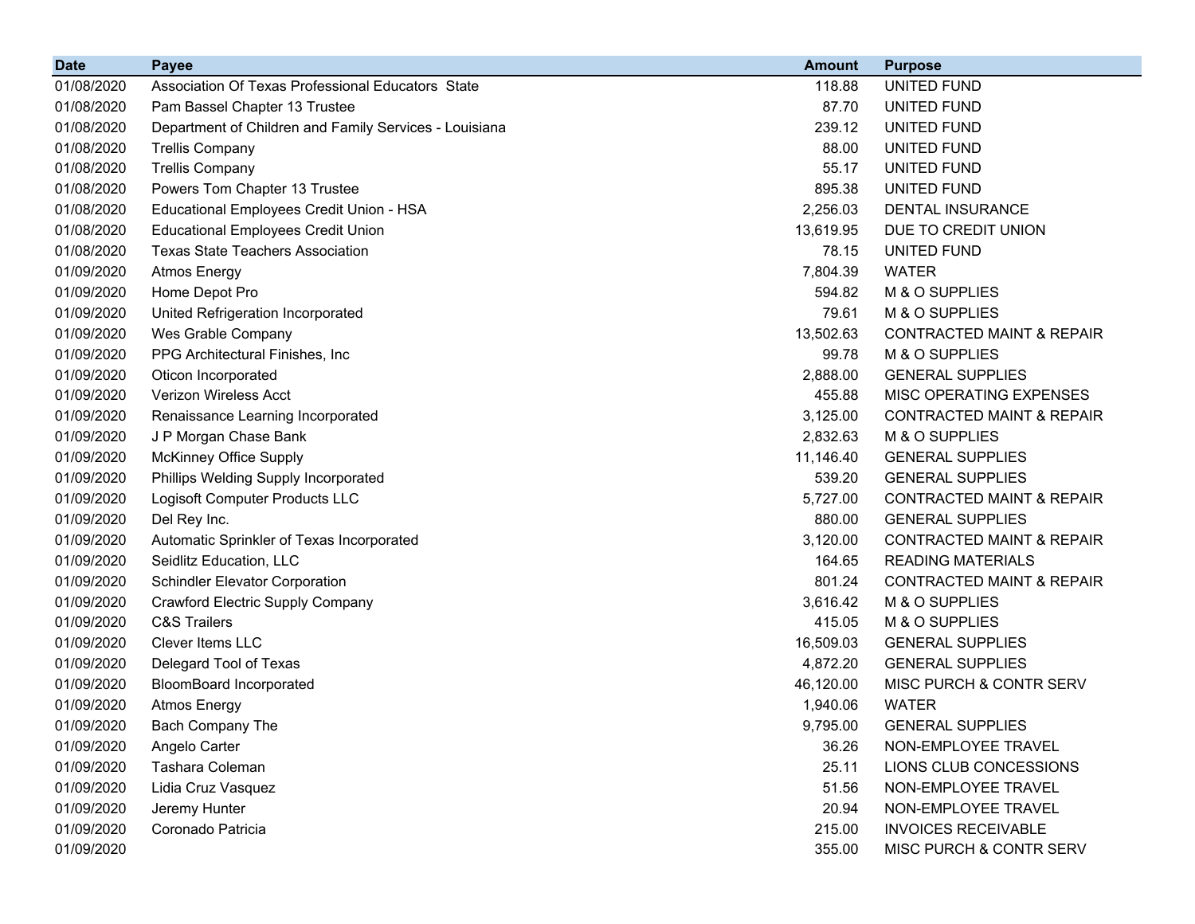| Date | Payee | Amount | Purpose |
|---|---|---|---|
| 01/08/2020 | Association Of Texas Professional Educators  State | 118.88 | UNITED FUND |
| 01/08/2020 | Pam Bassel Chapter 13 Trustee | 87.70 | UNITED FUND |
| 01/08/2020 | Department of Children and Family Services - Louisiana | 239.12 | UNITED FUND |
| 01/08/2020 | Trellis Company | 88.00 | UNITED FUND |
| 01/08/2020 | Trellis Company | 55.17 | UNITED FUND |
| 01/08/2020 | Powers Tom Chapter 13 Trustee | 895.38 | UNITED FUND |
| 01/08/2020 | Educational Employees Credit Union - HSA | 2,256.03 | DENTAL INSURANCE |
| 01/08/2020 | Educational Employees Credit Union | 13,619.95 | DUE TO CREDIT UNION |
| 01/08/2020 | Texas State Teachers Association | 78.15 | UNITED FUND |
| 01/09/2020 | Atmos Energy | 7,804.39 | WATER |
| 01/09/2020 | Home Depot Pro | 594.82 | M & O SUPPLIES |
| 01/09/2020 | United Refrigeration Incorporated | 79.61 | M & O SUPPLIES |
| 01/09/2020 | Wes Grable Company | 13,502.63 | CONTRACTED MAINT & REPAIR |
| 01/09/2020 | PPG Architectural Finishes, Inc | 99.78 | M & O SUPPLIES |
| 01/09/2020 | Oticon Incorporated | 2,888.00 | GENERAL SUPPLIES |
| 01/09/2020 | Verizon Wireless Acct | 455.88 | MISC OPERATING EXPENSES |
| 01/09/2020 | Renaissance Learning Incorporated | 3,125.00 | CONTRACTED MAINT & REPAIR |
| 01/09/2020 | J P Morgan Chase Bank | 2,832.63 | M & O SUPPLIES |
| 01/09/2020 | McKinney Office Supply | 11,146.40 | GENERAL SUPPLIES |
| 01/09/2020 | Phillips Welding Supply Incorporated | 539.20 | GENERAL SUPPLIES |
| 01/09/2020 | Logisoft Computer Products LLC | 5,727.00 | CONTRACTED MAINT & REPAIR |
| 01/09/2020 | Del Rey Inc. | 880.00 | GENERAL SUPPLIES |
| 01/09/2020 | Automatic Sprinkler of Texas Incorporated | 3,120.00 | CONTRACTED MAINT & REPAIR |
| 01/09/2020 | Seidlitz Education, LLC | 164.65 | READING MATERIALS |
| 01/09/2020 | Schindler Elevator Corporation | 801.24 | CONTRACTED MAINT & REPAIR |
| 01/09/2020 | Crawford Electric Supply Company | 3,616.42 | M & O SUPPLIES |
| 01/09/2020 | C&S Trailers | 415.05 | M & O SUPPLIES |
| 01/09/2020 | Clever Items LLC | 16,509.03 | GENERAL SUPPLIES |
| 01/09/2020 | Delegard Tool of Texas | 4,872.20 | GENERAL SUPPLIES |
| 01/09/2020 | BloomBoard Incorporated | 46,120.00 | MISC PURCH & CONTR SERV |
| 01/09/2020 | Atmos Energy | 1,940.06 | WATER |
| 01/09/2020 | Bach Company The | 9,795.00 | GENERAL SUPPLIES |
| 01/09/2020 | Angelo Carter | 36.26 | NON-EMPLOYEE TRAVEL |
| 01/09/2020 | Tashara Coleman | 25.11 | LIONS CLUB CONCESSIONS |
| 01/09/2020 | Lidia Cruz Vasquez | 51.56 | NON-EMPLOYEE TRAVEL |
| 01/09/2020 | Jeremy Hunter | 20.94 | NON-EMPLOYEE TRAVEL |
| 01/09/2020 | Coronado Patricia | 215.00 | INVOICES RECEIVABLE |
| 01/09/2020 | | 355.00 | MISC PURCH & CONTR SERV |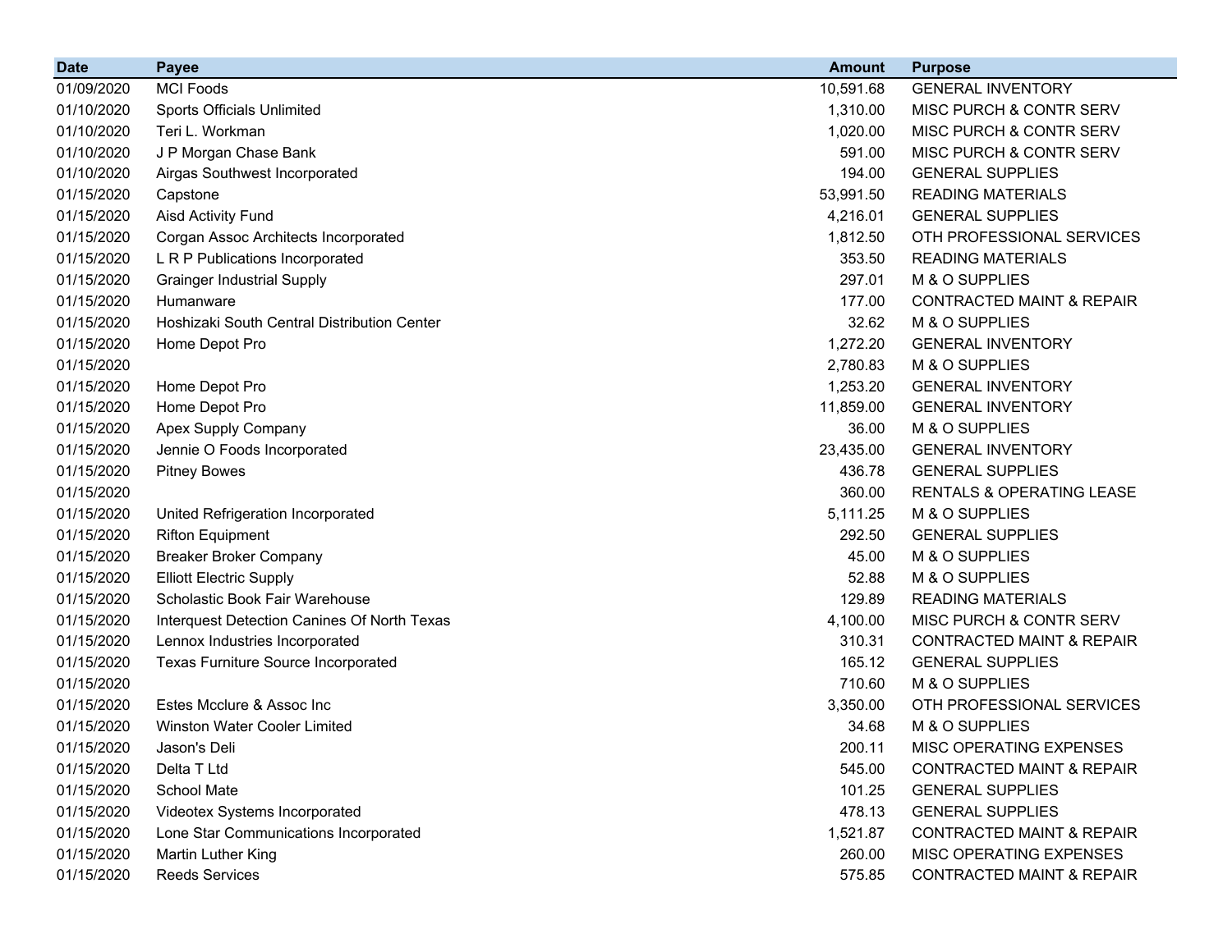| Date | Payee | Amount | Purpose |
| --- | --- | --- | --- |
| 01/09/2020 | MCI Foods | 10,591.68 | GENERAL INVENTORY |
| 01/10/2020 | Sports Officials Unlimited | 1,310.00 | MISC PURCH & CONTR SERV |
| 01/10/2020 | Teri L. Workman | 1,020.00 | MISC PURCH & CONTR SERV |
| 01/10/2020 | J P Morgan Chase Bank | 591.00 | MISC PURCH & CONTR SERV |
| 01/10/2020 | Airgas Southwest Incorporated | 194.00 | GENERAL SUPPLIES |
| 01/15/2020 | Capstone | 53,991.50 | READING MATERIALS |
| 01/15/2020 | Aisd Activity Fund | 4,216.01 | GENERAL SUPPLIES |
| 01/15/2020 | Corgan Assoc Architects Incorporated | 1,812.50 | OTH PROFESSIONAL SERVICES |
| 01/15/2020 | L R P Publications Incorporated | 353.50 | READING MATERIALS |
| 01/15/2020 | Grainger Industrial Supply | 297.01 | M & O SUPPLIES |
| 01/15/2020 | Humanware | 177.00 | CONTRACTED MAINT & REPAIR |
| 01/15/2020 | Hoshizaki South Central Distribution Center | 32.62 | M & O SUPPLIES |
| 01/15/2020 | Home Depot Pro | 1,272.20 | GENERAL INVENTORY |
| 01/15/2020 | | 2,780.83 | M & O SUPPLIES |
| 01/15/2020 | Home Depot Pro | 1,253.20 | GENERAL INVENTORY |
| 01/15/2020 | Home Depot Pro | 11,859.00 | GENERAL INVENTORY |
| 01/15/2020 | Apex Supply Company | 36.00 | M & O SUPPLIES |
| 01/15/2020 | Jennie O Foods Incorporated | 23,435.00 | GENERAL INVENTORY |
| 01/15/2020 | Pitney Bowes | 436.78 | GENERAL SUPPLIES |
| 01/15/2020 | | 360.00 | RENTALS & OPERATING LEASE |
| 01/15/2020 | United Refrigeration Incorporated | 5,111.25 | M & O SUPPLIES |
| 01/15/2020 | Rifton Equipment | 292.50 | GENERAL SUPPLIES |
| 01/15/2020 | Breaker Broker Company | 45.00 | M & O SUPPLIES |
| 01/15/2020 | Elliott Electric Supply | 52.88 | M & O SUPPLIES |
| 01/15/2020 | Scholastic Book Fair Warehouse | 129.89 | READING MATERIALS |
| 01/15/2020 | Interquest Detection Canines Of North Texas | 4,100.00 | MISC PURCH & CONTR SERV |
| 01/15/2020 | Lennox Industries Incorporated | 310.31 | CONTRACTED MAINT & REPAIR |
| 01/15/2020 | Texas Furniture Source Incorporated | 165.12 | GENERAL SUPPLIES |
| 01/15/2020 | | 710.60 | M & O SUPPLIES |
| 01/15/2020 | Estes Mcclure & Assoc Inc | 3,350.00 | OTH PROFESSIONAL SERVICES |
| 01/15/2020 | Winston Water Cooler Limited | 34.68 | M & O SUPPLIES |
| 01/15/2020 | Jason's Deli | 200.11 | MISC OPERATING EXPENSES |
| 01/15/2020 | Delta T Ltd | 545.00 | CONTRACTED MAINT & REPAIR |
| 01/15/2020 | School Mate | 101.25 | GENERAL SUPPLIES |
| 01/15/2020 | Videotex Systems Incorporated | 478.13 | GENERAL SUPPLIES |
| 01/15/2020 | Lone Star Communications Incorporated | 1,521.87 | CONTRACTED MAINT & REPAIR |
| 01/15/2020 | Martin Luther King | 260.00 | MISC OPERATING EXPENSES |
| 01/15/2020 | Reeds Services | 575.85 | CONTRACTED MAINT & REPAIR |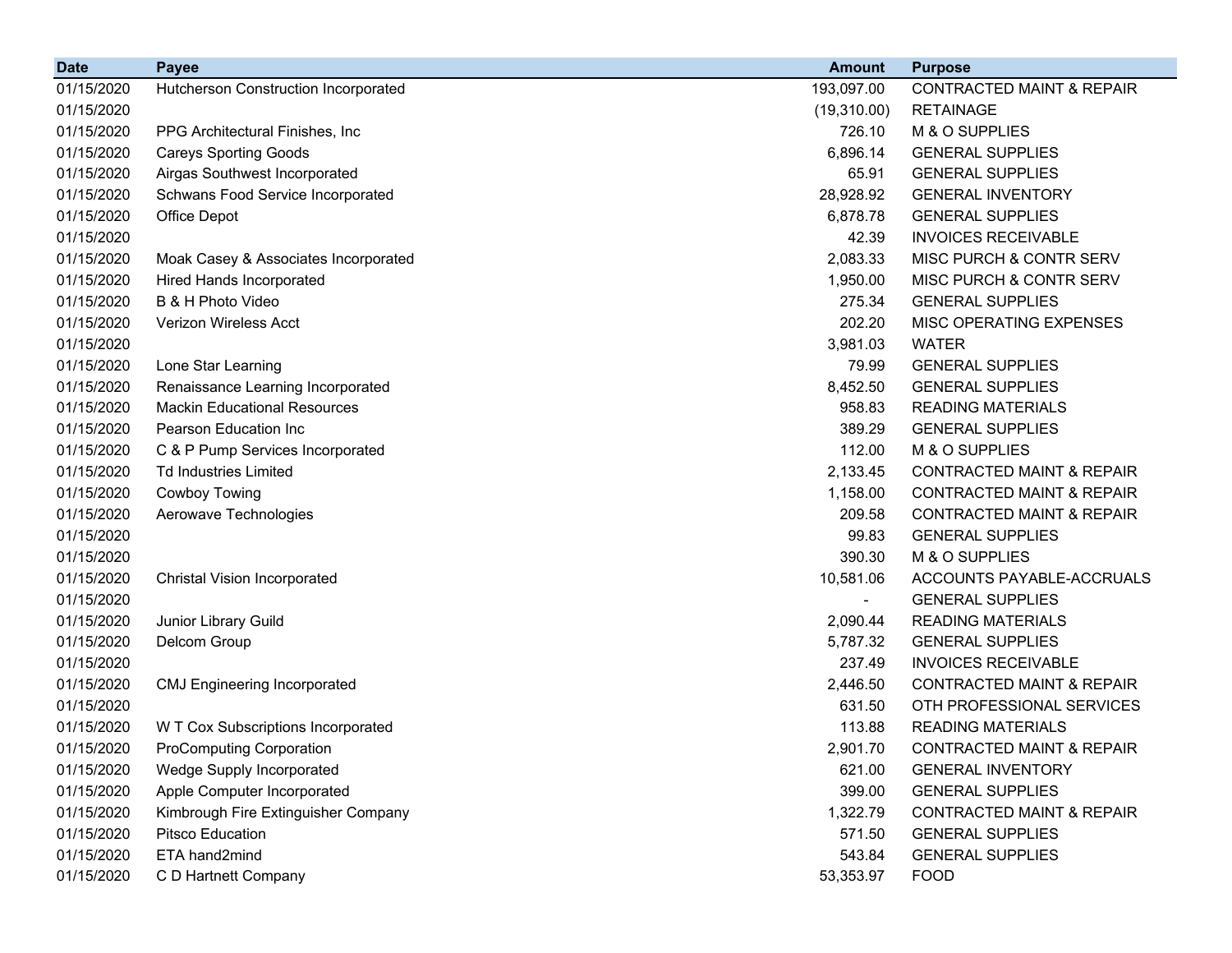| Date | Payee | Amount | Purpose |
|---|---|---|---|
| 01/15/2020 | Hutcherson Construction Incorporated | 193,097.00 | CONTRACTED MAINT & REPAIR |
| 01/15/2020 | | (19,310.00) | RETAINAGE |
| 01/15/2020 | PPG Architectural Finishes, Inc | 726.10 | M & O SUPPLIES |
| 01/15/2020 | Careys Sporting Goods | 6,896.14 | GENERAL SUPPLIES |
| 01/15/2020 | Airgas Southwest Incorporated | 65.91 | GENERAL SUPPLIES |
| 01/15/2020 | Schwans Food Service Incorporated | 28,928.92 | GENERAL INVENTORY |
| 01/15/2020 | Office Depot | 6,878.78 | GENERAL SUPPLIES |
| 01/15/2020 | | 42.39 | INVOICES RECEIVABLE |
| 01/15/2020 | Moak Casey & Associates Incorporated | 2,083.33 | MISC PURCH & CONTR SERV |
| 01/15/2020 | Hired Hands Incorporated | 1,950.00 | MISC PURCH & CONTR SERV |
| 01/15/2020 | B & H Photo Video | 275.34 | GENERAL SUPPLIES |
| 01/15/2020 | Verizon Wireless Acct | 202.20 | MISC OPERATING EXPENSES |
| 01/15/2020 | | 3,981.03 | WATER |
| 01/15/2020 | Lone Star Learning | 79.99 | GENERAL SUPPLIES |
| 01/15/2020 | Renaissance Learning Incorporated | 8,452.50 | GENERAL SUPPLIES |
| 01/15/2020 | Mackin Educational Resources | 958.83 | READING MATERIALS |
| 01/15/2020 | Pearson Education Inc | 389.29 | GENERAL SUPPLIES |
| 01/15/2020 | C & P Pump Services Incorporated | 112.00 | M & O SUPPLIES |
| 01/15/2020 | Td Industries Limited | 2,133.45 | CONTRACTED MAINT & REPAIR |
| 01/15/2020 | Cowboy Towing | 1,158.00 | CONTRACTED MAINT & REPAIR |
| 01/15/2020 | Aerowave Technologies | 209.58 | CONTRACTED MAINT & REPAIR |
| 01/15/2020 | | 99.83 | GENERAL SUPPLIES |
| 01/15/2020 | | 390.30 | M & O SUPPLIES |
| 01/15/2020 | Christal Vision Incorporated | 10,581.06 | ACCOUNTS PAYABLE-ACCRUALS |
| 01/15/2020 | | - | GENERAL SUPPLIES |
| 01/15/2020 | Junior Library Guild | 2,090.44 | READING MATERIALS |
| 01/15/2020 | Delcom Group | 5,787.32 | GENERAL SUPPLIES |
| 01/15/2020 | | 237.49 | INVOICES RECEIVABLE |
| 01/15/2020 | CMJ Engineering Incorporated | 2,446.50 | CONTRACTED MAINT & REPAIR |
| 01/15/2020 | | 631.50 | OTH PROFESSIONAL SERVICES |
| 01/15/2020 | W T Cox Subscriptions Incorporated | 113.88 | READING MATERIALS |
| 01/15/2020 | ProComputing Corporation | 2,901.70 | CONTRACTED MAINT & REPAIR |
| 01/15/2020 | Wedge Supply Incorporated | 621.00 | GENERAL INVENTORY |
| 01/15/2020 | Apple Computer Incorporated | 399.00 | GENERAL SUPPLIES |
| 01/15/2020 | Kimbrough Fire Extinguisher Company | 1,322.79 | CONTRACTED MAINT & REPAIR |
| 01/15/2020 | Pitsco Education | 571.50 | GENERAL SUPPLIES |
| 01/15/2020 | ETA hand2mind | 543.84 | GENERAL SUPPLIES |
| 01/15/2020 | C D Hartnett Company | 53,353.97 | FOOD |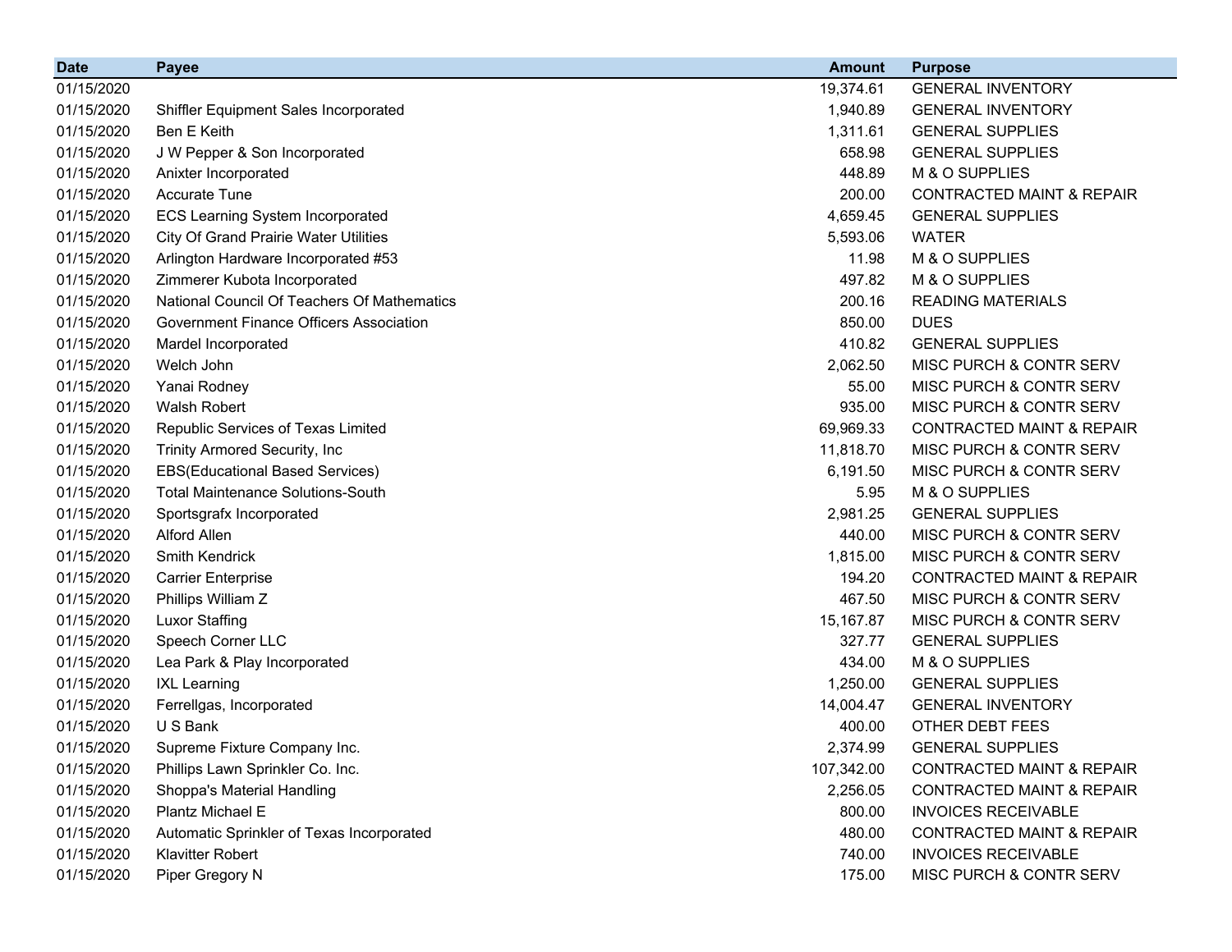| Date | Payee | Amount | Purpose |
|---|---|---|---|
| 01/15/2020 | | 19,374.61 | GENERAL INVENTORY |
| 01/15/2020 | Shiffler Equipment Sales Incorporated | 1,940.89 | GENERAL INVENTORY |
| 01/15/2020 | Ben E Keith | 1,311.61 | GENERAL SUPPLIES |
| 01/15/2020 | J W Pepper & Son Incorporated | 658.98 | GENERAL SUPPLIES |
| 01/15/2020 | Anixter Incorporated | 448.89 | M & O SUPPLIES |
| 01/15/2020 | Accurate Tune | 200.00 | CONTRACTED MAINT & REPAIR |
| 01/15/2020 | ECS Learning System Incorporated | 4,659.45 | GENERAL SUPPLIES |
| 01/15/2020 | City Of Grand Prairie Water Utilities | 5,593.06 | WATER |
| 01/15/2020 | Arlington Hardware Incorporated #53 | 11.98 | M & O SUPPLIES |
| 01/15/2020 | Zimmerer Kubota Incorporated | 497.82 | M & O SUPPLIES |
| 01/15/2020 | National Council Of Teachers Of Mathematics | 200.16 | READING MATERIALS |
| 01/15/2020 | Government Finance Officers Association | 850.00 | DUES |
| 01/15/2020 | Mardel Incorporated | 410.82 | GENERAL SUPPLIES |
| 01/15/2020 | Welch John | 2,062.50 | MISC PURCH & CONTR SERV |
| 01/15/2020 | Yanai Rodney | 55.00 | MISC PURCH & CONTR SERV |
| 01/15/2020 | Walsh Robert | 935.00 | MISC PURCH & CONTR SERV |
| 01/15/2020 | Republic Services of Texas Limited | 69,969.33 | CONTRACTED MAINT & REPAIR |
| 01/15/2020 | Trinity Armored Security, Inc | 11,818.70 | MISC PURCH & CONTR SERV |
| 01/15/2020 | EBS(Educational Based Services) | 6,191.50 | MISC PURCH & CONTR SERV |
| 01/15/2020 | Total Maintenance Solutions-South | 5.95 | M & O SUPPLIES |
| 01/15/2020 | Sportsgrafx Incorporated | 2,981.25 | GENERAL SUPPLIES |
| 01/15/2020 | Alford Allen | 440.00 | MISC PURCH & CONTR SERV |
| 01/15/2020 | Smith Kendrick | 1,815.00 | MISC PURCH & CONTR SERV |
| 01/15/2020 | Carrier Enterprise | 194.20 | CONTRACTED MAINT & REPAIR |
| 01/15/2020 | Phillips William Z | 467.50 | MISC PURCH & CONTR SERV |
| 01/15/2020 | Luxor Staffing | 15,167.87 | MISC PURCH & CONTR SERV |
| 01/15/2020 | Speech Corner LLC | 327.77 | GENERAL SUPPLIES |
| 01/15/2020 | Lea Park & Play Incorporated | 434.00 | M & O SUPPLIES |
| 01/15/2020 | IXL Learning | 1,250.00 | GENERAL SUPPLIES |
| 01/15/2020 | Ferrellgas, Incorporated | 14,004.47 | GENERAL INVENTORY |
| 01/15/2020 | U S Bank | 400.00 | OTHER DEBT FEES |
| 01/15/2020 | Supreme Fixture Company Inc. | 2,374.99 | GENERAL SUPPLIES |
| 01/15/2020 | Phillips Lawn Sprinkler Co. Inc. | 107,342.00 | CONTRACTED MAINT & REPAIR |
| 01/15/2020 | Shoppa's Material Handling | 2,256.05 | CONTRACTED MAINT & REPAIR |
| 01/15/2020 | Plantz Michael E | 800.00 | INVOICES RECEIVABLE |
| 01/15/2020 | Automatic Sprinkler of Texas Incorporated | 480.00 | CONTRACTED MAINT & REPAIR |
| 01/15/2020 | Klavitter Robert | 740.00 | INVOICES RECEIVABLE |
| 01/15/2020 | Piper Gregory N | 175.00 | MISC PURCH & CONTR SERV |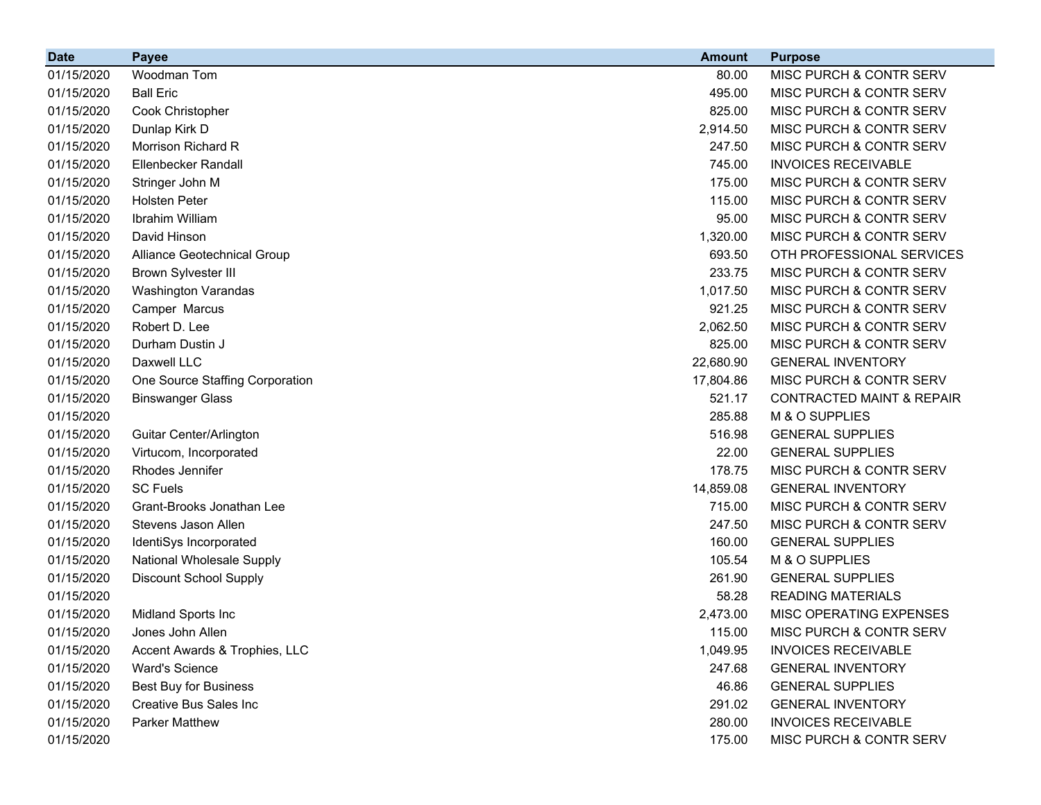| Date | Payee | Amount | Purpose |
|---|---|---:|---|
| 01/15/2020 | Woodman Tom | 80.00 | MISC PURCH & CONTR SERV |
| 01/15/2020 | Ball Eric | 495.00 | MISC PURCH & CONTR SERV |
| 01/15/2020 | Cook Christopher | 825.00 | MISC PURCH & CONTR SERV |
| 01/15/2020 | Dunlap Kirk D | 2,914.50 | MISC PURCH & CONTR SERV |
| 01/15/2020 | Morrison Richard R | 247.50 | MISC PURCH & CONTR SERV |
| 01/15/2020 | Ellenbecker Randall | 745.00 | INVOICES RECEIVABLE |
| 01/15/2020 | Stringer John M | 175.00 | MISC PURCH & CONTR SERV |
| 01/15/2020 | Holsten Peter | 115.00 | MISC PURCH & CONTR SERV |
| 01/15/2020 | Ibrahim William | 95.00 | MISC PURCH & CONTR SERV |
| 01/15/2020 | David Hinson | 1,320.00 | MISC PURCH & CONTR SERV |
| 01/15/2020 | Alliance Geotechnical Group | 693.50 | OTH PROFESSIONAL SERVICES |
| 01/15/2020 | Brown Sylvester III | 233.75 | MISC PURCH & CONTR SERV |
| 01/15/2020 | Washington Varandas | 1,017.50 | MISC PURCH & CONTR SERV |
| 01/15/2020 | Camper  Marcus | 921.25 | MISC PURCH & CONTR SERV |
| 01/15/2020 | Robert D. Lee | 2,062.50 | MISC PURCH & CONTR SERV |
| 01/15/2020 | Durham Dustin J | 825.00 | MISC PURCH & CONTR SERV |
| 01/15/2020 | Daxwell LLC | 22,680.90 | GENERAL INVENTORY |
| 01/15/2020 | One Source Staffing Corporation | 17,804.86 | MISC PURCH & CONTR SERV |
| 01/15/2020 | Binswanger Glass | 521.17 | CONTRACTED MAINT & REPAIR |
| 01/15/2020 | | 285.88 | M & O SUPPLIES |
| 01/15/2020 | Guitar Center/Arlington | 516.98 | GENERAL SUPPLIES |
| 01/15/2020 | Virtucom, Incorporated | 22.00 | GENERAL SUPPLIES |
| 01/15/2020 | Rhodes Jennifer | 178.75 | MISC PURCH & CONTR SERV |
| 01/15/2020 | SC Fuels | 14,859.08 | GENERAL INVENTORY |
| 01/15/2020 | Grant-Brooks Jonathan Lee | 715.00 | MISC PURCH & CONTR SERV |
| 01/15/2020 | Stevens Jason Allen | 247.50 | MISC PURCH & CONTR SERV |
| 01/15/2020 | IdentiSys Incorporated | 160.00 | GENERAL SUPPLIES |
| 01/15/2020 | National Wholesale Supply | 105.54 | M & O SUPPLIES |
| 01/15/2020 | Discount School Supply | 261.90 | GENERAL SUPPLIES |
| 01/15/2020 | | 58.28 | READING MATERIALS |
| 01/15/2020 | Midland Sports Inc | 2,473.00 | MISC OPERATING EXPENSES |
| 01/15/2020 | Jones John Allen | 115.00 | MISC PURCH & CONTR SERV |
| 01/15/2020 | Accent Awards & Trophies, LLC | 1,049.95 | INVOICES RECEIVABLE |
| 01/15/2020 | Ward's Science | 247.68 | GENERAL INVENTORY |
| 01/15/2020 | Best Buy for Business | 46.86 | GENERAL SUPPLIES |
| 01/15/2020 | Creative Bus Sales Inc | 291.02 | GENERAL INVENTORY |
| 01/15/2020 | Parker Matthew | 280.00 | INVOICES RECEIVABLE |
| 01/15/2020 | | 175.00 | MISC PURCH & CONTR SERV |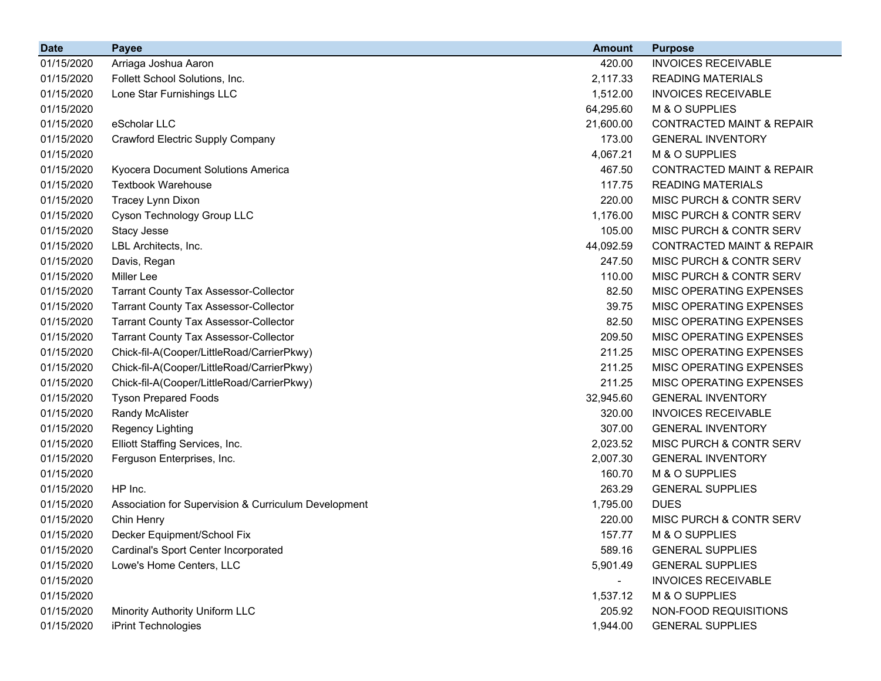| Date | Payee | Amount | Purpose |
|---|---|---|---|
| 01/15/2020 | Arriaga Joshua Aaron | 420.00 | INVOICES RECEIVABLE |
| 01/15/2020 | Follett School Solutions, Inc. | 2,117.33 | READING MATERIALS |
| 01/15/2020 | Lone Star Furnishings LLC | 1,512.00 | INVOICES RECEIVABLE |
| 01/15/2020 | | 64,295.60 | M & O SUPPLIES |
| 01/15/2020 | eScholar LLC | 21,600.00 | CONTRACTED MAINT & REPAIR |
| 01/15/2020 | Crawford Electric Supply Company | 173.00 | GENERAL INVENTORY |
| 01/15/2020 | | 4,067.21 | M & O SUPPLIES |
| 01/15/2020 | Kyocera Document Solutions America | 467.50 | CONTRACTED MAINT & REPAIR |
| 01/15/2020 | Textbook Warehouse | 117.75 | READING MATERIALS |
| 01/15/2020 | Tracey Lynn Dixon | 220.00 | MISC PURCH & CONTR SERV |
| 01/15/2020 | Cyson Technology Group LLC | 1,176.00 | MISC PURCH & CONTR SERV |
| 01/15/2020 | Stacy Jesse | 105.00 | MISC PURCH & CONTR SERV |
| 01/15/2020 | LBL Architects, Inc. | 44,092.59 | CONTRACTED MAINT & REPAIR |
| 01/15/2020 | Davis, Regan | 247.50 | MISC PURCH & CONTR SERV |
| 01/15/2020 | Miller Lee | 110.00 | MISC PURCH & CONTR SERV |
| 01/15/2020 | Tarrant County Tax Assessor-Collector | 82.50 | MISC OPERATING EXPENSES |
| 01/15/2020 | Tarrant County Tax Assessor-Collector | 39.75 | MISC OPERATING EXPENSES |
| 01/15/2020 | Tarrant County Tax Assessor-Collector | 82.50 | MISC OPERATING EXPENSES |
| 01/15/2020 | Tarrant County Tax Assessor-Collector | 209.50 | MISC OPERATING EXPENSES |
| 01/15/2020 | Chick-fil-A(Cooper/LittleRoad/CarrierPkwy) | 211.25 | MISC OPERATING EXPENSES |
| 01/15/2020 | Chick-fil-A(Cooper/LittleRoad/CarrierPkwy) | 211.25 | MISC OPERATING EXPENSES |
| 01/15/2020 | Chick-fil-A(Cooper/LittleRoad/CarrierPkwy) | 211.25 | MISC OPERATING EXPENSES |
| 01/15/2020 | Tyson Prepared Foods | 32,945.60 | GENERAL INVENTORY |
| 01/15/2020 | Randy McAlister | 320.00 | INVOICES RECEIVABLE |
| 01/15/2020 | Regency Lighting | 307.00 | GENERAL INVENTORY |
| 01/15/2020 | Elliott Staffing Services, Inc. | 2,023.52 | MISC PURCH & CONTR SERV |
| 01/15/2020 | Ferguson Enterprises, Inc. | 2,007.30 | GENERAL INVENTORY |
| 01/15/2020 | | 160.70 | M & O SUPPLIES |
| 01/15/2020 | HP Inc. | 263.29 | GENERAL SUPPLIES |
| 01/15/2020 | Association for Supervision & Curriculum Development | 1,795.00 | DUES |
| 01/15/2020 | Chin Henry | 220.00 | MISC PURCH & CONTR SERV |
| 01/15/2020 | Decker Equipment/School Fix | 157.77 | M & O SUPPLIES |
| 01/15/2020 | Cardinal's Sport Center Incorporated | 589.16 | GENERAL SUPPLIES |
| 01/15/2020 | Lowe's Home Centers, LLC | 5,901.49 | GENERAL SUPPLIES |
| 01/15/2020 | | - | INVOICES RECEIVABLE |
| 01/15/2020 | | 1,537.12 | M & O SUPPLIES |
| 01/15/2020 | Minority Authority Uniform LLC | 205.92 | NON-FOOD REQUISITIONS |
| 01/15/2020 | iPrint Technologies | 1,944.00 | GENERAL SUPPLIES |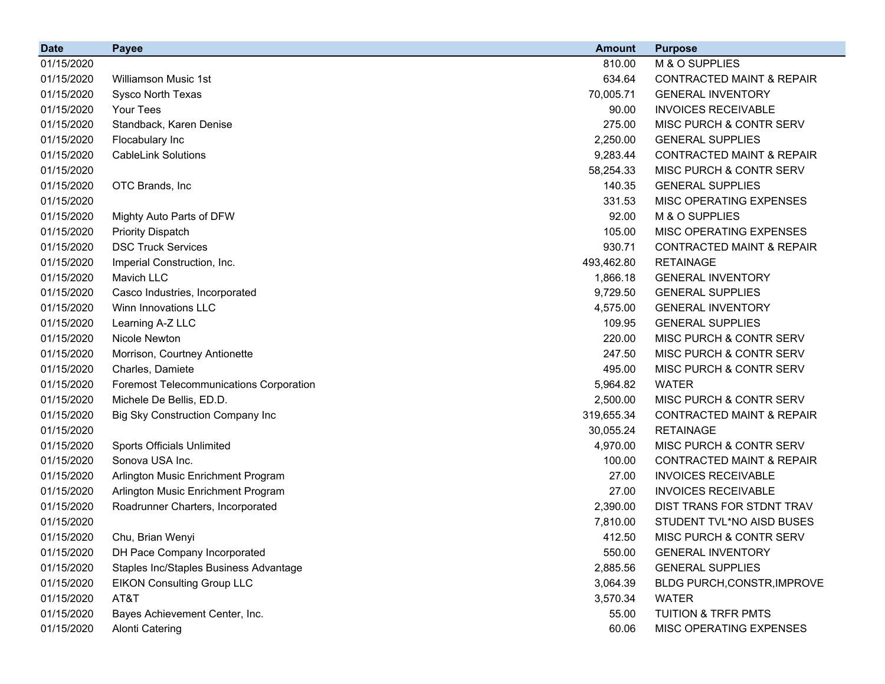| Date | Payee | Amount | Purpose |
|---|---|---|---|
| 01/15/2020 | | 810.00 | M & O SUPPLIES |
| 01/15/2020 | Williamson Music 1st | 634.64 | CONTRACTED MAINT & REPAIR |
| 01/15/2020 | Sysco North Texas | 70,005.71 | GENERAL INVENTORY |
| 01/15/2020 | Your Tees | 90.00 | INVOICES RECEIVABLE |
| 01/15/2020 | Standback, Karen Denise | 275.00 | MISC PURCH & CONTR SERV |
| 01/15/2020 | Flocabulary Inc | 2,250.00 | GENERAL SUPPLIES |
| 01/15/2020 | CableLink Solutions | 9,283.44 | CONTRACTED MAINT & REPAIR |
| 01/15/2020 | | 58,254.33 | MISC PURCH & CONTR SERV |
| 01/15/2020 | OTC Brands, Inc | 140.35 | GENERAL SUPPLIES |
| 01/15/2020 | | 331.53 | MISC OPERATING EXPENSES |
| 01/15/2020 | Mighty Auto Parts of DFW | 92.00 | M & O SUPPLIES |
| 01/15/2020 | Priority Dispatch | 105.00 | MISC OPERATING EXPENSES |
| 01/15/2020 | DSC Truck Services | 930.71 | CONTRACTED MAINT & REPAIR |
| 01/15/2020 | Imperial Construction, Inc. | 493,462.80 | RETAINAGE |
| 01/15/2020 | Mavich LLC | 1,866.18 | GENERAL INVENTORY |
| 01/15/2020 | Casco Industries, Incorporated | 9,729.50 | GENERAL SUPPLIES |
| 01/15/2020 | Winn Innovations LLC | 4,575.00 | GENERAL INVENTORY |
| 01/15/2020 | Learning A-Z LLC | 109.95 | GENERAL SUPPLIES |
| 01/15/2020 | Nicole Newton | 220.00 | MISC PURCH & CONTR SERV |
| 01/15/2020 | Morrison, Courtney Antionette | 247.50 | MISC PURCH & CONTR SERV |
| 01/15/2020 | Charles, Damiete | 495.00 | MISC PURCH & CONTR SERV |
| 01/15/2020 | Foremost Telecommunications Corporation | 5,964.82 | WATER |
| 01/15/2020 | Michele De Bellis, ED.D. | 2,500.00 | MISC PURCH & CONTR SERV |
| 01/15/2020 | Big Sky Construction Company Inc | 319,655.34 | CONTRACTED MAINT & REPAIR |
| 01/15/2020 | | 30,055.24 | RETAINAGE |
| 01/15/2020 | Sports Officials Unlimited | 4,970.00 | MISC PURCH & CONTR SERV |
| 01/15/2020 | Sonova USA Inc. | 100.00 | CONTRACTED MAINT & REPAIR |
| 01/15/2020 | Arlington Music Enrichment Program | 27.00 | INVOICES RECEIVABLE |
| 01/15/2020 | Arlington Music Enrichment Program | 27.00 | INVOICES RECEIVABLE |
| 01/15/2020 | Roadrunner Charters, Incorporated | 2,390.00 | DIST TRANS FOR STDNT TRAV |
| 01/15/2020 | | 7,810.00 | STUDENT TVL*NO AISD BUSES |
| 01/15/2020 | Chu, Brian Wenyi | 412.50 | MISC PURCH & CONTR SERV |
| 01/15/2020 | DH Pace Company Incorporated | 550.00 | GENERAL INVENTORY |
| 01/15/2020 | Staples Inc/Staples Business Advantage | 2,885.56 | GENERAL SUPPLIES |
| 01/15/2020 | EIKON Consulting Group LLC | 3,064.39 | BLDG PURCH,CONSTR,IMPROVE |
| 01/15/2020 | AT&T | 3,570.34 | WATER |
| 01/15/2020 | Bayes Achievement Center, Inc. | 55.00 | TUITION & TRFR PMTS |
| 01/15/2020 | Alonti Catering | 60.06 | MISC OPERATING EXPENSES |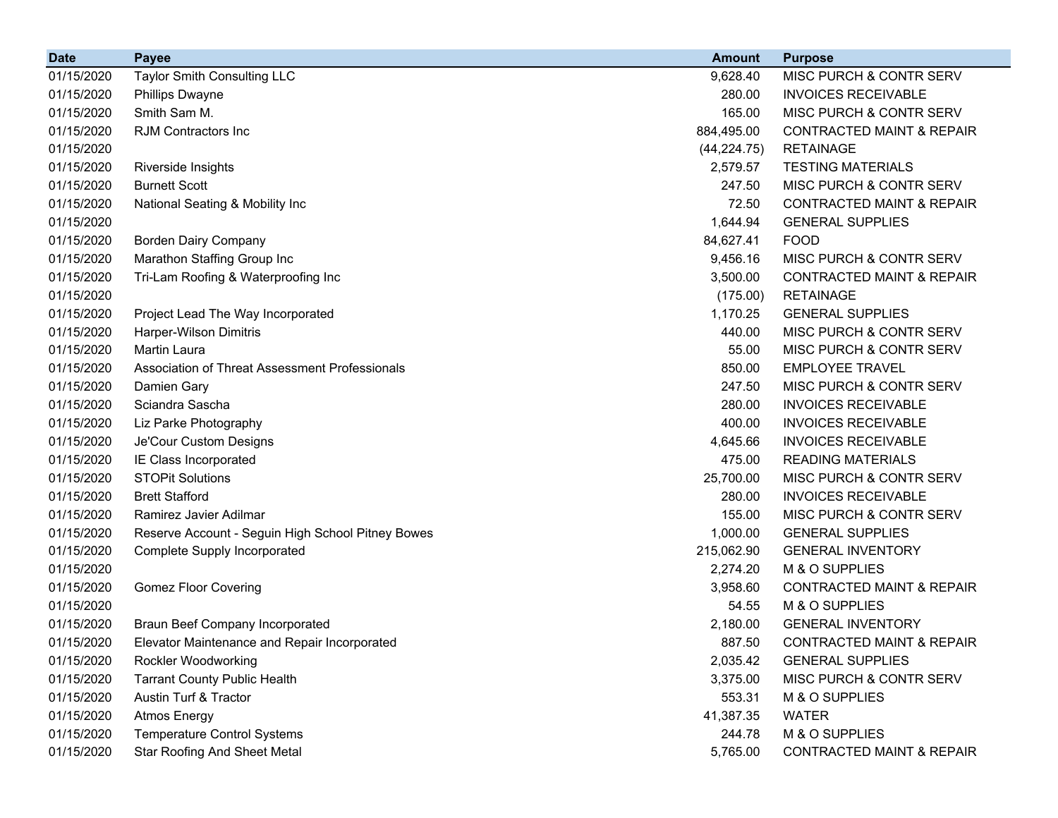| Date | Payee | Amount | Purpose |
|---|---|---|---|
| 01/15/2020 | Taylor Smith Consulting LLC | 9,628.40 | MISC PURCH & CONTR SERV |
| 01/15/2020 | Phillips Dwayne | 280.00 | INVOICES RECEIVABLE |
| 01/15/2020 | Smith Sam M. | 165.00 | MISC PURCH & CONTR SERV |
| 01/15/2020 | RJM Contractors Inc | 884,495.00 | CONTRACTED MAINT & REPAIR |
| 01/15/2020 | | (44,224.75) | RETAINAGE |
| 01/15/2020 | Riverside Insights | 2,579.57 | TESTING MATERIALS |
| 01/15/2020 | Burnett Scott | 247.50 | MISC PURCH & CONTR SERV |
| 01/15/2020 | National Seating & Mobility Inc | 72.50 | CONTRACTED MAINT & REPAIR |
| 01/15/2020 | | 1,644.94 | GENERAL SUPPLIES |
| 01/15/2020 | Borden Dairy Company | 84,627.41 | FOOD |
| 01/15/2020 | Marathon Staffing Group Inc | 9,456.16 | MISC PURCH & CONTR SERV |
| 01/15/2020 | Tri-Lam Roofing & Waterproofing Inc | 3,500.00 | CONTRACTED MAINT & REPAIR |
| 01/15/2020 | | (175.00) | RETAINAGE |
| 01/15/2020 | Project Lead The Way Incorporated | 1,170.25 | GENERAL SUPPLIES |
| 01/15/2020 | Harper-Wilson Dimitris | 440.00 | MISC PURCH & CONTR SERV |
| 01/15/2020 | Martin Laura | 55.00 | MISC PURCH & CONTR SERV |
| 01/15/2020 | Association of Threat Assessment Professionals | 850.00 | EMPLOYEE TRAVEL |
| 01/15/2020 | Damien Gary | 247.50 | MISC PURCH & CONTR SERV |
| 01/15/2020 | Sciandra Sascha | 280.00 | INVOICES RECEIVABLE |
| 01/15/2020 | Liz Parke Photography | 400.00 | INVOICES RECEIVABLE |
| 01/15/2020 | Je'Cour Custom Designs | 4,645.66 | INVOICES RECEIVABLE |
| 01/15/2020 | IE Class Incorporated | 475.00 | READING MATERIALS |
| 01/15/2020 | STOPit Solutions | 25,700.00 | MISC PURCH & CONTR SERV |
| 01/15/2020 | Brett Stafford | 280.00 | INVOICES RECEIVABLE |
| 01/15/2020 | Ramirez Javier Adilmar | 155.00 | MISC PURCH & CONTR SERV |
| 01/15/2020 | Reserve Account - Seguin High School Pitney Bowes | 1,000.00 | GENERAL SUPPLIES |
| 01/15/2020 | Complete Supply Incorporated | 215,062.90 | GENERAL INVENTORY |
| 01/15/2020 | | 2,274.20 | M & O SUPPLIES |
| 01/15/2020 | Gomez Floor Covering | 3,958.60 | CONTRACTED MAINT & REPAIR |
| 01/15/2020 | | 54.55 | M & O SUPPLIES |
| 01/15/2020 | Braun Beef Company Incorporated | 2,180.00 | GENERAL INVENTORY |
| 01/15/2020 | Elevator Maintenance and Repair Incorporated | 887.50 | CONTRACTED MAINT & REPAIR |
| 01/15/2020 | Rockler Woodworking | 2,035.42 | GENERAL SUPPLIES |
| 01/15/2020 | Tarrant County Public Health | 3,375.00 | MISC PURCH & CONTR SERV |
| 01/15/2020 | Austin Turf & Tractor | 553.31 | M & O SUPPLIES |
| 01/15/2020 | Atmos Energy | 41,387.35 | WATER |
| 01/15/2020 | Temperature Control Systems | 244.78 | M & O SUPPLIES |
| 01/15/2020 | Star Roofing And Sheet Metal | 5,765.00 | CONTRACTED MAINT & REPAIR |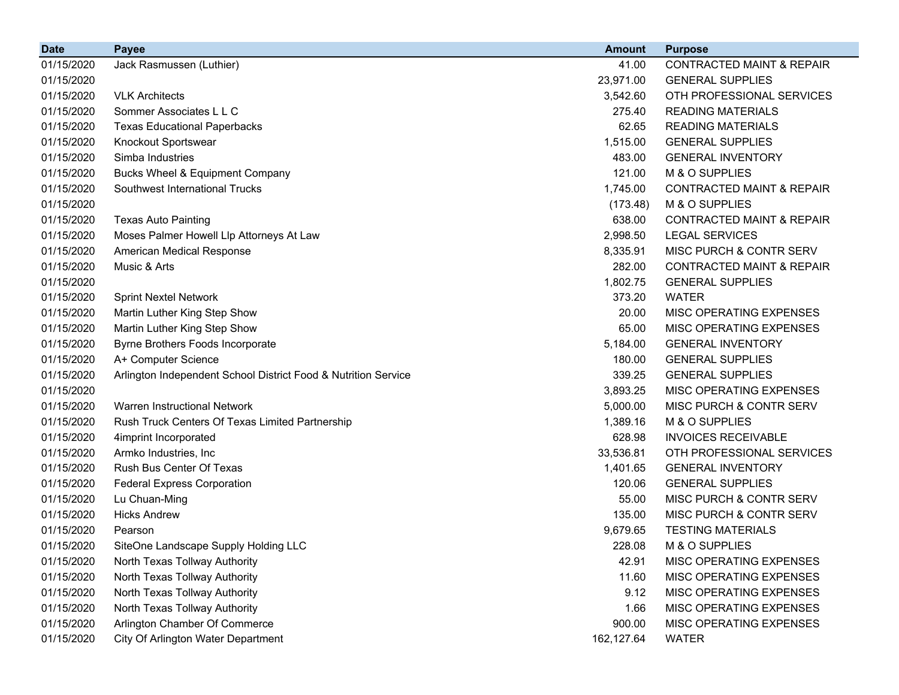| Date | Payee | Amount | Purpose |
|---|---|---|---|
| 01/15/2020 | Jack Rasmussen (Luthier) | 41.00 | CONTRACTED MAINT & REPAIR |
| 01/15/2020 | | 23,971.00 | GENERAL SUPPLIES |
| 01/15/2020 | VLK Architects | 3,542.60 | OTH PROFESSIONAL SERVICES |
| 01/15/2020 | Sommer Associates L L C | 275.40 | READING MATERIALS |
| 01/15/2020 | Texas Educational Paperbacks | 62.65 | READING MATERIALS |
| 01/15/2020 | Knockout Sportswear | 1,515.00 | GENERAL SUPPLIES |
| 01/15/2020 | Simba Industries | 483.00 | GENERAL INVENTORY |
| 01/15/2020 | Bucks Wheel & Equipment Company | 121.00 | M & O SUPPLIES |
| 01/15/2020 | Southwest International Trucks | 1,745.00 | CONTRACTED MAINT & REPAIR |
| 01/15/2020 | | (173.48) | M & O SUPPLIES |
| 01/15/2020 | Texas Auto Painting | 638.00 | CONTRACTED MAINT & REPAIR |
| 01/15/2020 | Moses Palmer Howell Llp Attorneys At Law | 2,998.50 | LEGAL SERVICES |
| 01/15/2020 | American Medical Response | 8,335.91 | MISC PURCH & CONTR SERV |
| 01/15/2020 | Music & Arts | 282.00 | CONTRACTED MAINT & REPAIR |
| 01/15/2020 | | 1,802.75 | GENERAL SUPPLIES |
| 01/15/2020 | Sprint Nextel Network | 373.20 | WATER |
| 01/15/2020 | Martin Luther King Step Show | 20.00 | MISC OPERATING EXPENSES |
| 01/15/2020 | Martin Luther King Step Show | 65.00 | MISC OPERATING EXPENSES |
| 01/15/2020 | Byrne Brothers Foods Incorporate | 5,184.00 | GENERAL INVENTORY |
| 01/15/2020 | A+ Computer Science | 180.00 | GENERAL SUPPLIES |
| 01/15/2020 | Arlington Independent School District Food & Nutrition Service | 339.25 | GENERAL SUPPLIES |
| 01/15/2020 | | 3,893.25 | MISC OPERATING EXPENSES |
| 01/15/2020 | Warren Instructional Network | 5,000.00 | MISC PURCH & CONTR SERV |
| 01/15/2020 | Rush Truck Centers Of Texas Limited Partnership | 1,389.16 | M & O SUPPLIES |
| 01/15/2020 | 4imprint Incorporated | 628.98 | INVOICES RECEIVABLE |
| 01/15/2020 | Armko Industries, Inc | 33,536.81 | OTH PROFESSIONAL SERVICES |
| 01/15/2020 | Rush Bus Center Of Texas | 1,401.65 | GENERAL INVENTORY |
| 01/15/2020 | Federal Express Corporation | 120.06 | GENERAL SUPPLIES |
| 01/15/2020 | Lu Chuan-Ming | 55.00 | MISC PURCH & CONTR SERV |
| 01/15/2020 | Hicks Andrew | 135.00 | MISC PURCH & CONTR SERV |
| 01/15/2020 | Pearson | 9,679.65 | TESTING MATERIALS |
| 01/15/2020 | SiteOne Landscape Supply Holding LLC | 228.08 | M & O SUPPLIES |
| 01/15/2020 | North Texas Tollway Authority | 42.91 | MISC OPERATING EXPENSES |
| 01/15/2020 | North Texas Tollway Authority | 11.60 | MISC OPERATING EXPENSES |
| 01/15/2020 | North Texas Tollway Authority | 9.12 | MISC OPERATING EXPENSES |
| 01/15/2020 | North Texas Tollway Authority | 1.66 | MISC OPERATING EXPENSES |
| 01/15/2020 | Arlington Chamber Of Commerce | 900.00 | MISC OPERATING EXPENSES |
| 01/15/2020 | City Of Arlington Water Department | 162,127.64 | WATER |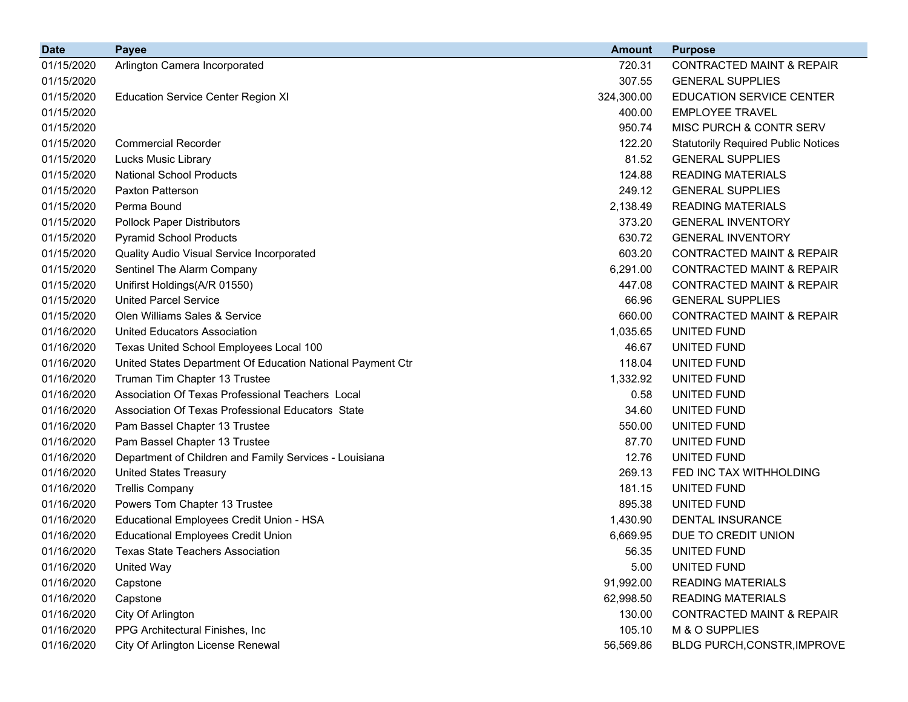| Date | Payee | Amount | Purpose |
|---|---|---|---|
| 01/15/2020 | Arlington Camera Incorporated | 720.31 | CONTRACTED MAINT & REPAIR |
| 01/15/2020 | | 307.55 | GENERAL SUPPLIES |
| 01/15/2020 | Education Service Center Region XI | 324,300.00 | EDUCATION SERVICE CENTER |
| 01/15/2020 | | 400.00 | EMPLOYEE TRAVEL |
| 01/15/2020 | | 950.74 | MISC PURCH & CONTR SERV |
| 01/15/2020 | Commercial Recorder | 122.20 | Statutorily Required Public Notices |
| 01/15/2020 | Lucks Music Library | 81.52 | GENERAL SUPPLIES |
| 01/15/2020 | National School Products | 124.88 | READING MATERIALS |
| 01/15/2020 | Paxton Patterson | 249.12 | GENERAL SUPPLIES |
| 01/15/2020 | Perma Bound | 2,138.49 | READING MATERIALS |
| 01/15/2020 | Pollock Paper Distributors | 373.20 | GENERAL INVENTORY |
| 01/15/2020 | Pyramid School Products | 630.72 | GENERAL INVENTORY |
| 01/15/2020 | Quality Audio Visual Service Incorporated | 603.20 | CONTRACTED MAINT & REPAIR |
| 01/15/2020 | Sentinel The Alarm Company | 6,291.00 | CONTRACTED MAINT & REPAIR |
| 01/15/2020 | Unifirst Holdings(A/R 01550) | 447.08 | CONTRACTED MAINT & REPAIR |
| 01/15/2020 | United Parcel Service | 66.96 | GENERAL SUPPLIES |
| 01/15/2020 | Olen Williams Sales & Service | 660.00 | CONTRACTED MAINT & REPAIR |
| 01/16/2020 | United Educators Association | 1,035.65 | UNITED FUND |
| 01/16/2020 | Texas United School Employees Local 100 | 46.67 | UNITED FUND |
| 01/16/2020 | United States Department Of Education National Payment Ctr | 118.04 | UNITED FUND |
| 01/16/2020 | Truman Tim Chapter 13 Trustee | 1,332.92 | UNITED FUND |
| 01/16/2020 | Association Of Texas Professional Teachers Local | 0.58 | UNITED FUND |
| 01/16/2020 | Association Of Texas Professional Educators State | 34.60 | UNITED FUND |
| 01/16/2020 | Pam Bassel Chapter 13 Trustee | 550.00 | UNITED FUND |
| 01/16/2020 | Pam Bassel Chapter 13 Trustee | 87.70 | UNITED FUND |
| 01/16/2020 | Department of Children and Family Services - Louisiana | 12.76 | UNITED FUND |
| 01/16/2020 | United States Treasury | 269.13 | FED INC TAX WITHHOLDING |
| 01/16/2020 | Trellis Company | 181.15 | UNITED FUND |
| 01/16/2020 | Powers Tom Chapter 13 Trustee | 895.38 | UNITED FUND |
| 01/16/2020 | Educational Employees Credit Union - HSA | 1,430.90 | DENTAL INSURANCE |
| 01/16/2020 | Educational Employees Credit Union | 6,669.95 | DUE TO CREDIT UNION |
| 01/16/2020 | Texas State Teachers Association | 56.35 | UNITED FUND |
| 01/16/2020 | United Way | 5.00 | UNITED FUND |
| 01/16/2020 | Capstone | 91,992.00 | READING MATERIALS |
| 01/16/2020 | Capstone | 62,998.50 | READING MATERIALS |
| 01/16/2020 | City Of Arlington | 130.00 | CONTRACTED MAINT & REPAIR |
| 01/16/2020 | PPG Architectural Finishes, Inc | 105.10 | M & O SUPPLIES |
| 01/16/2020 | City Of Arlington License Renewal | 56,569.86 | BLDG PURCH,CONSTR,IMPROVE |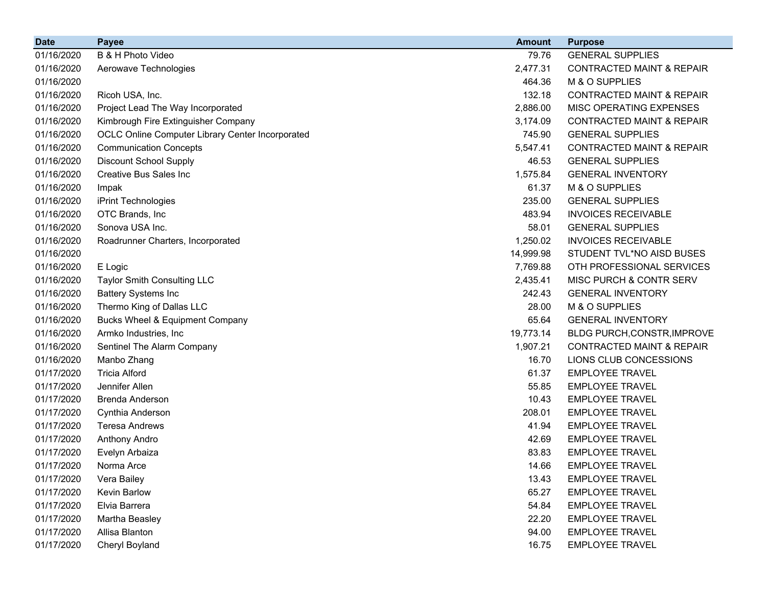| Date | Payee | Amount | Purpose |
|---|---|---|---|
| 01/16/2020 | B & H Photo Video | 79.76 | GENERAL SUPPLIES |
| 01/16/2020 | Aerowave Technologies | 2,477.31 | CONTRACTED MAINT & REPAIR |
| 01/16/2020 | | 464.36 | M & O SUPPLIES |
| 01/16/2020 | Ricoh USA, Inc. | 132.18 | CONTRACTED MAINT & REPAIR |
| 01/16/2020 | Project Lead The Way Incorporated | 2,886.00 | MISC OPERATING EXPENSES |
| 01/16/2020 | Kimbrough Fire Extinguisher Company | 3,174.09 | CONTRACTED MAINT & REPAIR |
| 01/16/2020 | OCLC Online Computer Library Center Incorporated | 745.90 | GENERAL SUPPLIES |
| 01/16/2020 | Communication Concepts | 5,547.41 | CONTRACTED MAINT & REPAIR |
| 01/16/2020 | Discount School Supply | 46.53 | GENERAL SUPPLIES |
| 01/16/2020 | Creative Bus Sales Inc | 1,575.84 | GENERAL INVENTORY |
| 01/16/2020 | Impak | 61.37 | M & O SUPPLIES |
| 01/16/2020 | iPrint Technologies | 235.00 | GENERAL SUPPLIES |
| 01/16/2020 | OTC Brands, Inc | 483.94 | INVOICES RECEIVABLE |
| 01/16/2020 | Sonova USA Inc. | 58.01 | GENERAL SUPPLIES |
| 01/16/2020 | Roadrunner Charters, Incorporated | 1,250.02 | INVOICES RECEIVABLE |
| 01/16/2020 | | 14,999.98 | STUDENT TVL*NO AISD BUSES |
| 01/16/2020 | E Logic | 7,769.88 | OTH PROFESSIONAL SERVICES |
| 01/16/2020 | Taylor Smith Consulting LLC | 2,435.41 | MISC PURCH & CONTR SERV |
| 01/16/2020 | Battery Systems Inc | 242.43 | GENERAL INVENTORY |
| 01/16/2020 | Thermo King of Dallas LLC | 28.00 | M & O SUPPLIES |
| 01/16/2020 | Bucks Wheel & Equipment Company | 65.64 | GENERAL INVENTORY |
| 01/16/2020 | Armko Industries, Inc | 19,773.14 | BLDG PURCH,CONSTR,IMPROVE |
| 01/16/2020 | Sentinel The Alarm Company | 1,907.21 | CONTRACTED MAINT & REPAIR |
| 01/16/2020 | Manbo Zhang | 16.70 | LIONS CLUB CONCESSIONS |
| 01/17/2020 | Tricia Alford | 61.37 | EMPLOYEE TRAVEL |
| 01/17/2020 | Jennifer Allen | 55.85 | EMPLOYEE TRAVEL |
| 01/17/2020 | Brenda Anderson | 10.43 | EMPLOYEE TRAVEL |
| 01/17/2020 | Cynthia Anderson | 208.01 | EMPLOYEE TRAVEL |
| 01/17/2020 | Teresa Andrews | 41.94 | EMPLOYEE TRAVEL |
| 01/17/2020 | Anthony Andro | 42.69 | EMPLOYEE TRAVEL |
| 01/17/2020 | Evelyn Arbaiza | 83.83 | EMPLOYEE TRAVEL |
| 01/17/2020 | Norma Arce | 14.66 | EMPLOYEE TRAVEL |
| 01/17/2020 | Vera Bailey | 13.43 | EMPLOYEE TRAVEL |
| 01/17/2020 | Kevin Barlow | 65.27 | EMPLOYEE TRAVEL |
| 01/17/2020 | Elvia Barrera | 54.84 | EMPLOYEE TRAVEL |
| 01/17/2020 | Martha Beasley | 22.20 | EMPLOYEE TRAVEL |
| 01/17/2020 | Allisa Blanton | 94.00 | EMPLOYEE TRAVEL |
| 01/17/2020 | Cheryl Boyland | 16.75 | EMPLOYEE TRAVEL |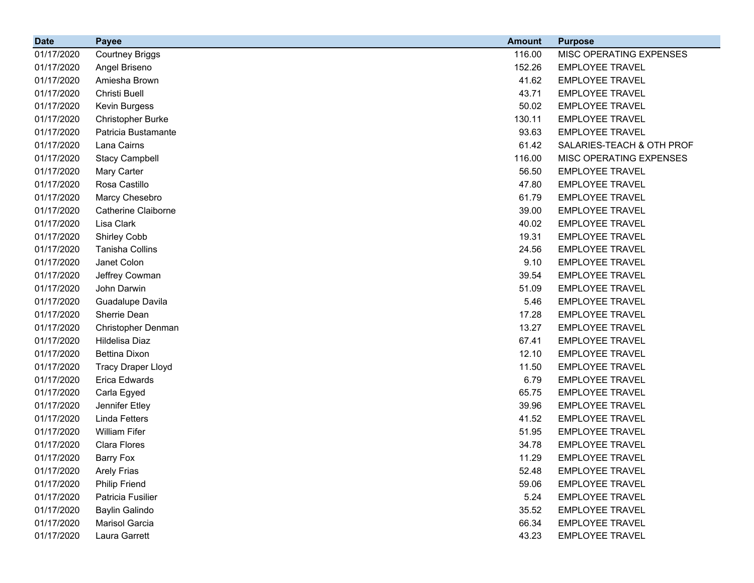| Date | Payee | Amount | Purpose |
| --- | --- | --- | --- |
| 01/17/2020 | Courtney Briggs | 116.00 | MISC OPERATING EXPENSES |
| 01/17/2020 | Angel Briseno | 152.26 | EMPLOYEE TRAVEL |
| 01/17/2020 | Amiesha Brown | 41.62 | EMPLOYEE TRAVEL |
| 01/17/2020 | Christi Buell | 43.71 | EMPLOYEE TRAVEL |
| 01/17/2020 | Kevin Burgess | 50.02 | EMPLOYEE TRAVEL |
| 01/17/2020 | Christopher Burke | 130.11 | EMPLOYEE TRAVEL |
| 01/17/2020 | Patricia Bustamante | 93.63 | EMPLOYEE TRAVEL |
| 01/17/2020 | Lana Cairns | 61.42 | SALARIES-TEACH & OTH PROF |
| 01/17/2020 | Stacy Campbell | 116.00 | MISC OPERATING EXPENSES |
| 01/17/2020 | Mary Carter | 56.50 | EMPLOYEE TRAVEL |
| 01/17/2020 | Rosa Castillo | 47.80 | EMPLOYEE TRAVEL |
| 01/17/2020 | Marcy Chesebro | 61.79 | EMPLOYEE TRAVEL |
| 01/17/2020 | Catherine Claiborne | 39.00 | EMPLOYEE TRAVEL |
| 01/17/2020 | Lisa Clark | 40.02 | EMPLOYEE TRAVEL |
| 01/17/2020 | Shirley Cobb | 19.31 | EMPLOYEE TRAVEL |
| 01/17/2020 | Tanisha Collins | 24.56 | EMPLOYEE TRAVEL |
| 01/17/2020 | Janet Colon | 9.10 | EMPLOYEE TRAVEL |
| 01/17/2020 | Jeffrey Cowman | 39.54 | EMPLOYEE TRAVEL |
| 01/17/2020 | John Darwin | 51.09 | EMPLOYEE TRAVEL |
| 01/17/2020 | Guadalupe Davila | 5.46 | EMPLOYEE TRAVEL |
| 01/17/2020 | Sherrie Dean | 17.28 | EMPLOYEE TRAVEL |
| 01/17/2020 | Christopher Denman | 13.27 | EMPLOYEE TRAVEL |
| 01/17/2020 | Hildelisa Diaz | 67.41 | EMPLOYEE TRAVEL |
| 01/17/2020 | Bettina Dixon | 12.10 | EMPLOYEE TRAVEL |
| 01/17/2020 | Tracy Draper Lloyd | 11.50 | EMPLOYEE TRAVEL |
| 01/17/2020 | Erica Edwards | 6.79 | EMPLOYEE TRAVEL |
| 01/17/2020 | Carla Egyed | 65.75 | EMPLOYEE TRAVEL |
| 01/17/2020 | Jennifer Etley | 39.96 | EMPLOYEE TRAVEL |
| 01/17/2020 | Linda Fetters | 41.52 | EMPLOYEE TRAVEL |
| 01/17/2020 | William Fifer | 51.95 | EMPLOYEE TRAVEL |
| 01/17/2020 | Clara Flores | 34.78 | EMPLOYEE TRAVEL |
| 01/17/2020 | Barry Fox | 11.29 | EMPLOYEE TRAVEL |
| 01/17/2020 | Arely Frias | 52.48 | EMPLOYEE TRAVEL |
| 01/17/2020 | Philip Friend | 59.06 | EMPLOYEE TRAVEL |
| 01/17/2020 | Patricia Fusilier | 5.24 | EMPLOYEE TRAVEL |
| 01/17/2020 | Baylin Galindo | 35.52 | EMPLOYEE TRAVEL |
| 01/17/2020 | Marisol Garcia | 66.34 | EMPLOYEE TRAVEL |
| 01/17/2020 | Laura Garrett | 43.23 | EMPLOYEE TRAVEL |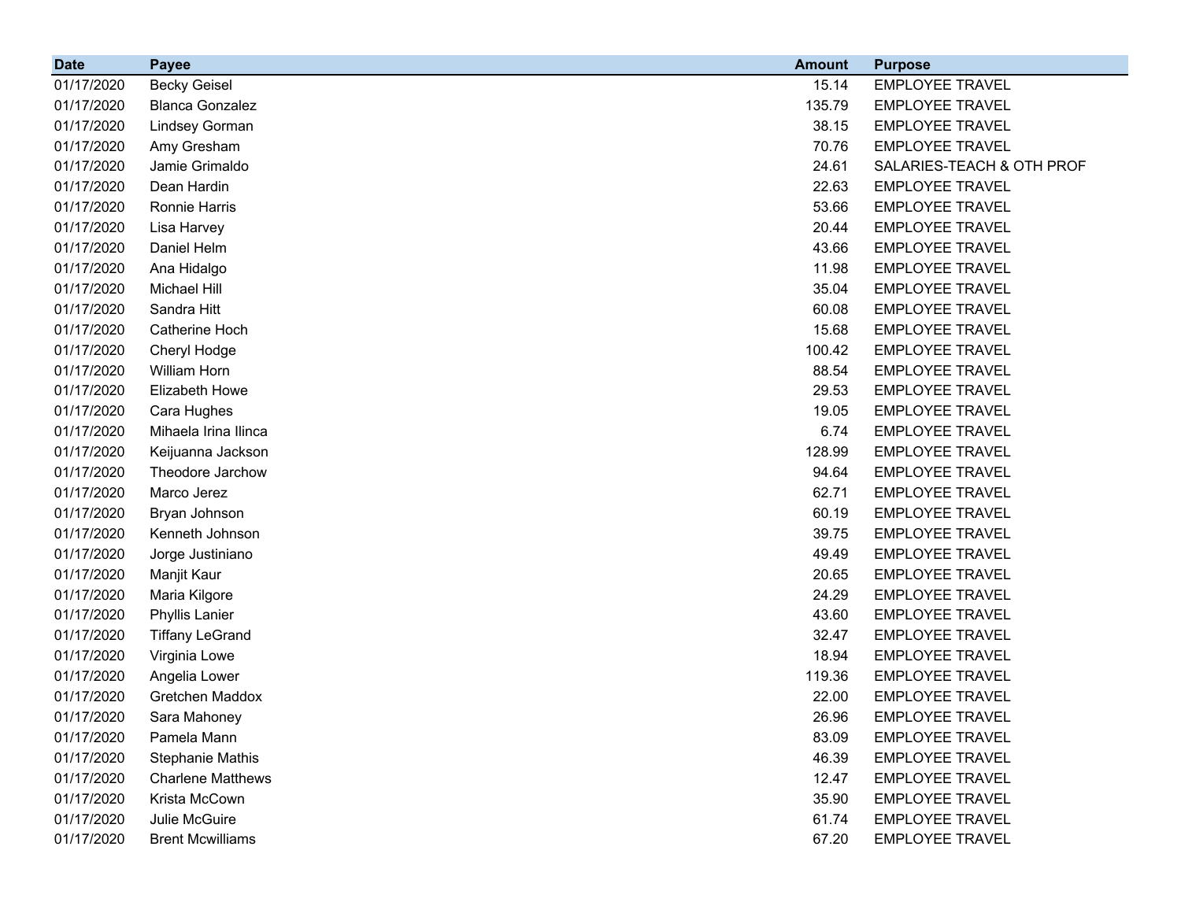| Date | Payee | Amount | Purpose |
|---|---|---|---|
| 01/17/2020 | Becky Geisel | 15.14 | EMPLOYEE TRAVEL |
| 01/17/2020 | Blanca Gonzalez | 135.79 | EMPLOYEE TRAVEL |
| 01/17/2020 | Lindsey Gorman | 38.15 | EMPLOYEE TRAVEL |
| 01/17/2020 | Amy Gresham | 70.76 | EMPLOYEE TRAVEL |
| 01/17/2020 | Jamie Grimaldo | 24.61 | SALARIES-TEACH & OTH PROF |
| 01/17/2020 | Dean Hardin | 22.63 | EMPLOYEE TRAVEL |
| 01/17/2020 | Ronnie Harris | 53.66 | EMPLOYEE TRAVEL |
| 01/17/2020 | Lisa Harvey | 20.44 | EMPLOYEE TRAVEL |
| 01/17/2020 | Daniel Helm | 43.66 | EMPLOYEE TRAVEL |
| 01/17/2020 | Ana Hidalgo | 11.98 | EMPLOYEE TRAVEL |
| 01/17/2020 | Michael Hill | 35.04 | EMPLOYEE TRAVEL |
| 01/17/2020 | Sandra Hitt | 60.08 | EMPLOYEE TRAVEL |
| 01/17/2020 | Catherine Hoch | 15.68 | EMPLOYEE TRAVEL |
| 01/17/2020 | Cheryl Hodge | 100.42 | EMPLOYEE TRAVEL |
| 01/17/2020 | William Horn | 88.54 | EMPLOYEE TRAVEL |
| 01/17/2020 | Elizabeth Howe | 29.53 | EMPLOYEE TRAVEL |
| 01/17/2020 | Cara Hughes | 19.05 | EMPLOYEE TRAVEL |
| 01/17/2020 | Mihaela Irina Ilinca | 6.74 | EMPLOYEE TRAVEL |
| 01/17/2020 | Keijuanna Jackson | 128.99 | EMPLOYEE TRAVEL |
| 01/17/2020 | Theodore Jarchow | 94.64 | EMPLOYEE TRAVEL |
| 01/17/2020 | Marco Jerez | 62.71 | EMPLOYEE TRAVEL |
| 01/17/2020 | Bryan Johnson | 60.19 | EMPLOYEE TRAVEL |
| 01/17/2020 | Kenneth Johnson | 39.75 | EMPLOYEE TRAVEL |
| 01/17/2020 | Jorge Justiniano | 49.49 | EMPLOYEE TRAVEL |
| 01/17/2020 | Manjit Kaur | 20.65 | EMPLOYEE TRAVEL |
| 01/17/2020 | Maria Kilgore | 24.29 | EMPLOYEE TRAVEL |
| 01/17/2020 | Phyllis Lanier | 43.60 | EMPLOYEE TRAVEL |
| 01/17/2020 | Tiffany LeGrand | 32.47 | EMPLOYEE TRAVEL |
| 01/17/2020 | Virginia Lowe | 18.94 | EMPLOYEE TRAVEL |
| 01/17/2020 | Angelia Lower | 119.36 | EMPLOYEE TRAVEL |
| 01/17/2020 | Gretchen Maddox | 22.00 | EMPLOYEE TRAVEL |
| 01/17/2020 | Sara Mahoney | 26.96 | EMPLOYEE TRAVEL |
| 01/17/2020 | Pamela Mann | 83.09 | EMPLOYEE TRAVEL |
| 01/17/2020 | Stephanie Mathis | 46.39 | EMPLOYEE TRAVEL |
| 01/17/2020 | Charlene Matthews | 12.47 | EMPLOYEE TRAVEL |
| 01/17/2020 | Krista McCown | 35.90 | EMPLOYEE TRAVEL |
| 01/17/2020 | Julie McGuire | 61.74 | EMPLOYEE TRAVEL |
| 01/17/2020 | Brent Mcwilliams | 67.20 | EMPLOYEE TRAVEL |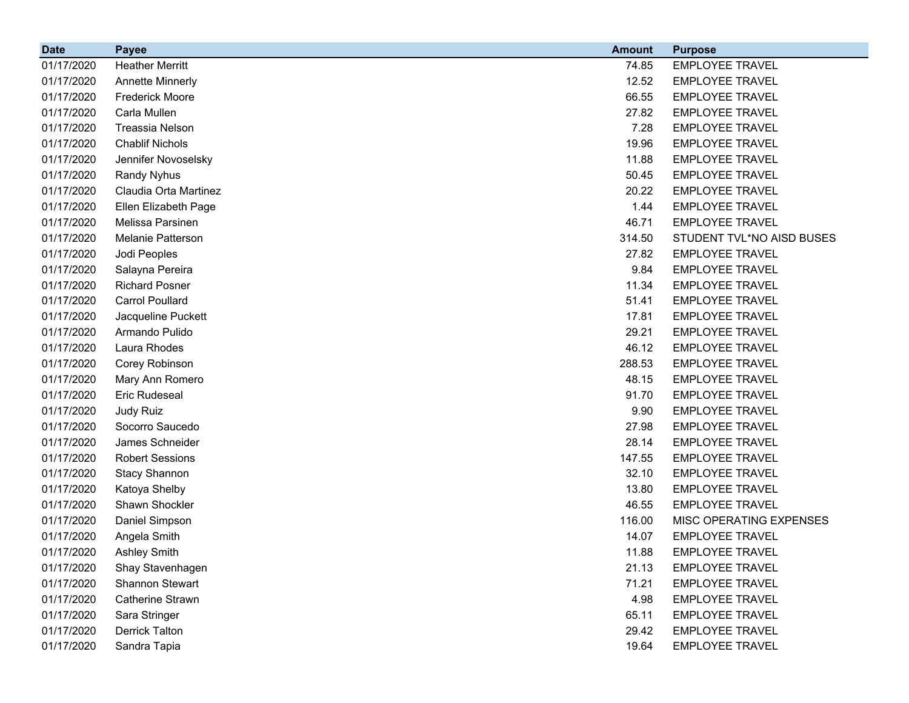| Date | Payee | Amount | Purpose |
|---|---|---|---|
| 01/17/2020 | Heather Merritt | 74.85 | EMPLOYEE TRAVEL |
| 01/17/2020 | Annette Minnerly | 12.52 | EMPLOYEE TRAVEL |
| 01/17/2020 | Frederick Moore | 66.55 | EMPLOYEE TRAVEL |
| 01/17/2020 | Carla Mullen | 27.82 | EMPLOYEE TRAVEL |
| 01/17/2020 | Treassia Nelson | 7.28 | EMPLOYEE TRAVEL |
| 01/17/2020 | Chablif Nichols | 19.96 | EMPLOYEE TRAVEL |
| 01/17/2020 | Jennifer Novoselsky | 11.88 | EMPLOYEE TRAVEL |
| 01/17/2020 | Randy Nyhus | 50.45 | EMPLOYEE TRAVEL |
| 01/17/2020 | Claudia Orta Martinez | 20.22 | EMPLOYEE TRAVEL |
| 01/17/2020 | Ellen Elizabeth Page | 1.44 | EMPLOYEE TRAVEL |
| 01/17/2020 | Melissa Parsinen | 46.71 | EMPLOYEE TRAVEL |
| 01/17/2020 | Melanie Patterson | 314.50 | STUDENT TVL*NO AISD BUSES |
| 01/17/2020 | Jodi Peoples | 27.82 | EMPLOYEE TRAVEL |
| 01/17/2020 | Salayna Pereira | 9.84 | EMPLOYEE TRAVEL |
| 01/17/2020 | Richard Posner | 11.34 | EMPLOYEE TRAVEL |
| 01/17/2020 | Carrol Poullard | 51.41 | EMPLOYEE TRAVEL |
| 01/17/2020 | Jacqueline Puckett | 17.81 | EMPLOYEE TRAVEL |
| 01/17/2020 | Armando Pulido | 29.21 | EMPLOYEE TRAVEL |
| 01/17/2020 | Laura Rhodes | 46.12 | EMPLOYEE TRAVEL |
| 01/17/2020 | Corey Robinson | 288.53 | EMPLOYEE TRAVEL |
| 01/17/2020 | Mary Ann Romero | 48.15 | EMPLOYEE TRAVEL |
| 01/17/2020 | Eric Rudeseal | 91.70 | EMPLOYEE TRAVEL |
| 01/17/2020 | Judy Ruiz | 9.90 | EMPLOYEE TRAVEL |
| 01/17/2020 | Socorro Saucedo | 27.98 | EMPLOYEE TRAVEL |
| 01/17/2020 | James Schneider | 28.14 | EMPLOYEE TRAVEL |
| 01/17/2020 | Robert Sessions | 147.55 | EMPLOYEE TRAVEL |
| 01/17/2020 | Stacy Shannon | 32.10 | EMPLOYEE TRAVEL |
| 01/17/2020 | Katoya Shelby | 13.80 | EMPLOYEE TRAVEL |
| 01/17/2020 | Shawn Shockler | 46.55 | EMPLOYEE TRAVEL |
| 01/17/2020 | Daniel Simpson | 116.00 | MISC OPERATING EXPENSES |
| 01/17/2020 | Angela Smith | 14.07 | EMPLOYEE TRAVEL |
| 01/17/2020 | Ashley Smith | 11.88 | EMPLOYEE TRAVEL |
| 01/17/2020 | Shay Stavenhagen | 21.13 | EMPLOYEE TRAVEL |
| 01/17/2020 | Shannon Stewart | 71.21 | EMPLOYEE TRAVEL |
| 01/17/2020 | Catherine Strawn | 4.98 | EMPLOYEE TRAVEL |
| 01/17/2020 | Sara Stringer | 65.11 | EMPLOYEE TRAVEL |
| 01/17/2020 | Derrick Talton | 29.42 | EMPLOYEE TRAVEL |
| 01/17/2020 | Sandra Tapia | 19.64 | EMPLOYEE TRAVEL |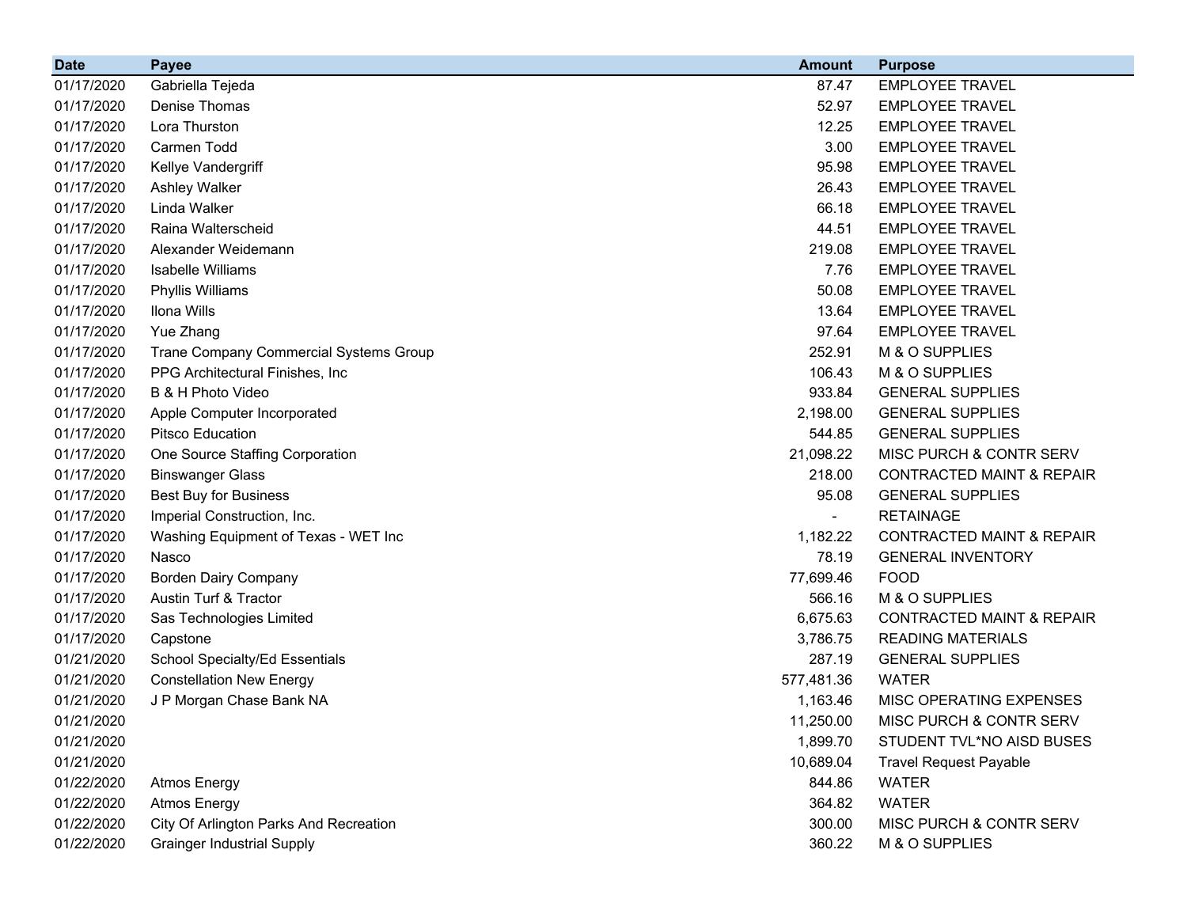| Date | Payee | Amount | Purpose |
|---|---|---|---|
| 01/17/2020 | Gabriella Tejeda | 87.47 | EMPLOYEE TRAVEL |
| 01/17/2020 | Denise Thomas | 52.97 | EMPLOYEE TRAVEL |
| 01/17/2020 | Lora Thurston | 12.25 | EMPLOYEE TRAVEL |
| 01/17/2020 | Carmen Todd | 3.00 | EMPLOYEE TRAVEL |
| 01/17/2020 | Kellye Vandergriff | 95.98 | EMPLOYEE TRAVEL |
| 01/17/2020 | Ashley Walker | 26.43 | EMPLOYEE TRAVEL |
| 01/17/2020 | Linda Walker | 66.18 | EMPLOYEE TRAVEL |
| 01/17/2020 | Raina Walterscheid | 44.51 | EMPLOYEE TRAVEL |
| 01/17/2020 | Alexander Weidemann | 219.08 | EMPLOYEE TRAVEL |
| 01/17/2020 | Isabelle Williams | 7.76 | EMPLOYEE TRAVEL |
| 01/17/2020 | Phyllis Williams | 50.08 | EMPLOYEE TRAVEL |
| 01/17/2020 | Ilona Wills | 13.64 | EMPLOYEE TRAVEL |
| 01/17/2020 | Yue Zhang | 97.64 | EMPLOYEE TRAVEL |
| 01/17/2020 | Trane Company Commercial Systems Group | 252.91 | M & O SUPPLIES |
| 01/17/2020 | PPG Architectural Finishes, Inc | 106.43 | M & O SUPPLIES |
| 01/17/2020 | B & H Photo Video | 933.84 | GENERAL SUPPLIES |
| 01/17/2020 | Apple Computer Incorporated | 2,198.00 | GENERAL SUPPLIES |
| 01/17/2020 | Pitsco Education | 544.85 | GENERAL SUPPLIES |
| 01/17/2020 | One Source Staffing Corporation | 21,098.22 | MISC PURCH & CONTR SERV |
| 01/17/2020 | Binswanger Glass | 218.00 | CONTRACTED MAINT & REPAIR |
| 01/17/2020 | Best Buy for Business | 95.08 | GENERAL SUPPLIES |
| 01/17/2020 | Imperial Construction, Inc. | - | RETAINAGE |
| 01/17/2020 | Washing Equipment of Texas - WET Inc | 1,182.22 | CONTRACTED MAINT & REPAIR |
| 01/17/2020 | Nasco | 78.19 | GENERAL INVENTORY |
| 01/17/2020 | Borden Dairy Company | 77,699.46 | FOOD |
| 01/17/2020 | Austin Turf & Tractor | 566.16 | M & O SUPPLIES |
| 01/17/2020 | Sas Technologies Limited | 6,675.63 | CONTRACTED MAINT & REPAIR |
| 01/17/2020 | Capstone | 3,786.75 | READING MATERIALS |
| 01/21/2020 | School Specialty/Ed Essentials | 287.19 | GENERAL SUPPLIES |
| 01/21/2020 | Constellation New Energy | 577,481.36 | WATER |
| 01/21/2020 | J P Morgan Chase Bank NA | 1,163.46 | MISC OPERATING EXPENSES |
| 01/21/2020 | | 11,250.00 | MISC PURCH & CONTR SERV |
| 01/21/2020 | | 1,899.70 | STUDENT TVL*NO AISD BUSES |
| 01/21/2020 | | 10,689.04 | Travel Request Payable |
| 01/22/2020 | Atmos Energy | 844.86 | WATER |
| 01/22/2020 | Atmos Energy | 364.82 | WATER |
| 01/22/2020 | City Of Arlington Parks And Recreation | 300.00 | MISC PURCH & CONTR SERV |
| 01/22/2020 | Grainger Industrial Supply | 360.22 | M & O SUPPLIES |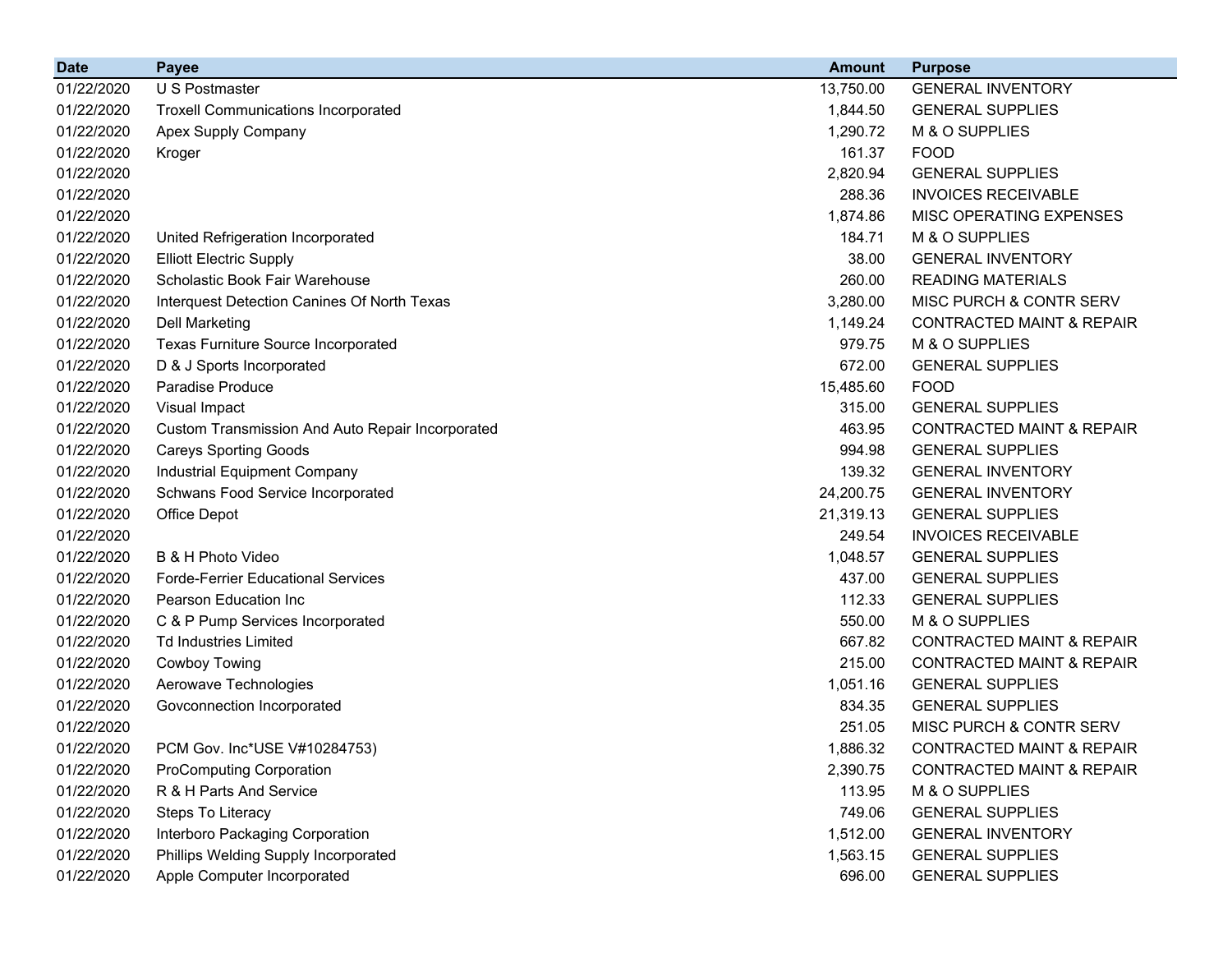| Date | Payee | Amount | Purpose |
|---|---|---|---|
| 01/22/2020 | U S Postmaster | 13,750.00 | GENERAL INVENTORY |
| 01/22/2020 | Troxell Communications Incorporated | 1,844.50 | GENERAL SUPPLIES |
| 01/22/2020 | Apex Supply Company | 1,290.72 | M & O SUPPLIES |
| 01/22/2020 | Kroger | 161.37 | FOOD |
| 01/22/2020 | | 2,820.94 | GENERAL SUPPLIES |
| 01/22/2020 | | 288.36 | INVOICES RECEIVABLE |
| 01/22/2020 | | 1,874.86 | MISC OPERATING EXPENSES |
| 01/22/2020 | United Refrigeration Incorporated | 184.71 | M & O SUPPLIES |
| 01/22/2020 | Elliott Electric Supply | 38.00 | GENERAL INVENTORY |
| 01/22/2020 | Scholastic Book Fair Warehouse | 260.00 | READING MATERIALS |
| 01/22/2020 | Interquest Detection Canines Of North Texas | 3,280.00 | MISC PURCH & CONTR SERV |
| 01/22/2020 | Dell Marketing | 1,149.24 | CONTRACTED MAINT & REPAIR |
| 01/22/2020 | Texas Furniture Source Incorporated | 979.75 | M & O SUPPLIES |
| 01/22/2020 | D & J Sports Incorporated | 672.00 | GENERAL SUPPLIES |
| 01/22/2020 | Paradise Produce | 15,485.60 | FOOD |
| 01/22/2020 | Visual Impact | 315.00 | GENERAL SUPPLIES |
| 01/22/2020 | Custom Transmission And Auto Repair Incorporated | 463.95 | CONTRACTED MAINT & REPAIR |
| 01/22/2020 | Careys Sporting Goods | 994.98 | GENERAL SUPPLIES |
| 01/22/2020 | Industrial Equipment Company | 139.32 | GENERAL INVENTORY |
| 01/22/2020 | Schwans Food Service Incorporated | 24,200.75 | GENERAL INVENTORY |
| 01/22/2020 | Office Depot | 21,319.13 | GENERAL SUPPLIES |
| 01/22/2020 | | 249.54 | INVOICES RECEIVABLE |
| 01/22/2020 | B & H Photo Video | 1,048.57 | GENERAL SUPPLIES |
| 01/22/2020 | Forde-Ferrier Educational Services | 437.00 | GENERAL SUPPLIES |
| 01/22/2020 | Pearson Education Inc | 112.33 | GENERAL SUPPLIES |
| 01/22/2020 | C & P Pump Services Incorporated | 550.00 | M & O SUPPLIES |
| 01/22/2020 | Td Industries Limited | 667.82 | CONTRACTED MAINT & REPAIR |
| 01/22/2020 | Cowboy Towing | 215.00 | CONTRACTED MAINT & REPAIR |
| 01/22/2020 | Aerowave Technologies | 1,051.16 | GENERAL SUPPLIES |
| 01/22/2020 | Govconnection Incorporated | 834.35 | GENERAL SUPPLIES |
| 01/22/2020 | | 251.05 | MISC PURCH & CONTR SERV |
| 01/22/2020 | PCM Gov. Inc*USE V#10284753) | 1,886.32 | CONTRACTED MAINT & REPAIR |
| 01/22/2020 | ProComputing Corporation | 2,390.75 | CONTRACTED MAINT & REPAIR |
| 01/22/2020 | R & H Parts And Service | 113.95 | M & O SUPPLIES |
| 01/22/2020 | Steps To Literacy | 749.06 | GENERAL SUPPLIES |
| 01/22/2020 | Interboro Packaging Corporation | 1,512.00 | GENERAL INVENTORY |
| 01/22/2020 | Phillips Welding Supply Incorporated | 1,563.15 | GENERAL SUPPLIES |
| 01/22/2020 | Apple Computer Incorporated | 696.00 | GENERAL SUPPLIES |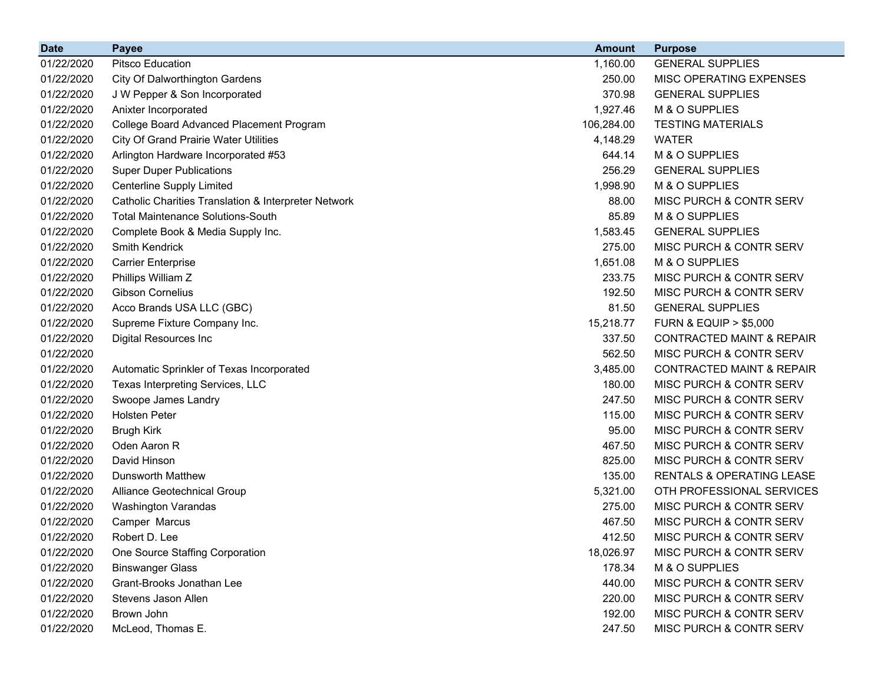| Date | Payee | Amount | Purpose |
|---|---|---|---|
| 01/22/2020 | Pitsco Education | 1,160.00 | GENERAL SUPPLIES |
| 01/22/2020 | City Of Dalworthington Gardens | 250.00 | MISC OPERATING EXPENSES |
| 01/22/2020 | J W Pepper & Son Incorporated | 370.98 | GENERAL SUPPLIES |
| 01/22/2020 | Anixter Incorporated | 1,927.46 | M & O SUPPLIES |
| 01/22/2020 | College Board Advanced Placement Program | 106,284.00 | TESTING MATERIALS |
| 01/22/2020 | City Of Grand Prairie Water Utilities | 4,148.29 | WATER |
| 01/22/2020 | Arlington Hardware Incorporated #53 | 644.14 | M & O SUPPLIES |
| 01/22/2020 | Super Duper Publications | 256.29 | GENERAL SUPPLIES |
| 01/22/2020 | Centerline Supply Limited | 1,998.90 | M & O SUPPLIES |
| 01/22/2020 | Catholic Charities Translation & Interpreter Network | 88.00 | MISC PURCH & CONTR SERV |
| 01/22/2020 | Total Maintenance Solutions-South | 85.89 | M & O SUPPLIES |
| 01/22/2020 | Complete Book & Media Supply Inc. | 1,583.45 | GENERAL SUPPLIES |
| 01/22/2020 | Smith Kendrick | 275.00 | MISC PURCH & CONTR SERV |
| 01/22/2020 | Carrier Enterprise | 1,651.08 | M & O SUPPLIES |
| 01/22/2020 | Phillips William Z | 233.75 | MISC PURCH & CONTR SERV |
| 01/22/2020 | Gibson Cornelius | 192.50 | MISC PURCH & CONTR SERV |
| 01/22/2020 | Acco Brands USA LLC (GBC) | 81.50 | GENERAL SUPPLIES |
| 01/22/2020 | Supreme Fixture Company Inc. | 15,218.77 | FURN & EQUIP > $5,000 |
| 01/22/2020 | Digital Resources Inc | 337.50 | CONTRACTED MAINT & REPAIR |
| 01/22/2020 | | 562.50 | MISC PURCH & CONTR SERV |
| 01/22/2020 | Automatic Sprinkler of Texas Incorporated | 3,485.00 | CONTRACTED MAINT & REPAIR |
| 01/22/2020 | Texas Interpreting Services, LLC | 180.00 | MISC PURCH & CONTR SERV |
| 01/22/2020 | Swoope James Landry | 247.50 | MISC PURCH & CONTR SERV |
| 01/22/2020 | Holsten Peter | 115.00 | MISC PURCH & CONTR SERV |
| 01/22/2020 | Brugh Kirk | 95.00 | MISC PURCH & CONTR SERV |
| 01/22/2020 | Oden Aaron R | 467.50 | MISC PURCH & CONTR SERV |
| 01/22/2020 | David Hinson | 825.00 | MISC PURCH & CONTR SERV |
| 01/22/2020 | Dunsworth Matthew | 135.00 | RENTALS & OPERATING LEASE |
| 01/22/2020 | Alliance Geotechnical Group | 5,321.00 | OTH PROFESSIONAL SERVICES |
| 01/22/2020 | Washington Varandas | 275.00 | MISC PURCH & CONTR SERV |
| 01/22/2020 | Camper Marcus | 467.50 | MISC PURCH & CONTR SERV |
| 01/22/2020 | Robert D. Lee | 412.50 | MISC PURCH & CONTR SERV |
| 01/22/2020 | One Source Staffing Corporation | 18,026.97 | MISC PURCH & CONTR SERV |
| 01/22/2020 | Binswanger Glass | 178.34 | M & O SUPPLIES |
| 01/22/2020 | Grant-Brooks Jonathan Lee | 440.00 | MISC PURCH & CONTR SERV |
| 01/22/2020 | Stevens Jason Allen | 220.00 | MISC PURCH & CONTR SERV |
| 01/22/2020 | Brown John | 192.00 | MISC PURCH & CONTR SERV |
| 01/22/2020 | McLeod, Thomas E. | 247.50 | MISC PURCH & CONTR SERV |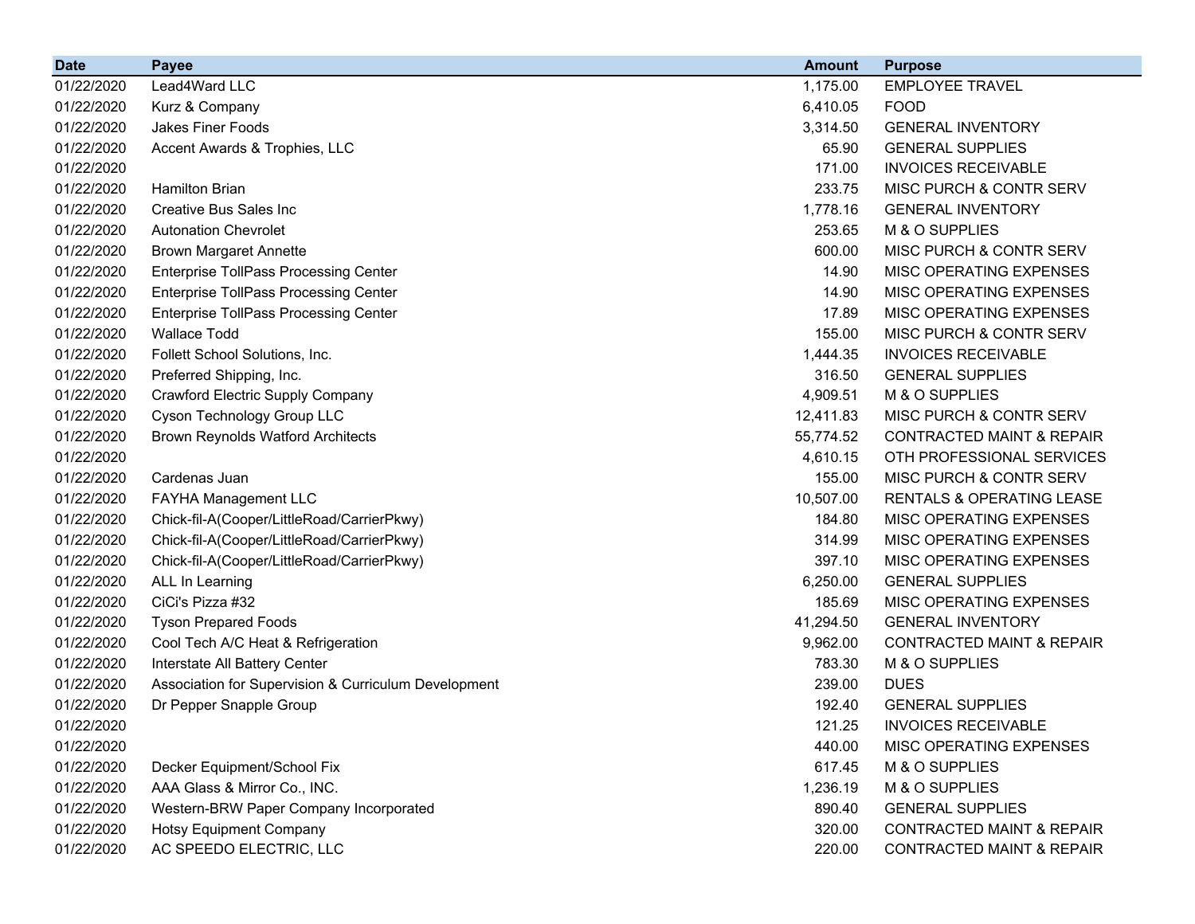| Date | Payee | Amount | Purpose |
|---|---|---|---|
| 01/22/2020 | Lead4Ward LLC | 1,175.00 | EMPLOYEE TRAVEL |
| 01/22/2020 | Kurz & Company | 6,410.05 | FOOD |
| 01/22/2020 | Jakes Finer Foods | 3,314.50 | GENERAL INVENTORY |
| 01/22/2020 | Accent Awards & Trophies, LLC | 65.90 | GENERAL SUPPLIES |
| 01/22/2020 | | 171.00 | INVOICES RECEIVABLE |
| 01/22/2020 | Hamilton Brian | 233.75 | MISC PURCH & CONTR SERV |
| 01/22/2020 | Creative Bus Sales Inc | 1,778.16 | GENERAL INVENTORY |
| 01/22/2020 | Autonation Chevrolet | 253.65 | M & O SUPPLIES |
| 01/22/2020 | Brown Margaret Annette | 600.00 | MISC PURCH & CONTR SERV |
| 01/22/2020 | Enterprise TollPass Processing Center | 14.90 | MISC OPERATING EXPENSES |
| 01/22/2020 | Enterprise TollPass Processing Center | 14.90 | MISC OPERATING EXPENSES |
| 01/22/2020 | Enterprise TollPass Processing Center | 17.89 | MISC OPERATING EXPENSES |
| 01/22/2020 | Wallace Todd | 155.00 | MISC PURCH & CONTR SERV |
| 01/22/2020 | Follett School Solutions, Inc. | 1,444.35 | INVOICES RECEIVABLE |
| 01/22/2020 | Preferred Shipping, Inc. | 316.50 | GENERAL SUPPLIES |
| 01/22/2020 | Crawford Electric Supply Company | 4,909.51 | M & O SUPPLIES |
| 01/22/2020 | Cyson Technology Group LLC | 12,411.83 | MISC PURCH & CONTR SERV |
| 01/22/2020 | Brown Reynolds Watford Architects | 55,774.52 | CONTRACTED MAINT & REPAIR |
| 01/22/2020 | | 4,610.15 | OTH PROFESSIONAL SERVICES |
| 01/22/2020 | Cardenas Juan | 155.00 | MISC PURCH & CONTR SERV |
| 01/22/2020 | FAYHA Management LLC | 10,507.00 | RENTALS & OPERATING LEASE |
| 01/22/2020 | Chick-fil-A(Cooper/LittleRoad/CarrierPkwy) | 184.80 | MISC OPERATING EXPENSES |
| 01/22/2020 | Chick-fil-A(Cooper/LittleRoad/CarrierPkwy) | 314.99 | MISC OPERATING EXPENSES |
| 01/22/2020 | Chick-fil-A(Cooper/LittleRoad/CarrierPkwy) | 397.10 | MISC OPERATING EXPENSES |
| 01/22/2020 | ALL In Learning | 6,250.00 | GENERAL SUPPLIES |
| 01/22/2020 | CiCi's Pizza #32 | 185.69 | MISC OPERATING EXPENSES |
| 01/22/2020 | Tyson Prepared Foods | 41,294.50 | GENERAL INVENTORY |
| 01/22/2020 | Cool Tech A/C Heat & Refrigeration | 9,962.00 | CONTRACTED MAINT & REPAIR |
| 01/22/2020 | Interstate All Battery Center | 783.30 | M & O SUPPLIES |
| 01/22/2020 | Association for Supervision & Curriculum Development | 239.00 | DUES |
| 01/22/2020 | Dr Pepper Snapple Group | 192.40 | GENERAL SUPPLIES |
| 01/22/2020 | | 121.25 | INVOICES RECEIVABLE |
| 01/22/2020 | | 440.00 | MISC OPERATING EXPENSES |
| 01/22/2020 | Decker Equipment/School Fix | 617.45 | M & O SUPPLIES |
| 01/22/2020 | AAA Glass & Mirror Co., INC. | 1,236.19 | M & O SUPPLIES |
| 01/22/2020 | Western-BRW Paper Company Incorporated | 890.40 | GENERAL SUPPLIES |
| 01/22/2020 | Hotsy Equipment Company | 320.00 | CONTRACTED MAINT & REPAIR |
| 01/22/2020 | AC SPEEDO ELECTRIC, LLC | 220.00 | CONTRACTED MAINT & REPAIR |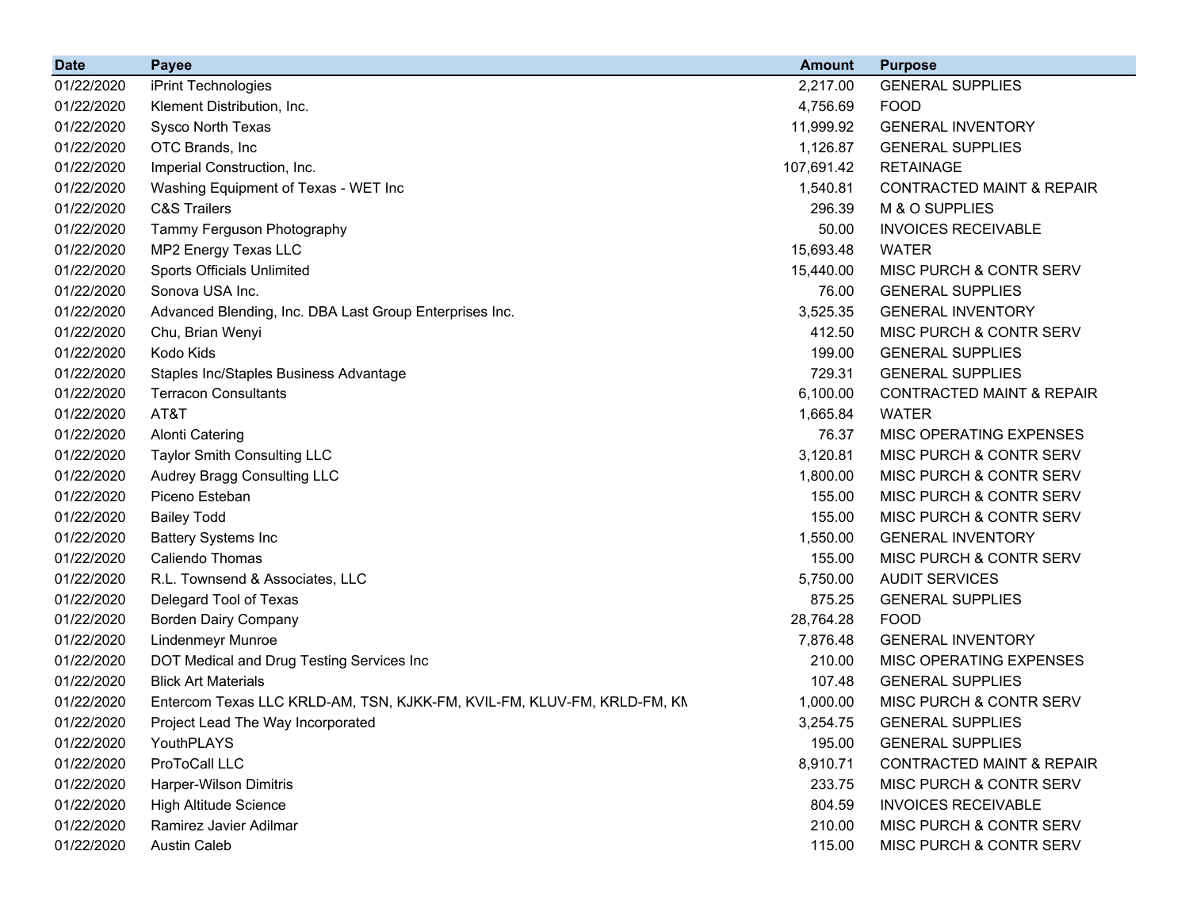| Date | Payee | Amount | Purpose |
|---|---|---|---|
| 01/22/2020 | iPrint Technologies | 2,217.00 | GENERAL SUPPLIES |
| 01/22/2020 | Klement Distribution, Inc. | 4,756.69 | FOOD |
| 01/22/2020 | Sysco North Texas | 11,999.92 | GENERAL INVENTORY |
| 01/22/2020 | OTC Brands, Inc | 1,126.87 | GENERAL SUPPLIES |
| 01/22/2020 | Imperial Construction, Inc. | 107,691.42 | RETAINAGE |
| 01/22/2020 | Washing Equipment of Texas - WET Inc | 1,540.81 | CONTRACTED MAINT & REPAIR |
| 01/22/2020 | C&S Trailers | 296.39 | M & O SUPPLIES |
| 01/22/2020 | Tammy Ferguson Photography | 50.00 | INVOICES RECEIVABLE |
| 01/22/2020 | MP2 Energy Texas LLC | 15,693.48 | WATER |
| 01/22/2020 | Sports Officials Unlimited | 15,440.00 | MISC PURCH & CONTR SERV |
| 01/22/2020 | Sonova USA Inc. | 76.00 | GENERAL SUPPLIES |
| 01/22/2020 | Advanced Blending, Inc. DBA Last Group Enterprises Inc. | 3,525.35 | GENERAL INVENTORY |
| 01/22/2020 | Chu, Brian Wenyi | 412.50 | MISC PURCH & CONTR SERV |
| 01/22/2020 | Kodo Kids | 199.00 | GENERAL SUPPLIES |
| 01/22/2020 | Staples Inc/Staples Business Advantage | 729.31 | GENERAL SUPPLIES |
| 01/22/2020 | Terracon Consultants | 6,100.00 | CONTRACTED MAINT & REPAIR |
| 01/22/2020 | AT&T | 1,665.84 | WATER |
| 01/22/2020 | Alonti Catering | 76.37 | MISC OPERATING EXPENSES |
| 01/22/2020 | Taylor Smith Consulting LLC | 3,120.81 | MISC PURCH & CONTR SERV |
| 01/22/2020 | Audrey Bragg Consulting LLC | 1,800.00 | MISC PURCH & CONTR SERV |
| 01/22/2020 | Piceno Esteban | 155.00 | MISC PURCH & CONTR SERV |
| 01/22/2020 | Bailey Todd | 155.00 | MISC PURCH & CONTR SERV |
| 01/22/2020 | Battery Systems Inc | 1,550.00 | GENERAL INVENTORY |
| 01/22/2020 | Caliendo Thomas | 155.00 | MISC PURCH & CONTR SERV |
| 01/22/2020 | R.L. Townsend & Associates, LLC | 5,750.00 | AUDIT SERVICES |
| 01/22/2020 | Delegard Tool of Texas | 875.25 | GENERAL SUPPLIES |
| 01/22/2020 | Borden Dairy Company | 28,764.28 | FOOD |
| 01/22/2020 | Lindenmeyr Munroe | 7,876.48 | GENERAL INVENTORY |
| 01/22/2020 | DOT Medical and Drug Testing Services Inc | 210.00 | MISC OPERATING EXPENSES |
| 01/22/2020 | Blick Art Materials | 107.48 | GENERAL SUPPLIES |
| 01/22/2020 | Entercom Texas LLC KRLD-AM, TSN, KJKK-FM, KVIL-FM, KLUV-FM, KRLD-FM, KM | 1,000.00 | MISC PURCH & CONTR SERV |
| 01/22/2020 | Project Lead The Way Incorporated | 3,254.75 | GENERAL SUPPLIES |
| 01/22/2020 | YouthPLAYS | 195.00 | GENERAL SUPPLIES |
| 01/22/2020 | ProToCall LLC | 8,910.71 | CONTRACTED MAINT & REPAIR |
| 01/22/2020 | Harper-Wilson Dimitris | 233.75 | MISC PURCH & CONTR SERV |
| 01/22/2020 | High Altitude Science | 804.59 | INVOICES RECEIVABLE |
| 01/22/2020 | Ramirez Javier Adilmar | 210.00 | MISC PURCH & CONTR SERV |
| 01/22/2020 | Austin Caleb | 115.00 | MISC PURCH & CONTR SERV |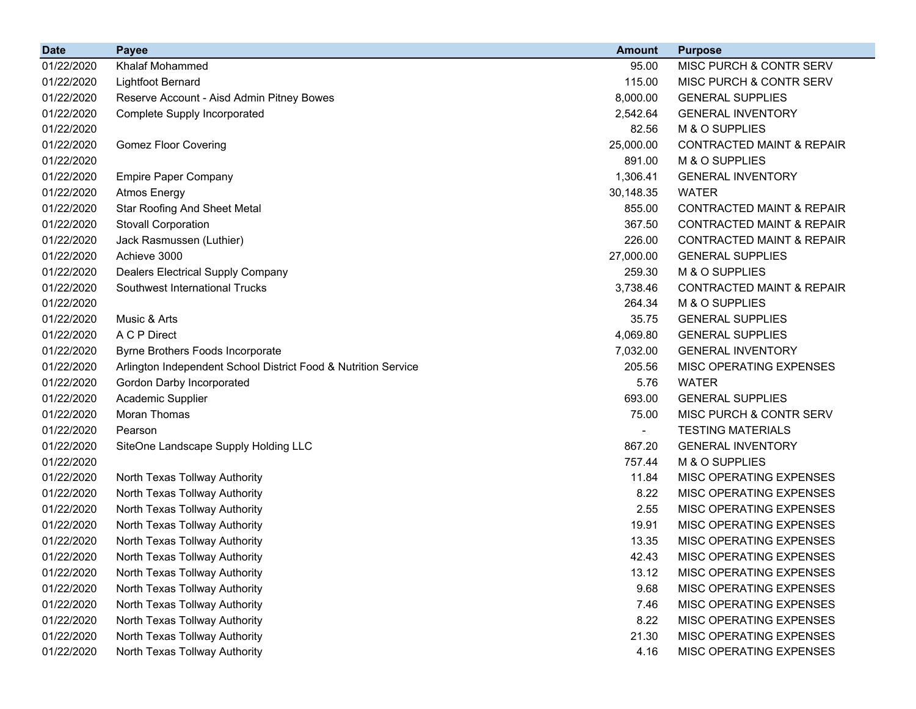| Date | Payee | Amount | Purpose |
|---|---|---|---|
| 01/22/2020 | Khalaf Mohammed | 95.00 | MISC PURCH & CONTR SERV |
| 01/22/2020 | Lightfoot Bernard | 115.00 | MISC PURCH & CONTR SERV |
| 01/22/2020 | Reserve Account - Aisd Admin Pitney Bowes | 8,000.00 | GENERAL SUPPLIES |
| 01/22/2020 | Complete Supply Incorporated | 2,542.64 | GENERAL INVENTORY |
| 01/22/2020 | | 82.56 | M & O SUPPLIES |
| 01/22/2020 | Gomez Floor Covering | 25,000.00 | CONTRACTED MAINT & REPAIR |
| 01/22/2020 | | 891.00 | M & O SUPPLIES |
| 01/22/2020 | Empire Paper Company | 1,306.41 | GENERAL INVENTORY |
| 01/22/2020 | Atmos Energy | 30,148.35 | WATER |
| 01/22/2020 | Star Roofing And Sheet Metal | 855.00 | CONTRACTED MAINT & REPAIR |
| 01/22/2020 | Stovall Corporation | 367.50 | CONTRACTED MAINT & REPAIR |
| 01/22/2020 | Jack Rasmussen (Luthier) | 226.00 | CONTRACTED MAINT & REPAIR |
| 01/22/2020 | Achieve 3000 | 27,000.00 | GENERAL SUPPLIES |
| 01/22/2020 | Dealers Electrical Supply Company | 259.30 | M & O SUPPLIES |
| 01/22/2020 | Southwest International Trucks | 3,738.46 | CONTRACTED MAINT & REPAIR |
| 01/22/2020 | | 264.34 | M & O SUPPLIES |
| 01/22/2020 | Music & Arts | 35.75 | GENERAL SUPPLIES |
| 01/22/2020 | A C P Direct | 4,069.80 | GENERAL SUPPLIES |
| 01/22/2020 | Byrne Brothers Foods Incorporate | 7,032.00 | GENERAL INVENTORY |
| 01/22/2020 | Arlington Independent School District Food & Nutrition Service | 205.56 | MISC OPERATING EXPENSES |
| 01/22/2020 | Gordon Darby Incorporated | 5.76 | WATER |
| 01/22/2020 | Academic Supplier | 693.00 | GENERAL SUPPLIES |
| 01/22/2020 | Moran Thomas | 75.00 | MISC PURCH & CONTR SERV |
| 01/22/2020 | Pearson | - | TESTING MATERIALS |
| 01/22/2020 | SiteOne Landscape Supply Holding LLC | 867.20 | GENERAL INVENTORY |
| 01/22/2020 | | 757.44 | M & O SUPPLIES |
| 01/22/2020 | North Texas Tollway Authority | 11.84 | MISC OPERATING EXPENSES |
| 01/22/2020 | North Texas Tollway Authority | 8.22 | MISC OPERATING EXPENSES |
| 01/22/2020 | North Texas Tollway Authority | 2.55 | MISC OPERATING EXPENSES |
| 01/22/2020 | North Texas Tollway Authority | 19.91 | MISC OPERATING EXPENSES |
| 01/22/2020 | North Texas Tollway Authority | 13.35 | MISC OPERATING EXPENSES |
| 01/22/2020 | North Texas Tollway Authority | 42.43 | MISC OPERATING EXPENSES |
| 01/22/2020 | North Texas Tollway Authority | 13.12 | MISC OPERATING EXPENSES |
| 01/22/2020 | North Texas Tollway Authority | 9.68 | MISC OPERATING EXPENSES |
| 01/22/2020 | North Texas Tollway Authority | 7.46 | MISC OPERATING EXPENSES |
| 01/22/2020 | North Texas Tollway Authority | 8.22 | MISC OPERATING EXPENSES |
| 01/22/2020 | North Texas Tollway Authority | 21.30 | MISC OPERATING EXPENSES |
| 01/22/2020 | North Texas Tollway Authority | 4.16 | MISC OPERATING EXPENSES |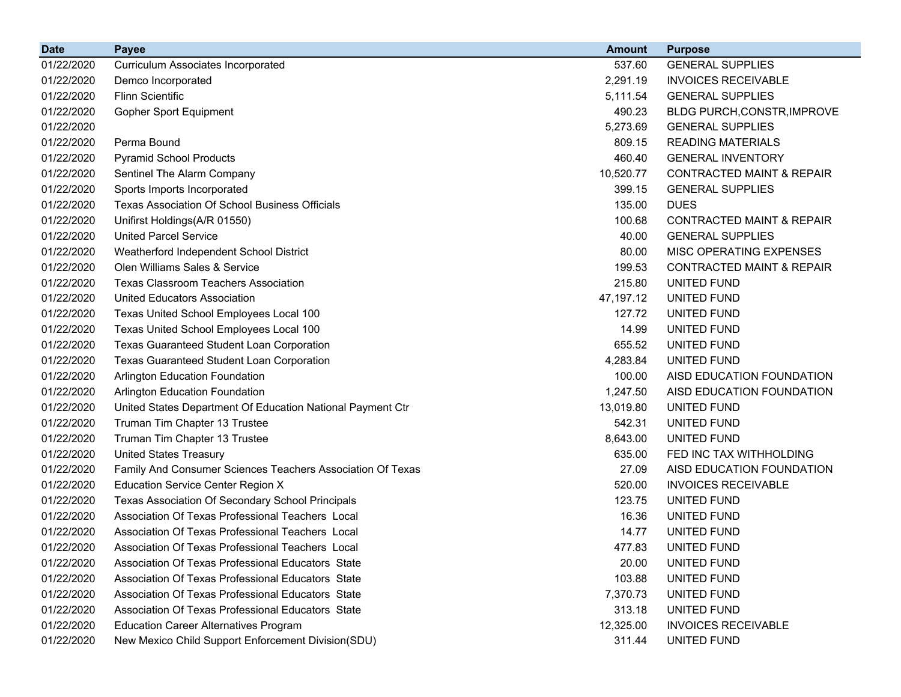| Date | Payee | Amount | Purpose |
|---|---|---|---|
| 01/22/2020 | Curriculum Associates Incorporated | 537.60 | GENERAL SUPPLIES |
| 01/22/2020 | Demco Incorporated | 2,291.19 | INVOICES RECEIVABLE |
| 01/22/2020 | Flinn Scientific | 5,111.54 | GENERAL SUPPLIES |
| 01/22/2020 | Gopher Sport Equipment | 490.23 | BLDG PURCH,CONSTR,IMPROVE |
| 01/22/2020 | | 5,273.69 | GENERAL SUPPLIES |
| 01/22/2020 | Perma Bound | 809.15 | READING MATERIALS |
| 01/22/2020 | Pyramid School Products | 460.40 | GENERAL INVENTORY |
| 01/22/2020 | Sentinel The Alarm Company | 10,520.77 | CONTRACTED MAINT & REPAIR |
| 01/22/2020 | Sports Imports Incorporated | 399.15 | GENERAL SUPPLIES |
| 01/22/2020 | Texas Association Of School Business Officials | 135.00 | DUES |
| 01/22/2020 | Unifirst Holdings(A/R 01550) | 100.68 | CONTRACTED MAINT & REPAIR |
| 01/22/2020 | United Parcel Service | 40.00 | GENERAL SUPPLIES |
| 01/22/2020 | Weatherford Independent School District | 80.00 | MISC OPERATING EXPENSES |
| 01/22/2020 | Olen Williams Sales & Service | 199.53 | CONTRACTED MAINT & REPAIR |
| 01/22/2020 | Texas Classroom Teachers Association | 215.80 | UNITED FUND |
| 01/22/2020 | United Educators Association | 47,197.12 | UNITED FUND |
| 01/22/2020 | Texas United School Employees Local 100 | 127.72 | UNITED FUND |
| 01/22/2020 | Texas United School Employees Local 100 | 14.99 | UNITED FUND |
| 01/22/2020 | Texas Guaranteed Student Loan Corporation | 655.52 | UNITED FUND |
| 01/22/2020 | Texas Guaranteed Student Loan Corporation | 4,283.84 | UNITED FUND |
| 01/22/2020 | Arlington Education Foundation | 100.00 | AISD EDUCATION FOUNDATION |
| 01/22/2020 | Arlington Education Foundation | 1,247.50 | AISD EDUCATION FOUNDATION |
| 01/22/2020 | United States Department Of Education National Payment Ctr | 13,019.80 | UNITED FUND |
| 01/22/2020 | Truman Tim Chapter 13 Trustee | 542.31 | UNITED FUND |
| 01/22/2020 | Truman Tim Chapter 13 Trustee | 8,643.00 | UNITED FUND |
| 01/22/2020 | United States Treasury | 635.00 | FED INC TAX WITHHOLDING |
| 01/22/2020 | Family And Consumer Sciences Teachers Association Of Texas | 27.09 | AISD EDUCATION FOUNDATION |
| 01/22/2020 | Education Service Center Region X | 520.00 | INVOICES RECEIVABLE |
| 01/22/2020 | Texas Association Of Secondary School Principals | 123.75 | UNITED FUND |
| 01/22/2020 | Association Of Texas Professional Teachers Local | 16.36 | UNITED FUND |
| 01/22/2020 | Association Of Texas Professional Teachers Local | 14.77 | UNITED FUND |
| 01/22/2020 | Association Of Texas Professional Teachers Local | 477.83 | UNITED FUND |
| 01/22/2020 | Association Of Texas Professional Educators State | 20.00 | UNITED FUND |
| 01/22/2020 | Association Of Texas Professional Educators State | 103.88 | UNITED FUND |
| 01/22/2020 | Association Of Texas Professional Educators State | 7,370.73 | UNITED FUND |
| 01/22/2020 | Association Of Texas Professional Educators State | 313.18 | UNITED FUND |
| 01/22/2020 | Education Career Alternatives Program | 12,325.00 | INVOICES RECEIVABLE |
| 01/22/2020 | New Mexico Child Support Enforcement Division(SDU) | 311.44 | UNITED FUND |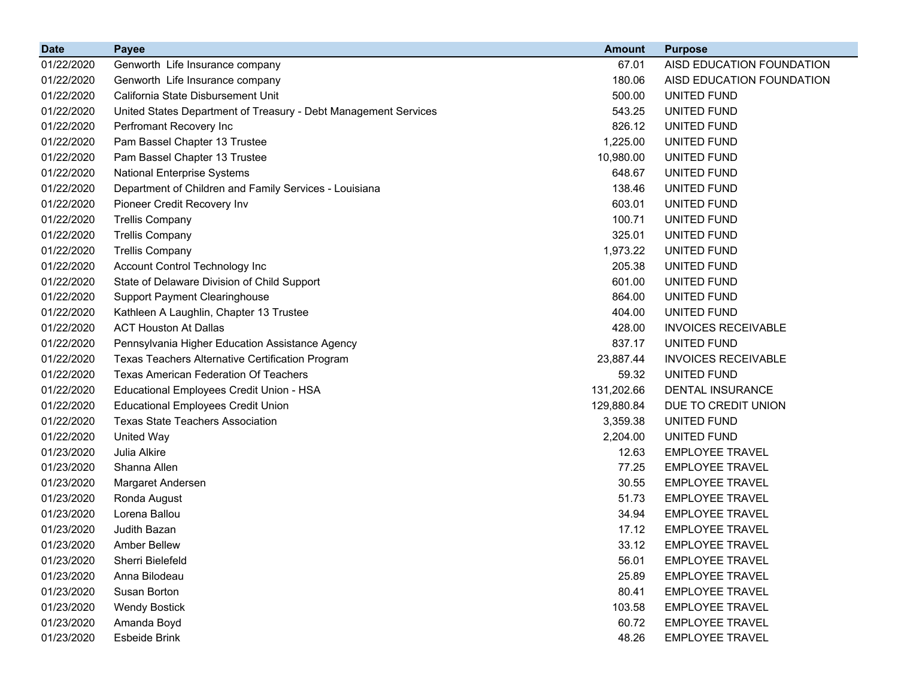| Date | Payee | Amount | Purpose |
|---|---|---|---|
| 01/22/2020 | Genworth  Life Insurance company | 67.01 | AISD EDUCATION FOUNDATION |
| 01/22/2020 | Genworth  Life Insurance company | 180.06 | AISD EDUCATION FOUNDATION |
| 01/22/2020 | California State Disbursement Unit | 500.00 | UNITED FUND |
| 01/22/2020 | United States Department of Treasury - Debt Management Services | 543.25 | UNITED FUND |
| 01/22/2020 | Perfromant Recovery Inc | 826.12 | UNITED FUND |
| 01/22/2020 | Pam Bassel Chapter 13 Trustee | 1,225.00 | UNITED FUND |
| 01/22/2020 | Pam Bassel Chapter 13 Trustee | 10,980.00 | UNITED FUND |
| 01/22/2020 | National Enterprise Systems | 648.67 | UNITED FUND |
| 01/22/2020 | Department of Children and Family Services - Louisiana | 138.46 | UNITED FUND |
| 01/22/2020 | Pioneer Credit Recovery Inv | 603.01 | UNITED FUND |
| 01/22/2020 | Trellis Company | 100.71 | UNITED FUND |
| 01/22/2020 | Trellis Company | 325.01 | UNITED FUND |
| 01/22/2020 | Trellis Company | 1,973.22 | UNITED FUND |
| 01/22/2020 | Account Control Technology Inc | 205.38 | UNITED FUND |
| 01/22/2020 | State of Delaware Division of Child Support | 601.00 | UNITED FUND |
| 01/22/2020 | Support Payment Clearinghouse | 864.00 | UNITED FUND |
| 01/22/2020 | Kathleen A Laughlin, Chapter 13 Trustee | 404.00 | UNITED FUND |
| 01/22/2020 | ACT Houston At Dallas | 428.00 | INVOICES RECEIVABLE |
| 01/22/2020 | Pennsylvania Higher Education Assistance Agency | 837.17 | UNITED FUND |
| 01/22/2020 | Texas Teachers Alternative Certification Program | 23,887.44 | INVOICES RECEIVABLE |
| 01/22/2020 | Texas American Federation Of Teachers | 59.32 | UNITED FUND |
| 01/22/2020 | Educational Employees Credit Union - HSA | 131,202.66 | DENTAL INSURANCE |
| 01/22/2020 | Educational Employees Credit Union | 129,880.84 | DUE TO CREDIT UNION |
| 01/22/2020 | Texas State Teachers Association | 3,359.38 | UNITED FUND |
| 01/22/2020 | United Way | 2,204.00 | UNITED FUND |
| 01/23/2020 | Julia Alkire | 12.63 | EMPLOYEE TRAVEL |
| 01/23/2020 | Shanna Allen | 77.25 | EMPLOYEE TRAVEL |
| 01/23/2020 | Margaret Andersen | 30.55 | EMPLOYEE TRAVEL |
| 01/23/2020 | Ronda August | 51.73 | EMPLOYEE TRAVEL |
| 01/23/2020 | Lorena Ballou | 34.94 | EMPLOYEE TRAVEL |
| 01/23/2020 | Judith Bazan | 17.12 | EMPLOYEE TRAVEL |
| 01/23/2020 | Amber Bellew | 33.12 | EMPLOYEE TRAVEL |
| 01/23/2020 | Sherri Bielefeld | 56.01 | EMPLOYEE TRAVEL |
| 01/23/2020 | Anna Bilodeau | 25.89 | EMPLOYEE TRAVEL |
| 01/23/2020 | Susan Borton | 80.41 | EMPLOYEE TRAVEL |
| 01/23/2020 | Wendy Bostick | 103.58 | EMPLOYEE TRAVEL |
| 01/23/2020 | Amanda Boyd | 60.72 | EMPLOYEE TRAVEL |
| 01/23/2020 | Esbeide Brink | 48.26 | EMPLOYEE TRAVEL |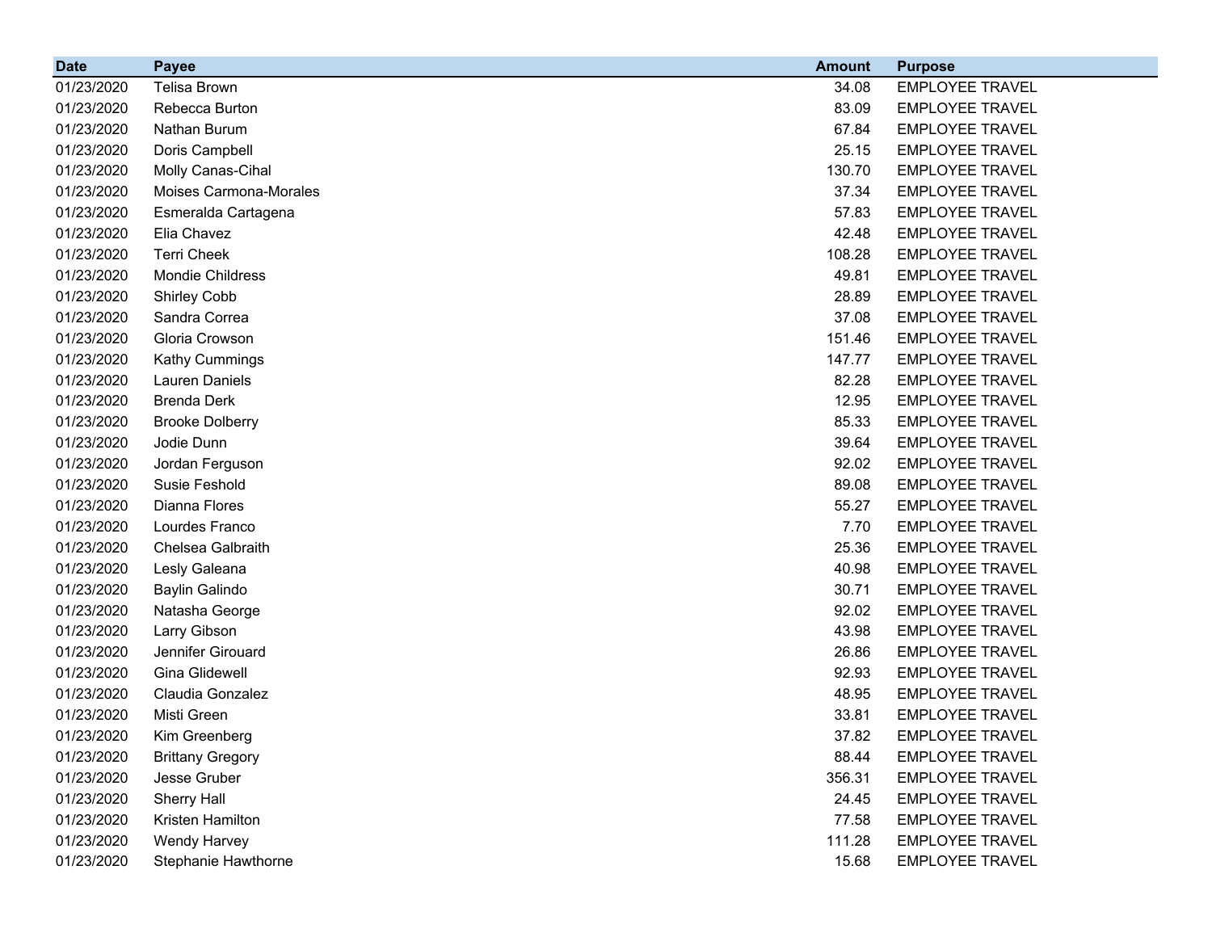| Date | Payee | Amount | Purpose |
|---|---|---|---|
| 01/23/2020 | Telisa Brown | 34.08 | EMPLOYEE TRAVEL |
| 01/23/2020 | Rebecca Burton | 83.09 | EMPLOYEE TRAVEL |
| 01/23/2020 | Nathan Burum | 67.84 | EMPLOYEE TRAVEL |
| 01/23/2020 | Doris Campbell | 25.15 | EMPLOYEE TRAVEL |
| 01/23/2020 | Molly Canas-Cihal | 130.70 | EMPLOYEE TRAVEL |
| 01/23/2020 | Moises Carmona-Morales | 37.34 | EMPLOYEE TRAVEL |
| 01/23/2020 | Esmeralda Cartagena | 57.83 | EMPLOYEE TRAVEL |
| 01/23/2020 | Elia Chavez | 42.48 | EMPLOYEE TRAVEL |
| 01/23/2020 | Terri Cheek | 108.28 | EMPLOYEE TRAVEL |
| 01/23/2020 | Mondie Childress | 49.81 | EMPLOYEE TRAVEL |
| 01/23/2020 | Shirley Cobb | 28.89 | EMPLOYEE TRAVEL |
| 01/23/2020 | Sandra Correa | 37.08 | EMPLOYEE TRAVEL |
| 01/23/2020 | Gloria Crowson | 151.46 | EMPLOYEE TRAVEL |
| 01/23/2020 | Kathy Cummings | 147.77 | EMPLOYEE TRAVEL |
| 01/23/2020 | Lauren Daniels | 82.28 | EMPLOYEE TRAVEL |
| 01/23/2020 | Brenda Derk | 12.95 | EMPLOYEE TRAVEL |
| 01/23/2020 | Brooke Dolberry | 85.33 | EMPLOYEE TRAVEL |
| 01/23/2020 | Jodie Dunn | 39.64 | EMPLOYEE TRAVEL |
| 01/23/2020 | Jordan Ferguson | 92.02 | EMPLOYEE TRAVEL |
| 01/23/2020 | Susie Feshold | 89.08 | EMPLOYEE TRAVEL |
| 01/23/2020 | Dianna Flores | 55.27 | EMPLOYEE TRAVEL |
| 01/23/2020 | Lourdes Franco | 7.70 | EMPLOYEE TRAVEL |
| 01/23/2020 | Chelsea Galbraith | 25.36 | EMPLOYEE TRAVEL |
| 01/23/2020 | Lesly Galeana | 40.98 | EMPLOYEE TRAVEL |
| 01/23/2020 | Baylin Galindo | 30.71 | EMPLOYEE TRAVEL |
| 01/23/2020 | Natasha George | 92.02 | EMPLOYEE TRAVEL |
| 01/23/2020 | Larry Gibson | 43.98 | EMPLOYEE TRAVEL |
| 01/23/2020 | Jennifer Girouard | 26.86 | EMPLOYEE TRAVEL |
| 01/23/2020 | Gina Glidewell | 92.93 | EMPLOYEE TRAVEL |
| 01/23/2020 | Claudia Gonzalez | 48.95 | EMPLOYEE TRAVEL |
| 01/23/2020 | Misti Green | 33.81 | EMPLOYEE TRAVEL |
| 01/23/2020 | Kim Greenberg | 37.82 | EMPLOYEE TRAVEL |
| 01/23/2020 | Brittany Gregory | 88.44 | EMPLOYEE TRAVEL |
| 01/23/2020 | Jesse Gruber | 356.31 | EMPLOYEE TRAVEL |
| 01/23/2020 | Sherry Hall | 24.45 | EMPLOYEE TRAVEL |
| 01/23/2020 | Kristen Hamilton | 77.58 | EMPLOYEE TRAVEL |
| 01/23/2020 | Wendy Harvey | 111.28 | EMPLOYEE TRAVEL |
| 01/23/2020 | Stephanie Hawthorne | 15.68 | EMPLOYEE TRAVEL |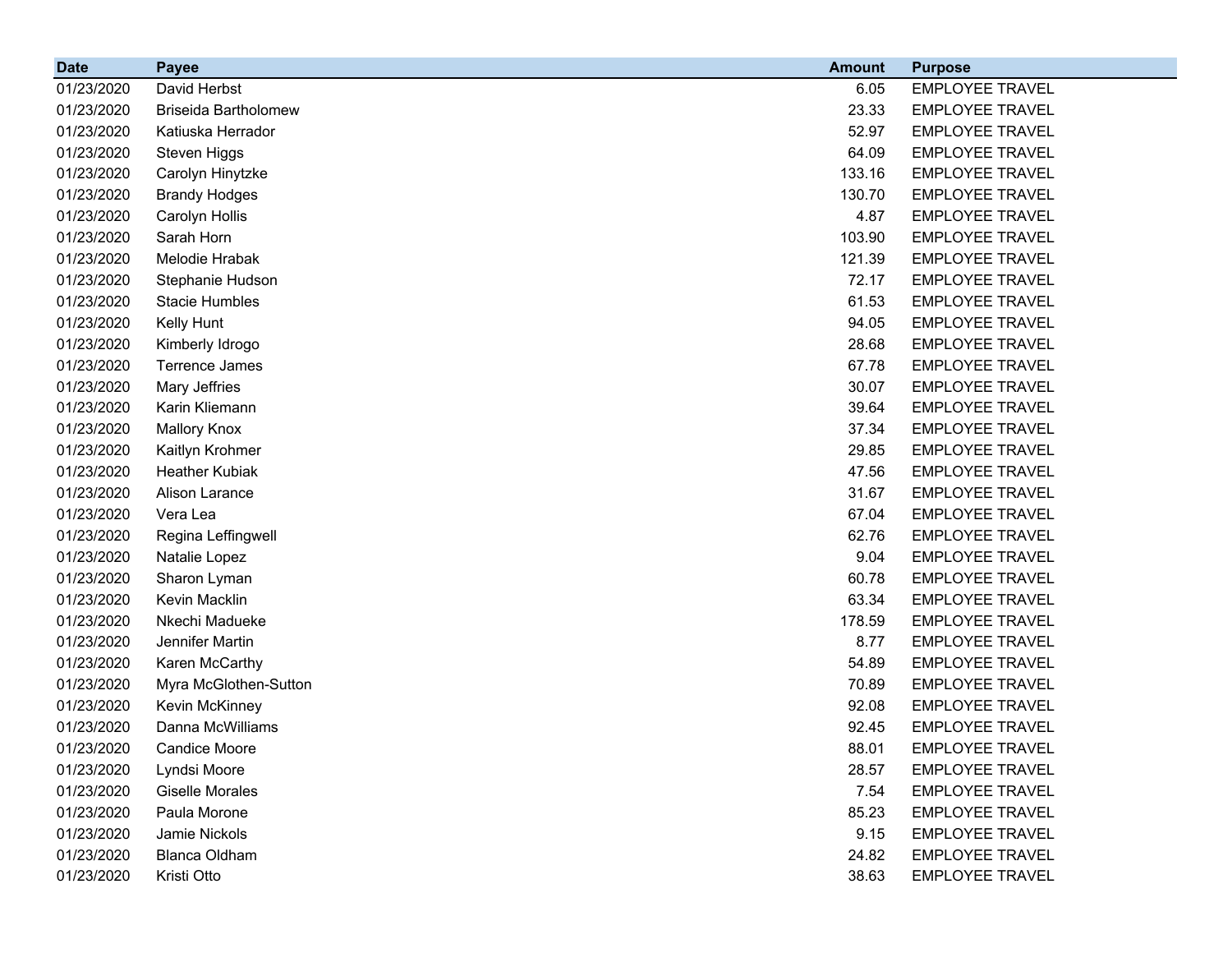| Date | Payee | Amount | Purpose |
|---|---|---|---|
| 01/23/2020 | David Herbst | 6.05 | EMPLOYEE TRAVEL |
| 01/23/2020 | Briseida Bartholomew | 23.33 | EMPLOYEE TRAVEL |
| 01/23/2020 | Katiuska Herrador | 52.97 | EMPLOYEE TRAVEL |
| 01/23/2020 | Steven Higgs | 64.09 | EMPLOYEE TRAVEL |
| 01/23/2020 | Carolyn Hinytzke | 133.16 | EMPLOYEE TRAVEL |
| 01/23/2020 | Brandy Hodges | 130.70 | EMPLOYEE TRAVEL |
| 01/23/2020 | Carolyn Hollis | 4.87 | EMPLOYEE TRAVEL |
| 01/23/2020 | Sarah Horn | 103.90 | EMPLOYEE TRAVEL |
| 01/23/2020 | Melodie Hrabak | 121.39 | EMPLOYEE TRAVEL |
| 01/23/2020 | Stephanie Hudson | 72.17 | EMPLOYEE TRAVEL |
| 01/23/2020 | Stacie Humbles | 61.53 | EMPLOYEE TRAVEL |
| 01/23/2020 | Kelly Hunt | 94.05 | EMPLOYEE TRAVEL |
| 01/23/2020 | Kimberly Idrogo | 28.68 | EMPLOYEE TRAVEL |
| 01/23/2020 | Terrence James | 67.78 | EMPLOYEE TRAVEL |
| 01/23/2020 | Mary Jeffries | 30.07 | EMPLOYEE TRAVEL |
| 01/23/2020 | Karin Kliemann | 39.64 | EMPLOYEE TRAVEL |
| 01/23/2020 | Mallory Knox | 37.34 | EMPLOYEE TRAVEL |
| 01/23/2020 | Kaitlyn Krohmer | 29.85 | EMPLOYEE TRAVEL |
| 01/23/2020 | Heather Kubiak | 47.56 | EMPLOYEE TRAVEL |
| 01/23/2020 | Alison Larance | 31.67 | EMPLOYEE TRAVEL |
| 01/23/2020 | Vera Lea | 67.04 | EMPLOYEE TRAVEL |
| 01/23/2020 | Regina Leffingwell | 62.76 | EMPLOYEE TRAVEL |
| 01/23/2020 | Natalie Lopez | 9.04 | EMPLOYEE TRAVEL |
| 01/23/2020 | Sharon Lyman | 60.78 | EMPLOYEE TRAVEL |
| 01/23/2020 | Kevin Macklin | 63.34 | EMPLOYEE TRAVEL |
| 01/23/2020 | Nkechi Madueke | 178.59 | EMPLOYEE TRAVEL |
| 01/23/2020 | Jennifer Martin | 8.77 | EMPLOYEE TRAVEL |
| 01/23/2020 | Karen McCarthy | 54.89 | EMPLOYEE TRAVEL |
| 01/23/2020 | Myra McGlothen-Sutton | 70.89 | EMPLOYEE TRAVEL |
| 01/23/2020 | Kevin McKinney | 92.08 | EMPLOYEE TRAVEL |
| 01/23/2020 | Danna McWilliams | 92.45 | EMPLOYEE TRAVEL |
| 01/23/2020 | Candice Moore | 88.01 | EMPLOYEE TRAVEL |
| 01/23/2020 | Lyndsi Moore | 28.57 | EMPLOYEE TRAVEL |
| 01/23/2020 | Giselle Morales | 7.54 | EMPLOYEE TRAVEL |
| 01/23/2020 | Paula Morone | 85.23 | EMPLOYEE TRAVEL |
| 01/23/2020 | Jamie Nickols | 9.15 | EMPLOYEE TRAVEL |
| 01/23/2020 | Blanca Oldham | 24.82 | EMPLOYEE TRAVEL |
| 01/23/2020 | Kristi Otto | 38.63 | EMPLOYEE TRAVEL |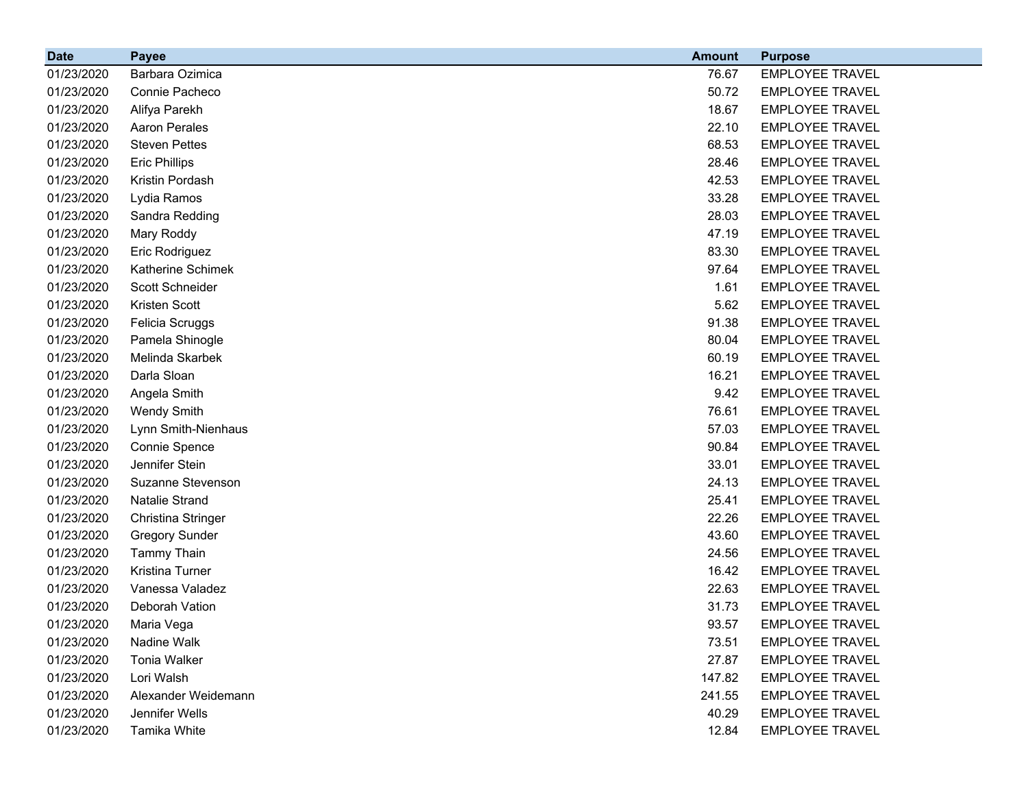| Date | Payee | Amount | Purpose |
| --- | --- | --- | --- |
| 01/23/2020 | Barbara Ozimica | 76.67 | EMPLOYEE TRAVEL |
| 01/23/2020 | Connie Pacheco | 50.72 | EMPLOYEE TRAVEL |
| 01/23/2020 | Alifya Parekh | 18.67 | EMPLOYEE TRAVEL |
| 01/23/2020 | Aaron Perales | 22.10 | EMPLOYEE TRAVEL |
| 01/23/2020 | Steven Pettes | 68.53 | EMPLOYEE TRAVEL |
| 01/23/2020 | Eric Phillips | 28.46 | EMPLOYEE TRAVEL |
| 01/23/2020 | Kristin Pordash | 42.53 | EMPLOYEE TRAVEL |
| 01/23/2020 | Lydia Ramos | 33.28 | EMPLOYEE TRAVEL |
| 01/23/2020 | Sandra Redding | 28.03 | EMPLOYEE TRAVEL |
| 01/23/2020 | Mary Roddy | 47.19 | EMPLOYEE TRAVEL |
| 01/23/2020 | Eric Rodriguez | 83.30 | EMPLOYEE TRAVEL |
| 01/23/2020 | Katherine Schimek | 97.64 | EMPLOYEE TRAVEL |
| 01/23/2020 | Scott Schneider | 1.61 | EMPLOYEE TRAVEL |
| 01/23/2020 | Kristen Scott | 5.62 | EMPLOYEE TRAVEL |
| 01/23/2020 | Felicia Scruggs | 91.38 | EMPLOYEE TRAVEL |
| 01/23/2020 | Pamela Shinogle | 80.04 | EMPLOYEE TRAVEL |
| 01/23/2020 | Melinda Skarbek | 60.19 | EMPLOYEE TRAVEL |
| 01/23/2020 | Darla Sloan | 16.21 | EMPLOYEE TRAVEL |
| 01/23/2020 | Angela Smith | 9.42 | EMPLOYEE TRAVEL |
| 01/23/2020 | Wendy Smith | 76.61 | EMPLOYEE TRAVEL |
| 01/23/2020 | Lynn Smith-Nienhaus | 57.03 | EMPLOYEE TRAVEL |
| 01/23/2020 | Connie Spence | 90.84 | EMPLOYEE TRAVEL |
| 01/23/2020 | Jennifer Stein | 33.01 | EMPLOYEE TRAVEL |
| 01/23/2020 | Suzanne Stevenson | 24.13 | EMPLOYEE TRAVEL |
| 01/23/2020 | Natalie Strand | 25.41 | EMPLOYEE TRAVEL |
| 01/23/2020 | Christina Stringer | 22.26 | EMPLOYEE TRAVEL |
| 01/23/2020 | Gregory Sunder | 43.60 | EMPLOYEE TRAVEL |
| 01/23/2020 | Tammy Thain | 24.56 | EMPLOYEE TRAVEL |
| 01/23/2020 | Kristina Turner | 16.42 | EMPLOYEE TRAVEL |
| 01/23/2020 | Vanessa Valadez | 22.63 | EMPLOYEE TRAVEL |
| 01/23/2020 | Deborah Vation | 31.73 | EMPLOYEE TRAVEL |
| 01/23/2020 | Maria Vega | 93.57 | EMPLOYEE TRAVEL |
| 01/23/2020 | Nadine Walk | 73.51 | EMPLOYEE TRAVEL |
| 01/23/2020 | Tonia Walker | 27.87 | EMPLOYEE TRAVEL |
| 01/23/2020 | Lori Walsh | 147.82 | EMPLOYEE TRAVEL |
| 01/23/2020 | Alexander Weidemann | 241.55 | EMPLOYEE TRAVEL |
| 01/23/2020 | Jennifer Wells | 40.29 | EMPLOYEE TRAVEL |
| 01/23/2020 | Tamika White | 12.84 | EMPLOYEE TRAVEL |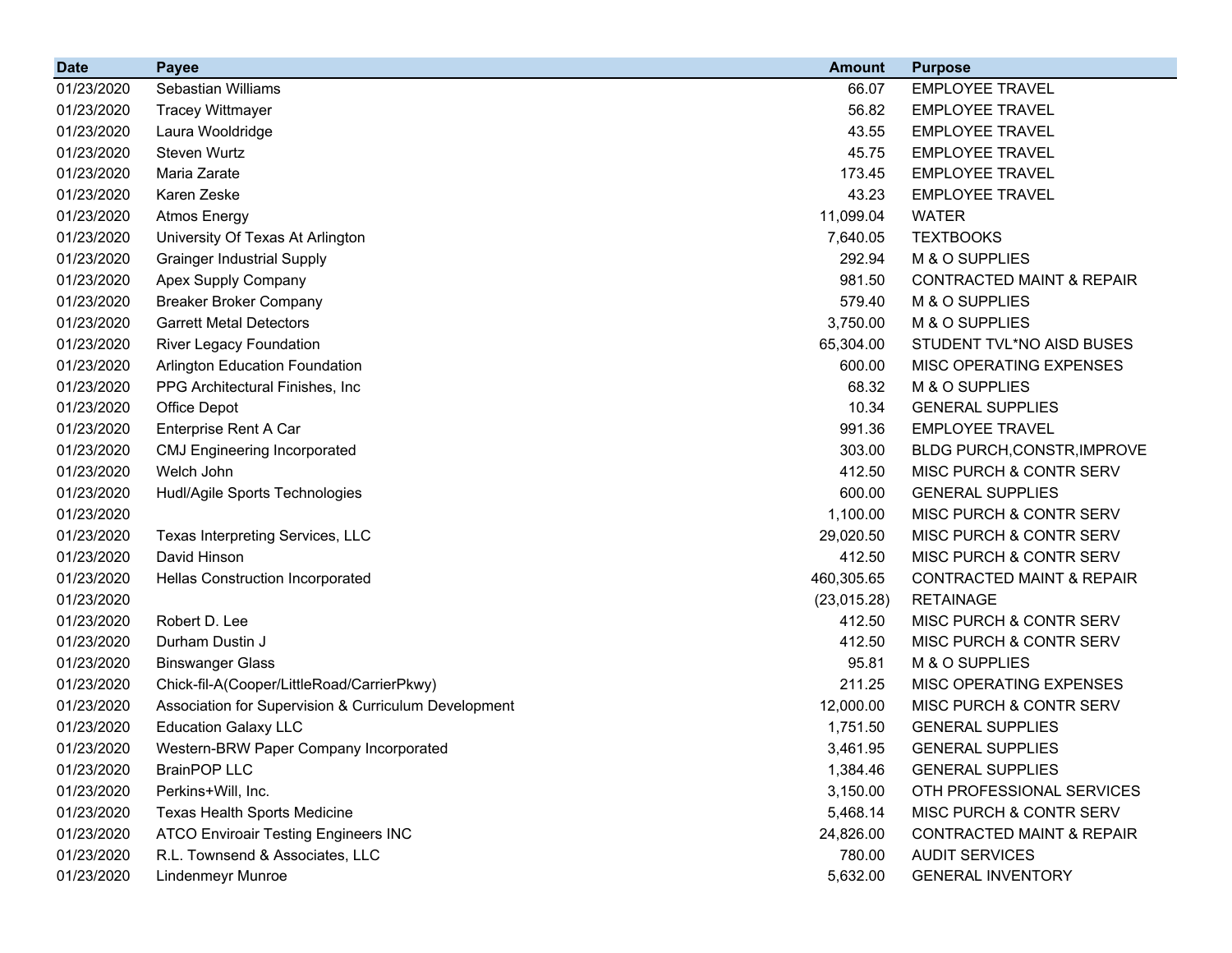| Date | Payee | Amount | Purpose |
|---|---|---|---|
| 01/23/2020 | Sebastian Williams | 66.07 | EMPLOYEE TRAVEL |
| 01/23/2020 | Tracey Wittmayer | 56.82 | EMPLOYEE TRAVEL |
| 01/23/2020 | Laura Wooldridge | 43.55 | EMPLOYEE TRAVEL |
| 01/23/2020 | Steven Wurtz | 45.75 | EMPLOYEE TRAVEL |
| 01/23/2020 | Maria Zarate | 173.45 | EMPLOYEE TRAVEL |
| 01/23/2020 | Karen Zeske | 43.23 | EMPLOYEE TRAVEL |
| 01/23/2020 | Atmos Energy | 11,099.04 | WATER |
| 01/23/2020 | University Of Texas At Arlington | 7,640.05 | TEXTBOOKS |
| 01/23/2020 | Grainger Industrial Supply | 292.94 | M & O SUPPLIES |
| 01/23/2020 | Apex Supply Company | 981.50 | CONTRACTED MAINT & REPAIR |
| 01/23/2020 | Breaker Broker Company | 579.40 | M & O SUPPLIES |
| 01/23/2020 | Garrett Metal Detectors | 3,750.00 | M & O SUPPLIES |
| 01/23/2020 | River Legacy Foundation | 65,304.00 | STUDENT TVL*NO AISD BUSES |
| 01/23/2020 | Arlington Education Foundation | 600.00 | MISC OPERATING EXPENSES |
| 01/23/2020 | PPG Architectural Finishes, Inc | 68.32 | M & O SUPPLIES |
| 01/23/2020 | Office Depot | 10.34 | GENERAL SUPPLIES |
| 01/23/2020 | Enterprise Rent A Car | 991.36 | EMPLOYEE TRAVEL |
| 01/23/2020 | CMJ Engineering Incorporated | 303.00 | BLDG PURCH,CONSTR,IMPROVE |
| 01/23/2020 | Welch John | 412.50 | MISC PURCH & CONTR SERV |
| 01/23/2020 | Hudl/Agile Sports Technologies | 600.00 | GENERAL SUPPLIES |
| 01/23/2020 | | 1,100.00 | MISC PURCH & CONTR SERV |
| 01/23/2020 | Texas Interpreting Services, LLC | 29,020.50 | MISC PURCH & CONTR SERV |
| 01/23/2020 | David Hinson | 412.50 | MISC PURCH & CONTR SERV |
| 01/23/2020 | Hellas Construction Incorporated | 460,305.65 | CONTRACTED MAINT & REPAIR |
| 01/23/2020 | | (23,015.28) | RETAINAGE |
| 01/23/2020 | Robert D. Lee | 412.50 | MISC PURCH & CONTR SERV |
| 01/23/2020 | Durham Dustin J | 412.50 | MISC PURCH & CONTR SERV |
| 01/23/2020 | Binswanger Glass | 95.81 | M & O SUPPLIES |
| 01/23/2020 | Chick-fil-A(Cooper/LittleRoad/CarrierPkwy) | 211.25 | MISC OPERATING EXPENSES |
| 01/23/2020 | Association for Supervision & Curriculum Development | 12,000.00 | MISC PURCH & CONTR SERV |
| 01/23/2020 | Education Galaxy LLC | 1,751.50 | GENERAL SUPPLIES |
| 01/23/2020 | Western-BRW Paper Company Incorporated | 3,461.95 | GENERAL SUPPLIES |
| 01/23/2020 | BrainPOP LLC | 1,384.46 | GENERAL SUPPLIES |
| 01/23/2020 | Perkins+Will, Inc. | 3,150.00 | OTH PROFESSIONAL SERVICES |
| 01/23/2020 | Texas Health Sports Medicine | 5,468.14 | MISC PURCH & CONTR SERV |
| 01/23/2020 | ATCO Enviroair Testing Engineers INC | 24,826.00 | CONTRACTED MAINT & REPAIR |
| 01/23/2020 | R.L. Townsend & Associates, LLC | 780.00 | AUDIT SERVICES |
| 01/23/2020 | Lindenmeyr Munroe | 5,632.00 | GENERAL INVENTORY |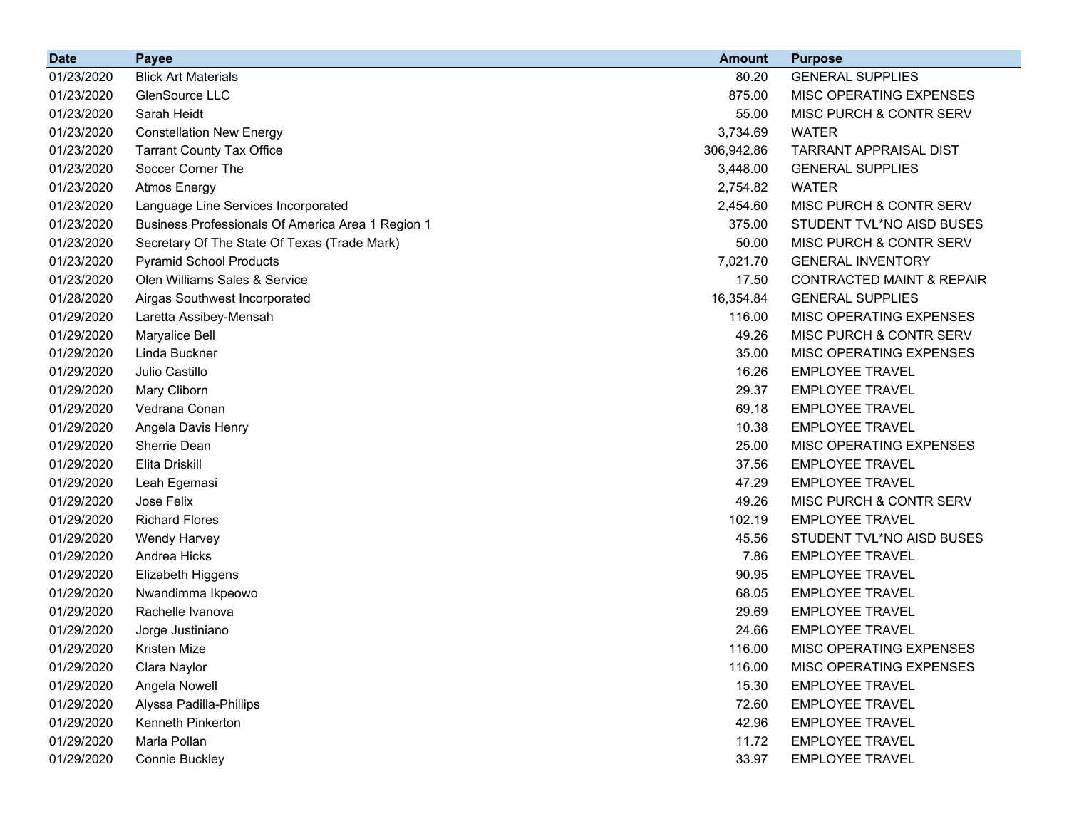| Date | Payee | Amount | Purpose |
|---|---|---|---|
| 01/23/2020 | Blick Art Materials | 80.20 | GENERAL SUPPLIES |
| 01/23/2020 | GlenSource LLC | 875.00 | MISC OPERATING EXPENSES |
| 01/23/2020 | Sarah Heidt | 55.00 | MISC PURCH & CONTR SERV |
| 01/23/2020 | Constellation New Energy | 3,734.69 | WATER |
| 01/23/2020 | Tarrant County Tax Office | 306,942.86 | TARRANT APPRAISAL DIST |
| 01/23/2020 | Soccer Corner The | 3,448.00 | GENERAL SUPPLIES |
| 01/23/2020 | Atmos Energy | 2,754.82 | WATER |
| 01/23/2020 | Language Line Services Incorporated | 2,454.60 | MISC PURCH & CONTR SERV |
| 01/23/2020 | Business Professionals Of America Area 1 Region 1 | 375.00 | STUDENT TVL*NO AISD BUSES |
| 01/23/2020 | Secretary Of The State Of Texas (Trade Mark) | 50.00 | MISC PURCH & CONTR SERV |
| 01/23/2020 | Pyramid School Products | 7,021.70 | GENERAL INVENTORY |
| 01/23/2020 | Olen Williams Sales & Service | 17.50 | CONTRACTED MAINT & REPAIR |
| 01/28/2020 | Airgas Southwest Incorporated | 16,354.84 | GENERAL SUPPLIES |
| 01/29/2020 | Laretta Assibey-Mensah | 116.00 | MISC OPERATING EXPENSES |
| 01/29/2020 | Maryalice Bell | 49.26 | MISC PURCH & CONTR SERV |
| 01/29/2020 | Linda Buckner | 35.00 | MISC OPERATING EXPENSES |
| 01/29/2020 | Julio Castillo | 16.26 | EMPLOYEE TRAVEL |
| 01/29/2020 | Mary Cliborn | 29.37 | EMPLOYEE TRAVEL |
| 01/29/2020 | Vedrana Conan | 69.18 | EMPLOYEE TRAVEL |
| 01/29/2020 | Angela Davis Henry | 10.38 | EMPLOYEE TRAVEL |
| 01/29/2020 | Sherrie Dean | 25.00 | MISC OPERATING EXPENSES |
| 01/29/2020 | Elita Driskill | 37.56 | EMPLOYEE TRAVEL |
| 01/29/2020 | Leah Egemasi | 47.29 | EMPLOYEE TRAVEL |
| 01/29/2020 | Jose Felix | 49.26 | MISC PURCH & CONTR SERV |
| 01/29/2020 | Richard Flores | 102.19 | EMPLOYEE TRAVEL |
| 01/29/2020 | Wendy Harvey | 45.56 | STUDENT TVL*NO AISD BUSES |
| 01/29/2020 | Andrea Hicks | 7.86 | EMPLOYEE TRAVEL |
| 01/29/2020 | Elizabeth Higgens | 90.95 | EMPLOYEE TRAVEL |
| 01/29/2020 | Nwandimma Ikpeowo | 68.05 | EMPLOYEE TRAVEL |
| 01/29/2020 | Rachelle Ivanova | 29.69 | EMPLOYEE TRAVEL |
| 01/29/2020 | Jorge Justiniano | 24.66 | EMPLOYEE TRAVEL |
| 01/29/2020 | Kristen Mize | 116.00 | MISC OPERATING EXPENSES |
| 01/29/2020 | Clara Naylor | 116.00 | MISC OPERATING EXPENSES |
| 01/29/2020 | Angela Nowell | 15.30 | EMPLOYEE TRAVEL |
| 01/29/2020 | Alyssa Padilla-Phillips | 72.60 | EMPLOYEE TRAVEL |
| 01/29/2020 | Kenneth Pinkerton | 42.96 | EMPLOYEE TRAVEL |
| 01/29/2020 | Marla Pollan | 11.72 | EMPLOYEE TRAVEL |
| 01/29/2020 | Connie Buckley | 33.97 | EMPLOYEE TRAVEL |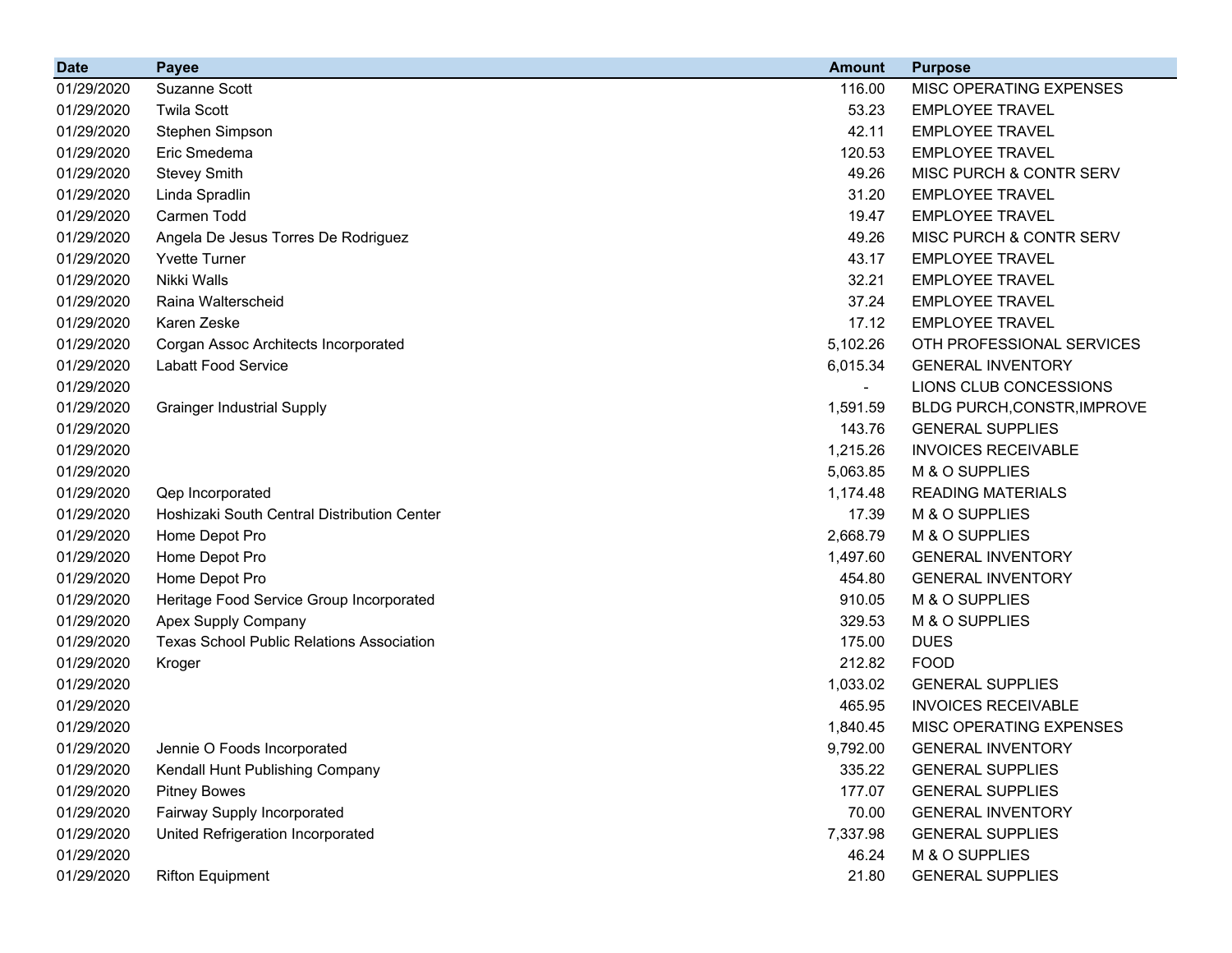| Date | Payee | Amount | Purpose |
| --- | --- | --- | --- |
| 01/29/2020 | Suzanne Scott | 116.00 | MISC OPERATING EXPENSES |
| 01/29/2020 | Twila Scott | 53.23 | EMPLOYEE TRAVEL |
| 01/29/2020 | Stephen Simpson | 42.11 | EMPLOYEE TRAVEL |
| 01/29/2020 | Eric Smedema | 120.53 | EMPLOYEE TRAVEL |
| 01/29/2020 | Stevey Smith | 49.26 | MISC PURCH & CONTR SERV |
| 01/29/2020 | Linda Spradlin | 31.20 | EMPLOYEE TRAVEL |
| 01/29/2020 | Carmen Todd | 19.47 | EMPLOYEE TRAVEL |
| 01/29/2020 | Angela De Jesus Torres De Rodriguez | 49.26 | MISC PURCH & CONTR SERV |
| 01/29/2020 | Yvette Turner | 43.17 | EMPLOYEE TRAVEL |
| 01/29/2020 | Nikki Walls | 32.21 | EMPLOYEE TRAVEL |
| 01/29/2020 | Raina Walterscheid | 37.24 | EMPLOYEE TRAVEL |
| 01/29/2020 | Karen Zeske | 17.12 | EMPLOYEE TRAVEL |
| 01/29/2020 | Corgan Assoc Architects Incorporated | 5,102.26 | OTH PROFESSIONAL SERVICES |
| 01/29/2020 | Labatt Food Service | 6,015.34 | GENERAL INVENTORY |
| 01/29/2020 | | - | LIONS CLUB CONCESSIONS |
| 01/29/2020 | Grainger Industrial Supply | 1,591.59 | BLDG PURCH,CONSTR,IMPROVE |
| 01/29/2020 | | 143.76 | GENERAL SUPPLIES |
| 01/29/2020 | | 1,215.26 | INVOICES RECEIVABLE |
| 01/29/2020 | | 5,063.85 | M & O SUPPLIES |
| 01/29/2020 | Qep Incorporated | 1,174.48 | READING MATERIALS |
| 01/29/2020 | Hoshizaki South Central Distribution Center | 17.39 | M & O SUPPLIES |
| 01/29/2020 | Home Depot Pro | 2,668.79 | M & O SUPPLIES |
| 01/29/2020 | Home Depot Pro | 1,497.60 | GENERAL INVENTORY |
| 01/29/2020 | Home Depot Pro | 454.80 | GENERAL INVENTORY |
| 01/29/2020 | Heritage Food Service Group Incorporated | 910.05 | M & O SUPPLIES |
| 01/29/2020 | Apex Supply Company | 329.53 | M & O SUPPLIES |
| 01/29/2020 | Texas School Public Relations Association | 175.00 | DUES |
| 01/29/2020 | Kroger | 212.82 | FOOD |
| 01/29/2020 | | 1,033.02 | GENERAL SUPPLIES |
| 01/29/2020 | | 465.95 | INVOICES RECEIVABLE |
| 01/29/2020 | | 1,840.45 | MISC OPERATING EXPENSES |
| 01/29/2020 | Jennie O Foods Incorporated | 9,792.00 | GENERAL INVENTORY |
| 01/29/2020 | Kendall Hunt Publishing Company | 335.22 | GENERAL SUPPLIES |
| 01/29/2020 | Pitney Bowes | 177.07 | GENERAL SUPPLIES |
| 01/29/2020 | Fairway Supply Incorporated | 70.00 | GENERAL INVENTORY |
| 01/29/2020 | United Refrigeration Incorporated | 7,337.98 | GENERAL SUPPLIES |
| 01/29/2020 | | 46.24 | M & O SUPPLIES |
| 01/29/2020 | Rifton Equipment | 21.80 | GENERAL SUPPLIES |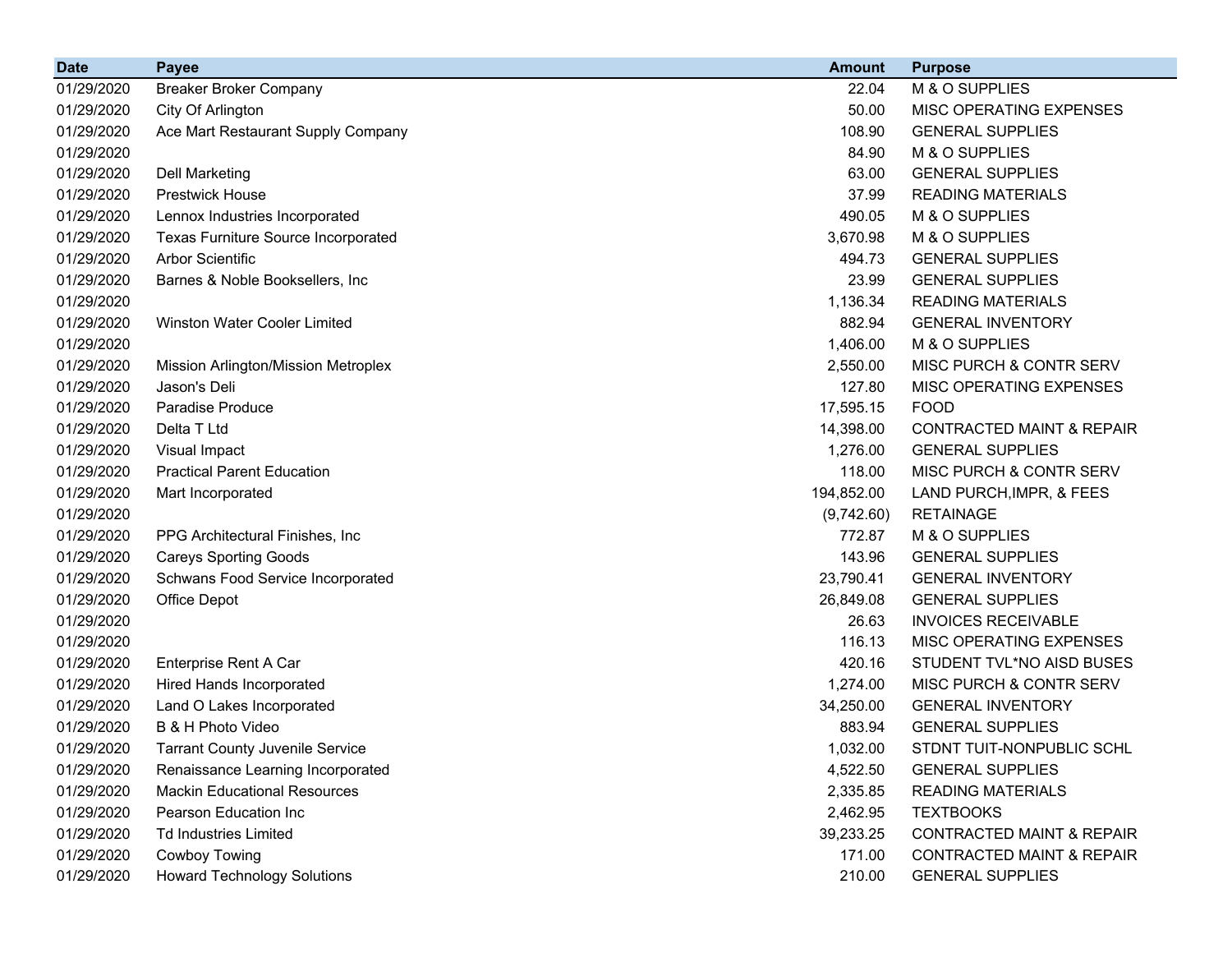| Date | Payee | Amount | Purpose |
|---|---|---|---|
| 01/29/2020 | Breaker Broker Company | 22.04 | M & O SUPPLIES |
| 01/29/2020 | City Of Arlington | 50.00 | MISC OPERATING EXPENSES |
| 01/29/2020 | Ace Mart Restaurant Supply Company | 108.90 | GENERAL SUPPLIES |
| 01/29/2020 | | 84.90 | M & O SUPPLIES |
| 01/29/2020 | Dell Marketing | 63.00 | GENERAL SUPPLIES |
| 01/29/2020 | Prestwick House | 37.99 | READING MATERIALS |
| 01/29/2020 | Lennox Industries Incorporated | 490.05 | M & O SUPPLIES |
| 01/29/2020 | Texas Furniture Source Incorporated | 3,670.98 | M & O SUPPLIES |
| 01/29/2020 | Arbor Scientific | 494.73 | GENERAL SUPPLIES |
| 01/29/2020 | Barnes & Noble Booksellers, Inc | 23.99 | GENERAL SUPPLIES |
| 01/29/2020 | | 1,136.34 | READING MATERIALS |
| 01/29/2020 | Winston Water Cooler Limited | 882.94 | GENERAL INVENTORY |
| 01/29/2020 | | 1,406.00 | M & O SUPPLIES |
| 01/29/2020 | Mission Arlington/Mission Metroplex | 2,550.00 | MISC PURCH & CONTR SERV |
| 01/29/2020 | Jason's Deli | 127.80 | MISC OPERATING EXPENSES |
| 01/29/2020 | Paradise Produce | 17,595.15 | FOOD |
| 01/29/2020 | Delta T Ltd | 14,398.00 | CONTRACTED MAINT & REPAIR |
| 01/29/2020 | Visual Impact | 1,276.00 | GENERAL SUPPLIES |
| 01/29/2020 | Practical Parent Education | 118.00 | MISC PURCH & CONTR SERV |
| 01/29/2020 | Mart Incorporated | 194,852.00 | LAND PURCH,IMPR, & FEES |
| 01/29/2020 | | (9,742.60) | RETAINAGE |
| 01/29/2020 | PPG Architectural Finishes, Inc | 772.87 | M & O SUPPLIES |
| 01/29/2020 | Careys Sporting Goods | 143.96 | GENERAL SUPPLIES |
| 01/29/2020 | Schwans Food Service Incorporated | 23,790.41 | GENERAL INVENTORY |
| 01/29/2020 | Office Depot | 26,849.08 | GENERAL SUPPLIES |
| 01/29/2020 | | 26.63 | INVOICES RECEIVABLE |
| 01/29/2020 | | 116.13 | MISC OPERATING EXPENSES |
| 01/29/2020 | Enterprise Rent A Car | 420.16 | STUDENT TVL*NO AISD BUSES |
| 01/29/2020 | Hired Hands Incorporated | 1,274.00 | MISC PURCH & CONTR SERV |
| 01/29/2020 | Land O Lakes Incorporated | 34,250.00 | GENERAL INVENTORY |
| 01/29/2020 | B & H Photo Video | 883.94 | GENERAL SUPPLIES |
| 01/29/2020 | Tarrant County Juvenile Service | 1,032.00 | STDNT TUIT-NONPUBLIC SCHL |
| 01/29/2020 | Renaissance Learning Incorporated | 4,522.50 | GENERAL SUPPLIES |
| 01/29/2020 | Mackin Educational Resources | 2,335.85 | READING MATERIALS |
| 01/29/2020 | Pearson Education Inc | 2,462.95 | TEXTBOOKS |
| 01/29/2020 | Td Industries Limited | 39,233.25 | CONTRACTED MAINT & REPAIR |
| 01/29/2020 | Cowboy Towing | 171.00 | CONTRACTED MAINT & REPAIR |
| 01/29/2020 | Howard Technology Solutions | 210.00 | GENERAL SUPPLIES |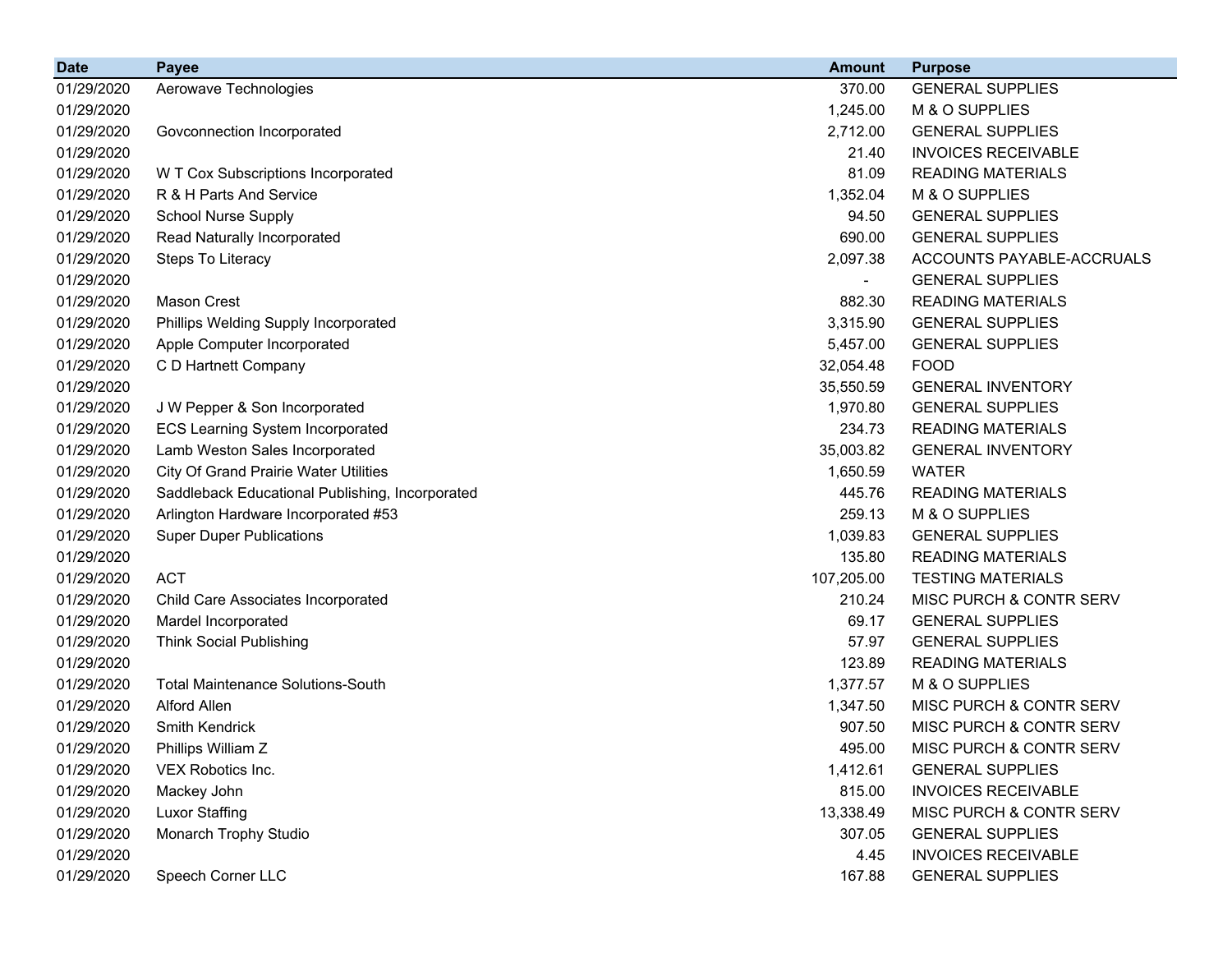| Date | Payee | Amount | Purpose |
| --- | --- | --- | --- |
| 01/29/2020 | Aerowave Technologies | 370.00 | GENERAL SUPPLIES |
| 01/29/2020 | | 1,245.00 | M & O SUPPLIES |
| 01/29/2020 | Govconnection Incorporated | 2,712.00 | GENERAL SUPPLIES |
| 01/29/2020 | | 21.40 | INVOICES RECEIVABLE |
| 01/29/2020 | W T Cox Subscriptions Incorporated | 81.09 | READING MATERIALS |
| 01/29/2020 | R & H Parts And Service | 1,352.04 | M & O SUPPLIES |
| 01/29/2020 | School Nurse Supply | 94.50 | GENERAL SUPPLIES |
| 01/29/2020 | Read Naturally Incorporated | 690.00 | GENERAL SUPPLIES |
| 01/29/2020 | Steps To Literacy | 2,097.38 | ACCOUNTS PAYABLE-ACCRUALS |
| 01/29/2020 | | - | GENERAL SUPPLIES |
| 01/29/2020 | Mason Crest | 882.30 | READING MATERIALS |
| 01/29/2020 | Phillips Welding Supply Incorporated | 3,315.90 | GENERAL SUPPLIES |
| 01/29/2020 | Apple Computer Incorporated | 5,457.00 | GENERAL SUPPLIES |
| 01/29/2020 | C D Hartnett Company | 32,054.48 | FOOD |
| 01/29/2020 | | 35,550.59 | GENERAL INVENTORY |
| 01/29/2020 | J W Pepper & Son Incorporated | 1,970.80 | GENERAL SUPPLIES |
| 01/29/2020 | ECS Learning System Incorporated | 234.73 | READING MATERIALS |
| 01/29/2020 | Lamb Weston Sales Incorporated | 35,003.82 | GENERAL INVENTORY |
| 01/29/2020 | City Of Grand Prairie Water Utilities | 1,650.59 | WATER |
| 01/29/2020 | Saddleback Educational Publishing, Incorporated | 445.76 | READING MATERIALS |
| 01/29/2020 | Arlington Hardware Incorporated #53 | 259.13 | M & O SUPPLIES |
| 01/29/2020 | Super Duper Publications | 1,039.83 | GENERAL SUPPLIES |
| 01/29/2020 | | 135.80 | READING MATERIALS |
| 01/29/2020 | ACT | 107,205.00 | TESTING MATERIALS |
| 01/29/2020 | Child Care Associates Incorporated | 210.24 | MISC PURCH & CONTR SERV |
| 01/29/2020 | Mardel Incorporated | 69.17 | GENERAL SUPPLIES |
| 01/29/2020 | Think Social Publishing | 57.97 | GENERAL SUPPLIES |
| 01/29/2020 | | 123.89 | READING MATERIALS |
| 01/29/2020 | Total Maintenance Solutions-South | 1,377.57 | M & O SUPPLIES |
| 01/29/2020 | Alford Allen | 1,347.50 | MISC PURCH & CONTR SERV |
| 01/29/2020 | Smith Kendrick | 907.50 | MISC PURCH & CONTR SERV |
| 01/29/2020 | Phillips William Z | 495.00 | MISC PURCH & CONTR SERV |
| 01/29/2020 | VEX Robotics Inc. | 1,412.61 | GENERAL SUPPLIES |
| 01/29/2020 | Mackey John | 815.00 | INVOICES RECEIVABLE |
| 01/29/2020 | Luxor Staffing | 13,338.49 | MISC PURCH & CONTR SERV |
| 01/29/2020 | Monarch Trophy Studio | 307.05 | GENERAL SUPPLIES |
| 01/29/2020 | | 4.45 | INVOICES RECEIVABLE |
| 01/29/2020 | Speech Corner LLC | 167.88 | GENERAL SUPPLIES |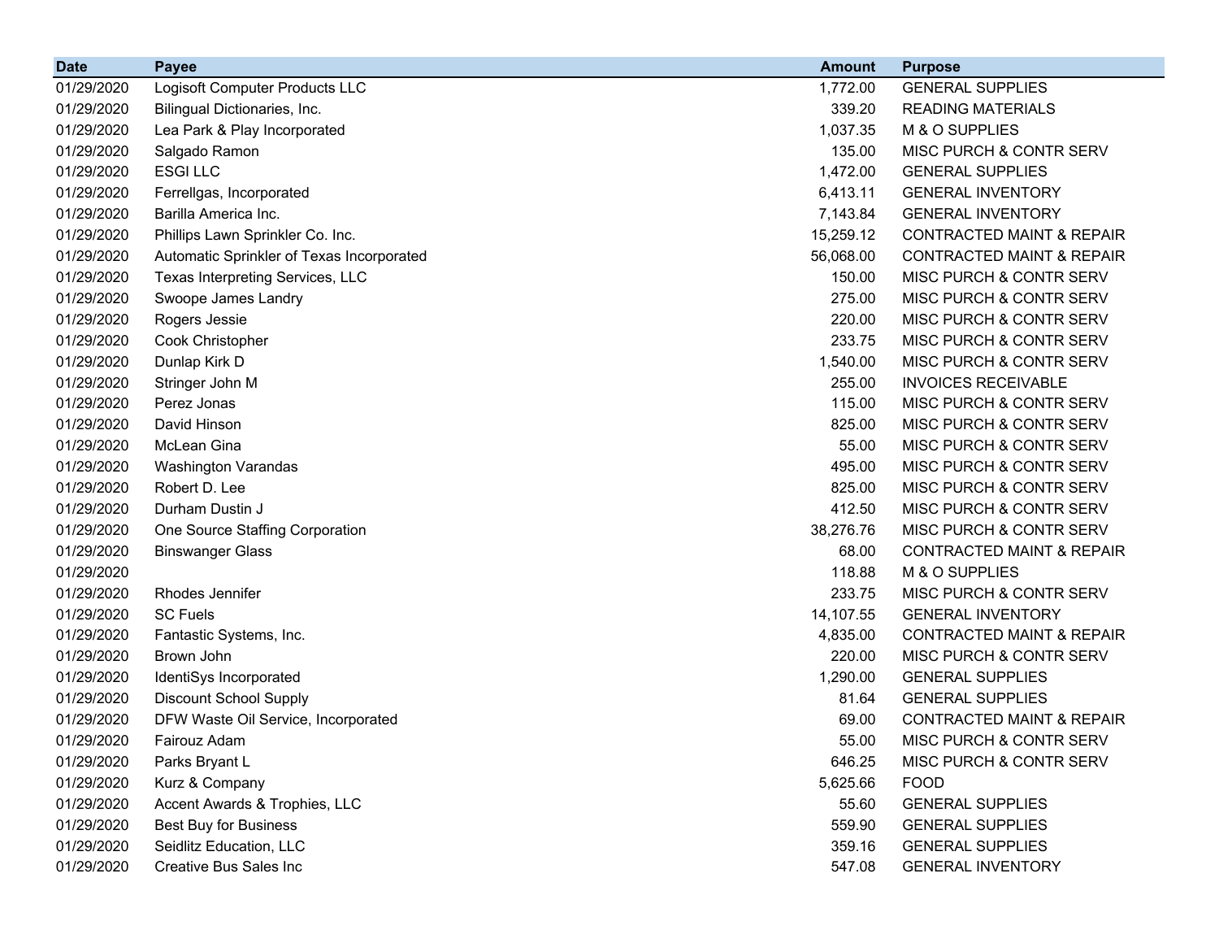| Date | Payee | Amount | Purpose |
|---|---|---|---|
| 01/29/2020 | Logisoft Computer Products LLC | 1,772.00 | GENERAL SUPPLIES |
| 01/29/2020 | Bilingual Dictionaries, Inc. | 339.20 | READING MATERIALS |
| 01/29/2020 | Lea Park & Play Incorporated | 1,037.35 | M & O SUPPLIES |
| 01/29/2020 | Salgado Ramon | 135.00 | MISC PURCH & CONTR SERV |
| 01/29/2020 | ESGI LLC | 1,472.00 | GENERAL SUPPLIES |
| 01/29/2020 | Ferrellgas, Incorporated | 6,413.11 | GENERAL INVENTORY |
| 01/29/2020 | Barilla America Inc. | 7,143.84 | GENERAL INVENTORY |
| 01/29/2020 | Phillips Lawn Sprinkler Co. Inc. | 15,259.12 | CONTRACTED MAINT & REPAIR |
| 01/29/2020 | Automatic Sprinkler of Texas Incorporated | 56,068.00 | CONTRACTED MAINT & REPAIR |
| 01/29/2020 | Texas Interpreting Services, LLC | 150.00 | MISC PURCH & CONTR SERV |
| 01/29/2020 | Swoope James Landry | 275.00 | MISC PURCH & CONTR SERV |
| 01/29/2020 | Rogers Jessie | 220.00 | MISC PURCH & CONTR SERV |
| 01/29/2020 | Cook Christopher | 233.75 | MISC PURCH & CONTR SERV |
| 01/29/2020 | Dunlap Kirk D | 1,540.00 | MISC PURCH & CONTR SERV |
| 01/29/2020 | Stringer John M | 255.00 | INVOICES RECEIVABLE |
| 01/29/2020 | Perez Jonas | 115.00 | MISC PURCH & CONTR SERV |
| 01/29/2020 | David Hinson | 825.00 | MISC PURCH & CONTR SERV |
| 01/29/2020 | McLean Gina | 55.00 | MISC PURCH & CONTR SERV |
| 01/29/2020 | Washington Varandas | 495.00 | MISC PURCH & CONTR SERV |
| 01/29/2020 | Robert D. Lee | 825.00 | MISC PURCH & CONTR SERV |
| 01/29/2020 | Durham Dustin J | 412.50 | MISC PURCH & CONTR SERV |
| 01/29/2020 | One Source Staffing Corporation | 38,276.76 | MISC PURCH & CONTR SERV |
| 01/29/2020 | Binswanger Glass | 68.00 | CONTRACTED MAINT & REPAIR |
| 01/29/2020 | | 118.88 | M & O SUPPLIES |
| 01/29/2020 | Rhodes Jennifer | 233.75 | MISC PURCH & CONTR SERV |
| 01/29/2020 | SC Fuels | 14,107.55 | GENERAL INVENTORY |
| 01/29/2020 | Fantastic Systems, Inc. | 4,835.00 | CONTRACTED MAINT & REPAIR |
| 01/29/2020 | Brown John | 220.00 | MISC PURCH & CONTR SERV |
| 01/29/2020 | IdentiSys Incorporated | 1,290.00 | GENERAL SUPPLIES |
| 01/29/2020 | Discount School Supply | 81.64 | GENERAL SUPPLIES |
| 01/29/2020 | DFW Waste Oil Service, Incorporated | 69.00 | CONTRACTED MAINT & REPAIR |
| 01/29/2020 | Fairouz Adam | 55.00 | MISC PURCH & CONTR SERV |
| 01/29/2020 | Parks Bryant L | 646.25 | MISC PURCH & CONTR SERV |
| 01/29/2020 | Kurz & Company | 5,625.66 | FOOD |
| 01/29/2020 | Accent Awards & Trophies, LLC | 55.60 | GENERAL SUPPLIES |
| 01/29/2020 | Best Buy for Business | 559.90 | GENERAL SUPPLIES |
| 01/29/2020 | Seidlitz Education, LLC | 359.16 | GENERAL SUPPLIES |
| 01/29/2020 | Creative Bus Sales Inc | 547.08 | GENERAL INVENTORY |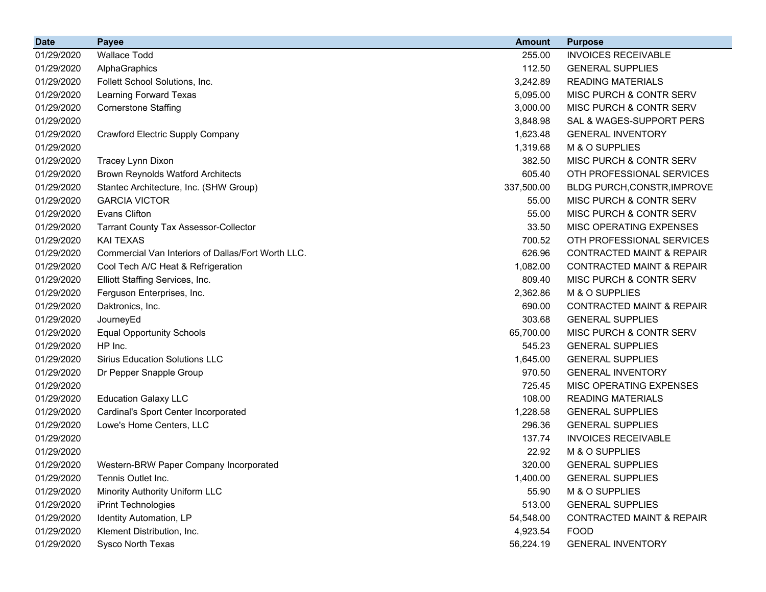| Date | Payee | Amount | Purpose |
|---|---|---|---|
| 01/29/2020 | Wallace Todd | 255.00 | INVOICES RECEIVABLE |
| 01/29/2020 | AlphaGraphics | 112.50 | GENERAL SUPPLIES |
| 01/29/2020 | Follett School Solutions, Inc. | 3,242.89 | READING MATERIALS |
| 01/29/2020 | Learning Forward Texas | 5,095.00 | MISC PURCH & CONTR SERV |
| 01/29/2020 | Cornerstone Staffing | 3,000.00 | MISC PURCH & CONTR SERV |
| 01/29/2020 | | 3,848.98 | SAL & WAGES-SUPPORT PERS |
| 01/29/2020 | Crawford Electric Supply Company | 1,623.48 | GENERAL INVENTORY |
| 01/29/2020 | | 1,319.68 | M & O SUPPLIES |
| 01/29/2020 | Tracey Lynn Dixon | 382.50 | MISC PURCH & CONTR SERV |
| 01/29/2020 | Brown Reynolds Watford Architects | 605.40 | OTH PROFESSIONAL SERVICES |
| 01/29/2020 | Stantec Architecture, Inc. (SHW Group) | 337,500.00 | BLDG PURCH,CONSTR,IMPROVE |
| 01/29/2020 | GARCIA VICTOR | 55.00 | MISC PURCH & CONTR SERV |
| 01/29/2020 | Evans Clifton | 55.00 | MISC PURCH & CONTR SERV |
| 01/29/2020 | Tarrant County Tax Assessor-Collector | 33.50 | MISC OPERATING EXPENSES |
| 01/29/2020 | KAI TEXAS | 700.52 | OTH PROFESSIONAL SERVICES |
| 01/29/2020 | Commercial Van Interiors of Dallas/Fort Worth LLC. | 626.96 | CONTRACTED MAINT & REPAIR |
| 01/29/2020 | Cool Tech A/C Heat & Refrigeration | 1,082.00 | CONTRACTED MAINT & REPAIR |
| 01/29/2020 | Elliott Staffing Services, Inc. | 809.40 | MISC PURCH & CONTR SERV |
| 01/29/2020 | Ferguson Enterprises, Inc. | 2,362.86 | M & O SUPPLIES |
| 01/29/2020 | Daktronics, Inc. | 690.00 | CONTRACTED MAINT & REPAIR |
| 01/29/2020 | JourneyEd | 303.68 | GENERAL SUPPLIES |
| 01/29/2020 | Equal Opportunity Schools | 65,700.00 | MISC PURCH & CONTR SERV |
| 01/29/2020 | HP Inc. | 545.23 | GENERAL SUPPLIES |
| 01/29/2020 | Sirius Education Solutions LLC | 1,645.00 | GENERAL SUPPLIES |
| 01/29/2020 | Dr Pepper Snapple Group | 970.50 | GENERAL INVENTORY |
| 01/29/2020 | | 725.45 | MISC OPERATING EXPENSES |
| 01/29/2020 | Education Galaxy LLC | 108.00 | READING MATERIALS |
| 01/29/2020 | Cardinal's Sport Center Incorporated | 1,228.58 | GENERAL SUPPLIES |
| 01/29/2020 | Lowe's Home Centers, LLC | 296.36 | GENERAL SUPPLIES |
| 01/29/2020 | | 137.74 | INVOICES RECEIVABLE |
| 01/29/2020 | | 22.92 | M & O SUPPLIES |
| 01/29/2020 | Western-BRW Paper Company Incorporated | 320.00 | GENERAL SUPPLIES |
| 01/29/2020 | Tennis Outlet Inc. | 1,400.00 | GENERAL SUPPLIES |
| 01/29/2020 | Minority Authority Uniform LLC | 55.90 | M & O SUPPLIES |
| 01/29/2020 | iPrint Technologies | 513.00 | GENERAL SUPPLIES |
| 01/29/2020 | Identity Automation, LP | 54,548.00 | CONTRACTED MAINT & REPAIR |
| 01/29/2020 | Klement Distribution, Inc. | 4,923.54 | FOOD |
| 01/29/2020 | Sysco North Texas | 56,224.19 | GENERAL INVENTORY |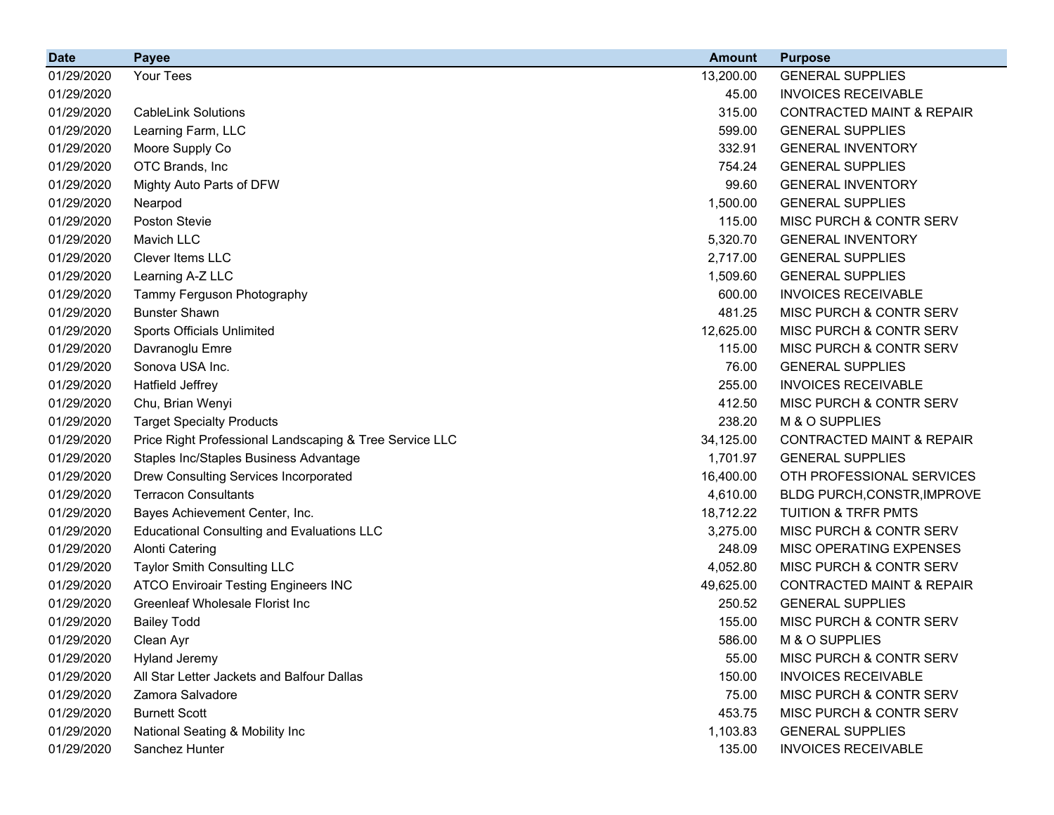| Date | Payee | Amount | Purpose |
| --- | --- | --- | --- |
| 01/29/2020 | Your Tees | 13,200.00 | GENERAL SUPPLIES |
| 01/29/2020 | | 45.00 | INVOICES RECEIVABLE |
| 01/29/2020 | CableLink Solutions | 315.00 | CONTRACTED MAINT & REPAIR |
| 01/29/2020 | Learning Farm, LLC | 599.00 | GENERAL SUPPLIES |
| 01/29/2020 | Moore Supply Co | 332.91 | GENERAL INVENTORY |
| 01/29/2020 | OTC Brands, Inc | 754.24 | GENERAL SUPPLIES |
| 01/29/2020 | Mighty Auto Parts of DFW | 99.60 | GENERAL INVENTORY |
| 01/29/2020 | Nearpod | 1,500.00 | GENERAL SUPPLIES |
| 01/29/2020 | Poston Stevie | 115.00 | MISC PURCH & CONTR SERV |
| 01/29/2020 | Mavich LLC | 5,320.70 | GENERAL INVENTORY |
| 01/29/2020 | Clever Items LLC | 2,717.00 | GENERAL SUPPLIES |
| 01/29/2020 | Learning A-Z LLC | 1,509.60 | GENERAL SUPPLIES |
| 01/29/2020 | Tammy Ferguson Photography | 600.00 | INVOICES RECEIVABLE |
| 01/29/2020 | Bunster Shawn | 481.25 | MISC PURCH & CONTR SERV |
| 01/29/2020 | Sports Officials Unlimited | 12,625.00 | MISC PURCH & CONTR SERV |
| 01/29/2020 | Davranoglu Emre | 115.00 | MISC PURCH & CONTR SERV |
| 01/29/2020 | Sonova USA Inc. | 76.00 | GENERAL SUPPLIES |
| 01/29/2020 | Hatfield Jeffrey | 255.00 | INVOICES RECEIVABLE |
| 01/29/2020 | Chu, Brian Wenyi | 412.50 | MISC PURCH & CONTR SERV |
| 01/29/2020 | Target Specialty Products | 238.20 | M & O SUPPLIES |
| 01/29/2020 | Price Right Professional Landscaping & Tree Service LLC | 34,125.00 | CONTRACTED MAINT & REPAIR |
| 01/29/2020 | Staples Inc/Staples Business Advantage | 1,701.97 | GENERAL SUPPLIES |
| 01/29/2020 | Drew Consulting Services Incorporated | 16,400.00 | OTH PROFESSIONAL SERVICES |
| 01/29/2020 | Terracon Consultants | 4,610.00 | BLDG PURCH,CONSTR,IMPROVE |
| 01/29/2020 | Bayes Achievement Center, Inc. | 18,712.22 | TUITION & TRFR PMTS |
| 01/29/2020 | Educational Consulting and Evaluations LLC | 3,275.00 | MISC PURCH & CONTR SERV |
| 01/29/2020 | Alonti Catering | 248.09 | MISC OPERATING EXPENSES |
| 01/29/2020 | Taylor Smith Consulting LLC | 4,052.80 | MISC PURCH & CONTR SERV |
| 01/29/2020 | ATCO Enviroair Testing Engineers INC | 49,625.00 | CONTRACTED MAINT & REPAIR |
| 01/29/2020 | Greenleaf Wholesale Florist Inc | 250.52 | GENERAL SUPPLIES |
| 01/29/2020 | Bailey Todd | 155.00 | MISC PURCH & CONTR SERV |
| 01/29/2020 | Clean Ayr | 586.00 | M & O SUPPLIES |
| 01/29/2020 | Hyland Jeremy | 55.00 | MISC PURCH & CONTR SERV |
| 01/29/2020 | All Star Letter Jackets and Balfour Dallas | 150.00 | INVOICES RECEIVABLE |
| 01/29/2020 | Zamora Salvadore | 75.00 | MISC PURCH & CONTR SERV |
| 01/29/2020 | Burnett Scott | 453.75 | MISC PURCH & CONTR SERV |
| 01/29/2020 | National Seating & Mobility Inc | 1,103.83 | GENERAL SUPPLIES |
| 01/29/2020 | Sanchez Hunter | 135.00 | INVOICES RECEIVABLE |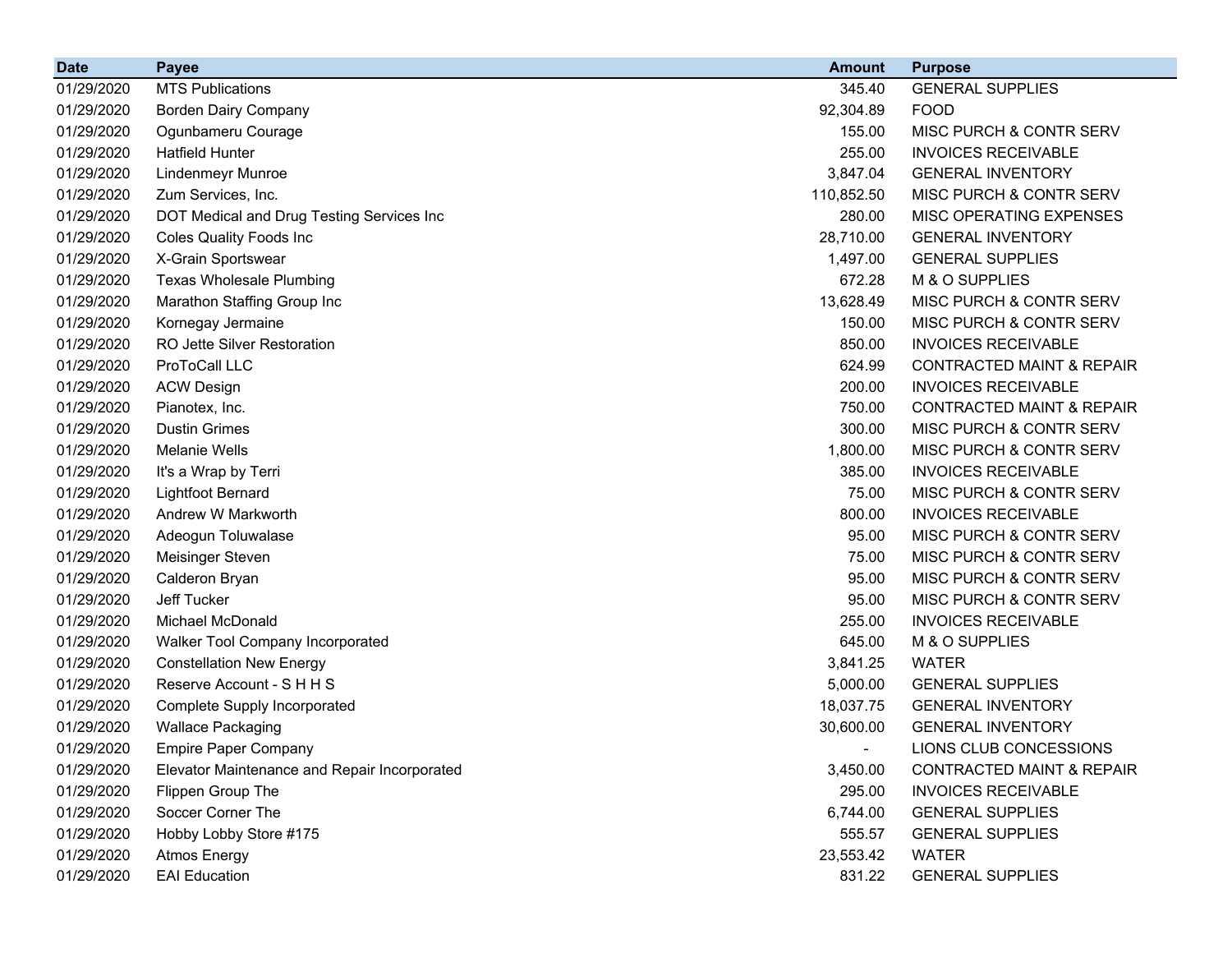| Date | Payee | Amount | Purpose |
|---|---|---|---|
| 01/29/2020 | MTS Publications | 345.40 | GENERAL SUPPLIES |
| 01/29/2020 | Borden Dairy Company | 92,304.89 | FOOD |
| 01/29/2020 | Ogunbameru Courage | 155.00 | MISC PURCH & CONTR SERV |
| 01/29/2020 | Hatfield Hunter | 255.00 | INVOICES RECEIVABLE |
| 01/29/2020 | Lindenmeyr Munroe | 3,847.04 | GENERAL INVENTORY |
| 01/29/2020 | Zum Services, Inc. | 110,852.50 | MISC PURCH & CONTR SERV |
| 01/29/2020 | DOT Medical and Drug Testing Services Inc | 280.00 | MISC OPERATING EXPENSES |
| 01/29/2020 | Coles Quality Foods Inc | 28,710.00 | GENERAL INVENTORY |
| 01/29/2020 | X-Grain Sportswear | 1,497.00 | GENERAL SUPPLIES |
| 01/29/2020 | Texas Wholesale Plumbing | 672.28 | M & O SUPPLIES |
| 01/29/2020 | Marathon Staffing Group Inc | 13,628.49 | MISC PURCH & CONTR SERV |
| 01/29/2020 | Kornegay Jermaine | 150.00 | MISC PURCH & CONTR SERV |
| 01/29/2020 | RO Jette Silver Restoration | 850.00 | INVOICES RECEIVABLE |
| 01/29/2020 | ProToCall LLC | 624.99 | CONTRACTED MAINT & REPAIR |
| 01/29/2020 | ACW Design | 200.00 | INVOICES RECEIVABLE |
| 01/29/2020 | Pianotex, Inc. | 750.00 | CONTRACTED MAINT & REPAIR |
| 01/29/2020 | Dustin Grimes | 300.00 | MISC PURCH & CONTR SERV |
| 01/29/2020 | Melanie Wells | 1,800.00 | MISC PURCH & CONTR SERV |
| 01/29/2020 | It's a Wrap by Terri | 385.00 | INVOICES RECEIVABLE |
| 01/29/2020 | Lightfoot Bernard | 75.00 | MISC PURCH & CONTR SERV |
| 01/29/2020 | Andrew W Markworth | 800.00 | INVOICES RECEIVABLE |
| 01/29/2020 | Adeogun Toluwalase | 95.00 | MISC PURCH & CONTR SERV |
| 01/29/2020 | Meisinger Steven | 75.00 | MISC PURCH & CONTR SERV |
| 01/29/2020 | Calderon Bryan | 95.00 | MISC PURCH & CONTR SERV |
| 01/29/2020 | Jeff Tucker | 95.00 | MISC PURCH & CONTR SERV |
| 01/29/2020 | Michael McDonald | 255.00 | INVOICES RECEIVABLE |
| 01/29/2020 | Walker Tool Company Incorporated | 645.00 | M & O SUPPLIES |
| 01/29/2020 | Constellation New Energy | 3,841.25 | WATER |
| 01/29/2020 | Reserve Account - S H H S | 5,000.00 | GENERAL SUPPLIES |
| 01/29/2020 | Complete Supply Incorporated | 18,037.75 | GENERAL INVENTORY |
| 01/29/2020 | Wallace Packaging | 30,600.00 | GENERAL INVENTORY |
| 01/29/2020 | Empire Paper Company | - | LIONS CLUB CONCESSIONS |
| 01/29/2020 | Elevator Maintenance and Repair Incorporated | 3,450.00 | CONTRACTED MAINT & REPAIR |
| 01/29/2020 | Flippen Group The | 295.00 | INVOICES RECEIVABLE |
| 01/29/2020 | Soccer Corner The | 6,744.00 | GENERAL SUPPLIES |
| 01/29/2020 | Hobby Lobby Store #175 | 555.57 | GENERAL SUPPLIES |
| 01/29/2020 | Atmos Energy | 23,553.42 | WATER |
| 01/29/2020 | EAI Education | 831.22 | GENERAL SUPPLIES |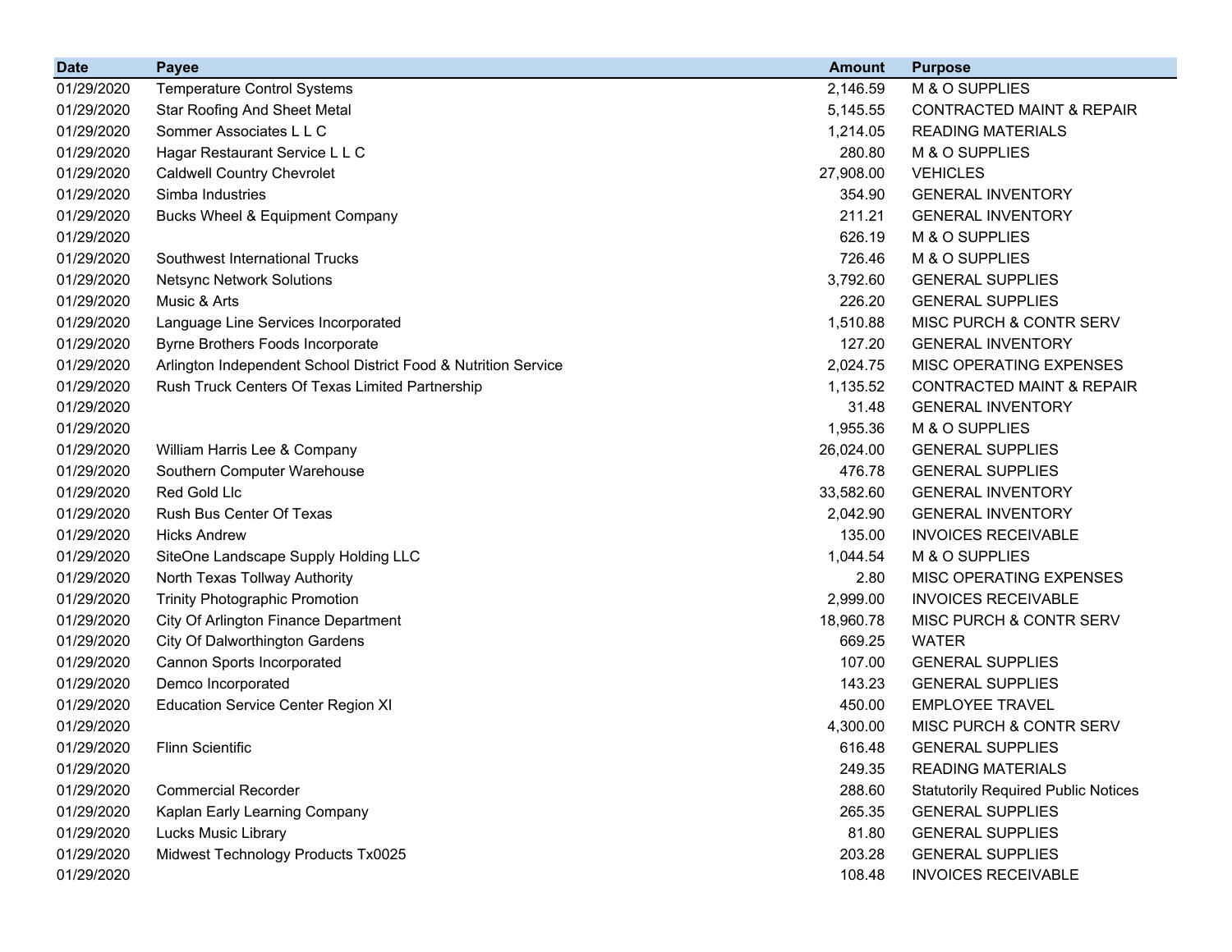| Date | Payee | Amount | Purpose |
|---|---|---|---|
| 01/29/2020 | Temperature Control Systems | 2,146.59 | M & O SUPPLIES |
| 01/29/2020 | Star Roofing And Sheet Metal | 5,145.55 | CONTRACTED MAINT & REPAIR |
| 01/29/2020 | Sommer Associates L L C | 1,214.05 | READING MATERIALS |
| 01/29/2020 | Hagar Restaurant Service L L C | 280.80 | M & O SUPPLIES |
| 01/29/2020 | Caldwell Country Chevrolet | 27,908.00 | VEHICLES |
| 01/29/2020 | Simba Industries | 354.90 | GENERAL INVENTORY |
| 01/29/2020 | Bucks Wheel & Equipment Company | 211.21 | GENERAL INVENTORY |
| 01/29/2020 | | 626.19 | M & O SUPPLIES |
| 01/29/2020 | Southwest International Trucks | 726.46 | M & O SUPPLIES |
| 01/29/2020 | Netsync Network Solutions | 3,792.60 | GENERAL SUPPLIES |
| 01/29/2020 | Music & Arts | 226.20 | GENERAL SUPPLIES |
| 01/29/2020 | Language Line Services Incorporated | 1,510.88 | MISC PURCH & CONTR SERV |
| 01/29/2020 | Byrne Brothers Foods Incorporate | 127.20 | GENERAL INVENTORY |
| 01/29/2020 | Arlington Independent School District Food & Nutrition Service | 2,024.75 | MISC OPERATING EXPENSES |
| 01/29/2020 | Rush Truck Centers Of Texas Limited Partnership | 1,135.52 | CONTRACTED MAINT & REPAIR |
| 01/29/2020 | | 31.48 | GENERAL INVENTORY |
| 01/29/2020 | | 1,955.36 | M & O SUPPLIES |
| 01/29/2020 | William Harris Lee & Company | 26,024.00 | GENERAL SUPPLIES |
| 01/29/2020 | Southern Computer Warehouse | 476.78 | GENERAL SUPPLIES |
| 01/29/2020 | Red Gold Llc | 33,582.60 | GENERAL INVENTORY |
| 01/29/2020 | Rush Bus Center Of Texas | 2,042.90 | GENERAL INVENTORY |
| 01/29/2020 | Hicks Andrew | 135.00 | INVOICES RECEIVABLE |
| 01/29/2020 | SiteOne Landscape Supply Holding LLC | 1,044.54 | M & O SUPPLIES |
| 01/29/2020 | North Texas Tollway Authority | 2.80 | MISC OPERATING EXPENSES |
| 01/29/2020 | Trinity Photographic Promotion | 2,999.00 | INVOICES RECEIVABLE |
| 01/29/2020 | City Of Arlington Finance Department | 18,960.78 | MISC PURCH & CONTR SERV |
| 01/29/2020 | City Of Dalworthington Gardens | 669.25 | WATER |
| 01/29/2020 | Cannon Sports Incorporated | 107.00 | GENERAL SUPPLIES |
| 01/29/2020 | Demco Incorporated | 143.23 | GENERAL SUPPLIES |
| 01/29/2020 | Education Service Center Region XI | 450.00 | EMPLOYEE TRAVEL |
| 01/29/2020 | | 4,300.00 | MISC PURCH & CONTR SERV |
| 01/29/2020 | Flinn Scientific | 616.48 | GENERAL SUPPLIES |
| 01/29/2020 | | 249.35 | READING MATERIALS |
| 01/29/2020 | Commercial Recorder | 288.60 | Statutorily Required Public Notices |
| 01/29/2020 | Kaplan Early Learning Company | 265.35 | GENERAL SUPPLIES |
| 01/29/2020 | Lucks Music Library | 81.80 | GENERAL SUPPLIES |
| 01/29/2020 | Midwest Technology Products Tx0025 | 203.28 | GENERAL SUPPLIES |
| 01/29/2020 | | 108.48 | INVOICES RECEIVABLE |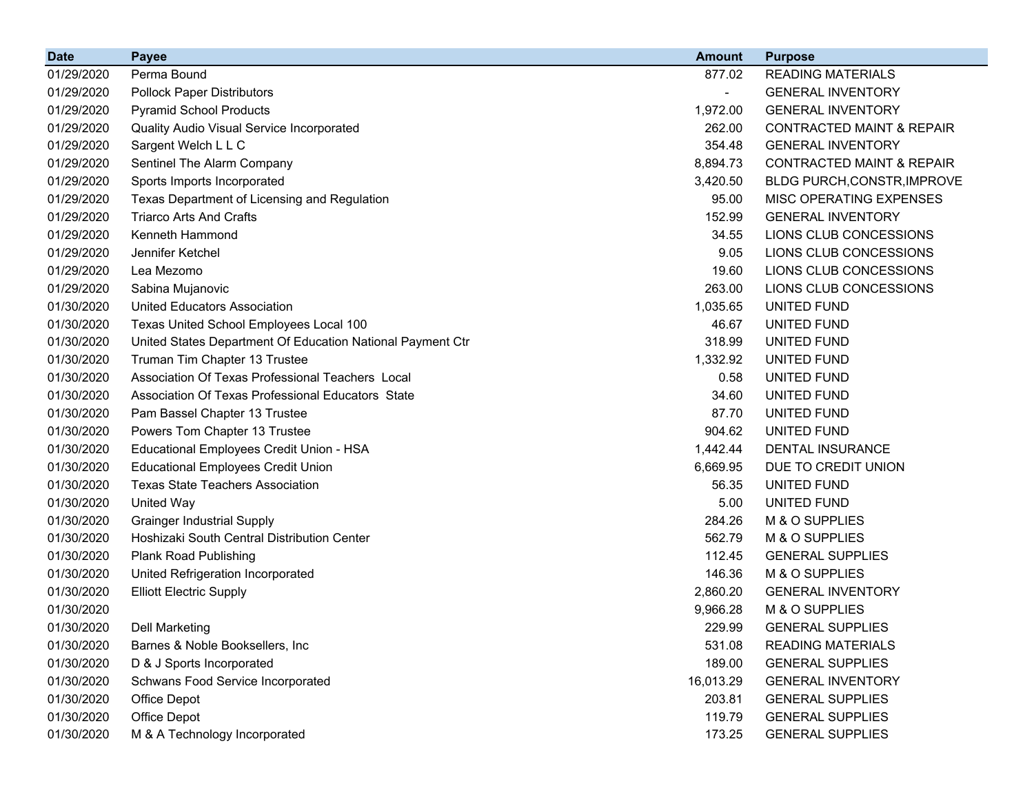| Date | Payee | Amount | Purpose |
|---|---|---|---|
| 01/29/2020 | Perma Bound | 877.02 | READING MATERIALS |
| 01/29/2020 | Pollock Paper Distributors | - | GENERAL INVENTORY |
| 01/29/2020 | Pyramid School Products | 1,972.00 | GENERAL INVENTORY |
| 01/29/2020 | Quality Audio Visual Service Incorporated | 262.00 | CONTRACTED MAINT & REPAIR |
| 01/29/2020 | Sargent Welch L L C | 354.48 | GENERAL INVENTORY |
| 01/29/2020 | Sentinel The Alarm Company | 8,894.73 | CONTRACTED MAINT & REPAIR |
| 01/29/2020 | Sports Imports Incorporated | 3,420.50 | BLDG PURCH,CONSTR,IMPROVE |
| 01/29/2020 | Texas Department of Licensing and Regulation | 95.00 | MISC OPERATING EXPENSES |
| 01/29/2020 | Triarco Arts And Crafts | 152.99 | GENERAL INVENTORY |
| 01/29/2020 | Kenneth Hammond | 34.55 | LIONS CLUB CONCESSIONS |
| 01/29/2020 | Jennifer Ketchel | 9.05 | LIONS CLUB CONCESSIONS |
| 01/29/2020 | Lea Mezomo | 19.60 | LIONS CLUB CONCESSIONS |
| 01/29/2020 | Sabina Mujanovic | 263.00 | LIONS CLUB CONCESSIONS |
| 01/30/2020 | United Educators Association | 1,035.65 | UNITED FUND |
| 01/30/2020 | Texas United School Employees Local 100 | 46.67 | UNITED FUND |
| 01/30/2020 | United States Department Of Education National Payment Ctr | 318.99 | UNITED FUND |
| 01/30/2020 | Truman Tim Chapter 13 Trustee | 1,332.92 | UNITED FUND |
| 01/30/2020 | Association Of Texas Professional Teachers Local | 0.58 | UNITED FUND |
| 01/30/2020 | Association Of Texas Professional Educators State | 34.60 | UNITED FUND |
| 01/30/2020 | Pam Bassel Chapter 13 Trustee | 87.70 | UNITED FUND |
| 01/30/2020 | Powers Tom Chapter 13 Trustee | 904.62 | UNITED FUND |
| 01/30/2020 | Educational Employees Credit Union - HSA | 1,442.44 | DENTAL INSURANCE |
| 01/30/2020 | Educational Employees Credit Union | 6,669.95 | DUE TO CREDIT UNION |
| 01/30/2020 | Texas State Teachers Association | 56.35 | UNITED FUND |
| 01/30/2020 | United Way | 5.00 | UNITED FUND |
| 01/30/2020 | Grainger Industrial Supply | 284.26 | M & O SUPPLIES |
| 01/30/2020 | Hoshizaki South Central Distribution Center | 562.79 | M & O SUPPLIES |
| 01/30/2020 | Plank Road Publishing | 112.45 | GENERAL SUPPLIES |
| 01/30/2020 | United Refrigeration Incorporated | 146.36 | M & O SUPPLIES |
| 01/30/2020 | Elliott Electric Supply | 2,860.20 | GENERAL INVENTORY |
| 01/30/2020 | | 9,966.28 | M & O SUPPLIES |
| 01/30/2020 | Dell Marketing | 229.99 | GENERAL SUPPLIES |
| 01/30/2020 | Barnes & Noble Booksellers, Inc | 531.08 | READING MATERIALS |
| 01/30/2020 | D & J Sports Incorporated | 189.00 | GENERAL SUPPLIES |
| 01/30/2020 | Schwans Food Service Incorporated | 16,013.29 | GENERAL INVENTORY |
| 01/30/2020 | Office Depot | 203.81 | GENERAL SUPPLIES |
| 01/30/2020 | Office Depot | 119.79 | GENERAL SUPPLIES |
| 01/30/2020 | M & A Technology Incorporated | 173.25 | GENERAL SUPPLIES |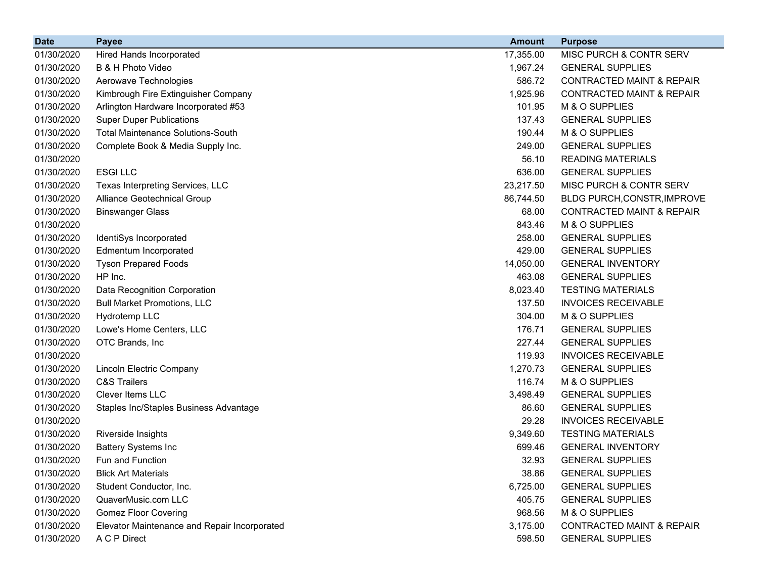| Date | Payee | Amount | Purpose |
|---|---|---|---|
| 01/30/2020 | Hired Hands Incorporated | 17,355.00 | MISC PURCH & CONTR SERV |
| 01/30/2020 | B & H Photo Video | 1,967.24 | GENERAL SUPPLIES |
| 01/30/2020 | Aerowave Technologies | 586.72 | CONTRACTED MAINT & REPAIR |
| 01/30/2020 | Kimbrough Fire Extinguisher Company | 1,925.96 | CONTRACTED MAINT & REPAIR |
| 01/30/2020 | Arlington Hardware Incorporated #53 | 101.95 | M & O SUPPLIES |
| 01/30/2020 | Super Duper Publications | 137.43 | GENERAL SUPPLIES |
| 01/30/2020 | Total Maintenance Solutions-South | 190.44 | M & O SUPPLIES |
| 01/30/2020 | Complete Book & Media Supply Inc. | 249.00 | GENERAL SUPPLIES |
| 01/30/2020 | | 56.10 | READING MATERIALS |
| 01/30/2020 | ESGI LLC | 636.00 | GENERAL SUPPLIES |
| 01/30/2020 | Texas Interpreting Services, LLC | 23,217.50 | MISC PURCH & CONTR SERV |
| 01/30/2020 | Alliance Geotechnical Group | 86,744.50 | BLDG PURCH,CONSTR,IMPROVE |
| 01/30/2020 | Binswanger Glass | 68.00 | CONTRACTED MAINT & REPAIR |
| 01/30/2020 | | 843.46 | M & O SUPPLIES |
| 01/30/2020 | IdentiSys Incorporated | 258.00 | GENERAL SUPPLIES |
| 01/30/2020 | Edmentum Incorporated | 429.00 | GENERAL SUPPLIES |
| 01/30/2020 | Tyson Prepared Foods | 14,050.00 | GENERAL INVENTORY |
| 01/30/2020 | HP Inc. | 463.08 | GENERAL SUPPLIES |
| 01/30/2020 | Data Recognition Corporation | 8,023.40 | TESTING MATERIALS |
| 01/30/2020 | Bull Market Promotions, LLC | 137.50 | INVOICES RECEIVABLE |
| 01/30/2020 | Hydrotemp LLC | 304.00 | M & O SUPPLIES |
| 01/30/2020 | Lowe's Home Centers, LLC | 176.71 | GENERAL SUPPLIES |
| 01/30/2020 | OTC Brands, Inc | 227.44 | GENERAL SUPPLIES |
| 01/30/2020 | | 119.93 | INVOICES RECEIVABLE |
| 01/30/2020 | Lincoln Electric Company | 1,270.73 | GENERAL SUPPLIES |
| 01/30/2020 | C&S Trailers | 116.74 | M & O SUPPLIES |
| 01/30/2020 | Clever Items LLC | 3,498.49 | GENERAL SUPPLIES |
| 01/30/2020 | Staples Inc/Staples Business Advantage | 86.60 | GENERAL SUPPLIES |
| 01/30/2020 | | 29.28 | INVOICES RECEIVABLE |
| 01/30/2020 | Riverside Insights | 9,349.60 | TESTING MATERIALS |
| 01/30/2020 | Battery Systems Inc | 699.46 | GENERAL INVENTORY |
| 01/30/2020 | Fun and Function | 32.93 | GENERAL SUPPLIES |
| 01/30/2020 | Blick Art Materials | 38.86 | GENERAL SUPPLIES |
| 01/30/2020 | Student Conductor, Inc. | 6,725.00 | GENERAL SUPPLIES |
| 01/30/2020 | QuaverMusic.com LLC | 405.75 | GENERAL SUPPLIES |
| 01/30/2020 | Gomez Floor Covering | 968.56 | M & O SUPPLIES |
| 01/30/2020 | Elevator Maintenance and Repair Incorporated | 3,175.00 | CONTRACTED MAINT & REPAIR |
| 01/30/2020 | A C P Direct | 598.50 | GENERAL SUPPLIES |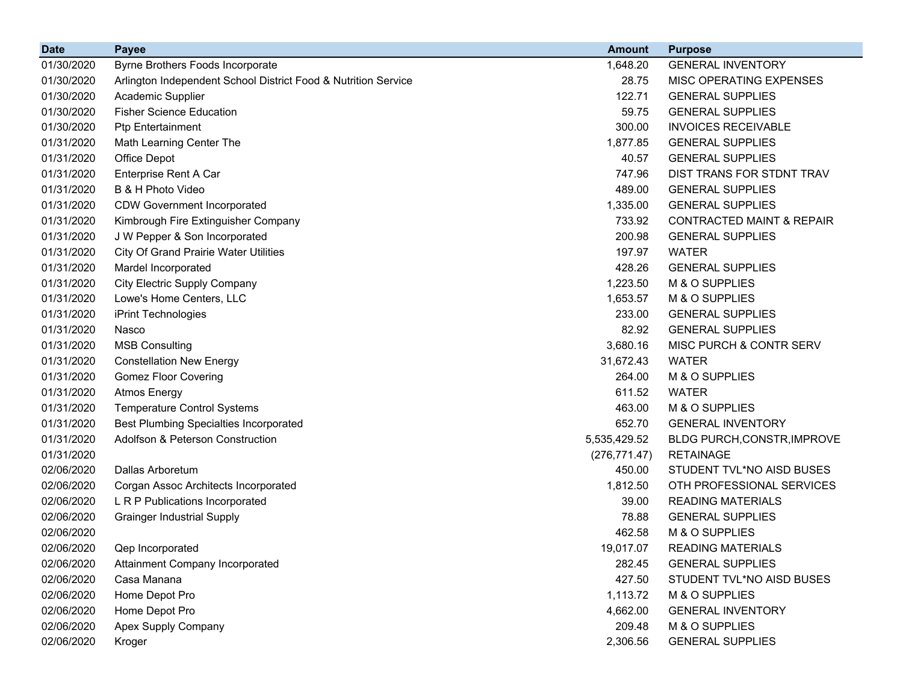| Date | Payee | Amount | Purpose |
|---|---|---|---|
| 01/30/2020 | Byrne Brothers Foods Incorporate | 1,648.20 | GENERAL INVENTORY |
| 01/30/2020 | Arlington Independent School District Food & Nutrition Service | 28.75 | MISC OPERATING EXPENSES |
| 01/30/2020 | Academic Supplier | 122.71 | GENERAL SUPPLIES |
| 01/30/2020 | Fisher Science Education | 59.75 | GENERAL SUPPLIES |
| 01/30/2020 | Ptp Entertainment | 300.00 | INVOICES RECEIVABLE |
| 01/31/2020 | Math Learning Center The | 1,877.85 | GENERAL SUPPLIES |
| 01/31/2020 | Office Depot | 40.57 | GENERAL SUPPLIES |
| 01/31/2020 | Enterprise Rent A Car | 747.96 | DIST TRANS FOR STDNT TRAV |
| 01/31/2020 | B & H Photo Video | 489.00 | GENERAL SUPPLIES |
| 01/31/2020 | CDW Government Incorporated | 1,335.00 | GENERAL SUPPLIES |
| 01/31/2020 | Kimbrough Fire Extinguisher Company | 733.92 | CONTRACTED MAINT & REPAIR |
| 01/31/2020 | J W Pepper & Son Incorporated | 200.98 | GENERAL SUPPLIES |
| 01/31/2020 | City Of Grand Prairie Water Utilities | 197.97 | WATER |
| 01/31/2020 | Mardel Incorporated | 428.26 | GENERAL SUPPLIES |
| 01/31/2020 | City Electric Supply Company | 1,223.50 | M & O SUPPLIES |
| 01/31/2020 | Lowe's Home Centers, LLC | 1,653.57 | M & O SUPPLIES |
| 01/31/2020 | iPrint Technologies | 233.00 | GENERAL SUPPLIES |
| 01/31/2020 | Nasco | 82.92 | GENERAL SUPPLIES |
| 01/31/2020 | MSB Consulting | 3,680.16 | MISC PURCH & CONTR SERV |
| 01/31/2020 | Constellation New Energy | 31,672.43 | WATER |
| 01/31/2020 | Gomez Floor Covering | 264.00 | M & O SUPPLIES |
| 01/31/2020 | Atmos Energy | 611.52 | WATER |
| 01/31/2020 | Temperature Control Systems | 463.00 | M & O SUPPLIES |
| 01/31/2020 | Best Plumbing Specialties Incorporated | 652.70 | GENERAL INVENTORY |
| 01/31/2020 | Adolfson & Peterson Construction | 5,535,429.52 | BLDG PURCH,CONSTR,IMPROVE |
| 01/31/2020 | | (276,771.47) | RETAINAGE |
| 02/06/2020 | Dallas Arboretum | 450.00 | STUDENT TVL*NO AISD BUSES |
| 02/06/2020 | Corgan Assoc Architects Incorporated | 1,812.50 | OTH PROFESSIONAL SERVICES |
| 02/06/2020 | L R P Publications Incorporated | 39.00 | READING MATERIALS |
| 02/06/2020 | Grainger Industrial Supply | 78.88 | GENERAL SUPPLIES |
| 02/06/2020 | | 462.58 | M & O SUPPLIES |
| 02/06/2020 | Qep Incorporated | 19,017.07 | READING MATERIALS |
| 02/06/2020 | Attainment Company Incorporated | 282.45 | GENERAL SUPPLIES |
| 02/06/2020 | Casa Manana | 427.50 | STUDENT TVL*NO AISD BUSES |
| 02/06/2020 | Home Depot Pro | 1,113.72 | M & O SUPPLIES |
| 02/06/2020 | Home Depot Pro | 4,662.00 | GENERAL INVENTORY |
| 02/06/2020 | Apex Supply Company | 209.48 | M & O SUPPLIES |
| 02/06/2020 | Kroger | 2,306.56 | GENERAL SUPPLIES |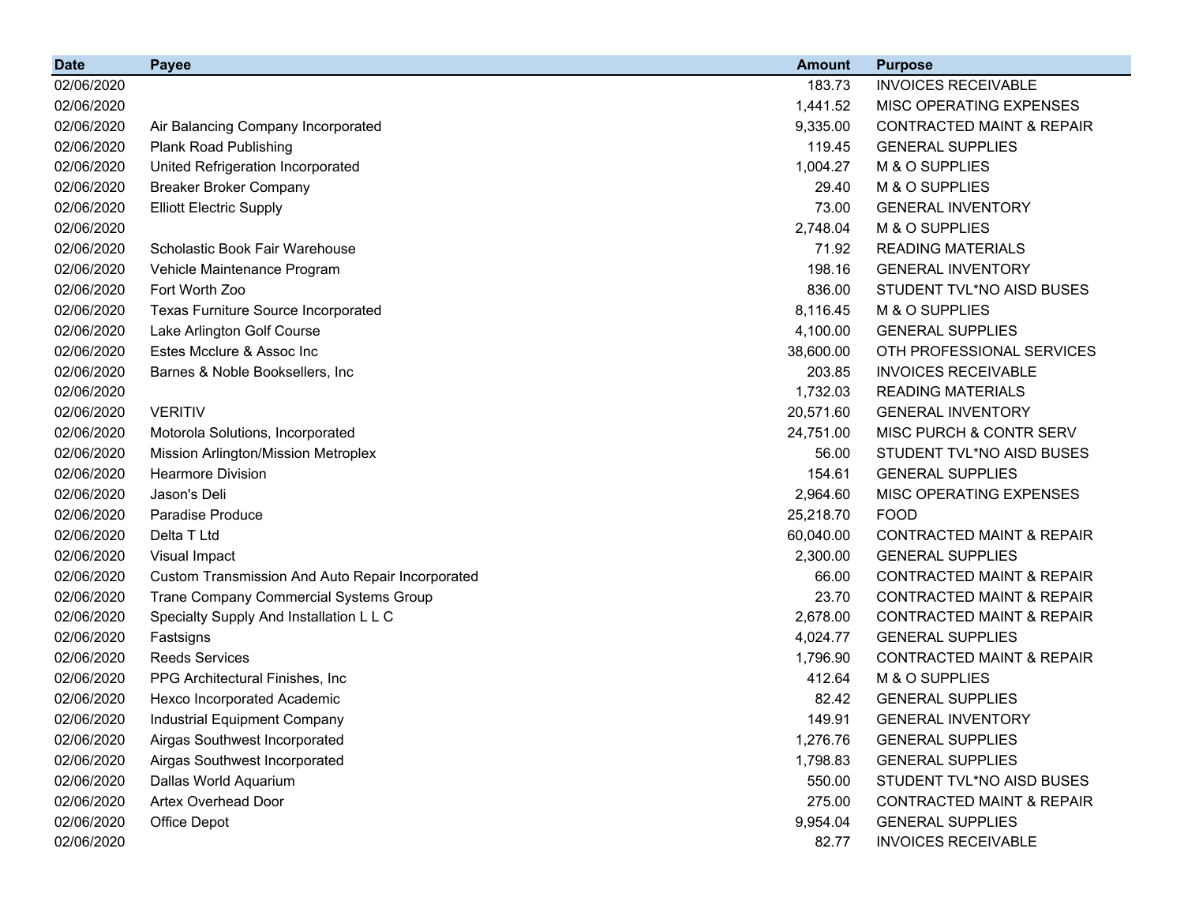| Date | Payee | Amount | Purpose |
|---|---|---|---|
| 02/06/2020 | | 183.73 | INVOICES RECEIVABLE |
| 02/06/2020 | | 1,441.52 | MISC OPERATING EXPENSES |
| 02/06/2020 | Air Balancing Company Incorporated | 9,335.00 | CONTRACTED MAINT & REPAIR |
| 02/06/2020 | Plank Road Publishing | 119.45 | GENERAL SUPPLIES |
| 02/06/2020 | United Refrigeration Incorporated | 1,004.27 | M & O SUPPLIES |
| 02/06/2020 | Breaker Broker Company | 29.40 | M & O SUPPLIES |
| 02/06/2020 | Elliott Electric Supply | 73.00 | GENERAL INVENTORY |
| 02/06/2020 | | 2,748.04 | M & O SUPPLIES |
| 02/06/2020 | Scholastic Book Fair Warehouse | 71.92 | READING MATERIALS |
| 02/06/2020 | Vehicle Maintenance Program | 198.16 | GENERAL INVENTORY |
| 02/06/2020 | Fort Worth Zoo | 836.00 | STUDENT TVL*NO AISD BUSES |
| 02/06/2020 | Texas Furniture Source Incorporated | 8,116.45 | M & O SUPPLIES |
| 02/06/2020 | Lake Arlington Golf Course | 4,100.00 | GENERAL SUPPLIES |
| 02/06/2020 | Estes Mcclure & Assoc Inc | 38,600.00 | OTH PROFESSIONAL SERVICES |
| 02/06/2020 | Barnes & Noble Booksellers, Inc | 203.85 | INVOICES RECEIVABLE |
| 02/06/2020 | | 1,732.03 | READING MATERIALS |
| 02/06/2020 | VERITIV | 20,571.60 | GENERAL INVENTORY |
| 02/06/2020 | Motorola Solutions, Incorporated | 24,751.00 | MISC PURCH & CONTR SERV |
| 02/06/2020 | Mission Arlington/Mission Metroplex | 56.00 | STUDENT TVL*NO AISD BUSES |
| 02/06/2020 | Hearmore Division | 154.61 | GENERAL SUPPLIES |
| 02/06/2020 | Jason's Deli | 2,964.60 | MISC OPERATING EXPENSES |
| 02/06/2020 | Paradise Produce | 25,218.70 | FOOD |
| 02/06/2020 | Delta T Ltd | 60,040.00 | CONTRACTED MAINT & REPAIR |
| 02/06/2020 | Visual Impact | 2,300.00 | GENERAL SUPPLIES |
| 02/06/2020 | Custom Transmission And Auto Repair Incorporated | 66.00 | CONTRACTED MAINT & REPAIR |
| 02/06/2020 | Trane Company Commercial Systems Group | 23.70 | CONTRACTED MAINT & REPAIR |
| 02/06/2020 | Specialty Supply And Installation L L C | 2,678.00 | CONTRACTED MAINT & REPAIR |
| 02/06/2020 | Fastsigns | 4,024.77 | GENERAL SUPPLIES |
| 02/06/2020 | Reeds Services | 1,796.90 | CONTRACTED MAINT & REPAIR |
| 02/06/2020 | PPG Architectural Finishes, Inc | 412.64 | M & O SUPPLIES |
| 02/06/2020 | Hexco Incorporated Academic | 82.42 | GENERAL SUPPLIES |
| 02/06/2020 | Industrial Equipment Company | 149.91 | GENERAL INVENTORY |
| 02/06/2020 | Airgas Southwest Incorporated | 1,276.76 | GENERAL SUPPLIES |
| 02/06/2020 | Airgas Southwest Incorporated | 1,798.83 | GENERAL SUPPLIES |
| 02/06/2020 | Dallas World Aquarium | 550.00 | STUDENT TVL*NO AISD BUSES |
| 02/06/2020 | Artex Overhead Door | 275.00 | CONTRACTED MAINT & REPAIR |
| 02/06/2020 | Office Depot | 9,954.04 | GENERAL SUPPLIES |
| 02/06/2020 | | 82.77 | INVOICES RECEIVABLE |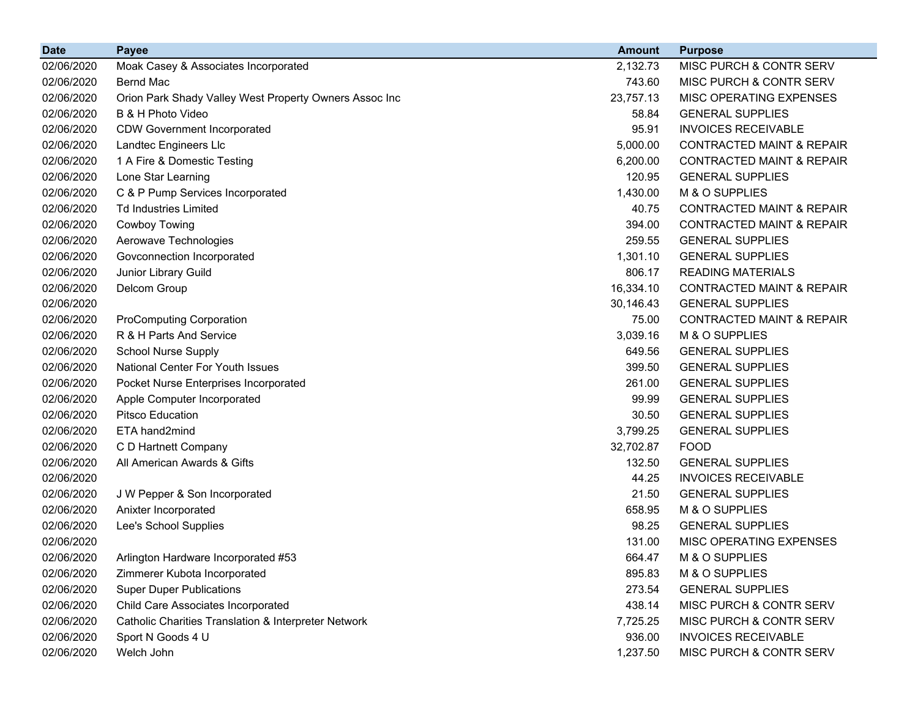| Date | Payee | Amount | Purpose |
|---|---|---|---|
| 02/06/2020 | Moak Casey & Associates Incorporated | 2,132.73 | MISC PURCH & CONTR SERV |
| 02/06/2020 | Bernd Mac | 743.60 | MISC PURCH & CONTR SERV |
| 02/06/2020 | Orion Park Shady Valley West Property Owners Assoc Inc | 23,757.13 | MISC OPERATING EXPENSES |
| 02/06/2020 | B & H Photo Video | 58.84 | GENERAL SUPPLIES |
| 02/06/2020 | CDW Government Incorporated | 95.91 | INVOICES RECEIVABLE |
| 02/06/2020 | Landtec Engineers Llc | 5,000.00 | CONTRACTED MAINT & REPAIR |
| 02/06/2020 | 1 A Fire & Domestic Testing | 6,200.00 | CONTRACTED MAINT & REPAIR |
| 02/06/2020 | Lone Star Learning | 120.95 | GENERAL SUPPLIES |
| 02/06/2020 | C & P Pump Services Incorporated | 1,430.00 | M & O SUPPLIES |
| 02/06/2020 | Td Industries Limited | 40.75 | CONTRACTED MAINT & REPAIR |
| 02/06/2020 | Cowboy Towing | 394.00 | CONTRACTED MAINT & REPAIR |
| 02/06/2020 | Aerowave Technologies | 259.55 | GENERAL SUPPLIES |
| 02/06/2020 | Govconnection Incorporated | 1,301.10 | GENERAL SUPPLIES |
| 02/06/2020 | Junior Library Guild | 806.17 | READING MATERIALS |
| 02/06/2020 | Delcom Group | 16,334.10 | CONTRACTED MAINT & REPAIR |
| 02/06/2020 | | 30,146.43 | GENERAL SUPPLIES |
| 02/06/2020 | ProComputing Corporation | 75.00 | CONTRACTED MAINT & REPAIR |
| 02/06/2020 | R & H Parts And Service | 3,039.16 | M & O SUPPLIES |
| 02/06/2020 | School Nurse Supply | 649.56 | GENERAL SUPPLIES |
| 02/06/2020 | National Center For Youth Issues | 399.50 | GENERAL SUPPLIES |
| 02/06/2020 | Pocket Nurse Enterprises Incorporated | 261.00 | GENERAL SUPPLIES |
| 02/06/2020 | Apple Computer Incorporated | 99.99 | GENERAL SUPPLIES |
| 02/06/2020 | Pitsco Education | 30.50 | GENERAL SUPPLIES |
| 02/06/2020 | ETA hand2mind | 3,799.25 | GENERAL SUPPLIES |
| 02/06/2020 | C D Hartnett Company | 32,702.87 | FOOD |
| 02/06/2020 | All American Awards & Gifts | 132.50 | GENERAL SUPPLIES |
| 02/06/2020 | | 44.25 | INVOICES RECEIVABLE |
| 02/06/2020 | J W Pepper & Son Incorporated | 21.50 | GENERAL SUPPLIES |
| 02/06/2020 | Anixter Incorporated | 658.95 | M & O SUPPLIES |
| 02/06/2020 | Lee's School Supplies | 98.25 | GENERAL SUPPLIES |
| 02/06/2020 | | 131.00 | MISC OPERATING EXPENSES |
| 02/06/2020 | Arlington Hardware Incorporated #53 | 664.47 | M & O SUPPLIES |
| 02/06/2020 | Zimmerer Kubota Incorporated | 895.83 | M & O SUPPLIES |
| 02/06/2020 | Super Duper Publications | 273.54 | GENERAL SUPPLIES |
| 02/06/2020 | Child Care Associates Incorporated | 438.14 | MISC PURCH & CONTR SERV |
| 02/06/2020 | Catholic Charities Translation & Interpreter Network | 7,725.25 | MISC PURCH & CONTR SERV |
| 02/06/2020 | Sport N Goods 4 U | 936.00 | INVOICES RECEIVABLE |
| 02/06/2020 | Welch John | 1,237.50 | MISC PURCH & CONTR SERV |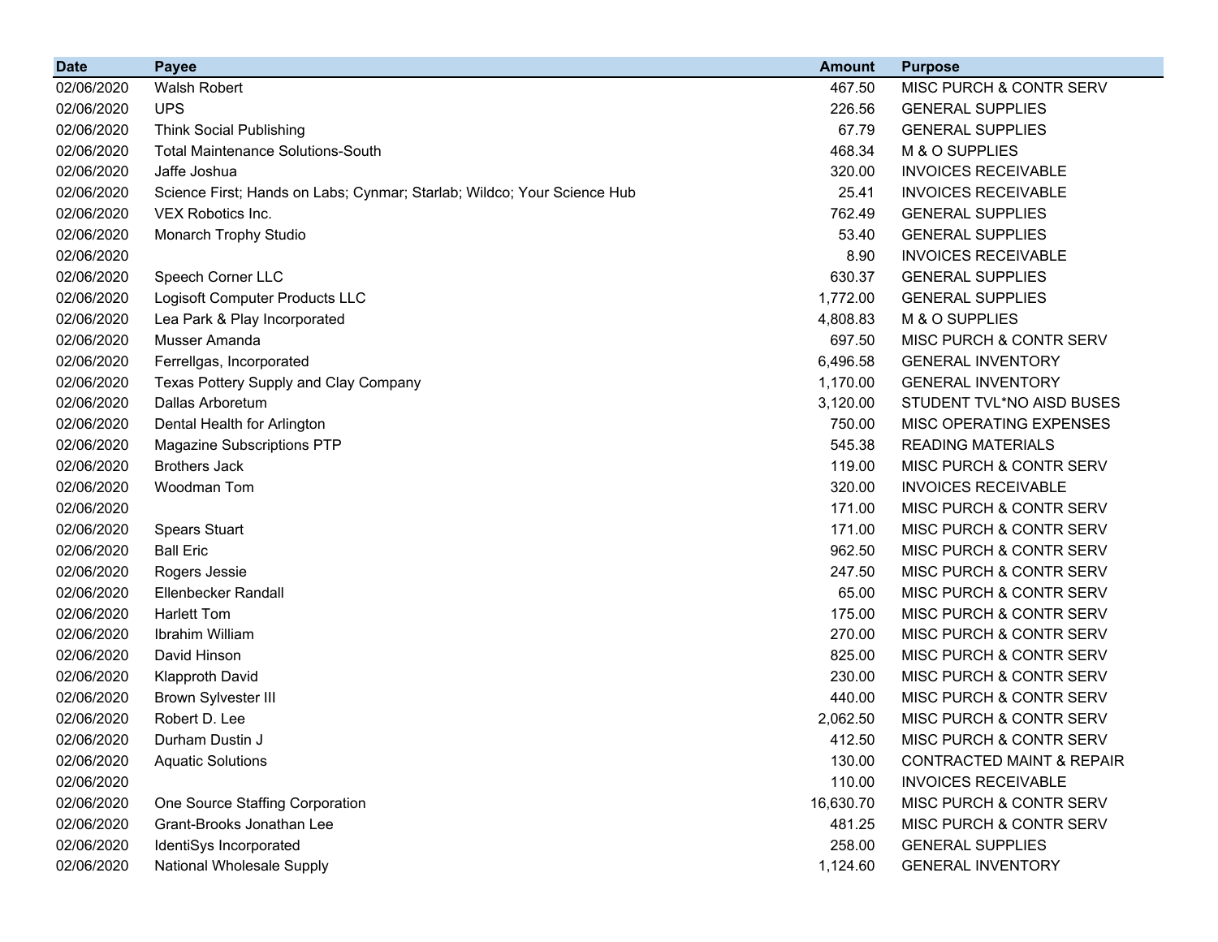| Date | Payee | Amount | Purpose |
|---|---|---|---|
| 02/06/2020 | Walsh Robert | 467.50 | MISC PURCH & CONTR SERV |
| 02/06/2020 | UPS | 226.56 | GENERAL SUPPLIES |
| 02/06/2020 | Think Social Publishing | 67.79 | GENERAL SUPPLIES |
| 02/06/2020 | Total Maintenance Solutions-South | 468.34 | M & O SUPPLIES |
| 02/06/2020 | Jaffe Joshua | 320.00 | INVOICES RECEIVABLE |
| 02/06/2020 | Science First; Hands on Labs; Cynmar; Starlab; Wildco; Your Science Hub | 25.41 | INVOICES RECEIVABLE |
| 02/06/2020 | VEX Robotics Inc. | 762.49 | GENERAL SUPPLIES |
| 02/06/2020 | Monarch Trophy Studio | 53.40 | GENERAL SUPPLIES |
| 02/06/2020 | | 8.90 | INVOICES RECEIVABLE |
| 02/06/2020 | Speech Corner LLC | 630.37 | GENERAL SUPPLIES |
| 02/06/2020 | Logisoft Computer Products LLC | 1,772.00 | GENERAL SUPPLIES |
| 02/06/2020 | Lea Park & Play Incorporated | 4,808.83 | M & O SUPPLIES |
| 02/06/2020 | Musser Amanda | 697.50 | MISC PURCH & CONTR SERV |
| 02/06/2020 | Ferrellgas, Incorporated | 6,496.58 | GENERAL INVENTORY |
| 02/06/2020 | Texas Pottery Supply and Clay Company | 1,170.00 | GENERAL INVENTORY |
| 02/06/2020 | Dallas Arboretum | 3,120.00 | STUDENT TVL*NO AISD BUSES |
| 02/06/2020 | Dental Health for Arlington | 750.00 | MISC OPERATING EXPENSES |
| 02/06/2020 | Magazine Subscriptions PTP | 545.38 | READING MATERIALS |
| 02/06/2020 | Brothers Jack | 119.00 | MISC PURCH & CONTR SERV |
| 02/06/2020 | Woodman Tom | 320.00 | INVOICES RECEIVABLE |
| 02/06/2020 | | 171.00 | MISC PURCH & CONTR SERV |
| 02/06/2020 | Spears Stuart | 171.00 | MISC PURCH & CONTR SERV |
| 02/06/2020 | Ball Eric | 962.50 | MISC PURCH & CONTR SERV |
| 02/06/2020 | Rogers Jessie | 247.50 | MISC PURCH & CONTR SERV |
| 02/06/2020 | Ellenbecker Randall | 65.00 | MISC PURCH & CONTR SERV |
| 02/06/2020 | Harlett Tom | 175.00 | MISC PURCH & CONTR SERV |
| 02/06/2020 | Ibrahim William | 270.00 | MISC PURCH & CONTR SERV |
| 02/06/2020 | David Hinson | 825.00 | MISC PURCH & CONTR SERV |
| 02/06/2020 | Klapproth David | 230.00 | MISC PURCH & CONTR SERV |
| 02/06/2020 | Brown Sylvester III | 440.00 | MISC PURCH & CONTR SERV |
| 02/06/2020 | Robert D. Lee | 2,062.50 | MISC PURCH & CONTR SERV |
| 02/06/2020 | Durham Dustin J | 412.50 | MISC PURCH & CONTR SERV |
| 02/06/2020 | Aquatic Solutions | 130.00 | CONTRACTED MAINT & REPAIR |
| 02/06/2020 | | 110.00 | INVOICES RECEIVABLE |
| 02/06/2020 | One Source Staffing Corporation | 16,630.70 | MISC PURCH & CONTR SERV |
| 02/06/2020 | Grant-Brooks Jonathan Lee | 481.25 | MISC PURCH & CONTR SERV |
| 02/06/2020 | IdentiSys Incorporated | 258.00 | GENERAL SUPPLIES |
| 02/06/2020 | National Wholesale Supply | 1,124.60 | GENERAL INVENTORY |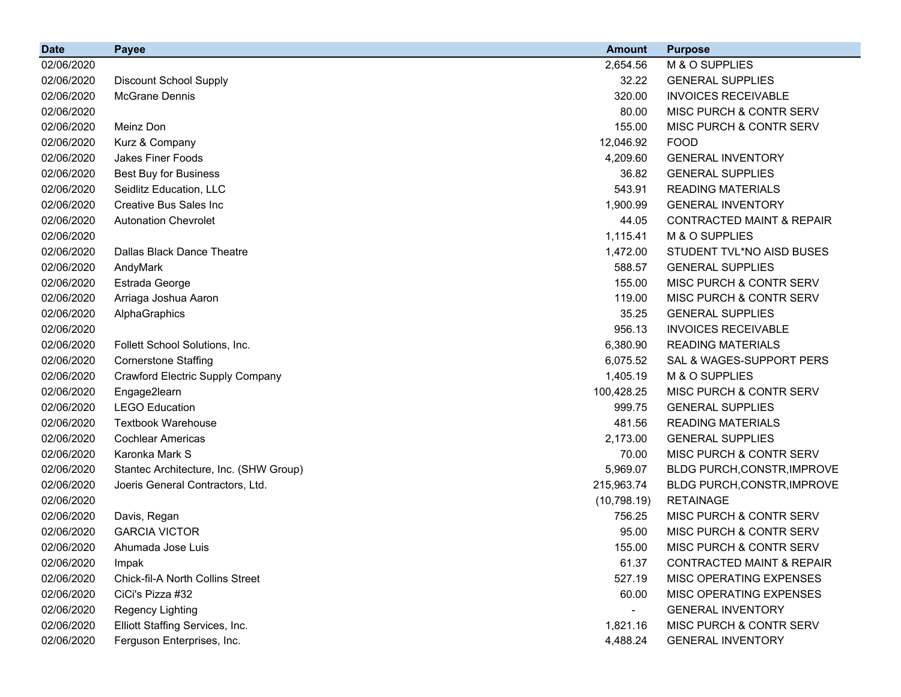| Date | Payee | Amount | Purpose |
|---|---|---|---|
| 02/06/2020 | | 2,654.56 | M & O SUPPLIES |
| 02/06/2020 | Discount School Supply | 32.22 | GENERAL SUPPLIES |
| 02/06/2020 | McGrane Dennis | 320.00 | INVOICES RECEIVABLE |
| 02/06/2020 | | 80.00 | MISC PURCH & CONTR SERV |
| 02/06/2020 | Meinz Don | 155.00 | MISC PURCH & CONTR SERV |
| 02/06/2020 | Kurz & Company | 12,046.92 | FOOD |
| 02/06/2020 | Jakes Finer Foods | 4,209.60 | GENERAL INVENTORY |
| 02/06/2020 | Best Buy for Business | 36.82 | GENERAL SUPPLIES |
| 02/06/2020 | Seidlitz Education, LLC | 543.91 | READING MATERIALS |
| 02/06/2020 | Creative Bus Sales Inc | 1,900.99 | GENERAL INVENTORY |
| 02/06/2020 | Autonation Chevrolet | 44.05 | CONTRACTED MAINT & REPAIR |
| 02/06/2020 | | 1,115.41 | M & O SUPPLIES |
| 02/06/2020 | Dallas Black Dance Theatre | 1,472.00 | STUDENT TVL*NO AISD BUSES |
| 02/06/2020 | AndyMark | 588.57 | GENERAL SUPPLIES |
| 02/06/2020 | Estrada George | 155.00 | MISC PURCH & CONTR SERV |
| 02/06/2020 | Arriaga Joshua Aaron | 119.00 | MISC PURCH & CONTR SERV |
| 02/06/2020 | AlphaGraphics | 35.25 | GENERAL SUPPLIES |
| 02/06/2020 | | 956.13 | INVOICES RECEIVABLE |
| 02/06/2020 | Follett School Solutions, Inc. | 6,380.90 | READING MATERIALS |
| 02/06/2020 | Cornerstone Staffing | 6,075.52 | SAL & WAGES-SUPPORT PERS |
| 02/06/2020 | Crawford Electric Supply Company | 1,405.19 | M & O SUPPLIES |
| 02/06/2020 | Engage2learn | 100,428.25 | MISC PURCH & CONTR SERV |
| 02/06/2020 | LEGO Education | 999.75 | GENERAL SUPPLIES |
| 02/06/2020 | Textbook Warehouse | 481.56 | READING MATERIALS |
| 02/06/2020 | Cochlear Americas | 2,173.00 | GENERAL SUPPLIES |
| 02/06/2020 | Karonka Mark S | 70.00 | MISC PURCH & CONTR SERV |
| 02/06/2020 | Stantec Architecture, Inc. (SHW Group) | 5,969.07 | BLDG PURCH,CONSTR,IMPROVE |
| 02/06/2020 | Joeris General Contractors, Ltd. | 215,963.74 | BLDG PURCH,CONSTR,IMPROVE |
| 02/06/2020 | | (10,798.19) | RETAINAGE |
| 02/06/2020 | Davis, Regan | 756.25 | MISC PURCH & CONTR SERV |
| 02/06/2020 | GARCIA VICTOR | 95.00 | MISC PURCH & CONTR SERV |
| 02/06/2020 | Ahumada Jose Luis | 155.00 | MISC PURCH & CONTR SERV |
| 02/06/2020 | Impak | 61.37 | CONTRACTED MAINT & REPAIR |
| 02/06/2020 | Chick-fil-A North Collins Street | 527.19 | MISC OPERATING EXPENSES |
| 02/06/2020 | CiCi's Pizza #32 | 60.00 | MISC OPERATING EXPENSES |
| 02/06/2020 | Regency Lighting | - | GENERAL INVENTORY |
| 02/06/2020 | Elliott Staffing Services, Inc. | 1,821.16 | MISC PURCH & CONTR SERV |
| 02/06/2020 | Ferguson Enterprises, Inc. | 4,488.24 | GENERAL INVENTORY |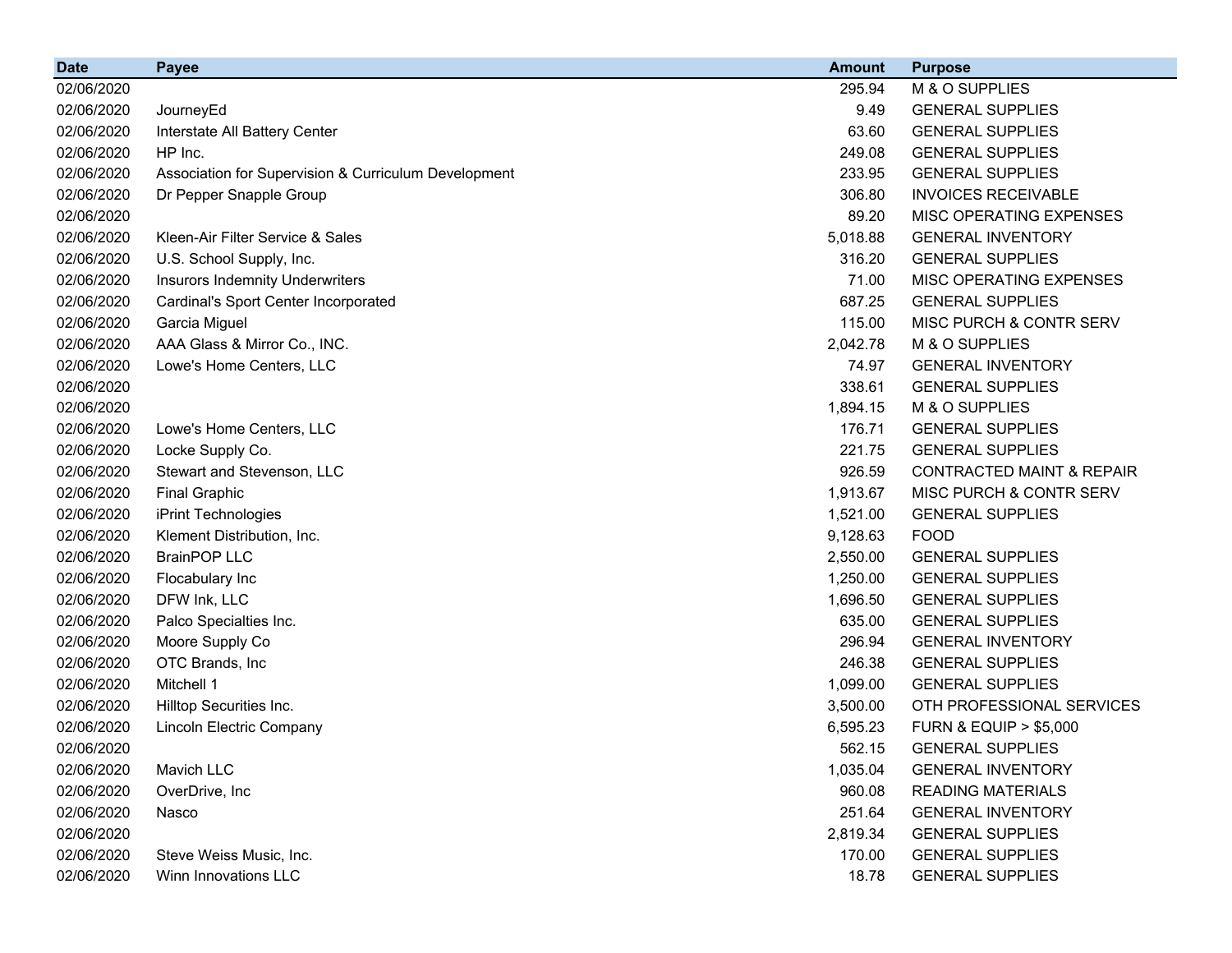| Date | Payee | Amount | Purpose |
| --- | --- | --- | --- |
| 02/06/2020 | | 295.94 | M & O SUPPLIES |
| 02/06/2020 | JourneyEd | 9.49 | GENERAL SUPPLIES |
| 02/06/2020 | Interstate All Battery Center | 63.60 | GENERAL SUPPLIES |
| 02/06/2020 | HP Inc. | 249.08 | GENERAL SUPPLIES |
| 02/06/2020 | Association for Supervision & Curriculum Development | 233.95 | GENERAL SUPPLIES |
| 02/06/2020 | Dr Pepper Snapple Group | 306.80 | INVOICES RECEIVABLE |
| 02/06/2020 | | 89.20 | MISC OPERATING EXPENSES |
| 02/06/2020 | Kleen-Air Filter Service & Sales | 5,018.88 | GENERAL INVENTORY |
| 02/06/2020 | U.S. School Supply, Inc. | 316.20 | GENERAL SUPPLIES |
| 02/06/2020 | Insurors Indemnity Underwriters | 71.00 | MISC OPERATING EXPENSES |
| 02/06/2020 | Cardinal's Sport Center Incorporated | 687.25 | GENERAL SUPPLIES |
| 02/06/2020 | Garcia Miguel | 115.00 | MISC PURCH & CONTR SERV |
| 02/06/2020 | AAA Glass & Mirror Co., INC. | 2,042.78 | M & O SUPPLIES |
| 02/06/2020 | Lowe's Home Centers, LLC | 74.97 | GENERAL INVENTORY |
| 02/06/2020 | | 338.61 | GENERAL SUPPLIES |
| 02/06/2020 | | 1,894.15 | M & O SUPPLIES |
| 02/06/2020 | Lowe's Home Centers, LLC | 176.71 | GENERAL SUPPLIES |
| 02/06/2020 | Locke Supply Co. | 221.75 | GENERAL SUPPLIES |
| 02/06/2020 | Stewart and Stevenson, LLC | 926.59 | CONTRACTED MAINT & REPAIR |
| 02/06/2020 | Final Graphic | 1,913.67 | MISC PURCH & CONTR SERV |
| 02/06/2020 | iPrint Technologies | 1,521.00 | GENERAL SUPPLIES |
| 02/06/2020 | Klement Distribution, Inc. | 9,128.63 | FOOD |
| 02/06/2020 | BrainPOP LLC | 2,550.00 | GENERAL SUPPLIES |
| 02/06/2020 | Flocabulary Inc | 1,250.00 | GENERAL SUPPLIES |
| 02/06/2020 | DFW Ink, LLC | 1,696.50 | GENERAL SUPPLIES |
| 02/06/2020 | Palco Specialties Inc. | 635.00 | GENERAL SUPPLIES |
| 02/06/2020 | Moore Supply Co | 296.94 | GENERAL INVENTORY |
| 02/06/2020 | OTC Brands, Inc | 246.38 | GENERAL SUPPLIES |
| 02/06/2020 | Mitchell 1 | 1,099.00 | GENERAL SUPPLIES |
| 02/06/2020 | Hilltop Securities Inc. | 3,500.00 | OTH PROFESSIONAL SERVICES |
| 02/06/2020 | Lincoln Electric Company | 6,595.23 | FURN & EQUIP > $5,000 |
| 02/06/2020 | | 562.15 | GENERAL SUPPLIES |
| 02/06/2020 | Mavich LLC | 1,035.04 | GENERAL INVENTORY |
| 02/06/2020 | OverDrive, Inc | 960.08 | READING MATERIALS |
| 02/06/2020 | Nasco | 251.64 | GENERAL INVENTORY |
| 02/06/2020 | | 2,819.34 | GENERAL SUPPLIES |
| 02/06/2020 | Steve Weiss Music, Inc. | 170.00 | GENERAL SUPPLIES |
| 02/06/2020 | Winn Innovations LLC | 18.78 | GENERAL SUPPLIES |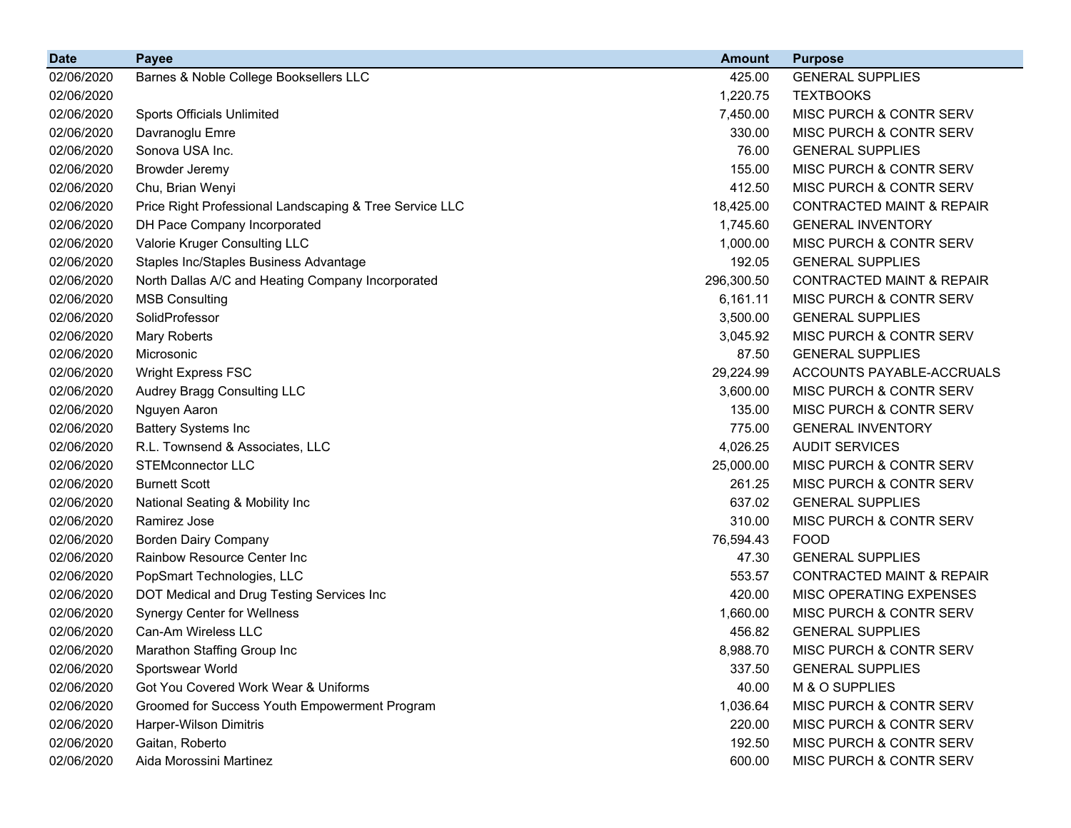| Date | Payee | Amount | Purpose |
|---|---|---|---|
| 02/06/2020 | Barnes & Noble College Booksellers LLC | 425.00 | GENERAL SUPPLIES |
| 02/06/2020 | | 1,220.75 | TEXTBOOKS |
| 02/06/2020 | Sports Officials Unlimited | 7,450.00 | MISC PURCH & CONTR SERV |
| 02/06/2020 | Davranoglu Emre | 330.00 | MISC PURCH & CONTR SERV |
| 02/06/2020 | Sonova USA Inc. | 76.00 | GENERAL SUPPLIES |
| 02/06/2020 | Browder Jeremy | 155.00 | MISC PURCH & CONTR SERV |
| 02/06/2020 | Chu, Brian Wenyi | 412.50 | MISC PURCH & CONTR SERV |
| 02/06/2020 | Price Right Professional Landscaping & Tree Service LLC | 18,425.00 | CONTRACTED MAINT & REPAIR |
| 02/06/2020 | DH Pace Company Incorporated | 1,745.60 | GENERAL INVENTORY |
| 02/06/2020 | Valorie Kruger Consulting LLC | 1,000.00 | MISC PURCH & CONTR SERV |
| 02/06/2020 | Staples Inc/Staples Business Advantage | 192.05 | GENERAL SUPPLIES |
| 02/06/2020 | North Dallas A/C and Heating Company Incorporated | 296,300.50 | CONTRACTED MAINT & REPAIR |
| 02/06/2020 | MSB Consulting | 6,161.11 | MISC PURCH & CONTR SERV |
| 02/06/2020 | SolidProfessor | 3,500.00 | GENERAL SUPPLIES |
| 02/06/2020 | Mary Roberts | 3,045.92 | MISC PURCH & CONTR SERV |
| 02/06/2020 | Microsonic | 87.50 | GENERAL SUPPLIES |
| 02/06/2020 | Wright Express FSC | 29,224.99 | ACCOUNTS PAYABLE-ACCRUALS |
| 02/06/2020 | Audrey Bragg Consulting LLC | 3,600.00 | MISC PURCH & CONTR SERV |
| 02/06/2020 | Nguyen Aaron | 135.00 | MISC PURCH & CONTR SERV |
| 02/06/2020 | Battery Systems Inc | 775.00 | GENERAL INVENTORY |
| 02/06/2020 | R.L. Townsend & Associates, LLC | 4,026.25 | AUDIT SERVICES |
| 02/06/2020 | STEMconnector LLC | 25,000.00 | MISC PURCH & CONTR SERV |
| 02/06/2020 | Burnett Scott | 261.25 | MISC PURCH & CONTR SERV |
| 02/06/2020 | National Seating & Mobility Inc | 637.02 | GENERAL SUPPLIES |
| 02/06/2020 | Ramirez Jose | 310.00 | MISC PURCH & CONTR SERV |
| 02/06/2020 | Borden Dairy Company | 76,594.43 | FOOD |
| 02/06/2020 | Rainbow Resource Center Inc | 47.30 | GENERAL SUPPLIES |
| 02/06/2020 | PopSmart Technologies, LLC | 553.57 | CONTRACTED MAINT & REPAIR |
| 02/06/2020 | DOT Medical and Drug Testing Services Inc | 420.00 | MISC OPERATING EXPENSES |
| 02/06/2020 | Synergy Center for Wellness | 1,660.00 | MISC PURCH & CONTR SERV |
| 02/06/2020 | Can-Am Wireless LLC | 456.82 | GENERAL SUPPLIES |
| 02/06/2020 | Marathon Staffing Group Inc | 8,988.70 | MISC PURCH & CONTR SERV |
| 02/06/2020 | Sportswear World | 337.50 | GENERAL SUPPLIES |
| 02/06/2020 | Got You Covered Work Wear & Uniforms | 40.00 | M & O SUPPLIES |
| 02/06/2020 | Groomed for Success Youth Empowerment Program | 1,036.64 | MISC PURCH & CONTR SERV |
| 02/06/2020 | Harper-Wilson Dimitris | 220.00 | MISC PURCH & CONTR SERV |
| 02/06/2020 | Gaitan, Roberto | 192.50 | MISC PURCH & CONTR SERV |
| 02/06/2020 | Aida Morossini Martinez | 600.00 | MISC PURCH & CONTR SERV |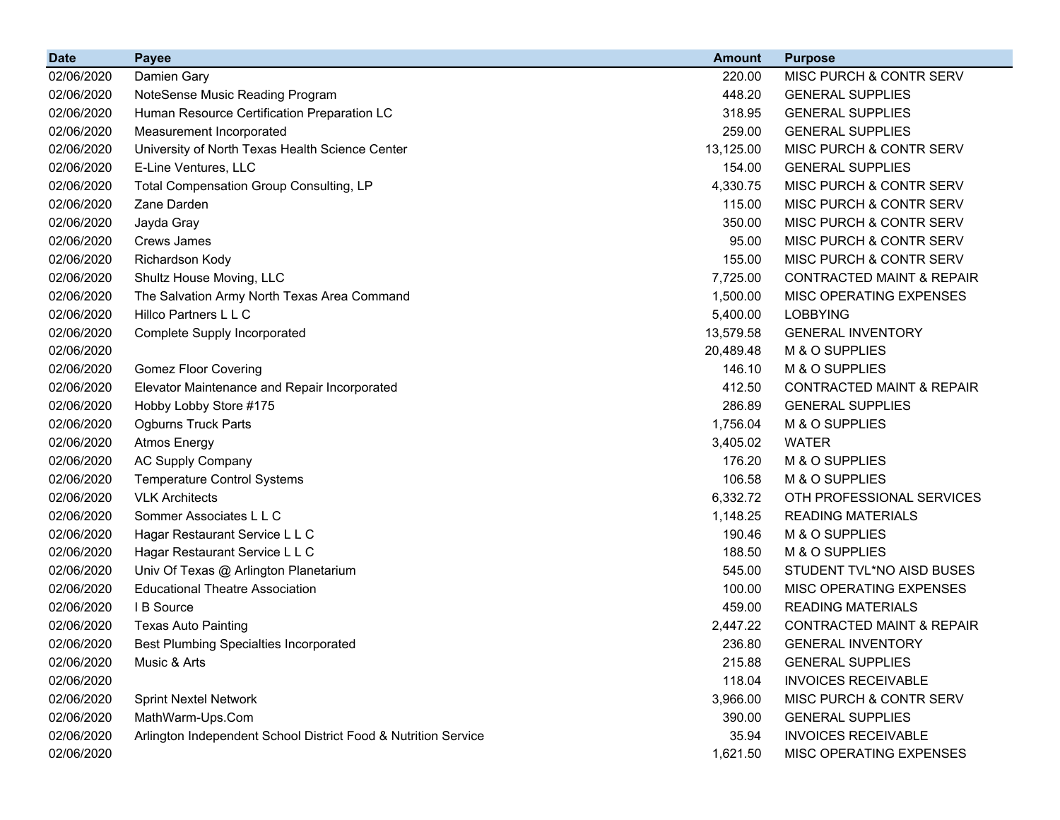| Date | Payee | Amount | Purpose |
|---|---|---|---|
| 02/06/2020 | Damien Gary | 220.00 | MISC PURCH & CONTR SERV |
| 02/06/2020 | NoteSense Music Reading Program | 448.20 | GENERAL SUPPLIES |
| 02/06/2020 | Human Resource Certification Preparation LC | 318.95 | GENERAL SUPPLIES |
| 02/06/2020 | Measurement Incorporated | 259.00 | GENERAL SUPPLIES |
| 02/06/2020 | University of North Texas Health Science Center | 13,125.00 | MISC PURCH & CONTR SERV |
| 02/06/2020 | E-Line Ventures, LLC | 154.00 | GENERAL SUPPLIES |
| 02/06/2020 | Total Compensation Group Consulting, LP | 4,330.75 | MISC PURCH & CONTR SERV |
| 02/06/2020 | Zane Darden | 115.00 | MISC PURCH & CONTR SERV |
| 02/06/2020 | Jayda Gray | 350.00 | MISC PURCH & CONTR SERV |
| 02/06/2020 | Crews James | 95.00 | MISC PURCH & CONTR SERV |
| 02/06/2020 | Richardson Kody | 155.00 | MISC PURCH & CONTR SERV |
| 02/06/2020 | Shultz House Moving, LLC | 7,725.00 | CONTRACTED MAINT & REPAIR |
| 02/06/2020 | The Salvation Army North Texas Area Command | 1,500.00 | MISC OPERATING EXPENSES |
| 02/06/2020 | Hillco Partners L L C | 5,400.00 | LOBBYING |
| 02/06/2020 | Complete Supply Incorporated | 13,579.58 | GENERAL INVENTORY |
| 02/06/2020 | | 20,489.48 | M & O SUPPLIES |
| 02/06/2020 | Gomez Floor Covering | 146.10 | M & O SUPPLIES |
| 02/06/2020 | Elevator Maintenance and Repair Incorporated | 412.50 | CONTRACTED MAINT & REPAIR |
| 02/06/2020 | Hobby Lobby Store #175 | 286.89 | GENERAL SUPPLIES |
| 02/06/2020 | Ogburns Truck Parts | 1,756.04 | M & O SUPPLIES |
| 02/06/2020 | Atmos Energy | 3,405.02 | WATER |
| 02/06/2020 | AC Supply Company | 176.20 | M & O SUPPLIES |
| 02/06/2020 | Temperature Control Systems | 106.58 | M & O SUPPLIES |
| 02/06/2020 | VLK Architects | 6,332.72 | OTH PROFESSIONAL SERVICES |
| 02/06/2020 | Sommer Associates L L C | 1,148.25 | READING MATERIALS |
| 02/06/2020 | Hagar Restaurant Service L L C | 190.46 | M & O SUPPLIES |
| 02/06/2020 | Hagar Restaurant Service L L C | 188.50 | M & O SUPPLIES |
| 02/06/2020 | Univ Of Texas @ Arlington Planetarium | 545.00 | STUDENT TVL*NO AISD BUSES |
| 02/06/2020 | Educational Theatre Association | 100.00 | MISC OPERATING EXPENSES |
| 02/06/2020 | I B Source | 459.00 | READING MATERIALS |
| 02/06/2020 | Texas Auto Painting | 2,447.22 | CONTRACTED MAINT & REPAIR |
| 02/06/2020 | Best Plumbing Specialties Incorporated | 236.80 | GENERAL INVENTORY |
| 02/06/2020 | Music & Arts | 215.88 | GENERAL SUPPLIES |
| 02/06/2020 | | 118.04 | INVOICES RECEIVABLE |
| 02/06/2020 | Sprint Nextel Network | 3,966.00 | MISC PURCH & CONTR SERV |
| 02/06/2020 | MathWarm-Ups.Com | 390.00 | GENERAL SUPPLIES |
| 02/06/2020 | Arlington Independent School District Food & Nutrition Service | 35.94 | INVOICES RECEIVABLE |
| 02/06/2020 | | 1,621.50 | MISC OPERATING EXPENSES |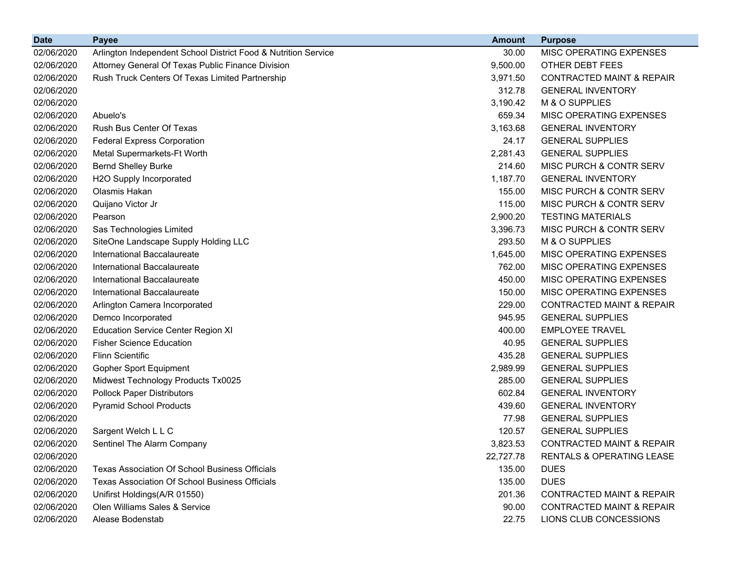| Date | Payee | Amount | Purpose |
|---|---|---|---|
| 02/06/2020 | Arlington Independent School District Food & Nutrition Service | 30.00 | MISC OPERATING EXPENSES |
| 02/06/2020 | Attorney General Of Texas Public Finance Division | 9,500.00 | OTHER DEBT FEES |
| 02/06/2020 | Rush Truck Centers Of Texas Limited Partnership | 3,971.50 | CONTRACTED MAINT & REPAIR |
| 02/06/2020 | | 312.78 | GENERAL INVENTORY |
| 02/06/2020 | | 3,190.42 | M & O SUPPLIES |
| 02/06/2020 | Abuelo's | 659.34 | MISC OPERATING EXPENSES |
| 02/06/2020 | Rush Bus Center Of Texas | 3,163.68 | GENERAL INVENTORY |
| 02/06/2020 | Federal Express Corporation | 24.17 | GENERAL SUPPLIES |
| 02/06/2020 | Metal Supermarkets-Ft Worth | 2,281.43 | GENERAL SUPPLIES |
| 02/06/2020 | Bernd Shelley Burke | 214.60 | MISC PURCH & CONTR SERV |
| 02/06/2020 | H2O Supply Incorporated | 1,187.70 | GENERAL INVENTORY |
| 02/06/2020 | Olasmis Hakan | 155.00 | MISC PURCH & CONTR SERV |
| 02/06/2020 | Quijano Victor Jr | 115.00 | MISC PURCH & CONTR SERV |
| 02/06/2020 | Pearson | 2,900.20 | TESTING MATERIALS |
| 02/06/2020 | Sas Technologies Limited | 3,396.73 | MISC PURCH & CONTR SERV |
| 02/06/2020 | SiteOne Landscape Supply Holding LLC | 293.50 | M & O SUPPLIES |
| 02/06/2020 | International Baccalaureate | 1,645.00 | MISC OPERATING EXPENSES |
| 02/06/2020 | International Baccalaureate | 762.00 | MISC OPERATING EXPENSES |
| 02/06/2020 | International Baccalaureate | 450.00 | MISC OPERATING EXPENSES |
| 02/06/2020 | International Baccalaureate | 150.00 | MISC OPERATING EXPENSES |
| 02/06/2020 | Arlington Camera Incorporated | 229.00 | CONTRACTED MAINT & REPAIR |
| 02/06/2020 | Demco Incorporated | 945.95 | GENERAL SUPPLIES |
| 02/06/2020 | Education Service Center Region XI | 400.00 | EMPLOYEE TRAVEL |
| 02/06/2020 | Fisher Science Education | 40.95 | GENERAL SUPPLIES |
| 02/06/2020 | Flinn Scientific | 435.28 | GENERAL SUPPLIES |
| 02/06/2020 | Gopher Sport Equipment | 2,989.99 | GENERAL SUPPLIES |
| 02/06/2020 | Midwest Technology Products Tx0025 | 285.00 | GENERAL SUPPLIES |
| 02/06/2020 | Pollock Paper Distributors | 602.84 | GENERAL INVENTORY |
| 02/06/2020 | Pyramid School Products | 439.60 | GENERAL INVENTORY |
| 02/06/2020 | | 77.98 | GENERAL SUPPLIES |
| 02/06/2020 | Sargent Welch L L C | 120.57 | GENERAL SUPPLIES |
| 02/06/2020 | Sentinel The Alarm Company | 3,823.53 | CONTRACTED MAINT & REPAIR |
| 02/06/2020 | | 22,727.78 | RENTALS & OPERATING LEASE |
| 02/06/2020 | Texas Association Of School Business Officials | 135.00 | DUES |
| 02/06/2020 | Texas Association Of School Business Officials | 135.00 | DUES |
| 02/06/2020 | Unifirst Holdings(A/R 01550) | 201.36 | CONTRACTED MAINT & REPAIR |
| 02/06/2020 | Olen Williams Sales & Service | 90.00 | CONTRACTED MAINT & REPAIR |
| 02/06/2020 | Alease Bodenstab | 22.75 | LIONS CLUB CONCESSIONS |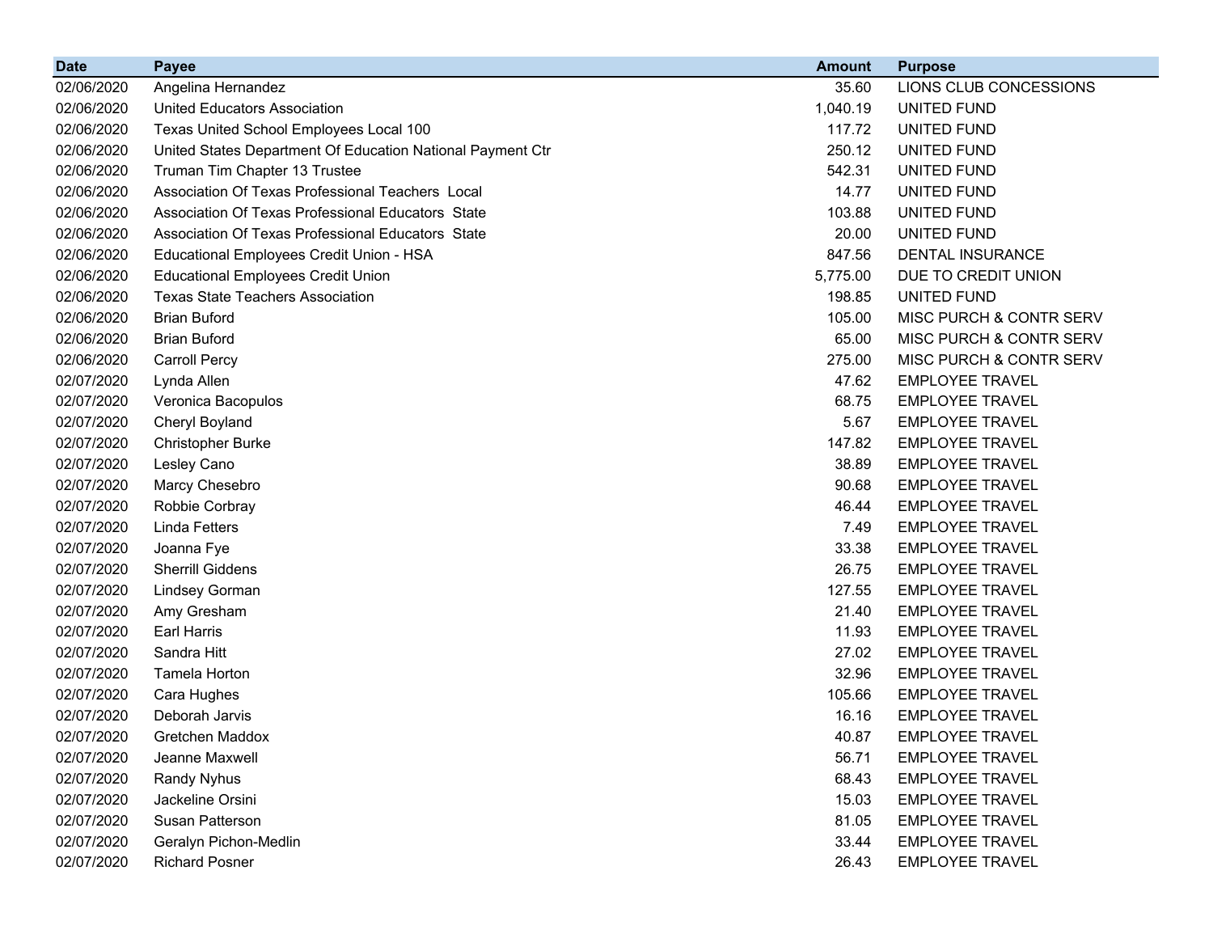| Date | Payee | Amount | Purpose |
|---|---|---|---|
| 02/06/2020 | Angelina Hernandez | 35.60 | LIONS CLUB CONCESSIONS |
| 02/06/2020 | United Educators Association | 1,040.19 | UNITED FUND |
| 02/06/2020 | Texas United School Employees Local 100 | 117.72 | UNITED FUND |
| 02/06/2020 | United States Department Of Education National Payment Ctr | 250.12 | UNITED FUND |
| 02/06/2020 | Truman Tim Chapter 13 Trustee | 542.31 | UNITED FUND |
| 02/06/2020 | Association Of Texas Professional Teachers Local | 14.77 | UNITED FUND |
| 02/06/2020 | Association Of Texas Professional Educators State | 103.88 | UNITED FUND |
| 02/06/2020 | Association Of Texas Professional Educators State | 20.00 | UNITED FUND |
| 02/06/2020 | Educational Employees Credit Union - HSA | 847.56 | DENTAL INSURANCE |
| 02/06/2020 | Educational Employees Credit Union | 5,775.00 | DUE TO CREDIT UNION |
| 02/06/2020 | Texas State Teachers Association | 198.85 | UNITED FUND |
| 02/06/2020 | Brian Buford | 105.00 | MISC PURCH & CONTR SERV |
| 02/06/2020 | Brian Buford | 65.00 | MISC PURCH & CONTR SERV |
| 02/06/2020 | Carroll Percy | 275.00 | MISC PURCH & CONTR SERV |
| 02/07/2020 | Lynda Allen | 47.62 | EMPLOYEE TRAVEL |
| 02/07/2020 | Veronica Bacopulos | 68.75 | EMPLOYEE TRAVEL |
| 02/07/2020 | Cheryl Boyland | 5.67 | EMPLOYEE TRAVEL |
| 02/07/2020 | Christopher Burke | 147.82 | EMPLOYEE TRAVEL |
| 02/07/2020 | Lesley Cano | 38.89 | EMPLOYEE TRAVEL |
| 02/07/2020 | Marcy Chesebro | 90.68 | EMPLOYEE TRAVEL |
| 02/07/2020 | Robbie Corbray | 46.44 | EMPLOYEE TRAVEL |
| 02/07/2020 | Linda Fetters | 7.49 | EMPLOYEE TRAVEL |
| 02/07/2020 | Joanna Fye | 33.38 | EMPLOYEE TRAVEL |
| 02/07/2020 | Sherrill Giddens | 26.75 | EMPLOYEE TRAVEL |
| 02/07/2020 | Lindsey Gorman | 127.55 | EMPLOYEE TRAVEL |
| 02/07/2020 | Amy Gresham | 21.40 | EMPLOYEE TRAVEL |
| 02/07/2020 | Earl Harris | 11.93 | EMPLOYEE TRAVEL |
| 02/07/2020 | Sandra Hitt | 27.02 | EMPLOYEE TRAVEL |
| 02/07/2020 | Tamela Horton | 32.96 | EMPLOYEE TRAVEL |
| 02/07/2020 | Cara Hughes | 105.66 | EMPLOYEE TRAVEL |
| 02/07/2020 | Deborah Jarvis | 16.16 | EMPLOYEE TRAVEL |
| 02/07/2020 | Gretchen Maddox | 40.87 | EMPLOYEE TRAVEL |
| 02/07/2020 | Jeanne Maxwell | 56.71 | EMPLOYEE TRAVEL |
| 02/07/2020 | Randy Nyhus | 68.43 | EMPLOYEE TRAVEL |
| 02/07/2020 | Jackeline Orsini | 15.03 | EMPLOYEE TRAVEL |
| 02/07/2020 | Susan Patterson | 81.05 | EMPLOYEE TRAVEL |
| 02/07/2020 | Geralyn Pichon-Medlin | 33.44 | EMPLOYEE TRAVEL |
| 02/07/2020 | Richard Posner | 26.43 | EMPLOYEE TRAVEL |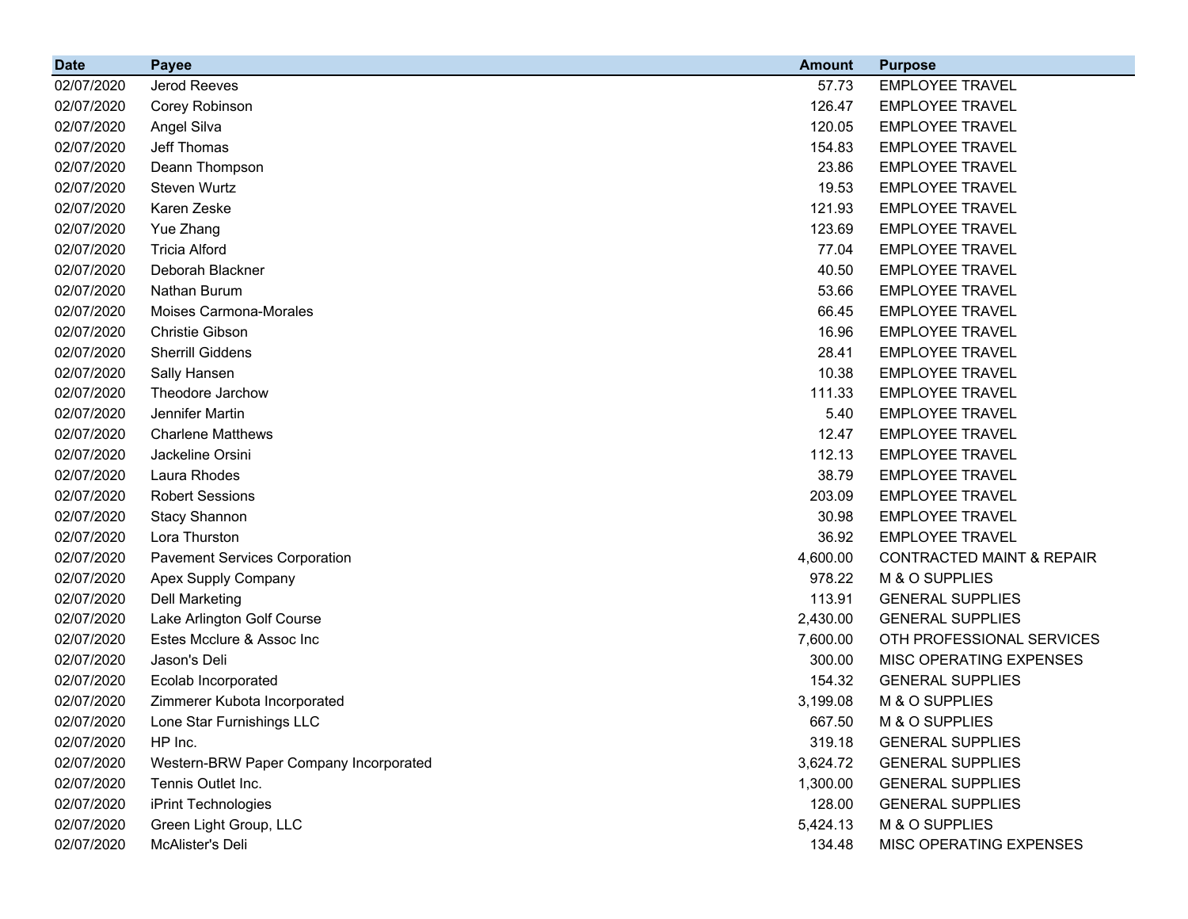| Date | Payee | Amount | Purpose |
| --- | --- | --- | --- |
| 02/07/2020 | Jerod Reeves | 57.73 | EMPLOYEE TRAVEL |
| 02/07/2020 | Corey Robinson | 126.47 | EMPLOYEE TRAVEL |
| 02/07/2020 | Angel Silva | 120.05 | EMPLOYEE TRAVEL |
| 02/07/2020 | Jeff Thomas | 154.83 | EMPLOYEE TRAVEL |
| 02/07/2020 | Deann Thompson | 23.86 | EMPLOYEE TRAVEL |
| 02/07/2020 | Steven Wurtz | 19.53 | EMPLOYEE TRAVEL |
| 02/07/2020 | Karen Zeske | 121.93 | EMPLOYEE TRAVEL |
| 02/07/2020 | Yue Zhang | 123.69 | EMPLOYEE TRAVEL |
| 02/07/2020 | Tricia Alford | 77.04 | EMPLOYEE TRAVEL |
| 02/07/2020 | Deborah Blackner | 40.50 | EMPLOYEE TRAVEL |
| 02/07/2020 | Nathan Burum | 53.66 | EMPLOYEE TRAVEL |
| 02/07/2020 | Moises Carmona-Morales | 66.45 | EMPLOYEE TRAVEL |
| 02/07/2020 | Christie Gibson | 16.96 | EMPLOYEE TRAVEL |
| 02/07/2020 | Sherrill Giddens | 28.41 | EMPLOYEE TRAVEL |
| 02/07/2020 | Sally Hansen | 10.38 | EMPLOYEE TRAVEL |
| 02/07/2020 | Theodore Jarchow | 111.33 | EMPLOYEE TRAVEL |
| 02/07/2020 | Jennifer Martin | 5.40 | EMPLOYEE TRAVEL |
| 02/07/2020 | Charlene Matthews | 12.47 | EMPLOYEE TRAVEL |
| 02/07/2020 | Jackeline Orsini | 112.13 | EMPLOYEE TRAVEL |
| 02/07/2020 | Laura Rhodes | 38.79 | EMPLOYEE TRAVEL |
| 02/07/2020 | Robert Sessions | 203.09 | EMPLOYEE TRAVEL |
| 02/07/2020 | Stacy Shannon | 30.98 | EMPLOYEE TRAVEL |
| 02/07/2020 | Lora Thurston | 36.92 | EMPLOYEE TRAVEL |
| 02/07/2020 | Pavement Services Corporation | 4,600.00 | CONTRACTED MAINT & REPAIR |
| 02/07/2020 | Apex Supply Company | 978.22 | M & O SUPPLIES |
| 02/07/2020 | Dell Marketing | 113.91 | GENERAL SUPPLIES |
| 02/07/2020 | Lake Arlington Golf Course | 2,430.00 | GENERAL SUPPLIES |
| 02/07/2020 | Estes Mcclure & Assoc Inc | 7,600.00 | OTH PROFESSIONAL SERVICES |
| 02/07/2020 | Jason's Deli | 300.00 | MISC OPERATING EXPENSES |
| 02/07/2020 | Ecolab Incorporated | 154.32 | GENERAL SUPPLIES |
| 02/07/2020 | Zimmerer Kubota Incorporated | 3,199.08 | M & O SUPPLIES |
| 02/07/2020 | Lone Star Furnishings LLC | 667.50 | M & O SUPPLIES |
| 02/07/2020 | HP Inc. | 319.18 | GENERAL SUPPLIES |
| 02/07/2020 | Western-BRW Paper Company Incorporated | 3,624.72 | GENERAL SUPPLIES |
| 02/07/2020 | Tennis Outlet Inc. | 1,300.00 | GENERAL SUPPLIES |
| 02/07/2020 | iPrint Technologies | 128.00 | GENERAL SUPPLIES |
| 02/07/2020 | Green Light Group, LLC | 5,424.13 | M & O SUPPLIES |
| 02/07/2020 | McAlister's Deli | 134.48 | MISC OPERATING EXPENSES |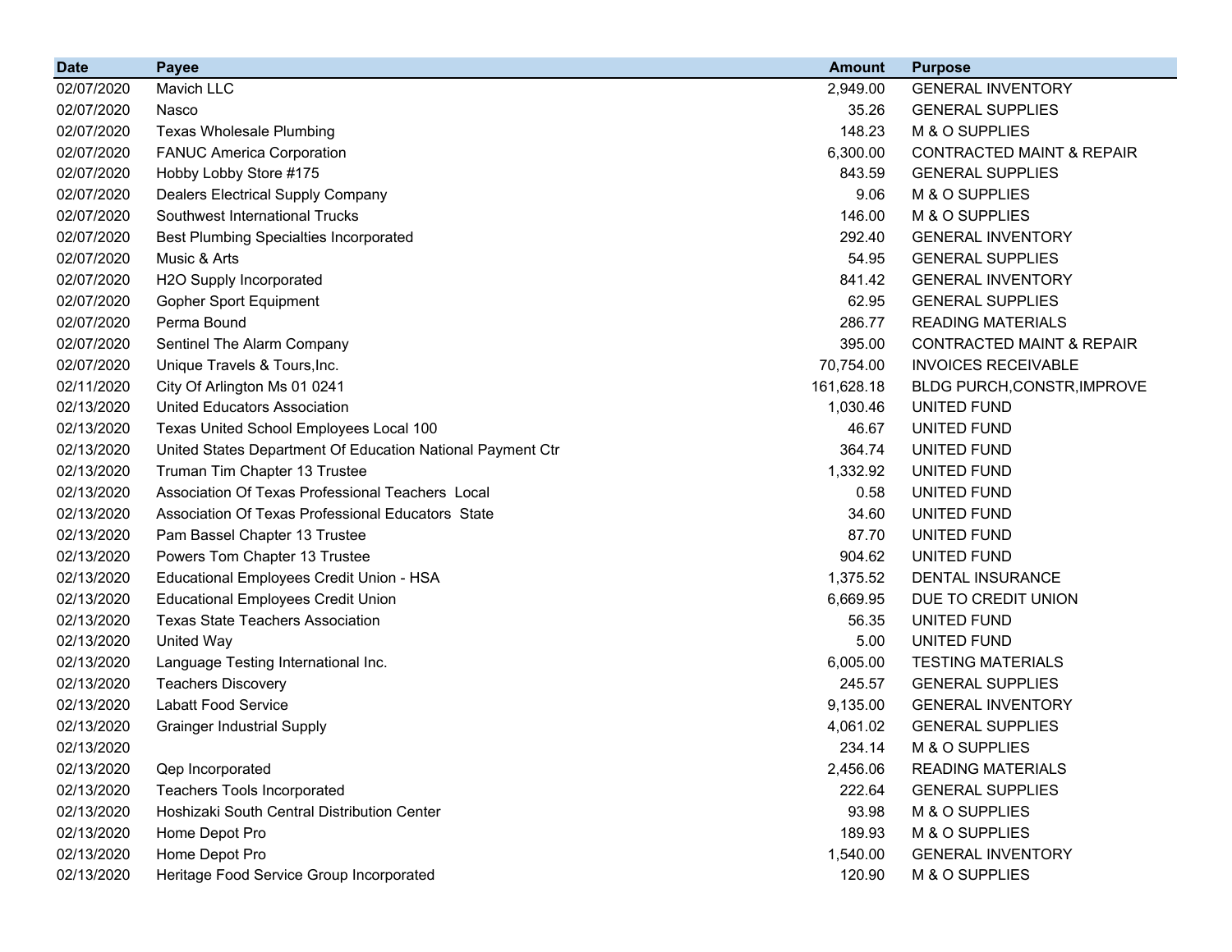| Date | Payee | Amount | Purpose |
|---|---|---|---|
| 02/07/2020 | Mavich LLC | 2,949.00 | GENERAL INVENTORY |
| 02/07/2020 | Nasco | 35.26 | GENERAL SUPPLIES |
| 02/07/2020 | Texas Wholesale Plumbing | 148.23 | M & O SUPPLIES |
| 02/07/2020 | FANUC America Corporation | 6,300.00 | CONTRACTED MAINT & REPAIR |
| 02/07/2020 | Hobby Lobby Store #175 | 843.59 | GENERAL SUPPLIES |
| 02/07/2020 | Dealers Electrical Supply Company | 9.06 | M & O SUPPLIES |
| 02/07/2020 | Southwest International Trucks | 146.00 | M & O SUPPLIES |
| 02/07/2020 | Best Plumbing Specialties Incorporated | 292.40 | GENERAL INVENTORY |
| 02/07/2020 | Music & Arts | 54.95 | GENERAL SUPPLIES |
| 02/07/2020 | H2O Supply Incorporated | 841.42 | GENERAL INVENTORY |
| 02/07/2020 | Gopher Sport Equipment | 62.95 | GENERAL SUPPLIES |
| 02/07/2020 | Perma Bound | 286.77 | READING MATERIALS |
| 02/07/2020 | Sentinel The Alarm Company | 395.00 | CONTRACTED MAINT & REPAIR |
| 02/07/2020 | Unique Travels & Tours,Inc. | 70,754.00 | INVOICES RECEIVABLE |
| 02/11/2020 | City Of Arlington Ms 01 0241 | 161,628.18 | BLDG PURCH,CONSTR,IMPROVE |
| 02/13/2020 | United Educators Association | 1,030.46 | UNITED FUND |
| 02/13/2020 | Texas United School Employees Local 100 | 46.67 | UNITED FUND |
| 02/13/2020 | United States Department Of Education National Payment Ctr | 364.74 | UNITED FUND |
| 02/13/2020 | Truman Tim Chapter 13 Trustee | 1,332.92 | UNITED FUND |
| 02/13/2020 | Association Of Texas Professional Teachers Local | 0.58 | UNITED FUND |
| 02/13/2020 | Association Of Texas Professional Educators State | 34.60 | UNITED FUND |
| 02/13/2020 | Pam Bassel Chapter 13 Trustee | 87.70 | UNITED FUND |
| 02/13/2020 | Powers Tom Chapter 13 Trustee | 904.62 | UNITED FUND |
| 02/13/2020 | Educational Employees Credit Union - HSA | 1,375.52 | DENTAL INSURANCE |
| 02/13/2020 | Educational Employees Credit Union | 6,669.95 | DUE TO CREDIT UNION |
| 02/13/2020 | Texas State Teachers Association | 56.35 | UNITED FUND |
| 02/13/2020 | United Way | 5.00 | UNITED FUND |
| 02/13/2020 | Language Testing International Inc. | 6,005.00 | TESTING MATERIALS |
| 02/13/2020 | Teachers Discovery | 245.57 | GENERAL SUPPLIES |
| 02/13/2020 | Labatt Food Service | 9,135.00 | GENERAL INVENTORY |
| 02/13/2020 | Grainger Industrial Supply | 4,061.02 | GENERAL SUPPLIES |
| 02/13/2020 | | 234.14 | M & O SUPPLIES |
| 02/13/2020 | Qep Incorporated | 2,456.06 | READING MATERIALS |
| 02/13/2020 | Teachers Tools Incorporated | 222.64 | GENERAL SUPPLIES |
| 02/13/2020 | Hoshizaki South Central Distribution Center | 93.98 | M & O SUPPLIES |
| 02/13/2020 | Home Depot Pro | 189.93 | M & O SUPPLIES |
| 02/13/2020 | Home Depot Pro | 1,540.00 | GENERAL INVENTORY |
| 02/13/2020 | Heritage Food Service Group Incorporated | 120.90 | M & O SUPPLIES |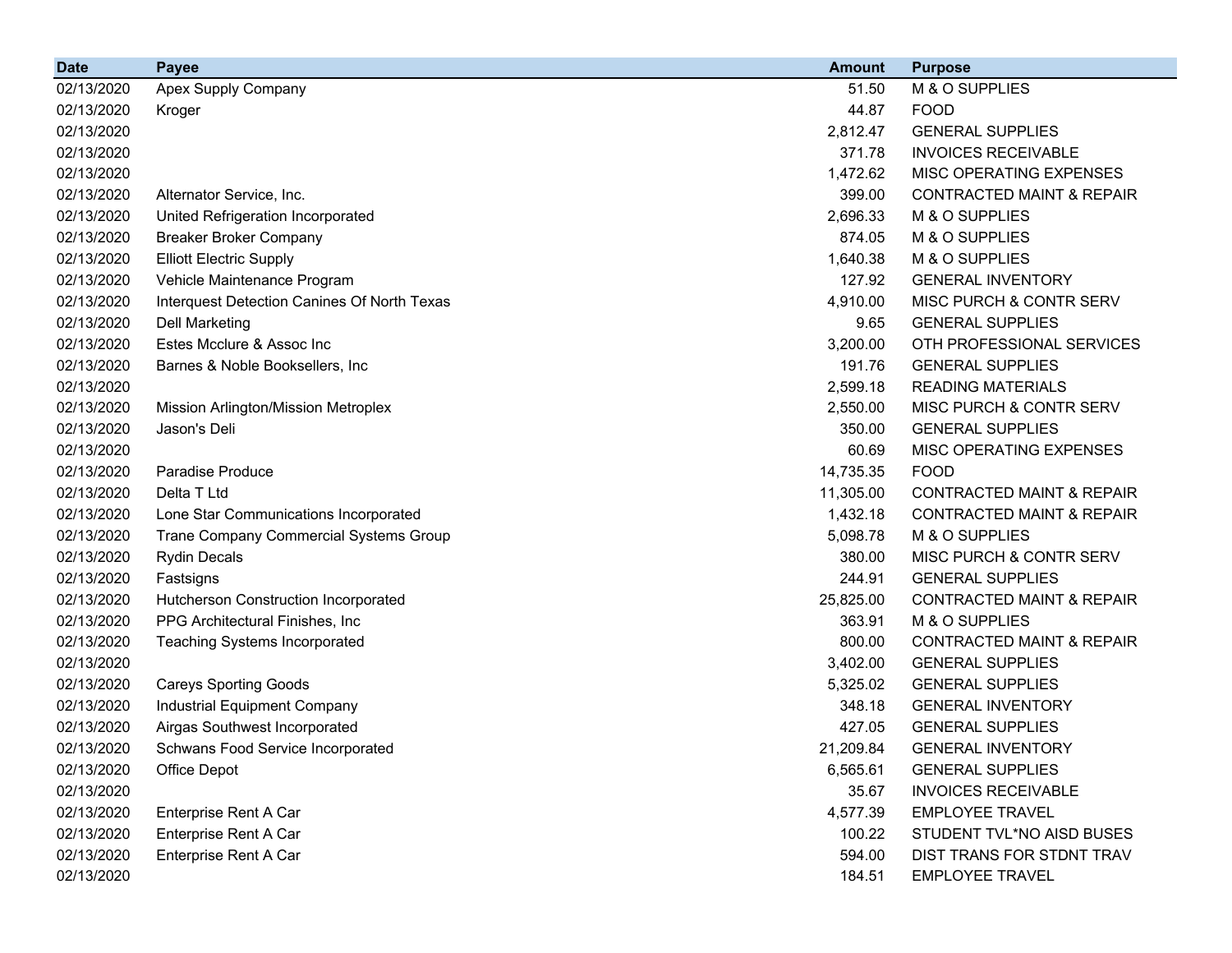| Date | Payee | Amount | Purpose |
|---|---|---|---|
| 02/13/2020 | Apex Supply Company | 51.50 | M & O SUPPLIES |
| 02/13/2020 | Kroger | 44.87 | FOOD |
| 02/13/2020 | | 2,812.47 | GENERAL SUPPLIES |
| 02/13/2020 | | 371.78 | INVOICES RECEIVABLE |
| 02/13/2020 | | 1,472.62 | MISC OPERATING EXPENSES |
| 02/13/2020 | Alternator Service, Inc. | 399.00 | CONTRACTED MAINT & REPAIR |
| 02/13/2020 | United Refrigeration Incorporated | 2,696.33 | M & O SUPPLIES |
| 02/13/2020 | Breaker Broker Company | 874.05 | M & O SUPPLIES |
| 02/13/2020 | Elliott Electric Supply | 1,640.38 | M & O SUPPLIES |
| 02/13/2020 | Vehicle Maintenance Program | 127.92 | GENERAL INVENTORY |
| 02/13/2020 | Interquest Detection Canines Of North Texas | 4,910.00 | MISC PURCH & CONTR SERV |
| 02/13/2020 | Dell Marketing | 9.65 | GENERAL SUPPLIES |
| 02/13/2020 | Estes Mcclure & Assoc Inc | 3,200.00 | OTH PROFESSIONAL SERVICES |
| 02/13/2020 | Barnes & Noble Booksellers, Inc | 191.76 | GENERAL SUPPLIES |
| 02/13/2020 | | 2,599.18 | READING MATERIALS |
| 02/13/2020 | Mission Arlington/Mission Metroplex | 2,550.00 | MISC PURCH & CONTR SERV |
| 02/13/2020 | Jason's Deli | 350.00 | GENERAL SUPPLIES |
| 02/13/2020 | | 60.69 | MISC OPERATING EXPENSES |
| 02/13/2020 | Paradise Produce | 14,735.35 | FOOD |
| 02/13/2020 | Delta T Ltd | 11,305.00 | CONTRACTED MAINT & REPAIR |
| 02/13/2020 | Lone Star Communications Incorporated | 1,432.18 | CONTRACTED MAINT & REPAIR |
| 02/13/2020 | Trane Company Commercial Systems Group | 5,098.78 | M & O SUPPLIES |
| 02/13/2020 | Rydin Decals | 380.00 | MISC PURCH & CONTR SERV |
| 02/13/2020 | Fastsigns | 244.91 | GENERAL SUPPLIES |
| 02/13/2020 | Hutcherson Construction Incorporated | 25,825.00 | CONTRACTED MAINT & REPAIR |
| 02/13/2020 | PPG Architectural Finishes, Inc | 363.91 | M & O SUPPLIES |
| 02/13/2020 | Teaching Systems Incorporated | 800.00 | CONTRACTED MAINT & REPAIR |
| 02/13/2020 | | 3,402.00 | GENERAL SUPPLIES |
| 02/13/2020 | Careys Sporting Goods | 5,325.02 | GENERAL SUPPLIES |
| 02/13/2020 | Industrial Equipment Company | 348.18 | GENERAL INVENTORY |
| 02/13/2020 | Airgas Southwest Incorporated | 427.05 | GENERAL SUPPLIES |
| 02/13/2020 | Schwans Food Service Incorporated | 21,209.84 | GENERAL INVENTORY |
| 02/13/2020 | Office Depot | 6,565.61 | GENERAL SUPPLIES |
| 02/13/2020 | | 35.67 | INVOICES RECEIVABLE |
| 02/13/2020 | Enterprise Rent A Car | 4,577.39 | EMPLOYEE TRAVEL |
| 02/13/2020 | Enterprise Rent A Car | 100.22 | STUDENT TVL*NO AISD BUSES |
| 02/13/2020 | Enterprise Rent A Car | 594.00 | DIST TRANS FOR STDNT TRAV |
| 02/13/2020 | | 184.51 | EMPLOYEE TRAVEL |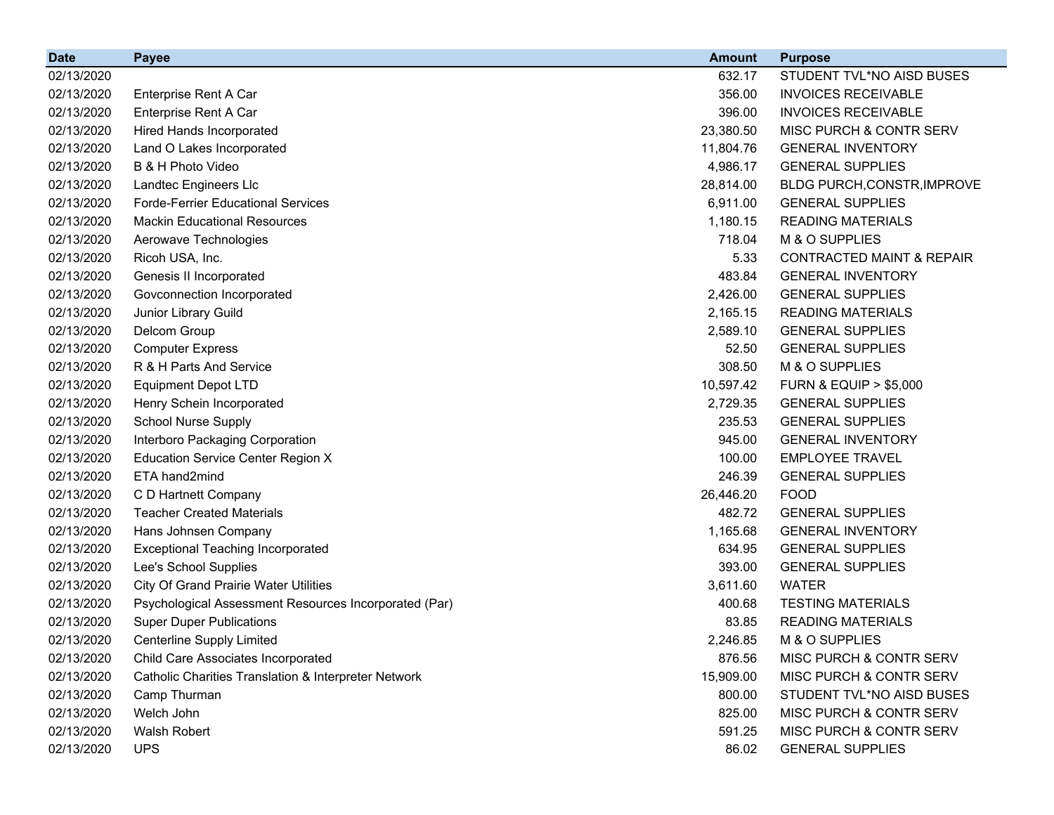| Date | Payee | Amount | Purpose |
|---|---|---|---|
| 02/13/2020 | | 632.17 | STUDENT TVL*NO AISD BUSES |
| 02/13/2020 | Enterprise Rent A Car | 356.00 | INVOICES RECEIVABLE |
| 02/13/2020 | Enterprise Rent A Car | 396.00 | INVOICES RECEIVABLE |
| 02/13/2020 | Hired Hands Incorporated | 23,380.50 | MISC PURCH & CONTR SERV |
| 02/13/2020 | Land O Lakes Incorporated | 11,804.76 | GENERAL INVENTORY |
| 02/13/2020 | B & H Photo Video | 4,986.17 | GENERAL SUPPLIES |
| 02/13/2020 | Landtec Engineers Llc | 28,814.00 | BLDG PURCH,CONSTR,IMPROVE |
| 02/13/2020 | Forde-Ferrier Educational Services | 6,911.00 | GENERAL SUPPLIES |
| 02/13/2020 | Mackin Educational Resources | 1,180.15 | READING MATERIALS |
| 02/13/2020 | Aerowave Technologies | 718.04 | M & O SUPPLIES |
| 02/13/2020 | Ricoh USA, Inc. | 5.33 | CONTRACTED MAINT & REPAIR |
| 02/13/2020 | Genesis II Incorporated | 483.84 | GENERAL INVENTORY |
| 02/13/2020 | Govconnection Incorporated | 2,426.00 | GENERAL SUPPLIES |
| 02/13/2020 | Junior Library Guild | 2,165.15 | READING MATERIALS |
| 02/13/2020 | Delcom Group | 2,589.10 | GENERAL SUPPLIES |
| 02/13/2020 | Computer Express | 52.50 | GENERAL SUPPLIES |
| 02/13/2020 | R & H Parts And Service | 308.50 | M & O SUPPLIES |
| 02/13/2020 | Equipment Depot LTD | 10,597.42 | FURN & EQUIP > $5,000 |
| 02/13/2020 | Henry Schein Incorporated | 2,729.35 | GENERAL SUPPLIES |
| 02/13/2020 | School Nurse Supply | 235.53 | GENERAL SUPPLIES |
| 02/13/2020 | Interboro Packaging Corporation | 945.00 | GENERAL INVENTORY |
| 02/13/2020 | Education Service Center Region X | 100.00 | EMPLOYEE TRAVEL |
| 02/13/2020 | ETA hand2mind | 246.39 | GENERAL SUPPLIES |
| 02/13/2020 | C D Hartnett Company | 26,446.20 | FOOD |
| 02/13/2020 | Teacher Created Materials | 482.72 | GENERAL SUPPLIES |
| 02/13/2020 | Hans Johnsen Company | 1,165.68 | GENERAL INVENTORY |
| 02/13/2020 | Exceptional Teaching Incorporated | 634.95 | GENERAL SUPPLIES |
| 02/13/2020 | Lee's School Supplies | 393.00 | GENERAL SUPPLIES |
| 02/13/2020 | City Of Grand Prairie Water Utilities | 3,611.60 | WATER |
| 02/13/2020 | Psychological Assessment Resources Incorporated (Par) | 400.68 | TESTING MATERIALS |
| 02/13/2020 | Super Duper Publications | 83.85 | READING MATERIALS |
| 02/13/2020 | Centerline Supply Limited | 2,246.85 | M & O SUPPLIES |
| 02/13/2020 | Child Care Associates Incorporated | 876.56 | MISC PURCH & CONTR SERV |
| 02/13/2020 | Catholic Charities Translation & Interpreter Network | 15,909.00 | MISC PURCH & CONTR SERV |
| 02/13/2020 | Camp Thurman | 800.00 | STUDENT TVL*NO AISD BUSES |
| 02/13/2020 | Welch John | 825.00 | MISC PURCH & CONTR SERV |
| 02/13/2020 | Walsh Robert | 591.25 | MISC PURCH & CONTR SERV |
| 02/13/2020 | UPS | 86.02 | GENERAL SUPPLIES |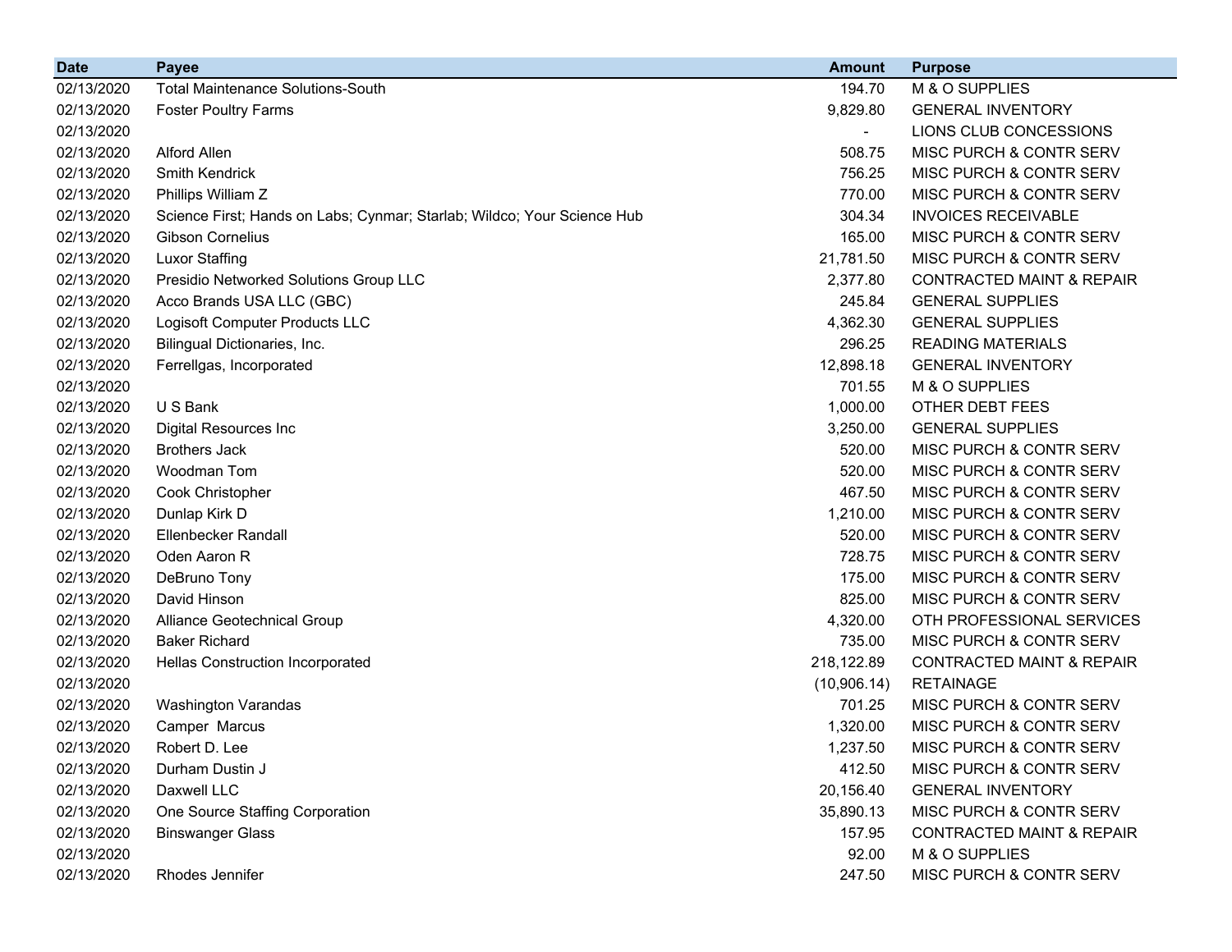| Date | Payee | Amount | Purpose |
|---|---|---|---|
| 02/13/2020 | Total Maintenance Solutions-South | 194.70 | M & O SUPPLIES |
| 02/13/2020 | Foster Poultry Farms | 9,829.80 | GENERAL INVENTORY |
| 02/13/2020 | | - | LIONS CLUB CONCESSIONS |
| 02/13/2020 | Alford Allen | 508.75 | MISC PURCH & CONTR SERV |
| 02/13/2020 | Smith Kendrick | 756.25 | MISC PURCH & CONTR SERV |
| 02/13/2020 | Phillips William Z | 770.00 | MISC PURCH & CONTR SERV |
| 02/13/2020 | Science First; Hands on Labs; Cynmar; Starlab; Wildco; Your Science Hub | 304.34 | INVOICES RECEIVABLE |
| 02/13/2020 | Gibson Cornelius | 165.00 | MISC PURCH & CONTR SERV |
| 02/13/2020 | Luxor Staffing | 21,781.50 | MISC PURCH & CONTR SERV |
| 02/13/2020 | Presidio Networked Solutions Group LLC | 2,377.80 | CONTRACTED MAINT & REPAIR |
| 02/13/2020 | Acco Brands USA LLC (GBC) | 245.84 | GENERAL SUPPLIES |
| 02/13/2020 | Logisoft Computer Products LLC | 4,362.30 | GENERAL SUPPLIES |
| 02/13/2020 | Bilingual Dictionaries, Inc. | 296.25 | READING MATERIALS |
| 02/13/2020 | Ferrellgas, Incorporated | 12,898.18 | GENERAL INVENTORY |
| 02/13/2020 | | 701.55 | M & O SUPPLIES |
| 02/13/2020 | U S Bank | 1,000.00 | OTHER DEBT FEES |
| 02/13/2020 | Digital Resources Inc | 3,250.00 | GENERAL SUPPLIES |
| 02/13/2020 | Brothers Jack | 520.00 | MISC PURCH & CONTR SERV |
| 02/13/2020 | Woodman Tom | 520.00 | MISC PURCH & CONTR SERV |
| 02/13/2020 | Cook Christopher | 467.50 | MISC PURCH & CONTR SERV |
| 02/13/2020 | Dunlap Kirk D | 1,210.00 | MISC PURCH & CONTR SERV |
| 02/13/2020 | Ellenbecker Randall | 520.00 | MISC PURCH & CONTR SERV |
| 02/13/2020 | Oden Aaron R | 728.75 | MISC PURCH & CONTR SERV |
| 02/13/2020 | DeBruno Tony | 175.00 | MISC PURCH & CONTR SERV |
| 02/13/2020 | David Hinson | 825.00 | MISC PURCH & CONTR SERV |
| 02/13/2020 | Alliance Geotechnical Group | 4,320.00 | OTH PROFESSIONAL SERVICES |
| 02/13/2020 | Baker Richard | 735.00 | MISC PURCH & CONTR SERV |
| 02/13/2020 | Hellas Construction Incorporated | 218,122.89 | CONTRACTED MAINT & REPAIR |
| 02/13/2020 | | (10,906.14) | RETAINAGE |
| 02/13/2020 | Washington Varandas | 701.25 | MISC PURCH & CONTR SERV |
| 02/13/2020 | Camper Marcus | 1,320.00 | MISC PURCH & CONTR SERV |
| 02/13/2020 | Robert D. Lee | 1,237.50 | MISC PURCH & CONTR SERV |
| 02/13/2020 | Durham Dustin J | 412.50 | MISC PURCH & CONTR SERV |
| 02/13/2020 | Daxwell LLC | 20,156.40 | GENERAL INVENTORY |
| 02/13/2020 | One Source Staffing Corporation | 35,890.13 | MISC PURCH & CONTR SERV |
| 02/13/2020 | Binswanger Glass | 157.95 | CONTRACTED MAINT & REPAIR |
| 02/13/2020 | | 92.00 | M & O SUPPLIES |
| 02/13/2020 | Rhodes Jennifer | 247.50 | MISC PURCH & CONTR SERV |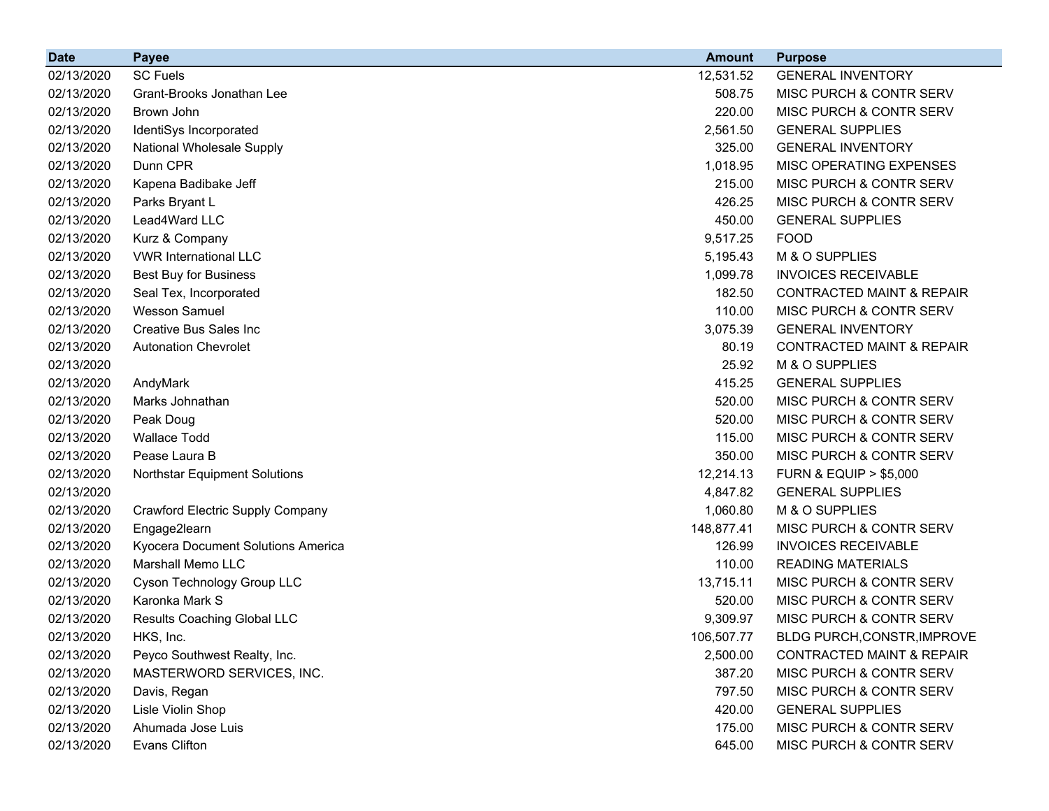| Date | Payee | Amount | Purpose |
|---|---|---|---|
| 02/13/2020 | SC Fuels | 12,531.52 | GENERAL INVENTORY |
| 02/13/2020 | Grant-Brooks Jonathan Lee | 508.75 | MISC PURCH & CONTR SERV |
| 02/13/2020 | Brown John | 220.00 | MISC PURCH & CONTR SERV |
| 02/13/2020 | IdentiSys Incorporated | 2,561.50 | GENERAL SUPPLIES |
| 02/13/2020 | National Wholesale Supply | 325.00 | GENERAL INVENTORY |
| 02/13/2020 | Dunn CPR | 1,018.95 | MISC OPERATING EXPENSES |
| 02/13/2020 | Kapena Badibake Jeff | 215.00 | MISC PURCH & CONTR SERV |
| 02/13/2020 | Parks Bryant L | 426.25 | MISC PURCH & CONTR SERV |
| 02/13/2020 | Lead4Ward LLC | 450.00 | GENERAL SUPPLIES |
| 02/13/2020 | Kurz & Company | 9,517.25 | FOOD |
| 02/13/2020 | VWR International LLC | 5,195.43 | M & O SUPPLIES |
| 02/13/2020 | Best Buy for Business | 1,099.78 | INVOICES RECEIVABLE |
| 02/13/2020 | Seal Tex, Incorporated | 182.50 | CONTRACTED MAINT & REPAIR |
| 02/13/2020 | Wesson Samuel | 110.00 | MISC PURCH & CONTR SERV |
| 02/13/2020 | Creative Bus Sales Inc | 3,075.39 | GENERAL INVENTORY |
| 02/13/2020 | Autonation Chevrolet | 80.19 | CONTRACTED MAINT & REPAIR |
| 02/13/2020 | | 25.92 | M & O SUPPLIES |
| 02/13/2020 | AndyMark | 415.25 | GENERAL SUPPLIES |
| 02/13/2020 | Marks Johnathan | 520.00 | MISC PURCH & CONTR SERV |
| 02/13/2020 | Peak Doug | 520.00 | MISC PURCH & CONTR SERV |
| 02/13/2020 | Wallace Todd | 115.00 | MISC PURCH & CONTR SERV |
| 02/13/2020 | Pease Laura B | 350.00 | MISC PURCH & CONTR SERV |
| 02/13/2020 | Northstar Equipment Solutions | 12,214.13 | FURN & EQUIP > $5,000 |
| 02/13/2020 | | 4,847.82 | GENERAL SUPPLIES |
| 02/13/2020 | Crawford Electric Supply Company | 1,060.80 | M & O SUPPLIES |
| 02/13/2020 | Engage2learn | 148,877.41 | MISC PURCH & CONTR SERV |
| 02/13/2020 | Kyocera Document Solutions America | 126.99 | INVOICES RECEIVABLE |
| 02/13/2020 | Marshall Memo LLC | 110.00 | READING MATERIALS |
| 02/13/2020 | Cyson Technology Group LLC | 13,715.11 | MISC PURCH & CONTR SERV |
| 02/13/2020 | Karonka Mark S | 520.00 | MISC PURCH & CONTR SERV |
| 02/13/2020 | Results Coaching Global LLC | 9,309.97 | MISC PURCH & CONTR SERV |
| 02/13/2020 | HKS, Inc. | 106,507.77 | BLDG PURCH,CONSTR,IMPROVE |
| 02/13/2020 | Peyco Southwest Realty, Inc. | 2,500.00 | CONTRACTED MAINT & REPAIR |
| 02/13/2020 | MASTERWORD SERVICES, INC. | 387.20 | MISC PURCH & CONTR SERV |
| 02/13/2020 | Davis, Regan | 797.50 | MISC PURCH & CONTR SERV |
| 02/13/2020 | Lisle Violin Shop | 420.00 | GENERAL SUPPLIES |
| 02/13/2020 | Ahumada Jose Luis | 175.00 | MISC PURCH & CONTR SERV |
| 02/13/2020 | Evans Clifton | 645.00 | MISC PURCH & CONTR SERV |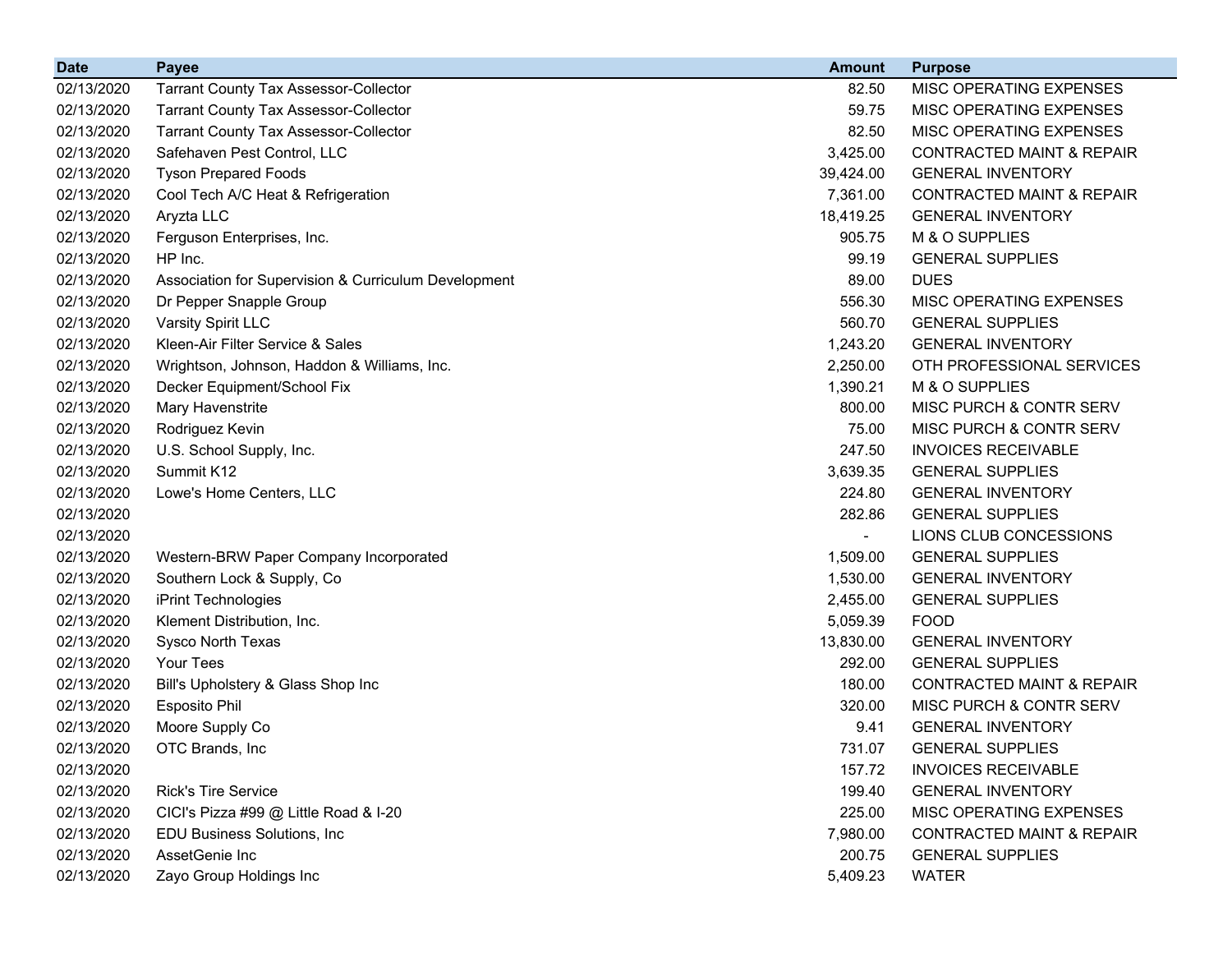| Date | Payee | Amount | Purpose |
|---|---|---|---|
| 02/13/2020 | Tarrant County Tax Assessor-Collector | 82.50 | MISC OPERATING EXPENSES |
| 02/13/2020 | Tarrant County Tax Assessor-Collector | 59.75 | MISC OPERATING EXPENSES |
| 02/13/2020 | Tarrant County Tax Assessor-Collector | 82.50 | MISC OPERATING EXPENSES |
| 02/13/2020 | Safehaven Pest Control, LLC | 3,425.00 | CONTRACTED MAINT & REPAIR |
| 02/13/2020 | Tyson Prepared Foods | 39,424.00 | GENERAL INVENTORY |
| 02/13/2020 | Cool Tech A/C Heat & Refrigeration | 7,361.00 | CONTRACTED MAINT & REPAIR |
| 02/13/2020 | Aryzta LLC | 18,419.25 | GENERAL INVENTORY |
| 02/13/2020 | Ferguson Enterprises, Inc. | 905.75 | M & O SUPPLIES |
| 02/13/2020 | HP Inc. | 99.19 | GENERAL SUPPLIES |
| 02/13/2020 | Association for Supervision & Curriculum Development | 89.00 | DUES |
| 02/13/2020 | Dr Pepper Snapple Group | 556.30 | MISC OPERATING EXPENSES |
| 02/13/2020 | Varsity Spirit LLC | 560.70 | GENERAL SUPPLIES |
| 02/13/2020 | Kleen-Air Filter Service & Sales | 1,243.20 | GENERAL INVENTORY |
| 02/13/2020 | Wrightson, Johnson, Haddon & Williams, Inc. | 2,250.00 | OTH PROFESSIONAL SERVICES |
| 02/13/2020 | Decker Equipment/School Fix | 1,390.21 | M & O SUPPLIES |
| 02/13/2020 | Mary Havenstrite | 800.00 | MISC PURCH & CONTR SERV |
| 02/13/2020 | Rodriguez Kevin | 75.00 | MISC PURCH & CONTR SERV |
| 02/13/2020 | U.S. School Supply, Inc. | 247.50 | INVOICES RECEIVABLE |
| 02/13/2020 | Summit K12 | 3,639.35 | GENERAL SUPPLIES |
| 02/13/2020 | Lowe's Home Centers, LLC | 224.80 | GENERAL INVENTORY |
| 02/13/2020 | | 282.86 | GENERAL SUPPLIES |
| 02/13/2020 | | - | LIONS CLUB CONCESSIONS |
| 02/13/2020 | Western-BRW Paper Company Incorporated | 1,509.00 | GENERAL SUPPLIES |
| 02/13/2020 | Southern Lock & Supply, Co | 1,530.00 | GENERAL INVENTORY |
| 02/13/2020 | iPrint Technologies | 2,455.00 | GENERAL SUPPLIES |
| 02/13/2020 | Klement Distribution, Inc. | 5,059.39 | FOOD |
| 02/13/2020 | Sysco North Texas | 13,830.00 | GENERAL INVENTORY |
| 02/13/2020 | Your Tees | 292.00 | GENERAL SUPPLIES |
| 02/13/2020 | Bill's Upholstery & Glass Shop Inc | 180.00 | CONTRACTED MAINT & REPAIR |
| 02/13/2020 | Esposito Phil | 320.00 | MISC PURCH & CONTR SERV |
| 02/13/2020 | Moore Supply Co | 9.41 | GENERAL INVENTORY |
| 02/13/2020 | OTC Brands, Inc | 731.07 | GENERAL SUPPLIES |
| 02/13/2020 | | 157.72 | INVOICES RECEIVABLE |
| 02/13/2020 | Rick's Tire Service | 199.40 | GENERAL INVENTORY |
| 02/13/2020 | CICI's Pizza #99 @ Little Road & I-20 | 225.00 | MISC OPERATING EXPENSES |
| 02/13/2020 | EDU Business Solutions, Inc | 7,980.00 | CONTRACTED MAINT & REPAIR |
| 02/13/2020 | AssetGenie Inc | 200.75 | GENERAL SUPPLIES |
| 02/13/2020 | Zayo Group Holdings Inc | 5,409.23 | WATER |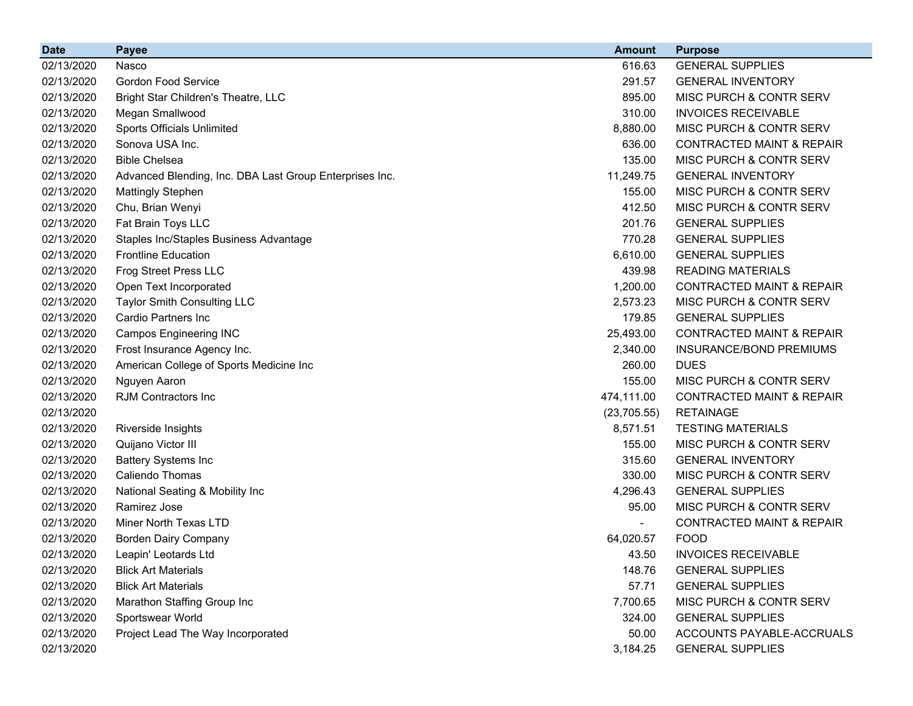| Date | Payee | Amount | Purpose |
|---|---|---|---|
| 02/13/2020 | Nasco | 616.63 | GENERAL SUPPLIES |
| 02/13/2020 | Gordon Food Service | 291.57 | GENERAL INVENTORY |
| 02/13/2020 | Bright Star Children's Theatre, LLC | 895.00 | MISC PURCH & CONTR SERV |
| 02/13/2020 | Megan Smallwood | 310.00 | INVOICES RECEIVABLE |
| 02/13/2020 | Sports Officials Unlimited | 8,880.00 | MISC PURCH & CONTR SERV |
| 02/13/2020 | Sonova USA Inc. | 636.00 | CONTRACTED MAINT & REPAIR |
| 02/13/2020 | Bible Chelsea | 135.00 | MISC PURCH & CONTR SERV |
| 02/13/2020 | Advanced Blending, Inc. DBA Last Group Enterprises Inc. | 11,249.75 | GENERAL INVENTORY |
| 02/13/2020 | Mattingly Stephen | 155.00 | MISC PURCH & CONTR SERV |
| 02/13/2020 | Chu, Brian Wenyi | 412.50 | MISC PURCH & CONTR SERV |
| 02/13/2020 | Fat Brain Toys LLC | 201.76 | GENERAL SUPPLIES |
| 02/13/2020 | Staples Inc/Staples Business Advantage | 770.28 | GENERAL SUPPLIES |
| 02/13/2020 | Frontline Education | 6,610.00 | GENERAL SUPPLIES |
| 02/13/2020 | Frog Street Press LLC | 439.98 | READING MATERIALS |
| 02/13/2020 | Open Text Incorporated | 1,200.00 | CONTRACTED MAINT & REPAIR |
| 02/13/2020 | Taylor Smith Consulting LLC | 2,573.23 | MISC PURCH & CONTR SERV |
| 02/13/2020 | Cardio Partners Inc | 179.85 | GENERAL SUPPLIES |
| 02/13/2020 | Campos Engineering INC | 25,493.00 | CONTRACTED MAINT & REPAIR |
| 02/13/2020 | Frost Insurance Agency Inc. | 2,340.00 | INSURANCE/BOND PREMIUMS |
| 02/13/2020 | American College of Sports Medicine Inc | 260.00 | DUES |
| 02/13/2020 | Nguyen Aaron | 155.00 | MISC PURCH & CONTR SERV |
| 02/13/2020 | RJM Contractors Inc | 474,111.00 | CONTRACTED MAINT & REPAIR |
| 02/13/2020 | | (23,705.55) | RETAINAGE |
| 02/13/2020 | Riverside Insights | 8,571.51 | TESTING MATERIALS |
| 02/13/2020 | Quijano Victor III | 155.00 | MISC PURCH & CONTR SERV |
| 02/13/2020 | Battery Systems Inc | 315.60 | GENERAL INVENTORY |
| 02/13/2020 | Caliendo Thomas | 330.00 | MISC PURCH & CONTR SERV |
| 02/13/2020 | National Seating & Mobility Inc | 4,296.43 | GENERAL SUPPLIES |
| 02/13/2020 | Ramirez Jose | 95.00 | MISC PURCH & CONTR SERV |
| 02/13/2020 | Miner North Texas LTD | - | CONTRACTED MAINT & REPAIR |
| 02/13/2020 | Borden Dairy Company | 64,020.57 | FOOD |
| 02/13/2020 | Leapin' Leotards Ltd | 43.50 | INVOICES RECEIVABLE |
| 02/13/2020 | Blick Art Materials | 148.76 | GENERAL SUPPLIES |
| 02/13/2020 | Blick Art Materials | 57.71 | GENERAL SUPPLIES |
| 02/13/2020 | Marathon Staffing Group Inc | 7,700.65 | MISC PURCH & CONTR SERV |
| 02/13/2020 | Sportswear World | 324.00 | GENERAL SUPPLIES |
| 02/13/2020 | Project Lead The Way Incorporated | 50.00 | ACCOUNTS PAYABLE-ACCRUALS |
| 02/13/2020 | | 3,184.25 | GENERAL SUPPLIES |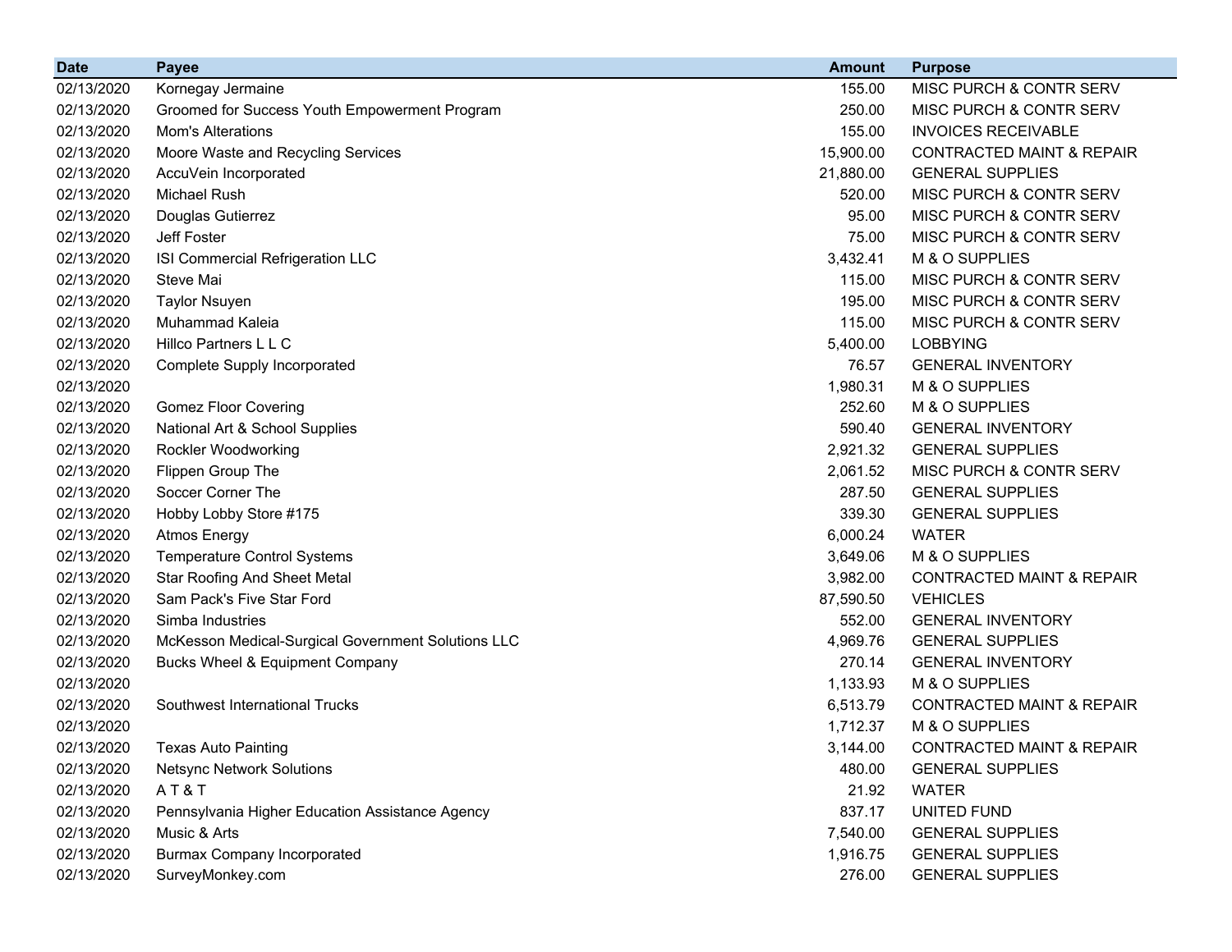| Date | Payee | Amount | Purpose |
|---|---|---|---|
| 02/13/2020 | Kornegay Jermaine | 155.00 | MISC PURCH & CONTR SERV |
| 02/13/2020 | Groomed for Success Youth Empowerment Program | 250.00 | MISC PURCH & CONTR SERV |
| 02/13/2020 | Mom's Alterations | 155.00 | INVOICES RECEIVABLE |
| 02/13/2020 | Moore Waste and Recycling Services | 15,900.00 | CONTRACTED MAINT & REPAIR |
| 02/13/2020 | AccuVein Incorporated | 21,880.00 | GENERAL SUPPLIES |
| 02/13/2020 | Michael Rush | 520.00 | MISC PURCH & CONTR SERV |
| 02/13/2020 | Douglas Gutierrez | 95.00 | MISC PURCH & CONTR SERV |
| 02/13/2020 | Jeff Foster | 75.00 | MISC PURCH & CONTR SERV |
| 02/13/2020 | ISI Commercial Refrigeration LLC | 3,432.41 | M & O SUPPLIES |
| 02/13/2020 | Steve Mai | 115.00 | MISC PURCH & CONTR SERV |
| 02/13/2020 | Taylor Nsuyen | 195.00 | MISC PURCH & CONTR SERV |
| 02/13/2020 | Muhammad Kaleia | 115.00 | MISC PURCH & CONTR SERV |
| 02/13/2020 | Hillco Partners L L C | 5,400.00 | LOBBYING |
| 02/13/2020 | Complete Supply Incorporated | 76.57 | GENERAL INVENTORY |
| 02/13/2020 | | 1,980.31 | M & O SUPPLIES |
| 02/13/2020 | Gomez Floor Covering | 252.60 | M & O SUPPLIES |
| 02/13/2020 | National Art & School Supplies | 590.40 | GENERAL INVENTORY |
| 02/13/2020 | Rockler Woodworking | 2,921.32 | GENERAL SUPPLIES |
| 02/13/2020 | Flippen Group The | 2,061.52 | MISC PURCH & CONTR SERV |
| 02/13/2020 | Soccer Corner The | 287.50 | GENERAL SUPPLIES |
| 02/13/2020 | Hobby Lobby Store #175 | 339.30 | GENERAL SUPPLIES |
| 02/13/2020 | Atmos Energy | 6,000.24 | WATER |
| 02/13/2020 | Temperature Control Systems | 3,649.06 | M & O SUPPLIES |
| 02/13/2020 | Star Roofing And Sheet Metal | 3,982.00 | CONTRACTED MAINT & REPAIR |
| 02/13/2020 | Sam Pack's Five Star Ford | 87,590.50 | VEHICLES |
| 02/13/2020 | Simba Industries | 552.00 | GENERAL INVENTORY |
| 02/13/2020 | McKesson Medical-Surgical Government Solutions LLC | 4,969.76 | GENERAL SUPPLIES |
| 02/13/2020 | Bucks Wheel & Equipment Company | 270.14 | GENERAL INVENTORY |
| 02/13/2020 | | 1,133.93 | M & O SUPPLIES |
| 02/13/2020 | Southwest International Trucks | 6,513.79 | CONTRACTED MAINT & REPAIR |
| 02/13/2020 | | 1,712.37 | M & O SUPPLIES |
| 02/13/2020 | Texas Auto Painting | 3,144.00 | CONTRACTED MAINT & REPAIR |
| 02/13/2020 | Netsync Network Solutions | 480.00 | GENERAL SUPPLIES |
| 02/13/2020 | A T & T | 21.92 | WATER |
| 02/13/2020 | Pennsylvania Higher Education Assistance Agency | 837.17 | UNITED FUND |
| 02/13/2020 | Music & Arts | 7,540.00 | GENERAL SUPPLIES |
| 02/13/2020 | Burmax Company Incorporated | 1,916.75 | GENERAL SUPPLIES |
| 02/13/2020 | SurveyMonkey.com | 276.00 | GENERAL SUPPLIES |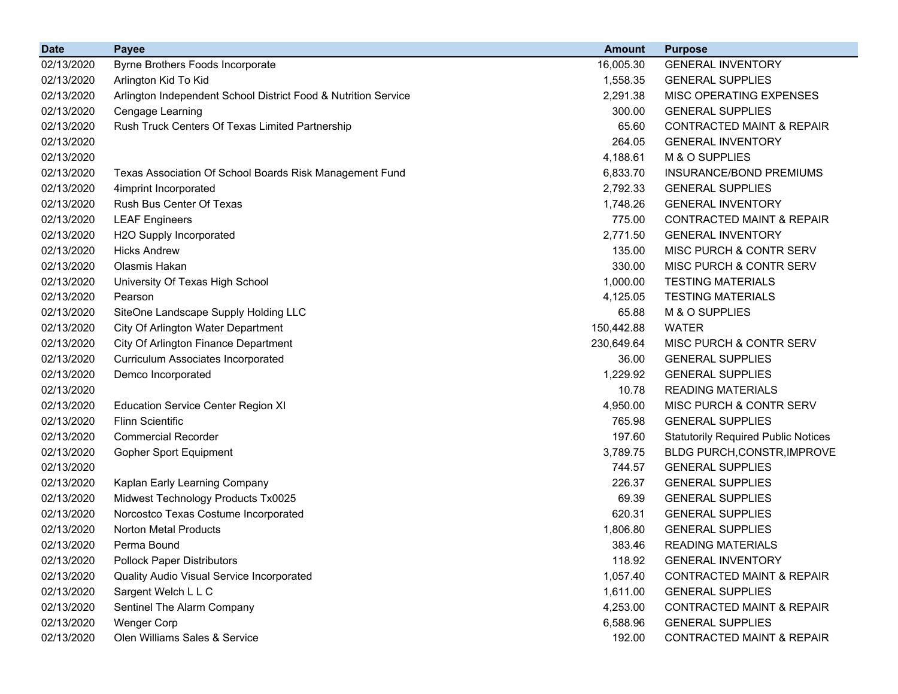| Date | Payee | Amount | Purpose |
|---|---|---|---|
| 02/13/2020 | Byrne Brothers Foods Incorporate | 16,005.30 | GENERAL INVENTORY |
| 02/13/2020 | Arlington Kid To Kid | 1,558.35 | GENERAL SUPPLIES |
| 02/13/2020 | Arlington Independent School District Food & Nutrition Service | 2,291.38 | MISC OPERATING EXPENSES |
| 02/13/2020 | Cengage Learning | 300.00 | GENERAL SUPPLIES |
| 02/13/2020 | Rush Truck Centers Of Texas Limited Partnership | 65.60 | CONTRACTED MAINT & REPAIR |
| 02/13/2020 | | 264.05 | GENERAL INVENTORY |
| 02/13/2020 | | 4,188.61 | M & O SUPPLIES |
| 02/13/2020 | Texas Association Of School Boards Risk Management Fund | 6,833.70 | INSURANCE/BOND PREMIUMS |
| 02/13/2020 | 4imprint Incorporated | 2,792.33 | GENERAL SUPPLIES |
| 02/13/2020 | Rush Bus Center Of Texas | 1,748.26 | GENERAL INVENTORY |
| 02/13/2020 | LEAF Engineers | 775.00 | CONTRACTED MAINT & REPAIR |
| 02/13/2020 | H2O Supply Incorporated | 2,771.50 | GENERAL INVENTORY |
| 02/13/2020 | Hicks Andrew | 135.00 | MISC PURCH & CONTR SERV |
| 02/13/2020 | Olasmis Hakan | 330.00 | MISC PURCH & CONTR SERV |
| 02/13/2020 | University Of Texas High School | 1,000.00 | TESTING MATERIALS |
| 02/13/2020 | Pearson | 4,125.05 | TESTING MATERIALS |
| 02/13/2020 | SiteOne Landscape Supply Holding LLC | 65.88 | M & O SUPPLIES |
| 02/13/2020 | City Of Arlington Water Department | 150,442.88 | WATER |
| 02/13/2020 | City Of Arlington Finance Department | 230,649.64 | MISC PURCH & CONTR SERV |
| 02/13/2020 | Curriculum Associates Incorporated | 36.00 | GENERAL SUPPLIES |
| 02/13/2020 | Demco Incorporated | 1,229.92 | GENERAL SUPPLIES |
| 02/13/2020 | | 10.78 | READING MATERIALS |
| 02/13/2020 | Education Service Center Region XI | 4,950.00 | MISC PURCH & CONTR SERV |
| 02/13/2020 | Flinn Scientific | 765.98 | GENERAL SUPPLIES |
| 02/13/2020 | Commercial Recorder | 197.60 | Statutorily Required Public Notices |
| 02/13/2020 | Gopher Sport Equipment | 3,789.75 | BLDG PURCH,CONSTR,IMPROVE |
| 02/13/2020 | | 744.57 | GENERAL SUPPLIES |
| 02/13/2020 | Kaplan Early Learning Company | 226.37 | GENERAL SUPPLIES |
| 02/13/2020 | Midwest Technology Products Tx0025 | 69.39 | GENERAL SUPPLIES |
| 02/13/2020 | Norcostco Texas Costume Incorporated | 620.31 | GENERAL SUPPLIES |
| 02/13/2020 | Norton Metal Products | 1,806.80 | GENERAL SUPPLIES |
| 02/13/2020 | Perma Bound | 383.46 | READING MATERIALS |
| 02/13/2020 | Pollock Paper Distributors | 118.92 | GENERAL INVENTORY |
| 02/13/2020 | Quality Audio Visual Service Incorporated | 1,057.40 | CONTRACTED MAINT & REPAIR |
| 02/13/2020 | Sargent Welch L L C | 1,611.00 | GENERAL SUPPLIES |
| 02/13/2020 | Sentinel The Alarm Company | 4,253.00 | CONTRACTED MAINT & REPAIR |
| 02/13/2020 | Wenger Corp | 6,588.96 | GENERAL SUPPLIES |
| 02/13/2020 | Olen Williams Sales & Service | 192.00 | CONTRACTED MAINT & REPAIR |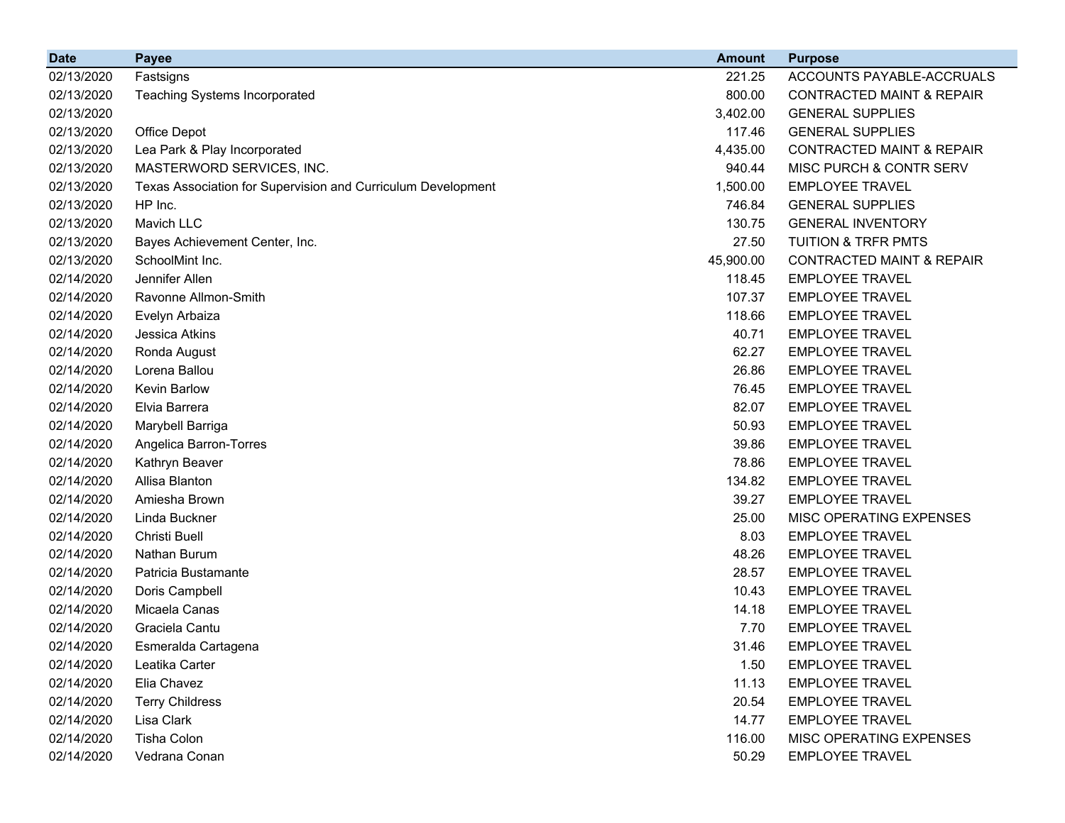| Date | Payee | Amount | Purpose |
| --- | --- | --- | --- |
| 02/13/2020 | Fastsigns | 221.25 | ACCOUNTS PAYABLE-ACCRUALS |
| 02/13/2020 | Teaching Systems Incorporated | 800.00 | CONTRACTED MAINT & REPAIR |
| 02/13/2020 | | 3,402.00 | GENERAL SUPPLIES |
| 02/13/2020 | Office Depot | 117.46 | GENERAL SUPPLIES |
| 02/13/2020 | Lea Park & Play Incorporated | 4,435.00 | CONTRACTED MAINT & REPAIR |
| 02/13/2020 | MASTERWORD SERVICES, INC. | 940.44 | MISC PURCH & CONTR SERV |
| 02/13/2020 | Texas Association for Supervision and Curriculum Development | 1,500.00 | EMPLOYEE TRAVEL |
| 02/13/2020 | HP Inc. | 746.84 | GENERAL SUPPLIES |
| 02/13/2020 | Mavich LLC | 130.75 | GENERAL INVENTORY |
| 02/13/2020 | Bayes Achievement Center, Inc. | 27.50 | TUITION & TRFR PMTS |
| 02/13/2020 | SchoolMint Inc. | 45,900.00 | CONTRACTED MAINT & REPAIR |
| 02/14/2020 | Jennifer Allen | 118.45 | EMPLOYEE TRAVEL |
| 02/14/2020 | Ravonne Allmon-Smith | 107.37 | EMPLOYEE TRAVEL |
| 02/14/2020 | Evelyn Arbaiza | 118.66 | EMPLOYEE TRAVEL |
| 02/14/2020 | Jessica Atkins | 40.71 | EMPLOYEE TRAVEL |
| 02/14/2020 | Ronda August | 62.27 | EMPLOYEE TRAVEL |
| 02/14/2020 | Lorena Ballou | 26.86 | EMPLOYEE TRAVEL |
| 02/14/2020 | Kevin Barlow | 76.45 | EMPLOYEE TRAVEL |
| 02/14/2020 | Elvia Barrera | 82.07 | EMPLOYEE TRAVEL |
| 02/14/2020 | Marybell Barriga | 50.93 | EMPLOYEE TRAVEL |
| 02/14/2020 | Angelica Barron-Torres | 39.86 | EMPLOYEE TRAVEL |
| 02/14/2020 | Kathryn Beaver | 78.86 | EMPLOYEE TRAVEL |
| 02/14/2020 | Allisa Blanton | 134.82 | EMPLOYEE TRAVEL |
| 02/14/2020 | Amiesha Brown | 39.27 | EMPLOYEE TRAVEL |
| 02/14/2020 | Linda Buckner | 25.00 | MISC OPERATING EXPENSES |
| 02/14/2020 | Christi Buell | 8.03 | EMPLOYEE TRAVEL |
| 02/14/2020 | Nathan Burum | 48.26 | EMPLOYEE TRAVEL |
| 02/14/2020 | Patricia Bustamante | 28.57 | EMPLOYEE TRAVEL |
| 02/14/2020 | Doris Campbell | 10.43 | EMPLOYEE TRAVEL |
| 02/14/2020 | Micaela Canas | 14.18 | EMPLOYEE TRAVEL |
| 02/14/2020 | Graciela Cantu | 7.70 | EMPLOYEE TRAVEL |
| 02/14/2020 | Esmeralda Cartagena | 31.46 | EMPLOYEE TRAVEL |
| 02/14/2020 | Leatika Carter | 1.50 | EMPLOYEE TRAVEL |
| 02/14/2020 | Elia Chavez | 11.13 | EMPLOYEE TRAVEL |
| 02/14/2020 | Terry Childress | 20.54 | EMPLOYEE TRAVEL |
| 02/14/2020 | Lisa Clark | 14.77 | EMPLOYEE TRAVEL |
| 02/14/2020 | Tisha Colon | 116.00 | MISC OPERATING EXPENSES |
| 02/14/2020 | Vedrana Conan | 50.29 | EMPLOYEE TRAVEL |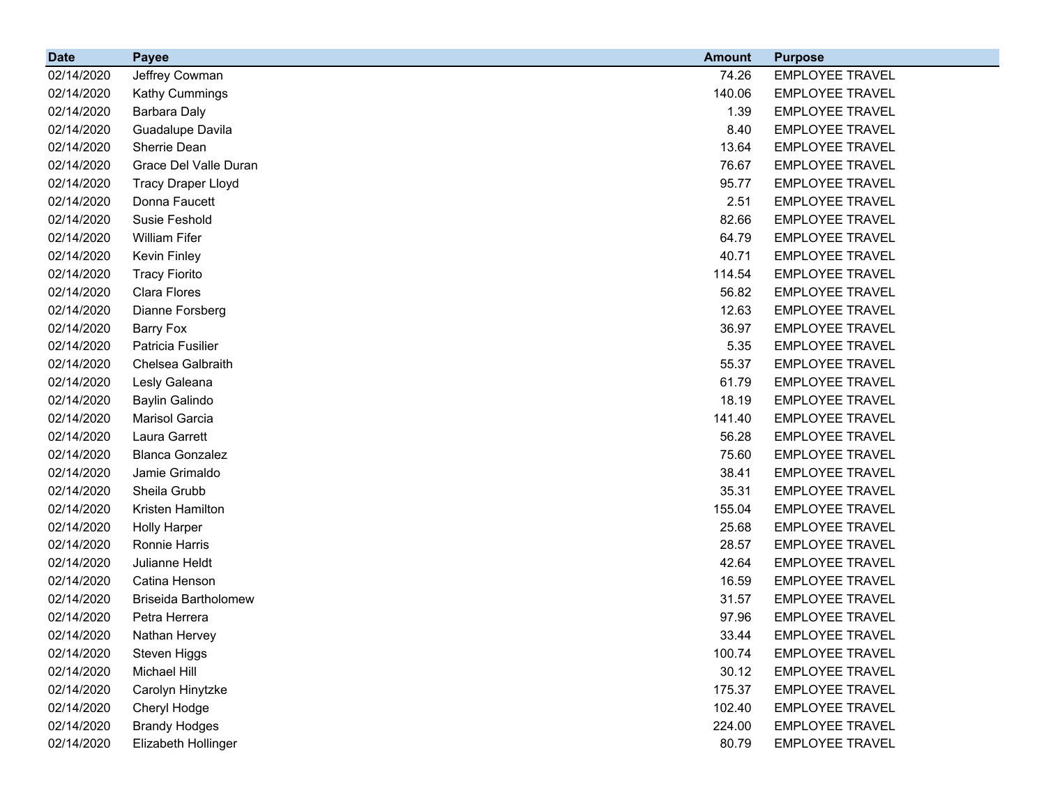| Date | Payee | Amount | Purpose |
|---|---|---|---|
| 02/14/2020 | Jeffrey Cowman | 74.26 | EMPLOYEE TRAVEL |
| 02/14/2020 | Kathy Cummings | 140.06 | EMPLOYEE TRAVEL |
| 02/14/2020 | Barbara Daly | 1.39 | EMPLOYEE TRAVEL |
| 02/14/2020 | Guadalupe Davila | 8.40 | EMPLOYEE TRAVEL |
| 02/14/2020 | Sherrie Dean | 13.64 | EMPLOYEE TRAVEL |
| 02/14/2020 | Grace Del Valle Duran | 76.67 | EMPLOYEE TRAVEL |
| 02/14/2020 | Tracy Draper Lloyd | 95.77 | EMPLOYEE TRAVEL |
| 02/14/2020 | Donna Faucett | 2.51 | EMPLOYEE TRAVEL |
| 02/14/2020 | Susie Feshold | 82.66 | EMPLOYEE TRAVEL |
| 02/14/2020 | William Fifer | 64.79 | EMPLOYEE TRAVEL |
| 02/14/2020 | Kevin Finley | 40.71 | EMPLOYEE TRAVEL |
| 02/14/2020 | Tracy Fiorito | 114.54 | EMPLOYEE TRAVEL |
| 02/14/2020 | Clara Flores | 56.82 | EMPLOYEE TRAVEL |
| 02/14/2020 | Dianne Forsberg | 12.63 | EMPLOYEE TRAVEL |
| 02/14/2020 | Barry Fox | 36.97 | EMPLOYEE TRAVEL |
| 02/14/2020 | Patricia Fusilier | 5.35 | EMPLOYEE TRAVEL |
| 02/14/2020 | Chelsea Galbraith | 55.37 | EMPLOYEE TRAVEL |
| 02/14/2020 | Lesly Galeana | 61.79 | EMPLOYEE TRAVEL |
| 02/14/2020 | Baylin Galindo | 18.19 | EMPLOYEE TRAVEL |
| 02/14/2020 | Marisol Garcia | 141.40 | EMPLOYEE TRAVEL |
| 02/14/2020 | Laura Garrett | 56.28 | EMPLOYEE TRAVEL |
| 02/14/2020 | Blanca Gonzalez | 75.60 | EMPLOYEE TRAVEL |
| 02/14/2020 | Jamie Grimaldo | 38.41 | EMPLOYEE TRAVEL |
| 02/14/2020 | Sheila Grubb | 35.31 | EMPLOYEE TRAVEL |
| 02/14/2020 | Kristen Hamilton | 155.04 | EMPLOYEE TRAVEL |
| 02/14/2020 | Holly Harper | 25.68 | EMPLOYEE TRAVEL |
| 02/14/2020 | Ronnie Harris | 28.57 | EMPLOYEE TRAVEL |
| 02/14/2020 | Julianne Heldt | 42.64 | EMPLOYEE TRAVEL |
| 02/14/2020 | Catina Henson | 16.59 | EMPLOYEE TRAVEL |
| 02/14/2020 | Briseida Bartholomew | 31.57 | EMPLOYEE TRAVEL |
| 02/14/2020 | Petra Herrera | 97.96 | EMPLOYEE TRAVEL |
| 02/14/2020 | Nathan Hervey | 33.44 | EMPLOYEE TRAVEL |
| 02/14/2020 | Steven Higgs | 100.74 | EMPLOYEE TRAVEL |
| 02/14/2020 | Michael Hill | 30.12 | EMPLOYEE TRAVEL |
| 02/14/2020 | Carolyn Hinytzke | 175.37 | EMPLOYEE TRAVEL |
| 02/14/2020 | Cheryl Hodge | 102.40 | EMPLOYEE TRAVEL |
| 02/14/2020 | Brandy Hodges | 224.00 | EMPLOYEE TRAVEL |
| 02/14/2020 | Elizabeth Hollinger | 80.79 | EMPLOYEE TRAVEL |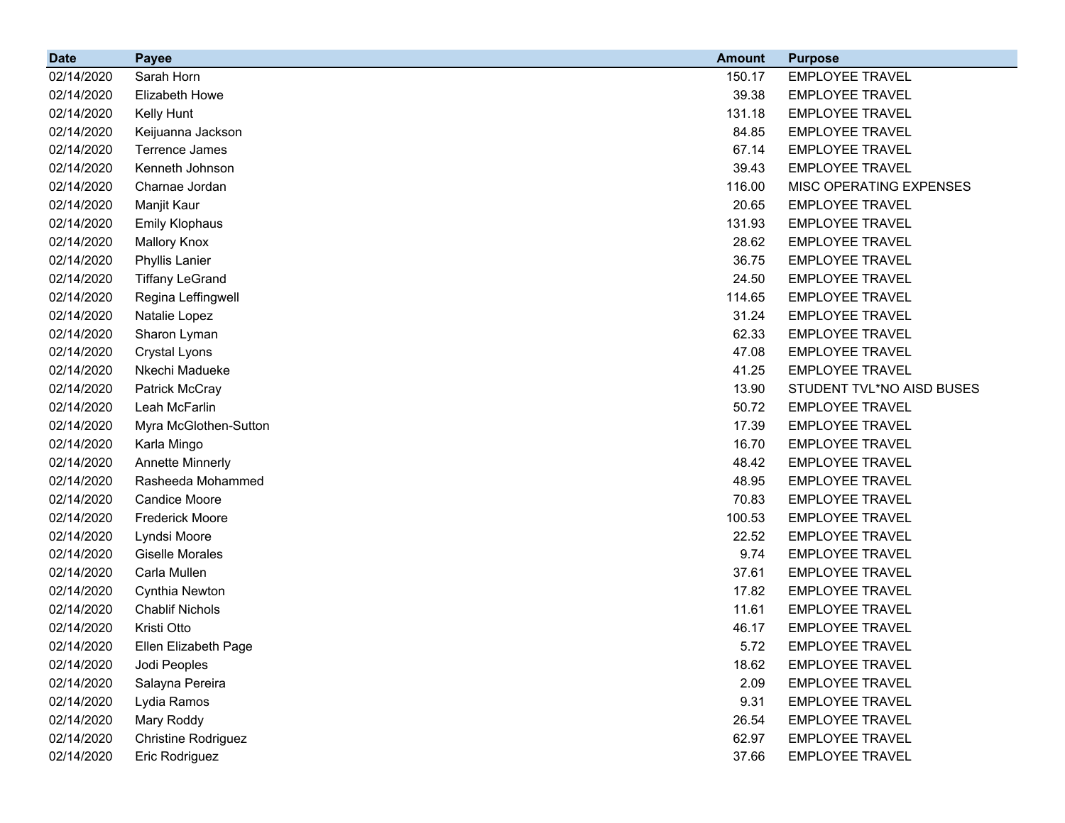| Date | Payee | Amount | Purpose |
| --- | --- | --- | --- |
| 02/14/2020 | Sarah Horn | 150.17 | EMPLOYEE TRAVEL |
| 02/14/2020 | Elizabeth Howe | 39.38 | EMPLOYEE TRAVEL |
| 02/14/2020 | Kelly Hunt | 131.18 | EMPLOYEE TRAVEL |
| 02/14/2020 | Keijuanna Jackson | 84.85 | EMPLOYEE TRAVEL |
| 02/14/2020 | Terrence James | 67.14 | EMPLOYEE TRAVEL |
| 02/14/2020 | Kenneth Johnson | 39.43 | EMPLOYEE TRAVEL |
| 02/14/2020 | Charnae Jordan | 116.00 | MISC OPERATING EXPENSES |
| 02/14/2020 | Manjit Kaur | 20.65 | EMPLOYEE TRAVEL |
| 02/14/2020 | Emily Klophaus | 131.93 | EMPLOYEE TRAVEL |
| 02/14/2020 | Mallory Knox | 28.62 | EMPLOYEE TRAVEL |
| 02/14/2020 | Phyllis Lanier | 36.75 | EMPLOYEE TRAVEL |
| 02/14/2020 | Tiffany LeGrand | 24.50 | EMPLOYEE TRAVEL |
| 02/14/2020 | Regina Leffingwell | 114.65 | EMPLOYEE TRAVEL |
| 02/14/2020 | Natalie Lopez | 31.24 | EMPLOYEE TRAVEL |
| 02/14/2020 | Sharon Lyman | 62.33 | EMPLOYEE TRAVEL |
| 02/14/2020 | Crystal Lyons | 47.08 | EMPLOYEE TRAVEL |
| 02/14/2020 | Nkechi Madueke | 41.25 | EMPLOYEE TRAVEL |
| 02/14/2020 | Patrick McCray | 13.90 | STUDENT TVL*NO AISD BUSES |
| 02/14/2020 | Leah McFarlin | 50.72 | EMPLOYEE TRAVEL |
| 02/14/2020 | Myra McGlothen-Sutton | 17.39 | EMPLOYEE TRAVEL |
| 02/14/2020 | Karla Mingo | 16.70 | EMPLOYEE TRAVEL |
| 02/14/2020 | Annette Minnerly | 48.42 | EMPLOYEE TRAVEL |
| 02/14/2020 | Rasheeda Mohammed | 48.95 | EMPLOYEE TRAVEL |
| 02/14/2020 | Candice Moore | 70.83 | EMPLOYEE TRAVEL |
| 02/14/2020 | Frederick Moore | 100.53 | EMPLOYEE TRAVEL |
| 02/14/2020 | Lyndsi Moore | 22.52 | EMPLOYEE TRAVEL |
| 02/14/2020 | Giselle Morales | 9.74 | EMPLOYEE TRAVEL |
| 02/14/2020 | Carla Mullen | 37.61 | EMPLOYEE TRAVEL |
| 02/14/2020 | Cynthia Newton | 17.82 | EMPLOYEE TRAVEL |
| 02/14/2020 | Chablif Nichols | 11.61 | EMPLOYEE TRAVEL |
| 02/14/2020 | Kristi Otto | 46.17 | EMPLOYEE TRAVEL |
| 02/14/2020 | Ellen Elizabeth Page | 5.72 | EMPLOYEE TRAVEL |
| 02/14/2020 | Jodi Peoples | 18.62 | EMPLOYEE TRAVEL |
| 02/14/2020 | Salayna Pereira | 2.09 | EMPLOYEE TRAVEL |
| 02/14/2020 | Lydia Ramos | 9.31 | EMPLOYEE TRAVEL |
| 02/14/2020 | Mary Roddy | 26.54 | EMPLOYEE TRAVEL |
| 02/14/2020 | Christine Rodriguez | 62.97 | EMPLOYEE TRAVEL |
| 02/14/2020 | Eric Rodriguez | 37.66 | EMPLOYEE TRAVEL |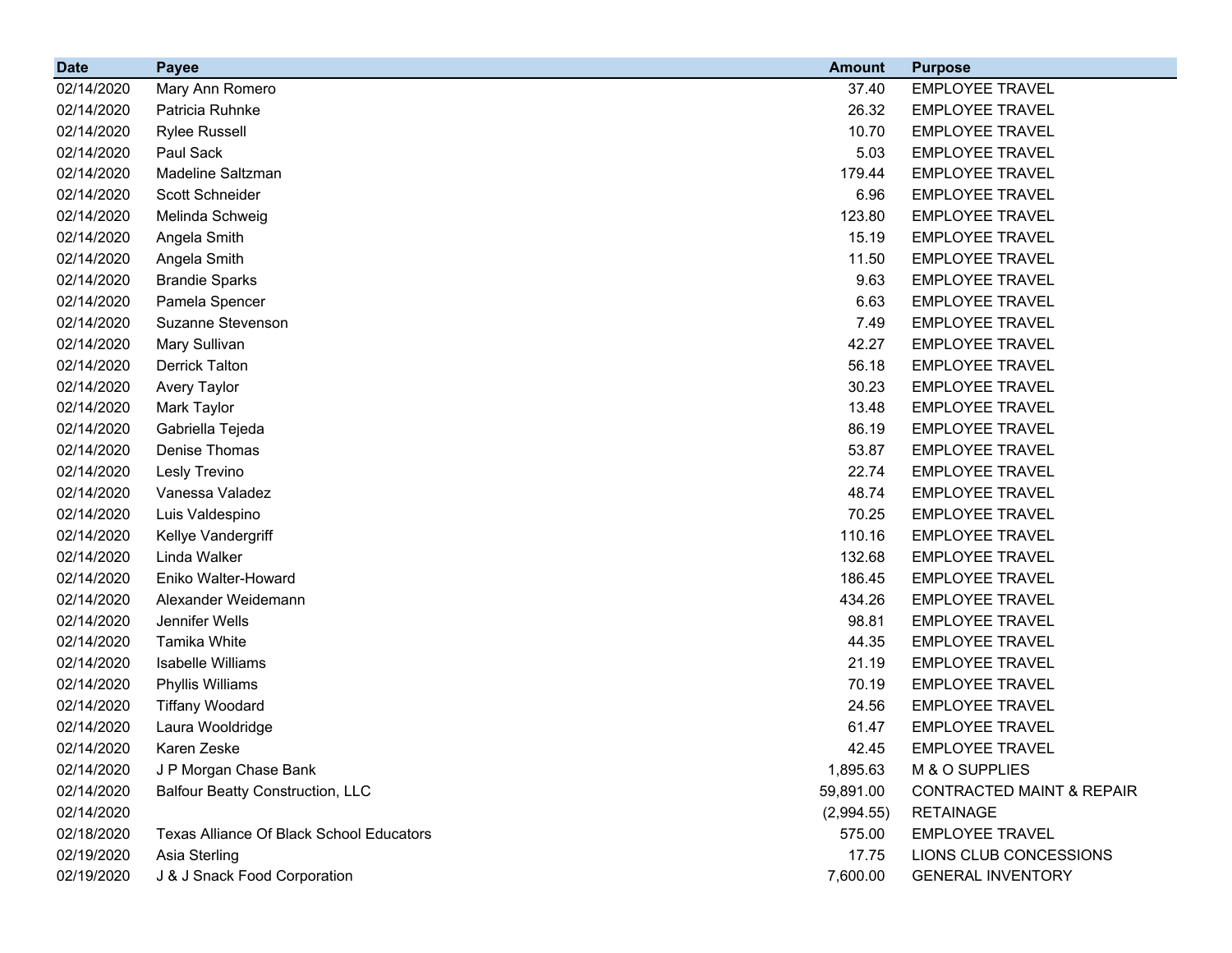| Date | Payee | Amount | Purpose |
|---|---|---|---|
| 02/14/2020 | Mary Ann Romero | 37.40 | EMPLOYEE TRAVEL |
| 02/14/2020 | Patricia Ruhnke | 26.32 | EMPLOYEE TRAVEL |
| 02/14/2020 | Rylee Russell | 10.70 | EMPLOYEE TRAVEL |
| 02/14/2020 | Paul Sack | 5.03 | EMPLOYEE TRAVEL |
| 02/14/2020 | Madeline Saltzman | 179.44 | EMPLOYEE TRAVEL |
| 02/14/2020 | Scott Schneider | 6.96 | EMPLOYEE TRAVEL |
| 02/14/2020 | Melinda Schweig | 123.80 | EMPLOYEE TRAVEL |
| 02/14/2020 | Angela Smith | 15.19 | EMPLOYEE TRAVEL |
| 02/14/2020 | Angela Smith | 11.50 | EMPLOYEE TRAVEL |
| 02/14/2020 | Brandie Sparks | 9.63 | EMPLOYEE TRAVEL |
| 02/14/2020 | Pamela Spencer | 6.63 | EMPLOYEE TRAVEL |
| 02/14/2020 | Suzanne Stevenson | 7.49 | EMPLOYEE TRAVEL |
| 02/14/2020 | Mary Sullivan | 42.27 | EMPLOYEE TRAVEL |
| 02/14/2020 | Derrick Talton | 56.18 | EMPLOYEE TRAVEL |
| 02/14/2020 | Avery Taylor | 30.23 | EMPLOYEE TRAVEL |
| 02/14/2020 | Mark Taylor | 13.48 | EMPLOYEE TRAVEL |
| 02/14/2020 | Gabriella Tejeda | 86.19 | EMPLOYEE TRAVEL |
| 02/14/2020 | Denise Thomas | 53.87 | EMPLOYEE TRAVEL |
| 02/14/2020 | Lesly Trevino | 22.74 | EMPLOYEE TRAVEL |
| 02/14/2020 | Vanessa Valadez | 48.74 | EMPLOYEE TRAVEL |
| 02/14/2020 | Luis Valdespino | 70.25 | EMPLOYEE TRAVEL |
| 02/14/2020 | Kellye Vandergriff | 110.16 | EMPLOYEE TRAVEL |
| 02/14/2020 | Linda Walker | 132.68 | EMPLOYEE TRAVEL |
| 02/14/2020 | Eniko Walter-Howard | 186.45 | EMPLOYEE TRAVEL |
| 02/14/2020 | Alexander Weidemann | 434.26 | EMPLOYEE TRAVEL |
| 02/14/2020 | Jennifer Wells | 98.81 | EMPLOYEE TRAVEL |
| 02/14/2020 | Tamika White | 44.35 | EMPLOYEE TRAVEL |
| 02/14/2020 | Isabelle Williams | 21.19 | EMPLOYEE TRAVEL |
| 02/14/2020 | Phyllis Williams | 70.19 | EMPLOYEE TRAVEL |
| 02/14/2020 | Tiffany Woodard | 24.56 | EMPLOYEE TRAVEL |
| 02/14/2020 | Laura Wooldridge | 61.47 | EMPLOYEE TRAVEL |
| 02/14/2020 | Karen Zeske | 42.45 | EMPLOYEE TRAVEL |
| 02/14/2020 | J P Morgan Chase Bank | 1,895.63 | M & O SUPPLIES |
| 02/14/2020 | Balfour Beatty Construction, LLC | 59,891.00 | CONTRACTED MAINT & REPAIR |
| 02/14/2020 | | (2,994.55) | RETAINAGE |
| 02/18/2020 | Texas Alliance Of Black School Educators | 575.00 | EMPLOYEE TRAVEL |
| 02/19/2020 | Asia Sterling | 17.75 | LIONS CLUB CONCESSIONS |
| 02/19/2020 | J & J Snack Food Corporation | 7,600.00 | GENERAL INVENTORY |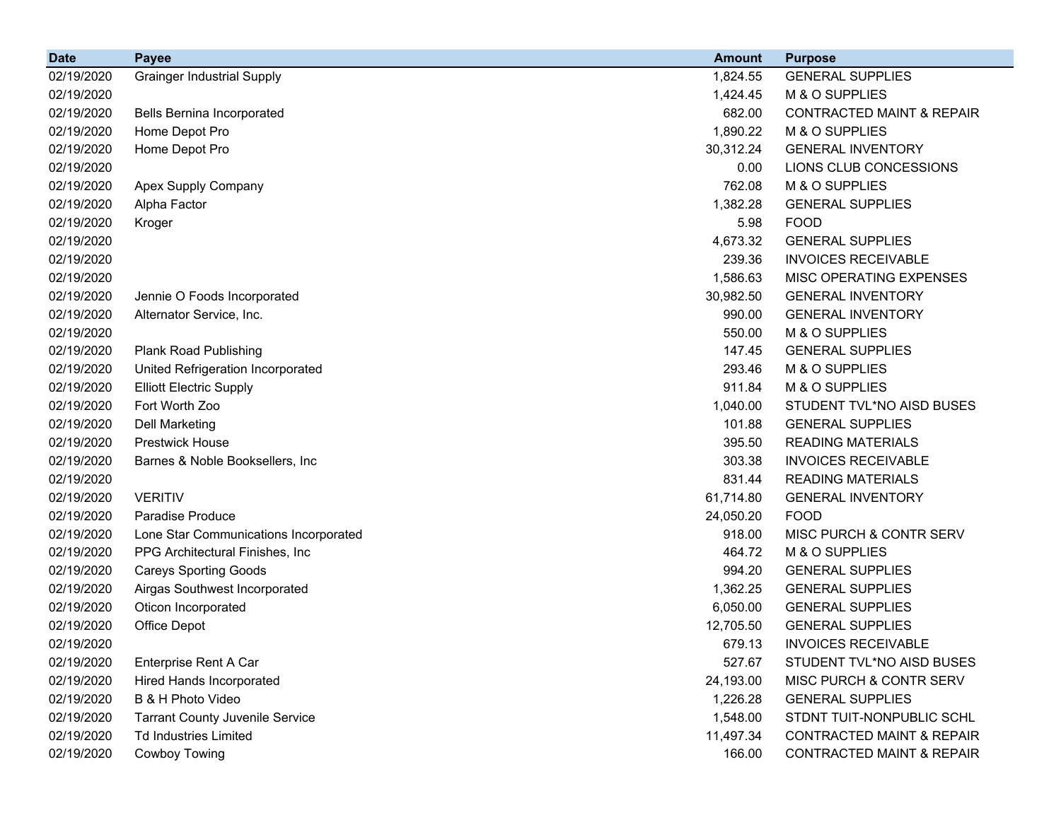| Date | Payee | Amount | Purpose |
| --- | --- | --- | --- |
| 02/19/2020 | Grainger Industrial Supply | 1,824.55 | GENERAL SUPPLIES |
| 02/19/2020 | | 1,424.45 | M & O SUPPLIES |
| 02/19/2020 | Bells Bernina Incorporated | 682.00 | CONTRACTED MAINT & REPAIR |
| 02/19/2020 | Home Depot Pro | 1,890.22 | M & O SUPPLIES |
| 02/19/2020 | Home Depot Pro | 30,312.24 | GENERAL INVENTORY |
| 02/19/2020 | | 0.00 | LIONS CLUB CONCESSIONS |
| 02/19/2020 | Apex Supply Company | 762.08 | M & O SUPPLIES |
| 02/19/2020 | Alpha Factor | 1,382.28 | GENERAL SUPPLIES |
| 02/19/2020 | Kroger | 5.98 | FOOD |
| 02/19/2020 | | 4,673.32 | GENERAL SUPPLIES |
| 02/19/2020 | | 239.36 | INVOICES RECEIVABLE |
| 02/19/2020 | | 1,586.63 | MISC OPERATING EXPENSES |
| 02/19/2020 | Jennie O Foods Incorporated | 30,982.50 | GENERAL INVENTORY |
| 02/19/2020 | Alternator Service, Inc. | 990.00 | GENERAL INVENTORY |
| 02/19/2020 | | 550.00 | M & O SUPPLIES |
| 02/19/2020 | Plank Road Publishing | 147.45 | GENERAL SUPPLIES |
| 02/19/2020 | United Refrigeration Incorporated | 293.46 | M & O SUPPLIES |
| 02/19/2020 | Elliott Electric Supply | 911.84 | M & O SUPPLIES |
| 02/19/2020 | Fort Worth Zoo | 1,040.00 | STUDENT TVL*NO AISD BUSES |
| 02/19/2020 | Dell Marketing | 101.88 | GENERAL SUPPLIES |
| 02/19/2020 | Prestwick House | 395.50 | READING MATERIALS |
| 02/19/2020 | Barnes & Noble Booksellers, Inc | 303.38 | INVOICES RECEIVABLE |
| 02/19/2020 | | 831.44 | READING MATERIALS |
| 02/19/2020 | VERITIV | 61,714.80 | GENERAL INVENTORY |
| 02/19/2020 | Paradise Produce | 24,050.20 | FOOD |
| 02/19/2020 | Lone Star Communications Incorporated | 918.00 | MISC PURCH & CONTR SERV |
| 02/19/2020 | PPG Architectural Finishes, Inc | 464.72 | M & O SUPPLIES |
| 02/19/2020 | Careys Sporting Goods | 994.20 | GENERAL SUPPLIES |
| 02/19/2020 | Airgas Southwest Incorporated | 1,362.25 | GENERAL SUPPLIES |
| 02/19/2020 | Oticon Incorporated | 6,050.00 | GENERAL SUPPLIES |
| 02/19/2020 | Office Depot | 12,705.50 | GENERAL SUPPLIES |
| 02/19/2020 | | 679.13 | INVOICES RECEIVABLE |
| 02/19/2020 | Enterprise Rent A Car | 527.67 | STUDENT TVL*NO AISD BUSES |
| 02/19/2020 | Hired Hands Incorporated | 24,193.00 | MISC PURCH & CONTR SERV |
| 02/19/2020 | B & H Photo Video | 1,226.28 | GENERAL SUPPLIES |
| 02/19/2020 | Tarrant County Juvenile Service | 1,548.00 | STDNT TUIT-NONPUBLIC SCHL |
| 02/19/2020 | Td Industries Limited | 11,497.34 | CONTRACTED MAINT & REPAIR |
| 02/19/2020 | Cowboy Towing | 166.00 | CONTRACTED MAINT & REPAIR |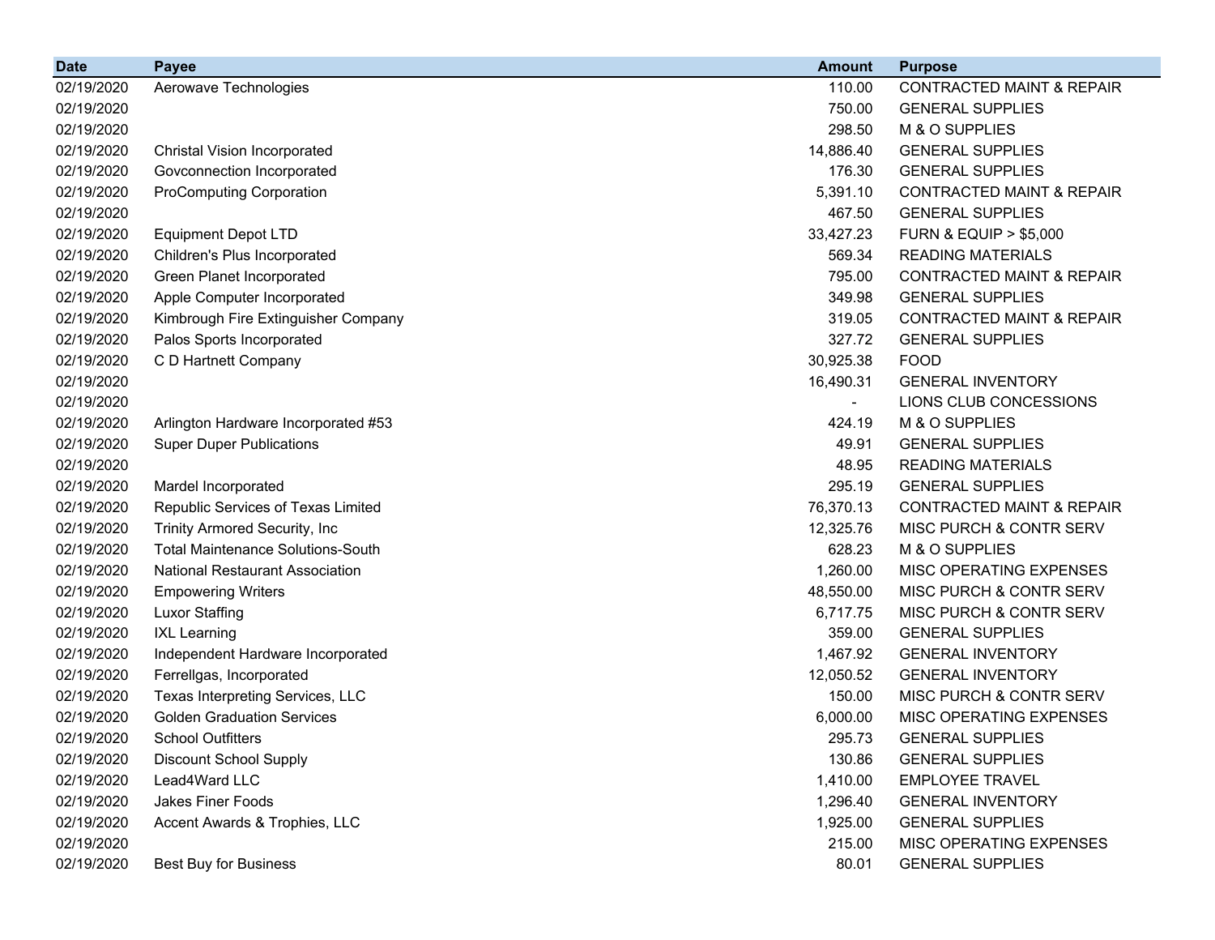| Date | Payee | Amount | Purpose |
|---|---|---|---|
| 02/19/2020 | Aerowave Technologies | 110.00 | CONTRACTED MAINT & REPAIR |
| 02/19/2020 | | 750.00 | GENERAL SUPPLIES |
| 02/19/2020 | | 298.50 | M & O SUPPLIES |
| 02/19/2020 | Christal Vision Incorporated | 14,886.40 | GENERAL SUPPLIES |
| 02/19/2020 | Govconnection Incorporated | 176.30 | GENERAL SUPPLIES |
| 02/19/2020 | ProComputing Corporation | 5,391.10 | CONTRACTED MAINT & REPAIR |
| 02/19/2020 | | 467.50 | GENERAL SUPPLIES |
| 02/19/2020 | Equipment Depot LTD | 33,427.23 | FURN & EQUIP > $5,000 |
| 02/19/2020 | Children's Plus Incorporated | 569.34 | READING MATERIALS |
| 02/19/2020 | Green Planet Incorporated | 795.00 | CONTRACTED MAINT & REPAIR |
| 02/19/2020 | Apple Computer Incorporated | 349.98 | GENERAL SUPPLIES |
| 02/19/2020 | Kimbrough Fire Extinguisher Company | 319.05 | CONTRACTED MAINT & REPAIR |
| 02/19/2020 | Palos Sports Incorporated | 327.72 | GENERAL SUPPLIES |
| 02/19/2020 | C D Hartnett Company | 30,925.38 | FOOD |
| 02/19/2020 | | 16,490.31 | GENERAL INVENTORY |
| 02/19/2020 | | - | LIONS CLUB CONCESSIONS |
| 02/19/2020 | Arlington Hardware Incorporated #53 | 424.19 | M & O SUPPLIES |
| 02/19/2020 | Super Duper Publications | 49.91 | GENERAL SUPPLIES |
| 02/19/2020 | | 48.95 | READING MATERIALS |
| 02/19/2020 | Mardel Incorporated | 295.19 | GENERAL SUPPLIES |
| 02/19/2020 | Republic Services of Texas Limited | 76,370.13 | CONTRACTED MAINT & REPAIR |
| 02/19/2020 | Trinity Armored Security, Inc | 12,325.76 | MISC PURCH & CONTR SERV |
| 02/19/2020 | Total Maintenance Solutions-South | 628.23 | M & O SUPPLIES |
| 02/19/2020 | National Restaurant Association | 1,260.00 | MISC OPERATING EXPENSES |
| 02/19/2020 | Empowering Writers | 48,550.00 | MISC PURCH & CONTR SERV |
| 02/19/2020 | Luxor Staffing | 6,717.75 | MISC PURCH & CONTR SERV |
| 02/19/2020 | IXL Learning | 359.00 | GENERAL SUPPLIES |
| 02/19/2020 | Independent Hardware Incorporated | 1,467.92 | GENERAL INVENTORY |
| 02/19/2020 | Ferrellgas, Incorporated | 12,050.52 | GENERAL INVENTORY |
| 02/19/2020 | Texas Interpreting Services, LLC | 150.00 | MISC PURCH & CONTR SERV |
| 02/19/2020 | Golden Graduation Services | 6,000.00 | MISC OPERATING EXPENSES |
| 02/19/2020 | School Outfitters | 295.73 | GENERAL SUPPLIES |
| 02/19/2020 | Discount School Supply | 130.86 | GENERAL SUPPLIES |
| 02/19/2020 | Lead4Ward LLC | 1,410.00 | EMPLOYEE TRAVEL |
| 02/19/2020 | Jakes Finer Foods | 1,296.40 | GENERAL INVENTORY |
| 02/19/2020 | Accent Awards & Trophies, LLC | 1,925.00 | GENERAL SUPPLIES |
| 02/19/2020 | | 215.00 | MISC OPERATING EXPENSES |
| 02/19/2020 | Best Buy for Business | 80.01 | GENERAL SUPPLIES |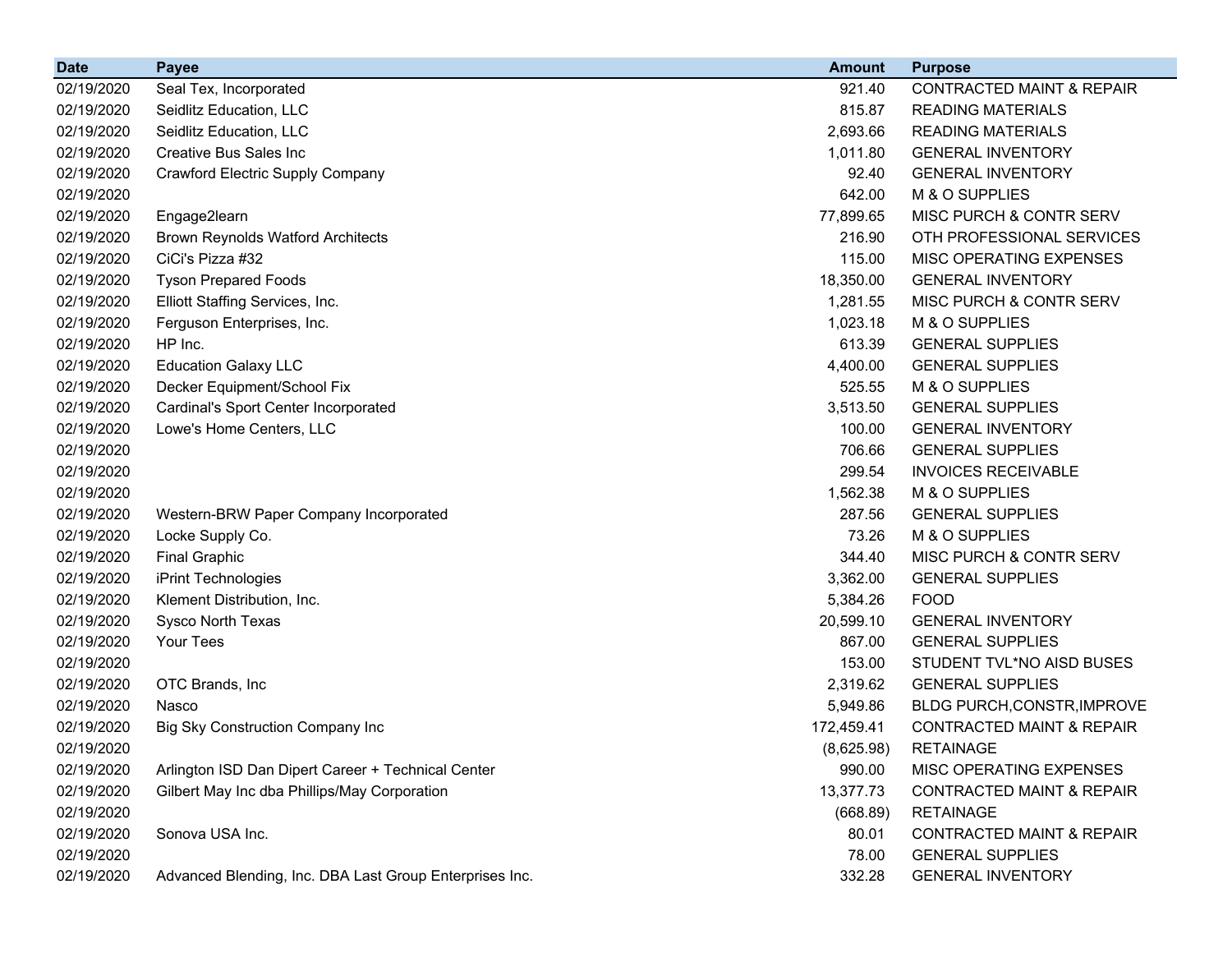| Date | Payee | Amount | Purpose |
|---|---|---|---|
| 02/19/2020 | Seal Tex, Incorporated | 921.40 | CONTRACTED MAINT & REPAIR |
| 02/19/2020 | Seidlitz Education, LLC | 815.87 | READING MATERIALS |
| 02/19/2020 | Seidlitz Education, LLC | 2,693.66 | READING MATERIALS |
| 02/19/2020 | Creative Bus Sales Inc | 1,011.80 | GENERAL INVENTORY |
| 02/19/2020 | Crawford Electric Supply Company | 92.40 | GENERAL INVENTORY |
| 02/19/2020 | | 642.00 | M & O SUPPLIES |
| 02/19/2020 | Engage2learn | 77,899.65 | MISC PURCH & CONTR SERV |
| 02/19/2020 | Brown Reynolds Watford Architects | 216.90 | OTH PROFESSIONAL SERVICES |
| 02/19/2020 | CiCi's Pizza #32 | 115.00 | MISC OPERATING EXPENSES |
| 02/19/2020 | Tyson Prepared Foods | 18,350.00 | GENERAL INVENTORY |
| 02/19/2020 | Elliott Staffing Services, Inc. | 1,281.55 | MISC PURCH & CONTR SERV |
| 02/19/2020 | Ferguson Enterprises, Inc. | 1,023.18 | M & O SUPPLIES |
| 02/19/2020 | HP Inc. | 613.39 | GENERAL SUPPLIES |
| 02/19/2020 | Education Galaxy LLC | 4,400.00 | GENERAL SUPPLIES |
| 02/19/2020 | Decker Equipment/School Fix | 525.55 | M & O SUPPLIES |
| 02/19/2020 | Cardinal's Sport Center Incorporated | 3,513.50 | GENERAL SUPPLIES |
| 02/19/2020 | Lowe's Home Centers, LLC | 100.00 | GENERAL INVENTORY |
| 02/19/2020 | | 706.66 | GENERAL SUPPLIES |
| 02/19/2020 | | 299.54 | INVOICES RECEIVABLE |
| 02/19/2020 | | 1,562.38 | M & O SUPPLIES |
| 02/19/2020 | Western-BRW Paper Company Incorporated | 287.56 | GENERAL SUPPLIES |
| 02/19/2020 | Locke Supply Co. | 73.26 | M & O SUPPLIES |
| 02/19/2020 | Final Graphic | 344.40 | MISC PURCH & CONTR SERV |
| 02/19/2020 | iPrint Technologies | 3,362.00 | GENERAL SUPPLIES |
| 02/19/2020 | Klement Distribution, Inc. | 5,384.26 | FOOD |
| 02/19/2020 | Sysco North Texas | 20,599.10 | GENERAL INVENTORY |
| 02/19/2020 | Your Tees | 867.00 | GENERAL SUPPLIES |
| 02/19/2020 | | 153.00 | STUDENT TVL*NO AISD BUSES |
| 02/19/2020 | OTC Brands, Inc | 2,319.62 | GENERAL SUPPLIES |
| 02/19/2020 | Nasco | 5,949.86 | BLDG PURCH,CONSTR,IMPROVE |
| 02/19/2020 | Big Sky Construction Company Inc | 172,459.41 | CONTRACTED MAINT & REPAIR |
| 02/19/2020 | | (8,625.98) | RETAINAGE |
| 02/19/2020 | Arlington ISD Dan Dipert Career + Technical Center | 990.00 | MISC OPERATING EXPENSES |
| 02/19/2020 | Gilbert May Inc dba Phillips/May Corporation | 13,377.73 | CONTRACTED MAINT & REPAIR |
| 02/19/2020 | | (668.89) | RETAINAGE |
| 02/19/2020 | Sonova USA Inc. | 80.01 | CONTRACTED MAINT & REPAIR |
| 02/19/2020 | | 78.00 | GENERAL SUPPLIES |
| 02/19/2020 | Advanced Blending, Inc. DBA Last Group Enterprises Inc. | 332.28 | GENERAL INVENTORY |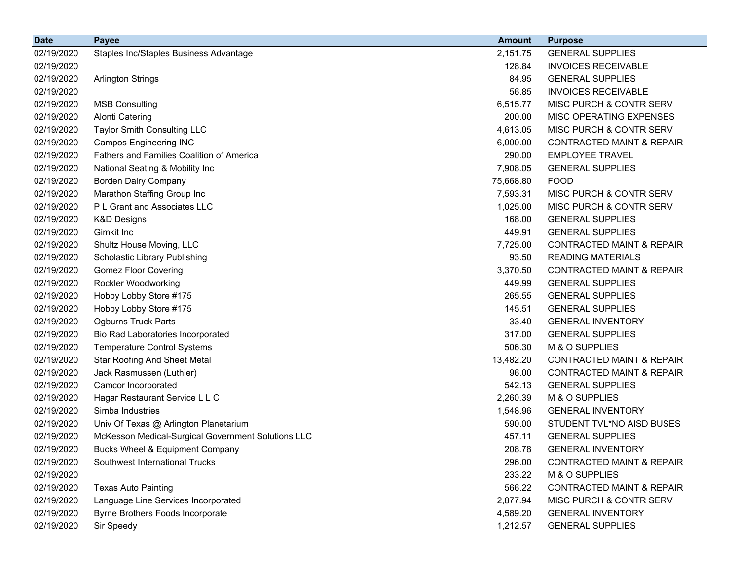| Date | Payee | Amount | Purpose |
| --- | --- | --- | --- |
| 02/19/2020 | Staples Inc/Staples Business Advantage | 2,151.75 | GENERAL SUPPLIES |
| 02/19/2020 | | 128.84 | INVOICES RECEIVABLE |
| 02/19/2020 | Arlington Strings | 84.95 | GENERAL SUPPLIES |
| 02/19/2020 | | 56.85 | INVOICES RECEIVABLE |
| 02/19/2020 | MSB Consulting | 6,515.77 | MISC PURCH & CONTR SERV |
| 02/19/2020 | Alonti Catering | 200.00 | MISC OPERATING EXPENSES |
| 02/19/2020 | Taylor Smith Consulting LLC | 4,613.05 | MISC PURCH & CONTR SERV |
| 02/19/2020 | Campos Engineering INC | 6,000.00 | CONTRACTED MAINT & REPAIR |
| 02/19/2020 | Fathers and Families Coalition of America | 290.00 | EMPLOYEE TRAVEL |
| 02/19/2020 | National Seating & Mobility Inc | 7,908.05 | GENERAL SUPPLIES |
| 02/19/2020 | Borden Dairy Company | 75,668.80 | FOOD |
| 02/19/2020 | Marathon Staffing Group Inc | 7,593.31 | MISC PURCH & CONTR SERV |
| 02/19/2020 | P L Grant and Associates LLC | 1,025.00 | MISC PURCH & CONTR SERV |
| 02/19/2020 | K&D Designs | 168.00 | GENERAL SUPPLIES |
| 02/19/2020 | Gimkit Inc | 449.91 | GENERAL SUPPLIES |
| 02/19/2020 | Shultz House Moving, LLC | 7,725.00 | CONTRACTED MAINT & REPAIR |
| 02/19/2020 | Scholastic Library Publishing | 93.50 | READING MATERIALS |
| 02/19/2020 | Gomez Floor Covering | 3,370.50 | CONTRACTED MAINT & REPAIR |
| 02/19/2020 | Rockler Woodworking | 449.99 | GENERAL SUPPLIES |
| 02/19/2020 | Hobby Lobby Store #175 | 265.55 | GENERAL SUPPLIES |
| 02/19/2020 | Hobby Lobby Store #175 | 145.51 | GENERAL SUPPLIES |
| 02/19/2020 | Ogburns Truck Parts | 33.40 | GENERAL INVENTORY |
| 02/19/2020 | Bio Rad Laboratories Incorporated | 317.00 | GENERAL SUPPLIES |
| 02/19/2020 | Temperature Control Systems | 506.30 | M & O SUPPLIES |
| 02/19/2020 | Star Roofing And Sheet Metal | 13,482.20 | CONTRACTED MAINT & REPAIR |
| 02/19/2020 | Jack Rasmussen (Luthier) | 96.00 | CONTRACTED MAINT & REPAIR |
| 02/19/2020 | Camcor Incorporated | 542.13 | GENERAL SUPPLIES |
| 02/19/2020 | Hagar Restaurant Service L L C | 2,260.39 | M & O SUPPLIES |
| 02/19/2020 | Simba Industries | 1,548.96 | GENERAL INVENTORY |
| 02/19/2020 | Univ Of Texas @ Arlington Planetarium | 590.00 | STUDENT TVL*NO AISD BUSES |
| 02/19/2020 | McKesson Medical-Surgical Government Solutions LLC | 457.11 | GENERAL SUPPLIES |
| 02/19/2020 | Bucks Wheel & Equipment Company | 208.78 | GENERAL INVENTORY |
| 02/19/2020 | Southwest International Trucks | 296.00 | CONTRACTED MAINT & REPAIR |
| 02/19/2020 | | 233.22 | M & O SUPPLIES |
| 02/19/2020 | Texas Auto Painting | 566.22 | CONTRACTED MAINT & REPAIR |
| 02/19/2020 | Language Line Services Incorporated | 2,877.94 | MISC PURCH & CONTR SERV |
| 02/19/2020 | Byrne Brothers Foods Incorporate | 4,589.20 | GENERAL INVENTORY |
| 02/19/2020 | Sir Speedy | 1,212.57 | GENERAL SUPPLIES |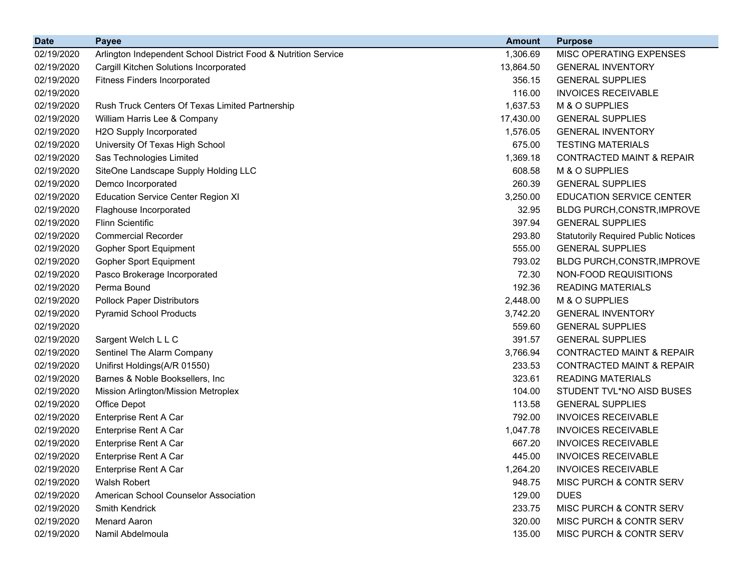| Date | Payee | Amount | Purpose |
|---|---|---|---|
| 02/19/2020 | Arlington Independent School District Food & Nutrition Service | 1,306.69 | MISC OPERATING EXPENSES |
| 02/19/2020 | Cargill Kitchen Solutions Incorporated | 13,864.50 | GENERAL INVENTORY |
| 02/19/2020 | Fitness Finders Incorporated | 356.15 | GENERAL SUPPLIES |
| 02/19/2020 | | 116.00 | INVOICES RECEIVABLE |
| 02/19/2020 | Rush Truck Centers Of Texas Limited Partnership | 1,637.53 | M & O SUPPLIES |
| 02/19/2020 | William Harris Lee & Company | 17,430.00 | GENERAL SUPPLIES |
| 02/19/2020 | H2O Supply Incorporated | 1,576.05 | GENERAL INVENTORY |
| 02/19/2020 | University Of Texas High School | 675.00 | TESTING MATERIALS |
| 02/19/2020 | Sas Technologies Limited | 1,369.18 | CONTRACTED MAINT & REPAIR |
| 02/19/2020 | SiteOne Landscape Supply Holding LLC | 608.58 | M & O SUPPLIES |
| 02/19/2020 | Demco Incorporated | 260.39 | GENERAL SUPPLIES |
| 02/19/2020 | Education Service Center Region XI | 3,250.00 | EDUCATION SERVICE CENTER |
| 02/19/2020 | Flaghouse Incorporated | 32.95 | BLDG PURCH,CONSTR,IMPROVE |
| 02/19/2020 | Flinn Scientific | 397.94 | GENERAL SUPPLIES |
| 02/19/2020 | Commercial Recorder | 293.80 | Statutorily Required Public Notices |
| 02/19/2020 | Gopher Sport Equipment | 555.00 | GENERAL SUPPLIES |
| 02/19/2020 | Gopher Sport Equipment | 793.02 | BLDG PURCH,CONSTR,IMPROVE |
| 02/19/2020 | Pasco Brokerage Incorporated | 72.30 | NON-FOOD REQUISITIONS |
| 02/19/2020 | Perma Bound | 192.36 | READING MATERIALS |
| 02/19/2020 | Pollock Paper Distributors | 2,448.00 | M & O SUPPLIES |
| 02/19/2020 | Pyramid School Products | 3,742.20 | GENERAL INVENTORY |
| 02/19/2020 | | 559.60 | GENERAL SUPPLIES |
| 02/19/2020 | Sargent Welch L L C | 391.57 | GENERAL SUPPLIES |
| 02/19/2020 | Sentinel The Alarm Company | 3,766.94 | CONTRACTED MAINT & REPAIR |
| 02/19/2020 | Unifirst Holdings(A/R 01550) | 233.53 | CONTRACTED MAINT & REPAIR |
| 02/19/2020 | Barnes & Noble Booksellers, Inc | 323.61 | READING MATERIALS |
| 02/19/2020 | Mission Arlington/Mission Metroplex | 104.00 | STUDENT TVL*NO AISD BUSES |
| 02/19/2020 | Office Depot | 113.58 | GENERAL SUPPLIES |
| 02/19/2020 | Enterprise Rent A Car | 792.00 | INVOICES RECEIVABLE |
| 02/19/2020 | Enterprise Rent A Car | 1,047.78 | INVOICES RECEIVABLE |
| 02/19/2020 | Enterprise Rent A Car | 667.20 | INVOICES RECEIVABLE |
| 02/19/2020 | Enterprise Rent A Car | 445.00 | INVOICES RECEIVABLE |
| 02/19/2020 | Enterprise Rent A Car | 1,264.20 | INVOICES RECEIVABLE |
| 02/19/2020 | Walsh Robert | 948.75 | MISC PURCH & CONTR SERV |
| 02/19/2020 | American School Counselor Association | 129.00 | DUES |
| 02/19/2020 | Smith Kendrick | 233.75 | MISC PURCH & CONTR SERV |
| 02/19/2020 | Menard Aaron | 320.00 | MISC PURCH & CONTR SERV |
| 02/19/2020 | Namil Abdelmoula | 135.00 | MISC PURCH & CONTR SERV |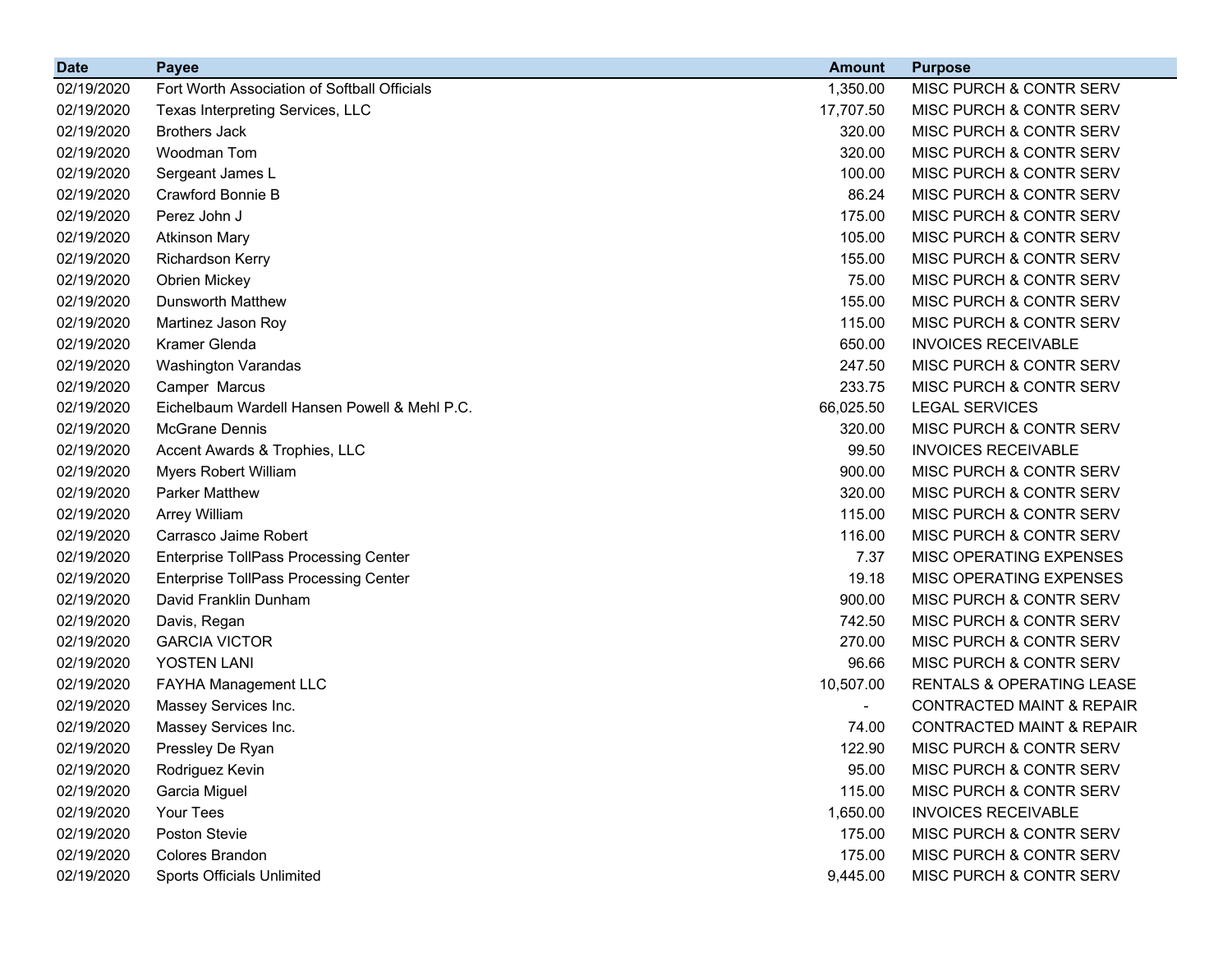| Date | Payee | Amount | Purpose |
|---|---|---|---|
| 02/19/2020 | Fort Worth Association of Softball Officials | 1,350.00 | MISC PURCH & CONTR SERV |
| 02/19/2020 | Texas Interpreting Services, LLC | 17,707.50 | MISC PURCH & CONTR SERV |
| 02/19/2020 | Brothers Jack | 320.00 | MISC PURCH & CONTR SERV |
| 02/19/2020 | Woodman Tom | 320.00 | MISC PURCH & CONTR SERV |
| 02/19/2020 | Sergeant James L | 100.00 | MISC PURCH & CONTR SERV |
| 02/19/2020 | Crawford Bonnie B | 86.24 | MISC PURCH & CONTR SERV |
| 02/19/2020 | Perez John J | 175.00 | MISC PURCH & CONTR SERV |
| 02/19/2020 | Atkinson Mary | 105.00 | MISC PURCH & CONTR SERV |
| 02/19/2020 | Richardson Kerry | 155.00 | MISC PURCH & CONTR SERV |
| 02/19/2020 | Obrien Mickey | 75.00 | MISC PURCH & CONTR SERV |
| 02/19/2020 | Dunsworth Matthew | 155.00 | MISC PURCH & CONTR SERV |
| 02/19/2020 | Martinez Jason Roy | 115.00 | MISC PURCH & CONTR SERV |
| 02/19/2020 | Kramer Glenda | 650.00 | INVOICES RECEIVABLE |
| 02/19/2020 | Washington Varandas | 247.50 | MISC PURCH & CONTR SERV |
| 02/19/2020 | Camper  Marcus | 233.75 | MISC PURCH & CONTR SERV |
| 02/19/2020 | Eichelbaum Wardell Hansen Powell & Mehl P.C. | 66,025.50 | LEGAL SERVICES |
| 02/19/2020 | McGrane Dennis | 320.00 | MISC PURCH & CONTR SERV |
| 02/19/2020 | Accent Awards & Trophies, LLC | 99.50 | INVOICES RECEIVABLE |
| 02/19/2020 | Myers Robert William | 900.00 | MISC PURCH & CONTR SERV |
| 02/19/2020 | Parker Matthew | 320.00 | MISC PURCH & CONTR SERV |
| 02/19/2020 | Arrey William | 115.00 | MISC PURCH & CONTR SERV |
| 02/19/2020 | Carrasco Jaime Robert | 116.00 | MISC PURCH & CONTR SERV |
| 02/19/2020 | Enterprise TollPass Processing Center | 7.37 | MISC OPERATING EXPENSES |
| 02/19/2020 | Enterprise TollPass Processing Center | 19.18 | MISC OPERATING EXPENSES |
| 02/19/2020 | David Franklin Dunham | 900.00 | MISC PURCH & CONTR SERV |
| 02/19/2020 | Davis, Regan | 742.50 | MISC PURCH & CONTR SERV |
| 02/19/2020 | GARCIA VICTOR | 270.00 | MISC PURCH & CONTR SERV |
| 02/19/2020 | YOSTEN LANI | 96.66 | MISC PURCH & CONTR SERV |
| 02/19/2020 | FAYHA Management LLC | 10,507.00 | RENTALS & OPERATING LEASE |
| 02/19/2020 | Massey Services Inc. | - | CONTRACTED MAINT & REPAIR |
| 02/19/2020 | Massey Services Inc. | 74.00 | CONTRACTED MAINT & REPAIR |
| 02/19/2020 | Pressley De Ryan | 122.90 | MISC PURCH & CONTR SERV |
| 02/19/2020 | Rodriguez Kevin | 95.00 | MISC PURCH & CONTR SERV |
| 02/19/2020 | Garcia Miguel | 115.00 | MISC PURCH & CONTR SERV |
| 02/19/2020 | Your Tees | 1,650.00 | INVOICES RECEIVABLE |
| 02/19/2020 | Poston Stevie | 175.00 | MISC PURCH & CONTR SERV |
| 02/19/2020 | Colores Brandon | 175.00 | MISC PURCH & CONTR SERV |
| 02/19/2020 | Sports Officials Unlimited | 9,445.00 | MISC PURCH & CONTR SERV |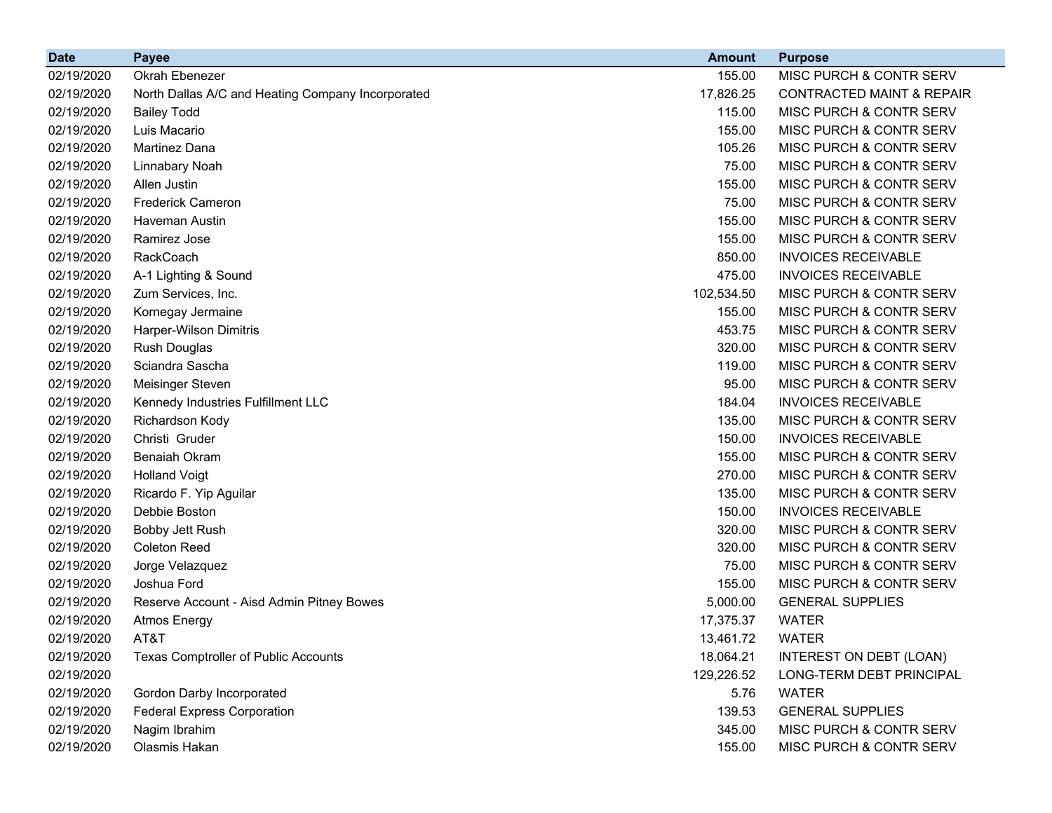| Date | Payee | Amount | Purpose |
|---|---|---:|---|
| 02/19/2020 | Okrah Ebenezer | 155.00 | MISC PURCH & CONTR SERV |
| 02/19/2020 | North Dallas A/C and Heating Company Incorporated | 17,826.25 | CONTRACTED MAINT & REPAIR |
| 02/19/2020 | Bailey Todd | 115.00 | MISC PURCH & CONTR SERV |
| 02/19/2020 | Luis Macario | 155.00 | MISC PURCH & CONTR SERV |
| 02/19/2020 | Martinez Dana | 105.26 | MISC PURCH & CONTR SERV |
| 02/19/2020 | Linnabary Noah | 75.00 | MISC PURCH & CONTR SERV |
| 02/19/2020 | Allen Justin | 155.00 | MISC PURCH & CONTR SERV |
| 02/19/2020 | Frederick Cameron | 75.00 | MISC PURCH & CONTR SERV |
| 02/19/2020 | Haveman Austin | 155.00 | MISC PURCH & CONTR SERV |
| 02/19/2020 | Ramirez Jose | 155.00 | MISC PURCH & CONTR SERV |
| 02/19/2020 | RackCoach | 850.00 | INVOICES RECEIVABLE |
| 02/19/2020 | A-1 Lighting & Sound | 475.00 | INVOICES RECEIVABLE |
| 02/19/2020 | Zum Services, Inc. | 102,534.50 | MISC PURCH & CONTR SERV |
| 02/19/2020 | Kornegay Jermaine | 155.00 | MISC PURCH & CONTR SERV |
| 02/19/2020 | Harper-Wilson Dimitris | 453.75 | MISC PURCH & CONTR SERV |
| 02/19/2020 | Rush Douglas | 320.00 | MISC PURCH & CONTR SERV |
| 02/19/2020 | Sciandra Sascha | 119.00 | MISC PURCH & CONTR SERV |
| 02/19/2020 | Meisinger Steven | 95.00 | MISC PURCH & CONTR SERV |
| 02/19/2020 | Kennedy Industries Fulfillment LLC | 184.04 | INVOICES RECEIVABLE |
| 02/19/2020 | Richardson Kody | 135.00 | MISC PURCH & CONTR SERV |
| 02/19/2020 | Christi Gruder | 150.00 | INVOICES RECEIVABLE |
| 02/19/2020 | Benaiah Okram | 155.00 | MISC PURCH & CONTR SERV |
| 02/19/2020 | Holland Voigt | 270.00 | MISC PURCH & CONTR SERV |
| 02/19/2020 | Ricardo F. Yip Aguilar | 135.00 | MISC PURCH & CONTR SERV |
| 02/19/2020 | Debbie Boston | 150.00 | INVOICES RECEIVABLE |
| 02/19/2020 | Bobby Jett Rush | 320.00 | MISC PURCH & CONTR SERV |
| 02/19/2020 | Coleton Reed | 320.00 | MISC PURCH & CONTR SERV |
| 02/19/2020 | Jorge Velazquez | 75.00 | MISC PURCH & CONTR SERV |
| 02/19/2020 | Joshua Ford | 155.00 | MISC PURCH & CONTR SERV |
| 02/19/2020 | Reserve Account - Aisd Admin Pitney Bowes | 5,000.00 | GENERAL SUPPLIES |
| 02/19/2020 | Atmos Energy | 17,375.37 | WATER |
| 02/19/2020 | AT&T | 13,461.72 | WATER |
| 02/19/2020 | Texas Comptroller of Public Accounts | 18,064.21 | INTEREST ON DEBT (LOAN) |
| 02/19/2020 | | 129,226.52 | LONG-TERM DEBT PRINCIPAL |
| 02/19/2020 | Gordon Darby Incorporated | 5.76 | WATER |
| 02/19/2020 | Federal Express Corporation | 139.53 | GENERAL SUPPLIES |
| 02/19/2020 | Nagim Ibrahim | 345.00 | MISC PURCH & CONTR SERV |
| 02/19/2020 | Olasmis Hakan | 155.00 | MISC PURCH & CONTR SERV |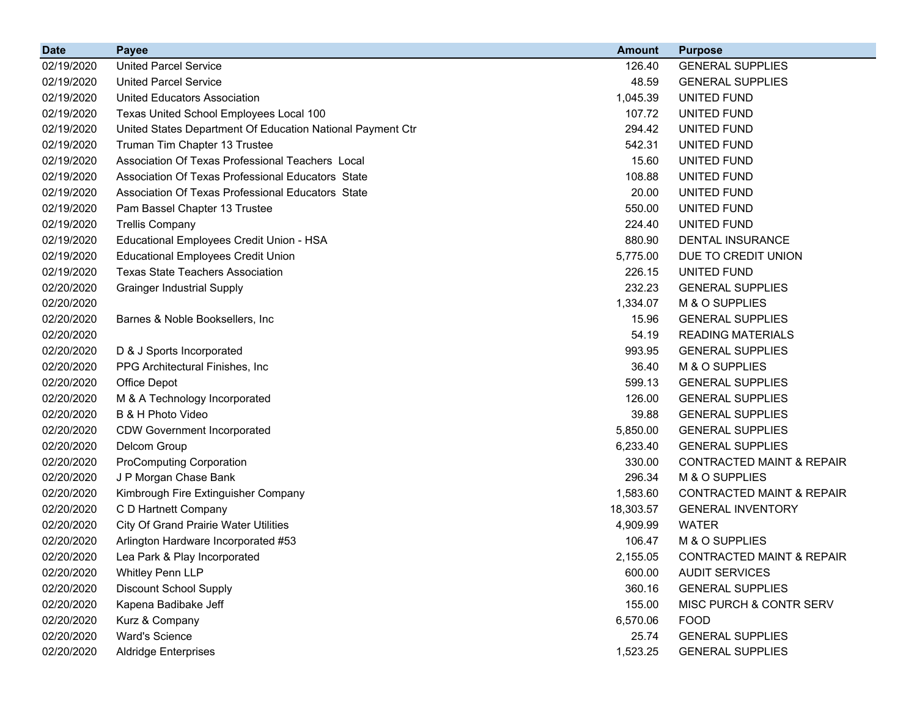| Date | Payee | Amount | Purpose |
|---|---|---|---|
| 02/19/2020 | United Parcel Service | 126.40 | GENERAL SUPPLIES |
| 02/19/2020 | United Parcel Service | 48.59 | GENERAL SUPPLIES |
| 02/19/2020 | United Educators Association | 1,045.39 | UNITED FUND |
| 02/19/2020 | Texas United School Employees Local 100 | 107.72 | UNITED FUND |
| 02/19/2020 | United States Department Of Education National Payment Ctr | 294.42 | UNITED FUND |
| 02/19/2020 | Truman Tim Chapter 13 Trustee | 542.31 | UNITED FUND |
| 02/19/2020 | Association Of Texas Professional Teachers  Local | 15.60 | UNITED FUND |
| 02/19/2020 | Association Of Texas Professional Educators  State | 108.88 | UNITED FUND |
| 02/19/2020 | Association Of Texas Professional Educators  State | 20.00 | UNITED FUND |
| 02/19/2020 | Pam Bassel Chapter 13 Trustee | 550.00 | UNITED FUND |
| 02/19/2020 | Trellis Company | 224.40 | UNITED FUND |
| 02/19/2020 | Educational Employees Credit Union - HSA | 880.90 | DENTAL INSURANCE |
| 02/19/2020 | Educational Employees Credit Union | 5,775.00 | DUE TO CREDIT UNION |
| 02/19/2020 | Texas State Teachers Association | 226.15 | UNITED FUND |
| 02/20/2020 | Grainger Industrial Supply | 232.23 | GENERAL SUPPLIES |
| 02/20/2020 | | 1,334.07 | M & O SUPPLIES |
| 02/20/2020 | Barnes & Noble Booksellers, Inc | 15.96 | GENERAL SUPPLIES |
| 02/20/2020 | | 54.19 | READING MATERIALS |
| 02/20/2020 | D & J Sports Incorporated | 993.95 | GENERAL SUPPLIES |
| 02/20/2020 | PPG Architectural Finishes, Inc | 36.40 | M & O SUPPLIES |
| 02/20/2020 | Office Depot | 599.13 | GENERAL SUPPLIES |
| 02/20/2020 | M & A Technology Incorporated | 126.00 | GENERAL SUPPLIES |
| 02/20/2020 | B & H Photo Video | 39.88 | GENERAL SUPPLIES |
| 02/20/2020 | CDW Government Incorporated | 5,850.00 | GENERAL SUPPLIES |
| 02/20/2020 | Delcom Group | 6,233.40 | GENERAL SUPPLIES |
| 02/20/2020 | ProComputing Corporation | 330.00 | CONTRACTED MAINT & REPAIR |
| 02/20/2020 | J P Morgan Chase Bank | 296.34 | M & O SUPPLIES |
| 02/20/2020 | Kimbrough Fire Extinguisher Company | 1,583.60 | CONTRACTED MAINT & REPAIR |
| 02/20/2020 | C D Hartnett Company | 18,303.57 | GENERAL INVENTORY |
| 02/20/2020 | City Of Grand Prairie Water Utilities | 4,909.99 | WATER |
| 02/20/2020 | Arlington Hardware Incorporated #53 | 106.47 | M & O SUPPLIES |
| 02/20/2020 | Lea Park & Play Incorporated | 2,155.05 | CONTRACTED MAINT & REPAIR |
| 02/20/2020 | Whitley Penn LLP | 600.00 | AUDIT SERVICES |
| 02/20/2020 | Discount School Supply | 360.16 | GENERAL SUPPLIES |
| 02/20/2020 | Kapena Badibake Jeff | 155.00 | MISC PURCH & CONTR SERV |
| 02/20/2020 | Kurz & Company | 6,570.06 | FOOD |
| 02/20/2020 | Ward's Science | 25.74 | GENERAL SUPPLIES |
| 02/20/2020 | Aldridge Enterprises | 1,523.25 | GENERAL SUPPLIES |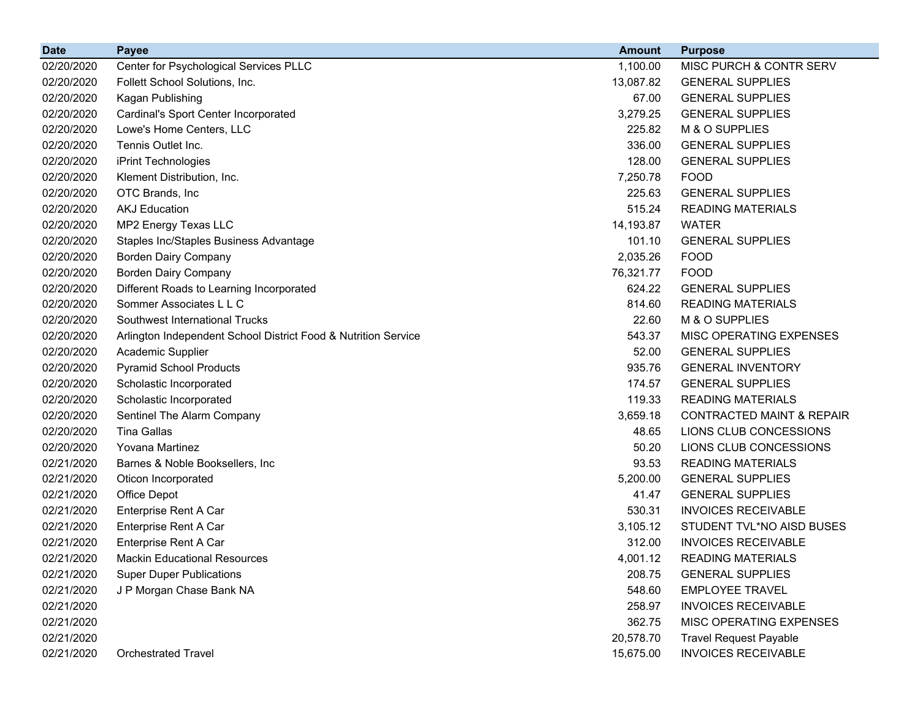| Date | Payee | Amount | Purpose |
|---|---|---|---|
| 02/20/2020 | Center for Psychological Services PLLC | 1,100.00 | MISC PURCH & CONTR SERV |
| 02/20/2020 | Follett School Solutions, Inc. | 13,087.82 | GENERAL SUPPLIES |
| 02/20/2020 | Kagan Publishing | 67.00 | GENERAL SUPPLIES |
| 02/20/2020 | Cardinal's Sport Center Incorporated | 3,279.25 | GENERAL SUPPLIES |
| 02/20/2020 | Lowe's Home Centers, LLC | 225.82 | M & O SUPPLIES |
| 02/20/2020 | Tennis Outlet Inc. | 336.00 | GENERAL SUPPLIES |
| 02/20/2020 | iPrint Technologies | 128.00 | GENERAL SUPPLIES |
| 02/20/2020 | Klement Distribution, Inc. | 7,250.78 | FOOD |
| 02/20/2020 | OTC Brands, Inc | 225.63 | GENERAL SUPPLIES |
| 02/20/2020 | AKJ Education | 515.24 | READING MATERIALS |
| 02/20/2020 | MP2 Energy Texas LLC | 14,193.87 | WATER |
| 02/20/2020 | Staples Inc/Staples Business Advantage | 101.10 | GENERAL SUPPLIES |
| 02/20/2020 | Borden Dairy Company | 2,035.26 | FOOD |
| 02/20/2020 | Borden Dairy Company | 76,321.77 | FOOD |
| 02/20/2020 | Different Roads to Learning Incorporated | 624.22 | GENERAL SUPPLIES |
| 02/20/2020 | Sommer Associates L L C | 814.60 | READING MATERIALS |
| 02/20/2020 | Southwest International Trucks | 22.60 | M & O SUPPLIES |
| 02/20/2020 | Arlington Independent School District Food & Nutrition Service | 543.37 | MISC OPERATING EXPENSES |
| 02/20/2020 | Academic Supplier | 52.00 | GENERAL SUPPLIES |
| 02/20/2020 | Pyramid School Products | 935.76 | GENERAL INVENTORY |
| 02/20/2020 | Scholastic Incorporated | 174.57 | GENERAL SUPPLIES |
| 02/20/2020 | Scholastic Incorporated | 119.33 | READING MATERIALS |
| 02/20/2020 | Sentinel The Alarm Company | 3,659.18 | CONTRACTED MAINT & REPAIR |
| 02/20/2020 | Tina Gallas | 48.65 | LIONS CLUB CONCESSIONS |
| 02/20/2020 | Yovana Martinez | 50.20 | LIONS CLUB CONCESSIONS |
| 02/21/2020 | Barnes & Noble Booksellers, Inc | 93.53 | READING MATERIALS |
| 02/21/2020 | Oticon Incorporated | 5,200.00 | GENERAL SUPPLIES |
| 02/21/2020 | Office Depot | 41.47 | GENERAL SUPPLIES |
| 02/21/2020 | Enterprise Rent A Car | 530.31 | INVOICES RECEIVABLE |
| 02/21/2020 | Enterprise Rent A Car | 3,105.12 | STUDENT TVL*NO AISD BUSES |
| 02/21/2020 | Enterprise Rent A Car | 312.00 | INVOICES RECEIVABLE |
| 02/21/2020 | Mackin Educational Resources | 4,001.12 | READING MATERIALS |
| 02/21/2020 | Super Duper Publications | 208.75 | GENERAL SUPPLIES |
| 02/21/2020 | J P Morgan Chase Bank NA | 548.60 | EMPLOYEE TRAVEL |
| 02/21/2020 | | 258.97 | INVOICES RECEIVABLE |
| 02/21/2020 | | 362.75 | MISC OPERATING EXPENSES |
| 02/21/2020 | | 20,578.70 | Travel Request Payable |
| 02/21/2020 | Orchestrated Travel | 15,675.00 | INVOICES RECEIVABLE |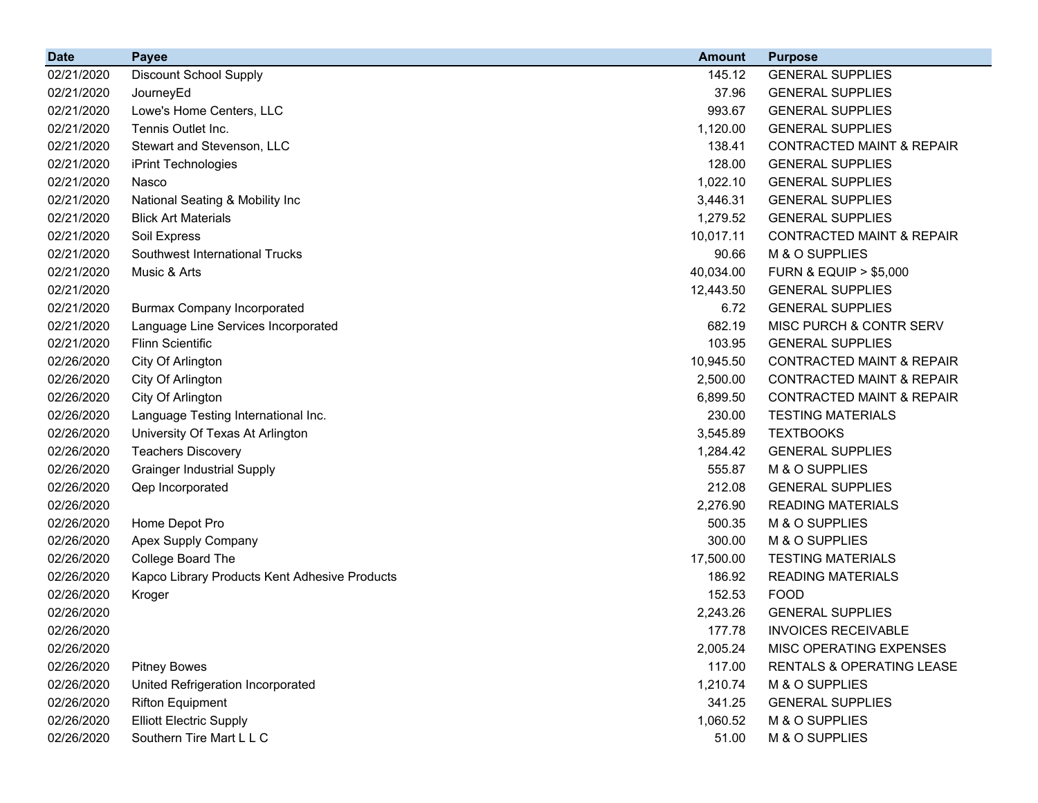| Date | Payee | Amount | Purpose |
|---|---|---|---|
| 02/21/2020 | Discount School Supply | 145.12 | GENERAL SUPPLIES |
| 02/21/2020 | JourneyEd | 37.96 | GENERAL SUPPLIES |
| 02/21/2020 | Lowe's Home Centers, LLC | 993.67 | GENERAL SUPPLIES |
| 02/21/2020 | Tennis Outlet Inc. | 1,120.00 | GENERAL SUPPLIES |
| 02/21/2020 | Stewart and Stevenson, LLC | 138.41 | CONTRACTED MAINT & REPAIR |
| 02/21/2020 | iPrint Technologies | 128.00 | GENERAL SUPPLIES |
| 02/21/2020 | Nasco | 1,022.10 | GENERAL SUPPLIES |
| 02/21/2020 | National Seating & Mobility Inc | 3,446.31 | GENERAL SUPPLIES |
| 02/21/2020 | Blick Art Materials | 1,279.52 | GENERAL SUPPLIES |
| 02/21/2020 | Soil Express | 10,017.11 | CONTRACTED MAINT & REPAIR |
| 02/21/2020 | Southwest International Trucks | 90.66 | M & O SUPPLIES |
| 02/21/2020 | Music & Arts | 40,034.00 | FURN & EQUIP > $5,000 |
| 02/21/2020 | | 12,443.50 | GENERAL SUPPLIES |
| 02/21/2020 | Burmax Company Incorporated | 6.72 | GENERAL SUPPLIES |
| 02/21/2020 | Language Line Services Incorporated | 682.19 | MISC PURCH & CONTR SERV |
| 02/21/2020 | Flinn Scientific | 103.95 | GENERAL SUPPLIES |
| 02/26/2020 | City Of Arlington | 10,945.50 | CONTRACTED MAINT & REPAIR |
| 02/26/2020 | City Of Arlington | 2,500.00 | CONTRACTED MAINT & REPAIR |
| 02/26/2020 | City Of Arlington | 6,899.50 | CONTRACTED MAINT & REPAIR |
| 02/26/2020 | Language Testing International Inc. | 230.00 | TESTING MATERIALS |
| 02/26/2020 | University Of Texas At Arlington | 3,545.89 | TEXTBOOKS |
| 02/26/2020 | Teachers Discovery | 1,284.42 | GENERAL SUPPLIES |
| 02/26/2020 | Grainger Industrial Supply | 555.87 | M & O SUPPLIES |
| 02/26/2020 | Qep Incorporated | 212.08 | GENERAL SUPPLIES |
| 02/26/2020 | | 2,276.90 | READING MATERIALS |
| 02/26/2020 | Home Depot Pro | 500.35 | M & O SUPPLIES |
| 02/26/2020 | Apex Supply Company | 300.00 | M & O SUPPLIES |
| 02/26/2020 | College Board The | 17,500.00 | TESTING MATERIALS |
| 02/26/2020 | Kapco Library Products Kent Adhesive Products | 186.92 | READING MATERIALS |
| 02/26/2020 | Kroger | 152.53 | FOOD |
| 02/26/2020 | | 2,243.26 | GENERAL SUPPLIES |
| 02/26/2020 | | 177.78 | INVOICES RECEIVABLE |
| 02/26/2020 | | 2,005.24 | MISC OPERATING EXPENSES |
| 02/26/2020 | Pitney Bowes | 117.00 | RENTALS & OPERATING LEASE |
| 02/26/2020 | United Refrigeration Incorporated | 1,210.74 | M & O SUPPLIES |
| 02/26/2020 | Rifton Equipment | 341.25 | GENERAL SUPPLIES |
| 02/26/2020 | Elliott Electric Supply | 1,060.52 | M & O SUPPLIES |
| 02/26/2020 | Southern Tire Mart L L C | 51.00 | M & O SUPPLIES |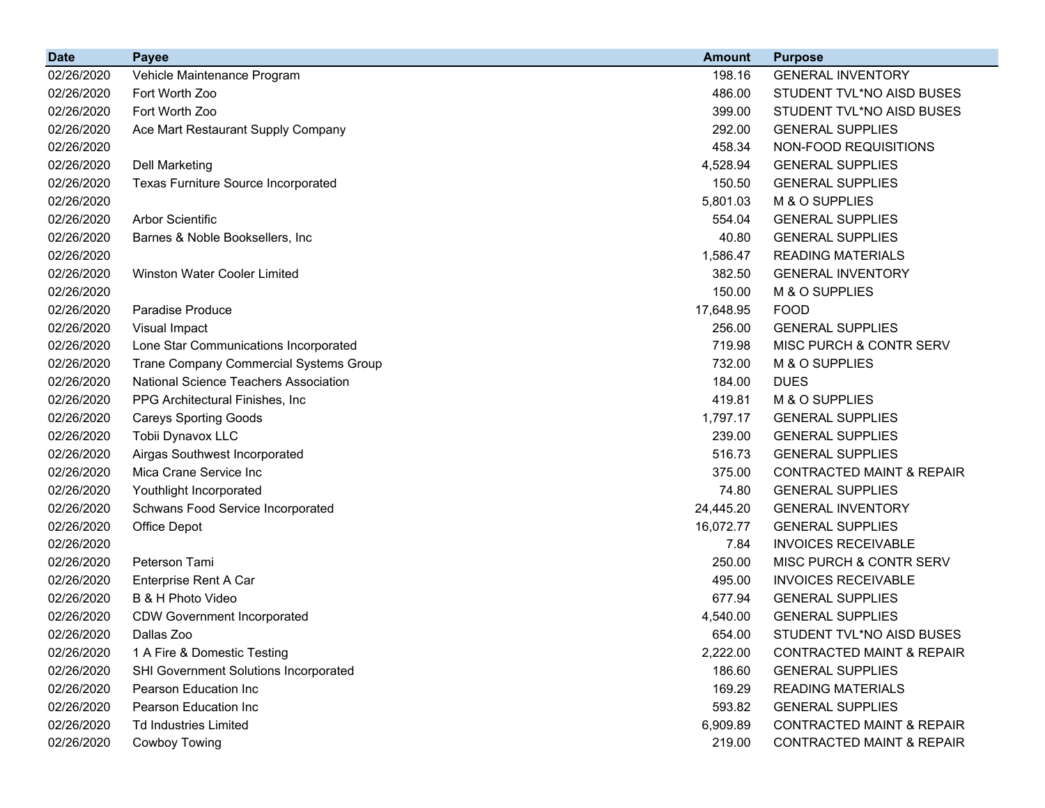| Date | Payee | Amount | Purpose |
| --- | --- | --- | --- |
| 02/26/2020 | Vehicle Maintenance Program | 198.16 | GENERAL INVENTORY |
| 02/26/2020 | Fort Worth Zoo | 486.00 | STUDENT TVL*NO AISD BUSES |
| 02/26/2020 | Fort Worth Zoo | 399.00 | STUDENT TVL*NO AISD BUSES |
| 02/26/2020 | Ace Mart Restaurant Supply Company | 292.00 | GENERAL SUPPLIES |
| 02/26/2020 | | 458.34 | NON-FOOD REQUISITIONS |
| 02/26/2020 | Dell Marketing | 4,528.94 | GENERAL SUPPLIES |
| 02/26/2020 | Texas Furniture Source Incorporated | 150.50 | GENERAL SUPPLIES |
| 02/26/2020 | | 5,801.03 | M & O SUPPLIES |
| 02/26/2020 | Arbor Scientific | 554.04 | GENERAL SUPPLIES |
| 02/26/2020 | Barnes & Noble Booksellers, Inc | 40.80 | GENERAL SUPPLIES |
| 02/26/2020 | | 1,586.47 | READING MATERIALS |
| 02/26/2020 | Winston Water Cooler Limited | 382.50 | GENERAL INVENTORY |
| 02/26/2020 | | 150.00 | M & O SUPPLIES |
| 02/26/2020 | Paradise Produce | 17,648.95 | FOOD |
| 02/26/2020 | Visual Impact | 256.00 | GENERAL SUPPLIES |
| 02/26/2020 | Lone Star Communications Incorporated | 719.98 | MISC PURCH & CONTR SERV |
| 02/26/2020 | Trane Company Commercial Systems Group | 732.00 | M & O SUPPLIES |
| 02/26/2020 | National Science Teachers Association | 184.00 | DUES |
| 02/26/2020 | PPG Architectural Finishes, Inc | 419.81 | M & O SUPPLIES |
| 02/26/2020 | Careys Sporting Goods | 1,797.17 | GENERAL SUPPLIES |
| 02/26/2020 | Tobii Dynavox LLC | 239.00 | GENERAL SUPPLIES |
| 02/26/2020 | Airgas Southwest Incorporated | 516.73 | GENERAL SUPPLIES |
| 02/26/2020 | Mica Crane Service Inc | 375.00 | CONTRACTED MAINT & REPAIR |
| 02/26/2020 | Youthlight Incorporated | 74.80 | GENERAL SUPPLIES |
| 02/26/2020 | Schwans Food Service Incorporated | 24,445.20 | GENERAL INVENTORY |
| 02/26/2020 | Office Depot | 16,072.77 | GENERAL SUPPLIES |
| 02/26/2020 | | 7.84 | INVOICES RECEIVABLE |
| 02/26/2020 | Peterson Tami | 250.00 | MISC PURCH & CONTR SERV |
| 02/26/2020 | Enterprise Rent A Car | 495.00 | INVOICES RECEIVABLE |
| 02/26/2020 | B & H Photo Video | 677.94 | GENERAL SUPPLIES |
| 02/26/2020 | CDW Government Incorporated | 4,540.00 | GENERAL SUPPLIES |
| 02/26/2020 | Dallas Zoo | 654.00 | STUDENT TVL*NO AISD BUSES |
| 02/26/2020 | 1 A Fire & Domestic Testing | 2,222.00 | CONTRACTED MAINT & REPAIR |
| 02/26/2020 | SHI Government Solutions Incorporated | 186.60 | GENERAL SUPPLIES |
| 02/26/2020 | Pearson Education Inc | 169.29 | READING MATERIALS |
| 02/26/2020 | Pearson Education Inc | 593.82 | GENERAL SUPPLIES |
| 02/26/2020 | Td Industries Limited | 6,909.89 | CONTRACTED MAINT & REPAIR |
| 02/26/2020 | Cowboy Towing | 219.00 | CONTRACTED MAINT & REPAIR |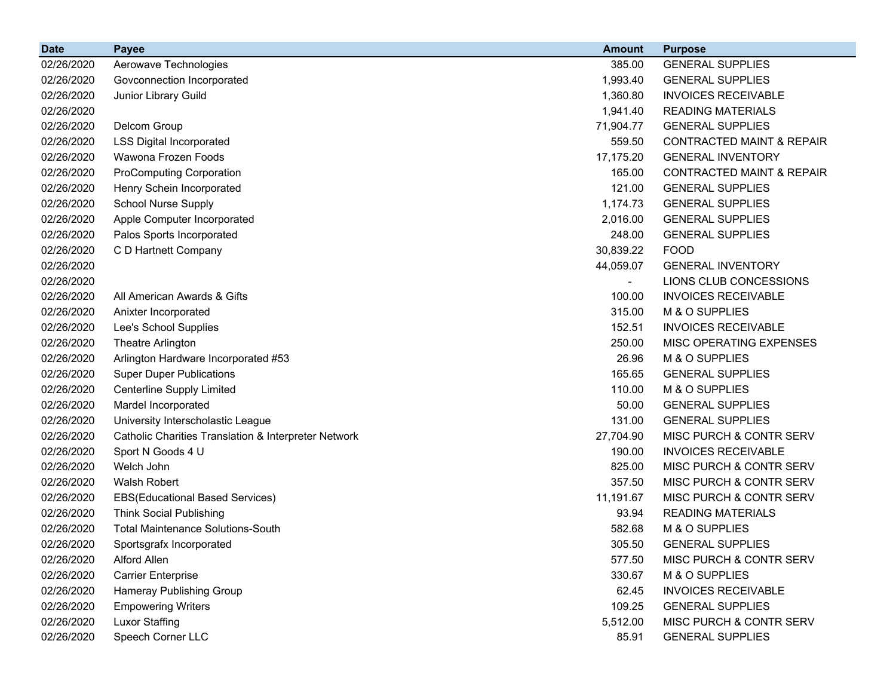| Date | Payee | Amount | Purpose |
|---|---|---|---|
| 02/26/2020 | Aerowave Technologies | 385.00 | GENERAL SUPPLIES |
| 02/26/2020 | Govconnection Incorporated | 1,993.40 | GENERAL SUPPLIES |
| 02/26/2020 | Junior Library Guild | 1,360.80 | INVOICES RECEIVABLE |
| 02/26/2020 | | 1,941.40 | READING MATERIALS |
| 02/26/2020 | Delcom Group | 71,904.77 | GENERAL SUPPLIES |
| 02/26/2020 | LSS Digital Incorporated | 559.50 | CONTRACTED MAINT & REPAIR |
| 02/26/2020 | Wawona Frozen Foods | 17,175.20 | GENERAL INVENTORY |
| 02/26/2020 | ProComputing Corporation | 165.00 | CONTRACTED MAINT & REPAIR |
| 02/26/2020 | Henry Schein Incorporated | 121.00 | GENERAL SUPPLIES |
| 02/26/2020 | School Nurse Supply | 1,174.73 | GENERAL SUPPLIES |
| 02/26/2020 | Apple Computer Incorporated | 2,016.00 | GENERAL SUPPLIES |
| 02/26/2020 | Palos Sports Incorporated | 248.00 | GENERAL SUPPLIES |
| 02/26/2020 | C D Hartnett Company | 30,839.22 | FOOD |
| 02/26/2020 | | 44,059.07 | GENERAL INVENTORY |
| 02/26/2020 | | - | LIONS CLUB CONCESSIONS |
| 02/26/2020 | All American Awards & Gifts | 100.00 | INVOICES RECEIVABLE |
| 02/26/2020 | Anixter Incorporated | 315.00 | M & O SUPPLIES |
| 02/26/2020 | Lee's School Supplies | 152.51 | INVOICES RECEIVABLE |
| 02/26/2020 | Theatre Arlington | 250.00 | MISC OPERATING EXPENSES |
| 02/26/2020 | Arlington Hardware Incorporated #53 | 26.96 | M & O SUPPLIES |
| 02/26/2020 | Super Duper Publications | 165.65 | GENERAL SUPPLIES |
| 02/26/2020 | Centerline Supply Limited | 110.00 | M & O SUPPLIES |
| 02/26/2020 | Mardel Incorporated | 50.00 | GENERAL SUPPLIES |
| 02/26/2020 | University Interscholastic League | 131.00 | GENERAL SUPPLIES |
| 02/26/2020 | Catholic Charities Translation & Interpreter Network | 27,704.90 | MISC PURCH & CONTR SERV |
| 02/26/2020 | Sport N Goods 4 U | 190.00 | INVOICES RECEIVABLE |
| 02/26/2020 | Welch John | 825.00 | MISC PURCH & CONTR SERV |
| 02/26/2020 | Walsh Robert | 357.50 | MISC PURCH & CONTR SERV |
| 02/26/2020 | EBS(Educational Based Services) | 11,191.67 | MISC PURCH & CONTR SERV |
| 02/26/2020 | Think Social Publishing | 93.94 | READING MATERIALS |
| 02/26/2020 | Total Maintenance Solutions-South | 582.68 | M & O SUPPLIES |
| 02/26/2020 | Sportsgrafx Incorporated | 305.50 | GENERAL SUPPLIES |
| 02/26/2020 | Alford Allen | 577.50 | MISC PURCH & CONTR SERV |
| 02/26/2020 | Carrier Enterprise | 330.67 | M & O SUPPLIES |
| 02/26/2020 | Hameray Publishing Group | 62.45 | INVOICES RECEIVABLE |
| 02/26/2020 | Empowering Writers | 109.25 | GENERAL SUPPLIES |
| 02/26/2020 | Luxor Staffing | 5,512.00 | MISC PURCH & CONTR SERV |
| 02/26/2020 | Speech Corner LLC | 85.91 | GENERAL SUPPLIES |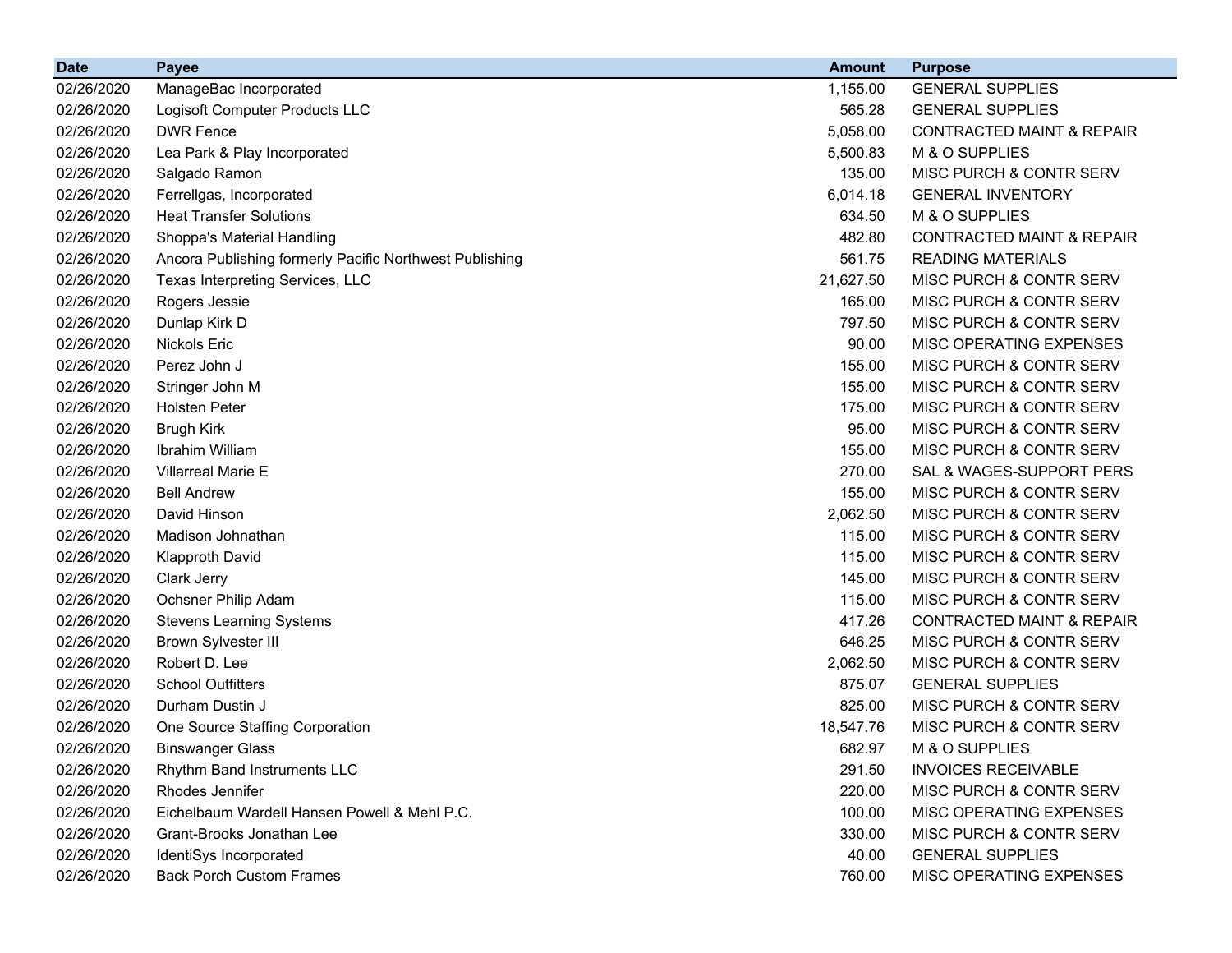| Date | Payee | Amount | Purpose |
|---|---|---|---|
| 02/26/2020 | ManageBac Incorporated | 1,155.00 | GENERAL SUPPLIES |
| 02/26/2020 | Logisoft Computer Products LLC | 565.28 | GENERAL SUPPLIES |
| 02/26/2020 | DWR Fence | 5,058.00 | CONTRACTED MAINT & REPAIR |
| 02/26/2020 | Lea Park & Play Incorporated | 5,500.83 | M & O SUPPLIES |
| 02/26/2020 | Salgado Ramon | 135.00 | MISC PURCH & CONTR SERV |
| 02/26/2020 | Ferrellgas, Incorporated | 6,014.18 | GENERAL INVENTORY |
| 02/26/2020 | Heat Transfer Solutions | 634.50 | M & O SUPPLIES |
| 02/26/2020 | Shoppa's Material Handling | 482.80 | CONTRACTED MAINT & REPAIR |
| 02/26/2020 | Ancora Publishing formerly Pacific Northwest Publishing | 561.75 | READING MATERIALS |
| 02/26/2020 | Texas Interpreting Services, LLC | 21,627.50 | MISC PURCH & CONTR SERV |
| 02/26/2020 | Rogers Jessie | 165.00 | MISC PURCH & CONTR SERV |
| 02/26/2020 | Dunlap Kirk D | 797.50 | MISC PURCH & CONTR SERV |
| 02/26/2020 | Nickols Eric | 90.00 | MISC OPERATING EXPENSES |
| 02/26/2020 | Perez John J | 155.00 | MISC PURCH & CONTR SERV |
| 02/26/2020 | Stringer John M | 155.00 | MISC PURCH & CONTR SERV |
| 02/26/2020 | Holsten Peter | 175.00 | MISC PURCH & CONTR SERV |
| 02/26/2020 | Brugh Kirk | 95.00 | MISC PURCH & CONTR SERV |
| 02/26/2020 | Ibrahim William | 155.00 | MISC PURCH & CONTR SERV |
| 02/26/2020 | Villarreal Marie E | 270.00 | SAL & WAGES-SUPPORT PERS |
| 02/26/2020 | Bell Andrew | 155.00 | MISC PURCH & CONTR SERV |
| 02/26/2020 | David Hinson | 2,062.50 | MISC PURCH & CONTR SERV |
| 02/26/2020 | Madison Johnathan | 115.00 | MISC PURCH & CONTR SERV |
| 02/26/2020 | Klapproth David | 115.00 | MISC PURCH & CONTR SERV |
| 02/26/2020 | Clark Jerry | 145.00 | MISC PURCH & CONTR SERV |
| 02/26/2020 | Ochsner Philip Adam | 115.00 | MISC PURCH & CONTR SERV |
| 02/26/2020 | Stevens Learning Systems | 417.26 | CONTRACTED MAINT & REPAIR |
| 02/26/2020 | Brown Sylvester III | 646.25 | MISC PURCH & CONTR SERV |
| 02/26/2020 | Robert D. Lee | 2,062.50 | MISC PURCH & CONTR SERV |
| 02/26/2020 | School Outfitters | 875.07 | GENERAL SUPPLIES |
| 02/26/2020 | Durham Dustin J | 825.00 | MISC PURCH & CONTR SERV |
| 02/26/2020 | One Source Staffing Corporation | 18,547.76 | MISC PURCH & CONTR SERV |
| 02/26/2020 | Binswanger Glass | 682.97 | M & O SUPPLIES |
| 02/26/2020 | Rhythm Band Instruments LLC | 291.50 | INVOICES RECEIVABLE |
| 02/26/2020 | Rhodes Jennifer | 220.00 | MISC PURCH & CONTR SERV |
| 02/26/2020 | Eichelbaum Wardell Hansen Powell & Mehl P.C. | 100.00 | MISC OPERATING EXPENSES |
| 02/26/2020 | Grant-Brooks Jonathan Lee | 330.00 | MISC PURCH & CONTR SERV |
| 02/26/2020 | IdentiSys Incorporated | 40.00 | GENERAL SUPPLIES |
| 02/26/2020 | Back Porch Custom Frames | 760.00 | MISC OPERATING EXPENSES |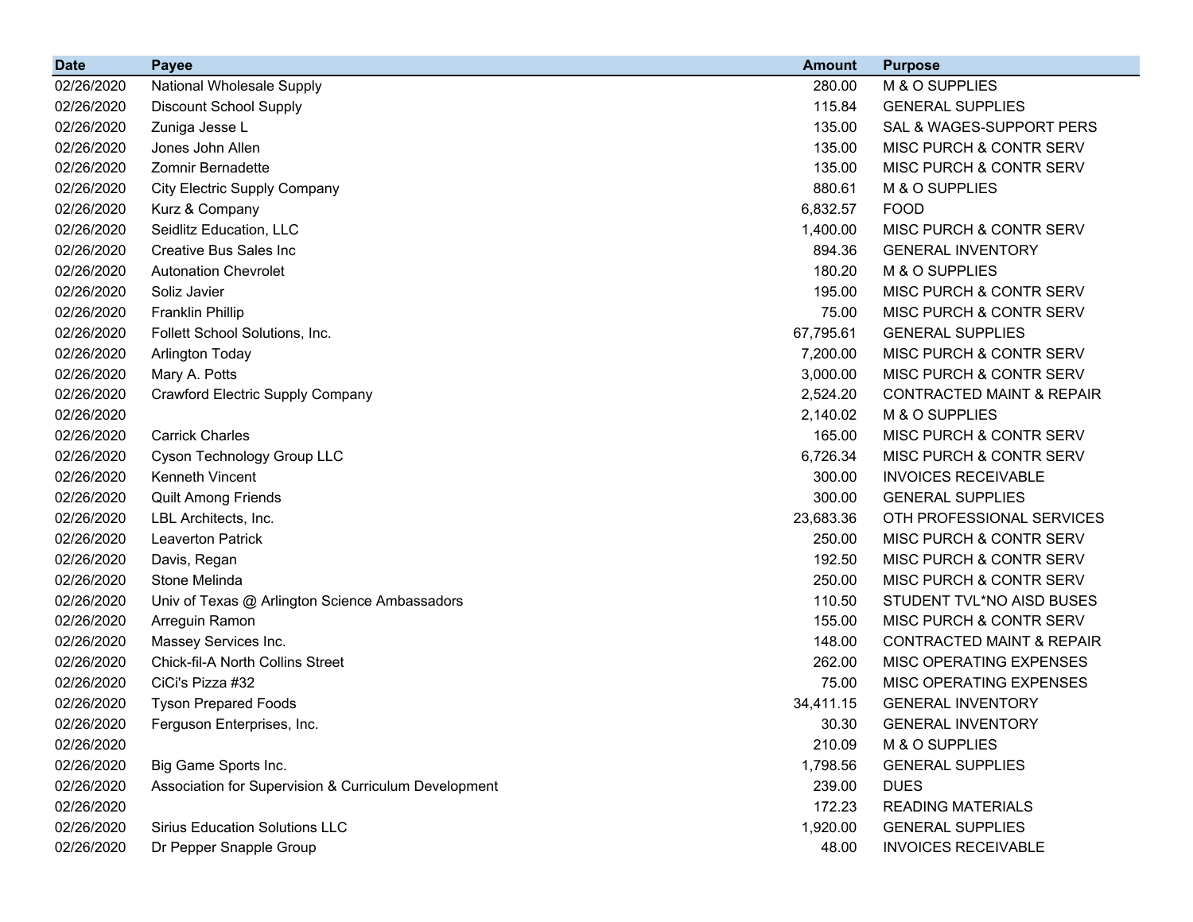| Date | Payee | Amount | Purpose |
|---|---|---|---|
| 02/26/2020 | National Wholesale Supply | 280.00 | M & O SUPPLIES |
| 02/26/2020 | Discount School Supply | 115.84 | GENERAL SUPPLIES |
| 02/26/2020 | Zuniga Jesse L | 135.00 | SAL & WAGES-SUPPORT PERS |
| 02/26/2020 | Jones John Allen | 135.00 | MISC PURCH & CONTR SERV |
| 02/26/2020 | Zomnir Bernadette | 135.00 | MISC PURCH & CONTR SERV |
| 02/26/2020 | City Electric Supply Company | 880.61 | M & O SUPPLIES |
| 02/26/2020 | Kurz & Company | 6,832.57 | FOOD |
| 02/26/2020 | Seidlitz Education, LLC | 1,400.00 | MISC PURCH & CONTR SERV |
| 02/26/2020 | Creative Bus Sales Inc | 894.36 | GENERAL INVENTORY |
| 02/26/2020 | Autonation Chevrolet | 180.20 | M & O SUPPLIES |
| 02/26/2020 | Soliz Javier | 195.00 | MISC PURCH & CONTR SERV |
| 02/26/2020 | Franklin Phillip | 75.00 | MISC PURCH & CONTR SERV |
| 02/26/2020 | Follett School Solutions, Inc. | 67,795.61 | GENERAL SUPPLIES |
| 02/26/2020 | Arlington Today | 7,200.00 | MISC PURCH & CONTR SERV |
| 02/26/2020 | Mary A. Potts | 3,000.00 | MISC PURCH & CONTR SERV |
| 02/26/2020 | Crawford Electric Supply Company | 2,524.20 | CONTRACTED MAINT & REPAIR |
| 02/26/2020 | | 2,140.02 | M & O SUPPLIES |
| 02/26/2020 | Carrick Charles | 165.00 | MISC PURCH & CONTR SERV |
| 02/26/2020 | Cyson Technology Group LLC | 6,726.34 | MISC PURCH & CONTR SERV |
| 02/26/2020 | Kenneth Vincent | 300.00 | INVOICES RECEIVABLE |
| 02/26/2020 | Quilt Among Friends | 300.00 | GENERAL SUPPLIES |
| 02/26/2020 | LBL Architects, Inc. | 23,683.36 | OTH PROFESSIONAL SERVICES |
| 02/26/2020 | Leaverton Patrick | 250.00 | MISC PURCH & CONTR SERV |
| 02/26/2020 | Davis, Regan | 192.50 | MISC PURCH & CONTR SERV |
| 02/26/2020 | Stone Melinda | 250.00 | MISC PURCH & CONTR SERV |
| 02/26/2020 | Univ of Texas @ Arlington Science Ambassadors | 110.50 | STUDENT TVL*NO AISD BUSES |
| 02/26/2020 | Arreguin Ramon | 155.00 | MISC PURCH & CONTR SERV |
| 02/26/2020 | Massey Services Inc. | 148.00 | CONTRACTED MAINT & REPAIR |
| 02/26/2020 | Chick-fil-A North Collins Street | 262.00 | MISC OPERATING EXPENSES |
| 02/26/2020 | CiCi's Pizza #32 | 75.00 | MISC OPERATING EXPENSES |
| 02/26/2020 | Tyson Prepared Foods | 34,411.15 | GENERAL INVENTORY |
| 02/26/2020 | Ferguson Enterprises, Inc. | 30.30 | GENERAL INVENTORY |
| 02/26/2020 | | 210.09 | M & O SUPPLIES |
| 02/26/2020 | Big Game Sports Inc. | 1,798.56 | GENERAL SUPPLIES |
| 02/26/2020 | Association for Supervision & Curriculum Development | 239.00 | DUES |
| 02/26/2020 | | 172.23 | READING MATERIALS |
| 02/26/2020 | Sirius Education Solutions LLC | 1,920.00 | GENERAL SUPPLIES |
| 02/26/2020 | Dr Pepper Snapple Group | 48.00 | INVOICES RECEIVABLE |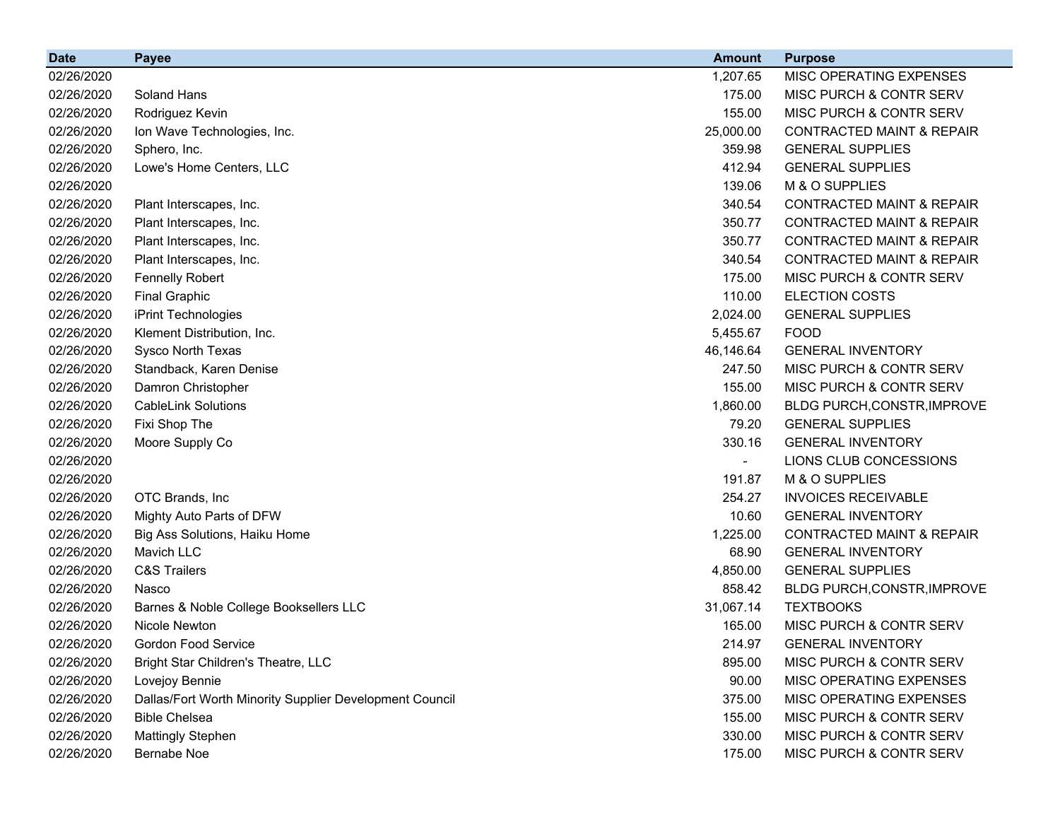| Date | Payee | Amount | Purpose |
| --- | --- | --- | --- |
| 02/26/2020 | | 1,207.65 | MISC OPERATING EXPENSES |
| 02/26/2020 | Soland Hans | 175.00 | MISC PURCH & CONTR SERV |
| 02/26/2020 | Rodriguez Kevin | 155.00 | MISC PURCH & CONTR SERV |
| 02/26/2020 | Ion Wave Technologies, Inc. | 25,000.00 | CONTRACTED MAINT & REPAIR |
| 02/26/2020 | Sphero, Inc. | 359.98 | GENERAL SUPPLIES |
| 02/26/2020 | Lowe's Home Centers, LLC | 412.94 | GENERAL SUPPLIES |
| 02/26/2020 | | 139.06 | M & O SUPPLIES |
| 02/26/2020 | Plant Interscapes, Inc. | 340.54 | CONTRACTED MAINT & REPAIR |
| 02/26/2020 | Plant Interscapes, Inc. | 350.77 | CONTRACTED MAINT & REPAIR |
| 02/26/2020 | Plant Interscapes, Inc. | 350.77 | CONTRACTED MAINT & REPAIR |
| 02/26/2020 | Plant Interscapes, Inc. | 340.54 | CONTRACTED MAINT & REPAIR |
| 02/26/2020 | Fennelly Robert | 175.00 | MISC PURCH & CONTR SERV |
| 02/26/2020 | Final Graphic | 110.00 | ELECTION COSTS |
| 02/26/2020 | iPrint Technologies | 2,024.00 | GENERAL SUPPLIES |
| 02/26/2020 | Klement Distribution, Inc. | 5,455.67 | FOOD |
| 02/26/2020 | Sysco North Texas | 46,146.64 | GENERAL INVENTORY |
| 02/26/2020 | Standback, Karen Denise | 247.50 | MISC PURCH & CONTR SERV |
| 02/26/2020 | Damron Christopher | 155.00 | MISC PURCH & CONTR SERV |
| 02/26/2020 | CableLink Solutions | 1,860.00 | BLDG PURCH,CONSTR,IMPROVE |
| 02/26/2020 | Fixi Shop The | 79.20 | GENERAL SUPPLIES |
| 02/26/2020 | Moore Supply Co | 330.16 | GENERAL INVENTORY |
| 02/26/2020 | | - | LIONS CLUB CONCESSIONS |
| 02/26/2020 | | 191.87 | M & O SUPPLIES |
| 02/26/2020 | OTC Brands, Inc | 254.27 | INVOICES RECEIVABLE |
| 02/26/2020 | Mighty Auto Parts of DFW | 10.60 | GENERAL INVENTORY |
| 02/26/2020 | Big Ass Solutions, Haiku Home | 1,225.00 | CONTRACTED MAINT & REPAIR |
| 02/26/2020 | Mavich LLC | 68.90 | GENERAL INVENTORY |
| 02/26/2020 | C&S Trailers | 4,850.00 | GENERAL SUPPLIES |
| 02/26/2020 | Nasco | 858.42 | BLDG PURCH,CONSTR,IMPROVE |
| 02/26/2020 | Barnes & Noble College Booksellers LLC | 31,067.14 | TEXTBOOKS |
| 02/26/2020 | Nicole Newton | 165.00 | MISC PURCH & CONTR SERV |
| 02/26/2020 | Gordon Food Service | 214.97 | GENERAL INVENTORY |
| 02/26/2020 | Bright Star Children's Theatre, LLC | 895.00 | MISC PURCH & CONTR SERV |
| 02/26/2020 | Lovejoy Bennie | 90.00 | MISC OPERATING EXPENSES |
| 02/26/2020 | Dallas/Fort Worth Minority Supplier Development Council | 375.00 | MISC OPERATING EXPENSES |
| 02/26/2020 | Bible Chelsea | 155.00 | MISC PURCH & CONTR SERV |
| 02/26/2020 | Mattingly Stephen | 330.00 | MISC PURCH & CONTR SERV |
| 02/26/2020 | Bernabe Noe | 175.00 | MISC PURCH & CONTR SERV |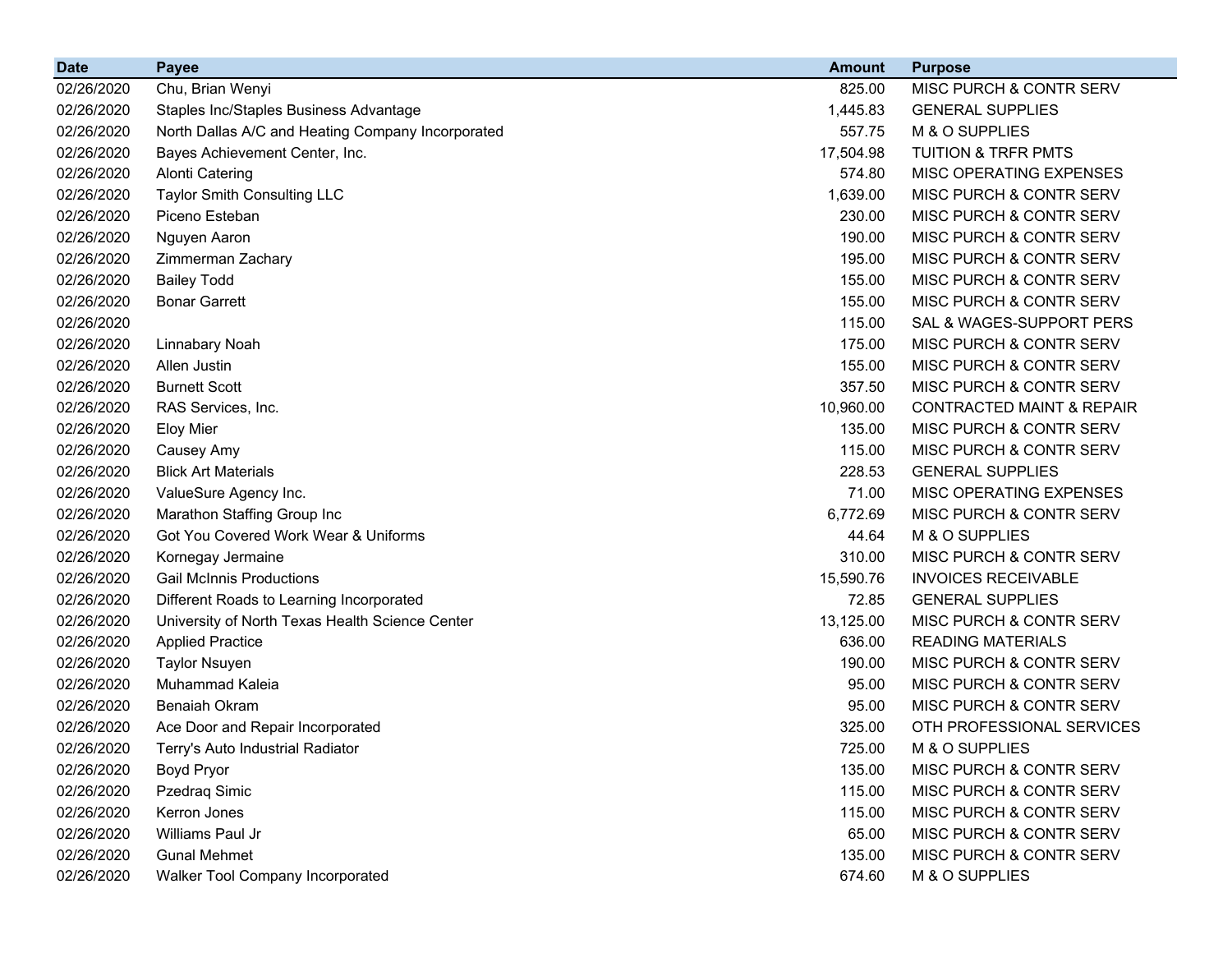| Date | Payee | Amount | Purpose |
|---|---|---|---|
| 02/26/2020 | Chu, Brian Wenyi | 825.00 | MISC PURCH & CONTR SERV |
| 02/26/2020 | Staples Inc/Staples Business Advantage | 1,445.83 | GENERAL SUPPLIES |
| 02/26/2020 | North Dallas A/C and Heating Company Incorporated | 557.75 | M & O SUPPLIES |
| 02/26/2020 | Bayes Achievement Center, Inc. | 17,504.98 | TUITION & TRFR PMTS |
| 02/26/2020 | Alonti Catering | 574.80 | MISC OPERATING EXPENSES |
| 02/26/2020 | Taylor Smith Consulting LLC | 1,639.00 | MISC PURCH & CONTR SERV |
| 02/26/2020 | Piceno Esteban | 230.00 | MISC PURCH & CONTR SERV |
| 02/26/2020 | Nguyen Aaron | 190.00 | MISC PURCH & CONTR SERV |
| 02/26/2020 | Zimmerman Zachary | 195.00 | MISC PURCH & CONTR SERV |
| 02/26/2020 | Bailey Todd | 155.00 | MISC PURCH & CONTR SERV |
| 02/26/2020 | Bonar Garrett | 155.00 | MISC PURCH & CONTR SERV |
| 02/26/2020 | | 115.00 | SAL & WAGES-SUPPORT PERS |
| 02/26/2020 | Linnabary Noah | 175.00 | MISC PURCH & CONTR SERV |
| 02/26/2020 | Allen Justin | 155.00 | MISC PURCH & CONTR SERV |
| 02/26/2020 | Burnett Scott | 357.50 | MISC PURCH & CONTR SERV |
| 02/26/2020 | RAS Services, Inc. | 10,960.00 | CONTRACTED MAINT & REPAIR |
| 02/26/2020 | Eloy Mier | 135.00 | MISC PURCH & CONTR SERV |
| 02/26/2020 | Causey Amy | 115.00 | MISC PURCH & CONTR SERV |
| 02/26/2020 | Blick Art Materials | 228.53 | GENERAL SUPPLIES |
| 02/26/2020 | ValueSure Agency Inc. | 71.00 | MISC OPERATING EXPENSES |
| 02/26/2020 | Marathon Staffing Group Inc | 6,772.69 | MISC PURCH & CONTR SERV |
| 02/26/2020 | Got You Covered Work Wear & Uniforms | 44.64 | M & O SUPPLIES |
| 02/26/2020 | Kornegay Jermaine | 310.00 | MISC PURCH & CONTR SERV |
| 02/26/2020 | Gail McInnis Productions | 15,590.76 | INVOICES RECEIVABLE |
| 02/26/2020 | Different Roads to Learning Incorporated | 72.85 | GENERAL SUPPLIES |
| 02/26/2020 | University of North Texas Health Science Center | 13,125.00 | MISC PURCH & CONTR SERV |
| 02/26/2020 | Applied Practice | 636.00 | READING MATERIALS |
| 02/26/2020 | Taylor Nsuyen | 190.00 | MISC PURCH & CONTR SERV |
| 02/26/2020 | Muhammad Kaleia | 95.00 | MISC PURCH & CONTR SERV |
| 02/26/2020 | Benaiah Okram | 95.00 | MISC PURCH & CONTR SERV |
| 02/26/2020 | Ace Door and Repair Incorporated | 325.00 | OTH PROFESSIONAL SERVICES |
| 02/26/2020 | Terry's Auto Industrial Radiator | 725.00 | M & O SUPPLIES |
| 02/26/2020 | Boyd Pryor | 135.00 | MISC PURCH & CONTR SERV |
| 02/26/2020 | Pzedraq Simic | 115.00 | MISC PURCH & CONTR SERV |
| 02/26/2020 | Kerron Jones | 115.00 | MISC PURCH & CONTR SERV |
| 02/26/2020 | Williams Paul Jr | 65.00 | MISC PURCH & CONTR SERV |
| 02/26/2020 | Gunal Mehmet | 135.00 | MISC PURCH & CONTR SERV |
| 02/26/2020 | Walker Tool Company Incorporated | 674.60 | M & O SUPPLIES |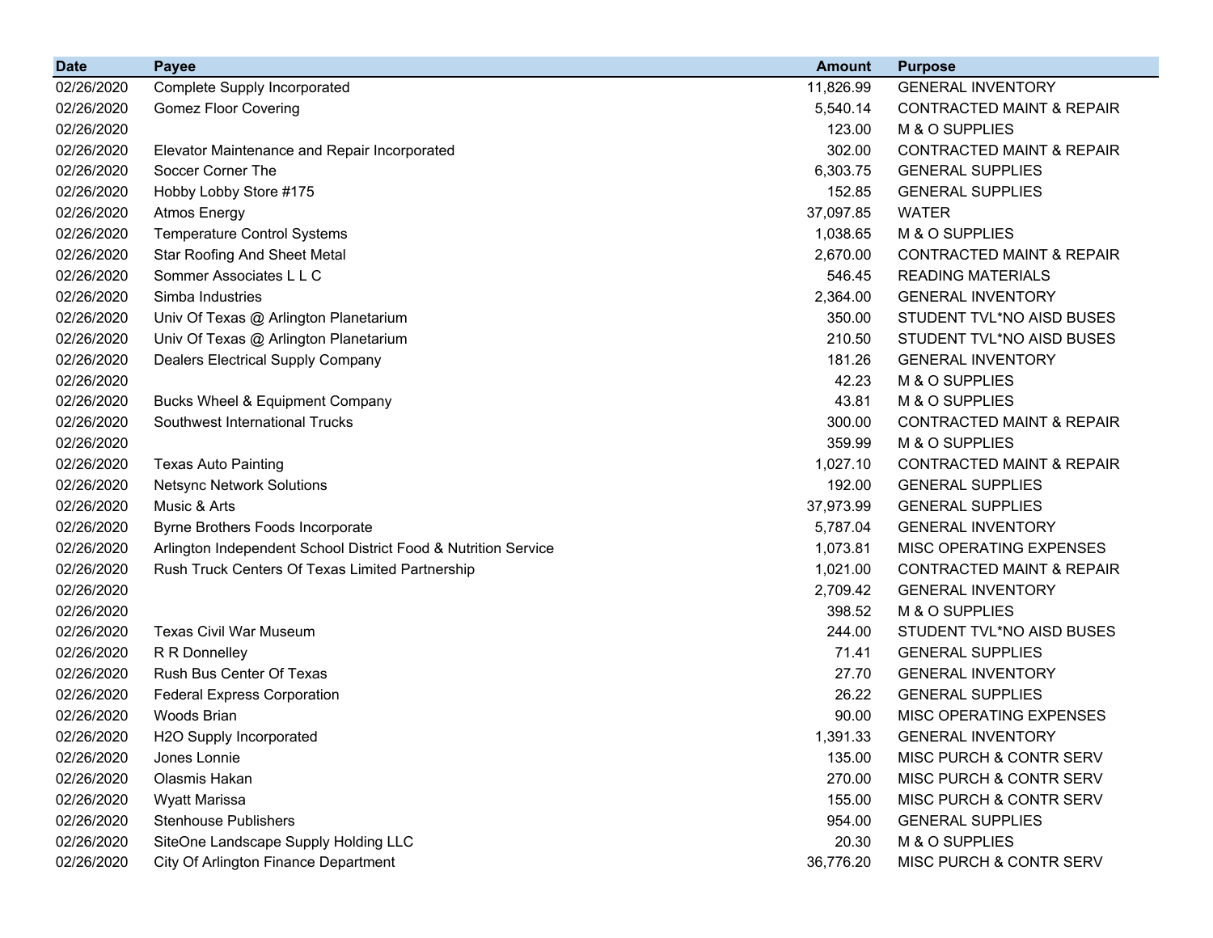| Date | Payee | Amount | Purpose |
|---|---|---|---|
| 02/26/2020 | Complete Supply Incorporated | 11,826.99 | GENERAL INVENTORY |
| 02/26/2020 | Gomez Floor Covering | 5,540.14 | CONTRACTED MAINT & REPAIR |
| 02/26/2020 | | 123.00 | M & O SUPPLIES |
| 02/26/2020 | Elevator Maintenance and Repair Incorporated | 302.00 | CONTRACTED MAINT & REPAIR |
| 02/26/2020 | Soccer Corner The | 6,303.75 | GENERAL SUPPLIES |
| 02/26/2020 | Hobby Lobby Store #175 | 152.85 | GENERAL SUPPLIES |
| 02/26/2020 | Atmos Energy | 37,097.85 | WATER |
| 02/26/2020 | Temperature Control Systems | 1,038.65 | M & O SUPPLIES |
| 02/26/2020 | Star Roofing And Sheet Metal | 2,670.00 | CONTRACTED MAINT & REPAIR |
| 02/26/2020 | Sommer Associates L L C | 546.45 | READING MATERIALS |
| 02/26/2020 | Simba Industries | 2,364.00 | GENERAL INVENTORY |
| 02/26/2020 | Univ Of Texas @ Arlington Planetarium | 350.00 | STUDENT TVL*NO AISD BUSES |
| 02/26/2020 | Univ Of Texas @ Arlington Planetarium | 210.50 | STUDENT TVL*NO AISD BUSES |
| 02/26/2020 | Dealers Electrical Supply Company | 181.26 | GENERAL INVENTORY |
| 02/26/2020 | | 42.23 | M & O SUPPLIES |
| 02/26/2020 | Bucks Wheel & Equipment Company | 43.81 | M & O SUPPLIES |
| 02/26/2020 | Southwest International Trucks | 300.00 | CONTRACTED MAINT & REPAIR |
| 02/26/2020 | | 359.99 | M & O SUPPLIES |
| 02/26/2020 | Texas Auto Painting | 1,027.10 | CONTRACTED MAINT & REPAIR |
| 02/26/2020 | Netsync Network Solutions | 192.00 | GENERAL SUPPLIES |
| 02/26/2020 | Music & Arts | 37,973.99 | GENERAL SUPPLIES |
| 02/26/2020 | Byrne Brothers Foods Incorporate | 5,787.04 | GENERAL INVENTORY |
| 02/26/2020 | Arlington Independent School District Food & Nutrition Service | 1,073.81 | MISC OPERATING EXPENSES |
| 02/26/2020 | Rush Truck Centers Of Texas Limited Partnership | 1,021.00 | CONTRACTED MAINT & REPAIR |
| 02/26/2020 | | 2,709.42 | GENERAL INVENTORY |
| 02/26/2020 | | 398.52 | M & O SUPPLIES |
| 02/26/2020 | Texas Civil War Museum | 244.00 | STUDENT TVL*NO AISD BUSES |
| 02/26/2020 | R R Donnelley | 71.41 | GENERAL SUPPLIES |
| 02/26/2020 | Rush Bus Center Of Texas | 27.70 | GENERAL INVENTORY |
| 02/26/2020 | Federal Express Corporation | 26.22 | GENERAL SUPPLIES |
| 02/26/2020 | Woods Brian | 90.00 | MISC OPERATING EXPENSES |
| 02/26/2020 | H2O Supply Incorporated | 1,391.33 | GENERAL INVENTORY |
| 02/26/2020 | Jones Lonnie | 135.00 | MISC PURCH & CONTR SERV |
| 02/26/2020 | Olasmis Hakan | 270.00 | MISC PURCH & CONTR SERV |
| 02/26/2020 | Wyatt Marissa | 155.00 | MISC PURCH & CONTR SERV |
| 02/26/2020 | Stenhouse Publishers | 954.00 | GENERAL SUPPLIES |
| 02/26/2020 | SiteOne Landscape Supply Holding LLC | 20.30 | M & O SUPPLIES |
| 02/26/2020 | City Of Arlington Finance Department | 36,776.20 | MISC PURCH & CONTR SERV |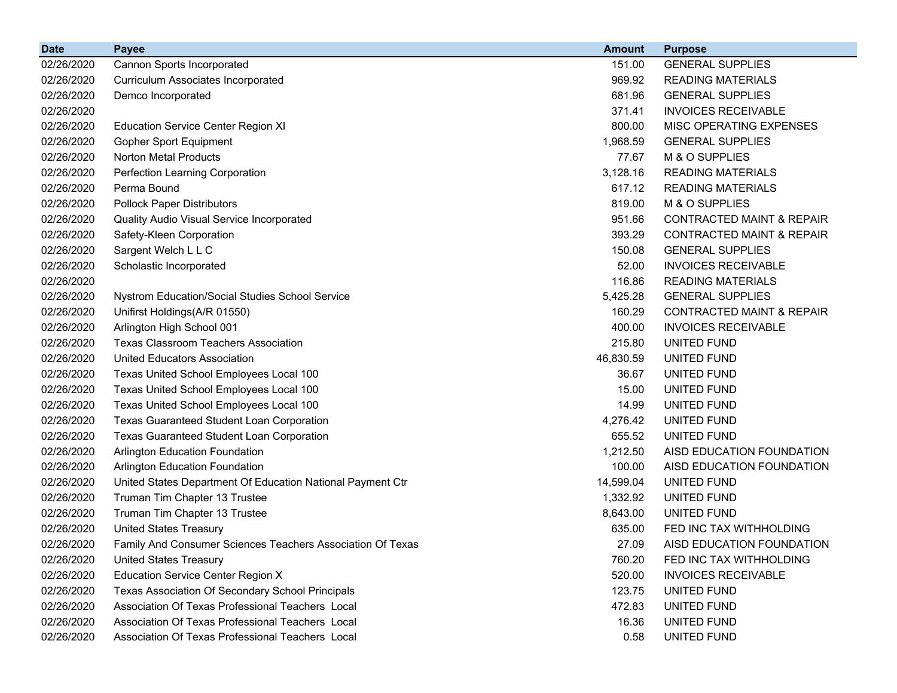| Date | Payee | Amount | Purpose |
| --- | --- | --- | --- |
| 02/26/2020 | Cannon Sports Incorporated | 151.00 | GENERAL SUPPLIES |
| 02/26/2020 | Curriculum Associates Incorporated | 969.92 | READING MATERIALS |
| 02/26/2020 | Demco Incorporated | 681.96 | GENERAL SUPPLIES |
| 02/26/2020 | | 371.41 | INVOICES RECEIVABLE |
| 02/26/2020 | Education Service Center Region XI | 800.00 | MISC OPERATING EXPENSES |
| 02/26/2020 | Gopher Sport Equipment | 1,968.59 | GENERAL SUPPLIES |
| 02/26/2020 | Norton Metal Products | 77.67 | M & O SUPPLIES |
| 02/26/2020 | Perfection Learning Corporation | 3,128.16 | READING MATERIALS |
| 02/26/2020 | Perma Bound | 617.12 | READING MATERIALS |
| 02/26/2020 | Pollock Paper Distributors | 819.00 | M & O SUPPLIES |
| 02/26/2020 | Quality Audio Visual Service Incorporated | 951.66 | CONTRACTED MAINT & REPAIR |
| 02/26/2020 | Safety-Kleen Corporation | 393.29 | CONTRACTED MAINT & REPAIR |
| 02/26/2020 | Sargent Welch L L C | 150.08 | GENERAL SUPPLIES |
| 02/26/2020 | Scholastic Incorporated | 52.00 | INVOICES RECEIVABLE |
| 02/26/2020 | | 116.86 | READING MATERIALS |
| 02/26/2020 | Nystrom Education/Social Studies School Service | 5,425.28 | GENERAL SUPPLIES |
| 02/26/2020 | Unifirst Holdings(A/R 01550) | 160.29 | CONTRACTED MAINT & REPAIR |
| 02/26/2020 | Arlington High School 001 | 400.00 | INVOICES RECEIVABLE |
| 02/26/2020 | Texas Classroom Teachers Association | 215.80 | UNITED FUND |
| 02/26/2020 | United Educators Association | 46,830.59 | UNITED FUND |
| 02/26/2020 | Texas United School Employees Local 100 | 36.67 | UNITED FUND |
| 02/26/2020 | Texas United School Employees Local 100 | 15.00 | UNITED FUND |
| 02/26/2020 | Texas United School Employees Local 100 | 14.99 | UNITED FUND |
| 02/26/2020 | Texas Guaranteed Student Loan Corporation | 4,276.42 | UNITED FUND |
| 02/26/2020 | Texas Guaranteed Student Loan Corporation | 655.52 | UNITED FUND |
| 02/26/2020 | Arlington Education Foundation | 1,212.50 | AISD EDUCATION FOUNDATION |
| 02/26/2020 | Arlington Education Foundation | 100.00 | AISD EDUCATION FOUNDATION |
| 02/26/2020 | United States Department Of Education National Payment Ctr | 14,599.04 | UNITED FUND |
| 02/26/2020 | Truman Tim Chapter 13 Trustee | 1,332.92 | UNITED FUND |
| 02/26/2020 | Truman Tim Chapter 13 Trustee | 8,643.00 | UNITED FUND |
| 02/26/2020 | United States Treasury | 635.00 | FED INC TAX WITHHOLDING |
| 02/26/2020 | Family And Consumer Sciences Teachers Association Of Texas | 27.09 | AISD EDUCATION FOUNDATION |
| 02/26/2020 | United States Treasury | 760.20 | FED INC TAX WITHHOLDING |
| 02/26/2020 | Education Service Center Region X | 520.00 | INVOICES RECEIVABLE |
| 02/26/2020 | Texas Association Of Secondary School Principals | 123.75 | UNITED FUND |
| 02/26/2020 | Association Of Texas Professional Teachers Local | 472.83 | UNITED FUND |
| 02/26/2020 | Association Of Texas Professional Teachers Local | 16.36 | UNITED FUND |
| 02/26/2020 | Association Of Texas Professional Teachers Local | 0.58 | UNITED FUND |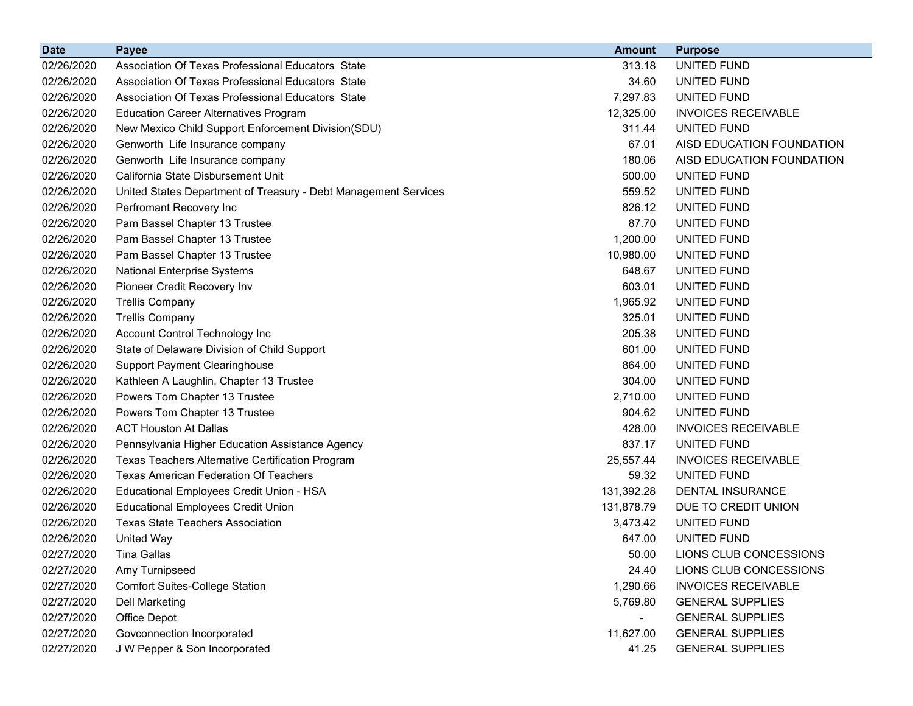| Date | Payee | Amount | Purpose |
| --- | --- | --- | --- |
| 02/26/2020 | Association Of Texas Professional Educators State | 313.18 | UNITED FUND |
| 02/26/2020 | Association Of Texas Professional Educators State | 34.60 | UNITED FUND |
| 02/26/2020 | Association Of Texas Professional Educators State | 7,297.83 | UNITED FUND |
| 02/26/2020 | Education Career Alternatives Program | 12,325.00 | INVOICES RECEIVABLE |
| 02/26/2020 | New Mexico Child Support Enforcement Division(SDU) | 311.44 | UNITED FUND |
| 02/26/2020 | Genworth Life Insurance company | 67.01 | AISD EDUCATION FOUNDATION |
| 02/26/2020 | Genworth Life Insurance company | 180.06 | AISD EDUCATION FOUNDATION |
| 02/26/2020 | California State Disbursement Unit | 500.00 | UNITED FUND |
| 02/26/2020 | United States Department of Treasury - Debt Management Services | 559.52 | UNITED FUND |
| 02/26/2020 | Perfromant Recovery Inc | 826.12 | UNITED FUND |
| 02/26/2020 | Pam Bassel Chapter 13 Trustee | 87.70 | UNITED FUND |
| 02/26/2020 | Pam Bassel Chapter 13 Trustee | 1,200.00 | UNITED FUND |
| 02/26/2020 | Pam Bassel Chapter 13 Trustee | 10,980.00 | UNITED FUND |
| 02/26/2020 | National Enterprise Systems | 648.67 | UNITED FUND |
| 02/26/2020 | Pioneer Credit Recovery Inv | 603.01 | UNITED FUND |
| 02/26/2020 | Trellis Company | 1,965.92 | UNITED FUND |
| 02/26/2020 | Trellis Company | 325.01 | UNITED FUND |
| 02/26/2020 | Account Control Technology Inc | 205.38 | UNITED FUND |
| 02/26/2020 | State of Delaware Division of Child Support | 601.00 | UNITED FUND |
| 02/26/2020 | Support Payment Clearinghouse | 864.00 | UNITED FUND |
| 02/26/2020 | Kathleen A Laughlin, Chapter 13 Trustee | 304.00 | UNITED FUND |
| 02/26/2020 | Powers Tom Chapter 13 Trustee | 2,710.00 | UNITED FUND |
| 02/26/2020 | Powers Tom Chapter 13 Trustee | 904.62 | UNITED FUND |
| 02/26/2020 | ACT Houston At Dallas | 428.00 | INVOICES RECEIVABLE |
| 02/26/2020 | Pennsylvania Higher Education Assistance Agency | 837.17 | UNITED FUND |
| 02/26/2020 | Texas Teachers Alternative Certification Program | 25,557.44 | INVOICES RECEIVABLE |
| 02/26/2020 | Texas American Federation Of Teachers | 59.32 | UNITED FUND |
| 02/26/2020 | Educational Employees Credit Union - HSA | 131,392.28 | DENTAL INSURANCE |
| 02/26/2020 | Educational Employees Credit Union | 131,878.79 | DUE TO CREDIT UNION |
| 02/26/2020 | Texas State Teachers Association | 3,473.42 | UNITED FUND |
| 02/26/2020 | United Way | 647.00 | UNITED FUND |
| 02/27/2020 | Tina Gallas | 50.00 | LIONS CLUB CONCESSIONS |
| 02/27/2020 | Amy Turnipseed | 24.40 | LIONS CLUB CONCESSIONS |
| 02/27/2020 | Comfort Suites-College Station | 1,290.66 | INVOICES RECEIVABLE |
| 02/27/2020 | Dell Marketing | 5,769.80 | GENERAL SUPPLIES |
| 02/27/2020 | Office Depot | - | GENERAL SUPPLIES |
| 02/27/2020 | Govconnection Incorporated | 11,627.00 | GENERAL SUPPLIES |
| 02/27/2020 | J W Pepper & Son Incorporated | 41.25 | GENERAL SUPPLIES |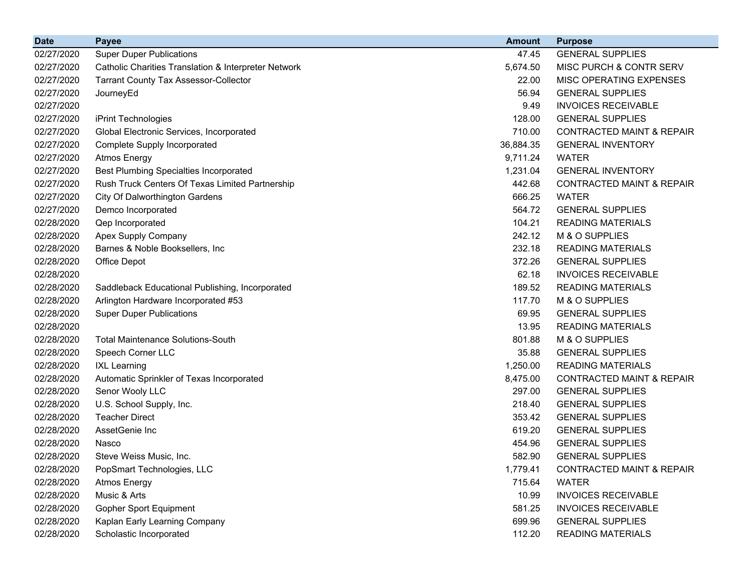| Date | Payee | Amount | Purpose |
|---|---|---|---|
| 02/27/2020 | Super Duper Publications | 47.45 | GENERAL SUPPLIES |
| 02/27/2020 | Catholic Charities Translation & Interpreter Network | 5,674.50 | MISC PURCH & CONTR SERV |
| 02/27/2020 | Tarrant County Tax Assessor-Collector | 22.00 | MISC OPERATING EXPENSES |
| 02/27/2020 | JourneyEd | 56.94 | GENERAL SUPPLIES |
| 02/27/2020 | | 9.49 | INVOICES RECEIVABLE |
| 02/27/2020 | iPrint Technologies | 128.00 | GENERAL SUPPLIES |
| 02/27/2020 | Global Electronic Services, Incorporated | 710.00 | CONTRACTED MAINT & REPAIR |
| 02/27/2020 | Complete Supply Incorporated | 36,884.35 | GENERAL INVENTORY |
| 02/27/2020 | Atmos Energy | 9,711.24 | WATER |
| 02/27/2020 | Best Plumbing Specialties Incorporated | 1,231.04 | GENERAL INVENTORY |
| 02/27/2020 | Rush Truck Centers Of Texas Limited Partnership | 442.68 | CONTRACTED MAINT & REPAIR |
| 02/27/2020 | City Of Dalworthington Gardens | 666.25 | WATER |
| 02/27/2020 | Demco Incorporated | 564.72 | GENERAL SUPPLIES |
| 02/28/2020 | Qep Incorporated | 104.21 | READING MATERIALS |
| 02/28/2020 | Apex Supply Company | 242.12 | M & O SUPPLIES |
| 02/28/2020 | Barnes & Noble Booksellers, Inc | 232.18 | READING MATERIALS |
| 02/28/2020 | Office Depot | 372.26 | GENERAL SUPPLIES |
| 02/28/2020 | | 62.18 | INVOICES RECEIVABLE |
| 02/28/2020 | Saddleback Educational Publishing, Incorporated | 189.52 | READING MATERIALS |
| 02/28/2020 | Arlington Hardware Incorporated #53 | 117.70 | M & O SUPPLIES |
| 02/28/2020 | Super Duper Publications | 69.95 | GENERAL SUPPLIES |
| 02/28/2020 | | 13.95 | READING MATERIALS |
| 02/28/2020 | Total Maintenance Solutions-South | 801.88 | M & O SUPPLIES |
| 02/28/2020 | Speech Corner LLC | 35.88 | GENERAL SUPPLIES |
| 02/28/2020 | IXL Learning | 1,250.00 | READING MATERIALS |
| 02/28/2020 | Automatic Sprinkler of Texas Incorporated | 8,475.00 | CONTRACTED MAINT & REPAIR |
| 02/28/2020 | Senor Wooly LLC | 297.00 | GENERAL SUPPLIES |
| 02/28/2020 | U.S. School Supply, Inc. | 218.40 | GENERAL SUPPLIES |
| 02/28/2020 | Teacher Direct | 353.42 | GENERAL SUPPLIES |
| 02/28/2020 | AssetGenie Inc | 619.20 | GENERAL SUPPLIES |
| 02/28/2020 | Nasco | 454.96 | GENERAL SUPPLIES |
| 02/28/2020 | Steve Weiss Music, Inc. | 582.90 | GENERAL SUPPLIES |
| 02/28/2020 | PopSmart Technologies, LLC | 1,779.41 | CONTRACTED MAINT & REPAIR |
| 02/28/2020 | Atmos Energy | 715.64 | WATER |
| 02/28/2020 | Music & Arts | 10.99 | INVOICES RECEIVABLE |
| 02/28/2020 | Gopher Sport Equipment | 581.25 | INVOICES RECEIVABLE |
| 02/28/2020 | Kaplan Early Learning Company | 699.96 | GENERAL SUPPLIES |
| 02/28/2020 | Scholastic Incorporated | 112.20 | READING MATERIALS |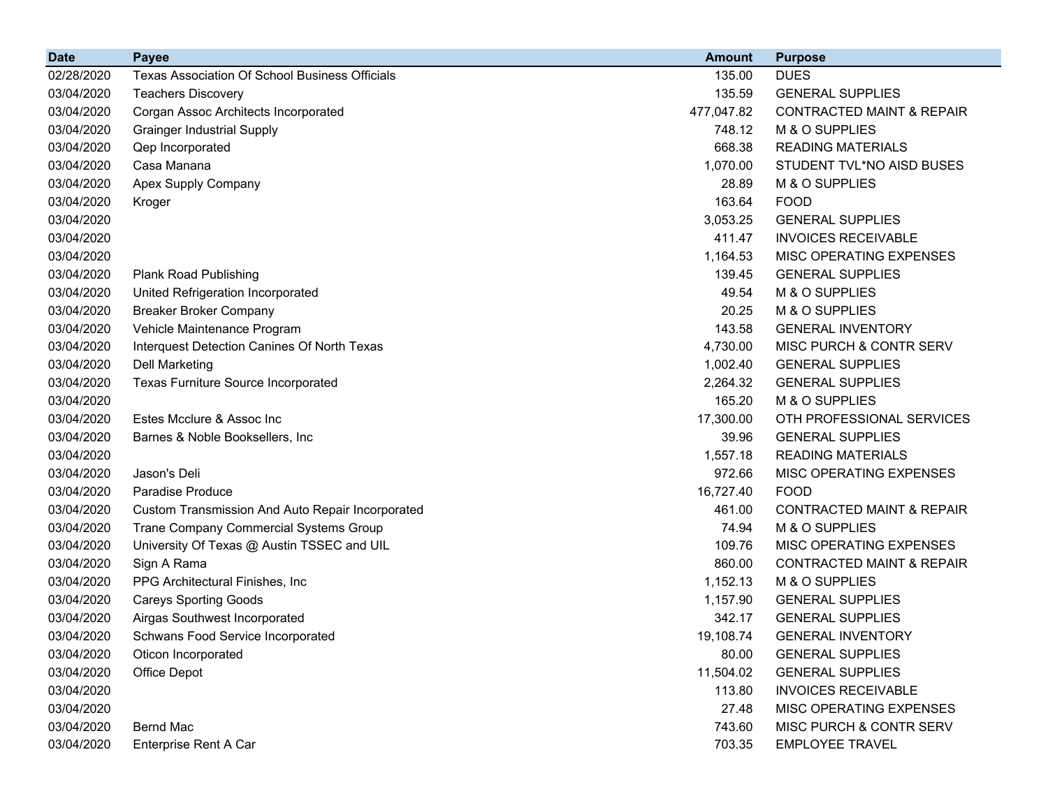| Date | Payee | Amount | Purpose |
|---|---|---:|---|
| 02/28/2020 | Texas Association Of School Business Officials | 135.00 | DUES |
| 03/04/2020 | Teachers Discovery | 135.59 | GENERAL SUPPLIES |
| 03/04/2020 | Corgan Assoc Architects Incorporated | 477,047.82 | CONTRACTED MAINT & REPAIR |
| 03/04/2020 | Grainger Industrial Supply | 748.12 | M & O SUPPLIES |
| 03/04/2020 | Qep Incorporated | 668.38 | READING MATERIALS |
| 03/04/2020 | Casa Manana | 1,070.00 | STUDENT TVL*NO AISD BUSES |
| 03/04/2020 | Apex Supply Company | 28.89 | M & O SUPPLIES |
| 03/04/2020 | Kroger | 163.64 | FOOD |
| 03/04/2020 | | 3,053.25 | GENERAL SUPPLIES |
| 03/04/2020 | | 411.47 | INVOICES RECEIVABLE |
| 03/04/2020 | | 1,164.53 | MISC OPERATING EXPENSES |
| 03/04/2020 | Plank Road Publishing | 139.45 | GENERAL SUPPLIES |
| 03/04/2020 | United Refrigeration Incorporated | 49.54 | M & O SUPPLIES |
| 03/04/2020 | Breaker Broker Company | 20.25 | M & O SUPPLIES |
| 03/04/2020 | Vehicle Maintenance Program | 143.58 | GENERAL INVENTORY |
| 03/04/2020 | Interquest Detection Canines Of North Texas | 4,730.00 | MISC PURCH & CONTR SERV |
| 03/04/2020 | Dell Marketing | 1,002.40 | GENERAL SUPPLIES |
| 03/04/2020 | Texas Furniture Source Incorporated | 2,264.32 | GENERAL SUPPLIES |
| 03/04/2020 | | 165.20 | M & O SUPPLIES |
| 03/04/2020 | Estes Mcclure & Assoc Inc | 17,300.00 | OTH PROFESSIONAL SERVICES |
| 03/04/2020 | Barnes & Noble Booksellers, Inc | 39.96 | GENERAL SUPPLIES |
| 03/04/2020 | | 1,557.18 | READING MATERIALS |
| 03/04/2020 | Jason's Deli | 972.66 | MISC OPERATING EXPENSES |
| 03/04/2020 | Paradise Produce | 16,727.40 | FOOD |
| 03/04/2020 | Custom Transmission And Auto Repair Incorporated | 461.00 | CONTRACTED MAINT & REPAIR |
| 03/04/2020 | Trane Company Commercial Systems Group | 74.94 | M & O SUPPLIES |
| 03/04/2020 | University Of Texas @ Austin TSSEC and UIL | 109.76 | MISC OPERATING EXPENSES |
| 03/04/2020 | Sign A Rama | 860.00 | CONTRACTED MAINT & REPAIR |
| 03/04/2020 | PPG Architectural Finishes, Inc | 1,152.13 | M & O SUPPLIES |
| 03/04/2020 | Careys Sporting Goods | 1,157.90 | GENERAL SUPPLIES |
| 03/04/2020 | Airgas Southwest Incorporated | 342.17 | GENERAL SUPPLIES |
| 03/04/2020 | Schwans Food Service Incorporated | 19,108.74 | GENERAL INVENTORY |
| 03/04/2020 | Oticon Incorporated | 80.00 | GENERAL SUPPLIES |
| 03/04/2020 | Office Depot | 11,504.02 | GENERAL SUPPLIES |
| 03/04/2020 | | 113.80 | INVOICES RECEIVABLE |
| 03/04/2020 | | 27.48 | MISC OPERATING EXPENSES |
| 03/04/2020 | Bernd Mac | 743.60 | MISC PURCH & CONTR SERV |
| 03/04/2020 | Enterprise Rent A Car | 703.35 | EMPLOYEE TRAVEL |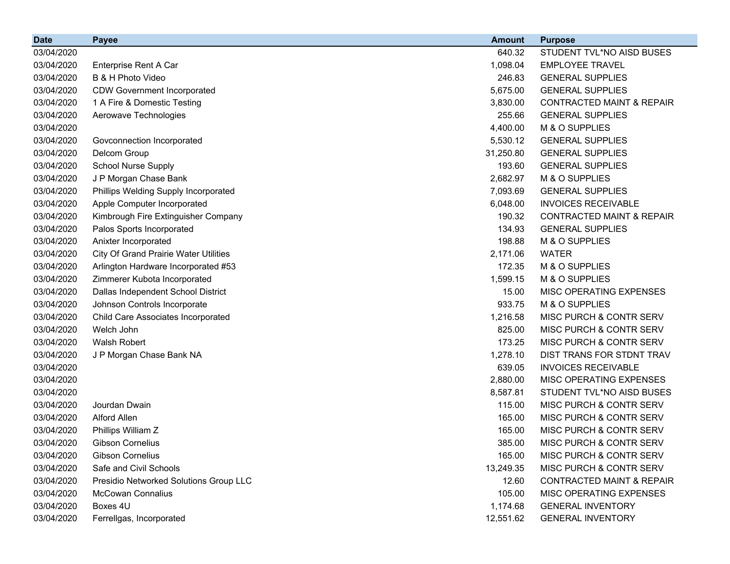| Date | Payee | Amount | Purpose |
|---|---|---|---|
| 03/04/2020 | | 640.32 | STUDENT TVL*NO AISD BUSES |
| 03/04/2020 | Enterprise Rent A Car | 1,098.04 | EMPLOYEE TRAVEL |
| 03/04/2020 | B & H Photo Video | 246.83 | GENERAL SUPPLIES |
| 03/04/2020 | CDW Government Incorporated | 5,675.00 | GENERAL SUPPLIES |
| 03/04/2020 | 1 A Fire & Domestic Testing | 3,830.00 | CONTRACTED MAINT & REPAIR |
| 03/04/2020 | Aerowave Technologies | 255.66 | GENERAL SUPPLIES |
| 03/04/2020 | | 4,400.00 | M & O SUPPLIES |
| 03/04/2020 | Govconnection Incorporated | 5,530.12 | GENERAL SUPPLIES |
| 03/04/2020 | Delcom Group | 31,250.80 | GENERAL SUPPLIES |
| 03/04/2020 | School Nurse Supply | 193.60 | GENERAL SUPPLIES |
| 03/04/2020 | J P Morgan Chase Bank | 2,682.97 | M & O SUPPLIES |
| 03/04/2020 | Phillips Welding Supply Incorporated | 7,093.69 | GENERAL SUPPLIES |
| 03/04/2020 | Apple Computer Incorporated | 6,048.00 | INVOICES RECEIVABLE |
| 03/04/2020 | Kimbrough Fire Extinguisher Company | 190.32 | CONTRACTED MAINT & REPAIR |
| 03/04/2020 | Palos Sports Incorporated | 134.93 | GENERAL SUPPLIES |
| 03/04/2020 | Anixter Incorporated | 198.88 | M & O SUPPLIES |
| 03/04/2020 | City Of Grand Prairie Water Utilities | 2,171.06 | WATER |
| 03/04/2020 | Arlington Hardware Incorporated #53 | 172.35 | M & O SUPPLIES |
| 03/04/2020 | Zimmerer Kubota Incorporated | 1,599.15 | M & O SUPPLIES |
| 03/04/2020 | Dallas Independent School District | 15.00 | MISC OPERATING EXPENSES |
| 03/04/2020 | Johnson Controls Incorporate | 933.75 | M & O SUPPLIES |
| 03/04/2020 | Child Care Associates Incorporated | 1,216.58 | MISC PURCH & CONTR SERV |
| 03/04/2020 | Welch John | 825.00 | MISC PURCH & CONTR SERV |
| 03/04/2020 | Walsh Robert | 173.25 | MISC PURCH & CONTR SERV |
| 03/04/2020 | J P Morgan Chase Bank NA | 1,278.10 | DIST TRANS FOR STDNT TRAV |
| 03/04/2020 | | 639.05 | INVOICES RECEIVABLE |
| 03/04/2020 | | 2,880.00 | MISC OPERATING EXPENSES |
| 03/04/2020 | | 8,587.81 | STUDENT TVL*NO AISD BUSES |
| 03/04/2020 | Jourdan Dwain | 115.00 | MISC PURCH & CONTR SERV |
| 03/04/2020 | Alford Allen | 165.00 | MISC PURCH & CONTR SERV |
| 03/04/2020 | Phillips William Z | 165.00 | MISC PURCH & CONTR SERV |
| 03/04/2020 | Gibson Cornelius | 385.00 | MISC PURCH & CONTR SERV |
| 03/04/2020 | Gibson Cornelius | 165.00 | MISC PURCH & CONTR SERV |
| 03/04/2020 | Safe and Civil Schools | 13,249.35 | MISC PURCH & CONTR SERV |
| 03/04/2020 | Presidio Networked Solutions Group LLC | 12.60 | CONTRACTED MAINT & REPAIR |
| 03/04/2020 | McCowan Connalius | 105.00 | MISC OPERATING EXPENSES |
| 03/04/2020 | Boxes 4U | 1,174.68 | GENERAL INVENTORY |
| 03/04/2020 | Ferrellgas, Incorporated | 12,551.62 | GENERAL INVENTORY |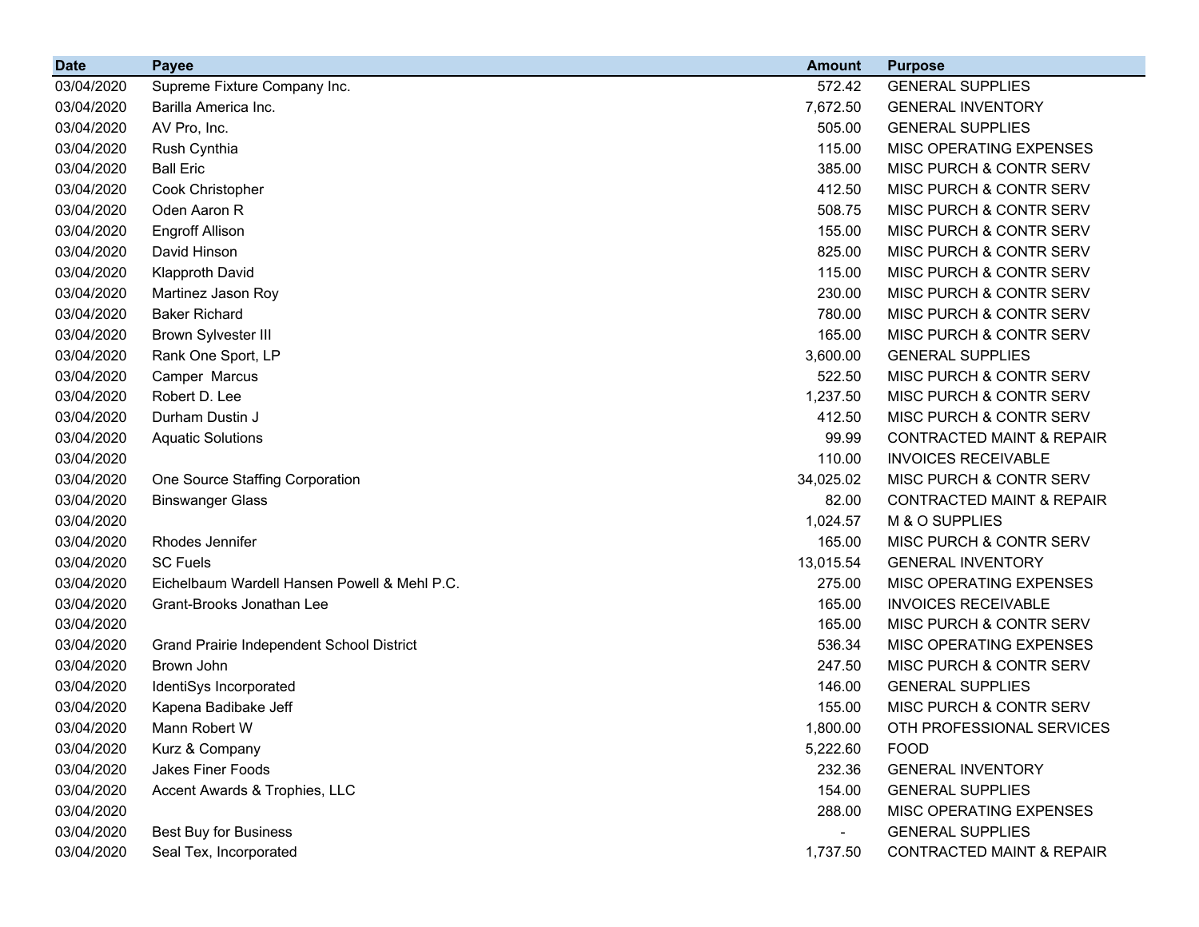| Date | Payee | Amount | Purpose |
| --- | --- | --- | --- |
| 03/04/2020 | Supreme Fixture Company Inc. | 572.42 | GENERAL SUPPLIES |
| 03/04/2020 | Barilla America Inc. | 7,672.50 | GENERAL INVENTORY |
| 03/04/2020 | AV Pro, Inc. | 505.00 | GENERAL SUPPLIES |
| 03/04/2020 | Rush Cynthia | 115.00 | MISC OPERATING EXPENSES |
| 03/04/2020 | Ball Eric | 385.00 | MISC PURCH & CONTR SERV |
| 03/04/2020 | Cook Christopher | 412.50 | MISC PURCH & CONTR SERV |
| 03/04/2020 | Oden Aaron R | 508.75 | MISC PURCH & CONTR SERV |
| 03/04/2020 | Engroff Allison | 155.00 | MISC PURCH & CONTR SERV |
| 03/04/2020 | David Hinson | 825.00 | MISC PURCH & CONTR SERV |
| 03/04/2020 | Klapproth David | 115.00 | MISC PURCH & CONTR SERV |
| 03/04/2020 | Martinez Jason Roy | 230.00 | MISC PURCH & CONTR SERV |
| 03/04/2020 | Baker Richard | 780.00 | MISC PURCH & CONTR SERV |
| 03/04/2020 | Brown Sylvester III | 165.00 | MISC PURCH & CONTR SERV |
| 03/04/2020 | Rank One Sport, LP | 3,600.00 | GENERAL SUPPLIES |
| 03/04/2020 | Camper Marcus | 522.50 | MISC PURCH & CONTR SERV |
| 03/04/2020 | Robert D. Lee | 1,237.50 | MISC PURCH & CONTR SERV |
| 03/04/2020 | Durham Dustin J | 412.50 | MISC PURCH & CONTR SERV |
| 03/04/2020 | Aquatic Solutions | 99.99 | CONTRACTED MAINT & REPAIR |
| 03/04/2020 | | 110.00 | INVOICES RECEIVABLE |
| 03/04/2020 | One Source Staffing Corporation | 34,025.02 | MISC PURCH & CONTR SERV |
| 03/04/2020 | Binswanger Glass | 82.00 | CONTRACTED MAINT & REPAIR |
| 03/04/2020 | | 1,024.57 | M & O SUPPLIES |
| 03/04/2020 | Rhodes Jennifer | 165.00 | MISC PURCH & CONTR SERV |
| 03/04/2020 | SC Fuels | 13,015.54 | GENERAL INVENTORY |
| 03/04/2020 | Eichelbaum Wardell Hansen Powell & Mehl P.C. | 275.00 | MISC OPERATING EXPENSES |
| 03/04/2020 | Grant-Brooks Jonathan Lee | 165.00 | INVOICES RECEIVABLE |
| 03/04/2020 | | 165.00 | MISC PURCH & CONTR SERV |
| 03/04/2020 | Grand Prairie Independent School District | 536.34 | MISC OPERATING EXPENSES |
| 03/04/2020 | Brown John | 247.50 | MISC PURCH & CONTR SERV |
| 03/04/2020 | IdentiSys Incorporated | 146.00 | GENERAL SUPPLIES |
| 03/04/2020 | Kapena Badibake Jeff | 155.00 | MISC PURCH & CONTR SERV |
| 03/04/2020 | Mann Robert W | 1,800.00 | OTH PROFESSIONAL SERVICES |
| 03/04/2020 | Kurz & Company | 5,222.60 | FOOD |
| 03/04/2020 | Jakes Finer Foods | 232.36 | GENERAL INVENTORY |
| 03/04/2020 | Accent Awards & Trophies, LLC | 154.00 | GENERAL SUPPLIES |
| 03/04/2020 | | 288.00 | MISC OPERATING EXPENSES |
| 03/04/2020 | Best Buy for Business | - | GENERAL SUPPLIES |
| 03/04/2020 | Seal Tex, Incorporated | 1,737.50 | CONTRACTED MAINT & REPAIR |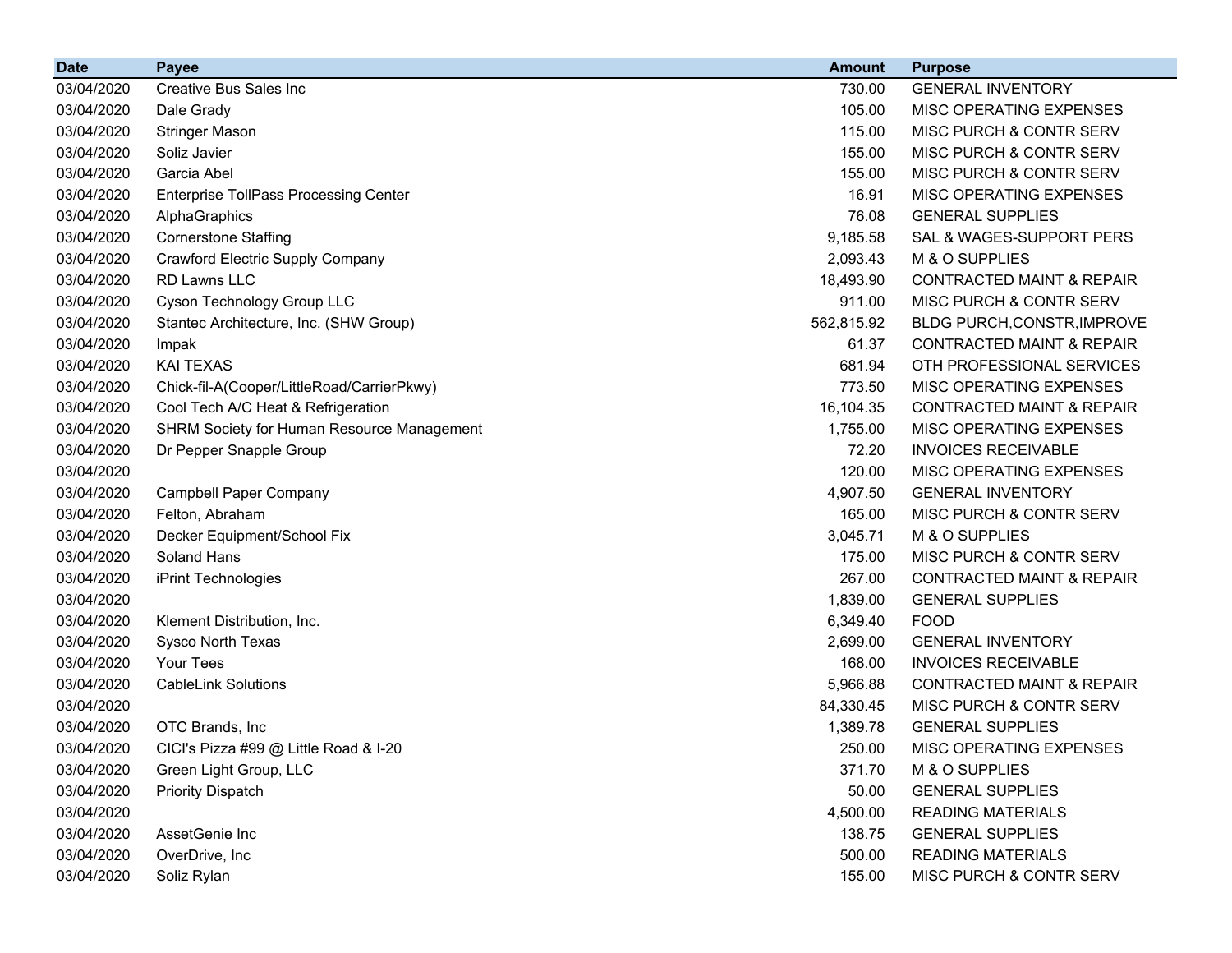| Date | Payee | Amount | Purpose |
|---|---|---|---|
| 03/04/2020 | Creative Bus Sales Inc | 730.00 | GENERAL INVENTORY |
| 03/04/2020 | Dale Grady | 105.00 | MISC OPERATING EXPENSES |
| 03/04/2020 | Stringer Mason | 115.00 | MISC PURCH & CONTR SERV |
| 03/04/2020 | Soliz Javier | 155.00 | MISC PURCH & CONTR SERV |
| 03/04/2020 | Garcia Abel | 155.00 | MISC PURCH & CONTR SERV |
| 03/04/2020 | Enterprise TollPass Processing Center | 16.91 | MISC OPERATING EXPENSES |
| 03/04/2020 | AlphaGraphics | 76.08 | GENERAL SUPPLIES |
| 03/04/2020 | Cornerstone Staffing | 9,185.58 | SAL & WAGES-SUPPORT PERS |
| 03/04/2020 | Crawford Electric Supply Company | 2,093.43 | M & O SUPPLIES |
| 03/04/2020 | RD Lawns LLC | 18,493.90 | CONTRACTED MAINT & REPAIR |
| 03/04/2020 | Cyson Technology Group LLC | 911.00 | MISC PURCH & CONTR SERV |
| 03/04/2020 | Stantec Architecture, Inc. (SHW Group) | 562,815.92 | BLDG PURCH,CONSTR,IMPROVE |
| 03/04/2020 | Impak | 61.37 | CONTRACTED MAINT & REPAIR |
| 03/04/2020 | KAI TEXAS | 681.94 | OTH PROFESSIONAL SERVICES |
| 03/04/2020 | Chick-fil-A(Cooper/LittleRoad/CarrierPkwy) | 773.50 | MISC OPERATING EXPENSES |
| 03/04/2020 | Cool Tech A/C Heat & Refrigeration | 16,104.35 | CONTRACTED MAINT & REPAIR |
| 03/04/2020 | SHRM Society for Human Resource Management | 1,755.00 | MISC OPERATING EXPENSES |
| 03/04/2020 | Dr Pepper Snapple Group | 72.20 | INVOICES RECEIVABLE |
| 03/04/2020 | | 120.00 | MISC OPERATING EXPENSES |
| 03/04/2020 | Campbell Paper Company | 4,907.50 | GENERAL INVENTORY |
| 03/04/2020 | Felton, Abraham | 165.00 | MISC PURCH & CONTR SERV |
| 03/04/2020 | Decker Equipment/School Fix | 3,045.71 | M & O SUPPLIES |
| 03/04/2020 | Soland Hans | 175.00 | MISC PURCH & CONTR SERV |
| 03/04/2020 | iPrint Technologies | 267.00 | CONTRACTED MAINT & REPAIR |
| 03/04/2020 | | 1,839.00 | GENERAL SUPPLIES |
| 03/04/2020 | Klement Distribution, Inc. | 6,349.40 | FOOD |
| 03/04/2020 | Sysco North Texas | 2,699.00 | GENERAL INVENTORY |
| 03/04/2020 | Your Tees | 168.00 | INVOICES RECEIVABLE |
| 03/04/2020 | CableLink Solutions | 5,966.88 | CONTRACTED MAINT & REPAIR |
| 03/04/2020 | | 84,330.45 | MISC PURCH & CONTR SERV |
| 03/04/2020 | OTC Brands, Inc | 1,389.78 | GENERAL SUPPLIES |
| 03/04/2020 | CICI's Pizza #99 @ Little Road & I-20 | 250.00 | MISC OPERATING EXPENSES |
| 03/04/2020 | Green Light Group, LLC | 371.70 | M & O SUPPLIES |
| 03/04/2020 | Priority Dispatch | 50.00 | GENERAL SUPPLIES |
| 03/04/2020 | | 4,500.00 | READING MATERIALS |
| 03/04/2020 | AssetGenie Inc | 138.75 | GENERAL SUPPLIES |
| 03/04/2020 | OverDrive, Inc | 500.00 | READING MATERIALS |
| 03/04/2020 | Soliz Rylan | 155.00 | MISC PURCH & CONTR SERV |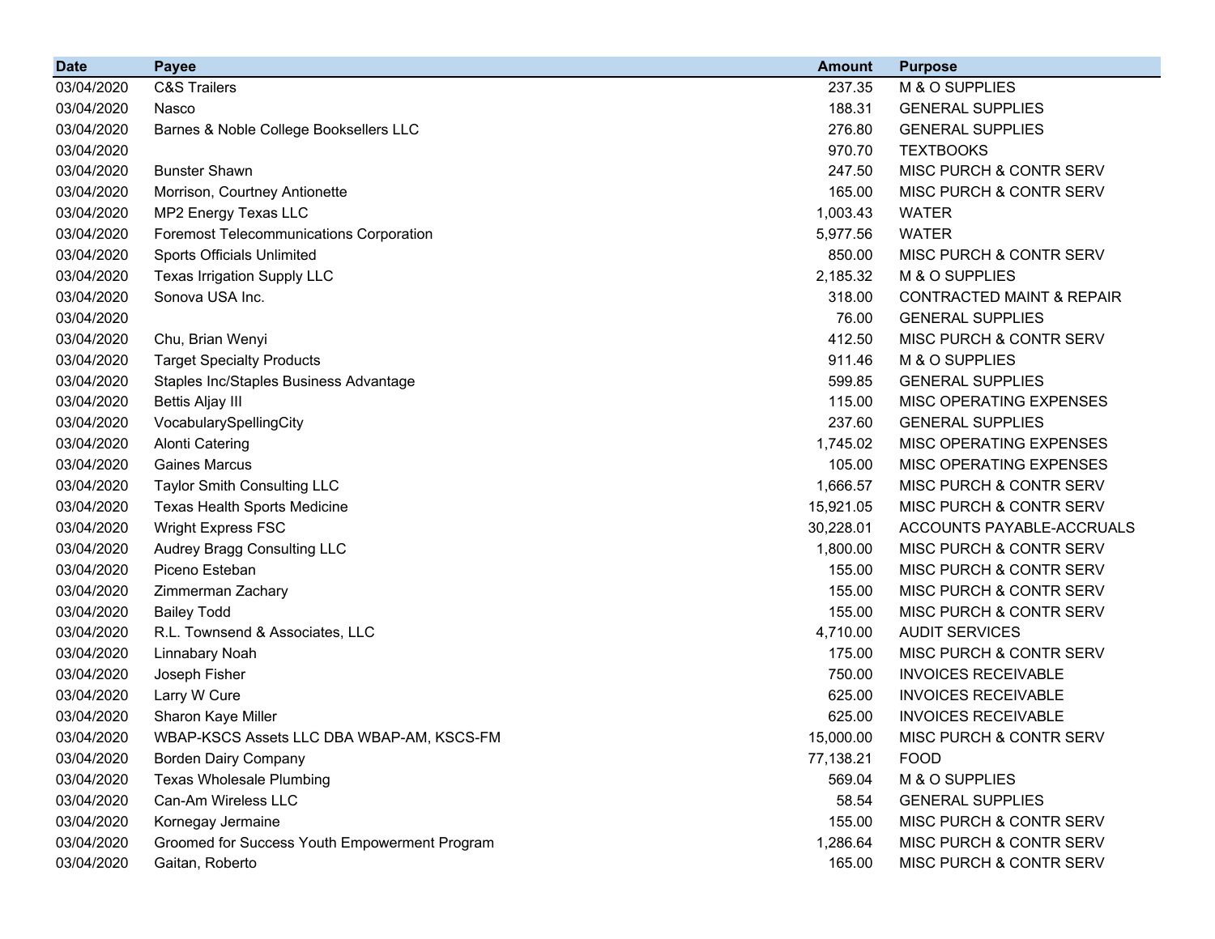| Date | Payee | Amount | Purpose |
|---|---|---|---|
| 03/04/2020 | C&S Trailers | 237.35 | M & O SUPPLIES |
| 03/04/2020 | Nasco | 188.31 | GENERAL SUPPLIES |
| 03/04/2020 | Barnes & Noble College Booksellers LLC | 276.80 | GENERAL SUPPLIES |
| 03/04/2020 | | 970.70 | TEXTBOOKS |
| 03/04/2020 | Bunster Shawn | 247.50 | MISC PURCH & CONTR SERV |
| 03/04/2020 | Morrison, Courtney Antionette | 165.00 | MISC PURCH & CONTR SERV |
| 03/04/2020 | MP2 Energy Texas LLC | 1,003.43 | WATER |
| 03/04/2020 | Foremost Telecommunications Corporation | 5,977.56 | WATER |
| 03/04/2020 | Sports Officials Unlimited | 850.00 | MISC PURCH & CONTR SERV |
| 03/04/2020 | Texas Irrigation Supply LLC | 2,185.32 | M & O SUPPLIES |
| 03/04/2020 | Sonova USA Inc. | 318.00 | CONTRACTED MAINT & REPAIR |
| 03/04/2020 | | 76.00 | GENERAL SUPPLIES |
| 03/04/2020 | Chu, Brian Wenyi | 412.50 | MISC PURCH & CONTR SERV |
| 03/04/2020 | Target Specialty Products | 911.46 | M & O SUPPLIES |
| 03/04/2020 | Staples Inc/Staples Business Advantage | 599.85 | GENERAL SUPPLIES |
| 03/04/2020 | Bettis Aljay III | 115.00 | MISC OPERATING EXPENSES |
| 03/04/2020 | VocabularySpellingCity | 237.60 | GENERAL SUPPLIES |
| 03/04/2020 | Alonti Catering | 1,745.02 | MISC OPERATING EXPENSES |
| 03/04/2020 | Gaines Marcus | 105.00 | MISC OPERATING EXPENSES |
| 03/04/2020 | Taylor Smith Consulting LLC | 1,666.57 | MISC PURCH & CONTR SERV |
| 03/04/2020 | Texas Health Sports Medicine | 15,921.05 | MISC PURCH & CONTR SERV |
| 03/04/2020 | Wright Express FSC | 30,228.01 | ACCOUNTS PAYABLE-ACCRUALS |
| 03/04/2020 | Audrey Bragg Consulting LLC | 1,800.00 | MISC PURCH & CONTR SERV |
| 03/04/2020 | Piceno Esteban | 155.00 | MISC PURCH & CONTR SERV |
| 03/04/2020 | Zimmerman Zachary | 155.00 | MISC PURCH & CONTR SERV |
| 03/04/2020 | Bailey Todd | 155.00 | MISC PURCH & CONTR SERV |
| 03/04/2020 | R.L. Townsend & Associates, LLC | 4,710.00 | AUDIT SERVICES |
| 03/04/2020 | Linnabary Noah | 175.00 | MISC PURCH & CONTR SERV |
| 03/04/2020 | Joseph Fisher | 750.00 | INVOICES RECEIVABLE |
| 03/04/2020 | Larry W Cure | 625.00 | INVOICES RECEIVABLE |
| 03/04/2020 | Sharon Kaye Miller | 625.00 | INVOICES RECEIVABLE |
| 03/04/2020 | WBAP-KSCS Assets LLC DBA WBAP-AM, KSCS-FM | 15,000.00 | MISC PURCH & CONTR SERV |
| 03/04/2020 | Borden Dairy Company | 77,138.21 | FOOD |
| 03/04/2020 | Texas Wholesale Plumbing | 569.04 | M & O SUPPLIES |
| 03/04/2020 | Can-Am Wireless LLC | 58.54 | GENERAL SUPPLIES |
| 03/04/2020 | Kornegay Jermaine | 155.00 | MISC PURCH & CONTR SERV |
| 03/04/2020 | Groomed for Success Youth Empowerment Program | 1,286.64 | MISC PURCH & CONTR SERV |
| 03/04/2020 | Gaitan, Roberto | 165.00 | MISC PURCH & CONTR SERV |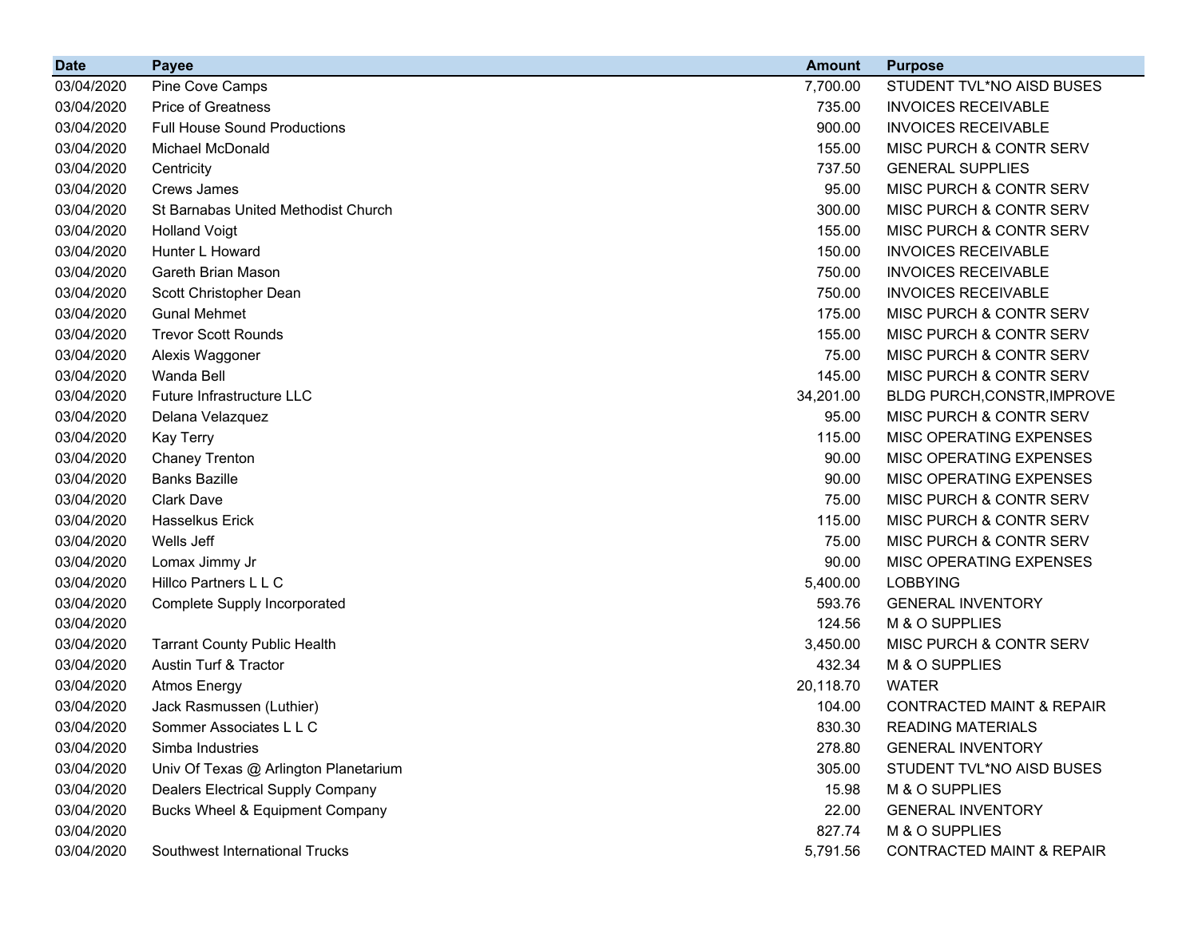| Date | Payee | Amount | Purpose |
|---|---|---|---|
| 03/04/2020 | Pine Cove Camps | 7,700.00 | STUDENT TVL*NO AISD BUSES |
| 03/04/2020 | Price of Greatness | 735.00 | INVOICES RECEIVABLE |
| 03/04/2020 | Full House Sound Productions | 900.00 | INVOICES RECEIVABLE |
| 03/04/2020 | Michael McDonald | 155.00 | MISC PURCH & CONTR SERV |
| 03/04/2020 | Centricity | 737.50 | GENERAL SUPPLIES |
| 03/04/2020 | Crews James | 95.00 | MISC PURCH & CONTR SERV |
| 03/04/2020 | St Barnabas United Methodist Church | 300.00 | MISC PURCH & CONTR SERV |
| 03/04/2020 | Holland Voigt | 155.00 | MISC PURCH & CONTR SERV |
| 03/04/2020 | Hunter L Howard | 150.00 | INVOICES RECEIVABLE |
| 03/04/2020 | Gareth Brian Mason | 750.00 | INVOICES RECEIVABLE |
| 03/04/2020 | Scott Christopher Dean | 750.00 | INVOICES RECEIVABLE |
| 03/04/2020 | Gunal Mehmet | 175.00 | MISC PURCH & CONTR SERV |
| 03/04/2020 | Trevor Scott Rounds | 155.00 | MISC PURCH & CONTR SERV |
| 03/04/2020 | Alexis Waggoner | 75.00 | MISC PURCH & CONTR SERV |
| 03/04/2020 | Wanda Bell | 145.00 | MISC PURCH & CONTR SERV |
| 03/04/2020 | Future Infrastructure LLC | 34,201.00 | BLDG PURCH,CONSTR,IMPROVE |
| 03/04/2020 | Delana Velazquez | 95.00 | MISC PURCH & CONTR SERV |
| 03/04/2020 | Kay Terry | 115.00 | MISC OPERATING EXPENSES |
| 03/04/2020 | Chaney Trenton | 90.00 | MISC OPERATING EXPENSES |
| 03/04/2020 | Banks Bazille | 90.00 | MISC OPERATING EXPENSES |
| 03/04/2020 | Clark Dave | 75.00 | MISC PURCH & CONTR SERV |
| 03/04/2020 | Hasselkus Erick | 115.00 | MISC PURCH & CONTR SERV |
| 03/04/2020 | Wells Jeff | 75.00 | MISC PURCH & CONTR SERV |
| 03/04/2020 | Lomax Jimmy Jr | 90.00 | MISC OPERATING EXPENSES |
| 03/04/2020 | Hillco Partners L L C | 5,400.00 | LOBBYING |
| 03/04/2020 | Complete Supply Incorporated | 593.76 | GENERAL INVENTORY |
| 03/04/2020 | | 124.56 | M & O SUPPLIES |
| 03/04/2020 | Tarrant County Public Health | 3,450.00 | MISC PURCH & CONTR SERV |
| 03/04/2020 | Austin Turf & Tractor | 432.34 | M & O SUPPLIES |
| 03/04/2020 | Atmos Energy | 20,118.70 | WATER |
| 03/04/2020 | Jack Rasmussen (Luthier) | 104.00 | CONTRACTED MAINT & REPAIR |
| 03/04/2020 | Sommer Associates L L C | 830.30 | READING MATERIALS |
| 03/04/2020 | Simba Industries | 278.80 | GENERAL INVENTORY |
| 03/04/2020 | Univ Of Texas @ Arlington Planetarium | 305.00 | STUDENT TVL*NO AISD BUSES |
| 03/04/2020 | Dealers Electrical Supply Company | 15.98 | M & O SUPPLIES |
| 03/04/2020 | Bucks Wheel & Equipment Company | 22.00 | GENERAL INVENTORY |
| 03/04/2020 | | 827.74 | M & O SUPPLIES |
| 03/04/2020 | Southwest International Trucks | 5,791.56 | CONTRACTED MAINT & REPAIR |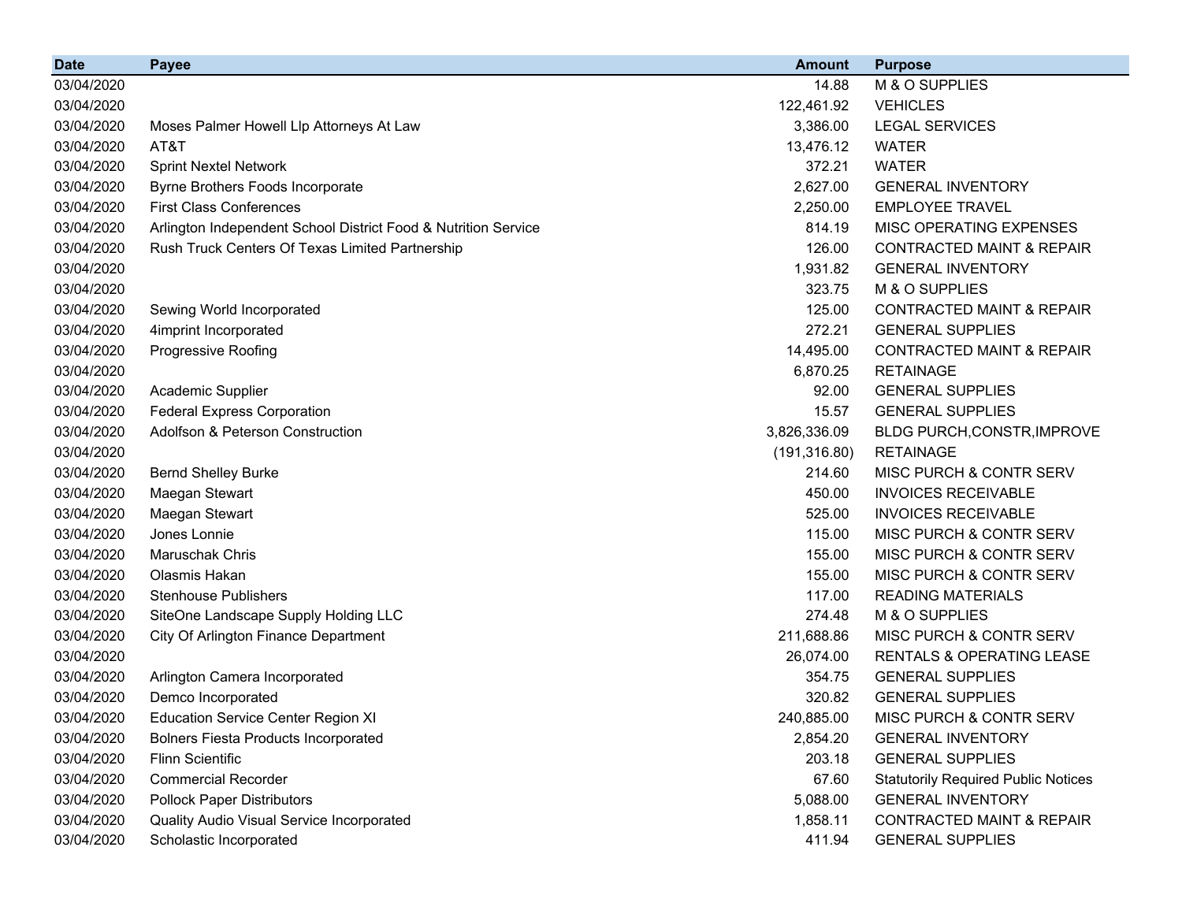| Date | Payee | Amount | Purpose |
|---|---|---|---|
| 03/04/2020 | | 14.88 | M & O SUPPLIES |
| 03/04/2020 | | 122,461.92 | VEHICLES |
| 03/04/2020 | Moses Palmer Howell Llp Attorneys At Law | 3,386.00 | LEGAL SERVICES |
| 03/04/2020 | AT&T | 13,476.12 | WATER |
| 03/04/2020 | Sprint Nextel Network | 372.21 | WATER |
| 03/04/2020 | Byrne Brothers Foods Incorporate | 2,627.00 | GENERAL INVENTORY |
| 03/04/2020 | First Class Conferences | 2,250.00 | EMPLOYEE TRAVEL |
| 03/04/2020 | Arlington Independent School District Food & Nutrition Service | 814.19 | MISC OPERATING EXPENSES |
| 03/04/2020 | Rush Truck Centers Of Texas Limited Partnership | 126.00 | CONTRACTED MAINT & REPAIR |
| 03/04/2020 | | 1,931.82 | GENERAL INVENTORY |
| 03/04/2020 | | 323.75 | M & O SUPPLIES |
| 03/04/2020 | Sewing World Incorporated | 125.00 | CONTRACTED MAINT & REPAIR |
| 03/04/2020 | 4imprint Incorporated | 272.21 | GENERAL SUPPLIES |
| 03/04/2020 | Progressive Roofing | 14,495.00 | CONTRACTED MAINT & REPAIR |
| 03/04/2020 | | 6,870.25 | RETAINAGE |
| 03/04/2020 | Academic Supplier | 92.00 | GENERAL SUPPLIES |
| 03/04/2020 | Federal Express Corporation | 15.57 | GENERAL SUPPLIES |
| 03/04/2020 | Adolfson & Peterson Construction | 3,826,336.09 | BLDG PURCH,CONSTR,IMPROVE |
| 03/04/2020 | | (191,316.80) | RETAINAGE |
| 03/04/2020 | Bernd Shelley Burke | 214.60 | MISC PURCH & CONTR SERV |
| 03/04/2020 | Maegan Stewart | 450.00 | INVOICES RECEIVABLE |
| 03/04/2020 | Maegan Stewart | 525.00 | INVOICES RECEIVABLE |
| 03/04/2020 | Jones Lonnie | 115.00 | MISC PURCH & CONTR SERV |
| 03/04/2020 | Maruschak Chris | 155.00 | MISC PURCH & CONTR SERV |
| 03/04/2020 | Olasmis Hakan | 155.00 | MISC PURCH & CONTR SERV |
| 03/04/2020 | Stenhouse Publishers | 117.00 | READING MATERIALS |
| 03/04/2020 | SiteOne Landscape Supply Holding LLC | 274.48 | M & O SUPPLIES |
| 03/04/2020 | City Of Arlington Finance Department | 211,688.86 | MISC PURCH & CONTR SERV |
| 03/04/2020 | | 26,074.00 | RENTALS & OPERATING LEASE |
| 03/04/2020 | Arlington Camera Incorporated | 354.75 | GENERAL SUPPLIES |
| 03/04/2020 | Demco Incorporated | 320.82 | GENERAL SUPPLIES |
| 03/04/2020 | Education Service Center Region XI | 240,885.00 | MISC PURCH & CONTR SERV |
| 03/04/2020 | Bolners Fiesta Products Incorporated | 2,854.20 | GENERAL INVENTORY |
| 03/04/2020 | Flinn Scientific | 203.18 | GENERAL SUPPLIES |
| 03/04/2020 | Commercial Recorder | 67.60 | Statutorily Required Public Notices |
| 03/04/2020 | Pollock Paper Distributors | 5,088.00 | GENERAL INVENTORY |
| 03/04/2020 | Quality Audio Visual Service Incorporated | 1,858.11 | CONTRACTED MAINT & REPAIR |
| 03/04/2020 | Scholastic Incorporated | 411.94 | GENERAL SUPPLIES |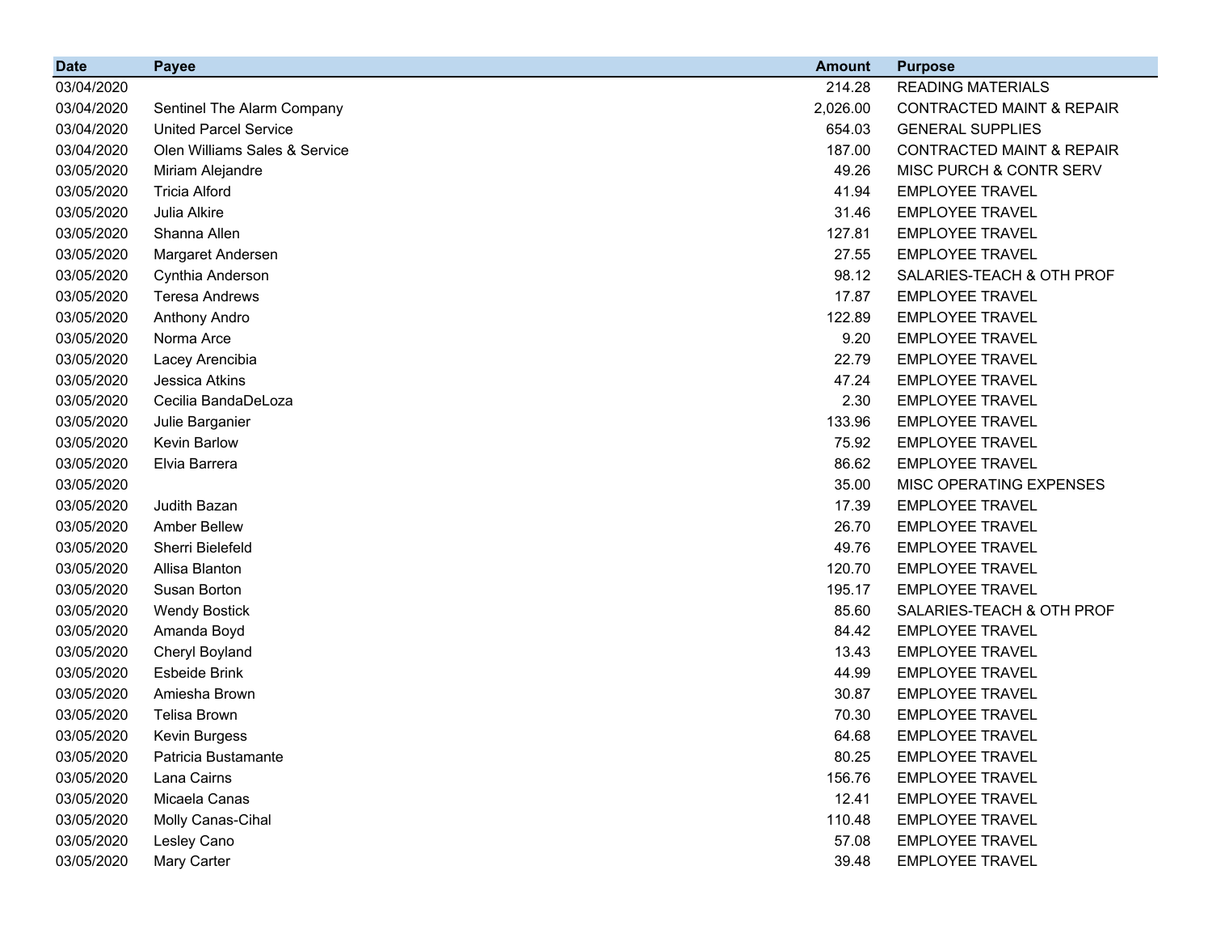| Date | Payee | Amount | Purpose |
|---|---|---|---|
| 03/04/2020 | | 214.28 | READING MATERIALS |
| 03/04/2020 | Sentinel The Alarm Company | 2,026.00 | CONTRACTED MAINT & REPAIR |
| 03/04/2020 | United Parcel Service | 654.03 | GENERAL SUPPLIES |
| 03/04/2020 | Olen Williams Sales & Service | 187.00 | CONTRACTED MAINT & REPAIR |
| 03/05/2020 | Miriam Alejandre | 49.26 | MISC PURCH & CONTR SERV |
| 03/05/2020 | Tricia Alford | 41.94 | EMPLOYEE TRAVEL |
| 03/05/2020 | Julia Alkire | 31.46 | EMPLOYEE TRAVEL |
| 03/05/2020 | Shanna Allen | 127.81 | EMPLOYEE TRAVEL |
| 03/05/2020 | Margaret Andersen | 27.55 | EMPLOYEE TRAVEL |
| 03/05/2020 | Cynthia Anderson | 98.12 | SALARIES-TEACH & OTH PROF |
| 03/05/2020 | Teresa Andrews | 17.87 | EMPLOYEE TRAVEL |
| 03/05/2020 | Anthony Andro | 122.89 | EMPLOYEE TRAVEL |
| 03/05/2020 | Norma Arce | 9.20 | EMPLOYEE TRAVEL |
| 03/05/2020 | Lacey Arencibia | 22.79 | EMPLOYEE TRAVEL |
| 03/05/2020 | Jessica Atkins | 47.24 | EMPLOYEE TRAVEL |
| 03/05/2020 | Cecilia BandaDeLoza | 2.30 | EMPLOYEE TRAVEL |
| 03/05/2020 | Julie Barganier | 133.96 | EMPLOYEE TRAVEL |
| 03/05/2020 | Kevin Barlow | 75.92 | EMPLOYEE TRAVEL |
| 03/05/2020 | Elvia Barrera | 86.62 | EMPLOYEE TRAVEL |
| 03/05/2020 | | 35.00 | MISC OPERATING EXPENSES |
| 03/05/2020 | Judith Bazan | 17.39 | EMPLOYEE TRAVEL |
| 03/05/2020 | Amber Bellew | 26.70 | EMPLOYEE TRAVEL |
| 03/05/2020 | Sherri Bielefeld | 49.76 | EMPLOYEE TRAVEL |
| 03/05/2020 | Allisa Blanton | 120.70 | EMPLOYEE TRAVEL |
| 03/05/2020 | Susan Borton | 195.17 | EMPLOYEE TRAVEL |
| 03/05/2020 | Wendy Bostick | 85.60 | SALARIES-TEACH & OTH PROF |
| 03/05/2020 | Amanda Boyd | 84.42 | EMPLOYEE TRAVEL |
| 03/05/2020 | Cheryl Boyland | 13.43 | EMPLOYEE TRAVEL |
| 03/05/2020 | Esbeide Brink | 44.99 | EMPLOYEE TRAVEL |
| 03/05/2020 | Amiesha Brown | 30.87 | EMPLOYEE TRAVEL |
| 03/05/2020 | Telisa Brown | 70.30 | EMPLOYEE TRAVEL |
| 03/05/2020 | Kevin Burgess | 64.68 | EMPLOYEE TRAVEL |
| 03/05/2020 | Patricia Bustamante | 80.25 | EMPLOYEE TRAVEL |
| 03/05/2020 | Lana Cairns | 156.76 | EMPLOYEE TRAVEL |
| 03/05/2020 | Micaela Canas | 12.41 | EMPLOYEE TRAVEL |
| 03/05/2020 | Molly Canas-Cihal | 110.48 | EMPLOYEE TRAVEL |
| 03/05/2020 | Lesley Cano | 57.08 | EMPLOYEE TRAVEL |
| 03/05/2020 | Mary Carter | 39.48 | EMPLOYEE TRAVEL |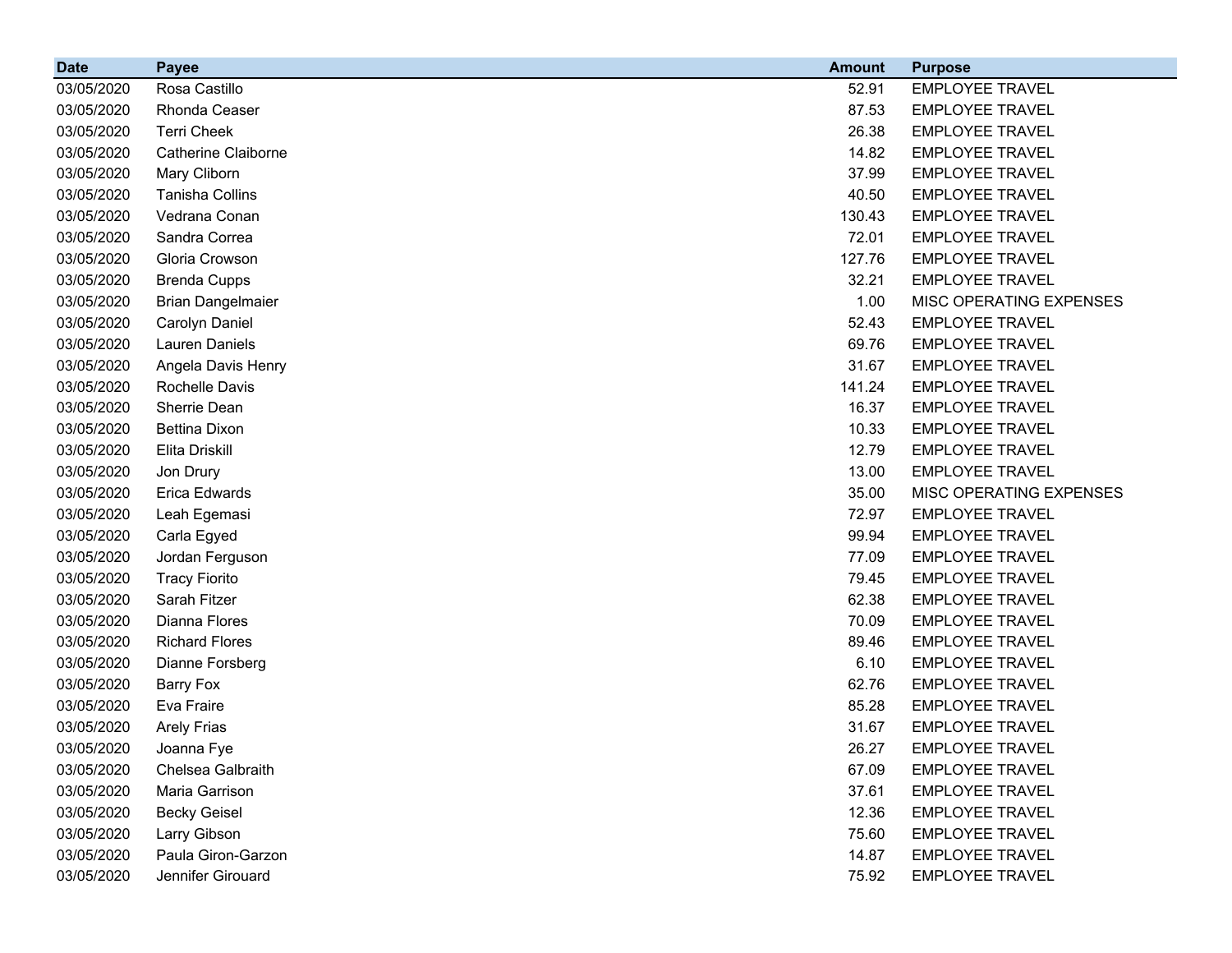| Date | Payee | Amount | Purpose |
|---|---|---|---|
| 03/05/2020 | Rosa Castillo | 52.91 | EMPLOYEE TRAVEL |
| 03/05/2020 | Rhonda Ceaser | 87.53 | EMPLOYEE TRAVEL |
| 03/05/2020 | Terri Cheek | 26.38 | EMPLOYEE TRAVEL |
| 03/05/2020 | Catherine Claiborne | 14.82 | EMPLOYEE TRAVEL |
| 03/05/2020 | Mary Cliborn | 37.99 | EMPLOYEE TRAVEL |
| 03/05/2020 | Tanisha Collins | 40.50 | EMPLOYEE TRAVEL |
| 03/05/2020 | Vedrana Conan | 130.43 | EMPLOYEE TRAVEL |
| 03/05/2020 | Sandra Correa | 72.01 | EMPLOYEE TRAVEL |
| 03/05/2020 | Gloria Crowson | 127.76 | EMPLOYEE TRAVEL |
| 03/05/2020 | Brenda Cupps | 32.21 | EMPLOYEE TRAVEL |
| 03/05/2020 | Brian Dangelmaier | 1.00 | MISC OPERATING EXPENSES |
| 03/05/2020 | Carolyn Daniel | 52.43 | EMPLOYEE TRAVEL |
| 03/05/2020 | Lauren Daniels | 69.76 | EMPLOYEE TRAVEL |
| 03/05/2020 | Angela Davis Henry | 31.67 | EMPLOYEE TRAVEL |
| 03/05/2020 | Rochelle Davis | 141.24 | EMPLOYEE TRAVEL |
| 03/05/2020 | Sherrie Dean | 16.37 | EMPLOYEE TRAVEL |
| 03/05/2020 | Bettina Dixon | 10.33 | EMPLOYEE TRAVEL |
| 03/05/2020 | Elita Driskill | 12.79 | EMPLOYEE TRAVEL |
| 03/05/2020 | Jon Drury | 13.00 | EMPLOYEE TRAVEL |
| 03/05/2020 | Erica Edwards | 35.00 | MISC OPERATING EXPENSES |
| 03/05/2020 | Leah Egemasi | 72.97 | EMPLOYEE TRAVEL |
| 03/05/2020 | Carla Egyed | 99.94 | EMPLOYEE TRAVEL |
| 03/05/2020 | Jordan Ferguson | 77.09 | EMPLOYEE TRAVEL |
| 03/05/2020 | Tracy Fiorito | 79.45 | EMPLOYEE TRAVEL |
| 03/05/2020 | Sarah Fitzer | 62.38 | EMPLOYEE TRAVEL |
| 03/05/2020 | Dianna Flores | 70.09 | EMPLOYEE TRAVEL |
| 03/05/2020 | Richard Flores | 89.46 | EMPLOYEE TRAVEL |
| 03/05/2020 | Dianne Forsberg | 6.10 | EMPLOYEE TRAVEL |
| 03/05/2020 | Barry Fox | 62.76 | EMPLOYEE TRAVEL |
| 03/05/2020 | Eva Fraire | 85.28 | EMPLOYEE TRAVEL |
| 03/05/2020 | Arely Frias | 31.67 | EMPLOYEE TRAVEL |
| 03/05/2020 | Joanna Fye | 26.27 | EMPLOYEE TRAVEL |
| 03/05/2020 | Chelsea Galbraith | 67.09 | EMPLOYEE TRAVEL |
| 03/05/2020 | Maria Garrison | 37.61 | EMPLOYEE TRAVEL |
| 03/05/2020 | Becky Geisel | 12.36 | EMPLOYEE TRAVEL |
| 03/05/2020 | Larry Gibson | 75.60 | EMPLOYEE TRAVEL |
| 03/05/2020 | Paula Giron-Garzon | 14.87 | EMPLOYEE TRAVEL |
| 03/05/2020 | Jennifer Girouard | 75.92 | EMPLOYEE TRAVEL |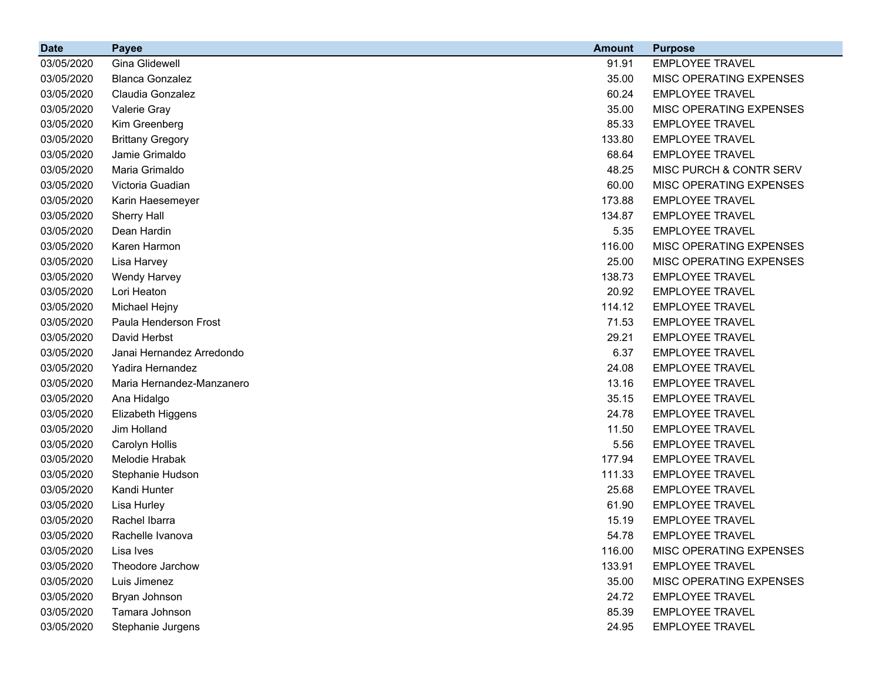| Date | Payee | Amount | Purpose |
|---|---|---|---|
| 03/05/2020 | Gina Glidewell | 91.91 | EMPLOYEE TRAVEL |
| 03/05/2020 | Blanca Gonzalez | 35.00 | MISC OPERATING EXPENSES |
| 03/05/2020 | Claudia Gonzalez | 60.24 | EMPLOYEE TRAVEL |
| 03/05/2020 | Valerie Gray | 35.00 | MISC OPERATING EXPENSES |
| 03/05/2020 | Kim Greenberg | 85.33 | EMPLOYEE TRAVEL |
| 03/05/2020 | Brittany Gregory | 133.80 | EMPLOYEE TRAVEL |
| 03/05/2020 | Jamie Grimaldo | 68.64 | EMPLOYEE TRAVEL |
| 03/05/2020 | Maria Grimaldo | 48.25 | MISC PURCH & CONTR SERV |
| 03/05/2020 | Victoria Guadian | 60.00 | MISC OPERATING EXPENSES |
| 03/05/2020 | Karin Haesemeyer | 173.88 | EMPLOYEE TRAVEL |
| 03/05/2020 | Sherry Hall | 134.87 | EMPLOYEE TRAVEL |
| 03/05/2020 | Dean Hardin | 5.35 | EMPLOYEE TRAVEL |
| 03/05/2020 | Karen Harmon | 116.00 | MISC OPERATING EXPENSES |
| 03/05/2020 | Lisa Harvey | 25.00 | MISC OPERATING EXPENSES |
| 03/05/2020 | Wendy Harvey | 138.73 | EMPLOYEE TRAVEL |
| 03/05/2020 | Lori Heaton | 20.92 | EMPLOYEE TRAVEL |
| 03/05/2020 | Michael Hejny | 114.12 | EMPLOYEE TRAVEL |
| 03/05/2020 | Paula Henderson Frost | 71.53 | EMPLOYEE TRAVEL |
| 03/05/2020 | David Herbst | 29.21 | EMPLOYEE TRAVEL |
| 03/05/2020 | Janai Hernandez Arredondo | 6.37 | EMPLOYEE TRAVEL |
| 03/05/2020 | Yadira Hernandez | 24.08 | EMPLOYEE TRAVEL |
| 03/05/2020 | Maria Hernandez-Manzanero | 13.16 | EMPLOYEE TRAVEL |
| 03/05/2020 | Ana Hidalgo | 35.15 | EMPLOYEE TRAVEL |
| 03/05/2020 | Elizabeth Higgens | 24.78 | EMPLOYEE TRAVEL |
| 03/05/2020 | Jim Holland | 11.50 | EMPLOYEE TRAVEL |
| 03/05/2020 | Carolyn Hollis | 5.56 | EMPLOYEE TRAVEL |
| 03/05/2020 | Melodie Hrabak | 177.94 | EMPLOYEE TRAVEL |
| 03/05/2020 | Stephanie Hudson | 111.33 | EMPLOYEE TRAVEL |
| 03/05/2020 | Kandi Hunter | 25.68 | EMPLOYEE TRAVEL |
| 03/05/2020 | Lisa Hurley | 61.90 | EMPLOYEE TRAVEL |
| 03/05/2020 | Rachel Ibarra | 15.19 | EMPLOYEE TRAVEL |
| 03/05/2020 | Rachelle Ivanova | 54.78 | EMPLOYEE TRAVEL |
| 03/05/2020 | Lisa Ives | 116.00 | MISC OPERATING EXPENSES |
| 03/05/2020 | Theodore Jarchow | 133.91 | EMPLOYEE TRAVEL |
| 03/05/2020 | Luis Jimenez | 35.00 | MISC OPERATING EXPENSES |
| 03/05/2020 | Bryan Johnson | 24.72 | EMPLOYEE TRAVEL |
| 03/05/2020 | Tamara Johnson | 85.39 | EMPLOYEE TRAVEL |
| 03/05/2020 | Stephanie Jurgens | 24.95 | EMPLOYEE TRAVEL |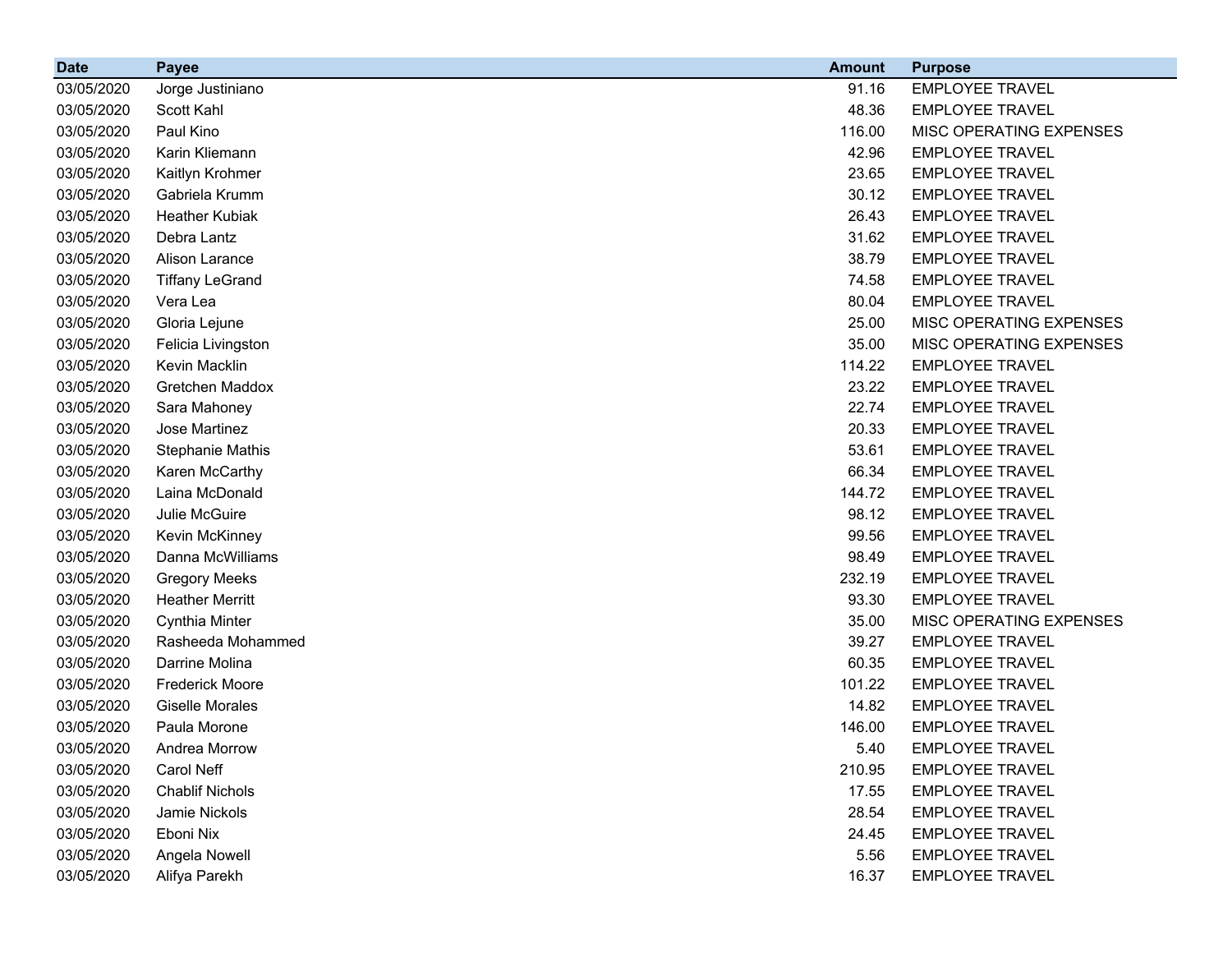| Date | Payee | Amount | Purpose |
| --- | --- | --- | --- |
| 03/05/2020 | Jorge Justiniano | 91.16 | EMPLOYEE TRAVEL |
| 03/05/2020 | Scott Kahl | 48.36 | EMPLOYEE TRAVEL |
| 03/05/2020 | Paul Kino | 116.00 | MISC OPERATING EXPENSES |
| 03/05/2020 | Karin Kliemann | 42.96 | EMPLOYEE TRAVEL |
| 03/05/2020 | Kaitlyn Krohmer | 23.65 | EMPLOYEE TRAVEL |
| 03/05/2020 | Gabriela Krumm | 30.12 | EMPLOYEE TRAVEL |
| 03/05/2020 | Heather Kubiak | 26.43 | EMPLOYEE TRAVEL |
| 03/05/2020 | Debra Lantz | 31.62 | EMPLOYEE TRAVEL |
| 03/05/2020 | Alison Larance | 38.79 | EMPLOYEE TRAVEL |
| 03/05/2020 | Tiffany LeGrand | 74.58 | EMPLOYEE TRAVEL |
| 03/05/2020 | Vera Lea | 80.04 | EMPLOYEE TRAVEL |
| 03/05/2020 | Gloria Lejune | 25.00 | MISC OPERATING EXPENSES |
| 03/05/2020 | Felicia Livingston | 35.00 | MISC OPERATING EXPENSES |
| 03/05/2020 | Kevin Macklin | 114.22 | EMPLOYEE TRAVEL |
| 03/05/2020 | Gretchen Maddox | 23.22 | EMPLOYEE TRAVEL |
| 03/05/2020 | Sara Mahoney | 22.74 | EMPLOYEE TRAVEL |
| 03/05/2020 | Jose Martinez | 20.33 | EMPLOYEE TRAVEL |
| 03/05/2020 | Stephanie Mathis | 53.61 | EMPLOYEE TRAVEL |
| 03/05/2020 | Karen McCarthy | 66.34 | EMPLOYEE TRAVEL |
| 03/05/2020 | Laina McDonald | 144.72 | EMPLOYEE TRAVEL |
| 03/05/2020 | Julie McGuire | 98.12 | EMPLOYEE TRAVEL |
| 03/05/2020 | Kevin McKinney | 99.56 | EMPLOYEE TRAVEL |
| 03/05/2020 | Danna McWilliams | 98.49 | EMPLOYEE TRAVEL |
| 03/05/2020 | Gregory Meeks | 232.19 | EMPLOYEE TRAVEL |
| 03/05/2020 | Heather Merritt | 93.30 | EMPLOYEE TRAVEL |
| 03/05/2020 | Cynthia Minter | 35.00 | MISC OPERATING EXPENSES |
| 03/05/2020 | Rasheeda Mohammed | 39.27 | EMPLOYEE TRAVEL |
| 03/05/2020 | Darrine Molina | 60.35 | EMPLOYEE TRAVEL |
| 03/05/2020 | Frederick Moore | 101.22 | EMPLOYEE TRAVEL |
| 03/05/2020 | Giselle Morales | 14.82 | EMPLOYEE TRAVEL |
| 03/05/2020 | Paula Morone | 146.00 | EMPLOYEE TRAVEL |
| 03/05/2020 | Andrea Morrow | 5.40 | EMPLOYEE TRAVEL |
| 03/05/2020 | Carol Neff | 210.95 | EMPLOYEE TRAVEL |
| 03/05/2020 | Chablif Nichols | 17.55 | EMPLOYEE TRAVEL |
| 03/05/2020 | Jamie Nickols | 28.54 | EMPLOYEE TRAVEL |
| 03/05/2020 | Eboni Nix | 24.45 | EMPLOYEE TRAVEL |
| 03/05/2020 | Angela Nowell | 5.56 | EMPLOYEE TRAVEL |
| 03/05/2020 | Alifya Parekh | 16.37 | EMPLOYEE TRAVEL |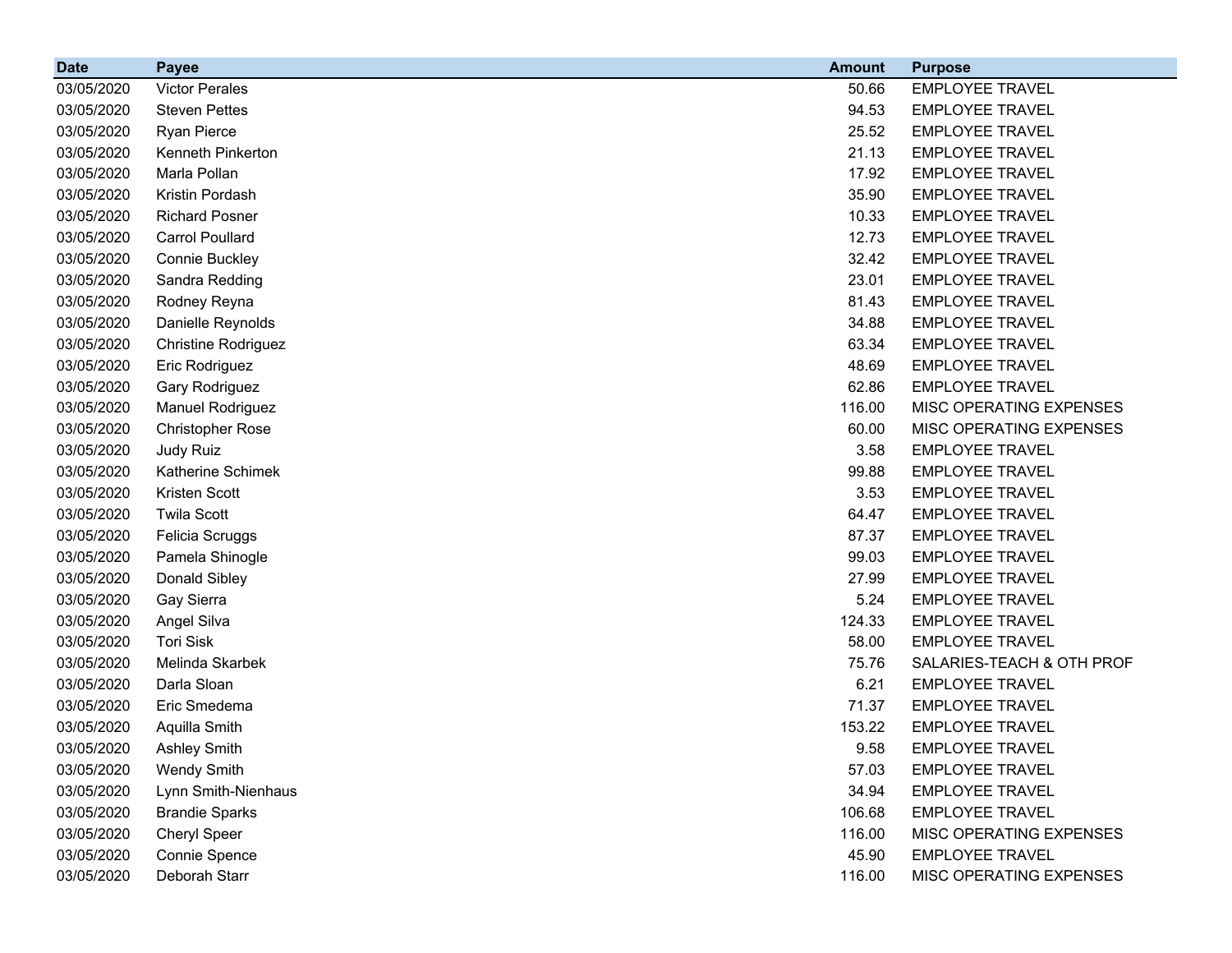| Date | Payee | Amount | Purpose |
|---|---|---|---|
| 03/05/2020 | Victor Perales | 50.66 | EMPLOYEE TRAVEL |
| 03/05/2020 | Steven Pettes | 94.53 | EMPLOYEE TRAVEL |
| 03/05/2020 | Ryan Pierce | 25.52 | EMPLOYEE TRAVEL |
| 03/05/2020 | Kenneth Pinkerton | 21.13 | EMPLOYEE TRAVEL |
| 03/05/2020 | Marla Pollan | 17.92 | EMPLOYEE TRAVEL |
| 03/05/2020 | Kristin Pordash | 35.90 | EMPLOYEE TRAVEL |
| 03/05/2020 | Richard Posner | 10.33 | EMPLOYEE TRAVEL |
| 03/05/2020 | Carrol Poullard | 12.73 | EMPLOYEE TRAVEL |
| 03/05/2020 | Connie Buckley | 32.42 | EMPLOYEE TRAVEL |
| 03/05/2020 | Sandra Redding | 23.01 | EMPLOYEE TRAVEL |
| 03/05/2020 | Rodney Reyna | 81.43 | EMPLOYEE TRAVEL |
| 03/05/2020 | Danielle Reynolds | 34.88 | EMPLOYEE TRAVEL |
| 03/05/2020 | Christine Rodriguez | 63.34 | EMPLOYEE TRAVEL |
| 03/05/2020 | Eric Rodriguez | 48.69 | EMPLOYEE TRAVEL |
| 03/05/2020 | Gary Rodriguez | 62.86 | EMPLOYEE TRAVEL |
| 03/05/2020 | Manuel Rodriguez | 116.00 | MISC OPERATING EXPENSES |
| 03/05/2020 | Christopher Rose | 60.00 | MISC OPERATING EXPENSES |
| 03/05/2020 | Judy Ruiz | 3.58 | EMPLOYEE TRAVEL |
| 03/05/2020 | Katherine Schimek | 99.88 | EMPLOYEE TRAVEL |
| 03/05/2020 | Kristen Scott | 3.53 | EMPLOYEE TRAVEL |
| 03/05/2020 | Twila Scott | 64.47 | EMPLOYEE TRAVEL |
| 03/05/2020 | Felicia Scruggs | 87.37 | EMPLOYEE TRAVEL |
| 03/05/2020 | Pamela Shinogle | 99.03 | EMPLOYEE TRAVEL |
| 03/05/2020 | Donald Sibley | 27.99 | EMPLOYEE TRAVEL |
| 03/05/2020 | Gay Sierra | 5.24 | EMPLOYEE TRAVEL |
| 03/05/2020 | Angel Silva | 124.33 | EMPLOYEE TRAVEL |
| 03/05/2020 | Tori Sisk | 58.00 | EMPLOYEE TRAVEL |
| 03/05/2020 | Melinda Skarbek | 75.76 | SALARIES-TEACH & OTH PROF |
| 03/05/2020 | Darla Sloan | 6.21 | EMPLOYEE TRAVEL |
| 03/05/2020 | Eric Smedema | 71.37 | EMPLOYEE TRAVEL |
| 03/05/2020 | Aquilla Smith | 153.22 | EMPLOYEE TRAVEL |
| 03/05/2020 | Ashley Smith | 9.58 | EMPLOYEE TRAVEL |
| 03/05/2020 | Wendy Smith | 57.03 | EMPLOYEE TRAVEL |
| 03/05/2020 | Lynn Smith-Nienhaus | 34.94 | EMPLOYEE TRAVEL |
| 03/05/2020 | Brandie Sparks | 106.68 | EMPLOYEE TRAVEL |
| 03/05/2020 | Cheryl Speer | 116.00 | MISC OPERATING EXPENSES |
| 03/05/2020 | Connie Spence | 45.90 | EMPLOYEE TRAVEL |
| 03/05/2020 | Deborah Starr | 116.00 | MISC OPERATING EXPENSES |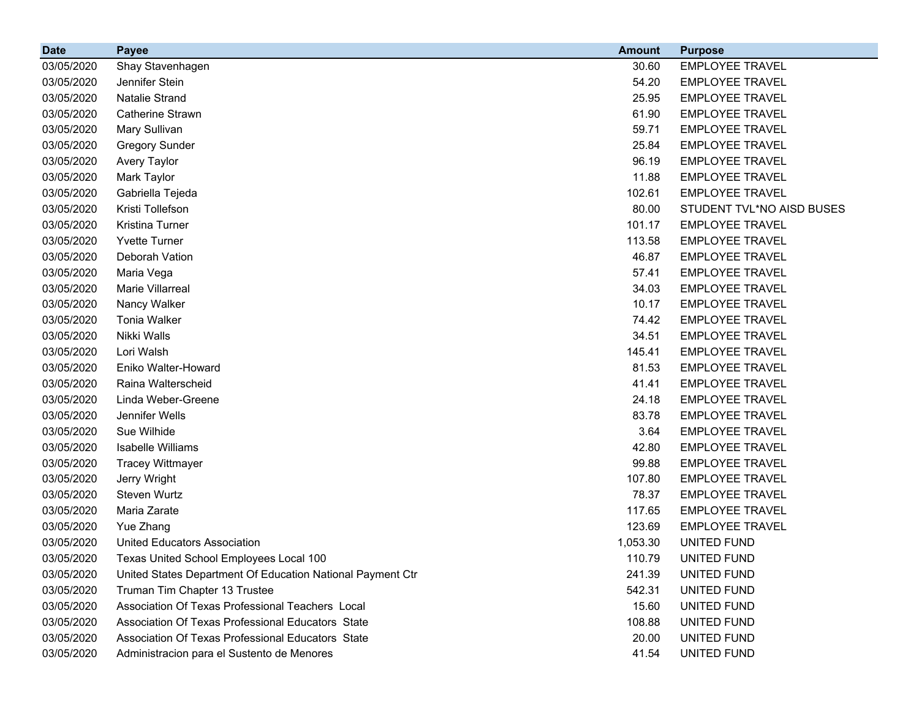| Date | Payee | Amount | Purpose |
| --- | --- | --- | --- |
| 03/05/2020 | Shay Stavenhagen | 30.60 | EMPLOYEE TRAVEL |
| 03/05/2020 | Jennifer Stein | 54.20 | EMPLOYEE TRAVEL |
| 03/05/2020 | Natalie Strand | 25.95 | EMPLOYEE TRAVEL |
| 03/05/2020 | Catherine Strawn | 61.90 | EMPLOYEE TRAVEL |
| 03/05/2020 | Mary Sullivan | 59.71 | EMPLOYEE TRAVEL |
| 03/05/2020 | Gregory Sunder | 25.84 | EMPLOYEE TRAVEL |
| 03/05/2020 | Avery Taylor | 96.19 | EMPLOYEE TRAVEL |
| 03/05/2020 | Mark Taylor | 11.88 | EMPLOYEE TRAVEL |
| 03/05/2020 | Gabriella Tejeda | 102.61 | EMPLOYEE TRAVEL |
| 03/05/2020 | Kristi Tollefson | 80.00 | STUDENT TVL*NO AISD BUSES |
| 03/05/2020 | Kristina Turner | 101.17 | EMPLOYEE TRAVEL |
| 03/05/2020 | Yvette Turner | 113.58 | EMPLOYEE TRAVEL |
| 03/05/2020 | Deborah Vation | 46.87 | EMPLOYEE TRAVEL |
| 03/05/2020 | Maria Vega | 57.41 | EMPLOYEE TRAVEL |
| 03/05/2020 | Marie Villarreal | 34.03 | EMPLOYEE TRAVEL |
| 03/05/2020 | Nancy Walker | 10.17 | EMPLOYEE TRAVEL |
| 03/05/2020 | Tonia Walker | 74.42 | EMPLOYEE TRAVEL |
| 03/05/2020 | Nikki Walls | 34.51 | EMPLOYEE TRAVEL |
| 03/05/2020 | Lori Walsh | 145.41 | EMPLOYEE TRAVEL |
| 03/05/2020 | Eniko Walter-Howard | 81.53 | EMPLOYEE TRAVEL |
| 03/05/2020 | Raina Walterscheid | 41.41 | EMPLOYEE TRAVEL |
| 03/05/2020 | Linda Weber-Greene | 24.18 | EMPLOYEE TRAVEL |
| 03/05/2020 | Jennifer Wells | 83.78 | EMPLOYEE TRAVEL |
| 03/05/2020 | Sue Wilhide | 3.64 | EMPLOYEE TRAVEL |
| 03/05/2020 | Isabelle Williams | 42.80 | EMPLOYEE TRAVEL |
| 03/05/2020 | Tracey Wittmayer | 99.88 | EMPLOYEE TRAVEL |
| 03/05/2020 | Jerry Wright | 107.80 | EMPLOYEE TRAVEL |
| 03/05/2020 | Steven Wurtz | 78.37 | EMPLOYEE TRAVEL |
| 03/05/2020 | Maria Zarate | 117.65 | EMPLOYEE TRAVEL |
| 03/05/2020 | Yue Zhang | 123.69 | EMPLOYEE TRAVEL |
| 03/05/2020 | United Educators Association | 1,053.30 | UNITED FUND |
| 03/05/2020 | Texas United School Employees Local 100 | 110.79 | UNITED FUND |
| 03/05/2020 | United States Department Of Education National Payment Ctr | 241.39 | UNITED FUND |
| 03/05/2020 | Truman Tim Chapter 13 Trustee | 542.31 | UNITED FUND |
| 03/05/2020 | Association Of Texas Professional Teachers Local | 15.60 | UNITED FUND |
| 03/05/2020 | Association Of Texas Professional Educators State | 108.88 | UNITED FUND |
| 03/05/2020 | Association Of Texas Professional Educators State | 20.00 | UNITED FUND |
| 03/05/2020 | Administracion para el Sustento de Menores | 41.54 | UNITED FUND |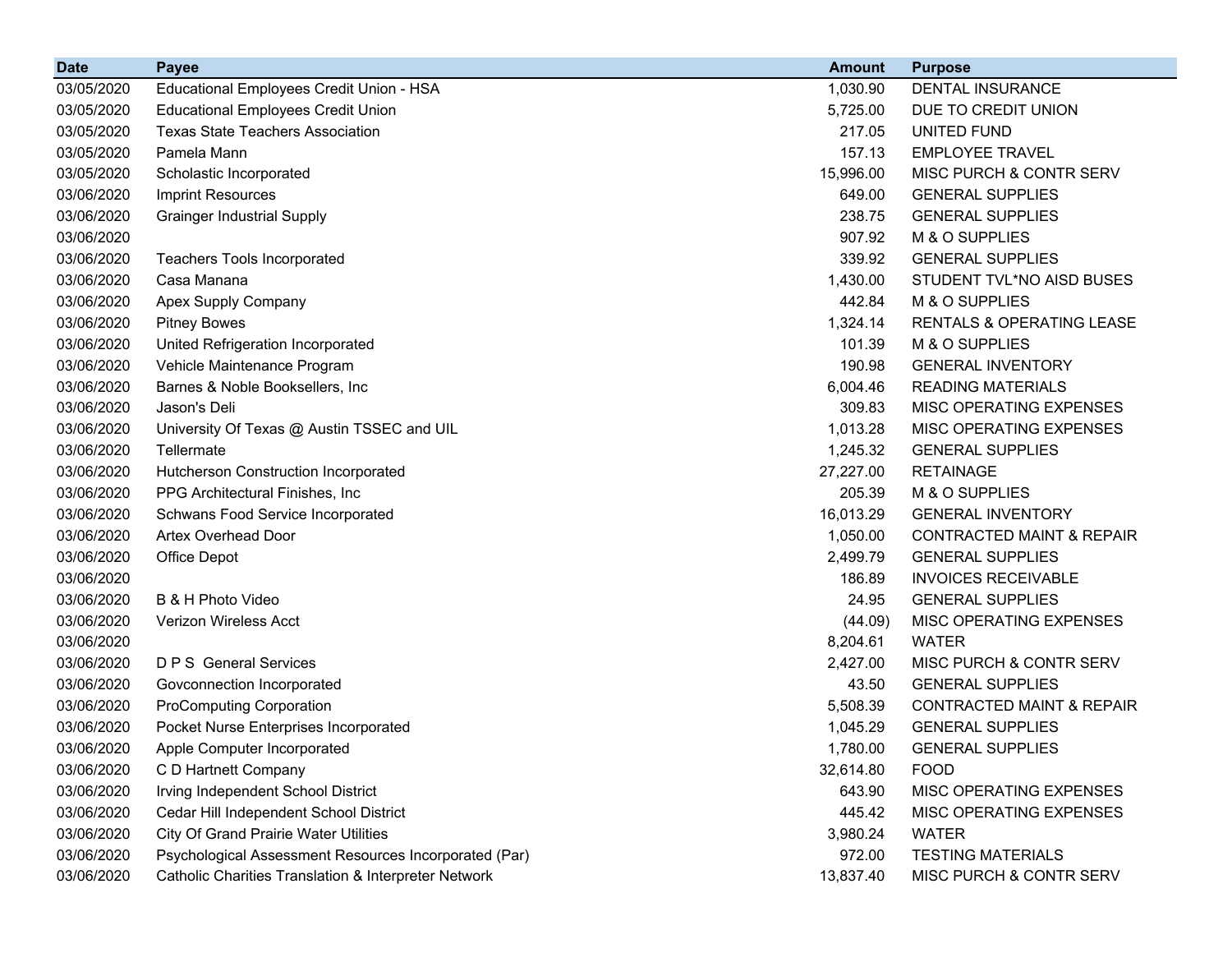| Date | Payee | Amount | Purpose |
|---|---|---|---|
| 03/05/2020 | Educational Employees Credit Union - HSA | 1,030.90 | DENTAL INSURANCE |
| 03/05/2020 | Educational Employees Credit Union | 5,725.00 | DUE TO CREDIT UNION |
| 03/05/2020 | Texas State Teachers Association | 217.05 | UNITED FUND |
| 03/05/2020 | Pamela Mann | 157.13 | EMPLOYEE TRAVEL |
| 03/05/2020 | Scholastic Incorporated | 15,996.00 | MISC PURCH & CONTR SERV |
| 03/06/2020 | Imprint Resources | 649.00 | GENERAL SUPPLIES |
| 03/06/2020 | Grainger Industrial Supply | 238.75 | GENERAL SUPPLIES |
| 03/06/2020 | | 907.92 | M & O SUPPLIES |
| 03/06/2020 | Teachers Tools Incorporated | 339.92 | GENERAL SUPPLIES |
| 03/06/2020 | Casa Manana | 1,430.00 | STUDENT TVL*NO AISD BUSES |
| 03/06/2020 | Apex Supply Company | 442.84 | M & O SUPPLIES |
| 03/06/2020 | Pitney Bowes | 1,324.14 | RENTALS & OPERATING LEASE |
| 03/06/2020 | United Refrigeration Incorporated | 101.39 | M & O SUPPLIES |
| 03/06/2020 | Vehicle Maintenance Program | 190.98 | GENERAL INVENTORY |
| 03/06/2020 | Barnes & Noble Booksellers, Inc | 6,004.46 | READING MATERIALS |
| 03/06/2020 | Jason's Deli | 309.83 | MISC OPERATING EXPENSES |
| 03/06/2020 | University Of Texas @ Austin TSSEC and UIL | 1,013.28 | MISC OPERATING EXPENSES |
| 03/06/2020 | Tellermate | 1,245.32 | GENERAL SUPPLIES |
| 03/06/2020 | Hutcherson Construction Incorporated | 27,227.00 | RETAINAGE |
| 03/06/2020 | PPG Architectural Finishes, Inc | 205.39 | M & O SUPPLIES |
| 03/06/2020 | Schwans Food Service Incorporated | 16,013.29 | GENERAL INVENTORY |
| 03/06/2020 | Artex Overhead Door | 1,050.00 | CONTRACTED MAINT & REPAIR |
| 03/06/2020 | Office Depot | 2,499.79 | GENERAL SUPPLIES |
| 03/06/2020 | | 186.89 | INVOICES RECEIVABLE |
| 03/06/2020 | B & H Photo Video | 24.95 | GENERAL SUPPLIES |
| 03/06/2020 | Verizon Wireless Acct | (44.09) | MISC OPERATING EXPENSES |
| 03/06/2020 | | 8,204.61 | WATER |
| 03/06/2020 | D P S General Services | 2,427.00 | MISC PURCH & CONTR SERV |
| 03/06/2020 | Govconnection Incorporated | 43.50 | GENERAL SUPPLIES |
| 03/06/2020 | ProComputing Corporation | 5,508.39 | CONTRACTED MAINT & REPAIR |
| 03/06/2020 | Pocket Nurse Enterprises Incorporated | 1,045.29 | GENERAL SUPPLIES |
| 03/06/2020 | Apple Computer Incorporated | 1,780.00 | GENERAL SUPPLIES |
| 03/06/2020 | C D Hartnett Company | 32,614.80 | FOOD |
| 03/06/2020 | Irving Independent School District | 643.90 | MISC OPERATING EXPENSES |
| 03/06/2020 | Cedar Hill Independent School District | 445.42 | MISC OPERATING EXPENSES |
| 03/06/2020 | City Of Grand Prairie Water Utilities | 3,980.24 | WATER |
| 03/06/2020 | Psychological Assessment Resources Incorporated (Par) | 972.00 | TESTING MATERIALS |
| 03/06/2020 | Catholic Charities Translation & Interpreter Network | 13,837.40 | MISC PURCH & CONTR SERV |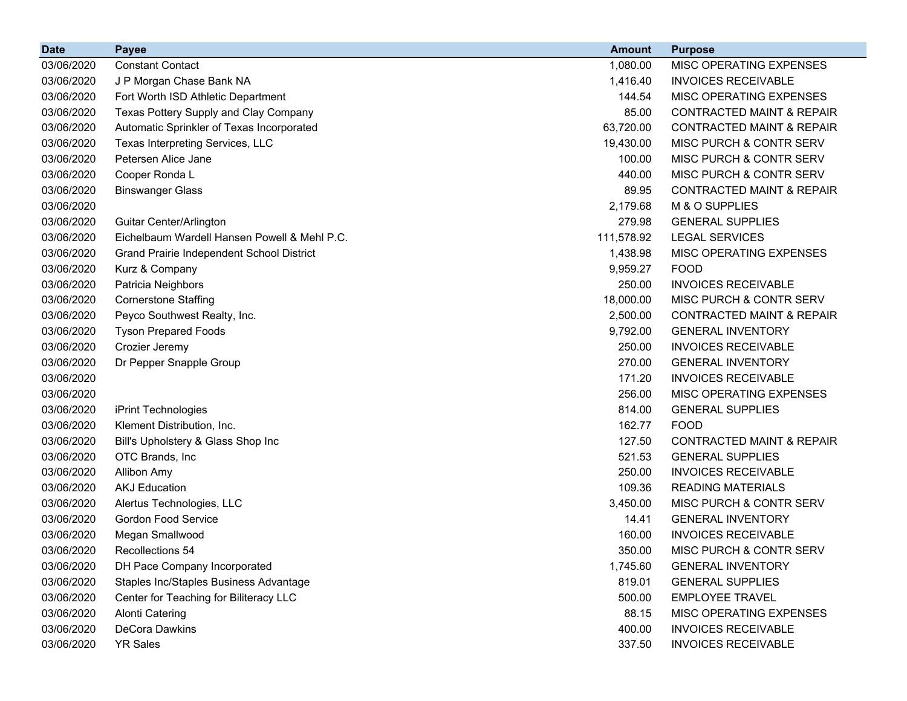| Date | Payee | Amount | Purpose |
| --- | --- | --- | --- |
| 03/06/2020 | Constant Contact | 1,080.00 | MISC OPERATING EXPENSES |
| 03/06/2020 | J P Morgan Chase Bank NA | 1,416.40 | INVOICES RECEIVABLE |
| 03/06/2020 | Fort Worth ISD Athletic Department | 144.54 | MISC OPERATING EXPENSES |
| 03/06/2020 | Texas Pottery Supply and Clay Company | 85.00 | CONTRACTED MAINT & REPAIR |
| 03/06/2020 | Automatic Sprinkler of Texas Incorporated | 63,720.00 | CONTRACTED MAINT & REPAIR |
| 03/06/2020 | Texas Interpreting Services, LLC | 19,430.00 | MISC PURCH & CONTR SERV |
| 03/06/2020 | Petersen Alice Jane | 100.00 | MISC PURCH & CONTR SERV |
| 03/06/2020 | Cooper Ronda L | 440.00 | MISC PURCH & CONTR SERV |
| 03/06/2020 | Binswanger Glass | 89.95 | CONTRACTED MAINT & REPAIR |
| 03/06/2020 | | 2,179.68 | M & O SUPPLIES |
| 03/06/2020 | Guitar Center/Arlington | 279.98 | GENERAL SUPPLIES |
| 03/06/2020 | Eichelbaum Wardell Hansen Powell & Mehl P.C. | 111,578.92 | LEGAL SERVICES |
| 03/06/2020 | Grand Prairie Independent School District | 1,438.98 | MISC OPERATING EXPENSES |
| 03/06/2020 | Kurz & Company | 9,959.27 | FOOD |
| 03/06/2020 | Patricia Neighbors | 250.00 | INVOICES RECEIVABLE |
| 03/06/2020 | Cornerstone Staffing | 18,000.00 | MISC PURCH & CONTR SERV |
| 03/06/2020 | Peyco Southwest Realty, Inc. | 2,500.00 | CONTRACTED MAINT & REPAIR |
| 03/06/2020 | Tyson Prepared Foods | 9,792.00 | GENERAL INVENTORY |
| 03/06/2020 | Crozier Jeremy | 250.00 | INVOICES RECEIVABLE |
| 03/06/2020 | Dr Pepper Snapple Group | 270.00 | GENERAL INVENTORY |
| 03/06/2020 | | 171.20 | INVOICES RECEIVABLE |
| 03/06/2020 | | 256.00 | MISC OPERATING EXPENSES |
| 03/06/2020 | iPrint Technologies | 814.00 | GENERAL SUPPLIES |
| 03/06/2020 | Klement Distribution, Inc. | 162.77 | FOOD |
| 03/06/2020 | Bill's Upholstery & Glass Shop Inc | 127.50 | CONTRACTED MAINT & REPAIR |
| 03/06/2020 | OTC Brands, Inc | 521.53 | GENERAL SUPPLIES |
| 03/06/2020 | Allibon Amy | 250.00 | INVOICES RECEIVABLE |
| 03/06/2020 | AKJ Education | 109.36 | READING MATERIALS |
| 03/06/2020 | Alertus Technologies, LLC | 3,450.00 | MISC PURCH & CONTR SERV |
| 03/06/2020 | Gordon Food Service | 14.41 | GENERAL INVENTORY |
| 03/06/2020 | Megan Smallwood | 160.00 | INVOICES RECEIVABLE |
| 03/06/2020 | Recollections 54 | 350.00 | MISC PURCH & CONTR SERV |
| 03/06/2020 | DH Pace Company Incorporated | 1,745.60 | GENERAL INVENTORY |
| 03/06/2020 | Staples Inc/Staples Business Advantage | 819.01 | GENERAL SUPPLIES |
| 03/06/2020 | Center for Teaching for Biliteracy LLC | 500.00 | EMPLOYEE TRAVEL |
| 03/06/2020 | Alonti Catering | 88.15 | MISC OPERATING EXPENSES |
| 03/06/2020 | DeCora Dawkins | 400.00 | INVOICES RECEIVABLE |
| 03/06/2020 | YR Sales | 337.50 | INVOICES RECEIVABLE |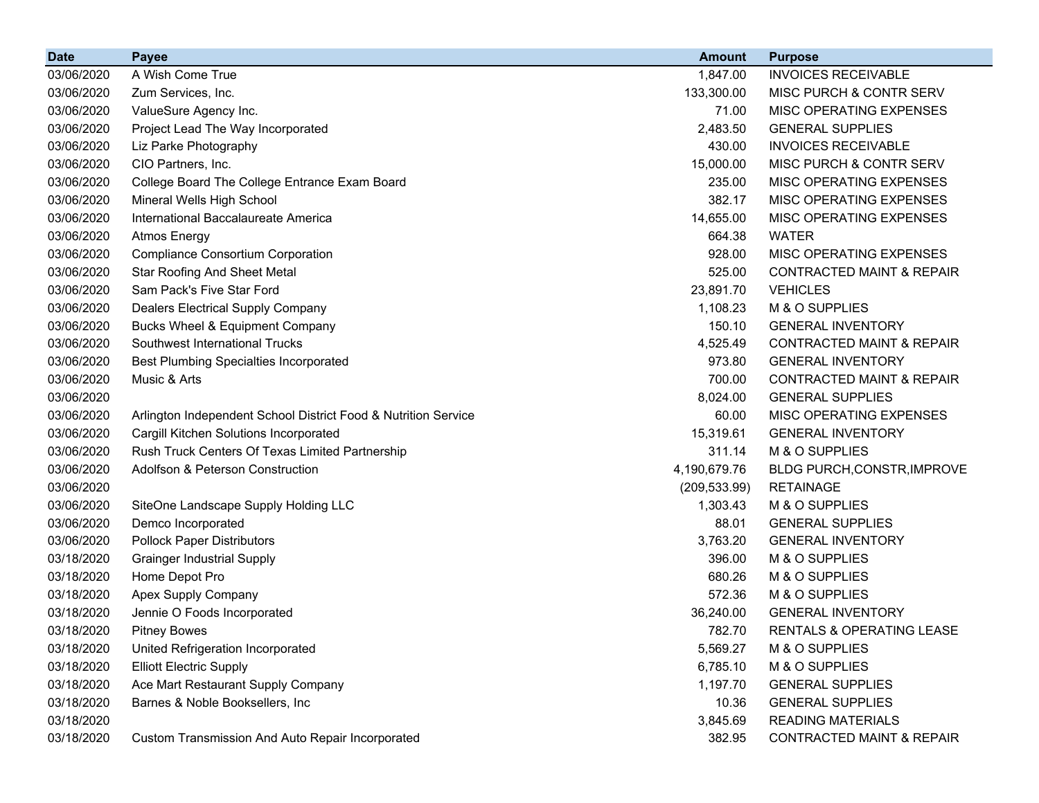| Date | Payee | Amount | Purpose |
|---|---|---|---|
| 03/06/2020 | A Wish Come True | 1,847.00 | INVOICES RECEIVABLE |
| 03/06/2020 | Zum Services, Inc. | 133,300.00 | MISC PURCH & CONTR SERV |
| 03/06/2020 | ValueSure Agency Inc. | 71.00 | MISC OPERATING EXPENSES |
| 03/06/2020 | Project Lead The Way Incorporated | 2,483.50 | GENERAL SUPPLIES |
| 03/06/2020 | Liz Parke Photography | 430.00 | INVOICES RECEIVABLE |
| 03/06/2020 | CIO Partners, Inc. | 15,000.00 | MISC PURCH & CONTR SERV |
| 03/06/2020 | College Board The College Entrance Exam Board | 235.00 | MISC OPERATING EXPENSES |
| 03/06/2020 | Mineral Wells High School | 382.17 | MISC OPERATING EXPENSES |
| 03/06/2020 | International Baccalaureate America | 14,655.00 | MISC OPERATING EXPENSES |
| 03/06/2020 | Atmos Energy | 664.38 | WATER |
| 03/06/2020 | Compliance Consortium Corporation | 928.00 | MISC OPERATING EXPENSES |
| 03/06/2020 | Star Roofing And Sheet Metal | 525.00 | CONTRACTED MAINT & REPAIR |
| 03/06/2020 | Sam Pack's Five Star Ford | 23,891.70 | VEHICLES |
| 03/06/2020 | Dealers Electrical Supply Company | 1,108.23 | M & O SUPPLIES |
| 03/06/2020 | Bucks Wheel & Equipment Company | 150.10 | GENERAL INVENTORY |
| 03/06/2020 | Southwest International Trucks | 4,525.49 | CONTRACTED MAINT & REPAIR |
| 03/06/2020 | Best Plumbing Specialties Incorporated | 973.80 | GENERAL INVENTORY |
| 03/06/2020 | Music & Arts | 700.00 | CONTRACTED MAINT & REPAIR |
| 03/06/2020 | | 8,024.00 | GENERAL SUPPLIES |
| 03/06/2020 | Arlington Independent School District Food & Nutrition Service | 60.00 | MISC OPERATING EXPENSES |
| 03/06/2020 | Cargill Kitchen Solutions Incorporated | 15,319.61 | GENERAL INVENTORY |
| 03/06/2020 | Rush Truck Centers Of Texas Limited Partnership | 311.14 | M & O SUPPLIES |
| 03/06/2020 | Adolfson & Peterson Construction | 4,190,679.76 | BLDG PURCH,CONSTR,IMPROVE |
| 03/06/2020 | | (209,533.99) | RETAINAGE |
| 03/06/2020 | SiteOne Landscape Supply Holding LLC | 1,303.43 | M & O SUPPLIES |
| 03/06/2020 | Demco Incorporated | 88.01 | GENERAL SUPPLIES |
| 03/06/2020 | Pollock Paper Distributors | 3,763.20 | GENERAL INVENTORY |
| 03/18/2020 | Grainger Industrial Supply | 396.00 | M & O SUPPLIES |
| 03/18/2020 | Home Depot Pro | 680.26 | M & O SUPPLIES |
| 03/18/2020 | Apex Supply Company | 572.36 | M & O SUPPLIES |
| 03/18/2020 | Jennie O Foods Incorporated | 36,240.00 | GENERAL INVENTORY |
| 03/18/2020 | Pitney Bowes | 782.70 | RENTALS & OPERATING LEASE |
| 03/18/2020 | United Refrigeration Incorporated | 5,569.27 | M & O SUPPLIES |
| 03/18/2020 | Elliott Electric Supply | 6,785.10 | M & O SUPPLIES |
| 03/18/2020 | Ace Mart Restaurant Supply Company | 1,197.70 | GENERAL SUPPLIES |
| 03/18/2020 | Barnes & Noble Booksellers, Inc | 10.36 | GENERAL SUPPLIES |
| 03/18/2020 | | 3,845.69 | READING MATERIALS |
| 03/18/2020 | Custom Transmission And Auto Repair Incorporated | 382.95 | CONTRACTED MAINT & REPAIR |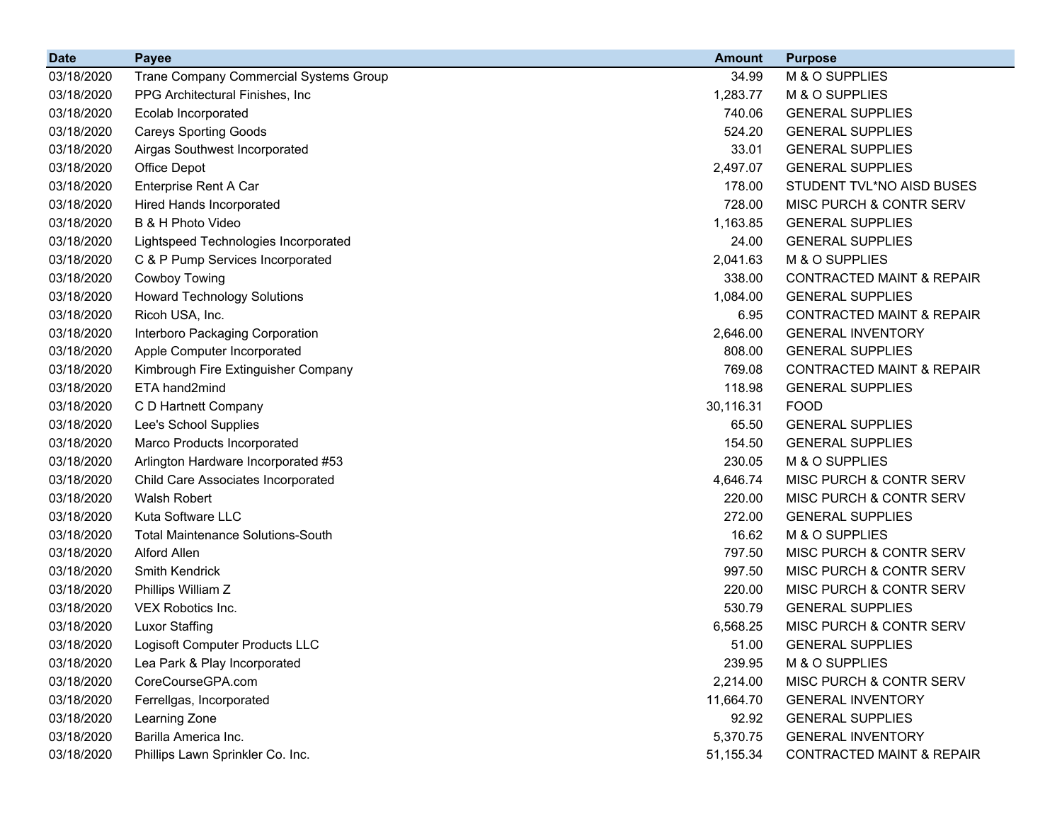| Date | Payee | Amount | Purpose |
|---|---|---|---|
| 03/18/2020 | Trane Company Commercial Systems Group | 34.99 | M & O SUPPLIES |
| 03/18/2020 | PPG Architectural Finishes, Inc | 1,283.77 | M & O SUPPLIES |
| 03/18/2020 | Ecolab Incorporated | 740.06 | GENERAL SUPPLIES |
| 03/18/2020 | Careys Sporting Goods | 524.20 | GENERAL SUPPLIES |
| 03/18/2020 | Airgas Southwest Incorporated | 33.01 | GENERAL SUPPLIES |
| 03/18/2020 | Office Depot | 2,497.07 | GENERAL SUPPLIES |
| 03/18/2020 | Enterprise Rent A Car | 178.00 | STUDENT TVL*NO AISD BUSES |
| 03/18/2020 | Hired Hands Incorporated | 728.00 | MISC PURCH & CONTR SERV |
| 03/18/2020 | B & H Photo Video | 1,163.85 | GENERAL SUPPLIES |
| 03/18/2020 | Lightspeed Technologies Incorporated | 24.00 | GENERAL SUPPLIES |
| 03/18/2020 | C & P Pump Services Incorporated | 2,041.63 | M & O SUPPLIES |
| 03/18/2020 | Cowboy Towing | 338.00 | CONTRACTED MAINT & REPAIR |
| 03/18/2020 | Howard Technology Solutions | 1,084.00 | GENERAL SUPPLIES |
| 03/18/2020 | Ricoh USA, Inc. | 6.95 | CONTRACTED MAINT & REPAIR |
| 03/18/2020 | Interboro Packaging Corporation | 2,646.00 | GENERAL INVENTORY |
| 03/18/2020 | Apple Computer Incorporated | 808.00 | GENERAL SUPPLIES |
| 03/18/2020 | Kimbrough Fire Extinguisher Company | 769.08 | CONTRACTED MAINT & REPAIR |
| 03/18/2020 | ETA hand2mind | 118.98 | GENERAL SUPPLIES |
| 03/18/2020 | C D Hartnett Company | 30,116.31 | FOOD |
| 03/18/2020 | Lee's School Supplies | 65.50 | GENERAL SUPPLIES |
| 03/18/2020 | Marco Products Incorporated | 154.50 | GENERAL SUPPLIES |
| 03/18/2020 | Arlington Hardware Incorporated #53 | 230.05 | M & O SUPPLIES |
| 03/18/2020 | Child Care Associates Incorporated | 4,646.74 | MISC PURCH & CONTR SERV |
| 03/18/2020 | Walsh Robert | 220.00 | MISC PURCH & CONTR SERV |
| 03/18/2020 | Kuta Software LLC | 272.00 | GENERAL SUPPLIES |
| 03/18/2020 | Total Maintenance Solutions-South | 16.62 | M & O SUPPLIES |
| 03/18/2020 | Alford Allen | 797.50 | MISC PURCH & CONTR SERV |
| 03/18/2020 | Smith Kendrick | 997.50 | MISC PURCH & CONTR SERV |
| 03/18/2020 | Phillips William Z | 220.00 | MISC PURCH & CONTR SERV |
| 03/18/2020 | VEX Robotics Inc. | 530.79 | GENERAL SUPPLIES |
| 03/18/2020 | Luxor Staffing | 6,568.25 | MISC PURCH & CONTR SERV |
| 03/18/2020 | Logisoft Computer Products LLC | 51.00 | GENERAL SUPPLIES |
| 03/18/2020 | Lea Park & Play Incorporated | 239.95 | M & O SUPPLIES |
| 03/18/2020 | CoreCourseGPA.com | 2,214.00 | MISC PURCH & CONTR SERV |
| 03/18/2020 | Ferrellgas, Incorporated | 11,664.70 | GENERAL INVENTORY |
| 03/18/2020 | Learning Zone | 92.92 | GENERAL SUPPLIES |
| 03/18/2020 | Barilla America Inc. | 5,370.75 | GENERAL INVENTORY |
| 03/18/2020 | Phillips Lawn Sprinkler Co. Inc. | 51,155.34 | CONTRACTED MAINT & REPAIR |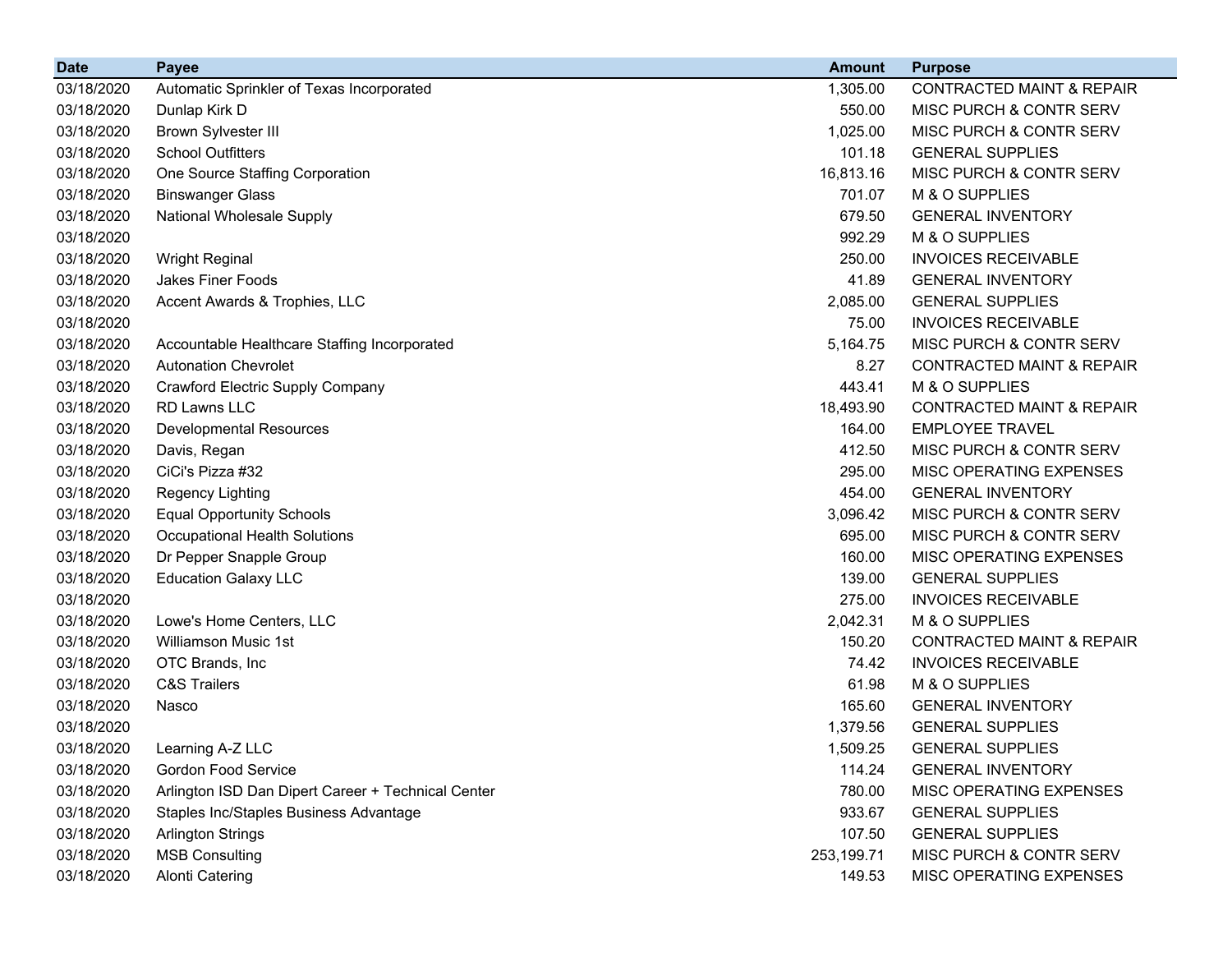| Date | Payee | Amount | Purpose |
|---|---|---|---|
| 03/18/2020 | Automatic Sprinkler of Texas Incorporated | 1,305.00 | CONTRACTED MAINT & REPAIR |
| 03/18/2020 | Dunlap Kirk D | 550.00 | MISC PURCH & CONTR SERV |
| 03/18/2020 | Brown Sylvester III | 1,025.00 | MISC PURCH & CONTR SERV |
| 03/18/2020 | School Outfitters | 101.18 | GENERAL SUPPLIES |
| 03/18/2020 | One Source Staffing Corporation | 16,813.16 | MISC PURCH & CONTR SERV |
| 03/18/2020 | Binswanger Glass | 701.07 | M & O SUPPLIES |
| 03/18/2020 | National Wholesale Supply | 679.50 | GENERAL INVENTORY |
| 03/18/2020 | | 992.29 | M & O SUPPLIES |
| 03/18/2020 | Wright Reginal | 250.00 | INVOICES RECEIVABLE |
| 03/18/2020 | Jakes Finer Foods | 41.89 | GENERAL INVENTORY |
| 03/18/2020 | Accent Awards & Trophies, LLC | 2,085.00 | GENERAL SUPPLIES |
| 03/18/2020 | | 75.00 | INVOICES RECEIVABLE |
| 03/18/2020 | Accountable Healthcare Staffing Incorporated | 5,164.75 | MISC PURCH & CONTR SERV |
| 03/18/2020 | Autonation Chevrolet | 8.27 | CONTRACTED MAINT & REPAIR |
| 03/18/2020 | Crawford Electric Supply Company | 443.41 | M & O SUPPLIES |
| 03/18/2020 | RD Lawns LLC | 18,493.90 | CONTRACTED MAINT & REPAIR |
| 03/18/2020 | Developmental Resources | 164.00 | EMPLOYEE TRAVEL |
| 03/18/2020 | Davis, Regan | 412.50 | MISC PURCH & CONTR SERV |
| 03/18/2020 | CiCi's Pizza #32 | 295.00 | MISC OPERATING EXPENSES |
| 03/18/2020 | Regency Lighting | 454.00 | GENERAL INVENTORY |
| 03/18/2020 | Equal Opportunity Schools | 3,096.42 | MISC PURCH & CONTR SERV |
| 03/18/2020 | Occupational Health Solutions | 695.00 | MISC PURCH & CONTR SERV |
| 03/18/2020 | Dr Pepper Snapple Group | 160.00 | MISC OPERATING EXPENSES |
| 03/18/2020 | Education Galaxy LLC | 139.00 | GENERAL SUPPLIES |
| 03/18/2020 | | 275.00 | INVOICES RECEIVABLE |
| 03/18/2020 | Lowe's Home Centers, LLC | 2,042.31 | M & O SUPPLIES |
| 03/18/2020 | Williamson Music 1st | 150.20 | CONTRACTED MAINT & REPAIR |
| 03/18/2020 | OTC Brands, Inc | 74.42 | INVOICES RECEIVABLE |
| 03/18/2020 | C&S Trailers | 61.98 | M & O SUPPLIES |
| 03/18/2020 | Nasco | 165.60 | GENERAL INVENTORY |
| 03/18/2020 | | 1,379.56 | GENERAL SUPPLIES |
| 03/18/2020 | Learning A-Z LLC | 1,509.25 | GENERAL SUPPLIES |
| 03/18/2020 | Gordon Food Service | 114.24 | GENERAL INVENTORY |
| 03/18/2020 | Arlington ISD Dan Dipert Career + Technical Center | 780.00 | MISC OPERATING EXPENSES |
| 03/18/2020 | Staples Inc/Staples Business Advantage | 933.67 | GENERAL SUPPLIES |
| 03/18/2020 | Arlington Strings | 107.50 | GENERAL SUPPLIES |
| 03/18/2020 | MSB Consulting | 253,199.71 | MISC PURCH & CONTR SERV |
| 03/18/2020 | Alonti Catering | 149.53 | MISC OPERATING EXPENSES |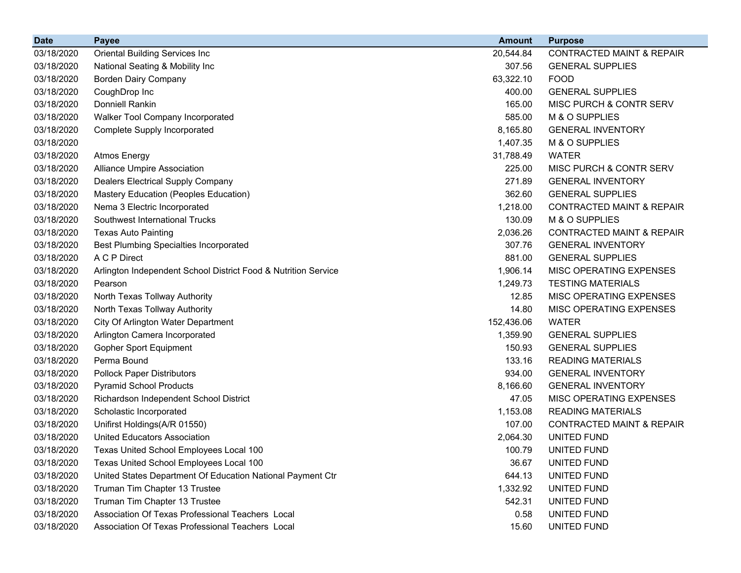| Date | Payee | Amount | Purpose |
|---|---|---|---|
| 03/18/2020 | Oriental Building Services Inc | 20,544.84 | CONTRACTED MAINT & REPAIR |
| 03/18/2020 | National Seating & Mobility Inc | 307.56 | GENERAL SUPPLIES |
| 03/18/2020 | Borden Dairy Company | 63,322.10 | FOOD |
| 03/18/2020 | CoughDrop Inc | 400.00 | GENERAL SUPPLIES |
| 03/18/2020 | Donniell Rankin | 165.00 | MISC PURCH & CONTR SERV |
| 03/18/2020 | Walker Tool Company Incorporated | 585.00 | M & O SUPPLIES |
| 03/18/2020 | Complete Supply Incorporated | 8,165.80 | GENERAL INVENTORY |
| 03/18/2020 | | 1,407.35 | M & O SUPPLIES |
| 03/18/2020 | Atmos Energy | 31,788.49 | WATER |
| 03/18/2020 | Alliance Umpire Association | 225.00 | MISC PURCH & CONTR SERV |
| 03/18/2020 | Dealers Electrical Supply Company | 271.89 | GENERAL INVENTORY |
| 03/18/2020 | Mastery Education (Peoples Education) | 362.60 | GENERAL SUPPLIES |
| 03/18/2020 | Nema 3 Electric Incorporated | 1,218.00 | CONTRACTED MAINT & REPAIR |
| 03/18/2020 | Southwest International Trucks | 130.09 | M & O SUPPLIES |
| 03/18/2020 | Texas Auto Painting | 2,036.26 | CONTRACTED MAINT & REPAIR |
| 03/18/2020 | Best Plumbing Specialties Incorporated | 307.76 | GENERAL INVENTORY |
| 03/18/2020 | A C P Direct | 881.00 | GENERAL SUPPLIES |
| 03/18/2020 | Arlington Independent School District Food & Nutrition Service | 1,906.14 | MISC OPERATING EXPENSES |
| 03/18/2020 | Pearson | 1,249.73 | TESTING MATERIALS |
| 03/18/2020 | North Texas Tollway Authority | 12.85 | MISC OPERATING EXPENSES |
| 03/18/2020 | North Texas Tollway Authority | 14.80 | MISC OPERATING EXPENSES |
| 03/18/2020 | City Of Arlington Water Department | 152,436.06 | WATER |
| 03/18/2020 | Arlington Camera Incorporated | 1,359.90 | GENERAL SUPPLIES |
| 03/18/2020 | Gopher Sport Equipment | 150.93 | GENERAL SUPPLIES |
| 03/18/2020 | Perma Bound | 133.16 | READING MATERIALS |
| 03/18/2020 | Pollock Paper Distributors | 934.00 | GENERAL INVENTORY |
| 03/18/2020 | Pyramid School Products | 8,166.60 | GENERAL INVENTORY |
| 03/18/2020 | Richardson Independent School District | 47.05 | MISC OPERATING EXPENSES |
| 03/18/2020 | Scholastic Incorporated | 1,153.08 | READING MATERIALS |
| 03/18/2020 | Unifirst Holdings(A/R 01550) | 107.00 | CONTRACTED MAINT & REPAIR |
| 03/18/2020 | United Educators Association | 2,064.30 | UNITED FUND |
| 03/18/2020 | Texas United School Employees Local 100 | 100.79 | UNITED FUND |
| 03/18/2020 | Texas United School Employees Local 100 | 36.67 | UNITED FUND |
| 03/18/2020 | United States Department Of Education National Payment Ctr | 644.13 | UNITED FUND |
| 03/18/2020 | Truman Tim Chapter 13 Trustee | 1,332.92 | UNITED FUND |
| 03/18/2020 | Truman Tim Chapter 13 Trustee | 542.31 | UNITED FUND |
| 03/18/2020 | Association Of Texas Professional Teachers Local | 0.58 | UNITED FUND |
| 03/18/2020 | Association Of Texas Professional Teachers Local | 15.60 | UNITED FUND |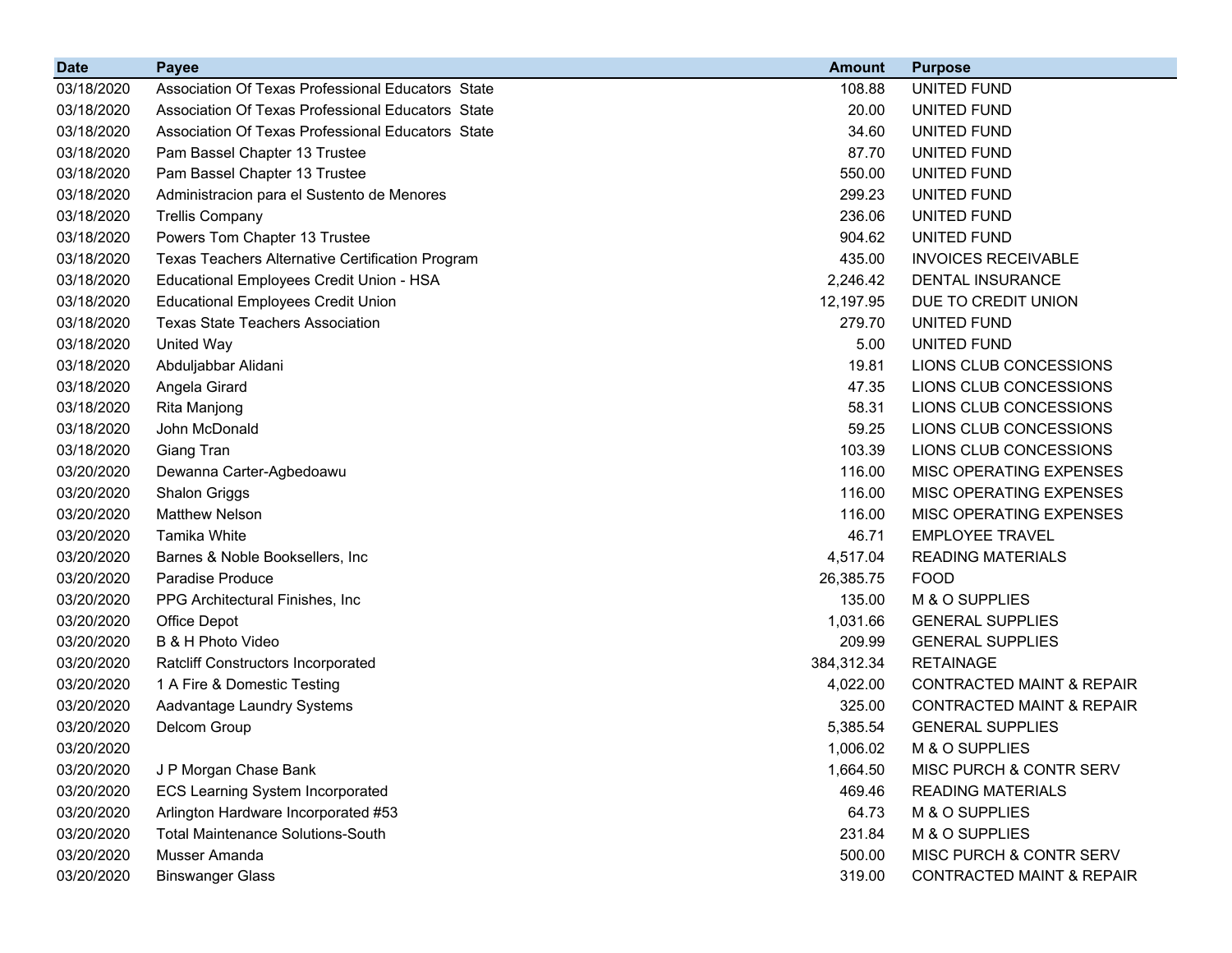| Date | Payee | Amount | Purpose |
|---|---|---|---|
| 03/18/2020 | Association Of Texas Professional Educators State | 108.88 | UNITED FUND |
| 03/18/2020 | Association Of Texas Professional Educators State | 20.00 | UNITED FUND |
| 03/18/2020 | Association Of Texas Professional Educators State | 34.60 | UNITED FUND |
| 03/18/2020 | Pam Bassel Chapter 13 Trustee | 87.70 | UNITED FUND |
| 03/18/2020 | Pam Bassel Chapter 13 Trustee | 550.00 | UNITED FUND |
| 03/18/2020 | Administracion para el Sustento de Menores | 299.23 | UNITED FUND |
| 03/18/2020 | Trellis Company | 236.06 | UNITED FUND |
| 03/18/2020 | Powers Tom Chapter 13 Trustee | 904.62 | UNITED FUND |
| 03/18/2020 | Texas Teachers Alternative Certification Program | 435.00 | INVOICES RECEIVABLE |
| 03/18/2020 | Educational Employees Credit Union - HSA | 2,246.42 | DENTAL INSURANCE |
| 03/18/2020 | Educational Employees Credit Union | 12,197.95 | DUE TO CREDIT UNION |
| 03/18/2020 | Texas State Teachers Association | 279.70 | UNITED FUND |
| 03/18/2020 | United Way | 5.00 | UNITED FUND |
| 03/18/2020 | Abduljabbar Alidani | 19.81 | LIONS CLUB CONCESSIONS |
| 03/18/2020 | Angela Girard | 47.35 | LIONS CLUB CONCESSIONS |
| 03/18/2020 | Rita Manjong | 58.31 | LIONS CLUB CONCESSIONS |
| 03/18/2020 | John McDonald | 59.25 | LIONS CLUB CONCESSIONS |
| 03/18/2020 | Giang Tran | 103.39 | LIONS CLUB CONCESSIONS |
| 03/20/2020 | Dewanna Carter-Agbedoawu | 116.00 | MISC OPERATING EXPENSES |
| 03/20/2020 | Shalon Griggs | 116.00 | MISC OPERATING EXPENSES |
| 03/20/2020 | Matthew Nelson | 116.00 | MISC OPERATING EXPENSES |
| 03/20/2020 | Tamika White | 46.71 | EMPLOYEE TRAVEL |
| 03/20/2020 | Barnes & Noble Booksellers, Inc | 4,517.04 | READING MATERIALS |
| 03/20/2020 | Paradise Produce | 26,385.75 | FOOD |
| 03/20/2020 | PPG Architectural Finishes, Inc | 135.00 | M & O SUPPLIES |
| 03/20/2020 | Office Depot | 1,031.66 | GENERAL SUPPLIES |
| 03/20/2020 | B & H Photo Video | 209.99 | GENERAL SUPPLIES |
| 03/20/2020 | Ratcliff Constructors Incorporated | 384,312.34 | RETAINAGE |
| 03/20/2020 | 1 A Fire & Domestic Testing | 4,022.00 | CONTRACTED MAINT & REPAIR |
| 03/20/2020 | Aadvantage Laundry Systems | 325.00 | CONTRACTED MAINT & REPAIR |
| 03/20/2020 | Delcom Group | 5,385.54 | GENERAL SUPPLIES |
| 03/20/2020 | | 1,006.02 | M & O SUPPLIES |
| 03/20/2020 | J P Morgan Chase Bank | 1,664.50 | MISC PURCH & CONTR SERV |
| 03/20/2020 | ECS Learning System Incorporated | 469.46 | READING MATERIALS |
| 03/20/2020 | Arlington Hardware Incorporated #53 | 64.73 | M & O SUPPLIES |
| 03/20/2020 | Total Maintenance Solutions-South | 231.84 | M & O SUPPLIES |
| 03/20/2020 | Musser Amanda | 500.00 | MISC PURCH & CONTR SERV |
| 03/20/2020 | Binswanger Glass | 319.00 | CONTRACTED MAINT & REPAIR |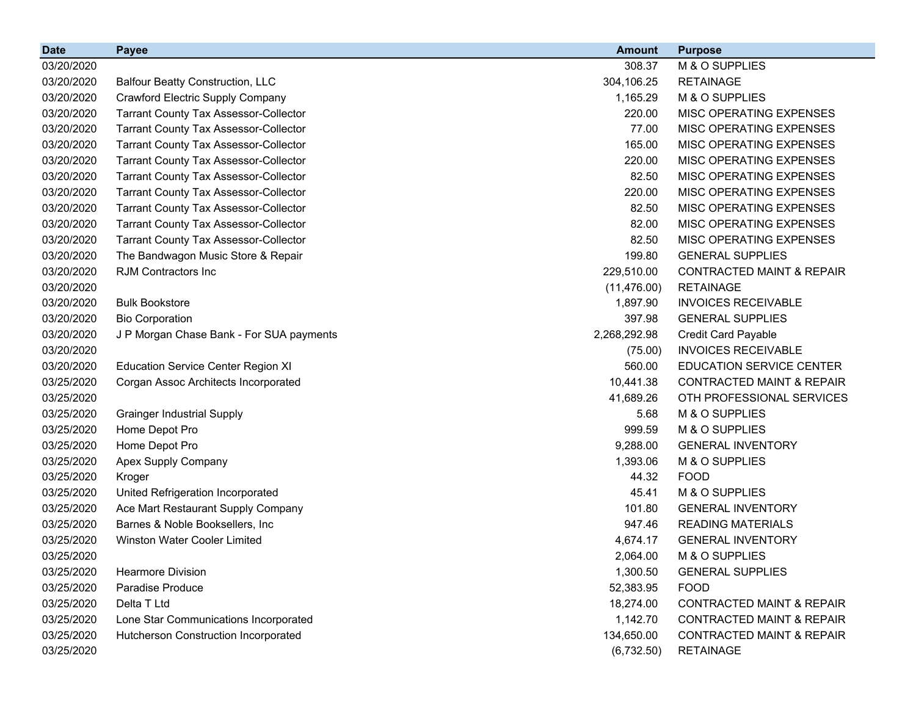| Date | Payee | Amount | Purpose |
|---|---|---|---|
| 03/20/2020 | | 308.37 | M & O SUPPLIES |
| 03/20/2020 | Balfour Beatty Construction, LLC | 304,106.25 | RETAINAGE |
| 03/20/2020 | Crawford Electric Supply Company | 1,165.29 | M & O SUPPLIES |
| 03/20/2020 | Tarrant County Tax Assessor-Collector | 220.00 | MISC OPERATING EXPENSES |
| 03/20/2020 | Tarrant County Tax Assessor-Collector | 77.00 | MISC OPERATING EXPENSES |
| 03/20/2020 | Tarrant County Tax Assessor-Collector | 165.00 | MISC OPERATING EXPENSES |
| 03/20/2020 | Tarrant County Tax Assessor-Collector | 220.00 | MISC OPERATING EXPENSES |
| 03/20/2020 | Tarrant County Tax Assessor-Collector | 82.50 | MISC OPERATING EXPENSES |
| 03/20/2020 | Tarrant County Tax Assessor-Collector | 220.00 | MISC OPERATING EXPENSES |
| 03/20/2020 | Tarrant County Tax Assessor-Collector | 82.50 | MISC OPERATING EXPENSES |
| 03/20/2020 | Tarrant County Tax Assessor-Collector | 82.00 | MISC OPERATING EXPENSES |
| 03/20/2020 | Tarrant County Tax Assessor-Collector | 82.50 | MISC OPERATING EXPENSES |
| 03/20/2020 | The Bandwagon Music Store & Repair | 199.80 | GENERAL SUPPLIES |
| 03/20/2020 | RJM Contractors Inc | 229,510.00 | CONTRACTED MAINT & REPAIR |
| 03/20/2020 | | (11,476.00) | RETAINAGE |
| 03/20/2020 | Bulk Bookstore | 1,897.90 | INVOICES RECEIVABLE |
| 03/20/2020 | Bio Corporation | 397.98 | GENERAL SUPPLIES |
| 03/20/2020 | J P Morgan Chase Bank - For SUA payments | 2,268,292.98 | Credit Card Payable |
| 03/20/2020 | | (75.00) | INVOICES RECEIVABLE |
| 03/20/2020 | Education Service Center Region XI | 560.00 | EDUCATION SERVICE CENTER |
| 03/25/2020 | Corgan Assoc Architects Incorporated | 10,441.38 | CONTRACTED MAINT & REPAIR |
| 03/25/2020 | | 41,689.26 | OTH PROFESSIONAL SERVICES |
| 03/25/2020 | Grainger Industrial Supply | 5.68 | M & O SUPPLIES |
| 03/25/2020 | Home Depot Pro | 999.59 | M & O SUPPLIES |
| 03/25/2020 | Home Depot Pro | 9,288.00 | GENERAL INVENTORY |
| 03/25/2020 | Apex Supply Company | 1,393.06 | M & O SUPPLIES |
| 03/25/2020 | Kroger | 44.32 | FOOD |
| 03/25/2020 | United Refrigeration Incorporated | 45.41 | M & O SUPPLIES |
| 03/25/2020 | Ace Mart Restaurant Supply Company | 101.80 | GENERAL INVENTORY |
| 03/25/2020 | Barnes & Noble Booksellers, Inc | 947.46 | READING MATERIALS |
| 03/25/2020 | Winston Water Cooler Limited | 4,674.17 | GENERAL INVENTORY |
| 03/25/2020 | | 2,064.00 | M & O SUPPLIES |
| 03/25/2020 | Hearmore Division | 1,300.50 | GENERAL SUPPLIES |
| 03/25/2020 | Paradise Produce | 52,383.95 | FOOD |
| 03/25/2020 | Delta T Ltd | 18,274.00 | CONTRACTED MAINT & REPAIR |
| 03/25/2020 | Lone Star Communications Incorporated | 1,142.70 | CONTRACTED MAINT & REPAIR |
| 03/25/2020 | Hutcherson Construction Incorporated | 134,650.00 | CONTRACTED MAINT & REPAIR |
| 03/25/2020 | | (6,732.50) | RETAINAGE |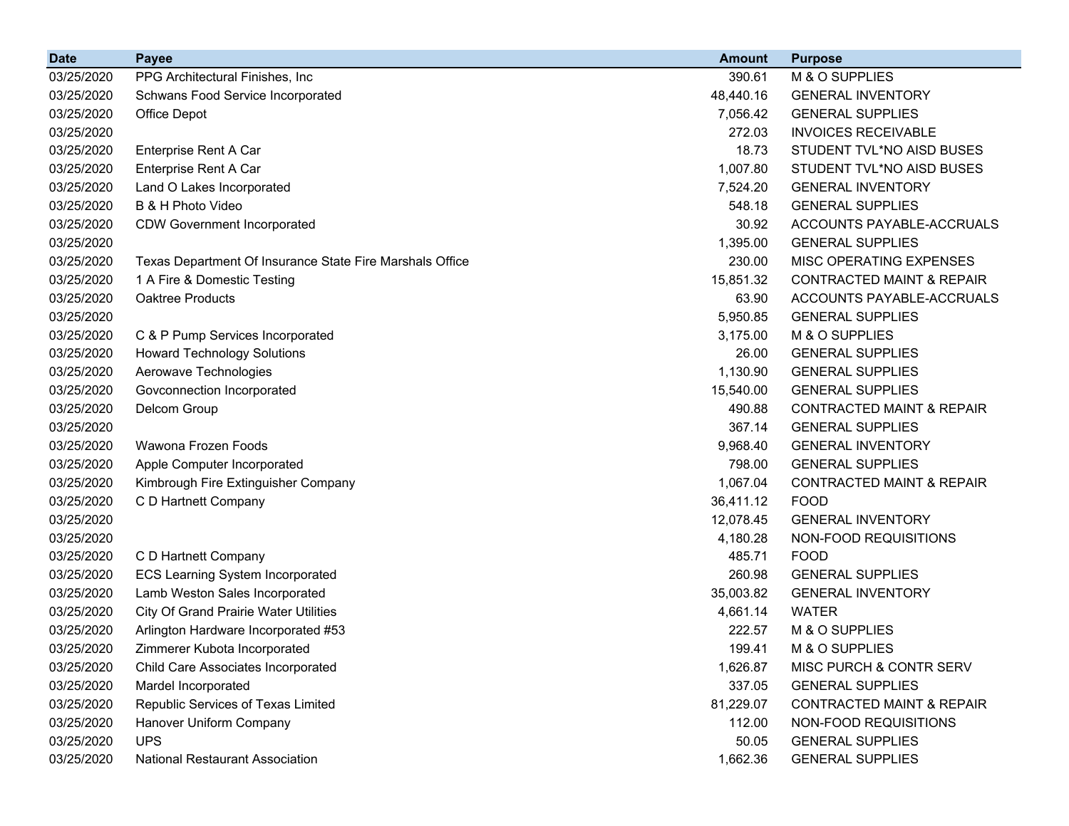| Date | Payee | Amount | Purpose |
| --- | --- | --- | --- |
| 03/25/2020 | PPG Architectural Finishes, Inc | 390.61 | M & O SUPPLIES |
| 03/25/2020 | Schwans Food Service Incorporated | 48,440.16 | GENERAL INVENTORY |
| 03/25/2020 | Office Depot | 7,056.42 | GENERAL SUPPLIES |
| 03/25/2020 | | 272.03 | INVOICES RECEIVABLE |
| 03/25/2020 | Enterprise Rent A Car | 18.73 | STUDENT TVL*NO AISD BUSES |
| 03/25/2020 | Enterprise Rent A Car | 1,007.80 | STUDENT TVL*NO AISD BUSES |
| 03/25/2020 | Land O Lakes Incorporated | 7,524.20 | GENERAL INVENTORY |
| 03/25/2020 | B & H Photo Video | 548.18 | GENERAL SUPPLIES |
| 03/25/2020 | CDW Government Incorporated | 30.92 | ACCOUNTS PAYABLE-ACCRUALS |
| 03/25/2020 | | 1,395.00 | GENERAL SUPPLIES |
| 03/25/2020 | Texas Department Of Insurance State Fire Marshals Office | 230.00 | MISC OPERATING EXPENSES |
| 03/25/2020 | 1 A Fire & Domestic Testing | 15,851.32 | CONTRACTED MAINT & REPAIR |
| 03/25/2020 | Oaktree Products | 63.90 | ACCOUNTS PAYABLE-ACCRUALS |
| 03/25/2020 | | 5,950.85 | GENERAL SUPPLIES |
| 03/25/2020 | C & P Pump Services Incorporated | 3,175.00 | M & O SUPPLIES |
| 03/25/2020 | Howard Technology Solutions | 26.00 | GENERAL SUPPLIES |
| 03/25/2020 | Aerowave Technologies | 1,130.90 | GENERAL SUPPLIES |
| 03/25/2020 | Govconnection Incorporated | 15,540.00 | GENERAL SUPPLIES |
| 03/25/2020 | Delcom Group | 490.88 | CONTRACTED MAINT & REPAIR |
| 03/25/2020 | | 367.14 | GENERAL SUPPLIES |
| 03/25/2020 | Wawona Frozen Foods | 9,968.40 | GENERAL INVENTORY |
| 03/25/2020 | Apple Computer Incorporated | 798.00 | GENERAL SUPPLIES |
| 03/25/2020 | Kimbrough Fire Extinguisher Company | 1,067.04 | CONTRACTED MAINT & REPAIR |
| 03/25/2020 | C D Hartnett Company | 36,411.12 | FOOD |
| 03/25/2020 | | 12,078.45 | GENERAL INVENTORY |
| 03/25/2020 | | 4,180.28 | NON-FOOD REQUISITIONS |
| 03/25/2020 | C D Hartnett Company | 485.71 | FOOD |
| 03/25/2020 | ECS Learning System Incorporated | 260.98 | GENERAL SUPPLIES |
| 03/25/2020 | Lamb Weston Sales Incorporated | 35,003.82 | GENERAL INVENTORY |
| 03/25/2020 | City Of Grand Prairie Water Utilities | 4,661.14 | WATER |
| 03/25/2020 | Arlington Hardware Incorporated #53 | 222.57 | M & O SUPPLIES |
| 03/25/2020 | Zimmerer Kubota Incorporated | 199.41 | M & O SUPPLIES |
| 03/25/2020 | Child Care Associates Incorporated | 1,626.87 | MISC PURCH & CONTR SERV |
| 03/25/2020 | Mardel Incorporated | 337.05 | GENERAL SUPPLIES |
| 03/25/2020 | Republic Services of Texas Limited | 81,229.07 | CONTRACTED MAINT & REPAIR |
| 03/25/2020 | Hanover Uniform Company | 112.00 | NON-FOOD REQUISITIONS |
| 03/25/2020 | UPS | 50.05 | GENERAL SUPPLIES |
| 03/25/2020 | National Restaurant Association | 1,662.36 | GENERAL SUPPLIES |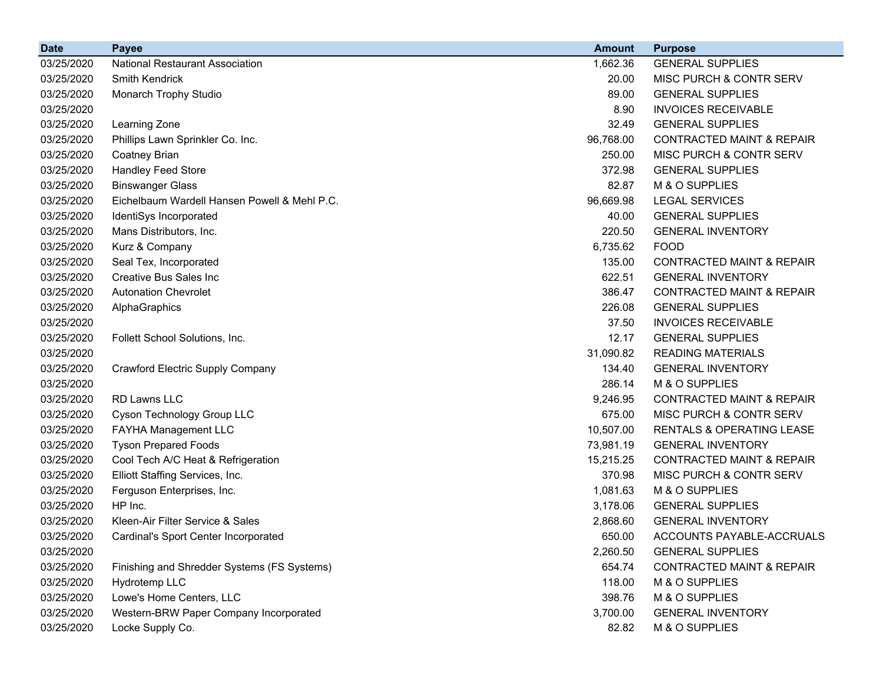| Date | Payee | Amount | Purpose |
|---|---|---|---|
| 03/25/2020 | National Restaurant Association | 1,662.36 | GENERAL SUPPLIES |
| 03/25/2020 | Smith Kendrick | 20.00 | MISC PURCH & CONTR SERV |
| 03/25/2020 | Monarch Trophy Studio | 89.00 | GENERAL SUPPLIES |
| 03/25/2020 | | 8.90 | INVOICES RECEIVABLE |
| 03/25/2020 | Learning Zone | 32.49 | GENERAL SUPPLIES |
| 03/25/2020 | Phillips Lawn Sprinkler Co. Inc. | 96,768.00 | CONTRACTED MAINT & REPAIR |
| 03/25/2020 | Coatney Brian | 250.00 | MISC PURCH & CONTR SERV |
| 03/25/2020 | Handley Feed Store | 372.98 | GENERAL SUPPLIES |
| 03/25/2020 | Binswanger Glass | 82.87 | M & O SUPPLIES |
| 03/25/2020 | Eichelbaum Wardell Hansen Powell & Mehl P.C. | 96,669.98 | LEGAL SERVICES |
| 03/25/2020 | IdentiSys Incorporated | 40.00 | GENERAL SUPPLIES |
| 03/25/2020 | Mans Distributors, Inc. | 220.50 | GENERAL INVENTORY |
| 03/25/2020 | Kurz & Company | 6,735.62 | FOOD |
| 03/25/2020 | Seal Tex, Incorporated | 135.00 | CONTRACTED MAINT & REPAIR |
| 03/25/2020 | Creative Bus Sales Inc | 622.51 | GENERAL INVENTORY |
| 03/25/2020 | Autonation Chevrolet | 386.47 | CONTRACTED MAINT & REPAIR |
| 03/25/2020 | AlphaGraphics | 226.08 | GENERAL SUPPLIES |
| 03/25/2020 | | 37.50 | INVOICES RECEIVABLE |
| 03/25/2020 | Follett School Solutions, Inc. | 12.17 | GENERAL SUPPLIES |
| 03/25/2020 | | 31,090.82 | READING MATERIALS |
| 03/25/2020 | Crawford Electric Supply Company | 134.40 | GENERAL INVENTORY |
| 03/25/2020 | | 286.14 | M & O SUPPLIES |
| 03/25/2020 | RD Lawns LLC | 9,246.95 | CONTRACTED MAINT & REPAIR |
| 03/25/2020 | Cyson Technology Group LLC | 675.00 | MISC PURCH & CONTR SERV |
| 03/25/2020 | FAYHA Management LLC | 10,507.00 | RENTALS & OPERATING LEASE |
| 03/25/2020 | Tyson Prepared Foods | 73,981.19 | GENERAL INVENTORY |
| 03/25/2020 | Cool Tech A/C Heat & Refrigeration | 15,215.25 | CONTRACTED MAINT & REPAIR |
| 03/25/2020 | Elliott Staffing Services, Inc. | 370.98 | MISC PURCH & CONTR SERV |
| 03/25/2020 | Ferguson Enterprises, Inc. | 1,081.63 | M & O SUPPLIES |
| 03/25/2020 | HP Inc. | 3,178.06 | GENERAL SUPPLIES |
| 03/25/2020 | Kleen-Air Filter Service & Sales | 2,868.60 | GENERAL INVENTORY |
| 03/25/2020 | Cardinal's Sport Center Incorporated | 650.00 | ACCOUNTS PAYABLE-ACCRUALS |
| 03/25/2020 | | 2,260.50 | GENERAL SUPPLIES |
| 03/25/2020 | Finishing and Shredder Systems (FS Systems) | 654.74 | CONTRACTED MAINT & REPAIR |
| 03/25/2020 | Hydrotemp LLC | 118.00 | M & O SUPPLIES |
| 03/25/2020 | Lowe's Home Centers, LLC | 398.76 | M & O SUPPLIES |
| 03/25/2020 | Western-BRW Paper Company Incorporated | 3,700.00 | GENERAL INVENTORY |
| 03/25/2020 | Locke Supply Co. | 82.82 | M & O SUPPLIES |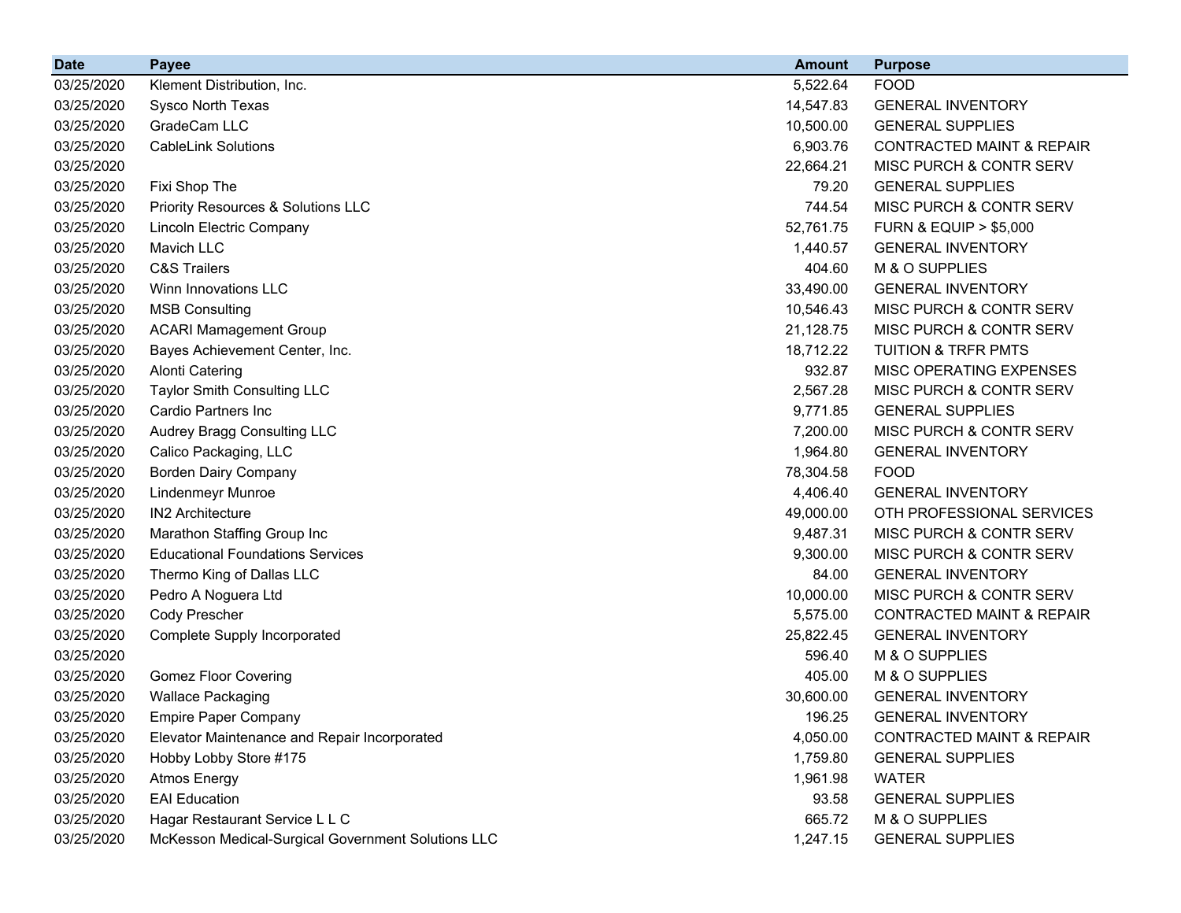| Date | Payee | Amount | Purpose |
| --- | --- | --- | --- |
| 03/25/2020 | Klement Distribution, Inc. | 5,522.64 | FOOD |
| 03/25/2020 | Sysco North Texas | 14,547.83 | GENERAL INVENTORY |
| 03/25/2020 | GradeCam LLC | 10,500.00 | GENERAL SUPPLIES |
| 03/25/2020 | CableLink Solutions | 6,903.76 | CONTRACTED MAINT & REPAIR |
| 03/25/2020 | | 22,664.21 | MISC PURCH & CONTR SERV |
| 03/25/2020 | Fixi Shop The | 79.20 | GENERAL SUPPLIES |
| 03/25/2020 | Priority Resources & Solutions LLC | 744.54 | MISC PURCH & CONTR SERV |
| 03/25/2020 | Lincoln Electric Company | 52,761.75 | FURN & EQUIP > $5,000 |
| 03/25/2020 | Mavich LLC | 1,440.57 | GENERAL INVENTORY |
| 03/25/2020 | C&S Trailers | 404.60 | M & O SUPPLIES |
| 03/25/2020 | Winn Innovations LLC | 33,490.00 | GENERAL INVENTORY |
| 03/25/2020 | MSB Consulting | 10,546.43 | MISC PURCH & CONTR SERV |
| 03/25/2020 | ACARI Mamagement Group | 21,128.75 | MISC PURCH & CONTR SERV |
| 03/25/2020 | Bayes Achievement Center, Inc. | 18,712.22 | TUITION & TRFR PMTS |
| 03/25/2020 | Alonti Catering | 932.87 | MISC OPERATING EXPENSES |
| 03/25/2020 | Taylor Smith Consulting LLC | 2,567.28 | MISC PURCH & CONTR SERV |
| 03/25/2020 | Cardio Partners Inc | 9,771.85 | GENERAL SUPPLIES |
| 03/25/2020 | Audrey Bragg Consulting LLC | 7,200.00 | MISC PURCH & CONTR SERV |
| 03/25/2020 | Calico Packaging, LLC | 1,964.80 | GENERAL INVENTORY |
| 03/25/2020 | Borden Dairy Company | 78,304.58 | FOOD |
| 03/25/2020 | Lindenmeyr Munroe | 4,406.40 | GENERAL INVENTORY |
| 03/25/2020 | IN2 Architecture | 49,000.00 | OTH PROFESSIONAL SERVICES |
| 03/25/2020 | Marathon Staffing Group Inc | 9,487.31 | MISC PURCH & CONTR SERV |
| 03/25/2020 | Educational Foundations Services | 9,300.00 | MISC PURCH & CONTR SERV |
| 03/25/2020 | Thermo King of Dallas LLC | 84.00 | GENERAL INVENTORY |
| 03/25/2020 | Pedro A Noguera Ltd | 10,000.00 | MISC PURCH & CONTR SERV |
| 03/25/2020 | Cody Prescher | 5,575.00 | CONTRACTED MAINT & REPAIR |
| 03/25/2020 | Complete Supply Incorporated | 25,822.45 | GENERAL INVENTORY |
| 03/25/2020 | | 596.40 | M & O SUPPLIES |
| 03/25/2020 | Gomez Floor Covering | 405.00 | M & O SUPPLIES |
| 03/25/2020 | Wallace Packaging | 30,600.00 | GENERAL INVENTORY |
| 03/25/2020 | Empire Paper Company | 196.25 | GENERAL INVENTORY |
| 03/25/2020 | Elevator Maintenance and Repair Incorporated | 4,050.00 | CONTRACTED MAINT & REPAIR |
| 03/25/2020 | Hobby Lobby Store #175 | 1,759.80 | GENERAL SUPPLIES |
| 03/25/2020 | Atmos Energy | 1,961.98 | WATER |
| 03/25/2020 | EAI Education | 93.58 | GENERAL SUPPLIES |
| 03/25/2020 | Hagar Restaurant Service L L C | 665.72 | M & O SUPPLIES |
| 03/25/2020 | McKesson Medical-Surgical Government Solutions LLC | 1,247.15 | GENERAL SUPPLIES |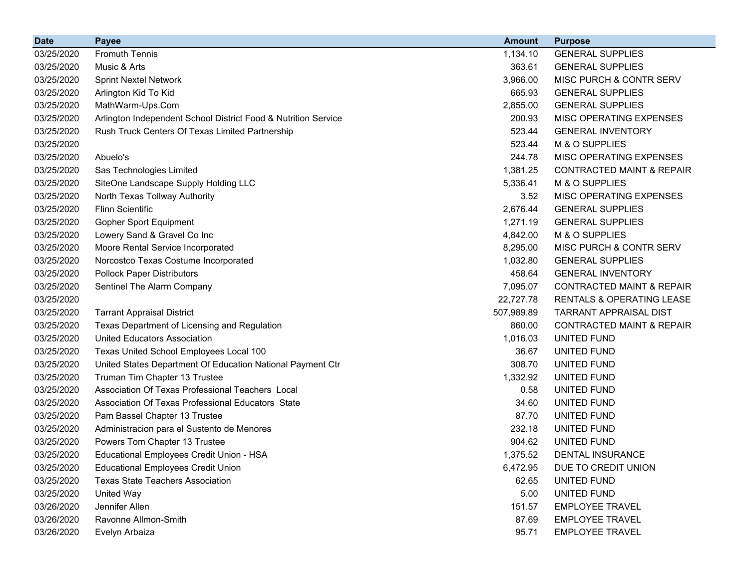| Date | Payee | Amount | Purpose |
|---|---|---|---|
| 03/25/2020 | Fromuth Tennis | 1,134.10 | GENERAL SUPPLIES |
| 03/25/2020 | Music & Arts | 363.61 | GENERAL SUPPLIES |
| 03/25/2020 | Sprint Nextel Network | 3,966.00 | MISC PURCH & CONTR SERV |
| 03/25/2020 | Arlington Kid To Kid | 665.93 | GENERAL SUPPLIES |
| 03/25/2020 | MathWarm-Ups.Com | 2,855.00 | GENERAL SUPPLIES |
| 03/25/2020 | Arlington Independent School District Food & Nutrition Service | 200.93 | MISC OPERATING EXPENSES |
| 03/25/2020 | Rush Truck Centers Of Texas Limited Partnership | 523.44 | GENERAL INVENTORY |
| 03/25/2020 | | 523.44 | M & O SUPPLIES |
| 03/25/2020 | Abuelo's | 244.78 | MISC OPERATING EXPENSES |
| 03/25/2020 | Sas Technologies Limited | 1,381.25 | CONTRACTED MAINT & REPAIR |
| 03/25/2020 | SiteOne Landscape Supply Holding LLC | 5,336.41 | M & O SUPPLIES |
| 03/25/2020 | North Texas Tollway Authority | 3.52 | MISC OPERATING EXPENSES |
| 03/25/2020 | Flinn Scientific | 2,676.44 | GENERAL SUPPLIES |
| 03/25/2020 | Gopher Sport Equipment | 1,271.19 | GENERAL SUPPLIES |
| 03/25/2020 | Lowery Sand & Gravel Co Inc | 4,842.00 | M & O SUPPLIES |
| 03/25/2020 | Moore Rental Service Incorporated | 8,295.00 | MISC PURCH & CONTR SERV |
| 03/25/2020 | Norcostco Texas Costume Incorporated | 1,032.80 | GENERAL SUPPLIES |
| 03/25/2020 | Pollock Paper Distributors | 458.64 | GENERAL INVENTORY |
| 03/25/2020 | Sentinel The Alarm Company | 7,095.07 | CONTRACTED MAINT & REPAIR |
| 03/25/2020 | | 22,727.78 | RENTALS & OPERATING LEASE |
| 03/25/2020 | Tarrant Appraisal District | 507,989.89 | TARRANT APPRAISAL DIST |
| 03/25/2020 | Texas Department of Licensing and Regulation | 860.00 | CONTRACTED MAINT & REPAIR |
| 03/25/2020 | United Educators Association | 1,016.03 | UNITED FUND |
| 03/25/2020 | Texas United School Employees Local 100 | 36.67 | UNITED FUND |
| 03/25/2020 | United States Department Of Education National Payment Ctr | 308.70 | UNITED FUND |
| 03/25/2020 | Truman Tim Chapter 13 Trustee | 1,332.92 | UNITED FUND |
| 03/25/2020 | Association Of Texas Professional Teachers Local | 0.58 | UNITED FUND |
| 03/25/2020 | Association Of Texas Professional Educators State | 34.60 | UNITED FUND |
| 03/25/2020 | Pam Bassel Chapter 13 Trustee | 87.70 | UNITED FUND |
| 03/25/2020 | Administracion para el Sustento de Menores | 232.18 | UNITED FUND |
| 03/25/2020 | Powers Tom Chapter 13 Trustee | 904.62 | UNITED FUND |
| 03/25/2020 | Educational Employees Credit Union - HSA | 1,375.52 | DENTAL INSURANCE |
| 03/25/2020 | Educational Employees Credit Union | 6,472.95 | DUE TO CREDIT UNION |
| 03/25/2020 | Texas State Teachers Association | 62.65 | UNITED FUND |
| 03/25/2020 | United Way | 5.00 | UNITED FUND |
| 03/26/2020 | Jennifer Allen | 151.57 | EMPLOYEE TRAVEL |
| 03/26/2020 | Ravonne Allmon-Smith | 87.69 | EMPLOYEE TRAVEL |
| 03/26/2020 | Evelyn Arbaiza | 95.71 | EMPLOYEE TRAVEL |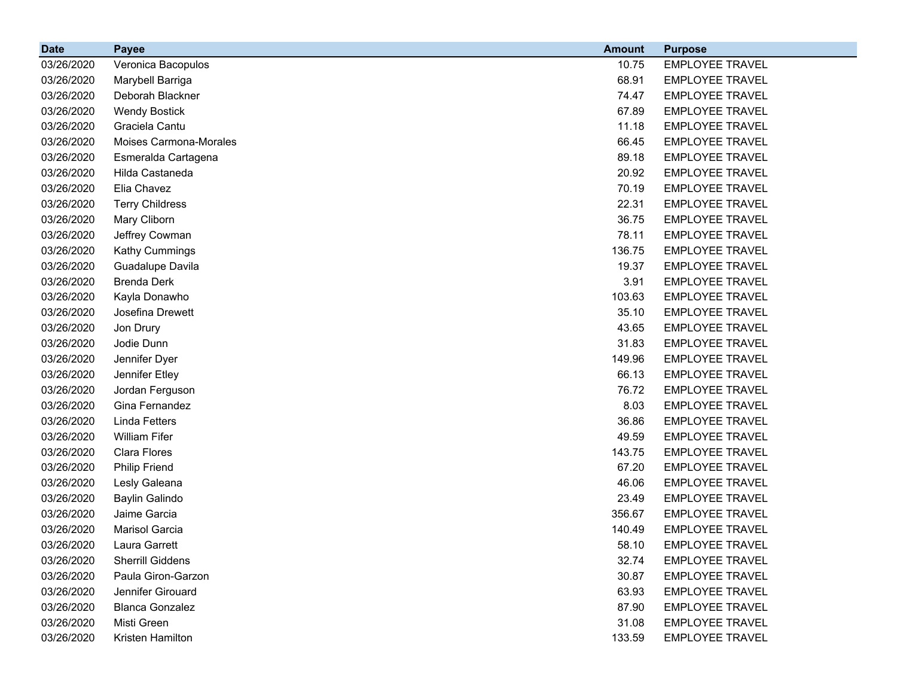| Date | Payee | Amount | Purpose |
|---|---|---|---|
| 03/26/2020 | Veronica Bacopulos | 10.75 | EMPLOYEE TRAVEL |
| 03/26/2020 | Marybell Barriga | 68.91 | EMPLOYEE TRAVEL |
| 03/26/2020 | Deborah Blackner | 74.47 | EMPLOYEE TRAVEL |
| 03/26/2020 | Wendy Bostick | 67.89 | EMPLOYEE TRAVEL |
| 03/26/2020 | Graciela Cantu | 11.18 | EMPLOYEE TRAVEL |
| 03/26/2020 | Moises Carmona-Morales | 66.45 | EMPLOYEE TRAVEL |
| 03/26/2020 | Esmeralda Cartagena | 89.18 | EMPLOYEE TRAVEL |
| 03/26/2020 | Hilda Castaneda | 20.92 | EMPLOYEE TRAVEL |
| 03/26/2020 | Elia Chavez | 70.19 | EMPLOYEE TRAVEL |
| 03/26/2020 | Terry Childress | 22.31 | EMPLOYEE TRAVEL |
| 03/26/2020 | Mary Cliborn | 36.75 | EMPLOYEE TRAVEL |
| 03/26/2020 | Jeffrey Cowman | 78.11 | EMPLOYEE TRAVEL |
| 03/26/2020 | Kathy Cummings | 136.75 | EMPLOYEE TRAVEL |
| 03/26/2020 | Guadalupe Davila | 19.37 | EMPLOYEE TRAVEL |
| 03/26/2020 | Brenda Derk | 3.91 | EMPLOYEE TRAVEL |
| 03/26/2020 | Kayla Donawho | 103.63 | EMPLOYEE TRAVEL |
| 03/26/2020 | Josefina Drewett | 35.10 | EMPLOYEE TRAVEL |
| 03/26/2020 | Jon Drury | 43.65 | EMPLOYEE TRAVEL |
| 03/26/2020 | Jodie Dunn | 31.83 | EMPLOYEE TRAVEL |
| 03/26/2020 | Jennifer Dyer | 149.96 | EMPLOYEE TRAVEL |
| 03/26/2020 | Jennifer Etley | 66.13 | EMPLOYEE TRAVEL |
| 03/26/2020 | Jordan Ferguson | 76.72 | EMPLOYEE TRAVEL |
| 03/26/2020 | Gina Fernandez | 8.03 | EMPLOYEE TRAVEL |
| 03/26/2020 | Linda Fetters | 36.86 | EMPLOYEE TRAVEL |
| 03/26/2020 | William Fifer | 49.59 | EMPLOYEE TRAVEL |
| 03/26/2020 | Clara Flores | 143.75 | EMPLOYEE TRAVEL |
| 03/26/2020 | Philip Friend | 67.20 | EMPLOYEE TRAVEL |
| 03/26/2020 | Lesly Galeana | 46.06 | EMPLOYEE TRAVEL |
| 03/26/2020 | Baylin Galindo | 23.49 | EMPLOYEE TRAVEL |
| 03/26/2020 | Jaime Garcia | 356.67 | EMPLOYEE TRAVEL |
| 03/26/2020 | Marisol Garcia | 140.49 | EMPLOYEE TRAVEL |
| 03/26/2020 | Laura Garrett | 58.10 | EMPLOYEE TRAVEL |
| 03/26/2020 | Sherrill Giddens | 32.74 | EMPLOYEE TRAVEL |
| 03/26/2020 | Paula Giron-Garzon | 30.87 | EMPLOYEE TRAVEL |
| 03/26/2020 | Jennifer Girouard | 63.93 | EMPLOYEE TRAVEL |
| 03/26/2020 | Blanca Gonzalez | 87.90 | EMPLOYEE TRAVEL |
| 03/26/2020 | Misti Green | 31.08 | EMPLOYEE TRAVEL |
| 03/26/2020 | Kristen Hamilton | 133.59 | EMPLOYEE TRAVEL |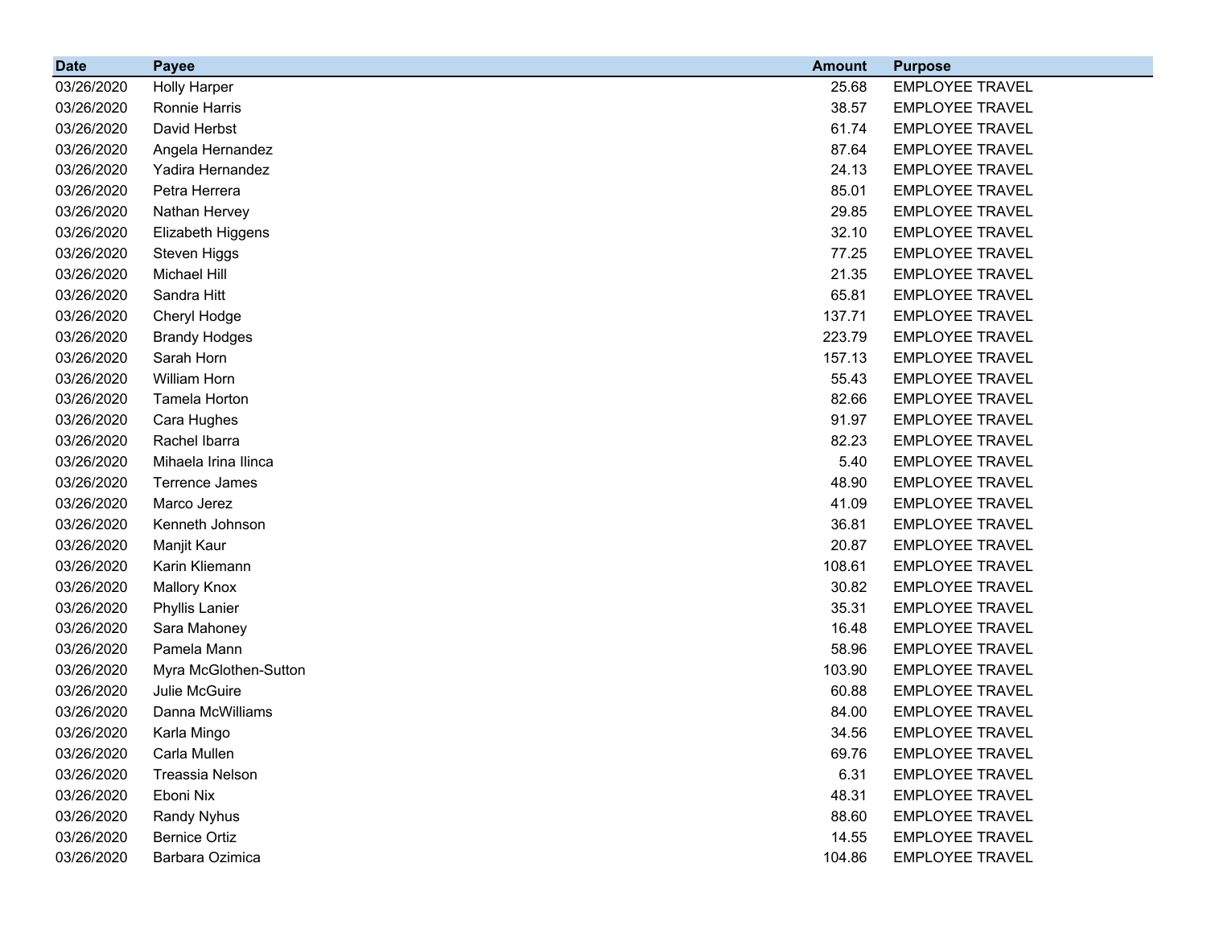| Date | Payee | Amount | Purpose |
|---|---|---|---|
| 03/26/2020 | Holly Harper | 25.68 | EMPLOYEE TRAVEL |
| 03/26/2020 | Ronnie Harris | 38.57 | EMPLOYEE TRAVEL |
| 03/26/2020 | David Herbst | 61.74 | EMPLOYEE TRAVEL |
| 03/26/2020 | Angela Hernandez | 87.64 | EMPLOYEE TRAVEL |
| 03/26/2020 | Yadira Hernandez | 24.13 | EMPLOYEE TRAVEL |
| 03/26/2020 | Petra Herrera | 85.01 | EMPLOYEE TRAVEL |
| 03/26/2020 | Nathan Hervey | 29.85 | EMPLOYEE TRAVEL |
| 03/26/2020 | Elizabeth Higgens | 32.10 | EMPLOYEE TRAVEL |
| 03/26/2020 | Steven Higgs | 77.25 | EMPLOYEE TRAVEL |
| 03/26/2020 | Michael Hill | 21.35 | EMPLOYEE TRAVEL |
| 03/26/2020 | Sandra Hitt | 65.81 | EMPLOYEE TRAVEL |
| 03/26/2020 | Cheryl Hodge | 137.71 | EMPLOYEE TRAVEL |
| 03/26/2020 | Brandy Hodges | 223.79 | EMPLOYEE TRAVEL |
| 03/26/2020 | Sarah Horn | 157.13 | EMPLOYEE TRAVEL |
| 03/26/2020 | William Horn | 55.43 | EMPLOYEE TRAVEL |
| 03/26/2020 | Tamela Horton | 82.66 | EMPLOYEE TRAVEL |
| 03/26/2020 | Cara Hughes | 91.97 | EMPLOYEE TRAVEL |
| 03/26/2020 | Rachel Ibarra | 82.23 | EMPLOYEE TRAVEL |
| 03/26/2020 | Mihaela Irina Ilinca | 5.40 | EMPLOYEE TRAVEL |
| 03/26/2020 | Terrence James | 48.90 | EMPLOYEE TRAVEL |
| 03/26/2020 | Marco Jerez | 41.09 | EMPLOYEE TRAVEL |
| 03/26/2020 | Kenneth Johnson | 36.81 | EMPLOYEE TRAVEL |
| 03/26/2020 | Manjit Kaur | 20.87 | EMPLOYEE TRAVEL |
| 03/26/2020 | Karin Kliemann | 108.61 | EMPLOYEE TRAVEL |
| 03/26/2020 | Mallory Knox | 30.82 | EMPLOYEE TRAVEL |
| 03/26/2020 | Phyllis Lanier | 35.31 | EMPLOYEE TRAVEL |
| 03/26/2020 | Sara Mahoney | 16.48 | EMPLOYEE TRAVEL |
| 03/26/2020 | Pamela Mann | 58.96 | EMPLOYEE TRAVEL |
| 03/26/2020 | Myra McGlothen-Sutton | 103.90 | EMPLOYEE TRAVEL |
| 03/26/2020 | Julie McGuire | 60.88 | EMPLOYEE TRAVEL |
| 03/26/2020 | Danna McWilliams | 84.00 | EMPLOYEE TRAVEL |
| 03/26/2020 | Karla Mingo | 34.56 | EMPLOYEE TRAVEL |
| 03/26/2020 | Carla Mullen | 69.76 | EMPLOYEE TRAVEL |
| 03/26/2020 | Treassia Nelson | 6.31 | EMPLOYEE TRAVEL |
| 03/26/2020 | Eboni Nix | 48.31 | EMPLOYEE TRAVEL |
| 03/26/2020 | Randy Nyhus | 88.60 | EMPLOYEE TRAVEL |
| 03/26/2020 | Bernice Ortiz | 14.55 | EMPLOYEE TRAVEL |
| 03/26/2020 | Barbara Ozimica | 104.86 | EMPLOYEE TRAVEL |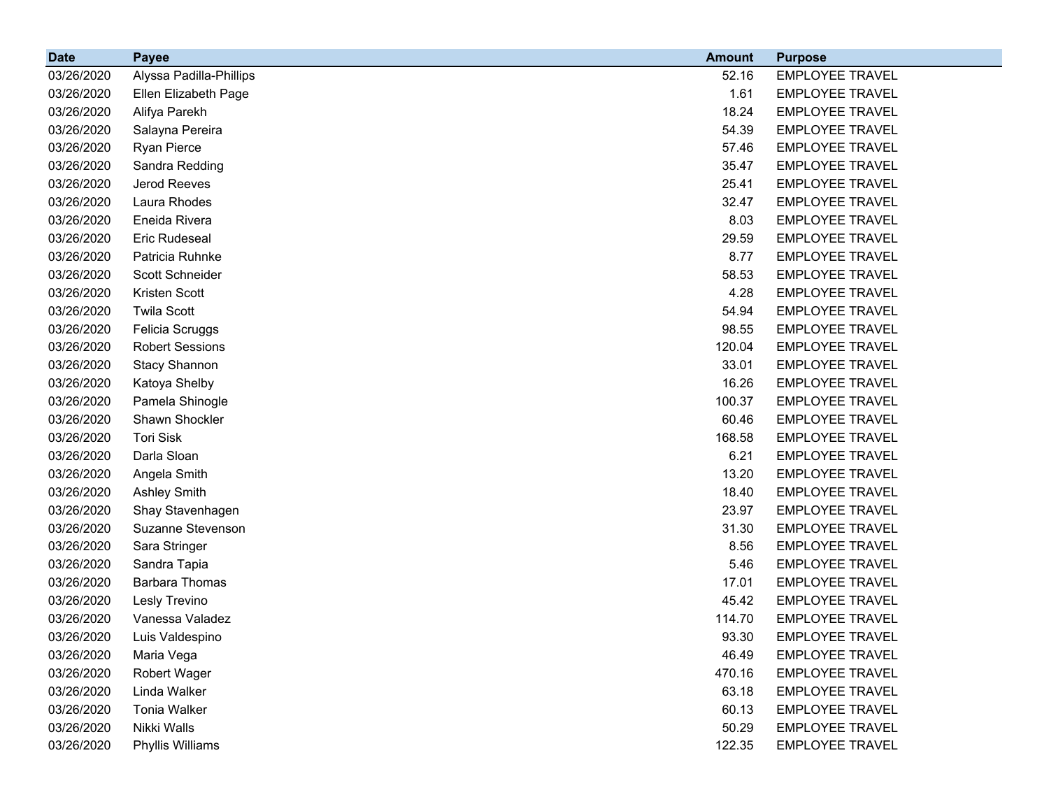| Date | Payee | Amount | Purpose |
|---|---|---|---|
| 03/26/2020 | Alyssa Padilla-Phillips | 52.16 | EMPLOYEE TRAVEL |
| 03/26/2020 | Ellen Elizabeth Page | 1.61 | EMPLOYEE TRAVEL |
| 03/26/2020 | Alifya Parekh | 18.24 | EMPLOYEE TRAVEL |
| 03/26/2020 | Salayna Pereira | 54.39 | EMPLOYEE TRAVEL |
| 03/26/2020 | Ryan Pierce | 57.46 | EMPLOYEE TRAVEL |
| 03/26/2020 | Sandra Redding | 35.47 | EMPLOYEE TRAVEL |
| 03/26/2020 | Jerod Reeves | 25.41 | EMPLOYEE TRAVEL |
| 03/26/2020 | Laura Rhodes | 32.47 | EMPLOYEE TRAVEL |
| 03/26/2020 | Eneida Rivera | 8.03 | EMPLOYEE TRAVEL |
| 03/26/2020 | Eric Rudeseal | 29.59 | EMPLOYEE TRAVEL |
| 03/26/2020 | Patricia Ruhnke | 8.77 | EMPLOYEE TRAVEL |
| 03/26/2020 | Scott Schneider | 58.53 | EMPLOYEE TRAVEL |
| 03/26/2020 | Kristen Scott | 4.28 | EMPLOYEE TRAVEL |
| 03/26/2020 | Twila Scott | 54.94 | EMPLOYEE TRAVEL |
| 03/26/2020 | Felicia Scruggs | 98.55 | EMPLOYEE TRAVEL |
| 03/26/2020 | Robert Sessions | 120.04 | EMPLOYEE TRAVEL |
| 03/26/2020 | Stacy Shannon | 33.01 | EMPLOYEE TRAVEL |
| 03/26/2020 | Katoya Shelby | 16.26 | EMPLOYEE TRAVEL |
| 03/26/2020 | Pamela Shinogle | 100.37 | EMPLOYEE TRAVEL |
| 03/26/2020 | Shawn Shockler | 60.46 | EMPLOYEE TRAVEL |
| 03/26/2020 | Tori Sisk | 168.58 | EMPLOYEE TRAVEL |
| 03/26/2020 | Darla Sloan | 6.21 | EMPLOYEE TRAVEL |
| 03/26/2020 | Angela Smith | 13.20 | EMPLOYEE TRAVEL |
| 03/26/2020 | Ashley Smith | 18.40 | EMPLOYEE TRAVEL |
| 03/26/2020 | Shay Stavenhagen | 23.97 | EMPLOYEE TRAVEL |
| 03/26/2020 | Suzanne Stevenson | 31.30 | EMPLOYEE TRAVEL |
| 03/26/2020 | Sara Stringer | 8.56 | EMPLOYEE TRAVEL |
| 03/26/2020 | Sandra Tapia | 5.46 | EMPLOYEE TRAVEL |
| 03/26/2020 | Barbara Thomas | 17.01 | EMPLOYEE TRAVEL |
| 03/26/2020 | Lesly Trevino | 45.42 | EMPLOYEE TRAVEL |
| 03/26/2020 | Vanessa Valadez | 114.70 | EMPLOYEE TRAVEL |
| 03/26/2020 | Luis Valdespino | 93.30 | EMPLOYEE TRAVEL |
| 03/26/2020 | Maria Vega | 46.49 | EMPLOYEE TRAVEL |
| 03/26/2020 | Robert Wager | 470.16 | EMPLOYEE TRAVEL |
| 03/26/2020 | Linda Walker | 63.18 | EMPLOYEE TRAVEL |
| 03/26/2020 | Tonia Walker | 60.13 | EMPLOYEE TRAVEL |
| 03/26/2020 | Nikki Walls | 50.29 | EMPLOYEE TRAVEL |
| 03/26/2020 | Phyllis Williams | 122.35 | EMPLOYEE TRAVEL |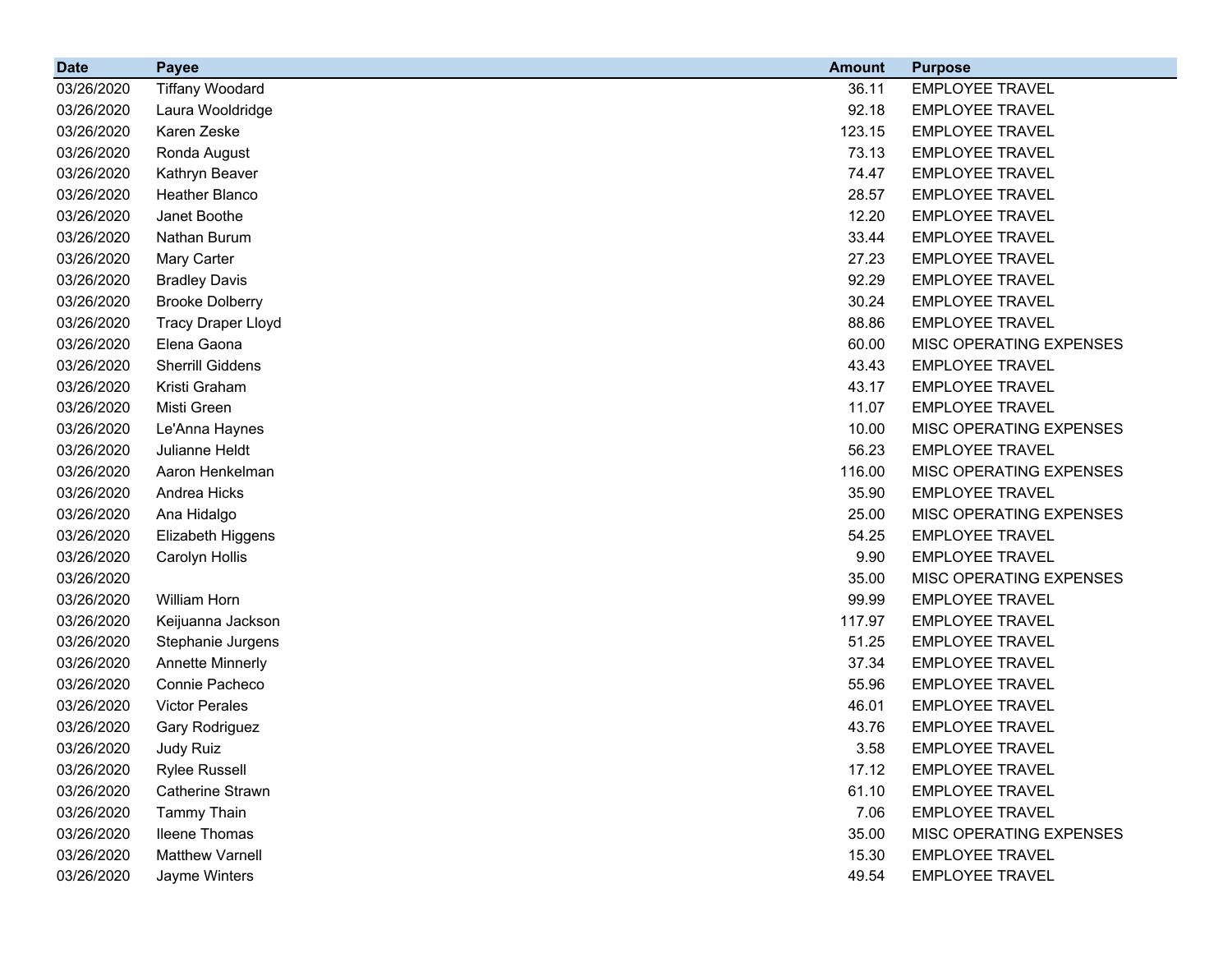| Date | Payee | Amount | Purpose |
|---|---|---|---|
| 03/26/2020 | Tiffany Woodard | 36.11 | EMPLOYEE TRAVEL |
| 03/26/2020 | Laura Wooldridge | 92.18 | EMPLOYEE TRAVEL |
| 03/26/2020 | Karen Zeske | 123.15 | EMPLOYEE TRAVEL |
| 03/26/2020 | Ronda August | 73.13 | EMPLOYEE TRAVEL |
| 03/26/2020 | Kathryn Beaver | 74.47 | EMPLOYEE TRAVEL |
| 03/26/2020 | Heather Blanco | 28.57 | EMPLOYEE TRAVEL |
| 03/26/2020 | Janet Boothe | 12.20 | EMPLOYEE TRAVEL |
| 03/26/2020 | Nathan Burum | 33.44 | EMPLOYEE TRAVEL |
| 03/26/2020 | Mary Carter | 27.23 | EMPLOYEE TRAVEL |
| 03/26/2020 | Bradley Davis | 92.29 | EMPLOYEE TRAVEL |
| 03/26/2020 | Brooke Dolberry | 30.24 | EMPLOYEE TRAVEL |
| 03/26/2020 | Tracy Draper Lloyd | 88.86 | EMPLOYEE TRAVEL |
| 03/26/2020 | Elena Gaona | 60.00 | MISC OPERATING EXPENSES |
| 03/26/2020 | Sherrill Giddens | 43.43 | EMPLOYEE TRAVEL |
| 03/26/2020 | Kristi Graham | 43.17 | EMPLOYEE TRAVEL |
| 03/26/2020 | Misti Green | 11.07 | EMPLOYEE TRAVEL |
| 03/26/2020 | Le'Anna Haynes | 10.00 | MISC OPERATING EXPENSES |
| 03/26/2020 | Julianne Heldt | 56.23 | EMPLOYEE TRAVEL |
| 03/26/2020 | Aaron Henkelman | 116.00 | MISC OPERATING EXPENSES |
| 03/26/2020 | Andrea Hicks | 35.90 | EMPLOYEE TRAVEL |
| 03/26/2020 | Ana Hidalgo | 25.00 | MISC OPERATING EXPENSES |
| 03/26/2020 | Elizabeth Higgens | 54.25 | EMPLOYEE TRAVEL |
| 03/26/2020 | Carolyn Hollis | 9.90 | EMPLOYEE TRAVEL |
| 03/26/2020 | | 35.00 | MISC OPERATING EXPENSES |
| 03/26/2020 | William Horn | 99.99 | EMPLOYEE TRAVEL |
| 03/26/2020 | Keijuanna Jackson | 117.97 | EMPLOYEE TRAVEL |
| 03/26/2020 | Stephanie Jurgens | 51.25 | EMPLOYEE TRAVEL |
| 03/26/2020 | Annette Minnerly | 37.34 | EMPLOYEE TRAVEL |
| 03/26/2020 | Connie Pacheco | 55.96 | EMPLOYEE TRAVEL |
| 03/26/2020 | Victor Perales | 46.01 | EMPLOYEE TRAVEL |
| 03/26/2020 | Gary Rodriguez | 43.76 | EMPLOYEE TRAVEL |
| 03/26/2020 | Judy Ruiz | 3.58 | EMPLOYEE TRAVEL |
| 03/26/2020 | Rylee Russell | 17.12 | EMPLOYEE TRAVEL |
| 03/26/2020 | Catherine Strawn | 61.10 | EMPLOYEE TRAVEL |
| 03/26/2020 | Tammy Thain | 7.06 | EMPLOYEE TRAVEL |
| 03/26/2020 | Ileene Thomas | 35.00 | MISC OPERATING EXPENSES |
| 03/26/2020 | Matthew Varnell | 15.30 | EMPLOYEE TRAVEL |
| 03/26/2020 | Jayme Winters | 49.54 | EMPLOYEE TRAVEL |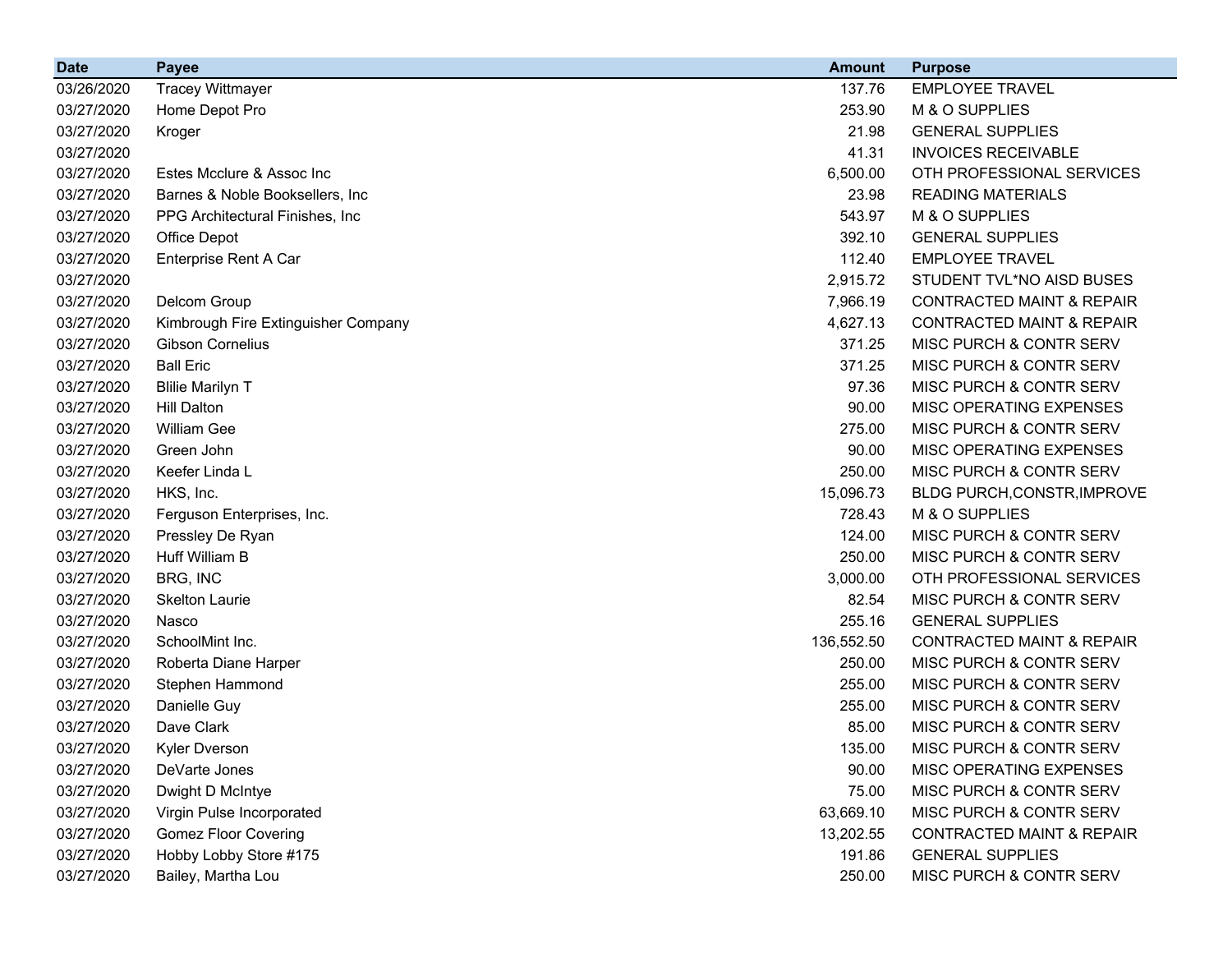| Date | Payee | Amount | Purpose |
| --- | --- | --- | --- |
| 03/26/2020 | Tracey Wittmayer | 137.76 | EMPLOYEE TRAVEL |
| 03/27/2020 | Home Depot Pro | 253.90 | M & O SUPPLIES |
| 03/27/2020 | Kroger | 21.98 | GENERAL SUPPLIES |
| 03/27/2020 | | 41.31 | INVOICES RECEIVABLE |
| 03/27/2020 | Estes Mcclure & Assoc Inc | 6,500.00 | OTH PROFESSIONAL SERVICES |
| 03/27/2020 | Barnes & Noble Booksellers, Inc | 23.98 | READING MATERIALS |
| 03/27/2020 | PPG Architectural Finishes, Inc | 543.97 | M & O SUPPLIES |
| 03/27/2020 | Office Depot | 392.10 | GENERAL SUPPLIES |
| 03/27/2020 | Enterprise Rent A Car | 112.40 | EMPLOYEE TRAVEL |
| 03/27/2020 | | 2,915.72 | STUDENT TVL*NO AISD BUSES |
| 03/27/2020 | Delcom Group | 7,966.19 | CONTRACTED MAINT & REPAIR |
| 03/27/2020 | Kimbrough Fire Extinguisher Company | 4,627.13 | CONTRACTED MAINT & REPAIR |
| 03/27/2020 | Gibson Cornelius | 371.25 | MISC PURCH & CONTR SERV |
| 03/27/2020 | Ball Eric | 371.25 | MISC PURCH & CONTR SERV |
| 03/27/2020 | Blilie Marilyn T | 97.36 | MISC PURCH & CONTR SERV |
| 03/27/2020 | Hill Dalton | 90.00 | MISC OPERATING EXPENSES |
| 03/27/2020 | William Gee | 275.00 | MISC PURCH & CONTR SERV |
| 03/27/2020 | Green John | 90.00 | MISC OPERATING EXPENSES |
| 03/27/2020 | Keefer Linda L | 250.00 | MISC PURCH & CONTR SERV |
| 03/27/2020 | HKS, Inc. | 15,096.73 | BLDG PURCH,CONSTR,IMPROVE |
| 03/27/2020 | Ferguson Enterprises, Inc. | 728.43 | M & O SUPPLIES |
| 03/27/2020 | Pressley De Ryan | 124.00 | MISC PURCH & CONTR SERV |
| 03/27/2020 | Huff William B | 250.00 | MISC PURCH & CONTR SERV |
| 03/27/2020 | BRG, INC | 3,000.00 | OTH PROFESSIONAL SERVICES |
| 03/27/2020 | Skelton Laurie | 82.54 | MISC PURCH & CONTR SERV |
| 03/27/2020 | Nasco | 255.16 | GENERAL SUPPLIES |
| 03/27/2020 | SchoolMint Inc. | 136,552.50 | CONTRACTED MAINT & REPAIR |
| 03/27/2020 | Roberta Diane Harper | 250.00 | MISC PURCH & CONTR SERV |
| 03/27/2020 | Stephen Hammond | 255.00 | MISC PURCH & CONTR SERV |
| 03/27/2020 | Danielle Guy | 255.00 | MISC PURCH & CONTR SERV |
| 03/27/2020 | Dave Clark | 85.00 | MISC PURCH & CONTR SERV |
| 03/27/2020 | Kyler Dverson | 135.00 | MISC PURCH & CONTR SERV |
| 03/27/2020 | DeVarte Jones | 90.00 | MISC OPERATING EXPENSES |
| 03/27/2020 | Dwight D McIntye | 75.00 | MISC PURCH & CONTR SERV |
| 03/27/2020 | Virgin Pulse Incorporated | 63,669.10 | MISC PURCH & CONTR SERV |
| 03/27/2020 | Gomez Floor Covering | 13,202.55 | CONTRACTED MAINT & REPAIR |
| 03/27/2020 | Hobby Lobby Store #175 | 191.86 | GENERAL SUPPLIES |
| 03/27/2020 | Bailey, Martha Lou | 250.00 | MISC PURCH & CONTR SERV |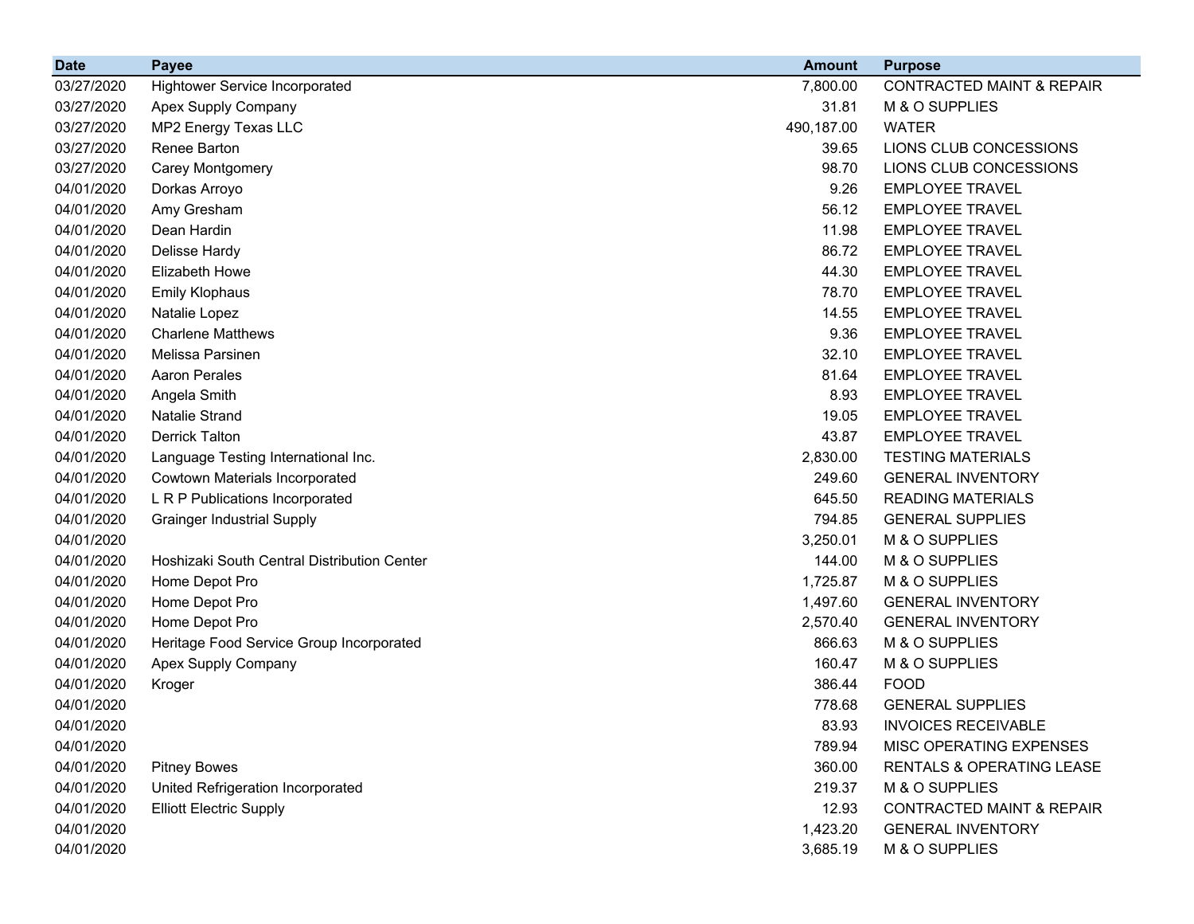| Date | Payee | Amount | Purpose |
| --- | --- | --- | --- |
| 03/27/2020 | Hightower Service Incorporated | 7,800.00 | CONTRACTED MAINT & REPAIR |
| 03/27/2020 | Apex Supply Company | 31.81 | M & O SUPPLIES |
| 03/27/2020 | MP2 Energy Texas LLC | 490,187.00 | WATER |
| 03/27/2020 | Renee Barton | 39.65 | LIONS CLUB CONCESSIONS |
| 03/27/2020 | Carey Montgomery | 98.70 | LIONS CLUB CONCESSIONS |
| 04/01/2020 | Dorkas Arroyo | 9.26 | EMPLOYEE TRAVEL |
| 04/01/2020 | Amy Gresham | 56.12 | EMPLOYEE TRAVEL |
| 04/01/2020 | Dean Hardin | 11.98 | EMPLOYEE TRAVEL |
| 04/01/2020 | Delisse Hardy | 86.72 | EMPLOYEE TRAVEL |
| 04/01/2020 | Elizabeth Howe | 44.30 | EMPLOYEE TRAVEL |
| 04/01/2020 | Emily Klophaus | 78.70 | EMPLOYEE TRAVEL |
| 04/01/2020 | Natalie Lopez | 14.55 | EMPLOYEE TRAVEL |
| 04/01/2020 | Charlene Matthews | 9.36 | EMPLOYEE TRAVEL |
| 04/01/2020 | Melissa Parsinen | 32.10 | EMPLOYEE TRAVEL |
| 04/01/2020 | Aaron Perales | 81.64 | EMPLOYEE TRAVEL |
| 04/01/2020 | Angela Smith | 8.93 | EMPLOYEE TRAVEL |
| 04/01/2020 | Natalie Strand | 19.05 | EMPLOYEE TRAVEL |
| 04/01/2020 | Derrick Talton | 43.87 | EMPLOYEE TRAVEL |
| 04/01/2020 | Language Testing International Inc. | 2,830.00 | TESTING MATERIALS |
| 04/01/2020 | Cowtown Materials Incorporated | 249.60 | GENERAL INVENTORY |
| 04/01/2020 | L R P Publications Incorporated | 645.50 | READING MATERIALS |
| 04/01/2020 | Grainger Industrial Supply | 794.85 | GENERAL SUPPLIES |
| 04/01/2020 | | 3,250.01 | M & O SUPPLIES |
| 04/01/2020 | Hoshizaki South Central Distribution Center | 144.00 | M & O SUPPLIES |
| 04/01/2020 | Home Depot Pro | 1,725.87 | M & O SUPPLIES |
| 04/01/2020 | Home Depot Pro | 1,497.60 | GENERAL INVENTORY |
| 04/01/2020 | Home Depot Pro | 2,570.40 | GENERAL INVENTORY |
| 04/01/2020 | Heritage Food Service Group Incorporated | 866.63 | M & O SUPPLIES |
| 04/01/2020 | Apex Supply Company | 160.47 | M & O SUPPLIES |
| 04/01/2020 | Kroger | 386.44 | FOOD |
| 04/01/2020 | | 778.68 | GENERAL SUPPLIES |
| 04/01/2020 | | 83.93 | INVOICES RECEIVABLE |
| 04/01/2020 | | 789.94 | MISC OPERATING EXPENSES |
| 04/01/2020 | Pitney Bowes | 360.00 | RENTALS & OPERATING LEASE |
| 04/01/2020 | United Refrigeration Incorporated | 219.37 | M & O SUPPLIES |
| 04/01/2020 | Elliott Electric Supply | 12.93 | CONTRACTED MAINT & REPAIR |
| 04/01/2020 | | 1,423.20 | GENERAL INVENTORY |
| 04/01/2020 | | 3,685.19 | M & O SUPPLIES |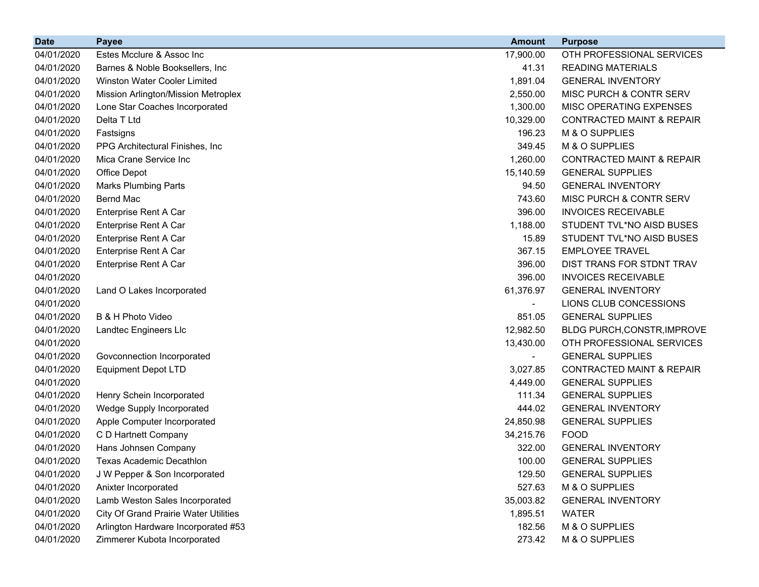| Date | Payee | Amount | Purpose |
|---|---|---|---|
| 04/01/2020 | Estes Mcclure & Assoc Inc | 17,900.00 | OTH PROFESSIONAL SERVICES |
| 04/01/2020 | Barnes & Noble Booksellers, Inc | 41.31 | READING MATERIALS |
| 04/01/2020 | Winston Water Cooler Limited | 1,891.04 | GENERAL INVENTORY |
| 04/01/2020 | Mission Arlington/Mission Metroplex | 2,550.00 | MISC PURCH & CONTR SERV |
| 04/01/2020 | Lone Star Coaches Incorporated | 1,300.00 | MISC OPERATING EXPENSES |
| 04/01/2020 | Delta T Ltd | 10,329.00 | CONTRACTED MAINT & REPAIR |
| 04/01/2020 | Fastsigns | 196.23 | M & O SUPPLIES |
| 04/01/2020 | PPG Architectural Finishes, Inc | 349.45 | M & O SUPPLIES |
| 04/01/2020 | Mica Crane Service Inc | 1,260.00 | CONTRACTED MAINT & REPAIR |
| 04/01/2020 | Office Depot | 15,140.59 | GENERAL SUPPLIES |
| 04/01/2020 | Marks Plumbing Parts | 94.50 | GENERAL INVENTORY |
| 04/01/2020 | Bernd Mac | 743.60 | MISC PURCH & CONTR SERV |
| 04/01/2020 | Enterprise Rent A Car | 396.00 | INVOICES RECEIVABLE |
| 04/01/2020 | Enterprise Rent A Car | 1,188.00 | STUDENT TVL*NO AISD BUSES |
| 04/01/2020 | Enterprise Rent A Car | 15.89 | STUDENT TVL*NO AISD BUSES |
| 04/01/2020 | Enterprise Rent A Car | 367.15 | EMPLOYEE TRAVEL |
| 04/01/2020 | Enterprise Rent A Car | 396.00 | DIST TRANS FOR STDNT TRAV |
| 04/01/2020 | | 396.00 | INVOICES RECEIVABLE |
| 04/01/2020 | Land O Lakes Incorporated | 61,376.97 | GENERAL INVENTORY |
| 04/01/2020 | | - | LIONS CLUB CONCESSIONS |
| 04/01/2020 | B & H Photo Video | 851.05 | GENERAL SUPPLIES |
| 04/01/2020 | Landtec Engineers Llc | 12,982.50 | BLDG PURCH,CONSTR,IMPROVE |
| 04/01/2020 | | 13,430.00 | OTH PROFESSIONAL SERVICES |
| 04/01/2020 | Govconnection Incorporated | - | GENERAL SUPPLIES |
| 04/01/2020 | Equipment Depot LTD | 3,027.85 | CONTRACTED MAINT & REPAIR |
| 04/01/2020 | | 4,449.00 | GENERAL SUPPLIES |
| 04/01/2020 | Henry Schein Incorporated | 111.34 | GENERAL SUPPLIES |
| 04/01/2020 | Wedge Supply Incorporated | 444.02 | GENERAL INVENTORY |
| 04/01/2020 | Apple Computer Incorporated | 24,850.98 | GENERAL SUPPLIES |
| 04/01/2020 | C D Hartnett Company | 34,215.76 | FOOD |
| 04/01/2020 | Hans Johnsen Company | 322.00 | GENERAL INVENTORY |
| 04/01/2020 | Texas Academic Decathlon | 100.00 | GENERAL SUPPLIES |
| 04/01/2020 | J W Pepper & Son Incorporated | 129.50 | GENERAL SUPPLIES |
| 04/01/2020 | Anixter Incorporated | 527.63 | M & O SUPPLIES |
| 04/01/2020 | Lamb Weston Sales Incorporated | 35,003.82 | GENERAL INVENTORY |
| 04/01/2020 | City Of Grand Prairie Water Utilities | 1,895.51 | WATER |
| 04/01/2020 | Arlington Hardware Incorporated #53 | 182.56 | M & O SUPPLIES |
| 04/01/2020 | Zimmerer Kubota Incorporated | 273.42 | M & O SUPPLIES |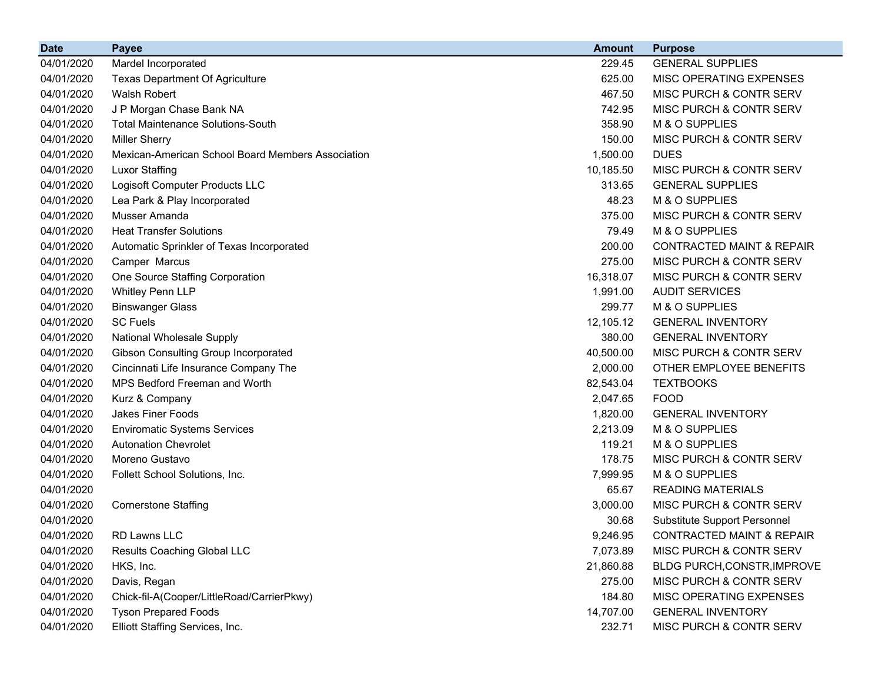| Date | Payee | Amount | Purpose |
|---|---|---|---|
| 04/01/2020 | Mardel Incorporated | 229.45 | GENERAL SUPPLIES |
| 04/01/2020 | Texas Department Of Agriculture | 625.00 | MISC OPERATING EXPENSES |
| 04/01/2020 | Walsh Robert | 467.50 | MISC PURCH & CONTR SERV |
| 04/01/2020 | J P Morgan Chase Bank NA | 742.95 | MISC PURCH & CONTR SERV |
| 04/01/2020 | Total Maintenance Solutions-South | 358.90 | M & O SUPPLIES |
| 04/01/2020 | Miller Sherry | 150.00 | MISC PURCH & CONTR SERV |
| 04/01/2020 | Mexican-American School Board Members Association | 1,500.00 | DUES |
| 04/01/2020 | Luxor Staffing | 10,185.50 | MISC PURCH & CONTR SERV |
| 04/01/2020 | Logisoft Computer Products LLC | 313.65 | GENERAL SUPPLIES |
| 04/01/2020 | Lea Park & Play Incorporated | 48.23 | M & O SUPPLIES |
| 04/01/2020 | Musser Amanda | 375.00 | MISC PURCH & CONTR SERV |
| 04/01/2020 | Heat Transfer Solutions | 79.49 | M & O SUPPLIES |
| 04/01/2020 | Automatic Sprinkler of Texas Incorporated | 200.00 | CONTRACTED MAINT & REPAIR |
| 04/01/2020 | Camper Marcus | 275.00 | MISC PURCH & CONTR SERV |
| 04/01/2020 | One Source Staffing Corporation | 16,318.07 | MISC PURCH & CONTR SERV |
| 04/01/2020 | Whitley Penn LLP | 1,991.00 | AUDIT SERVICES |
| 04/01/2020 | Binswanger Glass | 299.77 | M & O SUPPLIES |
| 04/01/2020 | SC Fuels | 12,105.12 | GENERAL INVENTORY |
| 04/01/2020 | National Wholesale Supply | 380.00 | GENERAL INVENTORY |
| 04/01/2020 | Gibson Consulting Group Incorporated | 40,500.00 | MISC PURCH & CONTR SERV |
| 04/01/2020 | Cincinnati Life Insurance Company The | 2,000.00 | OTHER EMPLOYEE BENEFITS |
| 04/01/2020 | MPS Bedford Freeman and Worth | 82,543.04 | TEXTBOOKS |
| 04/01/2020 | Kurz & Company | 2,047.65 | FOOD |
| 04/01/2020 | Jakes Finer Foods | 1,820.00 | GENERAL INVENTORY |
| 04/01/2020 | Enviromatic Systems Services | 2,213.09 | M & O SUPPLIES |
| 04/01/2020 | Autonation Chevrolet | 119.21 | M & O SUPPLIES |
| 04/01/2020 | Moreno Gustavo | 178.75 | MISC PURCH & CONTR SERV |
| 04/01/2020 | Follett School Solutions, Inc. | 7,999.95 | M & O SUPPLIES |
| 04/01/2020 | | 65.67 | READING MATERIALS |
| 04/01/2020 | Cornerstone Staffing | 3,000.00 | MISC PURCH & CONTR SERV |
| 04/01/2020 | | 30.68 | Substitute Support Personnel |
| 04/01/2020 | RD Lawns LLC | 9,246.95 | CONTRACTED MAINT & REPAIR |
| 04/01/2020 | Results Coaching Global LLC | 7,073.89 | MISC PURCH & CONTR SERV |
| 04/01/2020 | HKS, Inc. | 21,860.88 | BLDG PURCH,CONSTR,IMPROVE |
| 04/01/2020 | Davis, Regan | 275.00 | MISC PURCH & CONTR SERV |
| 04/01/2020 | Chick-fil-A(Cooper/LittleRoad/CarrierPkwy) | 184.80 | MISC OPERATING EXPENSES |
| 04/01/2020 | Tyson Prepared Foods | 14,707.00 | GENERAL INVENTORY |
| 04/01/2020 | Elliott Staffing Services, Inc. | 232.71 | MISC PURCH & CONTR SERV |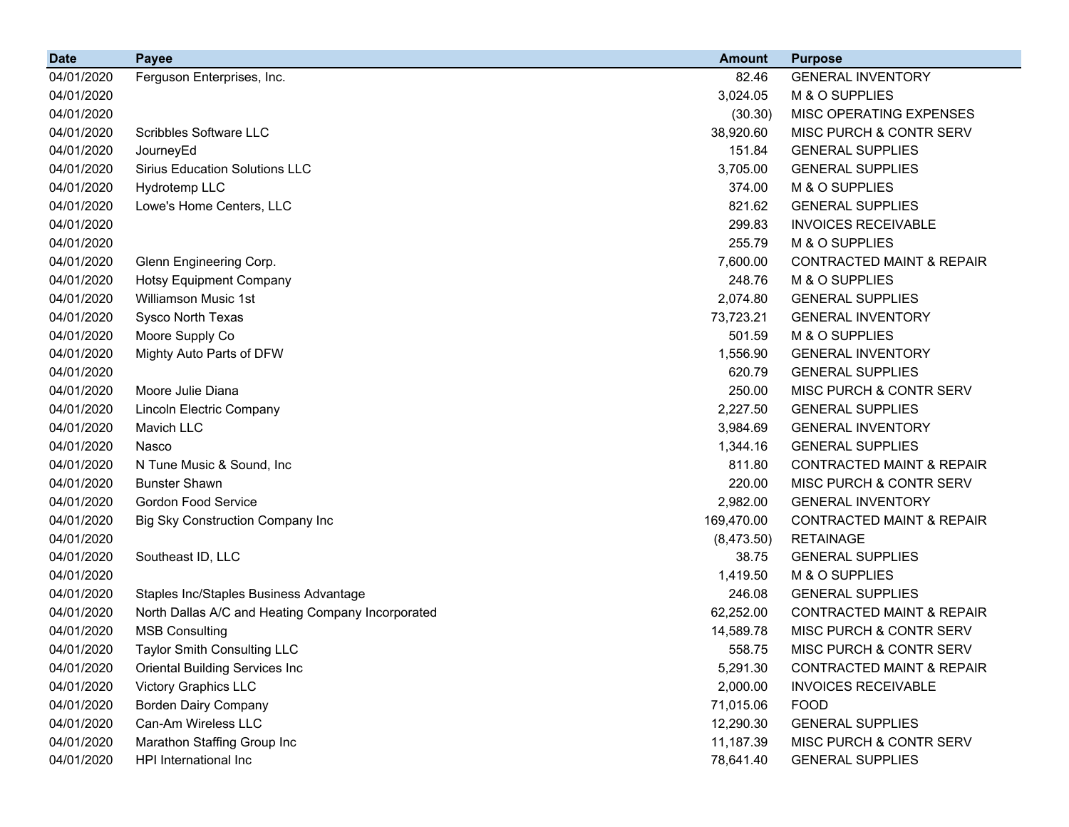| Date | Payee | Amount | Purpose |
|---|---|---|---|
| 04/01/2020 | Ferguson Enterprises, Inc. | 82.46 | GENERAL INVENTORY |
| 04/01/2020 | | 3,024.05 | M & O SUPPLIES |
| 04/01/2020 | | (30.30) | MISC OPERATING EXPENSES |
| 04/01/2020 | Scribbles Software LLC | 38,920.60 | MISC PURCH & CONTR SERV |
| 04/01/2020 | JourneyEd | 151.84 | GENERAL SUPPLIES |
| 04/01/2020 | Sirius Education Solutions LLC | 3,705.00 | GENERAL SUPPLIES |
| 04/01/2020 | Hydrotemp LLC | 374.00 | M & O SUPPLIES |
| 04/01/2020 | Lowe's Home Centers, LLC | 821.62 | GENERAL SUPPLIES |
| 04/01/2020 | | 299.83 | INVOICES RECEIVABLE |
| 04/01/2020 | | 255.79 | M & O SUPPLIES |
| 04/01/2020 | Glenn Engineering Corp. | 7,600.00 | CONTRACTED MAINT & REPAIR |
| 04/01/2020 | Hotsy Equipment Company | 248.76 | M & O SUPPLIES |
| 04/01/2020 | Williamson Music 1st | 2,074.80 | GENERAL SUPPLIES |
| 04/01/2020 | Sysco North Texas | 73,723.21 | GENERAL INVENTORY |
| 04/01/2020 | Moore Supply Co | 501.59 | M & O SUPPLIES |
| 04/01/2020 | Mighty Auto Parts of DFW | 1,556.90 | GENERAL INVENTORY |
| 04/01/2020 | | 620.79 | GENERAL SUPPLIES |
| 04/01/2020 | Moore Julie Diana | 250.00 | MISC PURCH & CONTR SERV |
| 04/01/2020 | Lincoln Electric Company | 2,227.50 | GENERAL SUPPLIES |
| 04/01/2020 | Mavich LLC | 3,984.69 | GENERAL INVENTORY |
| 04/01/2020 | Nasco | 1,344.16 | GENERAL SUPPLIES |
| 04/01/2020 | N Tune Music & Sound, Inc | 811.80 | CONTRACTED MAINT & REPAIR |
| 04/01/2020 | Bunster Shawn | 220.00 | MISC PURCH & CONTR SERV |
| 04/01/2020 | Gordon Food Service | 2,982.00 | GENERAL INVENTORY |
| 04/01/2020 | Big Sky Construction Company Inc | 169,470.00 | CONTRACTED MAINT & REPAIR |
| 04/01/2020 | | (8,473.50) | RETAINAGE |
| 04/01/2020 | Southeast ID, LLC | 38.75 | GENERAL SUPPLIES |
| 04/01/2020 | | 1,419.50 | M & O SUPPLIES |
| 04/01/2020 | Staples Inc/Staples Business Advantage | 246.08 | GENERAL SUPPLIES |
| 04/01/2020 | North Dallas A/C and Heating Company Incorporated | 62,252.00 | CONTRACTED MAINT & REPAIR |
| 04/01/2020 | MSB Consulting | 14,589.78 | MISC PURCH & CONTR SERV |
| 04/01/2020 | Taylor Smith Consulting LLC | 558.75 | MISC PURCH & CONTR SERV |
| 04/01/2020 | Oriental Building Services Inc | 5,291.30 | CONTRACTED MAINT & REPAIR |
| 04/01/2020 | Victory Graphics LLC | 2,000.00 | INVOICES RECEIVABLE |
| 04/01/2020 | Borden Dairy Company | 71,015.06 | FOOD |
| 04/01/2020 | Can-Am Wireless LLC | 12,290.30 | GENERAL SUPPLIES |
| 04/01/2020 | Marathon Staffing Group Inc | 11,187.39 | MISC PURCH & CONTR SERV |
| 04/01/2020 | HPI International Inc | 78,641.40 | GENERAL SUPPLIES |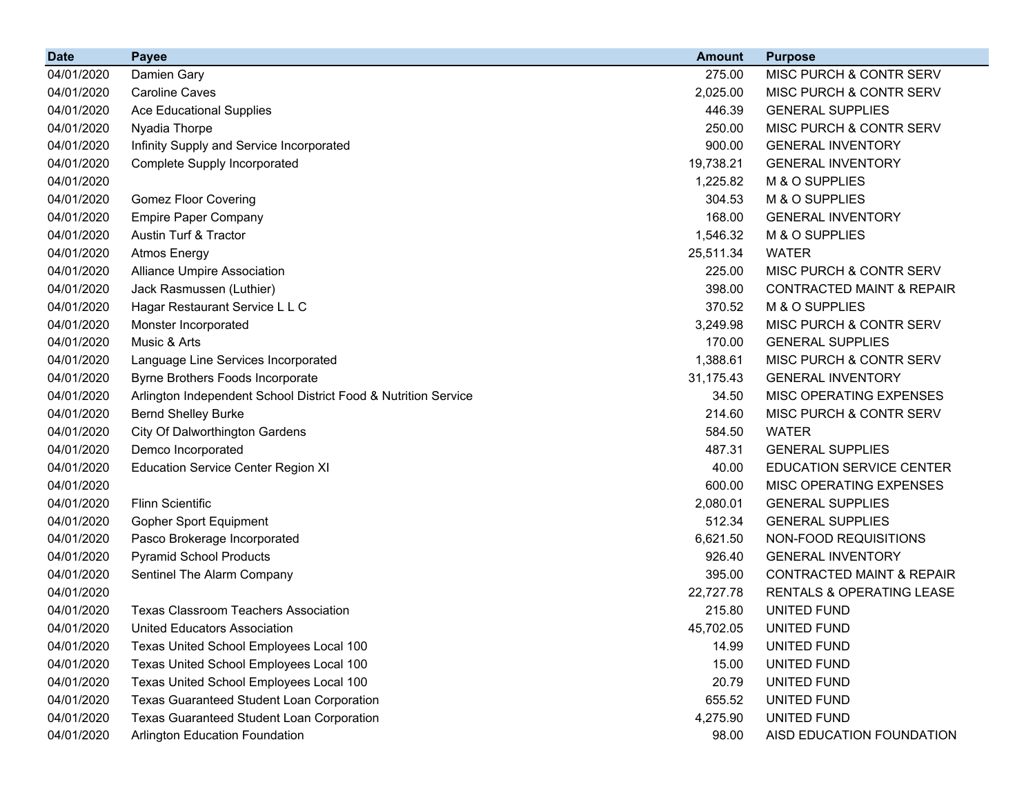| Date | Payee | Amount | Purpose |
| --- | --- | --- | --- |
| 04/01/2020 | Damien Gary | 275.00 | MISC PURCH & CONTR SERV |
| 04/01/2020 | Caroline Caves | 2,025.00 | MISC PURCH & CONTR SERV |
| 04/01/2020 | Ace Educational Supplies | 446.39 | GENERAL SUPPLIES |
| 04/01/2020 | Nyadia Thorpe | 250.00 | MISC PURCH & CONTR SERV |
| 04/01/2020 | Infinity Supply and Service Incorporated | 900.00 | GENERAL INVENTORY |
| 04/01/2020 | Complete Supply Incorporated | 19,738.21 | GENERAL INVENTORY |
| 04/01/2020 | | 1,225.82 | M & O SUPPLIES |
| 04/01/2020 | Gomez Floor Covering | 304.53 | M & O SUPPLIES |
| 04/01/2020 | Empire Paper Company | 168.00 | GENERAL INVENTORY |
| 04/01/2020 | Austin Turf & Tractor | 1,546.32 | M & O SUPPLIES |
| 04/01/2020 | Atmos Energy | 25,511.34 | WATER |
| 04/01/2020 | Alliance Umpire Association | 225.00 | MISC PURCH & CONTR SERV |
| 04/01/2020 | Jack Rasmussen (Luthier) | 398.00 | CONTRACTED MAINT & REPAIR |
| 04/01/2020 | Hagar Restaurant Service L L C | 370.52 | M & O SUPPLIES |
| 04/01/2020 | Monster Incorporated | 3,249.98 | MISC PURCH & CONTR SERV |
| 04/01/2020 | Music & Arts | 170.00 | GENERAL SUPPLIES |
| 04/01/2020 | Language Line Services Incorporated | 1,388.61 | MISC PURCH & CONTR SERV |
| 04/01/2020 | Byrne Brothers Foods Incorporate | 31,175.43 | GENERAL INVENTORY |
| 04/01/2020 | Arlington Independent School District Food & Nutrition Service | 34.50 | MISC OPERATING EXPENSES |
| 04/01/2020 | Bernd Shelley Burke | 214.60 | MISC PURCH & CONTR SERV |
| 04/01/2020 | City Of Dalworthington Gardens | 584.50 | WATER |
| 04/01/2020 | Demco Incorporated | 487.31 | GENERAL SUPPLIES |
| 04/01/2020 | Education Service Center Region XI | 40.00 | EDUCATION SERVICE CENTER |
| 04/01/2020 | | 600.00 | MISC OPERATING EXPENSES |
| 04/01/2020 | Flinn Scientific | 2,080.01 | GENERAL SUPPLIES |
| 04/01/2020 | Gopher Sport Equipment | 512.34 | GENERAL SUPPLIES |
| 04/01/2020 | Pasco Brokerage Incorporated | 6,621.50 | NON-FOOD REQUISITIONS |
| 04/01/2020 | Pyramid School Products | 926.40 | GENERAL INVENTORY |
| 04/01/2020 | Sentinel The Alarm Company | 395.00 | CONTRACTED MAINT & REPAIR |
| 04/01/2020 | | 22,727.78 | RENTALS & OPERATING LEASE |
| 04/01/2020 | Texas Classroom Teachers Association | 215.80 | UNITED FUND |
| 04/01/2020 | United Educators Association | 45,702.05 | UNITED FUND |
| 04/01/2020 | Texas United School Employees Local 100 | 14.99 | UNITED FUND |
| 04/01/2020 | Texas United School Employees Local 100 | 15.00 | UNITED FUND |
| 04/01/2020 | Texas United School Employees Local 100 | 20.79 | UNITED FUND |
| 04/01/2020 | Texas Guaranteed Student Loan Corporation | 655.52 | UNITED FUND |
| 04/01/2020 | Texas Guaranteed Student Loan Corporation | 4,275.90 | UNITED FUND |
| 04/01/2020 | Arlington Education Foundation | 98.00 | AISD EDUCATION FOUNDATION |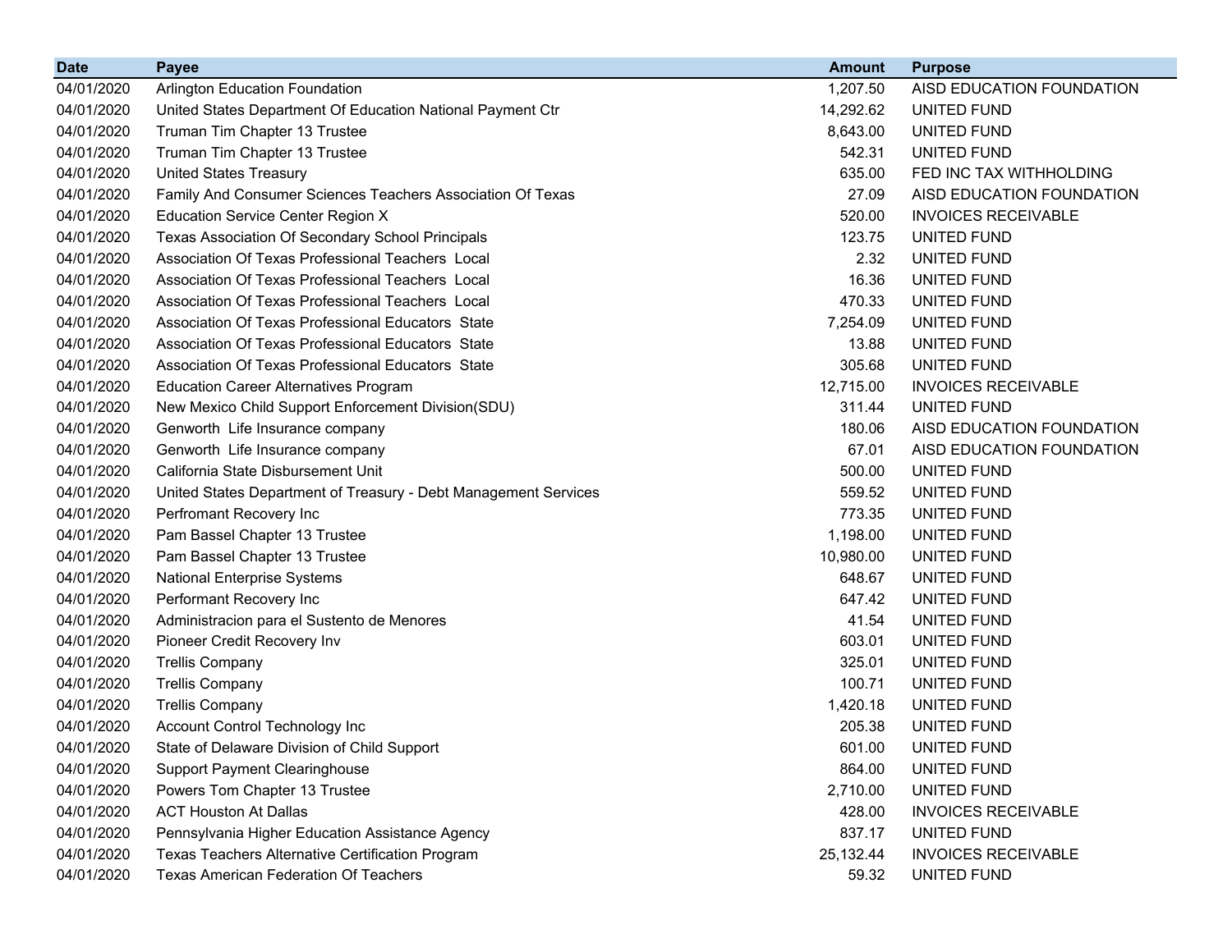| Date | Payee | Amount | Purpose |
|---|---|---|---|
| 04/01/2020 | Arlington Education Foundation | 1,207.50 | AISD EDUCATION FOUNDATION |
| 04/01/2020 | United States Department Of Education National Payment Ctr | 14,292.62 | UNITED FUND |
| 04/01/2020 | Truman Tim Chapter 13 Trustee | 8,643.00 | UNITED FUND |
| 04/01/2020 | Truman Tim Chapter 13 Trustee | 542.31 | UNITED FUND |
| 04/01/2020 | United States Treasury | 635.00 | FED INC TAX WITHHOLDING |
| 04/01/2020 | Family And Consumer Sciences Teachers Association Of Texas | 27.09 | AISD EDUCATION FOUNDATION |
| 04/01/2020 | Education Service Center Region X | 520.00 | INVOICES RECEIVABLE |
| 04/01/2020 | Texas Association Of Secondary School Principals | 123.75 | UNITED FUND |
| 04/01/2020 | Association Of Texas Professional Teachers Local | 2.32 | UNITED FUND |
| 04/01/2020 | Association Of Texas Professional Teachers Local | 16.36 | UNITED FUND |
| 04/01/2020 | Association Of Texas Professional Teachers Local | 470.33 | UNITED FUND |
| 04/01/2020 | Association Of Texas Professional Educators State | 7,254.09 | UNITED FUND |
| 04/01/2020 | Association Of Texas Professional Educators State | 13.88 | UNITED FUND |
| 04/01/2020 | Association Of Texas Professional Educators State | 305.68 | UNITED FUND |
| 04/01/2020 | Education Career Alternatives Program | 12,715.00 | INVOICES RECEIVABLE |
| 04/01/2020 | New Mexico Child Support Enforcement Division(SDU) | 311.44 | UNITED FUND |
| 04/01/2020 | Genworth Life Insurance company | 180.06 | AISD EDUCATION FOUNDATION |
| 04/01/2020 | Genworth Life Insurance company | 67.01 | AISD EDUCATION FOUNDATION |
| 04/01/2020 | California State Disbursement Unit | 500.00 | UNITED FUND |
| 04/01/2020 | United States Department of Treasury - Debt Management Services | 559.52 | UNITED FUND |
| 04/01/2020 | Perfromant Recovery Inc | 773.35 | UNITED FUND |
| 04/01/2020 | Pam Bassel Chapter 13 Trustee | 1,198.00 | UNITED FUND |
| 04/01/2020 | Pam Bassel Chapter 13 Trustee | 10,980.00 | UNITED FUND |
| 04/01/2020 | National Enterprise Systems | 648.67 | UNITED FUND |
| 04/01/2020 | Performant Recovery Inc | 647.42 | UNITED FUND |
| 04/01/2020 | Administracion para el Sustento de Menores | 41.54 | UNITED FUND |
| 04/01/2020 | Pioneer Credit Recovery Inv | 603.01 | UNITED FUND |
| 04/01/2020 | Trellis Company | 325.01 | UNITED FUND |
| 04/01/2020 | Trellis Company | 100.71 | UNITED FUND |
| 04/01/2020 | Trellis Company | 1,420.18 | UNITED FUND |
| 04/01/2020 | Account Control Technology Inc | 205.38 | UNITED FUND |
| 04/01/2020 | State of Delaware Division of Child Support | 601.00 | UNITED FUND |
| 04/01/2020 | Support Payment Clearinghouse | 864.00 | UNITED FUND |
| 04/01/2020 | Powers Tom Chapter 13 Trustee | 2,710.00 | UNITED FUND |
| 04/01/2020 | ACT Houston At Dallas | 428.00 | INVOICES RECEIVABLE |
| 04/01/2020 | Pennsylvania Higher Education Assistance Agency | 837.17 | UNITED FUND |
| 04/01/2020 | Texas Teachers Alternative Certification Program | 25,132.44 | INVOICES RECEIVABLE |
| 04/01/2020 | Texas American Federation Of Teachers | 59.32 | UNITED FUND |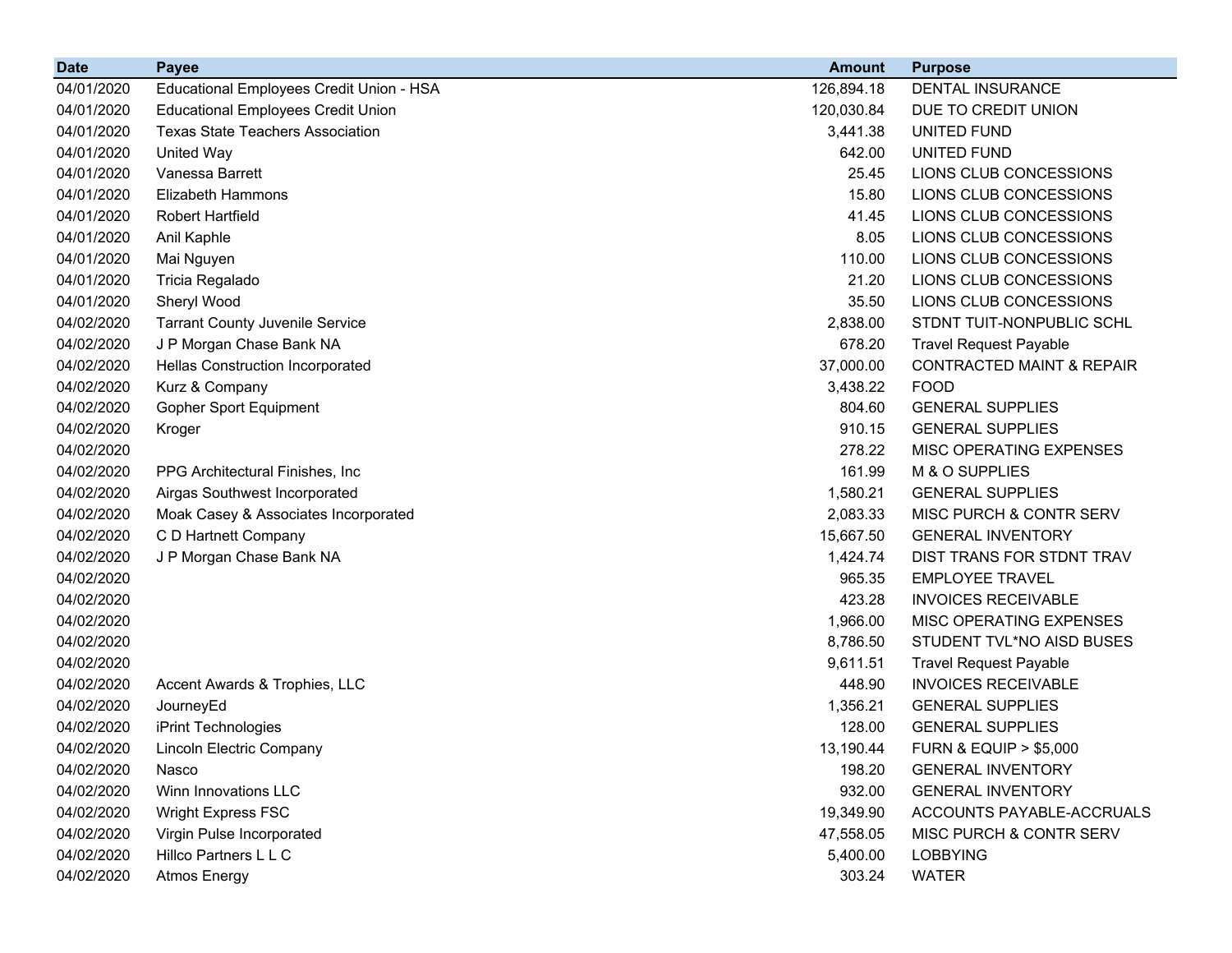| Date | Payee | Amount | Purpose |
|---|---|---:|---|
| 04/01/2020 | Educational Employees Credit Union - HSA | 126,894.18 | DENTAL INSURANCE |
| 04/01/2020 | Educational Employees Credit Union | 120,030.84 | DUE TO CREDIT UNION |
| 04/01/2020 | Texas State Teachers Association | 3,441.38 | UNITED FUND |
| 04/01/2020 | United Way | 642.00 | UNITED FUND |
| 04/01/2020 | Vanessa Barrett | 25.45 | LIONS CLUB CONCESSIONS |
| 04/01/2020 | Elizabeth Hammons | 15.80 | LIONS CLUB CONCESSIONS |
| 04/01/2020 | Robert Hartfield | 41.45 | LIONS CLUB CONCESSIONS |
| 04/01/2020 | Anil Kaphle | 8.05 | LIONS CLUB CONCESSIONS |
| 04/01/2020 | Mai Nguyen | 110.00 | LIONS CLUB CONCESSIONS |
| 04/01/2020 | Tricia Regalado | 21.20 | LIONS CLUB CONCESSIONS |
| 04/01/2020 | Sheryl Wood | 35.50 | LIONS CLUB CONCESSIONS |
| 04/02/2020 | Tarrant County Juvenile Service | 2,838.00 | STDNT TUIT-NONPUBLIC SCHL |
| 04/02/2020 | J P Morgan Chase Bank NA | 678.20 | Travel Request Payable |
| 04/02/2020 | Hellas Construction Incorporated | 37,000.00 | CONTRACTED MAINT & REPAIR |
| 04/02/2020 | Kurz & Company | 3,438.22 | FOOD |
| 04/02/2020 | Gopher Sport Equipment | 804.60 | GENERAL SUPPLIES |
| 04/02/2020 | Kroger | 910.15 | GENERAL SUPPLIES |
| 04/02/2020 | | 278.22 | MISC OPERATING EXPENSES |
| 04/02/2020 | PPG Architectural Finishes, Inc | 161.99 | M & O SUPPLIES |
| 04/02/2020 | Airgas Southwest Incorporated | 1,580.21 | GENERAL SUPPLIES |
| 04/02/2020 | Moak Casey & Associates Incorporated | 2,083.33 | MISC PURCH & CONTR SERV |
| 04/02/2020 | C D Hartnett Company | 15,667.50 | GENERAL INVENTORY |
| 04/02/2020 | J P Morgan Chase Bank NA | 1,424.74 | DIST TRANS FOR STDNT TRAV |
| 04/02/2020 | | 965.35 | EMPLOYEE TRAVEL |
| 04/02/2020 | | 423.28 | INVOICES RECEIVABLE |
| 04/02/2020 | | 1,966.00 | MISC OPERATING EXPENSES |
| 04/02/2020 | | 8,786.50 | STUDENT TVL*NO AISD BUSES |
| 04/02/2020 | | 9,611.51 | Travel Request Payable |
| 04/02/2020 | Accent Awards & Trophies, LLC | 448.90 | INVOICES RECEIVABLE |
| 04/02/2020 | JourneyEd | 1,356.21 | GENERAL SUPPLIES |
| 04/02/2020 | iPrint Technologies | 128.00 | GENERAL SUPPLIES |
| 04/02/2020 | Lincoln Electric Company | 13,190.44 | FURN & EQUIP > $5,000 |
| 04/02/2020 | Nasco | 198.20 | GENERAL INVENTORY |
| 04/02/2020 | Winn Innovations LLC | 932.00 | GENERAL INVENTORY |
| 04/02/2020 | Wright Express FSC | 19,349.90 | ACCOUNTS PAYABLE-ACCRUALS |
| 04/02/2020 | Virgin Pulse Incorporated | 47,558.05 | MISC PURCH & CONTR SERV |
| 04/02/2020 | Hillco Partners L L C | 5,400.00 | LOBBYING |
| 04/02/2020 | Atmos Energy | 303.24 | WATER |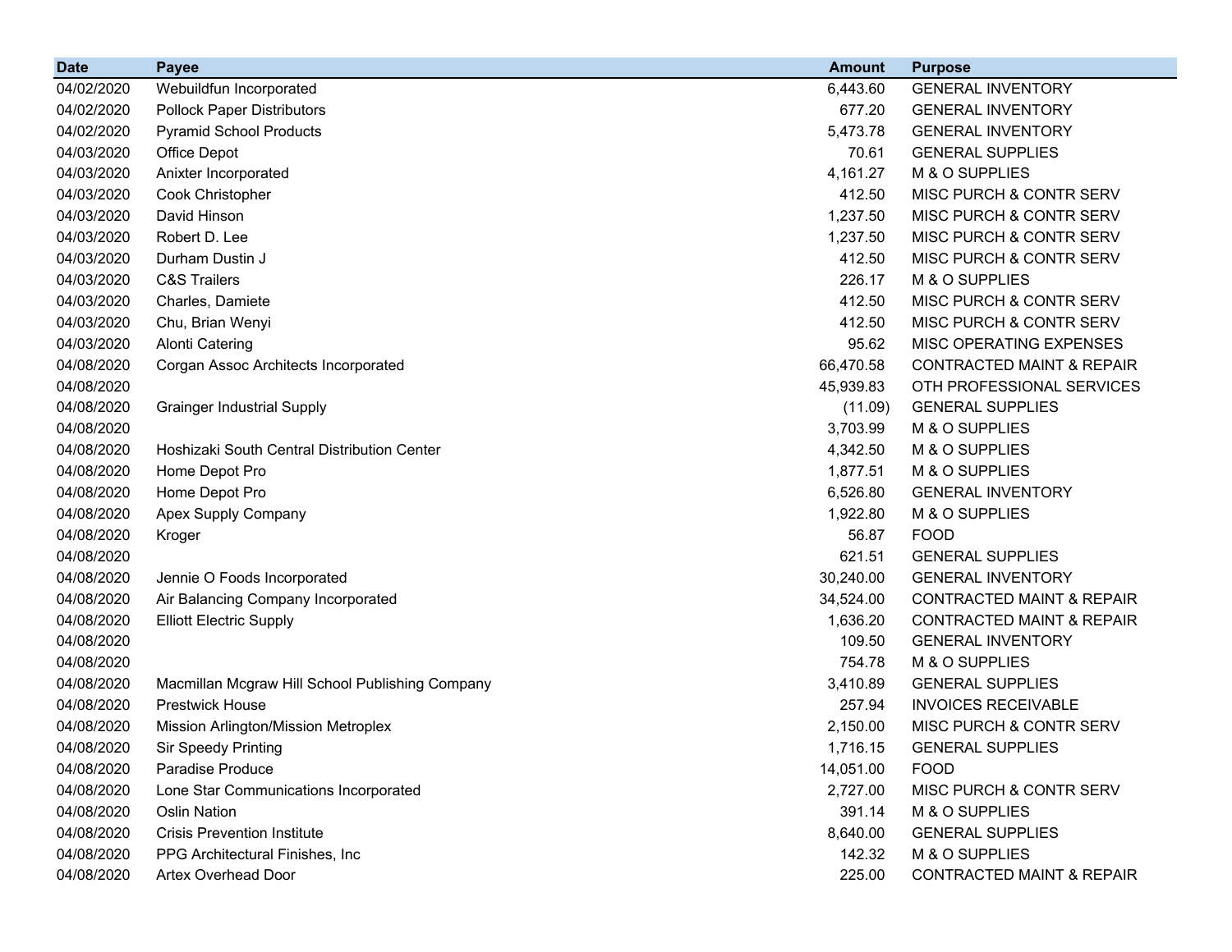| Date | Payee | Amount | Purpose |
|---|---|---|---|
| 04/02/2020 | Webuildfun Incorporated | 6,443.60 | GENERAL INVENTORY |
| 04/02/2020 | Pollock Paper Distributors | 677.20 | GENERAL INVENTORY |
| 04/02/2020 | Pyramid School Products | 5,473.78 | GENERAL INVENTORY |
| 04/03/2020 | Office Depot | 70.61 | GENERAL SUPPLIES |
| 04/03/2020 | Anixter Incorporated | 4,161.27 | M & O SUPPLIES |
| 04/03/2020 | Cook Christopher | 412.50 | MISC PURCH & CONTR SERV |
| 04/03/2020 | David Hinson | 1,237.50 | MISC PURCH & CONTR SERV |
| 04/03/2020 | Robert D. Lee | 1,237.50 | MISC PURCH & CONTR SERV |
| 04/03/2020 | Durham Dustin J | 412.50 | MISC PURCH & CONTR SERV |
| 04/03/2020 | C&S Trailers | 226.17 | M & O SUPPLIES |
| 04/03/2020 | Charles, Damiete | 412.50 | MISC PURCH & CONTR SERV |
| 04/03/2020 | Chu, Brian Wenyi | 412.50 | MISC PURCH & CONTR SERV |
| 04/03/2020 | Alonti Catering | 95.62 | MISC OPERATING EXPENSES |
| 04/08/2020 | Corgan Assoc Architects Incorporated | 66,470.58 | CONTRACTED MAINT & REPAIR |
| 04/08/2020 | | 45,939.83 | OTH PROFESSIONAL SERVICES |
| 04/08/2020 | Grainger Industrial Supply | (11.09) | GENERAL SUPPLIES |
| 04/08/2020 | | 3,703.99 | M & O SUPPLIES |
| 04/08/2020 | Hoshizaki South Central Distribution Center | 4,342.50 | M & O SUPPLIES |
| 04/08/2020 | Home Depot Pro | 1,877.51 | M & O SUPPLIES |
| 04/08/2020 | Home Depot Pro | 6,526.80 | GENERAL INVENTORY |
| 04/08/2020 | Apex Supply Company | 1,922.80 | M & O SUPPLIES |
| 04/08/2020 | Kroger | 56.87 | FOOD |
| 04/08/2020 | | 621.51 | GENERAL SUPPLIES |
| 04/08/2020 | Jennie O Foods Incorporated | 30,240.00 | GENERAL INVENTORY |
| 04/08/2020 | Air Balancing Company Incorporated | 34,524.00 | CONTRACTED MAINT & REPAIR |
| 04/08/2020 | Elliott Electric Supply | 1,636.20 | CONTRACTED MAINT & REPAIR |
| 04/08/2020 | | 109.50 | GENERAL INVENTORY |
| 04/08/2020 | | 754.78 | M & O SUPPLIES |
| 04/08/2020 | Macmillan Mcgraw Hill School Publishing Company | 3,410.89 | GENERAL SUPPLIES |
| 04/08/2020 | Prestwick House | 257.94 | INVOICES RECEIVABLE |
| 04/08/2020 | Mission Arlington/Mission Metroplex | 2,150.00 | MISC PURCH & CONTR SERV |
| 04/08/2020 | Sir Speedy Printing | 1,716.15 | GENERAL SUPPLIES |
| 04/08/2020 | Paradise Produce | 14,051.00 | FOOD |
| 04/08/2020 | Lone Star Communications Incorporated | 2,727.00 | MISC PURCH & CONTR SERV |
| 04/08/2020 | Oslin Nation | 391.14 | M & O SUPPLIES |
| 04/08/2020 | Crisis Prevention Institute | 8,640.00 | GENERAL SUPPLIES |
| 04/08/2020 | PPG Architectural Finishes, Inc | 142.32 | M & O SUPPLIES |
| 04/08/2020 | Artex Overhead Door | 225.00 | CONTRACTED MAINT & REPAIR |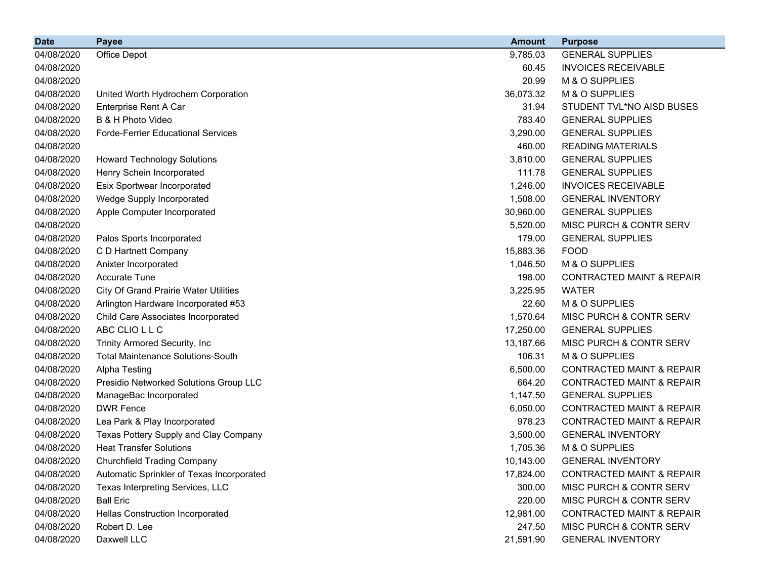| Date | Payee | Amount | Purpose |
|---|---|---|---|
| 04/08/2020 | Office Depot | 9,785.03 | GENERAL SUPPLIES |
| 04/08/2020 | | 60.45 | INVOICES RECEIVABLE |
| 04/08/2020 | | 20.99 | M & O SUPPLIES |
| 04/08/2020 | United Worth Hydrochem Corporation | 36,073.32 | M & O SUPPLIES |
| 04/08/2020 | Enterprise Rent A Car | 31.94 | STUDENT TVL*NO AISD BUSES |
| 04/08/2020 | B & H Photo Video | 783.40 | GENERAL SUPPLIES |
| 04/08/2020 | Forde-Ferrier Educational Services | 3,290.00 | GENERAL SUPPLIES |
| 04/08/2020 | | 460.00 | READING MATERIALS |
| 04/08/2020 | Howard Technology Solutions | 3,810.00 | GENERAL SUPPLIES |
| 04/08/2020 | Henry Schein Incorporated | 111.78 | GENERAL SUPPLIES |
| 04/08/2020 | Esix Sportwear Incorporated | 1,246.00 | INVOICES RECEIVABLE |
| 04/08/2020 | Wedge Supply Incorporated | 1,508.00 | GENERAL INVENTORY |
| 04/08/2020 | Apple Computer Incorporated | 30,960.00 | GENERAL SUPPLIES |
| 04/08/2020 | | 5,520.00 | MISC PURCH & CONTR SERV |
| 04/08/2020 | Palos Sports Incorporated | 179.00 | GENERAL SUPPLIES |
| 04/08/2020 | C D Hartnett Company | 15,883.36 | FOOD |
| 04/08/2020 | Anixter Incorporated | 1,046.50 | M & O SUPPLIES |
| 04/08/2020 | Accurate Tune | 198.00 | CONTRACTED MAINT & REPAIR |
| 04/08/2020 | City Of Grand Prairie Water Utilities | 3,225.95 | WATER |
| 04/08/2020 | Arlington Hardware Incorporated #53 | 22.60 | M & O SUPPLIES |
| 04/08/2020 | Child Care Associates Incorporated | 1,570.64 | MISC PURCH & CONTR SERV |
| 04/08/2020 | ABC CLIO L L C | 17,250.00 | GENERAL SUPPLIES |
| 04/08/2020 | Trinity Armored Security, Inc | 13,187.66 | MISC PURCH & CONTR SERV |
| 04/08/2020 | Total Maintenance Solutions-South | 106.31 | M & O SUPPLIES |
| 04/08/2020 | Alpha Testing | 6,500.00 | CONTRACTED MAINT & REPAIR |
| 04/08/2020 | Presidio Networked Solutions Group LLC | 664.20 | CONTRACTED MAINT & REPAIR |
| 04/08/2020 | ManageBac Incorporated | 1,147.50 | GENERAL SUPPLIES |
| 04/08/2020 | DWR Fence | 6,050.00 | CONTRACTED MAINT & REPAIR |
| 04/08/2020 | Lea Park & Play Incorporated | 978.23 | CONTRACTED MAINT & REPAIR |
| 04/08/2020 | Texas Pottery Supply and Clay Company | 3,500.00 | GENERAL INVENTORY |
| 04/08/2020 | Heat Transfer Solutions | 1,705.36 | M & O SUPPLIES |
| 04/08/2020 | Churchfield Trading Company | 10,143.00 | GENERAL INVENTORY |
| 04/08/2020 | Automatic Sprinkler of Texas Incorporated | 17,824.00 | CONTRACTED MAINT & REPAIR |
| 04/08/2020 | Texas Interpreting Services, LLC | 300.00 | MISC PURCH & CONTR SERV |
| 04/08/2020 | Ball Eric | 220.00 | MISC PURCH & CONTR SERV |
| 04/08/2020 | Hellas Construction Incorporated | 12,981.00 | CONTRACTED MAINT & REPAIR |
| 04/08/2020 | Robert D. Lee | 247.50 | MISC PURCH & CONTR SERV |
| 04/08/2020 | Daxwell LLC | 21,591.90 | GENERAL INVENTORY |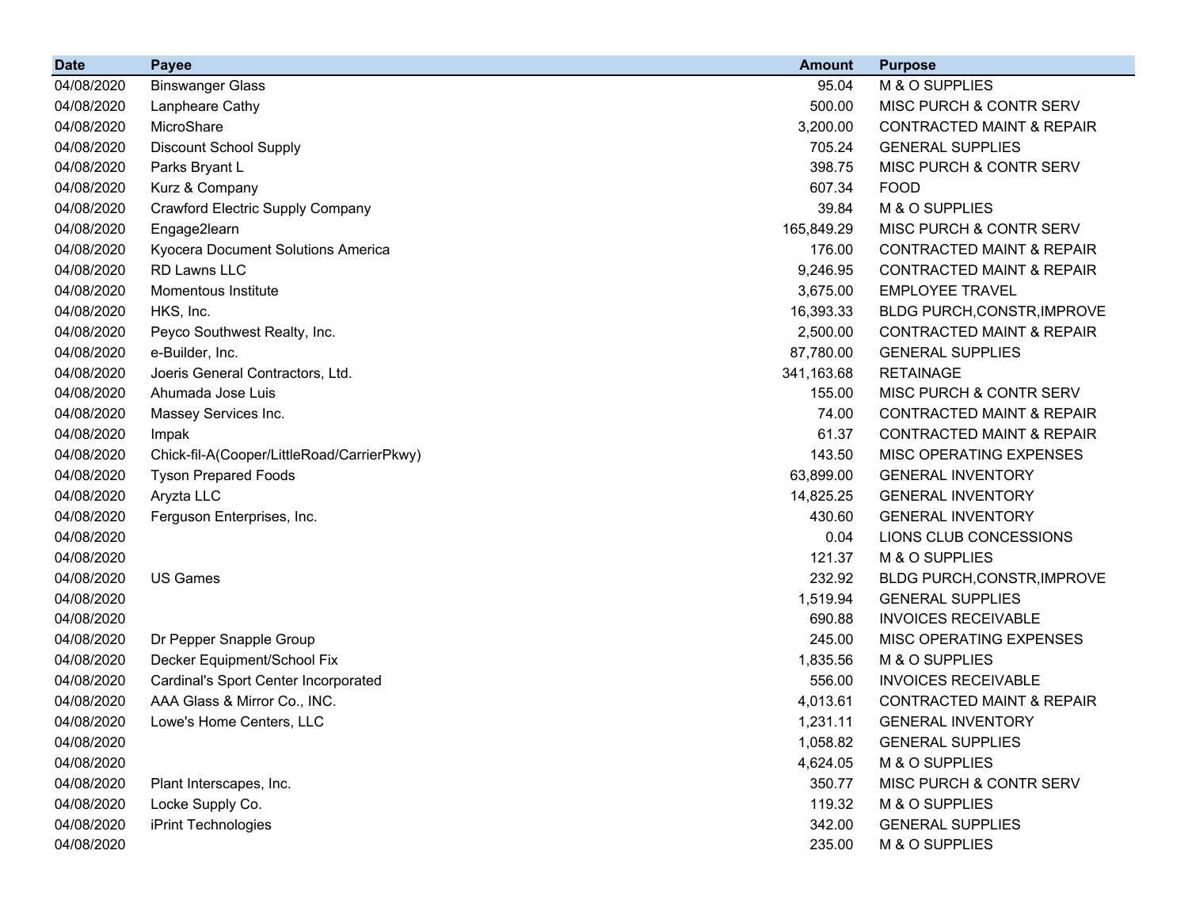| Date | Payee | Amount | Purpose |
|---|---|---|---|
| 04/08/2020 | Binswanger Glass | 95.04 | M & O SUPPLIES |
| 04/08/2020 | Lanpheare Cathy | 500.00 | MISC PURCH & CONTR SERV |
| 04/08/2020 | MicroShare | 3,200.00 | CONTRACTED MAINT & REPAIR |
| 04/08/2020 | Discount School Supply | 705.24 | GENERAL SUPPLIES |
| 04/08/2020 | Parks Bryant L | 398.75 | MISC PURCH & CONTR SERV |
| 04/08/2020 | Kurz & Company | 607.34 | FOOD |
| 04/08/2020 | Crawford Electric Supply Company | 39.84 | M & O SUPPLIES |
| 04/08/2020 | Engage2learn | 165,849.29 | MISC PURCH & CONTR SERV |
| 04/08/2020 | Kyocera Document Solutions America | 176.00 | CONTRACTED MAINT & REPAIR |
| 04/08/2020 | RD Lawns LLC | 9,246.95 | CONTRACTED MAINT & REPAIR |
| 04/08/2020 | Momentous Institute | 3,675.00 | EMPLOYEE TRAVEL |
| 04/08/2020 | HKS, Inc. | 16,393.33 | BLDG PURCH,CONSTR,IMPROVE |
| 04/08/2020 | Peyco Southwest Realty, Inc. | 2,500.00 | CONTRACTED MAINT & REPAIR |
| 04/08/2020 | e-Builder, Inc. | 87,780.00 | GENERAL SUPPLIES |
| 04/08/2020 | Joeris General Contractors, Ltd. | 341,163.68 | RETAINAGE |
| 04/08/2020 | Ahumada Jose Luis | 155.00 | MISC PURCH & CONTR SERV |
| 04/08/2020 | Massey Services Inc. | 74.00 | CONTRACTED MAINT & REPAIR |
| 04/08/2020 | Impak | 61.37 | CONTRACTED MAINT & REPAIR |
| 04/08/2020 | Chick-fil-A(Cooper/LittleRoad/CarrierPkwy) | 143.50 | MISC OPERATING EXPENSES |
| 04/08/2020 | Tyson Prepared Foods | 63,899.00 | GENERAL INVENTORY |
| 04/08/2020 | Aryzta LLC | 14,825.25 | GENERAL INVENTORY |
| 04/08/2020 | Ferguson Enterprises, Inc. | 430.60 | GENERAL INVENTORY |
| 04/08/2020 | | 0.04 | LIONS CLUB CONCESSIONS |
| 04/08/2020 | | 121.37 | M & O SUPPLIES |
| 04/08/2020 | US Games | 232.92 | BLDG PURCH,CONSTR,IMPROVE |
| 04/08/2020 | | 1,519.94 | GENERAL SUPPLIES |
| 04/08/2020 | | 690.88 | INVOICES RECEIVABLE |
| 04/08/2020 | Dr Pepper Snapple Group | 245.00 | MISC OPERATING EXPENSES |
| 04/08/2020 | Decker Equipment/School Fix | 1,835.56 | M & O SUPPLIES |
| 04/08/2020 | Cardinal's Sport Center Incorporated | 556.00 | INVOICES RECEIVABLE |
| 04/08/2020 | AAA Glass & Mirror Co., INC. | 4,013.61 | CONTRACTED MAINT & REPAIR |
| 04/08/2020 | Lowe's Home Centers, LLC | 1,231.11 | GENERAL INVENTORY |
| 04/08/2020 | | 1,058.82 | GENERAL SUPPLIES |
| 04/08/2020 | | 4,624.05 | M & O SUPPLIES |
| 04/08/2020 | Plant Interscapes, Inc. | 350.77 | MISC PURCH & CONTR SERV |
| 04/08/2020 | Locke Supply Co. | 119.32 | M & O SUPPLIES |
| 04/08/2020 | iPrint Technologies | 342.00 | GENERAL SUPPLIES |
| 04/08/2020 | | 235.00 | M & O SUPPLIES |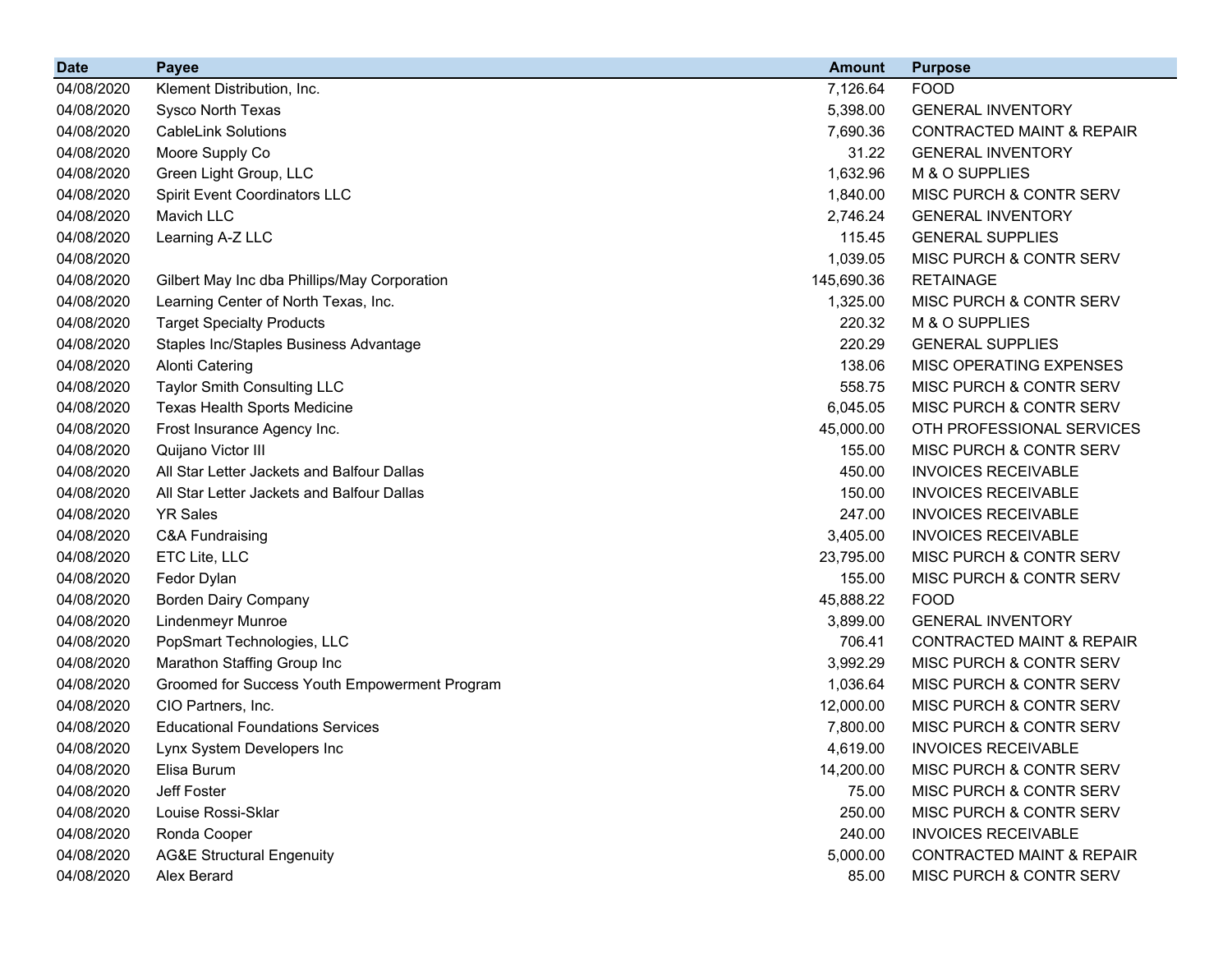| Date | Payee | Amount | Purpose |
| --- | --- | --- | --- |
| 04/08/2020 | Klement Distribution, Inc. | 7,126.64 | FOOD |
| 04/08/2020 | Sysco North Texas | 5,398.00 | GENERAL INVENTORY |
| 04/08/2020 | CableLink Solutions | 7,690.36 | CONTRACTED MAINT & REPAIR |
| 04/08/2020 | Moore Supply Co | 31.22 | GENERAL INVENTORY |
| 04/08/2020 | Green Light Group, LLC | 1,632.96 | M & O SUPPLIES |
| 04/08/2020 | Spirit Event Coordinators LLC | 1,840.00 | MISC PURCH & CONTR SERV |
| 04/08/2020 | Mavich LLC | 2,746.24 | GENERAL INVENTORY |
| 04/08/2020 | Learning A-Z LLC | 115.45 | GENERAL SUPPLIES |
| 04/08/2020 | | 1,039.05 | MISC PURCH & CONTR SERV |
| 04/08/2020 | Gilbert May Inc dba Phillips/May Corporation | 145,690.36 | RETAINAGE |
| 04/08/2020 | Learning Center of North Texas, Inc. | 1,325.00 | MISC PURCH & CONTR SERV |
| 04/08/2020 | Target Specialty Products | 220.32 | M & O SUPPLIES |
| 04/08/2020 | Staples Inc/Staples Business Advantage | 220.29 | GENERAL SUPPLIES |
| 04/08/2020 | Alonti Catering | 138.06 | MISC OPERATING EXPENSES |
| 04/08/2020 | Taylor Smith Consulting LLC | 558.75 | MISC PURCH & CONTR SERV |
| 04/08/2020 | Texas Health Sports Medicine | 6,045.05 | MISC PURCH & CONTR SERV |
| 04/08/2020 | Frost Insurance Agency Inc. | 45,000.00 | OTH PROFESSIONAL SERVICES |
| 04/08/2020 | Quijano Victor III | 155.00 | MISC PURCH & CONTR SERV |
| 04/08/2020 | All Star Letter Jackets and Balfour Dallas | 450.00 | INVOICES RECEIVABLE |
| 04/08/2020 | All Star Letter Jackets and Balfour Dallas | 150.00 | INVOICES RECEIVABLE |
| 04/08/2020 | YR Sales | 247.00 | INVOICES RECEIVABLE |
| 04/08/2020 | C&A Fundraising | 3,405.00 | INVOICES RECEIVABLE |
| 04/08/2020 | ETC Lite, LLC | 23,795.00 | MISC PURCH & CONTR SERV |
| 04/08/2020 | Fedor Dylan | 155.00 | MISC PURCH & CONTR SERV |
| 04/08/2020 | Borden Dairy Company | 45,888.22 | FOOD |
| 04/08/2020 | Lindenmeyr Munroe | 3,899.00 | GENERAL INVENTORY |
| 04/08/2020 | PopSmart Technologies, LLC | 706.41 | CONTRACTED MAINT & REPAIR |
| 04/08/2020 | Marathon Staffing Group Inc | 3,992.29 | MISC PURCH & CONTR SERV |
| 04/08/2020 | Groomed for Success Youth Empowerment Program | 1,036.64 | MISC PURCH & CONTR SERV |
| 04/08/2020 | CIO Partners, Inc. | 12,000.00 | MISC PURCH & CONTR SERV |
| 04/08/2020 | Educational Foundations Services | 7,800.00 | MISC PURCH & CONTR SERV |
| 04/08/2020 | Lynx System Developers Inc | 4,619.00 | INVOICES RECEIVABLE |
| 04/08/2020 | Elisa Burum | 14,200.00 | MISC PURCH & CONTR SERV |
| 04/08/2020 | Jeff Foster | 75.00 | MISC PURCH & CONTR SERV |
| 04/08/2020 | Louise Rossi-Sklar | 250.00 | MISC PURCH & CONTR SERV |
| 04/08/2020 | Ronda Cooper | 240.00 | INVOICES RECEIVABLE |
| 04/08/2020 | AG&E Structural Engenuity | 5,000.00 | CONTRACTED MAINT & REPAIR |
| 04/08/2020 | Alex Berard | 85.00 | MISC PURCH & CONTR SERV |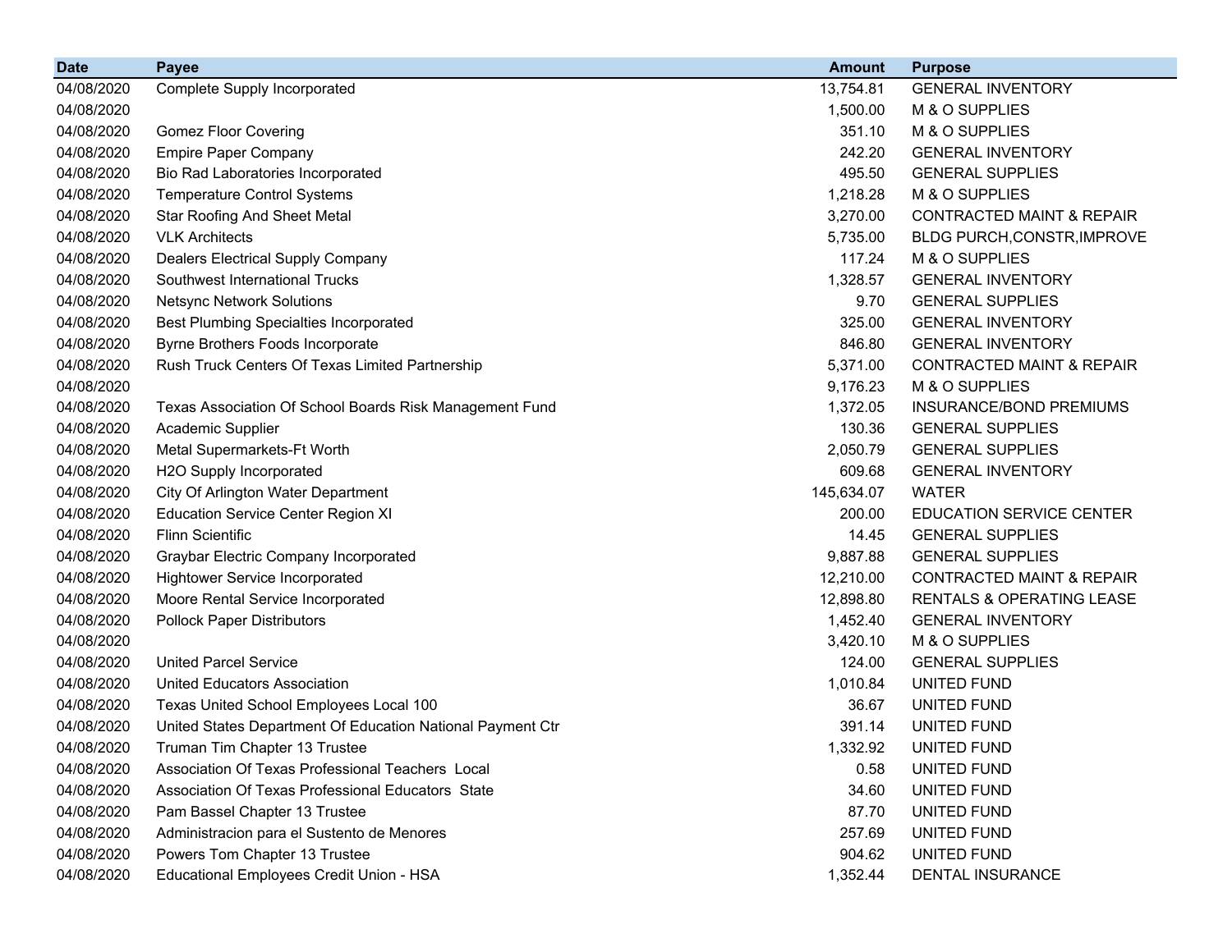| Date | Payee | Amount | Purpose |
|---|---|---|---|
| 04/08/2020 | Complete Supply Incorporated | 13,754.81 | GENERAL INVENTORY |
| 04/08/2020 | | 1,500.00 | M & O SUPPLIES |
| 04/08/2020 | Gomez Floor Covering | 351.10 | M & O SUPPLIES |
| 04/08/2020 | Empire Paper Company | 242.20 | GENERAL INVENTORY |
| 04/08/2020 | Bio Rad Laboratories Incorporated | 495.50 | GENERAL SUPPLIES |
| 04/08/2020 | Temperature Control Systems | 1,218.28 | M & O SUPPLIES |
| 04/08/2020 | Star Roofing And Sheet Metal | 3,270.00 | CONTRACTED MAINT & REPAIR |
| 04/08/2020 | VLK Architects | 5,735.00 | BLDG PURCH,CONSTR,IMPROVE |
| 04/08/2020 | Dealers Electrical Supply Company | 117.24 | M & O SUPPLIES |
| 04/08/2020 | Southwest International Trucks | 1,328.57 | GENERAL INVENTORY |
| 04/08/2020 | Netsync Network Solutions | 9.70 | GENERAL SUPPLIES |
| 04/08/2020 | Best Plumbing Specialties Incorporated | 325.00 | GENERAL INVENTORY |
| 04/08/2020 | Byrne Brothers Foods Incorporate | 846.80 | GENERAL INVENTORY |
| 04/08/2020 | Rush Truck Centers Of Texas Limited Partnership | 5,371.00 | CONTRACTED MAINT & REPAIR |
| 04/08/2020 | | 9,176.23 | M & O SUPPLIES |
| 04/08/2020 | Texas Association Of School Boards Risk Management Fund | 1,372.05 | INSURANCE/BOND PREMIUMS |
| 04/08/2020 | Academic Supplier | 130.36 | GENERAL SUPPLIES |
| 04/08/2020 | Metal Supermarkets-Ft Worth | 2,050.79 | GENERAL SUPPLIES |
| 04/08/2020 | H2O Supply Incorporated | 609.68 | GENERAL INVENTORY |
| 04/08/2020 | City Of Arlington Water Department | 145,634.07 | WATER |
| 04/08/2020 | Education Service Center Region XI | 200.00 | EDUCATION SERVICE CENTER |
| 04/08/2020 | Flinn Scientific | 14.45 | GENERAL SUPPLIES |
| 04/08/2020 | Graybar Electric Company Incorporated | 9,887.88 | GENERAL SUPPLIES |
| 04/08/2020 | Hightower Service Incorporated | 12,210.00 | CONTRACTED MAINT & REPAIR |
| 04/08/2020 | Moore Rental Service Incorporated | 12,898.80 | RENTALS & OPERATING LEASE |
| 04/08/2020 | Pollock Paper Distributors | 1,452.40 | GENERAL INVENTORY |
| 04/08/2020 | | 3,420.10 | M & O SUPPLIES |
| 04/08/2020 | United Parcel Service | 124.00 | GENERAL SUPPLIES |
| 04/08/2020 | United Educators Association | 1,010.84 | UNITED FUND |
| 04/08/2020 | Texas United School Employees Local 100 | 36.67 | UNITED FUND |
| 04/08/2020 | United States Department Of Education National Payment Ctr | 391.14 | UNITED FUND |
| 04/08/2020 | Truman Tim Chapter 13 Trustee | 1,332.92 | UNITED FUND |
| 04/08/2020 | Association Of Texas Professional Teachers Local | 0.58 | UNITED FUND |
| 04/08/2020 | Association Of Texas Professional Educators State | 34.60 | UNITED FUND |
| 04/08/2020 | Pam Bassel Chapter 13 Trustee | 87.70 | UNITED FUND |
| 04/08/2020 | Administracion para el Sustento de Menores | 257.69 | UNITED FUND |
| 04/08/2020 | Powers Tom Chapter 13 Trustee | 904.62 | UNITED FUND |
| 04/08/2020 | Educational Employees Credit Union - HSA | 1,352.44 | DENTAL INSURANCE |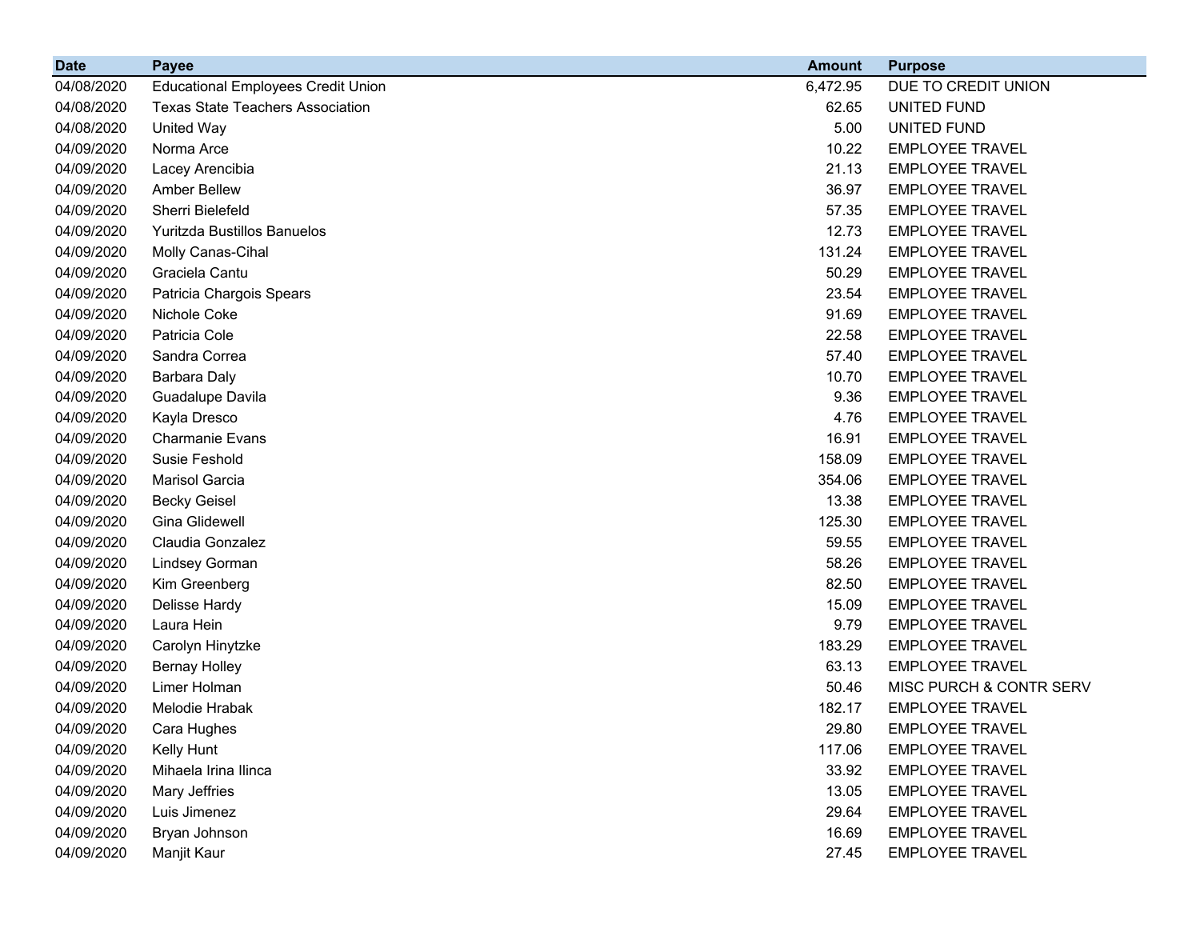| Date | Payee | Amount | Purpose |
|---|---|---|---|
| 04/08/2020 | Educational Employees Credit Union | 6,472.95 | DUE TO CREDIT UNION |
| 04/08/2020 | Texas State Teachers Association | 62.65 | UNITED FUND |
| 04/08/2020 | United Way | 5.00 | UNITED FUND |
| 04/09/2020 | Norma Arce | 10.22 | EMPLOYEE TRAVEL |
| 04/09/2020 | Lacey Arencibia | 21.13 | EMPLOYEE TRAVEL |
| 04/09/2020 | Amber Bellew | 36.97 | EMPLOYEE TRAVEL |
| 04/09/2020 | Sherri Bielefeld | 57.35 | EMPLOYEE TRAVEL |
| 04/09/2020 | Yuritzda Bustillos Banuelos | 12.73 | EMPLOYEE TRAVEL |
| 04/09/2020 | Molly Canas-Cihal | 131.24 | EMPLOYEE TRAVEL |
| 04/09/2020 | Graciela Cantu | 50.29 | EMPLOYEE TRAVEL |
| 04/09/2020 | Patricia Chargois Spears | 23.54 | EMPLOYEE TRAVEL |
| 04/09/2020 | Nichole Coke | 91.69 | EMPLOYEE TRAVEL |
| 04/09/2020 | Patricia Cole | 22.58 | EMPLOYEE TRAVEL |
| 04/09/2020 | Sandra Correa | 57.40 | EMPLOYEE TRAVEL |
| 04/09/2020 | Barbara Daly | 10.70 | EMPLOYEE TRAVEL |
| 04/09/2020 | Guadalupe Davila | 9.36 | EMPLOYEE TRAVEL |
| 04/09/2020 | Kayla Dresco | 4.76 | EMPLOYEE TRAVEL |
| 04/09/2020 | Charmanie Evans | 16.91 | EMPLOYEE TRAVEL |
| 04/09/2020 | Susie Feshold | 158.09 | EMPLOYEE TRAVEL |
| 04/09/2020 | Marisol Garcia | 354.06 | EMPLOYEE TRAVEL |
| 04/09/2020 | Becky Geisel | 13.38 | EMPLOYEE TRAVEL |
| 04/09/2020 | Gina Glidewell | 125.30 | EMPLOYEE TRAVEL |
| 04/09/2020 | Claudia Gonzalez | 59.55 | EMPLOYEE TRAVEL |
| 04/09/2020 | Lindsey Gorman | 58.26 | EMPLOYEE TRAVEL |
| 04/09/2020 | Kim Greenberg | 82.50 | EMPLOYEE TRAVEL |
| 04/09/2020 | Delisse Hardy | 15.09 | EMPLOYEE TRAVEL |
| 04/09/2020 | Laura Hein | 9.79 | EMPLOYEE TRAVEL |
| 04/09/2020 | Carolyn Hinytzke | 183.29 | EMPLOYEE TRAVEL |
| 04/09/2020 | Bernay Holley | 63.13 | EMPLOYEE TRAVEL |
| 04/09/2020 | Limer Holman | 50.46 | MISC PURCH & CONTR SERV |
| 04/09/2020 | Melodie Hrabak | 182.17 | EMPLOYEE TRAVEL |
| 04/09/2020 | Cara Hughes | 29.80 | EMPLOYEE TRAVEL |
| 04/09/2020 | Kelly Hunt | 117.06 | EMPLOYEE TRAVEL |
| 04/09/2020 | Mihaela Irina Ilinca | 33.92 | EMPLOYEE TRAVEL |
| 04/09/2020 | Mary Jeffries | 13.05 | EMPLOYEE TRAVEL |
| 04/09/2020 | Luis Jimenez | 29.64 | EMPLOYEE TRAVEL |
| 04/09/2020 | Bryan Johnson | 16.69 | EMPLOYEE TRAVEL |
| 04/09/2020 | Manjit Kaur | 27.45 | EMPLOYEE TRAVEL |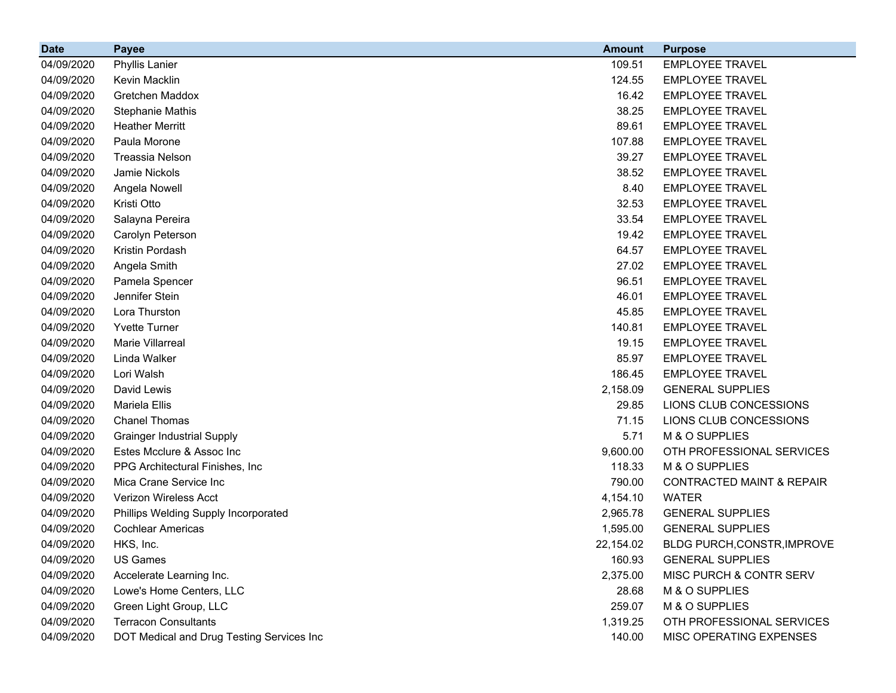| Date | Payee | Amount | Purpose |
|---|---|---|---|
| 04/09/2020 | Phyllis Lanier | 109.51 | EMPLOYEE TRAVEL |
| 04/09/2020 | Kevin Macklin | 124.55 | EMPLOYEE TRAVEL |
| 04/09/2020 | Gretchen Maddox | 16.42 | EMPLOYEE TRAVEL |
| 04/09/2020 | Stephanie Mathis | 38.25 | EMPLOYEE TRAVEL |
| 04/09/2020 | Heather Merritt | 89.61 | EMPLOYEE TRAVEL |
| 04/09/2020 | Paula Morone | 107.88 | EMPLOYEE TRAVEL |
| 04/09/2020 | Treassia Nelson | 39.27 | EMPLOYEE TRAVEL |
| 04/09/2020 | Jamie Nickols | 38.52 | EMPLOYEE TRAVEL |
| 04/09/2020 | Angela Nowell | 8.40 | EMPLOYEE TRAVEL |
| 04/09/2020 | Kristi Otto | 32.53 | EMPLOYEE TRAVEL |
| 04/09/2020 | Salayna Pereira | 33.54 | EMPLOYEE TRAVEL |
| 04/09/2020 | Carolyn Peterson | 19.42 | EMPLOYEE TRAVEL |
| 04/09/2020 | Kristin Pordash | 64.57 | EMPLOYEE TRAVEL |
| 04/09/2020 | Angela Smith | 27.02 | EMPLOYEE TRAVEL |
| 04/09/2020 | Pamela Spencer | 96.51 | EMPLOYEE TRAVEL |
| 04/09/2020 | Jennifer Stein | 46.01 | EMPLOYEE TRAVEL |
| 04/09/2020 | Lora Thurston | 45.85 | EMPLOYEE TRAVEL |
| 04/09/2020 | Yvette Turner | 140.81 | EMPLOYEE TRAVEL |
| 04/09/2020 | Marie Villarreal | 19.15 | EMPLOYEE TRAVEL |
| 04/09/2020 | Linda Walker | 85.97 | EMPLOYEE TRAVEL |
| 04/09/2020 | Lori Walsh | 186.45 | EMPLOYEE TRAVEL |
| 04/09/2020 | David Lewis | 2,158.09 | GENERAL SUPPLIES |
| 04/09/2020 | Mariela Ellis | 29.85 | LIONS CLUB CONCESSIONS |
| 04/09/2020 | Chanel Thomas | 71.15 | LIONS CLUB CONCESSIONS |
| 04/09/2020 | Grainger Industrial Supply | 5.71 | M & O SUPPLIES |
| 04/09/2020 | Estes Mcclure & Assoc Inc | 9,600.00 | OTH PROFESSIONAL SERVICES |
| 04/09/2020 | PPG Architectural Finishes, Inc | 118.33 | M & O SUPPLIES |
| 04/09/2020 | Mica Crane Service Inc | 790.00 | CONTRACTED MAINT & REPAIR |
| 04/09/2020 | Verizon Wireless Acct | 4,154.10 | WATER |
| 04/09/2020 | Phillips Welding Supply Incorporated | 2,965.78 | GENERAL SUPPLIES |
| 04/09/2020 | Cochlear Americas | 1,595.00 | GENERAL SUPPLIES |
| 04/09/2020 | HKS, Inc. | 22,154.02 | BLDG PURCH,CONSTR,IMPROVE |
| 04/09/2020 | US Games | 160.93 | GENERAL SUPPLIES |
| 04/09/2020 | Accelerate Learning Inc. | 2,375.00 | MISC PURCH & CONTR SERV |
| 04/09/2020 | Lowe's Home Centers, LLC | 28.68 | M & O SUPPLIES |
| 04/09/2020 | Green Light Group, LLC | 259.07 | M & O SUPPLIES |
| 04/09/2020 | Terracon Consultants | 1,319.25 | OTH PROFESSIONAL SERVICES |
| 04/09/2020 | DOT Medical and Drug Testing Services Inc | 140.00 | MISC OPERATING EXPENSES |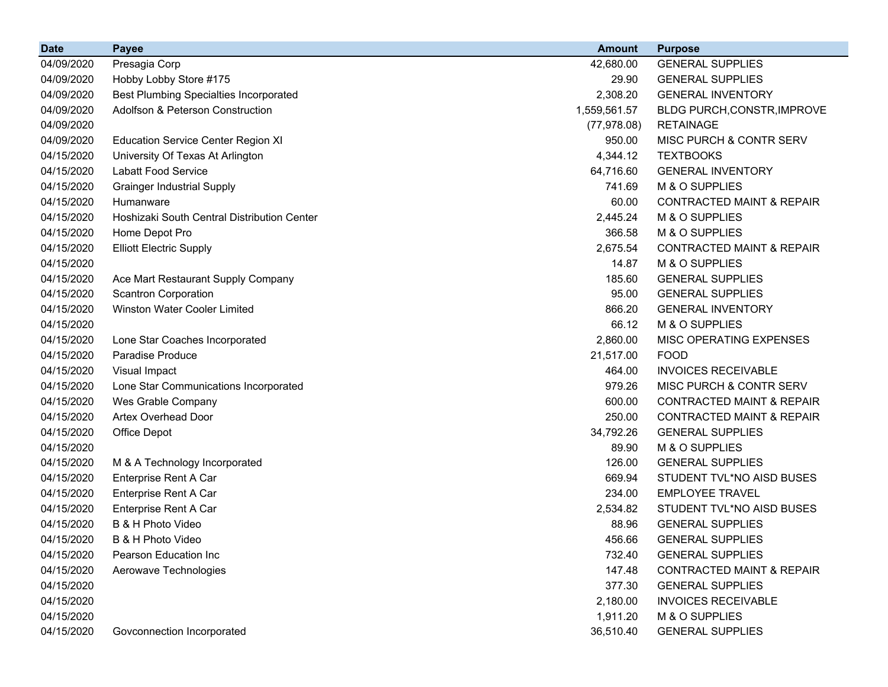| Date | Payee | Amount | Purpose |
| --- | --- | --- | --- |
| 04/09/2020 | Presagia Corp | 42,680.00 | GENERAL SUPPLIES |
| 04/09/2020 | Hobby Lobby Store #175 | 29.90 | GENERAL SUPPLIES |
| 04/09/2020 | Best Plumbing Specialties Incorporated | 2,308.20 | GENERAL INVENTORY |
| 04/09/2020 | Adolfson & Peterson Construction | 1,559,561.57 | BLDG PURCH,CONSTR,IMPROVE |
| 04/09/2020 | | (77,978.08) | RETAINAGE |
| 04/09/2020 | Education Service Center Region XI | 950.00 | MISC PURCH & CONTR SERV |
| 04/15/2020 | University Of Texas At Arlington | 4,344.12 | TEXTBOOKS |
| 04/15/2020 | Labatt Food Service | 64,716.60 | GENERAL INVENTORY |
| 04/15/2020 | Grainger Industrial Supply | 741.69 | M & O SUPPLIES |
| 04/15/2020 | Humanware | 60.00 | CONTRACTED MAINT & REPAIR |
| 04/15/2020 | Hoshizaki South Central Distribution Center | 2,445.24 | M & O SUPPLIES |
| 04/15/2020 | Home Depot Pro | 366.58 | M & O SUPPLIES |
| 04/15/2020 | Elliott Electric Supply | 2,675.54 | CONTRACTED MAINT & REPAIR |
| 04/15/2020 | | 14.87 | M & O SUPPLIES |
| 04/15/2020 | Ace Mart Restaurant Supply Company | 185.60 | GENERAL SUPPLIES |
| 04/15/2020 | Scantron Corporation | 95.00 | GENERAL SUPPLIES |
| 04/15/2020 | Winston Water Cooler Limited | 866.20 | GENERAL INVENTORY |
| 04/15/2020 | | 66.12 | M & O SUPPLIES |
| 04/15/2020 | Lone Star Coaches Incorporated | 2,860.00 | MISC OPERATING EXPENSES |
| 04/15/2020 | Paradise Produce | 21,517.00 | FOOD |
| 04/15/2020 | Visual Impact | 464.00 | INVOICES RECEIVABLE |
| 04/15/2020 | Lone Star Communications Incorporated | 979.26 | MISC PURCH & CONTR SERV |
| 04/15/2020 | Wes Grable Company | 600.00 | CONTRACTED MAINT & REPAIR |
| 04/15/2020 | Artex Overhead Door | 250.00 | CONTRACTED MAINT & REPAIR |
| 04/15/2020 | Office Depot | 34,792.26 | GENERAL SUPPLIES |
| 04/15/2020 | | 89.90 | M & O SUPPLIES |
| 04/15/2020 | M & A Technology Incorporated | 126.00 | GENERAL SUPPLIES |
| 04/15/2020 | Enterprise Rent A Car | 669.94 | STUDENT TVL*NO AISD BUSES |
| 04/15/2020 | Enterprise Rent A Car | 234.00 | EMPLOYEE TRAVEL |
| 04/15/2020 | Enterprise Rent A Car | 2,534.82 | STUDENT TVL*NO AISD BUSES |
| 04/15/2020 | B & H Photo Video | 88.96 | GENERAL SUPPLIES |
| 04/15/2020 | B & H Photo Video | 456.66 | GENERAL SUPPLIES |
| 04/15/2020 | Pearson Education Inc | 732.40 | GENERAL SUPPLIES |
| 04/15/2020 | Aerowave Technologies | 147.48 | CONTRACTED MAINT & REPAIR |
| 04/15/2020 | | 377.30 | GENERAL SUPPLIES |
| 04/15/2020 | | 2,180.00 | INVOICES RECEIVABLE |
| 04/15/2020 | | 1,911.20 | M & O SUPPLIES |
| 04/15/2020 | Govconnection Incorporated | 36,510.40 | GENERAL SUPPLIES |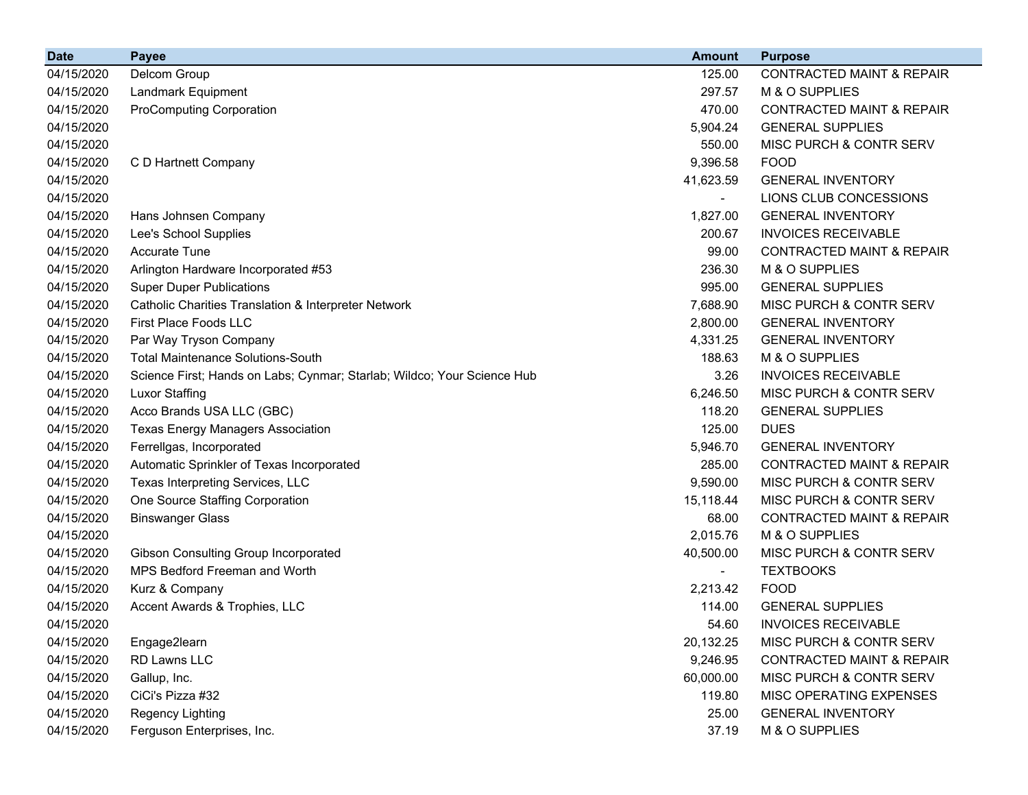| Date | Payee | Amount | Purpose |
|---|---|---|---|
| 04/15/2020 | Delcom Group | 125.00 | CONTRACTED MAINT & REPAIR |
| 04/15/2020 | Landmark Equipment | 297.57 | M & O SUPPLIES |
| 04/15/2020 | ProComputing Corporation | 470.00 | CONTRACTED MAINT & REPAIR |
| 04/15/2020 | | 5,904.24 | GENERAL SUPPLIES |
| 04/15/2020 | | 550.00 | MISC PURCH & CONTR SERV |
| 04/15/2020 | C D Hartnett Company | 9,396.58 | FOOD |
| 04/15/2020 | | 41,623.59 | GENERAL INVENTORY |
| 04/15/2020 | | - | LIONS CLUB CONCESSIONS |
| 04/15/2020 | Hans Johnsen Company | 1,827.00 | GENERAL INVENTORY |
| 04/15/2020 | Lee's School Supplies | 200.67 | INVOICES RECEIVABLE |
| 04/15/2020 | Accurate Tune | 99.00 | CONTRACTED MAINT & REPAIR |
| 04/15/2020 | Arlington Hardware Incorporated #53 | 236.30 | M & O SUPPLIES |
| 04/15/2020 | Super Duper Publications | 995.00 | GENERAL SUPPLIES |
| 04/15/2020 | Catholic Charities Translation & Interpreter Network | 7,688.90 | MISC PURCH & CONTR SERV |
| 04/15/2020 | First Place Foods LLC | 2,800.00 | GENERAL INVENTORY |
| 04/15/2020 | Par Way Tryson Company | 4,331.25 | GENERAL INVENTORY |
| 04/15/2020 | Total Maintenance Solutions-South | 188.63 | M & O SUPPLIES |
| 04/15/2020 | Science First; Hands on Labs; Cynmar; Starlab; Wildco; Your Science Hub | 3.26 | INVOICES RECEIVABLE |
| 04/15/2020 | Luxor Staffing | 6,246.50 | MISC PURCH & CONTR SERV |
| 04/15/2020 | Acco Brands USA LLC (GBC) | 118.20 | GENERAL SUPPLIES |
| 04/15/2020 | Texas Energy Managers Association | 125.00 | DUES |
| 04/15/2020 | Ferrellgas, Incorporated | 5,946.70 | GENERAL INVENTORY |
| 04/15/2020 | Automatic Sprinkler of Texas Incorporated | 285.00 | CONTRACTED MAINT & REPAIR |
| 04/15/2020 | Texas Interpreting Services, LLC | 9,590.00 | MISC PURCH & CONTR SERV |
| 04/15/2020 | One Source Staffing Corporation | 15,118.44 | MISC PURCH & CONTR SERV |
| 04/15/2020 | Binswanger Glass | 68.00 | CONTRACTED MAINT & REPAIR |
| 04/15/2020 | | 2,015.76 | M & O SUPPLIES |
| 04/15/2020 | Gibson Consulting Group Incorporated | 40,500.00 | MISC PURCH & CONTR SERV |
| 04/15/2020 | MPS Bedford Freeman and Worth | - | TEXTBOOKS |
| 04/15/2020 | Kurz & Company | 2,213.42 | FOOD |
| 04/15/2020 | Accent Awards & Trophies, LLC | 114.00 | GENERAL SUPPLIES |
| 04/15/2020 | | 54.60 | INVOICES RECEIVABLE |
| 04/15/2020 | Engage2learn | 20,132.25 | MISC PURCH & CONTR SERV |
| 04/15/2020 | RD Lawns LLC | 9,246.95 | CONTRACTED MAINT & REPAIR |
| 04/15/2020 | Gallup, Inc. | 60,000.00 | MISC PURCH & CONTR SERV |
| 04/15/2020 | CiCi's Pizza #32 | 119.80 | MISC OPERATING EXPENSES |
| 04/15/2020 | Regency Lighting | 25.00 | GENERAL INVENTORY |
| 04/15/2020 | Ferguson Enterprises, Inc. | 37.19 | M & O SUPPLIES |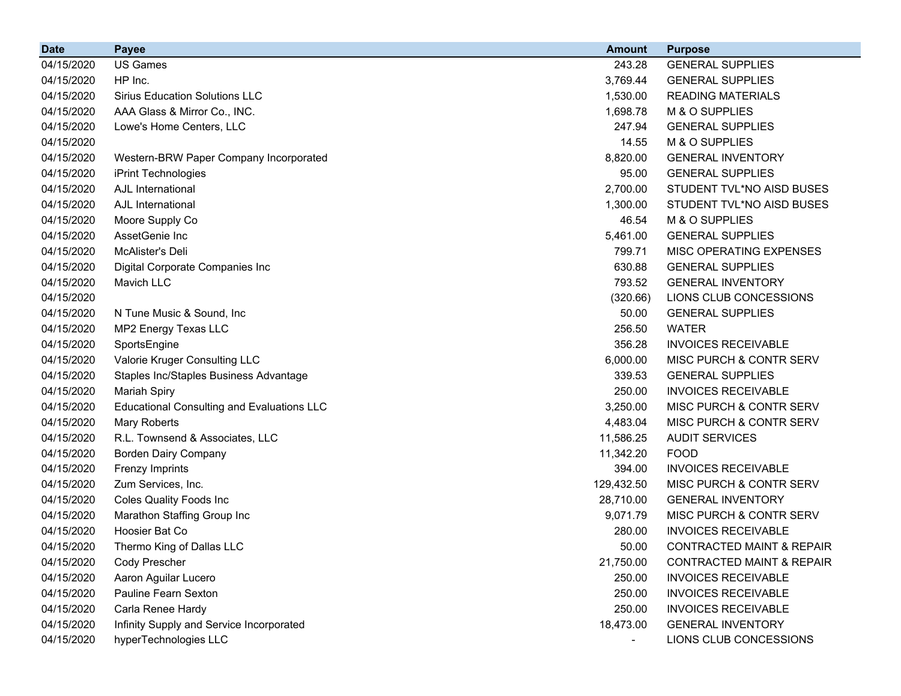| Date | Payee | Amount | Purpose |
|---|---|---|---|
| 04/15/2020 | US Games | 243.28 | GENERAL SUPPLIES |
| 04/15/2020 | HP Inc. | 3,769.44 | GENERAL SUPPLIES |
| 04/15/2020 | Sirius Education Solutions LLC | 1,530.00 | READING MATERIALS |
| 04/15/2020 | AAA Glass & Mirror Co., INC. | 1,698.78 | M & O SUPPLIES |
| 04/15/2020 | Lowe's Home Centers, LLC | 247.94 | GENERAL SUPPLIES |
| 04/15/2020 | | 14.55 | M & O SUPPLIES |
| 04/15/2020 | Western-BRW Paper Company Incorporated | 8,820.00 | GENERAL INVENTORY |
| 04/15/2020 | iPrint Technologies | 95.00 | GENERAL SUPPLIES |
| 04/15/2020 | AJL International | 2,700.00 | STUDENT TVL*NO AISD BUSES |
| 04/15/2020 | AJL International | 1,300.00 | STUDENT TVL*NO AISD BUSES |
| 04/15/2020 | Moore Supply Co | 46.54 | M & O SUPPLIES |
| 04/15/2020 | AssetGenie Inc | 5,461.00 | GENERAL SUPPLIES |
| 04/15/2020 | McAlister's Deli | 799.71 | MISC OPERATING EXPENSES |
| 04/15/2020 | Digital Corporate Companies Inc | 630.88 | GENERAL SUPPLIES |
| 04/15/2020 | Mavich LLC | 793.52 | GENERAL INVENTORY |
| 04/15/2020 | | (320.66) | LIONS CLUB CONCESSIONS |
| 04/15/2020 | N Tune Music & Sound, Inc | 50.00 | GENERAL SUPPLIES |
| 04/15/2020 | MP2 Energy Texas LLC | 256.50 | WATER |
| 04/15/2020 | SportsEngine | 356.28 | INVOICES RECEIVABLE |
| 04/15/2020 | Valorie Kruger Consulting LLC | 6,000.00 | MISC PURCH & CONTR SERV |
| 04/15/2020 | Staples Inc/Staples Business Advantage | 339.53 | GENERAL SUPPLIES |
| 04/15/2020 | Mariah Spiry | 250.00 | INVOICES RECEIVABLE |
| 04/15/2020 | Educational Consulting and Evaluations LLC | 3,250.00 | MISC PURCH & CONTR SERV |
| 04/15/2020 | Mary Roberts | 4,483.04 | MISC PURCH & CONTR SERV |
| 04/15/2020 | R.L. Townsend & Associates, LLC | 11,586.25 | AUDIT SERVICES |
| 04/15/2020 | Borden Dairy Company | 11,342.20 | FOOD |
| 04/15/2020 | Frenzy Imprints | 394.00 | INVOICES RECEIVABLE |
| 04/15/2020 | Zum Services, Inc. | 129,432.50 | MISC PURCH & CONTR SERV |
| 04/15/2020 | Coles Quality Foods Inc | 28,710.00 | GENERAL INVENTORY |
| 04/15/2020 | Marathon Staffing Group Inc | 9,071.79 | MISC PURCH & CONTR SERV |
| 04/15/2020 | Hoosier Bat Co | 280.00 | INVOICES RECEIVABLE |
| 04/15/2020 | Thermo King of Dallas LLC | 50.00 | CONTRACTED MAINT & REPAIR |
| 04/15/2020 | Cody Prescher | 21,750.00 | CONTRACTED MAINT & REPAIR |
| 04/15/2020 | Aaron Aguilar Lucero | 250.00 | INVOICES RECEIVABLE |
| 04/15/2020 | Pauline Fearn Sexton | 250.00 | INVOICES RECEIVABLE |
| 04/15/2020 | Carla Renee Hardy | 250.00 | INVOICES RECEIVABLE |
| 04/15/2020 | Infinity Supply and Service Incorporated | 18,473.00 | GENERAL INVENTORY |
| 04/15/2020 | hyperTechnologies LLC | - | LIONS CLUB CONCESSIONS |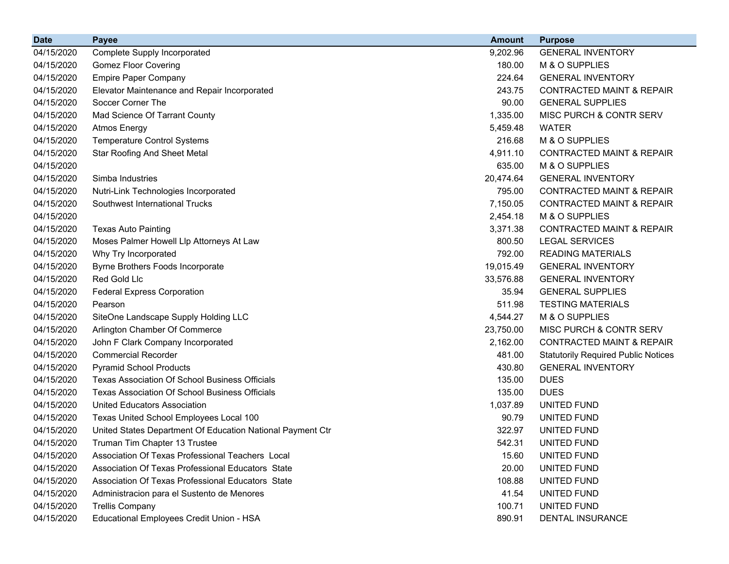| Date | Payee | Amount | Purpose |
|---|---|---|---|
| 04/15/2020 | Complete Supply Incorporated | 9,202.96 | GENERAL INVENTORY |
| 04/15/2020 | Gomez Floor Covering | 180.00 | M & O SUPPLIES |
| 04/15/2020 | Empire Paper Company | 224.64 | GENERAL INVENTORY |
| 04/15/2020 | Elevator Maintenance and Repair Incorporated | 243.75 | CONTRACTED MAINT & REPAIR |
| 04/15/2020 | Soccer Corner The | 90.00 | GENERAL SUPPLIES |
| 04/15/2020 | Mad Science Of Tarrant County | 1,335.00 | MISC PURCH & CONTR SERV |
| 04/15/2020 | Atmos Energy | 5,459.48 | WATER |
| 04/15/2020 | Temperature Control Systems | 216.68 | M & O SUPPLIES |
| 04/15/2020 | Star Roofing And Sheet Metal | 4,911.10 | CONTRACTED MAINT & REPAIR |
| 04/15/2020 | | 635.00 | M & O SUPPLIES |
| 04/15/2020 | Simba Industries | 20,474.64 | GENERAL INVENTORY |
| 04/15/2020 | Nutri-Link Technologies Incorporated | 795.00 | CONTRACTED MAINT & REPAIR |
| 04/15/2020 | Southwest International Trucks | 7,150.05 | CONTRACTED MAINT & REPAIR |
| 04/15/2020 | | 2,454.18 | M & O SUPPLIES |
| 04/15/2020 | Texas Auto Painting | 3,371.38 | CONTRACTED MAINT & REPAIR |
| 04/15/2020 | Moses Palmer Howell Llp Attorneys At Law | 800.50 | LEGAL SERVICES |
| 04/15/2020 | Why Try Incorporated | 792.00 | READING MATERIALS |
| 04/15/2020 | Byrne Brothers Foods Incorporate | 19,015.49 | GENERAL INVENTORY |
| 04/15/2020 | Red Gold Llc | 33,576.88 | GENERAL INVENTORY |
| 04/15/2020 | Federal Express Corporation | 35.94 | GENERAL SUPPLIES |
| 04/15/2020 | Pearson | 511.98 | TESTING MATERIALS |
| 04/15/2020 | SiteOne Landscape Supply Holding LLC | 4,544.27 | M & O SUPPLIES |
| 04/15/2020 | Arlington Chamber Of Commerce | 23,750.00 | MISC PURCH & CONTR SERV |
| 04/15/2020 | John F Clark Company Incorporated | 2,162.00 | CONTRACTED MAINT & REPAIR |
| 04/15/2020 | Commercial Recorder | 481.00 | Statutorily Required Public Notices |
| 04/15/2020 | Pyramid School Products | 430.80 | GENERAL INVENTORY |
| 04/15/2020 | Texas Association Of School Business Officials | 135.00 | DUES |
| 04/15/2020 | Texas Association Of School Business Officials | 135.00 | DUES |
| 04/15/2020 | United Educators Association | 1,037.89 | UNITED FUND |
| 04/15/2020 | Texas United School Employees Local 100 | 90.79 | UNITED FUND |
| 04/15/2020 | United States Department Of Education National Payment Ctr | 322.97 | UNITED FUND |
| 04/15/2020 | Truman Tim Chapter 13 Trustee | 542.31 | UNITED FUND |
| 04/15/2020 | Association Of Texas Professional Teachers Local | 15.60 | UNITED FUND |
| 04/15/2020 | Association Of Texas Professional Educators State | 20.00 | UNITED FUND |
| 04/15/2020 | Association Of Texas Professional Educators State | 108.88 | UNITED FUND |
| 04/15/2020 | Administracion para el Sustento de Menores | 41.54 | UNITED FUND |
| 04/15/2020 | Trellis Company | 100.71 | UNITED FUND |
| 04/15/2020 | Educational Employees Credit Union - HSA | 890.91 | DENTAL INSURANCE |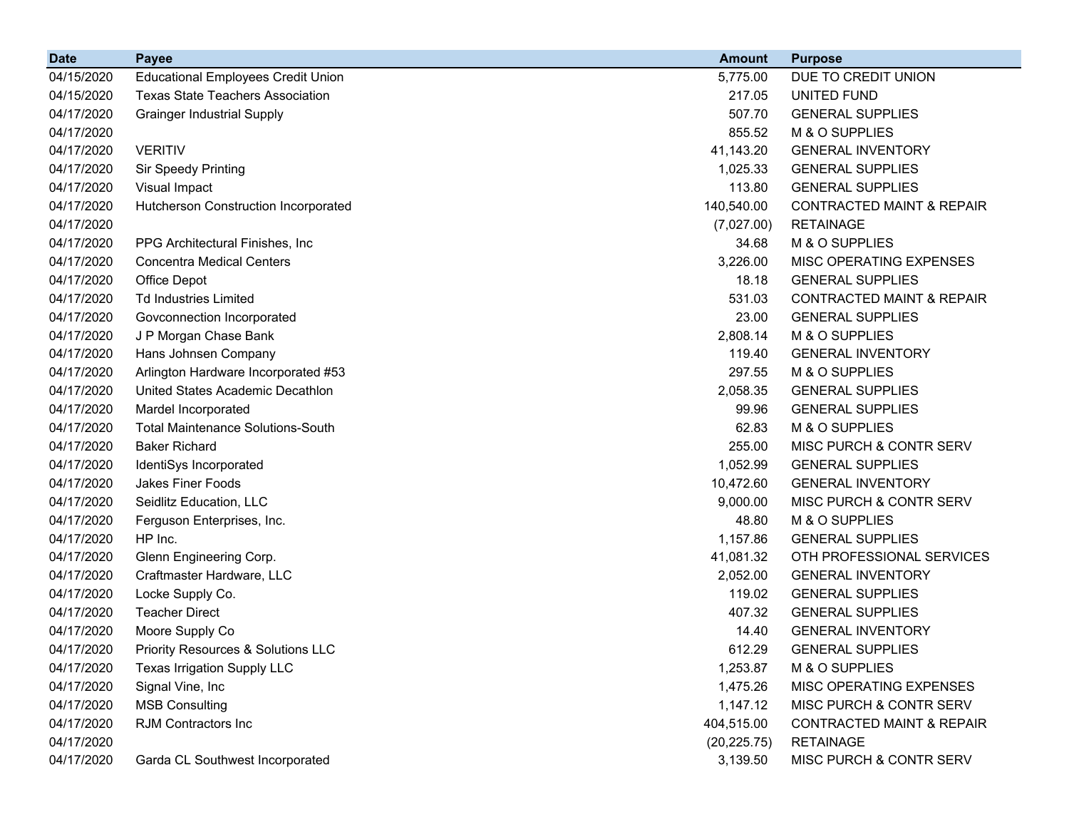| Date | Payee | Amount | Purpose |
| --- | --- | --- | --- |
| 04/15/2020 | Educational Employees Credit Union | 5,775.00 | DUE TO CREDIT UNION |
| 04/15/2020 | Texas State Teachers Association | 217.05 | UNITED FUND |
| 04/17/2020 | Grainger Industrial Supply | 507.70 | GENERAL SUPPLIES |
| 04/17/2020 | | 855.52 | M & O SUPPLIES |
| 04/17/2020 | VERITIV | 41,143.20 | GENERAL INVENTORY |
| 04/17/2020 | Sir Speedy Printing | 1,025.33 | GENERAL SUPPLIES |
| 04/17/2020 | Visual Impact | 113.80 | GENERAL SUPPLIES |
| 04/17/2020 | Hutcherson Construction Incorporated | 140,540.00 | CONTRACTED MAINT & REPAIR |
| 04/17/2020 | | (7,027.00) | RETAINAGE |
| 04/17/2020 | PPG Architectural Finishes, Inc | 34.68 | M & O SUPPLIES |
| 04/17/2020 | Concentra Medical Centers | 3,226.00 | MISC OPERATING EXPENSES |
| 04/17/2020 | Office Depot | 18.18 | GENERAL SUPPLIES |
| 04/17/2020 | Td Industries Limited | 531.03 | CONTRACTED MAINT & REPAIR |
| 04/17/2020 | Govconnection Incorporated | 23.00 | GENERAL SUPPLIES |
| 04/17/2020 | J P Morgan Chase Bank | 2,808.14 | M & O SUPPLIES |
| 04/17/2020 | Hans Johnsen Company | 119.40 | GENERAL INVENTORY |
| 04/17/2020 | Arlington Hardware Incorporated #53 | 297.55 | M & O SUPPLIES |
| 04/17/2020 | United States Academic Decathlon | 2,058.35 | GENERAL SUPPLIES |
| 04/17/2020 | Mardel Incorporated | 99.96 | GENERAL SUPPLIES |
| 04/17/2020 | Total Maintenance Solutions-South | 62.83 | M & O SUPPLIES |
| 04/17/2020 | Baker Richard | 255.00 | MISC PURCH & CONTR SERV |
| 04/17/2020 | IdentiSys Incorporated | 1,052.99 | GENERAL SUPPLIES |
| 04/17/2020 | Jakes Finer Foods | 10,472.60 | GENERAL INVENTORY |
| 04/17/2020 | Seidlitz Education, LLC | 9,000.00 | MISC PURCH & CONTR SERV |
| 04/17/2020 | Ferguson Enterprises, Inc. | 48.80 | M & O SUPPLIES |
| 04/17/2020 | HP Inc. | 1,157.86 | GENERAL SUPPLIES |
| 04/17/2020 | Glenn Engineering Corp. | 41,081.32 | OTH PROFESSIONAL SERVICES |
| 04/17/2020 | Craftmaster Hardware, LLC | 2,052.00 | GENERAL INVENTORY |
| 04/17/2020 | Locke Supply Co. | 119.02 | GENERAL SUPPLIES |
| 04/17/2020 | Teacher Direct | 407.32 | GENERAL SUPPLIES |
| 04/17/2020 | Moore Supply Co | 14.40 | GENERAL INVENTORY |
| 04/17/2020 | Priority Resources & Solutions LLC | 612.29 | GENERAL SUPPLIES |
| 04/17/2020 | Texas Irrigation Supply LLC | 1,253.87 | M & O SUPPLIES |
| 04/17/2020 | Signal Vine, Inc | 1,475.26 | MISC OPERATING EXPENSES |
| 04/17/2020 | MSB Consulting | 1,147.12 | MISC PURCH & CONTR SERV |
| 04/17/2020 | RJM Contractors Inc | 404,515.00 | CONTRACTED MAINT & REPAIR |
| 04/17/2020 | | (20,225.75) | RETAINAGE |
| 04/17/2020 | Garda CL Southwest Incorporated | 3,139.50 | MISC PURCH & CONTR SERV |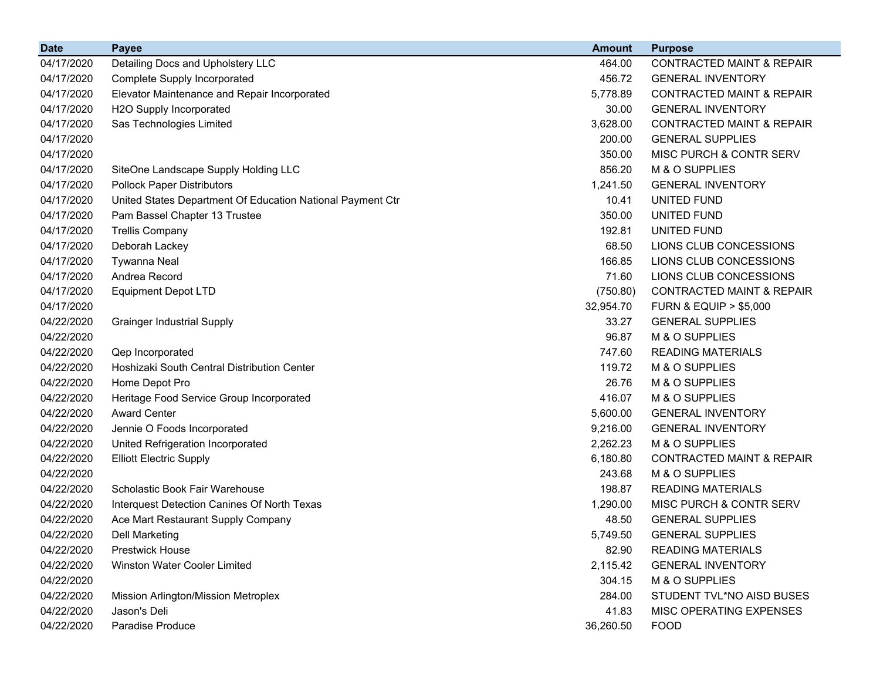| Date | Payee | Amount | Purpose |
|---|---|---|---|
| 04/17/2020 | Detailing Docs and Upholstery LLC | 464.00 | CONTRACTED MAINT & REPAIR |
| 04/17/2020 | Complete Supply Incorporated | 456.72 | GENERAL INVENTORY |
| 04/17/2020 | Elevator Maintenance and Repair Incorporated | 5,778.89 | CONTRACTED MAINT & REPAIR |
| 04/17/2020 | H2O Supply Incorporated | 30.00 | GENERAL INVENTORY |
| 04/17/2020 | Sas Technologies Limited | 3,628.00 | CONTRACTED MAINT & REPAIR |
| 04/17/2020 | | 200.00 | GENERAL SUPPLIES |
| 04/17/2020 | | 350.00 | MISC PURCH & CONTR SERV |
| 04/17/2020 | SiteOne Landscape Supply Holding LLC | 856.20 | M & O SUPPLIES |
| 04/17/2020 | Pollock Paper Distributors | 1,241.50 | GENERAL INVENTORY |
| 04/17/2020 | United States Department Of Education National Payment Ctr | 10.41 | UNITED FUND |
| 04/17/2020 | Pam Bassel Chapter 13 Trustee | 350.00 | UNITED FUND |
| 04/17/2020 | Trellis Company | 192.81 | UNITED FUND |
| 04/17/2020 | Deborah Lackey | 68.50 | LIONS CLUB CONCESSIONS |
| 04/17/2020 | Tywanna Neal | 166.85 | LIONS CLUB CONCESSIONS |
| 04/17/2020 | Andrea Record | 71.60 | LIONS CLUB CONCESSIONS |
| 04/17/2020 | Equipment Depot LTD | (750.80) | CONTRACTED MAINT & REPAIR |
| 04/17/2020 | | 32,954.70 | FURN & EQUIP > $5,000 |
| 04/22/2020 | Grainger Industrial Supply | 33.27 | GENERAL SUPPLIES |
| 04/22/2020 | | 96.87 | M & O SUPPLIES |
| 04/22/2020 | Qep Incorporated | 747.60 | READING MATERIALS |
| 04/22/2020 | Hoshizaki South Central Distribution Center | 119.72 | M & O SUPPLIES |
| 04/22/2020 | Home Depot Pro | 26.76 | M & O SUPPLIES |
| 04/22/2020 | Heritage Food Service Group Incorporated | 416.07 | M & O SUPPLIES |
| 04/22/2020 | Award Center | 5,600.00 | GENERAL INVENTORY |
| 04/22/2020 | Jennie O Foods Incorporated | 9,216.00 | GENERAL INVENTORY |
| 04/22/2020 | United Refrigeration Incorporated | 2,262.23 | M & O SUPPLIES |
| 04/22/2020 | Elliott Electric Supply | 6,180.80 | CONTRACTED MAINT & REPAIR |
| 04/22/2020 | | 243.68 | M & O SUPPLIES |
| 04/22/2020 | Scholastic Book Fair Warehouse | 198.87 | READING MATERIALS |
| 04/22/2020 | Interquest Detection Canines Of North Texas | 1,290.00 | MISC PURCH & CONTR SERV |
| 04/22/2020 | Ace Mart Restaurant Supply Company | 48.50 | GENERAL SUPPLIES |
| 04/22/2020 | Dell Marketing | 5,749.50 | GENERAL SUPPLIES |
| 04/22/2020 | Prestwick House | 82.90 | READING MATERIALS |
| 04/22/2020 | Winston Water Cooler Limited | 2,115.42 | GENERAL INVENTORY |
| 04/22/2020 | | 304.15 | M & O SUPPLIES |
| 04/22/2020 | Mission Arlington/Mission Metroplex | 284.00 | STUDENT TVL*NO AISD BUSES |
| 04/22/2020 | Jason's Deli | 41.83 | MISC OPERATING EXPENSES |
| 04/22/2020 | Paradise Produce | 36,260.50 | FOOD |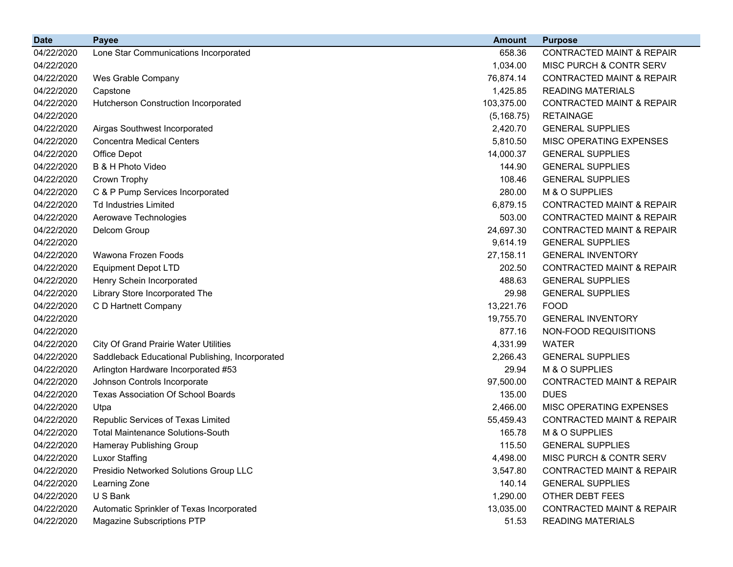| Date | Payee | Amount | Purpose |
|---|---|---|---|
| 04/22/2020 | Lone Star Communications Incorporated | 658.36 | CONTRACTED MAINT & REPAIR |
| 04/22/2020 | | 1,034.00 | MISC PURCH & CONTR SERV |
| 04/22/2020 | Wes Grable Company | 76,874.14 | CONTRACTED MAINT & REPAIR |
| 04/22/2020 | Capstone | 1,425.85 | READING MATERIALS |
| 04/22/2020 | Hutcherson Construction Incorporated | 103,375.00 | CONTRACTED MAINT & REPAIR |
| 04/22/2020 | | (5,168.75) | RETAINAGE |
| 04/22/2020 | Airgas Southwest Incorporated | 2,420.70 | GENERAL SUPPLIES |
| 04/22/2020 | Concentra Medical Centers | 5,810.50 | MISC OPERATING EXPENSES |
| 04/22/2020 | Office Depot | 14,000.37 | GENERAL SUPPLIES |
| 04/22/2020 | B & H Photo Video | 144.90 | GENERAL SUPPLIES |
| 04/22/2020 | Crown Trophy | 108.46 | GENERAL SUPPLIES |
| 04/22/2020 | C & P Pump Services Incorporated | 280.00 | M & O SUPPLIES |
| 04/22/2020 | Td Industries Limited | 6,879.15 | CONTRACTED MAINT & REPAIR |
| 04/22/2020 | Aerowave Technologies | 503.00 | CONTRACTED MAINT & REPAIR |
| 04/22/2020 | Delcom Group | 24,697.30 | CONTRACTED MAINT & REPAIR |
| 04/22/2020 | | 9,614.19 | GENERAL SUPPLIES |
| 04/22/2020 | Wawona Frozen Foods | 27,158.11 | GENERAL INVENTORY |
| 04/22/2020 | Equipment Depot LTD | 202.50 | CONTRACTED MAINT & REPAIR |
| 04/22/2020 | Henry Schein Incorporated | 488.63 | GENERAL SUPPLIES |
| 04/22/2020 | Library Store Incorporated The | 29.98 | GENERAL SUPPLIES |
| 04/22/2020 | C D Hartnett Company | 13,221.76 | FOOD |
| 04/22/2020 | | 19,755.70 | GENERAL INVENTORY |
| 04/22/2020 | | 877.16 | NON-FOOD REQUISITIONS |
| 04/22/2020 | City Of Grand Prairie Water Utilities | 4,331.99 | WATER |
| 04/22/2020 | Saddleback Educational Publishing, Incorporated | 2,266.43 | GENERAL SUPPLIES |
| 04/22/2020 | Arlington Hardware Incorporated #53 | 29.94 | M & O SUPPLIES |
| 04/22/2020 | Johnson Controls Incorporate | 97,500.00 | CONTRACTED MAINT & REPAIR |
| 04/22/2020 | Texas Association Of School Boards | 135.00 | DUES |
| 04/22/2020 | Utpa | 2,466.00 | MISC OPERATING EXPENSES |
| 04/22/2020 | Republic Services of Texas Limited | 55,459.43 | CONTRACTED MAINT & REPAIR |
| 04/22/2020 | Total Maintenance Solutions-South | 165.78 | M & O SUPPLIES |
| 04/22/2020 | Hameray Publishing Group | 115.50 | GENERAL SUPPLIES |
| 04/22/2020 | Luxor Staffing | 4,498.00 | MISC PURCH & CONTR SERV |
| 04/22/2020 | Presidio Networked Solutions Group LLC | 3,547.80 | CONTRACTED MAINT & REPAIR |
| 04/22/2020 | Learning Zone | 140.14 | GENERAL SUPPLIES |
| 04/22/2020 | U S Bank | 1,290.00 | OTHER DEBT FEES |
| 04/22/2020 | Automatic Sprinkler of Texas Incorporated | 13,035.00 | CONTRACTED MAINT & REPAIR |
| 04/22/2020 | Magazine Subscriptions PTP | 51.53 | READING MATERIALS |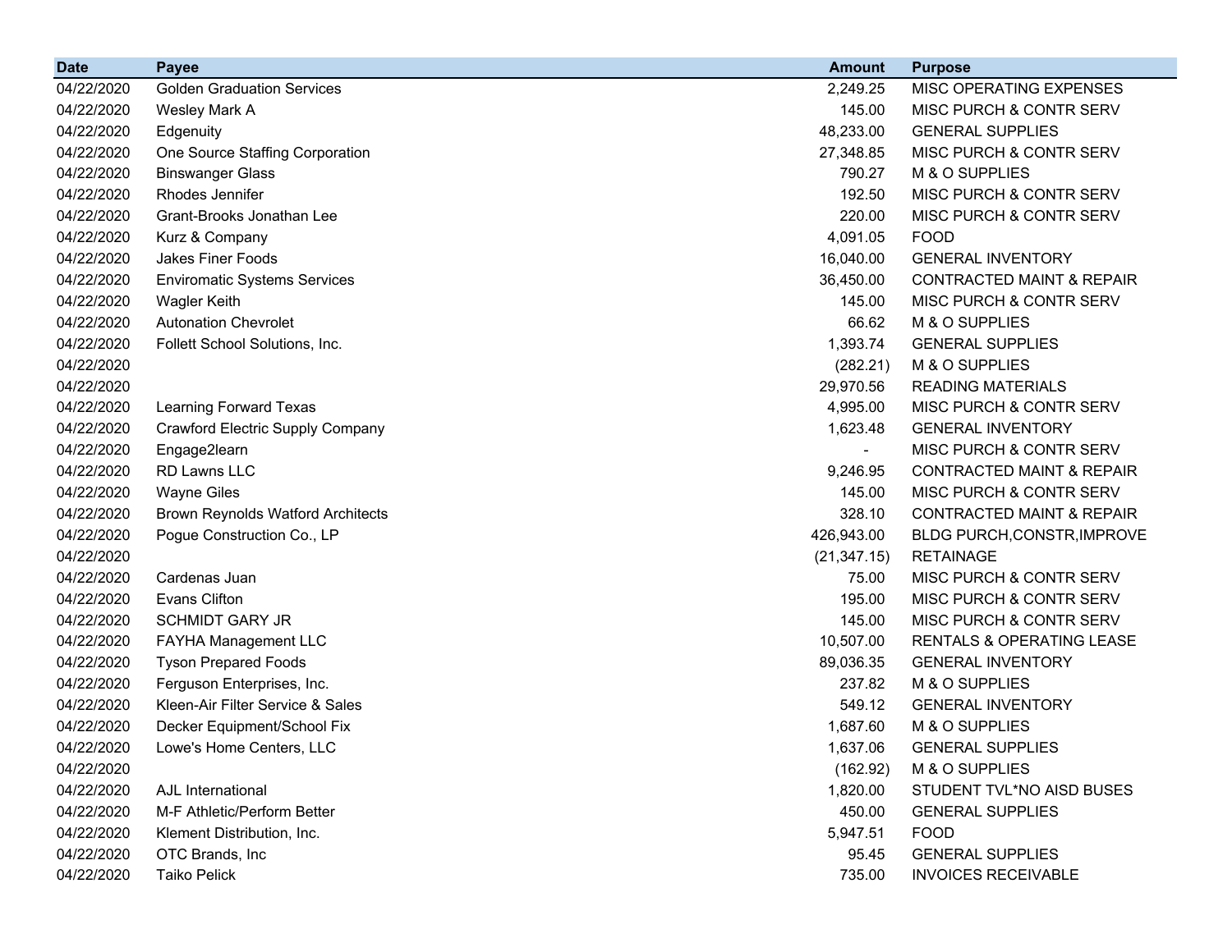| Date | Payee | Amount | Purpose |
|---|---|---:|---|
| 04/22/2020 | Golden Graduation Services | 2,249.25 | MISC OPERATING EXPENSES |
| 04/22/2020 | Wesley Mark A | 145.00 | MISC PURCH & CONTR SERV |
| 04/22/2020 | Edgenuity | 48,233.00 | GENERAL SUPPLIES |
| 04/22/2020 | One Source Staffing Corporation | 27,348.85 | MISC PURCH & CONTR SERV |
| 04/22/2020 | Binswanger Glass | 790.27 | M & O SUPPLIES |
| 04/22/2020 | Rhodes Jennifer | 192.50 | MISC PURCH & CONTR SERV |
| 04/22/2020 | Grant-Brooks Jonathan Lee | 220.00 | MISC PURCH & CONTR SERV |
| 04/22/2020 | Kurz & Company | 4,091.05 | FOOD |
| 04/22/2020 | Jakes Finer Foods | 16,040.00 | GENERAL INVENTORY |
| 04/22/2020 | Enviromatic Systems Services | 36,450.00 | CONTRACTED MAINT & REPAIR |
| 04/22/2020 | Wagler Keith | 145.00 | MISC PURCH & CONTR SERV |
| 04/22/2020 | Autonation Chevrolet | 66.62 | M & O SUPPLIES |
| 04/22/2020 | Follett School Solutions, Inc. | 1,393.74 | GENERAL SUPPLIES |
| 04/22/2020 | | (282.21) | M & O SUPPLIES |
| 04/22/2020 | | 29,970.56 | READING MATERIALS |
| 04/22/2020 | Learning Forward Texas | 4,995.00 | MISC PURCH & CONTR SERV |
| 04/22/2020 | Crawford Electric Supply Company | 1,623.48 | GENERAL INVENTORY |
| 04/22/2020 | Engage2learn | - | MISC PURCH & CONTR SERV |
| 04/22/2020 | RD Lawns LLC | 9,246.95 | CONTRACTED MAINT & REPAIR |
| 04/22/2020 | Wayne Giles | 145.00 | MISC PURCH & CONTR SERV |
| 04/22/2020 | Brown Reynolds Watford Architects | 328.10 | CONTRACTED MAINT & REPAIR |
| 04/22/2020 | Pogue Construction Co., LP | 426,943.00 | BLDG PURCH,CONSTR,IMPROVE |
| 04/22/2020 | | (21,347.15) | RETAINAGE |
| 04/22/2020 | Cardenas Juan | 75.00 | MISC PURCH & CONTR SERV |
| 04/22/2020 | Evans Clifton | 195.00 | MISC PURCH & CONTR SERV |
| 04/22/2020 | SCHMIDT GARY JR | 145.00 | MISC PURCH & CONTR SERV |
| 04/22/2020 | FAYHA Management LLC | 10,507.00 | RENTALS & OPERATING LEASE |
| 04/22/2020 | Tyson Prepared Foods | 89,036.35 | GENERAL INVENTORY |
| 04/22/2020 | Ferguson Enterprises, Inc. | 237.82 | M & O SUPPLIES |
| 04/22/2020 | Kleen-Air Filter Service & Sales | 549.12 | GENERAL INVENTORY |
| 04/22/2020 | Decker Equipment/School Fix | 1,687.60 | M & O SUPPLIES |
| 04/22/2020 | Lowe's Home Centers, LLC | 1,637.06 | GENERAL SUPPLIES |
| 04/22/2020 | | (162.92) | M & O SUPPLIES |
| 04/22/2020 | AJL International | 1,820.00 | STUDENT TVL*NO AISD BUSES |
| 04/22/2020 | M-F Athletic/Perform Better | 450.00 | GENERAL SUPPLIES |
| 04/22/2020 | Klement Distribution, Inc. | 5,947.51 | FOOD |
| 04/22/2020 | OTC Brands, Inc | 95.45 | GENERAL SUPPLIES |
| 04/22/2020 | Taiko Pelick | 735.00 | INVOICES RECEIVABLE |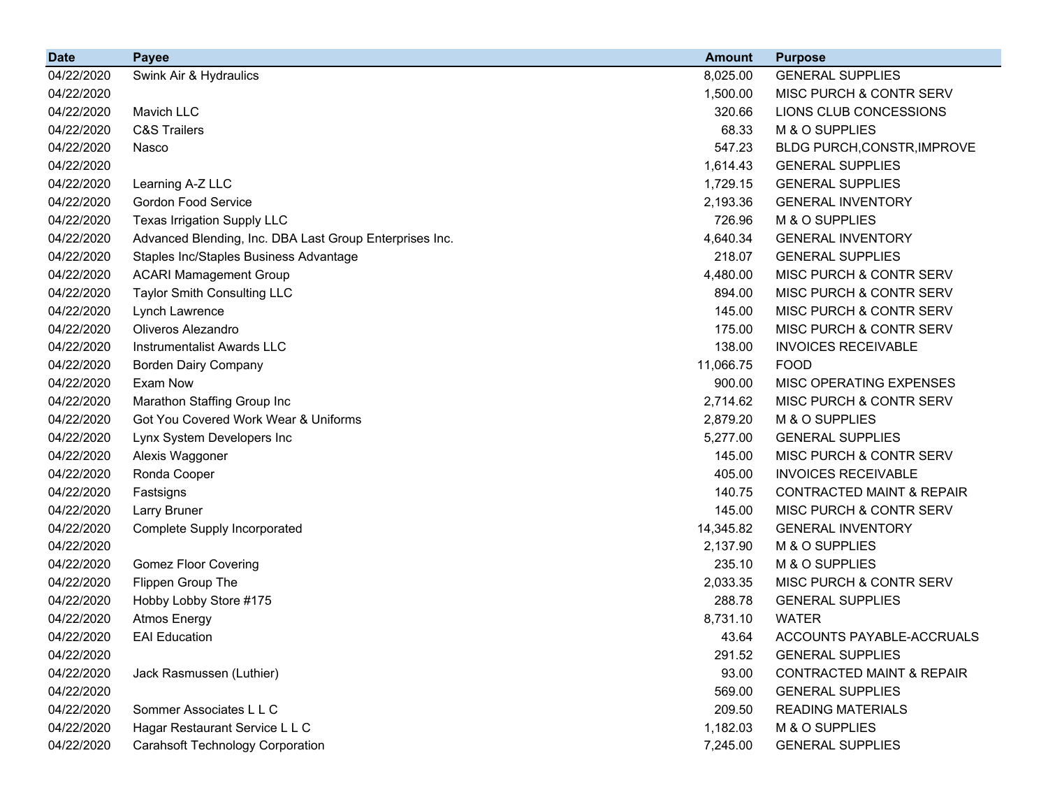| Date | Payee | Amount | Purpose |
|---|---|---|---|
| 04/22/2020 | Swink Air & Hydraulics | 8,025.00 | GENERAL SUPPLIES |
| 04/22/2020 | | 1,500.00 | MISC PURCH & CONTR SERV |
| 04/22/2020 | Mavich LLC | 320.66 | LIONS CLUB CONCESSIONS |
| 04/22/2020 | C&S Trailers | 68.33 | M & O SUPPLIES |
| 04/22/2020 | Nasco | 547.23 | BLDG PURCH,CONSTR,IMPROVE |
| 04/22/2020 | | 1,614.43 | GENERAL SUPPLIES |
| 04/22/2020 | Learning A-Z LLC | 1,729.15 | GENERAL SUPPLIES |
| 04/22/2020 | Gordon Food Service | 2,193.36 | GENERAL INVENTORY |
| 04/22/2020 | Texas Irrigation Supply LLC | 726.96 | M & O SUPPLIES |
| 04/22/2020 | Advanced Blending, Inc. DBA Last Group Enterprises Inc. | 4,640.34 | GENERAL INVENTORY |
| 04/22/2020 | Staples Inc/Staples Business Advantage | 218.07 | GENERAL SUPPLIES |
| 04/22/2020 | ACARI Mamagement Group | 4,480.00 | MISC PURCH & CONTR SERV |
| 04/22/2020 | Taylor Smith Consulting LLC | 894.00 | MISC PURCH & CONTR SERV |
| 04/22/2020 | Lynch Lawrence | 145.00 | MISC PURCH & CONTR SERV |
| 04/22/2020 | Oliveros Alezandro | 175.00 | MISC PURCH & CONTR SERV |
| 04/22/2020 | Instrumentalist Awards LLC | 138.00 | INVOICES RECEIVABLE |
| 04/22/2020 | Borden Dairy Company | 11,066.75 | FOOD |
| 04/22/2020 | Exam Now | 900.00 | MISC OPERATING EXPENSES |
| 04/22/2020 | Marathon Staffing Group Inc | 2,714.62 | MISC PURCH & CONTR SERV |
| 04/22/2020 | Got You Covered Work Wear & Uniforms | 2,879.20 | M & O SUPPLIES |
| 04/22/2020 | Lynx System Developers Inc | 5,277.00 | GENERAL SUPPLIES |
| 04/22/2020 | Alexis Waggoner | 145.00 | MISC PURCH & CONTR SERV |
| 04/22/2020 | Ronda Cooper | 405.00 | INVOICES RECEIVABLE |
| 04/22/2020 | Fastsigns | 140.75 | CONTRACTED MAINT & REPAIR |
| 04/22/2020 | Larry Bruner | 145.00 | MISC PURCH & CONTR SERV |
| 04/22/2020 | Complete Supply Incorporated | 14,345.82 | GENERAL INVENTORY |
| 04/22/2020 | | 2,137.90 | M & O SUPPLIES |
| 04/22/2020 | Gomez Floor Covering | 235.10 | M & O SUPPLIES |
| 04/22/2020 | Flippen Group The | 2,033.35 | MISC PURCH & CONTR SERV |
| 04/22/2020 | Hobby Lobby Store #175 | 288.78 | GENERAL SUPPLIES |
| 04/22/2020 | Atmos Energy | 8,731.10 | WATER |
| 04/22/2020 | EAI Education | 43.64 | ACCOUNTS PAYABLE-ACCRUALS |
| 04/22/2020 | | 291.52 | GENERAL SUPPLIES |
| 04/22/2020 | Jack Rasmussen (Luthier) | 93.00 | CONTRACTED MAINT & REPAIR |
| 04/22/2020 | | 569.00 | GENERAL SUPPLIES |
| 04/22/2020 | Sommer Associates L L C | 209.50 | READING MATERIALS |
| 04/22/2020 | Hagar Restaurant Service L L C | 1,182.03 | M & O SUPPLIES |
| 04/22/2020 | Carahsoft Technology Corporation | 7,245.00 | GENERAL SUPPLIES |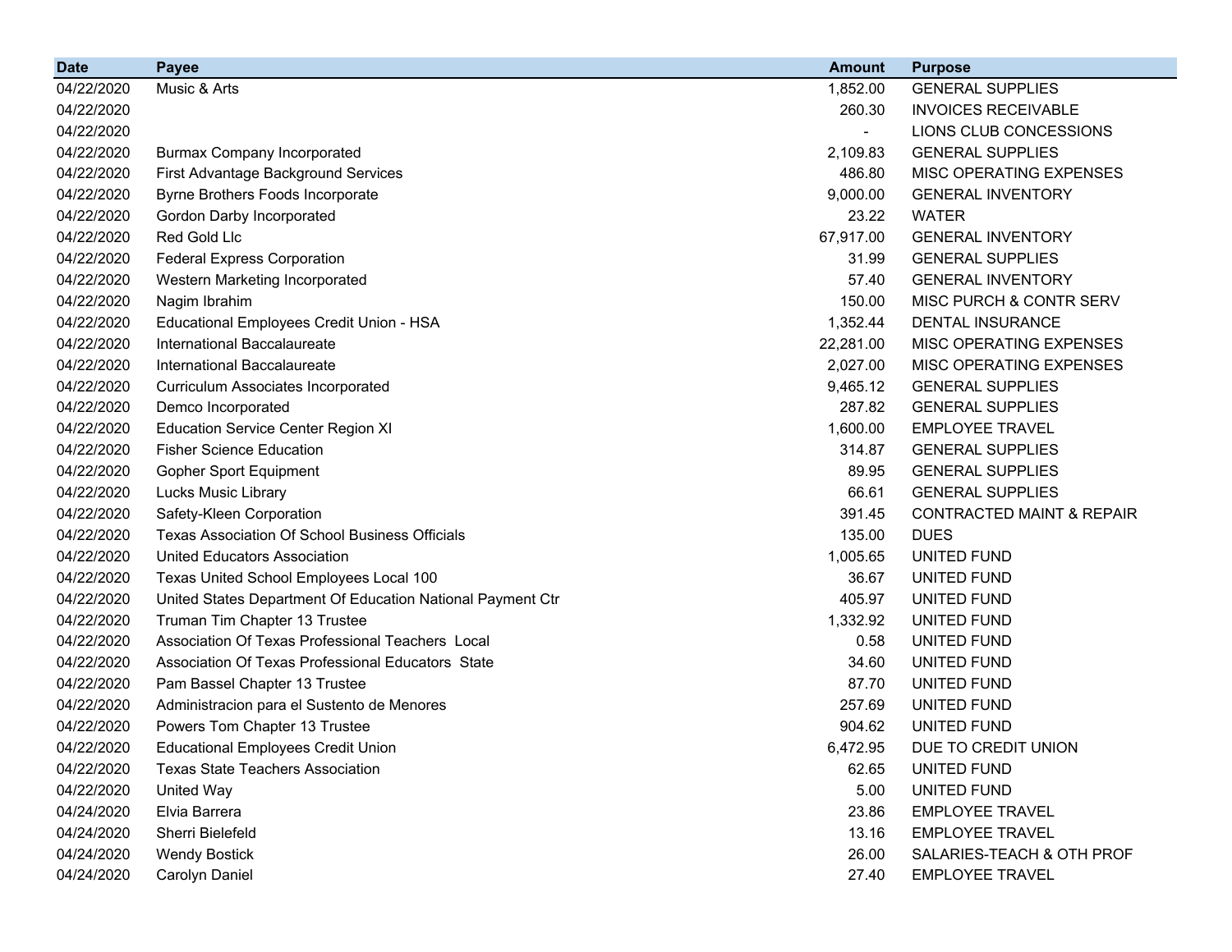| Date | Payee | Amount | Purpose |
|---|---|---|---|
| 04/22/2020 | Music & Arts | 1,852.00 | GENERAL SUPPLIES |
| 04/22/2020 | | 260.30 | INVOICES RECEIVABLE |
| 04/22/2020 | | - | LIONS CLUB CONCESSIONS |
| 04/22/2020 | Burmax Company Incorporated | 2,109.83 | GENERAL SUPPLIES |
| 04/22/2020 | First Advantage Background Services | 486.80 | MISC OPERATING EXPENSES |
| 04/22/2020 | Byrne Brothers Foods Incorporate | 9,000.00 | GENERAL INVENTORY |
| 04/22/2020 | Gordon Darby Incorporated | 23.22 | WATER |
| 04/22/2020 | Red Gold Llc | 67,917.00 | GENERAL INVENTORY |
| 04/22/2020 | Federal Express Corporation | 31.99 | GENERAL SUPPLIES |
| 04/22/2020 | Western Marketing Incorporated | 57.40 | GENERAL INVENTORY |
| 04/22/2020 | Nagim Ibrahim | 150.00 | MISC PURCH & CONTR SERV |
| 04/22/2020 | Educational Employees Credit Union - HSA | 1,352.44 | DENTAL INSURANCE |
| 04/22/2020 | International Baccalaureate | 22,281.00 | MISC OPERATING EXPENSES |
| 04/22/2020 | International Baccalaureate | 2,027.00 | MISC OPERATING EXPENSES |
| 04/22/2020 | Curriculum Associates Incorporated | 9,465.12 | GENERAL SUPPLIES |
| 04/22/2020 | Demco Incorporated | 287.82 | GENERAL SUPPLIES |
| 04/22/2020 | Education Service Center Region XI | 1,600.00 | EMPLOYEE TRAVEL |
| 04/22/2020 | Fisher Science Education | 314.87 | GENERAL SUPPLIES |
| 04/22/2020 | Gopher Sport Equipment | 89.95 | GENERAL SUPPLIES |
| 04/22/2020 | Lucks Music Library | 66.61 | GENERAL SUPPLIES |
| 04/22/2020 | Safety-Kleen Corporation | 391.45 | CONTRACTED MAINT & REPAIR |
| 04/22/2020 | Texas Association Of School Business Officials | 135.00 | DUES |
| 04/22/2020 | United Educators Association | 1,005.65 | UNITED FUND |
| 04/22/2020 | Texas United School Employees Local 100 | 36.67 | UNITED FUND |
| 04/22/2020 | United States Department Of Education National Payment Ctr | 405.97 | UNITED FUND |
| 04/22/2020 | Truman Tim Chapter 13 Trustee | 1,332.92 | UNITED FUND |
| 04/22/2020 | Association Of Texas Professional Teachers Local | 0.58 | UNITED FUND |
| 04/22/2020 | Association Of Texas Professional Educators State | 34.60 | UNITED FUND |
| 04/22/2020 | Pam Bassel Chapter 13 Trustee | 87.70 | UNITED FUND |
| 04/22/2020 | Administracion para el Sustento de Menores | 257.69 | UNITED FUND |
| 04/22/2020 | Powers Tom Chapter 13 Trustee | 904.62 | UNITED FUND |
| 04/22/2020 | Educational Employees Credit Union | 6,472.95 | DUE TO CREDIT UNION |
| 04/22/2020 | Texas State Teachers Association | 62.65 | UNITED FUND |
| 04/22/2020 | United Way | 5.00 | UNITED FUND |
| 04/24/2020 | Elvia Barrera | 23.86 | EMPLOYEE TRAVEL |
| 04/24/2020 | Sherri Bielefeld | 13.16 | EMPLOYEE TRAVEL |
| 04/24/2020 | Wendy Bostick | 26.00 | SALARIES-TEACH & OTH PROF |
| 04/24/2020 | Carolyn Daniel | 27.40 | EMPLOYEE TRAVEL |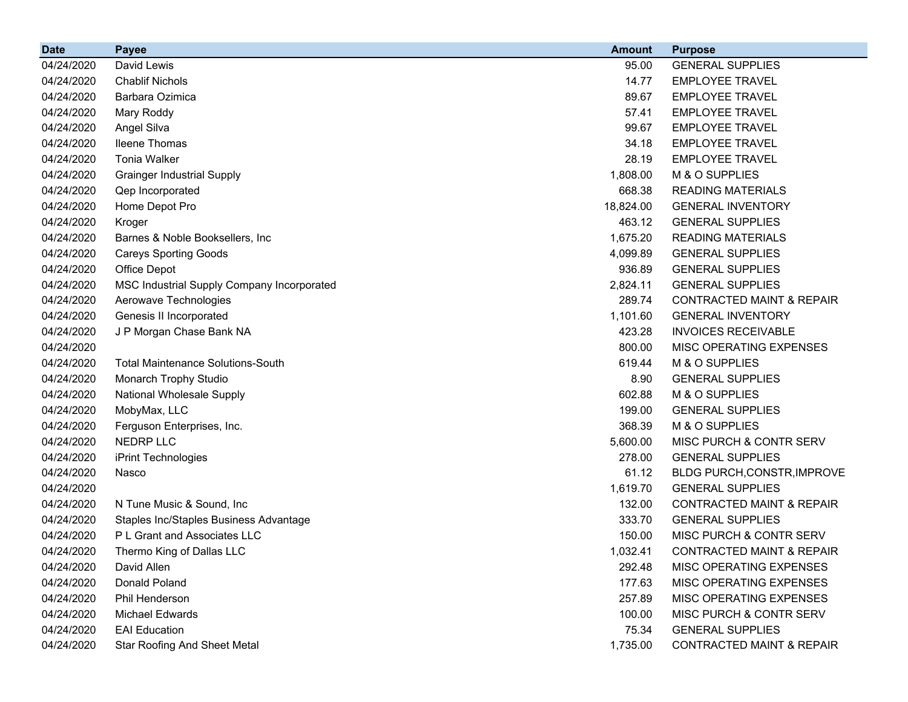| Date | Payee | Amount | Purpose |
|---|---|---|---|
| 04/24/2020 | David Lewis | 95.00 | GENERAL SUPPLIES |
| 04/24/2020 | Chablif Nichols | 14.77 | EMPLOYEE TRAVEL |
| 04/24/2020 | Barbara Ozimica | 89.67 | EMPLOYEE TRAVEL |
| 04/24/2020 | Mary Roddy | 57.41 | EMPLOYEE TRAVEL |
| 04/24/2020 | Angel Silva | 99.67 | EMPLOYEE TRAVEL |
| 04/24/2020 | Ileene Thomas | 34.18 | EMPLOYEE TRAVEL |
| 04/24/2020 | Tonia Walker | 28.19 | EMPLOYEE TRAVEL |
| 04/24/2020 | Grainger Industrial Supply | 1,808.00 | M & O SUPPLIES |
| 04/24/2020 | Qep Incorporated | 668.38 | READING MATERIALS |
| 04/24/2020 | Home Depot Pro | 18,824.00 | GENERAL INVENTORY |
| 04/24/2020 | Kroger | 463.12 | GENERAL SUPPLIES |
| 04/24/2020 | Barnes & Noble Booksellers, Inc | 1,675.20 | READING MATERIALS |
| 04/24/2020 | Careys Sporting Goods | 4,099.89 | GENERAL SUPPLIES |
| 04/24/2020 | Office Depot | 936.89 | GENERAL SUPPLIES |
| 04/24/2020 | MSC Industrial Supply Company Incorporated | 2,824.11 | GENERAL SUPPLIES |
| 04/24/2020 | Aerowave Technologies | 289.74 | CONTRACTED MAINT & REPAIR |
| 04/24/2020 | Genesis II Incorporated | 1,101.60 | GENERAL INVENTORY |
| 04/24/2020 | J P Morgan Chase Bank NA | 423.28 | INVOICES RECEIVABLE |
| 04/24/2020 | | 800.00 | MISC OPERATING EXPENSES |
| 04/24/2020 | Total Maintenance Solutions-South | 619.44 | M & O SUPPLIES |
| 04/24/2020 | Monarch Trophy Studio | 8.90 | GENERAL SUPPLIES |
| 04/24/2020 | National Wholesale Supply | 602.88 | M & O SUPPLIES |
| 04/24/2020 | MobyMax, LLC | 199.00 | GENERAL SUPPLIES |
| 04/24/2020 | Ferguson Enterprises, Inc. | 368.39 | M & O SUPPLIES |
| 04/24/2020 | NEDRP LLC | 5,600.00 | MISC PURCH & CONTR SERV |
| 04/24/2020 | iPrint Technologies | 278.00 | GENERAL SUPPLIES |
| 04/24/2020 | Nasco | 61.12 | BLDG PURCH,CONSTR,IMPROVE |
| 04/24/2020 | | 1,619.70 | GENERAL SUPPLIES |
| 04/24/2020 | N Tune Music & Sound, Inc | 132.00 | CONTRACTED MAINT & REPAIR |
| 04/24/2020 | Staples Inc/Staples Business Advantage | 333.70 | GENERAL SUPPLIES |
| 04/24/2020 | P L Grant and Associates LLC | 150.00 | MISC PURCH & CONTR SERV |
| 04/24/2020 | Thermo King of Dallas LLC | 1,032.41 | CONTRACTED MAINT & REPAIR |
| 04/24/2020 | David Allen | 292.48 | MISC OPERATING EXPENSES |
| 04/24/2020 | Donald Poland | 177.63 | MISC OPERATING EXPENSES |
| 04/24/2020 | Phil Henderson | 257.89 | MISC OPERATING EXPENSES |
| 04/24/2020 | Michael Edwards | 100.00 | MISC PURCH & CONTR SERV |
| 04/24/2020 | EAI Education | 75.34 | GENERAL SUPPLIES |
| 04/24/2020 | Star Roofing And Sheet Metal | 1,735.00 | CONTRACTED MAINT & REPAIR |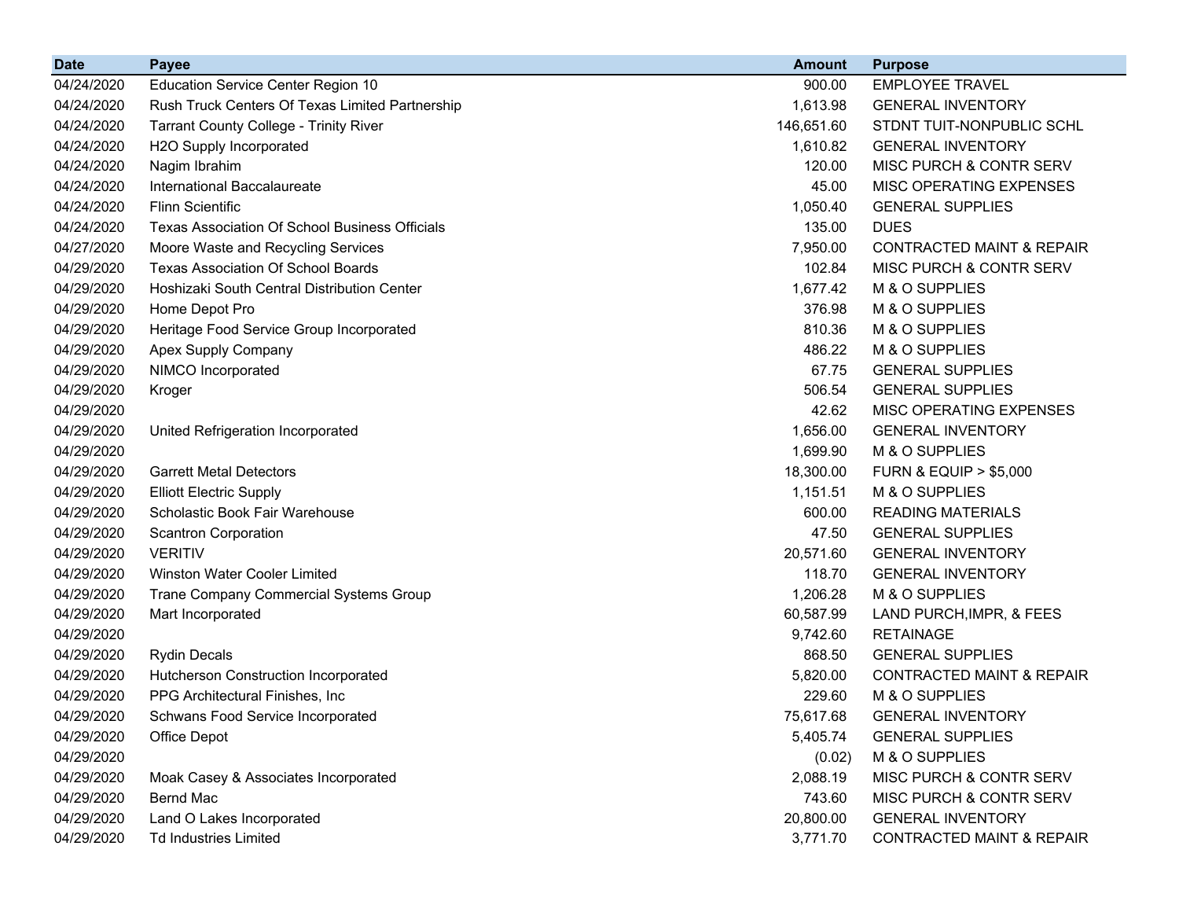| Date | Payee | Amount | Purpose |
|---|---|---|---|
| 04/24/2020 | Education Service Center Region 10 | 900.00 | EMPLOYEE TRAVEL |
| 04/24/2020 | Rush Truck Centers Of Texas Limited Partnership | 1,613.98 | GENERAL INVENTORY |
| 04/24/2020 | Tarrant County College - Trinity River | 146,651.60 | STDNT TUIT-NONPUBLIC SCHL |
| 04/24/2020 | H2O Supply Incorporated | 1,610.82 | GENERAL INVENTORY |
| 04/24/2020 | Nagim Ibrahim | 120.00 | MISC PURCH & CONTR SERV |
| 04/24/2020 | International Baccalaureate | 45.00 | MISC OPERATING EXPENSES |
| 04/24/2020 | Flinn Scientific | 1,050.40 | GENERAL SUPPLIES |
| 04/24/2020 | Texas Association Of School Business Officials | 135.00 | DUES |
| 04/27/2020 | Moore Waste and Recycling Services | 7,950.00 | CONTRACTED MAINT & REPAIR |
| 04/29/2020 | Texas Association Of School Boards | 102.84 | MISC PURCH & CONTR SERV |
| 04/29/2020 | Hoshizaki South Central Distribution Center | 1,677.42 | M & O SUPPLIES |
| 04/29/2020 | Home Depot Pro | 376.98 | M & O SUPPLIES |
| 04/29/2020 | Heritage Food Service Group Incorporated | 810.36 | M & O SUPPLIES |
| 04/29/2020 | Apex Supply Company | 486.22 | M & O SUPPLIES |
| 04/29/2020 | NIMCO Incorporated | 67.75 | GENERAL SUPPLIES |
| 04/29/2020 | Kroger | 506.54 | GENERAL SUPPLIES |
| 04/29/2020 | | 42.62 | MISC OPERATING EXPENSES |
| 04/29/2020 | United Refrigeration Incorporated | 1,656.00 | GENERAL INVENTORY |
| 04/29/2020 | | 1,699.90 | M & O SUPPLIES |
| 04/29/2020 | Garrett Metal Detectors | 18,300.00 | FURN & EQUIP > $5,000 |
| 04/29/2020 | Elliott Electric Supply | 1,151.51 | M & O SUPPLIES |
| 04/29/2020 | Scholastic Book Fair Warehouse | 600.00 | READING MATERIALS |
| 04/29/2020 | Scantron Corporation | 47.50 | GENERAL SUPPLIES |
| 04/29/2020 | VERITIV | 20,571.60 | GENERAL INVENTORY |
| 04/29/2020 | Winston Water Cooler Limited | 118.70 | GENERAL INVENTORY |
| 04/29/2020 | Trane Company Commercial Systems Group | 1,206.28 | M & O SUPPLIES |
| 04/29/2020 | Mart Incorporated | 60,587.99 | LAND PURCH,IMPR, & FEES |
| 04/29/2020 | | 9,742.60 | RETAINAGE |
| 04/29/2020 | Rydin Decals | 868.50 | GENERAL SUPPLIES |
| 04/29/2020 | Hutcherson Construction Incorporated | 5,820.00 | CONTRACTED MAINT & REPAIR |
| 04/29/2020 | PPG Architectural Finishes, Inc | 229.60 | M & O SUPPLIES |
| 04/29/2020 | Schwans Food Service Incorporated | 75,617.68 | GENERAL INVENTORY |
| 04/29/2020 | Office Depot | 5,405.74 | GENERAL SUPPLIES |
| 04/29/2020 | | (0.02) | M & O SUPPLIES |
| 04/29/2020 | Moak Casey & Associates Incorporated | 2,088.19 | MISC PURCH & CONTR SERV |
| 04/29/2020 | Bernd Mac | 743.60 | MISC PURCH & CONTR SERV |
| 04/29/2020 | Land O Lakes Incorporated | 20,800.00 | GENERAL INVENTORY |
| 04/29/2020 | Td Industries Limited | 3,771.70 | CONTRACTED MAINT & REPAIR |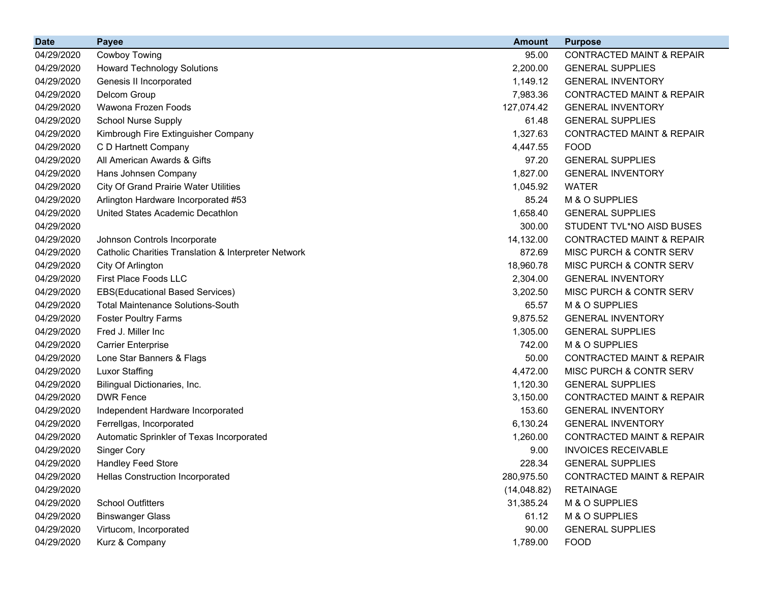| Date | Payee | Amount | Purpose |
|---|---|---|---|
| 04/29/2020 | Cowboy Towing | 95.00 | CONTRACTED MAINT & REPAIR |
| 04/29/2020 | Howard Technology Solutions | 2,200.00 | GENERAL SUPPLIES |
| 04/29/2020 | Genesis II Incorporated | 1,149.12 | GENERAL INVENTORY |
| 04/29/2020 | Delcom Group | 7,983.36 | CONTRACTED MAINT & REPAIR |
| 04/29/2020 | Wawona Frozen Foods | 127,074.42 | GENERAL INVENTORY |
| 04/29/2020 | School Nurse Supply | 61.48 | GENERAL SUPPLIES |
| 04/29/2020 | Kimbrough Fire Extinguisher Company | 1,327.63 | CONTRACTED MAINT & REPAIR |
| 04/29/2020 | C D Hartnett Company | 4,447.55 | FOOD |
| 04/29/2020 | All American Awards & Gifts | 97.20 | GENERAL SUPPLIES |
| 04/29/2020 | Hans Johnsen Company | 1,827.00 | GENERAL INVENTORY |
| 04/29/2020 | City Of Grand Prairie Water Utilities | 1,045.92 | WATER |
| 04/29/2020 | Arlington Hardware Incorporated #53 | 85.24 | M & O SUPPLIES |
| 04/29/2020 | United States Academic Decathlon | 1,658.40 | GENERAL SUPPLIES |
| 04/29/2020 | | 300.00 | STUDENT TVL*NO AISD BUSES |
| 04/29/2020 | Johnson Controls Incorporate | 14,132.00 | CONTRACTED MAINT & REPAIR |
| 04/29/2020 | Catholic Charities Translation & Interpreter Network | 872.69 | MISC PURCH & CONTR SERV |
| 04/29/2020 | City Of Arlington | 18,960.78 | MISC PURCH & CONTR SERV |
| 04/29/2020 | First Place Foods LLC | 2,304.00 | GENERAL INVENTORY |
| 04/29/2020 | EBS(Educational Based Services) | 3,202.50 | MISC PURCH & CONTR SERV |
| 04/29/2020 | Total Maintenance Solutions-South | 65.57 | M & O SUPPLIES |
| 04/29/2020 | Foster Poultry Farms | 9,875.52 | GENERAL INVENTORY |
| 04/29/2020 | Fred J. Miller Inc | 1,305.00 | GENERAL SUPPLIES |
| 04/29/2020 | Carrier Enterprise | 742.00 | M & O SUPPLIES |
| 04/29/2020 | Lone Star Banners & Flags | 50.00 | CONTRACTED MAINT & REPAIR |
| 04/29/2020 | Luxor Staffing | 4,472.00 | MISC PURCH & CONTR SERV |
| 04/29/2020 | Bilingual Dictionaries, Inc. | 1,120.30 | GENERAL SUPPLIES |
| 04/29/2020 | DWR Fence | 3,150.00 | CONTRACTED MAINT & REPAIR |
| 04/29/2020 | Independent Hardware Incorporated | 153.60 | GENERAL INVENTORY |
| 04/29/2020 | Ferrellgas, Incorporated | 6,130.24 | GENERAL INVENTORY |
| 04/29/2020 | Automatic Sprinkler of Texas Incorporated | 1,260.00 | CONTRACTED MAINT & REPAIR |
| 04/29/2020 | Singer Cory | 9.00 | INVOICES RECEIVABLE |
| 04/29/2020 | Handley Feed Store | 228.34 | GENERAL SUPPLIES |
| 04/29/2020 | Hellas Construction Incorporated | 280,975.50 | CONTRACTED MAINT & REPAIR |
| 04/29/2020 | | (14,048.82) | RETAINAGE |
| 04/29/2020 | School Outfitters | 31,385.24 | M & O SUPPLIES |
| 04/29/2020 | Binswanger Glass | 61.12 | M & O SUPPLIES |
| 04/29/2020 | Virtucom, Incorporated | 90.00 | GENERAL SUPPLIES |
| 04/29/2020 | Kurz & Company | 1,789.00 | FOOD |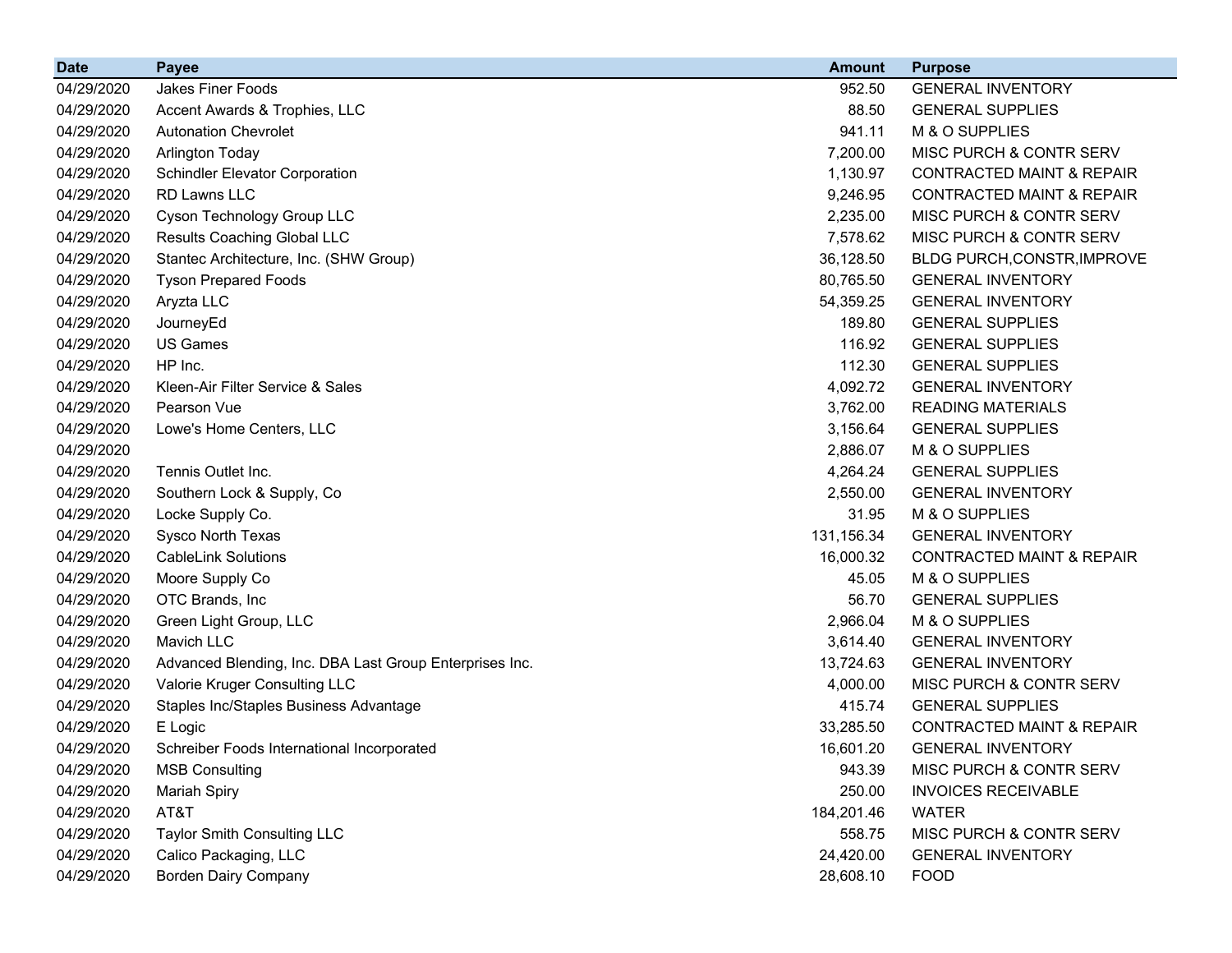| Date | Payee | Amount | Purpose |
|---|---|---|---|
| 04/29/2020 | Jakes Finer Foods | 952.50 | GENERAL INVENTORY |
| 04/29/2020 | Accent Awards & Trophies, LLC | 88.50 | GENERAL SUPPLIES |
| 04/29/2020 | Autonation Chevrolet | 941.11 | M & O SUPPLIES |
| 04/29/2020 | Arlington Today | 7,200.00 | MISC PURCH & CONTR SERV |
| 04/29/2020 | Schindler Elevator Corporation | 1,130.97 | CONTRACTED MAINT & REPAIR |
| 04/29/2020 | RD Lawns LLC | 9,246.95 | CONTRACTED MAINT & REPAIR |
| 04/29/2020 | Cyson Technology Group LLC | 2,235.00 | MISC PURCH & CONTR SERV |
| 04/29/2020 | Results Coaching Global LLC | 7,578.62 | MISC PURCH & CONTR SERV |
| 04/29/2020 | Stantec Architecture, Inc. (SHW Group) | 36,128.50 | BLDG PURCH,CONSTR,IMPROVE |
| 04/29/2020 | Tyson Prepared Foods | 80,765.50 | GENERAL INVENTORY |
| 04/29/2020 | Aryzta LLC | 54,359.25 | GENERAL INVENTORY |
| 04/29/2020 | JourneyEd | 189.80 | GENERAL SUPPLIES |
| 04/29/2020 | US Games | 116.92 | GENERAL SUPPLIES |
| 04/29/2020 | HP Inc. | 112.30 | GENERAL SUPPLIES |
| 04/29/2020 | Kleen-Air Filter Service & Sales | 4,092.72 | GENERAL INVENTORY |
| 04/29/2020 | Pearson Vue | 3,762.00 | READING MATERIALS |
| 04/29/2020 | Lowe's Home Centers, LLC | 3,156.64 | GENERAL SUPPLIES |
| 04/29/2020 | | 2,886.07 | M & O SUPPLIES |
| 04/29/2020 | Tennis Outlet Inc. | 4,264.24 | GENERAL SUPPLIES |
| 04/29/2020 | Southern Lock & Supply, Co | 2,550.00 | GENERAL INVENTORY |
| 04/29/2020 | Locke Supply Co. | 31.95 | M & O SUPPLIES |
| 04/29/2020 | Sysco North Texas | 131,156.34 | GENERAL INVENTORY |
| 04/29/2020 | CableLink Solutions | 16,000.32 | CONTRACTED MAINT & REPAIR |
| 04/29/2020 | Moore Supply Co | 45.05 | M & O SUPPLIES |
| 04/29/2020 | OTC Brands, Inc | 56.70 | GENERAL SUPPLIES |
| 04/29/2020 | Green Light Group, LLC | 2,966.04 | M & O SUPPLIES |
| 04/29/2020 | Mavich LLC | 3,614.40 | GENERAL INVENTORY |
| 04/29/2020 | Advanced Blending, Inc. DBA Last Group Enterprises Inc. | 13,724.63 | GENERAL INVENTORY |
| 04/29/2020 | Valorie Kruger Consulting LLC | 4,000.00 | MISC PURCH & CONTR SERV |
| 04/29/2020 | Staples Inc/Staples Business Advantage | 415.74 | GENERAL SUPPLIES |
| 04/29/2020 | E Logic | 33,285.50 | CONTRACTED MAINT & REPAIR |
| 04/29/2020 | Schreiber Foods International Incorporated | 16,601.20 | GENERAL INVENTORY |
| 04/29/2020 | MSB Consulting | 943.39 | MISC PURCH & CONTR SERV |
| 04/29/2020 | Mariah Spiry | 250.00 | INVOICES RECEIVABLE |
| 04/29/2020 | AT&T | 184,201.46 | WATER |
| 04/29/2020 | Taylor Smith Consulting LLC | 558.75 | MISC PURCH & CONTR SERV |
| 04/29/2020 | Calico Packaging, LLC | 24,420.00 | GENERAL INVENTORY |
| 04/29/2020 | Borden Dairy Company | 28,608.10 | FOOD |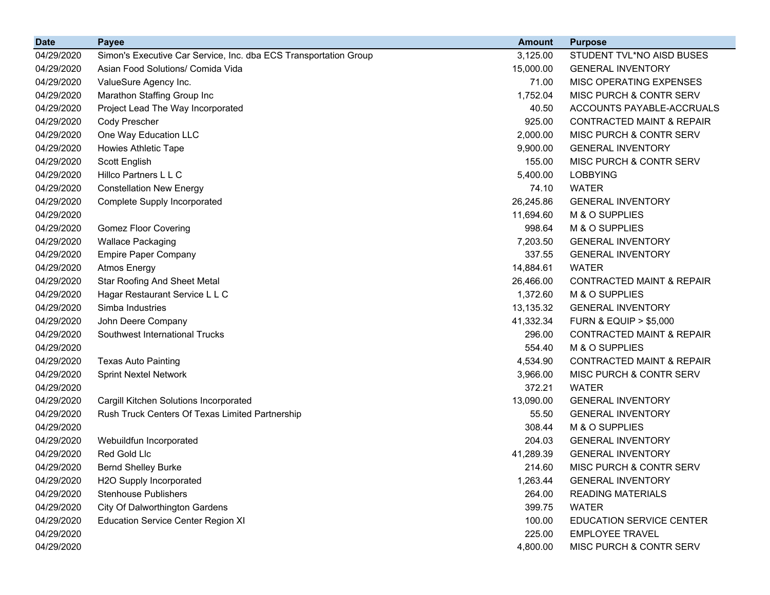| Date | Payee | Amount | Purpose |
|---|---|---|---|
| 04/29/2020 | Simon's Executive Car Service, Inc. dba ECS Transportation Group | 3,125.00 | STUDENT TVL*NO AISD BUSES |
| 04/29/2020 | Asian Food Solutions/ Comida Vida | 15,000.00 | GENERAL INVENTORY |
| 04/29/2020 | ValueSure Agency Inc. | 71.00 | MISC OPERATING EXPENSES |
| 04/29/2020 | Marathon Staffing Group Inc | 1,752.04 | MISC PURCH & CONTR SERV |
| 04/29/2020 | Project Lead The Way Incorporated | 40.50 | ACCOUNTS PAYABLE-ACCRUALS |
| 04/29/2020 | Cody Prescher | 925.00 | CONTRACTED MAINT & REPAIR |
| 04/29/2020 | One Way Education LLC | 2,000.00 | MISC PURCH & CONTR SERV |
| 04/29/2020 | Howies Athletic Tape | 9,900.00 | GENERAL INVENTORY |
| 04/29/2020 | Scott English | 155.00 | MISC PURCH & CONTR SERV |
| 04/29/2020 | Hillco Partners L L C | 5,400.00 | LOBBYING |
| 04/29/2020 | Constellation New Energy | 74.10 | WATER |
| 04/29/2020 | Complete Supply Incorporated | 26,245.86 | GENERAL INVENTORY |
| 04/29/2020 | | 11,694.60 | M & O SUPPLIES |
| 04/29/2020 | Gomez Floor Covering | 998.64 | M & O SUPPLIES |
| 04/29/2020 | Wallace Packaging | 7,203.50 | GENERAL INVENTORY |
| 04/29/2020 | Empire Paper Company | 337.55 | GENERAL INVENTORY |
| 04/29/2020 | Atmos Energy | 14,884.61 | WATER |
| 04/29/2020 | Star Roofing And Sheet Metal | 26,466.00 | CONTRACTED MAINT & REPAIR |
| 04/29/2020 | Hagar Restaurant Service L L C | 1,372.60 | M & O SUPPLIES |
| 04/29/2020 | Simba Industries | 13,135.32 | GENERAL INVENTORY |
| 04/29/2020 | John Deere Company | 41,332.34 | FURN & EQUIP > $5,000 |
| 04/29/2020 | Southwest International Trucks | 296.00 | CONTRACTED MAINT & REPAIR |
| 04/29/2020 | | 554.40 | M & O SUPPLIES |
| 04/29/2020 | Texas Auto Painting | 4,534.90 | CONTRACTED MAINT & REPAIR |
| 04/29/2020 | Sprint Nextel Network | 3,966.00 | MISC PURCH & CONTR SERV |
| 04/29/2020 | | 372.21 | WATER |
| 04/29/2020 | Cargill Kitchen Solutions Incorporated | 13,090.00 | GENERAL INVENTORY |
| 04/29/2020 | Rush Truck Centers Of Texas Limited Partnership | 55.50 | GENERAL INVENTORY |
| 04/29/2020 | | 308.44 | M & O SUPPLIES |
| 04/29/2020 | Webuildfun Incorporated | 204.03 | GENERAL INVENTORY |
| 04/29/2020 | Red Gold Llc | 41,289.39 | GENERAL INVENTORY |
| 04/29/2020 | Bernd Shelley Burke | 214.60 | MISC PURCH & CONTR SERV |
| 04/29/2020 | H2O Supply Incorporated | 1,263.44 | GENERAL INVENTORY |
| 04/29/2020 | Stenhouse Publishers | 264.00 | READING MATERIALS |
| 04/29/2020 | City Of Dalworthington Gardens | 399.75 | WATER |
| 04/29/2020 | Education Service Center Region XI | 100.00 | EDUCATION SERVICE CENTER |
| 04/29/2020 | | 225.00 | EMPLOYEE TRAVEL |
| 04/29/2020 | | 4,800.00 | MISC PURCH & CONTR SERV |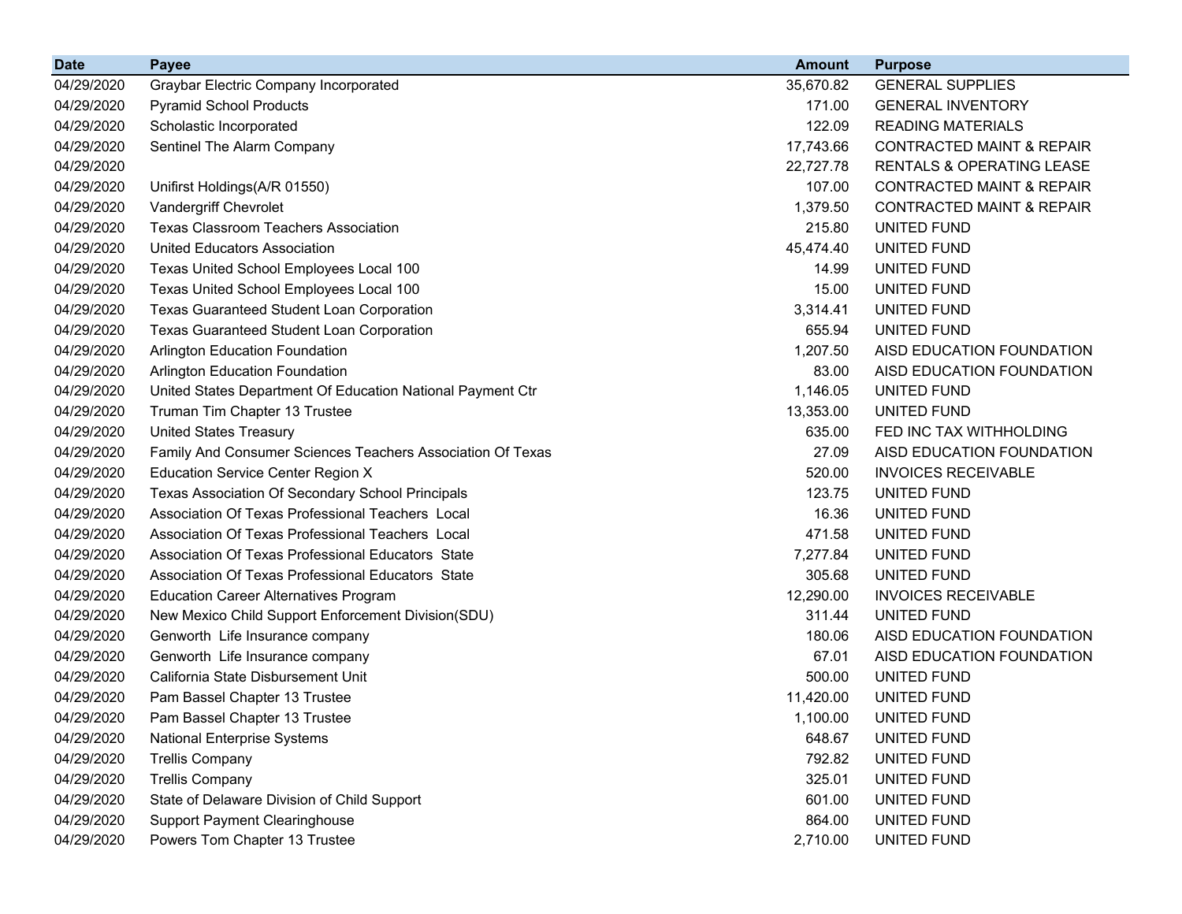| Date | Payee | Amount | Purpose |
|---|---|---|---|
| 04/29/2020 | Graybar Electric Company Incorporated | 35,670.82 | GENERAL SUPPLIES |
| 04/29/2020 | Pyramid School Products | 171.00 | GENERAL INVENTORY |
| 04/29/2020 | Scholastic Incorporated | 122.09 | READING MATERIALS |
| 04/29/2020 | Sentinel The Alarm Company | 17,743.66 | CONTRACTED MAINT & REPAIR |
| 04/29/2020 | | 22,727.78 | RENTALS & OPERATING LEASE |
| 04/29/2020 | Unifirst Holdings(A/R 01550) | 107.00 | CONTRACTED MAINT & REPAIR |
| 04/29/2020 | Vandergriff Chevrolet | 1,379.50 | CONTRACTED MAINT & REPAIR |
| 04/29/2020 | Texas Classroom Teachers Association | 215.80 | UNITED FUND |
| 04/29/2020 | United Educators Association | 45,474.40 | UNITED FUND |
| 04/29/2020 | Texas United School Employees Local 100 | 14.99 | UNITED FUND |
| 04/29/2020 | Texas United School Employees Local 100 | 15.00 | UNITED FUND |
| 04/29/2020 | Texas Guaranteed Student Loan Corporation | 3,314.41 | UNITED FUND |
| 04/29/2020 | Texas Guaranteed Student Loan Corporation | 655.94 | UNITED FUND |
| 04/29/2020 | Arlington Education Foundation | 1,207.50 | AISD EDUCATION FOUNDATION |
| 04/29/2020 | Arlington Education Foundation | 83.00 | AISD EDUCATION FOUNDATION |
| 04/29/2020 | United States Department Of Education National Payment Ctr | 1,146.05 | UNITED FUND |
| 04/29/2020 | Truman Tim Chapter 13 Trustee | 13,353.00 | UNITED FUND |
| 04/29/2020 | United States Treasury | 635.00 | FED INC TAX WITHHOLDING |
| 04/29/2020 | Family And Consumer Sciences Teachers Association Of Texas | 27.09 | AISD EDUCATION FOUNDATION |
| 04/29/2020 | Education Service Center Region X | 520.00 | INVOICES RECEIVABLE |
| 04/29/2020 | Texas Association Of Secondary School Principals | 123.75 | UNITED FUND |
| 04/29/2020 | Association Of Texas Professional Teachers Local | 16.36 | UNITED FUND |
| 04/29/2020 | Association Of Texas Professional Teachers Local | 471.58 | UNITED FUND |
| 04/29/2020 | Association Of Texas Professional Educators State | 7,277.84 | UNITED FUND |
| 04/29/2020 | Association Of Texas Professional Educators State | 305.68 | UNITED FUND |
| 04/29/2020 | Education Career Alternatives Program | 12,290.00 | INVOICES RECEIVABLE |
| 04/29/2020 | New Mexico Child Support Enforcement Division(SDU) | 311.44 | UNITED FUND |
| 04/29/2020 | Genworth Life Insurance company | 180.06 | AISD EDUCATION FOUNDATION |
| 04/29/2020 | Genworth Life Insurance company | 67.01 | AISD EDUCATION FOUNDATION |
| 04/29/2020 | California State Disbursement Unit | 500.00 | UNITED FUND |
| 04/29/2020 | Pam Bassel Chapter 13 Trustee | 11,420.00 | UNITED FUND |
| 04/29/2020 | Pam Bassel Chapter 13 Trustee | 1,100.00 | UNITED FUND |
| 04/29/2020 | National Enterprise Systems | 648.67 | UNITED FUND |
| 04/29/2020 | Trellis Company | 792.82 | UNITED FUND |
| 04/29/2020 | Trellis Company | 325.01 | UNITED FUND |
| 04/29/2020 | State of Delaware Division of Child Support | 601.00 | UNITED FUND |
| 04/29/2020 | Support Payment Clearinghouse | 864.00 | UNITED FUND |
| 04/29/2020 | Powers Tom Chapter 13 Trustee | 2,710.00 | UNITED FUND |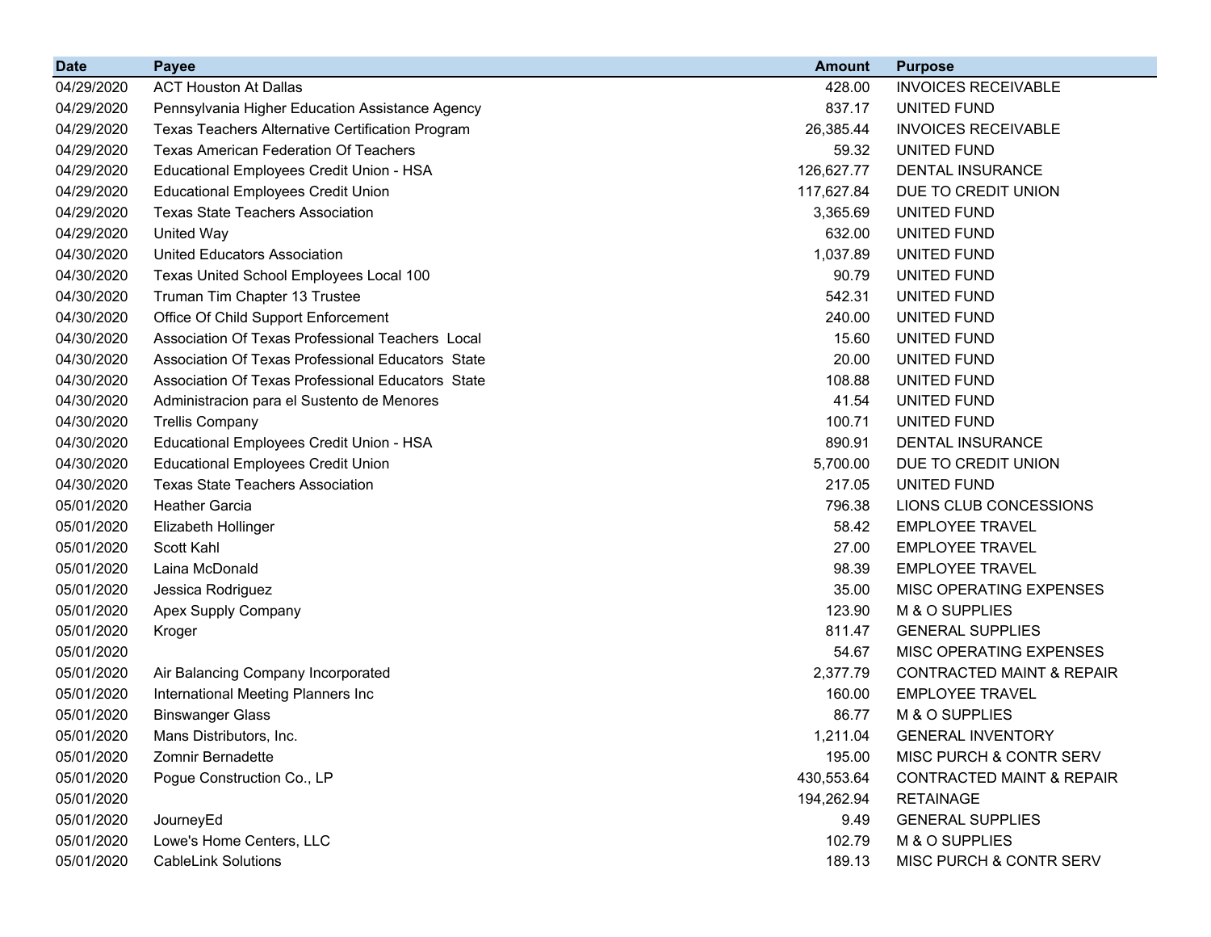| Date | Payee | Amount | Purpose |
|---|---|---|---|
| 04/29/2020 | ACT Houston At Dallas | 428.00 | INVOICES RECEIVABLE |
| 04/29/2020 | Pennsylvania Higher Education Assistance Agency | 837.17 | UNITED FUND |
| 04/29/2020 | Texas Teachers Alternative Certification Program | 26,385.44 | INVOICES RECEIVABLE |
| 04/29/2020 | Texas American Federation Of Teachers | 59.32 | UNITED FUND |
| 04/29/2020 | Educational Employees Credit Union - HSA | 126,627.77 | DENTAL INSURANCE |
| 04/29/2020 | Educational Employees Credit Union | 117,627.84 | DUE TO CREDIT UNION |
| 04/29/2020 | Texas State Teachers Association | 3,365.69 | UNITED FUND |
| 04/29/2020 | United Way | 632.00 | UNITED FUND |
| 04/30/2020 | United Educators Association | 1,037.89 | UNITED FUND |
| 04/30/2020 | Texas United School Employees Local 100 | 90.79 | UNITED FUND |
| 04/30/2020 | Truman Tim Chapter 13 Trustee | 542.31 | UNITED FUND |
| 04/30/2020 | Office Of Child Support Enforcement | 240.00 | UNITED FUND |
| 04/30/2020 | Association Of Texas Professional Teachers  Local | 15.60 | UNITED FUND |
| 04/30/2020 | Association Of Texas Professional Educators  State | 20.00 | UNITED FUND |
| 04/30/2020 | Association Of Texas Professional Educators  State | 108.88 | UNITED FUND |
| 04/30/2020 | Administracion para el Sustento de Menores | 41.54 | UNITED FUND |
| 04/30/2020 | Trellis Company | 100.71 | UNITED FUND |
| 04/30/2020 | Educational Employees Credit Union - HSA | 890.91 | DENTAL INSURANCE |
| 04/30/2020 | Educational Employees Credit Union | 5,700.00 | DUE TO CREDIT UNION |
| 04/30/2020 | Texas State Teachers Association | 217.05 | UNITED FUND |
| 05/01/2020 | Heather Garcia | 796.38 | LIONS CLUB CONCESSIONS |
| 05/01/2020 | Elizabeth Hollinger | 58.42 | EMPLOYEE TRAVEL |
| 05/01/2020 | Scott Kahl | 27.00 | EMPLOYEE TRAVEL |
| 05/01/2020 | Laina McDonald | 98.39 | EMPLOYEE TRAVEL |
| 05/01/2020 | Jessica Rodriguez | 35.00 | MISC OPERATING EXPENSES |
| 05/01/2020 | Apex Supply Company | 123.90 | M & O SUPPLIES |
| 05/01/2020 | Kroger | 811.47 | GENERAL SUPPLIES |
| 05/01/2020 | | 54.67 | MISC OPERATING EXPENSES |
| 05/01/2020 | Air Balancing Company Incorporated | 2,377.79 | CONTRACTED MAINT & REPAIR |
| 05/01/2020 | International Meeting Planners Inc | 160.00 | EMPLOYEE TRAVEL |
| 05/01/2020 | Binswanger Glass | 86.77 | M & O SUPPLIES |
| 05/01/2020 | Mans Distributors, Inc. | 1,211.04 | GENERAL INVENTORY |
| 05/01/2020 | Zomnir Bernadette | 195.00 | MISC PURCH & CONTR SERV |
| 05/01/2020 | Pogue Construction Co., LP | 430,553.64 | CONTRACTED MAINT & REPAIR |
| 05/01/2020 | | 194,262.94 | RETAINAGE |
| 05/01/2020 | JourneyEd | 9.49 | GENERAL SUPPLIES |
| 05/01/2020 | Lowe's Home Centers, LLC | 102.79 | M & O SUPPLIES |
| 05/01/2020 | CableLink Solutions | 189.13 | MISC PURCH & CONTR SERV |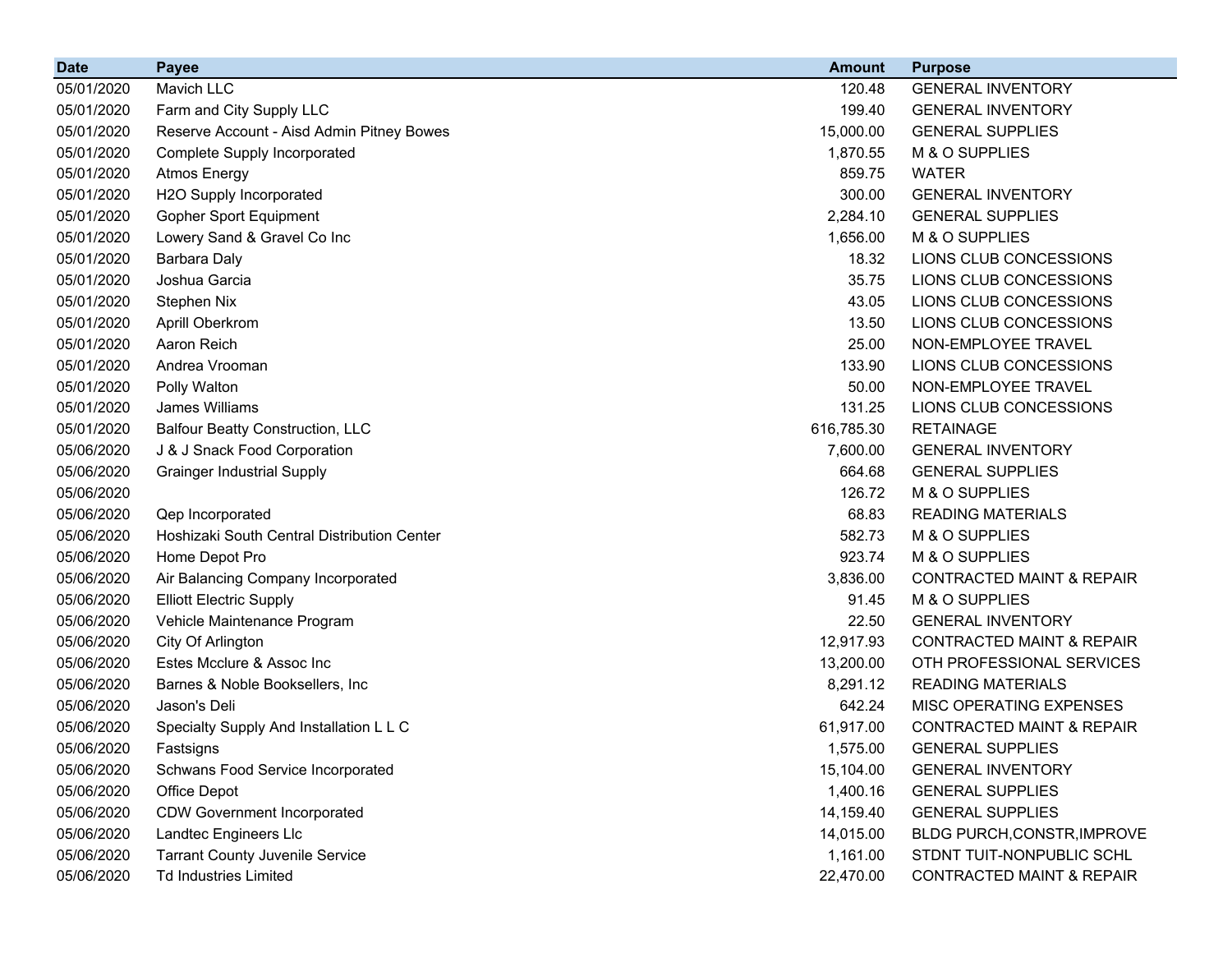| Date | Payee | Amount | Purpose |
|---|---|---:|---|
| 05/01/2020 | Mavich LLC | 120.48 | GENERAL INVENTORY |
| 05/01/2020 | Farm and City Supply LLC | 199.40 | GENERAL INVENTORY |
| 05/01/2020 | Reserve Account - Aisd Admin Pitney Bowes | 15,000.00 | GENERAL SUPPLIES |
| 05/01/2020 | Complete Supply Incorporated | 1,870.55 | M & O SUPPLIES |
| 05/01/2020 | Atmos Energy | 859.75 | WATER |
| 05/01/2020 | H2O Supply Incorporated | 300.00 | GENERAL INVENTORY |
| 05/01/2020 | Gopher Sport Equipment | 2,284.10 | GENERAL SUPPLIES |
| 05/01/2020 | Lowery Sand & Gravel Co Inc | 1,656.00 | M & O SUPPLIES |
| 05/01/2020 | Barbara Daly | 18.32 | LIONS CLUB CONCESSIONS |
| 05/01/2020 | Joshua Garcia | 35.75 | LIONS CLUB CONCESSIONS |
| 05/01/2020 | Stephen Nix | 43.05 | LIONS CLUB CONCESSIONS |
| 05/01/2020 | Aprill Oberkrom | 13.50 | LIONS CLUB CONCESSIONS |
| 05/01/2020 | Aaron Reich | 25.00 | NON-EMPLOYEE TRAVEL |
| 05/01/2020 | Andrea Vrooman | 133.90 | LIONS CLUB CONCESSIONS |
| 05/01/2020 | Polly Walton | 50.00 | NON-EMPLOYEE TRAVEL |
| 05/01/2020 | James Williams | 131.25 | LIONS CLUB CONCESSIONS |
| 05/01/2020 | Balfour Beatty Construction, LLC | 616,785.30 | RETAINAGE |
| 05/06/2020 | J & J Snack Food Corporation | 7,600.00 | GENERAL INVENTORY |
| 05/06/2020 | Grainger Industrial Supply | 664.68 | GENERAL SUPPLIES |
| 05/06/2020 | | 126.72 | M & O SUPPLIES |
| 05/06/2020 | Qep Incorporated | 68.83 | READING MATERIALS |
| 05/06/2020 | Hoshizaki South Central Distribution Center | 582.73 | M & O SUPPLIES |
| 05/06/2020 | Home Depot Pro | 923.74 | M & O SUPPLIES |
| 05/06/2020 | Air Balancing Company Incorporated | 3,836.00 | CONTRACTED MAINT & REPAIR |
| 05/06/2020 | Elliott Electric Supply | 91.45 | M & O SUPPLIES |
| 05/06/2020 | Vehicle Maintenance Program | 22.50 | GENERAL INVENTORY |
| 05/06/2020 | City Of Arlington | 12,917.93 | CONTRACTED MAINT & REPAIR |
| 05/06/2020 | Estes Mcclure & Assoc Inc | 13,200.00 | OTH PROFESSIONAL SERVICES |
| 05/06/2020 | Barnes & Noble Booksellers, Inc | 8,291.12 | READING MATERIALS |
| 05/06/2020 | Jason's Deli | 642.24 | MISC OPERATING EXPENSES |
| 05/06/2020 | Specialty Supply And Installation L L C | 61,917.00 | CONTRACTED MAINT & REPAIR |
| 05/06/2020 | Fastsigns | 1,575.00 | GENERAL SUPPLIES |
| 05/06/2020 | Schwans Food Service Incorporated | 15,104.00 | GENERAL INVENTORY |
| 05/06/2020 | Office Depot | 1,400.16 | GENERAL SUPPLIES |
| 05/06/2020 | CDW Government Incorporated | 14,159.40 | GENERAL SUPPLIES |
| 05/06/2020 | Landtec Engineers Llc | 14,015.00 | BLDG PURCH,CONSTR,IMPROVE |
| 05/06/2020 | Tarrant County Juvenile Service | 1,161.00 | STDNT TUIT-NONPUBLIC SCHL |
| 05/06/2020 | Td Industries Limited | 22,470.00 | CONTRACTED MAINT & REPAIR |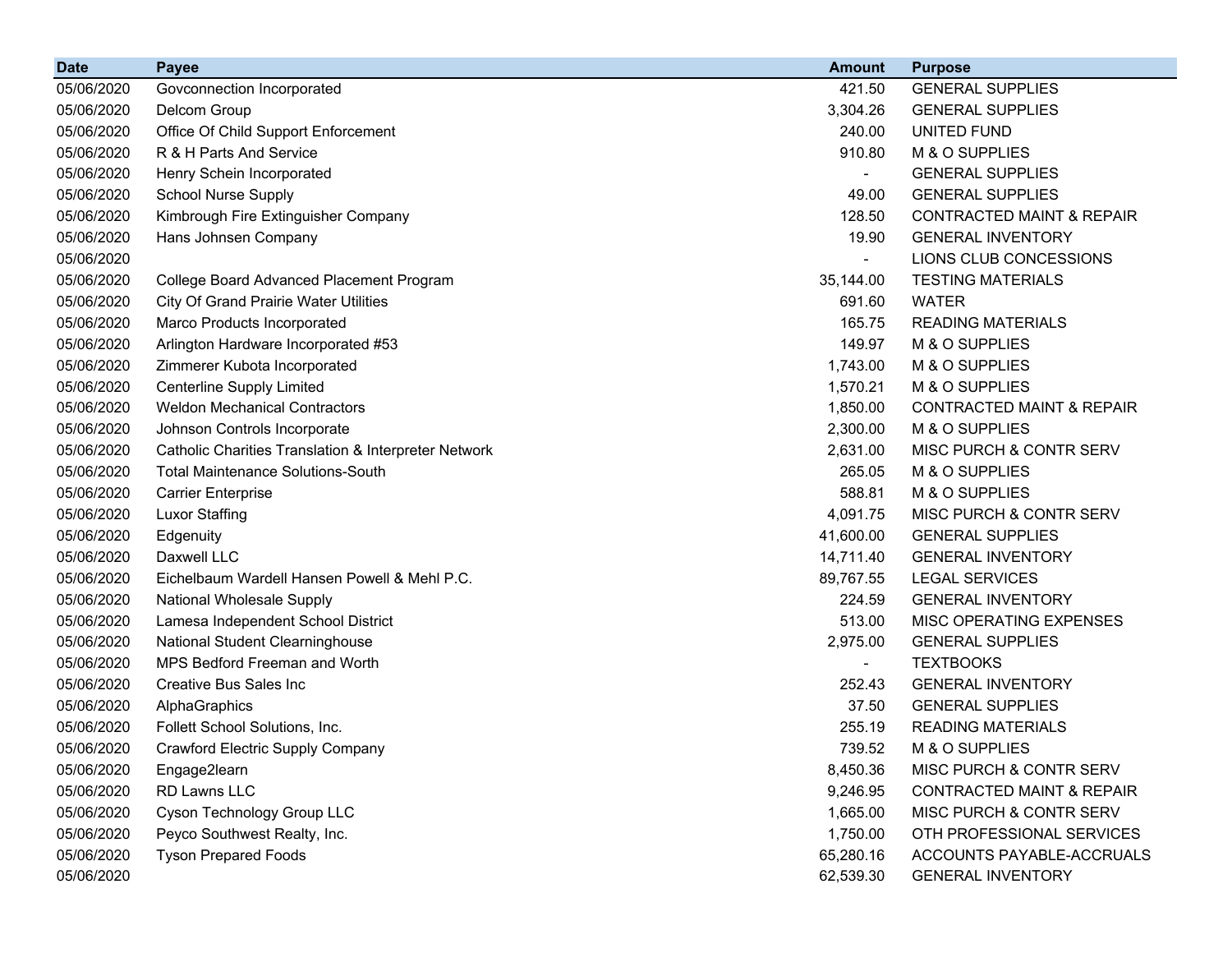| Date | Payee | Amount | Purpose |
|---|---|---|---|
| 05/06/2020 | Govconnection Incorporated | 421.50 | GENERAL SUPPLIES |
| 05/06/2020 | Delcom Group | 3,304.26 | GENERAL SUPPLIES |
| 05/06/2020 | Office Of Child Support Enforcement | 240.00 | UNITED FUND |
| 05/06/2020 | R & H Parts And Service | 910.80 | M & O SUPPLIES |
| 05/06/2020 | Henry Schein Incorporated | - | GENERAL SUPPLIES |
| 05/06/2020 | School Nurse Supply | 49.00 | GENERAL SUPPLIES |
| 05/06/2020 | Kimbrough Fire Extinguisher Company | 128.50 | CONTRACTED MAINT & REPAIR |
| 05/06/2020 | Hans Johnsen Company | 19.90 | GENERAL INVENTORY |
| 05/06/2020 | | - | LIONS CLUB CONCESSIONS |
| 05/06/2020 | College Board Advanced Placement Program | 35,144.00 | TESTING MATERIALS |
| 05/06/2020 | City Of Grand Prairie Water Utilities | 691.60 | WATER |
| 05/06/2020 | Marco Products Incorporated | 165.75 | READING MATERIALS |
| 05/06/2020 | Arlington Hardware Incorporated #53 | 149.97 | M & O SUPPLIES |
| 05/06/2020 | Zimmerer Kubota Incorporated | 1,743.00 | M & O SUPPLIES |
| 05/06/2020 | Centerline Supply Limited | 1,570.21 | M & O SUPPLIES |
| 05/06/2020 | Weldon Mechanical Contractors | 1,850.00 | CONTRACTED MAINT & REPAIR |
| 05/06/2020 | Johnson Controls Incorporate | 2,300.00 | M & O SUPPLIES |
| 05/06/2020 | Catholic Charities Translation & Interpreter Network | 2,631.00 | MISC PURCH & CONTR SERV |
| 05/06/2020 | Total Maintenance Solutions-South | 265.05 | M & O SUPPLIES |
| 05/06/2020 | Carrier Enterprise | 588.81 | M & O SUPPLIES |
| 05/06/2020 | Luxor Staffing | 4,091.75 | MISC PURCH & CONTR SERV |
| 05/06/2020 | Edgenuity | 41,600.00 | GENERAL SUPPLIES |
| 05/06/2020 | Daxwell LLC | 14,711.40 | GENERAL INVENTORY |
| 05/06/2020 | Eichelbaum Wardell Hansen Powell & Mehl P.C. | 89,767.55 | LEGAL SERVICES |
| 05/06/2020 | National Wholesale Supply | 224.59 | GENERAL INVENTORY |
| 05/06/2020 | Lamesa Independent School District | 513.00 | MISC OPERATING EXPENSES |
| 05/06/2020 | National Student Clearninghouse | 2,975.00 | GENERAL SUPPLIES |
| 05/06/2020 | MPS Bedford Freeman and Worth | - | TEXTBOOKS |
| 05/06/2020 | Creative Bus Sales Inc | 252.43 | GENERAL INVENTORY |
| 05/06/2020 | AlphaGraphics | 37.50 | GENERAL SUPPLIES |
| 05/06/2020 | Follett School Solutions, Inc. | 255.19 | READING MATERIALS |
| 05/06/2020 | Crawford Electric Supply Company | 739.52 | M & O SUPPLIES |
| 05/06/2020 | Engage2learn | 8,450.36 | MISC PURCH & CONTR SERV |
| 05/06/2020 | RD Lawns LLC | 9,246.95 | CONTRACTED MAINT & REPAIR |
| 05/06/2020 | Cyson Technology Group LLC | 1,665.00 | MISC PURCH & CONTR SERV |
| 05/06/2020 | Peyco Southwest Realty, Inc. | 1,750.00 | OTH PROFESSIONAL SERVICES |
| 05/06/2020 | Tyson Prepared Foods | 65,280.16 | ACCOUNTS PAYABLE-ACCRUALS |
| 05/06/2020 | | 62,539.30 | GENERAL INVENTORY |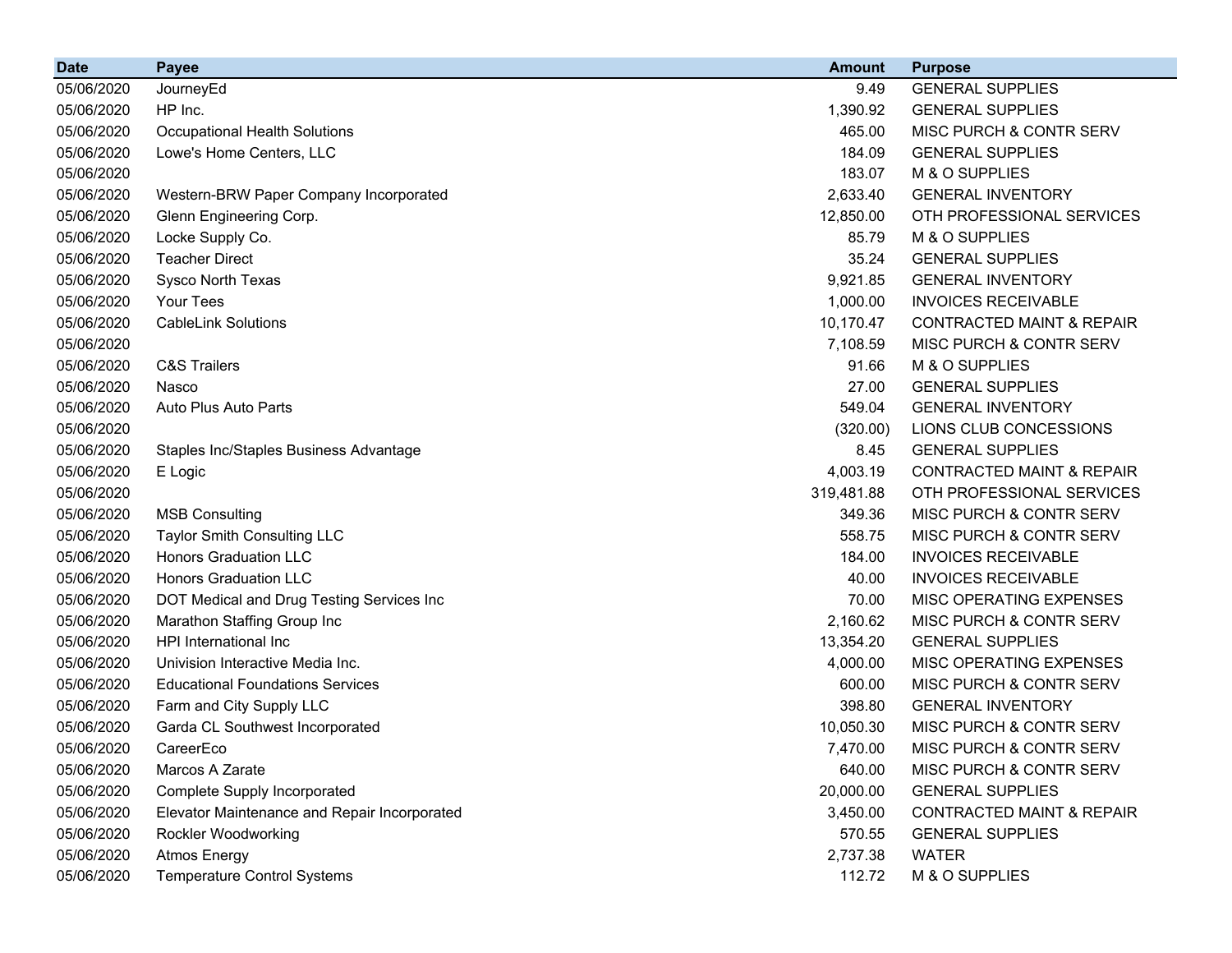| Date | Payee | Amount | Purpose |
| --- | --- | --- | --- |
| 05/06/2020 | JourneyEd | 9.49 | GENERAL SUPPLIES |
| 05/06/2020 | HP Inc. | 1,390.92 | GENERAL SUPPLIES |
| 05/06/2020 | Occupational Health Solutions | 465.00 | MISC PURCH & CONTR SERV |
| 05/06/2020 | Lowe's Home Centers, LLC | 184.09 | GENERAL SUPPLIES |
| 05/06/2020 | | 183.07 | M & O SUPPLIES |
| 05/06/2020 | Western-BRW Paper Company Incorporated | 2,633.40 | GENERAL INVENTORY |
| 05/06/2020 | Glenn Engineering Corp. | 12,850.00 | OTH PROFESSIONAL SERVICES |
| 05/06/2020 | Locke Supply Co. | 85.79 | M & O SUPPLIES |
| 05/06/2020 | Teacher Direct | 35.24 | GENERAL SUPPLIES |
| 05/06/2020 | Sysco North Texas | 9,921.85 | GENERAL INVENTORY |
| 05/06/2020 | Your Tees | 1,000.00 | INVOICES RECEIVABLE |
| 05/06/2020 | CableLink Solutions | 10,170.47 | CONTRACTED MAINT & REPAIR |
| 05/06/2020 | | 7,108.59 | MISC PURCH & CONTR SERV |
| 05/06/2020 | C&S Trailers | 91.66 | M & O SUPPLIES |
| 05/06/2020 | Nasco | 27.00 | GENERAL SUPPLIES |
| 05/06/2020 | Auto Plus Auto Parts | 549.04 | GENERAL INVENTORY |
| 05/06/2020 | | (320.00) | LIONS CLUB CONCESSIONS |
| 05/06/2020 | Staples Inc/Staples Business Advantage | 8.45 | GENERAL SUPPLIES |
| 05/06/2020 | E Logic | 4,003.19 | CONTRACTED MAINT & REPAIR |
| 05/06/2020 | | 319,481.88 | OTH PROFESSIONAL SERVICES |
| 05/06/2020 | MSB Consulting | 349.36 | MISC PURCH & CONTR SERV |
| 05/06/2020 | Taylor Smith Consulting LLC | 558.75 | MISC PURCH & CONTR SERV |
| 05/06/2020 | Honors Graduation LLC | 184.00 | INVOICES RECEIVABLE |
| 05/06/2020 | Honors Graduation LLC | 40.00 | INVOICES RECEIVABLE |
| 05/06/2020 | DOT Medical and Drug Testing Services Inc | 70.00 | MISC OPERATING EXPENSES |
| 05/06/2020 | Marathon Staffing Group Inc | 2,160.62 | MISC PURCH & CONTR SERV |
| 05/06/2020 | HPI International Inc | 13,354.20 | GENERAL SUPPLIES |
| 05/06/2020 | Univision Interactive Media Inc. | 4,000.00 | MISC OPERATING EXPENSES |
| 05/06/2020 | Educational Foundations Services | 600.00 | MISC PURCH & CONTR SERV |
| 05/06/2020 | Farm and City Supply LLC | 398.80 | GENERAL INVENTORY |
| 05/06/2020 | Garda CL Southwest Incorporated | 10,050.30 | MISC PURCH & CONTR SERV |
| 05/06/2020 | CareerEco | 7,470.00 | MISC PURCH & CONTR SERV |
| 05/06/2020 | Marcos A Zarate | 640.00 | MISC PURCH & CONTR SERV |
| 05/06/2020 | Complete Supply Incorporated | 20,000.00 | GENERAL SUPPLIES |
| 05/06/2020 | Elevator Maintenance and Repair Incorporated | 3,450.00 | CONTRACTED MAINT & REPAIR |
| 05/06/2020 | Rockler Woodworking | 570.55 | GENERAL SUPPLIES |
| 05/06/2020 | Atmos Energy | 2,737.38 | WATER |
| 05/06/2020 | Temperature Control Systems | 112.72 | M & O SUPPLIES |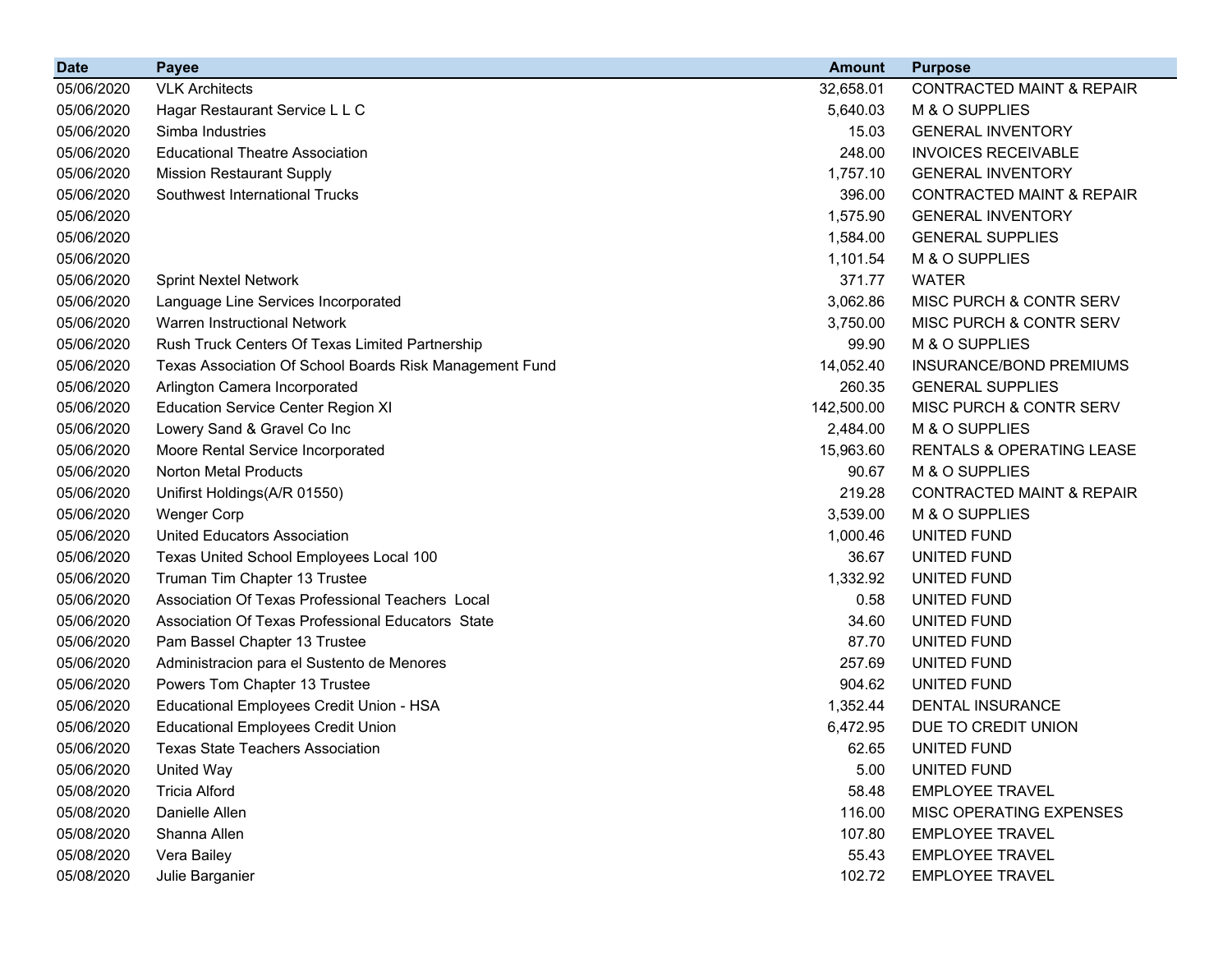| Date | Payee | Amount | Purpose |
|---|---|---|---|
| 05/06/2020 | VLK Architects | 32,658.01 | CONTRACTED MAINT & REPAIR |
| 05/06/2020 | Hagar Restaurant Service L L C | 5,640.03 | M & O SUPPLIES |
| 05/06/2020 | Simba Industries | 15.03 | GENERAL INVENTORY |
| 05/06/2020 | Educational Theatre Association | 248.00 | INVOICES RECEIVABLE |
| 05/06/2020 | Mission Restaurant Supply | 1,757.10 | GENERAL INVENTORY |
| 05/06/2020 | Southwest International Trucks | 396.00 | CONTRACTED MAINT & REPAIR |
| 05/06/2020 | | 1,575.90 | GENERAL INVENTORY |
| 05/06/2020 | | 1,584.00 | GENERAL SUPPLIES |
| 05/06/2020 | | 1,101.54 | M & O SUPPLIES |
| 05/06/2020 | Sprint Nextel Network | 371.77 | WATER |
| 05/06/2020 | Language Line Services Incorporated | 3,062.86 | MISC PURCH & CONTR SERV |
| 05/06/2020 | Warren Instructional Network | 3,750.00 | MISC PURCH & CONTR SERV |
| 05/06/2020 | Rush Truck Centers Of Texas Limited Partnership | 99.90 | M & O SUPPLIES |
| 05/06/2020 | Texas Association Of School Boards Risk Management Fund | 14,052.40 | INSURANCE/BOND PREMIUMS |
| 05/06/2020 | Arlington Camera Incorporated | 260.35 | GENERAL SUPPLIES |
| 05/06/2020 | Education Service Center Region XI | 142,500.00 | MISC PURCH & CONTR SERV |
| 05/06/2020 | Lowery Sand & Gravel Co Inc | 2,484.00 | M & O SUPPLIES |
| 05/06/2020 | Moore Rental Service Incorporated | 15,963.60 | RENTALS & OPERATING LEASE |
| 05/06/2020 | Norton Metal Products | 90.67 | M & O SUPPLIES |
| 05/06/2020 | Unifirst Holdings(A/R 01550) | 219.28 | CONTRACTED MAINT & REPAIR |
| 05/06/2020 | Wenger Corp | 3,539.00 | M & O SUPPLIES |
| 05/06/2020 | United Educators Association | 1,000.46 | UNITED FUND |
| 05/06/2020 | Texas United School Employees Local 100 | 36.67 | UNITED FUND |
| 05/06/2020 | Truman Tim Chapter 13 Trustee | 1,332.92 | UNITED FUND |
| 05/06/2020 | Association Of Texas Professional Teachers Local | 0.58 | UNITED FUND |
| 05/06/2020 | Association Of Texas Professional Educators State | 34.60 | UNITED FUND |
| 05/06/2020 | Pam Bassel Chapter 13 Trustee | 87.70 | UNITED FUND |
| 05/06/2020 | Administracion para el Sustento de Menores | 257.69 | UNITED FUND |
| 05/06/2020 | Powers Tom Chapter 13 Trustee | 904.62 | UNITED FUND |
| 05/06/2020 | Educational Employees Credit Union - HSA | 1,352.44 | DENTAL INSURANCE |
| 05/06/2020 | Educational Employees Credit Union | 6,472.95 | DUE TO CREDIT UNION |
| 05/06/2020 | Texas State Teachers Association | 62.65 | UNITED FUND |
| 05/06/2020 | United Way | 5.00 | UNITED FUND |
| 05/08/2020 | Tricia Alford | 58.48 | EMPLOYEE TRAVEL |
| 05/08/2020 | Danielle Allen | 116.00 | MISC OPERATING EXPENSES |
| 05/08/2020 | Shanna Allen | 107.80 | EMPLOYEE TRAVEL |
| 05/08/2020 | Vera Bailey | 55.43 | EMPLOYEE TRAVEL |
| 05/08/2020 | Julie Barganier | 102.72 | EMPLOYEE TRAVEL |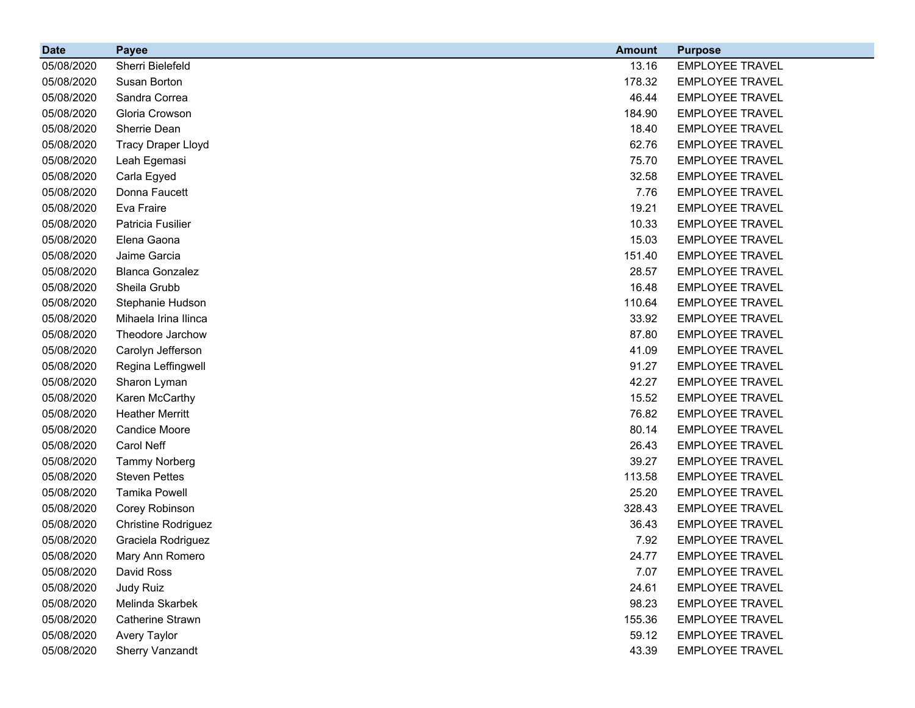| Date | Payee | Amount | Purpose |
|---|---|---|---|
| 05/08/2020 | Sherri Bielefeld | 13.16 | EMPLOYEE TRAVEL |
| 05/08/2020 | Susan Borton | 178.32 | EMPLOYEE TRAVEL |
| 05/08/2020 | Sandra Correa | 46.44 | EMPLOYEE TRAVEL |
| 05/08/2020 | Gloria Crowson | 184.90 | EMPLOYEE TRAVEL |
| 05/08/2020 | Sherrie Dean | 18.40 | EMPLOYEE TRAVEL |
| 05/08/2020 | Tracy Draper Lloyd | 62.76 | EMPLOYEE TRAVEL |
| 05/08/2020 | Leah Egemasi | 75.70 | EMPLOYEE TRAVEL |
| 05/08/2020 | Carla Egyed | 32.58 | EMPLOYEE TRAVEL |
| 05/08/2020 | Donna Faucett | 7.76 | EMPLOYEE TRAVEL |
| 05/08/2020 | Eva Fraire | 19.21 | EMPLOYEE TRAVEL |
| 05/08/2020 | Patricia Fusilier | 10.33 | EMPLOYEE TRAVEL |
| 05/08/2020 | Elena Gaona | 15.03 | EMPLOYEE TRAVEL |
| 05/08/2020 | Jaime Garcia | 151.40 | EMPLOYEE TRAVEL |
| 05/08/2020 | Blanca Gonzalez | 28.57 | EMPLOYEE TRAVEL |
| 05/08/2020 | Sheila Grubb | 16.48 | EMPLOYEE TRAVEL |
| 05/08/2020 | Stephanie Hudson | 110.64 | EMPLOYEE TRAVEL |
| 05/08/2020 | Mihaela Irina Ilinca | 33.92 | EMPLOYEE TRAVEL |
| 05/08/2020 | Theodore Jarchow | 87.80 | EMPLOYEE TRAVEL |
| 05/08/2020 | Carolyn Jefferson | 41.09 | EMPLOYEE TRAVEL |
| 05/08/2020 | Regina Leffingwell | 91.27 | EMPLOYEE TRAVEL |
| 05/08/2020 | Sharon Lyman | 42.27 | EMPLOYEE TRAVEL |
| 05/08/2020 | Karen McCarthy | 15.52 | EMPLOYEE TRAVEL |
| 05/08/2020 | Heather Merritt | 76.82 | EMPLOYEE TRAVEL |
| 05/08/2020 | Candice Moore | 80.14 | EMPLOYEE TRAVEL |
| 05/08/2020 | Carol Neff | 26.43 | EMPLOYEE TRAVEL |
| 05/08/2020 | Tammy Norberg | 39.27 | EMPLOYEE TRAVEL |
| 05/08/2020 | Steven Pettes | 113.58 | EMPLOYEE TRAVEL |
| 05/08/2020 | Tamika Powell | 25.20 | EMPLOYEE TRAVEL |
| 05/08/2020 | Corey Robinson | 328.43 | EMPLOYEE TRAVEL |
| 05/08/2020 | Christine Rodriguez | 36.43 | EMPLOYEE TRAVEL |
| 05/08/2020 | Graciela Rodriguez | 7.92 | EMPLOYEE TRAVEL |
| 05/08/2020 | Mary Ann Romero | 24.77 | EMPLOYEE TRAVEL |
| 05/08/2020 | David Ross | 7.07 | EMPLOYEE TRAVEL |
| 05/08/2020 | Judy Ruiz | 24.61 | EMPLOYEE TRAVEL |
| 05/08/2020 | Melinda Skarbek | 98.23 | EMPLOYEE TRAVEL |
| 05/08/2020 | Catherine Strawn | 155.36 | EMPLOYEE TRAVEL |
| 05/08/2020 | Avery Taylor | 59.12 | EMPLOYEE TRAVEL |
| 05/08/2020 | Sherry Vanzandt | 43.39 | EMPLOYEE TRAVEL |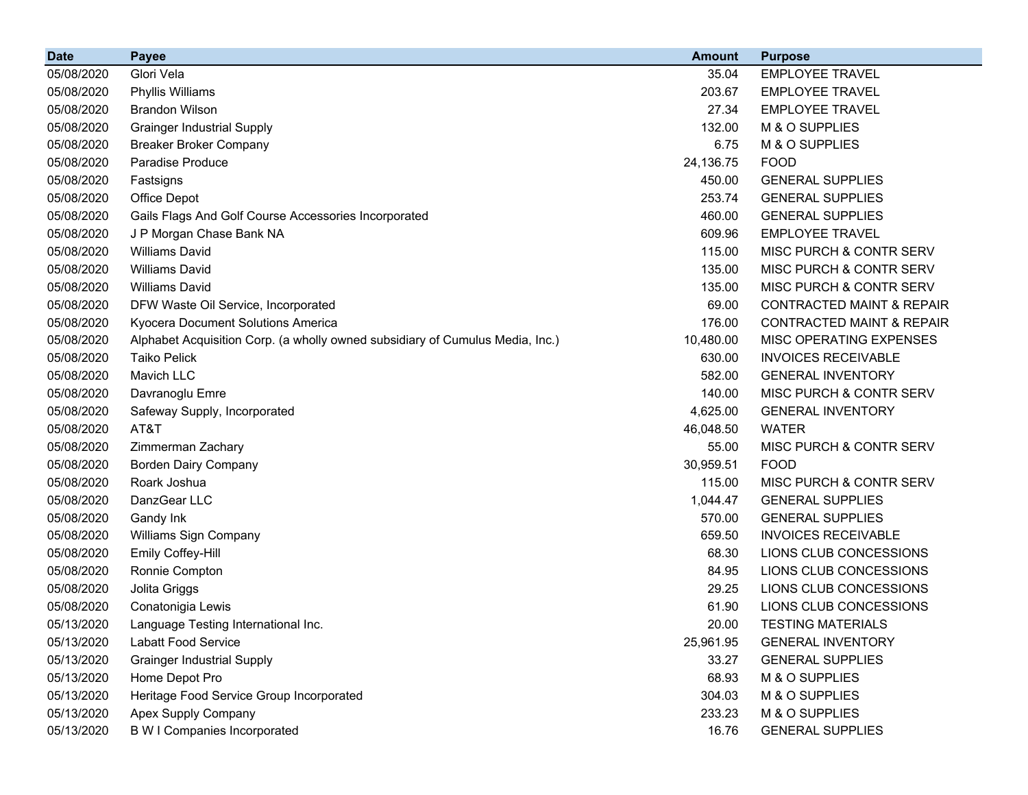| Date | Payee | Amount | Purpose |
| --- | --- | ---: | --- |
| 05/08/2020 | Glori Vela | 35.04 | EMPLOYEE TRAVEL |
| 05/08/2020 | Phyllis Williams | 203.67 | EMPLOYEE TRAVEL |
| 05/08/2020 | Brandon Wilson | 27.34 | EMPLOYEE TRAVEL |
| 05/08/2020 | Grainger Industrial Supply | 132.00 | M & O SUPPLIES |
| 05/08/2020 | Breaker Broker Company | 6.75 | M & O SUPPLIES |
| 05/08/2020 | Paradise Produce | 24,136.75 | FOOD |
| 05/08/2020 | Fastsigns | 450.00 | GENERAL SUPPLIES |
| 05/08/2020 | Office Depot | 253.74 | GENERAL SUPPLIES |
| 05/08/2020 | Gails Flags And Golf Course Accessories Incorporated | 460.00 | GENERAL SUPPLIES |
| 05/08/2020 | J P Morgan Chase Bank NA | 609.96 | EMPLOYEE TRAVEL |
| 05/08/2020 | Williams David | 115.00 | MISC PURCH & CONTR SERV |
| 05/08/2020 | Williams David | 135.00 | MISC PURCH & CONTR SERV |
| 05/08/2020 | Williams David | 135.00 | MISC PURCH & CONTR SERV |
| 05/08/2020 | DFW Waste Oil Service, Incorporated | 69.00 | CONTRACTED MAINT & REPAIR |
| 05/08/2020 | Kyocera Document Solutions America | 176.00 | CONTRACTED MAINT & REPAIR |
| 05/08/2020 | Alphabet Acquisition Corp. (a wholly owned subsidiary of Cumulus Media, Inc.) | 10,480.00 | MISC OPERATING EXPENSES |
| 05/08/2020 | Taiko Pelick | 630.00 | INVOICES RECEIVABLE |
| 05/08/2020 | Mavich LLC | 582.00 | GENERAL INVENTORY |
| 05/08/2020 | Davranoglu Emre | 140.00 | MISC PURCH & CONTR SERV |
| 05/08/2020 | Safeway Supply, Incorporated | 4,625.00 | GENERAL INVENTORY |
| 05/08/2020 | AT&T | 46,048.50 | WATER |
| 05/08/2020 | Zimmerman Zachary | 55.00 | MISC PURCH & CONTR SERV |
| 05/08/2020 | Borden Dairy Company | 30,959.51 | FOOD |
| 05/08/2020 | Roark Joshua | 115.00 | MISC PURCH & CONTR SERV |
| 05/08/2020 | DanzGear LLC | 1,044.47 | GENERAL SUPPLIES |
| 05/08/2020 | Gandy Ink | 570.00 | GENERAL SUPPLIES |
| 05/08/2020 | Williams Sign Company | 659.50 | INVOICES RECEIVABLE |
| 05/08/2020 | Emily Coffey-Hill | 68.30 | LIONS CLUB CONCESSIONS |
| 05/08/2020 | Ronnie Compton | 84.95 | LIONS CLUB CONCESSIONS |
| 05/08/2020 | Jolita Griggs | 29.25 | LIONS CLUB CONCESSIONS |
| 05/08/2020 | Conatonigia Lewis | 61.90 | LIONS CLUB CONCESSIONS |
| 05/13/2020 | Language Testing International Inc. | 20.00 | TESTING MATERIALS |
| 05/13/2020 | Labatt Food Service | 25,961.95 | GENERAL INVENTORY |
| 05/13/2020 | Grainger Industrial Supply | 33.27 | GENERAL SUPPLIES |
| 05/13/2020 | Home Depot Pro | 68.93 | M & O SUPPLIES |
| 05/13/2020 | Heritage Food Service Group Incorporated | 304.03 | M & O SUPPLIES |
| 05/13/2020 | Apex Supply Company | 233.23 | M & O SUPPLIES |
| 05/13/2020 | B W I Companies Incorporated | 16.76 | GENERAL SUPPLIES |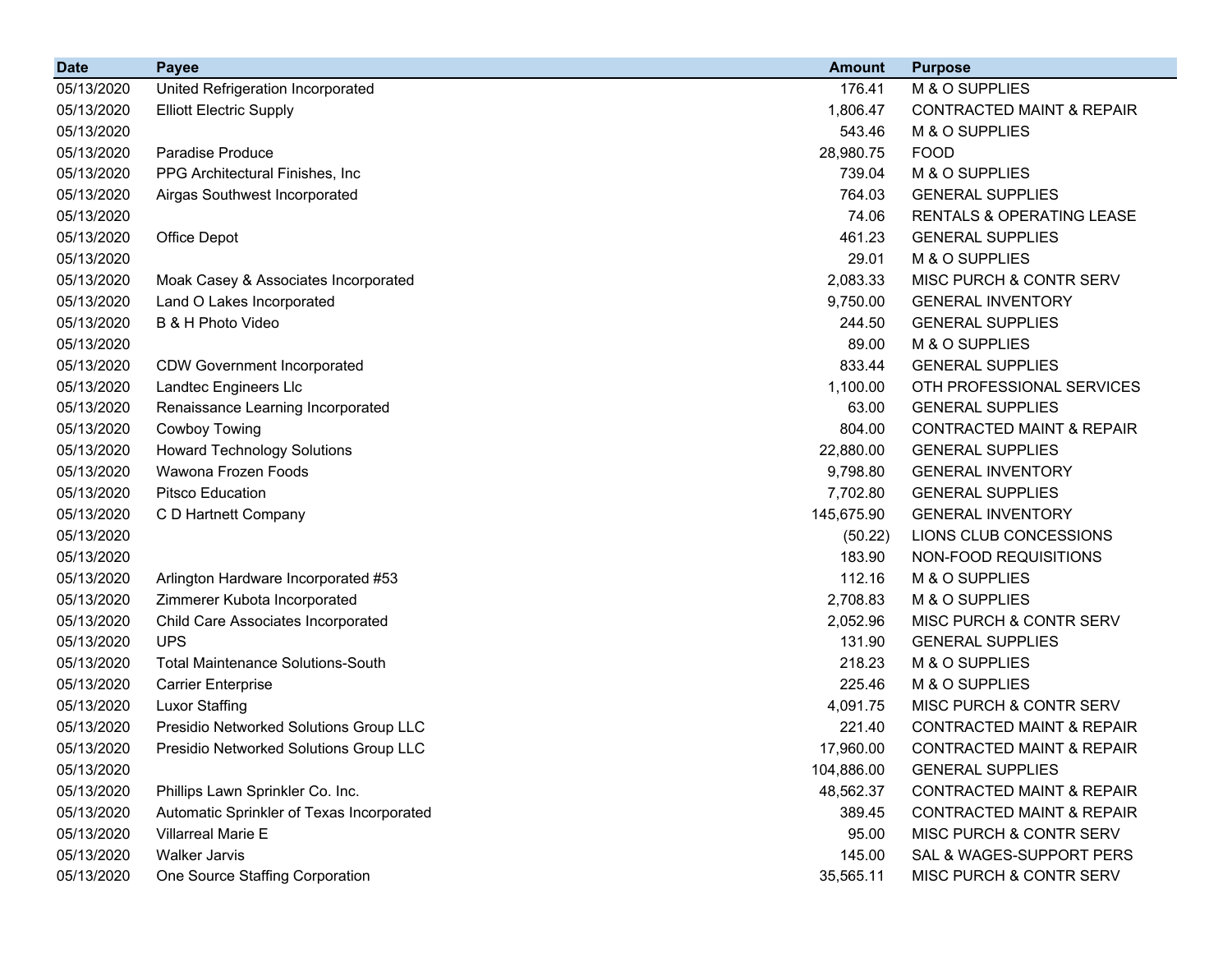| Date | Payee | Amount | Purpose |
|---|---|---|---|
| 05/13/2020 | United Refrigeration Incorporated | 176.41 | M & O SUPPLIES |
| 05/13/2020 | Elliott Electric Supply | 1,806.47 | CONTRACTED MAINT & REPAIR |
| 05/13/2020 | | 543.46 | M & O SUPPLIES |
| 05/13/2020 | Paradise Produce | 28,980.75 | FOOD |
| 05/13/2020 | PPG Architectural Finishes, Inc | 739.04 | M & O SUPPLIES |
| 05/13/2020 | Airgas Southwest Incorporated | 764.03 | GENERAL SUPPLIES |
| 05/13/2020 | | 74.06 | RENTALS & OPERATING LEASE |
| 05/13/2020 | Office Depot | 461.23 | GENERAL SUPPLIES |
| 05/13/2020 | | 29.01 | M & O SUPPLIES |
| 05/13/2020 | Moak Casey & Associates Incorporated | 2,083.33 | MISC PURCH & CONTR SERV |
| 05/13/2020 | Land O Lakes Incorporated | 9,750.00 | GENERAL INVENTORY |
| 05/13/2020 | B & H Photo Video | 244.50 | GENERAL SUPPLIES |
| 05/13/2020 | | 89.00 | M & O SUPPLIES |
| 05/13/2020 | CDW Government Incorporated | 833.44 | GENERAL SUPPLIES |
| 05/13/2020 | Landtec Engineers Llc | 1,100.00 | OTH PROFESSIONAL SERVICES |
| 05/13/2020 | Renaissance Learning Incorporated | 63.00 | GENERAL SUPPLIES |
| 05/13/2020 | Cowboy Towing | 804.00 | CONTRACTED MAINT & REPAIR |
| 05/13/2020 | Howard Technology Solutions | 22,880.00 | GENERAL SUPPLIES |
| 05/13/2020 | Wawona Frozen Foods | 9,798.80 | GENERAL INVENTORY |
| 05/13/2020 | Pitsco Education | 7,702.80 | GENERAL SUPPLIES |
| 05/13/2020 | C D Hartnett Company | 145,675.90 | GENERAL INVENTORY |
| 05/13/2020 | | (50.22) | LIONS CLUB CONCESSIONS |
| 05/13/2020 | | 183.90 | NON-FOOD REQUISITIONS |
| 05/13/2020 | Arlington Hardware Incorporated #53 | 112.16 | M & O SUPPLIES |
| 05/13/2020 | Zimmerer Kubota Incorporated | 2,708.83 | M & O SUPPLIES |
| 05/13/2020 | Child Care Associates Incorporated | 2,052.96 | MISC PURCH & CONTR SERV |
| 05/13/2020 | UPS | 131.90 | GENERAL SUPPLIES |
| 05/13/2020 | Total Maintenance Solutions-South | 218.23 | M & O SUPPLIES |
| 05/13/2020 | Carrier Enterprise | 225.46 | M & O SUPPLIES |
| 05/13/2020 | Luxor Staffing | 4,091.75 | MISC PURCH & CONTR SERV |
| 05/13/2020 | Presidio Networked Solutions Group LLC | 221.40 | CONTRACTED MAINT & REPAIR |
| 05/13/2020 | Presidio Networked Solutions Group LLC | 17,960.00 | CONTRACTED MAINT & REPAIR |
| 05/13/2020 | | 104,886.00 | GENERAL SUPPLIES |
| 05/13/2020 | Phillips Lawn Sprinkler Co. Inc. | 48,562.37 | CONTRACTED MAINT & REPAIR |
| 05/13/2020 | Automatic Sprinkler of Texas Incorporated | 389.45 | CONTRACTED MAINT & REPAIR |
| 05/13/2020 | Villarreal Marie E | 95.00 | MISC PURCH & CONTR SERV |
| 05/13/2020 | Walker Jarvis | 145.00 | SAL & WAGES-SUPPORT PERS |
| 05/13/2020 | One Source Staffing Corporation | 35,565.11 | MISC PURCH & CONTR SERV |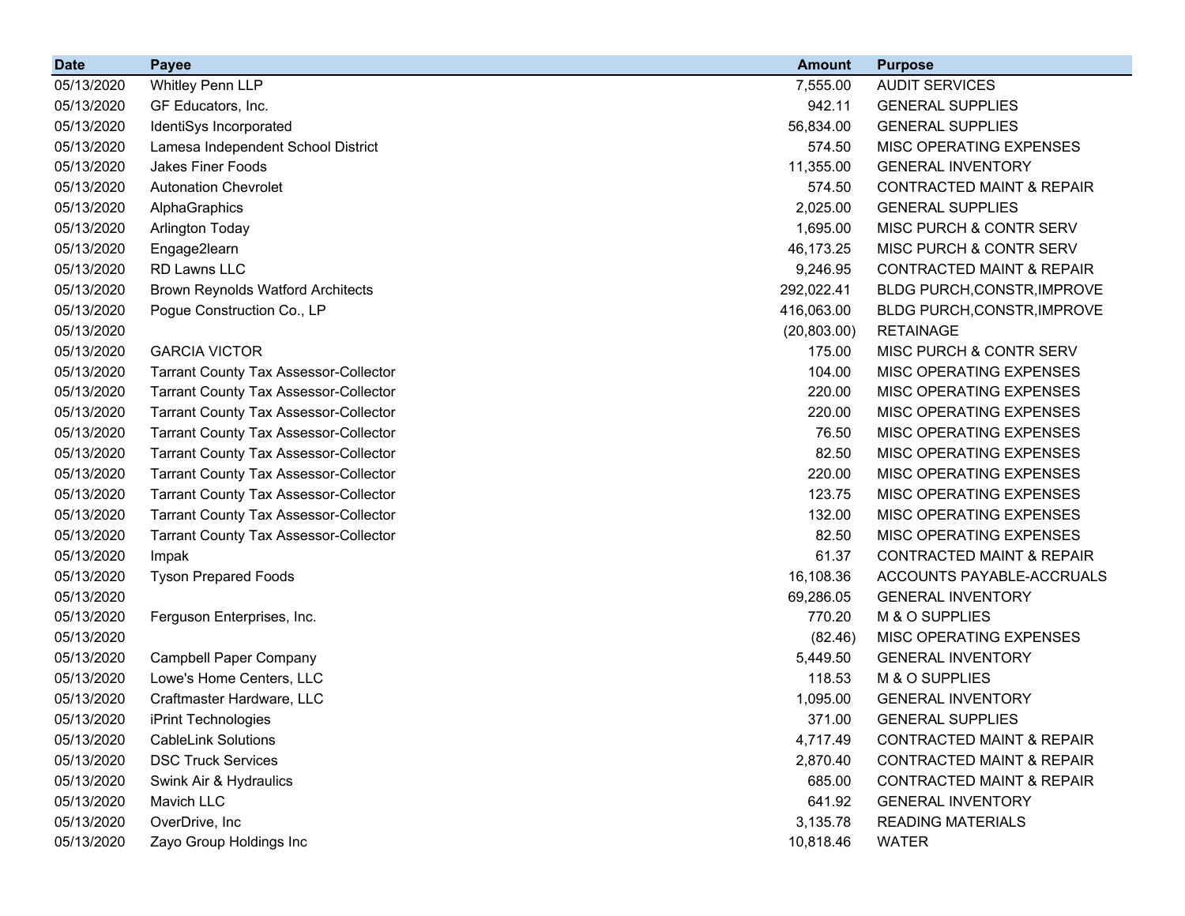| Date | Payee | Amount | Purpose |
|---|---|---|---|
| 05/13/2020 | Whitley Penn LLP | 7,555.00 | AUDIT SERVICES |
| 05/13/2020 | GF Educators, Inc. | 942.11 | GENERAL SUPPLIES |
| 05/13/2020 | IdentiSys Incorporated | 56,834.00 | GENERAL SUPPLIES |
| 05/13/2020 | Lamesa Independent School District | 574.50 | MISC OPERATING EXPENSES |
| 05/13/2020 | Jakes Finer Foods | 11,355.00 | GENERAL INVENTORY |
| 05/13/2020 | Autonation Chevrolet | 574.50 | CONTRACTED MAINT & REPAIR |
| 05/13/2020 | AlphaGraphics | 2,025.00 | GENERAL SUPPLIES |
| 05/13/2020 | Arlington Today | 1,695.00 | MISC PURCH & CONTR SERV |
| 05/13/2020 | Engage2learn | 46,173.25 | MISC PURCH & CONTR SERV |
| 05/13/2020 | RD Lawns LLC | 9,246.95 | CONTRACTED MAINT & REPAIR |
| 05/13/2020 | Brown Reynolds Watford Architects | 292,022.41 | BLDG PURCH,CONSTR,IMPROVE |
| 05/13/2020 | Pogue Construction Co., LP | 416,063.00 | BLDG PURCH,CONSTR,IMPROVE |
| 05/13/2020 | | (20,803.00) | RETAINAGE |
| 05/13/2020 | GARCIA VICTOR | 175.00 | MISC PURCH & CONTR SERV |
| 05/13/2020 | Tarrant County Tax Assessor-Collector | 104.00 | MISC OPERATING EXPENSES |
| 05/13/2020 | Tarrant County Tax Assessor-Collector | 220.00 | MISC OPERATING EXPENSES |
| 05/13/2020 | Tarrant County Tax Assessor-Collector | 220.00 | MISC OPERATING EXPENSES |
| 05/13/2020 | Tarrant County Tax Assessor-Collector | 76.50 | MISC OPERATING EXPENSES |
| 05/13/2020 | Tarrant County Tax Assessor-Collector | 82.50 | MISC OPERATING EXPENSES |
| 05/13/2020 | Tarrant County Tax Assessor-Collector | 220.00 | MISC OPERATING EXPENSES |
| 05/13/2020 | Tarrant County Tax Assessor-Collector | 123.75 | MISC OPERATING EXPENSES |
| 05/13/2020 | Tarrant County Tax Assessor-Collector | 132.00 | MISC OPERATING EXPENSES |
| 05/13/2020 | Tarrant County Tax Assessor-Collector | 82.50 | MISC OPERATING EXPENSES |
| 05/13/2020 | Impak | 61.37 | CONTRACTED MAINT & REPAIR |
| 05/13/2020 | Tyson Prepared Foods | 16,108.36 | ACCOUNTS PAYABLE-ACCRUALS |
| 05/13/2020 | | 69,286.05 | GENERAL INVENTORY |
| 05/13/2020 | Ferguson Enterprises, Inc. | 770.20 | M & O SUPPLIES |
| 05/13/2020 | | (82.46) | MISC OPERATING EXPENSES |
| 05/13/2020 | Campbell Paper Company | 5,449.50 | GENERAL INVENTORY |
| 05/13/2020 | Lowe's Home Centers, LLC | 118.53 | M & O SUPPLIES |
| 05/13/2020 | Craftmaster Hardware, LLC | 1,095.00 | GENERAL INVENTORY |
| 05/13/2020 | iPrint Technologies | 371.00 | GENERAL SUPPLIES |
| 05/13/2020 | CableLink Solutions | 4,717.49 | CONTRACTED MAINT & REPAIR |
| 05/13/2020 | DSC Truck Services | 2,870.40 | CONTRACTED MAINT & REPAIR |
| 05/13/2020 | Swink Air & Hydraulics | 685.00 | CONTRACTED MAINT & REPAIR |
| 05/13/2020 | Mavich LLC | 641.92 | GENERAL INVENTORY |
| 05/13/2020 | OverDrive, Inc | 3,135.78 | READING MATERIALS |
| 05/13/2020 | Zayo Group Holdings Inc | 10,818.46 | WATER |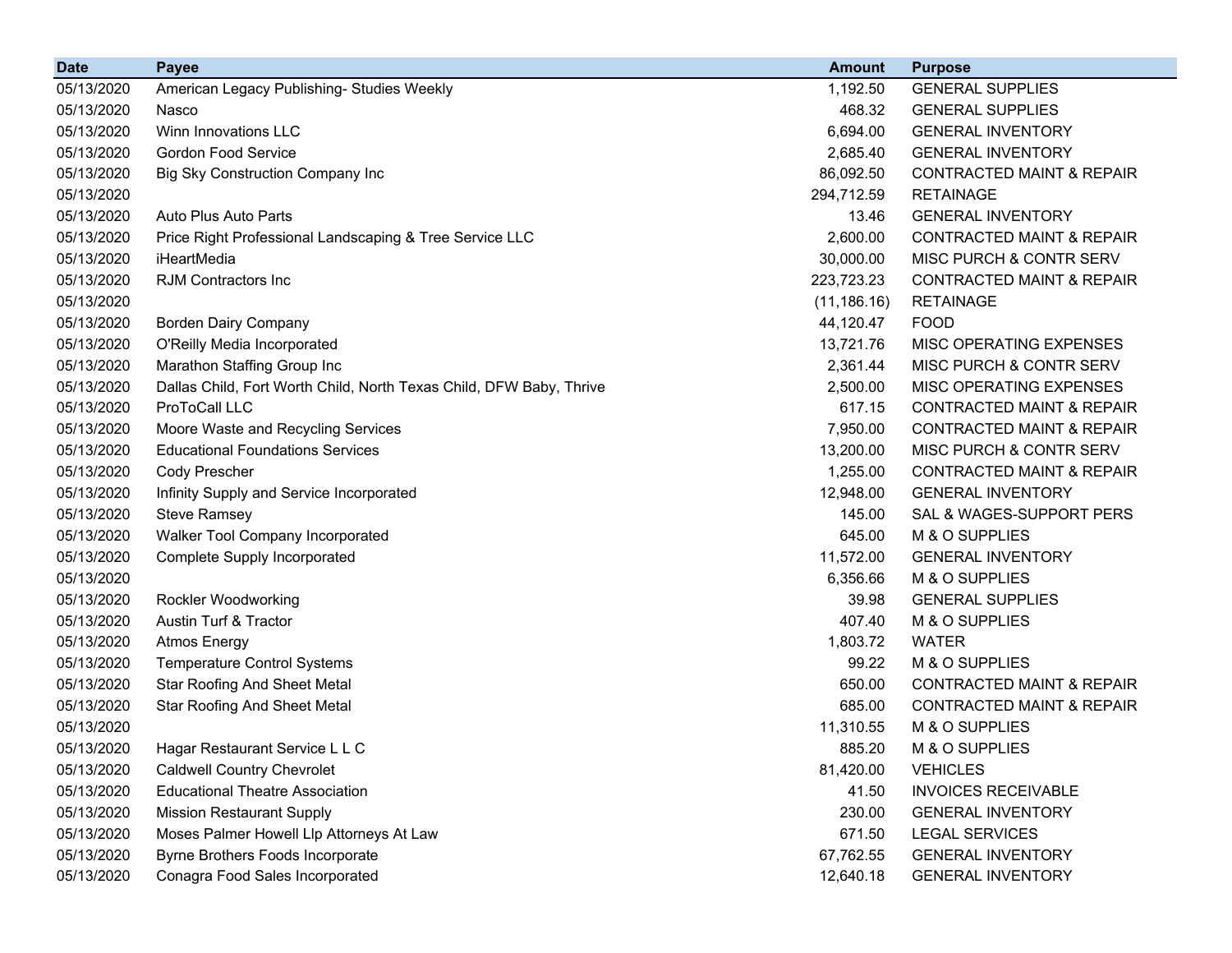| Date | Payee | Amount | Purpose |
|---|---|---|---|
| 05/13/2020 | American Legacy Publishing- Studies Weekly | 1,192.50 | GENERAL SUPPLIES |
| 05/13/2020 | Nasco | 468.32 | GENERAL SUPPLIES |
| 05/13/2020 | Winn Innovations LLC | 6,694.00 | GENERAL INVENTORY |
| 05/13/2020 | Gordon Food Service | 2,685.40 | GENERAL INVENTORY |
| 05/13/2020 | Big Sky Construction Company Inc | 86,092.50 | CONTRACTED MAINT & REPAIR |
| 05/13/2020 | | 294,712.59 | RETAINAGE |
| 05/13/2020 | Auto Plus Auto Parts | 13.46 | GENERAL INVENTORY |
| 05/13/2020 | Price Right Professional Landscaping & Tree Service LLC | 2,600.00 | CONTRACTED MAINT & REPAIR |
| 05/13/2020 | iHeartMedia | 30,000.00 | MISC PURCH & CONTR SERV |
| 05/13/2020 | RJM Contractors Inc | 223,723.23 | CONTRACTED MAINT & REPAIR |
| 05/13/2020 | | (11,186.16) | RETAINAGE |
| 05/13/2020 | Borden Dairy Company | 44,120.47 | FOOD |
| 05/13/2020 | O'Reilly Media Incorporated | 13,721.76 | MISC OPERATING EXPENSES |
| 05/13/2020 | Marathon Staffing Group Inc | 2,361.44 | MISC PURCH & CONTR SERV |
| 05/13/2020 | Dallas Child, Fort Worth Child, North Texas Child, DFW Baby, Thrive | 2,500.00 | MISC OPERATING EXPENSES |
| 05/13/2020 | ProToCall LLC | 617.15 | CONTRACTED MAINT & REPAIR |
| 05/13/2020 | Moore Waste and Recycling Services | 7,950.00 | CONTRACTED MAINT & REPAIR |
| 05/13/2020 | Educational Foundations Services | 13,200.00 | MISC PURCH & CONTR SERV |
| 05/13/2020 | Cody Prescher | 1,255.00 | CONTRACTED MAINT & REPAIR |
| 05/13/2020 | Infinity Supply and Service Incorporated | 12,948.00 | GENERAL INVENTORY |
| 05/13/2020 | Steve Ramsey | 145.00 | SAL & WAGES-SUPPORT PERS |
| 05/13/2020 | Walker Tool Company Incorporated | 645.00 | M & O SUPPLIES |
| 05/13/2020 | Complete Supply Incorporated | 11,572.00 | GENERAL INVENTORY |
| 05/13/2020 | | 6,356.66 | M & O SUPPLIES |
| 05/13/2020 | Rockler Woodworking | 39.98 | GENERAL SUPPLIES |
| 05/13/2020 | Austin Turf & Tractor | 407.40 | M & O SUPPLIES |
| 05/13/2020 | Atmos Energy | 1,803.72 | WATER |
| 05/13/2020 | Temperature Control Systems | 99.22 | M & O SUPPLIES |
| 05/13/2020 | Star Roofing And Sheet Metal | 650.00 | CONTRACTED MAINT & REPAIR |
| 05/13/2020 | Star Roofing And Sheet Metal | 685.00 | CONTRACTED MAINT & REPAIR |
| 05/13/2020 | | 11,310.55 | M & O SUPPLIES |
| 05/13/2020 | Hagar Restaurant Service L L C | 885.20 | M & O SUPPLIES |
| 05/13/2020 | Caldwell Country Chevrolet | 81,420.00 | VEHICLES |
| 05/13/2020 | Educational Theatre Association | 41.50 | INVOICES RECEIVABLE |
| 05/13/2020 | Mission Restaurant Supply | 230.00 | GENERAL INVENTORY |
| 05/13/2020 | Moses Palmer Howell Llp Attorneys At Law | 671.50 | LEGAL SERVICES |
| 05/13/2020 | Byrne Brothers Foods Incorporate | 67,762.55 | GENERAL INVENTORY |
| 05/13/2020 | Conagra Food Sales Incorporated | 12,640.18 | GENERAL INVENTORY |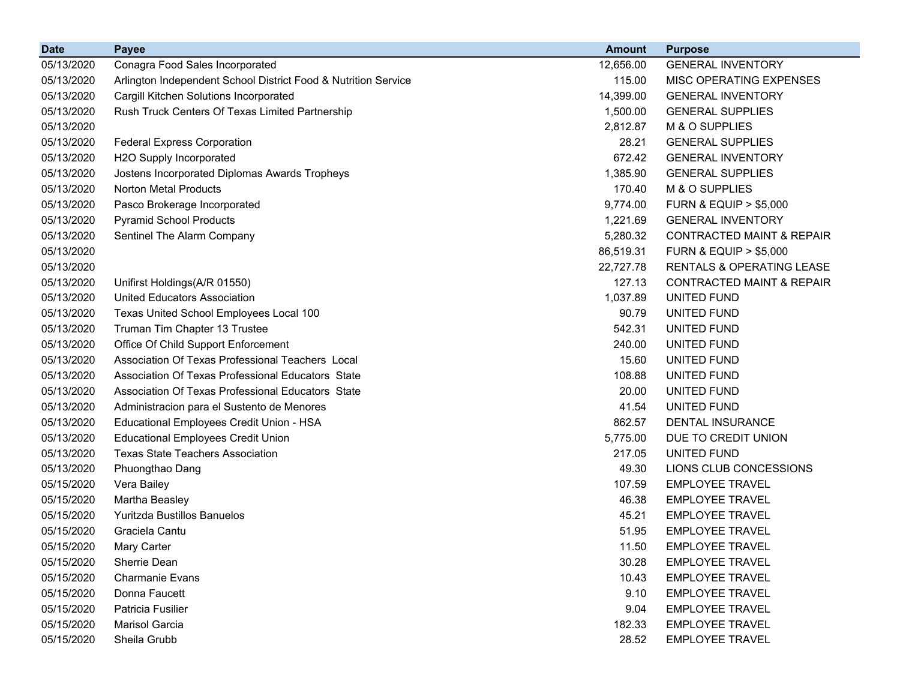| Date | Payee | Amount | Purpose |
| --- | --- | --- | --- |
| 05/13/2020 | Conagra Food Sales Incorporated | 12,656.00 | GENERAL INVENTORY |
| 05/13/2020 | Arlington Independent School District Food & Nutrition Service | 115.00 | MISC OPERATING EXPENSES |
| 05/13/2020 | Cargill Kitchen Solutions Incorporated | 14,399.00 | GENERAL INVENTORY |
| 05/13/2020 | Rush Truck Centers Of Texas Limited Partnership | 1,500.00 | GENERAL SUPPLIES |
| 05/13/2020 | | 2,812.87 | M & O SUPPLIES |
| 05/13/2020 | Federal Express Corporation | 28.21 | GENERAL SUPPLIES |
| 05/13/2020 | H2O Supply Incorporated | 672.42 | GENERAL INVENTORY |
| 05/13/2020 | Jostens Incorporated Diplomas Awards Tropheys | 1,385.90 | GENERAL SUPPLIES |
| 05/13/2020 | Norton Metal Products | 170.40 | M & O SUPPLIES |
| 05/13/2020 | Pasco Brokerage Incorporated | 9,774.00 | FURN & EQUIP > $5,000 |
| 05/13/2020 | Pyramid School Products | 1,221.69 | GENERAL INVENTORY |
| 05/13/2020 | Sentinel The Alarm Company | 5,280.32 | CONTRACTED MAINT & REPAIR |
| 05/13/2020 | | 86,519.31 | FURN & EQUIP > $5,000 |
| 05/13/2020 | | 22,727.78 | RENTALS & OPERATING LEASE |
| 05/13/2020 | Unifirst Holdings(A/R 01550) | 127.13 | CONTRACTED MAINT & REPAIR |
| 05/13/2020 | United Educators Association | 1,037.89 | UNITED FUND |
| 05/13/2020 | Texas United School Employees Local 100 | 90.79 | UNITED FUND |
| 05/13/2020 | Truman Tim Chapter 13 Trustee | 542.31 | UNITED FUND |
| 05/13/2020 | Office Of Child Support Enforcement | 240.00 | UNITED FUND |
| 05/13/2020 | Association Of Texas Professional Teachers Local | 15.60 | UNITED FUND |
| 05/13/2020 | Association Of Texas Professional Educators State | 108.88 | UNITED FUND |
| 05/13/2020 | Association Of Texas Professional Educators State | 20.00 | UNITED FUND |
| 05/13/2020 | Administracion para el Sustento de Menores | 41.54 | UNITED FUND |
| 05/13/2020 | Educational Employees Credit Union - HSA | 862.57 | DENTAL INSURANCE |
| 05/13/2020 | Educational Employees Credit Union | 5,775.00 | DUE TO CREDIT UNION |
| 05/13/2020 | Texas State Teachers Association | 217.05 | UNITED FUND |
| 05/13/2020 | Phuongthao Dang | 49.30 | LIONS CLUB CONCESSIONS |
| 05/15/2020 | Vera Bailey | 107.59 | EMPLOYEE TRAVEL |
| 05/15/2020 | Martha Beasley | 46.38 | EMPLOYEE TRAVEL |
| 05/15/2020 | Yuritzda Bustillos Banuelos | 45.21 | EMPLOYEE TRAVEL |
| 05/15/2020 | Graciela Cantu | 51.95 | EMPLOYEE TRAVEL |
| 05/15/2020 | Mary Carter | 11.50 | EMPLOYEE TRAVEL |
| 05/15/2020 | Sherrie Dean | 30.28 | EMPLOYEE TRAVEL |
| 05/15/2020 | Charmanie Evans | 10.43 | EMPLOYEE TRAVEL |
| 05/15/2020 | Donna Faucett | 9.10 | EMPLOYEE TRAVEL |
| 05/15/2020 | Patricia Fusilier | 9.04 | EMPLOYEE TRAVEL |
| 05/15/2020 | Marisol Garcia | 182.33 | EMPLOYEE TRAVEL |
| 05/15/2020 | Sheila Grubb | 28.52 | EMPLOYEE TRAVEL |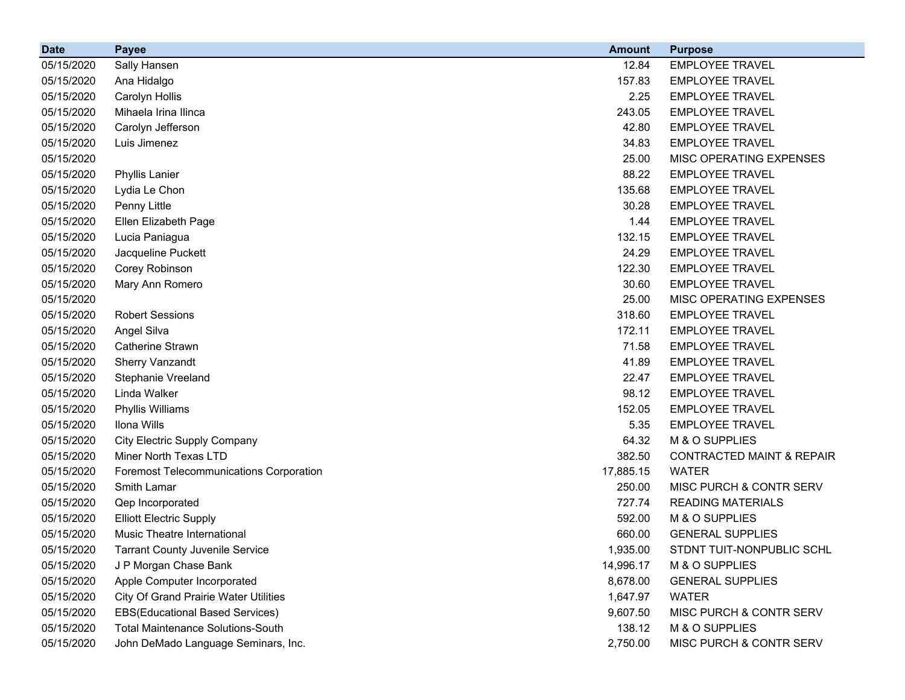| Date | Payee | Amount | Purpose |
|---|---|---|---|
| 05/15/2020 | Sally Hansen | 12.84 | EMPLOYEE TRAVEL |
| 05/15/2020 | Ana Hidalgo | 157.83 | EMPLOYEE TRAVEL |
| 05/15/2020 | Carolyn Hollis | 2.25 | EMPLOYEE TRAVEL |
| 05/15/2020 | Mihaela Irina Ilinca | 243.05 | EMPLOYEE TRAVEL |
| 05/15/2020 | Carolyn Jefferson | 42.80 | EMPLOYEE TRAVEL |
| 05/15/2020 | Luis Jimenez | 34.83 | EMPLOYEE TRAVEL |
| 05/15/2020 | | 25.00 | MISC OPERATING EXPENSES |
| 05/15/2020 | Phyllis Lanier | 88.22 | EMPLOYEE TRAVEL |
| 05/15/2020 | Lydia Le Chon | 135.68 | EMPLOYEE TRAVEL |
| 05/15/2020 | Penny Little | 30.28 | EMPLOYEE TRAVEL |
| 05/15/2020 | Ellen Elizabeth Page | 1.44 | EMPLOYEE TRAVEL |
| 05/15/2020 | Lucia Paniagua | 132.15 | EMPLOYEE TRAVEL |
| 05/15/2020 | Jacqueline Puckett | 24.29 | EMPLOYEE TRAVEL |
| 05/15/2020 | Corey Robinson | 122.30 | EMPLOYEE TRAVEL |
| 05/15/2020 | Mary Ann Romero | 30.60 | EMPLOYEE TRAVEL |
| 05/15/2020 | | 25.00 | MISC OPERATING EXPENSES |
| 05/15/2020 | Robert Sessions | 318.60 | EMPLOYEE TRAVEL |
| 05/15/2020 | Angel Silva | 172.11 | EMPLOYEE TRAVEL |
| 05/15/2020 | Catherine Strawn | 71.58 | EMPLOYEE TRAVEL |
| 05/15/2020 | Sherry Vanzandt | 41.89 | EMPLOYEE TRAVEL |
| 05/15/2020 | Stephanie Vreeland | 22.47 | EMPLOYEE TRAVEL |
| 05/15/2020 | Linda Walker | 98.12 | EMPLOYEE TRAVEL |
| 05/15/2020 | Phyllis Williams | 152.05 | EMPLOYEE TRAVEL |
| 05/15/2020 | Ilona Wills | 5.35 | EMPLOYEE TRAVEL |
| 05/15/2020 | City Electric Supply Company | 64.32 | M & O SUPPLIES |
| 05/15/2020 | Miner North Texas LTD | 382.50 | CONTRACTED MAINT & REPAIR |
| 05/15/2020 | Foremost Telecommunications Corporation | 17,885.15 | WATER |
| 05/15/2020 | Smith Lamar | 250.00 | MISC PURCH & CONTR SERV |
| 05/15/2020 | Qep Incorporated | 727.74 | READING MATERIALS |
| 05/15/2020 | Elliott Electric Supply | 592.00 | M & O SUPPLIES |
| 05/15/2020 | Music Theatre International | 660.00 | GENERAL SUPPLIES |
| 05/15/2020 | Tarrant County Juvenile Service | 1,935.00 | STDNT TUIT-NONPUBLIC SCHL |
| 05/15/2020 | J P Morgan Chase Bank | 14,996.17 | M & O SUPPLIES |
| 05/15/2020 | Apple Computer Incorporated | 8,678.00 | GENERAL SUPPLIES |
| 05/15/2020 | City Of Grand Prairie Water Utilities | 1,647.97 | WATER |
| 05/15/2020 | EBS(Educational Based Services) | 9,607.50 | MISC PURCH & CONTR SERV |
| 05/15/2020 | Total Maintenance Solutions-South | 138.12 | M & O SUPPLIES |
| 05/15/2020 | John DeMado Language Seminars, Inc. | 2,750.00 | MISC PURCH & CONTR SERV |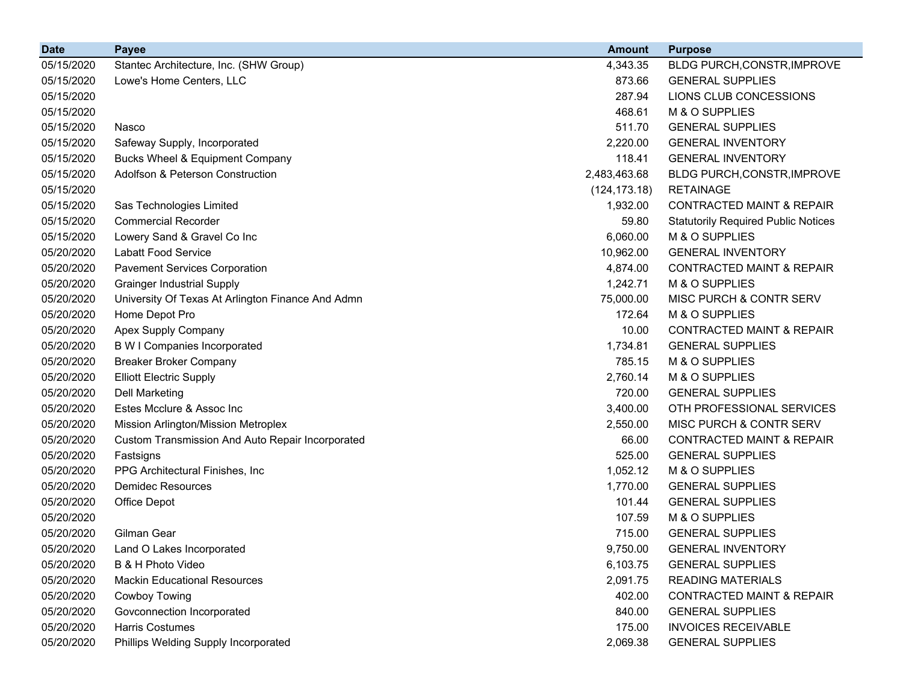| Date | Payee | Amount | Purpose |
|---|---|---|---|
| 05/15/2020 | Stantec Architecture, Inc. (SHW Group) | 4,343.35 | BLDG PURCH,CONSTR,IMPROVE |
| 05/15/2020 | Lowe's Home Centers, LLC | 873.66 | GENERAL SUPPLIES |
| 05/15/2020 | | 287.94 | LIONS CLUB CONCESSIONS |
| 05/15/2020 | | 468.61 | M & O SUPPLIES |
| 05/15/2020 | Nasco | 511.70 | GENERAL SUPPLIES |
| 05/15/2020 | Safeway Supply, Incorporated | 2,220.00 | GENERAL INVENTORY |
| 05/15/2020 | Bucks Wheel & Equipment Company | 118.41 | GENERAL INVENTORY |
| 05/15/2020 | Adolfson & Peterson Construction | 2,483,463.68 | BLDG PURCH,CONSTR,IMPROVE |
| 05/15/2020 | | (124,173.18) | RETAINAGE |
| 05/15/2020 | Sas Technologies Limited | 1,932.00 | CONTRACTED MAINT & REPAIR |
| 05/15/2020 | Commercial Recorder | 59.80 | Statutorily Required Public Notices |
| 05/15/2020 | Lowery Sand & Gravel Co Inc | 6,060.00 | M & O SUPPLIES |
| 05/20/2020 | Labatt Food Service | 10,962.00 | GENERAL INVENTORY |
| 05/20/2020 | Pavement Services Corporation | 4,874.00 | CONTRACTED MAINT & REPAIR |
| 05/20/2020 | Grainger Industrial Supply | 1,242.71 | M & O SUPPLIES |
| 05/20/2020 | University Of Texas At Arlington Finance And Admn | 75,000.00 | MISC PURCH & CONTR SERV |
| 05/20/2020 | Home Depot Pro | 172.64 | M & O SUPPLIES |
| 05/20/2020 | Apex Supply Company | 10.00 | CONTRACTED MAINT & REPAIR |
| 05/20/2020 | B W I Companies Incorporated | 1,734.81 | GENERAL SUPPLIES |
| 05/20/2020 | Breaker Broker Company | 785.15 | M & O SUPPLIES |
| 05/20/2020 | Elliott Electric Supply | 2,760.14 | M & O SUPPLIES |
| 05/20/2020 | Dell Marketing | 720.00 | GENERAL SUPPLIES |
| 05/20/2020 | Estes Mcclure & Assoc Inc | 3,400.00 | OTH PROFESSIONAL SERVICES |
| 05/20/2020 | Mission Arlington/Mission Metroplex | 2,550.00 | MISC PURCH & CONTR SERV |
| 05/20/2020 | Custom Transmission And Auto Repair Incorporated | 66.00 | CONTRACTED MAINT & REPAIR |
| 05/20/2020 | Fastsigns | 525.00 | GENERAL SUPPLIES |
| 05/20/2020 | PPG Architectural Finishes, Inc | 1,052.12 | M & O SUPPLIES |
| 05/20/2020 | Demidec Resources | 1,770.00 | GENERAL SUPPLIES |
| 05/20/2020 | Office Depot | 101.44 | GENERAL SUPPLIES |
| 05/20/2020 | | 107.59 | M & O SUPPLIES |
| 05/20/2020 | Gilman Gear | 715.00 | GENERAL SUPPLIES |
| 05/20/2020 | Land O Lakes Incorporated | 9,750.00 | GENERAL INVENTORY |
| 05/20/2020 | B & H Photo Video | 6,103.75 | GENERAL SUPPLIES |
| 05/20/2020 | Mackin Educational Resources | 2,091.75 | READING MATERIALS |
| 05/20/2020 | Cowboy Towing | 402.00 | CONTRACTED MAINT & REPAIR |
| 05/20/2020 | Govconnection Incorporated | 840.00 | GENERAL SUPPLIES |
| 05/20/2020 | Harris Costumes | 175.00 | INVOICES RECEIVABLE |
| 05/20/2020 | Phillips Welding Supply Incorporated | 2,069.38 | GENERAL SUPPLIES |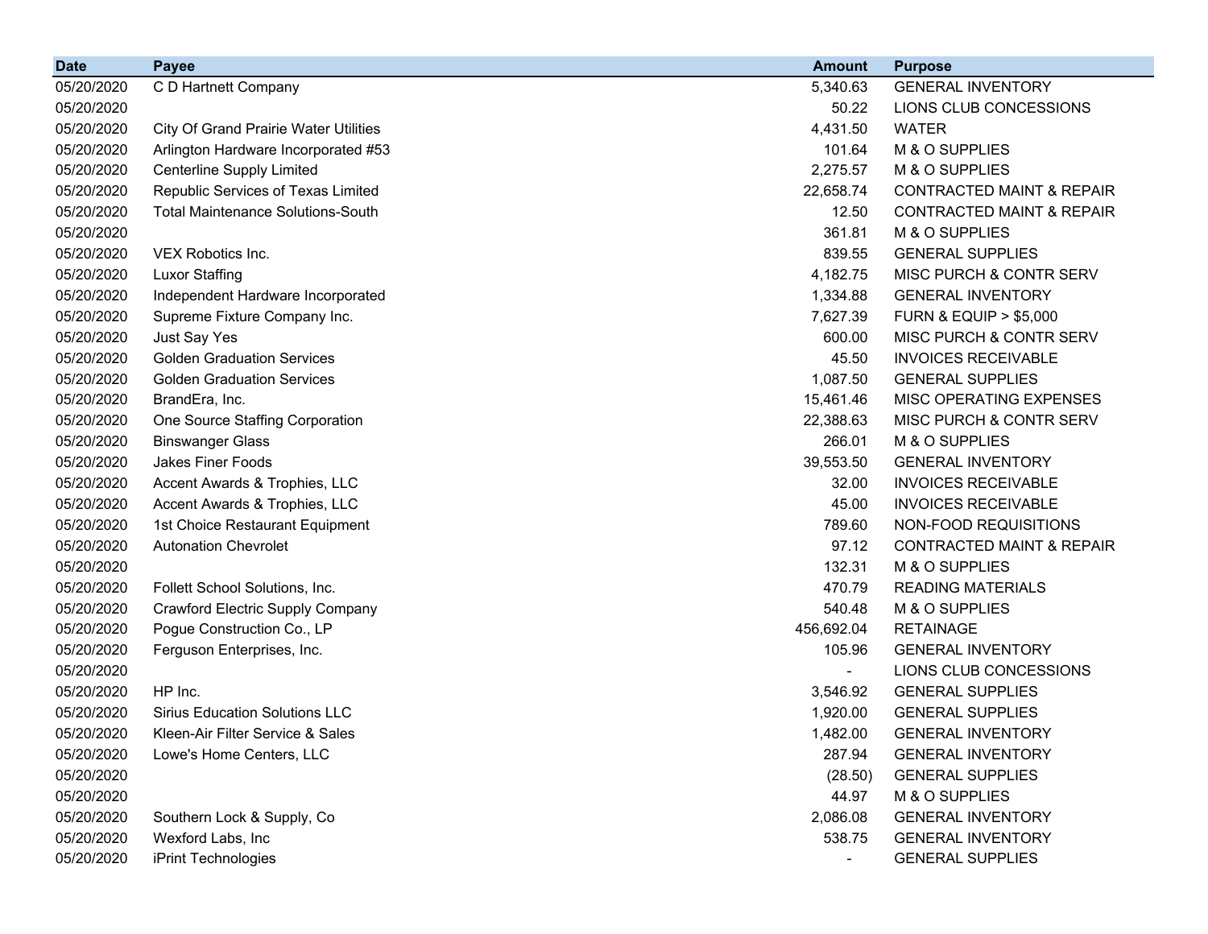| Date | Payee | Amount | Purpose |
|---|---|---|---|
| 05/20/2020 | C D Hartnett Company | 5,340.63 | GENERAL INVENTORY |
| 05/20/2020 | | 50.22 | LIONS CLUB CONCESSIONS |
| 05/20/2020 | City Of Grand Prairie Water Utilities | 4,431.50 | WATER |
| 05/20/2020 | Arlington Hardware Incorporated #53 | 101.64 | M & O SUPPLIES |
| 05/20/2020 | Centerline Supply Limited | 2,275.57 | M & O SUPPLIES |
| 05/20/2020 | Republic Services of Texas Limited | 22,658.74 | CONTRACTED MAINT & REPAIR |
| 05/20/2020 | Total Maintenance Solutions-South | 12.50 | CONTRACTED MAINT & REPAIR |
| 05/20/2020 | | 361.81 | M & O SUPPLIES |
| 05/20/2020 | VEX Robotics Inc. | 839.55 | GENERAL SUPPLIES |
| 05/20/2020 | Luxor Staffing | 4,182.75 | MISC PURCH & CONTR SERV |
| 05/20/2020 | Independent Hardware Incorporated | 1,334.88 | GENERAL INVENTORY |
| 05/20/2020 | Supreme Fixture Company Inc. | 7,627.39 | FURN & EQUIP > $5,000 |
| 05/20/2020 | Just Say Yes | 600.00 | MISC PURCH & CONTR SERV |
| 05/20/2020 | Golden Graduation Services | 45.50 | INVOICES RECEIVABLE |
| 05/20/2020 | Golden Graduation Services | 1,087.50 | GENERAL SUPPLIES |
| 05/20/2020 | BrandEra, Inc. | 15,461.46 | MISC OPERATING EXPENSES |
| 05/20/2020 | One Source Staffing Corporation | 22,388.63 | MISC PURCH & CONTR SERV |
| 05/20/2020 | Binswanger Glass | 266.01 | M & O SUPPLIES |
| 05/20/2020 | Jakes Finer Foods | 39,553.50 | GENERAL INVENTORY |
| 05/20/2020 | Accent Awards & Trophies, LLC | 32.00 | INVOICES RECEIVABLE |
| 05/20/2020 | Accent Awards & Trophies, LLC | 45.00 | INVOICES RECEIVABLE |
| 05/20/2020 | 1st Choice Restaurant Equipment | 789.60 | NON-FOOD REQUISITIONS |
| 05/20/2020 | Autonation Chevrolet | 97.12 | CONTRACTED MAINT & REPAIR |
| 05/20/2020 | | 132.31 | M & O SUPPLIES |
| 05/20/2020 | Follett School Solutions, Inc. | 470.79 | READING MATERIALS |
| 05/20/2020 | Crawford Electric Supply Company | 540.48 | M & O SUPPLIES |
| 05/20/2020 | Pogue Construction Co., LP | 456,692.04 | RETAINAGE |
| 05/20/2020 | Ferguson Enterprises, Inc. | 105.96 | GENERAL INVENTORY |
| 05/20/2020 | | - | LIONS CLUB CONCESSIONS |
| 05/20/2020 | HP Inc. | 3,546.92 | GENERAL SUPPLIES |
| 05/20/2020 | Sirius Education Solutions LLC | 1,920.00 | GENERAL SUPPLIES |
| 05/20/2020 | Kleen-Air Filter Service & Sales | 1,482.00 | GENERAL INVENTORY |
| 05/20/2020 | Lowe's Home Centers, LLC | 287.94 | GENERAL INVENTORY |
| 05/20/2020 | | (28.50) | GENERAL SUPPLIES |
| 05/20/2020 | | 44.97 | M & O SUPPLIES |
| 05/20/2020 | Southern Lock & Supply, Co | 2,086.08 | GENERAL INVENTORY |
| 05/20/2020 | Wexford Labs, Inc | 538.75 | GENERAL INVENTORY |
| 05/20/2020 | iPrint Technologies | - | GENERAL SUPPLIES |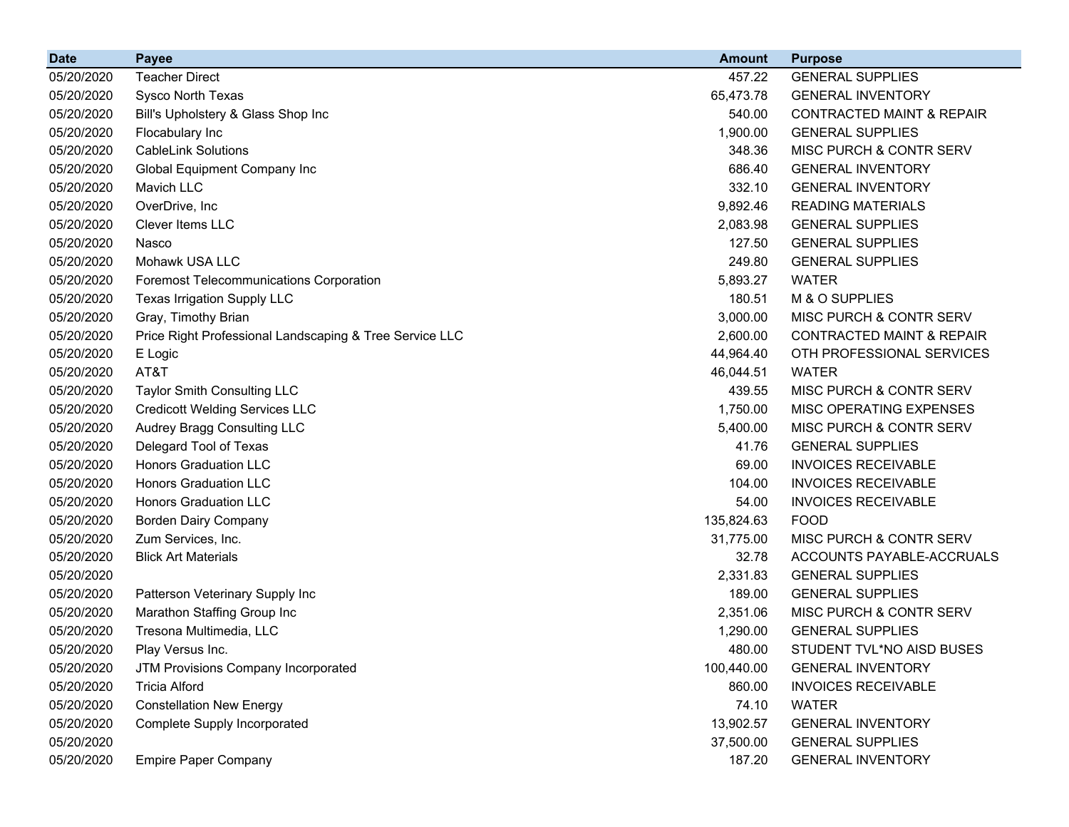| Date | Payee | Amount | Purpose |
|---|---|---|---|
| 05/20/2020 | Teacher Direct | 457.22 | GENERAL SUPPLIES |
| 05/20/2020 | Sysco North Texas | 65,473.78 | GENERAL INVENTORY |
| 05/20/2020 | Bill's Upholstery & Glass Shop Inc | 540.00 | CONTRACTED MAINT & REPAIR |
| 05/20/2020 | Flocabulary Inc | 1,900.00 | GENERAL SUPPLIES |
| 05/20/2020 | CableLink Solutions | 348.36 | MISC PURCH & CONTR SERV |
| 05/20/2020 | Global Equipment Company Inc | 686.40 | GENERAL INVENTORY |
| 05/20/2020 | Mavich LLC | 332.10 | GENERAL INVENTORY |
| 05/20/2020 | OverDrive, Inc | 9,892.46 | READING MATERIALS |
| 05/20/2020 | Clever Items LLC | 2,083.98 | GENERAL SUPPLIES |
| 05/20/2020 | Nasco | 127.50 | GENERAL SUPPLIES |
| 05/20/2020 | Mohawk USA LLC | 249.80 | GENERAL SUPPLIES |
| 05/20/2020 | Foremost Telecommunications Corporation | 5,893.27 | WATER |
| 05/20/2020 | Texas Irrigation Supply LLC | 180.51 | M & O SUPPLIES |
| 05/20/2020 | Gray, Timothy Brian | 3,000.00 | MISC PURCH & CONTR SERV |
| 05/20/2020 | Price Right Professional Landscaping & Tree Service LLC | 2,600.00 | CONTRACTED MAINT & REPAIR |
| 05/20/2020 | E Logic | 44,964.40 | OTH PROFESSIONAL SERVICES |
| 05/20/2020 | AT&T | 46,044.51 | WATER |
| 05/20/2020 | Taylor Smith Consulting LLC | 439.55 | MISC PURCH & CONTR SERV |
| 05/20/2020 | Credicott Welding Services LLC | 1,750.00 | MISC OPERATING EXPENSES |
| 05/20/2020 | Audrey Bragg Consulting LLC | 5,400.00 | MISC PURCH & CONTR SERV |
| 05/20/2020 | Delegard Tool of Texas | 41.76 | GENERAL SUPPLIES |
| 05/20/2020 | Honors Graduation LLC | 69.00 | INVOICES RECEIVABLE |
| 05/20/2020 | Honors Graduation LLC | 104.00 | INVOICES RECEIVABLE |
| 05/20/2020 | Honors Graduation LLC | 54.00 | INVOICES RECEIVABLE |
| 05/20/2020 | Borden Dairy Company | 135,824.63 | FOOD |
| 05/20/2020 | Zum Services, Inc. | 31,775.00 | MISC PURCH & CONTR SERV |
| 05/20/2020 | Blick Art Materials | 32.78 | ACCOUNTS PAYABLE-ACCRUALS |
| 05/20/2020 | | 2,331.83 | GENERAL SUPPLIES |
| 05/20/2020 | Patterson Veterinary Supply Inc | 189.00 | GENERAL SUPPLIES |
| 05/20/2020 | Marathon Staffing Group Inc | 2,351.06 | MISC PURCH & CONTR SERV |
| 05/20/2020 | Tresona Multimedia, LLC | 1,290.00 | GENERAL SUPPLIES |
| 05/20/2020 | Play Versus Inc. | 480.00 | STUDENT TVL*NO AISD BUSES |
| 05/20/2020 | JTM Provisions Company Incorporated | 100,440.00 | GENERAL INVENTORY |
| 05/20/2020 | Tricia Alford | 860.00 | INVOICES RECEIVABLE |
| 05/20/2020 | Constellation New Energy | 74.10 | WATER |
| 05/20/2020 | Complete Supply Incorporated | 13,902.57 | GENERAL INVENTORY |
| 05/20/2020 | | 37,500.00 | GENERAL SUPPLIES |
| 05/20/2020 | Empire Paper Company | 187.20 | GENERAL INVENTORY |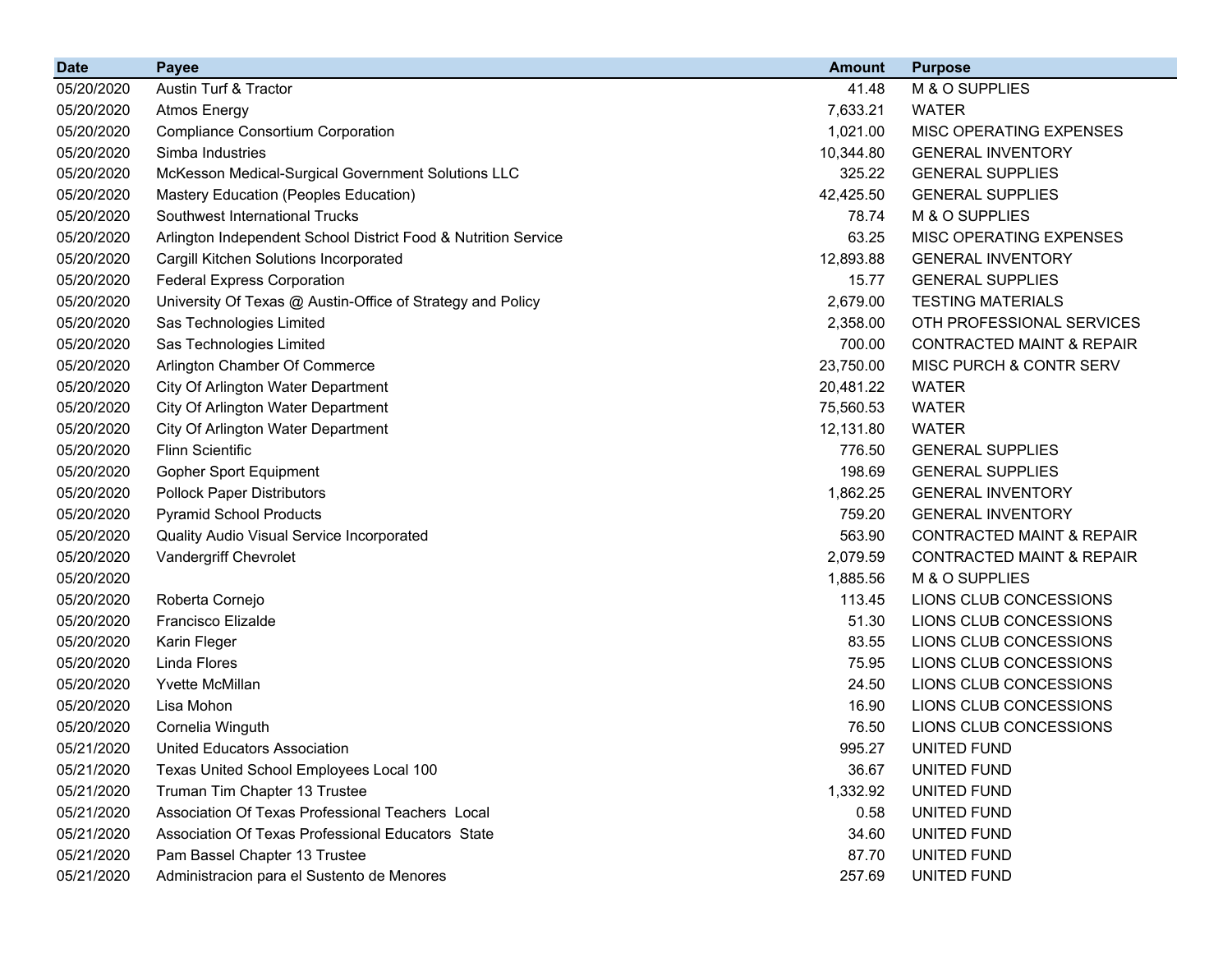| Date | Payee | Amount | Purpose |
|---|---|---|---|
| 05/20/2020 | Austin Turf & Tractor | 41.48 | M & O SUPPLIES |
| 05/20/2020 | Atmos Energy | 7,633.21 | WATER |
| 05/20/2020 | Compliance Consortium Corporation | 1,021.00 | MISC OPERATING EXPENSES |
| 05/20/2020 | Simba Industries | 10,344.80 | GENERAL INVENTORY |
| 05/20/2020 | McKesson Medical-Surgical Government Solutions LLC | 325.22 | GENERAL SUPPLIES |
| 05/20/2020 | Mastery Education (Peoples Education) | 42,425.50 | GENERAL SUPPLIES |
| 05/20/2020 | Southwest International Trucks | 78.74 | M & O SUPPLIES |
| 05/20/2020 | Arlington Independent School District Food & Nutrition Service | 63.25 | MISC OPERATING EXPENSES |
| 05/20/2020 | Cargill Kitchen Solutions Incorporated | 12,893.88 | GENERAL INVENTORY |
| 05/20/2020 | Federal Express Corporation | 15.77 | GENERAL SUPPLIES |
| 05/20/2020 | University Of Texas @ Austin-Office of Strategy and Policy | 2,679.00 | TESTING MATERIALS |
| 05/20/2020 | Sas Technologies Limited | 2,358.00 | OTH PROFESSIONAL SERVICES |
| 05/20/2020 | Sas Technologies Limited | 700.00 | CONTRACTED MAINT & REPAIR |
| 05/20/2020 | Arlington Chamber Of Commerce | 23,750.00 | MISC PURCH & CONTR SERV |
| 05/20/2020 | City Of Arlington Water Department | 20,481.22 | WATER |
| 05/20/2020 | City Of Arlington Water Department | 75,560.53 | WATER |
| 05/20/2020 | City Of Arlington Water Department | 12,131.80 | WATER |
| 05/20/2020 | Flinn Scientific | 776.50 | GENERAL SUPPLIES |
| 05/20/2020 | Gopher Sport Equipment | 198.69 | GENERAL SUPPLIES |
| 05/20/2020 | Pollock Paper Distributors | 1,862.25 | GENERAL INVENTORY |
| 05/20/2020 | Pyramid School Products | 759.20 | GENERAL INVENTORY |
| 05/20/2020 | Quality Audio Visual Service Incorporated | 563.90 | CONTRACTED MAINT & REPAIR |
| 05/20/2020 | Vandergriff Chevrolet | 2,079.59 | CONTRACTED MAINT & REPAIR |
| 05/20/2020 | | 1,885.56 | M & O SUPPLIES |
| 05/20/2020 | Roberta Cornejo | 113.45 | LIONS CLUB CONCESSIONS |
| 05/20/2020 | Francisco Elizalde | 51.30 | LIONS CLUB CONCESSIONS |
| 05/20/2020 | Karin Fleger | 83.55 | LIONS CLUB CONCESSIONS |
| 05/20/2020 | Linda Flores | 75.95 | LIONS CLUB CONCESSIONS |
| 05/20/2020 | Yvette McMillan | 24.50 | LIONS CLUB CONCESSIONS |
| 05/20/2020 | Lisa Mohon | 16.90 | LIONS CLUB CONCESSIONS |
| 05/20/2020 | Cornelia Winguth | 76.50 | LIONS CLUB CONCESSIONS |
| 05/21/2020 | United Educators Association | 995.27 | UNITED FUND |
| 05/21/2020 | Texas United School Employees Local 100 | 36.67 | UNITED FUND |
| 05/21/2020 | Truman Tim Chapter 13 Trustee | 1,332.92 | UNITED FUND |
| 05/21/2020 | Association Of Texas Professional Teachers Local | 0.58 | UNITED FUND |
| 05/21/2020 | Association Of Texas Professional Educators State | 34.60 | UNITED FUND |
| 05/21/2020 | Pam Bassel Chapter 13 Trustee | 87.70 | UNITED FUND |
| 05/21/2020 | Administracion para el Sustento de Menores | 257.69 | UNITED FUND |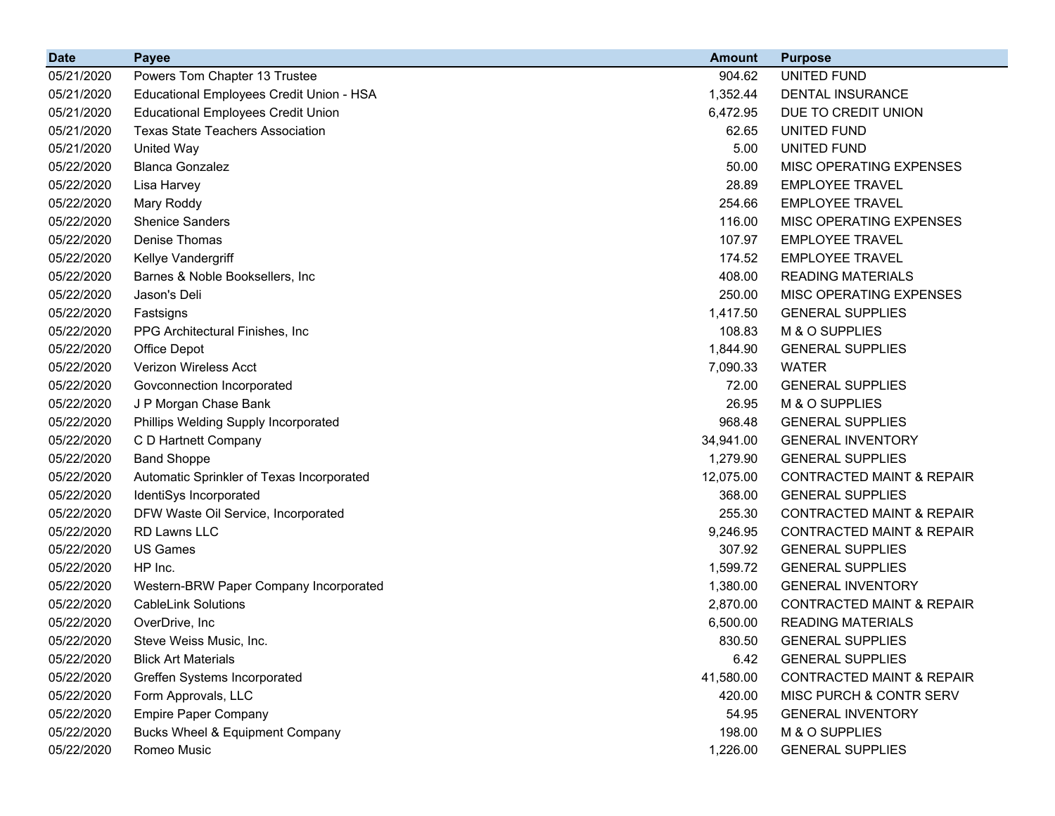| Date | Payee | Amount | Purpose |
|---|---|---:|---|
| 05/21/2020 | Powers Tom Chapter 13 Trustee | 904.62 | UNITED FUND |
| 05/21/2020 | Educational Employees Credit Union - HSA | 1,352.44 | DENTAL INSURANCE |
| 05/21/2020 | Educational Employees Credit Union | 6,472.95 | DUE TO CREDIT UNION |
| 05/21/2020 | Texas State Teachers Association | 62.65 | UNITED FUND |
| 05/21/2020 | United Way | 5.00 | UNITED FUND |
| 05/22/2020 | Blanca Gonzalez | 50.00 | MISC OPERATING EXPENSES |
| 05/22/2020 | Lisa Harvey | 28.89 | EMPLOYEE TRAVEL |
| 05/22/2020 | Mary Roddy | 254.66 | EMPLOYEE TRAVEL |
| 05/22/2020 | Shenice Sanders | 116.00 | MISC OPERATING EXPENSES |
| 05/22/2020 | Denise Thomas | 107.97 | EMPLOYEE TRAVEL |
| 05/22/2020 | Kellye Vandergriff | 174.52 | EMPLOYEE TRAVEL |
| 05/22/2020 | Barnes & Noble Booksellers, Inc | 408.00 | READING MATERIALS |
| 05/22/2020 | Jason's Deli | 250.00 | MISC OPERATING EXPENSES |
| 05/22/2020 | Fastsigns | 1,417.50 | GENERAL SUPPLIES |
| 05/22/2020 | PPG Architectural Finishes, Inc | 108.83 | M & O SUPPLIES |
| 05/22/2020 | Office Depot | 1,844.90 | GENERAL SUPPLIES |
| 05/22/2020 | Verizon Wireless Acct | 7,090.33 | WATER |
| 05/22/2020 | Govconnection Incorporated | 72.00 | GENERAL SUPPLIES |
| 05/22/2020 | J P Morgan Chase Bank | 26.95 | M & O SUPPLIES |
| 05/22/2020 | Phillips Welding Supply Incorporated | 968.48 | GENERAL SUPPLIES |
| 05/22/2020 | C D Hartnett Company | 34,941.00 | GENERAL INVENTORY |
| 05/22/2020 | Band Shoppe | 1,279.90 | GENERAL SUPPLIES |
| 05/22/2020 | Automatic Sprinkler of Texas Incorporated | 12,075.00 | CONTRACTED MAINT & REPAIR |
| 05/22/2020 | IdentiSys Incorporated | 368.00 | GENERAL SUPPLIES |
| 05/22/2020 | DFW Waste Oil Service, Incorporated | 255.30 | CONTRACTED MAINT & REPAIR |
| 05/22/2020 | RD Lawns LLC | 9,246.95 | CONTRACTED MAINT & REPAIR |
| 05/22/2020 | US Games | 307.92 | GENERAL SUPPLIES |
| 05/22/2020 | HP Inc. | 1,599.72 | GENERAL SUPPLIES |
| 05/22/2020 | Western-BRW Paper Company Incorporated | 1,380.00 | GENERAL INVENTORY |
| 05/22/2020 | CableLink Solutions | 2,870.00 | CONTRACTED MAINT & REPAIR |
| 05/22/2020 | OverDrive, Inc | 6,500.00 | READING MATERIALS |
| 05/22/2020 | Steve Weiss Music, Inc. | 830.50 | GENERAL SUPPLIES |
| 05/22/2020 | Blick Art Materials | 6.42 | GENERAL SUPPLIES |
| 05/22/2020 | Greffen Systems Incorporated | 41,580.00 | CONTRACTED MAINT & REPAIR |
| 05/22/2020 | Form Approvals, LLC | 420.00 | MISC PURCH & CONTR SERV |
| 05/22/2020 | Empire Paper Company | 54.95 | GENERAL INVENTORY |
| 05/22/2020 | Bucks Wheel & Equipment Company | 198.00 | M & O SUPPLIES |
| 05/22/2020 | Romeo Music | 1,226.00 | GENERAL SUPPLIES |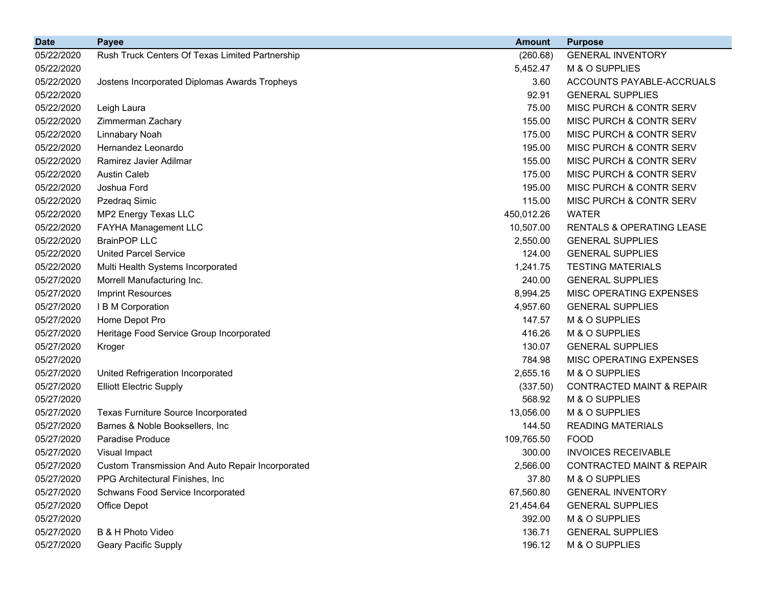| Date | Payee | Amount | Purpose |
|---|---|---|---|
| 05/22/2020 | Rush Truck Centers Of Texas Limited Partnership | (260.68) | GENERAL INVENTORY |
| 05/22/2020 | | 5,452.47 | M & O SUPPLIES |
| 05/22/2020 | Jostens Incorporated Diplomas Awards Tropheys | 3.60 | ACCOUNTS PAYABLE-ACCRUALS |
| 05/22/2020 | | 92.91 | GENERAL SUPPLIES |
| 05/22/2020 | Leigh Laura | 75.00 | MISC PURCH & CONTR SERV |
| 05/22/2020 | Zimmerman Zachary | 155.00 | MISC PURCH & CONTR SERV |
| 05/22/2020 | Linnabary Noah | 175.00 | MISC PURCH & CONTR SERV |
| 05/22/2020 | Hernandez Leonardo | 195.00 | MISC PURCH & CONTR SERV |
| 05/22/2020 | Ramirez Javier Adilmar | 155.00 | MISC PURCH & CONTR SERV |
| 05/22/2020 | Austin Caleb | 175.00 | MISC PURCH & CONTR SERV |
| 05/22/2020 | Joshua Ford | 195.00 | MISC PURCH & CONTR SERV |
| 05/22/2020 | Pzedraq Simic | 115.00 | MISC PURCH & CONTR SERV |
| 05/22/2020 | MP2 Energy Texas LLC | 450,012.26 | WATER |
| 05/22/2020 | FAYHA Management LLC | 10,507.00 | RENTALS & OPERATING LEASE |
| 05/22/2020 | BrainPOP LLC | 2,550.00 | GENERAL SUPPLIES |
| 05/22/2020 | United Parcel Service | 124.00 | GENERAL SUPPLIES |
| 05/22/2020 | Multi Health Systems Incorporated | 1,241.75 | TESTING MATERIALS |
| 05/27/2020 | Morrell Manufacturing Inc. | 240.00 | GENERAL SUPPLIES |
| 05/27/2020 | Imprint Resources | 8,994.25 | MISC OPERATING EXPENSES |
| 05/27/2020 | I B M Corporation | 4,957.60 | GENERAL SUPPLIES |
| 05/27/2020 | Home Depot Pro | 147.57 | M & O SUPPLIES |
| 05/27/2020 | Heritage Food Service Group Incorporated | 416.26 | M & O SUPPLIES |
| 05/27/2020 | Kroger | 130.07 | GENERAL SUPPLIES |
| 05/27/2020 | | 784.98 | MISC OPERATING EXPENSES |
| 05/27/2020 | United Refrigeration Incorporated | 2,655.16 | M & O SUPPLIES |
| 05/27/2020 | Elliott Electric Supply | (337.50) | CONTRACTED MAINT & REPAIR |
| 05/27/2020 | | 568.92 | M & O SUPPLIES |
| 05/27/2020 | Texas Furniture Source Incorporated | 13,056.00 | M & O SUPPLIES |
| 05/27/2020 | Barnes & Noble Booksellers, Inc | 144.50 | READING MATERIALS |
| 05/27/2020 | Paradise Produce | 109,765.50 | FOOD |
| 05/27/2020 | Visual Impact | 300.00 | INVOICES RECEIVABLE |
| 05/27/2020 | Custom Transmission And Auto Repair Incorporated | 2,566.00 | CONTRACTED MAINT & REPAIR |
| 05/27/2020 | PPG Architectural Finishes, Inc | 37.80 | M & O SUPPLIES |
| 05/27/2020 | Schwans Food Service Incorporated | 67,560.80 | GENERAL INVENTORY |
| 05/27/2020 | Office Depot | 21,454.64 | GENERAL SUPPLIES |
| 05/27/2020 | | 392.00 | M & O SUPPLIES |
| 05/27/2020 | B & H Photo Video | 136.71 | GENERAL SUPPLIES |
| 05/27/2020 | Geary Pacific Supply | 196.12 | M & O SUPPLIES |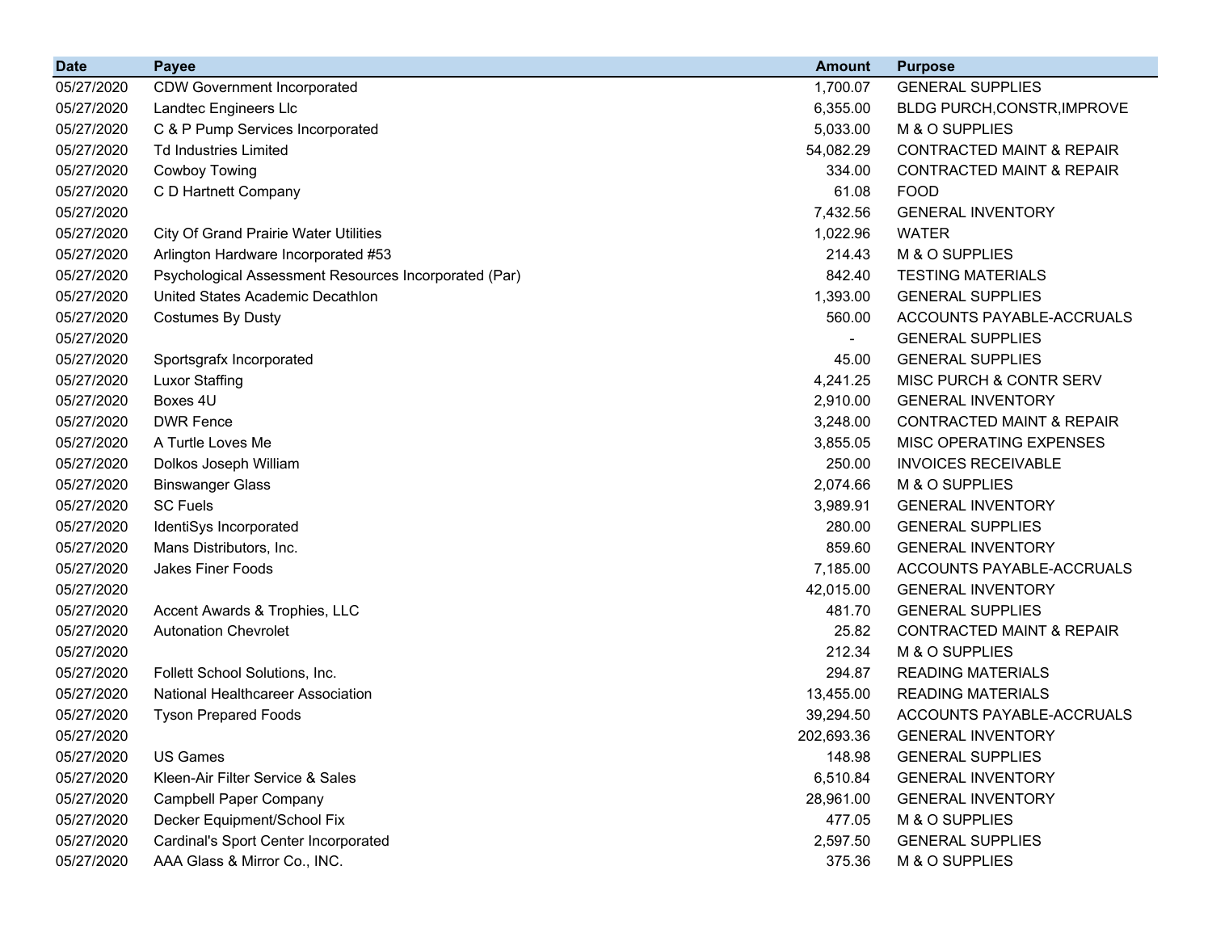| Date | Payee | Amount | Purpose |
|---|---|---|---|
| 05/27/2020 | CDW Government Incorporated | 1,700.07 | GENERAL SUPPLIES |
| 05/27/2020 | Landtec Engineers Llc | 6,355.00 | BLDG PURCH,CONSTR,IMPROVE |
| 05/27/2020 | C & P Pump Services Incorporated | 5,033.00 | M & O SUPPLIES |
| 05/27/2020 | Td Industries Limited | 54,082.29 | CONTRACTED MAINT & REPAIR |
| 05/27/2020 | Cowboy Towing | 334.00 | CONTRACTED MAINT & REPAIR |
| 05/27/2020 | C D Hartnett Company | 61.08 | FOOD |
| 05/27/2020 | | 7,432.56 | GENERAL INVENTORY |
| 05/27/2020 | City Of Grand Prairie Water Utilities | 1,022.96 | WATER |
| 05/27/2020 | Arlington Hardware Incorporated #53 | 214.43 | M & O SUPPLIES |
| 05/27/2020 | Psychological Assessment Resources Incorporated (Par) | 842.40 | TESTING MATERIALS |
| 05/27/2020 | United States Academic Decathlon | 1,393.00 | GENERAL SUPPLIES |
| 05/27/2020 | Costumes By Dusty | 560.00 | ACCOUNTS PAYABLE-ACCRUALS |
| 05/27/2020 | | - | GENERAL SUPPLIES |
| 05/27/2020 | Sportsgrafx Incorporated | 45.00 | GENERAL SUPPLIES |
| 05/27/2020 | Luxor Staffing | 4,241.25 | MISC PURCH & CONTR SERV |
| 05/27/2020 | Boxes 4U | 2,910.00 | GENERAL INVENTORY |
| 05/27/2020 | DWR Fence | 3,248.00 | CONTRACTED MAINT & REPAIR |
| 05/27/2020 | A Turtle Loves Me | 3,855.05 | MISC OPERATING EXPENSES |
| 05/27/2020 | Dolkos Joseph William | 250.00 | INVOICES RECEIVABLE |
| 05/27/2020 | Binswanger Glass | 2,074.66 | M & O SUPPLIES |
| 05/27/2020 | SC Fuels | 3,989.91 | GENERAL INVENTORY |
| 05/27/2020 | IdentiSys Incorporated | 280.00 | GENERAL SUPPLIES |
| 05/27/2020 | Mans Distributors, Inc. | 859.60 | GENERAL INVENTORY |
| 05/27/2020 | Jakes Finer Foods | 7,185.00 | ACCOUNTS PAYABLE-ACCRUALS |
| 05/27/2020 | | 42,015.00 | GENERAL INVENTORY |
| 05/27/2020 | Accent Awards & Trophies, LLC | 481.70 | GENERAL SUPPLIES |
| 05/27/2020 | Autonation Chevrolet | 25.82 | CONTRACTED MAINT & REPAIR |
| 05/27/2020 | | 212.34 | M & O SUPPLIES |
| 05/27/2020 | Follett School Solutions, Inc. | 294.87 | READING MATERIALS |
| 05/27/2020 | National Healthcareer Association | 13,455.00 | READING MATERIALS |
| 05/27/2020 | Tyson Prepared Foods | 39,294.50 | ACCOUNTS PAYABLE-ACCRUALS |
| 05/27/2020 | | 202,693.36 | GENERAL INVENTORY |
| 05/27/2020 | US Games | 148.98 | GENERAL SUPPLIES |
| 05/27/2020 | Kleen-Air Filter Service & Sales | 6,510.84 | GENERAL INVENTORY |
| 05/27/2020 | Campbell Paper Company | 28,961.00 | GENERAL INVENTORY |
| 05/27/2020 | Decker Equipment/School Fix | 477.05 | M & O SUPPLIES |
| 05/27/2020 | Cardinal's Sport Center Incorporated | 2,597.50 | GENERAL SUPPLIES |
| 05/27/2020 | AAA Glass & Mirror Co., INC. | 375.36 | M & O SUPPLIES |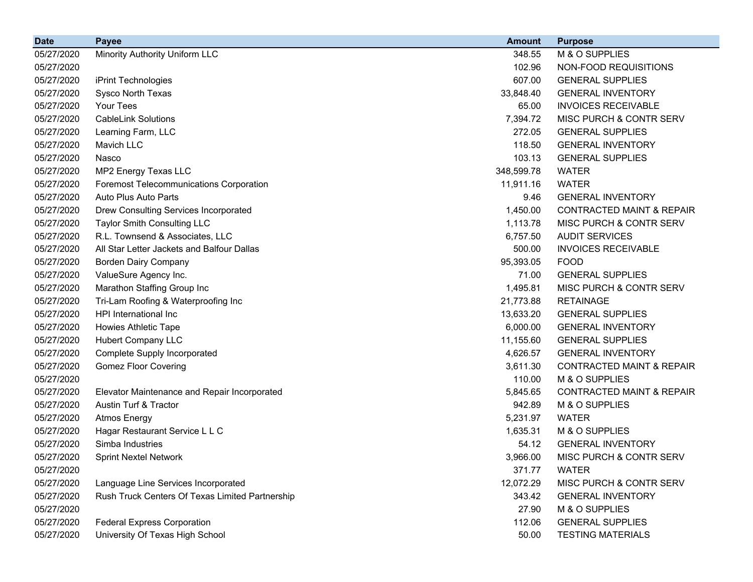| Date | Payee | Amount | Purpose |
|---|---|---|---|
| 05/27/2020 | Minority Authority Uniform LLC | 348.55 | M & O SUPPLIES |
| 05/27/2020 | | 102.96 | NON-FOOD REQUISITIONS |
| 05/27/2020 | iPrint Technologies | 607.00 | GENERAL SUPPLIES |
| 05/27/2020 | Sysco North Texas | 33,848.40 | GENERAL INVENTORY |
| 05/27/2020 | Your Tees | 65.00 | INVOICES RECEIVABLE |
| 05/27/2020 | CableLink Solutions | 7,394.72 | MISC PURCH & CONTR SERV |
| 05/27/2020 | Learning Farm, LLC | 272.05 | GENERAL SUPPLIES |
| 05/27/2020 | Mavich LLC | 118.50 | GENERAL INVENTORY |
| 05/27/2020 | Nasco | 103.13 | GENERAL SUPPLIES |
| 05/27/2020 | MP2 Energy Texas LLC | 348,599.78 | WATER |
| 05/27/2020 | Foremost Telecommunications Corporation | 11,911.16 | WATER |
| 05/27/2020 | Auto Plus Auto Parts | 9.46 | GENERAL INVENTORY |
| 05/27/2020 | Drew Consulting Services Incorporated | 1,450.00 | CONTRACTED MAINT & REPAIR |
| 05/27/2020 | Taylor Smith Consulting LLC | 1,113.78 | MISC PURCH & CONTR SERV |
| 05/27/2020 | R.L. Townsend & Associates, LLC | 6,757.50 | AUDIT SERVICES |
| 05/27/2020 | All Star Letter Jackets and Balfour Dallas | 500.00 | INVOICES RECEIVABLE |
| 05/27/2020 | Borden Dairy Company | 95,393.05 | FOOD |
| 05/27/2020 | ValueSure Agency Inc. | 71.00 | GENERAL SUPPLIES |
| 05/27/2020 | Marathon Staffing Group Inc | 1,495.81 | MISC PURCH & CONTR SERV |
| 05/27/2020 | Tri-Lam Roofing & Waterproofing Inc | 21,773.88 | RETAINAGE |
| 05/27/2020 | HPI International Inc | 13,633.20 | GENERAL SUPPLIES |
| 05/27/2020 | Howies Athletic Tape | 6,000.00 | GENERAL INVENTORY |
| 05/27/2020 | Hubert Company LLC | 11,155.60 | GENERAL SUPPLIES |
| 05/27/2020 | Complete Supply Incorporated | 4,626.57 | GENERAL INVENTORY |
| 05/27/2020 | Gomez Floor Covering | 3,611.30 | CONTRACTED MAINT & REPAIR |
| 05/27/2020 | | 110.00 | M & O SUPPLIES |
| 05/27/2020 | Elevator Maintenance and Repair Incorporated | 5,845.65 | CONTRACTED MAINT & REPAIR |
| 05/27/2020 | Austin Turf & Tractor | 942.89 | M & O SUPPLIES |
| 05/27/2020 | Atmos Energy | 5,231.97 | WATER |
| 05/27/2020 | Hagar Restaurant Service L L C | 1,635.31 | M & O SUPPLIES |
| 05/27/2020 | Simba Industries | 54.12 | GENERAL INVENTORY |
| 05/27/2020 | Sprint Nextel Network | 3,966.00 | MISC PURCH & CONTR SERV |
| 05/27/2020 | | 371.77 | WATER |
| 05/27/2020 | Language Line Services Incorporated | 12,072.29 | MISC PURCH & CONTR SERV |
| 05/27/2020 | Rush Truck Centers Of Texas Limited Partnership | 343.42 | GENERAL INVENTORY |
| 05/27/2020 | | 27.90 | M & O SUPPLIES |
| 05/27/2020 | Federal Express Corporation | 112.06 | GENERAL SUPPLIES |
| 05/27/2020 | University Of Texas High School | 50.00 | TESTING MATERIALS |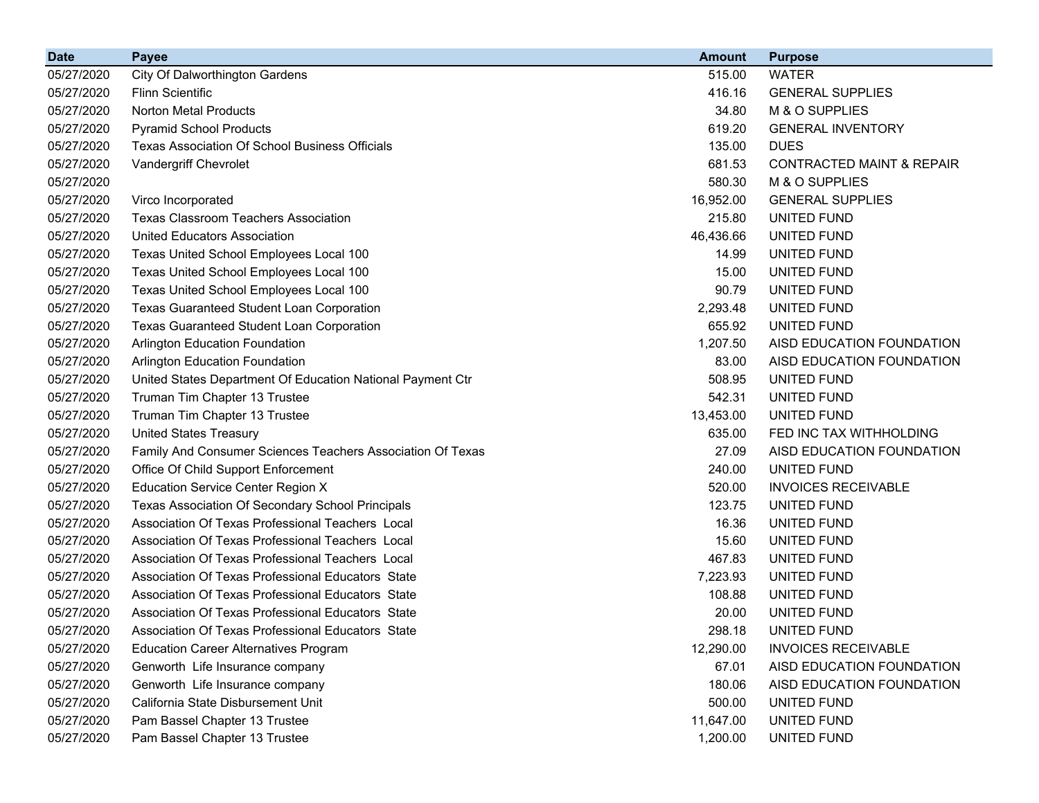| Date | Payee | Amount | Purpose |
|---|---|---|---|
| 05/27/2020 | City Of Dalworthington Gardens | 515.00 | WATER |
| 05/27/2020 | Flinn Scientific | 416.16 | GENERAL SUPPLIES |
| 05/27/2020 | Norton Metal Products | 34.80 | M & O SUPPLIES |
| 05/27/2020 | Pyramid School Products | 619.20 | GENERAL INVENTORY |
| 05/27/2020 | Texas Association Of School Business Officials | 135.00 | DUES |
| 05/27/2020 | Vandergriff Chevrolet | 681.53 | CONTRACTED MAINT & REPAIR |
| 05/27/2020 | | 580.30 | M & O SUPPLIES |
| 05/27/2020 | Virco Incorporated | 16,952.00 | GENERAL SUPPLIES |
| 05/27/2020 | Texas Classroom Teachers Association | 215.80 | UNITED FUND |
| 05/27/2020 | United Educators Association | 46,436.66 | UNITED FUND |
| 05/27/2020 | Texas United School Employees Local 100 | 14.99 | UNITED FUND |
| 05/27/2020 | Texas United School Employees Local 100 | 15.00 | UNITED FUND |
| 05/27/2020 | Texas United School Employees Local 100 | 90.79 | UNITED FUND |
| 05/27/2020 | Texas Guaranteed Student Loan Corporation | 2,293.48 | UNITED FUND |
| 05/27/2020 | Texas Guaranteed Student Loan Corporation | 655.92 | UNITED FUND |
| 05/27/2020 | Arlington Education Foundation | 1,207.50 | AISD EDUCATION FOUNDATION |
| 05/27/2020 | Arlington Education Foundation | 83.00 | AISD EDUCATION FOUNDATION |
| 05/27/2020 | United States Department Of Education National Payment Ctr | 508.95 | UNITED FUND |
| 05/27/2020 | Truman Tim Chapter 13 Trustee | 542.31 | UNITED FUND |
| 05/27/2020 | Truman Tim Chapter 13 Trustee | 13,453.00 | UNITED FUND |
| 05/27/2020 | United States Treasury | 635.00 | FED INC TAX WITHHOLDING |
| 05/27/2020 | Family And Consumer Sciences Teachers Association Of Texas | 27.09 | AISD EDUCATION FOUNDATION |
| 05/27/2020 | Office Of Child Support Enforcement | 240.00 | UNITED FUND |
| 05/27/2020 | Education Service Center Region X | 520.00 | INVOICES RECEIVABLE |
| 05/27/2020 | Texas Association Of Secondary School Principals | 123.75 | UNITED FUND |
| 05/27/2020 | Association Of Texas Professional Teachers Local | 16.36 | UNITED FUND |
| 05/27/2020 | Association Of Texas Professional Teachers Local | 15.60 | UNITED FUND |
| 05/27/2020 | Association Of Texas Professional Teachers Local | 467.83 | UNITED FUND |
| 05/27/2020 | Association Of Texas Professional Educators State | 7,223.93 | UNITED FUND |
| 05/27/2020 | Association Of Texas Professional Educators State | 108.88 | UNITED FUND |
| 05/27/2020 | Association Of Texas Professional Educators State | 20.00 | UNITED FUND |
| 05/27/2020 | Association Of Texas Professional Educators State | 298.18 | UNITED FUND |
| 05/27/2020 | Education Career Alternatives Program | 12,290.00 | INVOICES RECEIVABLE |
| 05/27/2020 | Genworth Life Insurance company | 67.01 | AISD EDUCATION FOUNDATION |
| 05/27/2020 | Genworth Life Insurance company | 180.06 | AISD EDUCATION FOUNDATION |
| 05/27/2020 | California State Disbursement Unit | 500.00 | UNITED FUND |
| 05/27/2020 | Pam Bassel Chapter 13 Trustee | 11,647.00 | UNITED FUND |
| 05/27/2020 | Pam Bassel Chapter 13 Trustee | 1,200.00 | UNITED FUND |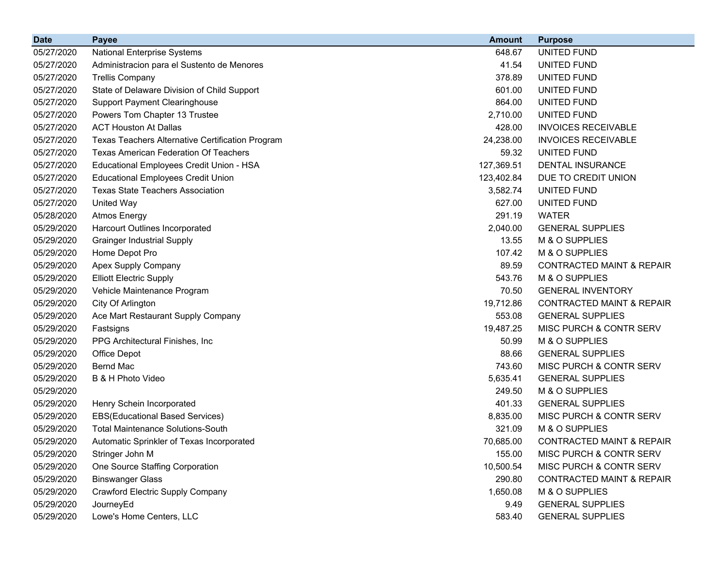| Date | Payee | Amount | Purpose |
|---|---|---|---|
| 05/27/2020 | National Enterprise Systems | 648.67 | UNITED FUND |
| 05/27/2020 | Administracion para el Sustento de Menores | 41.54 | UNITED FUND |
| 05/27/2020 | Trellis Company | 378.89 | UNITED FUND |
| 05/27/2020 | State of Delaware Division of Child Support | 601.00 | UNITED FUND |
| 05/27/2020 | Support Payment Clearinghouse | 864.00 | UNITED FUND |
| 05/27/2020 | Powers Tom Chapter 13 Trustee | 2,710.00 | UNITED FUND |
| 05/27/2020 | ACT Houston At Dallas | 428.00 | INVOICES RECEIVABLE |
| 05/27/2020 | Texas Teachers Alternative Certification Program | 24,238.00 | INVOICES RECEIVABLE |
| 05/27/2020 | Texas American Federation Of Teachers | 59.32 | UNITED FUND |
| 05/27/2020 | Educational Employees Credit Union - HSA | 127,369.51 | DENTAL INSURANCE |
| 05/27/2020 | Educational Employees Credit Union | 123,402.84 | DUE TO CREDIT UNION |
| 05/27/2020 | Texas State Teachers Association | 3,582.74 | UNITED FUND |
| 05/27/2020 | United Way | 627.00 | UNITED FUND |
| 05/28/2020 | Atmos Energy | 291.19 | WATER |
| 05/29/2020 | Harcourt Outlines Incorporated | 2,040.00 | GENERAL SUPPLIES |
| 05/29/2020 | Grainger Industrial Supply | 13.55 | M & O SUPPLIES |
| 05/29/2020 | Home Depot Pro | 107.42 | M & O SUPPLIES |
| 05/29/2020 | Apex Supply Company | 89.59 | CONTRACTED MAINT & REPAIR |
| 05/29/2020 | Elliott Electric Supply | 543.76 | M & O SUPPLIES |
| 05/29/2020 | Vehicle Maintenance Program | 70.50 | GENERAL INVENTORY |
| 05/29/2020 | City Of Arlington | 19,712.86 | CONTRACTED MAINT & REPAIR |
| 05/29/2020 | Ace Mart Restaurant Supply Company | 553.08 | GENERAL SUPPLIES |
| 05/29/2020 | Fastsigns | 19,487.25 | MISC PURCH & CONTR SERV |
| 05/29/2020 | PPG Architectural Finishes, Inc | 50.99 | M & O SUPPLIES |
| 05/29/2020 | Office Depot | 88.66 | GENERAL SUPPLIES |
| 05/29/2020 | Bernd Mac | 743.60 | MISC PURCH & CONTR SERV |
| 05/29/2020 | B & H Photo Video | 5,635.41 | GENERAL SUPPLIES |
| 05/29/2020 | | 249.50 | M & O SUPPLIES |
| 05/29/2020 | Henry Schein Incorporated | 401.33 | GENERAL SUPPLIES |
| 05/29/2020 | EBS(Educational Based Services) | 8,835.00 | MISC PURCH & CONTR SERV |
| 05/29/2020 | Total Maintenance Solutions-South | 321.09 | M & O SUPPLIES |
| 05/29/2020 | Automatic Sprinkler of Texas Incorporated | 70,685.00 | CONTRACTED MAINT & REPAIR |
| 05/29/2020 | Stringer John M | 155.00 | MISC PURCH & CONTR SERV |
| 05/29/2020 | One Source Staffing Corporation | 10,500.54 | MISC PURCH & CONTR SERV |
| 05/29/2020 | Binswanger Glass | 290.80 | CONTRACTED MAINT & REPAIR |
| 05/29/2020 | Crawford Electric Supply Company | 1,650.08 | M & O SUPPLIES |
| 05/29/2020 | JourneyEd | 9.49 | GENERAL SUPPLIES |
| 05/29/2020 | Lowe's Home Centers, LLC | 583.40 | GENERAL SUPPLIES |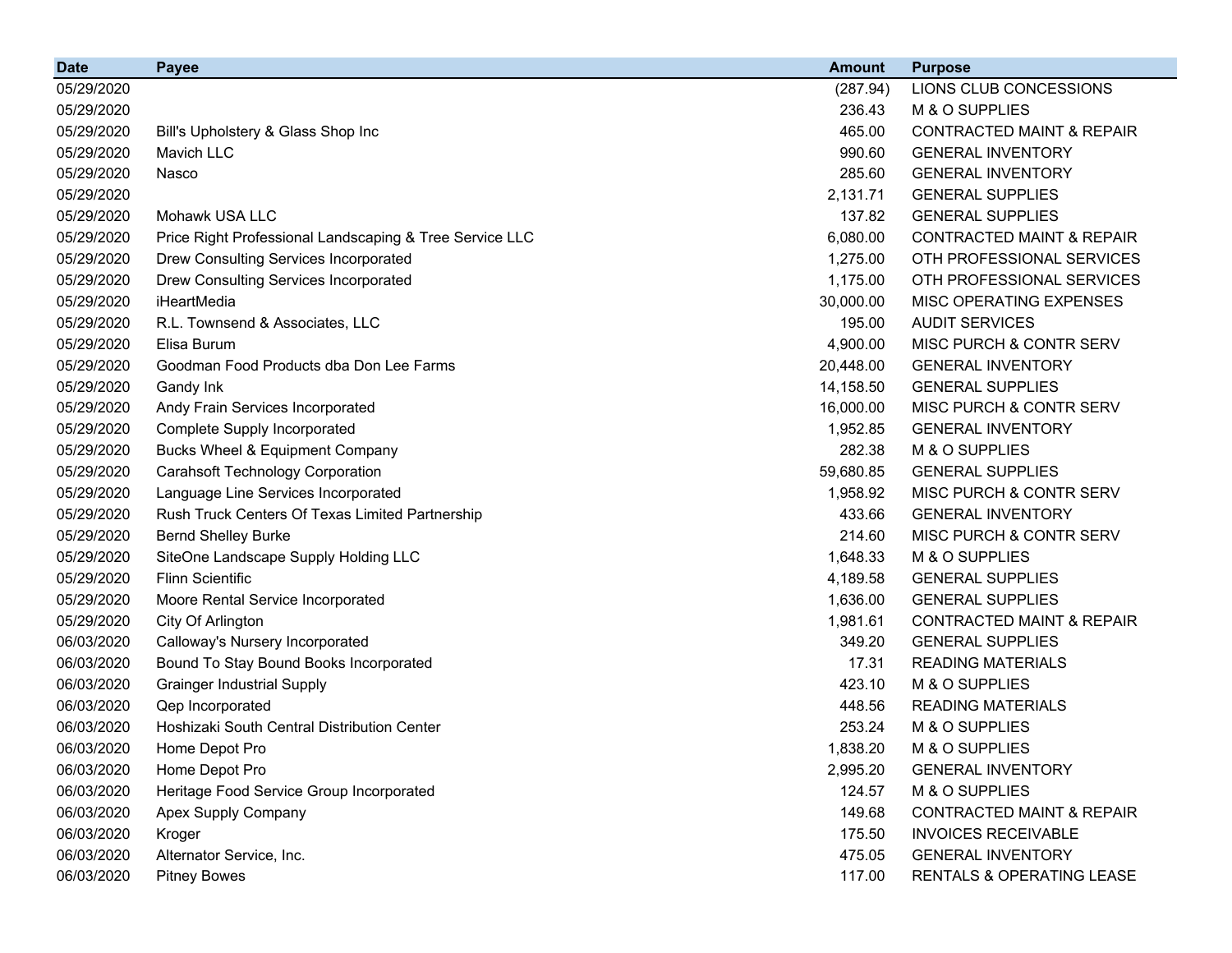| Date | Payee | Amount | Purpose |
|---|---|---|---|
| 05/29/2020 | | (287.94) | LIONS CLUB CONCESSIONS |
| 05/29/2020 | | 236.43 | M & O SUPPLIES |
| 05/29/2020 | Bill's Upholstery & Glass Shop Inc | 465.00 | CONTRACTED MAINT & REPAIR |
| 05/29/2020 | Mavich LLC | 990.60 | GENERAL INVENTORY |
| 05/29/2020 | Nasco | 285.60 | GENERAL INVENTORY |
| 05/29/2020 | | 2,131.71 | GENERAL SUPPLIES |
| 05/29/2020 | Mohawk USA LLC | 137.82 | GENERAL SUPPLIES |
| 05/29/2020 | Price Right Professional Landscaping & Tree Service LLC | 6,080.00 | CONTRACTED MAINT & REPAIR |
| 05/29/2020 | Drew Consulting Services Incorporated | 1,275.00 | OTH PROFESSIONAL SERVICES |
| 05/29/2020 | Drew Consulting Services Incorporated | 1,175.00 | OTH PROFESSIONAL SERVICES |
| 05/29/2020 | iHeartMedia | 30,000.00 | MISC OPERATING EXPENSES |
| 05/29/2020 | R.L. Townsend & Associates, LLC | 195.00 | AUDIT SERVICES |
| 05/29/2020 | Elisa Burum | 4,900.00 | MISC PURCH & CONTR SERV |
| 05/29/2020 | Goodman Food Products dba Don Lee Farms | 20,448.00 | GENERAL INVENTORY |
| 05/29/2020 | Gandy Ink | 14,158.50 | GENERAL SUPPLIES |
| 05/29/2020 | Andy Frain Services Incorporated | 16,000.00 | MISC PURCH & CONTR SERV |
| 05/29/2020 | Complete Supply Incorporated | 1,952.85 | GENERAL INVENTORY |
| 05/29/2020 | Bucks Wheel & Equipment Company | 282.38 | M & O SUPPLIES |
| 05/29/2020 | Carahsoft Technology Corporation | 59,680.85 | GENERAL SUPPLIES |
| 05/29/2020 | Language Line Services Incorporated | 1,958.92 | MISC PURCH & CONTR SERV |
| 05/29/2020 | Rush Truck Centers Of Texas Limited Partnership | 433.66 | GENERAL INVENTORY |
| 05/29/2020 | Bernd Shelley Burke | 214.60 | MISC PURCH & CONTR SERV |
| 05/29/2020 | SiteOne Landscape Supply Holding LLC | 1,648.33 | M & O SUPPLIES |
| 05/29/2020 | Flinn Scientific | 4,189.58 | GENERAL SUPPLIES |
| 05/29/2020 | Moore Rental Service Incorporated | 1,636.00 | GENERAL SUPPLIES |
| 05/29/2020 | City Of Arlington | 1,981.61 | CONTRACTED MAINT & REPAIR |
| 06/03/2020 | Calloway's Nursery Incorporated | 349.20 | GENERAL SUPPLIES |
| 06/03/2020 | Bound To Stay Bound Books Incorporated | 17.31 | READING MATERIALS |
| 06/03/2020 | Grainger Industrial Supply | 423.10 | M & O SUPPLIES |
| 06/03/2020 | Qep Incorporated | 448.56 | READING MATERIALS |
| 06/03/2020 | Hoshizaki South Central Distribution Center | 253.24 | M & O SUPPLIES |
| 06/03/2020 | Home Depot Pro | 1,838.20 | M & O SUPPLIES |
| 06/03/2020 | Home Depot Pro | 2,995.20 | GENERAL INVENTORY |
| 06/03/2020 | Heritage Food Service Group Incorporated | 124.57 | M & O SUPPLIES |
| 06/03/2020 | Apex Supply Company | 149.68 | CONTRACTED MAINT & REPAIR |
| 06/03/2020 | Kroger | 175.50 | INVOICES RECEIVABLE |
| 06/03/2020 | Alternator Service, Inc. | 475.05 | GENERAL INVENTORY |
| 06/03/2020 | Pitney Bowes | 117.00 | RENTALS & OPERATING LEASE |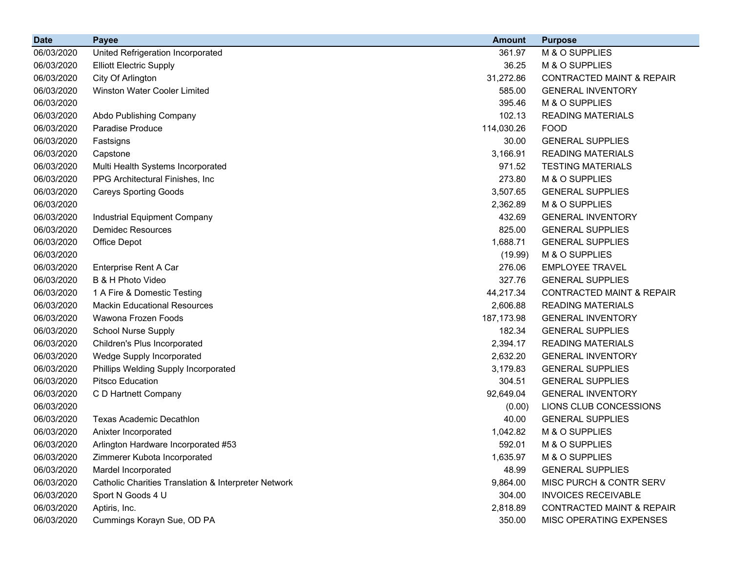| Date | Payee | Amount | Purpose |
|---|---|---:|---|
| 06/03/2020 | United Refrigeration Incorporated | 361.97 | M & O SUPPLIES |
| 06/03/2020 | Elliott Electric Supply | 36.25 | M & O SUPPLIES |
| 06/03/2020 | City Of Arlington | 31,272.86 | CONTRACTED MAINT & REPAIR |
| 06/03/2020 | Winston Water Cooler Limited | 585.00 | GENERAL INVENTORY |
| 06/03/2020 | | 395.46 | M & O SUPPLIES |
| 06/03/2020 | Abdo Publishing Company | 102.13 | READING MATERIALS |
| 06/03/2020 | Paradise Produce | 114,030.26 | FOOD |
| 06/03/2020 | Fastsigns | 30.00 | GENERAL SUPPLIES |
| 06/03/2020 | Capstone | 3,166.91 | READING MATERIALS |
| 06/03/2020 | Multi Health Systems Incorporated | 971.52 | TESTING MATERIALS |
| 06/03/2020 | PPG Architectural Finishes, Inc | 273.80 | M & O SUPPLIES |
| 06/03/2020 | Careys Sporting Goods | 3,507.65 | GENERAL SUPPLIES |
| 06/03/2020 | | 2,362.89 | M & O SUPPLIES |
| 06/03/2020 | Industrial Equipment Company | 432.69 | GENERAL INVENTORY |
| 06/03/2020 | Demidec Resources | 825.00 | GENERAL SUPPLIES |
| 06/03/2020 | Office Depot | 1,688.71 | GENERAL SUPPLIES |
| 06/03/2020 | | (19.99) | M & O SUPPLIES |
| 06/03/2020 | Enterprise Rent A Car | 276.06 | EMPLOYEE TRAVEL |
| 06/03/2020 | B & H Photo Video | 327.76 | GENERAL SUPPLIES |
| 06/03/2020 | 1 A Fire & Domestic Testing | 44,217.34 | CONTRACTED MAINT & REPAIR |
| 06/03/2020 | Mackin Educational Resources | 2,606.88 | READING MATERIALS |
| 06/03/2020 | Wawona Frozen Foods | 187,173.98 | GENERAL INVENTORY |
| 06/03/2020 | School Nurse Supply | 182.34 | GENERAL SUPPLIES |
| 06/03/2020 | Children's Plus Incorporated | 2,394.17 | READING MATERIALS |
| 06/03/2020 | Wedge Supply Incorporated | 2,632.20 | GENERAL INVENTORY |
| 06/03/2020 | Phillips Welding Supply Incorporated | 3,179.83 | GENERAL SUPPLIES |
| 06/03/2020 | Pitsco Education | 304.51 | GENERAL SUPPLIES |
| 06/03/2020 | C D Hartnett Company | 92,649.04 | GENERAL INVENTORY |
| 06/03/2020 | | (0.00) | LIONS CLUB CONCESSIONS |
| 06/03/2020 | Texas Academic Decathlon | 40.00 | GENERAL SUPPLIES |
| 06/03/2020 | Anixter Incorporated | 1,042.82 | M & O SUPPLIES |
| 06/03/2020 | Arlington Hardware Incorporated #53 | 592.01 | M & O SUPPLIES |
| 06/03/2020 | Zimmerer Kubota Incorporated | 1,635.97 | M & O SUPPLIES |
| 06/03/2020 | Mardel Incorporated | 48.99 | GENERAL SUPPLIES |
| 06/03/2020 | Catholic Charities Translation & Interpreter Network | 9,864.00 | MISC PURCH & CONTR SERV |
| 06/03/2020 | Sport N Goods 4 U | 304.00 | INVOICES RECEIVABLE |
| 06/03/2020 | Aptiris, Inc. | 2,818.89 | CONTRACTED MAINT & REPAIR |
| 06/03/2020 | Cummings Korayn Sue, OD PA | 350.00 | MISC OPERATING EXPENSES |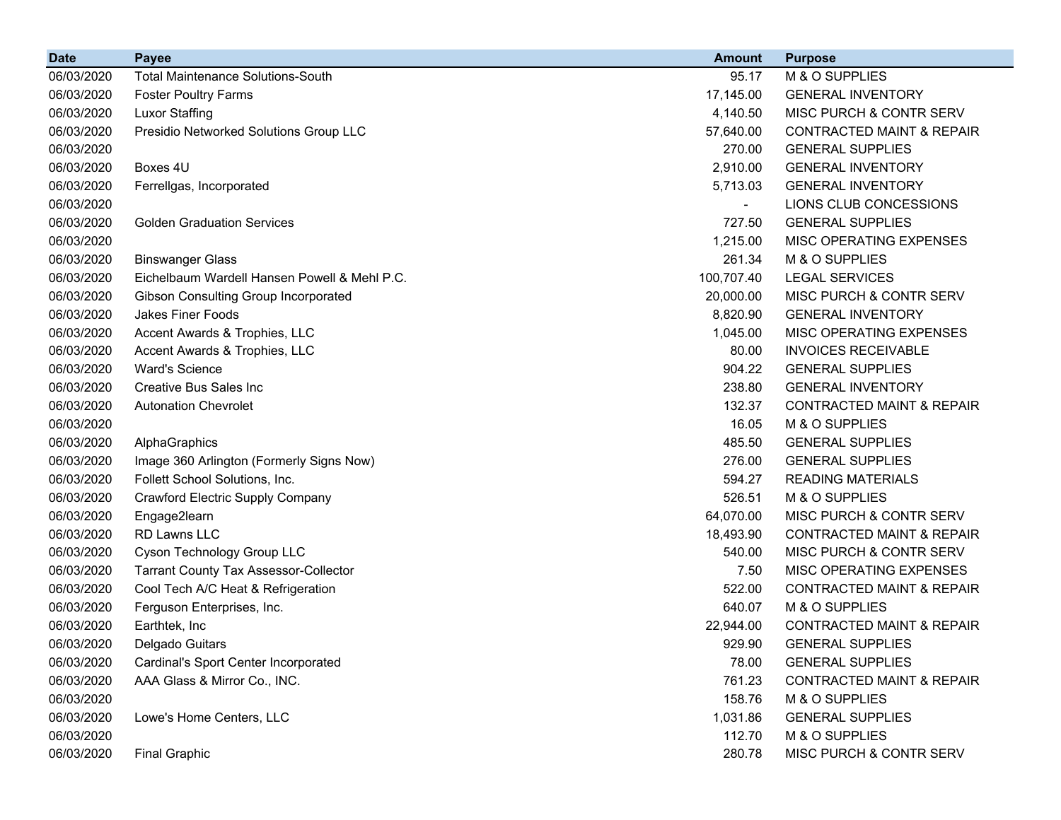| Date | Payee | Amount | Purpose |
|---|---|---|---|
| 06/03/2020 | Total Maintenance Solutions-South | 95.17 | M & O SUPPLIES |
| 06/03/2020 | Foster Poultry Farms | 17,145.00 | GENERAL INVENTORY |
| 06/03/2020 | Luxor Staffing | 4,140.50 | MISC PURCH & CONTR SERV |
| 06/03/2020 | Presidio Networked Solutions Group LLC | 57,640.00 | CONTRACTED MAINT & REPAIR |
| 06/03/2020 | | 270.00 | GENERAL SUPPLIES |
| 06/03/2020 | Boxes 4U | 2,910.00 | GENERAL INVENTORY |
| 06/03/2020 | Ferrellgas, Incorporated | 5,713.03 | GENERAL INVENTORY |
| 06/03/2020 | | - | LIONS CLUB CONCESSIONS |
| 06/03/2020 | Golden Graduation Services | 727.50 | GENERAL SUPPLIES |
| 06/03/2020 | | 1,215.00 | MISC OPERATING EXPENSES |
| 06/03/2020 | Binswanger Glass | 261.34 | M & O SUPPLIES |
| 06/03/2020 | Eichelbaum Wardell Hansen Powell & Mehl P.C. | 100,707.40 | LEGAL SERVICES |
| 06/03/2020 | Gibson Consulting Group Incorporated | 20,000.00 | MISC PURCH & CONTR SERV |
| 06/03/2020 | Jakes Finer Foods | 8,820.90 | GENERAL INVENTORY |
| 06/03/2020 | Accent Awards & Trophies, LLC | 1,045.00 | MISC OPERATING EXPENSES |
| 06/03/2020 | Accent Awards & Trophies, LLC | 80.00 | INVOICES RECEIVABLE |
| 06/03/2020 | Ward's Science | 904.22 | GENERAL SUPPLIES |
| 06/03/2020 | Creative Bus Sales Inc | 238.80 | GENERAL INVENTORY |
| 06/03/2020 | Autonation Chevrolet | 132.37 | CONTRACTED MAINT & REPAIR |
| 06/03/2020 | | 16.05 | M & O SUPPLIES |
| 06/03/2020 | AlphaGraphics | 485.50 | GENERAL SUPPLIES |
| 06/03/2020 | Image 360 Arlington (Formerly Signs Now) | 276.00 | GENERAL SUPPLIES |
| 06/03/2020 | Follett School Solutions, Inc. | 594.27 | READING MATERIALS |
| 06/03/2020 | Crawford Electric Supply Company | 526.51 | M & O SUPPLIES |
| 06/03/2020 | Engage2learn | 64,070.00 | MISC PURCH & CONTR SERV |
| 06/03/2020 | RD Lawns LLC | 18,493.90 | CONTRACTED MAINT & REPAIR |
| 06/03/2020 | Cyson Technology Group LLC | 540.00 | MISC PURCH & CONTR SERV |
| 06/03/2020 | Tarrant County Tax Assessor-Collector | 7.50 | MISC OPERATING EXPENSES |
| 06/03/2020 | Cool Tech A/C Heat & Refrigeration | 522.00 | CONTRACTED MAINT & REPAIR |
| 06/03/2020 | Ferguson Enterprises, Inc. | 640.07 | M & O SUPPLIES |
| 06/03/2020 | Earthtek, Inc | 22,944.00 | CONTRACTED MAINT & REPAIR |
| 06/03/2020 | Delgado Guitars | 929.90 | GENERAL SUPPLIES |
| 06/03/2020 | Cardinal's Sport Center Incorporated | 78.00 | GENERAL SUPPLIES |
| 06/03/2020 | AAA Glass & Mirror Co., INC. | 761.23 | CONTRACTED MAINT & REPAIR |
| 06/03/2020 | | 158.76 | M & O SUPPLIES |
| 06/03/2020 | Lowe's Home Centers, LLC | 1,031.86 | GENERAL SUPPLIES |
| 06/03/2020 | | 112.70 | M & O SUPPLIES |
| 06/03/2020 | Final Graphic | 280.78 | MISC PURCH & CONTR SERV |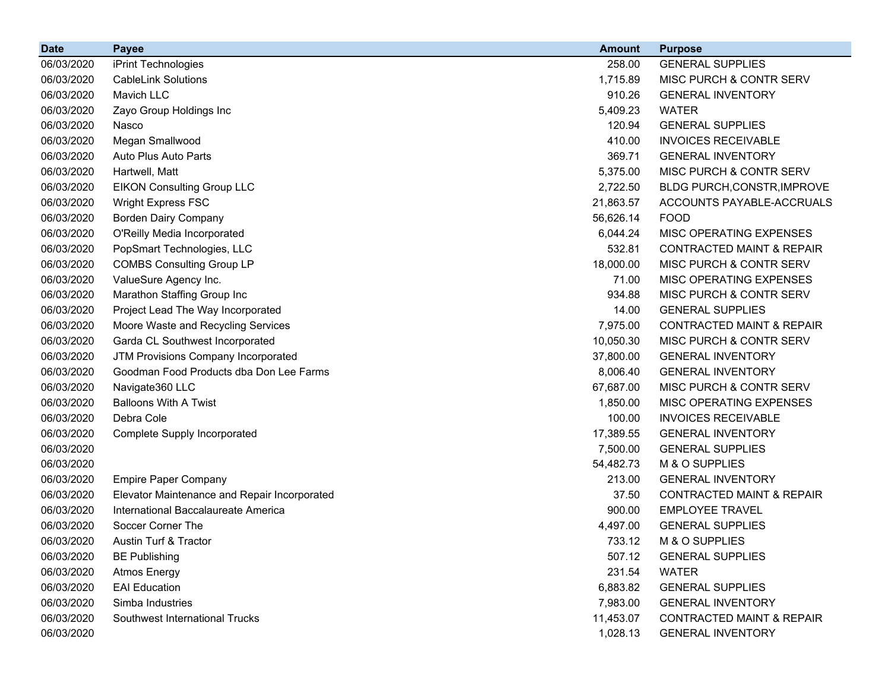| Date | Payee | Amount | Purpose |
|---|---|---|---|
| 06/03/2020 | iPrint Technologies | 258.00 | GENERAL SUPPLIES |
| 06/03/2020 | CableLink Solutions | 1,715.89 | MISC PURCH & CONTR SERV |
| 06/03/2020 | Mavich LLC | 910.26 | GENERAL INVENTORY |
| 06/03/2020 | Zayo Group Holdings Inc | 5,409.23 | WATER |
| 06/03/2020 | Nasco | 120.94 | GENERAL SUPPLIES |
| 06/03/2020 | Megan Smallwood | 410.00 | INVOICES RECEIVABLE |
| 06/03/2020 | Auto Plus Auto Parts | 369.71 | GENERAL INVENTORY |
| 06/03/2020 | Hartwell, Matt | 5,375.00 | MISC PURCH & CONTR SERV |
| 06/03/2020 | EIKON Consulting Group LLC | 2,722.50 | BLDG PURCH,CONSTR,IMPROVE |
| 06/03/2020 | Wright Express FSC | 21,863.57 | ACCOUNTS PAYABLE-ACCRUALS |
| 06/03/2020 | Borden Dairy Company | 56,626.14 | FOOD |
| 06/03/2020 | O'Reilly Media Incorporated | 6,044.24 | MISC OPERATING EXPENSES |
| 06/03/2020 | PopSmart Technologies, LLC | 532.81 | CONTRACTED MAINT & REPAIR |
| 06/03/2020 | COMBS Consulting Group LP | 18,000.00 | MISC PURCH & CONTR SERV |
| 06/03/2020 | ValueSure Agency Inc. | 71.00 | MISC OPERATING EXPENSES |
| 06/03/2020 | Marathon Staffing Group Inc | 934.88 | MISC PURCH & CONTR SERV |
| 06/03/2020 | Project Lead The Way Incorporated | 14.00 | GENERAL SUPPLIES |
| 06/03/2020 | Moore Waste and Recycling Services | 7,975.00 | CONTRACTED MAINT & REPAIR |
| 06/03/2020 | Garda CL Southwest Incorporated | 10,050.30 | MISC PURCH & CONTR SERV |
| 06/03/2020 | JTM Provisions Company Incorporated | 37,800.00 | GENERAL INVENTORY |
| 06/03/2020 | Goodman Food Products dba Don Lee Farms | 8,006.40 | GENERAL INVENTORY |
| 06/03/2020 | Navigate360 LLC | 67,687.00 | MISC PURCH & CONTR SERV |
| 06/03/2020 | Balloons With A Twist | 1,850.00 | MISC OPERATING EXPENSES |
| 06/03/2020 | Debra Cole | 100.00 | INVOICES RECEIVABLE |
| 06/03/2020 | Complete Supply Incorporated | 17,389.55 | GENERAL INVENTORY |
| 06/03/2020 | | 7,500.00 | GENERAL SUPPLIES |
| 06/03/2020 | | 54,482.73 | M & O SUPPLIES |
| 06/03/2020 | Empire Paper Company | 213.00 | GENERAL INVENTORY |
| 06/03/2020 | Elevator Maintenance and Repair Incorporated | 37.50 | CONTRACTED MAINT & REPAIR |
| 06/03/2020 | International Baccalaureate America | 900.00 | EMPLOYEE TRAVEL |
| 06/03/2020 | Soccer Corner The | 4,497.00 | GENERAL SUPPLIES |
| 06/03/2020 | Austin Turf & Tractor | 733.12 | M & O SUPPLIES |
| 06/03/2020 | BE Publishing | 507.12 | GENERAL SUPPLIES |
| 06/03/2020 | Atmos Energy | 231.54 | WATER |
| 06/03/2020 | EAI Education | 6,883.82 | GENERAL SUPPLIES |
| 06/03/2020 | Simba Industries | 7,983.00 | GENERAL INVENTORY |
| 06/03/2020 | Southwest International Trucks | 11,453.07 | CONTRACTED MAINT & REPAIR |
| 06/03/2020 | | 1,028.13 | GENERAL INVENTORY |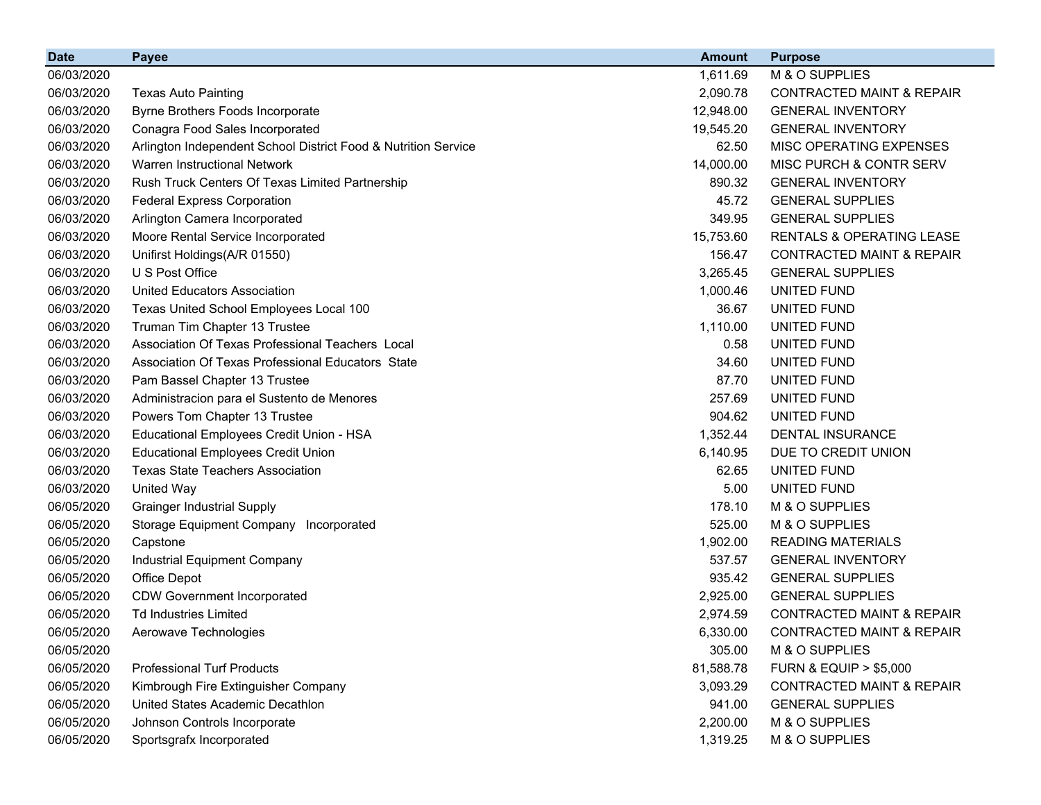| Date | Payee | Amount | Purpose |
| --- | --- | --- | --- |
| 06/03/2020 | | 1,611.69 | M & O SUPPLIES |
| 06/03/2020 | Texas Auto Painting | 2,090.78 | CONTRACTED MAINT & REPAIR |
| 06/03/2020 | Byrne Brothers Foods Incorporate | 12,948.00 | GENERAL INVENTORY |
| 06/03/2020 | Conagra Food Sales Incorporated | 19,545.20 | GENERAL INVENTORY |
| 06/03/2020 | Arlington Independent School District Food & Nutrition Service | 62.50 | MISC OPERATING EXPENSES |
| 06/03/2020 | Warren Instructional Network | 14,000.00 | MISC PURCH & CONTR SERV |
| 06/03/2020 | Rush Truck Centers Of Texas Limited Partnership | 890.32 | GENERAL INVENTORY |
| 06/03/2020 | Federal Express Corporation | 45.72 | GENERAL SUPPLIES |
| 06/03/2020 | Arlington Camera Incorporated | 349.95 | GENERAL SUPPLIES |
| 06/03/2020 | Moore Rental Service Incorporated | 15,753.60 | RENTALS & OPERATING LEASE |
| 06/03/2020 | Unifirst Holdings(A/R 01550) | 156.47 | CONTRACTED MAINT & REPAIR |
| 06/03/2020 | U S Post Office | 3,265.45 | GENERAL SUPPLIES |
| 06/03/2020 | United Educators Association | 1,000.46 | UNITED FUND |
| 06/03/2020 | Texas United School Employees Local 100 | 36.67 | UNITED FUND |
| 06/03/2020 | Truman Tim Chapter 13 Trustee | 1,110.00 | UNITED FUND |
| 06/03/2020 | Association Of Texas Professional Teachers Local | 0.58 | UNITED FUND |
| 06/03/2020 | Association Of Texas Professional Educators State | 34.60 | UNITED FUND |
| 06/03/2020 | Pam Bassel Chapter 13 Trustee | 87.70 | UNITED FUND |
| 06/03/2020 | Administracion para el Sustento de Menores | 257.69 | UNITED FUND |
| 06/03/2020 | Powers Tom Chapter 13 Trustee | 904.62 | UNITED FUND |
| 06/03/2020 | Educational Employees Credit Union - HSA | 1,352.44 | DENTAL INSURANCE |
| 06/03/2020 | Educational Employees Credit Union | 6,140.95 | DUE TO CREDIT UNION |
| 06/03/2020 | Texas State Teachers Association | 62.65 | UNITED FUND |
| 06/03/2020 | United Way | 5.00 | UNITED FUND |
| 06/05/2020 | Grainger Industrial Supply | 178.10 | M & O SUPPLIES |
| 06/05/2020 | Storage Equipment Company Incorporated | 525.00 | M & O SUPPLIES |
| 06/05/2020 | Capstone | 1,902.00 | READING MATERIALS |
| 06/05/2020 | Industrial Equipment Company | 537.57 | GENERAL INVENTORY |
| 06/05/2020 | Office Depot | 935.42 | GENERAL SUPPLIES |
| 06/05/2020 | CDW Government Incorporated | 2,925.00 | GENERAL SUPPLIES |
| 06/05/2020 | Td Industries Limited | 2,974.59 | CONTRACTED MAINT & REPAIR |
| 06/05/2020 | Aerowave Technologies | 6,330.00 | CONTRACTED MAINT & REPAIR |
| 06/05/2020 | | 305.00 | M & O SUPPLIES |
| 06/05/2020 | Professional Turf Products | 81,588.78 | FURN & EQUIP > $5,000 |
| 06/05/2020 | Kimbrough Fire Extinguisher Company | 3,093.29 | CONTRACTED MAINT & REPAIR |
| 06/05/2020 | United States Academic Decathlon | 941.00 | GENERAL SUPPLIES |
| 06/05/2020 | Johnson Controls Incorporate | 2,200.00 | M & O SUPPLIES |
| 06/05/2020 | Sportsgrafx Incorporated | 1,319.25 | M & O SUPPLIES |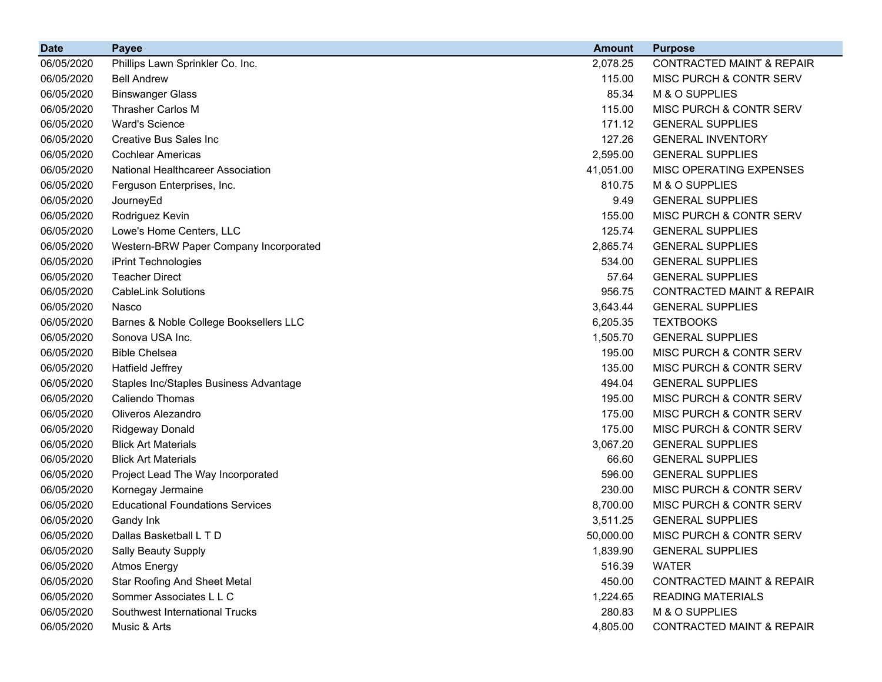| Date | Payee | Amount | Purpose |
|---|---|---|---|
| 06/05/2020 | Phillips Lawn Sprinkler Co. Inc. | 2,078.25 | CONTRACTED MAINT & REPAIR |
| 06/05/2020 | Bell Andrew | 115.00 | MISC PURCH & CONTR SERV |
| 06/05/2020 | Binswanger Glass | 85.34 | M & O SUPPLIES |
| 06/05/2020 | Thrasher Carlos M | 115.00 | MISC PURCH & CONTR SERV |
| 06/05/2020 | Ward's Science | 171.12 | GENERAL SUPPLIES |
| 06/05/2020 | Creative Bus Sales Inc | 127.26 | GENERAL INVENTORY |
| 06/05/2020 | Cochlear Americas | 2,595.00 | GENERAL SUPPLIES |
| 06/05/2020 | National Healthcareer Association | 41,051.00 | MISC OPERATING EXPENSES |
| 06/05/2020 | Ferguson Enterprises, Inc. | 810.75 | M & O SUPPLIES |
| 06/05/2020 | JourneyEd | 9.49 | GENERAL SUPPLIES |
| 06/05/2020 | Rodriguez Kevin | 155.00 | MISC PURCH & CONTR SERV |
| 06/05/2020 | Lowe's Home Centers, LLC | 125.74 | GENERAL SUPPLIES |
| 06/05/2020 | Western-BRW Paper Company Incorporated | 2,865.74 | GENERAL SUPPLIES |
| 06/05/2020 | iPrint Technologies | 534.00 | GENERAL SUPPLIES |
| 06/05/2020 | Teacher Direct | 57.64 | GENERAL SUPPLIES |
| 06/05/2020 | CableLink Solutions | 956.75 | CONTRACTED MAINT & REPAIR |
| 06/05/2020 | Nasco | 3,643.44 | GENERAL SUPPLIES |
| 06/05/2020 | Barnes & Noble College Booksellers LLC | 6,205.35 | TEXTBOOKS |
| 06/05/2020 | Sonova USA Inc. | 1,505.70 | GENERAL SUPPLIES |
| 06/05/2020 | Bible Chelsea | 195.00 | MISC PURCH & CONTR SERV |
| 06/05/2020 | Hatfield Jeffrey | 135.00 | MISC PURCH & CONTR SERV |
| 06/05/2020 | Staples Inc/Staples Business Advantage | 494.04 | GENERAL SUPPLIES |
| 06/05/2020 | Caliendo Thomas | 195.00 | MISC PURCH & CONTR SERV |
| 06/05/2020 | Oliveros Alezandro | 175.00 | MISC PURCH & CONTR SERV |
| 06/05/2020 | Ridgeway Donald | 175.00 | MISC PURCH & CONTR SERV |
| 06/05/2020 | Blick Art Materials | 3,067.20 | GENERAL SUPPLIES |
| 06/05/2020 | Blick Art Materials | 66.60 | GENERAL SUPPLIES |
| 06/05/2020 | Project Lead The Way Incorporated | 596.00 | GENERAL SUPPLIES |
| 06/05/2020 | Kornegay Jermaine | 230.00 | MISC PURCH & CONTR SERV |
| 06/05/2020 | Educational Foundations Services | 8,700.00 | MISC PURCH & CONTR SERV |
| 06/05/2020 | Gandy Ink | 3,511.25 | GENERAL SUPPLIES |
| 06/05/2020 | Dallas Basketball L T D | 50,000.00 | MISC PURCH & CONTR SERV |
| 06/05/2020 | Sally Beauty Supply | 1,839.90 | GENERAL SUPPLIES |
| 06/05/2020 | Atmos Energy | 516.39 | WATER |
| 06/05/2020 | Star Roofing And Sheet Metal | 450.00 | CONTRACTED MAINT & REPAIR |
| 06/05/2020 | Sommer Associates L L C | 1,224.65 | READING MATERIALS |
| 06/05/2020 | Southwest International Trucks | 280.83 | M & O SUPPLIES |
| 06/05/2020 | Music & Arts | 4,805.00 | CONTRACTED MAINT & REPAIR |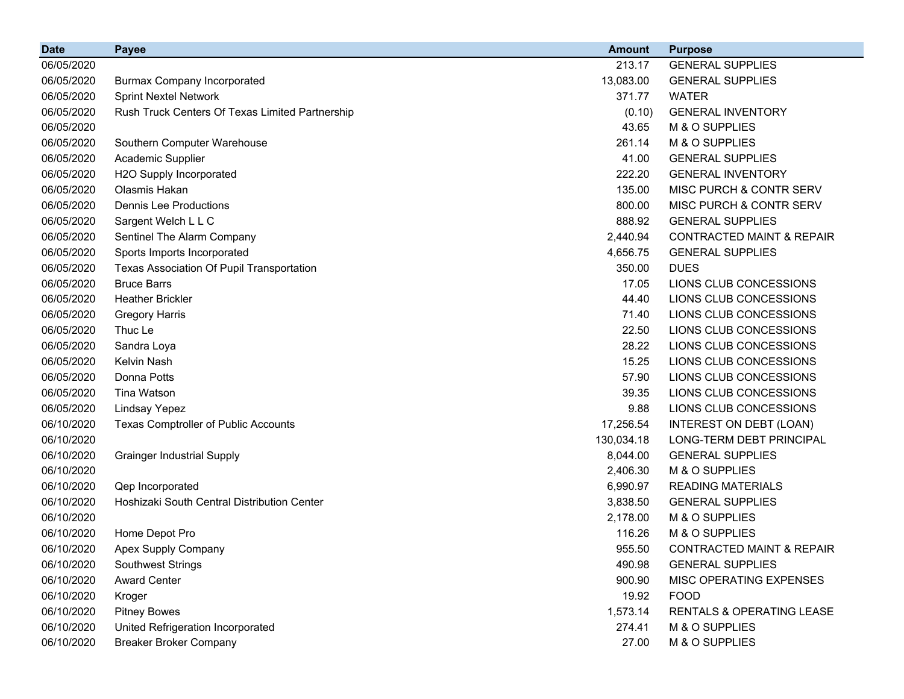| Date | Payee | Amount | Purpose |
|---|---|---|---|
| 06/05/2020 | | 213.17 | GENERAL SUPPLIES |
| 06/05/2020 | Burmax Company Incorporated | 13,083.00 | GENERAL SUPPLIES |
| 06/05/2020 | Sprint Nextel Network | 371.77 | WATER |
| 06/05/2020 | Rush Truck Centers Of Texas Limited Partnership | (0.10) | GENERAL INVENTORY |
| 06/05/2020 | | 43.65 | M & O SUPPLIES |
| 06/05/2020 | Southern Computer Warehouse | 261.14 | M & O SUPPLIES |
| 06/05/2020 | Academic Supplier | 41.00 | GENERAL SUPPLIES |
| 06/05/2020 | H2O Supply Incorporated | 222.20 | GENERAL INVENTORY |
| 06/05/2020 | Olasmis Hakan | 135.00 | MISC PURCH & CONTR SERV |
| 06/05/2020 | Dennis Lee Productions | 800.00 | MISC PURCH & CONTR SERV |
| 06/05/2020 | Sargent Welch L L C | 888.92 | GENERAL SUPPLIES |
| 06/05/2020 | Sentinel The Alarm Company | 2,440.94 | CONTRACTED MAINT & REPAIR |
| 06/05/2020 | Sports Imports Incorporated | 4,656.75 | GENERAL SUPPLIES |
| 06/05/2020 | Texas Association Of Pupil Transportation | 350.00 | DUES |
| 06/05/2020 | Bruce Barrs | 17.05 | LIONS CLUB CONCESSIONS |
| 06/05/2020 | Heather Brickler | 44.40 | LIONS CLUB CONCESSIONS |
| 06/05/2020 | Gregory Harris | 71.40 | LIONS CLUB CONCESSIONS |
| 06/05/2020 | Thuc Le | 22.50 | LIONS CLUB CONCESSIONS |
| 06/05/2020 | Sandra Loya | 28.22 | LIONS CLUB CONCESSIONS |
| 06/05/2020 | Kelvin Nash | 15.25 | LIONS CLUB CONCESSIONS |
| 06/05/2020 | Donna Potts | 57.90 | LIONS CLUB CONCESSIONS |
| 06/05/2020 | Tina Watson | 39.35 | LIONS CLUB CONCESSIONS |
| 06/05/2020 | Lindsay Yepez | 9.88 | LIONS CLUB CONCESSIONS |
| 06/10/2020 | Texas Comptroller of Public Accounts | 17,256.54 | INTEREST ON DEBT (LOAN) |
| 06/10/2020 | | 130,034.18 | LONG-TERM DEBT PRINCIPAL |
| 06/10/2020 | Grainger Industrial Supply | 8,044.00 | GENERAL SUPPLIES |
| 06/10/2020 | | 2,406.30 | M & O SUPPLIES |
| 06/10/2020 | Qep Incorporated | 6,990.97 | READING MATERIALS |
| 06/10/2020 | Hoshizaki South Central Distribution Center | 3,838.50 | GENERAL SUPPLIES |
| 06/10/2020 | | 2,178.00 | M & O SUPPLIES |
| 06/10/2020 | Home Depot Pro | 116.26 | M & O SUPPLIES |
| 06/10/2020 | Apex Supply Company | 955.50 | CONTRACTED MAINT & REPAIR |
| 06/10/2020 | Southwest Strings | 490.98 | GENERAL SUPPLIES |
| 06/10/2020 | Award Center | 900.90 | MISC OPERATING EXPENSES |
| 06/10/2020 | Kroger | 19.92 | FOOD |
| 06/10/2020 | Pitney Bowes | 1,573.14 | RENTALS & OPERATING LEASE |
| 06/10/2020 | United Refrigeration Incorporated | 274.41 | M & O SUPPLIES |
| 06/10/2020 | Breaker Broker Company | 27.00 | M & O SUPPLIES |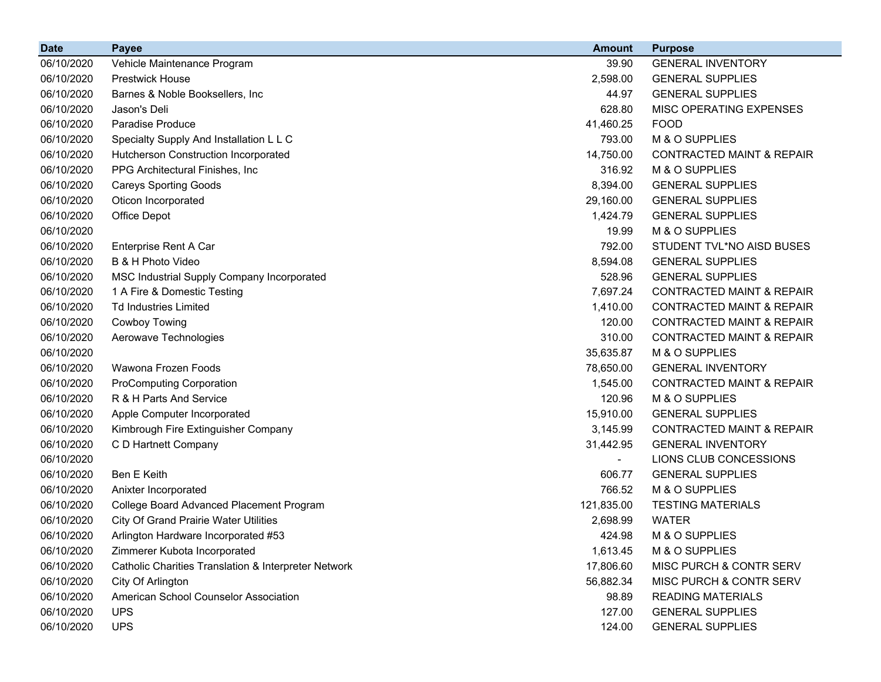| Date | Payee | Amount | Purpose |
|---|---|---|---|
| 06/10/2020 | Vehicle Maintenance Program | 39.90 | GENERAL INVENTORY |
| 06/10/2020 | Prestwick House | 2,598.00 | GENERAL SUPPLIES |
| 06/10/2020 | Barnes & Noble Booksellers, Inc | 44.97 | GENERAL SUPPLIES |
| 06/10/2020 | Jason's Deli | 628.80 | MISC OPERATING EXPENSES |
| 06/10/2020 | Paradise Produce | 41,460.25 | FOOD |
| 06/10/2020 | Specialty Supply And Installation L L C | 793.00 | M & O SUPPLIES |
| 06/10/2020 | Hutcherson Construction Incorporated | 14,750.00 | CONTRACTED MAINT & REPAIR |
| 06/10/2020 | PPG Architectural Finishes, Inc | 316.92 | M & O SUPPLIES |
| 06/10/2020 | Careys Sporting Goods | 8,394.00 | GENERAL SUPPLIES |
| 06/10/2020 | Oticon Incorporated | 29,160.00 | GENERAL SUPPLIES |
| 06/10/2020 | Office Depot | 1,424.79 | GENERAL SUPPLIES |
| 06/10/2020 | | 19.99 | M & O SUPPLIES |
| 06/10/2020 | Enterprise Rent A Car | 792.00 | STUDENT TVL*NO AISD BUSES |
| 06/10/2020 | B & H Photo Video | 8,594.08 | GENERAL SUPPLIES |
| 06/10/2020 | MSC Industrial Supply Company Incorporated | 528.96 | GENERAL SUPPLIES |
| 06/10/2020 | 1 A Fire & Domestic Testing | 7,697.24 | CONTRACTED MAINT & REPAIR |
| 06/10/2020 | Td Industries Limited | 1,410.00 | CONTRACTED MAINT & REPAIR |
| 06/10/2020 | Cowboy Towing | 120.00 | CONTRACTED MAINT & REPAIR |
| 06/10/2020 | Aerowave Technologies | 310.00 | CONTRACTED MAINT & REPAIR |
| 06/10/2020 | | 35,635.87 | M & O SUPPLIES |
| 06/10/2020 | Wawona Frozen Foods | 78,650.00 | GENERAL INVENTORY |
| 06/10/2020 | ProComputing Corporation | 1,545.00 | CONTRACTED MAINT & REPAIR |
| 06/10/2020 | R & H Parts And Service | 120.96 | M & O SUPPLIES |
| 06/10/2020 | Apple Computer Incorporated | 15,910.00 | GENERAL SUPPLIES |
| 06/10/2020 | Kimbrough Fire Extinguisher Company | 3,145.99 | CONTRACTED MAINT & REPAIR |
| 06/10/2020 | C D Hartnett Company | 31,442.95 | GENERAL INVENTORY |
| 06/10/2020 | | - | LIONS CLUB CONCESSIONS |
| 06/10/2020 | Ben E Keith | 606.77 | GENERAL SUPPLIES |
| 06/10/2020 | Anixter Incorporated | 766.52 | M & O SUPPLIES |
| 06/10/2020 | College Board Advanced Placement Program | 121,835.00 | TESTING MATERIALS |
| 06/10/2020 | City Of Grand Prairie Water Utilities | 2,698.99 | WATER |
| 06/10/2020 | Arlington Hardware Incorporated #53 | 424.98 | M & O SUPPLIES |
| 06/10/2020 | Zimmerer Kubota Incorporated | 1,613.45 | M & O SUPPLIES |
| 06/10/2020 | Catholic Charities Translation & Interpreter Network | 17,806.60 | MISC PURCH & CONTR SERV |
| 06/10/2020 | City Of Arlington | 56,882.34 | MISC PURCH & CONTR SERV |
| 06/10/2020 | American School Counselor Association | 98.89 | READING MATERIALS |
| 06/10/2020 | UPS | 127.00 | GENERAL SUPPLIES |
| 06/10/2020 | UPS | 124.00 | GENERAL SUPPLIES |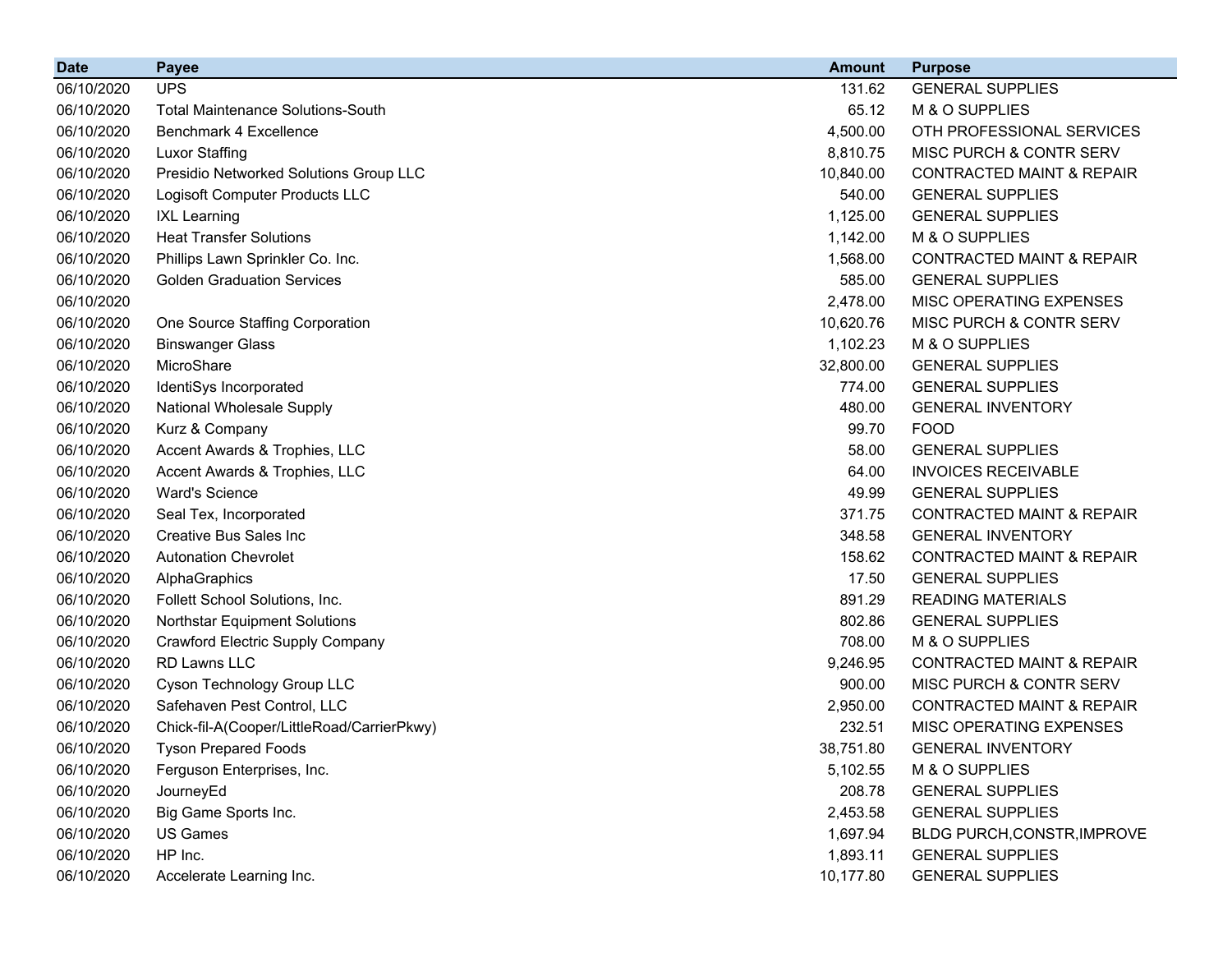| Date | Payee | Amount | Purpose |
|---|---|---|---|
| 06/10/2020 | UPS | 131.62 | GENERAL SUPPLIES |
| 06/10/2020 | Total Maintenance Solutions-South | 65.12 | M & O SUPPLIES |
| 06/10/2020 | Benchmark 4 Excellence | 4,500.00 | OTH PROFESSIONAL SERVICES |
| 06/10/2020 | Luxor Staffing | 8,810.75 | MISC PURCH & CONTR SERV |
| 06/10/2020 | Presidio Networked Solutions Group LLC | 10,840.00 | CONTRACTED MAINT & REPAIR |
| 06/10/2020 | Logisoft Computer Products LLC | 540.00 | GENERAL SUPPLIES |
| 06/10/2020 | IXL Learning | 1,125.00 | GENERAL SUPPLIES |
| 06/10/2020 | Heat Transfer Solutions | 1,142.00 | M & O SUPPLIES |
| 06/10/2020 | Phillips Lawn Sprinkler Co. Inc. | 1,568.00 | CONTRACTED MAINT & REPAIR |
| 06/10/2020 | Golden Graduation Services | 585.00 | GENERAL SUPPLIES |
| 06/10/2020 | | 2,478.00 | MISC OPERATING EXPENSES |
| 06/10/2020 | One Source Staffing Corporation | 10,620.76 | MISC PURCH & CONTR SERV |
| 06/10/2020 | Binswanger Glass | 1,102.23 | M & O SUPPLIES |
| 06/10/2020 | MicroShare | 32,800.00 | GENERAL SUPPLIES |
| 06/10/2020 | IdentiSys Incorporated | 774.00 | GENERAL SUPPLIES |
| 06/10/2020 | National Wholesale Supply | 480.00 | GENERAL INVENTORY |
| 06/10/2020 | Kurz & Company | 99.70 | FOOD |
| 06/10/2020 | Accent Awards & Trophies, LLC | 58.00 | GENERAL SUPPLIES |
| 06/10/2020 | Accent Awards & Trophies, LLC | 64.00 | INVOICES RECEIVABLE |
| 06/10/2020 | Ward's Science | 49.99 | GENERAL SUPPLIES |
| 06/10/2020 | Seal Tex, Incorporated | 371.75 | CONTRACTED MAINT & REPAIR |
| 06/10/2020 | Creative Bus Sales Inc | 348.58 | GENERAL INVENTORY |
| 06/10/2020 | Autonation Chevrolet | 158.62 | CONTRACTED MAINT & REPAIR |
| 06/10/2020 | AlphaGraphics | 17.50 | GENERAL SUPPLIES |
| 06/10/2020 | Follett School Solutions, Inc. | 891.29 | READING MATERIALS |
| 06/10/2020 | Northstar Equipment Solutions | 802.86 | GENERAL SUPPLIES |
| 06/10/2020 | Crawford Electric Supply Company | 708.00 | M & O SUPPLIES |
| 06/10/2020 | RD Lawns LLC | 9,246.95 | CONTRACTED MAINT & REPAIR |
| 06/10/2020 | Cyson Technology Group LLC | 900.00 | MISC PURCH & CONTR SERV |
| 06/10/2020 | Safehaven Pest Control, LLC | 2,950.00 | CONTRACTED MAINT & REPAIR |
| 06/10/2020 | Chick-fil-A(Cooper/LittleRoad/CarrierPkwy) | 232.51 | MISC OPERATING EXPENSES |
| 06/10/2020 | Tyson Prepared Foods | 38,751.80 | GENERAL INVENTORY |
| 06/10/2020 | Ferguson Enterprises, Inc. | 5,102.55 | M & O SUPPLIES |
| 06/10/2020 | JourneyEd | 208.78 | GENERAL SUPPLIES |
| 06/10/2020 | Big Game Sports Inc. | 2,453.58 | GENERAL SUPPLIES |
| 06/10/2020 | US Games | 1,697.94 | BLDG PURCH,CONSTR,IMPROVE |
| 06/10/2020 | HP Inc. | 1,893.11 | GENERAL SUPPLIES |
| 06/10/2020 | Accelerate Learning Inc. | 10,177.80 | GENERAL SUPPLIES |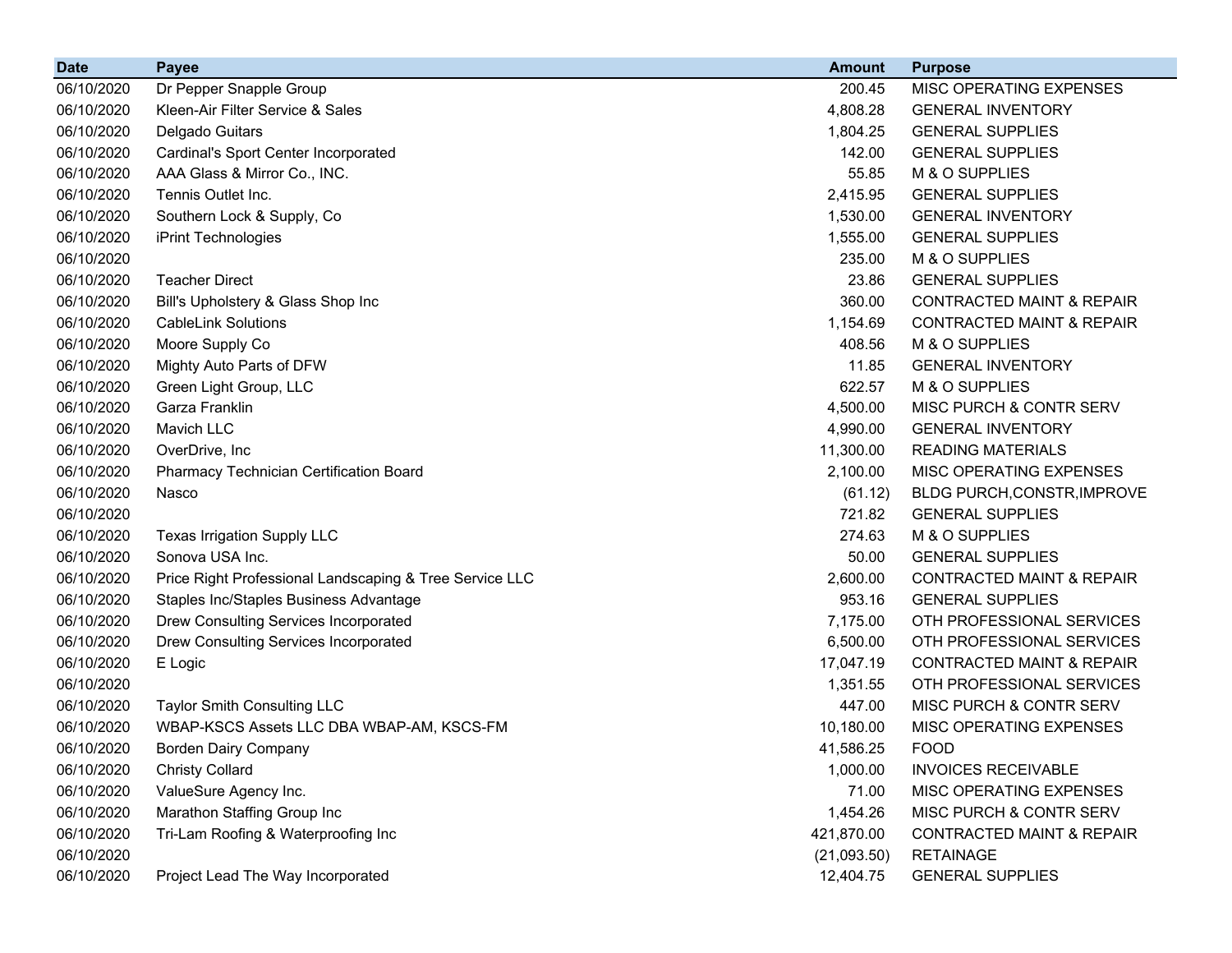| Date | Payee | Amount | Purpose |
|---|---|---|---|
| 06/10/2020 | Dr Pepper Snapple Group | 200.45 | MISC OPERATING EXPENSES |
| 06/10/2020 | Kleen-Air Filter Service & Sales | 4,808.28 | GENERAL INVENTORY |
| 06/10/2020 | Delgado Guitars | 1,804.25 | GENERAL SUPPLIES |
| 06/10/2020 | Cardinal's Sport Center Incorporated | 142.00 | GENERAL SUPPLIES |
| 06/10/2020 | AAA Glass & Mirror Co., INC. | 55.85 | M & O SUPPLIES |
| 06/10/2020 | Tennis Outlet Inc. | 2,415.95 | GENERAL SUPPLIES |
| 06/10/2020 | Southern Lock & Supply, Co | 1,530.00 | GENERAL INVENTORY |
| 06/10/2020 | iPrint Technologies | 1,555.00 | GENERAL SUPPLIES |
| 06/10/2020 | | 235.00 | M & O SUPPLIES |
| 06/10/2020 | Teacher Direct | 23.86 | GENERAL SUPPLIES |
| 06/10/2020 | Bill's Upholstery & Glass Shop Inc | 360.00 | CONTRACTED MAINT & REPAIR |
| 06/10/2020 | CableLink Solutions | 1,154.69 | CONTRACTED MAINT & REPAIR |
| 06/10/2020 | Moore Supply Co | 408.56 | M & O SUPPLIES |
| 06/10/2020 | Mighty Auto Parts of DFW | 11.85 | GENERAL INVENTORY |
| 06/10/2020 | Green Light Group, LLC | 622.57 | M & O SUPPLIES |
| 06/10/2020 | Garza Franklin | 4,500.00 | MISC PURCH & CONTR SERV |
| 06/10/2020 | Mavich LLC | 4,990.00 | GENERAL INVENTORY |
| 06/10/2020 | OverDrive, Inc | 11,300.00 | READING MATERIALS |
| 06/10/2020 | Pharmacy Technician Certification Board | 2,100.00 | MISC OPERATING EXPENSES |
| 06/10/2020 | Nasco | (61.12) | BLDG PURCH,CONSTR,IMPROVE |
| 06/10/2020 | | 721.82 | GENERAL SUPPLIES |
| 06/10/2020 | Texas Irrigation Supply LLC | 274.63 | M & O SUPPLIES |
| 06/10/2020 | Sonova USA Inc. | 50.00 | GENERAL SUPPLIES |
| 06/10/2020 | Price Right Professional Landscaping & Tree Service LLC | 2,600.00 | CONTRACTED MAINT & REPAIR |
| 06/10/2020 | Staples Inc/Staples Business Advantage | 953.16 | GENERAL SUPPLIES |
| 06/10/2020 | Drew Consulting Services Incorporated | 7,175.00 | OTH PROFESSIONAL SERVICES |
| 06/10/2020 | Drew Consulting Services Incorporated | 6,500.00 | OTH PROFESSIONAL SERVICES |
| 06/10/2020 | E Logic | 17,047.19 | CONTRACTED MAINT & REPAIR |
| 06/10/2020 | | 1,351.55 | OTH PROFESSIONAL SERVICES |
| 06/10/2020 | Taylor Smith Consulting LLC | 447.00 | MISC PURCH & CONTR SERV |
| 06/10/2020 | WBAP-KSCS Assets LLC DBA WBAP-AM, KSCS-FM | 10,180.00 | MISC OPERATING EXPENSES |
| 06/10/2020 | Borden Dairy Company | 41,586.25 | FOOD |
| 06/10/2020 | Christy Collard | 1,000.00 | INVOICES RECEIVABLE |
| 06/10/2020 | ValueSure Agency Inc. | 71.00 | MISC OPERATING EXPENSES |
| 06/10/2020 | Marathon Staffing Group Inc | 1,454.26 | MISC PURCH & CONTR SERV |
| 06/10/2020 | Tri-Lam Roofing & Waterproofing Inc | 421,870.00 | CONTRACTED MAINT & REPAIR |
| 06/10/2020 | | (21,093.50) | RETAINAGE |
| 06/10/2020 | Project Lead The Way Incorporated | 12,404.75 | GENERAL SUPPLIES |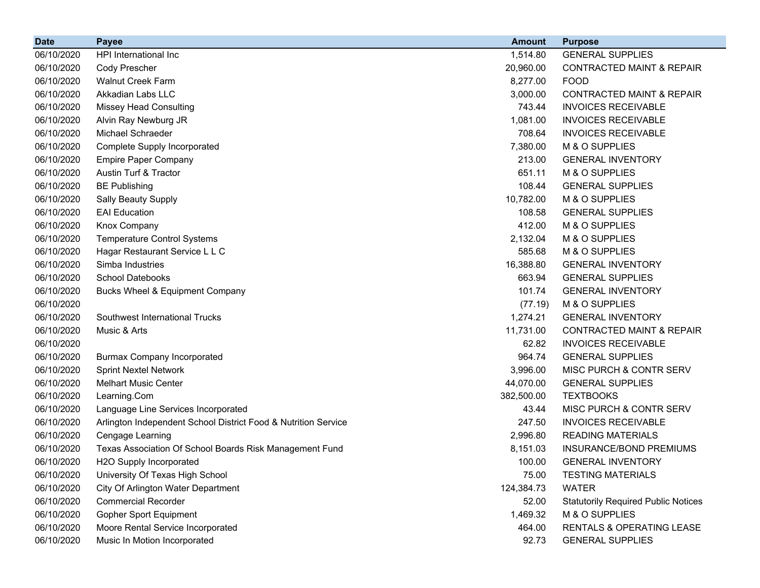| Date | Payee | Amount | Purpose |
|---|---|---|---|
| 06/10/2020 | HPI International Inc | 1,514.80 | GENERAL SUPPLIES |
| 06/10/2020 | Cody Prescher | 20,960.00 | CONTRACTED MAINT & REPAIR |
| 06/10/2020 | Walnut Creek Farm | 8,277.00 | FOOD |
| 06/10/2020 | Akkadian Labs LLC | 3,000.00 | CONTRACTED MAINT & REPAIR |
| 06/10/2020 | Missey Head Consulting | 743.44 | INVOICES RECEIVABLE |
| 06/10/2020 | Alvin Ray Newburg JR | 1,081.00 | INVOICES RECEIVABLE |
| 06/10/2020 | Michael Schraeder | 708.64 | INVOICES RECEIVABLE |
| 06/10/2020 | Complete Supply Incorporated | 7,380.00 | M & O SUPPLIES |
| 06/10/2020 | Empire Paper Company | 213.00 | GENERAL INVENTORY |
| 06/10/2020 | Austin Turf & Tractor | 651.11 | M & O SUPPLIES |
| 06/10/2020 | BE Publishing | 108.44 | GENERAL SUPPLIES |
| 06/10/2020 | Sally Beauty Supply | 10,782.00 | M & O SUPPLIES |
| 06/10/2020 | EAI Education | 108.58 | GENERAL SUPPLIES |
| 06/10/2020 | Knox Company | 412.00 | M & O SUPPLIES |
| 06/10/2020 | Temperature Control Systems | 2,132.04 | M & O SUPPLIES |
| 06/10/2020 | Hagar Restaurant Service L L C | 585.68 | M & O SUPPLIES |
| 06/10/2020 | Simba Industries | 16,388.80 | GENERAL INVENTORY |
| 06/10/2020 | School Datebooks | 663.94 | GENERAL SUPPLIES |
| 06/10/2020 | Bucks Wheel & Equipment Company | 101.74 | GENERAL INVENTORY |
| 06/10/2020 | | (77.19) | M & O SUPPLIES |
| 06/10/2020 | Southwest International Trucks | 1,274.21 | GENERAL INVENTORY |
| 06/10/2020 | Music & Arts | 11,731.00 | CONTRACTED MAINT & REPAIR |
| 06/10/2020 | | 62.82 | INVOICES RECEIVABLE |
| 06/10/2020 | Burmax Company Incorporated | 964.74 | GENERAL SUPPLIES |
| 06/10/2020 | Sprint Nextel Network | 3,996.00 | MISC PURCH & CONTR SERV |
| 06/10/2020 | Melhart Music Center | 44,070.00 | GENERAL SUPPLIES |
| 06/10/2020 | Learning.Com | 382,500.00 | TEXTBOOKS |
| 06/10/2020 | Language Line Services Incorporated | 43.44 | MISC PURCH & CONTR SERV |
| 06/10/2020 | Arlington Independent School District Food & Nutrition Service | 247.50 | INVOICES RECEIVABLE |
| 06/10/2020 | Cengage Learning | 2,996.80 | READING MATERIALS |
| 06/10/2020 | Texas Association Of School Boards Risk Management Fund | 8,151.03 | INSURANCE/BOND PREMIUMS |
| 06/10/2020 | H2O Supply Incorporated | 100.00 | GENERAL INVENTORY |
| 06/10/2020 | University Of Texas High School | 75.00 | TESTING MATERIALS |
| 06/10/2020 | City Of Arlington Water Department | 124,384.73 | WATER |
| 06/10/2020 | Commercial Recorder | 52.00 | Statutorily Required Public Notices |
| 06/10/2020 | Gopher Sport Equipment | 1,469.32 | M & O SUPPLIES |
| 06/10/2020 | Moore Rental Service Incorporated | 464.00 | RENTALS & OPERATING LEASE |
| 06/10/2020 | Music In Motion Incorporated | 92.73 | GENERAL SUPPLIES |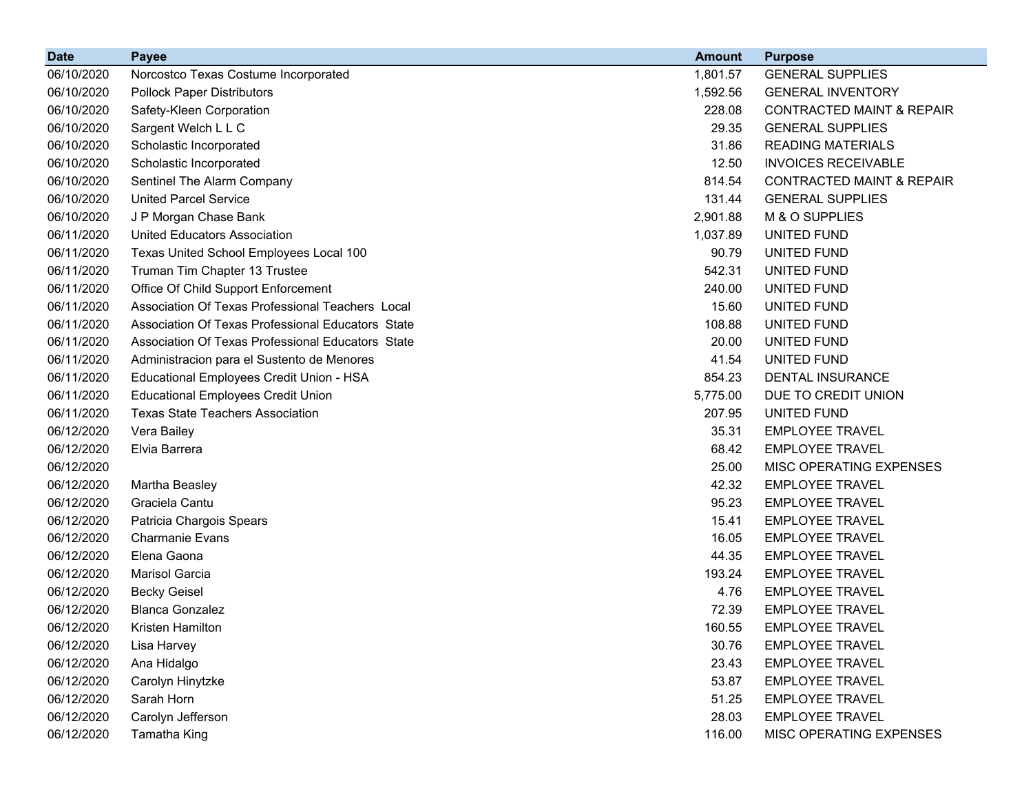| Date | Payee | Amount | Purpose |
|---|---|---|---|
| 06/10/2020 | Norcostco Texas Costume Incorporated | 1,801.57 | GENERAL SUPPLIES |
| 06/10/2020 | Pollock Paper Distributors | 1,592.56 | GENERAL INVENTORY |
| 06/10/2020 | Safety-Kleen Corporation | 228.08 | CONTRACTED MAINT & REPAIR |
| 06/10/2020 | Sargent Welch L L C | 29.35 | GENERAL SUPPLIES |
| 06/10/2020 | Scholastic Incorporated | 31.86 | READING MATERIALS |
| 06/10/2020 | Scholastic Incorporated | 12.50 | INVOICES RECEIVABLE |
| 06/10/2020 | Sentinel The Alarm Company | 814.54 | CONTRACTED MAINT & REPAIR |
| 06/10/2020 | United Parcel Service | 131.44 | GENERAL SUPPLIES |
| 06/10/2020 | J P Morgan Chase Bank | 2,901.88 | M & O SUPPLIES |
| 06/11/2020 | United Educators Association | 1,037.89 | UNITED FUND |
| 06/11/2020 | Texas United School Employees Local 100 | 90.79 | UNITED FUND |
| 06/11/2020 | Truman Tim Chapter 13 Trustee | 542.31 | UNITED FUND |
| 06/11/2020 | Office Of Child Support Enforcement | 240.00 | UNITED FUND |
| 06/11/2020 | Association Of Texas Professional Teachers Local | 15.60 | UNITED FUND |
| 06/11/2020 | Association Of Texas Professional Educators State | 108.88 | UNITED FUND |
| 06/11/2020 | Association Of Texas Professional Educators State | 20.00 | UNITED FUND |
| 06/11/2020 | Administracion para el Sustento de Menores | 41.54 | UNITED FUND |
| 06/11/2020 | Educational Employees Credit Union - HSA | 854.23 | DENTAL INSURANCE |
| 06/11/2020 | Educational Employees Credit Union | 5,775.00 | DUE TO CREDIT UNION |
| 06/11/2020 | Texas State Teachers Association | 207.95 | UNITED FUND |
| 06/12/2020 | Vera Bailey | 35.31 | EMPLOYEE TRAVEL |
| 06/12/2020 | Elvia Barrera | 68.42 | EMPLOYEE TRAVEL |
| 06/12/2020 | | 25.00 | MISC OPERATING EXPENSES |
| 06/12/2020 | Martha Beasley | 42.32 | EMPLOYEE TRAVEL |
| 06/12/2020 | Graciela Cantu | 95.23 | EMPLOYEE TRAVEL |
| 06/12/2020 | Patricia Chargois Spears | 15.41 | EMPLOYEE TRAVEL |
| 06/12/2020 | Charmanie Evans | 16.05 | EMPLOYEE TRAVEL |
| 06/12/2020 | Elena Gaona | 44.35 | EMPLOYEE TRAVEL |
| 06/12/2020 | Marisol Garcia | 193.24 | EMPLOYEE TRAVEL |
| 06/12/2020 | Becky Geisel | 4.76 | EMPLOYEE TRAVEL |
| 06/12/2020 | Blanca Gonzalez | 72.39 | EMPLOYEE TRAVEL |
| 06/12/2020 | Kristen Hamilton | 160.55 | EMPLOYEE TRAVEL |
| 06/12/2020 | Lisa Harvey | 30.76 | EMPLOYEE TRAVEL |
| 06/12/2020 | Ana Hidalgo | 23.43 | EMPLOYEE TRAVEL |
| 06/12/2020 | Carolyn Hinytzke | 53.87 | EMPLOYEE TRAVEL |
| 06/12/2020 | Sarah Horn | 51.25 | EMPLOYEE TRAVEL |
| 06/12/2020 | Carolyn Jefferson | 28.03 | EMPLOYEE TRAVEL |
| 06/12/2020 | Tamatha King | 116.00 | MISC OPERATING EXPENSES |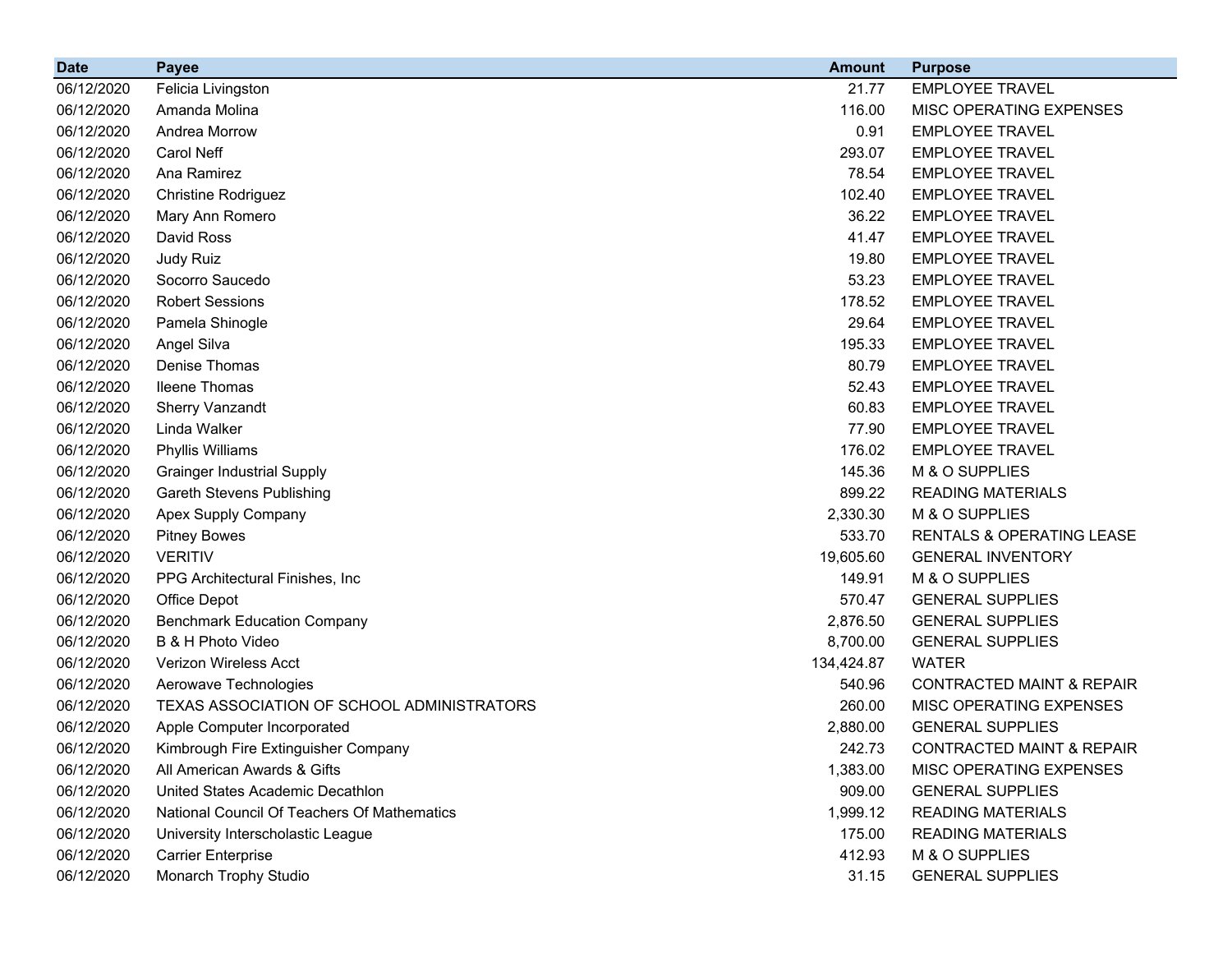| Date | Payee | Amount | Purpose |
|---|---|---|---|
| 06/12/2020 | Felicia Livingston | 21.77 | EMPLOYEE TRAVEL |
| 06/12/2020 | Amanda Molina | 116.00 | MISC OPERATING EXPENSES |
| 06/12/2020 | Andrea Morrow | 0.91 | EMPLOYEE TRAVEL |
| 06/12/2020 | Carol Neff | 293.07 | EMPLOYEE TRAVEL |
| 06/12/2020 | Ana Ramirez | 78.54 | EMPLOYEE TRAVEL |
| 06/12/2020 | Christine Rodriguez | 102.40 | EMPLOYEE TRAVEL |
| 06/12/2020 | Mary Ann Romero | 36.22 | EMPLOYEE TRAVEL |
| 06/12/2020 | David Ross | 41.47 | EMPLOYEE TRAVEL |
| 06/12/2020 | Judy Ruiz | 19.80 | EMPLOYEE TRAVEL |
| 06/12/2020 | Socorro Saucedo | 53.23 | EMPLOYEE TRAVEL |
| 06/12/2020 | Robert Sessions | 178.52 | EMPLOYEE TRAVEL |
| 06/12/2020 | Pamela Shinogle | 29.64 | EMPLOYEE TRAVEL |
| 06/12/2020 | Angel Silva | 195.33 | EMPLOYEE TRAVEL |
| 06/12/2020 | Denise Thomas | 80.79 | EMPLOYEE TRAVEL |
| 06/12/2020 | Ileene Thomas | 52.43 | EMPLOYEE TRAVEL |
| 06/12/2020 | Sherry Vanzandt | 60.83 | EMPLOYEE TRAVEL |
| 06/12/2020 | Linda Walker | 77.90 | EMPLOYEE TRAVEL |
| 06/12/2020 | Phyllis Williams | 176.02 | EMPLOYEE TRAVEL |
| 06/12/2020 | Grainger Industrial Supply | 145.36 | M & O SUPPLIES |
| 06/12/2020 | Gareth Stevens Publishing | 899.22 | READING MATERIALS |
| 06/12/2020 | Apex Supply Company | 2,330.30 | M & O SUPPLIES |
| 06/12/2020 | Pitney Bowes | 533.70 | RENTALS & OPERATING LEASE |
| 06/12/2020 | VERITIV | 19,605.60 | GENERAL INVENTORY |
| 06/12/2020 | PPG Architectural Finishes, Inc | 149.91 | M & O SUPPLIES |
| 06/12/2020 | Office Depot | 570.47 | GENERAL SUPPLIES |
| 06/12/2020 | Benchmark Education Company | 2,876.50 | GENERAL SUPPLIES |
| 06/12/2020 | B & H Photo Video | 8,700.00 | GENERAL SUPPLIES |
| 06/12/2020 | Verizon Wireless Acct | 134,424.87 | WATER |
| 06/12/2020 | Aerowave Technologies | 540.96 | CONTRACTED MAINT & REPAIR |
| 06/12/2020 | TEXAS ASSOCIATION OF SCHOOL ADMINISTRATORS | 260.00 | MISC OPERATING EXPENSES |
| 06/12/2020 | Apple Computer Incorporated | 2,880.00 | GENERAL SUPPLIES |
| 06/12/2020 | Kimbrough Fire Extinguisher Company | 242.73 | CONTRACTED MAINT & REPAIR |
| 06/12/2020 | All American Awards & Gifts | 1,383.00 | MISC OPERATING EXPENSES |
| 06/12/2020 | United States Academic Decathlon | 909.00 | GENERAL SUPPLIES |
| 06/12/2020 | National Council Of Teachers Of Mathematics | 1,999.12 | READING MATERIALS |
| 06/12/2020 | University Interscholastic League | 175.00 | READING MATERIALS |
| 06/12/2020 | Carrier Enterprise | 412.93 | M & O SUPPLIES |
| 06/12/2020 | Monarch Trophy Studio | 31.15 | GENERAL SUPPLIES |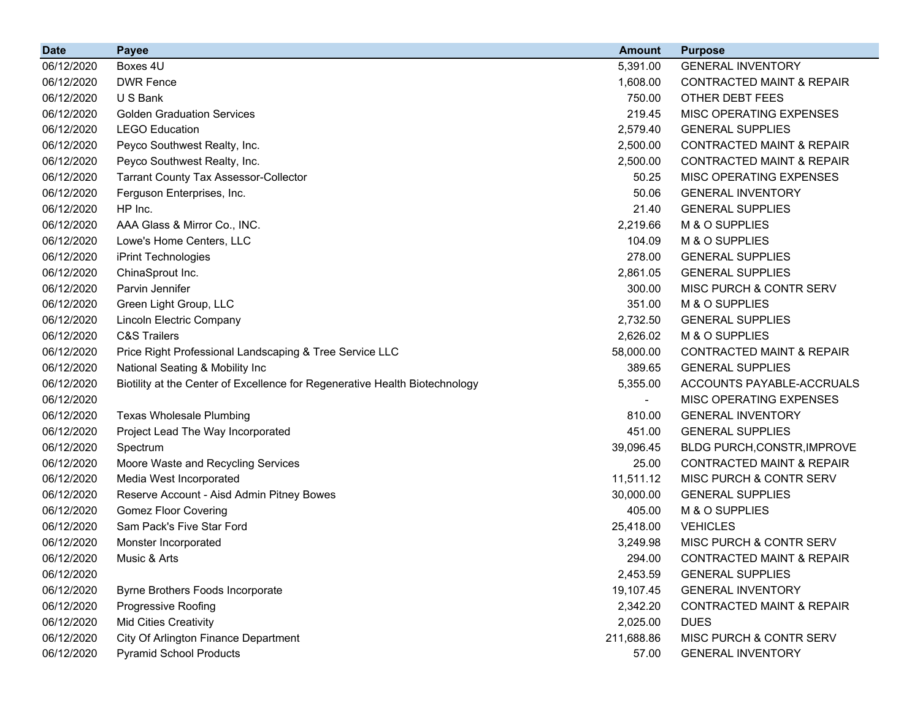| Date | Payee | Amount | Purpose |
|---|---|---|---|
| 06/12/2020 | Boxes 4U | 5,391.00 | GENERAL INVENTORY |
| 06/12/2020 | DWR Fence | 1,608.00 | CONTRACTED MAINT & REPAIR |
| 06/12/2020 | U S Bank | 750.00 | OTHER DEBT FEES |
| 06/12/2020 | Golden Graduation Services | 219.45 | MISC OPERATING EXPENSES |
| 06/12/2020 | LEGO Education | 2,579.40 | GENERAL SUPPLIES |
| 06/12/2020 | Peyco Southwest Realty, Inc. | 2,500.00 | CONTRACTED MAINT & REPAIR |
| 06/12/2020 | Peyco Southwest Realty, Inc. | 2,500.00 | CONTRACTED MAINT & REPAIR |
| 06/12/2020 | Tarrant County Tax Assessor-Collector | 50.25 | MISC OPERATING EXPENSES |
| 06/12/2020 | Ferguson Enterprises, Inc. | 50.06 | GENERAL INVENTORY |
| 06/12/2020 | HP Inc. | 21.40 | GENERAL SUPPLIES |
| 06/12/2020 | AAA Glass & Mirror Co., INC. | 2,219.66 | M & O SUPPLIES |
| 06/12/2020 | Lowe's Home Centers, LLC | 104.09 | M & O SUPPLIES |
| 06/12/2020 | iPrint Technologies | 278.00 | GENERAL SUPPLIES |
| 06/12/2020 | ChinaSprout Inc. | 2,861.05 | GENERAL SUPPLIES |
| 06/12/2020 | Parvin Jennifer | 300.00 | MISC PURCH & CONTR SERV |
| 06/12/2020 | Green Light Group, LLC | 351.00 | M & O SUPPLIES |
| 06/12/2020 | Lincoln Electric Company | 2,732.50 | GENERAL SUPPLIES |
| 06/12/2020 | C&S Trailers | 2,626.02 | M & O SUPPLIES |
| 06/12/2020 | Price Right Professional Landscaping & Tree Service LLC | 58,000.00 | CONTRACTED MAINT & REPAIR |
| 06/12/2020 | National Seating & Mobility Inc | 389.65 | GENERAL SUPPLIES |
| 06/12/2020 | Biotility at the Center of Excellence for Regenerative Health Biotechnology | 5,355.00 | ACCOUNTS PAYABLE-ACCRUALS |
| 06/12/2020 | | - | MISC OPERATING EXPENSES |
| 06/12/2020 | Texas Wholesale Plumbing | 810.00 | GENERAL INVENTORY |
| 06/12/2020 | Project Lead The Way Incorporated | 451.00 | GENERAL SUPPLIES |
| 06/12/2020 | Spectrum | 39,096.45 | BLDG PURCH,CONSTR,IMPROVE |
| 06/12/2020 | Moore Waste and Recycling Services | 25.00 | CONTRACTED MAINT & REPAIR |
| 06/12/2020 | Media West Incorporated | 11,511.12 | MISC PURCH & CONTR SERV |
| 06/12/2020 | Reserve Account - Aisd Admin Pitney Bowes | 30,000.00 | GENERAL SUPPLIES |
| 06/12/2020 | Gomez Floor Covering | 405.00 | M & O SUPPLIES |
| 06/12/2020 | Sam Pack's Five Star Ford | 25,418.00 | VEHICLES |
| 06/12/2020 | Monster Incorporated | 3,249.98 | MISC PURCH & CONTR SERV |
| 06/12/2020 | Music & Arts | 294.00 | CONTRACTED MAINT & REPAIR |
| 06/12/2020 | | 2,453.59 | GENERAL SUPPLIES |
| 06/12/2020 | Byrne Brothers Foods Incorporate | 19,107.45 | GENERAL INVENTORY |
| 06/12/2020 | Progressive Roofing | 2,342.20 | CONTRACTED MAINT & REPAIR |
| 06/12/2020 | Mid Cities Creativity | 2,025.00 | DUES |
| 06/12/2020 | City Of Arlington Finance Department | 211,688.86 | MISC PURCH & CONTR SERV |
| 06/12/2020 | Pyramid School Products | 57.00 | GENERAL INVENTORY |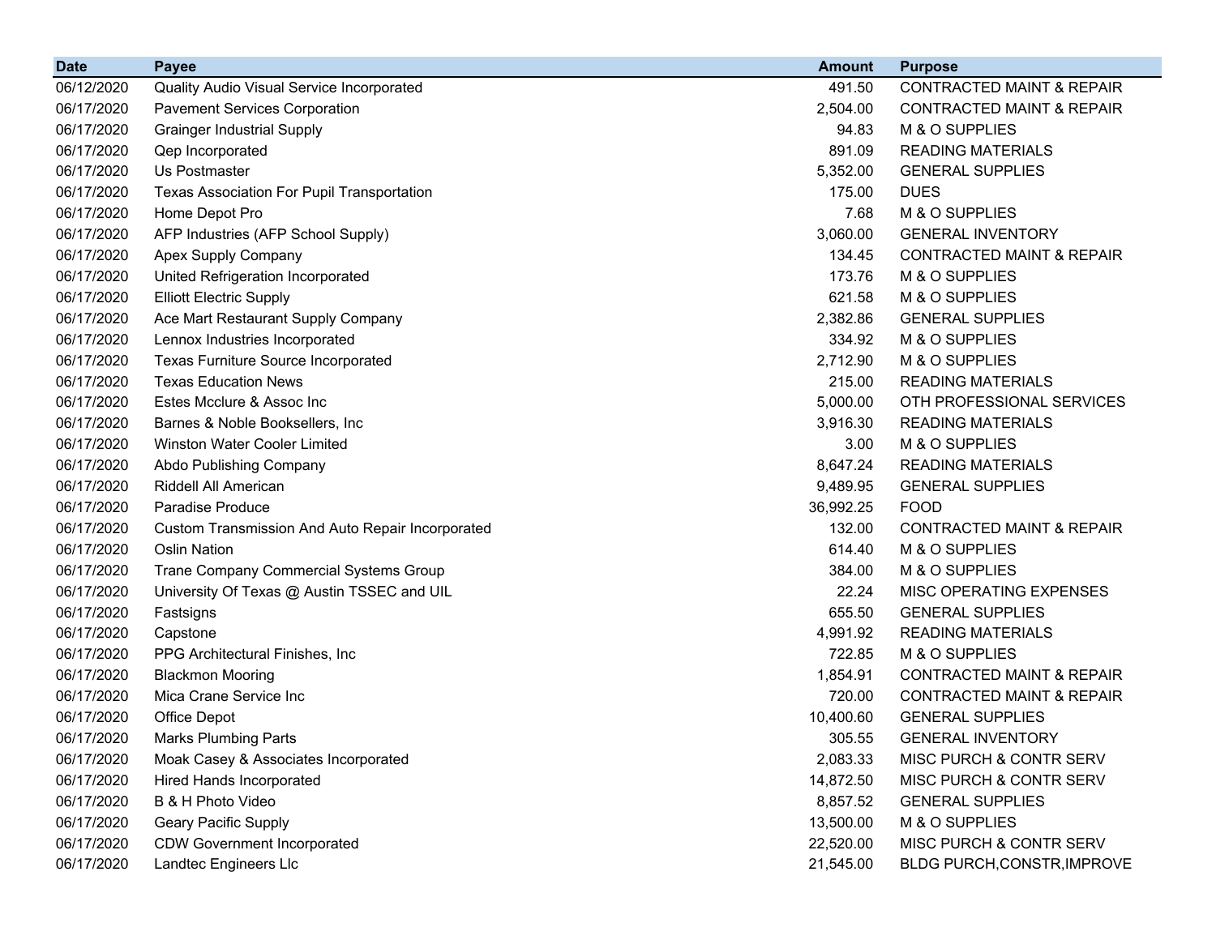| Date | Payee | Amount | Purpose |
|---|---|---|---|
| 06/12/2020 | Quality Audio Visual Service Incorporated | 491.50 | CONTRACTED MAINT & REPAIR |
| 06/17/2020 | Pavement Services Corporation | 2,504.00 | CONTRACTED MAINT & REPAIR |
| 06/17/2020 | Grainger Industrial Supply | 94.83 | M & O SUPPLIES |
| 06/17/2020 | Qep Incorporated | 891.09 | READING MATERIALS |
| 06/17/2020 | Us Postmaster | 5,352.00 | GENERAL SUPPLIES |
| 06/17/2020 | Texas Association For Pupil Transportation | 175.00 | DUES |
| 06/17/2020 | Home Depot Pro | 7.68 | M & O SUPPLIES |
| 06/17/2020 | AFP Industries (AFP School Supply) | 3,060.00 | GENERAL INVENTORY |
| 06/17/2020 | Apex Supply Company | 134.45 | CONTRACTED MAINT & REPAIR |
| 06/17/2020 | United Refrigeration Incorporated | 173.76 | M & O SUPPLIES |
| 06/17/2020 | Elliott Electric Supply | 621.58 | M & O SUPPLIES |
| 06/17/2020 | Ace Mart Restaurant Supply Company | 2,382.86 | GENERAL SUPPLIES |
| 06/17/2020 | Lennox Industries Incorporated | 334.92 | M & O SUPPLIES |
| 06/17/2020 | Texas Furniture Source Incorporated | 2,712.90 | M & O SUPPLIES |
| 06/17/2020 | Texas Education News | 215.00 | READING MATERIALS |
| 06/17/2020 | Estes Mcclure & Assoc Inc | 5,000.00 | OTH PROFESSIONAL SERVICES |
| 06/17/2020 | Barnes & Noble Booksellers, Inc | 3,916.30 | READING MATERIALS |
| 06/17/2020 | Winston Water Cooler Limited | 3.00 | M & O SUPPLIES |
| 06/17/2020 | Abdo Publishing Company | 8,647.24 | READING MATERIALS |
| 06/17/2020 | Riddell All American | 9,489.95 | GENERAL SUPPLIES |
| 06/17/2020 | Paradise Produce | 36,992.25 | FOOD |
| 06/17/2020 | Custom Transmission And Auto Repair Incorporated | 132.00 | CONTRACTED MAINT & REPAIR |
| 06/17/2020 | Oslin Nation | 614.40 | M & O SUPPLIES |
| 06/17/2020 | Trane Company Commercial Systems Group | 384.00 | M & O SUPPLIES |
| 06/17/2020 | University Of Texas @ Austin TSSEC and UIL | 22.24 | MISC OPERATING EXPENSES |
| 06/17/2020 | Fastsigns | 655.50 | GENERAL SUPPLIES |
| 06/17/2020 | Capstone | 4,991.92 | READING MATERIALS |
| 06/17/2020 | PPG Architectural Finishes, Inc | 722.85 | M & O SUPPLIES |
| 06/17/2020 | Blackmon Mooring | 1,854.91 | CONTRACTED MAINT & REPAIR |
| 06/17/2020 | Mica Crane Service Inc | 720.00 | CONTRACTED MAINT & REPAIR |
| 06/17/2020 | Office Depot | 10,400.60 | GENERAL SUPPLIES |
| 06/17/2020 | Marks Plumbing Parts | 305.55 | GENERAL INVENTORY |
| 06/17/2020 | Moak Casey & Associates Incorporated | 2,083.33 | MISC PURCH & CONTR SERV |
| 06/17/2020 | Hired Hands Incorporated | 14,872.50 | MISC PURCH & CONTR SERV |
| 06/17/2020 | B & H Photo Video | 8,857.52 | GENERAL SUPPLIES |
| 06/17/2020 | Geary Pacific Supply | 13,500.00 | M & O SUPPLIES |
| 06/17/2020 | CDW Government Incorporated | 22,520.00 | MISC PURCH & CONTR SERV |
| 06/17/2020 | Landtec Engineers Llc | 21,545.00 | BLDG PURCH,CONSTR,IMPROVE |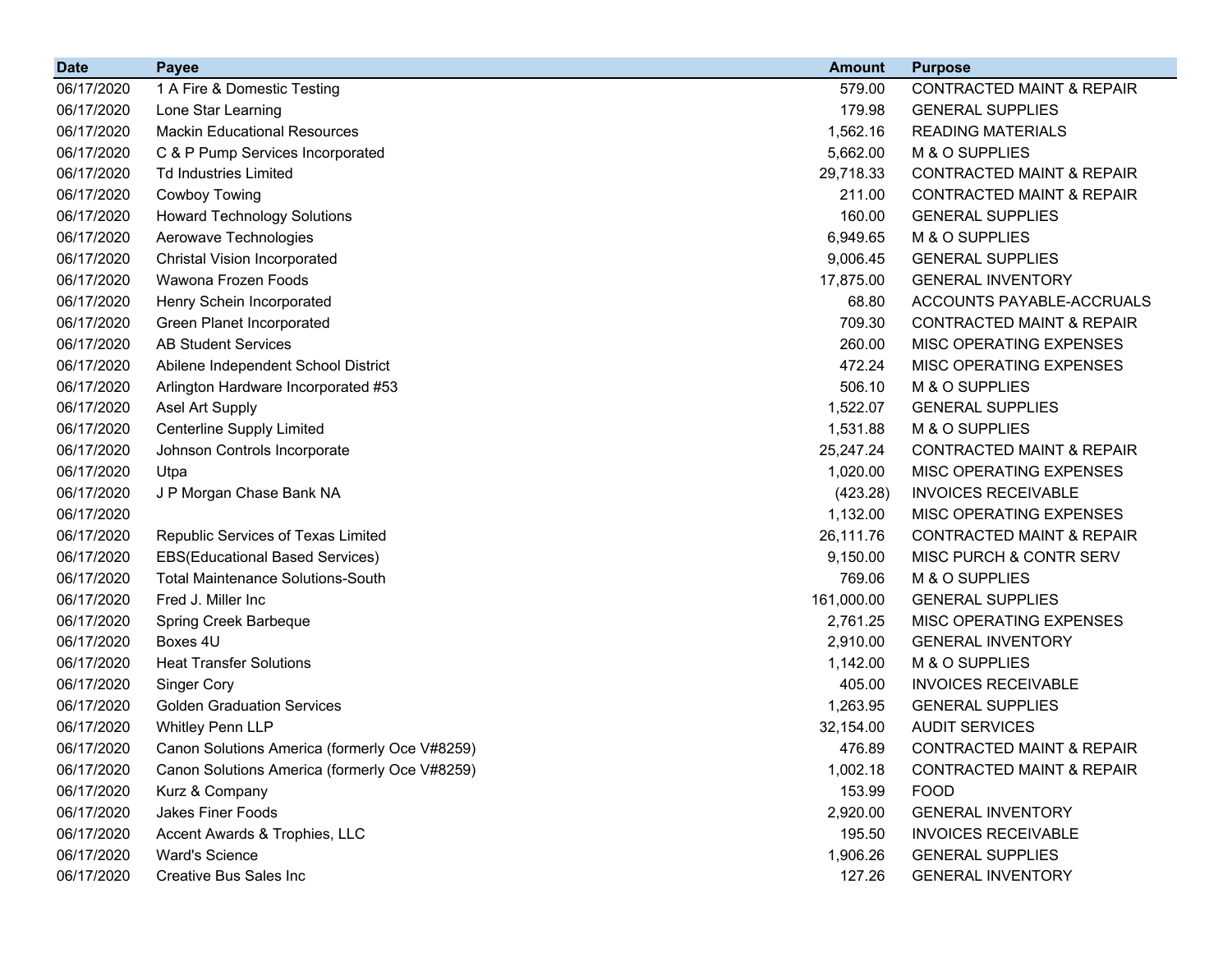| Date | Payee | Amount | Purpose |
|---|---|---|---|
| 06/17/2020 | 1 A Fire & Domestic Testing | 579.00 | CONTRACTED MAINT & REPAIR |
| 06/17/2020 | Lone Star Learning | 179.98 | GENERAL SUPPLIES |
| 06/17/2020 | Mackin Educational Resources | 1,562.16 | READING MATERIALS |
| 06/17/2020 | C & P Pump Services Incorporated | 5,662.00 | M & O SUPPLIES |
| 06/17/2020 | Td Industries Limited | 29,718.33 | CONTRACTED MAINT & REPAIR |
| 06/17/2020 | Cowboy Towing | 211.00 | CONTRACTED MAINT & REPAIR |
| 06/17/2020 | Howard Technology Solutions | 160.00 | GENERAL SUPPLIES |
| 06/17/2020 | Aerowave Technologies | 6,949.65 | M & O SUPPLIES |
| 06/17/2020 | Christal Vision Incorporated | 9,006.45 | GENERAL SUPPLIES |
| 06/17/2020 | Wawona Frozen Foods | 17,875.00 | GENERAL INVENTORY |
| 06/17/2020 | Henry Schein Incorporated | 68.80 | ACCOUNTS PAYABLE-ACCRUALS |
| 06/17/2020 | Green Planet Incorporated | 709.30 | CONTRACTED MAINT & REPAIR |
| 06/17/2020 | AB Student Services | 260.00 | MISC OPERATING EXPENSES |
| 06/17/2020 | Abilene Independent School District | 472.24 | MISC OPERATING EXPENSES |
| 06/17/2020 | Arlington Hardware Incorporated #53 | 506.10 | M & O SUPPLIES |
| 06/17/2020 | Asel Art Supply | 1,522.07 | GENERAL SUPPLIES |
| 06/17/2020 | Centerline Supply Limited | 1,531.88 | M & O SUPPLIES |
| 06/17/2020 | Johnson Controls Incorporate | 25,247.24 | CONTRACTED MAINT & REPAIR |
| 06/17/2020 | Utpa | 1,020.00 | MISC OPERATING EXPENSES |
| 06/17/2020 | J P Morgan Chase Bank NA | (423.28) | INVOICES RECEIVABLE |
| 06/17/2020 | | 1,132.00 | MISC OPERATING EXPENSES |
| 06/17/2020 | Republic Services of Texas Limited | 26,111.76 | CONTRACTED MAINT & REPAIR |
| 06/17/2020 | EBS(Educational Based Services) | 9,150.00 | MISC PURCH & CONTR SERV |
| 06/17/2020 | Total Maintenance Solutions-South | 769.06 | M & O SUPPLIES |
| 06/17/2020 | Fred J. Miller Inc | 161,000.00 | GENERAL SUPPLIES |
| 06/17/2020 | Spring Creek Barbeque | 2,761.25 | MISC OPERATING EXPENSES |
| 06/17/2020 | Boxes 4U | 2,910.00 | GENERAL INVENTORY |
| 06/17/2020 | Heat Transfer Solutions | 1,142.00 | M & O SUPPLIES |
| 06/17/2020 | Singer Cory | 405.00 | INVOICES RECEIVABLE |
| 06/17/2020 | Golden Graduation Services | 1,263.95 | GENERAL SUPPLIES |
| 06/17/2020 | Whitley Penn LLP | 32,154.00 | AUDIT SERVICES |
| 06/17/2020 | Canon Solutions America (formerly Oce V#8259) | 476.89 | CONTRACTED MAINT & REPAIR |
| 06/17/2020 | Canon Solutions America (formerly Oce V#8259) | 1,002.18 | CONTRACTED MAINT & REPAIR |
| 06/17/2020 | Kurz & Company | 153.99 | FOOD |
| 06/17/2020 | Jakes Finer Foods | 2,920.00 | GENERAL INVENTORY |
| 06/17/2020 | Accent Awards & Trophies, LLC | 195.50 | INVOICES RECEIVABLE |
| 06/17/2020 | Ward's Science | 1,906.26 | GENERAL SUPPLIES |
| 06/17/2020 | Creative Bus Sales Inc | 127.26 | GENERAL INVENTORY |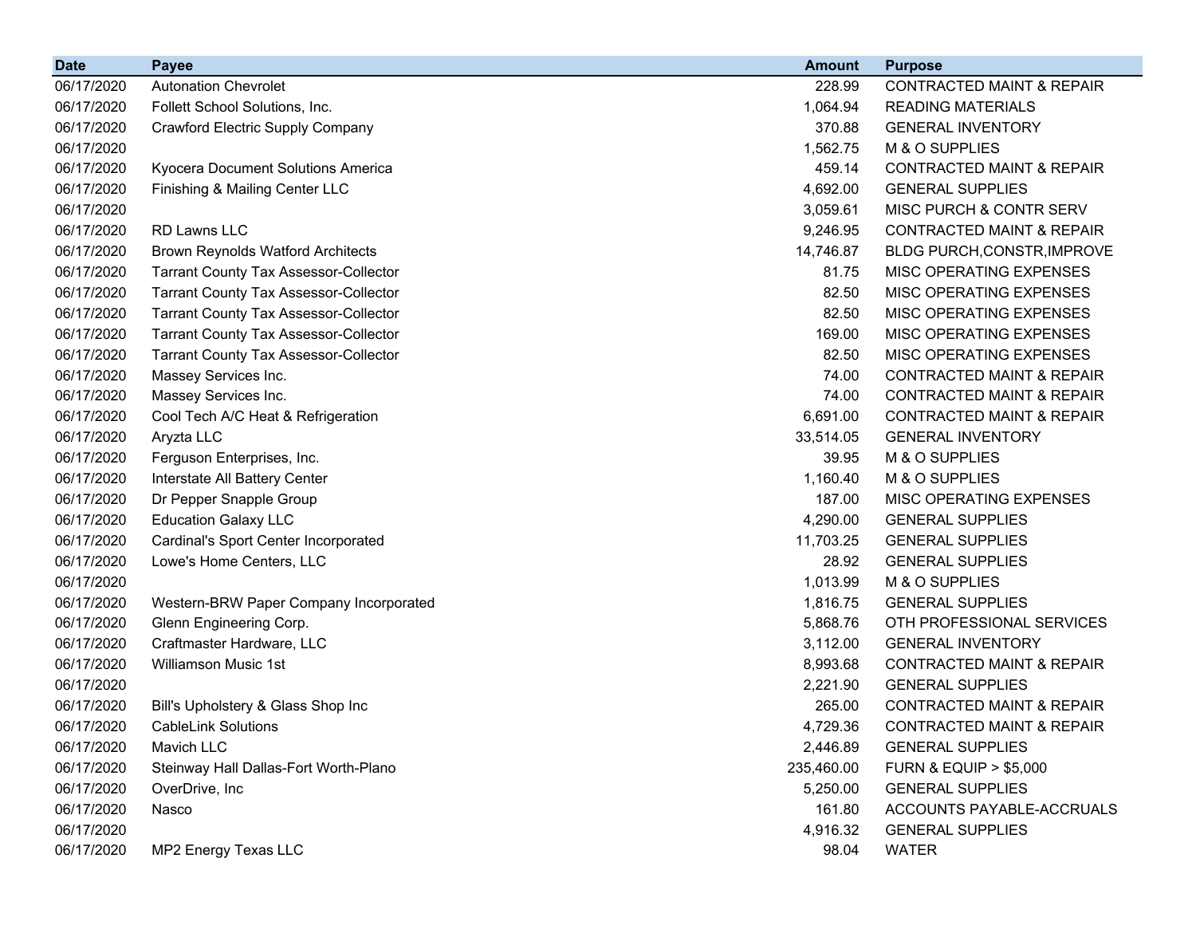| Date | Payee | Amount | Purpose |
|---|---|---|---|
| 06/17/2020 | Autonation Chevrolet | 228.99 | CONTRACTED MAINT & REPAIR |
| 06/17/2020 | Follett School Solutions, Inc. | 1,064.94 | READING MATERIALS |
| 06/17/2020 | Crawford Electric Supply Company | 370.88 | GENERAL INVENTORY |
| 06/17/2020 | | 1,562.75 | M & O SUPPLIES |
| 06/17/2020 | Kyocera Document Solutions America | 459.14 | CONTRACTED MAINT & REPAIR |
| 06/17/2020 | Finishing & Mailing Center LLC | 4,692.00 | GENERAL SUPPLIES |
| 06/17/2020 | | 3,059.61 | MISC PURCH & CONTR SERV |
| 06/17/2020 | RD Lawns LLC | 9,246.95 | CONTRACTED MAINT & REPAIR |
| 06/17/2020 | Brown Reynolds Watford Architects | 14,746.87 | BLDG PURCH,CONSTR,IMPROVE |
| 06/17/2020 | Tarrant County Tax Assessor-Collector | 81.75 | MISC OPERATING EXPENSES |
| 06/17/2020 | Tarrant County Tax Assessor-Collector | 82.50 | MISC OPERATING EXPENSES |
| 06/17/2020 | Tarrant County Tax Assessor-Collector | 82.50 | MISC OPERATING EXPENSES |
| 06/17/2020 | Tarrant County Tax Assessor-Collector | 169.00 | MISC OPERATING EXPENSES |
| 06/17/2020 | Tarrant County Tax Assessor-Collector | 82.50 | MISC OPERATING EXPENSES |
| 06/17/2020 | Massey Services Inc. | 74.00 | CONTRACTED MAINT & REPAIR |
| 06/17/2020 | Massey Services Inc. | 74.00 | CONTRACTED MAINT & REPAIR |
| 06/17/2020 | Cool Tech A/C Heat & Refrigeration | 6,691.00 | CONTRACTED MAINT & REPAIR |
| 06/17/2020 | Aryzta LLC | 33,514.05 | GENERAL INVENTORY |
| 06/17/2020 | Ferguson Enterprises, Inc. | 39.95 | M & O SUPPLIES |
| 06/17/2020 | Interstate All Battery Center | 1,160.40 | M & O SUPPLIES |
| 06/17/2020 | Dr Pepper Snapple Group | 187.00 | MISC OPERATING EXPENSES |
| 06/17/2020 | Education Galaxy LLC | 4,290.00 | GENERAL SUPPLIES |
| 06/17/2020 | Cardinal's Sport Center Incorporated | 11,703.25 | GENERAL SUPPLIES |
| 06/17/2020 | Lowe's Home Centers, LLC | 28.92 | GENERAL SUPPLIES |
| 06/17/2020 | | 1,013.99 | M & O SUPPLIES |
| 06/17/2020 | Western-BRW Paper Company Incorporated | 1,816.75 | GENERAL SUPPLIES |
| 06/17/2020 | Glenn Engineering Corp. | 5,868.76 | OTH PROFESSIONAL SERVICES |
| 06/17/2020 | Craftmaster Hardware, LLC | 3,112.00 | GENERAL INVENTORY |
| 06/17/2020 | Williamson Music 1st | 8,993.68 | CONTRACTED MAINT & REPAIR |
| 06/17/2020 | | 2,221.90 | GENERAL SUPPLIES |
| 06/17/2020 | Bill's Upholstery & Glass Shop Inc | 265.00 | CONTRACTED MAINT & REPAIR |
| 06/17/2020 | CableLink Solutions | 4,729.36 | CONTRACTED MAINT & REPAIR |
| 06/17/2020 | Mavich LLC | 2,446.89 | GENERAL SUPPLIES |
| 06/17/2020 | Steinway Hall Dallas-Fort Worth-Plano | 235,460.00 | FURN & EQUIP > $5,000 |
| 06/17/2020 | OverDrive, Inc | 5,250.00 | GENERAL SUPPLIES |
| 06/17/2020 | Nasco | 161.80 | ACCOUNTS PAYABLE-ACCRUALS |
| 06/17/2020 | | 4,916.32 | GENERAL SUPPLIES |
| 06/17/2020 | MP2 Energy Texas LLC | 98.04 | WATER |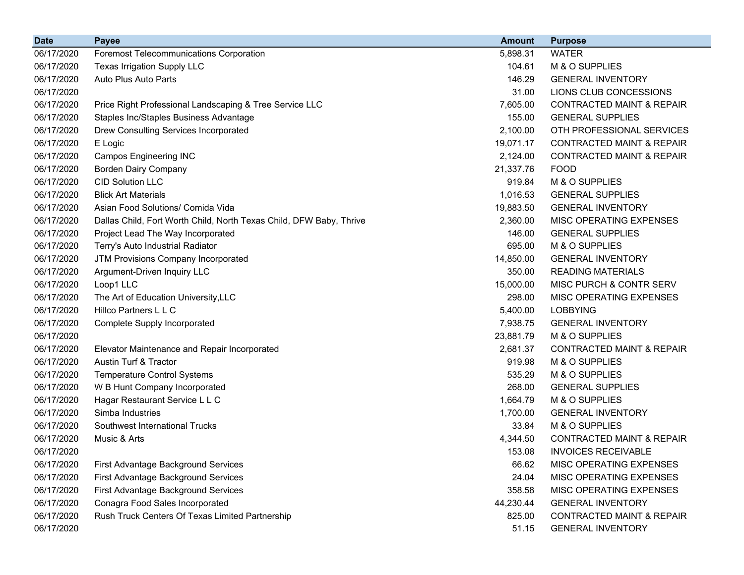| Date | Payee | Amount | Purpose |
|---|---|---|---|
| 06/17/2020 | Foremost Telecommunications Corporation | 5,898.31 | WATER |
| 06/17/2020 | Texas Irrigation Supply LLC | 104.61 | M & O SUPPLIES |
| 06/17/2020 | Auto Plus Auto Parts | 146.29 | GENERAL INVENTORY |
| 06/17/2020 | | 31.00 | LIONS CLUB CONCESSIONS |
| 06/17/2020 | Price Right Professional Landscaping & Tree Service LLC | 7,605.00 | CONTRACTED MAINT & REPAIR |
| 06/17/2020 | Staples Inc/Staples Business Advantage | 155.00 | GENERAL SUPPLIES |
| 06/17/2020 | Drew Consulting Services Incorporated | 2,100.00 | OTH PROFESSIONAL SERVICES |
| 06/17/2020 | E Logic | 19,071.17 | CONTRACTED MAINT & REPAIR |
| 06/17/2020 | Campos Engineering INC | 2,124.00 | CONTRACTED MAINT & REPAIR |
| 06/17/2020 | Borden Dairy Company | 21,337.76 | FOOD |
| 06/17/2020 | CID Solution LLC | 919.84 | M & O SUPPLIES |
| 06/17/2020 | Blick Art Materials | 1,016.53 | GENERAL SUPPLIES |
| 06/17/2020 | Asian Food Solutions/ Comida Vida | 19,883.50 | GENERAL INVENTORY |
| 06/17/2020 | Dallas Child, Fort Worth Child, North Texas Child, DFW Baby, Thrive | 2,360.00 | MISC OPERATING EXPENSES |
| 06/17/2020 | Project Lead The Way Incorporated | 146.00 | GENERAL SUPPLIES |
| 06/17/2020 | Terry's Auto Industrial Radiator | 695.00 | M & O SUPPLIES |
| 06/17/2020 | JTM Provisions Company Incorporated | 14,850.00 | GENERAL INVENTORY |
| 06/17/2020 | Argument-Driven Inquiry LLC | 350.00 | READING MATERIALS |
| 06/17/2020 | Loop1 LLC | 15,000.00 | MISC PURCH & CONTR SERV |
| 06/17/2020 | The Art of Education University,LLC | 298.00 | MISC OPERATING EXPENSES |
| 06/17/2020 | Hillco Partners L L C | 5,400.00 | LOBBYING |
| 06/17/2020 | Complete Supply Incorporated | 7,938.75 | GENERAL INVENTORY |
| 06/17/2020 | | 23,881.79 | M & O SUPPLIES |
| 06/17/2020 | Elevator Maintenance and Repair Incorporated | 2,681.37 | CONTRACTED MAINT & REPAIR |
| 06/17/2020 | Austin Turf & Tractor | 919.98 | M & O SUPPLIES |
| 06/17/2020 | Temperature Control Systems | 535.29 | M & O SUPPLIES |
| 06/17/2020 | W B Hunt Company Incorporated | 268.00 | GENERAL SUPPLIES |
| 06/17/2020 | Hagar Restaurant Service L L C | 1,664.79 | M & O SUPPLIES |
| 06/17/2020 | Simba Industries | 1,700.00 | GENERAL INVENTORY |
| 06/17/2020 | Southwest International Trucks | 33.84 | M & O SUPPLIES |
| 06/17/2020 | Music & Arts | 4,344.50 | CONTRACTED MAINT & REPAIR |
| 06/17/2020 | | 153.08 | INVOICES RECEIVABLE |
| 06/17/2020 | First Advantage Background Services | 66.62 | MISC OPERATING EXPENSES |
| 06/17/2020 | First Advantage Background Services | 24.04 | MISC OPERATING EXPENSES |
| 06/17/2020 | First Advantage Background Services | 358.58 | MISC OPERATING EXPENSES |
| 06/17/2020 | Conagra Food Sales Incorporated | 44,230.44 | GENERAL INVENTORY |
| 06/17/2020 | Rush Truck Centers Of Texas Limited Partnership | 825.00 | CONTRACTED MAINT & REPAIR |
| 06/17/2020 | | 51.15 | GENERAL INVENTORY |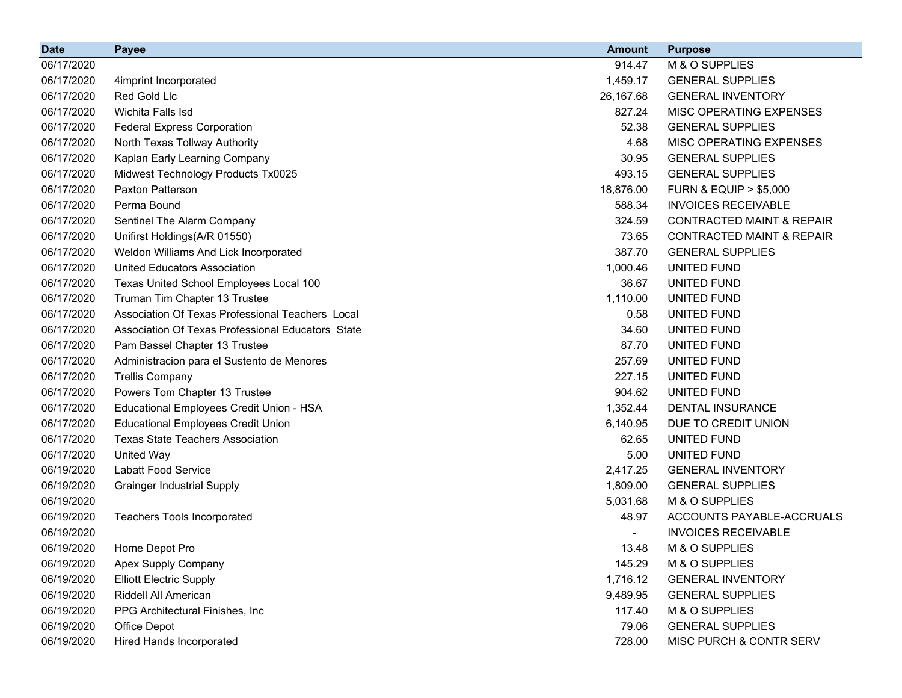| Date | Payee | Amount | Purpose |
|---|---|---|---|
| 06/17/2020 | | 914.47 | M & O SUPPLIES |
| 06/17/2020 | 4imprint Incorporated | 1,459.17 | GENERAL SUPPLIES |
| 06/17/2020 | Red Gold Llc | 26,167.68 | GENERAL INVENTORY |
| 06/17/2020 | Wichita Falls Isd | 827.24 | MISC OPERATING EXPENSES |
| 06/17/2020 | Federal Express Corporation | 52.38 | GENERAL SUPPLIES |
| 06/17/2020 | North Texas Tollway Authority | 4.68 | MISC OPERATING EXPENSES |
| 06/17/2020 | Kaplan Early Learning Company | 30.95 | GENERAL SUPPLIES |
| 06/17/2020 | Midwest Technology Products Tx0025 | 493.15 | GENERAL SUPPLIES |
| 06/17/2020 | Paxton Patterson | 18,876.00 | FURN & EQUIP > $5,000 |
| 06/17/2020 | Perma Bound | 588.34 | INVOICES RECEIVABLE |
| 06/17/2020 | Sentinel The Alarm Company | 324.59 | CONTRACTED MAINT & REPAIR |
| 06/17/2020 | Unifirst Holdings(A/R 01550) | 73.65 | CONTRACTED MAINT & REPAIR |
| 06/17/2020 | Weldon Williams And Lick Incorporated | 387.70 | GENERAL SUPPLIES |
| 06/17/2020 | United Educators Association | 1,000.46 | UNITED FUND |
| 06/17/2020 | Texas United School Employees Local 100 | 36.67 | UNITED FUND |
| 06/17/2020 | Truman Tim Chapter 13 Trustee | 1,110.00 | UNITED FUND |
| 06/17/2020 | Association Of Texas Professional Teachers Local | 0.58 | UNITED FUND |
| 06/17/2020 | Association Of Texas Professional Educators State | 34.60 | UNITED FUND |
| 06/17/2020 | Pam Bassel Chapter 13 Trustee | 87.70 | UNITED FUND |
| 06/17/2020 | Administracion para el Sustento de Menores | 257.69 | UNITED FUND |
| 06/17/2020 | Trellis Company | 227.15 | UNITED FUND |
| 06/17/2020 | Powers Tom Chapter 13 Trustee | 904.62 | UNITED FUND |
| 06/17/2020 | Educational Employees Credit Union - HSA | 1,352.44 | DENTAL INSURANCE |
| 06/17/2020 | Educational Employees Credit Union | 6,140.95 | DUE TO CREDIT UNION |
| 06/17/2020 | Texas State Teachers Association | 62.65 | UNITED FUND |
| 06/17/2020 | United Way | 5.00 | UNITED FUND |
| 06/19/2020 | Labatt Food Service | 2,417.25 | GENERAL INVENTORY |
| 06/19/2020 | Grainger Industrial Supply | 1,809.00 | GENERAL SUPPLIES |
| 06/19/2020 | | 5,031.68 | M & O SUPPLIES |
| 06/19/2020 | Teachers Tools Incorporated | 48.97 | ACCOUNTS PAYABLE-ACCRUALS |
| 06/19/2020 | | - | INVOICES RECEIVABLE |
| 06/19/2020 | Home Depot Pro | 13.48 | M & O SUPPLIES |
| 06/19/2020 | Apex Supply Company | 145.29 | M & O SUPPLIES |
| 06/19/2020 | Elliott Electric Supply | 1,716.12 | GENERAL INVENTORY |
| 06/19/2020 | Riddell All American | 9,489.95 | GENERAL SUPPLIES |
| 06/19/2020 | PPG Architectural Finishes, Inc | 117.40 | M & O SUPPLIES |
| 06/19/2020 | Office Depot | 79.06 | GENERAL SUPPLIES |
| 06/19/2020 | Hired Hands Incorporated | 728.00 | MISC PURCH & CONTR SERV |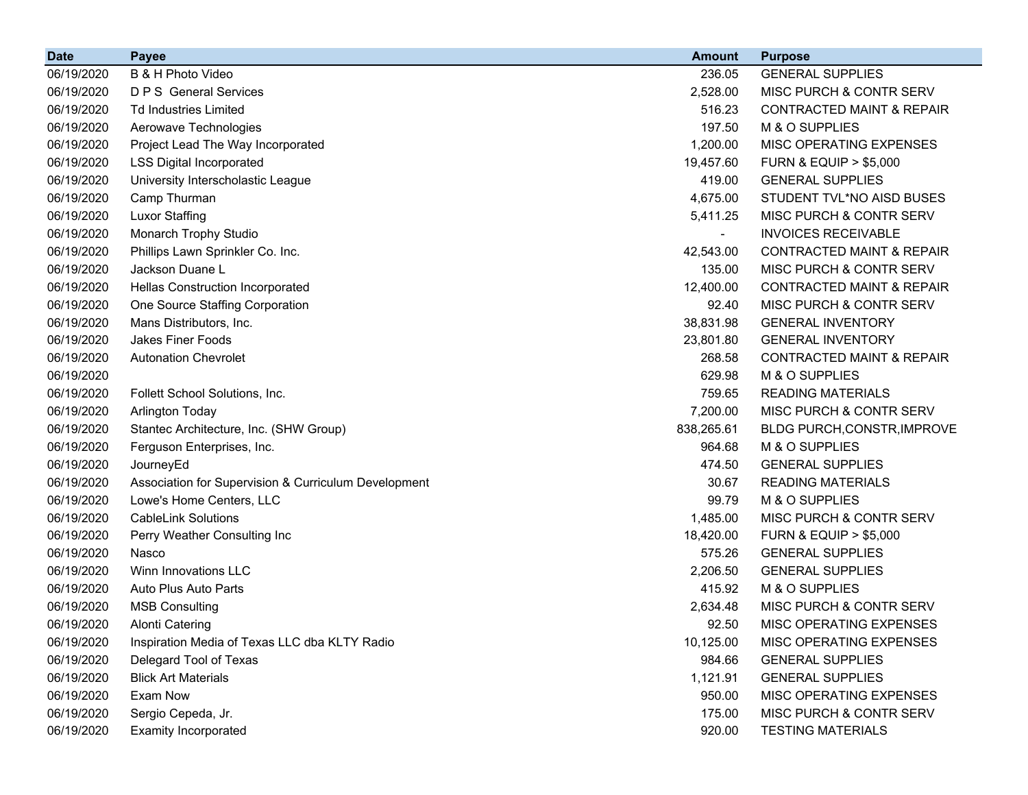| Date | Payee | Amount | Purpose |
|---|---|---|---|
| 06/19/2020 | B & H Photo Video | 236.05 | GENERAL SUPPLIES |
| 06/19/2020 | D P S  General Services | 2,528.00 | MISC PURCH & CONTR SERV |
| 06/19/2020 | Td Industries Limited | 516.23 | CONTRACTED MAINT & REPAIR |
| 06/19/2020 | Aerowave Technologies | 197.50 | M & O SUPPLIES |
| 06/19/2020 | Project Lead The Way Incorporated | 1,200.00 | MISC OPERATING EXPENSES |
| 06/19/2020 | LSS Digital Incorporated | 19,457.60 | FURN & EQUIP > $5,000 |
| 06/19/2020 | University Interscholastic League | 419.00 | GENERAL SUPPLIES |
| 06/19/2020 | Camp Thurman | 4,675.00 | STUDENT TVL*NO AISD BUSES |
| 06/19/2020 | Luxor Staffing | 5,411.25 | MISC PURCH & CONTR SERV |
| 06/19/2020 | Monarch Trophy Studio | - | INVOICES RECEIVABLE |
| 06/19/2020 | Phillips Lawn Sprinkler Co. Inc. | 42,543.00 | CONTRACTED MAINT & REPAIR |
| 06/19/2020 | Jackson Duane L | 135.00 | MISC PURCH & CONTR SERV |
| 06/19/2020 | Hellas Construction Incorporated | 12,400.00 | CONTRACTED MAINT & REPAIR |
| 06/19/2020 | One Source Staffing Corporation | 92.40 | MISC PURCH & CONTR SERV |
| 06/19/2020 | Mans Distributors, Inc. | 38,831.98 | GENERAL INVENTORY |
| 06/19/2020 | Jakes Finer Foods | 23,801.80 | GENERAL INVENTORY |
| 06/19/2020 | Autonation Chevrolet | 268.58 | CONTRACTED MAINT & REPAIR |
| 06/19/2020 |  | 629.98 | M & O SUPPLIES |
| 06/19/2020 | Follett School Solutions, Inc. | 759.65 | READING MATERIALS |
| 06/19/2020 | Arlington Today | 7,200.00 | MISC PURCH & CONTR SERV |
| 06/19/2020 | Stantec Architecture, Inc. (SHW Group) | 838,265.61 | BLDG PURCH,CONSTR,IMPROVE |
| 06/19/2020 | Ferguson Enterprises, Inc. | 964.68 | M & O SUPPLIES |
| 06/19/2020 | JourneyEd | 474.50 | GENERAL SUPPLIES |
| 06/19/2020 | Association for Supervision & Curriculum Development | 30.67 | READING MATERIALS |
| 06/19/2020 | Lowe's Home Centers, LLC | 99.79 | M & O SUPPLIES |
| 06/19/2020 | CableLink Solutions | 1,485.00 | MISC PURCH & CONTR SERV |
| 06/19/2020 | Perry Weather Consulting Inc | 18,420.00 | FURN & EQUIP > $5,000 |
| 06/19/2020 | Nasco | 575.26 | GENERAL SUPPLIES |
| 06/19/2020 | Winn Innovations LLC | 2,206.50 | GENERAL SUPPLIES |
| 06/19/2020 | Auto Plus Auto Parts | 415.92 | M & O SUPPLIES |
| 06/19/2020 | MSB Consulting | 2,634.48 | MISC PURCH & CONTR SERV |
| 06/19/2020 | Alonti Catering | 92.50 | MISC OPERATING EXPENSES |
| 06/19/2020 | Inspiration Media of Texas LLC dba KLTY Radio | 10,125.00 | MISC OPERATING EXPENSES |
| 06/19/2020 | Delegard Tool of Texas | 984.66 | GENERAL SUPPLIES |
| 06/19/2020 | Blick Art Materials | 1,121.91 | GENERAL SUPPLIES |
| 06/19/2020 | Exam Now | 950.00 | MISC OPERATING EXPENSES |
| 06/19/2020 | Sergio Cepeda, Jr. | 175.00 | MISC PURCH & CONTR SERV |
| 06/19/2020 | Examity Incorporated | 920.00 | TESTING MATERIALS |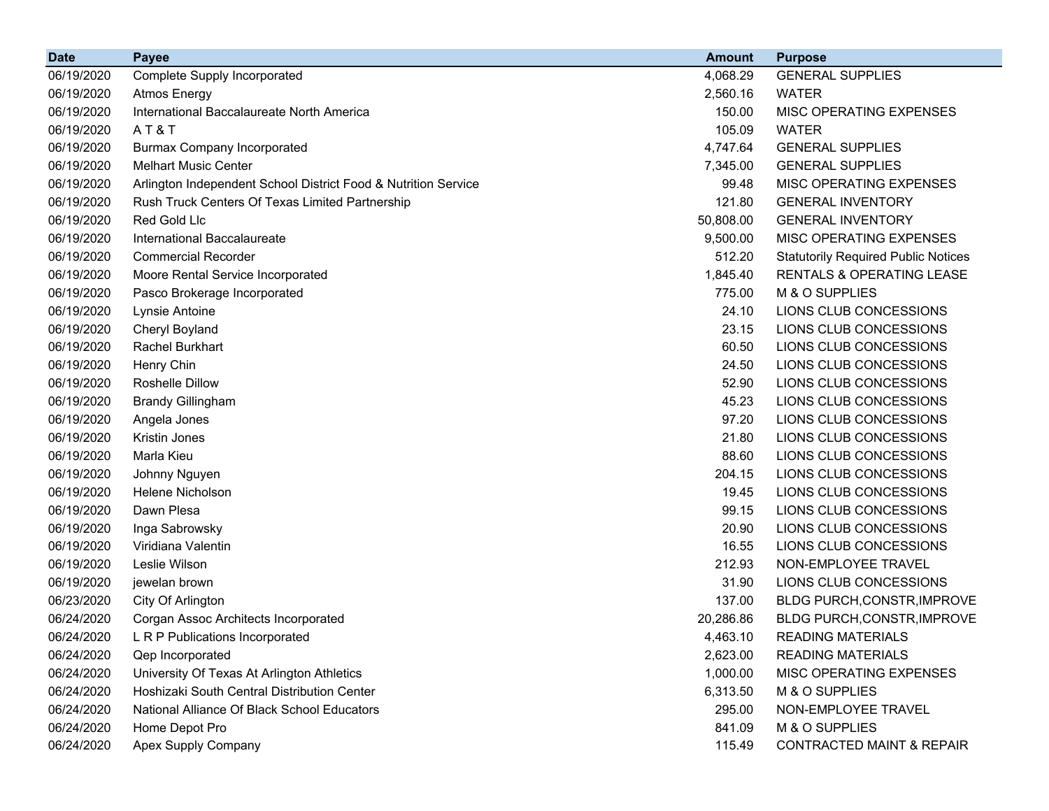| Date | Payee | Amount | Purpose |
|---|---|---|---|
| 06/19/2020 | Complete Supply Incorporated | 4,068.29 | GENERAL SUPPLIES |
| 06/19/2020 | Atmos Energy | 2,560.16 | WATER |
| 06/19/2020 | International Baccalaureate North America | 150.00 | MISC OPERATING EXPENSES |
| 06/19/2020 | A T & T | 105.09 | WATER |
| 06/19/2020 | Burmax Company Incorporated | 4,747.64 | GENERAL SUPPLIES |
| 06/19/2020 | Melhart Music Center | 7,345.00 | GENERAL SUPPLIES |
| 06/19/2020 | Arlington Independent School District Food & Nutrition Service | 99.48 | MISC OPERATING EXPENSES |
| 06/19/2020 | Rush Truck Centers Of Texas Limited Partnership | 121.80 | GENERAL INVENTORY |
| 06/19/2020 | Red Gold Llc | 50,808.00 | GENERAL INVENTORY |
| 06/19/2020 | International Baccalaureate | 9,500.00 | MISC OPERATING EXPENSES |
| 06/19/2020 | Commercial Recorder | 512.20 | Statutorily Required Public Notices |
| 06/19/2020 | Moore Rental Service Incorporated | 1,845.40 | RENTALS & OPERATING LEASE |
| 06/19/2020 | Pasco Brokerage Incorporated | 775.00 | M & O SUPPLIES |
| 06/19/2020 | Lynsie Antoine | 24.10 | LIONS CLUB CONCESSIONS |
| 06/19/2020 | Cheryl Boyland | 23.15 | LIONS CLUB CONCESSIONS |
| 06/19/2020 | Rachel Burkhart | 60.50 | LIONS CLUB CONCESSIONS |
| 06/19/2020 | Henry Chin | 24.50 | LIONS CLUB CONCESSIONS |
| 06/19/2020 | Roshelle Dillow | 52.90 | LIONS CLUB CONCESSIONS |
| 06/19/2020 | Brandy Gillingham | 45.23 | LIONS CLUB CONCESSIONS |
| 06/19/2020 | Angela Jones | 97.20 | LIONS CLUB CONCESSIONS |
| 06/19/2020 | Kristin Jones | 21.80 | LIONS CLUB CONCESSIONS |
| 06/19/2020 | Marla Kieu | 88.60 | LIONS CLUB CONCESSIONS |
| 06/19/2020 | Johnny Nguyen | 204.15 | LIONS CLUB CONCESSIONS |
| 06/19/2020 | Helene Nicholson | 19.45 | LIONS CLUB CONCESSIONS |
| 06/19/2020 | Dawn Plesa | 99.15 | LIONS CLUB CONCESSIONS |
| 06/19/2020 | Inga Sabrowsky | 20.90 | LIONS CLUB CONCESSIONS |
| 06/19/2020 | Viridiana Valentin | 16.55 | LIONS CLUB CONCESSIONS |
| 06/19/2020 | Leslie Wilson | 212.93 | NON-EMPLOYEE TRAVEL |
| 06/19/2020 | jewelan brown | 31.90 | LIONS CLUB CONCESSIONS |
| 06/23/2020 | City Of Arlington | 137.00 | BLDG PURCH,CONSTR,IMPROVE |
| 06/24/2020 | Corgan Assoc Architects Incorporated | 20,286.86 | BLDG PURCH,CONSTR,IMPROVE |
| 06/24/2020 | L R P Publications Incorporated | 4,463.10 | READING MATERIALS |
| 06/24/2020 | Qep Incorporated | 2,623.00 | READING MATERIALS |
| 06/24/2020 | University Of Texas At Arlington Athletics | 1,000.00 | MISC OPERATING EXPENSES |
| 06/24/2020 | Hoshizaki South Central Distribution Center | 6,313.50 | M & O SUPPLIES |
| 06/24/2020 | National Alliance Of Black School Educators | 295.00 | NON-EMPLOYEE TRAVEL |
| 06/24/2020 | Home Depot Pro | 841.09 | M & O SUPPLIES |
| 06/24/2020 | Apex Supply Company | 115.49 | CONTRACTED MAINT & REPAIR |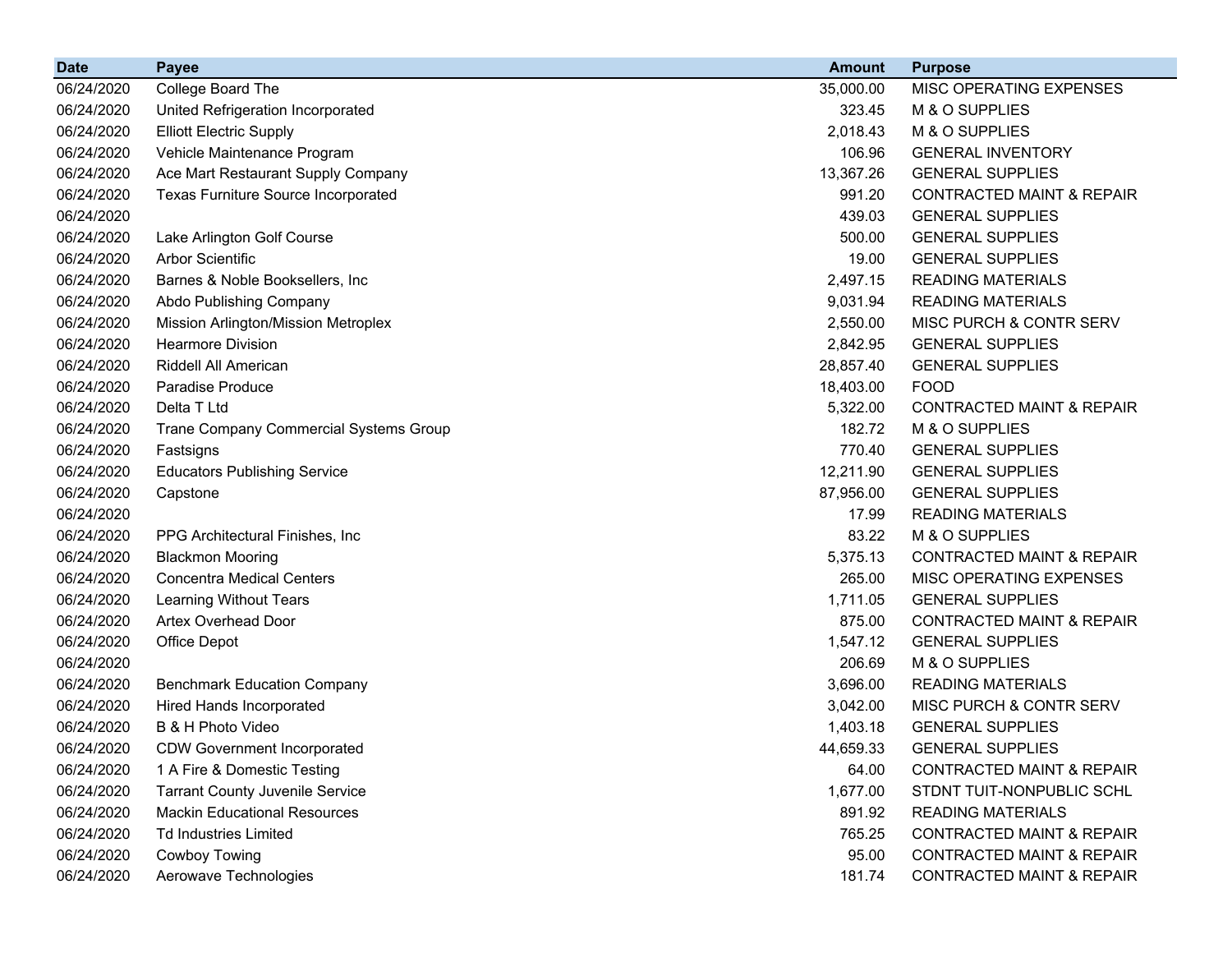| Date | Payee | Amount | Purpose |
|---|---|---|---|
| 06/24/2020 | College Board The | 35,000.00 | MISC OPERATING EXPENSES |
| 06/24/2020 | United Refrigeration Incorporated | 323.45 | M & O SUPPLIES |
| 06/24/2020 | Elliott Electric Supply | 2,018.43 | M & O SUPPLIES |
| 06/24/2020 | Vehicle Maintenance Program | 106.96 | GENERAL INVENTORY |
| 06/24/2020 | Ace Mart Restaurant Supply Company | 13,367.26 | GENERAL SUPPLIES |
| 06/24/2020 | Texas Furniture Source Incorporated | 991.20 | CONTRACTED MAINT & REPAIR |
| 06/24/2020 | | 439.03 | GENERAL SUPPLIES |
| 06/24/2020 | Lake Arlington Golf Course | 500.00 | GENERAL SUPPLIES |
| 06/24/2020 | Arbor Scientific | 19.00 | GENERAL SUPPLIES |
| 06/24/2020 | Barnes & Noble Booksellers, Inc | 2,497.15 | READING MATERIALS |
| 06/24/2020 | Abdo Publishing Company | 9,031.94 | READING MATERIALS |
| 06/24/2020 | Mission Arlington/Mission Metroplex | 2,550.00 | MISC PURCH & CONTR SERV |
| 06/24/2020 | Hearmore Division | 2,842.95 | GENERAL SUPPLIES |
| 06/24/2020 | Riddell All American | 28,857.40 | GENERAL SUPPLIES |
| 06/24/2020 | Paradise Produce | 18,403.00 | FOOD |
| 06/24/2020 | Delta T Ltd | 5,322.00 | CONTRACTED MAINT & REPAIR |
| 06/24/2020 | Trane Company Commercial Systems Group | 182.72 | M & O SUPPLIES |
| 06/24/2020 | Fastsigns | 770.40 | GENERAL SUPPLIES |
| 06/24/2020 | Educators Publishing Service | 12,211.90 | GENERAL SUPPLIES |
| 06/24/2020 | Capstone | 87,956.00 | GENERAL SUPPLIES |
| 06/24/2020 | | 17.99 | READING MATERIALS |
| 06/24/2020 | PPG Architectural Finishes, Inc | 83.22 | M & O SUPPLIES |
| 06/24/2020 | Blackmon Mooring | 5,375.13 | CONTRACTED MAINT & REPAIR |
| 06/24/2020 | Concentra Medical Centers | 265.00 | MISC OPERATING EXPENSES |
| 06/24/2020 | Learning Without Tears | 1,711.05 | GENERAL SUPPLIES |
| 06/24/2020 | Artex Overhead Door | 875.00 | CONTRACTED MAINT & REPAIR |
| 06/24/2020 | Office Depot | 1,547.12 | GENERAL SUPPLIES |
| 06/24/2020 | | 206.69 | M & O SUPPLIES |
| 06/24/2020 | Benchmark Education Company | 3,696.00 | READING MATERIALS |
| 06/24/2020 | Hired Hands Incorporated | 3,042.00 | MISC PURCH & CONTR SERV |
| 06/24/2020 | B & H Photo Video | 1,403.18 | GENERAL SUPPLIES |
| 06/24/2020 | CDW Government Incorporated | 44,659.33 | GENERAL SUPPLIES |
| 06/24/2020 | 1 A Fire & Domestic Testing | 64.00 | CONTRACTED MAINT & REPAIR |
| 06/24/2020 | Tarrant County Juvenile Service | 1,677.00 | STDNT TUIT-NONPUBLIC SCHL |
| 06/24/2020 | Mackin Educational Resources | 891.92 | READING MATERIALS |
| 06/24/2020 | Td Industries Limited | 765.25 | CONTRACTED MAINT & REPAIR |
| 06/24/2020 | Cowboy Towing | 95.00 | CONTRACTED MAINT & REPAIR |
| 06/24/2020 | Aerowave Technologies | 181.74 | CONTRACTED MAINT & REPAIR |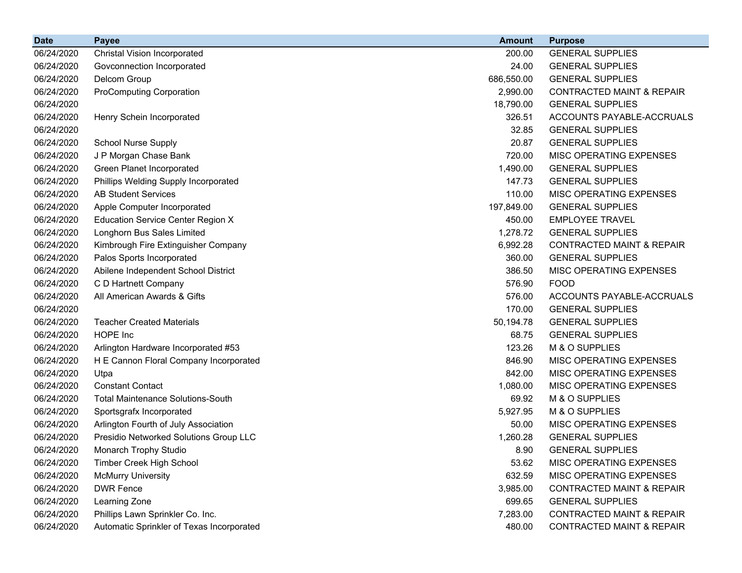| Date | Payee | Amount | Purpose |
|---|---|---|---|
| 06/24/2020 | Christal Vision Incorporated | 200.00 | GENERAL SUPPLIES |
| 06/24/2020 | Govconnection Incorporated | 24.00 | GENERAL SUPPLIES |
| 06/24/2020 | Delcom Group | 686,550.00 | GENERAL SUPPLIES |
| 06/24/2020 | ProComputing Corporation | 2,990.00 | CONTRACTED MAINT & REPAIR |
| 06/24/2020 | | 18,790.00 | GENERAL SUPPLIES |
| 06/24/2020 | Henry Schein Incorporated | 326.51 | ACCOUNTS PAYABLE-ACCRUALS |
| 06/24/2020 | | 32.85 | GENERAL SUPPLIES |
| 06/24/2020 | School Nurse Supply | 20.87 | GENERAL SUPPLIES |
| 06/24/2020 | J P Morgan Chase Bank | 720.00 | MISC OPERATING EXPENSES |
| 06/24/2020 | Green Planet Incorporated | 1,490.00 | GENERAL SUPPLIES |
| 06/24/2020 | Phillips Welding Supply Incorporated | 147.73 | GENERAL SUPPLIES |
| 06/24/2020 | AB Student Services | 110.00 | MISC OPERATING EXPENSES |
| 06/24/2020 | Apple Computer Incorporated | 197,849.00 | GENERAL SUPPLIES |
| 06/24/2020 | Education Service Center Region X | 450.00 | EMPLOYEE TRAVEL |
| 06/24/2020 | Longhorn Bus Sales Limited | 1,278.72 | GENERAL SUPPLIES |
| 06/24/2020 | Kimbrough Fire Extinguisher Company | 6,992.28 | CONTRACTED MAINT & REPAIR |
| 06/24/2020 | Palos Sports Incorporated | 360.00 | GENERAL SUPPLIES |
| 06/24/2020 | Abilene Independent School District | 386.50 | MISC OPERATING EXPENSES |
| 06/24/2020 | C D Hartnett Company | 576.90 | FOOD |
| 06/24/2020 | All American Awards & Gifts | 576.00 | ACCOUNTS PAYABLE-ACCRUALS |
| 06/24/2020 | | 170.00 | GENERAL SUPPLIES |
| 06/24/2020 | Teacher Created Materials | 50,194.78 | GENERAL SUPPLIES |
| 06/24/2020 | HOPE Inc | 68.75 | GENERAL SUPPLIES |
| 06/24/2020 | Arlington Hardware Incorporated #53 | 123.26 | M & O SUPPLIES |
| 06/24/2020 | H E Cannon Floral Company Incorporated | 846.90 | MISC OPERATING EXPENSES |
| 06/24/2020 | Utpa | 842.00 | MISC OPERATING EXPENSES |
| 06/24/2020 | Constant Contact | 1,080.00 | MISC OPERATING EXPENSES |
| 06/24/2020 | Total Maintenance Solutions-South | 69.92 | M & O SUPPLIES |
| 06/24/2020 | Sportsgrafx Incorporated | 5,927.95 | M & O SUPPLIES |
| 06/24/2020 | Arlington Fourth of July Association | 50.00 | MISC OPERATING EXPENSES |
| 06/24/2020 | Presidio Networked Solutions Group LLC | 1,260.28 | GENERAL SUPPLIES |
| 06/24/2020 | Monarch Trophy Studio | 8.90 | GENERAL SUPPLIES |
| 06/24/2020 | Timber Creek High School | 53.62 | MISC OPERATING EXPENSES |
| 06/24/2020 | McMurry University | 632.59 | MISC OPERATING EXPENSES |
| 06/24/2020 | DWR Fence | 3,985.00 | CONTRACTED MAINT & REPAIR |
| 06/24/2020 | Learning Zone | 699.65 | GENERAL SUPPLIES |
| 06/24/2020 | Phillips Lawn Sprinkler Co. Inc. | 7,283.00 | CONTRACTED MAINT & REPAIR |
| 06/24/2020 | Automatic Sprinkler of Texas Incorporated | 480.00 | CONTRACTED MAINT & REPAIR |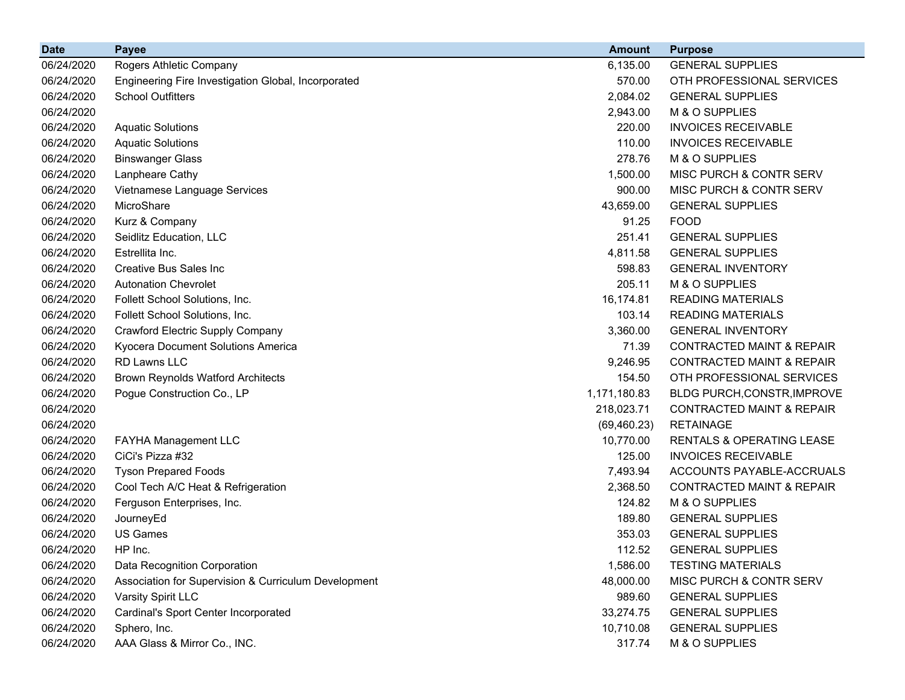| Date | Payee | Amount | Purpose |
|---|---|---:|---|
| 06/24/2020 | Rogers Athletic Company | 6,135.00 | GENERAL SUPPLIES |
| 06/24/2020 | Engineering Fire Investigation Global, Incorporated | 570.00 | OTH PROFESSIONAL SERVICES |
| 06/24/2020 | School Outfitters | 2,084.02 | GENERAL SUPPLIES |
| 06/24/2020 | | 2,943.00 | M & O SUPPLIES |
| 06/24/2020 | Aquatic Solutions | 220.00 | INVOICES RECEIVABLE |
| 06/24/2020 | Aquatic Solutions | 110.00 | INVOICES RECEIVABLE |
| 06/24/2020 | Binswanger Glass | 278.76 | M & O SUPPLIES |
| 06/24/2020 | Lanpheare Cathy | 1,500.00 | MISC PURCH & CONTR SERV |
| 06/24/2020 | Vietnamese Language Services | 900.00 | MISC PURCH & CONTR SERV |
| 06/24/2020 | MicroShare | 43,659.00 | GENERAL SUPPLIES |
| 06/24/2020 | Kurz & Company | 91.25 | FOOD |
| 06/24/2020 | Seidlitz Education, LLC | 251.41 | GENERAL SUPPLIES |
| 06/24/2020 | Estrellita Inc. | 4,811.58 | GENERAL SUPPLIES |
| 06/24/2020 | Creative Bus Sales Inc | 598.83 | GENERAL INVENTORY |
| 06/24/2020 | Autonation Chevrolet | 205.11 | M & O SUPPLIES |
| 06/24/2020 | Follett School Solutions, Inc. | 16,174.81 | READING MATERIALS |
| 06/24/2020 | Follett School Solutions, Inc. | 103.14 | READING MATERIALS |
| 06/24/2020 | Crawford Electric Supply Company | 3,360.00 | GENERAL INVENTORY |
| 06/24/2020 | Kyocera Document Solutions America | 71.39 | CONTRACTED MAINT & REPAIR |
| 06/24/2020 | RD Lawns LLC | 9,246.95 | CONTRACTED MAINT & REPAIR |
| 06/24/2020 | Brown Reynolds Watford Architects | 154.50 | OTH PROFESSIONAL SERVICES |
| 06/24/2020 | Pogue Construction Co., LP | 1,171,180.83 | BLDG PURCH,CONSTR,IMPROVE |
| 06/24/2020 | | 218,023.71 | CONTRACTED MAINT & REPAIR |
| 06/24/2020 | | (69,460.23) | RETAINAGE |
| 06/24/2020 | FAYHA Management LLC | 10,770.00 | RENTALS & OPERATING LEASE |
| 06/24/2020 | CiCi's Pizza #32 | 125.00 | INVOICES RECEIVABLE |
| 06/24/2020 | Tyson Prepared Foods | 7,493.94 | ACCOUNTS PAYABLE-ACCRUALS |
| 06/24/2020 | Cool Tech A/C Heat & Refrigeration | 2,368.50 | CONTRACTED MAINT & REPAIR |
| 06/24/2020 | Ferguson Enterprises, Inc. | 124.82 | M & O SUPPLIES |
| 06/24/2020 | JourneyEd | 189.80 | GENERAL SUPPLIES |
| 06/24/2020 | US Games | 353.03 | GENERAL SUPPLIES |
| 06/24/2020 | HP Inc. | 112.52 | GENERAL SUPPLIES |
| 06/24/2020 | Data Recognition Corporation | 1,586.00 | TESTING MATERIALS |
| 06/24/2020 | Association for Supervision & Curriculum Development | 48,000.00 | MISC PURCH & CONTR SERV |
| 06/24/2020 | Varsity Spirit LLC | 989.60 | GENERAL SUPPLIES |
| 06/24/2020 | Cardinal's Sport Center Incorporated | 33,274.75 | GENERAL SUPPLIES |
| 06/24/2020 | Sphero, Inc. | 10,710.08 | GENERAL SUPPLIES |
| 06/24/2020 | AAA Glass & Mirror Co., INC. | 317.74 | M & O SUPPLIES |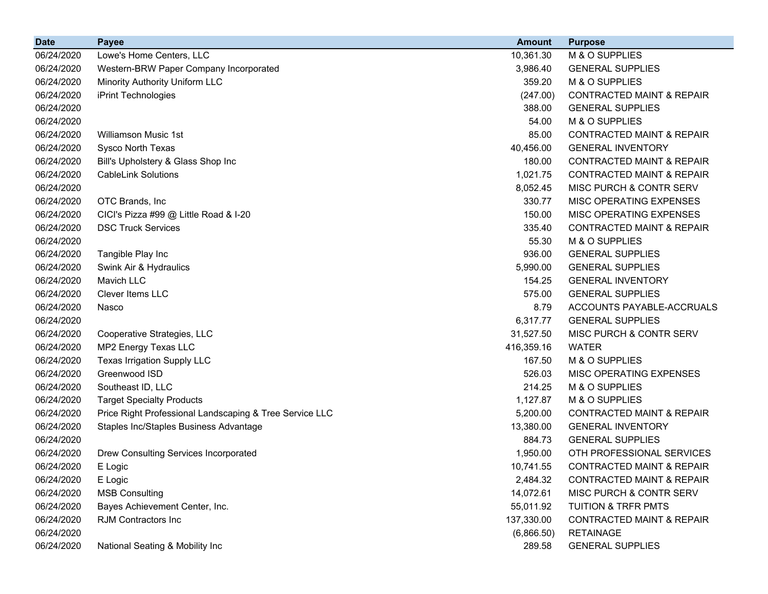| Date | Payee | Amount | Purpose |
|---|---|---|---|
| 06/24/2020 | Lowe's Home Centers, LLC | 10,361.30 | M & O SUPPLIES |
| 06/24/2020 | Western-BRW Paper Company Incorporated | 3,986.40 | GENERAL SUPPLIES |
| 06/24/2020 | Minority Authority Uniform LLC | 359.20 | M & O SUPPLIES |
| 06/24/2020 | iPrint Technologies | (247.00) | CONTRACTED MAINT & REPAIR |
| 06/24/2020 | | 388.00 | GENERAL SUPPLIES |
| 06/24/2020 | | 54.00 | M & O SUPPLIES |
| 06/24/2020 | Williamson Music 1st | 85.00 | CONTRACTED MAINT & REPAIR |
| 06/24/2020 | Sysco North Texas | 40,456.00 | GENERAL INVENTORY |
| 06/24/2020 | Bill's Upholstery & Glass Shop Inc | 180.00 | CONTRACTED MAINT & REPAIR |
| 06/24/2020 | CableLink Solutions | 1,021.75 | CONTRACTED MAINT & REPAIR |
| 06/24/2020 | | 8,052.45 | MISC PURCH & CONTR SERV |
| 06/24/2020 | OTC Brands, Inc | 330.77 | MISC OPERATING EXPENSES |
| 06/24/2020 | CICI's Pizza #99 @ Little Road & I-20 | 150.00 | MISC OPERATING EXPENSES |
| 06/24/2020 | DSC Truck Services | 335.40 | CONTRACTED MAINT & REPAIR |
| 06/24/2020 | | 55.30 | M & O SUPPLIES |
| 06/24/2020 | Tangible Play Inc | 936.00 | GENERAL SUPPLIES |
| 06/24/2020 | Swink Air & Hydraulics | 5,990.00 | GENERAL SUPPLIES |
| 06/24/2020 | Mavich LLC | 154.25 | GENERAL INVENTORY |
| 06/24/2020 | Clever Items LLC | 575.00 | GENERAL SUPPLIES |
| 06/24/2020 | Nasco | 8.79 | ACCOUNTS PAYABLE-ACCRUALS |
| 06/24/2020 | | 6,317.77 | GENERAL SUPPLIES |
| 06/24/2020 | Cooperative Strategies, LLC | 31,527.50 | MISC PURCH & CONTR SERV |
| 06/24/2020 | MP2 Energy Texas LLC | 416,359.16 | WATER |
| 06/24/2020 | Texas Irrigation Supply LLC | 167.50 | M & O SUPPLIES |
| 06/24/2020 | Greenwood ISD | 526.03 | MISC OPERATING EXPENSES |
| 06/24/2020 | Southeast ID, LLC | 214.25 | M & O SUPPLIES |
| 06/24/2020 | Target Specialty Products | 1,127.87 | M & O SUPPLIES |
| 06/24/2020 | Price Right Professional Landscaping & Tree Service LLC | 5,200.00 | CONTRACTED MAINT & REPAIR |
| 06/24/2020 | Staples Inc/Staples Business Advantage | 13,380.00 | GENERAL INVENTORY |
| 06/24/2020 | | 884.73 | GENERAL SUPPLIES |
| 06/24/2020 | Drew Consulting Services Incorporated | 1,950.00 | OTH PROFESSIONAL SERVICES |
| 06/24/2020 | E Logic | 10,741.55 | CONTRACTED MAINT & REPAIR |
| 06/24/2020 | E Logic | 2,484.32 | CONTRACTED MAINT & REPAIR |
| 06/24/2020 | MSB Consulting | 14,072.61 | MISC PURCH & CONTR SERV |
| 06/24/2020 | Bayes Achievement Center, Inc. | 55,011.92 | TUITION & TRFR PMTS |
| 06/24/2020 | RJM Contractors Inc | 137,330.00 | CONTRACTED MAINT & REPAIR |
| 06/24/2020 | | (6,866.50) | RETAINAGE |
| 06/24/2020 | National Seating & Mobility Inc | 289.58 | GENERAL SUPPLIES |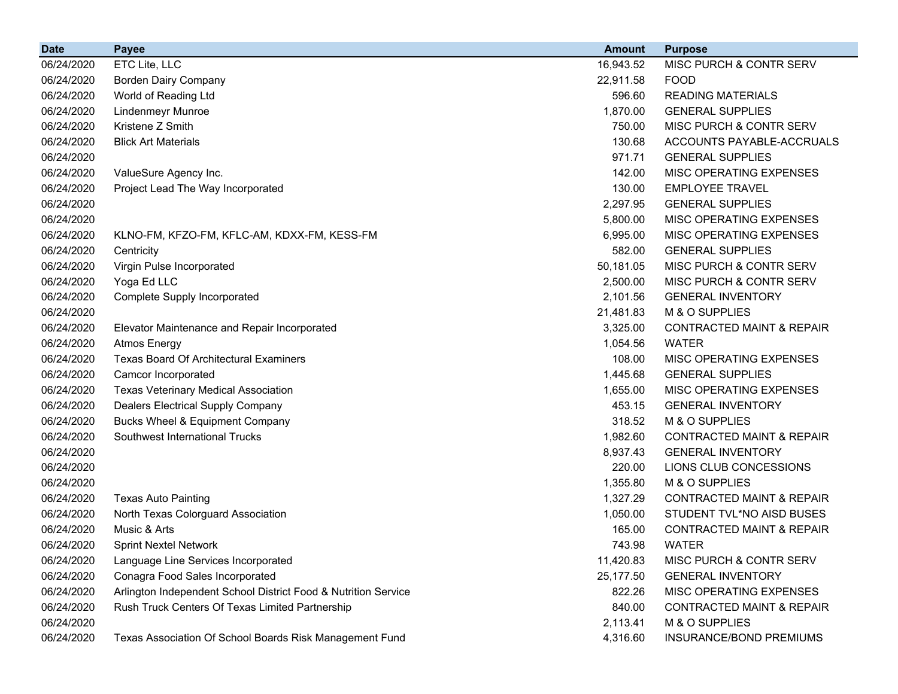| Date | Payee | Amount | Purpose |
|---|---|---|---|
| 06/24/2020 | ETC Lite, LLC | 16,943.52 | MISC PURCH & CONTR SERV |
| 06/24/2020 | Borden Dairy Company | 22,911.58 | FOOD |
| 06/24/2020 | World of Reading Ltd | 596.60 | READING MATERIALS |
| 06/24/2020 | Lindenmeyr Munroe | 1,870.00 | GENERAL SUPPLIES |
| 06/24/2020 | Kristene Z Smith | 750.00 | MISC PURCH & CONTR SERV |
| 06/24/2020 | Blick Art Materials | 130.68 | ACCOUNTS PAYABLE-ACCRUALS |
| 06/24/2020 | | 971.71 | GENERAL SUPPLIES |
| 06/24/2020 | ValueSure Agency Inc. | 142.00 | MISC OPERATING EXPENSES |
| 06/24/2020 | Project Lead The Way Incorporated | 130.00 | EMPLOYEE TRAVEL |
| 06/24/2020 | | 2,297.95 | GENERAL SUPPLIES |
| 06/24/2020 | | 5,800.00 | MISC OPERATING EXPENSES |
| 06/24/2020 | KLNO-FM, KFZO-FM, KFLC-AM, KDXX-FM, KESS-FM | 6,995.00 | MISC OPERATING EXPENSES |
| 06/24/2020 | Centricity | 582.00 | GENERAL SUPPLIES |
| 06/24/2020 | Virgin Pulse Incorporated | 50,181.05 | MISC PURCH & CONTR SERV |
| 06/24/2020 | Yoga Ed LLC | 2,500.00 | MISC PURCH & CONTR SERV |
| 06/24/2020 | Complete Supply Incorporated | 2,101.56 | GENERAL INVENTORY |
| 06/24/2020 | | 21,481.83 | M & O SUPPLIES |
| 06/24/2020 | Elevator Maintenance and Repair Incorporated | 3,325.00 | CONTRACTED MAINT & REPAIR |
| 06/24/2020 | Atmos Energy | 1,054.56 | WATER |
| 06/24/2020 | Texas Board Of Architectural Examiners | 108.00 | MISC OPERATING EXPENSES |
| 06/24/2020 | Camcor Incorporated | 1,445.68 | GENERAL SUPPLIES |
| 06/24/2020 | Texas Veterinary Medical Association | 1,655.00 | MISC OPERATING EXPENSES |
| 06/24/2020 | Dealers Electrical Supply Company | 453.15 | GENERAL INVENTORY |
| 06/24/2020 | Bucks Wheel & Equipment Company | 318.52 | M & O SUPPLIES |
| 06/24/2020 | Southwest International Trucks | 1,982.60 | CONTRACTED MAINT & REPAIR |
| 06/24/2020 | | 8,937.43 | GENERAL INVENTORY |
| 06/24/2020 | | 220.00 | LIONS CLUB CONCESSIONS |
| 06/24/2020 | | 1,355.80 | M & O SUPPLIES |
| 06/24/2020 | Texas Auto Painting | 1,327.29 | CONTRACTED MAINT & REPAIR |
| 06/24/2020 | North Texas Colorguard Association | 1,050.00 | STUDENT TVL*NO AISD BUSES |
| 06/24/2020 | Music & Arts | 165.00 | CONTRACTED MAINT & REPAIR |
| 06/24/2020 | Sprint Nextel Network | 743.98 | WATER |
| 06/24/2020 | Language Line Services Incorporated | 11,420.83 | MISC PURCH & CONTR SERV |
| 06/24/2020 | Conagra Food Sales Incorporated | 25,177.50 | GENERAL INVENTORY |
| 06/24/2020 | Arlington Independent School District Food & Nutrition Service | 822.26 | MISC OPERATING EXPENSES |
| 06/24/2020 | Rush Truck Centers Of Texas Limited Partnership | 840.00 | CONTRACTED MAINT & REPAIR |
| 06/24/2020 | | 2,113.41 | M & O SUPPLIES |
| 06/24/2020 | Texas Association Of School Boards Risk Management Fund | 4,316.60 | INSURANCE/BOND PREMIUMS |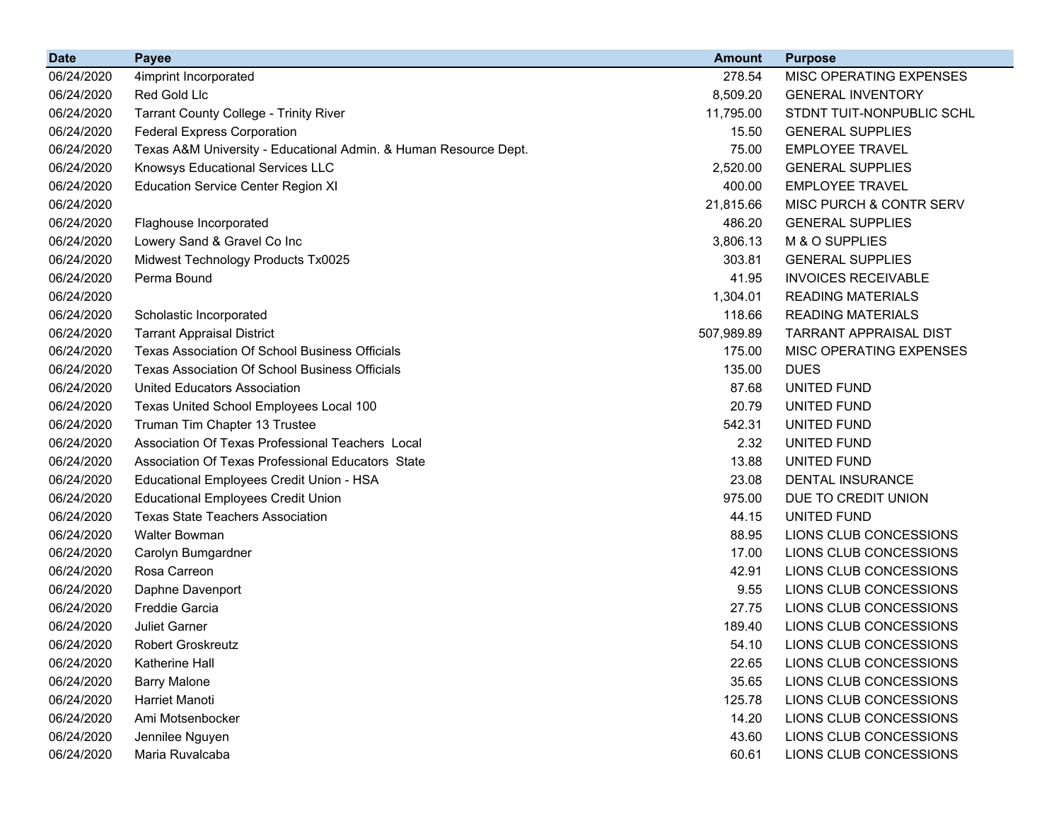| Date | Payee | Amount | Purpose |
|---|---|---|---|
| 06/24/2020 | 4imprint Incorporated | 278.54 | MISC OPERATING EXPENSES |
| 06/24/2020 | Red Gold Llc | 8,509.20 | GENERAL INVENTORY |
| 06/24/2020 | Tarrant County College - Trinity River | 11,795.00 | STDNT TUIT-NONPUBLIC SCHL |
| 06/24/2020 | Federal Express Corporation | 15.50 | GENERAL SUPPLIES |
| 06/24/2020 | Texas A&M University - Educational Admin. & Human Resource Dept. | 75.00 | EMPLOYEE TRAVEL |
| 06/24/2020 | Knowsys Educational Services LLC | 2,520.00 | GENERAL SUPPLIES |
| 06/24/2020 | Education Service Center Region XI | 400.00 | EMPLOYEE TRAVEL |
| 06/24/2020 | | 21,815.66 | MISC PURCH & CONTR SERV |
| 06/24/2020 | Flaghouse Incorporated | 486.20 | GENERAL SUPPLIES |
| 06/24/2020 | Lowery Sand & Gravel Co Inc | 3,806.13 | M & O SUPPLIES |
| 06/24/2020 | Midwest Technology Products Tx0025 | 303.81 | GENERAL SUPPLIES |
| 06/24/2020 | Perma Bound | 41.95 | INVOICES RECEIVABLE |
| 06/24/2020 | | 1,304.01 | READING MATERIALS |
| 06/24/2020 | Scholastic Incorporated | 118.66 | READING MATERIALS |
| 06/24/2020 | Tarrant Appraisal District | 507,989.89 | TARRANT APPRAISAL DIST |
| 06/24/2020 | Texas Association Of School Business Officials | 175.00 | MISC OPERATING EXPENSES |
| 06/24/2020 | Texas Association Of School Business Officials | 135.00 | DUES |
| 06/24/2020 | United Educators Association | 87.68 | UNITED FUND |
| 06/24/2020 | Texas United School Employees Local 100 | 20.79 | UNITED FUND |
| 06/24/2020 | Truman Tim Chapter 13 Trustee | 542.31 | UNITED FUND |
| 06/24/2020 | Association Of Texas Professional Teachers Local | 2.32 | UNITED FUND |
| 06/24/2020 | Association Of Texas Professional Educators State | 13.88 | UNITED FUND |
| 06/24/2020 | Educational Employees Credit Union - HSA | 23.08 | DENTAL INSURANCE |
| 06/24/2020 | Educational Employees Credit Union | 975.00 | DUE TO CREDIT UNION |
| 06/24/2020 | Texas State Teachers Association | 44.15 | UNITED FUND |
| 06/24/2020 | Walter Bowman | 88.95 | LIONS CLUB CONCESSIONS |
| 06/24/2020 | Carolyn Bumgardner | 17.00 | LIONS CLUB CONCESSIONS |
| 06/24/2020 | Rosa Carreon | 42.91 | LIONS CLUB CONCESSIONS |
| 06/24/2020 | Daphne Davenport | 9.55 | LIONS CLUB CONCESSIONS |
| 06/24/2020 | Freddie Garcia | 27.75 | LIONS CLUB CONCESSIONS |
| 06/24/2020 | Juliet Garner | 189.40 | LIONS CLUB CONCESSIONS |
| 06/24/2020 | Robert Groskreutz | 54.10 | LIONS CLUB CONCESSIONS |
| 06/24/2020 | Katherine Hall | 22.65 | LIONS CLUB CONCESSIONS |
| 06/24/2020 | Barry Malone | 35.65 | LIONS CLUB CONCESSIONS |
| 06/24/2020 | Harriet Manoti | 125.78 | LIONS CLUB CONCESSIONS |
| 06/24/2020 | Ami Motsenbocker | 14.20 | LIONS CLUB CONCESSIONS |
| 06/24/2020 | Jennilee Nguyen | 43.60 | LIONS CLUB CONCESSIONS |
| 06/24/2020 | Maria Ruvalcaba | 60.61 | LIONS CLUB CONCESSIONS |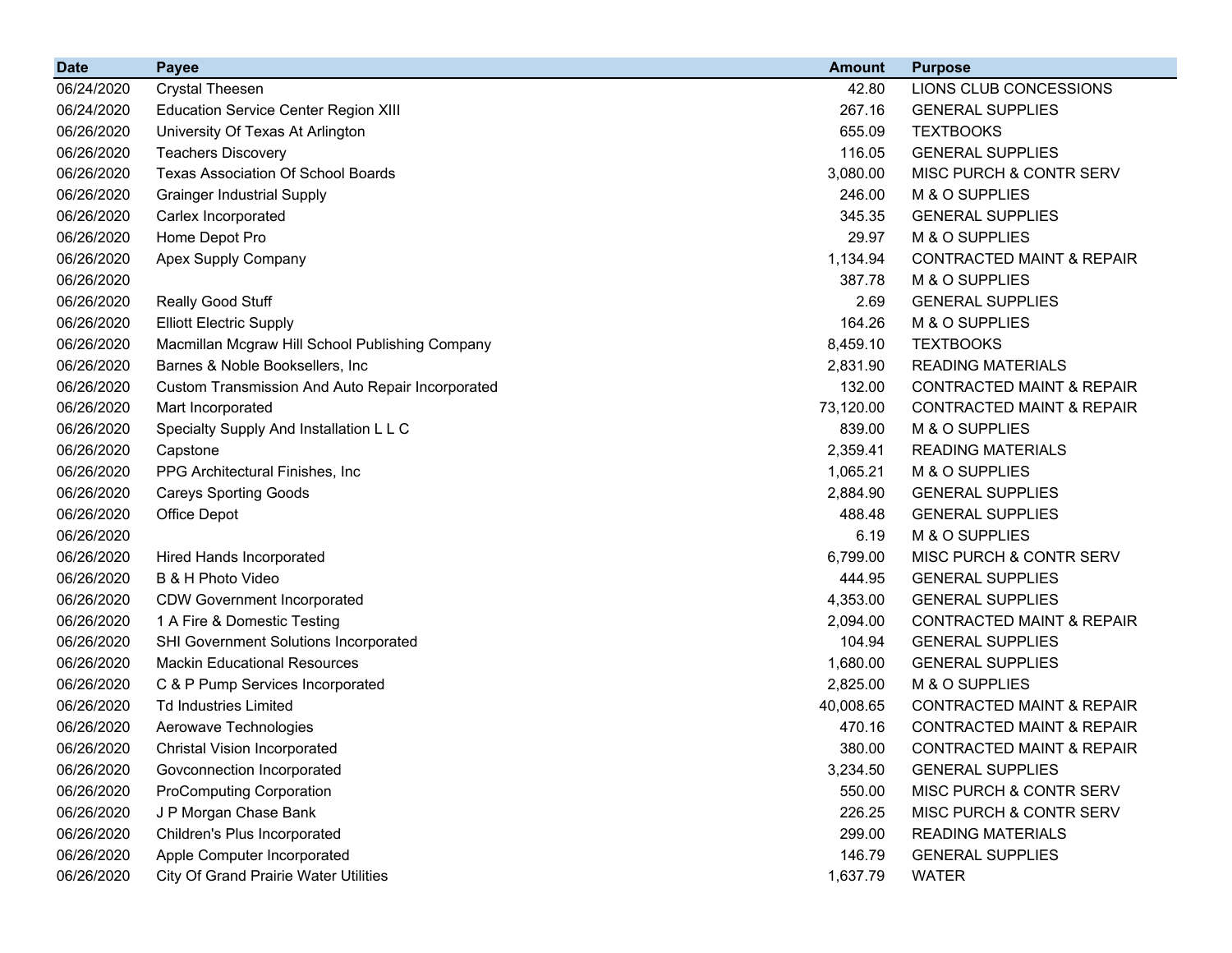| Date | Payee | Amount | Purpose |
|---|---|---|---|
| 06/24/2020 | Crystal Theesen | 42.80 | LIONS CLUB CONCESSIONS |
| 06/24/2020 | Education Service Center Region XIII | 267.16 | GENERAL SUPPLIES |
| 06/26/2020 | University Of Texas At Arlington | 655.09 | TEXTBOOKS |
| 06/26/2020 | Teachers Discovery | 116.05 | GENERAL SUPPLIES |
| 06/26/2020 | Texas Association Of School Boards | 3,080.00 | MISC PURCH & CONTR SERV |
| 06/26/2020 | Grainger Industrial Supply | 246.00 | M & O SUPPLIES |
| 06/26/2020 | Carlex Incorporated | 345.35 | GENERAL SUPPLIES |
| 06/26/2020 | Home Depot Pro | 29.97 | M & O SUPPLIES |
| 06/26/2020 | Apex Supply Company | 1,134.94 | CONTRACTED MAINT & REPAIR |
| 06/26/2020 | | 387.78 | M & O SUPPLIES |
| 06/26/2020 | Really Good Stuff | 2.69 | GENERAL SUPPLIES |
| 06/26/2020 | Elliott Electric Supply | 164.26 | M & O SUPPLIES |
| 06/26/2020 | Macmillan Mcgraw Hill School Publishing Company | 8,459.10 | TEXTBOOKS |
| 06/26/2020 | Barnes & Noble Booksellers, Inc | 2,831.90 | READING MATERIALS |
| 06/26/2020 | Custom Transmission And Auto Repair Incorporated | 132.00 | CONTRACTED MAINT & REPAIR |
| 06/26/2020 | Mart Incorporated | 73,120.00 | CONTRACTED MAINT & REPAIR |
| 06/26/2020 | Specialty Supply And Installation L L C | 839.00 | M & O SUPPLIES |
| 06/26/2020 | Capstone | 2,359.41 | READING MATERIALS |
| 06/26/2020 | PPG Architectural Finishes, Inc | 1,065.21 | M & O SUPPLIES |
| 06/26/2020 | Careys Sporting Goods | 2,884.90 | GENERAL SUPPLIES |
| 06/26/2020 | Office Depot | 488.48 | GENERAL SUPPLIES |
| 06/26/2020 | | 6.19 | M & O SUPPLIES |
| 06/26/2020 | Hired Hands Incorporated | 6,799.00 | MISC PURCH & CONTR SERV |
| 06/26/2020 | B & H Photo Video | 444.95 | GENERAL SUPPLIES |
| 06/26/2020 | CDW Government Incorporated | 4,353.00 | GENERAL SUPPLIES |
| 06/26/2020 | 1 A Fire & Domestic Testing | 2,094.00 | CONTRACTED MAINT & REPAIR |
| 06/26/2020 | SHI Government Solutions Incorporated | 104.94 | GENERAL SUPPLIES |
| 06/26/2020 | Mackin Educational Resources | 1,680.00 | GENERAL SUPPLIES |
| 06/26/2020 | C & P Pump Services Incorporated | 2,825.00 | M & O SUPPLIES |
| 06/26/2020 | Td Industries Limited | 40,008.65 | CONTRACTED MAINT & REPAIR |
| 06/26/2020 | Aerowave Technologies | 470.16 | CONTRACTED MAINT & REPAIR |
| 06/26/2020 | Christal Vision Incorporated | 380.00 | CONTRACTED MAINT & REPAIR |
| 06/26/2020 | Govconnection Incorporated | 3,234.50 | GENERAL SUPPLIES |
| 06/26/2020 | ProComputing Corporation | 550.00 | MISC PURCH & CONTR SERV |
| 06/26/2020 | J P Morgan Chase Bank | 226.25 | MISC PURCH & CONTR SERV |
| 06/26/2020 | Children's Plus Incorporated | 299.00 | READING MATERIALS |
| 06/26/2020 | Apple Computer Incorporated | 146.79 | GENERAL SUPPLIES |
| 06/26/2020 | City Of Grand Prairie Water Utilities | 1,637.79 | WATER |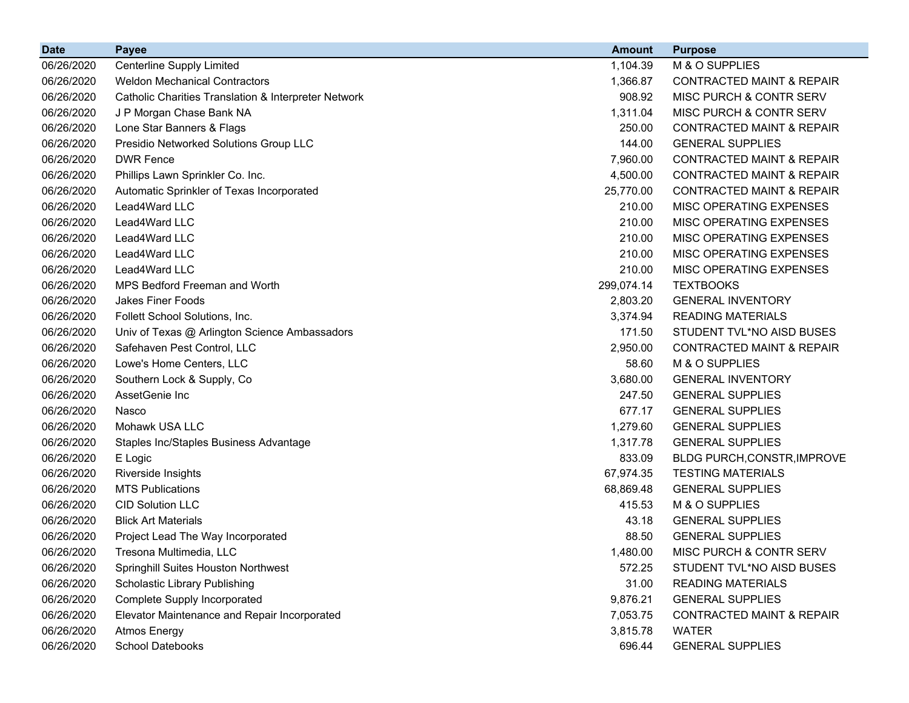| Date | Payee | Amount | Purpose |
|---|---|---|---|
| 06/26/2020 | Centerline Supply Limited | 1,104.39 | M & O SUPPLIES |
| 06/26/2020 | Weldon Mechanical Contractors | 1,366.87 | CONTRACTED MAINT & REPAIR |
| 06/26/2020 | Catholic Charities Translation & Interpreter Network | 908.92 | MISC PURCH & CONTR SERV |
| 06/26/2020 | J P Morgan Chase Bank NA | 1,311.04 | MISC PURCH & CONTR SERV |
| 06/26/2020 | Lone Star Banners & Flags | 250.00 | CONTRACTED MAINT & REPAIR |
| 06/26/2020 | Presidio Networked Solutions Group LLC | 144.00 | GENERAL SUPPLIES |
| 06/26/2020 | DWR Fence | 7,960.00 | CONTRACTED MAINT & REPAIR |
| 06/26/2020 | Phillips Lawn Sprinkler Co. Inc. | 4,500.00 | CONTRACTED MAINT & REPAIR |
| 06/26/2020 | Automatic Sprinkler of Texas Incorporated | 25,770.00 | CONTRACTED MAINT & REPAIR |
| 06/26/2020 | Lead4Ward LLC | 210.00 | MISC OPERATING EXPENSES |
| 06/26/2020 | Lead4Ward LLC | 210.00 | MISC OPERATING EXPENSES |
| 06/26/2020 | Lead4Ward LLC | 210.00 | MISC OPERATING EXPENSES |
| 06/26/2020 | Lead4Ward LLC | 210.00 | MISC OPERATING EXPENSES |
| 06/26/2020 | Lead4Ward LLC | 210.00 | MISC OPERATING EXPENSES |
| 06/26/2020 | MPS Bedford Freeman and Worth | 299,074.14 | TEXTBOOKS |
| 06/26/2020 | Jakes Finer Foods | 2,803.20 | GENERAL INVENTORY |
| 06/26/2020 | Follett School Solutions, Inc. | 3,374.94 | READING MATERIALS |
| 06/26/2020 | Univ of Texas @ Arlington Science Ambassadors | 171.50 | STUDENT TVL*NO AISD BUSES |
| 06/26/2020 | Safehaven Pest Control, LLC | 2,950.00 | CONTRACTED MAINT & REPAIR |
| 06/26/2020 | Lowe's Home Centers, LLC | 58.60 | M & O SUPPLIES |
| 06/26/2020 | Southern Lock & Supply, Co | 3,680.00 | GENERAL INVENTORY |
| 06/26/2020 | AssetGenie Inc | 247.50 | GENERAL SUPPLIES |
| 06/26/2020 | Nasco | 677.17 | GENERAL SUPPLIES |
| 06/26/2020 | Mohawk USA LLC | 1,279.60 | GENERAL SUPPLIES |
| 06/26/2020 | Staples Inc/Staples Business Advantage | 1,317.78 | GENERAL SUPPLIES |
| 06/26/2020 | E Logic | 833.09 | BLDG PURCH,CONSTR,IMPROVE |
| 06/26/2020 | Riverside Insights | 67,974.35 | TESTING MATERIALS |
| 06/26/2020 | MTS Publications | 68,869.48 | GENERAL SUPPLIES |
| 06/26/2020 | CID Solution LLC | 415.53 | M & O SUPPLIES |
| 06/26/2020 | Blick Art Materials | 43.18 | GENERAL SUPPLIES |
| 06/26/2020 | Project Lead The Way Incorporated | 88.50 | GENERAL SUPPLIES |
| 06/26/2020 | Tresona Multimedia, LLC | 1,480.00 | MISC PURCH & CONTR SERV |
| 06/26/2020 | Springhill Suites Houston Northwest | 572.25 | STUDENT TVL*NO AISD BUSES |
| 06/26/2020 | Scholastic Library Publishing | 31.00 | READING MATERIALS |
| 06/26/2020 | Complete Supply Incorporated | 9,876.21 | GENERAL SUPPLIES |
| 06/26/2020 | Elevator Maintenance and Repair Incorporated | 7,053.75 | CONTRACTED MAINT & REPAIR |
| 06/26/2020 | Atmos Energy | 3,815.78 | WATER |
| 06/26/2020 | School Datebooks | 696.44 | GENERAL SUPPLIES |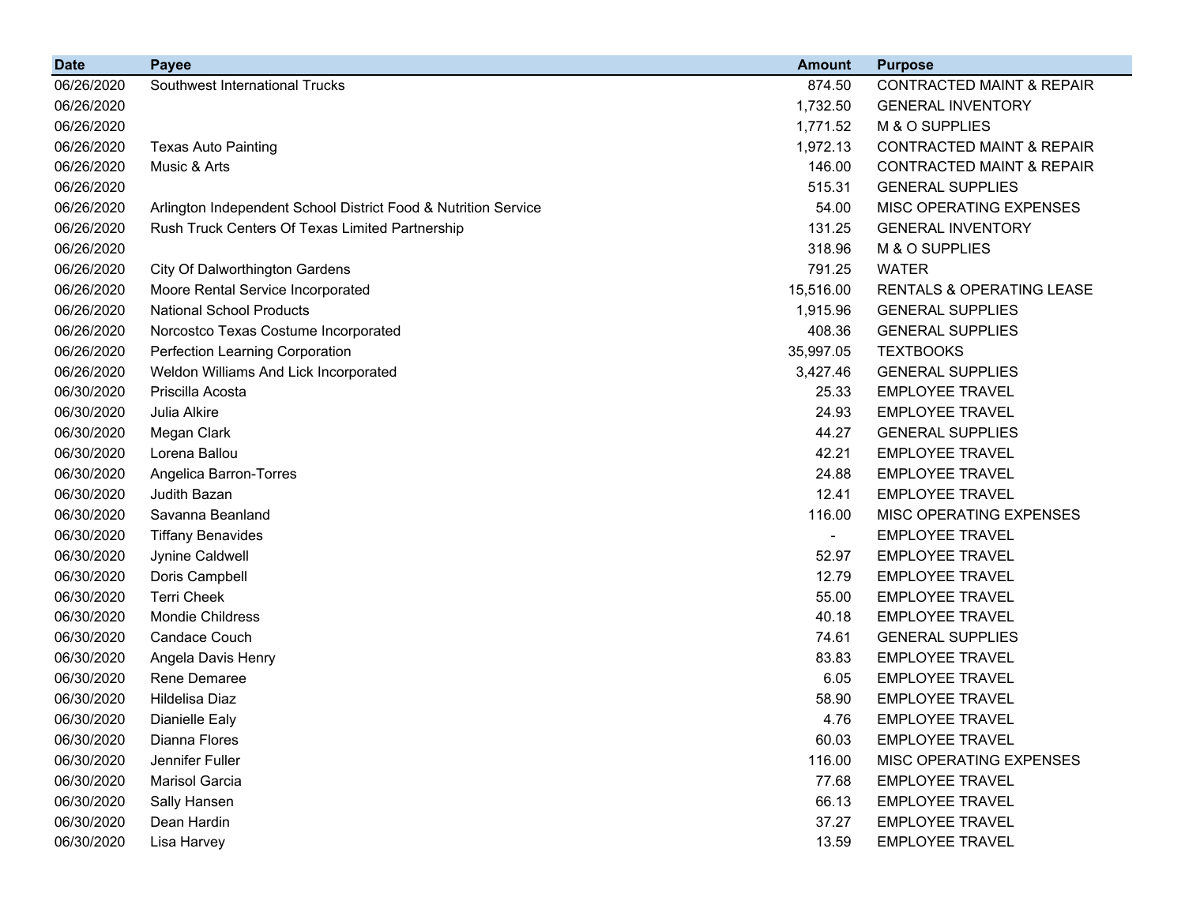| Date | Payee | Amount | Purpose |
|---|---|---|---|
| 06/26/2020 | Southwest International Trucks | 874.50 | CONTRACTED MAINT & REPAIR |
| 06/26/2020 | | 1,732.50 | GENERAL INVENTORY |
| 06/26/2020 | | 1,771.52 | M & O SUPPLIES |
| 06/26/2020 | Texas Auto Painting | 1,972.13 | CONTRACTED MAINT & REPAIR |
| 06/26/2020 | Music & Arts | 146.00 | CONTRACTED MAINT & REPAIR |
| 06/26/2020 | | 515.31 | GENERAL SUPPLIES |
| 06/26/2020 | Arlington Independent School District Food & Nutrition Service | 54.00 | MISC OPERATING EXPENSES |
| 06/26/2020 | Rush Truck Centers Of Texas Limited Partnership | 131.25 | GENERAL INVENTORY |
| 06/26/2020 | | 318.96 | M & O SUPPLIES |
| 06/26/2020 | City Of Dalworthington Gardens | 791.25 | WATER |
| 06/26/2020 | Moore Rental Service Incorporated | 15,516.00 | RENTALS & OPERATING LEASE |
| 06/26/2020 | National School Products | 1,915.96 | GENERAL SUPPLIES |
| 06/26/2020 | Norcostco Texas Costume Incorporated | 408.36 | GENERAL SUPPLIES |
| 06/26/2020 | Perfection Learning Corporation | 35,997.05 | TEXTBOOKS |
| 06/26/2020 | Weldon Williams And Lick Incorporated | 3,427.46 | GENERAL SUPPLIES |
| 06/30/2020 | Priscilla Acosta | 25.33 | EMPLOYEE TRAVEL |
| 06/30/2020 | Julia Alkire | 24.93 | EMPLOYEE TRAVEL |
| 06/30/2020 | Megan Clark | 44.27 | GENERAL SUPPLIES |
| 06/30/2020 | Lorena Ballou | 42.21 | EMPLOYEE TRAVEL |
| 06/30/2020 | Angelica Barron-Torres | 24.88 | EMPLOYEE TRAVEL |
| 06/30/2020 | Judith Bazan | 12.41 | EMPLOYEE TRAVEL |
| 06/30/2020 | Savanna Beanland | 116.00 | MISC OPERATING EXPENSES |
| 06/30/2020 | Tiffany Benavides | - | EMPLOYEE TRAVEL |
| 06/30/2020 | Jynine Caldwell | 52.97 | EMPLOYEE TRAVEL |
| 06/30/2020 | Doris Campbell | 12.79 | EMPLOYEE TRAVEL |
| 06/30/2020 | Terri Cheek | 55.00 | EMPLOYEE TRAVEL |
| 06/30/2020 | Mondie Childress | 40.18 | EMPLOYEE TRAVEL |
| 06/30/2020 | Candace Couch | 74.61 | GENERAL SUPPLIES |
| 06/30/2020 | Angela Davis Henry | 83.83 | EMPLOYEE TRAVEL |
| 06/30/2020 | Rene Demaree | 6.05 | EMPLOYEE TRAVEL |
| 06/30/2020 | Hildelisa Diaz | 58.90 | EMPLOYEE TRAVEL |
| 06/30/2020 | Dianielle Ealy | 4.76 | EMPLOYEE TRAVEL |
| 06/30/2020 | Dianna Flores | 60.03 | EMPLOYEE TRAVEL |
| 06/30/2020 | Jennifer Fuller | 116.00 | MISC OPERATING EXPENSES |
| 06/30/2020 | Marisol Garcia | 77.68 | EMPLOYEE TRAVEL |
| 06/30/2020 | Sally Hansen | 66.13 | EMPLOYEE TRAVEL |
| 06/30/2020 | Dean Hardin | 37.27 | EMPLOYEE TRAVEL |
| 06/30/2020 | Lisa Harvey | 13.59 | EMPLOYEE TRAVEL |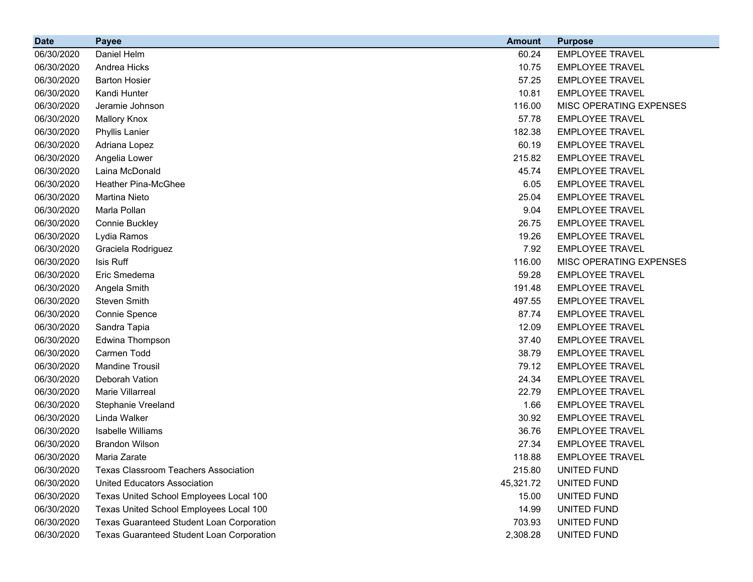| Date | Payee | Amount | Purpose |
|---|---|---|---|
| 06/30/2020 | Daniel Helm | 60.24 | EMPLOYEE TRAVEL |
| 06/30/2020 | Andrea Hicks | 10.75 | EMPLOYEE TRAVEL |
| 06/30/2020 | Barton Hosier | 57.25 | EMPLOYEE TRAVEL |
| 06/30/2020 | Kandi Hunter | 10.81 | EMPLOYEE TRAVEL |
| 06/30/2020 | Jeramie Johnson | 116.00 | MISC OPERATING EXPENSES |
| 06/30/2020 | Mallory Knox | 57.78 | EMPLOYEE TRAVEL |
| 06/30/2020 | Phyllis Lanier | 182.38 | EMPLOYEE TRAVEL |
| 06/30/2020 | Adriana Lopez | 60.19 | EMPLOYEE TRAVEL |
| 06/30/2020 | Angelia Lower | 215.82 | EMPLOYEE TRAVEL |
| 06/30/2020 | Laina McDonald | 45.74 | EMPLOYEE TRAVEL |
| 06/30/2020 | Heather Pina-McGhee | 6.05 | EMPLOYEE TRAVEL |
| 06/30/2020 | Martina Nieto | 25.04 | EMPLOYEE TRAVEL |
| 06/30/2020 | Marla Pollan | 9.04 | EMPLOYEE TRAVEL |
| 06/30/2020 | Connie Buckley | 26.75 | EMPLOYEE TRAVEL |
| 06/30/2020 | Lydia Ramos | 19.26 | EMPLOYEE TRAVEL |
| 06/30/2020 | Graciela Rodriguez | 7.92 | EMPLOYEE TRAVEL |
| 06/30/2020 | Isis Ruff | 116.00 | MISC OPERATING EXPENSES |
| 06/30/2020 | Eric Smedema | 59.28 | EMPLOYEE TRAVEL |
| 06/30/2020 | Angela Smith | 191.48 | EMPLOYEE TRAVEL |
| 06/30/2020 | Steven Smith | 497.55 | EMPLOYEE TRAVEL |
| 06/30/2020 | Connie Spence | 87.74 | EMPLOYEE TRAVEL |
| 06/30/2020 | Sandra Tapia | 12.09 | EMPLOYEE TRAVEL |
| 06/30/2020 | Edwina Thompson | 37.40 | EMPLOYEE TRAVEL |
| 06/30/2020 | Carmen Todd | 38.79 | EMPLOYEE TRAVEL |
| 06/30/2020 | Mandine Trousil | 79.12 | EMPLOYEE TRAVEL |
| 06/30/2020 | Deborah Vation | 24.34 | EMPLOYEE TRAVEL |
| 06/30/2020 | Marie Villarreal | 22.79 | EMPLOYEE TRAVEL |
| 06/30/2020 | Stephanie Vreeland | 1.66 | EMPLOYEE TRAVEL |
| 06/30/2020 | Linda Walker | 30.92 | EMPLOYEE TRAVEL |
| 06/30/2020 | Isabelle Williams | 36.76 | EMPLOYEE TRAVEL |
| 06/30/2020 | Brandon Wilson | 27.34 | EMPLOYEE TRAVEL |
| 06/30/2020 | Maria Zarate | 118.88 | EMPLOYEE TRAVEL |
| 06/30/2020 | Texas Classroom Teachers Association | 215.80 | UNITED FUND |
| 06/30/2020 | United Educators Association | 45,321.72 | UNITED FUND |
| 06/30/2020 | Texas United School Employees Local 100 | 15.00 | UNITED FUND |
| 06/30/2020 | Texas United School Employees Local 100 | 14.99 | UNITED FUND |
| 06/30/2020 | Texas Guaranteed Student Loan Corporation | 703.93 | UNITED FUND |
| 06/30/2020 | Texas Guaranteed Student Loan Corporation | 2,308.28 | UNITED FUND |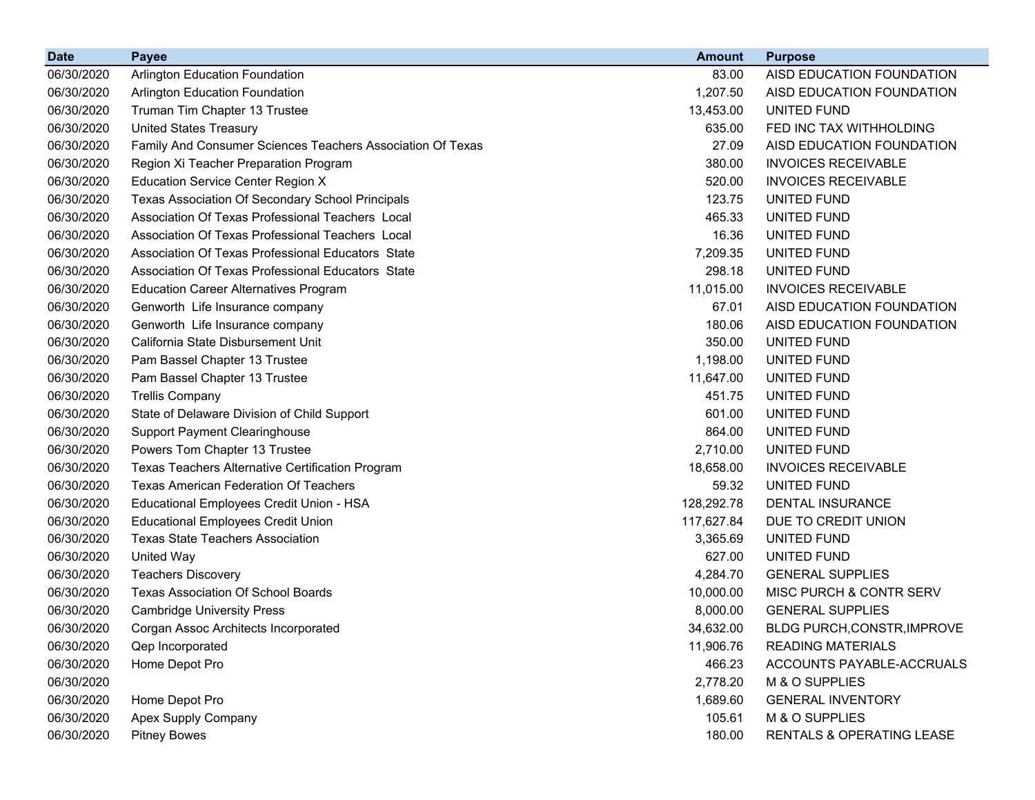| Date | Payee | Amount | Purpose |
| --- | --- | --- | --- |
| 06/30/2020 | Arlington Education Foundation | 83.00 | AISD EDUCATION FOUNDATION |
| 06/30/2020 | Arlington Education Foundation | 1,207.50 | AISD EDUCATION FOUNDATION |
| 06/30/2020 | Truman Tim Chapter 13 Trustee | 13,453.00 | UNITED FUND |
| 06/30/2020 | United States Treasury | 635.00 | FED INC TAX WITHHOLDING |
| 06/30/2020 | Family And Consumer Sciences Teachers Association Of Texas | 27.09 | AISD EDUCATION FOUNDATION |
| 06/30/2020 | Region Xi Teacher Preparation Program | 380.00 | INVOICES RECEIVABLE |
| 06/30/2020 | Education Service Center Region X | 520.00 | INVOICES RECEIVABLE |
| 06/30/2020 | Texas Association Of Secondary School Principals | 123.75 | UNITED FUND |
| 06/30/2020 | Association Of Texas Professional Teachers  Local | 465.33 | UNITED FUND |
| 06/30/2020 | Association Of Texas Professional Teachers  Local | 16.36 | UNITED FUND |
| 06/30/2020 | Association Of Texas Professional Educators  State | 7,209.35 | UNITED FUND |
| 06/30/2020 | Association Of Texas Professional Educators  State | 298.18 | UNITED FUND |
| 06/30/2020 | Education Career Alternatives Program | 11,015.00 | INVOICES RECEIVABLE |
| 06/30/2020 | Genworth  Life Insurance company | 67.01 | AISD EDUCATION FOUNDATION |
| 06/30/2020 | Genworth  Life Insurance company | 180.06 | AISD EDUCATION FOUNDATION |
| 06/30/2020 | California State Disbursement Unit | 350.00 | UNITED FUND |
| 06/30/2020 | Pam Bassel Chapter 13 Trustee | 1,198.00 | UNITED FUND |
| 06/30/2020 | Pam Bassel Chapter 13 Trustee | 11,647.00 | UNITED FUND |
| 06/30/2020 | Trellis Company | 451.75 | UNITED FUND |
| 06/30/2020 | State of Delaware Division of Child Support | 601.00 | UNITED FUND |
| 06/30/2020 | Support Payment Clearinghouse | 864.00 | UNITED FUND |
| 06/30/2020 | Powers Tom Chapter 13 Trustee | 2,710.00 | UNITED FUND |
| 06/30/2020 | Texas Teachers Alternative Certification Program | 18,658.00 | INVOICES RECEIVABLE |
| 06/30/2020 | Texas American Federation Of Teachers | 59.32 | UNITED FUND |
| 06/30/2020 | Educational Employees Credit Union - HSA | 128,292.78 | DENTAL INSURANCE |
| 06/30/2020 | Educational Employees Credit Union | 117,627.84 | DUE TO CREDIT UNION |
| 06/30/2020 | Texas State Teachers Association | 3,365.69 | UNITED FUND |
| 06/30/2020 | United Way | 627.00 | UNITED FUND |
| 06/30/2020 | Teachers Discovery | 4,284.70 | GENERAL SUPPLIES |
| 06/30/2020 | Texas Association Of School Boards | 10,000.00 | MISC PURCH & CONTR SERV |
| 06/30/2020 | Cambridge University Press | 8,000.00 | GENERAL SUPPLIES |
| 06/30/2020 | Corgan Assoc Architects Incorporated | 34,632.00 | BLDG PURCH,CONSTR,IMPROVE |
| 06/30/2020 | Qep Incorporated | 11,906.76 | READING MATERIALS |
| 06/30/2020 | Home Depot Pro | 466.23 | ACCOUNTS PAYABLE-ACCRUALS |
| 06/30/2020 | | 2,778.20 | M & O SUPPLIES |
| 06/30/2020 | Home Depot Pro | 1,689.60 | GENERAL INVENTORY |
| 06/30/2020 | Apex Supply Company | 105.61 | M & O SUPPLIES |
| 06/30/2020 | Pitney Bowes | 180.00 | RENTALS & OPERATING LEASE |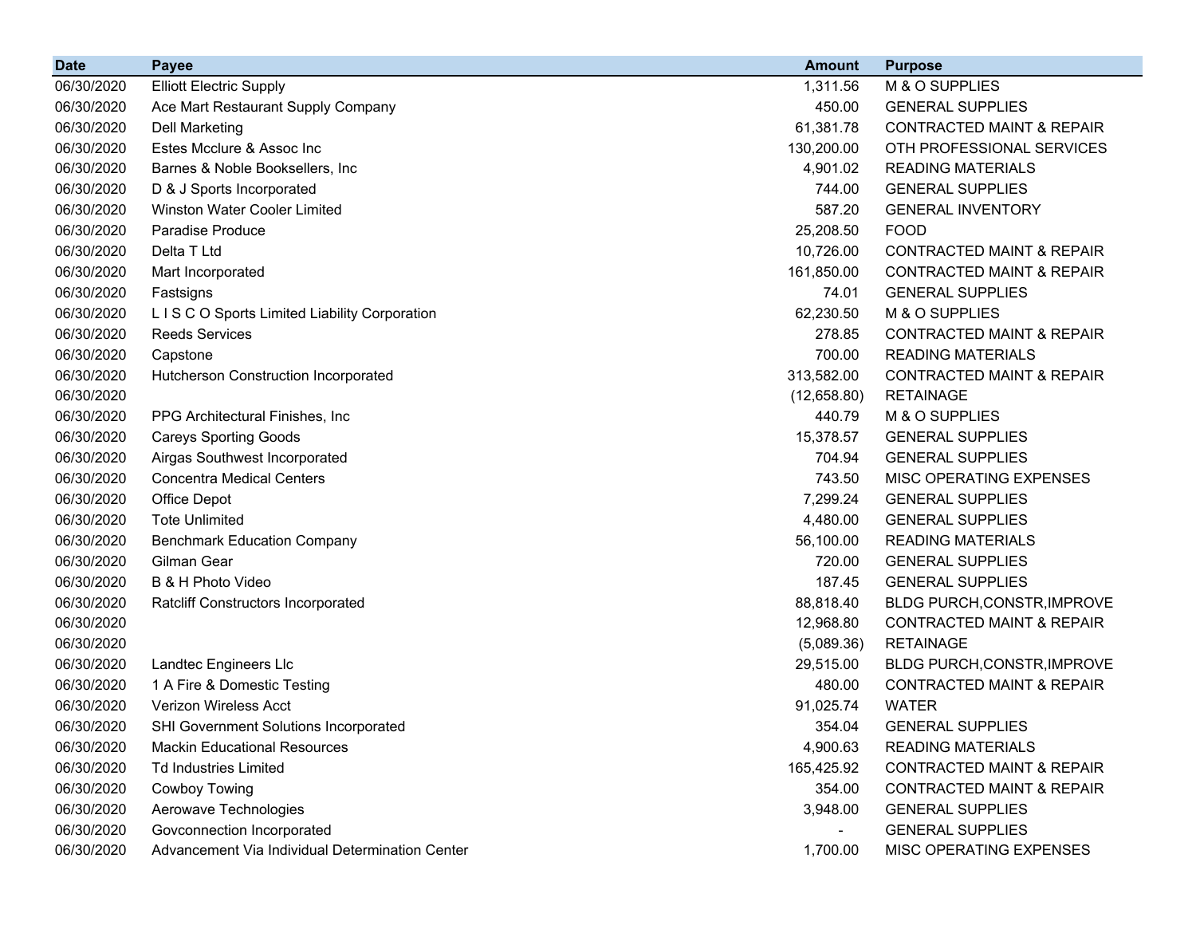| Date | Payee | Amount | Purpose |
|---|---|---|---|
| 06/30/2020 | Elliott Electric Supply | 1,311.56 | M & O SUPPLIES |
| 06/30/2020 | Ace Mart Restaurant Supply Company | 450.00 | GENERAL SUPPLIES |
| 06/30/2020 | Dell Marketing | 61,381.78 | CONTRACTED MAINT & REPAIR |
| 06/30/2020 | Estes Mcclure & Assoc Inc | 130,200.00 | OTH PROFESSIONAL SERVICES |
| 06/30/2020 | Barnes & Noble Booksellers, Inc | 4,901.02 | READING MATERIALS |
| 06/30/2020 | D & J Sports Incorporated | 744.00 | GENERAL SUPPLIES |
| 06/30/2020 | Winston Water Cooler Limited | 587.20 | GENERAL INVENTORY |
| 06/30/2020 | Paradise Produce | 25,208.50 | FOOD |
| 06/30/2020 | Delta T Ltd | 10,726.00 | CONTRACTED MAINT & REPAIR |
| 06/30/2020 | Mart Incorporated | 161,850.00 | CONTRACTED MAINT & REPAIR |
| 06/30/2020 | Fastsigns | 74.01 | GENERAL SUPPLIES |
| 06/30/2020 | L I S C O Sports Limited Liability Corporation | 62,230.50 | M & O SUPPLIES |
| 06/30/2020 | Reeds Services | 278.85 | CONTRACTED MAINT & REPAIR |
| 06/30/2020 | Capstone | 700.00 | READING MATERIALS |
| 06/30/2020 | Hutcherson Construction Incorporated | 313,582.00 | CONTRACTED MAINT & REPAIR |
| 06/30/2020 | | (12,658.80) | RETAINAGE |
| 06/30/2020 | PPG Architectural Finishes, Inc | 440.79 | M & O SUPPLIES |
| 06/30/2020 | Careys Sporting Goods | 15,378.57 | GENERAL SUPPLIES |
| 06/30/2020 | Airgas Southwest Incorporated | 704.94 | GENERAL SUPPLIES |
| 06/30/2020 | Concentra Medical Centers | 743.50 | MISC OPERATING EXPENSES |
| 06/30/2020 | Office Depot | 7,299.24 | GENERAL SUPPLIES |
| 06/30/2020 | Tote Unlimited | 4,480.00 | GENERAL SUPPLIES |
| 06/30/2020 | Benchmark Education Company | 56,100.00 | READING MATERIALS |
| 06/30/2020 | Gilman Gear | 720.00 | GENERAL SUPPLIES |
| 06/30/2020 | B & H Photo Video | 187.45 | GENERAL SUPPLIES |
| 06/30/2020 | Ratcliff Constructors Incorporated | 88,818.40 | BLDG PURCH,CONSTR,IMPROVE |
| 06/30/2020 | | 12,968.80 | CONTRACTED MAINT & REPAIR |
| 06/30/2020 | | (5,089.36) | RETAINAGE |
| 06/30/2020 | Landtec Engineers Llc | 29,515.00 | BLDG PURCH,CONSTR,IMPROVE |
| 06/30/2020 | 1 A Fire & Domestic Testing | 480.00 | CONTRACTED MAINT & REPAIR |
| 06/30/2020 | Verizon Wireless Acct | 91,025.74 | WATER |
| 06/30/2020 | SHI Government Solutions Incorporated | 354.04 | GENERAL SUPPLIES |
| 06/30/2020 | Mackin Educational Resources | 4,900.63 | READING MATERIALS |
| 06/30/2020 | Td Industries Limited | 165,425.92 | CONTRACTED MAINT & REPAIR |
| 06/30/2020 | Cowboy Towing | 354.00 | CONTRACTED MAINT & REPAIR |
| 06/30/2020 | Aerowave Technologies | 3,948.00 | GENERAL SUPPLIES |
| 06/30/2020 | Govconnection Incorporated | - | GENERAL SUPPLIES |
| 06/30/2020 | Advancement Via Individual Determination Center | 1,700.00 | MISC OPERATING EXPENSES |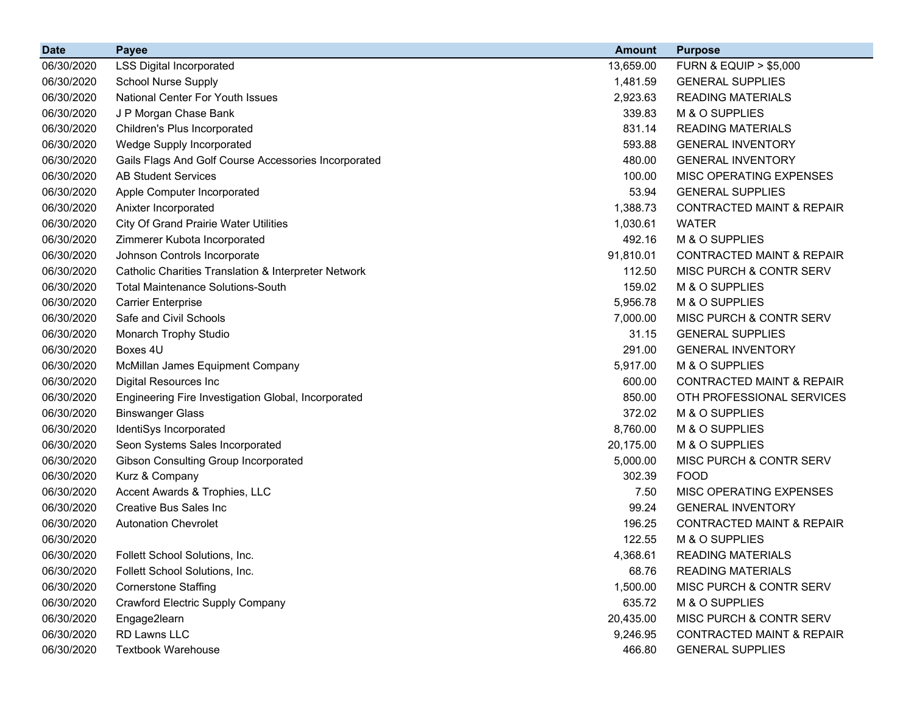| Date | Payee | Amount | Purpose |
|---|---|---|---|
| 06/30/2020 | LSS Digital Incorporated | 13,659.00 | FURN & EQUIP > $5,000 |
| 06/30/2020 | School Nurse Supply | 1,481.59 | GENERAL SUPPLIES |
| 06/30/2020 | National Center For Youth Issues | 2,923.63 | READING MATERIALS |
| 06/30/2020 | J P Morgan Chase Bank | 339.83 | M & O SUPPLIES |
| 06/30/2020 | Children's Plus Incorporated | 831.14 | READING MATERIALS |
| 06/30/2020 | Wedge Supply Incorporated | 593.88 | GENERAL INVENTORY |
| 06/30/2020 | Gails Flags And Golf Course Accessories Incorporated | 480.00 | GENERAL INVENTORY |
| 06/30/2020 | AB Student Services | 100.00 | MISC OPERATING EXPENSES |
| 06/30/2020 | Apple Computer Incorporated | 53.94 | GENERAL SUPPLIES |
| 06/30/2020 | Anixter Incorporated | 1,388.73 | CONTRACTED MAINT & REPAIR |
| 06/30/2020 | City Of Grand Prairie Water Utilities | 1,030.61 | WATER |
| 06/30/2020 | Zimmerer Kubota Incorporated | 492.16 | M & O SUPPLIES |
| 06/30/2020 | Johnson Controls Incorporate | 91,810.01 | CONTRACTED MAINT & REPAIR |
| 06/30/2020 | Catholic Charities Translation & Interpreter Network | 112.50 | MISC PURCH & CONTR SERV |
| 06/30/2020 | Total Maintenance Solutions-South | 159.02 | M & O SUPPLIES |
| 06/30/2020 | Carrier Enterprise | 5,956.78 | M & O SUPPLIES |
| 06/30/2020 | Safe and Civil Schools | 7,000.00 | MISC PURCH & CONTR SERV |
| 06/30/2020 | Monarch Trophy Studio | 31.15 | GENERAL SUPPLIES |
| 06/30/2020 | Boxes 4U | 291.00 | GENERAL INVENTORY |
| 06/30/2020 | McMillan James Equipment Company | 5,917.00 | M & O SUPPLIES |
| 06/30/2020 | Digital Resources Inc | 600.00 | CONTRACTED MAINT & REPAIR |
| 06/30/2020 | Engineering Fire Investigation Global, Incorporated | 850.00 | OTH PROFESSIONAL SERVICES |
| 06/30/2020 | Binswanger Glass | 372.02 | M & O SUPPLIES |
| 06/30/2020 | IdentiSys Incorporated | 8,760.00 | M & O SUPPLIES |
| 06/30/2020 | Seon Systems Sales Incorporated | 20,175.00 | M & O SUPPLIES |
| 06/30/2020 | Gibson Consulting Group Incorporated | 5,000.00 | MISC PURCH & CONTR SERV |
| 06/30/2020 | Kurz & Company | 302.39 | FOOD |
| 06/30/2020 | Accent Awards & Trophies, LLC | 7.50 | MISC OPERATING EXPENSES |
| 06/30/2020 | Creative Bus Sales Inc | 99.24 | GENERAL INVENTORY |
| 06/30/2020 | Autonation Chevrolet | 196.25 | CONTRACTED MAINT & REPAIR |
| 06/30/2020 | | 122.55 | M & O SUPPLIES |
| 06/30/2020 | Follett School Solutions, Inc. | 4,368.61 | READING MATERIALS |
| 06/30/2020 | Follett School Solutions, Inc. | 68.76 | READING MATERIALS |
| 06/30/2020 | Cornerstone Staffing | 1,500.00 | MISC PURCH & CONTR SERV |
| 06/30/2020 | Crawford Electric Supply Company | 635.72 | M & O SUPPLIES |
| 06/30/2020 | Engage2learn | 20,435.00 | MISC PURCH & CONTR SERV |
| 06/30/2020 | RD Lawns LLC | 9,246.95 | CONTRACTED MAINT & REPAIR |
| 06/30/2020 | Textbook Warehouse | 466.80 | GENERAL SUPPLIES |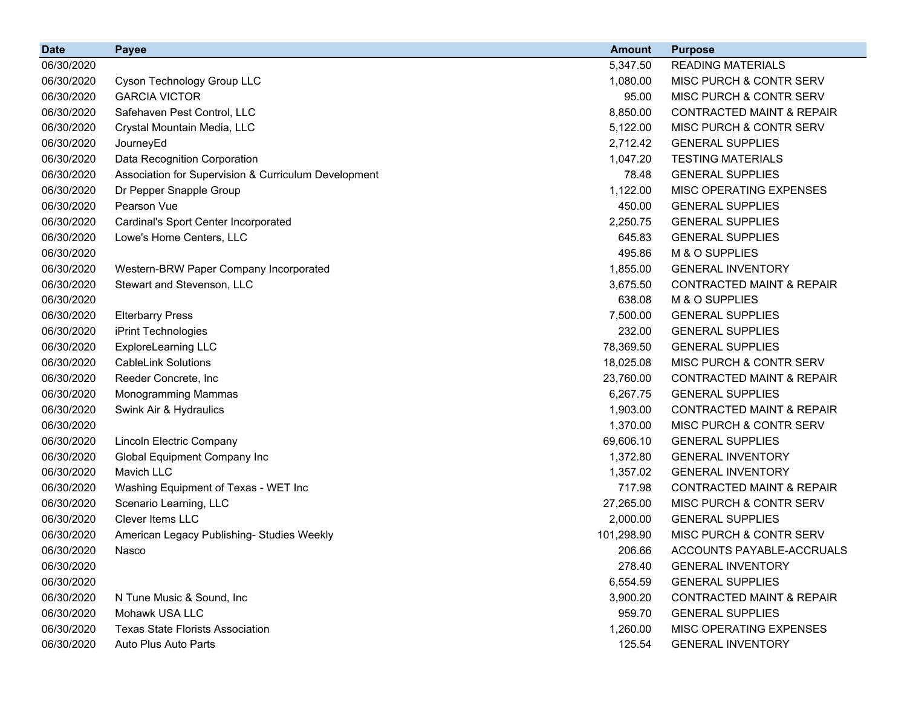| Date | Payee | Amount | Purpose |
|---|---|---|---|
| 06/30/2020 | | 5,347.50 | READING MATERIALS |
| 06/30/2020 | Cyson Technology Group LLC | 1,080.00 | MISC PURCH & CONTR SERV |
| 06/30/2020 | GARCIA VICTOR | 95.00 | MISC PURCH & CONTR SERV |
| 06/30/2020 | Safehaven Pest Control, LLC | 8,850.00 | CONTRACTED MAINT & REPAIR |
| 06/30/2020 | Crystal Mountain Media, LLC | 5,122.00 | MISC PURCH & CONTR SERV |
| 06/30/2020 | JourneyEd | 2,712.42 | GENERAL SUPPLIES |
| 06/30/2020 | Data Recognition Corporation | 1,047.20 | TESTING MATERIALS |
| 06/30/2020 | Association for Supervision & Curriculum Development | 78.48 | GENERAL SUPPLIES |
| 06/30/2020 | Dr Pepper Snapple Group | 1,122.00 | MISC OPERATING EXPENSES |
| 06/30/2020 | Pearson Vue | 450.00 | GENERAL SUPPLIES |
| 06/30/2020 | Cardinal's Sport Center Incorporated | 2,250.75 | GENERAL SUPPLIES |
| 06/30/2020 | Lowe's Home Centers, LLC | 645.83 | GENERAL SUPPLIES |
| 06/30/2020 | | 495.86 | M & O SUPPLIES |
| 06/30/2020 | Western-BRW Paper Company Incorporated | 1,855.00 | GENERAL INVENTORY |
| 06/30/2020 | Stewart and Stevenson, LLC | 3,675.50 | CONTRACTED MAINT & REPAIR |
| 06/30/2020 | | 638.08 | M & O SUPPLIES |
| 06/30/2020 | Elterbarry Press | 7,500.00 | GENERAL SUPPLIES |
| 06/30/2020 | iPrint Technologies | 232.00 | GENERAL SUPPLIES |
| 06/30/2020 | ExploreLearning LLC | 78,369.50 | GENERAL SUPPLIES |
| 06/30/2020 | CableLink Solutions | 18,025.08 | MISC PURCH & CONTR SERV |
| 06/30/2020 | Reeder Concrete, Inc | 23,760.00 | CONTRACTED MAINT & REPAIR |
| 06/30/2020 | Monogramming Mammas | 6,267.75 | GENERAL SUPPLIES |
| 06/30/2020 | Swink Air & Hydraulics | 1,903.00 | CONTRACTED MAINT & REPAIR |
| 06/30/2020 | | 1,370.00 | MISC PURCH & CONTR SERV |
| 06/30/2020 | Lincoln Electric Company | 69,606.10 | GENERAL SUPPLIES |
| 06/30/2020 | Global Equipment Company Inc | 1,372.80 | GENERAL INVENTORY |
| 06/30/2020 | Mavich LLC | 1,357.02 | GENERAL INVENTORY |
| 06/30/2020 | Washing Equipment of Texas - WET Inc | 717.98 | CONTRACTED MAINT & REPAIR |
| 06/30/2020 | Scenario Learning, LLC | 27,265.00 | MISC PURCH & CONTR SERV |
| 06/30/2020 | Clever Items LLC | 2,000.00 | GENERAL SUPPLIES |
| 06/30/2020 | American Legacy Publishing- Studies Weekly | 101,298.90 | MISC PURCH & CONTR SERV |
| 06/30/2020 | Nasco | 206.66 | ACCOUNTS PAYABLE-ACCRUALS |
| 06/30/2020 | | 278.40 | GENERAL INVENTORY |
| 06/30/2020 | | 6,554.59 | GENERAL SUPPLIES |
| 06/30/2020 | N Tune Music & Sound, Inc | 3,900.20 | CONTRACTED MAINT & REPAIR |
| 06/30/2020 | Mohawk USA LLC | 959.70 | GENERAL SUPPLIES |
| 06/30/2020 | Texas State Florists Association | 1,260.00 | MISC OPERATING EXPENSES |
| 06/30/2020 | Auto Plus Auto Parts | 125.54 | GENERAL INVENTORY |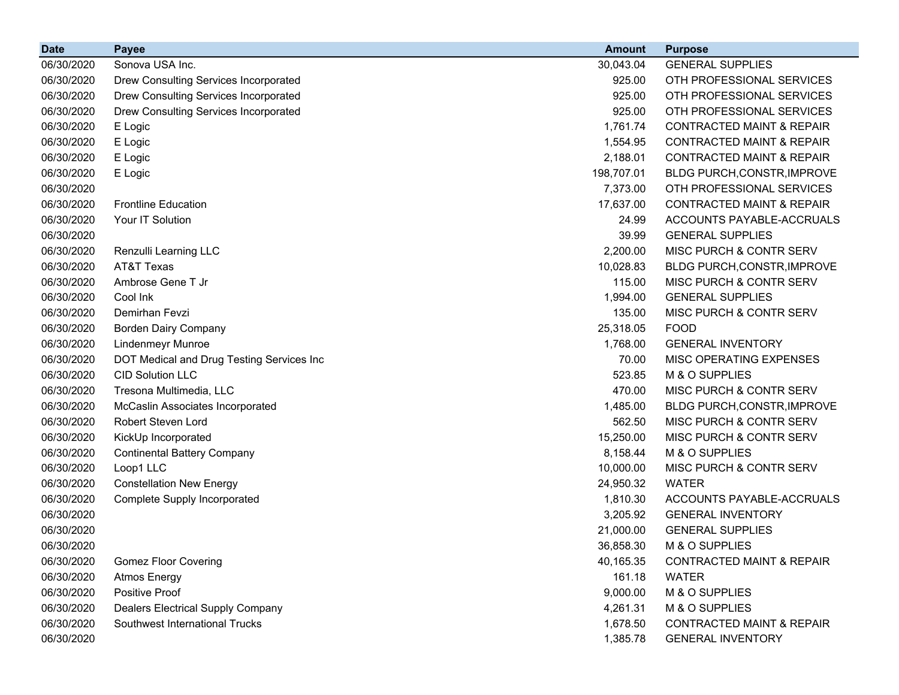| Date | Payee | Amount | Purpose |
|---|---|---:|---|
| 06/30/2020 | Sonova USA Inc. | 30,043.04 | GENERAL SUPPLIES |
| 06/30/2020 | Drew Consulting Services Incorporated | 925.00 | OTH PROFESSIONAL SERVICES |
| 06/30/2020 | Drew Consulting Services Incorporated | 925.00 | OTH PROFESSIONAL SERVICES |
| 06/30/2020 | Drew Consulting Services Incorporated | 925.00 | OTH PROFESSIONAL SERVICES |
| 06/30/2020 | E Logic | 1,761.74 | CONTRACTED MAINT & REPAIR |
| 06/30/2020 | E Logic | 1,554.95 | CONTRACTED MAINT & REPAIR |
| 06/30/2020 | E Logic | 2,188.01 | CONTRACTED MAINT & REPAIR |
| 06/30/2020 | E Logic | 198,707.01 | BLDG PURCH,CONSTR,IMPROVE |
| 06/30/2020 | | 7,373.00 | OTH PROFESSIONAL SERVICES |
| 06/30/2020 | Frontline Education | 17,637.00 | CONTRACTED MAINT & REPAIR |
| 06/30/2020 | Your IT Solution | 24.99 | ACCOUNTS PAYABLE-ACCRUALS |
| 06/30/2020 | | 39.99 | GENERAL SUPPLIES |
| 06/30/2020 | Renzulli Learning LLC | 2,200.00 | MISC PURCH & CONTR SERV |
| 06/30/2020 | AT&T Texas | 10,028.83 | BLDG PURCH,CONSTR,IMPROVE |
| 06/30/2020 | Ambrose Gene T Jr | 115.00 | MISC PURCH & CONTR SERV |
| 06/30/2020 | Cool Ink | 1,994.00 | GENERAL SUPPLIES |
| 06/30/2020 | Demirhan Fevzi | 135.00 | MISC PURCH & CONTR SERV |
| 06/30/2020 | Borden Dairy Company | 25,318.05 | FOOD |
| 06/30/2020 | Lindenmeyr Munroe | 1,768.00 | GENERAL INVENTORY |
| 06/30/2020 | DOT Medical and Drug Testing Services Inc | 70.00 | MISC OPERATING EXPENSES |
| 06/30/2020 | CID Solution LLC | 523.85 | M & O SUPPLIES |
| 06/30/2020 | Tresona Multimedia, LLC | 470.00 | MISC PURCH & CONTR SERV |
| 06/30/2020 | McCaslin Associates Incorporated | 1,485.00 | BLDG PURCH,CONSTR,IMPROVE |
| 06/30/2020 | Robert Steven Lord | 562.50 | MISC PURCH & CONTR SERV |
| 06/30/2020 | KickUp Incorporated | 15,250.00 | MISC PURCH & CONTR SERV |
| 06/30/2020 | Continental Battery Company | 8,158.44 | M & O SUPPLIES |
| 06/30/2020 | Loop1 LLC | 10,000.00 | MISC PURCH & CONTR SERV |
| 06/30/2020 | Constellation New Energy | 24,950.32 | WATER |
| 06/30/2020 | Complete Supply Incorporated | 1,810.30 | ACCOUNTS PAYABLE-ACCRUALS |
| 06/30/2020 | | 3,205.92 | GENERAL INVENTORY |
| 06/30/2020 | | 21,000.00 | GENERAL SUPPLIES |
| 06/30/2020 | | 36,858.30 | M & O SUPPLIES |
| 06/30/2020 | Gomez Floor Covering | 40,165.35 | CONTRACTED MAINT & REPAIR |
| 06/30/2020 | Atmos Energy | 161.18 | WATER |
| 06/30/2020 | Positive Proof | 9,000.00 | M & O SUPPLIES |
| 06/30/2020 | Dealers Electrical Supply Company | 4,261.31 | M & O SUPPLIES |
| 06/30/2020 | Southwest International Trucks | 1,678.50 | CONTRACTED MAINT & REPAIR |
| 06/30/2020 | | 1,385.78 | GENERAL INVENTORY |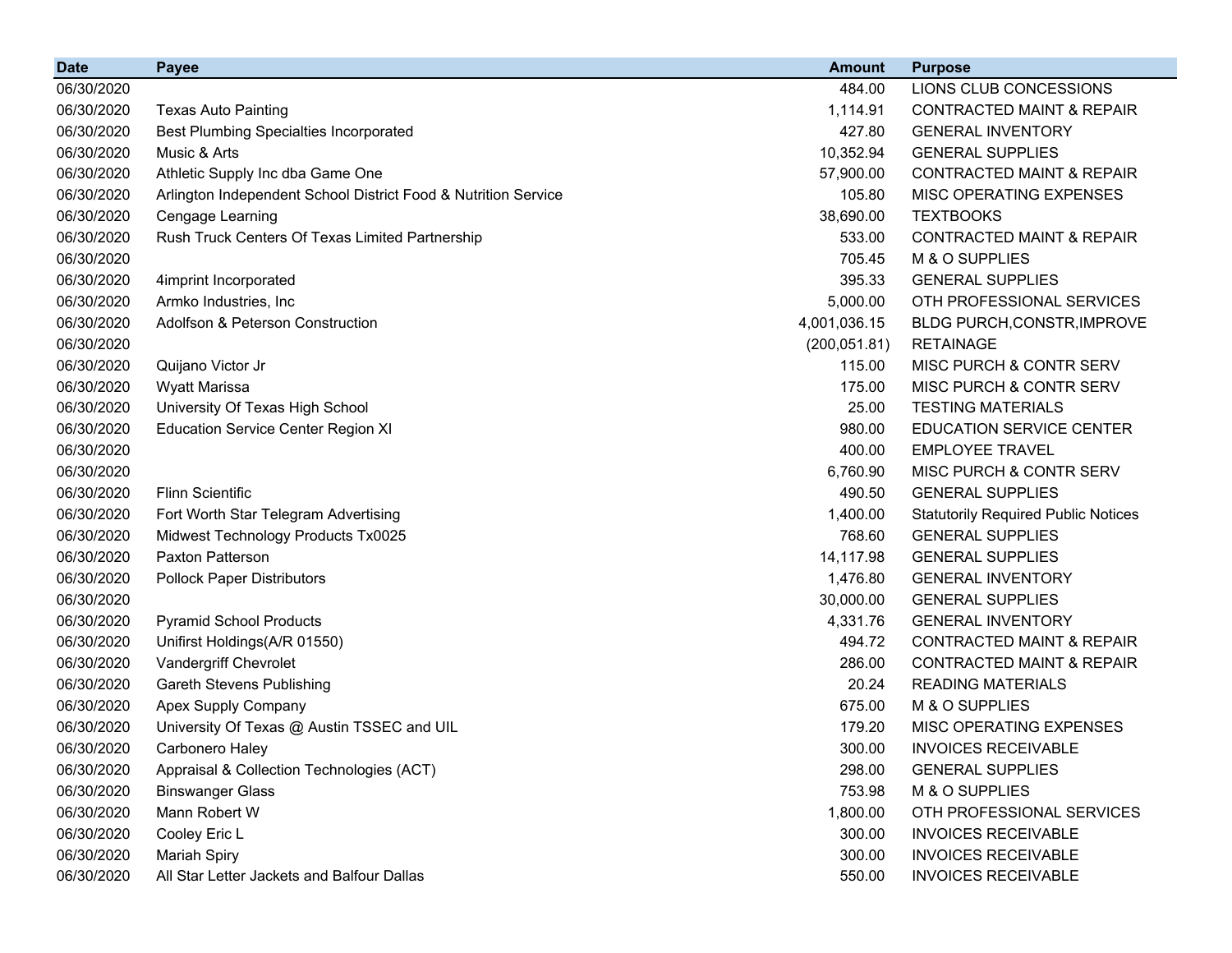| Date | Payee | Amount | Purpose |
| --- | --- | --- | --- |
| 06/30/2020 | | 484.00 | LIONS CLUB CONCESSIONS |
| 06/30/2020 | Texas Auto Painting | 1,114.91 | CONTRACTED MAINT & REPAIR |
| 06/30/2020 | Best Plumbing Specialties Incorporated | 427.80 | GENERAL INVENTORY |
| 06/30/2020 | Music & Arts | 10,352.94 | GENERAL SUPPLIES |
| 06/30/2020 | Athletic Supply Inc dba Game One | 57,900.00 | CONTRACTED MAINT & REPAIR |
| 06/30/2020 | Arlington Independent School District Food & Nutrition Service | 105.80 | MISC OPERATING EXPENSES |
| 06/30/2020 | Cengage Learning | 38,690.00 | TEXTBOOKS |
| 06/30/2020 | Rush Truck Centers Of Texas Limited Partnership | 533.00 | CONTRACTED MAINT & REPAIR |
| 06/30/2020 | | 705.45 | M & O SUPPLIES |
| 06/30/2020 | 4imprint Incorporated | 395.33 | GENERAL SUPPLIES |
| 06/30/2020 | Armko Industries, Inc | 5,000.00 | OTH PROFESSIONAL SERVICES |
| 06/30/2020 | Adolfson & Peterson Construction | 4,001,036.15 | BLDG PURCH,CONSTR,IMPROVE |
| 06/30/2020 | | (200,051.81) | RETAINAGE |
| 06/30/2020 | Quijano Victor Jr | 115.00 | MISC PURCH & CONTR SERV |
| 06/30/2020 | Wyatt Marissa | 175.00 | MISC PURCH & CONTR SERV |
| 06/30/2020 | University Of Texas High School | 25.00 | TESTING MATERIALS |
| 06/30/2020 | Education Service Center Region XI | 980.00 | EDUCATION SERVICE CENTER |
| 06/30/2020 | | 400.00 | EMPLOYEE TRAVEL |
| 06/30/2020 | | 6,760.90 | MISC PURCH & CONTR SERV |
| 06/30/2020 | Flinn Scientific | 490.50 | GENERAL SUPPLIES |
| 06/30/2020 | Fort Worth Star Telegram Advertising | 1,400.00 | Statutorily Required Public Notices |
| 06/30/2020 | Midwest Technology Products Tx0025 | 768.60 | GENERAL SUPPLIES |
| 06/30/2020 | Paxton Patterson | 14,117.98 | GENERAL SUPPLIES |
| 06/30/2020 | Pollock Paper Distributors | 1,476.80 | GENERAL INVENTORY |
| 06/30/2020 | | 30,000.00 | GENERAL SUPPLIES |
| 06/30/2020 | Pyramid School Products | 4,331.76 | GENERAL INVENTORY |
| 06/30/2020 | Unifirst Holdings(A/R 01550) | 494.72 | CONTRACTED MAINT & REPAIR |
| 06/30/2020 | Vandergriff Chevrolet | 286.00 | CONTRACTED MAINT & REPAIR |
| 06/30/2020 | Gareth Stevens Publishing | 20.24 | READING MATERIALS |
| 06/30/2020 | Apex Supply Company | 675.00 | M & O SUPPLIES |
| 06/30/2020 | University Of Texas @ Austin TSSEC and UIL | 179.20 | MISC OPERATING EXPENSES |
| 06/30/2020 | Carbonero Haley | 300.00 | INVOICES RECEIVABLE |
| 06/30/2020 | Appraisal & Collection Technologies (ACT) | 298.00 | GENERAL SUPPLIES |
| 06/30/2020 | Binswanger Glass | 753.98 | M & O SUPPLIES |
| 06/30/2020 | Mann Robert W | 1,800.00 | OTH PROFESSIONAL SERVICES |
| 06/30/2020 | Cooley Eric L | 300.00 | INVOICES RECEIVABLE |
| 06/30/2020 | Mariah Spiry | 300.00 | INVOICES RECEIVABLE |
| 06/30/2020 | All Star Letter Jackets and Balfour Dallas | 550.00 | INVOICES RECEIVABLE |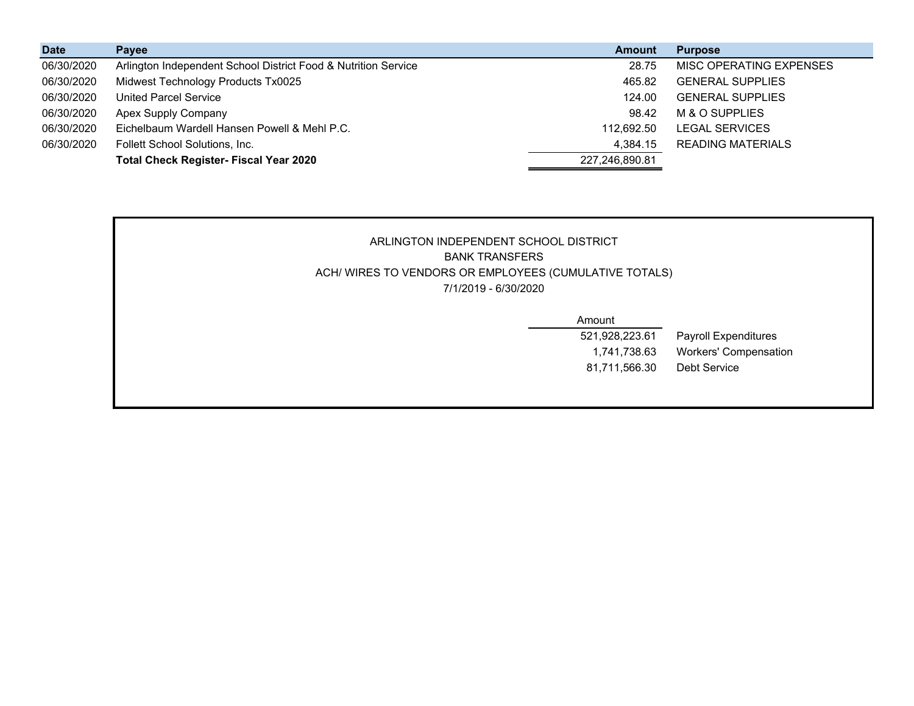| Date | Payee | Amount | Purpose |
|---|---|---|---|
| 06/30/2020 | Arlington Independent School District Food & Nutrition Service | 28.75 | MISC OPERATING EXPENSES |
| 06/30/2020 | Midwest Technology Products Tx0025 | 465.82 | GENERAL SUPPLIES |
| 06/30/2020 | United Parcel Service | 124.00 | GENERAL SUPPLIES |
| 06/30/2020 | Apex Supply Company | 98.42 | M & O SUPPLIES |
| 06/30/2020 | Eichelbaum Wardell Hansen Powell & Mehl P.C. | 112,692.50 | LEGAL SERVICES |
| 06/30/2020 | Follett School Solutions, Inc. | 4,384.15 | READING MATERIALS |
| | **Total Check Register- Fiscal Year 2020** | 227,246,890.81 | |

ARLINGTON INDEPENDENT SCHOOL DISTRICT
BANK TRANSFERS
ACH/ WIRES TO VENDORS OR EMPLOYEES (CUMULATIVE TOTALS)
7/1/2019 - 6/30/2020

| Amount | |
|---|---|
| 521,928,223.61 | Payroll Expenditures |
| 1,741,738.63 | Workers' Compensation |
| 81,711,566.30 | Debt Service |